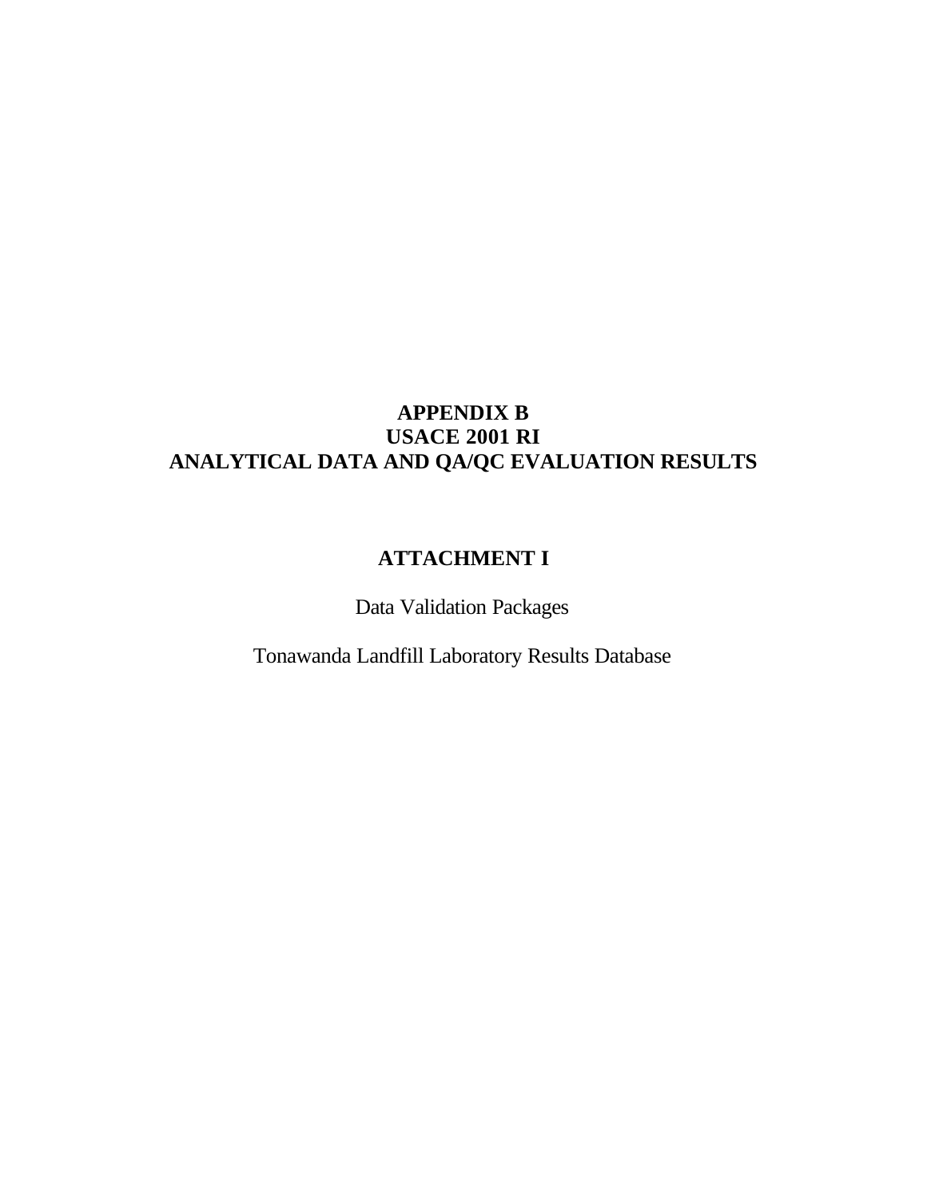# APPENDIX B
# USACE 2001 RI
# ANALYTICAL DATA AND QA/QC EVALUATION RESULTS

## ATTACHMENT I

Data Validation Packages

Tonawanda Landfill Laboratory Results Database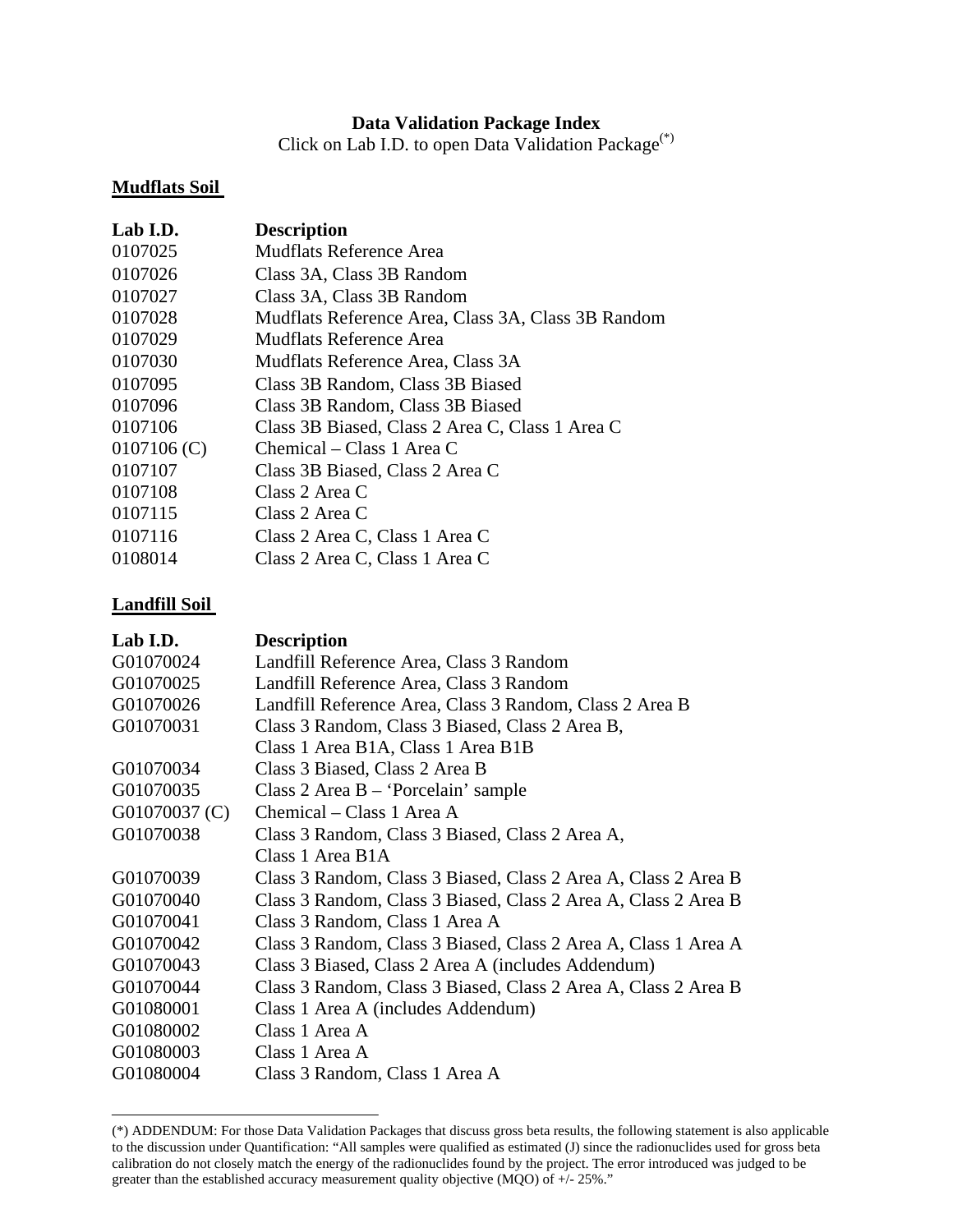# Data Validation Package Index

Click on Lab I.D. to open Data Validation Package[(*)]

## Mudflats Soil

| Lab I.D. | Description |
|---|---|
| 0107025 | Mudflats Reference Area |
| 0107026 | Class 3A, Class 3B Random |
| 0107027 | Class 3A, Class 3B Random |
| 0107028 | Mudflats Reference Area, Class 3A, Class 3B Random |
| 0107029 | Mudflats Reference Area |
| 0107030 | Mudflats Reference Area, Class 3A |
| 0107095 | Class 3B Random, Class 3B Biased |
| 0107096 | Class 3B Random, Class 3B Biased |
| 0107106 | Class 3B Biased, Class 2 Area C, Class 1 Area C |
| 0107106 (C) | Chemical – Class 1 Area C |
| 0107107 | Class 3B Biased, Class 2 Area C |
| 0107108 | Class 2 Area C |
| 0107115 | Class 2 Area C |
| 0107116 | Class 2 Area C, Class 1 Area C |
| 0108014 | Class 2 Area C, Class 1 Area C |

## Landfill Soil

| Lab I.D. | Description |
|---|---|
| G01070024 | Landfill Reference Area, Class 3 Random |
| G01070025 | Landfill Reference Area, Class 3 Random |
| G01070026 | Landfill Reference Area, Class 3 Random, Class 2 Area B |
| G01070031 | Class 3 Random, Class 3 Biased, Class 2 Area B, Class 1 Area B1A, Class 1 Area B1B |
| G01070034 | Class 3 Biased, Class 2 Area B |
| G01070035 | Class 2 Area B – 'Porcelain' sample |
| G01070037 (C) | Chemical – Class 1 Area A |
| G01070038 | Class 3 Random, Class 3 Biased, Class 2 Area A, Class 1 Area B1A |
| G01070039 | Class 3 Random, Class 3 Biased, Class 2 Area A, Class 2 Area B |
| G01070040 | Class 3 Random, Class 3 Biased, Class 2 Area A, Class 2 Area B |
| G01070041 | Class 3 Random, Class 1 Area A |
| G01070042 | Class 3 Random, Class 3 Biased, Class 2 Area A, Class 1 Area A |
| G01070043 | Class 3 Biased, Class 2 Area A (includes Addendum) |
| G01070044 | Class 3 Random, Class 3 Biased, Class 2 Area A, Class 2 Area B |
| G01080001 | Class 1 Area A (includes Addendum) |
| G01080002 | Class 1 Area A |
| G01080003 | Class 1 Area A |
| G01080004 | Class 3 Random, Class 1 Area A |

(*) ADDENDUM: For those Data Validation Packages that discuss gross beta results, the following statement is also applicable to the discussion under Quantification: "All samples were qualified as estimated (J) since the radionuclides used for gross beta calibration do not closely match the energy of the radionuclides found by the project. The error introduced was judged to be greater than the established accuracy measurement quality objective (MQO) of +/- 25%."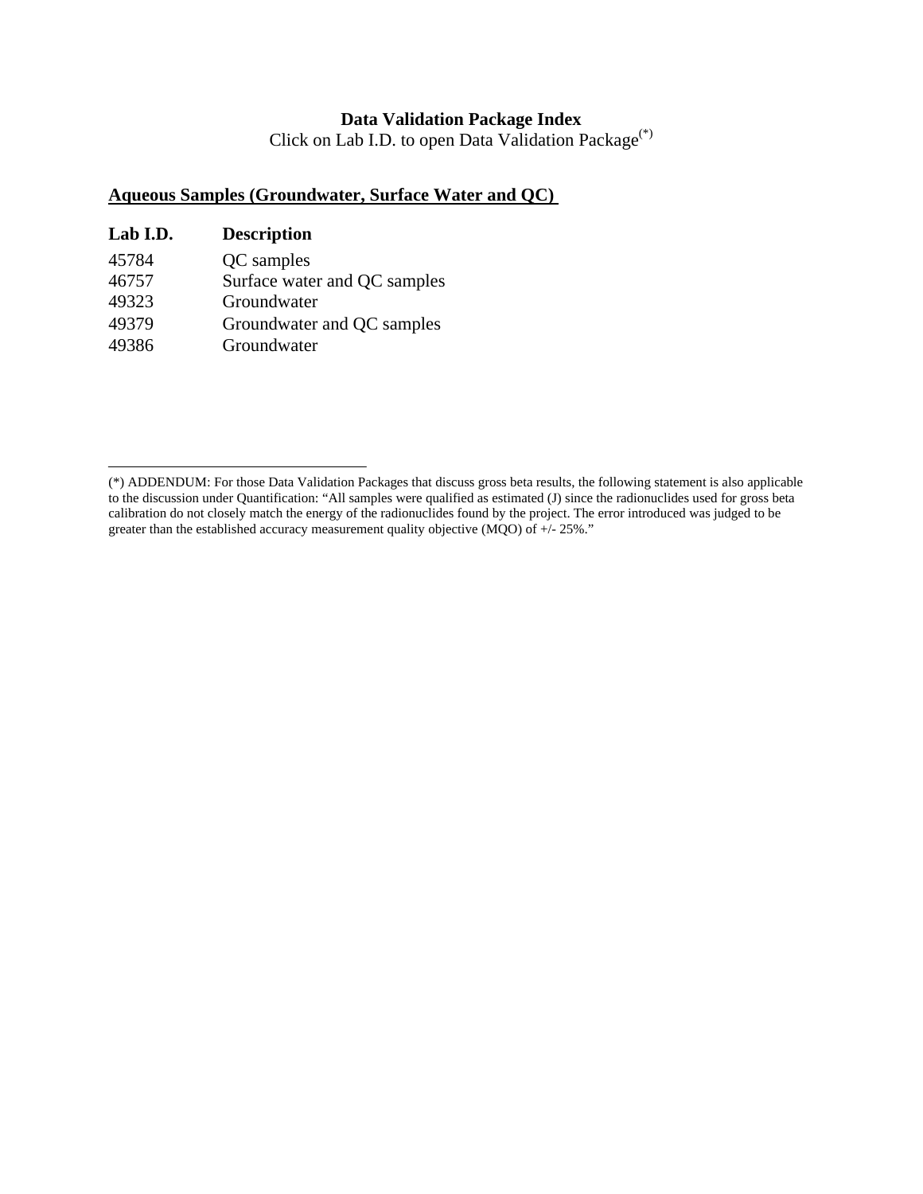**Data Validation Package Index**

Click on Lab I.D. to open Data Validation Package(*)

## Aqueous Samples (Groundwater, Surface Water and QC)

| Lab I.D. | Description |
|---|---|
| 45784 | QC samples |
| 46757 | Surface water and QC samples |
| 49323 | Groundwater |
| 49379 | Groundwater and QC samples |
| 49386 | Groundwater |

---

(*) ADDENDUM: For those Data Validation Packages that discuss gross beta results, the following statement is also applicable to the discussion under Quantification: "All samples were qualified as estimated (J) since the radionuclides used for gross beta calibration do not closely match the energy of the radionuclides found by the project. The error introduced was judged to be greater than the established accuracy measurement quality objective (MQO) of +/- 25%."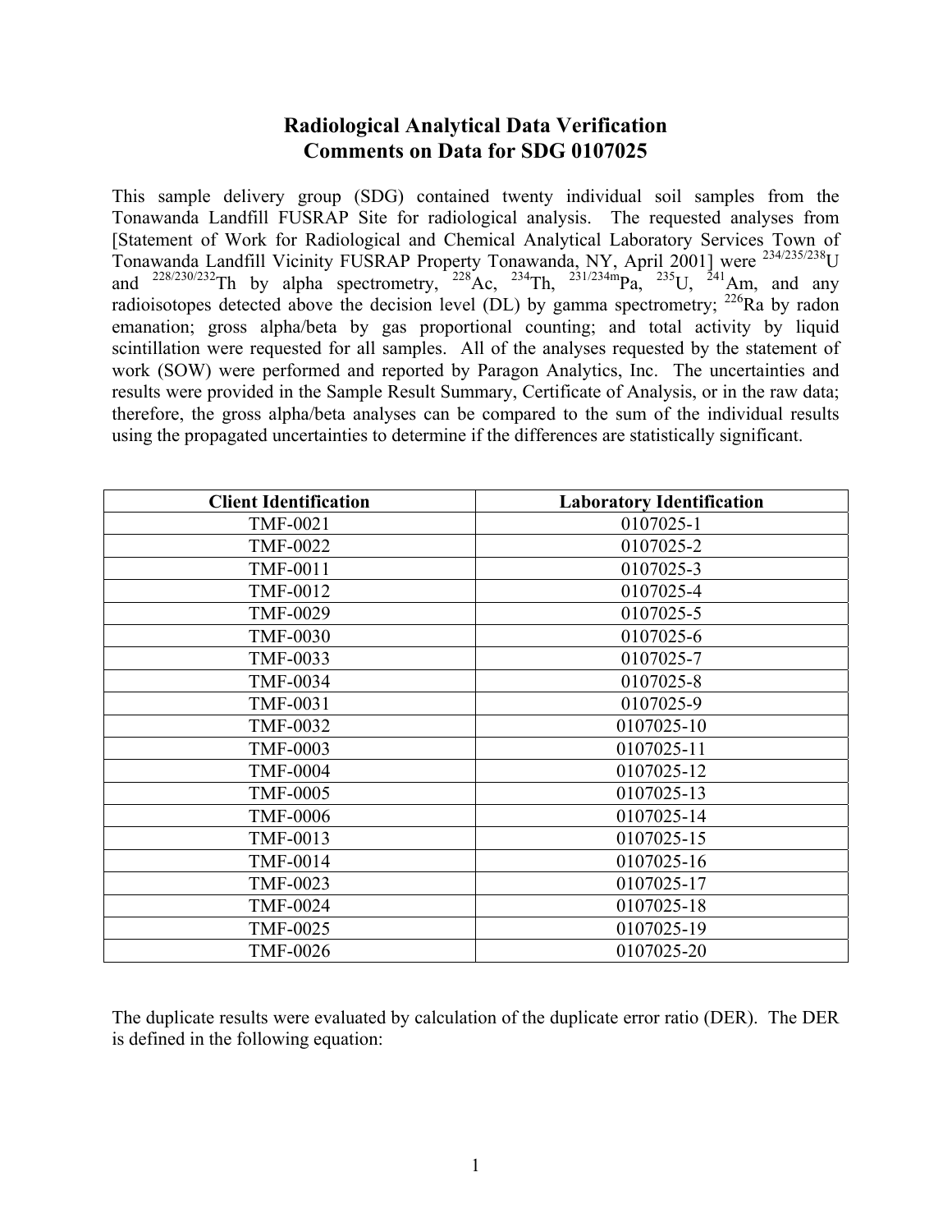# Radiological Analytical Data Verification
## Comments on Data for SDG 0107025

This sample delivery group (SDG) contained twenty individual soil samples from the Tonawanda Landfill FUSRAP Site for radiological analysis. The requested analyses from [Statement of Work for Radiological and Chemical Analytical Laboratory Services Town of Tonawanda Landfill Vicinity FUSRAP Property Tonawanda, NY, April 2001] were $^{234/235/238}$U and $^{228/230/232}$Th by alpha spectrometry, $^{228}$Ac, $^{234}$Th, $^{231/234m}$Pa, $^{235}$U, $^{241}$Am, and any radioisotopes detected above the decision level (DL) by gamma spectrometry; $^{226}$Ra by radon emanation; gross alpha/beta by gas proportional counting; and total activity by liquid scintillation were requested for all samples. All of the analyses requested by the statement of work (SOW) were performed and reported by Paragon Analytics, Inc. The uncertainties and results were provided in the Sample Result Summary, Certificate of Analysis, or in the raw data; therefore, the gross alpha/beta analyses can be compared to the sum of the individual results using the propagated uncertainties to determine if the differences are statistically significant.

| Client Identification | Laboratory Identification |
|---|---|
| TMF-0021 | 0107025-1 |
| TMF-0022 | 0107025-2 |
| TMF-0011 | 0107025-3 |
| TMF-0012 | 0107025-4 |
| TMF-0029 | 0107025-5 |
| TMF-0030 | 0107025-6 |
| TMF-0033 | 0107025-7 |
| TMF-0034 | 0107025-8 |
| TMF-0031 | 0107025-9 |
| TMF-0032 | 0107025-10 |
| TMF-0003 | 0107025-11 |
| TMF-0004 | 0107025-12 |
| TMF-0005 | 0107025-13 |
| TMF-0006 | 0107025-14 |
| TMF-0013 | 0107025-15 |
| TMF-0014 | 0107025-16 |
| TMF-0023 | 0107025-17 |
| TMF-0024 | 0107025-18 |
| TMF-0025 | 0107025-19 |
| TMF-0026 | 0107025-20 |

The duplicate results were evaluated by calculation of the duplicate error ratio (DER). The DER is defined in the following equation: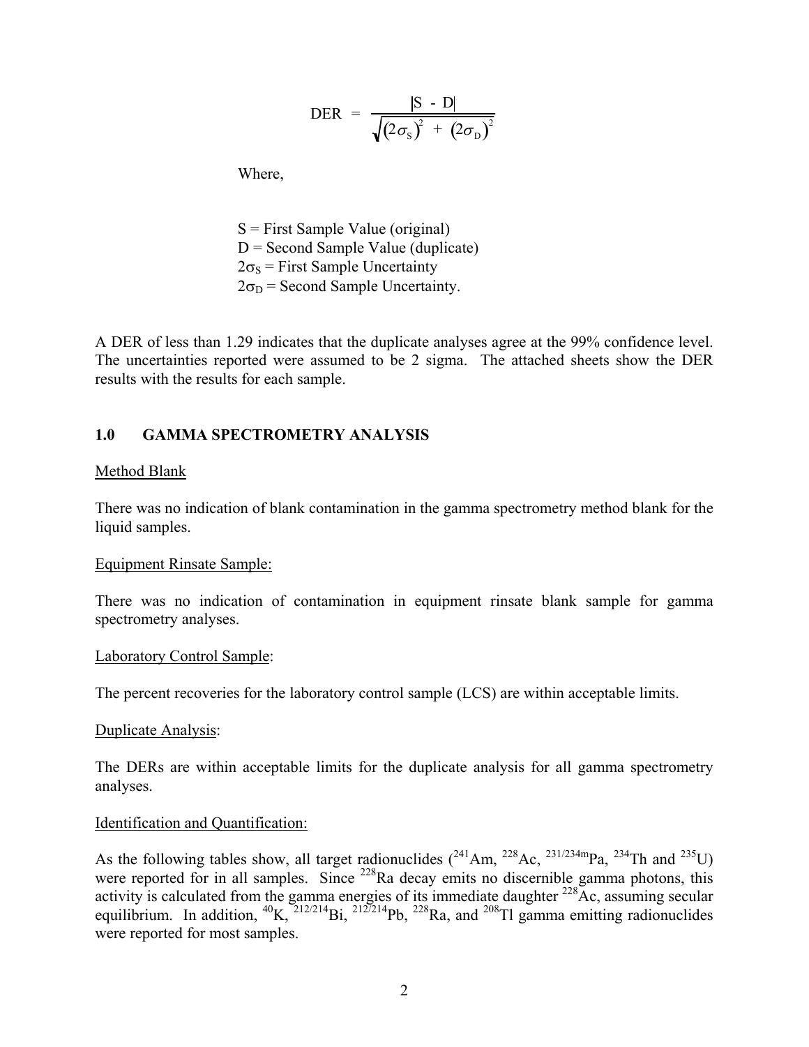$$\mathrm{DER} = \frac{|S - D|}{\sqrt{(2\sigma_S)^2 + (2\sigma_D)^2}}$$

Where,

S = First Sample Value (original)
D = Second Sample Value (duplicate)
$2\sigma_S$ = First Sample Uncertainty
$2\sigma_D$ = Second Sample Uncertainty.

A DER of less than 1.29 indicates that the duplicate analyses agree at the 99% confidence level. The uncertainties reported were assumed to be 2 sigma. The attached sheets show the DER results with the results for each sample.

## 1.0 GAMMA SPECTROMETRY ANALYSIS

Method Blank

There was no indication of blank contamination in the gamma spectrometry method blank for the liquid samples.

Equipment Rinsate Sample:

There was no indication of contamination in equipment rinsate blank sample for gamma spectrometry analyses.

Laboratory Control Sample:

The percent recoveries for the laboratory control sample (LCS) are within acceptable limits.

Duplicate Analysis:

The DERs are within acceptable limits for the duplicate analysis for all gamma spectrometry analyses.

Identification and Quantification:

As the following tables show, all target radionuclides ($^{241}$Am, $^{228}$Ac, $^{231/234m}$Pa, $^{234}$Th and $^{235}$U) were reported for in all samples. Since $^{228}$Ra decay emits no discernible gamma photons, this activity is calculated from the gamma energies of its immediate daughter $^{228}$Ac, assuming secular equilibrium. In addition, $^{40}$K, $^{212/214}$Bi, $^{212/214}$Pb, $^{228}$Ra, and $^{208}$Tl gamma emitting radionuclides were reported for most samples.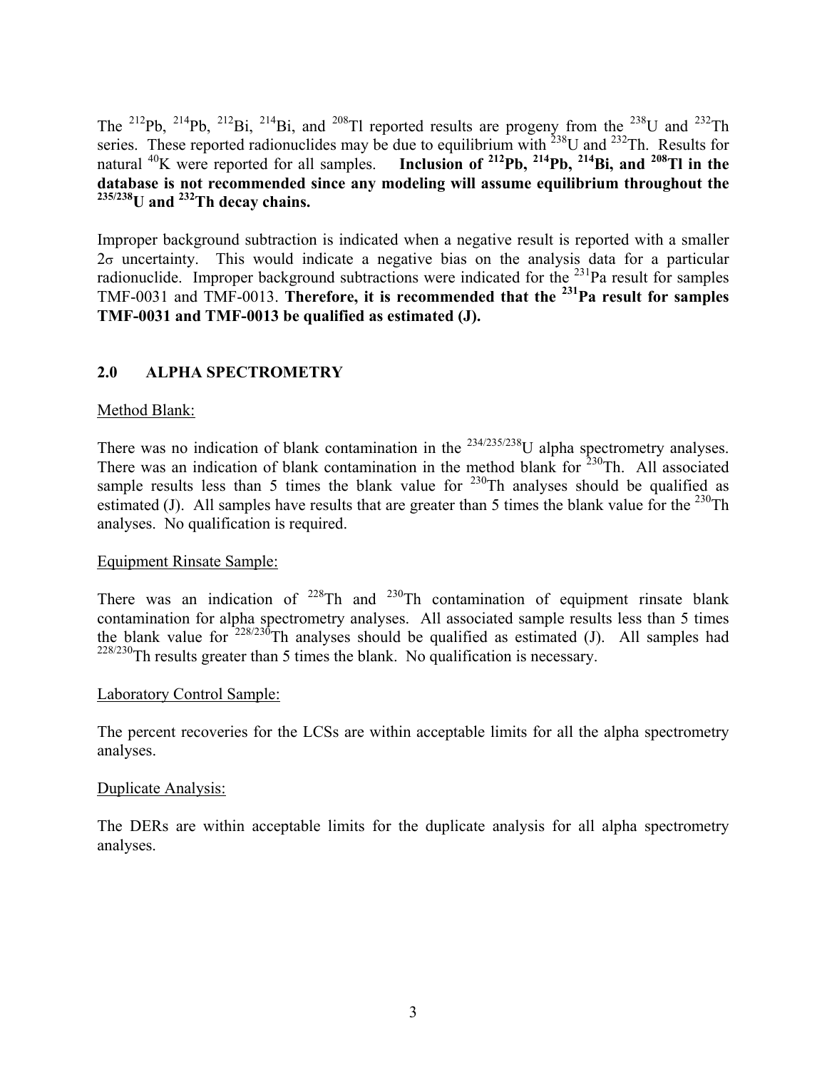The $^{212}Pb$, $^{214}Pb$, $^{212}Bi$, $^{214}Bi$, and $^{208}Tl$ reported results are progeny from the $^{238}U$ and $^{232}Th$ series. These reported radionuclides may be due to equilibrium with $^{238}U$ and $^{232}Th$. Results for natural $^{40}K$ were reported for all samples. **Inclusion of $^{212}Pb$, $^{214}Pb$, $^{214}Bi$, and $^{208}Tl$ in the database is not recommended since any modeling will assume equilibrium throughout the $^{235/238}U$ and $^{232}Th$ decay chains.**

Improper background subtraction is indicated when a negative result is reported with a smaller $2\sigma$ uncertainty. This would indicate a negative bias on the analysis data for a particular radionuclide. Improper background subtractions were indicated for the $^{231}Pa$ result for samples TMF-0031 and TMF-0013. **Therefore, it is recommended that the $^{231}Pa$ result for samples TMF-0031 and TMF-0013 be qualified as estimated (J).**

## 2.0 ALPHA SPECTROMETRY

Method Blank:

There was no indication of blank contamination in the $^{234/235/238}U$ alpha spectrometry analyses. There was an indication of blank contamination in the method blank for $^{230}Th$. All associated sample results less than 5 times the blank value for $^{230}Th$ analyses should be qualified as estimated (J). All samples have results that are greater than 5 times the blank value for the $^{230}Th$ analyses. No qualification is required.

Equipment Rinsate Sample:

There was an indication of $^{228}Th$ and $^{230}Th$ contamination of equipment rinsate blank contamination for alpha spectrometry analyses. All associated sample results less than 5 times the blank value for $^{228/230}Th$ analyses should be qualified as estimated (J). All samples had $^{228/230}Th$ results greater than 5 times the blank. No qualification is necessary.

Laboratory Control Sample:

The percent recoveries for the LCSs are within acceptable limits for all the alpha spectrometry analyses.

Duplicate Analysis:

The DERs are within acceptable limits for the duplicate analysis for all alpha spectrometry analyses.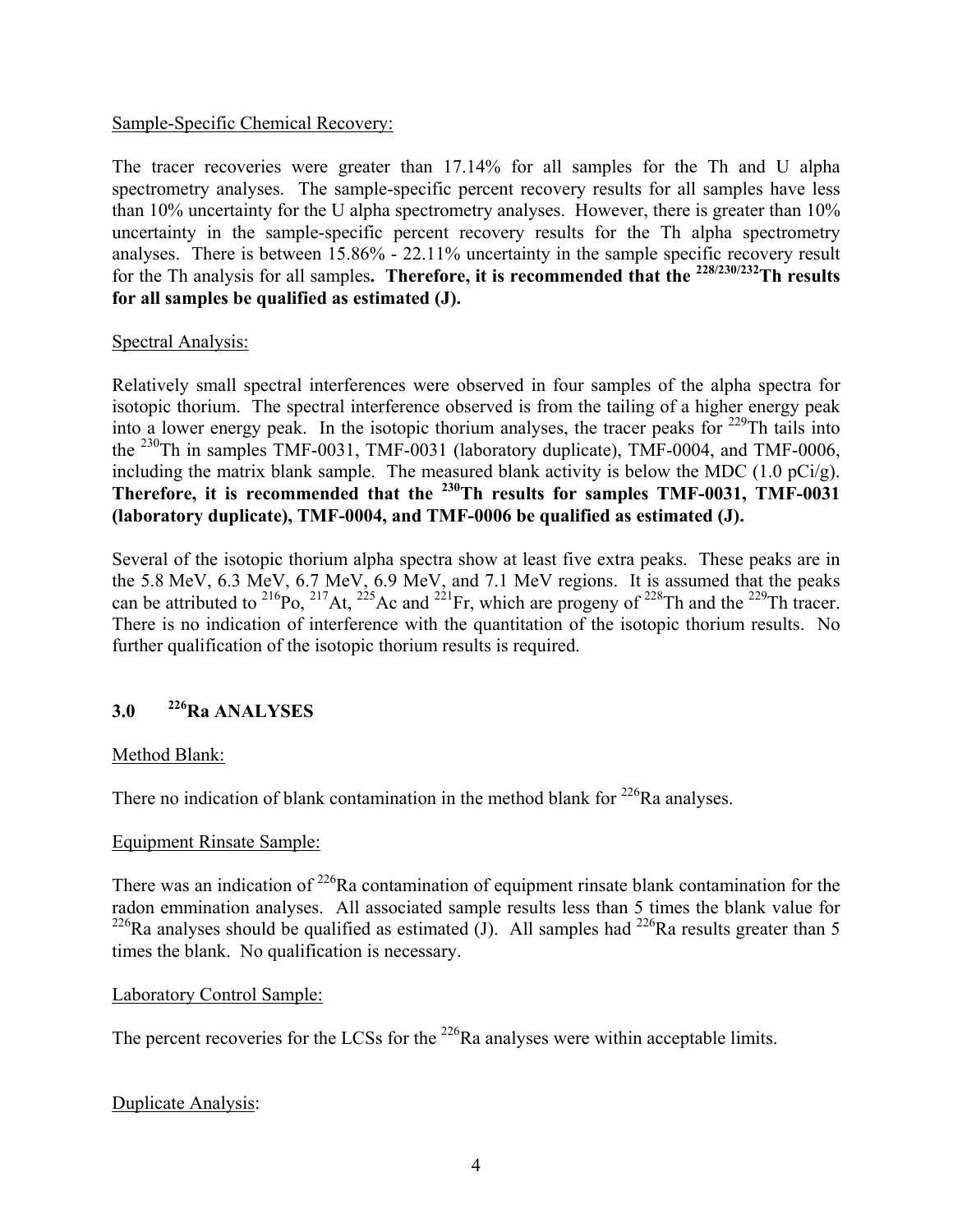Sample-Specific Chemical Recovery:

The tracer recoveries were greater than 17.14% for all samples for the Th and U alpha spectrometry analyses. The sample-specific percent recovery results for all samples have less than 10% uncertainty for the U alpha spectrometry analyses. However, there is greater than 10% uncertainty in the sample-specific percent recovery results for the Th alpha spectrometry analyses. There is between 15.86% - 22.11% uncertainty in the sample specific recovery result for the Th analysis for all samples**. Therefore, it is recommended that the $^{228/230/232}$Th results for all samples be qualified as estimated (J).**

Spectral Analysis:

Relatively small spectral interferences were observed in four samples of the alpha spectra for isotopic thorium. The spectral interference observed is from the tailing of a higher energy peak into a lower energy peak. In the isotopic thorium analyses, the tracer peaks for $^{229}$Th tails into the $^{230}$Th in samples TMF-0031, TMF-0031 (laboratory duplicate), TMF-0004, and TMF-0006, including the matrix blank sample. The measured blank activity is below the MDC (1.0 pCi/g). **Therefore, it is recommended that the $^{230}$Th results for samples TMF-0031, TMF-0031 (laboratory duplicate), TMF-0004, and TMF-0006 be qualified as estimated (J).**

Several of the isotopic thorium alpha spectra show at least five extra peaks. These peaks are in the 5.8 MeV, 6.3 MeV, 6.7 MeV, 6.9 MeV, and 7.1 MeV regions. It is assumed that the peaks can be attributed to $^{216}$Po, $^{217}$At, $^{225}$Ac and $^{221}$Fr, which are progeny of $^{228}$Th and the $^{229}$Th tracer. There is no indication of interference with the quantitation of the isotopic thorium results. No further qualification of the isotopic thorium results is required.

## 3.0 $^{226}$Ra ANALYSES

Method Blank:

There no indication of blank contamination in the method blank for $^{226}$Ra analyses.

Equipment Rinsate Sample:

There was an indication of $^{226}$Ra contamination of equipment rinsate blank contamination for the radon emmination analyses. All associated sample results less than 5 times the blank value for $^{226}$Ra analyses should be qualified as estimated (J). All samples had $^{226}$Ra results greater than 5 times the blank. No qualification is necessary.

Laboratory Control Sample:

The percent recoveries for the LCSs for the $^{226}$Ra analyses were within acceptable limits.

Duplicate Analysis: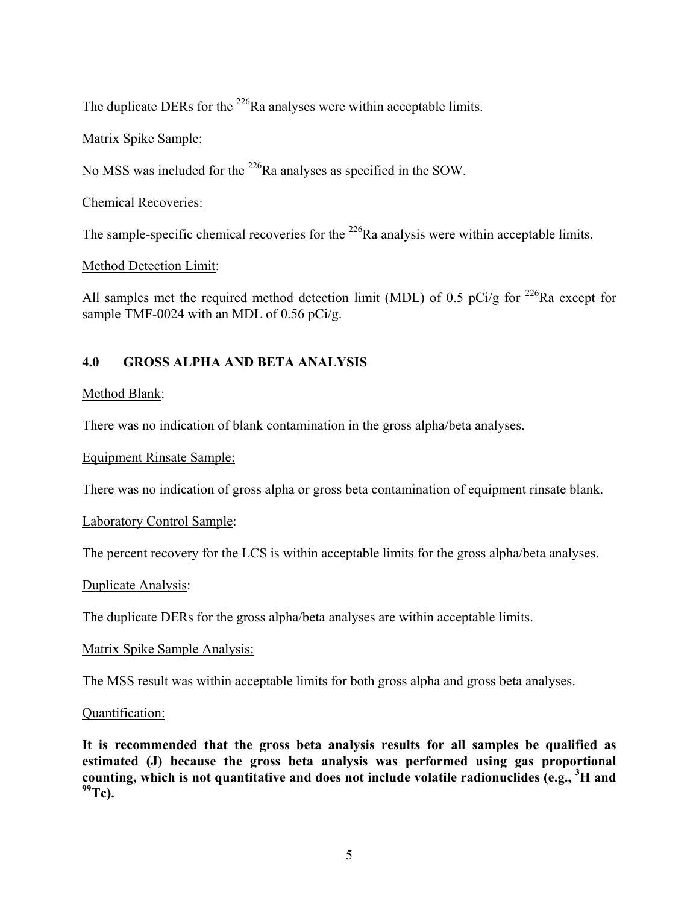The duplicate DERs for the $^{226}Ra$ analyses were within acceptable limits.

Matrix Spike Sample:

No MSS was included for the $^{226}Ra$ analyses as specified in the SOW.

Chemical Recoveries:

The sample-specific chemical recoveries for the $^{226}Ra$ analysis were within acceptable limits.

Method Detection Limit:

All samples met the required method detection limit (MDL) of 0.5 pCi/g for $^{226}Ra$ except for sample TMF-0024 with an MDL of 0.56 pCi/g.

## 4.0 GROSS ALPHA AND BETA ANALYSIS

Method Blank:

There was no indication of blank contamination in the gross alpha/beta analyses.

Equipment Rinsate Sample:

There was no indication of gross alpha or gross beta contamination of equipment rinsate blank.

Laboratory Control Sample:

The percent recovery for the LCS is within acceptable limits for the gross alpha/beta analyses.

Duplicate Analysis:

The duplicate DERs for the gross alpha/beta analyses are within acceptable limits.

Matrix Spike Sample Analysis:

The MSS result was within acceptable limits for both gross alpha and gross beta analyses.

Quantification:

**It is recommended that the gross beta analysis results for all samples be qualified as estimated (J) because the gross beta analysis was performed using gas proportional counting, which is not quantitative and does not include volatile radionuclides (e.g., $^{3}H$ and $^{99}Tc$).**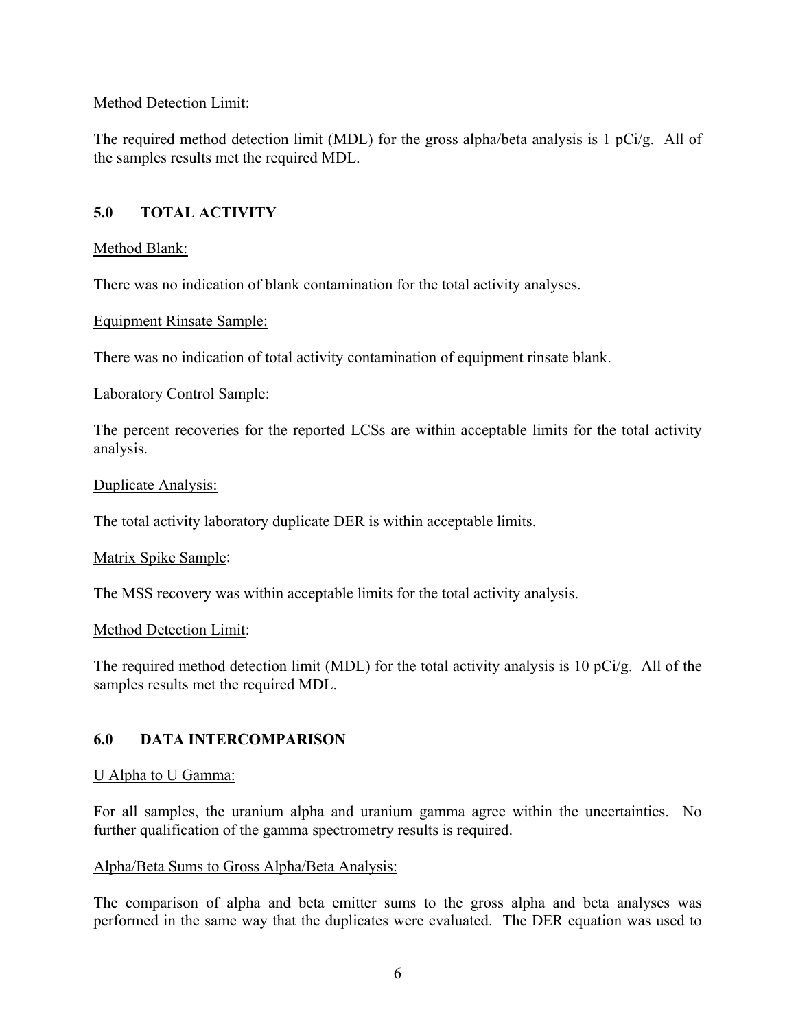Method Detection Limit:

The required method detection limit (MDL) for the gross alpha/beta analysis is 1 pCi/g. All of the samples results met the required MDL.

## 5.0 TOTAL ACTIVITY

Method Blank:

There was no indication of blank contamination for the total activity analyses.

Equipment Rinsate Sample:

There was no indication of total activity contamination of equipment rinsate blank.

Laboratory Control Sample:

The percent recoveries for the reported LCSs are within acceptable limits for the total activity analysis.

Duplicate Analysis:

The total activity laboratory duplicate DER is within acceptable limits.

Matrix Spike Sample:

The MSS recovery was within acceptable limits for the total activity analysis.

Method Detection Limit:

The required method detection limit (MDL) for the total activity analysis is 10 pCi/g. All of the samples results met the required MDL.

## 6.0 DATA INTERCOMPARISON

U Alpha to U Gamma:

For all samples, the uranium alpha and uranium gamma agree within the uncertainties. No further qualification of the gamma spectrometry results is required.

Alpha/Beta Sums to Gross Alpha/Beta Analysis:

The comparison of alpha and beta emitter sums to the gross alpha and beta analyses was performed in the same way that the duplicates were evaluated. The DER equation was used to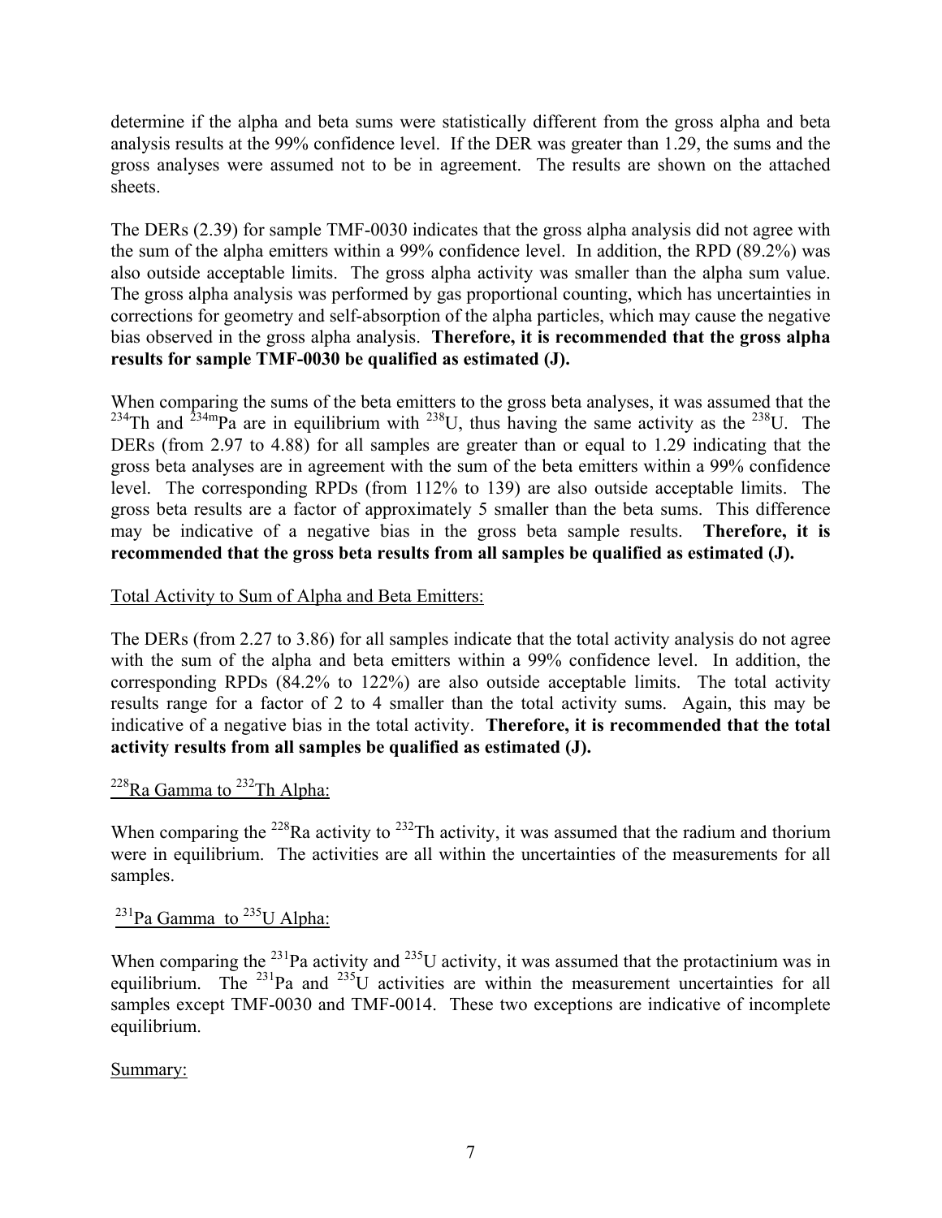determine if the alpha and beta sums were statistically different from the gross alpha and beta analysis results at the 99% confidence level. If the DER was greater than 1.29, the sums and the gross analyses were assumed not to be in agreement. The results are shown on the attached sheets.

The DERs (2.39) for sample TMF-0030 indicates that the gross alpha analysis did not agree with the sum of the alpha emitters within a 99% confidence level. In addition, the RPD (89.2%) was also outside acceptable limits. The gross alpha activity was smaller than the alpha sum value. The gross alpha analysis was performed by gas proportional counting, which has uncertainties in corrections for geometry and self-absorption of the alpha particles, which may cause the negative bias observed in the gross alpha analysis. **Therefore, it is recommended that the gross alpha results for sample TMF-0030 be qualified as estimated (J).**

When comparing the sums of the beta emitters to the gross beta analyses, it was assumed that the $^{234}$Th and $^{234m}$Pa are in equilibrium with $^{238}$U, thus having the same activity as the $^{238}$U. The DERs (from 2.97 to 4.88) for all samples are greater than or equal to 1.29 indicating that the gross beta analyses are in agreement with the sum of the beta emitters within a 99% confidence level. The corresponding RPDs (from 112% to 139) are also outside acceptable limits. The gross beta results are a factor of approximately 5 smaller than the beta sums. This difference may be indicative of a negative bias in the gross beta sample results. **Therefore, it is recommended that the gross beta results from all samples be qualified as estimated (J).**

Total Activity to Sum of Alpha and Beta Emitters:

The DERs (from 2.27 to 3.86) for all samples indicate that the total activity analysis do not agree with the sum of the alpha and beta emitters within a 99% confidence level. In addition, the corresponding RPDs (84.2% to 122%) are also outside acceptable limits. The total activity results range for a factor of 2 to 4 smaller than the total activity sums. Again, this may be indicative of a negative bias in the total activity. **Therefore, it is recommended that the total activity results from all samples be qualified as estimated (J).**

$^{228}$Ra Gamma to $^{232}$Th Alpha:

When comparing the $^{228}$Ra activity to $^{232}$Th activity, it was assumed that the radium and thorium were in equilibrium. The activities are all within the uncertainties of the measurements for all samples.

$^{231}$Pa Gamma to $^{235}$U Alpha:

When comparing the $^{231}$Pa activity and $^{235}$U activity, it was assumed that the protactinium was in equilibrium. The $^{231}$Pa and $^{235}$U activities are within the measurement uncertainties for all samples except TMF-0030 and TMF-0014. These two exceptions are indicative of incomplete equilibrium.

Summary: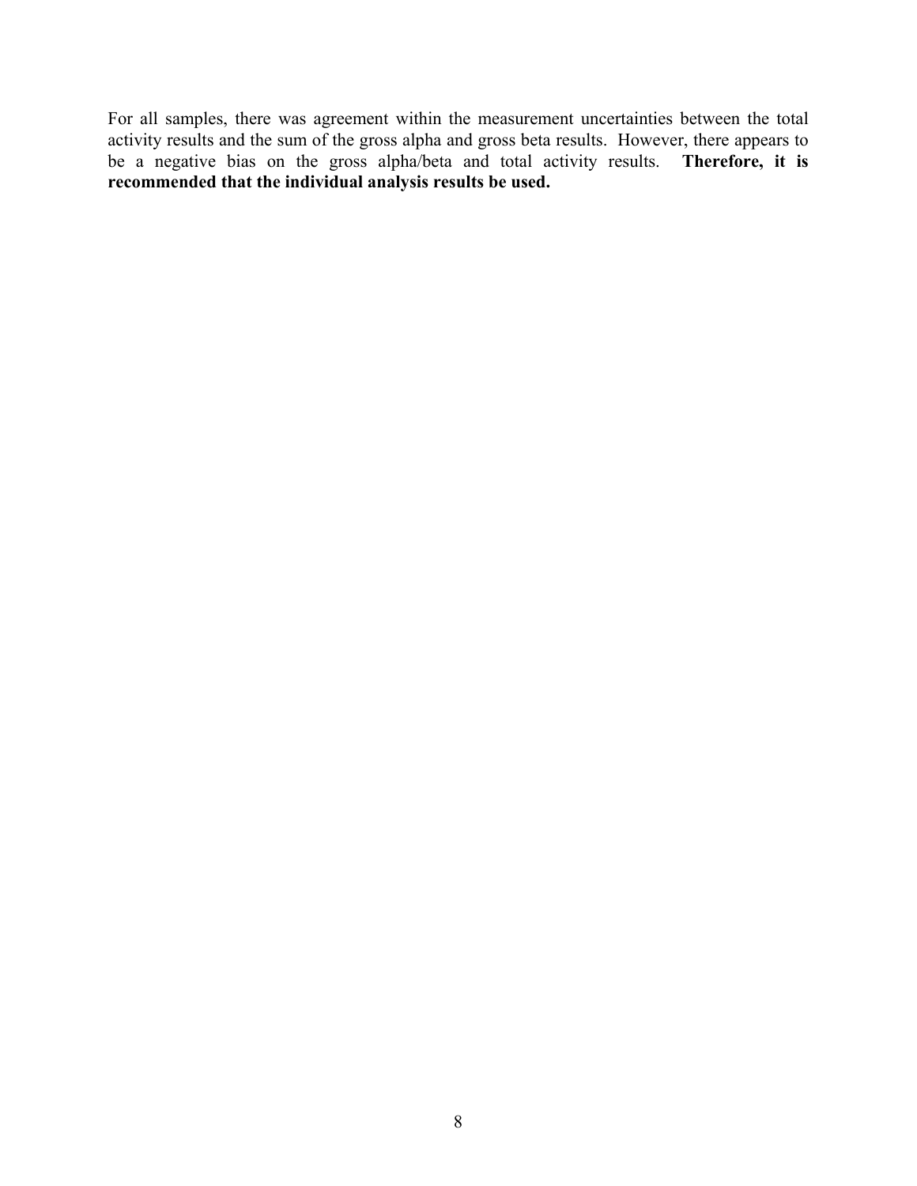For all samples, there was agreement within the measurement uncertainties between the total activity results and the sum of the gross alpha and gross beta results. However, there appears to be a negative bias on the gross alpha/beta and total activity results. **Therefore, it is recommended that the individual analysis results be used.**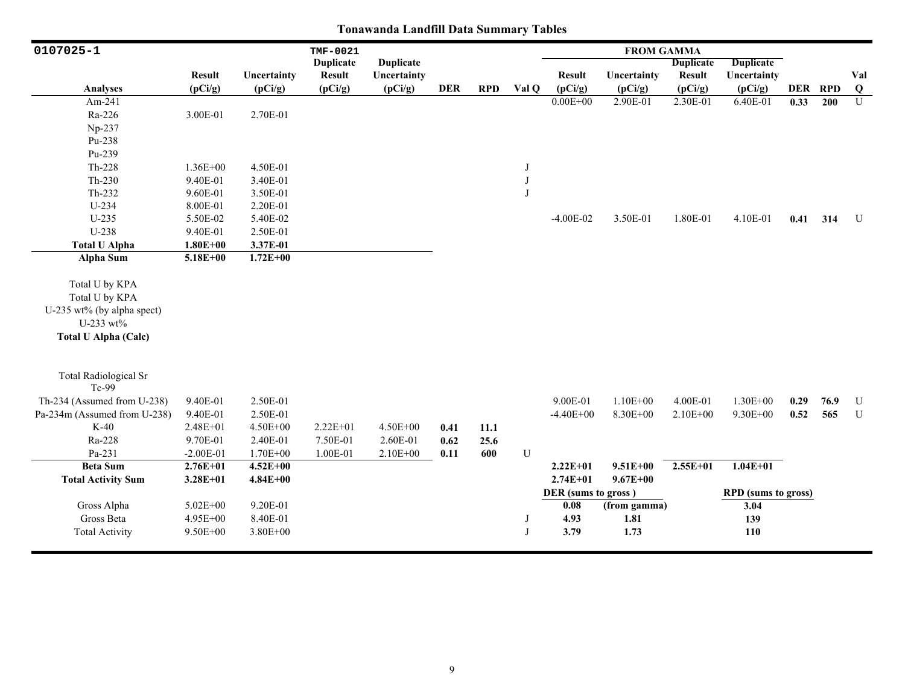# Tonawanda Landfill Data Summary Tables

| 0107025-1 | | | TMF-0021 | | | | | FROM GAMMA | | | | | | |
|---|---|---|---|---|---|---|---|---|---|---|---|---|---|---|
| Analyses | Result (pCi/g) | Uncertainty (pCi/g) | Duplicate Result (pCi/g) | Duplicate Uncertainty (pCi/g) | DER | RPD | Val Q | Result (pCi/g) | Uncertainty (pCi/g) | Duplicate Result (pCi/g) | Duplicate Uncertainty (pCi/g) | DER | RPD | Val Q |
| Am-241 | | | | | | | | 0.00E+00 | 2.90E-01 | 2.30E-01 | 6.40E-01 | **0.33** | **200** | U |
| Ra-226 | 3.00E-01 | 2.70E-01 | | | | | | | | | | | | |
| Np-237 | | | | | | | | | | | | | | |
| Pu-238 | | | | | | | | | | | | | | |
| Pu-239 | | | | | | | | | | | | | | |
| Th-228 | 1.36E+00 | 4.50E-01 | | | | | J | | | | | | | |
| Th-230 | 9.40E-01 | 3.40E-01 | | | | | J | | | | | | | |
| Th-232 | 9.60E-01 | 3.50E-01 | | | | | J | | | | | | | |
| U-234 | 8.00E-01 | 2.20E-01 | | | | | | | | | | | | |
| U-235 | 5.50E-02 | 5.40E-02 | | | | | | -4.00E-02 | 3.50E-01 | 1.80E-01 | 4.10E-01 | **0.41** | **314** | U |
| U-238 | 9.40E-01 | 2.50E-01 | | | | | | | | | | | | |
| **Total U Alpha** | **1.80E+00** | **3.37E-01** | | | | | | | | | | | | |
| **Alpha Sum** | **5.18E+00** | **1.72E+00** | | | | | | | | | | | | |
| Total U by KPA | | | | | | | | | | | | | | |
| Total U by KPA | | | | | | | | | | | | | | |
| U-235 wt% (by alpha spect) | | | | | | | | | | | | | | |
| U-233 wt% | | | | | | | | | | | | | | |
| **Total U Alpha (Calc)** | | | | | | | | | | | | | | |
| Total Radiological Sr | | | | | | | | | | | | | | |
| Tc-99 | | | | | | | | | | | | | | |
| Th-234 (Assumed from U-238) | 9.40E-01 | 2.50E-01 | | | | | | 9.00E-01 | 1.10E+00 | 4.00E-01 | 1.30E+00 | **0.29** | **76.9** | U |
| Pa-234m (Assumed from U-238) | 9.40E-01 | 2.50E-01 | | | | | | -4.40E+00 | 8.30E+00 | 2.10E+00 | 9.30E+00 | **0.52** | **565** | U |
| K-40 | 2.48E+01 | 4.50E+00 | 2.22E+01 | 4.50E+00 | **0.41** | **11.1** | | | | | | | | |
| Ra-228 | 9.70E-01 | 2.40E-01 | 7.50E-01 | 2.60E-01 | **0.62** | **25.6** | | | | | | | | |
| Pa-231 | -2.00E-01 | 1.70E+00 | 1.00E-01 | 2.10E+00 | **0.11** | **600** | U | | | | | | | |
| **Beta Sum** | **2.76E+01** | **4.52E+00** | | | | | | **2.22E+01** | **9.51E+00** | **2.55E+01** | **1.04E+01** | | | |
| **Total Activity Sum** | **3.28E+01** | **4.84E+00** | | | | | | **2.74E+01** | **9.67E+00** | | | | | |
| | | | | | | | | **DER (sums to gross)** | | | **RPD (sums to gross)** | | | |
| Gross Alpha | 5.02E+00 | 9.20E-01 | | | | | | **0.08** | **(from gamma)** | | **3.04** | | | |
| Gross Beta | 4.95E+00 | 8.40E-01 | | | | | J | **4.93** | **1.81** | | **139** | | | |
| Total Activity | 9.50E+00 | 3.80E+00 | | | | | J | **3.79** | **1.73** | | **110** | | | |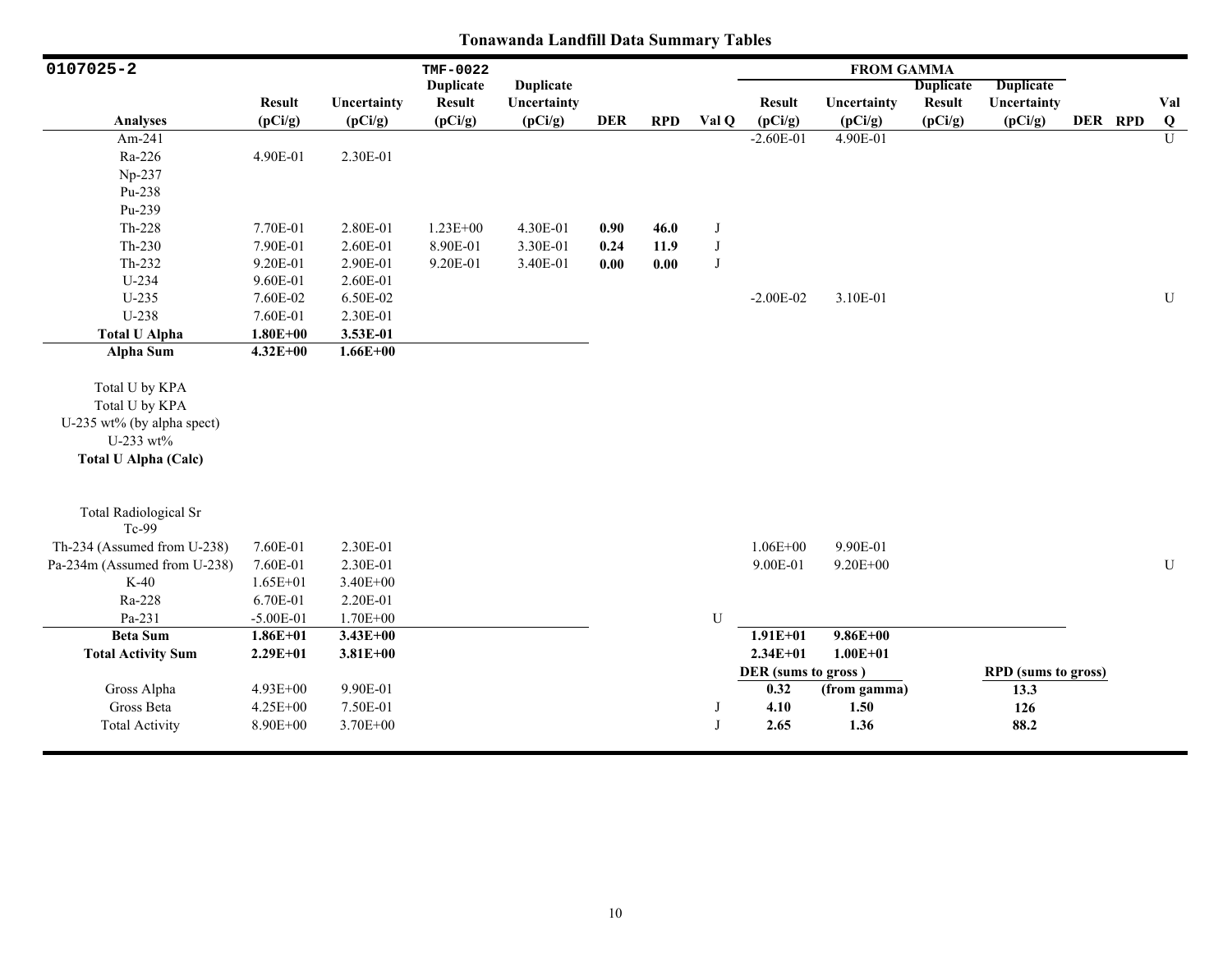# Tonawanda Landfill Data Summary Tables

| 0107025-2 | | | TMF-0022 | | | | | FROM GAMMA | | | | | | |
|---|---|---|---|---|---|---|---|---|---|---|---|---|---|---|
| **Analyses** | **Result (pCi/g)** | **Uncertainty (pCi/g)** | **Duplicate Result (pCi/g)** | **Duplicate Uncertainty (pCi/g)** | **DER** | **RPD** | **Val Q** | **Result (pCi/g)** | **Uncertainty (pCi/g)** | **Duplicate Result (pCi/g)** | **Duplicate Uncertainty (pCi/g)** | **DER** | **RPD** | **Val Q** |
| Am-241 | | | | | | | | -2.60E-01 | 4.90E-01 | | | | | U |
| Ra-226 | 4.90E-01 | 2.30E-01 | | | | | | | | | | | | |
| Np-237 | | | | | | | | | | | | | | |
| Pu-238 | | | | | | | | | | | | | | |
| Pu-239 | | | | | | | | | | | | | | |
| Th-228 | 7.70E-01 | 2.80E-01 | 1.23E+00 | 4.30E-01 | **0.90** | **46.0** | J | | | | | | | |
| Th-230 | 7.90E-01 | 2.60E-01 | 8.90E-01 | 3.30E-01 | **0.24** | **11.9** | J | | | | | | | |
| Th-232 | 9.20E-01 | 2.90E-01 | 9.20E-01 | 3.40E-01 | **0.00** | **0.00** | J | | | | | | | |
| U-234 | 9.60E-01 | 2.60E-01 | | | | | | | | | | | | |
| U-235 | 7.60E-02 | 6.50E-02 | | | | | | -2.00E-02 | 3.10E-01 | | | | | U |
| U-238 | 7.60E-01 | 2.30E-01 | | | | | | | | | | | | |
| **Total U Alpha** | **1.80E+00** | **3.53E-01** | | | | | | | | | | | | |
| **Alpha Sum** | **4.32E+00** | **1.66E+00** | | | | | | | | | | | | |
| Total U by KPA | | | | | | | | | | | | | | |
| Total U by KPA | | | | | | | | | | | | | | |
| U-235 wt% (by alpha spect) | | | | | | | | | | | | | | |
| U-233 wt% | | | | | | | | | | | | | | |
| **Total U Alpha (Calc)** | | | | | | | | | | | | | | |
| Total Radiological Sr | | | | | | | | | | | | | | |
| Tc-99 | | | | | | | | | | | | | | |
| Th-234 (Assumed from U-238) | 7.60E-01 | 2.30E-01 | | | | | | 1.06E+00 | 9.90E-01 | | | | | |
| Pa-234m (Assumed from U-238) | 7.60E-01 | 2.30E-01 | | | | | | 9.00E-01 | 9.20E+00 | | | | | U |
| K-40 | 1.65E+01 | 3.40E+00 | | | | | | | | | | | | |
| Ra-228 | 6.70E-01 | 2.20E-01 | | | | | | | | | | | | |
| Pa-231 | -5.00E-01 | 1.70E+00 | | | | | U | | | | | | | |
| **Beta Sum** | **1.86E+01** | **3.43E+00** | | | | | | **1.91E+01** | **9.86E+00** | | | | | |
| **Total Activity Sum** | **2.29E+01** | **3.81E+00** | | | | | | **2.34E+01** | **1.00E+01** | | | | | |
| | | | | | | | | **DER (sums to gross )** | | | **RPD (sums to gross)** | | | |
| Gross Alpha | 4.93E+00 | 9.90E-01 | | | | | | **0.32** | **(from gamma)** | | **13.3** | | | |
| Gross Beta | 4.25E+00 | 7.50E-01 | | | | | J | **4.10** | **1.50** | | **126** | | | |
| Total Activity | 8.90E+00 | 3.70E+00 | | | | | J | **2.65** | **1.36** | | **88.2** | | | |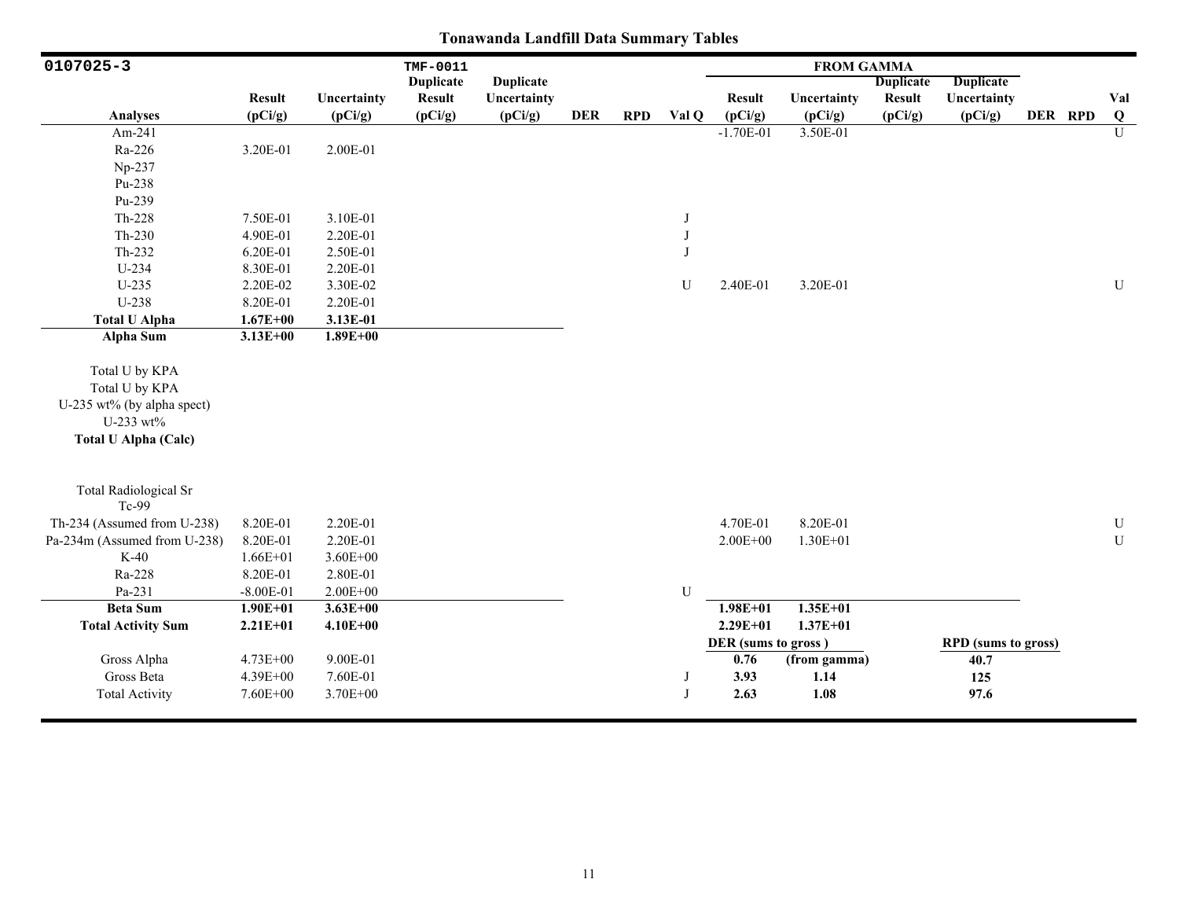## Tonawanda Landfill Data Summary Tables

| 0107025-3 | | | TMF-0011 | | | | | FROM GAMMA | | | | | | |
|---|---|---|---|---|---|---|---|---|---|---|---|---|---|---|
| Analyses | Result (pCi/g) | Uncertainty (pCi/g) | Duplicate Result (pCi/g) | Duplicate Uncertainty (pCi/g) | DER | RPD | Val Q | Result (pCi/g) | Uncertainty (pCi/g) | Duplicate Result (pCi/g) | Duplicate Uncertainty (pCi/g) | DER | RPD | Val Q |
| Am-241 | | | | | | | | -1.70E-01 | 3.50E-01 | | | | | U |
| Ra-226 | 3.20E-01 | 2.00E-01 | | | | | | | | | | | | |
| Np-237 | | | | | | | | | | | | | | |
| Pu-238 | | | | | | | | | | | | | | |
| Pu-239 | | | | | | | | | | | | | | |
| Th-228 | 7.50E-01 | 3.10E-01 | | | | | J | | | | | | | |
| Th-230 | 4.90E-01 | 2.20E-01 | | | | | J | | | | | | | |
| Th-232 | 6.20E-01 | 2.50E-01 | | | | | J | | | | | | | |
| U-234 | 8.30E-01 | 2.20E-01 | | | | | | | | | | | | |
| U-235 | 2.20E-02 | 3.30E-02 | | | | | U | 2.40E-01 | 3.20E-01 | | | | | U |
| U-238 | 8.20E-01 | 2.20E-01 | | | | | | | | | | | | |
| **Total U Alpha** | **1.67E+00** | **3.13E-01** | | | | | | | | | | | | |
| **Alpha Sum** | **3.13E+00** | **1.89E+00** | | | | | | | | | | | | |
| Total U by KPA | | | | | | | | | | | | | | |
| Total U by KPA | | | | | | | | | | | | | | |
| U-235 wt% (by alpha spect) | | | | | | | | | | | | | | |
| U-233 wt% | | | | | | | | | | | | | | |
| **Total U Alpha (Calc)** | | | | | | | | | | | | | | |
| Total Radiological Sr | | | | | | | | | | | | | | |
| Tc-99 | | | | | | | | | | | | | | |
| Th-234 (Assumed from U-238) | 8.20E-01 | 2.20E-01 | | | | | | 4.70E-01 | 8.20E-01 | | | | | U |
| Pa-234m (Assumed from U-238) | 8.20E-01 | 2.20E-01 | | | | | | 2.00E+00 | 1.30E+01 | | | | | U |
| K-40 | 1.66E+01 | 3.60E+00 | | | | | | | | | | | | |
| Ra-228 | 8.20E-01 | 2.80E-01 | | | | | | | | | | | | |
| Pa-231 | -8.00E-01 | 2.00E+00 | | | | | U | | | | | | | |
| **Beta Sum** | **1.90E+01** | **3.63E+00** | | | | | | **1.98E+01** | **1.35E+01** | | | | | |
| **Total Activity Sum** | **2.21E+01** | **4.10E+00** | | | | | | **2.29E+01** | **1.37E+01** | | | | | |
| | | | | | | | | **DER (sums to gross)** | | | **RPD (sums to gross)** | | | |
| Gross Alpha | 4.73E+00 | 9.00E-01 | | | | | | **0.76** | **(from gamma)** | | **40.7** | | | |
| Gross Beta | 4.39E+00 | 7.60E-01 | | | | | J | **3.93** | **1.14** | | **125** | | | |
| Total Activity | 7.60E+00 | 3.70E+00 | | | | | J | **2.63** | **1.08** | | **97.6** | | | |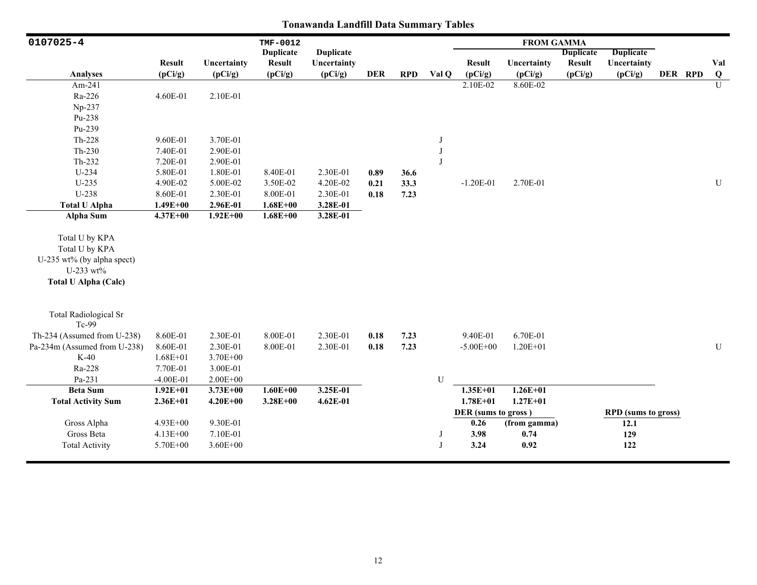# Tonawanda Landfill Data Summary Tables

| 0107025-4 | | | TMF-0012 | | | | | FROM GAMMA | | | | | | |
|---|---|---|---|---|---|---|---|---|---|---|---|---|---|---|
| Analyses | Result (pCi/g) | Uncertainty (pCi/g) | Duplicate Result (pCi/g) | Duplicate Uncertainty (pCi/g) | DER | RPD | Val Q | Result (pCi/g) | Uncertainty (pCi/g) | Duplicate Result (pCi/g) | Duplicate Uncertainty (pCi/g) | DER | RPD | Val Q |
| Am-241 | | | | | | | | 2.10E-02 | 8.60E-02 | | | | | U |
| Ra-226 | 4.60E-01 | 2.10E-01 | | | | | | | | | | | | |
| Np-237 | | | | | | | | | | | | | | |
| Pu-238 | | | | | | | | | | | | | | |
| Pu-239 | | | | | | | | | | | | | | |
| Th-228 | 9.60E-01 | 3.70E-01 | | | | | J | | | | | | | |
| Th-230 | 7.40E-01 | 2.90E-01 | | | | | J | | | | | | | |
| Th-232 | 7.20E-01 | 2.90E-01 | | | | | J | | | | | | | |
| U-234 | 5.80E-01 | 1.80E-01 | 8.40E-01 | 2.30E-01 | **0.89** | **36.6** | | | | | | | | |
| U-235 | 4.90E-02 | 5.00E-02 | 3.50E-02 | 4.20E-02 | **0.21** | **33.3** | | -1.20E-01 | 2.70E-01 | | | | | U |
| U-238 | 8.60E-01 | 2.30E-01 | 8.00E-01 | 2.30E-01 | **0.18** | **7.23** | | | | | | | | |
| **Total U Alpha** | **1.49E+00** | **2.96E-01** | **1.68E+00** | **3.28E-01** | | | | | | | | | | |
| **Alpha Sum** | **4.37E+00** | **1.92E+00** | **1.68E+00** | **3.28E-01** | | | | | | | | | | |
| Total U by KPA | | | | | | | | | | | | | | |
| Total U by KPA | | | | | | | | | | | | | | |
| U-235 wt% (by alpha spect) | | | | | | | | | | | | | | |
| U-233 wt% | | | | | | | | | | | | | | |
| **Total U Alpha (Calc)** | | | | | | | | | | | | | | |
| Total Radiological Sr | | | | | | | | | | | | | | |
| Tc-99 | | | | | | | | | | | | | | |
| Th-234 (Assumed from U-238) | 8.60E-01 | 2.30E-01 | 8.00E-01 | 2.30E-01 | **0.18** | **7.23** | | 9.40E-01 | 6.70E-01 | | | | | |
| Pa-234m (Assumed from U-238) | 8.60E-01 | 2.30E-01 | 8.00E-01 | 2.30E-01 | **0.18** | **7.23** | | -5.00E+00 | 1.20E+01 | | | | | U |
| K-40 | 1.68E+01 | 3.70E+00 | | | | | | | | | | | | |
| Ra-228 | 7.70E-01 | 3.00E-01 | | | | | | | | | | | | |
| Pa-231 | -4.00E-01 | 2.00E+00 | | | | | U | | | | | | | |
| **Beta Sum** | **1.92E+01** | **3.73E+00** | **1.60E+00** | **3.25E-01** | | | | **1.35E+01** | **1.26E+01** | | | | | |
| **Total Activity Sum** | **2.36E+01** | **4.20E+00** | **3.28E+00** | **4.62E-01** | | | | **1.78E+01** | **1.27E+01** | | | | | |
| | | | | | | | | **DER (sums to gross)** | | | **RPD (sums to gross)** | | | |
| Gross Alpha | 4.93E+00 | 9.30E-01 | | | | | | **0.26** | **(from gamma)** | | **12.1** | | | |
| Gross Beta | 4.13E+00 | 7.10E-01 | | | | | J | **3.98** | **0.74** | | **129** | | | |
| Total Activity | 5.70E+00 | 3.60E+00 | | | | | J | **3.24** | **0.92** | | **122** | | | |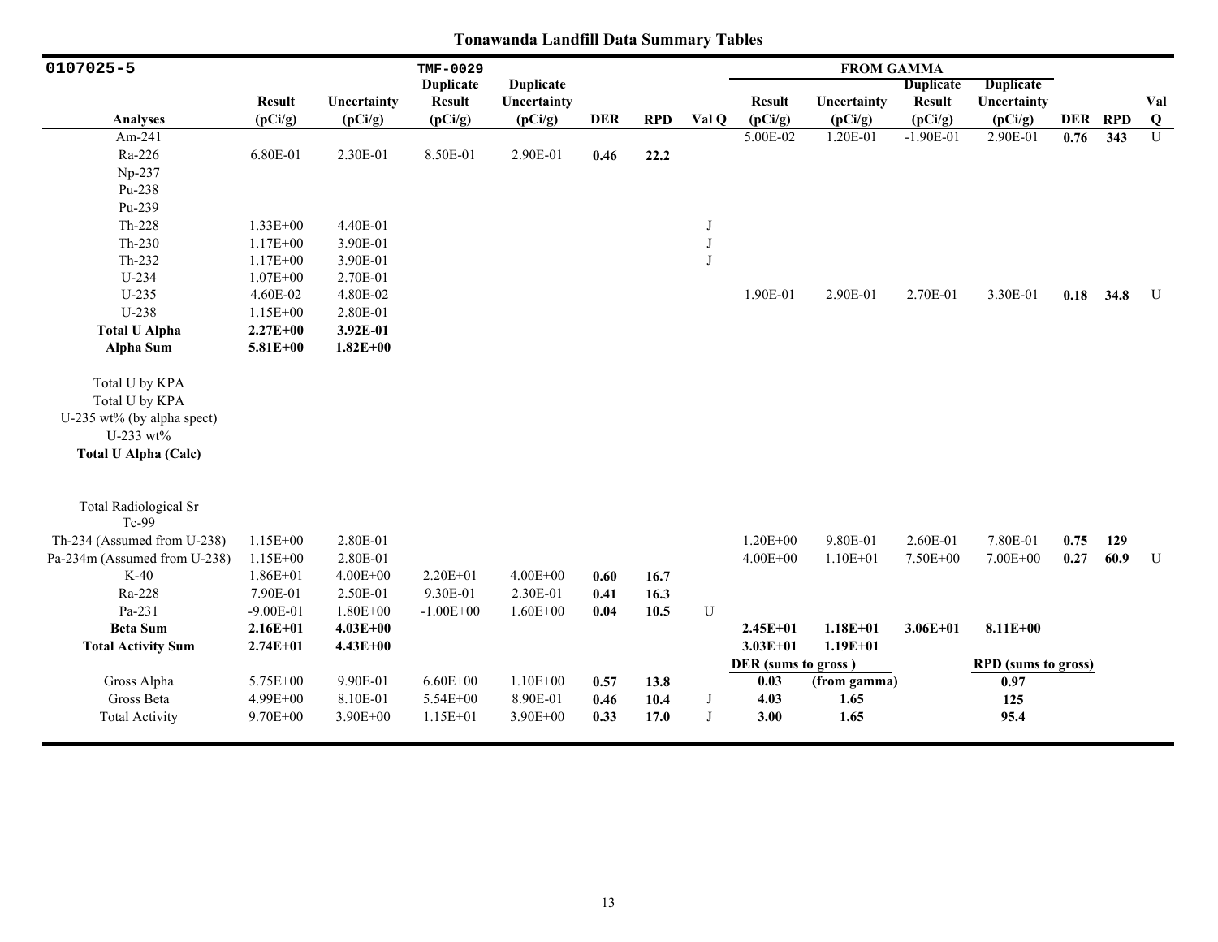# Tonawanda Landfill Data Summary Tables

| 0107025-5 | | | TMF-0029 | | | | | FROM GAMMA | | | | | | |
|---|---|---|---|---|---|---|---|---|---|---|---|---|---|---|
| Analyses | Result (pCi/g) | Uncertainty (pCi/g) | Duplicate Result (pCi/g) | Duplicate Uncertainty (pCi/g) | DER | RPD | Val Q | Result (pCi/g) | Uncertainty (pCi/g) | Duplicate Result (pCi/g) | Duplicate Uncertainty (pCi/g) | DER | RPD | Val Q |
| Am-241 | | | | | | | | 5.00E-02 | 1.20E-01 | -1.90E-01 | 2.90E-01 | **0.76** | **343** | U |
| Ra-226 | 6.80E-01 | 2.30E-01 | 8.50E-01 | 2.90E-01 | **0.46** | **22.2** | | | | | | | | |
| Np-237 | | | | | | | | | | | | | | |
| Pu-238 | | | | | | | | | | | | | | |
| Pu-239 | | | | | | | | | | | | | | |
| Th-228 | 1.33E+00 | 4.40E-01 | | | | | J | | | | | | | |
| Th-230 | 1.17E+00 | 3.90E-01 | | | | | J | | | | | | | |
| Th-232 | 1.17E+00 | 3.90E-01 | | | | | J | | | | | | | |
| U-234 | 1.07E+00 | 2.70E-01 | | | | | | | | | | | | |
| U-235 | 4.60E-02 | 4.80E-02 | | | | | | 1.90E-01 | 2.90E-01 | 2.70E-01 | 3.30E-01 | **0.18** | **34.8** | U |
| U-238 | 1.15E+00 | 2.80E-01 | | | | | | | | | | | | |
| **Total U Alpha** | **2.27E+00** | **3.92E-01** | | | | | | | | | | | | |
| **Alpha Sum** | **5.81E+00** | **1.82E+00** | | | | | | | | | | | | |
| Total U by KPA | | | | | | | | | | | | | | |
| Total U by KPA | | | | | | | | | | | | | | |
| U-235 wt% (by alpha spect) | | | | | | | | | | | | | | |
| U-233 wt% | | | | | | | | | | | | | | |
| **Total U Alpha (Calc)** | | | | | | | | | | | | | | |
| Total Radiological Sr | | | | | | | | | | | | | | |
| Tc-99 | | | | | | | | | | | | | | |
| Th-234 (Assumed from U-238) | 1.15E+00 | 2.80E-01 | | | | | | 1.20E+00 | 9.80E-01 | 2.60E-01 | 7.80E-01 | **0.75** | **129** | |
| Pa-234m (Assumed from U-238) | 1.15E+00 | 2.80E-01 | | | | | | 4.00E+00 | 1.10E+01 | 7.50E+00 | 7.00E+00 | **0.27** | **60.9** | U |
| K-40 | 1.86E+01 | 4.00E+00 | 2.20E+01 | 4.00E+00 | **0.60** | **16.7** | | | | | | | | |
| Ra-228 | 7.90E-01 | 2.50E-01 | 9.30E-01 | 2.30E-01 | **0.41** | **16.3** | | | | | | | | |
| Pa-231 | -9.00E-01 | 1.80E+00 | -1.00E+00 | 1.60E+00 | **0.04** | **10.5** | U | | | | | | | |
| **Beta Sum** | **2.16E+01** | **4.03E+00** | | | | | | **2.45E+01** | **1.18E+01** | **3.06E+01** | **8.11E+00** | | | |
| **Total Activity Sum** | **2.74E+01** | **4.43E+00** | | | | | | **3.03E+01** | **1.19E+01** | | | | | |
| | | | | | | | | **DER (sums to gross )** | | | **RPD (sums to gross)** | | | |
| Gross Alpha | 5.75E+00 | 9.90E-01 | 6.60E+00 | 1.10E+00 | **0.57** | **13.8** | | **0.03** | **(from gamma)** | | **0.97** | | | |
| Gross Beta | 4.99E+00 | 8.10E-01 | 5.54E+00 | 8.90E-01 | **0.46** | **10.4** | J | **4.03** | **1.65** | | **125** | | | |
| Total Activity | 9.70E+00 | 3.90E+00 | 1.15E+01 | 3.90E+00 | **0.33** | **17.0** | J | **3.00** | **1.65** | | **95.4** | | | |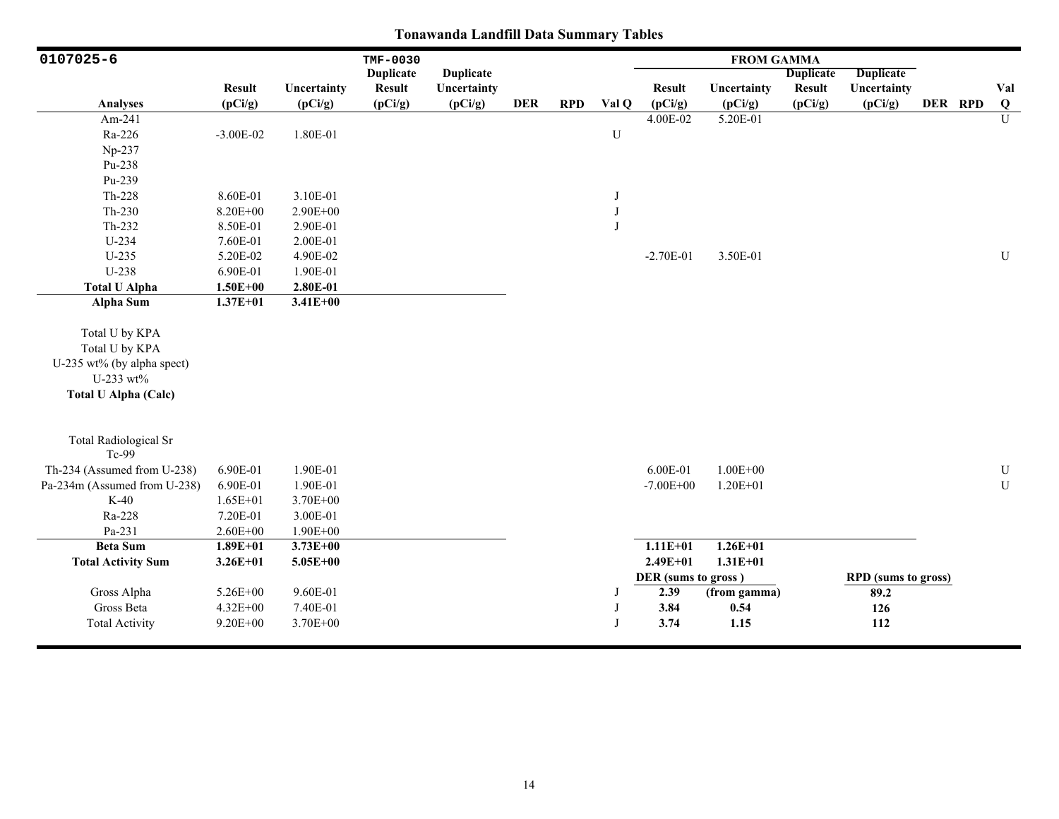# Tonawanda Landfill Data Summary Tables

| 0107025-6 | | | TMF-0030 | | | | | FROM GAMMA | | | | | | |
|---|---|---|---|---|---|---|---|---|---|---|---|---|---|---|
| Analyses | Result (pCi/g) | Uncertainty (pCi/g) | Duplicate Result (pCi/g) | Duplicate Uncertainty (pCi/g) | DER | RPD | Val Q | Result (pCi/g) | Uncertainty (pCi/g) | Duplicate Result (pCi/g) | Duplicate Uncertainty (pCi/g) | DER | RPD | Val Q |
| Am-241 | | | | | | | | 4.00E-02 | 5.20E-01 | | | | | U |
| Ra-226 | -3.00E-02 | 1.80E-01 | | | | | U | | | | | | | |
| Np-237 | | | | | | | | | | | | | | |
| Pu-238 | | | | | | | | | | | | | | |
| Pu-239 | | | | | | | | | | | | | | |
| Th-228 | 8.60E-01 | 3.10E-01 | | | | | J | | | | | | | |
| Th-230 | 8.20E+00 | 2.90E+00 | | | | | J | | | | | | | |
| Th-232 | 8.50E-01 | 2.90E-01 | | | | | J | | | | | | | |
| U-234 | 7.60E-01 | 2.00E-01 | | | | | | | | | | | | |
| U-235 | 5.20E-02 | 4.90E-02 | | | | | | -2.70E-01 | 3.50E-01 | | | | | U |
| U-238 | 6.90E-01 | 1.90E-01 | | | | | | | | | | | | |
| **Total U Alpha** | **1.50E+00** | **2.80E-01** | | | | | | | | | | | | |
| **Alpha Sum** | **1.37E+01** | **3.41E+00** | | | | | | | | | | | | |
| Total U by KPA | | | | | | | | | | | | | | |
| Total U by KPA | | | | | | | | | | | | | | |
| U-235 wt% (by alpha spect) | | | | | | | | | | | | | | |
| U-233 wt% | | | | | | | | | | | | | | |
| **Total U Alpha (Calc)** | | | | | | | | | | | | | | |
| Total Radiological Sr | | | | | | | | | | | | | | |
| Tc-99 | | | | | | | | | | | | | | |
| Th-234 (Assumed from U-238) | 6.90E-01 | 1.90E-01 | | | | | | 6.00E-01 | 1.00E+00 | | | | | U |
| Pa-234m (Assumed from U-238) | 6.90E-01 | 1.90E-01 | | | | | | -7.00E+00 | 1.20E+01 | | | | | U |
| K-40 | 1.65E+01 | 3.70E+00 | | | | | | | | | | | | |
| Ra-228 | 7.20E-01 | 3.00E-01 | | | | | | | | | | | | |
| Pa-231 | 2.60E+00 | 1.90E+00 | | | | | | | | | | | | |
| **Beta Sum** | **1.89E+01** | **3.73E+00** | | | | | | **1.11E+01** | **1.26E+01** | | | | | |
| **Total Activity Sum** | **3.26E+01** | **5.05E+00** | | | | | | **2.49E+01** | **1.31E+01** | | | | | |
| | | | | | | | | **DER (sums to gross )** | | | **RPD (sums to gross)** | | | |
| Gross Alpha | 5.26E+00 | 9.60E-01 | | | | | J | **2.39** | **(from gamma)** | | **89.2** | | | |
| Gross Beta | 4.32E+00 | 7.40E-01 | | | | | J | **3.84** | **0.54** | | **126** | | | |
| Total Activity | 9.20E+00 | 3.70E+00 | | | | | J | **3.74** | **1.15** | | **112** | | | |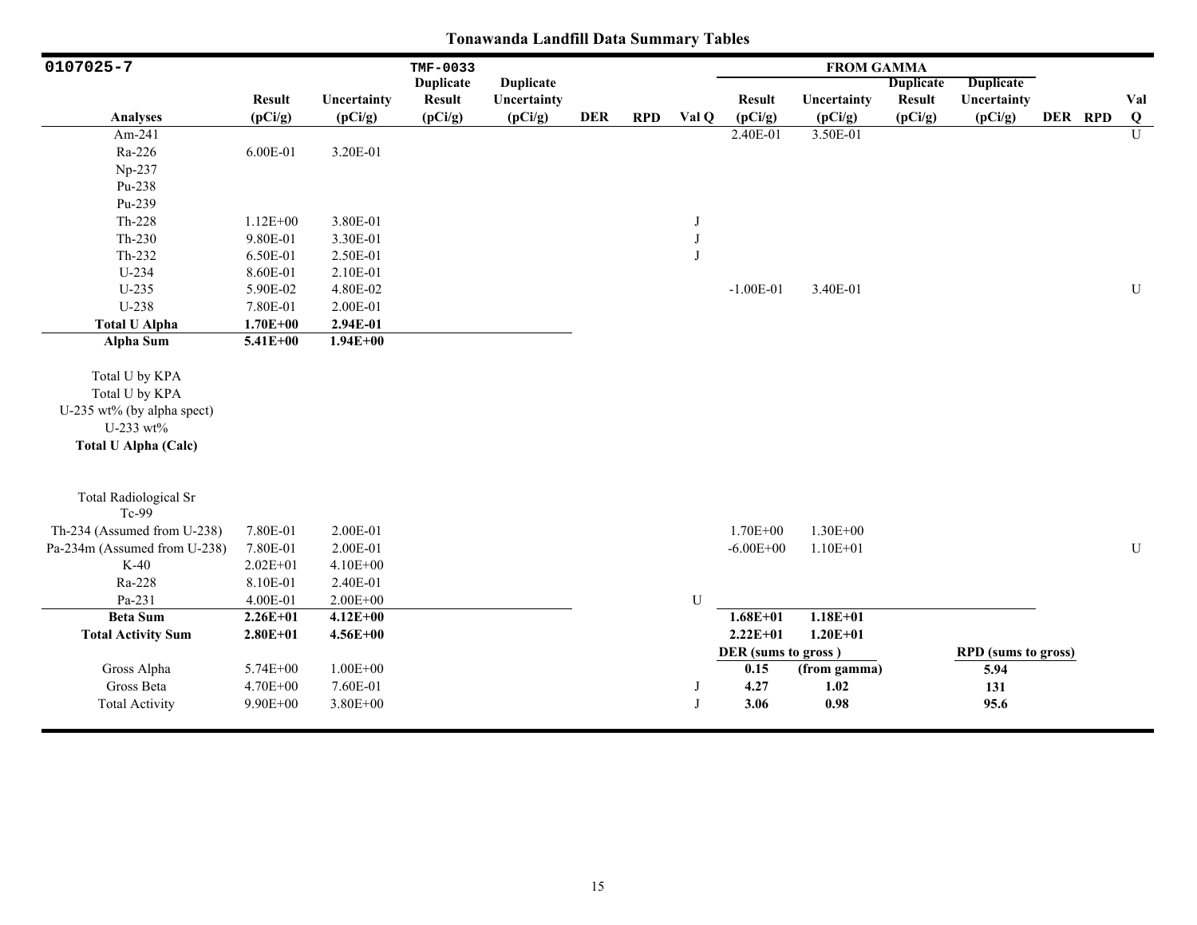**Tonawanda Landfill Data Summary Tables**

| 0107025-7 | | | TMF-0033 | | | | | FROM GAMMA | | | | | | |
|---|---|---|---|---|---|---|---|---|---|---|---|---|---|---|
| Analyses | Result (pCi/g) | Uncertainty (pCi/g) | Duplicate Result (pCi/g) | Duplicate Uncertainty (pCi/g) | DER | RPD | Val Q | Result (pCi/g) | Uncertainty (pCi/g) | Duplicate Result (pCi/g) | Duplicate Uncertainty (pCi/g) | DER | RPD | Val Q |
| Am-241 | | | | | | | | 2.40E-01 | 3.50E-01 | | | | | U |
| Ra-226 | 6.00E-01 | 3.20E-01 | | | | | | | | | | | | |
| Np-237 | | | | | | | | | | | | | | |
| Pu-238 | | | | | | | | | | | | | | |
| Pu-239 | | | | | | | | | | | | | | |
| Th-228 | 1.12E+00 | 3.80E-01 | | | | | J | | | | | | | |
| Th-230 | 9.80E-01 | 3.30E-01 | | | | | J | | | | | | | |
| Th-232 | 6.50E-01 | 2.50E-01 | | | | | J | | | | | | | |
| U-234 | 8.60E-01 | 2.10E-01 | | | | | | | | | | | | |
| U-235 | 5.90E-02 | 4.80E-02 | | | | | | -1.00E-01 | 3.40E-01 | | | | | U |
| U-238 | 7.80E-01 | 2.00E-01 | | | | | | | | | | | | |
| **Total U Alpha** | **1.70E+00** | **2.94E-01** | | | | | | | | | | | | |
| **Alpha Sum** | **5.41E+00** | **1.94E+00** | | | | | | | | | | | | |
| Total U by KPA | | | | | | | | | | | | | | |
| Total U by KPA | | | | | | | | | | | | | | |
| U-235 wt% (by alpha spect) | | | | | | | | | | | | | | |
| U-233 wt% | | | | | | | | | | | | | | |
| **Total U Alpha (Calc)** | | | | | | | | | | | | | | |
| Total Radiological Sr | | | | | | | | | | | | | | |
| Tc-99 | | | | | | | | | | | | | | |
| Th-234 (Assumed from U-238) | 7.80E-01 | 2.00E-01 | | | | | | 1.70E+00 | 1.30E+00 | | | | | |
| Pa-234m (Assumed from U-238) | 7.80E-01 | 2.00E-01 | | | | | | -6.00E+00 | 1.10E+01 | | | | | U |
| K-40 | 2.02E+01 | 4.10E+00 | | | | | | | | | | | | |
| Ra-228 | 8.10E-01 | 2.40E-01 | | | | | | | | | | | | |
| Pa-231 | 4.00E-01 | 2.00E+00 | | | | | U | | | | | | | |
| **Beta Sum** | **2.26E+01** | **4.12E+00** | | | | | | **1.68E+01** | **1.18E+01** | | | | | |
| **Total Activity Sum** | **2.80E+01** | **4.56E+00** | | | | | | **2.22E+01** | **1.20E+01** | | | | | |
| | | | | | | | | **DER (sums to gross )** | | | **RPD (sums to gross)** | | | |
| Gross Alpha | 5.74E+00 | 1.00E+00 | | | | | | **0.15** | **(from gamma)** | | **5.94** | | | |
| Gross Beta | 4.70E+00 | 7.60E-01 | | | | | J | **4.27** | **1.02** | | **131** | | | |
| Total Activity | 9.90E+00 | 3.80E+00 | | | | | J | **3.06** | **0.98** | | **95.6** | | | |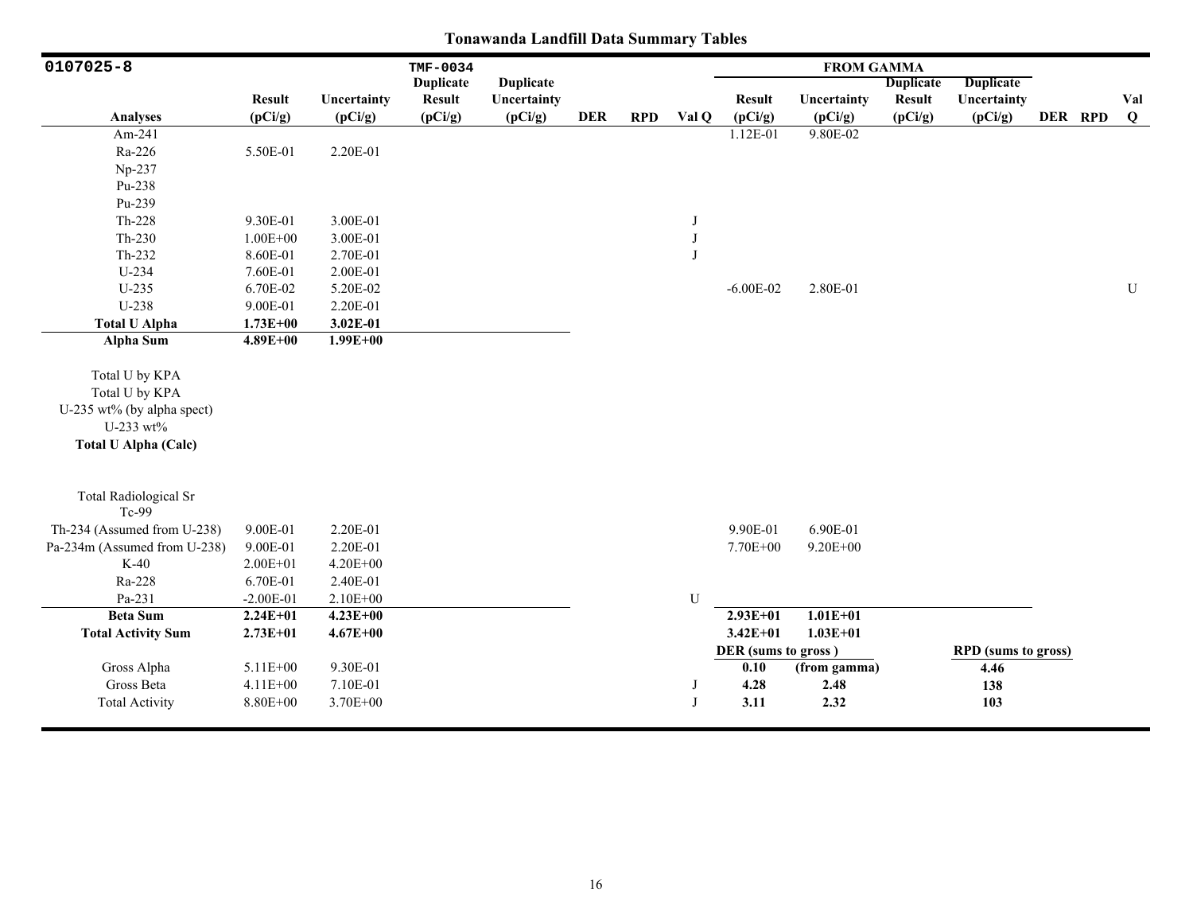## Tonawanda Landfill Data Summary Tables

| 0107025-8 | | | TMF-0034 | | | | | FROM GAMMA | | | | | | |
|---|---|---|---|---|---|---|---|---|---|---|---|---|---|---|
| Analyses | Result (pCi/g) | Uncertainty (pCi/g) | Duplicate Result (pCi/g) | Duplicate Uncertainty (pCi/g) | DER | RPD | Val Q | Result (pCi/g) | Uncertainty (pCi/g) | Duplicate Result (pCi/g) | Duplicate Uncertainty (pCi/g) | DER | RPD | Val Q |
| Am-241 | | | | | | | | 1.12E-01 | 9.80E-02 | | | | | |
| Ra-226 | 5.50E-01 | 2.20E-01 | | | | | | | | | | | | |
| Np-237 | | | | | | | | | | | | | | |
| Pu-238 | | | | | | | | | | | | | | |
| Pu-239 | | | | | | | | | | | | | | |
| Th-228 | 9.30E-01 | 3.00E-01 | | | | | J | | | | | | | |
| Th-230 | 1.00E+00 | 3.00E-01 | | | | | J | | | | | | | |
| Th-232 | 8.60E-01 | 2.70E-01 | | | | | J | | | | | | | |
| U-234 | 7.60E-01 | 2.00E-01 | | | | | | | | | | | | |
| U-235 | 6.70E-02 | 5.20E-02 | | | | | | -6.00E-02 | 2.80E-01 | | | | | U |
| U-238 | 9.00E-01 | 2.20E-01 | | | | | | | | | | | | |
| **Total U Alpha** | **1.73E+00** | **3.02E-01** | | | | | | | | | | | | |
| **Alpha Sum** | **4.89E+00** | **1.99E+00** | | | | | | | | | | | | |
| Total U by KPA | | | | | | | | | | | | | | |
| Total U by KPA | | | | | | | | | | | | | | |
| U-235 wt% (by alpha spect) | | | | | | | | | | | | | | |
| U-233 wt% | | | | | | | | | | | | | | |
| **Total U Alpha (Calc)** | | | | | | | | | | | | | | |
| Total Radiological Sr | | | | | | | | | | | | | | |
| Tc-99 | | | | | | | | | | | | | | |
| Th-234 (Assumed from U-238) | 9.00E-01 | 2.20E-01 | | | | | | 9.90E-01 | 6.90E-01 | | | | | |
| Pa-234m (Assumed from U-238) | 9.00E-01 | 2.20E-01 | | | | | | 7.70E+00 | 9.20E+00 | | | | | |
| K-40 | 2.00E+01 | 4.20E+00 | | | | | | | | | | | | |
| Ra-228 | 6.70E-01 | 2.40E-01 | | | | | | | | | | | | |
| Pa-231 | -2.00E-01 | 2.10E+00 | | | | | U | | | | | | | |
| **Beta Sum** | **2.24E+01** | **4.23E+00** | | | | | | **2.93E+01** | **1.01E+01** | | | | | |
| **Total Activity Sum** | **2.73E+01** | **4.67E+00** | | | | | | **3.42E+01** | **1.03E+01** | | | | | |
| | | | | | | | | **DER (sums to gross )** | | | **RPD (sums to gross)** | | | |
| Gross Alpha | 5.11E+00 | 9.30E-01 | | | | | | **0.10** | **(from gamma)** | | **4.46** | | | |
| Gross Beta | 4.11E+00 | 7.10E-01 | | | | | J | **4.28** | **2.48** | | **138** | | | |
| Total Activity | 8.80E+00 | 3.70E+00 | | | | | J | **3.11** | **2.32** | | **103** | | | |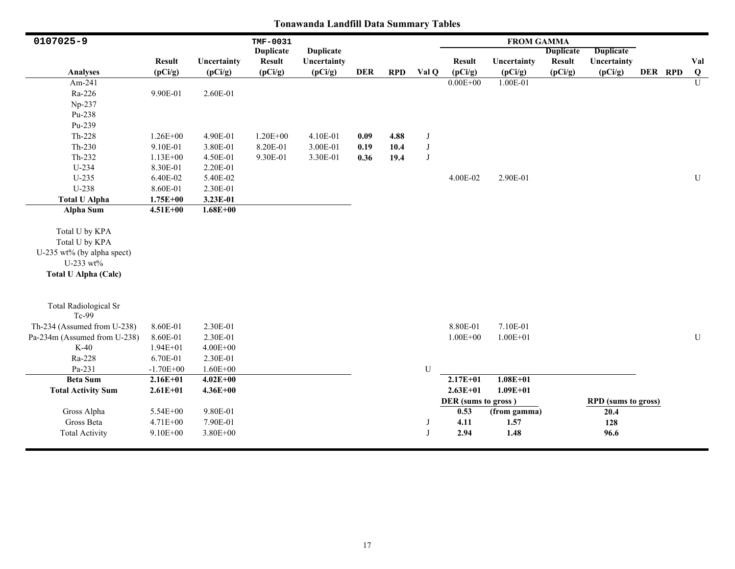# Tonawanda Landfill Data Summary Tables

| 0107025-9 | | | TMF-0031 | | | | | FROM GAMMA | | | | | | |
|---|---|---|---|---|---|---|---|---|---|---|---|---|---|---|
| Analyses | Result (pCi/g) | Uncertainty (pCi/g) | Duplicate Result (pCi/g) | Duplicate Uncertainty (pCi/g) | DER | RPD | Val Q | Result (pCi/g) | Uncertainty (pCi/g) | Duplicate Result (pCi/g) | Duplicate Uncertainty (pCi/g) | DER | RPD | Val Q |
| Am-241 | | | | | | | | 0.00E+00 | 1.00E-01 | | | | | U |
| Ra-226 | 9.90E-01 | 2.60E-01 | | | | | | | | | | | | |
| Np-237 | | | | | | | | | | | | | | |
| Pu-238 | | | | | | | | | | | | | | |
| Pu-239 | | | | | | | | | | | | | | |
| Th-228 | 1.26E+00 | 4.90E-01 | 1.20E+00 | 4.10E-01 | **0.09** | **4.88** | J | | | | | | | |
| Th-230 | 9.10E-01 | 3.80E-01 | 8.20E-01 | 3.00E-01 | **0.19** | **10.4** | J | | | | | | | |
| Th-232 | 1.13E+00 | 4.50E-01 | 9.30E-01 | 3.30E-01 | **0.36** | **19.4** | J | | | | | | | |
| U-234 | 8.30E-01 | 2.20E-01 | | | | | | | | | | | | |
| U-235 | 6.40E-02 | 5.40E-02 | | | | | | 4.00E-02 | 2.90E-01 | | | | | U |
| U-238 | 8.60E-01 | 2.30E-01 | | | | | | | | | | | | |
| **Total U Alpha** | **1.75E+00** | **3.23E-01** | | | | | | | | | | | | |
| **Alpha Sum** | **4.51E+00** | **1.68E+00** | | | | | | | | | | | | |
| Total U by KPA | | | | | | | | | | | | | | |
| Total U by KPA | | | | | | | | | | | | | | |
| U-235 wt% (by alpha spect) | | | | | | | | | | | | | | |
| U-233 wt% | | | | | | | | | | | | | | |
| **Total U Alpha (Calc)** | | | | | | | | | | | | | | |
| Total Radiological Sr | | | | | | | | | | | | | | |
| Tc-99 | | | | | | | | | | | | | | |
| Th-234 (Assumed from U-238) | 8.60E-01 | 2.30E-01 | | | | | | 8.80E-01 | 7.10E-01 | | | | | |
| Pa-234m (Assumed from U-238) | 8.60E-01 | 2.30E-01 | | | | | | 1.00E+00 | 1.00E+01 | | | | | U |
| K-40 | 1.94E+01 | 4.00E+00 | | | | | | | | | | | | |
| Ra-228 | 6.70E-01 | 2.30E-01 | | | | | | | | | | | | |
| Pa-231 | -1.70E+00 | 1.60E+00 | | | | | U | | | | | | | |
| **Beta Sum** | **2.16E+01** | **4.02E+00** | | | | | | **2.17E+01** | **1.08E+01** | | | | | |
| **Total Activity Sum** | **2.61E+01** | **4.36E+00** | | | | | | **2.63E+01** | **1.09E+01** | | | | | |
| | | | | | | | | **DER (sums to gross)** | | | **RPD (sums to gross)** | | | |
| Gross Alpha | 5.54E+00 | 9.80E-01 | | | | | | **0.53** | **(from gamma)** | | **20.4** | | | |
| Gross Beta | 4.71E+00 | 7.90E-01 | | | | | J | **4.11** | **1.57** | | **128** | | | |
| Total Activity | 9.10E+00 | 3.80E+00 | | | | | J | **2.94** | **1.48** | | **96.6** | | | |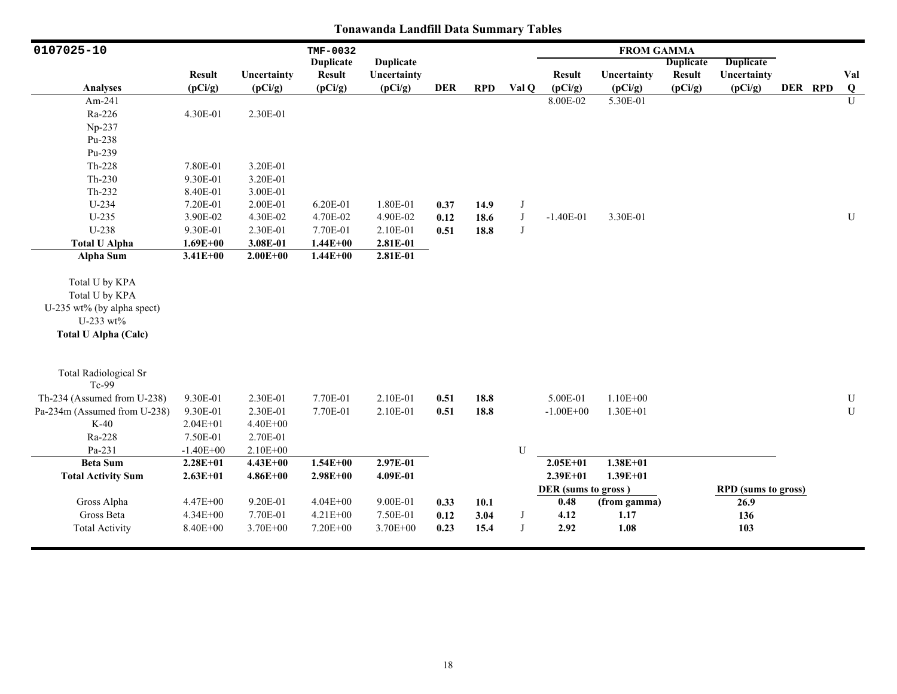# Tonawanda Landfill Data Summary Tables

| 0107025-10 | | | TMF-0032 | | | | | FROM GAMMA | | | | | | |
|---|---|---|---|---|---|---|---|---|---|---|---|---|---|---|
| Analyses | Result (pCi/g) | Uncertainty (pCi/g) | Duplicate Result (pCi/g) | Duplicate Uncertainty (pCi/g) | DER | RPD | Val Q | Result (pCi/g) | Uncertainty (pCi/g) | Duplicate Result (pCi/g) | Duplicate Uncertainty (pCi/g) | DER | RPD | Val Q |
| Am-241 | | | | | | | | 8.00E-02 | 5.30E-01 | | | | | U |
| Ra-226 | 4.30E-01 | 2.30E-01 | | | | | | | | | | | | |
| Np-237 | | | | | | | | | | | | | | |
| Pu-238 | | | | | | | | | | | | | | |
| Pu-239 | | | | | | | | | | | | | | |
| Th-228 | 7.80E-01 | 3.20E-01 | | | | | | | | | | | | |
| Th-230 | 9.30E-01 | 3.20E-01 | | | | | | | | | | | | |
| Th-232 | 8.40E-01 | 3.00E-01 | | | | | | | | | | | | |
| U-234 | 7.20E-01 | 2.00E-01 | 6.20E-01 | 1.80E-01 | **0.37** | **14.9** | J | | | | | | | |
| U-235 | 3.90E-02 | 4.30E-02 | 4.70E-02 | 4.90E-02 | **0.12** | **18.6** | J | -1.40E-01 | 3.30E-01 | | | | | U |
| U-238 | 9.30E-01 | 2.30E-01 | 7.70E-01 | 2.10E-01 | **0.51** | **18.8** | J | | | | | | | |
| **Total U Alpha** | **1.69E+00** | **3.08E-01** | **1.44E+00** | **2.81E-01** | | | | | | | | | | |
| **Alpha Sum** | **3.41E+00** | **2.00E+00** | **1.44E+00** | **2.81E-01** | | | | | | | | | | |
| Total U by KPA | | | | | | | | | | | | | | |
| Total U by KPA | | | | | | | | | | | | | | |
| U-235 wt% (by alpha spect) | | | | | | | | | | | | | | |
| U-233 wt% | | | | | | | | | | | | | | |
| **Total U Alpha (Calc)** | | | | | | | | | | | | | | |
| Total Radiological Sr | | | | | | | | | | | | | | |
| Tc-99 | | | | | | | | | | | | | | |
| Th-234 (Assumed from U-238) | 9.30E-01 | 2.30E-01 | 7.70E-01 | 2.10E-01 | **0.51** | **18.8** | | 5.00E-01 | 1.10E+00 | | | | | U |
| Pa-234m (Assumed from U-238) | 9.30E-01 | 2.30E-01 | 7.70E-01 | 2.10E-01 | **0.51** | **18.8** | | -1.00E+00 | 1.30E+01 | | | | | U |
| K-40 | 2.04E+01 | 4.40E+00 | | | | | | | | | | | | |
| Ra-228 | 7.50E-01 | 2.70E-01 | | | | | | | | | | | | |
| Pa-231 | -1.40E+00 | 2.10E+00 | | | | | U | | | | | | | |
| **Beta Sum** | **2.28E+01** | **4.43E+00** | **1.54E+00** | **2.97E-01** | | | | **2.05E+01** | **1.38E+01** | | | | | |
| **Total Activity Sum** | **2.63E+01** | **4.86E+00** | **2.98E+00** | **4.09E-01** | | | | **2.39E+01** | **1.39E+01** | | | | | |
| | | | | | | | | **DER (sums to gross)** | | | **RPD (sums to gross)** | | | |
| Gross Alpha | 4.47E+00 | 9.20E-01 | 4.04E+00 | 9.00E-01 | **0.33** | **10.1** | | **0.48** | **(from gamma)** | | **26.9** | | | |
| Gross Beta | 4.34E+00 | 7.70E-01 | 4.21E+00 | 7.50E-01 | **0.12** | **3.04** | J | **4.12** | **1.17** | | **136** | | | |
| Total Activity | 8.40E+00 | 3.70E+00 | 7.20E+00 | 3.70E+00 | **0.23** | **15.4** | J | **2.92** | **1.08** | | **103** | | | |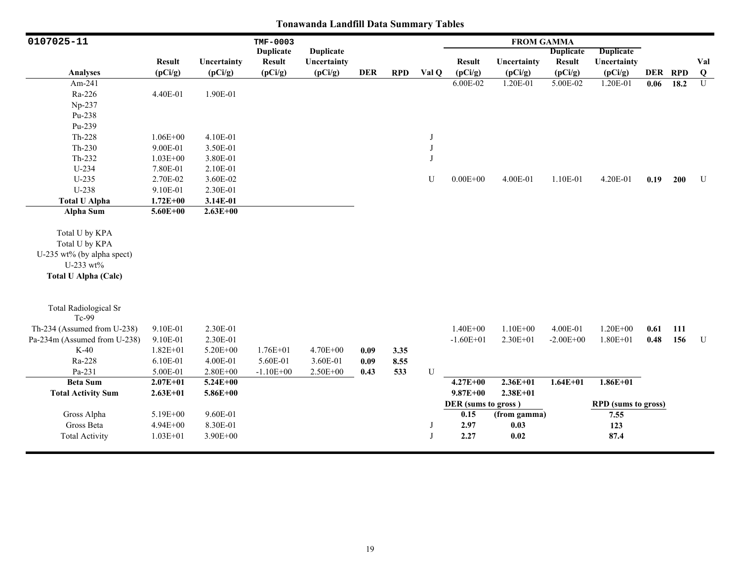# Tonawanda Landfill Data Summary Tables

| 0107025-11 | | | TMF-0003 | | | | | FROM GAMMA | | | | | | |
|---|---|---|---|---|---|---|---|---|---|---|---|---|---|---|
| Analyses | Result (pCi/g) | Uncertainty (pCi/g) | Duplicate Result (pCi/g) | Duplicate Uncertainty (pCi/g) | DER | RPD | Val Q | Result (pCi/g) | Uncertainty (pCi/g) | Duplicate Result (pCi/g) | Duplicate Uncertainty (pCi/g) | DER | RPD | Val Q |
| Am-241 | | | | | | | | 6.00E-02 | 1.20E-01 | 5.00E-02 | 1.20E-01 | **0.06** | **18.2** | U |
| Ra-226 | 4.40E-01 | 1.90E-01 | | | | | | | | | | | | |
| Np-237 | | | | | | | | | | | | | | |
| Pu-238 | | | | | | | | | | | | | | |
| Pu-239 | | | | | | | | | | | | | | |
| Th-228 | 1.06E+00 | 4.10E-01 | | | | | J | | | | | | | |
| Th-230 | 9.00E-01 | 3.50E-01 | | | | | J | | | | | | | |
| Th-232 | 1.03E+00 | 3.80E-01 | | | | | J | | | | | | | |
| U-234 | 7.80E-01 | 2.10E-01 | | | | | | | | | | | | |
| U-235 | 2.70E-02 | 3.60E-02 | | | | | U | 0.00E+00 | 4.00E-01 | 1.10E-01 | 4.20E-01 | **0.19** | **200** | U |
| U-238 | 9.10E-01 | 2.30E-01 | | | | | | | | | | | | |
| **Total U Alpha** | **1.72E+00** | **3.14E-01** | | | | | | | | | | | | |
| **Alpha Sum** | **5.60E+00** | **2.63E+00** | | | | | | | | | | | | |
| Total U by KPA | | | | | | | | | | | | | | |
| Total U by KPA | | | | | | | | | | | | | | |
| U-235 wt% (by alpha spect) | | | | | | | | | | | | | | |
| U-233 wt% | | | | | | | | | | | | | | |
| **Total U Alpha (Calc)** | | | | | | | | | | | | | | |
| Total Radiological Sr | | | | | | | | | | | | | | |
| Tc-99 | | | | | | | | | | | | | | |
| Th-234 (Assumed from U-238) | 9.10E-01 | 2.30E-01 | | | | | | 1.40E+00 | 1.10E+00 | 4.00E-01 | 1.20E+00 | **0.61** | **111** | |
| Pa-234m (Assumed from U-238) | 9.10E-01 | 2.30E-01 | | | | | | -1.60E+01 | 2.30E+01 | -2.00E+00 | 1.80E+01 | **0.48** | **156** | U |
| K-40 | 1.82E+01 | 5.20E+00 | 1.76E+01 | 4.70E+00 | **0.09** | **3.35** | | | | | | | | |
| Ra-228 | 6.10E-01 | 4.00E-01 | 5.60E-01 | 3.60E-01 | **0.09** | **8.55** | | | | | | | | |
| Pa-231 | 5.00E-01 | 2.80E+00 | -1.10E+00 | 2.50E+00 | **0.43** | **533** | U | | | | | | | |
| **Beta Sum** | **2.07E+01** | **5.24E+00** | | | | | | **4.27E+00** | **2.36E+01** | **1.64E+01** | **1.86E+01** | | | |
| **Total Activity Sum** | **2.63E+01** | **5.86E+00** | | | | | | **9.87E+00** | **2.38E+01** | | | | | |
| | | | | | | | | **DER (sums to gross )** | | | **RPD (sums to gross)** | | | |
| Gross Alpha | 5.19E+00 | 9.60E-01 | | | | | | **0.15** | **(from gamma)** | | **7.55** | | | |
| Gross Beta | 4.94E+00 | 8.30E-01 | | | | | J | **2.97** | **0.03** | | **123** | | | |
| Total Activity | 1.03E+01 | 3.90E+00 | | | | | J | **2.27** | **0.02** | | **87.4** | | | |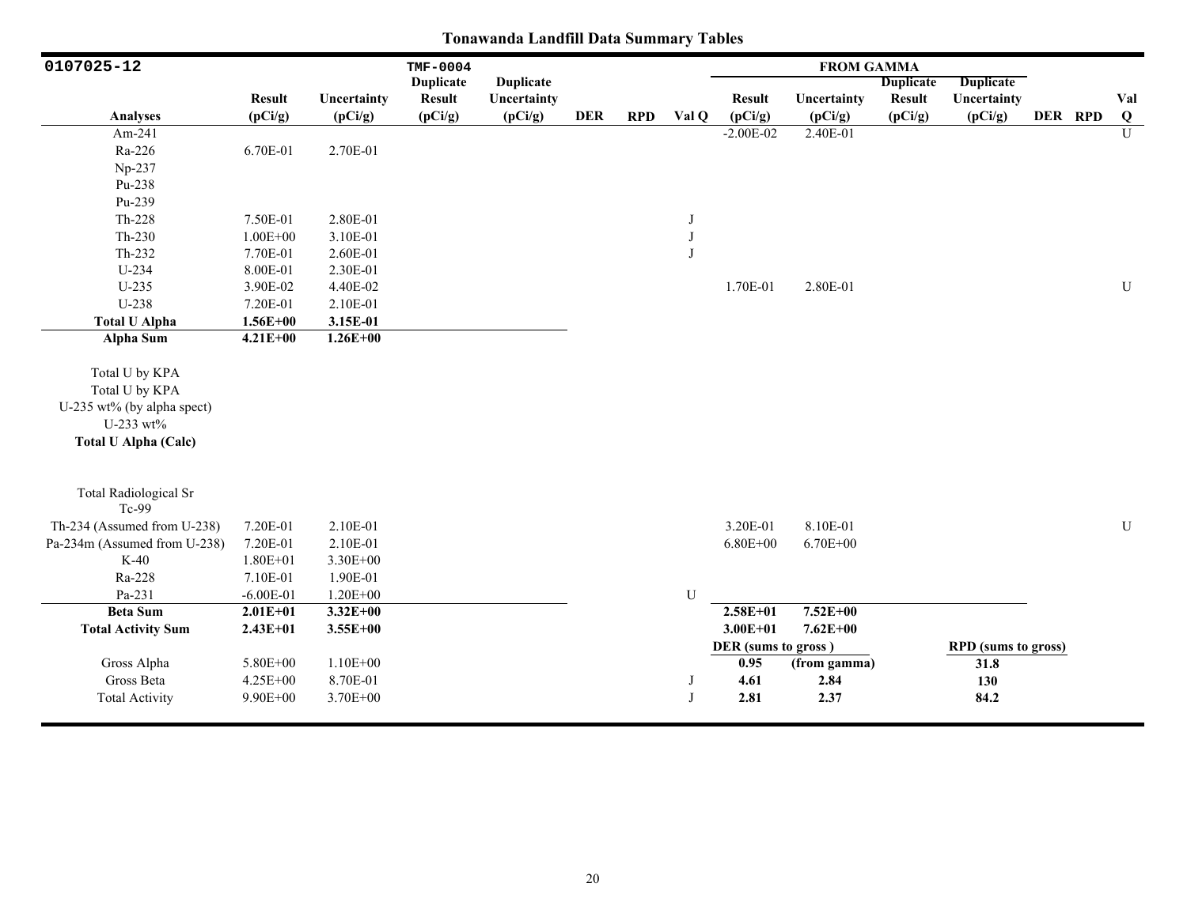# Tonawanda Landfill Data Summary Tables

| 0107025-12 | | | TMF-0004 | | | | | FROM GAMMA | | | | | | |
|---|---|---|---|---|---|---|---|---|---|---|---|---|---|---|
| Analyses | Result (pCi/g) | Uncertainty (pCi/g) | Duplicate Result (pCi/g) | Duplicate Uncertainty (pCi/g) | DER | RPD | Val Q | Result (pCi/g) | Uncertainty (pCi/g) | Duplicate Result (pCi/g) | Duplicate Uncertainty (pCi/g) | DER | RPD | Val Q |
| Am-241 | | | | | | | | -2.00E-02 | 2.40E-01 | | | | | U |
| Ra-226 | 6.70E-01 | 2.70E-01 | | | | | | | | | | | | |
| Np-237 | | | | | | | | | | | | | | |
| Pu-238 | | | | | | | | | | | | | | |
| Pu-239 | | | | | | | | | | | | | | |
| Th-228 | 7.50E-01 | 2.80E-01 | | | | | J | | | | | | | |
| Th-230 | 1.00E+00 | 3.10E-01 | | | | | J | | | | | | | |
| Th-232 | 7.70E-01 | 2.60E-01 | | | | | J | | | | | | | |
| U-234 | 8.00E-01 | 2.30E-01 | | | | | | | | | | | | |
| U-235 | 3.90E-02 | 4.40E-02 | | | | | | 1.70E-01 | 2.80E-01 | | | | | U |
| U-238 | 7.20E-01 | 2.10E-01 | | | | | | | | | | | | |
| **Total U Alpha** | **1.56E+00** | **3.15E-01** | | | | | | | | | | | | |
| **Alpha Sum** | **4.21E+00** | **1.26E+00** | | | | | | | | | | | | |
| Total U by KPA | | | | | | | | | | | | | | |
| Total U by KPA | | | | | | | | | | | | | | |
| U-235 wt% (by alpha spect) | | | | | | | | | | | | | | |
| U-233 wt% | | | | | | | | | | | | | | |
| **Total U Alpha (Calc)** | | | | | | | | | | | | | | |
| Total Radiological Sr | | | | | | | | | | | | | | |
| Tc-99 | | | | | | | | | | | | | | |
| Th-234 (Assumed from U-238) | 7.20E-01 | 2.10E-01 | | | | | | 3.20E-01 | 8.10E-01 | | | | | U |
| Pa-234m (Assumed from U-238) | 7.20E-01 | 2.10E-01 | | | | | | 6.80E+00 | 6.70E+00 | | | | | |
| K-40 | 1.80E+01 | 3.30E+00 | | | | | | | | | | | | |
| Ra-228 | 7.10E-01 | 1.90E-01 | | | | | | | | | | | | |
| Pa-231 | -6.00E-01 | 1.20E+00 | | | | | U | | | | | | | |
| **Beta Sum** | **2.01E+01** | **3.32E+00** | | | | | | **2.58E+01** | **7.52E+00** | | | | | |
| **Total Activity Sum** | **2.43E+01** | **3.55E+00** | | | | | | **3.00E+01** | **7.62E+00** | | | | | |
| | | | | | | | | **DER (sums to gross )** | | | **RPD (sums to gross)** | | | |
| Gross Alpha | 5.80E+00 | 1.10E+00 | | | | | | **0.95** | **(from gamma)** | | **31.8** | | | |
| Gross Beta | 4.25E+00 | 8.70E-01 | | | | | J | **4.61** | **2.84** | | **130** | | | |
| Total Activity | 9.90E+00 | 3.70E+00 | | | | | J | **2.81** | **2.37** | | **84.2** | | | |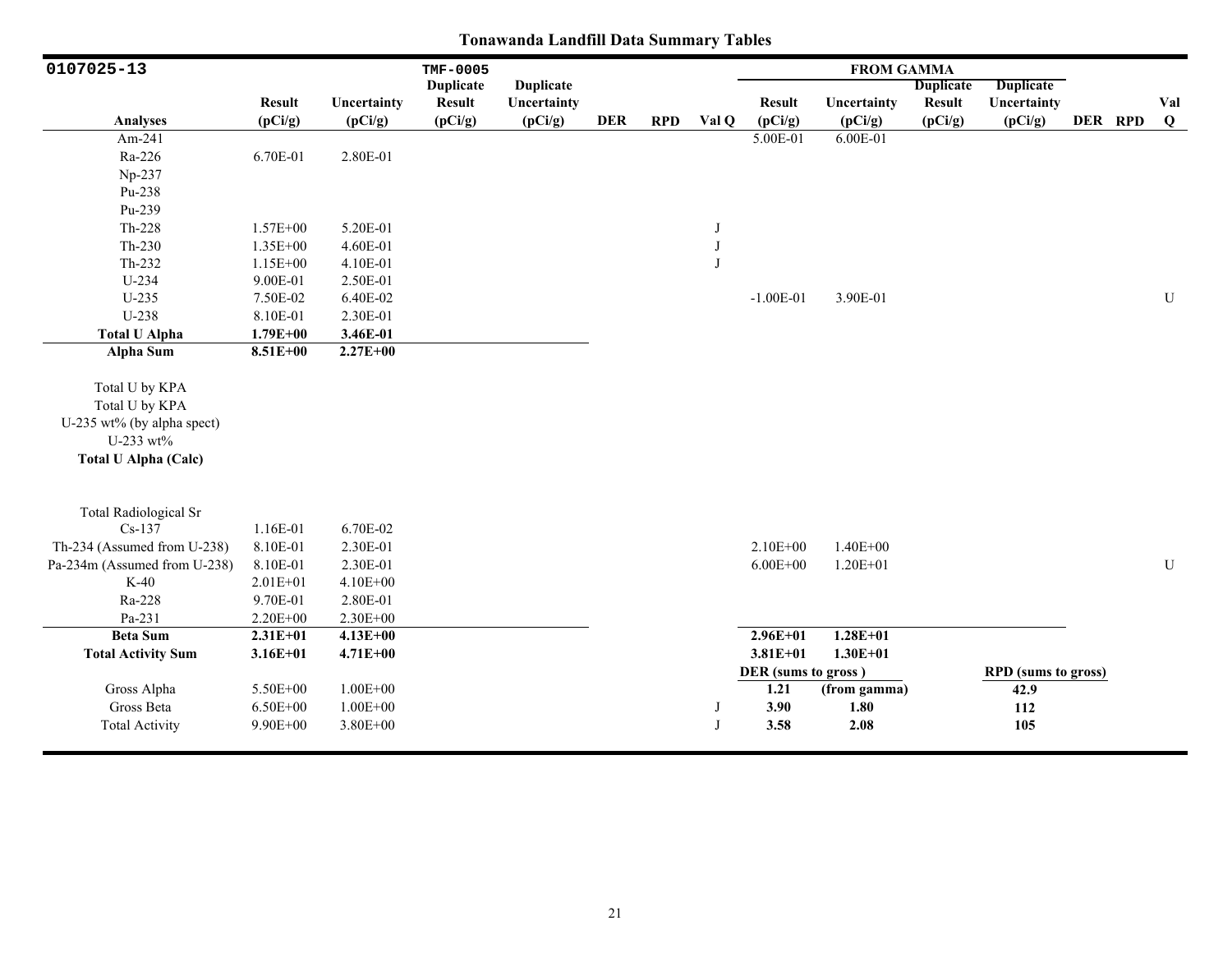# Tonawanda Landfill Data Summary Tables

| 0107025-13 | | | TMF-0005 | | | | | FROM GAMMA | | | | | | |
|---|---|---|---|---|---|---|---|---|---|---|---|---|---|---|
| Analyses | Result (pCi/g) | Uncertainty (pCi/g) | Duplicate Result (pCi/g) | Duplicate Uncertainty (pCi/g) | DER | RPD | Val Q | Result (pCi/g) | Uncertainty (pCi/g) | Duplicate Result (pCi/g) | Duplicate Uncertainty (pCi/g) | DER | RPD | Val Q |
| Am-241 | | | | | | | | 5.00E-01 | 6.00E-01 | | | | | |
| Ra-226 | 6.70E-01 | 2.80E-01 | | | | | | | | | | | | |
| Np-237 | | | | | | | | | | | | | | |
| Pu-238 | | | | | | | | | | | | | | |
| Pu-239 | | | | | | | | | | | | | | |
| Th-228 | 1.57E+00 | 5.20E-01 | | | | | J | | | | | | | |
| Th-230 | 1.35E+00 | 4.60E-01 | | | | | J | | | | | | | |
| Th-232 | 1.15E+00 | 4.10E-01 | | | | | J | | | | | | | |
| U-234 | 9.00E-01 | 2.50E-01 | | | | | | | | | | | | |
| U-235 | 7.50E-02 | 6.40E-02 | | | | | | -1.00E-01 | 3.90E-01 | | | | | U |
| U-238 | 8.10E-01 | 2.30E-01 | | | | | | | | | | | | |
| **Total U Alpha** | **1.79E+00** | **3.46E-01** | | | | | | | | | | | | |
| **Alpha Sum** | **8.51E+00** | **2.27E+00** | | | | | | | | | | | | |
| Total U by KPA | | | | | | | | | | | | | | |
| Total U by KPA | | | | | | | | | | | | | | |
| U-235 wt% (by alpha spect) | | | | | | | | | | | | | | |
| U-233 wt% | | | | | | | | | | | | | | |
| **Total U Alpha (Calc)** | | | | | | | | | | | | | | |
| Total Radiological Sr | | | | | | | | | | | | | | |
| Cs-137 | 1.16E-01 | 6.70E-02 | | | | | | | | | | | | |
| Th-234 (Assumed from U-238) | 8.10E-01 | 2.30E-01 | | | | | | 2.10E+00 | 1.40E+00 | | | | | |
| Pa-234m (Assumed from U-238) | 8.10E-01 | 2.30E-01 | | | | | | 6.00E+00 | 1.20E+01 | | | | | U |
| K-40 | 2.01E+01 | 4.10E+00 | | | | | | | | | | | | |
| Ra-228 | 9.70E-01 | 2.80E-01 | | | | | | | | | | | | |
| Pa-231 | 2.20E+00 | 2.30E+00 | | | | | | | | | | | | |
| **Beta Sum** | **2.31E+01** | **4.13E+00** | | | | | | **2.96E+01** | **1.28E+01** | | | | | |
| **Total Activity Sum** | **3.16E+01** | **4.71E+00** | | | | | | **3.81E+01** | **1.30E+01** | | | | | |
| | | | | | | | | **DER (sums to gross)** | | | **RPD (sums to gross)** | | | |
| Gross Alpha | 5.50E+00 | 1.00E+00 | | | | | | **1.21** | **(from gamma)** | | **42.9** | | | |
| Gross Beta | 6.50E+00 | 1.00E+00 | | | | | J | **3.90** | **1.80** | | **112** | | | |
| Total Activity | 9.90E+00 | 3.80E+00 | | | | | J | **3.58** | **2.08** | | **105** | | | |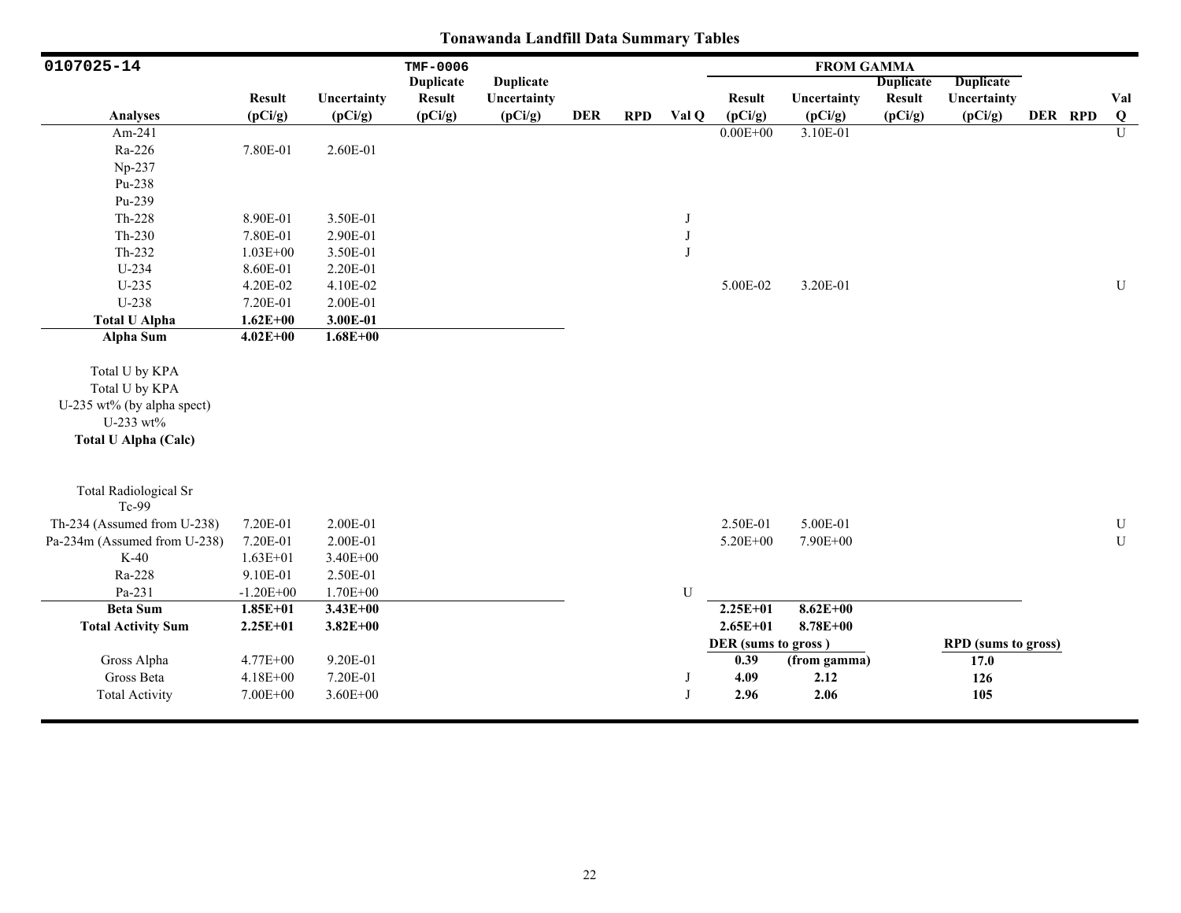# Tonawanda Landfill Data Summary Tables

| 0107025-14 | | | TMF-0006 | | | | | FROM GAMMA | | | | | | |
|---|---|---|---|---|---|---|---|---|---|---|---|---|---|---|
| Analyses | Result (pCi/g) | Uncertainty (pCi/g) | Duplicate Result (pCi/g) | Duplicate Uncertainty (pCi/g) | DER | RPD | Val Q | Result (pCi/g) | Uncertainty (pCi/g) | Duplicate Result (pCi/g) | Duplicate Uncertainty (pCi/g) | DER | RPD | Val Q |
| Am-241 | | | | | | | | 0.00E+00 | 3.10E-01 | | | | | U |
| Ra-226 | 7.80E-01 | 2.60E-01 | | | | | | | | | | | | |
| Np-237 | | | | | | | | | | | | | | |
| Pu-238 | | | | | | | | | | | | | | |
| Pu-239 | | | | | | | | | | | | | | |
| Th-228 | 8.90E-01 | 3.50E-01 | | | | | J | | | | | | | |
| Th-230 | 7.80E-01 | 2.90E-01 | | | | | J | | | | | | | |
| Th-232 | 1.03E+00 | 3.50E-01 | | | | | J | | | | | | | |
| U-234 | 8.60E-01 | 2.20E-01 | | | | | | | | | | | | |
| U-235 | 4.20E-02 | 4.10E-02 | | | | | | 5.00E-02 | 3.20E-01 | | | | | U |
| U-238 | 7.20E-01 | 2.00E-01 | | | | | | | | | | | | |
| **Total U Alpha** | **1.62E+00** | **3.00E-01** | | | | | | | | | | | | |
| **Alpha Sum** | **4.02E+00** | **1.68E+00** | | | | | | | | | | | | |
| Total U by KPA | | | | | | | | | | | | | | |
| Total U by KPA | | | | | | | | | | | | | | |
| U-235 wt% (by alpha spect) | | | | | | | | | | | | | | |
| U-233 wt% | | | | | | | | | | | | | | |
| **Total U Alpha (Calc)** | | | | | | | | | | | | | | |
| Total Radiological Sr | | | | | | | | | | | | | | |
| Tc-99 | | | | | | | | | | | | | | |
| Th-234 (Assumed from U-238) | 7.20E-01 | 2.00E-01 | | | | | | 2.50E-01 | 5.00E-01 | | | | | U |
| Pa-234m (Assumed from U-238) | 7.20E-01 | 2.00E-01 | | | | | | 5.20E+00 | 7.90E+00 | | | | | U |
| K-40 | 1.63E+01 | 3.40E+00 | | | | | | | | | | | | |
| Ra-228 | 9.10E-01 | 2.50E-01 | | | | | | | | | | | | |
| Pa-231 | -1.20E+00 | 1.70E+00 | | | | | U | | | | | | | |
| **Beta Sum** | **1.85E+01** | **3.43E+00** | | | | | | **2.25E+01** | **8.62E+00** | | | | | |
| **Total Activity Sum** | **2.25E+01** | **3.82E+00** | | | | | | **2.65E+01** | **8.78E+00** | | | | | |
| | | | | | | | | **DER (sums to gross)** | | | **RPD (sums to gross)** | | | |
| Gross Alpha | 4.77E+00 | 9.20E-01 | | | | | | **0.39** | **(from gamma)** | | **17.0** | | | |
| Gross Beta | 4.18E+00 | 7.20E-01 | | | | | J | **4.09** | **2.12** | | **126** | | | |
| Total Activity | 7.00E+00 | 3.60E+00 | | | | | J | **2.96** | **2.06** | | **105** | | | |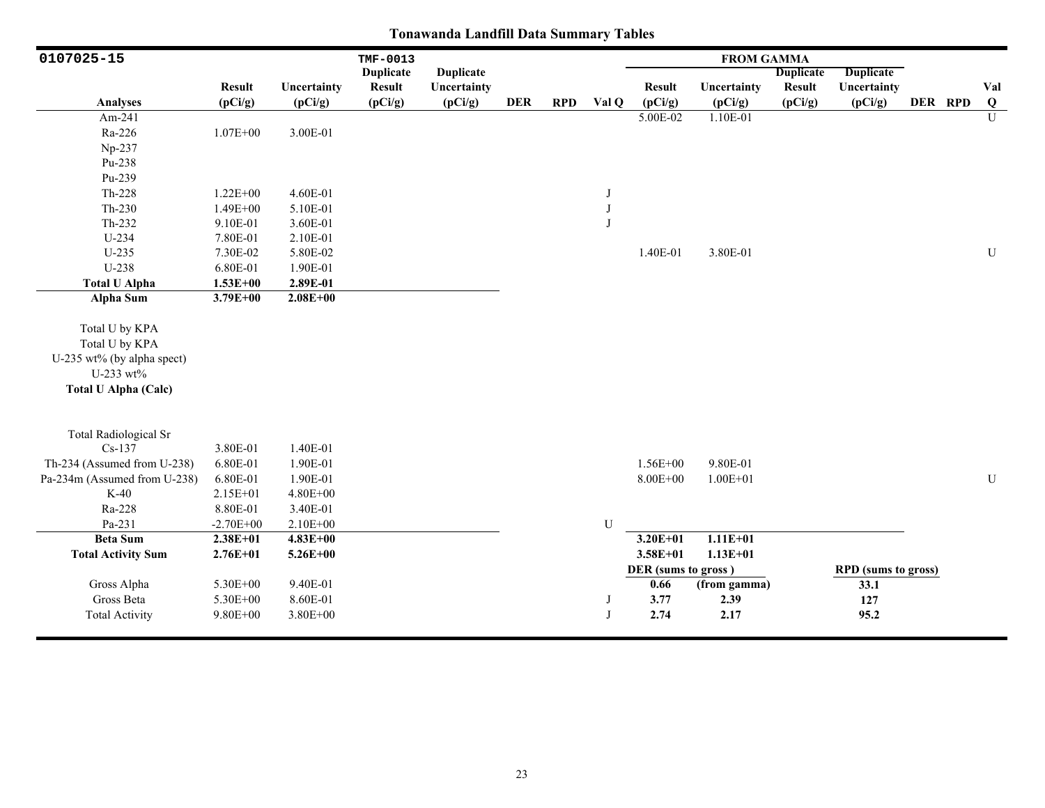# Tonawanda Landfill Data Summary Tables

| 0107025-15 | | | TMF-0013 | | | | | FROM GAMMA | | | | | | |
|---|---|---|---|---|---|---|---|---|---|---|---|---|---|---|
| Analyses | Result (pCi/g) | Uncertainty (pCi/g) | Duplicate Result (pCi/g) | Duplicate Uncertainty (pCi/g) | DER | RPD | Val Q | Result (pCi/g) | Uncertainty (pCi/g) | Duplicate Result (pCi/g) | Duplicate Uncertainty (pCi/g) | DER | RPD | Val Q |
| Am-241 | | | | | | | | 5.00E-02 | 1.10E-01 | | | | | U |
| Ra-226 | 1.07E+00 | 3.00E-01 | | | | | | | | | | | | |
| Np-237 | | | | | | | | | | | | | | |
| Pu-238 | | | | | | | | | | | | | | |
| Pu-239 | | | | | | | | | | | | | | |
| Th-228 | 1.22E+00 | 4.60E-01 | | | | | J | | | | | | | |
| Th-230 | 1.49E+00 | 5.10E-01 | | | | | J | | | | | | | |
| Th-232 | 9.10E-01 | 3.60E-01 | | | | | J | | | | | | | |
| U-234 | 7.80E-01 | 2.10E-01 | | | | | | | | | | | | |
| U-235 | 7.30E-02 | 5.80E-02 | | | | | | 1.40E-01 | 3.80E-01 | | | | | U |
| U-238 | 6.80E-01 | 1.90E-01 | | | | | | | | | | | | |
| **Total U Alpha** | **1.53E+00** | **2.89E-01** | | | | | | | | | | | | |
| **Alpha Sum** | **3.79E+00** | **2.08E+00** | | | | | | | | | | | | |
| Total U by KPA | | | | | | | | | | | | | | |
| Total U by KPA | | | | | | | | | | | | | | |
| U-235 wt% (by alpha spect) | | | | | | | | | | | | | | |
| U-233 wt% | | | | | | | | | | | | | | |
| **Total U Alpha (Calc)** | | | | | | | | | | | | | | |
| Total Radiological Sr | | | | | | | | | | | | | | |
| Cs-137 | 3.80E-01 | 1.40E-01 | | | | | | | | | | | | |
| Th-234 (Assumed from U-238) | 6.80E-01 | 1.90E-01 | | | | | | 1.56E+00 | 9.80E-01 | | | | | |
| Pa-234m (Assumed from U-238) | 6.80E-01 | 1.90E-01 | | | | | | 8.00E+00 | 1.00E+01 | | | | | U |
| K-40 | 2.15E+01 | 4.80E+00 | | | | | | | | | | | | |
| Ra-228 | 8.80E-01 | 3.40E-01 | | | | | | | | | | | | |
| Pa-231 | -2.70E+00 | 2.10E+00 | | | | | U | | | | | | | |
| **Beta Sum** | **2.38E+01** | **4.83E+00** | | | | | | **3.20E+01** | **1.11E+01** | | | | | |
| **Total Activity Sum** | **2.76E+01** | **5.26E+00** | | | | | | **3.58E+01** | **1.13E+01** | | | | | |
| | | | | | | | | **DER (sums to gross )** | | | **RPD (sums to gross)** | | | |
| Gross Alpha | 5.30E+00 | 9.40E-01 | | | | | | **0.66** | **(from gamma)** | | **33.1** | | | |
| Gross Beta | 5.30E+00 | 8.60E-01 | | | | | J | **3.77** | **2.39** | | **127** | | | |
| Total Activity | 9.80E+00 | 3.80E+00 | | | | | J | **2.74** | **2.17** | | **95.2** | | | |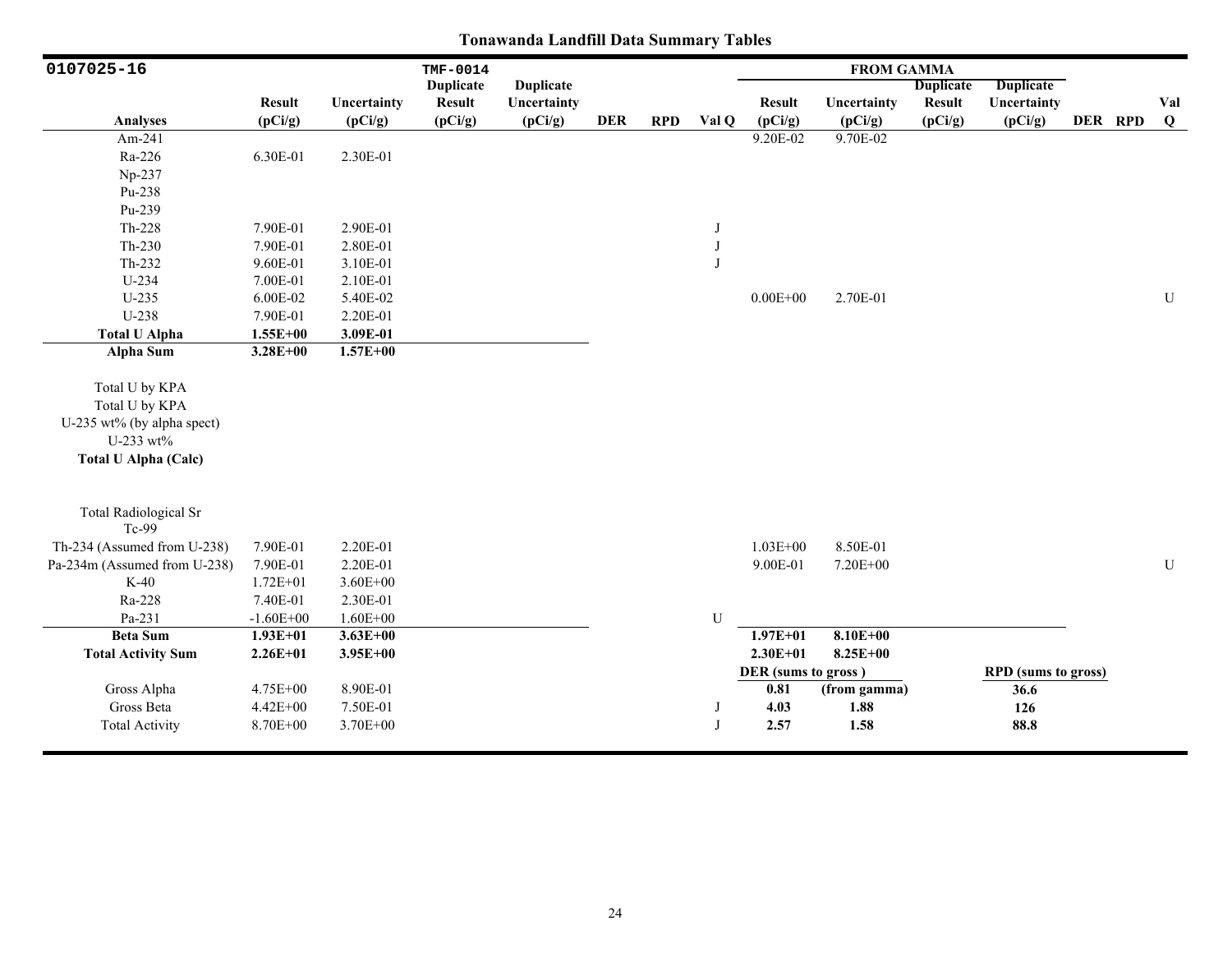# Tonawanda Landfill Data Summary Tables

| 0107025-16 | | | TMF-0014 | | | | | FROM GAMMA | | | | | | |
|---|---|---|---|---|---|---|---|---|---|---|---|---|---|---|
| Analyses | Result (pCi/g) | Uncertainty (pCi/g) | Duplicate Result (pCi/g) | Duplicate Uncertainty (pCi/g) | DER | RPD | Val Q | Result (pCi/g) | Uncertainty (pCi/g) | Duplicate Result (pCi/g) | Duplicate Uncertainty (pCi/g) | DER | RPD | Val Q |
| Am-241 | | | | | | | | 9.20E-02 | 9.70E-02 | | | | | |
| Ra-226 | 6.30E-01 | 2.30E-01 | | | | | | | | | | | | |
| Np-237 | | | | | | | | | | | | | | |
| Pu-238 | | | | | | | | | | | | | | |
| Pu-239 | | | | | | | | | | | | | | |
| Th-228 | 7.90E-01 | 2.90E-01 | | | | | J | | | | | | | |
| Th-230 | 7.90E-01 | 2.80E-01 | | | | | J | | | | | | | |
| Th-232 | 9.60E-01 | 3.10E-01 | | | | | J | | | | | | | |
| U-234 | 7.00E-01 | 2.10E-01 | | | | | | | | | | | | |
| U-235 | 6.00E-02 | 5.40E-02 | | | | | | 0.00E+00 | 2.70E-01 | | | | | U |
| U-238 | 7.90E-01 | 2.20E-01 | | | | | | | | | | | | |
| **Total U Alpha** | **1.55E+00** | **3.09E-01** | | | | | | | | | | | | |
| **Alpha Sum** | **3.28E+00** | **1.57E+00** | | | | | | | | | | | | |
| Total U by KPA | | | | | | | | | | | | | | |
| Total U by KPA | | | | | | | | | | | | | | |
| U-235 wt% (by alpha spect) | | | | | | | | | | | | | | |
| U-233 wt% | | | | | | | | | | | | | | |
| **Total U Alpha (Calc)** | | | | | | | | | | | | | | |
| Total Radiological Sr | | | | | | | | | | | | | | |
| Tc-99 | | | | | | | | | | | | | | |
| Th-234 (Assumed from U-238) | 7.90E-01 | 2.20E-01 | | | | | | 1.03E+00 | 8.50E-01 | | | | | |
| Pa-234m (Assumed from U-238) | 7.90E-01 | 2.20E-01 | | | | | | 9.00E-01 | 7.20E+00 | | | | | U |
| K-40 | 1.72E+01 | 3.60E+00 | | | | | | | | | | | | |
| Ra-228 | 7.40E-01 | 2.30E-01 | | | | | | | | | | | | |
| Pa-231 | -1.60E+00 | 1.60E+00 | | | | | U | | | | | | | |
| **Beta Sum** | **1.93E+01** | **3.63E+00** | | | | | | **1.97E+01** | **8.10E+00** | | | | | |
| **Total Activity Sum** | **2.26E+01** | **3.95E+00** | | | | | | **2.30E+01** | **8.25E+00** | | | | | |
| | | | | | | | | **DER (sums to gross )** | | | **RPD (sums to gross)** | | | |
| Gross Alpha | 4.75E+00 | 8.90E-01 | | | | | | **0.81** | **(from gamma)** | | **36.6** | | | |
| Gross Beta | 4.42E+00 | 7.50E-01 | | | | | J | **4.03** | **1.88** | | **126** | | | |
| Total Activity | 8.70E+00 | 3.70E+00 | | | | | J | **2.57** | **1.58** | | **88.8** | | | |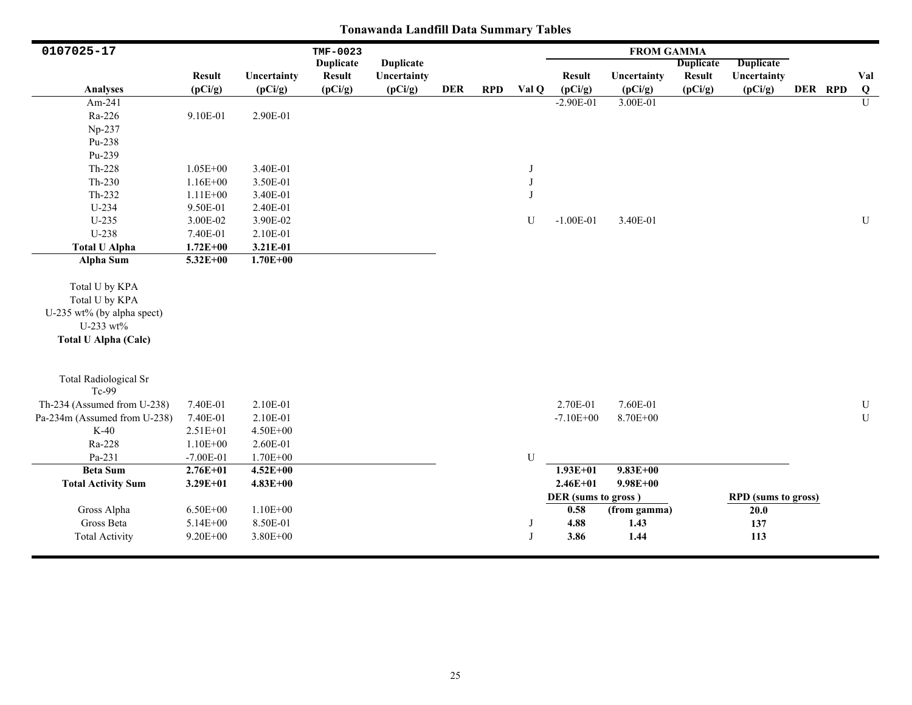# Tonawanda Landfill Data Summary Tables

| 0107025-17 | | | TMF-0023 | | | | | FROM GAMMA | | | | | | |
|---|---|---|---|---|---|---|---|---|---|---|---|---|---|---|
| Analyses | Result (pCi/g) | Uncertainty (pCi/g) | Duplicate Result (pCi/g) | Duplicate Uncertainty (pCi/g) | DER | RPD | Val Q | Result (pCi/g) | Uncertainty (pCi/g) | Duplicate Result (pCi/g) | Duplicate Uncertainty (pCi/g) | DER | RPD | Val Q |
| Am-241 | | | | | | | | -2.90E-01 | 3.00E-01 | | | | | U |
| Ra-226 | 9.10E-01 | 2.90E-01 | | | | | | | | | | | | |
| Np-237 | | | | | | | | | | | | | | |
| Pu-238 | | | | | | | | | | | | | | |
| Pu-239 | | | | | | | | | | | | | | |
| Th-228 | 1.05E+00 | 3.40E-01 | | | | | J | | | | | | | |
| Th-230 | 1.16E+00 | 3.50E-01 | | | | | J | | | | | | | |
| Th-232 | 1.11E+00 | 3.40E-01 | | | | | J | | | | | | | |
| U-234 | 9.50E-01 | 2.40E-01 | | | | | | | | | | | | |
| U-235 | 3.00E-02 | 3.90E-02 | | | | | U | -1.00E-01 | 3.40E-01 | | | | | U |
| U-238 | 7.40E-01 | 2.10E-01 | | | | | | | | | | | | |
| **Total U Alpha** | **1.72E+00** | **3.21E-01** | | | | | | | | | | | | |
| **Alpha Sum** | **5.32E+00** | **1.70E+00** | | | | | | | | | | | | |
| Total U by KPA | | | | | | | | | | | | | | |
| Total U by KPA | | | | | | | | | | | | | | |
| U-235 wt% (by alpha spect) | | | | | | | | | | | | | | |
| U-233 wt% | | | | | | | | | | | | | | |
| **Total U Alpha (Calc)** | | | | | | | | | | | | | | |
| Total Radiological Sr | | | | | | | | | | | | | | |
| Tc-99 | | | | | | | | | | | | | | |
| Th-234 (Assumed from U-238) | 7.40E-01 | 2.10E-01 | | | | | | 2.70E-01 | 7.60E-01 | | | | | U |
| Pa-234m (Assumed from U-238) | 7.40E-01 | 2.10E-01 | | | | | | -7.10E+00 | 8.70E+00 | | | | | U |
| K-40 | 2.51E+01 | 4.50E+00 | | | | | | | | | | | | |
| Ra-228 | 1.10E+00 | 2.60E-01 | | | | | | | | | | | | |
| Pa-231 | -7.00E-01 | 1.70E+00 | | | | | U | | | | | | | |
| **Beta Sum** | **2.76E+01** | **4.52E+00** | | | | | | **1.93E+01** | **9.83E+00** | | | | | |
| **Total Activity Sum** | **3.29E+01** | **4.83E+00** | | | | | | **2.46E+01** | **9.98E+00** | | | | | |
| | | | | | | | | **DER (sums to gross )** | | | **RPD (sums to gross)** | | | |
| Gross Alpha | 6.50E+00 | 1.10E+00 | | | | | | **0.58** | **(from gamma)** | | **20.0** | | | |
| Gross Beta | 5.14E+00 | 8.50E-01 | | | | | J | **4.88** | **1.43** | | **137** | | | |
| Total Activity | 9.20E+00 | 3.80E+00 | | | | | J | **3.86** | **1.44** | | **113** | | | |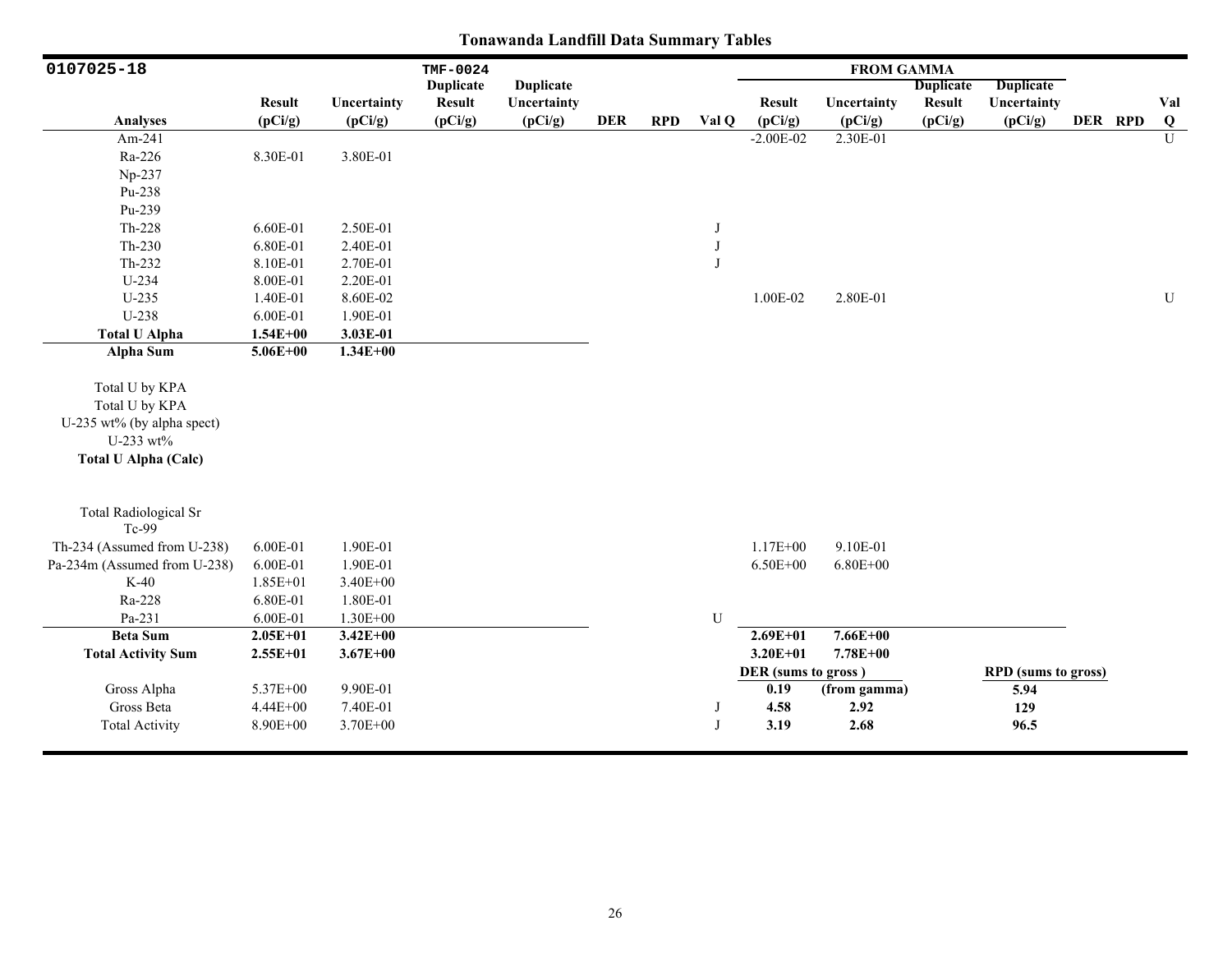# Tonawanda Landfill Data Summary Tables

| 0107025-18 | | | TMF-0024 | | | | | FROM GAMMA | | | | | | |
|---|---|---|---|---|---|---|---|---|---|---|---|---|---|---|
| Analyses | Result (pCi/g) | Uncertainty (pCi/g) | Duplicate Result (pCi/g) | Duplicate Uncertainty (pCi/g) | DER | RPD | Val Q | Result (pCi/g) | Uncertainty (pCi/g) | Duplicate Result (pCi/g) | Duplicate Uncertainty (pCi/g) | DER | RPD | Val Q |
| Am-241 | | | | | | | | -2.00E-02 | 2.30E-01 | | | | | U |
| Ra-226 | 8.30E-01 | 3.80E-01 | | | | | | | | | | | | |
| Np-237 | | | | | | | | | | | | | | |
| Pu-238 | | | | | | | | | | | | | | |
| Pu-239 | | | | | | | | | | | | | | |
| Th-228 | 6.60E-01 | 2.50E-01 | | | | | J | | | | | | | |
| Th-230 | 6.80E-01 | 2.40E-01 | | | | | J | | | | | | | |
| Th-232 | 8.10E-01 | 2.70E-01 | | | | | J | | | | | | | |
| U-234 | 8.00E-01 | 2.20E-01 | | | | | | | | | | | | |
| U-235 | 1.40E-01 | 8.60E-02 | | | | | | 1.00E-02 | 2.80E-01 | | | | | U |
| U-238 | 6.00E-01 | 1.90E-01 | | | | | | | | | | | | |
| **Total U Alpha** | **1.54E+00** | **3.03E-01** | | | | | | | | | | | | |
| **Alpha Sum** | **5.06E+00** | **1.34E+00** | | | | | | | | | | | | |
| Total U by KPA | | | | | | | | | | | | | | |
| Total U by KPA | | | | | | | | | | | | | | |
| U-235 wt% (by alpha spect) | | | | | | | | | | | | | | |
| U-233 wt% | | | | | | | | | | | | | | |
| **Total U Alpha (Calc)** | | | | | | | | | | | | | | |
| Total Radiological Sr | | | | | | | | | | | | | | |
| Tc-99 | | | | | | | | | | | | | | |
| Th-234 (Assumed from U-238) | 6.00E-01 | 1.90E-01 | | | | | | 1.17E+00 | 9.10E-01 | | | | | |
| Pa-234m (Assumed from U-238) | 6.00E-01 | 1.90E-01 | | | | | | 6.50E+00 | 6.80E+00 | | | | | |
| K-40 | 1.85E+01 | 3.40E+00 | | | | | | | | | | | | |
| Ra-228 | 6.80E-01 | 1.80E-01 | | | | | | | | | | | | |
| Pa-231 | 6.00E-01 | 1.30E+00 | | | | | U | | | | | | | |
| **Beta Sum** | **2.05E+01** | **3.42E+00** | | | | | | **2.69E+01** | **7.66E+00** | | | | | |
| **Total Activity Sum** | **2.55E+01** | **3.67E+00** | | | | | | **3.20E+01** | **7.78E+00** | | | | | |
| | | | | | | | | **DER (sums to gross )** | | | **RPD (sums to gross)** | | | |
| Gross Alpha | 5.37E+00 | 9.90E-01 | | | | | | **0.19** | **(from gamma)** | | **5.94** | | | |
| Gross Beta | 4.44E+00 | 7.40E-01 | | | | | J | **4.58** | **2.92** | | **129** | | | |
| Total Activity | 8.90E+00 | 3.70E+00 | | | | | J | **3.19** | **2.68** | | **96.5** | | | |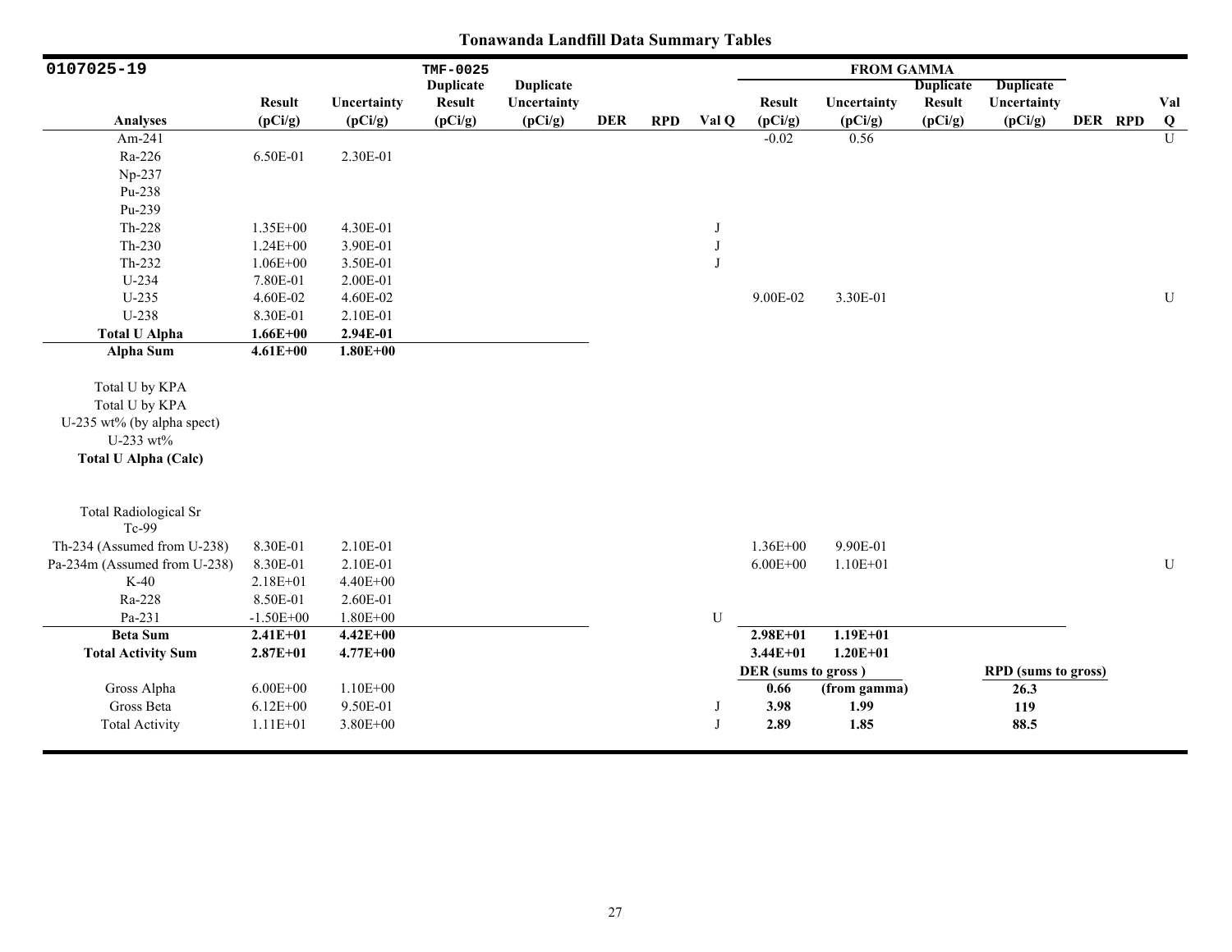# Tonawanda Landfill Data Summary Tables

| 0107025-19 | | | TMF-0025 | | | | | FROM GAMMA | | | | | | |
|---|---|---|---|---|---|---|---|---|---|---|---|---|---|---|
| Analyses | Result (pCi/g) | Uncertainty (pCi/g) | Duplicate Result (pCi/g) | Duplicate Uncertainty (pCi/g) | DER | RPD | Val Q | Result (pCi/g) | Uncertainty (pCi/g) | Duplicate Result (pCi/g) | Duplicate Uncertainty (pCi/g) | DER | RPD | Val Q |
| Am-241 | | | | | | | | -0.02 | 0.56 | | | | | U |
| Ra-226 | 6.50E-01 | 2.30E-01 | | | | | | | | | | | | |
| Np-237 | | | | | | | | | | | | | | |
| Pu-238 | | | | | | | | | | | | | | |
| Pu-239 | | | | | | | | | | | | | | |
| Th-228 | 1.35E+00 | 4.30E-01 | | | | | J | | | | | | | |
| Th-230 | 1.24E+00 | 3.90E-01 | | | | | J | | | | | | | |
| Th-232 | 1.06E+00 | 3.50E-01 | | | | | J | | | | | | | |
| U-234 | 7.80E-01 | 2.00E-01 | | | | | | | | | | | | |
| U-235 | 4.60E-02 | 4.60E-02 | | | | | | 9.00E-02 | 3.30E-01 | | | | | U |
| U-238 | 8.30E-01 | 2.10E-01 | | | | | | | | | | | | |
| **Total U Alpha** | **1.66E+00** | **2.94E-01** | | | | | | | | | | | | |
| **Alpha Sum** | **4.61E+00** | **1.80E+00** | | | | | | | | | | | | |
| Total U by KPA | | | | | | | | | | | | | | |
| Total U by KPA | | | | | | | | | | | | | | |
| U-235 wt% (by alpha spect) | | | | | | | | | | | | | | |
| U-233 wt% | | | | | | | | | | | | | | |
| **Total U Alpha (Calc)** | | | | | | | | | | | | | | |
| Total Radiological Sr | | | | | | | | | | | | | | |
| Tc-99 | | | | | | | | | | | | | | |
| Th-234 (Assumed from U-238) | 8.30E-01 | 2.10E-01 | | | | | | 1.36E+00 | 9.90E-01 | | | | | |
| Pa-234m (Assumed from U-238) | 8.30E-01 | 2.10E-01 | | | | | | 6.00E+00 | 1.10E+01 | | | | | U |
| K-40 | 2.18E+01 | 4.40E+00 | | | | | | | | | | | | |
| Ra-228 | 8.50E-01 | 2.60E-01 | | | | | | | | | | | | |
| Pa-231 | -1.50E+00 | 1.80E+00 | | | | | U | | | | | | | |
| **Beta Sum** | **2.41E+01** | **4.42E+00** | | | | | | **2.98E+01** | **1.19E+01** | | | | | |
| **Total Activity Sum** | **2.87E+01** | **4.77E+00** | | | | | | **3.44E+01** | **1.20E+01** | | | | | |
| | | | | | | | | **DER (sums to gross )** | | | **RPD (sums to gross)** | | | |
| Gross Alpha | 6.00E+00 | 1.10E+00 | | | | | | **0.66** | **(from gamma)** | | **26.3** | | | |
| Gross Beta | 6.12E+00 | 9.50E-01 | | | | | J | **3.98** | **1.99** | | **119** | | | |
| Total Activity | 1.11E+01 | 3.80E+00 | | | | | J | **2.89** | **1.85** | | **88.5** | | | |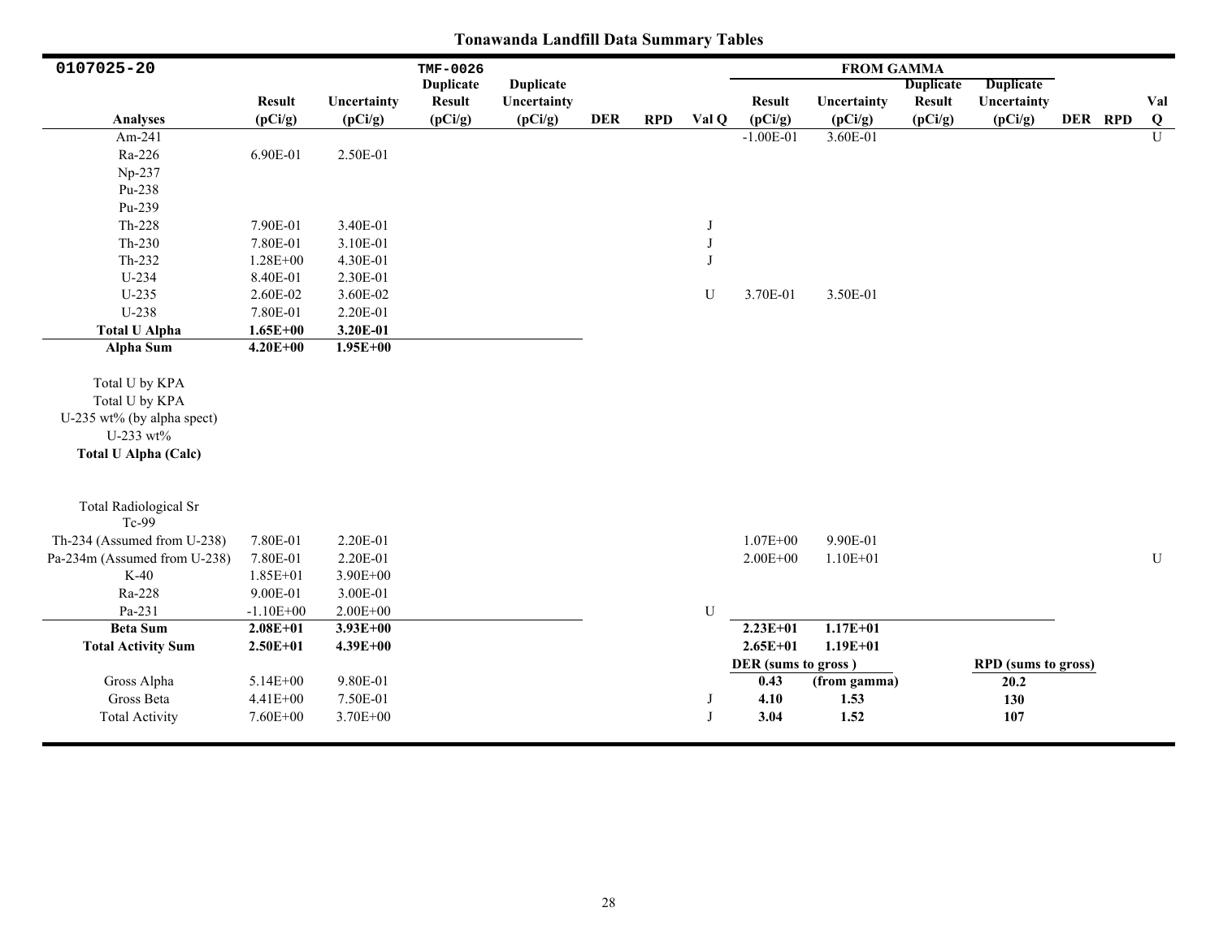# Tonawanda Landfill Data Summary Tables

| 0107025-20 | | | TMF-0026 | | | | | FROM GAMMA | | | | | | |
|---|---|---|---|---|---|---|---|---|---|---|---|---|---|---|
| Analyses | Result (pCi/g) | Uncertainty (pCi/g) | Duplicate Result (pCi/g) | Duplicate Uncertainty (pCi/g) | DER | RPD | Val Q | Result (pCi/g) | Uncertainty (pCi/g) | Duplicate Result (pCi/g) | Duplicate Uncertainty (pCi/g) | DER | RPD | Val Q |
| Am-241 | | | | | | | | -1.00E-01 | 3.60E-01 | | | | | U |
| Ra-226 | 6.90E-01 | 2.50E-01 | | | | | | | | | | | | |
| Np-237 | | | | | | | | | | | | | | |
| Pu-238 | | | | | | | | | | | | | | |
| Pu-239 | | | | | | | | | | | | | | |
| Th-228 | 7.90E-01 | 3.40E-01 | | | | | J | | | | | | | |
| Th-230 | 7.80E-01 | 3.10E-01 | | | | | J | | | | | | | |
| Th-232 | 1.28E+00 | 4.30E-01 | | | | | J | | | | | | | |
| U-234 | 8.40E-01 | 2.30E-01 | | | | | | | | | | | | |
| U-235 | 2.60E-02 | 3.60E-02 | | | | | U | 3.70E-01 | 3.50E-01 | | | | | |
| U-238 | 7.80E-01 | 2.20E-01 | | | | | | | | | | | | |
| **Total U Alpha** | **1.65E+00** | **3.20E-01** | | | | | | | | | | | | |
| **Alpha Sum** | **4.20E+00** | **1.95E+00** | | | | | | | | | | | | |
| Total U by KPA | | | | | | | | | | | | | | |
| Total U by KPA | | | | | | | | | | | | | | |
| U-235 wt% (by alpha spect) | | | | | | | | | | | | | | |
| U-233 wt% | | | | | | | | | | | | | | |
| **Total U Alpha (Calc)** | | | | | | | | | | | | | | |
| Total Radiological Sr | | | | | | | | | | | | | | |
| Tc-99 | | | | | | | | | | | | | | |
| Th-234 (Assumed from U-238) | 7.80E-01 | 2.20E-01 | | | | | | 1.07E+00 | 9.90E-01 | | | | | |
| Pa-234m (Assumed from U-238) | 7.80E-01 | 2.20E-01 | | | | | | 2.00E+00 | 1.10E+01 | | | | | U |
| K-40 | 1.85E+01 | 3.90E+00 | | | | | | | | | | | | |
| Ra-228 | 9.00E-01 | 3.00E-01 | | | | | | | | | | | | |
| Pa-231 | -1.10E+00 | 2.00E+00 | | | | | U | | | | | | | |
| **Beta Sum** | **2.08E+01** | **3.93E+00** | | | | | | **2.23E+01** | **1.17E+01** | | | | | |
| **Total Activity Sum** | **2.50E+01** | **4.39E+00** | | | | | | **2.65E+01** | **1.19E+01** | | | | | |
| | | | | | | | | **DER (sums to gross )** | | | **RPD (sums to gross)** | | | |
| Gross Alpha | 5.14E+00 | 9.80E-01 | | | | | | **0.43** | **(from gamma)** | | **20.2** | | | |
| Gross Beta | 4.41E+00 | 7.50E-01 | | | | | J | **4.10** | **1.53** | | **130** | | | |
| Total Activity | 7.60E+00 | 3.70E+00 | | | | | J | **3.04** | **1.52** | | **107** | | | |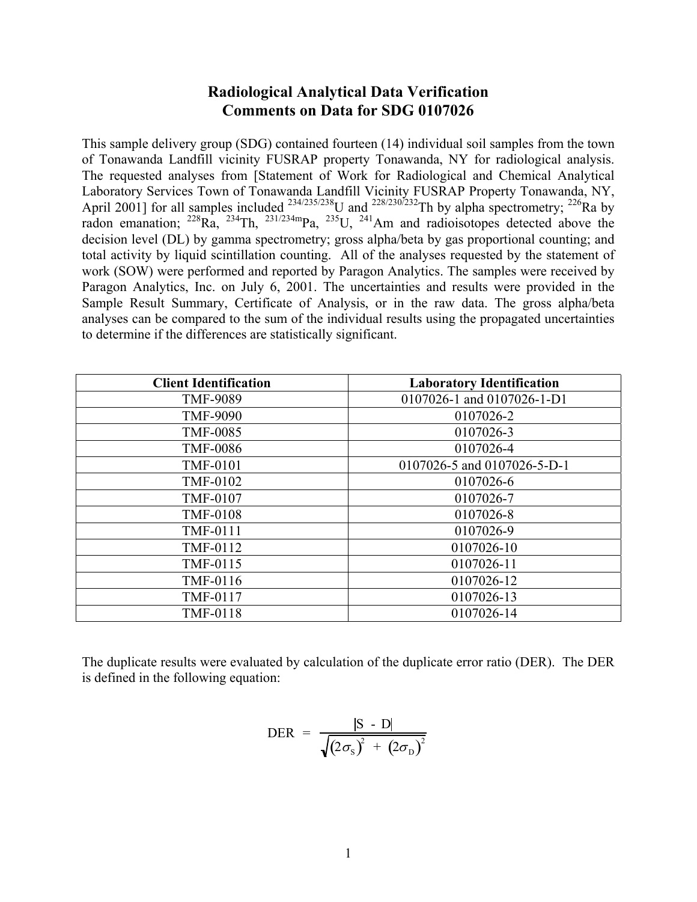# Radiological Analytical Data Verification
## Comments on Data for SDG 0107026

This sample delivery group (SDG) contained fourteen (14) individual soil samples from the town of Tonawanda Landfill vicinity FUSRAP property Tonawanda, NY for radiological analysis. The requested analyses from [Statement of Work for Radiological and Chemical Analytical Laboratory Services Town of Tonawanda Landfill Vicinity FUSRAP Property Tonawanda, NY, April 2001] for all samples included $^{234/235/238}$U and $^{228/230/232}$Th by alpha spectrometry; $^{226}$Ra by radon emanation; $^{228}$Ra, $^{234}$Th, $^{231/234m}$Pa, $^{235}$U, $^{241}$Am and radioisotopes detected above the decision level (DL) by gamma spectrometry; gross alpha/beta by gas proportional counting; and total activity by liquid scintillation counting. All of the analyses requested by the statement of work (SOW) were performed and reported by Paragon Analytics. The samples were received by Paragon Analytics, Inc. on July 6, 2001. The uncertainties and results were provided in the Sample Result Summary, Certificate of Analysis, or in the raw data. The gross alpha/beta analyses can be compared to the sum of the individual results using the propagated uncertainties to determine if the differences are statistically significant.

| Client Identification | Laboratory Identification |
|---|---|
| TMF-9089 | 0107026-1 and 0107026-1-D1 |
| TMF-9090 | 0107026-2 |
| TMF-0085 | 0107026-3 |
| TMF-0086 | 0107026-4 |
| TMF-0101 | 0107026-5 and 0107026-5-D-1 |
| TMF-0102 | 0107026-6 |
| TMF-0107 | 0107026-7 |
| TMF-0108 | 0107026-8 |
| TMF-0111 | 0107026-9 |
| TMF-0112 | 0107026-10 |
| TMF-0115 | 0107026-11 |
| TMF-0116 | 0107026-12 |
| TMF-0117 | 0107026-13 |
| TMF-0118 | 0107026-14 |

The duplicate results were evaluated by calculation of the duplicate error ratio (DER). The DER is defined in the following equation:

$$\text{DER} = \frac{|S - D|}{\sqrt{(2\sigma_S)^2 + (2\sigma_D)^2}}$$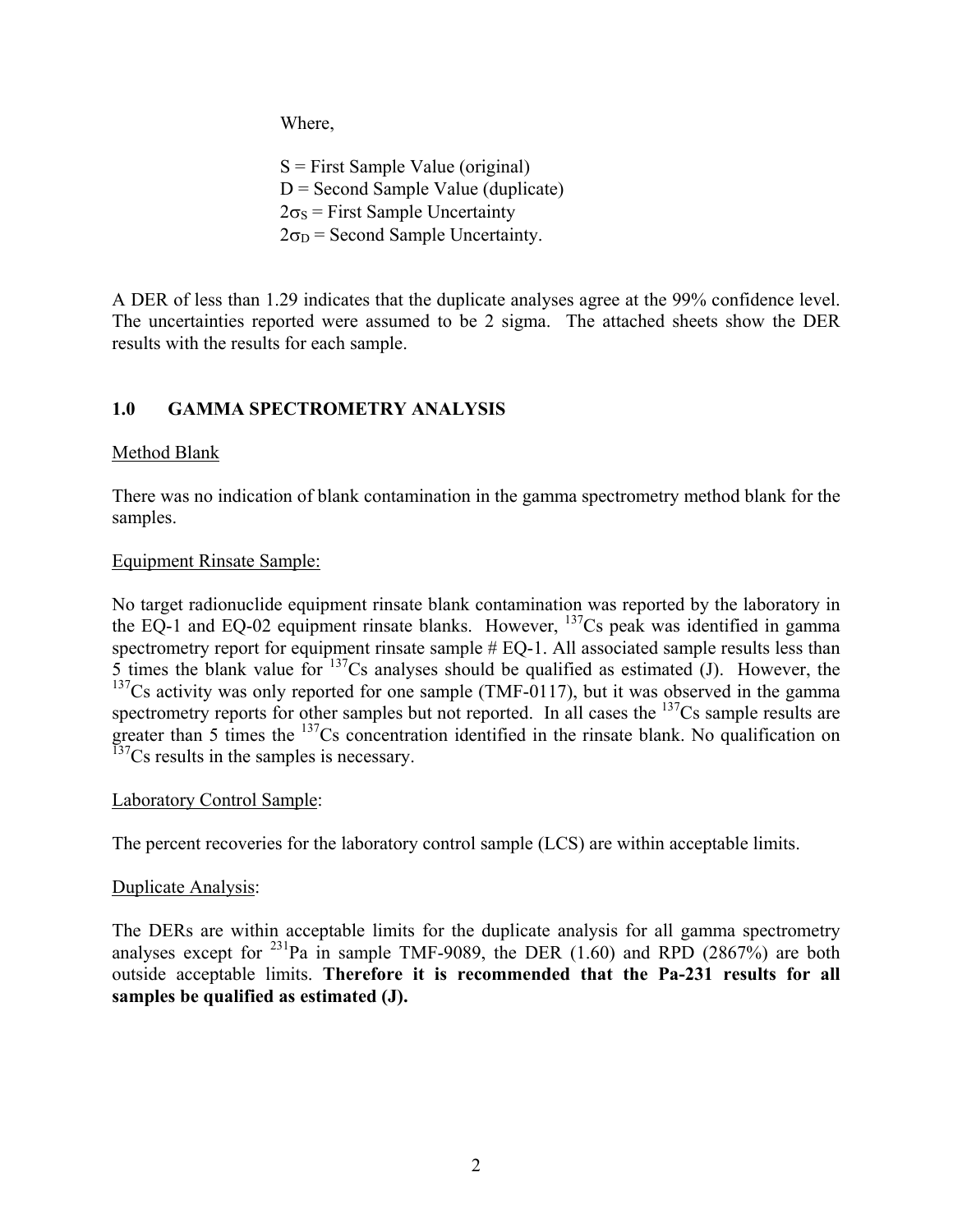Where,

S = First Sample Value (original)
D = Second Sample Value (duplicate)
$2\sigma_S$ = First Sample Uncertainty
$2\sigma_D$ = Second Sample Uncertainty.

A DER of less than 1.29 indicates that the duplicate analyses agree at the 99% confidence level. The uncertainties reported were assumed to be 2 sigma. The attached sheets show the DER results with the results for each sample.

## 1.0 GAMMA SPECTROMETRY ANALYSIS

Method Blank

There was no indication of blank contamination in the gamma spectrometry method blank for the samples.

Equipment Rinsate Sample:

No target radionuclide equipment rinsate blank contamination was reported by the laboratory in the EQ-1 and EQ-02 equipment rinsate blanks. However, $^{137}$Cs peak was identified in gamma spectrometry report for equipment rinsate sample # EQ-1. All associated sample results less than 5 times the blank value for $^{137}$Cs analyses should be qualified as estimated (J). However, the $^{137}$Cs activity was only reported for one sample (TMF-0117), but it was observed in the gamma spectrometry reports for other samples but not reported. In all cases the $^{137}$Cs sample results are greater than 5 times the $^{137}$Cs concentration identified in the rinsate blank. No qualification on $^{137}$Cs results in the samples is necessary.

Laboratory Control Sample:

The percent recoveries for the laboratory control sample (LCS) are within acceptable limits.

Duplicate Analysis:

The DERs are within acceptable limits for the duplicate analysis for all gamma spectrometry analyses except for $^{231}$Pa in sample TMF-9089, the DER (1.60) and RPD (2867%) are both outside acceptable limits. **Therefore it is recommended that the Pa-231 results for all samples be qualified as estimated (J).**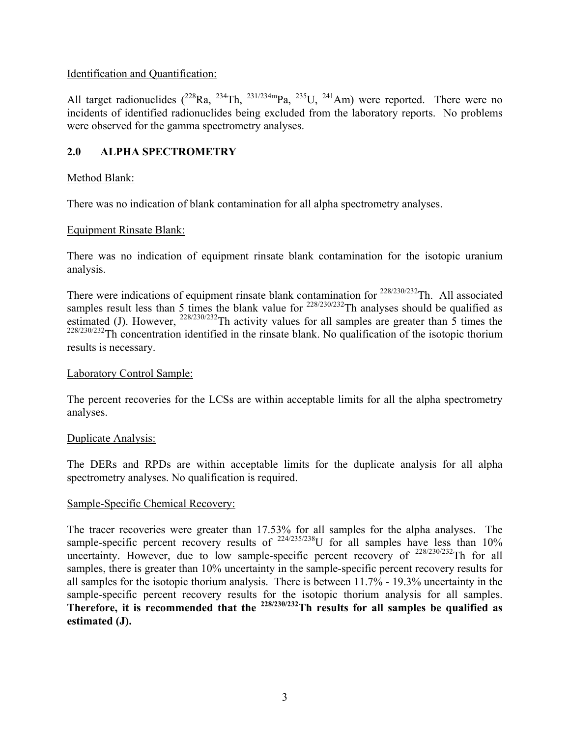Identification and Quantification:

All target radionuclides ($^{228}$Ra, $^{234}$Th, $^{231/234m}$Pa, $^{235}$U, $^{241}$Am) were reported. There were no incidents of identified radionuclides being excluded from the laboratory reports. No problems were observed for the gamma spectrometry analyses.

## 2.0 ALPHA SPECTROMETRY

Method Blank:

There was no indication of blank contamination for all alpha spectrometry analyses.

Equipment Rinsate Blank:

There was no indication of equipment rinsate blank contamination for the isotopic uranium analysis.

There were indications of equipment rinsate blank contamination for $^{228/230/232}$Th. All associated samples result less than 5 times the blank value for $^{228/230/232}$Th analyses should be qualified as estimated (J). However, $^{228/230/232}$Th activity values for all samples are greater than 5 times the $^{228/230/232}$Th concentration identified in the rinsate blank. No qualification of the isotopic thorium results is necessary.

Laboratory Control Sample:

The percent recoveries for the LCSs are within acceptable limits for all the alpha spectrometry analyses.

Duplicate Analysis:

The DERs and RPDs are within acceptable limits for the duplicate analysis for all alpha spectrometry analyses. No qualification is required.

Sample-Specific Chemical Recovery:

The tracer recoveries were greater than 17.53% for all samples for the alpha analyses. The sample-specific percent recovery results of $^{224/235/238}$U for all samples have less than 10% uncertainty. However, due to low sample-specific percent recovery of $^{228/230/232}$Th for all samples, there is greater than 10% uncertainty in the sample-specific percent recovery results for all samples for the isotopic thorium analysis. There is between 11.7% - 19.3% uncertainty in the sample-specific percent recovery results for the isotopic thorium analysis for all samples. **Therefore, it is recommended that the $^{228/230/232}$Th results for all samples be qualified as estimated (J).**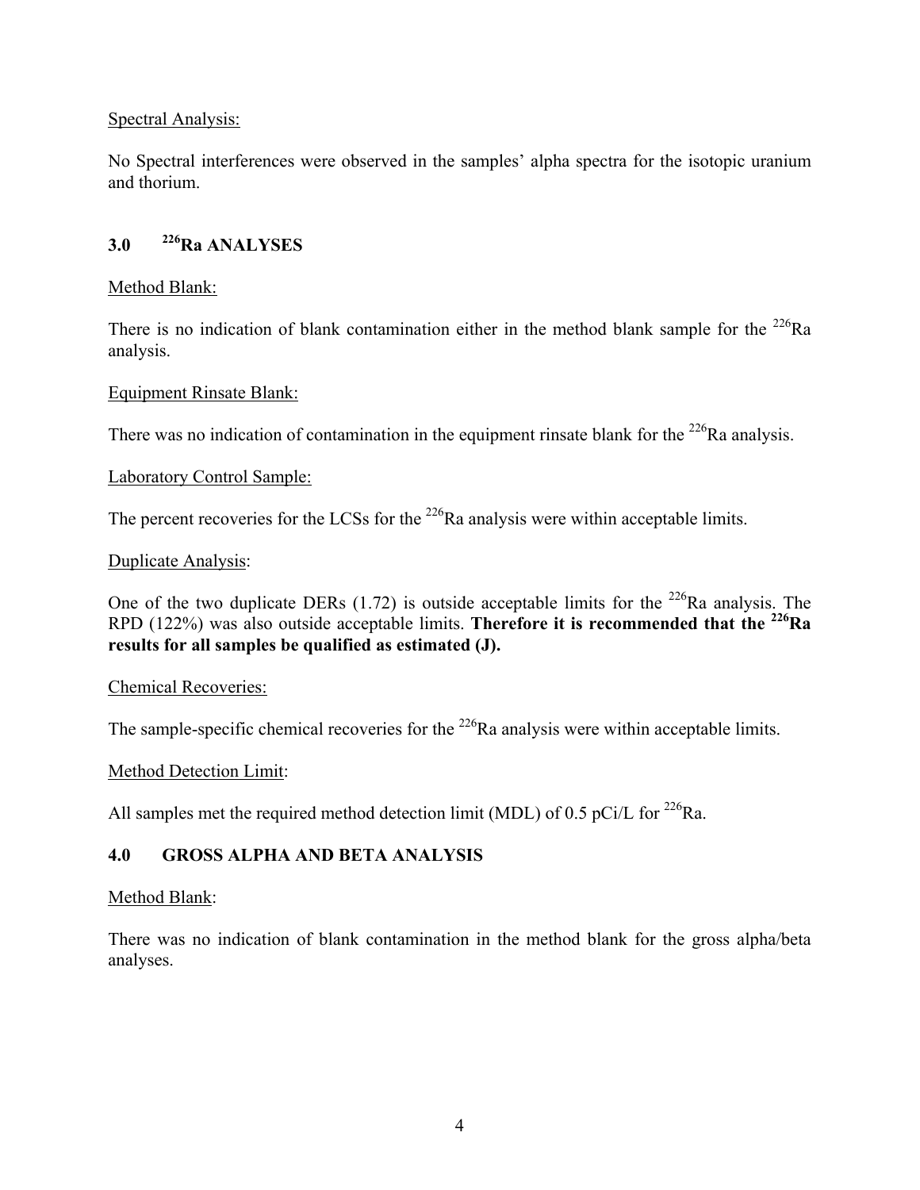Spectral Analysis:

No Spectral interferences were observed in the samples' alpha spectra for the isotopic uranium and thorium.

## 3.0 $^{226}$Ra ANALYSES

Method Blank:

There is no indication of blank contamination either in the method blank sample for the $^{226}$Ra analysis.

Equipment Rinsate Blank:

There was no indication of contamination in the equipment rinsate blank for the $^{226}$Ra analysis.

Laboratory Control Sample:

The percent recoveries for the LCSs for the $^{226}$Ra analysis were within acceptable limits.

Duplicate Analysis:

One of the two duplicate DERs (1.72) is outside acceptable limits for the $^{226}$Ra analysis. The RPD (122%) was also outside acceptable limits. **Therefore it is recommended that the $^{226}$Ra results for all samples be qualified as estimated (J).**

Chemical Recoveries:

The sample-specific chemical recoveries for the $^{226}$Ra analysis were within acceptable limits.

Method Detection Limit:

All samples met the required method detection limit (MDL) of 0.5 pCi/L for $^{226}$Ra.

## 4.0 GROSS ALPHA AND BETA ANALYSIS

Method Blank:

There was no indication of blank contamination in the method blank for the gross alpha/beta analyses.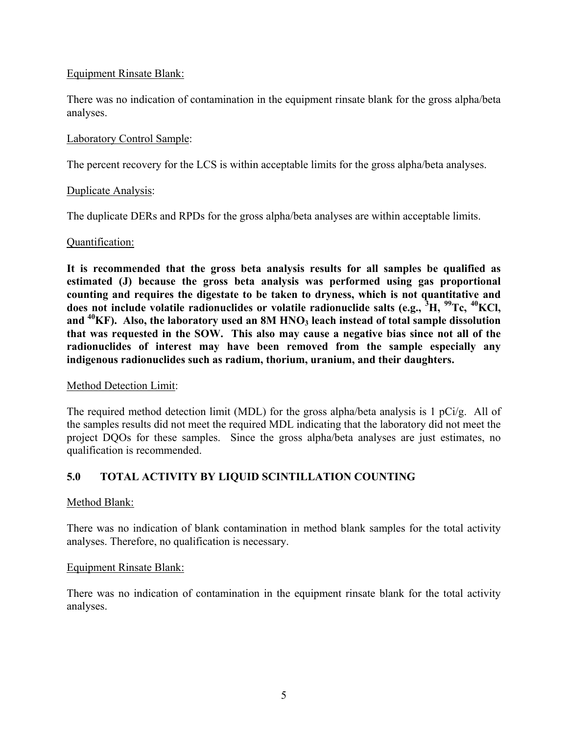Equipment Rinsate Blank:

There was no indication of contamination in the equipment rinsate blank for the gross alpha/beta analyses.

Laboratory Control Sample:

The percent recovery for the LCS is within acceptable limits for the gross alpha/beta analyses.

Duplicate Analysis:

The duplicate DERs and RPDs for the gross alpha/beta analyses are within acceptable limits.

Quantification:

**It is recommended that the gross beta analysis results for all samples be qualified as estimated (J) because the gross beta analysis was performed using gas proportional counting and requires the digestate to be taken to dryness, which is not quantitative and does not include volatile radionuclides or volatile radionuclide salts (e.g., $^{3}H$, $^{99}Tc$, $^{40}KCl$, and $^{40}KF$). Also, the laboratory used an 8M $HNO_3$ leach instead of total sample dissolution that was requested in the SOW. This also may cause a negative bias since not all of the radionuclides of interest may have been removed from the sample especially any indigenous radionuclides such as radium, thorium, uranium, and their daughters.**

Method Detection Limit:

The required method detection limit (MDL) for the gross alpha/beta analysis is 1 pCi/g. All of the samples results did not meet the required MDL indicating that the laboratory did not meet the project DQOs for these samples. Since the gross alpha/beta analyses are just estimates, no qualification is recommended.

## 5.0 TOTAL ACTIVITY BY LIQUID SCINTILLATION COUNTING

Method Blank:

There was no indication of blank contamination in method blank samples for the total activity analyses. Therefore, no qualification is necessary.

Equipment Rinsate Blank:

There was no indication of contamination in the equipment rinsate blank for the total activity analyses.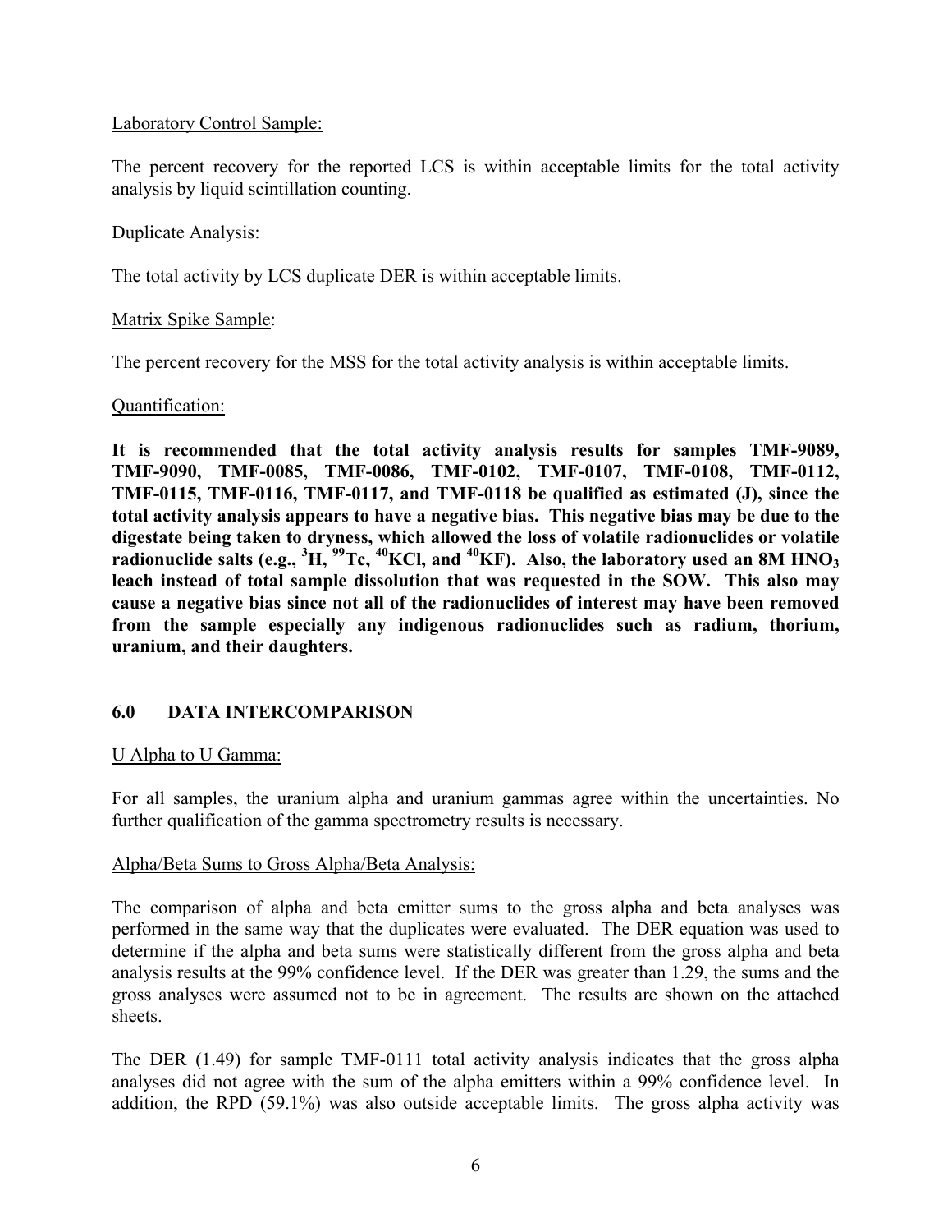Laboratory Control Sample:

The percent recovery for the reported LCS is within acceptable limits for the total activity analysis by liquid scintillation counting.

Duplicate Analysis:

The total activity by LCS duplicate DER is within acceptable limits.

Matrix Spike Sample:

The percent recovery for the MSS for the total activity analysis is within acceptable limits.

Quantification:

**It is recommended that the total activity analysis results for samples TMF-9089, TMF-9090, TMF-0085, TMF-0086, TMF-0102, TMF-0107, TMF-0108, TMF-0112, TMF-0115, TMF-0116, TMF-0117, and TMF-0118 be qualified as estimated (J), since the total activity analysis appears to have a negative bias. This negative bias may be due to the digestate being taken to dryness, which allowed the loss of volatile radionuclides or volatile radionuclide salts (e.g., $^{3}$H, $^{99}$Tc, $^{40}$KCl, and $^{40}$KF). Also, the laboratory used an 8M $HNO_3$ leach instead of total sample dissolution that was requested in the SOW. This also may cause a negative bias since not all of the radionuclides of interest may have been removed from the sample especially any indigenous radionuclides such as radium, thorium, uranium, and their daughters.**

## 6.0 DATA INTERCOMPARISON

U Alpha to U Gamma:

For all samples, the uranium alpha and uranium gammas agree within the uncertainties. No further qualification of the gamma spectrometry results is necessary.

Alpha/Beta Sums to Gross Alpha/Beta Analysis:

The comparison of alpha and beta emitter sums to the gross alpha and beta analyses was performed in the same way that the duplicates were evaluated. The DER equation was used to determine if the alpha and beta sums were statistically different from the gross alpha and beta analysis results at the 99% confidence level. If the DER was greater than 1.29, the sums and the gross analyses were assumed not to be in agreement. The results are shown on the attached sheets.

The DER (1.49) for sample TMF-0111 total activity analysis indicates that the gross alpha analyses did not agree with the sum of the alpha emitters within a 99% confidence level. In addition, the RPD (59.1%) was also outside acceptable limits. The gross alpha activity was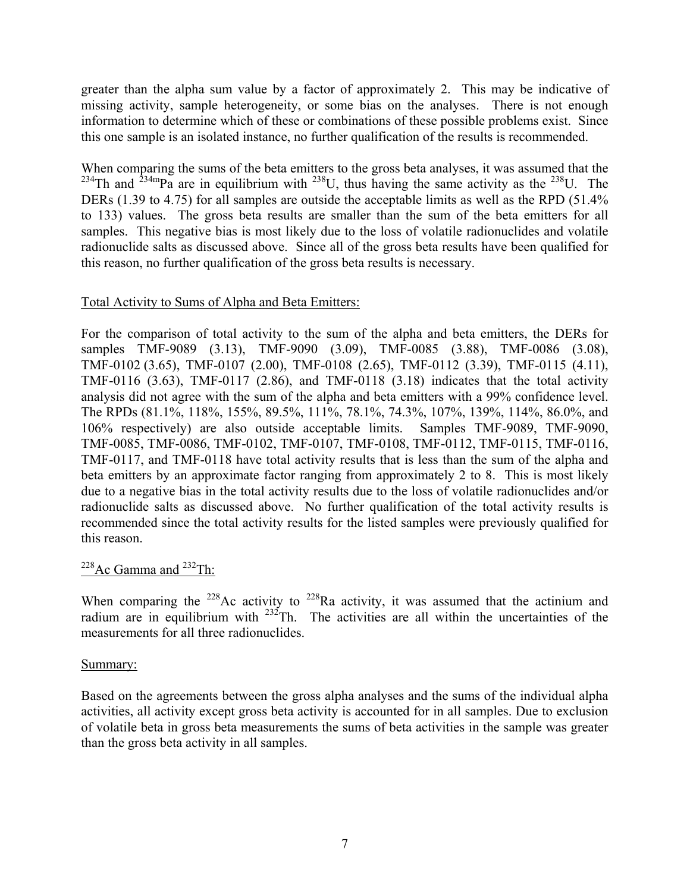greater than the alpha sum value by a factor of approximately 2. This may be indicative of missing activity, sample heterogeneity, or some bias on the analyses. There is not enough information to determine which of these or combinations of these possible problems exist. Since this one sample is an isolated instance, no further qualification of the results is recommended.

When comparing the sums of the beta emitters to the gross beta analyses, it was assumed that the $^{234}$Th and $^{234m}$Pa are in equilibrium with $^{238}$U, thus having the same activity as the $^{238}$U. The DERs (1.39 to 4.75) for all samples are outside the acceptable limits as well as the RPD (51.4% to 133) values. The gross beta results are smaller than the sum of the beta emitters for all samples. This negative bias is most likely due to the loss of volatile radionuclides and volatile radionuclide salts as discussed above. Since all of the gross beta results have been qualified for this reason, no further qualification of the gross beta results is necessary.

<u>Total Activity to Sums of Alpha and Beta Emitters:</u>

For the comparison of total activity to the sum of the alpha and beta emitters, the DERs for samples TMF-9089 (3.13), TMF-9090 (3.09), TMF-0085 (3.88), TMF-0086 (3.08), TMF-0102 (3.65), TMF-0107 (2.00), TMF-0108 (2.65), TMF-0112 (3.39), TMF-0115 (4.11), TMF-0116 (3.63), TMF-0117 (2.86), and TMF-0118 (3.18) indicates that the total activity analysis did not agree with the sum of the alpha and beta emitters with a 99% confidence level. The RPDs (81.1%, 118%, 155%, 89.5%, 111%, 78.1%, 74.3%, 107%, 139%, 114%, 86.0%, and 106% respectively) are also outside acceptable limits. Samples TMF-9089, TMF-9090, TMF-0085, TMF-0086, TMF-0102, TMF-0107, TMF-0108, TMF-0112, TMF-0115, TMF-0116, TMF-0117, and TMF-0118 have total activity results that is less than the sum of the alpha and beta emitters by an approximate factor ranging from approximately 2 to 8. This is most likely due to a negative bias in the total activity results due to the loss of volatile radionuclides and/or radionuclide salts as discussed above. No further qualification of the total activity results is recommended since the total activity results for the listed samples were previously qualified for this reason.

<u>$^{228}$Ac Gamma and $^{232}$Th:</u>

When comparing the $^{228}$Ac activity to $^{228}$Ra activity, it was assumed that the actinium and radium are in equilibrium with $^{232}$Th. The activities are all within the uncertainties of the measurements for all three radionuclides.

<u>Summary:</u>

Based on the agreements between the gross alpha analyses and the sums of the individual alpha activities, all activity except gross beta activity is accounted for in all samples. Due to exclusion of volatile beta in gross beta measurements the sums of beta activities in the sample was greater than the gross beta activity in all samples.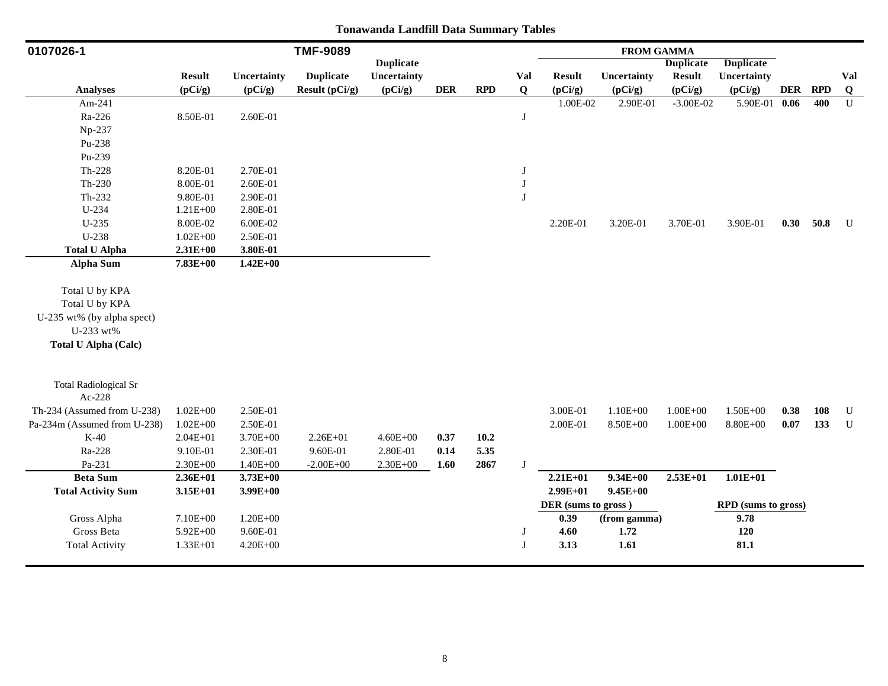# Tonawanda Landfill Data Summary Tables

| 0107026-1 | | | TMF-9089 | | | | | FROM GAMMA | | | | | | |
|---|---|---|---|---|---|---|---|---|---|---|---|---|---|---|
| **Analyses** | **Result (pCi/g)** | **Uncertainty (pCi/g)** | **Duplicate Result (pCi/g)** | **Duplicate Uncertainty (pCi/g)** | **DER** | **RPD** | **Val Q** | **Result (pCi/g)** | **Uncertainty (pCi/g)** | **Duplicate Result (pCi/g)** | **Duplicate Uncertainty (pCi/g)** | **DER** | **RPD** | **Val Q** |
| Am-241 | | | | | | | | 1.00E-02 | 2.90E-01 | -3.00E-02 | 5.90E-01 | **0.06** | **400** | U |
| Ra-226 | 8.50E-01 | 2.60E-01 | | | | | J | | | | | | | |
| Np-237 | | | | | | | | | | | | | | |
| Pu-238 | | | | | | | | | | | | | | |
| Pu-239 | | | | | | | | | | | | | | |
| Th-228 | 8.20E-01 | 2.70E-01 | | | | | J | | | | | | | |
| Th-230 | 8.00E-01 | 2.60E-01 | | | | | J | | | | | | | |
| Th-232 | 9.80E-01 | 2.90E-01 | | | | | J | | | | | | | |
| U-234 | 1.21E+00 | 2.80E-01 | | | | | | | | | | | | |
| U-235 | 8.00E-02 | 6.00E-02 | | | | | | 2.20E-01 | 3.20E-01 | 3.70E-01 | 3.90E-01 | **0.30** | **50.8** | U |
| U-238 | 1.02E+00 | 2.50E-01 | | | | | | | | | | | | |
| **Total U Alpha** | **2.31E+00** | **3.80E-01** | | | | | | | | | | | | |
| **Alpha Sum** | **7.83E+00** | **1.42E+00** | | | | | | | | | | | | |
| Total U by KPA | | | | | | | | | | | | | | |
| Total U by KPA | | | | | | | | | | | | | | |
| U-235 wt% (by alpha spect) | | | | | | | | | | | | | | |
| U-233 wt% | | | | | | | | | | | | | | |
| **Total U Alpha (Calc)** | | | | | | | | | | | | | | |
| Total Radiological Sr | | | | | | | | | | | | | | |
| Ac-228 | | | | | | | | | | | | | | |
| Th-234 (Assumed from U-238) | 1.02E+00 | 2.50E-01 | | | | | | 3.00E-01 | 1.10E+00 | 1.00E+00 | 1.50E+00 | **0.38** | **108** | U |
| Pa-234m (Assumed from U-238) | 1.02E+00 | 2.50E-01 | | | | | | 2.00E-01 | 8.50E+00 | 1.00E+00 | 8.80E+00 | **0.07** | **133** | U |
| K-40 | 2.04E+01 | 3.70E+00 | 2.26E+01 | 4.60E+00 | **0.37** | **10.2** | | | | | | | | |
| Ra-228 | 9.10E-01 | 2.30E-01 | 9.60E-01 | 2.80E-01 | **0.14** | **5.35** | | | | | | | | |
| Pa-231 | 2.30E+00 | 1.40E+00 | -2.00E+00 | 2.30E+00 | **1.60** | **2867** | J | | | | | | | |
| **Beta Sum** | **2.36E+01** | **3.73E+00** | | | | | | **2.21E+01** | **9.34E+00** | **2.53E+01** | **1.01E+01** | | | |
| **Total Activity Sum** | **3.15E+01** | **3.99E+00** | | | | | | **2.99E+01** | **9.45E+00** | | | | | |
| | | | | | | | | **DER (sums to gross)** | | | **RPD (sums to gross)** | | | |
| Gross Alpha | 7.10E+00 | 1.20E+00 | | | | | | **0.39** | **(from gamma)** | | **9.78** | | | |
| Gross Beta | 5.92E+00 | 9.60E-01 | | | | | J | **4.60** | **1.72** | | **120** | | | |
| Total Activity | 1.33E+01 | 4.20E+00 | | | | | J | **3.13** | **1.61** | | **81.1** | | | |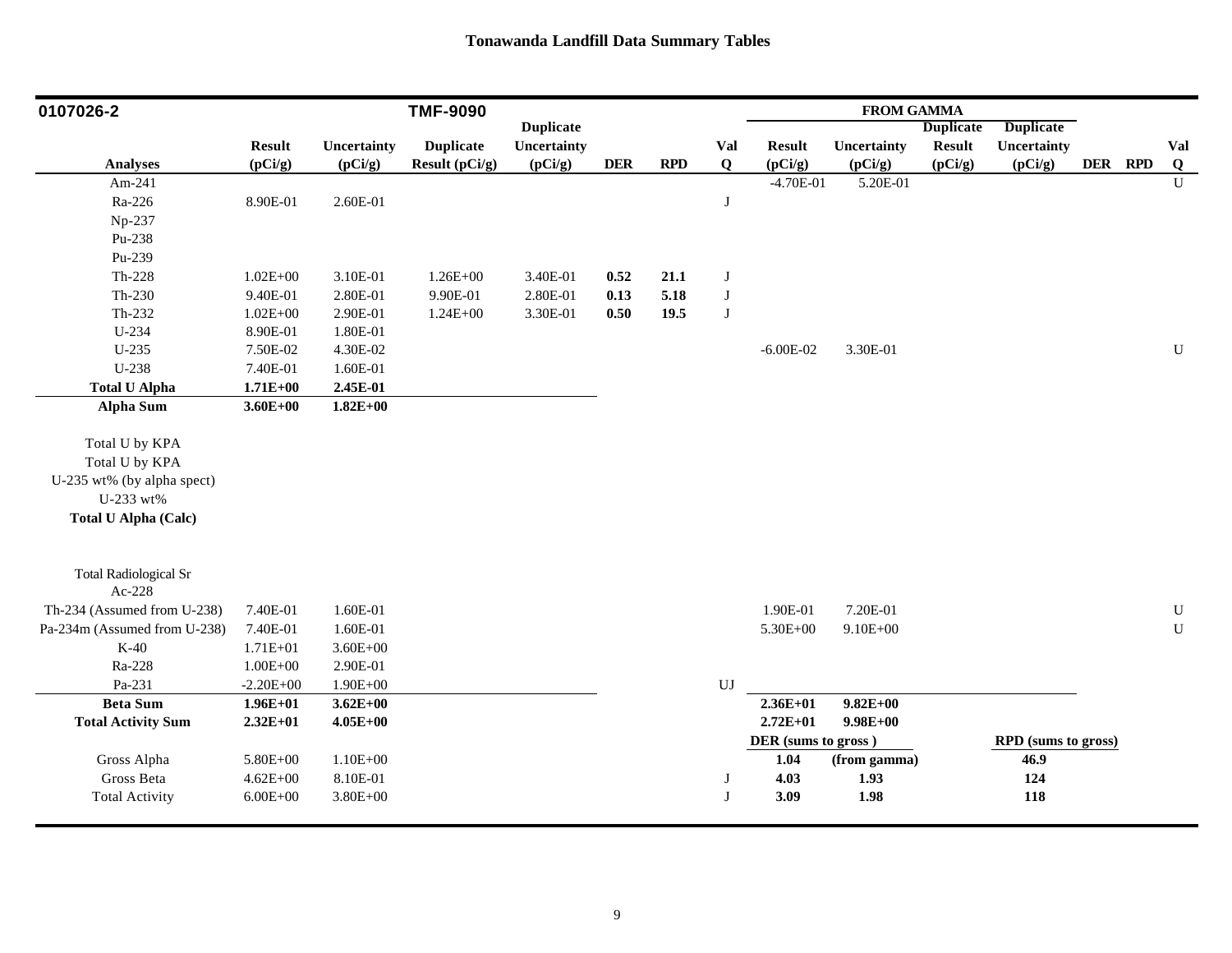# Tonawanda Landfill Data Summary Tables

| 0107026-2 | | | TMF-9090 | | | | | FROM GAMMA | | | | | | |
|---|---|---|---|---|---|---|---|---|---|---|---|---|---|---|
| Analyses | Result (pCi/g) | Uncertainty (pCi/g) | Duplicate Result (pCi/g) | Duplicate Uncertainty (pCi/g) | DER | RPD | Val Q | Result (pCi/g) | Uncertainty (pCi/g) | Duplicate Result (pCi/g) | Duplicate Uncertainty (pCi/g) | DER | RPD | Val Q |
| Am-241 | | | | | | | | -4.70E-01 | 5.20E-01 | | | | | U |
| Ra-226 | 8.90E-01 | 2.60E-01 | | | | | J | | | | | | | |
| Np-237 | | | | | | | | | | | | | | |
| Pu-238 | | | | | | | | | | | | | | |
| Pu-239 | | | | | | | | | | | | | | |
| Th-228 | 1.02E+00 | 3.10E-01 | 1.26E+00 | 3.40E-01 | **0.52** | **21.1** | J | | | | | | | |
| Th-230 | 9.40E-01 | 2.80E-01 | 9.90E-01 | 2.80E-01 | **0.13** | **5.18** | J | | | | | | | |
| Th-232 | 1.02E+00 | 2.90E-01 | 1.24E+00 | 3.30E-01 | **0.50** | **19.5** | J | | | | | | | |
| U-234 | 8.90E-01 | 1.80E-01 | | | | | | | | | | | | |
| U-235 | 7.50E-02 | 4.30E-02 | | | | | | -6.00E-02 | 3.30E-01 | | | | | U |
| U-238 | 7.40E-01 | 1.60E-01 | | | | | | | | | | | | |
| **Total U Alpha** | **1.71E+00** | **2.45E-01** | | | | | | | | | | | | |
| **Alpha Sum** | **3.60E+00** | **1.82E+00** | | | | | | | | | | | | |
| Total U by KPA | | | | | | | | | | | | | | |
| Total U by KPA | | | | | | | | | | | | | | |
| U-235 wt% (by alpha spect) | | | | | | | | | | | | | | |
| U-233 wt% | | | | | | | | | | | | | | |
| **Total U Alpha (Calc)** | | | | | | | | | | | | | | |
| Total Radiological Sr | | | | | | | | | | | | | | |
| Ac-228 | | | | | | | | | | | | | | |
| Th-234 (Assumed from U-238) | 7.40E-01 | 1.60E-01 | | | | | | 1.90E-01 | 7.20E-01 | | | | | U |
| Pa-234m (Assumed from U-238) | 7.40E-01 | 1.60E-01 | | | | | | 5.30E+00 | 9.10E+00 | | | | | U |
| K-40 | 1.71E+01 | 3.60E+00 | | | | | | | | | | | | |
| Ra-228 | 1.00E+00 | 2.90E-01 | | | | | | | | | | | | |
| Pa-231 | -2.20E+00 | 1.90E+00 | | | | | UJ | | | | | | | |
| **Beta Sum** | **1.96E+01** | **3.62E+00** | | | | | | **2.36E+01** | **9.82E+00** | | | | | |
| **Total Activity Sum** | **2.32E+01** | **4.05E+00** | | | | | | **2.72E+01** | **9.98E+00** | | | | | |
| | | | | | | | | **DER (sums to gross )** | | | **RPD (sums to gross)** | | | |
| Gross Alpha | 5.80E+00 | 1.10E+00 | | | | | | **1.04** | **(from gamma)** | | **46.9** | | | |
| Gross Beta | 4.62E+00 | 8.10E-01 | | | | | J | **4.03** | **1.93** | | **124** | | | |
| Total Activity | 6.00E+00 | 3.80E+00 | | | | | J | **3.09** | **1.98** | | **118** | | | |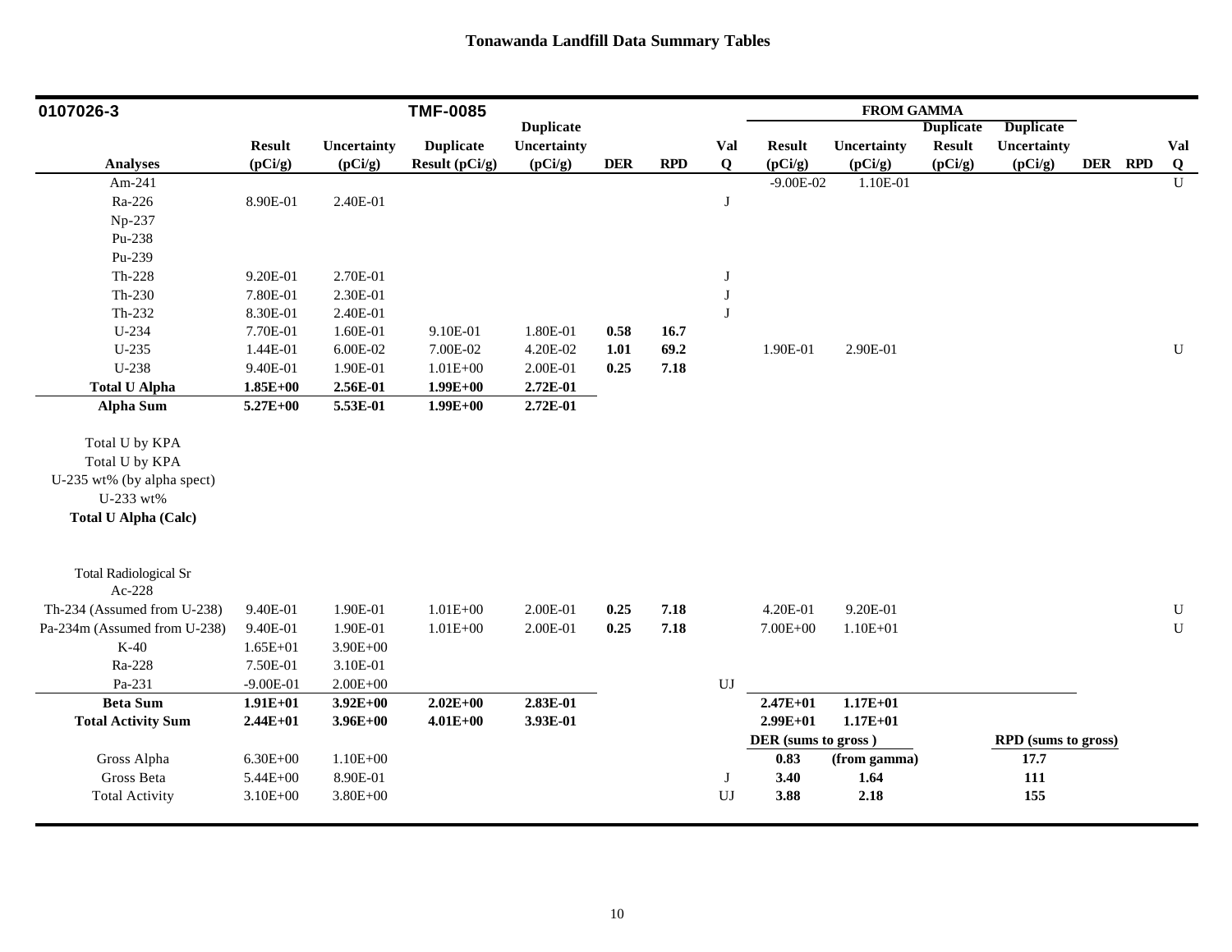## Tonawanda Landfill Data Summary Tables

| 0107026-3 | | | TMF-0085 | | | | | FROM GAMMA | | | | | | |
|---|---|---|---|---|---|---|---|---|---|---|---|---|---|---|
| Analyses | Result (pCi/g) | Uncertainty (pCi/g) | Duplicate Result (pCi/g) | Duplicate Uncertainty (pCi/g) | DER | RPD | Val Q | Result (pCi/g) | Uncertainty (pCi/g) | Duplicate Result (pCi/g) | Duplicate Uncertainty (pCi/g) | DER | RPD | Val Q |
| Am-241 | | | | | | | | -9.00E-02 | 1.10E-01 | | | | | U |
| Ra-226 | 8.90E-01 | 2.40E-01 | | | | | J | | | | | | | |
| Np-237 | | | | | | | | | | | | | | |
| Pu-238 | | | | | | | | | | | | | | |
| Pu-239 | | | | | | | | | | | | | | |
| Th-228 | 9.20E-01 | 2.70E-01 | | | | | J | | | | | | | |
| Th-230 | 7.80E-01 | 2.30E-01 | | | | | J | | | | | | | |
| Th-232 | 8.30E-01 | 2.40E-01 | | | | | J | | | | | | | |
| U-234 | 7.70E-01 | 1.60E-01 | 9.10E-01 | 1.80E-01 | **0.58** | **16.7** | | | | | | | | |
| U-235 | 1.44E-01 | 6.00E-02 | 7.00E-02 | 4.20E-02 | **1.01** | **69.2** | | 1.90E-01 | 2.90E-01 | | | | | U |
| U-238 | 9.40E-01 | 1.90E-01 | 1.01E+00 | 2.00E-01 | **0.25** | **7.18** | | | | | | | | |
| **Total U Alpha** | **1.85E+00** | **2.56E-01** | **1.99E+00** | **2.72E-01** | | | | | | | | | | |
| **Alpha Sum** | **5.27E+00** | **5.53E-01** | **1.99E+00** | **2.72E-01** | | | | | | | | | | |
| Total U by KPA | | | | | | | | | | | | | | |
| Total U by KPA | | | | | | | | | | | | | | |
| U-235 wt% (by alpha spect) | | | | | | | | | | | | | | |
| U-233 wt% | | | | | | | | | | | | | | |
| **Total U Alpha (Calc)** | | | | | | | | | | | | | | |
| Total Radiological Sr | | | | | | | | | | | | | | |
| Ac-228 | | | | | | | | | | | | | | |
| Th-234 (Assumed from U-238) | 9.40E-01 | 1.90E-01 | 1.01E+00 | 2.00E-01 | **0.25** | **7.18** | | 4.20E-01 | 9.20E-01 | | | | | U |
| Pa-234m (Assumed from U-238) | 9.40E-01 | 1.90E-01 | 1.01E+00 | 2.00E-01 | **0.25** | **7.18** | | 7.00E+00 | 1.10E+01 | | | | | U |
| K-40 | 1.65E+01 | 3.90E+00 | | | | | | | | | | | | |
| Ra-228 | 7.50E-01 | 3.10E-01 | | | | | | | | | | | | |
| Pa-231 | -9.00E-01 | 2.00E+00 | | | | | UJ | | | | | | | |
| **Beta Sum** | **1.91E+01** | **3.92E+00** | **2.02E+00** | **2.83E-01** | | | | **2.47E+01** | **1.17E+01** | | | | | |
| **Total Activity Sum** | **2.44E+01** | **3.96E+00** | **4.01E+00** | **3.93E-01** | | | | **2.99E+01** | **1.17E+01** | | | | | |
| | | | | | | | | **DER (sums to gross)** | | | **RPD (sums to gross)** | | | |
| Gross Alpha | 6.30E+00 | 1.10E+00 | | | | | | **0.83** | **(from gamma)** | | **17.7** | | | |
| Gross Beta | 5.44E+00 | 8.90E-01 | | | | | J | **3.40** | **1.64** | | **111** | | | |
| Total Activity | 3.10E+00 | 3.80E+00 | | | | | UJ | **3.88** | **2.18** | | **155** | | | |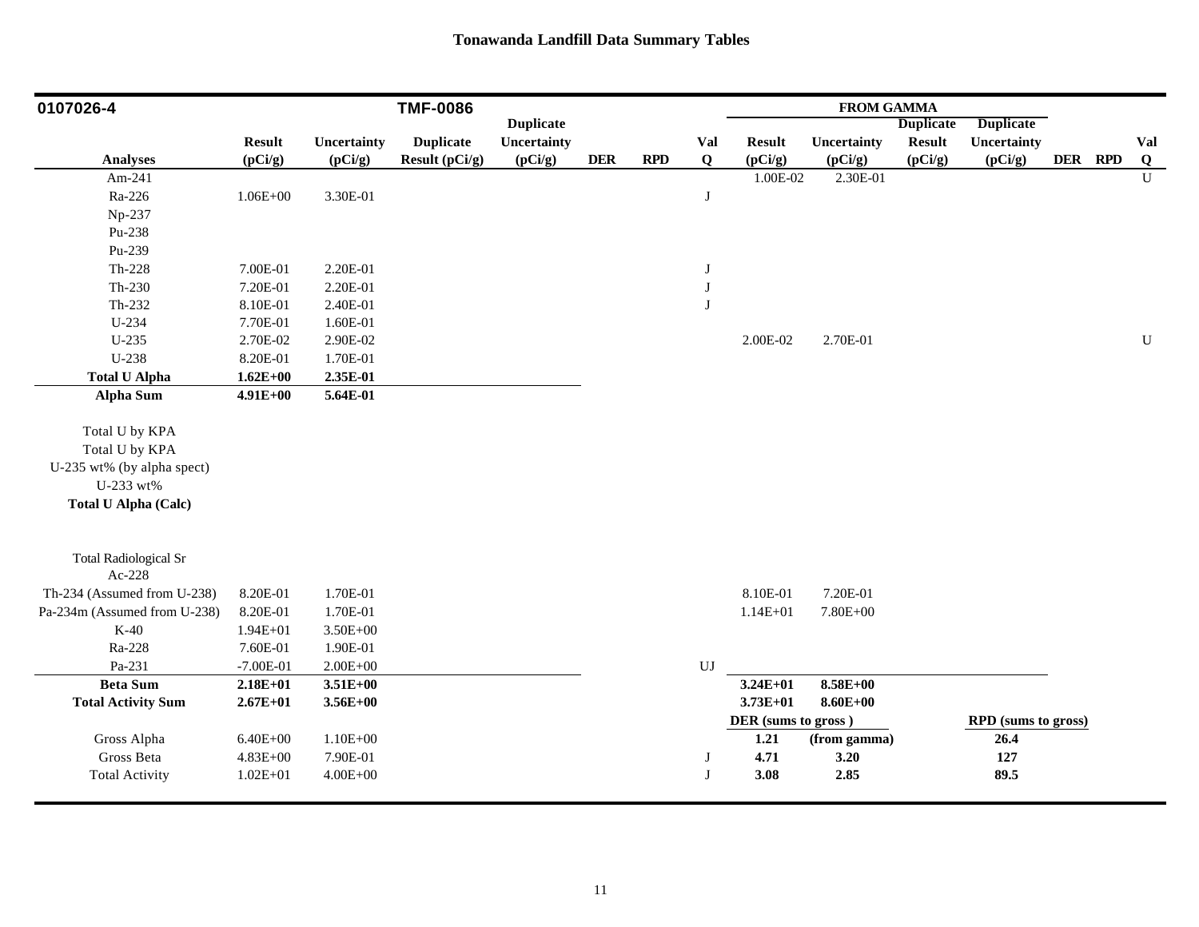## Tonawanda Landfill Data Summary Tables

| 0107026-4 | | | TMF-0086 | | | | | FROM GAMMA | | | | | | |
|---|---|---|---|---|---|---|---|---|---|---|---|---|---|---|
| **Analyses** | **Result (pCi/g)** | **Uncertainty (pCi/g)** | **Duplicate Result (pCi/g)** | **Duplicate Uncertainty (pCi/g)** | **DER** | **RPD** | **Val Q** | **Result (pCi/g)** | **Uncertainty (pCi/g)** | **Duplicate Result (pCi/g)** | **Duplicate Uncertainty (pCi/g)** | **DER** | **RPD** | **Val Q** |
| Am-241 | | | | | | | | 1.00E-02 | 2.30E-01 | | | | | U |
| Ra-226 | 1.06E+00 | 3.30E-01 | | | | | J | | | | | | | |
| Np-237 | | | | | | | | | | | | | | |
| Pu-238 | | | | | | | | | | | | | | |
| Pu-239 | | | | | | | | | | | | | | |
| Th-228 | 7.00E-01 | 2.20E-01 | | | | | J | | | | | | | |
| Th-230 | 7.20E-01 | 2.20E-01 | | | | | J | | | | | | | |
| Th-232 | 8.10E-01 | 2.40E-01 | | | | | J | | | | | | | |
| U-234 | 7.70E-01 | 1.60E-01 | | | | | | | | | | | | |
| U-235 | 2.70E-02 | 2.90E-02 | | | | | | 2.00E-02 | 2.70E-01 | | | | | U |
| U-238 | 8.20E-01 | 1.70E-01 | | | | | | | | | | | | |
| **Total U Alpha** | **1.62E+00** | **2.35E-01** | | | | | | | | | | | | |
| **Alpha Sum** | **4.91E+00** | **5.64E-01** | | | | | | | | | | | | |
| Total U by KPA | | | | | | | | | | | | | | |
| Total U by KPA | | | | | | | | | | | | | | |
| U-235 wt% (by alpha spect) | | | | | | | | | | | | | | |
| U-233 wt% | | | | | | | | | | | | | | |
| **Total U Alpha (Calc)** | | | | | | | | | | | | | | |
| Total Radiological Sr | | | | | | | | | | | | | | |
| Ac-228 | | | | | | | | | | | | | | |
| Th-234 (Assumed from U-238) | 8.20E-01 | 1.70E-01 | | | | | | 8.10E-01 | 7.20E-01 | | | | | |
| Pa-234m (Assumed from U-238) | 8.20E-01 | 1.70E-01 | | | | | | 1.14E+01 | 7.80E+00 | | | | | |
| K-40 | 1.94E+01 | 3.50E+00 | | | | | | | | | | | | |
| Ra-228 | 7.60E-01 | 1.90E-01 | | | | | | | | | | | | |
| Pa-231 | -7.00E-01 | 2.00E+00 | | | | | UJ | | | | | | | |
| **Beta Sum** | **2.18E+01** | **3.51E+00** | | | | | | **3.24E+01** | **8.58E+00** | | | | | |
| **Total Activity Sum** | **2.67E+01** | **3.56E+00** | | | | | | **3.73E+01** | **8.60E+00** | | | | | |
| | | | | | | | | **DER (sums to gross )** | | | **RPD (sums to gross)** | | | |
| Gross Alpha | 6.40E+00 | 1.10E+00 | | | | | | **1.21** | **(from gamma)** | | **26.4** | | | |
| Gross Beta | 4.83E+00 | 7.90E-01 | | | | | J | **4.71** | **3.20** | | **127** | | | |
| Total Activity | 1.02E+01 | 4.00E+00 | | | | | J | **3.08** | **2.85** | | **89.5** | | | |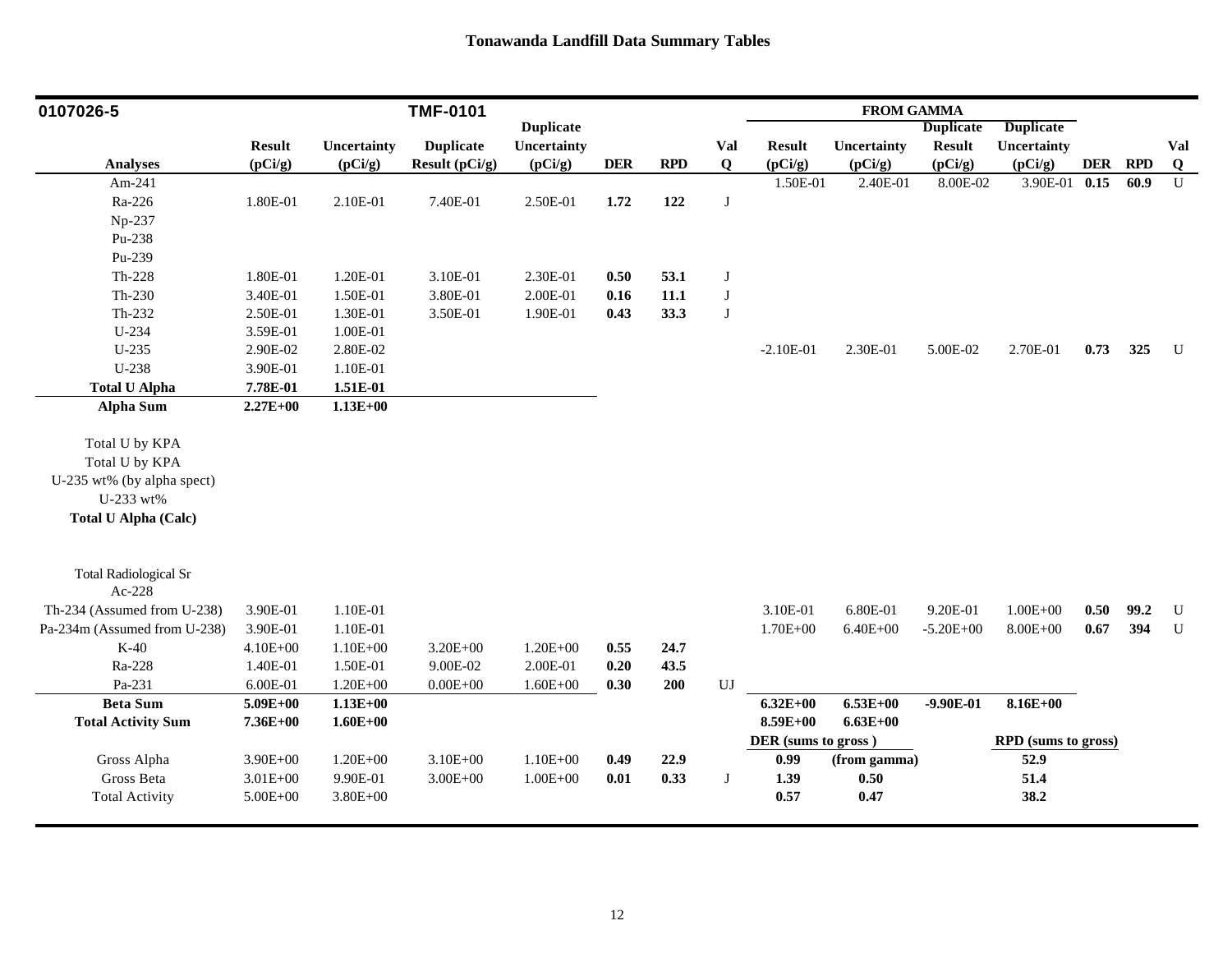# Tonawanda Landfill Data Summary Tables

| 0107026-5 | | | TMF-0101 | | | | | FROM GAMMA | | | | | | |
|---|---|---|---|---|---|---|---|---|---|---|---|---|---|---|
| Analyses | Result (pCi/g) | Uncertainty (pCi/g) | Duplicate Result (pCi/g) | Duplicate Uncertainty (pCi/g) | DER | RPD | Val Q | Result (pCi/g) | Uncertainty (pCi/g) | Duplicate Result (pCi/g) | Duplicate Uncertainty (pCi/g) | DER | RPD | Val Q |
| Am-241 | | | | | | | | 1.50E-01 | 2.40E-01 | 8.00E-02 | 3.90E-01 | **0.15** | **60.9** | U |
| Ra-226 | 1.80E-01 | 2.10E-01 | 7.40E-01 | 2.50E-01 | **1.72** | **122** | J | | | | | | | |
| Np-237 | | | | | | | | | | | | | | |
| Pu-238 | | | | | | | | | | | | | | |
| Pu-239 | | | | | | | | | | | | | | |
| Th-228 | 1.80E-01 | 1.20E-01 | 3.10E-01 | 2.30E-01 | **0.50** | **53.1** | J | | | | | | | |
| Th-230 | 3.40E-01 | 1.50E-01 | 3.80E-01 | 2.00E-01 | **0.16** | **11.1** | J | | | | | | | |
| Th-232 | 2.50E-01 | 1.30E-01 | 3.50E-01 | 1.90E-01 | **0.43** | **33.3** | J | | | | | | | |
| U-234 | 3.59E-01 | 1.00E-01 | | | | | | | | | | | | |
| U-235 | 2.90E-02 | 2.80E-02 | | | | | | -2.10E-01 | 2.30E-01 | 5.00E-02 | 2.70E-01 | **0.73** | **325** | U |
| U-238 | 3.90E-01 | 1.10E-01 | | | | | | | | | | | | |
| **Total U Alpha** | **7.78E-01** | **1.51E-01** | | | | | | | | | | | | |
| **Alpha Sum** | **2.27E+00** | **1.13E+00** | | | | | | | | | | | | |
| Total U by KPA | | | | | | | | | | | | | | |
| Total U by KPA | | | | | | | | | | | | | | |
| U-235 wt% (by alpha spect) | | | | | | | | | | | | | | |
| U-233 wt% | | | | | | | | | | | | | | |
| **Total U Alpha (Calc)** | | | | | | | | | | | | | | |
| Total Radiological Sr | | | | | | | | | | | | | | |
| Ac-228 | | | | | | | | | | | | | | |
| Th-234 (Assumed from U-238) | 3.90E-01 | 1.10E-01 | | | | | | 3.10E-01 | 6.80E-01 | 9.20E-01 | 1.00E+00 | **0.50** | **99.2** | U |
| Pa-234m (Assumed from U-238) | 3.90E-01 | 1.10E-01 | | | | | | 1.70E+00 | 6.40E+00 | -5.20E+00 | 8.00E+00 | **0.67** | **394** | U |
| K-40 | 4.10E+00 | 1.10E+00 | 3.20E+00 | 1.20E+00 | **0.55** | **24.7** | | | | | | | | |
| Ra-228 | 1.40E-01 | 1.50E-01 | 9.00E-02 | 2.00E-01 | **0.20** | **43.5** | | | | | | | | |
| Pa-231 | 6.00E-01 | 1.20E+00 | 0.00E+00 | 1.60E+00 | **0.30** | **200** | UJ | | | | | | | |
| **Beta Sum** | **5.09E+00** | **1.13E+00** | | | | | | **6.32E+00** | **6.53E+00** | **-9.90E-01** | **8.16E+00** | | | |
| **Total Activity Sum** | **7.36E+00** | **1.60E+00** | | | | | | **8.59E+00** | **6.63E+00** | | | | | |
| | | | | | | | | **DER (sums to gross )** | | | **RPD (sums to gross)** | | | |
| Gross Alpha | 3.90E+00 | 1.20E+00 | 3.10E+00 | 1.10E+00 | **0.49** | **22.9** | | **0.99** | **(from gamma)** | | **52.9** | | | |
| Gross Beta | 3.01E+00 | 9.90E-01 | 3.00E+00 | 1.00E+00 | **0.01** | **0.33** | J | **1.39** | **0.50** | | **51.4** | | | |
| Total Activity | 5.00E+00 | 3.80E+00 | | | | | | **0.57** | **0.47** | | **38.2** | | | |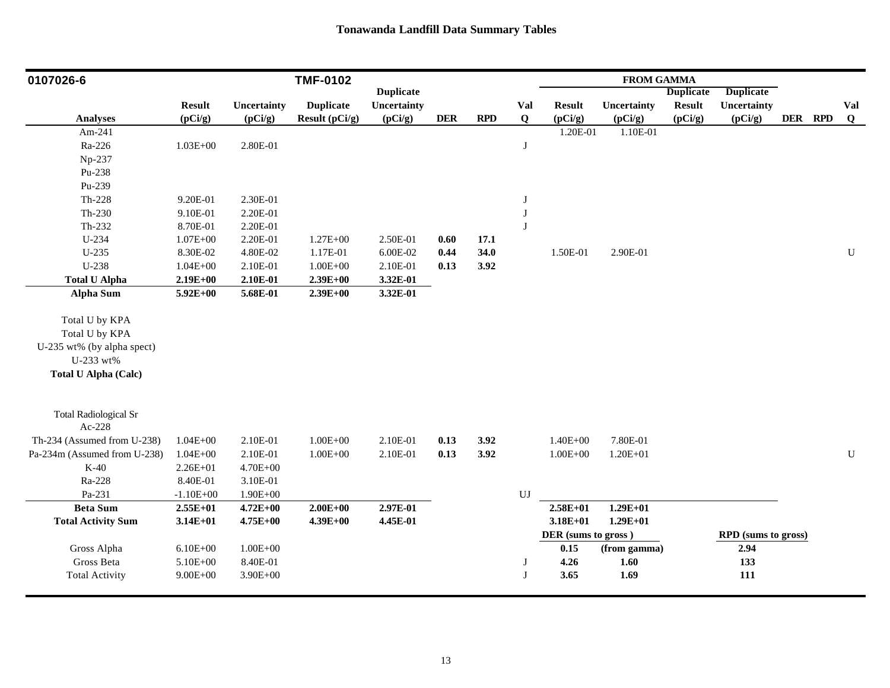# Tonawanda Landfill Data Summary Tables

| 0107026-6 | | | TMF-0102 | | | | | FROM GAMMA | | | | | | |
|---|---|---|---|---|---|---|---|---|---|---|---|---|---|---|
| | | | | Duplicate | | | | | | Duplicate | Duplicate | | | |
| | Result | Uncertainty | Duplicate | Uncertainty | | | Val | Result | Uncertainty | Result | Uncertainty | | | Val |
| Analyses | (pCi/g) | (pCi/g) | Result (pCi/g) | (pCi/g) | DER | RPD | Q | (pCi/g) | (pCi/g) | (pCi/g) | (pCi/g) | DER | RPD | Q |
| Am-241 | | | | | | | | 1.20E-01 | 1.10E-01 | | | | | |
| Ra-226 | 1.03E+00 | 2.80E-01 | | | | | J | | | | | | | |
| Np-237 | | | | | | | | | | | | | | |
| Pu-238 | | | | | | | | | | | | | | |
| Pu-239 | | | | | | | | | | | | | | |
| Th-228 | 9.20E-01 | 2.30E-01 | | | | | J | | | | | | | |
| Th-230 | 9.10E-01 | 2.20E-01 | | | | | J | | | | | | | |
| Th-232 | 8.70E-01 | 2.20E-01 | | | | | J | | | | | | | |
| U-234 | 1.07E+00 | 2.20E-01 | 1.27E+00 | 2.50E-01 | **0.60** | **17.1** | | | | | | | | |
| U-235 | 8.30E-02 | 4.80E-02 | 1.17E-01 | 6.00E-02 | **0.44** | **34.0** | | 1.50E-01 | 2.90E-01 | | | | | U |
| U-238 | 1.04E+00 | 2.10E-01 | 1.00E+00 | 2.10E-01 | **0.13** | **3.92** | | | | | | | | |
| **Total U Alpha** | **2.19E+00** | **2.10E-01** | **2.39E+00** | **3.32E-01** | | | | | | | | | | |
| **Alpha Sum** | **5.92E+00** | **5.68E-01** | **2.39E+00** | **3.32E-01** | | | | | | | | | | |
| Total U by KPA | | | | | | | | | | | | | | |
| Total U by KPA | | | | | | | | | | | | | | |
| U-235 wt% (by alpha spect) | | | | | | | | | | | | | | |
| U-233 wt% | | | | | | | | | | | | | | |
| **Total U Alpha (Calc)** | | | | | | | | | | | | | | |
| Total Radiological Sr | | | | | | | | | | | | | | |
| Ac-228 | | | | | | | | | | | | | | |
| Th-234 (Assumed from U-238) | 1.04E+00 | 2.10E-01 | 1.00E+00 | 2.10E-01 | **0.13** | **3.92** | | 1.40E+00 | 7.80E-01 | | | | | |
| Pa-234m (Assumed from U-238) | 1.04E+00 | 2.10E-01 | 1.00E+00 | 2.10E-01 | **0.13** | **3.92** | | 1.00E+00 | 1.20E+01 | | | | | U |
| K-40 | 2.26E+01 | 4.70E+00 | | | | | | | | | | | | |
| Ra-228 | 8.40E-01 | 3.10E-01 | | | | | | | | | | | | |
| Pa-231 | -1.10E+00 | 1.90E+00 | | | | | UJ | | | | | | | |
| **Beta Sum** | **2.55E+01** | **4.72E+00** | **2.00E+00** | **2.97E-01** | | | | **2.58E+01** | **1.29E+01** | | | | | |
| **Total Activity Sum** | **3.14E+01** | **4.75E+00** | **4.39E+00** | **4.45E-01** | | | | **3.18E+01** | **1.29E+01** | | | | | |
| | | | | | | | | **DER (sums to gross )** | | | **RPD (sums to gross)** | | | |
| Gross Alpha | 6.10E+00 | 1.00E+00 | | | | | | **0.15** | **(from gamma)** | | **2.94** | | | |
| Gross Beta | 5.10E+00 | 8.40E-01 | | | | | J | **4.26** | **1.60** | | **133** | | | |
| Total Activity | 9.00E+00 | 3.90E+00 | | | | | J | **3.65** | **1.69** | | **111** | | | |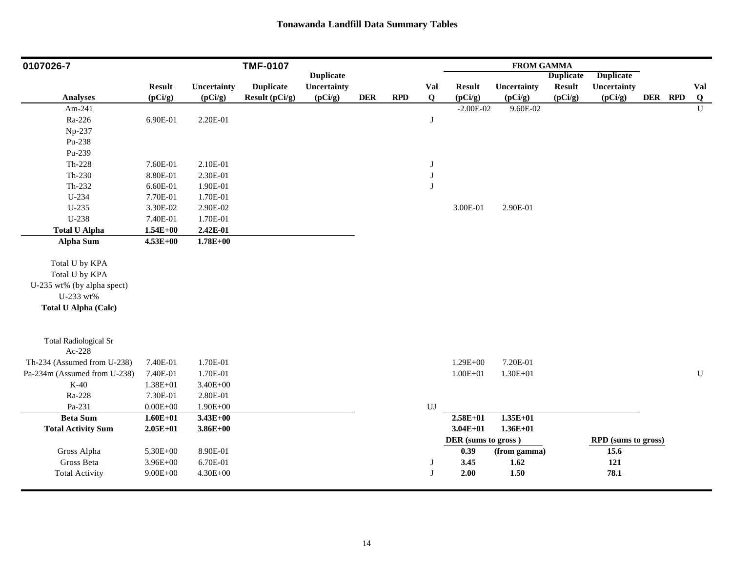## Tonawanda Landfill Data Summary Tables

| 0107026-7 | | | TMF-0107 | | | | | FROM GAMMA | | | | | | |
|---|---|---|---|---|---|---|---|---|---|---|---|---|---|---|
| **Analyses** | **Result (pCi/g)** | **Uncertainty (pCi/g)** | **Duplicate Result (pCi/g)** | **Duplicate Uncertainty (pCi/g)** | **DER** | **RPD** | **Val Q** | **Result (pCi/g)** | **Uncertainty (pCi/g)** | **Duplicate Result (pCi/g)** | **Duplicate Uncertainty (pCi/g)** | **DER** | **RPD** | **Val Q** |
| Am-241 | | | | | | | | -2.00E-02 | 9.60E-02 | | | | | U |
| Ra-226 | 6.90E-01 | 2.20E-01 | | | | | J | | | | | | | |
| Np-237 | | | | | | | | | | | | | | |
| Pu-238 | | | | | | | | | | | | | | |
| Pu-239 | | | | | | | | | | | | | | |
| Th-228 | 7.60E-01 | 2.10E-01 | | | | | J | | | | | | | |
| Th-230 | 8.80E-01 | 2.30E-01 | | | | | J | | | | | | | |
| Th-232 | 6.60E-01 | 1.90E-01 | | | | | J | | | | | | | |
| U-234 | 7.70E-01 | 1.70E-01 | | | | | | | | | | | | |
| U-235 | 3.30E-02 | 2.90E-02 | | | | | | 3.00E-01 | 2.90E-01 | | | | | |
| U-238 | 7.40E-01 | 1.70E-01 | | | | | | | | | | | | |
| **Total U Alpha** | **1.54E+00** | **2.42E-01** | | | | | | | | | | | | |
| **Alpha Sum** | **4.53E+00** | **1.78E+00** | | | | | | | | | | | | |
| Total U by KPA | | | | | | | | | | | | | | |
| Total U by KPA | | | | | | | | | | | | | | |
| U-235 wt% (by alpha spect) | | | | | | | | | | | | | | |
| U-233 wt% | | | | | | | | | | | | | | |
| **Total U Alpha (Calc)** | | | | | | | | | | | | | | |
| Total Radiological Sr | | | | | | | | | | | | | | |
| Ac-228 | | | | | | | | | | | | | | |
| Th-234 (Assumed from U-238) | 7.40E-01 | 1.70E-01 | | | | | | 1.29E+00 | 7.20E-01 | | | | | |
| Pa-234m (Assumed from U-238) | 7.40E-01 | 1.70E-01 | | | | | | 1.00E+01 | 1.30E+01 | | | | | U |
| K-40 | 1.38E+01 | 3.40E+00 | | | | | | | | | | | | |
| Ra-228 | 7.30E-01 | 2.80E-01 | | | | | | | | | | | | |
| Pa-231 | 0.00E+00 | 1.90E+00 | | | | | UJ | | | | | | | |
| **Beta Sum** | **1.60E+01** | **3.43E+00** | | | | | | **2.58E+01** | **1.35E+01** | | | | | |
| **Total Activity Sum** | **2.05E+01** | **3.86E+00** | | | | | | **3.04E+01** | **1.36E+01** | | | | | |
| | | | | | | | | **DER (sums to gross )** | | | **RPD (sums to gross)** | | | |
| Gross Alpha | 5.30E+00 | 8.90E-01 | | | | | | **0.39** | **(from gamma)** | | **15.6** | | | |
| Gross Beta | 3.96E+00 | 6.70E-01 | | | | | J | **3.45** | **1.62** | | **121** | | | |
| Total Activity | 9.00E+00 | 4.30E+00 | | | | | J | **2.00** | **1.50** | | **78.1** | | | |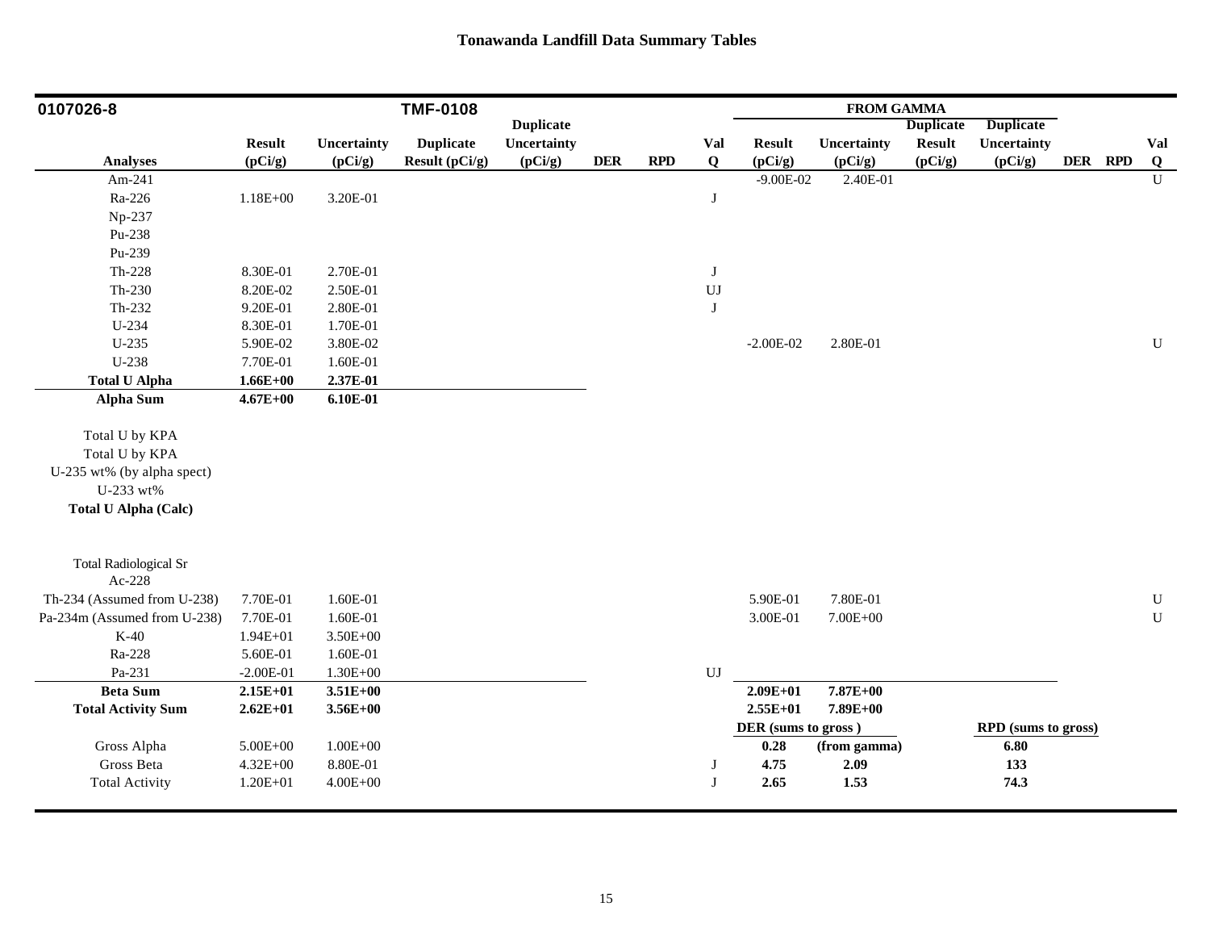**Tonawanda Landfill Data Summary Tables**

| 0107026-8 | | | TMF-0108 | | | | | FROM GAMMA | | | | | | |
|---|---|---|---|---|---|---|---|---|---|---|---|---|---|---|
| **Analyses** | **Result (pCi/g)** | **Uncertainty (pCi/g)** | **Duplicate Result (pCi/g)** | **Duplicate Uncertainty (pCi/g)** | **DER** | **RPD** | **Val Q** | **Result (pCi/g)** | **Uncertainty (pCi/g)** | **Duplicate Result (pCi/g)** | **Duplicate Uncertainty (pCi/g)** | **DER** | **RPD** | **Val Q** |
| Am-241 | | | | | | | | -9.00E-02 | 2.40E-01 | | | | | U |
| Ra-226 | 1.18E+00 | 3.20E-01 | | | | | J | | | | | | | |
| Np-237 | | | | | | | | | | | | | | |
| Pu-238 | | | | | | | | | | | | | | |
| Pu-239 | | | | | | | | | | | | | | |
| Th-228 | 8.30E-01 | 2.70E-01 | | | | | J | | | | | | | |
| Th-230 | 8.20E-02 | 2.50E-01 | | | | | UJ | | | | | | | |
| Th-232 | 9.20E-01 | 2.80E-01 | | | | | J | | | | | | | |
| U-234 | 8.30E-01 | 1.70E-01 | | | | | | | | | | | | |
| U-235 | 5.90E-02 | 3.80E-02 | | | | | | -2.00E-02 | 2.80E-01 | | | | | U |
| U-238 | 7.70E-01 | 1.60E-01 | | | | | | | | | | | | |
| **Total U Alpha** | **1.66E+00** | **2.37E-01** | | | | | | | | | | | | |
| **Alpha Sum** | **4.67E+00** | **6.10E-01** | | | | | | | | | | | | |
| Total U by KPA | | | | | | | | | | | | | | |
| Total U by KPA | | | | | | | | | | | | | | |
| U-235 wt% (by alpha spect) | | | | | | | | | | | | | | |
| U-233 wt% | | | | | | | | | | | | | | |
| **Total U Alpha (Calc)** | | | | | | | | | | | | | | |
| Total Radiological Sr | | | | | | | | | | | | | | |
| Ac-228 | | | | | | | | | | | | | | |
| Th-234 (Assumed from U-238) | 7.70E-01 | 1.60E-01 | | | | | | 5.90E-01 | 7.80E-01 | | | | | U |
| Pa-234m (Assumed from U-238) | 7.70E-01 | 1.60E-01 | | | | | | 3.00E-01 | 7.00E+00 | | | | | U |
| K-40 | 1.94E+01 | 3.50E+00 | | | | | | | | | | | | |
| Ra-228 | 5.60E-01 | 1.60E-01 | | | | | | | | | | | | |
| Pa-231 | -2.00E-01 | 1.30E+00 | | | | | UJ | | | | | | | |
| **Beta Sum** | **2.15E+01** | **3.51E+00** | | | | | | **2.09E+01** | **7.87E+00** | | | | | |
| **Total Activity Sum** | **2.62E+01** | **3.56E+00** | | | | | | **2.55E+01** | **7.89E+00** | | | | | |
| | | | | | | | | **DER (sums to gross )** | | | **RPD (sums to gross)** | | | |
| Gross Alpha | 5.00E+00 | 1.00E+00 | | | | | | **0.28** | **(from gamma)** | | **6.80** | | | |
| Gross Beta | 4.32E+00 | 8.80E-01 | | | | | J | **4.75** | **2.09** | | **133** | | | |
| Total Activity | 1.20E+01 | 4.00E+00 | | | | | J | **2.65** | **1.53** | | **74.3** | | | |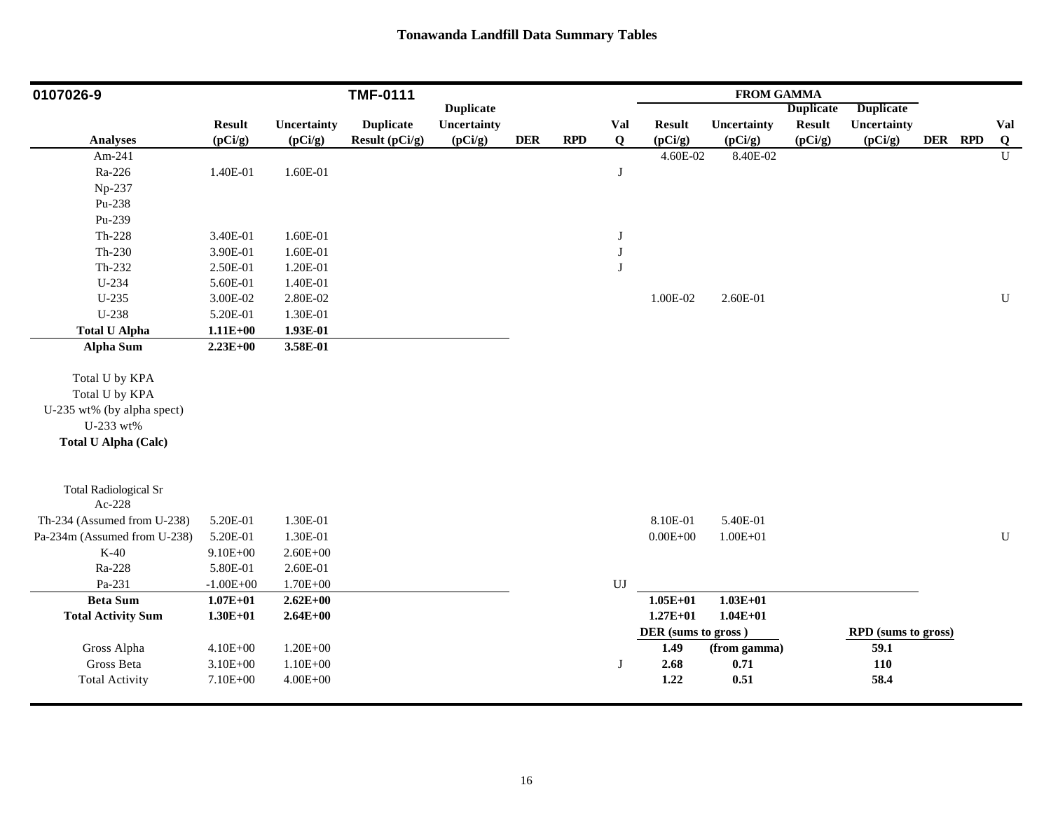# Tonawanda Landfill Data Summary Tables

| 0107026-9 | | | TMF-0111 | | | | | FROM GAMMA | | | | | | |
|---|---|---|---|---|---|---|---|---|---|---|---|---|---|---|
| Analyses | Result (pCi/g) | Uncertainty (pCi/g) | Duplicate Result (pCi/g) | Duplicate Uncertainty (pCi/g) | DER | RPD | Val Q | Result (pCi/g) | Uncertainty (pCi/g) | Duplicate Result (pCi/g) | Duplicate Uncertainty (pCi/g) | DER | RPD | Val Q |
| Am-241 | | | | | | | | 4.60E-02 | 8.40E-02 | | | | | U |
| Ra-226 | 1.40E-01 | 1.60E-01 | | | | | J | | | | | | | |
| Np-237 | | | | | | | | | | | | | | |
| Pu-238 | | | | | | | | | | | | | | |
| Pu-239 | | | | | | | | | | | | | | |
| Th-228 | 3.40E-01 | 1.60E-01 | | | | | J | | | | | | | |
| Th-230 | 3.90E-01 | 1.60E-01 | | | | | J | | | | | | | |
| Th-232 | 2.50E-01 | 1.20E-01 | | | | | J | | | | | | | |
| U-234 | 5.60E-01 | 1.40E-01 | | | | | | | | | | | | |
| U-235 | 3.00E-02 | 2.80E-02 | | | | | | 1.00E-02 | 2.60E-01 | | | | | U |
| U-238 | 5.20E-01 | 1.30E-01 | | | | | | | | | | | | |
| **Total U Alpha** | **1.11E+00** | **1.93E-01** | | | | | | | | | | | | |
| **Alpha Sum** | **2.23E+00** | **3.58E-01** | | | | | | | | | | | | |
| Total U by KPA | | | | | | | | | | | | | | |
| Total U by KPA | | | | | | | | | | | | | | |
| U-235 wt% (by alpha spect) | | | | | | | | | | | | | | |
| U-233 wt% | | | | | | | | | | | | | | |
| **Total U Alpha (Calc)** | | | | | | | | | | | | | | |
| Total Radiological Sr | | | | | | | | | | | | | | |
| Ac-228 | | | | | | | | | | | | | | |
| Th-234 (Assumed from U-238) | 5.20E-01 | 1.30E-01 | | | | | | 8.10E-01 | 5.40E-01 | | | | | |
| Pa-234m (Assumed from U-238) | 5.20E-01 | 1.30E-01 | | | | | | 0.00E+00 | 1.00E+01 | | | | | U |
| K-40 | 9.10E+00 | 2.60E+00 | | | | | | | | | | | | |
| Ra-228 | 5.80E-01 | 2.60E-01 | | | | | | | | | | | | |
| Pa-231 | -1.00E+00 | 1.70E+00 | | | | | UJ | | | | | | | |
| **Beta Sum** | **1.07E+01** | **2.62E+00** | | | | | | **1.05E+01** | **1.03E+01** | | | | | |
| **Total Activity Sum** | **1.30E+01** | **2.64E+00** | | | | | | **1.27E+01** | **1.04E+01** | | | | | |
| | | | | | | | | **DER (sums to gross )** | | | **RPD (sums to gross)** | | | |
| Gross Alpha | 4.10E+00 | 1.20E+00 | | | | | | **1.49** | **(from gamma)** | | **59.1** | | | |
| Gross Beta | 3.10E+00 | 1.10E+00 | | | | | J | **2.68** | **0.71** | | **110** | | | |
| Total Activity | 7.10E+00 | 4.00E+00 | | | | | | **1.22** | **0.51** | | **58.4** | | | |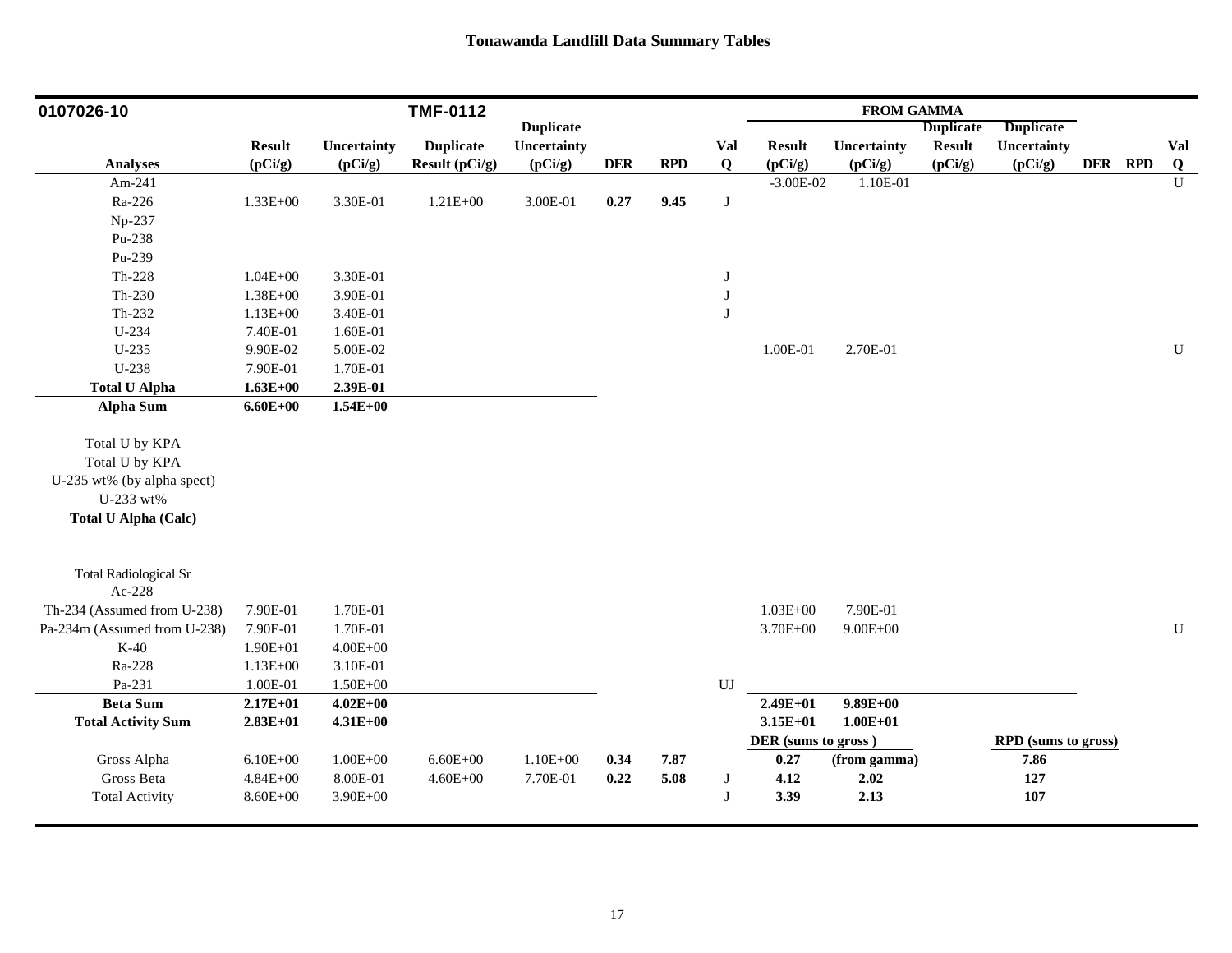# Tonawanda Landfill Data Summary Tables

| 0107026-10 | | | TMF-0112 | | | | | FROM GAMMA | | | | | | |
|---|---|---|---|---|---|---|---|---|---|---|---|---|---|---|
| Analyses | Result (pCi/g) | Uncertainty (pCi/g) | Duplicate Result (pCi/g) | Duplicate Uncertainty (pCi/g) | DER | RPD | Val Q | Result (pCi/g) | Uncertainty (pCi/g) | Duplicate Result (pCi/g) | Duplicate Uncertainty (pCi/g) | DER | RPD | Val Q |
| Am-241 | | | | | | | | -3.00E-02 | 1.10E-01 | | | | | U |
| Ra-226 | 1.33E+00 | 3.30E-01 | 1.21E+00 | 3.00E-01 | **0.27** | **9.45** | J | | | | | | | |
| Np-237 | | | | | | | | | | | | | | |
| Pu-238 | | | | | | | | | | | | | | |
| Pu-239 | | | | | | | | | | | | | | |
| Th-228 | 1.04E+00 | 3.30E-01 | | | | | J | | | | | | | |
| Th-230 | 1.38E+00 | 3.90E-01 | | | | | J | | | | | | | |
| Th-232 | 1.13E+00 | 3.40E-01 | | | | | J | | | | | | | |
| U-234 | 7.40E-01 | 1.60E-01 | | | | | | | | | | | | |
| U-235 | 9.90E-02 | 5.00E-02 | | | | | | 1.00E-01 | 2.70E-01 | | | | | U |
| U-238 | 7.90E-01 | 1.70E-01 | | | | | | | | | | | | |
| **Total U Alpha** | **1.63E+00** | **2.39E-01** | | | | | | | | | | | | |
| **Alpha Sum** | **6.60E+00** | **1.54E+00** | | | | | | | | | | | | |
| Total U by KPA | | | | | | | | | | | | | | |
| Total U by KPA | | | | | | | | | | | | | | |
| U-235 wt% (by alpha spect) | | | | | | | | | | | | | | |
| U-233 wt% | | | | | | | | | | | | | | |
| **Total U Alpha (Calc)** | | | | | | | | | | | | | | |
| Total Radiological Sr | | | | | | | | | | | | | | |
| Ac-228 | | | | | | | | | | | | | | |
| Th-234 (Assumed from U-238) | 7.90E-01 | 1.70E-01 | | | | | | 1.03E+00 | 7.90E-01 | | | | | |
| Pa-234m (Assumed from U-238) | 7.90E-01 | 1.70E-01 | | | | | | 3.70E+00 | 9.00E+00 | | | | | U |
| K-40 | 1.90E+01 | 4.00E+00 | | | | | | | | | | | | |
| Ra-228 | 1.13E+00 | 3.10E-01 | | | | | | | | | | | | |
| Pa-231 | 1.00E-01 | 1.50E+00 | | | | | UJ | | | | | | | |
| **Beta Sum** | **2.17E+01** | **4.02E+00** | | | | | | **2.49E+01** | **9.89E+00** | | | | | |
| **Total Activity Sum** | **2.83E+01** | **4.31E+00** | | | | | | **3.15E+01** | **1.00E+01** | | | | | |
| | | | | | | | | DER (sums to gross) | | | RPD (sums to gross) | | | |
| Gross Alpha | 6.10E+00 | 1.00E+00 | 6.60E+00 | 1.10E+00 | **0.34** | **7.87** | | **0.27** | **(from gamma)** | | **7.86** | | | |
| Gross Beta | 4.84E+00 | 8.00E-01 | 4.60E+00 | 7.70E-01 | **0.22** | **5.08** | J | **4.12** | **2.02** | | **127** | | | |
| Total Activity | 8.60E+00 | 3.90E+00 | | | | | J | **3.39** | **2.13** | | **107** | | | |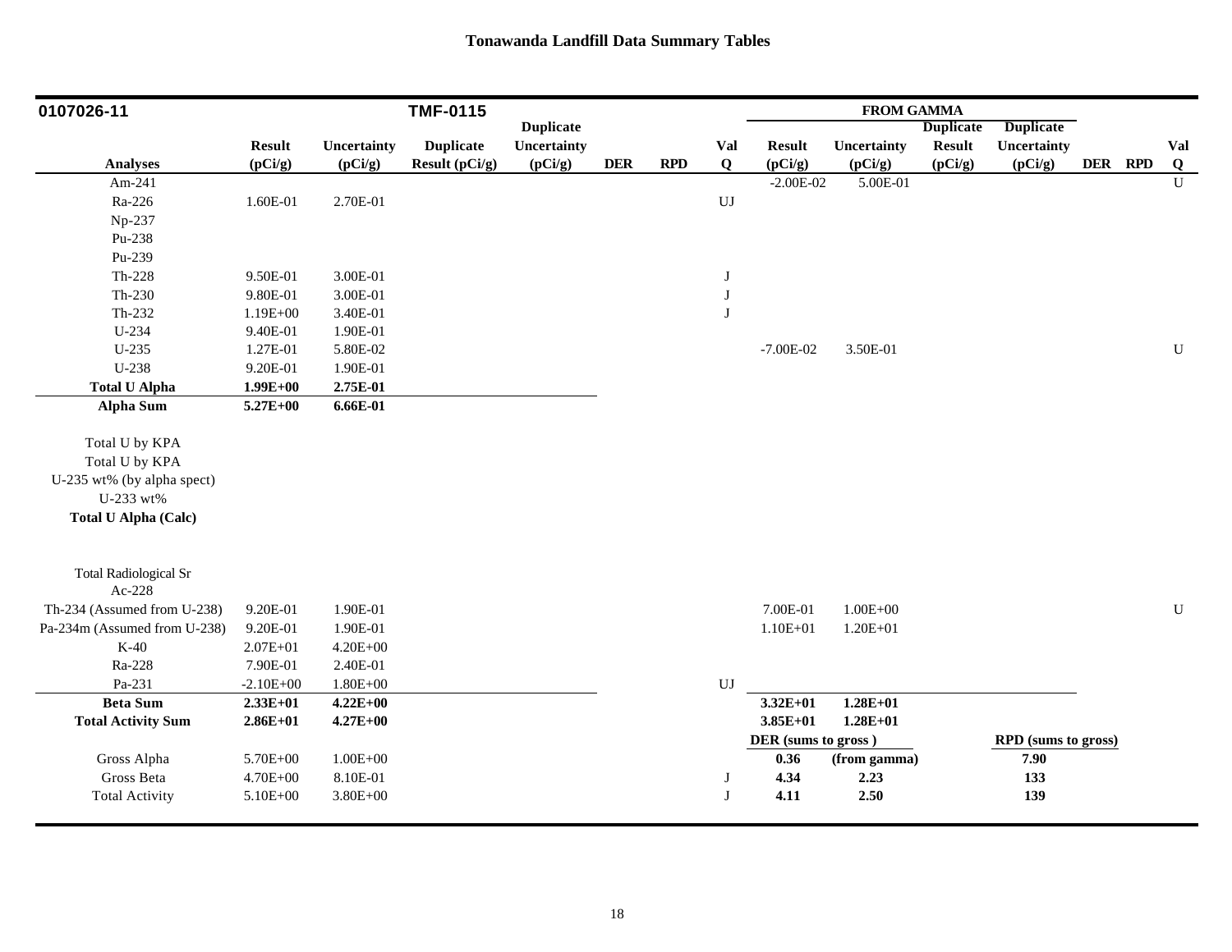## Tonawanda Landfill Data Summary Tables

| 0107026-11 | | | TMF-0115 | | | | | FROM GAMMA | | | | | | |
|---|---|---|---|---|---|---|---|---|---|---|---|---|---|---|
| **Analyses** | **Result (pCi/g)** | **Uncertainty (pCi/g)** | **Duplicate Result (pCi/g)** | **Duplicate Uncertainty (pCi/g)** | **DER** | **RPD** | **Val Q** | **Result (pCi/g)** | **Uncertainty (pCi/g)** | **Duplicate Result (pCi/g)** | **Duplicate Uncertainty (pCi/g)** | **DER** | **RPD** | **Val Q** |
| Am-241 | | | | | | | | -2.00E-02 | 5.00E-01 | | | | | U |
| Ra-226 | 1.60E-01 | 2.70E-01 | | | | | UJ | | | | | | | |
| Np-237 | | | | | | | | | | | | | | |
| Pu-238 | | | | | | | | | | | | | | |
| Pu-239 | | | | | | | | | | | | | | |
| Th-228 | 9.50E-01 | 3.00E-01 | | | | | J | | | | | | | |
| Th-230 | 9.80E-01 | 3.00E-01 | | | | | J | | | | | | | |
| Th-232 | 1.19E+00 | 3.40E-01 | | | | | J | | | | | | | |
| U-234 | 9.40E-01 | 1.90E-01 | | | | | | | | | | | | |
| U-235 | 1.27E-01 | 5.80E-02 | | | | | | -7.00E-02 | 3.50E-01 | | | | | U |
| U-238 | 9.20E-01 | 1.90E-01 | | | | | | | | | | | | |
| **Total U Alpha** | **1.99E+00** | **2.75E-01** | | | | | | | | | | | | |
| **Alpha Sum** | **5.27E+00** | **6.66E-01** | | | | | | | | | | | | |
| Total U by KPA | | | | | | | | | | | | | | |
| Total U by KPA | | | | | | | | | | | | | | |
| U-235 wt% (by alpha spect) | | | | | | | | | | | | | | |
| U-233 wt% | | | | | | | | | | | | | | |
| **Total U Alpha (Calc)** | | | | | | | | | | | | | | |
| Total Radiological Sr | | | | | | | | | | | | | | |
| Ac-228 | | | | | | | | | | | | | | |
| Th-234 (Assumed from U-238) | 9.20E-01 | 1.90E-01 | | | | | | 7.00E-01 | 1.00E+00 | | | | | U |
| Pa-234m (Assumed from U-238) | 9.20E-01 | 1.90E-01 | | | | | | 1.10E+01 | 1.20E+01 | | | | | |
| K-40 | 2.07E+01 | 4.20E+00 | | | | | | | | | | | | |
| Ra-228 | 7.90E-01 | 2.40E-01 | | | | | | | | | | | | |
| Pa-231 | -2.10E+00 | 1.80E+00 | | | | | UJ | | | | | | | |
| **Beta Sum** | **2.33E+01** | **4.22E+00** | | | | | | **3.32E+01** | **1.28E+01** | | | | | |
| **Total Activity Sum** | **2.86E+01** | **4.27E+00** | | | | | | **3.85E+01** | **1.28E+01** | | | | | |
| | | | | | | | | **DER (sums to gross)** | | | **RPD (sums to gross)** | | | |
| Gross Alpha | 5.70E+00 | 1.00E+00 | | | | | | **0.36** | **(from gamma)** | | **7.90** | | | |
| Gross Beta | 4.70E+00 | 8.10E-01 | | | | | J | **4.34** | **2.23** | | **133** | | | |
| Total Activity | 5.10E+00 | 3.80E+00 | | | | | J | **4.11** | **2.50** | | **139** | | | |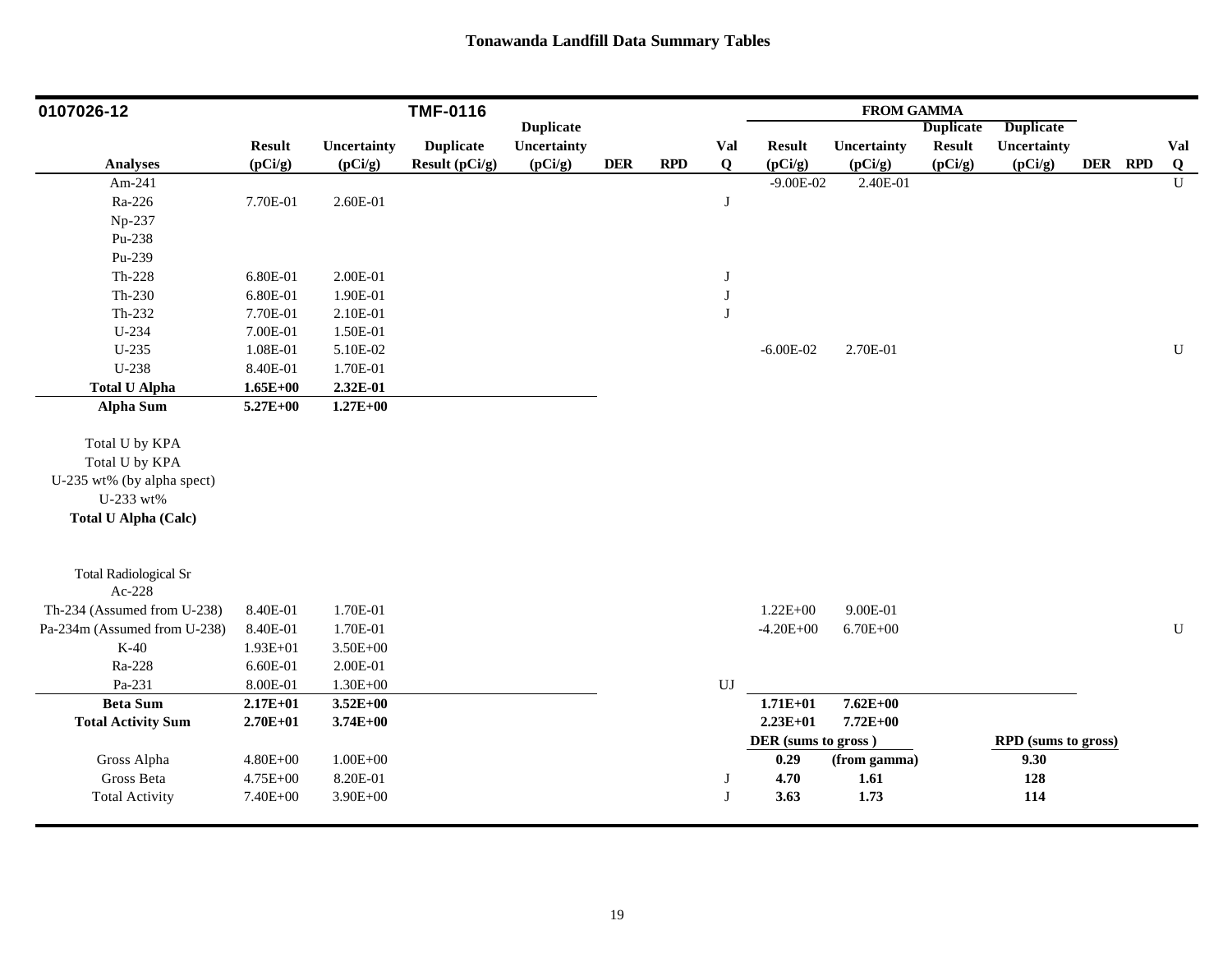# Tonawanda Landfill Data Summary Tables

| 0107026-12 | | | TMF-0116 | | | | | FROM GAMMA | | | | | | |
|---|---|---|---|---|---|---|---|---|---|---|---|---|---|---|
| Analyses | Result (pCi/g) | Uncertainty (pCi/g) | Duplicate Result (pCi/g) | Duplicate Uncertainty (pCi/g) | DER | RPD | Val Q | Result (pCi/g) | Uncertainty (pCi/g) | Duplicate Result (pCi/g) | Duplicate Uncertainty (pCi/g) | DER | RPD | Val Q |
| Am-241 | | | | | | | | -9.00E-02 | 2.40E-01 | | | | | U |
| Ra-226 | 7.70E-01 | 2.60E-01 | | | | | J | | | | | | | |
| Np-237 | | | | | | | | | | | | | | |
| Pu-238 | | | | | | | | | | | | | | |
| Pu-239 | | | | | | | | | | | | | | |
| Th-228 | 6.80E-01 | 2.00E-01 | | | | | J | | | | | | | |
| Th-230 | 6.80E-01 | 1.90E-01 | | | | | J | | | | | | | |
| Th-232 | 7.70E-01 | 2.10E-01 | | | | | J | | | | | | | |
| U-234 | 7.00E-01 | 1.50E-01 | | | | | | | | | | | | |
| U-235 | 1.08E-01 | 5.10E-02 | | | | | | -6.00E-02 | 2.70E-01 | | | | | U |
| U-238 | 8.40E-01 | 1.70E-01 | | | | | | | | | | | | |
| **Total U Alpha** | **1.65E+00** | **2.32E-01** | | | | | | | | | | | | |
| **Alpha Sum** | **5.27E+00** | **1.27E+00** | | | | | | | | | | | | |
| Total U by KPA | | | | | | | | | | | | | | |
| Total U by KPA | | | | | | | | | | | | | | |
| U-235 wt% (by alpha spect) | | | | | | | | | | | | | | |
| U-233 wt% | | | | | | | | | | | | | | |
| **Total U Alpha (Calc)** | | | | | | | | | | | | | | |
| Total Radiological Sr | | | | | | | | | | | | | | |
| Ac-228 | | | | | | | | | | | | | | |
| Th-234 (Assumed from U-238) | 8.40E-01 | 1.70E-01 | | | | | | 1.22E+00 | 9.00E-01 | | | | | |
| Pa-234m (Assumed from U-238) | 8.40E-01 | 1.70E-01 | | | | | | -4.20E+00 | 6.70E+00 | | | | | U |
| K-40 | 1.93E+01 | 3.50E+00 | | | | | | | | | | | | |
| Ra-228 | 6.60E-01 | 2.00E-01 | | | | | | | | | | | | |
| Pa-231 | 8.00E-01 | 1.30E+00 | | | | | UJ | | | | | | | |
| **Beta Sum** | **2.17E+01** | **3.52E+00** | | | | | | **1.71E+01** | **7.62E+00** | | | | | |
| **Total Activity Sum** | **2.70E+01** | **3.74E+00** | | | | | | **2.23E+01** | **7.72E+00** | | | | | |
| | | | | | | | | **DER (sums to gross )** | | | **RPD (sums to gross)** | | | |
| Gross Alpha | 4.80E+00 | 1.00E+00 | | | | | | **0.29** | **(from gamma)** | | **9.30** | | | |
| Gross Beta | 4.75E+00 | 8.20E-01 | | | | | J | **4.70** | **1.61** | | **128** | | | |
| Total Activity | 7.40E+00 | 3.90E+00 | | | | | J | **3.63** | **1.73** | | **114** | | | |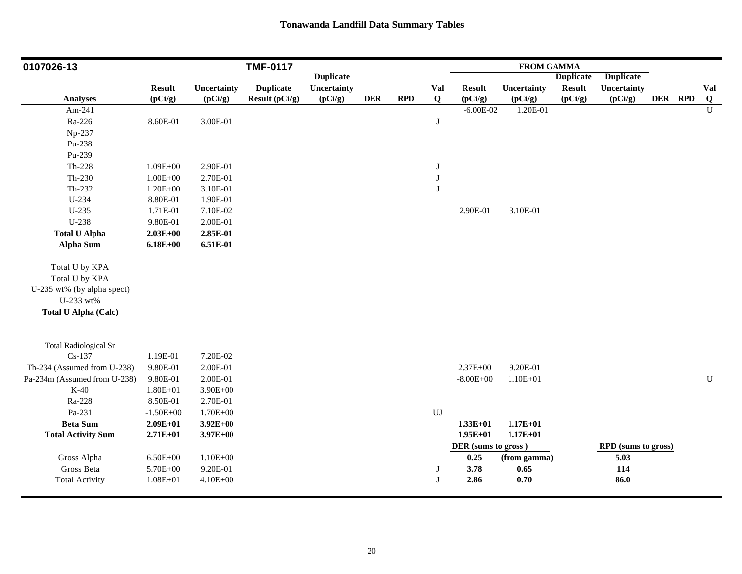## Tonawanda Landfill Data Summary Tables

| 0107026-13 | | | TMF-0117 | | | | | FROM GAMMA | | | | | | |
|---|---|---|---|---|---|---|---|---|---|---|---|---|---|---|
| **Analyses** | **Result (pCi/g)** | **Uncertainty (pCi/g)** | **Duplicate Result (pCi/g)** | **Duplicate Uncertainty (pCi/g)** | **DER** | **RPD** | **Val Q** | **Result (pCi/g)** | **Uncertainty (pCi/g)** | **Duplicate Result (pCi/g)** | **Duplicate Uncertainty (pCi/g)** | **DER** | **RPD** | **Val Q** |
| Am-241 | | | | | | | | -6.00E-02 | 1.20E-01 | | | | | U |
| Ra-226 | 8.60E-01 | 3.00E-01 | | | | | J | | | | | | | |
| Np-237 | | | | | | | | | | | | | | |
| Pu-238 | | | | | | | | | | | | | | |
| Pu-239 | | | | | | | | | | | | | | |
| Th-228 | 1.09E+00 | 2.90E-01 | | | | | J | | | | | | | |
| Th-230 | 1.00E+00 | 2.70E-01 | | | | | J | | | | | | | |
| Th-232 | 1.20E+00 | 3.10E-01 | | | | | J | | | | | | | |
| U-234 | 8.80E-01 | 1.90E-01 | | | | | | | | | | | | |
| U-235 | 1.71E-01 | 7.10E-02 | | | | | | 2.90E-01 | 3.10E-01 | | | | | |
| U-238 | 9.80E-01 | 2.00E-01 | | | | | | | | | | | | |
| **Total U Alpha** | **2.03E+00** | **2.85E-01** | | | | | | | | | | | | |
| **Alpha Sum** | **6.18E+00** | **6.51E-01** | | | | | | | | | | | | |
| Total U by KPA | | | | | | | | | | | | | | |
| Total U by KPA | | | | | | | | | | | | | | |
| U-235 wt% (by alpha spect) | | | | | | | | | | | | | | |
| U-233 wt% | | | | | | | | | | | | | | |
| **Total U Alpha (Calc)** | | | | | | | | | | | | | | |
| Total Radiological Sr | | | | | | | | | | | | | | |
| Cs-137 | 1.19E-01 | 7.20E-02 | | | | | | | | | | | | |
| Th-234 (Assumed from U-238) | 9.80E-01 | 2.00E-01 | | | | | | 2.37E+00 | 9.20E-01 | | | | | |
| Pa-234m (Assumed from U-238) | 9.80E-01 | 2.00E-01 | | | | | | -8.00E+00 | 1.10E+01 | | | | | U |
| K-40 | 1.80E+01 | 3.90E+00 | | | | | | | | | | | | |
| Ra-228 | 8.50E-01 | 2.70E-01 | | | | | | | | | | | | |
| Pa-231 | -1.50E+00 | 1.70E+00 | | | | | UJ | | | | | | | |
| **Beta Sum** | **2.09E+01** | **3.92E+00** | | | | | | **1.33E+01** | **1.17E+01** | | | | | |
| **Total Activity Sum** | **2.71E+01** | **3.97E+00** | | | | | | **1.95E+01** | **1.17E+01** | | | | | |
| | | | | | | | | **DER (sums to gross )** | | | **RPD (sums to gross)** | | | |
| Gross Alpha | 6.50E+00 | 1.10E+00 | | | | | | **0.25** | **(from gamma)** | | **5.03** | | | |
| Gross Beta | 5.70E+00 | 9.20E-01 | | | | | J | **3.78** | **0.65** | | **114** | | | |
| Total Activity | 1.08E+01 | 4.10E+00 | | | | | J | **2.86** | **0.70** | | **86.0** | | | |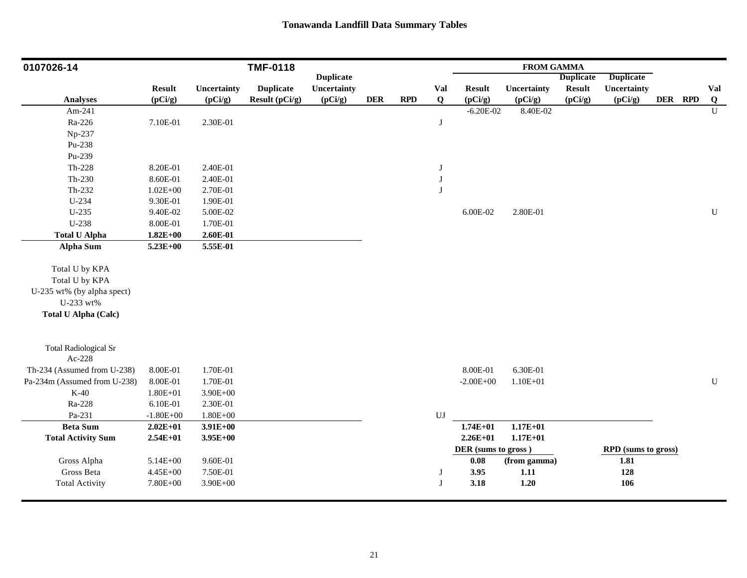# Tonawanda Landfill Data Summary Tables

| 0107026-14 | | | TMF-0118 | | | | | FROM GAMMA | | | | | | |
|---|---|---|---|---|---|---|---|---|---|---|---|---|---|---|
| Analyses | Result (pCi/g) | Uncertainty (pCi/g) | Duplicate Result (pCi/g) | Duplicate Uncertainty (pCi/g) | DER | RPD | Val Q | Result (pCi/g) | Uncertainty (pCi/g) | Duplicate Result (pCi/g) | Duplicate Uncertainty (pCi/g) | DER | RPD | Val Q |
| Am-241 | | | | | | | | -6.20E-02 | 8.40E-02 | | | | | U |
| Ra-226 | 7.10E-01 | 2.30E-01 | | | | | J | | | | | | | |
| Np-237 | | | | | | | | | | | | | | |
| Pu-238 | | | | | | | | | | | | | | |
| Pu-239 | | | | | | | | | | | | | | |
| Th-228 | 8.20E-01 | 2.40E-01 | | | | | J | | | | | | | |
| Th-230 | 8.60E-01 | 2.40E-01 | | | | | J | | | | | | | |
| Th-232 | 1.02E+00 | 2.70E-01 | | | | | J | | | | | | | |
| U-234 | 9.30E-01 | 1.90E-01 | | | | | | | | | | | | |
| U-235 | 9.40E-02 | 5.00E-02 | | | | | | 6.00E-02 | 2.80E-01 | | | | | U |
| U-238 | 8.00E-01 | 1.70E-01 | | | | | | | | | | | | |
| **Total U Alpha** | **1.82E+00** | **2.60E-01** | | | | | | | | | | | | |
| **Alpha Sum** | **5.23E+00** | **5.55E-01** | | | | | | | | | | | | |
| Total U by KPA | | | | | | | | | | | | | | |
| Total U by KPA | | | | | | | | | | | | | | |
| U-235 wt% (by alpha spect) | | | | | | | | | | | | | | |
| U-233 wt% | | | | | | | | | | | | | | |
| **Total U Alpha (Calc)** | | | | | | | | | | | | | | |
| Total Radiological Sr | | | | | | | | | | | | | | |
| Ac-228 | | | | | | | | | | | | | | |
| Th-234 (Assumed from U-238) | 8.00E-01 | 1.70E-01 | | | | | | 8.00E-01 | 6.30E-01 | | | | | |
| Pa-234m (Assumed from U-238) | 8.00E-01 | 1.70E-01 | | | | | | -2.00E+00 | 1.10E+01 | | | | | U |
| K-40 | 1.80E+01 | 3.90E+00 | | | | | | | | | | | | |
| Ra-228 | 6.10E-01 | 2.30E-01 | | | | | | | | | | | | |
| Pa-231 | -1.80E+00 | 1.80E+00 | | | | | UJ | | | | | | | |
| **Beta Sum** | **2.02E+01** | **3.91E+00** | | | | | | **1.74E+01** | **1.17E+01** | | | | | |
| **Total Activity Sum** | **2.54E+01** | **3.95E+00** | | | | | | **2.26E+01** | **1.17E+01** | | | | | |
| | | | | | | | | **DER (sums to gross )** | | | **RPD (sums to gross)** | | | |
| Gross Alpha | 5.14E+00 | 9.60E-01 | | | | | | **0.08** | **(from gamma)** | | **1.81** | | | |
| Gross Beta | 4.45E+00 | 7.50E-01 | | | | | J | **3.95** | **1.11** | | **128** | | | |
| Total Activity | 7.80E+00 | 3.90E+00 | | | | | J | **3.18** | **1.20** | | **106** | | | |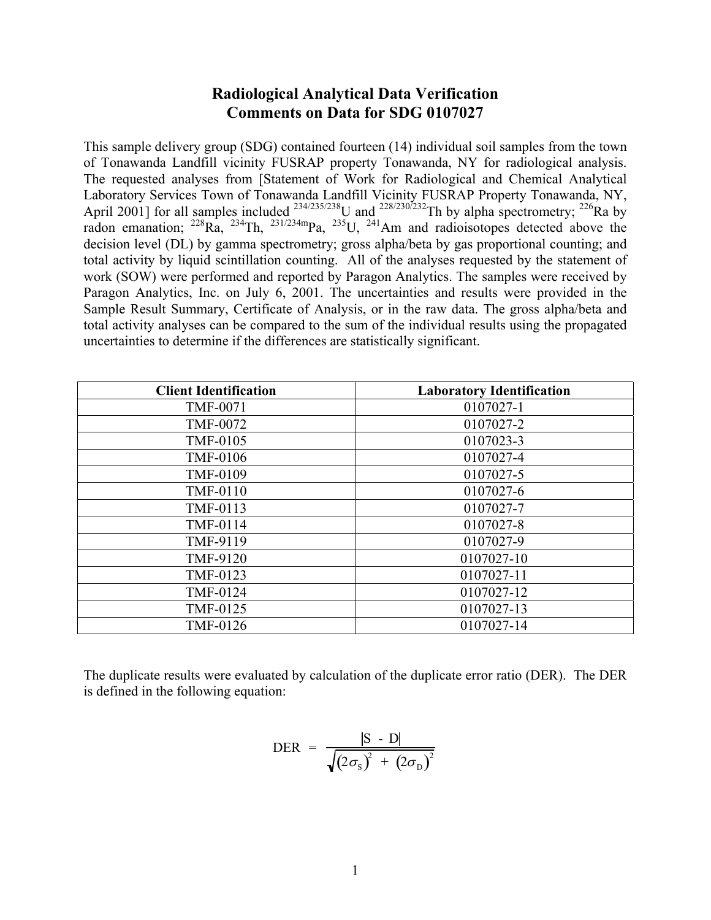# Radiological Analytical Data Verification
## Comments on Data for SDG 0107027

This sample delivery group (SDG) contained fourteen (14) individual soil samples from the town of Tonawanda Landfill vicinity FUSRAP property Tonawanda, NY for radiological analysis. The requested analyses from [Statement of Work for Radiological and Chemical Analytical Laboratory Services Town of Tonawanda Landfill Vicinity FUSRAP Property Tonawanda, NY, April 2001] for all samples included $^{234/235/238}$U and $^{228/230/232}$Th by alpha spectrometry; $^{226}$Ra by radon emanation; $^{228}$Ra, $^{234}$Th, $^{231/234m}$Pa, $^{235}$U, $^{241}$Am and radioisotopes detected above the decision level (DL) by gamma spectrometry; gross alpha/beta by gas proportional counting; and total activity by liquid scintillation counting. All of the analyses requested by the statement of work (SOW) were performed and reported by Paragon Analytics. The samples were received by Paragon Analytics, Inc. on July 6, 2001. The uncertainties and results were provided in the Sample Result Summary, Certificate of Analysis, or in the raw data. The gross alpha/beta and total activity analyses can be compared to the sum of the individual results using the propagated uncertainties to determine if the differences are statistically significant.

| Client Identification | Laboratory Identification |
|---|---|
| TMF-0071 | 0107027-1 |
| TMF-0072 | 0107027-2 |
| TMF-0105 | 0107023-3 |
| TMF-0106 | 0107027-4 |
| TMF-0109 | 0107027-5 |
| TMF-0110 | 0107027-6 |
| TMF-0113 | 0107027-7 |
| TMF-0114 | 0107027-8 |
| TMF-9119 | 0107027-9 |
| TMF-9120 | 0107027-10 |
| TMF-0123 | 0107027-11 |
| TMF-0124 | 0107027-12 |
| TMF-0125 | 0107027-13 |
| TMF-0126 | 0107027-14 |

The duplicate results were evaluated by calculation of the duplicate error ratio (DER). The DER is defined in the following equation:

$$\text{DER} = \frac{|S - D|}{\sqrt{(2\sigma_S)^2 + (2\sigma_D)^2}}$$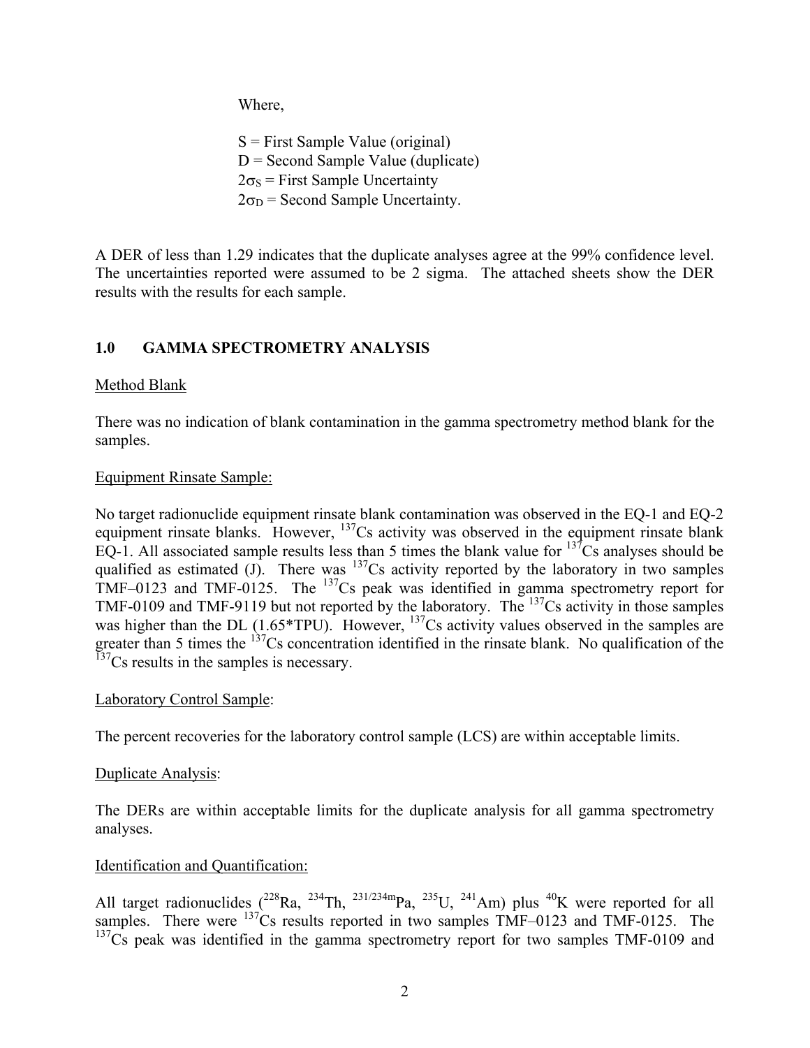Where,

S = First Sample Value (original)
D = Second Sample Value (duplicate)
$2\sigma_S$ = First Sample Uncertainty
$2\sigma_D$ = Second Sample Uncertainty.

A DER of less than 1.29 indicates that the duplicate analyses agree at the 99% confidence level. The uncertainties reported were assumed to be 2 sigma. The attached sheets show the DER results with the results for each sample.

## 1.0 GAMMA SPECTROMETRY ANALYSIS

Method Blank

There was no indication of blank contamination in the gamma spectrometry method blank for the samples.

Equipment Rinsate Sample:

No target radionuclide equipment rinsate blank contamination was observed in the EQ-1 and EQ-2 equipment rinsate blanks. However, $^{137}$Cs activity was observed in the equipment rinsate blank EQ-1. All associated sample results less than 5 times the blank value for $^{137}$Cs analyses should be qualified as estimated (J). There was $^{137}$Cs activity reported by the laboratory in two samples TMF–0123 and TMF-0125. The $^{137}$Cs peak was identified in gamma spectrometry report for TMF-0109 and TMF-9119 but not reported by the laboratory. The $^{137}$Cs activity in those samples was higher than the DL (1.65*TPU). However, $^{137}$Cs activity values observed in the samples are greater than 5 times the $^{137}$Cs concentration identified in the rinsate blank. No qualification of the $^{137}$Cs results in the samples is necessary.

Laboratory Control Sample:

The percent recoveries for the laboratory control sample (LCS) are within acceptable limits.

Duplicate Analysis:

The DERs are within acceptable limits for the duplicate analysis for all gamma spectrometry analyses.

Identification and Quantification:

All target radionuclides ($^{228}$Ra, $^{234}$Th, $^{231/234m}$Pa, $^{235}$U, $^{241}$Am) plus $^{40}$K were reported for all samples. There were $^{137}$Cs results reported in two samples TMF–0123 and TMF-0125. The $^{137}$Cs peak was identified in the gamma spectrometry report for two samples TMF-0109 and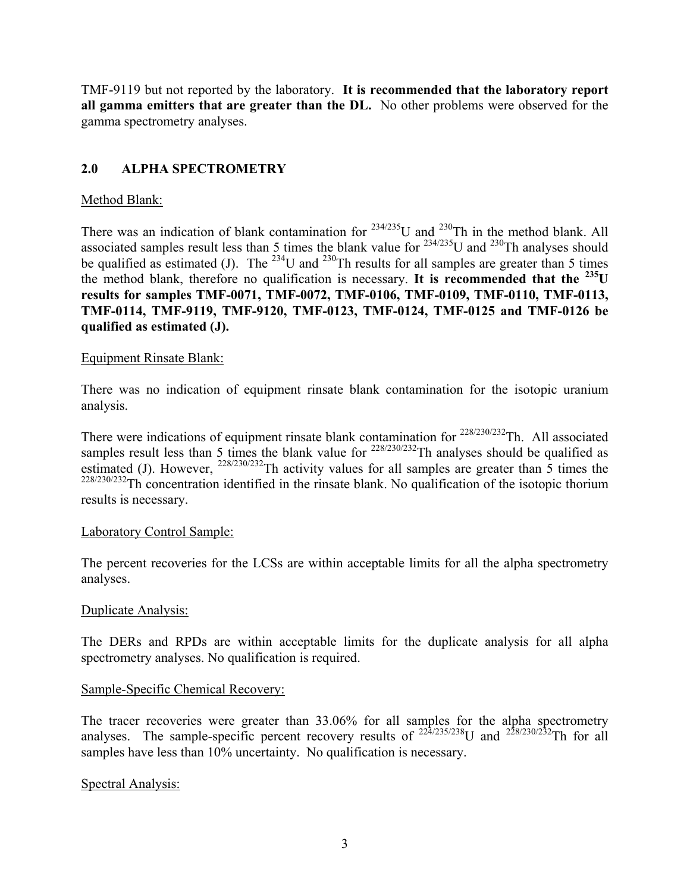TMF-9119 but not reported by the laboratory. **It is recommended that the laboratory report all gamma emitters that are greater than the DL.** No other problems were observed for the gamma spectrometry analyses.

## 2.0 ALPHA SPECTROMETRY

Method Blank:

There was an indication of blank contamination for $^{234/235}$U and $^{230}$Th in the method blank. All associated samples result less than 5 times the blank value for $^{234/235}$U and $^{230}$Th analyses should be qualified as estimated (J). The $^{234}$U and $^{230}$Th results for all samples are greater than 5 times the method blank, therefore no qualification is necessary. **It is recommended that the $^{235}$U results for samples TMF-0071, TMF-0072, TMF-0106, TMF-0109, TMF-0110, TMF-0113, TMF-0114, TMF-9119, TMF-9120, TMF-0123, TMF-0124, TMF-0125 and TMF-0126 be qualified as estimated (J).**

Equipment Rinsate Blank:

There was no indication of equipment rinsate blank contamination for the isotopic uranium analysis.

There were indications of equipment rinsate blank contamination for $^{228/230/232}$Th. All associated samples result less than 5 times the blank value for $^{228/230/232}$Th analyses should be qualified as estimated (J). However, $^{228/230/232}$Th activity values for all samples are greater than 5 times the $^{228/230/232}$Th concentration identified in the rinsate blank. No qualification of the isotopic thorium results is necessary.

Laboratory Control Sample:

The percent recoveries for the LCSs are within acceptable limits for all the alpha spectrometry analyses.

Duplicate Analysis:

The DERs and RPDs are within acceptable limits for the duplicate analysis for all alpha spectrometry analyses. No qualification is required.

Sample-Specific Chemical Recovery:

The tracer recoveries were greater than 33.06% for all samples for the alpha spectrometry analyses. The sample-specific percent recovery results of $^{224/235/238}$U and $^{228/230/232}$Th for all samples have less than 10% uncertainty. No qualification is necessary.

Spectral Analysis: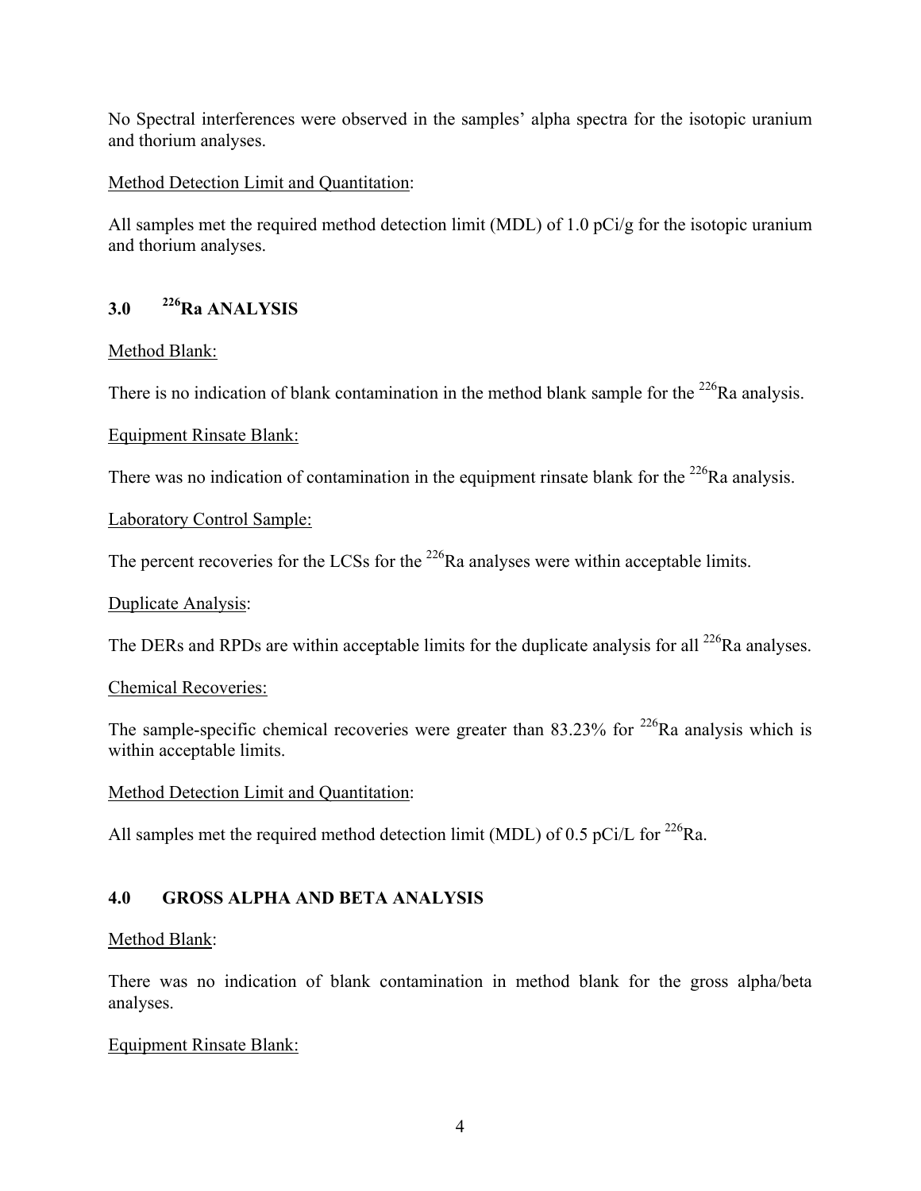No Spectral interferences were observed in the samples' alpha spectra for the isotopic uranium and thorium analyses.

Method Detection Limit and Quantitation:

All samples met the required method detection limit (MDL) of 1.0 pCi/g for the isotopic uranium and thorium analyses.

## 3.0 $^{226}$Ra ANALYSIS

Method Blank:

There is no indication of blank contamination in the method blank sample for the $^{226}$Ra analysis.

Equipment Rinsate Blank:

There was no indication of contamination in the equipment rinsate blank for the $^{226}$Ra analysis.

Laboratory Control Sample:

The percent recoveries for the LCSs for the $^{226}$Ra analyses were within acceptable limits.

Duplicate Analysis:

The DERs and RPDs are within acceptable limits for the duplicate analysis for all $^{226}$Ra analyses.

Chemical Recoveries:

The sample-specific chemical recoveries were greater than 83.23% for $^{226}$Ra analysis which is within acceptable limits.

Method Detection Limit and Quantitation:

All samples met the required method detection limit (MDL) of 0.5 pCi/L for $^{226}$Ra.

## 4.0 GROSS ALPHA AND BETA ANALYSIS

Method Blank:

There was no indication of blank contamination in method blank for the gross alpha/beta analyses.

Equipment Rinsate Blank: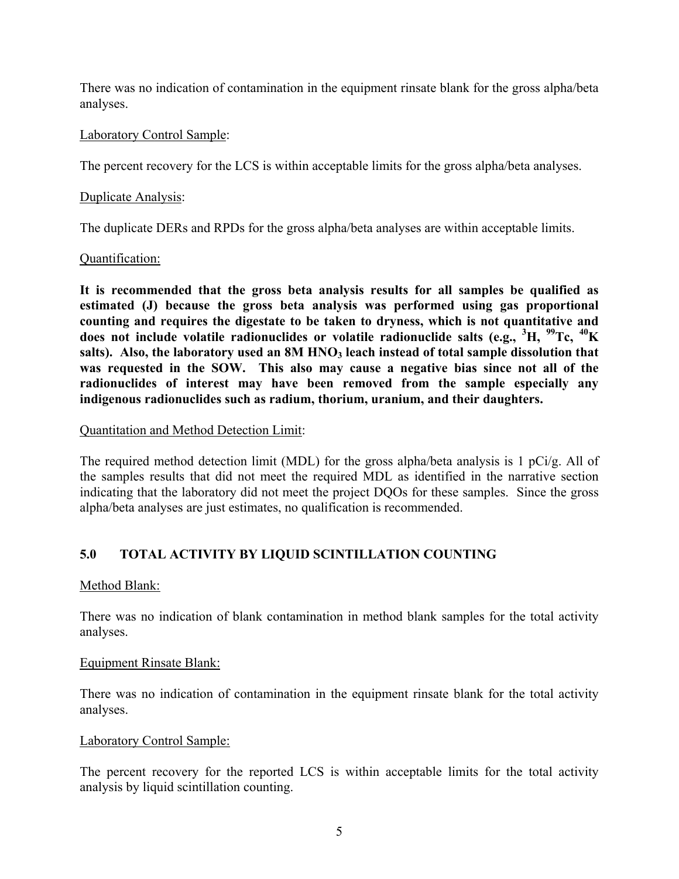There was no indication of contamination in the equipment rinsate blank for the gross alpha/beta analyses.

Laboratory Control Sample:

The percent recovery for the LCS is within acceptable limits for the gross alpha/beta analyses.

Duplicate Analysis:

The duplicate DERs and RPDs for the gross alpha/beta analyses are within acceptable limits.

Quantification:

**It is recommended that the gross beta analysis results for all samples be qualified as estimated (J) because the gross beta analysis was performed using gas proportional counting and requires the digestate to be taken to dryness, which is not quantitative and does not include volatile radionuclides or volatile radionuclide salts (e.g., $^{3}H$, $^{99}Tc$, $^{40}K$ salts). Also, the laboratory used an 8M $HNO_3$ leach instead of total sample dissolution that was requested in the SOW. This also may cause a negative bias since not all of the radionuclides of interest may have been removed from the sample especially any indigenous radionuclides such as radium, thorium, uranium, and their daughters.**

Quantitation and Method Detection Limit:

The required method detection limit (MDL) for the gross alpha/beta analysis is 1 pCi/g. All of the samples results that did not meet the required MDL as identified in the narrative section indicating that the laboratory did not meet the project DQOs for these samples. Since the gross alpha/beta analyses are just estimates, no qualification is recommended.

## 5.0 TOTAL ACTIVITY BY LIQUID SCINTILLATION COUNTING

Method Blank:

There was no indication of blank contamination in method blank samples for the total activity analyses.

Equipment Rinsate Blank:

There was no indication of contamination in the equipment rinsate blank for the total activity analyses.

Laboratory Control Sample:

The percent recovery for the reported LCS is within acceptable limits for the total activity analysis by liquid scintillation counting.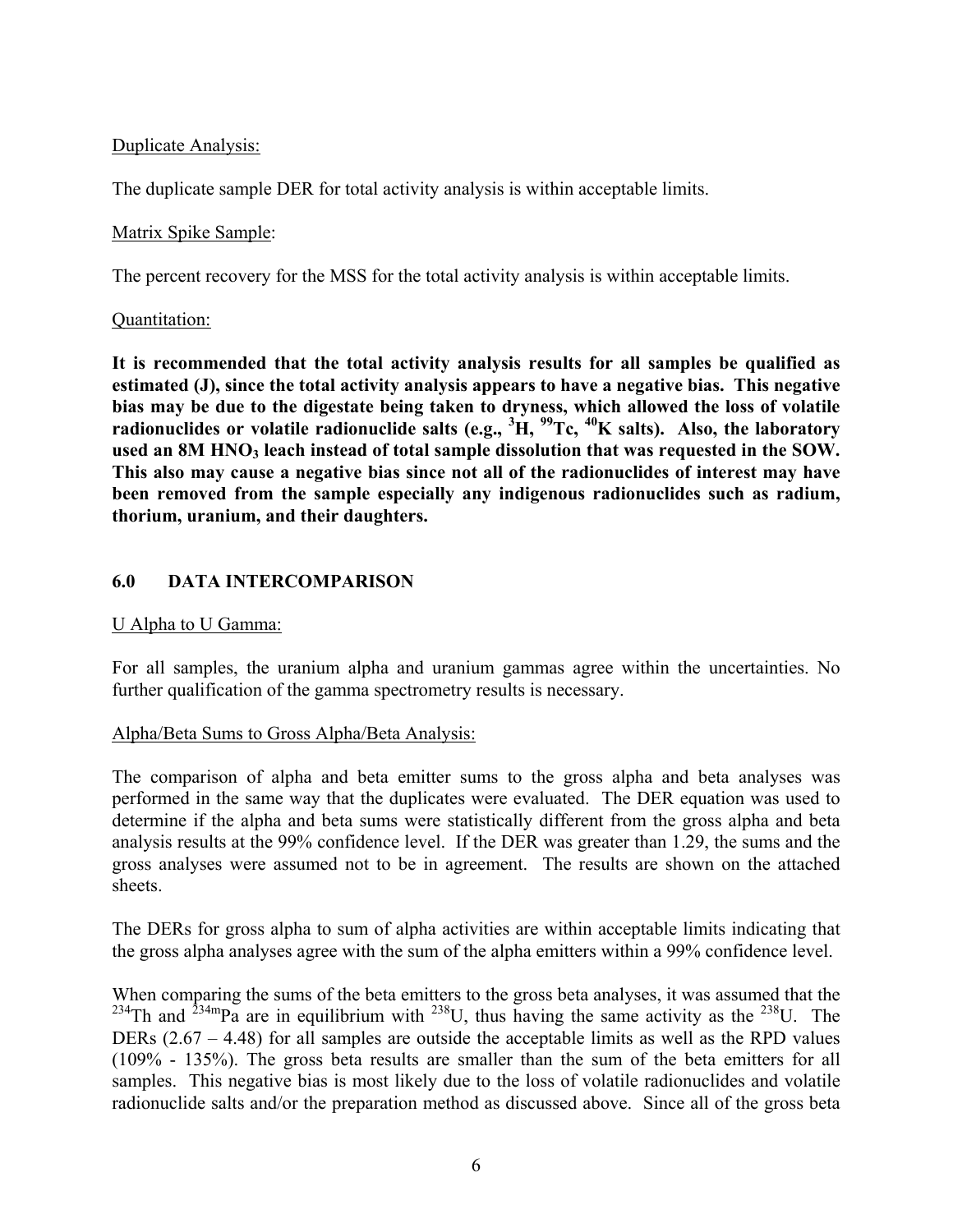Duplicate Analysis:

The duplicate sample DER for total activity analysis is within acceptable limits.

Matrix Spike Sample:

The percent recovery for the MSS for the total activity analysis is within acceptable limits.

Quantitation:

**It is recommended that the total activity analysis results for all samples be qualified as estimated (J), since the total activity analysis appears to have a negative bias. This negative bias may be due to the digestate being taken to dryness, which allowed the loss of volatile radionuclides or volatile radionuclide salts (e.g., $^{3}H$, $^{99}Tc$, $^{40}K$ salts). Also, the laboratory used an 8M $HNO_3$ leach instead of total sample dissolution that was requested in the SOW. This also may cause a negative bias since not all of the radionuclides of interest may have been removed from the sample especially any indigenous radionuclides such as radium, thorium, uranium, and their daughters.**

## 6.0 DATA INTERCOMPARISON

U Alpha to U Gamma:

For all samples, the uranium alpha and uranium gammas agree within the uncertainties. No further qualification of the gamma spectrometry results is necessary.

Alpha/Beta Sums to Gross Alpha/Beta Analysis:

The comparison of alpha and beta emitter sums to the gross alpha and beta analyses was performed in the same way that the duplicates were evaluated. The DER equation was used to determine if the alpha and beta sums were statistically different from the gross alpha and beta analysis results at the 99% confidence level. If the DER was greater than 1.29, the sums and the gross analyses were assumed not to be in agreement. The results are shown on the attached sheets.

The DERs for gross alpha to sum of alpha activities are within acceptable limits indicating that the gross alpha analyses agree with the sum of the alpha emitters within a 99% confidence level.

When comparing the sums of the beta emitters to the gross beta analyses, it was assumed that the $^{234}Th$ and $^{234m}Pa$ are in equilibrium with $^{238}U$, thus having the same activity as the $^{238}U$. The DERs (2.67 – 4.48) for all samples are outside the acceptable limits as well as the RPD values (109% - 135%). The gross beta results are smaller than the sum of the beta emitters for all samples. This negative bias is most likely due to the loss of volatile radionuclides and volatile radionuclide salts and/or the preparation method as discussed above. Since all of the gross beta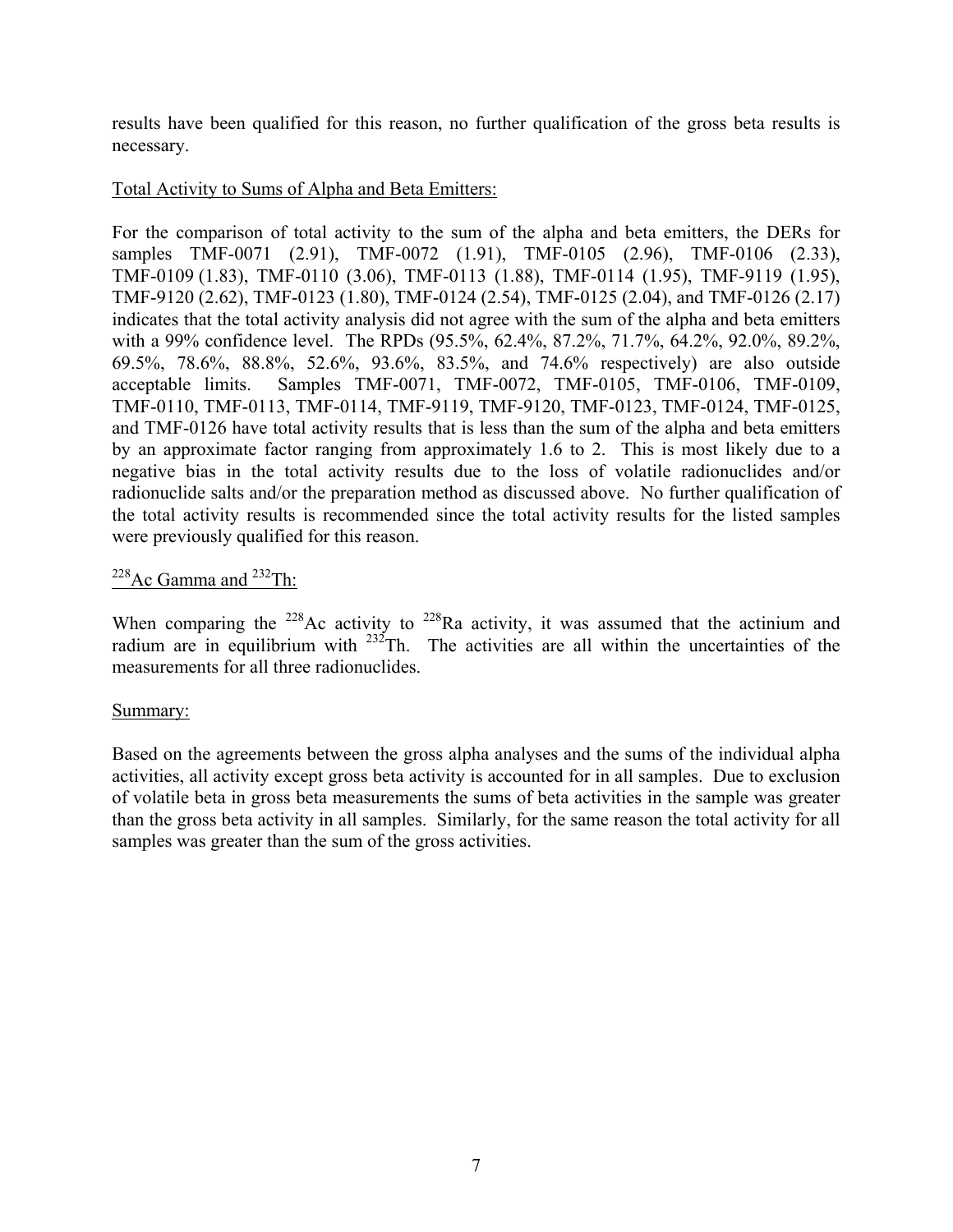results have been qualified for this reason, no further qualification of the gross beta results is necessary.

Total Activity to Sums of Alpha and Beta Emitters:

For the comparison of total activity to the sum of the alpha and beta emitters, the DERs for samples TMF-0071 (2.91), TMF-0072 (1.91), TMF-0105 (2.96), TMF-0106 (2.33), TMF-0109 (1.83), TMF-0110 (3.06), TMF-0113 (1.88), TMF-0114 (1.95), TMF-9119 (1.95), TMF-9120 (2.62), TMF-0123 (1.80), TMF-0124 (2.54), TMF-0125 (2.04), and TMF-0126 (2.17) indicates that the total activity analysis did not agree with the sum of the alpha and beta emitters with a 99% confidence level. The RPDs (95.5%, 62.4%, 87.2%, 71.7%, 64.2%, 92.0%, 89.2%, 69.5%, 78.6%, 88.8%, 52.6%, 93.6%, 83.5%, and 74.6% respectively) are also outside acceptable limits. Samples TMF-0071, TMF-0072, TMF-0105, TMF-0106, TMF-0109, TMF-0110, TMF-0113, TMF-0114, TMF-9119, TMF-9120, TMF-0123, TMF-0124, TMF-0125, and TMF-0126 have total activity results that is less than the sum of the alpha and beta emitters by an approximate factor ranging from approximately 1.6 to 2. This is most likely due to a negative bias in the total activity results due to the loss of volatile radionuclides and/or radionuclide salts and/or the preparation method as discussed above. No further qualification of the total activity results is recommended since the total activity results for the listed samples were previously qualified for this reason.

$^{228}$Ac Gamma and $^{232}$Th:

When comparing the $^{228}$Ac activity to $^{228}$Ra activity, it was assumed that the actinium and radium are in equilibrium with $^{232}$Th. The activities are all within the uncertainties of the measurements for all three radionuclides.

Summary:

Based on the agreements between the gross alpha analyses and the sums of the individual alpha activities, all activity except gross beta activity is accounted for in all samples. Due to exclusion of volatile beta in gross beta measurements the sums of beta activities in the sample was greater than the gross beta activity in all samples. Similarly, for the same reason the total activity for all samples was greater than the sum of the gross activities.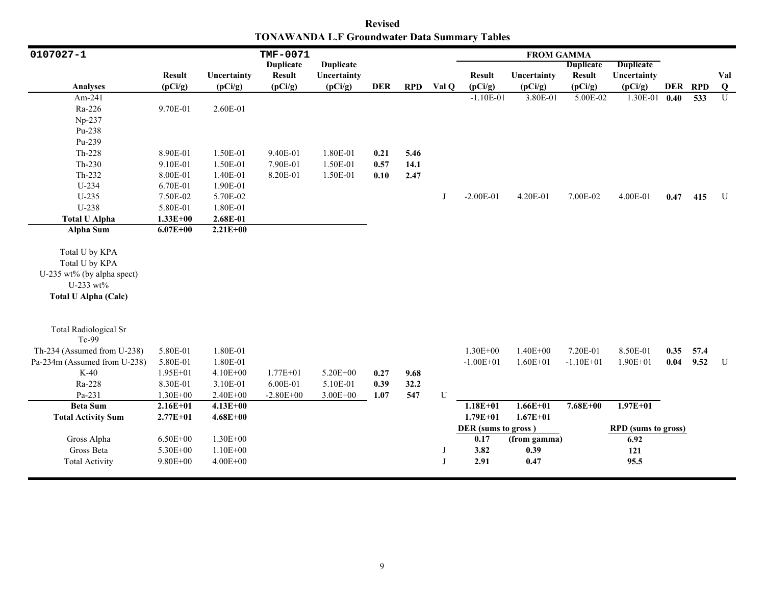**Revised**
**TONAWANDA L.F Groundwater Data Summary Tables**

| 0107027-1 | | | TMF-0071 | | | | | FROM GAMMA | | | | | | |
|---|---|---|---|---|---|---|---|---|---|---|---|---|---|---|
| **Analyses** | **Result (pCi/g)** | **Uncertainty (pCi/g)** | **Duplicate Result (pCi/g)** | **Duplicate Uncertainty (pCi/g)** | **DER** | **RPD** | **Val Q** | **Result (pCi/g)** | **Uncertainty (pCi/g)** | **Duplicate Result (pCi/g)** | **Duplicate Uncertainty (pCi/g)** | **DER** | **RPD** | **Val Q** |
| Am-241 | | | | | | | | -1.10E-01 | 3.80E-01 | 5.00E-02 | 1.30E-01 | **0.40** | **533** | U |
| Ra-226 | 9.70E-01 | 2.60E-01 | | | | | | | | | | | | |
| Np-237 | | | | | | | | | | | | | | |
| Pu-238 | | | | | | | | | | | | | | |
| Pu-239 | | | | | | | | | | | | | | |
| Th-228 | 8.90E-01 | 1.50E-01 | 9.40E-01 | 1.80E-01 | **0.21** | **5.46** | | | | | | | | |
| Th-230 | 9.10E-01 | 1.50E-01 | 7.90E-01 | 1.50E-01 | **0.57** | **14.1** | | | | | | | | |
| Th-232 | 8.00E-01 | 1.40E-01 | 8.20E-01 | 1.50E-01 | **0.10** | **2.47** | | | | | | | | |
| U-234 | 6.70E-01 | 1.90E-01 | | | | | | | | | | | | |
| U-235 | 7.50E-02 | 5.70E-02 | | | | | J | -2.00E-01 | 4.20E-01 | 7.00E-02 | 4.00E-01 | **0.47** | **415** | U |
| U-238 | 5.80E-01 | 1.80E-01 | | | | | | | | | | | | |
| **Total U Alpha** | **1.33E+00** | **2.68E-01** | | | | | | | | | | | | |
| **Alpha Sum** | **6.07E+00** | **2.21E+00** | | | | | | | | | | | | |
| Total U by KPA | | | | | | | | | | | | | | |
| Total U by KPA | | | | | | | | | | | | | | |
| U-235 wt% (by alpha spect) | | | | | | | | | | | | | | |
| U-233 wt% | | | | | | | | | | | | | | |
| **Total U Alpha (Calc)** | | | | | | | | | | | | | | |
| Total Radiological Sr | | | | | | | | | | | | | | |
| Tc-99 | | | | | | | | | | | | | | |
| Th-234 (Assumed from U-238) | 5.80E-01 | 1.80E-01 | | | | | | 1.30E+00 | 1.40E+00 | 7.20E-01 | 8.50E-01 | **0.35** | **57.4** | |
| Pa-234m (Assumed from U-238) | 5.80E-01 | 1.80E-01 | | | | | | -1.00E+01 | 1.60E+01 | -1.10E+01 | 1.90E+01 | **0.04** | **9.52** | U |
| K-40 | 1.95E+01 | 4.10E+00 | 1.77E+01 | 5.20E+00 | **0.27** | **9.68** | | | | | | | | |
| Ra-228 | 8.30E-01 | 3.10E-01 | 6.00E-01 | 5.10E-01 | **0.39** | **32.2** | | | | | | | | |
| Pa-231 | 1.30E+00 | 2.40E+00 | -2.80E+00 | 3.00E+00 | **1.07** | **547** | U | | | | | | | |
| **Beta Sum** | **2.16E+01** | **4.13E+00** | | | | | | **1.18E+01** | **1.66E+01** | **7.68E+00** | **1.97E+01** | | | |
| **Total Activity Sum** | **2.77E+01** | **4.68E+00** | | | | | | **1.79E+01** | **1.67E+01** | | | | | |
| | | | | | | | | **DER (sums to gross )** | | | **RPD (sums to gross)** | | | |
| Gross Alpha | 6.50E+00 | 1.30E+00 | | | | | | **0.17** | **(from gamma)** | | **6.92** | | | |
| Gross Beta | 5.30E+00 | 1.10E+00 | | | | | J | **3.82** | **0.39** | | **121** | | | |
| Total Activity | 9.80E+00 | 4.00E+00 | | | | | J | **2.91** | **0.47** | | **95.5** | | | |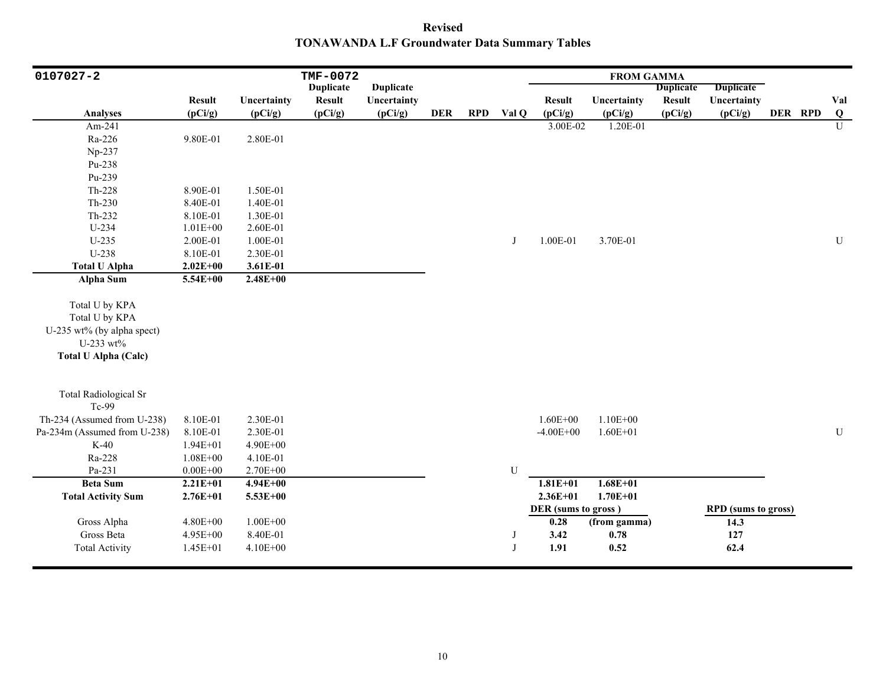**Revised**
**TONAWANDA L.F Groundwater Data Summary Tables**

| 0107027-2 | | | TMF-0072 | | | | | FROM GAMMA | | | | | | |
|---|---|---|---|---|---|---|---|---|---|---|---|---|---|---|
| Analyses | Result (pCi/g) | Uncertainty (pCi/g) | Duplicate Result (pCi/g) | Duplicate Uncertainty (pCi/g) | DER | RPD | Val Q | Result (pCi/g) | Uncertainty (pCi/g) | Duplicate Result (pCi/g) | Duplicate Uncertainty (pCi/g) | DER | RPD | Val Q |
| Am-241 | | | | | | | | 3.00E-02 | 1.20E-01 | | | | | U |
| Ra-226 | 9.80E-01 | 2.80E-01 | | | | | | | | | | | | |
| Np-237 | | | | | | | | | | | | | | |
| Pu-238 | | | | | | | | | | | | | | |
| Pu-239 | | | | | | | | | | | | | | |
| Th-228 | 8.90E-01 | 1.50E-01 | | | | | | | | | | | | |
| Th-230 | 8.40E-01 | 1.40E-01 | | | | | | | | | | | | |
| Th-232 | 8.10E-01 | 1.30E-01 | | | | | | | | | | | | |
| U-234 | 1.01E+00 | 2.60E-01 | | | | | | | | | | | | |
| U-235 | 2.00E-01 | 1.00E-01 | | | | | J | 1.00E-01 | 3.70E-01 | | | | | U |
| U-238 | 8.10E-01 | 2.30E-01 | | | | | | | | | | | | |
| **Total U Alpha** | **2.02E+00** | **3.61E-01** | | | | | | | | | | | | |
| **Alpha Sum** | **5.54E+00** | **2.48E+00** | | | | | | | | | | | | |
| Total U by KPA | | | | | | | | | | | | | | |
| Total U by KPA | | | | | | | | | | | | | | |
| U-235 wt% (by alpha spect) | | | | | | | | | | | | | | |
| U-233 wt% | | | | | | | | | | | | | | |
| **Total U Alpha (Calc)** | | | | | | | | | | | | | | |
| Total Radiological Sr | | | | | | | | | | | | | | |
| Tc-99 | | | | | | | | | | | | | | |
| Th-234 (Assumed from U-238) | 8.10E-01 | 2.30E-01 | | | | | | 1.60E+00 | 1.10E+00 | | | | | |
| Pa-234m (Assumed from U-238) | 8.10E-01 | 2.30E-01 | | | | | | -4.00E+00 | 1.60E+01 | | | | | U |
| K-40 | 1.94E+01 | 4.90E+00 | | | | | | | | | | | | |
| Ra-228 | 1.08E+00 | 4.10E-01 | | | | | | | | | | | | |
| Pa-231 | 0.00E+00 | 2.70E+00 | | | | | U | | | | | | | |
| **Beta Sum** | **2.21E+01** | **4.94E+00** | | | | | | **1.81E+01** | **1.68E+01** | | | | | |
| **Total Activity Sum** | **2.76E+01** | **5.53E+00** | | | | | | **2.36E+01** | **1.70E+01** | | | | | |
| | | | | | | | | **DER (sums to gross)** | | | **RPD (sums to gross)** | | | |
| Gross Alpha | 4.80E+00 | 1.00E+00 | | | | | | **0.28** | **(from gamma)** | | **14.3** | | | |
| Gross Beta | 4.95E+00 | 8.40E-01 | | | | | J | **3.42** | **0.78** | | **127** | | | |
| Total Activity | 1.45E+01 | 4.10E+00 | | | | | J | **1.91** | **0.52** | | **62.4** | | | |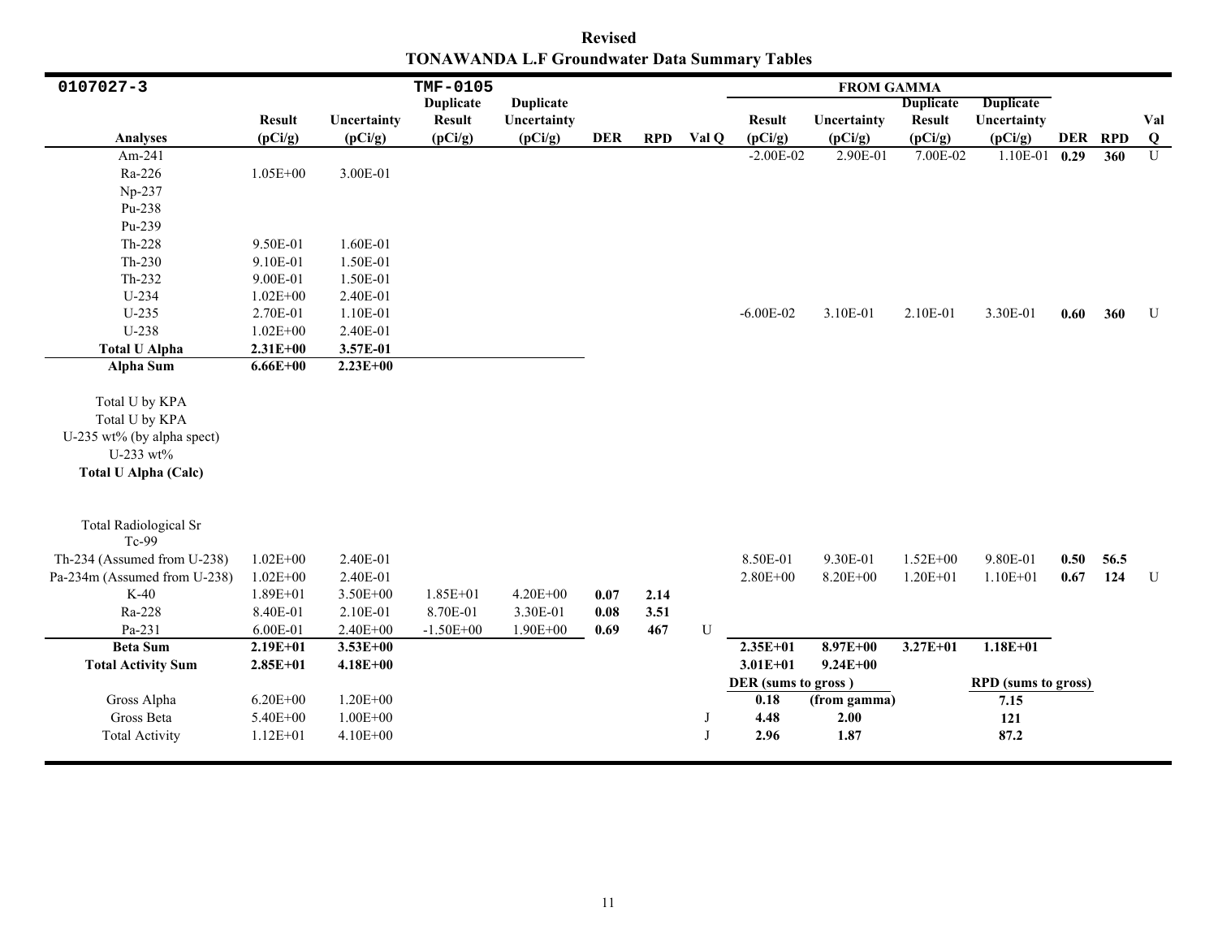**Revised**
**TONAWANDA L.F Groundwater Data Summary Tables**

| 0107027-3 | | | TMF-0105 | | | | | FROM GAMMA | | | | | | |
|---|---|---|---|---|---|---|---|---|---|---|---|---|---|---|
| **Analyses** | **Result (pCi/g)** | **Uncertainty (pCi/g)** | **Duplicate Result (pCi/g)** | **Duplicate Uncertainty (pCi/g)** | **DER** | **RPD** | **Val Q** | **Result (pCi/g)** | **Uncertainty (pCi/g)** | **Duplicate Result (pCi/g)** | **Duplicate Uncertainty (pCi/g)** | **DER** | **RPD** | **Val Q** |
| Am-241 | | | | | | | | -2.00E-02 | 2.90E-01 | 7.00E-02 | 1.10E-01 | **0.29** | **360** | U |
| Ra-226 | 1.05E+00 | 3.00E-01 | | | | | | | | | | | | |
| Np-237 | | | | | | | | | | | | | | |
| Pu-238 | | | | | | | | | | | | | | |
| Pu-239 | | | | | | | | | | | | | | |
| Th-228 | 9.50E-01 | 1.60E-01 | | | | | | | | | | | | |
| Th-230 | 9.10E-01 | 1.50E-01 | | | | | | | | | | | | |
| Th-232 | 9.00E-01 | 1.50E-01 | | | | | | | | | | | | |
| U-234 | 1.02E+00 | 2.40E-01 | | | | | | | | | | | | |
| U-235 | 2.70E-01 | 1.10E-01 | | | | | | -6.00E-02 | 3.10E-01 | 2.10E-01 | 3.30E-01 | **0.60** | **360** | U |
| U-238 | 1.02E+00 | 2.40E-01 | | | | | | | | | | | | |
| **Total U Alpha** | **2.31E+00** | **3.57E-01** | | | | | | | | | | | | |
| **Alpha Sum** | **6.66E+00** | **2.23E+00** | | | | | | | | | | | | |
| Total U by KPA | | | | | | | | | | | | | | |
| Total U by KPA | | | | | | | | | | | | | | |
| U-235 wt% (by alpha spect) | | | | | | | | | | | | | | |
| U-233 wt% | | | | | | | | | | | | | | |
| **Total U Alpha (Calc)** | | | | | | | | | | | | | | |
| Total Radiological Sr | | | | | | | | | | | | | | |
| Tc-99 | | | | | | | | | | | | | | |
| Th-234 (Assumed from U-238) | 1.02E+00 | 2.40E-01 | | | | | | 8.50E-01 | 9.30E-01 | 1.52E+00 | 9.80E-01 | **0.50** | **56.5** | |
| Pa-234m (Assumed from U-238) | 1.02E+00 | 2.40E-01 | | | | | | 2.80E+00 | 8.20E+00 | 1.20E+01 | 1.10E+01 | **0.67** | **124** | U |
| K-40 | 1.89E+01 | 3.50E+00 | 1.85E+01 | 4.20E+00 | **0.07** | **2.14** | | | | | | | | |
| Ra-228 | 8.40E-01 | 2.10E-01 | 8.70E-01 | 3.30E-01 | **0.08** | **3.51** | | | | | | | | |
| Pa-231 | 6.00E-01 | 2.40E+00 | -1.50E+00 | 1.90E+00 | **0.69** | **467** | U | | | | | | | |
| **Beta Sum** | **2.19E+01** | **3.53E+00** | | | | | | **2.35E+01** | **8.97E+00** | **3.27E+01** | **1.18E+01** | | | |
| **Total Activity Sum** | **2.85E+01** | **4.18E+00** | | | | | | **3.01E+01** | **9.24E+00** | | | | | |
| | | | | | | | | **DER (sums to gross )** | | | **RPD (sums to gross)** | | | |
| Gross Alpha | 6.20E+00 | 1.20E+00 | | | | | | **0.18** | **(from gamma)** | | **7.15** | | | |
| Gross Beta | 5.40E+00 | 1.00E+00 | | | | | J | **4.48** | **2.00** | | **121** | | | |
| Total Activity | 1.12E+01 | 4.10E+00 | | | | | J | **2.96** | **1.87** | | **87.2** | | | |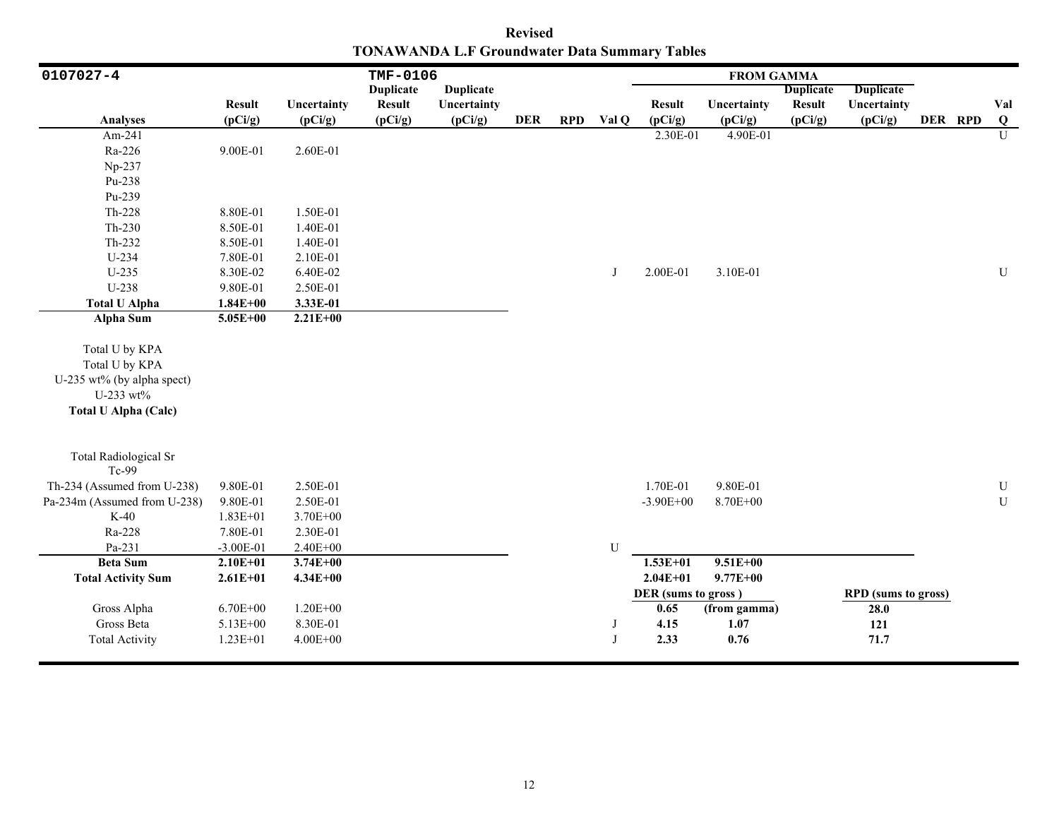**Revised**

**TONAWANDA L.F Groundwater Data Summary Tables**

| 0107027-4 | | | TMF-0106 | | | | | FROM GAMMA | | | | | | |
|---|---|---|---|---|---|---|---|---|---|---|---|---|---|---|
| **Analyses** | **Result (pCi/g)** | **Uncertainty (pCi/g)** | **Duplicate Result (pCi/g)** | **Duplicate Uncertainty (pCi/g)** | **DER** | **RPD** | **Val Q** | **Result (pCi/g)** | **Uncertainty (pCi/g)** | **Duplicate Result (pCi/g)** | **Duplicate Uncertainty (pCi/g)** | **DER** | **RPD** | **Val Q** |
| Am-241 | | | | | | | | 2.30E-01 | 4.90E-01 | | | | | U |
| Ra-226 | 9.00E-01 | 2.60E-01 | | | | | | | | | | | | |
| Np-237 | | | | | | | | | | | | | | |
| Pu-238 | | | | | | | | | | | | | | |
| Pu-239 | | | | | | | | | | | | | | |
| Th-228 | 8.80E-01 | 1.50E-01 | | | | | | | | | | | | |
| Th-230 | 8.50E-01 | 1.40E-01 | | | | | | | | | | | | |
| Th-232 | 8.50E-01 | 1.40E-01 | | | | | | | | | | | | |
| U-234 | 7.80E-01 | 2.10E-01 | | | | | | | | | | | | |
| U-235 | 8.30E-02 | 6.40E-02 | | | | | J | 2.00E-01 | 3.10E-01 | | | | | U |
| U-238 | 9.80E-01 | 2.50E-01 | | | | | | | | | | | | |
| **Total U Alpha** | **1.84E+00** | **3.33E-01** | | | | | | | | | | | | |
| **Alpha Sum** | **5.05E+00** | **2.21E+00** | | | | | | | | | | | | |
| Total U by KPA | | | | | | | | | | | | | | |
| Total U by KPA | | | | | | | | | | | | | | |
| U-235 wt% (by alpha spect) | | | | | | | | | | | | | | |
| U-233 wt% | | | | | | | | | | | | | | |
| **Total U Alpha (Calc)** | | | | | | | | | | | | | | |
| Total Radiological Sr | | | | | | | | | | | | | | |
| Tc-99 | | | | | | | | | | | | | | |
| Th-234 (Assumed from U-238) | 9.80E-01 | 2.50E-01 | | | | | | 1.70E-01 | 9.80E-01 | | | | | U |
| Pa-234m (Assumed from U-238) | 9.80E-01 | 2.50E-01 | | | | | | -3.90E+00 | 8.70E+00 | | | | | U |
| K-40 | 1.83E+01 | 3.70E+00 | | | | | | | | | | | | |
| Ra-228 | 7.80E-01 | 2.30E-01 | | | | | | | | | | | | |
| Pa-231 | -3.00E-01 | 2.40E+00 | | | | | U | | | | | | | |
| **Beta Sum** | **2.10E+01** | **3.74E+00** | | | | | | **1.53E+01** | **9.51E+00** | | | | | |
| **Total Activity Sum** | **2.61E+01** | **4.34E+00** | | | | | | **2.04E+01** | **9.77E+00** | | | | | |
| | | | | | | | | **DER (sums to gross )** | | | **RPD (sums to gross)** | | | |
| Gross Alpha | 6.70E+00 | 1.20E+00 | | | | | | **0.65** | **(from gamma)** | | **28.0** | | | |
| Gross Beta | 5.13E+00 | 8.30E-01 | | | | | J | **4.15** | **1.07** | | **121** | | | |
| Total Activity | 1.23E+01 | 4.00E+00 | | | | | J | **2.33** | **0.76** | | **71.7** | | | |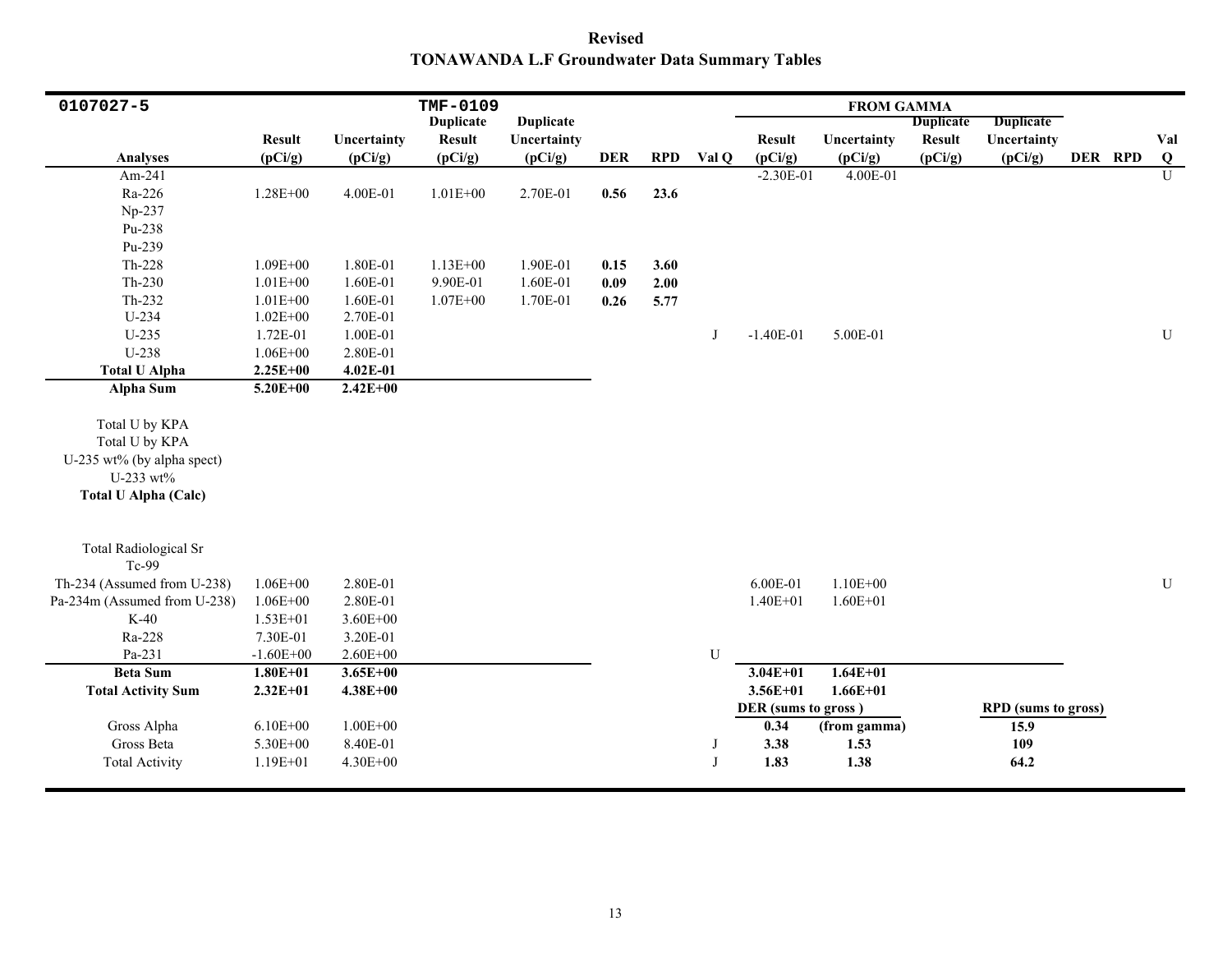**Revised**
**TONAWANDA L.F Groundwater Data Summary Tables**

| 0107027-5 | | | TMF-0109 | | | | | FROM GAMMA | | | | | | |
|---|---|---|---|---|---|---|---|---|---|---|---|---|---|---|
| **Analyses** | **Result (pCi/g)** | **Uncertainty (pCi/g)** | **Duplicate Result (pCi/g)** | **Duplicate Uncertainty (pCi/g)** | **DER** | **RPD** | **Val Q** | **Result (pCi/g)** | **Uncertainty (pCi/g)** | **Duplicate Result (pCi/g)** | **Duplicate Uncertainty (pCi/g)** | **DER** | **RPD** | **Val Q** |
| Am-241 | | | | | | | | -2.30E-01 | 4.00E-01 | | | | | U |
| Ra-226 | 1.28E+00 | 4.00E-01 | 1.01E+00 | 2.70E-01 | **0.56** | **23.6** | | | | | | | | |
| Np-237 | | | | | | | | | | | | | | |
| Pu-238 | | | | | | | | | | | | | | |
| Pu-239 | | | | | | | | | | | | | | |
| Th-228 | 1.09E+00 | 1.80E-01 | 1.13E+00 | 1.90E-01 | **0.15** | **3.60** | | | | | | | | |
| Th-230 | 1.01E+00 | 1.60E-01 | 9.90E-01 | 1.60E-01 | **0.09** | **2.00** | | | | | | | | |
| Th-232 | 1.01E+00 | 1.60E-01 | 1.07E+00 | 1.70E-01 | **0.26** | **5.77** | | | | | | | | |
| U-234 | 1.02E+00 | 2.70E-01 | | | | | | | | | | | | |
| U-235 | 1.72E-01 | 1.00E-01 | | | | | J | -1.40E-01 | 5.00E-01 | | | | | U |
| U-238 | 1.06E+00 | 2.80E-01 | | | | | | | | | | | | |
| **Total U Alpha** | **2.25E+00** | **4.02E-01** | | | | | | | | | | | | |
| **Alpha Sum** | **5.20E+00** | **2.42E+00** | | | | | | | | | | | | |
| Total U by KPA | | | | | | | | | | | | | | |
| Total U by KPA | | | | | | | | | | | | | | |
| U-235 wt% (by alpha spect) | | | | | | | | | | | | | | |
| U-233 wt% | | | | | | | | | | | | | | |
| **Total U Alpha (Calc)** | | | | | | | | | | | | | | |
| Total Radiological Sr | | | | | | | | | | | | | | |
| Tc-99 | | | | | | | | | | | | | | |
| Th-234 (Assumed from U-238) | 1.06E+00 | 2.80E-01 | | | | | | 6.00E-01 | 1.10E+00 | | | | | U |
| Pa-234m (Assumed from U-238) | 1.06E+00 | 2.80E-01 | | | | | | 1.40E+01 | 1.60E+01 | | | | | |
| K-40 | 1.53E+01 | 3.60E+00 | | | | | | | | | | | | |
| Ra-228 | 7.30E-01 | 3.20E-01 | | | | | | | | | | | | |
| Pa-231 | -1.60E+00 | 2.60E+00 | | | | | U | | | | | | | |
| **Beta Sum** | **1.80E+01** | **3.65E+00** | | | | | | **3.04E+01** | **1.64E+01** | | | | | |
| **Total Activity Sum** | **2.32E+01** | **4.38E+00** | | | | | | **3.56E+01** | **1.66E+01** | | | | | |
| | | | | | | | | **DER (sums to gross)** | | | **RPD (sums to gross)** | | | |
| Gross Alpha | 6.10E+00 | 1.00E+00 | | | | | | **0.34** | **(from gamma)** | | **15.9** | | | |
| Gross Beta | 5.30E+00 | 8.40E-01 | | | | | J | **3.38** | **1.53** | | **109** | | | |
| Total Activity | 1.19E+01 | 4.30E+00 | | | | | J | **1.83** | **1.38** | | **64.2** | | | |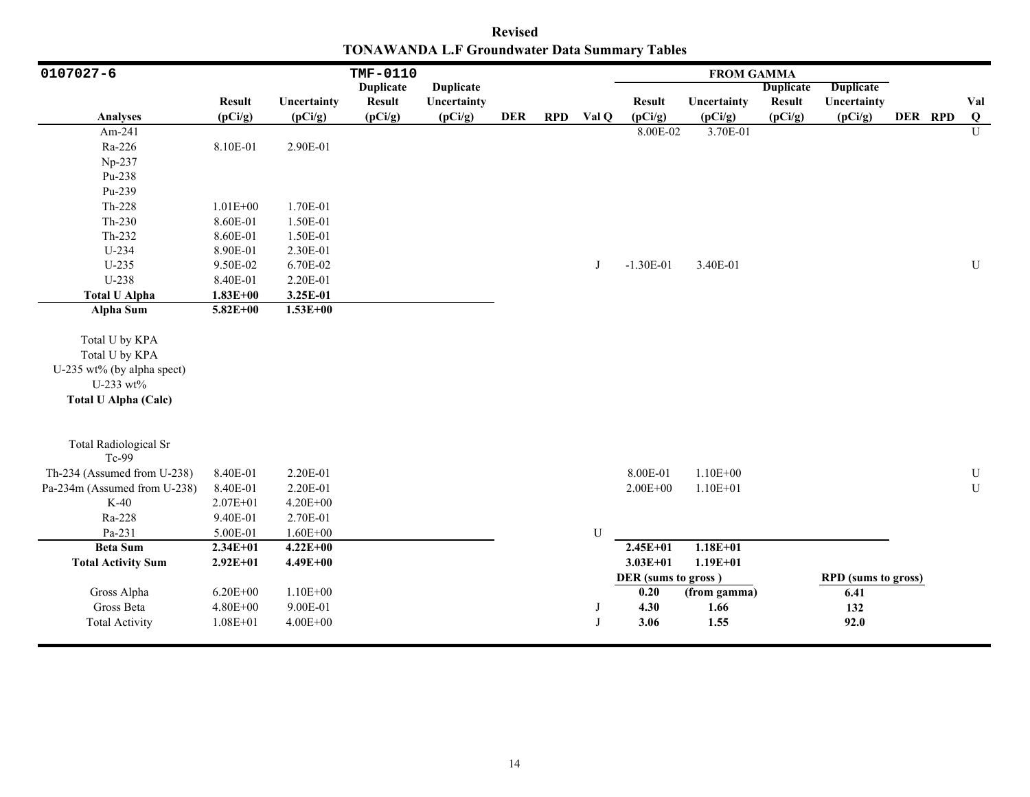**Revised**
**TONAWANDA L.F Groundwater Data Summary Tables**

| 0107027-6 | | | TMF-0110 | | | | | FROM GAMMA | | | | | | |
|---|---|---|---|---|---|---|---|---|---|---|---|---|---|---|
| **Analyses** | **Result (pCi/g)** | **Uncertainty (pCi/g)** | **Duplicate Result (pCi/g)** | **Duplicate Uncertainty (pCi/g)** | **DER** | **RPD** | **Val Q** | **Result (pCi/g)** | **Uncertainty (pCi/g)** | **Duplicate Result (pCi/g)** | **Duplicate Uncertainty (pCi/g)** | **DER** | **RPD** | **Val Q** |
| Am-241 | | | | | | | | 8.00E-02 | 3.70E-01 | | | | | U |
| Ra-226 | 8.10E-01 | 2.90E-01 | | | | | | | | | | | | |
| Np-237 | | | | | | | | | | | | | | |
| Pu-238 | | | | | | | | | | | | | | |
| Pu-239 | | | | | | | | | | | | | | |
| Th-228 | 1.01E+00 | 1.70E-01 | | | | | | | | | | | | |
| Th-230 | 8.60E-01 | 1.50E-01 | | | | | | | | | | | | |
| Th-232 | 8.60E-01 | 1.50E-01 | | | | | | | | | | | | |
| U-234 | 8.90E-01 | 2.30E-01 | | | | | | | | | | | | |
| U-235 | 9.50E-02 | 6.70E-02 | | | | | J | -1.30E-01 | 3.40E-01 | | | | | U |
| U-238 | 8.40E-01 | 2.20E-01 | | | | | | | | | | | | |
| **Total U Alpha** | **1.83E+00** | **3.25E-01** | | | | | | | | | | | | |
| **Alpha Sum** | **5.82E+00** | **1.53E+00** | | | | | | | | | | | | |
| Total U by KPA | | | | | | | | | | | | | | |
| Total U by KPA | | | | | | | | | | | | | | |
| U-235 wt% (by alpha spect) | | | | | | | | | | | | | | |
| U-233 wt% | | | | | | | | | | | | | | |
| **Total U Alpha (Calc)** | | | | | | | | | | | | | | |
| Total Radiological Sr | | | | | | | | | | | | | | |
| Tc-99 | | | | | | | | | | | | | | |
| Th-234 (Assumed from U-238) | 8.40E-01 | 2.20E-01 | | | | | | 8.00E-01 | 1.10E+00 | | | | | U |
| Pa-234m (Assumed from U-238) | 8.40E-01 | 2.20E-01 | | | | | | 2.00E+00 | 1.10E+01 | | | | | U |
| K-40 | 2.07E+01 | 4.20E+00 | | | | | | | | | | | | |
| Ra-228 | 9.40E-01 | 2.70E-01 | | | | | | | | | | | | |
| Pa-231 | 5.00E-01 | 1.60E+00 | | | | | U | | | | | | | |
| **Beta Sum** | **2.34E+01** | **4.22E+00** | | | | | | **2.45E+01** | **1.18E+01** | | | | | |
| **Total Activity Sum** | **2.92E+01** | **4.49E+00** | | | | | | **3.03E+01** | **1.19E+01** | | | | | |
| | | | | | | | | **DER (sums to gross )** | | | **RPD (sums to gross)** | | | |
| Gross Alpha | 6.20E+00 | 1.10E+00 | | | | | | **0.20** | **(from gamma)** | | **6.41** | | | |
| Gross Beta | 4.80E+00 | 9.00E-01 | | | | | J | **4.30** | **1.66** | | **132** | | | |
| Total Activity | 1.08E+01 | 4.00E+00 | | | | | J | **3.06** | **1.55** | | **92.0** | | | |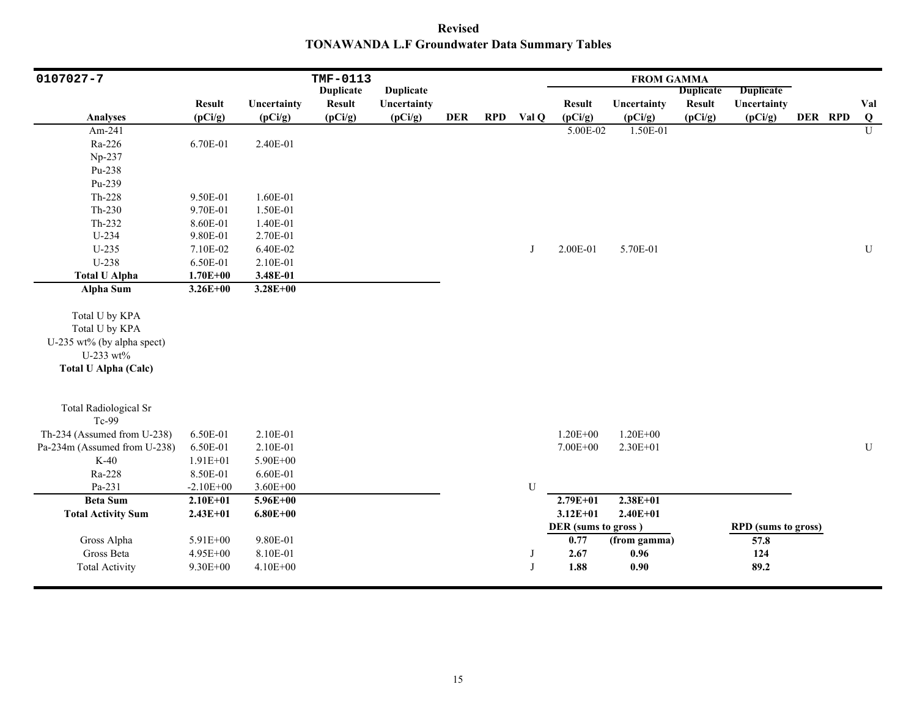**Revised**
**TONAWANDA L.F Groundwater Data Summary Tables**

| 0107027-7 | | | TMF-0113 | | | | | FROM GAMMA | | | | | | |
|---|---|---|---|---|---|---|---|---|---|---|---|---|---|---|
| **Analyses** | **Result (pCi/g)** | **Uncertainty (pCi/g)** | **Duplicate Result (pCi/g)** | **Duplicate Uncertainty (pCi/g)** | **DER** | **RPD** | **Val Q** | **Result (pCi/g)** | **Uncertainty (pCi/g)** | **Duplicate Result (pCi/g)** | **Duplicate Uncertainty (pCi/g)** | **DER** | **RPD** | **Val Q** |
| Am-241 | | | | | | | | 5.00E-02 | 1.50E-01 | | | | | U |
| Ra-226 | 6.70E-01 | 2.40E-01 | | | | | | | | | | | | |
| Np-237 | | | | | | | | | | | | | | |
| Pu-238 | | | | | | | | | | | | | | |
| Pu-239 | | | | | | | | | | | | | | |
| Th-228 | 9.50E-01 | 1.60E-01 | | | | | | | | | | | | |
| Th-230 | 9.70E-01 | 1.50E-01 | | | | | | | | | | | | |
| Th-232 | 8.60E-01 | 1.40E-01 | | | | | | | | | | | | |
| U-234 | 9.80E-01 | 2.70E-01 | | | | | | | | | | | | |
| U-235 | 7.10E-02 | 6.40E-02 | | | | | J | 2.00E-01 | 5.70E-01 | | | | | U |
| U-238 | 6.50E-01 | 2.10E-01 | | | | | | | | | | | | |
| **Total U Alpha** | **1.70E+00** | **3.48E-01** | | | | | | | | | | | | |
| **Alpha Sum** | **3.26E+00** | **3.28E+00** | | | | | | | | | | | | |
| Total U by KPA | | | | | | | | | | | | | | |
| Total U by KPA | | | | | | | | | | | | | | |
| U-235 wt% (by alpha spect) | | | | | | | | | | | | | | |
| U-233 wt% | | | | | | | | | | | | | | |
| **Total U Alpha (Calc)** | | | | | | | | | | | | | | |
| Total Radiological Sr | | | | | | | | | | | | | | |
| Tc-99 | | | | | | | | | | | | | | |
| Th-234 (Assumed from U-238) | 6.50E-01 | 2.10E-01 | | | | | | 1.20E+00 | 1.20E+00 | | | | | |
| Pa-234m (Assumed from U-238) | 6.50E-01 | 2.10E-01 | | | | | | 7.00E+00 | 2.30E+01 | | | | | U |
| K-40 | 1.91E+01 | 5.90E+00 | | | | | | | | | | | | |
| Ra-228 | 8.50E-01 | 6.60E-01 | | | | | | | | | | | | |
| Pa-231 | -2.10E+00 | 3.60E+00 | | | | | U | | | | | | | |
| **Beta Sum** | **2.10E+01** | **5.96E+00** | | | | | | **2.79E+01** | **2.38E+01** | | | | | |
| **Total Activity Sum** | **2.43E+01** | **6.80E+00** | | | | | | **3.12E+01** | **2.40E+01** | | | | | |
| | | | | | | | | **DER (sums to gross)** | | | **RPD (sums to gross)** | | | |
| Gross Alpha | 5.91E+00 | 9.80E-01 | | | | | | **0.77** | **(from gamma)** | | **57.8** | | | |
| Gross Beta | 4.95E+00 | 8.10E-01 | | | | | J | **2.67** | **0.96** | | **124** | | | |
| Total Activity | 9.30E+00 | 4.10E+00 | | | | | J | **1.88** | **0.90** | | **89.2** | | | |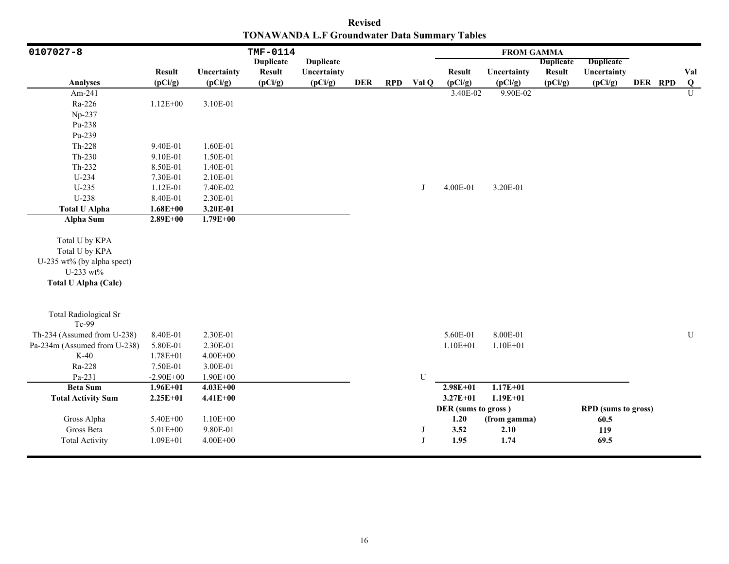**Revised**
**TONAWANDA L.F Groundwater Data Summary Tables**

| 0107027-8 | | | TMF-0114 | | | | | FROM GAMMA | | | | | | |
|---|---|---|---|---|---|---|---|---|---|---|---|---|---|---|
| Analyses | Result (pCi/g) | Uncertainty (pCi/g) | Duplicate Result (pCi/g) | Duplicate Uncertainty (pCi/g) | DER | RPD | Val Q | Result (pCi/g) | Uncertainty (pCi/g) | Duplicate Result (pCi/g) | Duplicate Uncertainty (pCi/g) | DER | RPD | Val Q |
| Am-241 | | | | | | | | 3.40E-02 | 9.90E-02 | | | | | U |
| Ra-226 | 1.12E+00 | 3.10E-01 | | | | | | | | | | | | |
| Np-237 | | | | | | | | | | | | | | |
| Pu-238 | | | | | | | | | | | | | | |
| Pu-239 | | | | | | | | | | | | | | |
| Th-228 | 9.40E-01 | 1.60E-01 | | | | | | | | | | | | |
| Th-230 | 9.10E-01 | 1.50E-01 | | | | | | | | | | | | |
| Th-232 | 8.50E-01 | 1.40E-01 | | | | | | | | | | | | |
| U-234 | 7.30E-01 | 2.10E-01 | | | | | | | | | | | | |
| U-235 | 1.12E-01 | 7.40E-02 | | | | | J | 4.00E-01 | 3.20E-01 | | | | | |
| U-238 | 8.40E-01 | 2.30E-01 | | | | | | | | | | | | |
| **Total U Alpha** | **1.68E+00** | **3.20E-01** | | | | | | | | | | | | |
| **Alpha Sum** | **2.89E+00** | **1.79E+00** | | | | | | | | | | | | |
| Total U by KPA | | | | | | | | | | | | | | |
| Total U by KPA | | | | | | | | | | | | | | |
| U-235 wt% (by alpha spect) | | | | | | | | | | | | | | |
| U-233 wt% | | | | | | | | | | | | | | |
| **Total U Alpha (Calc)** | | | | | | | | | | | | | | |
| Total Radiological Sr | | | | | | | | | | | | | | |
| Tc-99 | | | | | | | | | | | | | | |
| Th-234 (Assumed from U-238) | 8.40E-01 | 2.30E-01 | | | | | | 5.60E-01 | 8.00E-01 | | | | | U |
| Pa-234m (Assumed from U-238) | 5.80E-01 | 2.30E-01 | | | | | | 1.10E+01 | 1.10E+01 | | | | | |
| K-40 | 1.78E+01 | 4.00E+00 | | | | | | | | | | | | |
| Ra-228 | 7.50E-01 | 3.00E-01 | | | | | | | | | | | | |
| Pa-231 | -2.90E+00 | 1.90E+00 | | | | | U | | | | | | | |
| **Beta Sum** | **1.96E+01** | **4.03E+00** | | | | | | **2.98E+01** | **1.17E+01** | | | | | |
| **Total Activity Sum** | **2.25E+01** | **4.41E+00** | | | | | | **3.27E+01** | **1.19E+01** | | | | | |
| | | | | | | | | **DER (sums to gross )** | | | **RPD (sums to gross)** | | | |
| Gross Alpha | 5.40E+00 | 1.10E+00 | | | | | | **1.20** | **(from gamma)** | | **60.5** | | | |
| Gross Beta | 5.01E+00 | 9.80E-01 | | | | | J | **3.52** | **2.10** | | **119** | | | |
| Total Activity | 1.09E+01 | 4.00E+00 | | | | | J | **1.95** | **1.74** | | **69.5** | | | |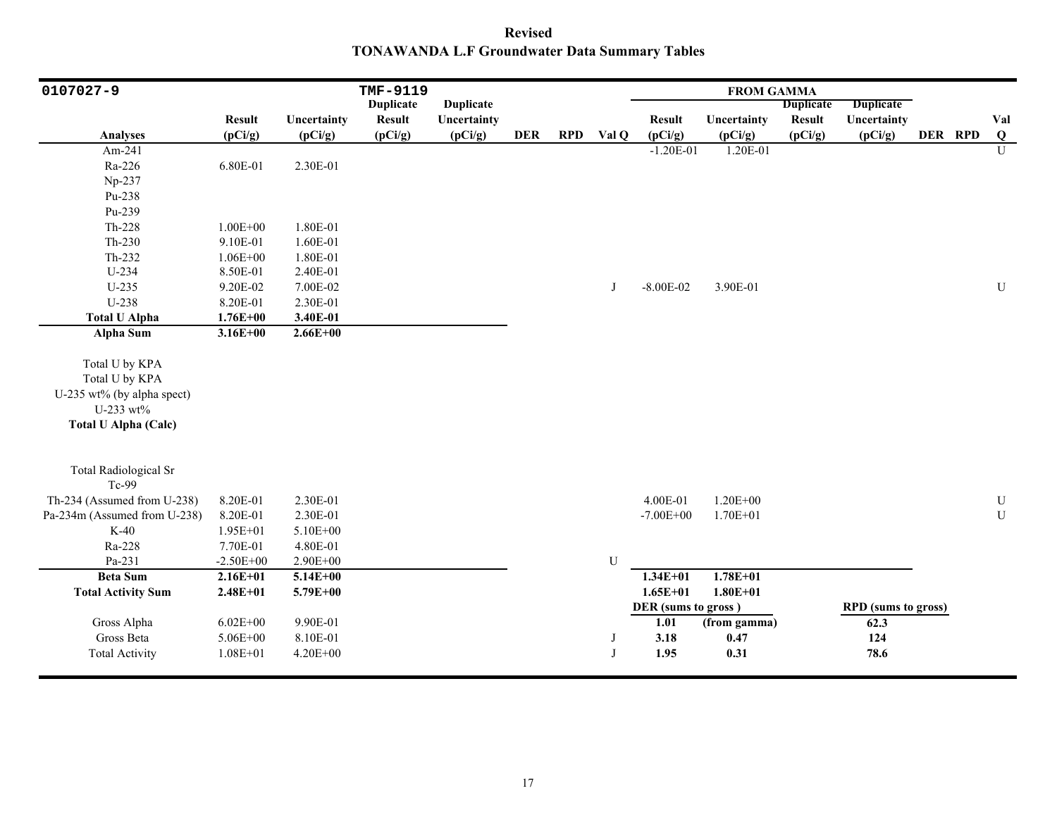**Revised**
**TONAWANDA L.F Groundwater Data Summary Tables**

| 0107027-9 | | | TMF-9119 | | | | | FROM GAMMA | | | | | | |
|---|---|---|---|---|---|---|---|---|---|---|---|---|---|---|
| Analyses | Result (pCi/g) | Uncertainty (pCi/g) | Duplicate Result (pCi/g) | Duplicate Uncertainty (pCi/g) | DER | RPD | Val Q | Result (pCi/g) | Uncertainty (pCi/g) | Duplicate Result (pCi/g) | Duplicate Uncertainty (pCi/g) | DER | RPD | Val Q |
| Am-241 | | | | | | | | -1.20E-01 | 1.20E-01 | | | | | U |
| Ra-226 | 6.80E-01 | 2.30E-01 | | | | | | | | | | | | |
| Np-237 | | | | | | | | | | | | | | |
| Pu-238 | | | | | | | | | | | | | | |
| Pu-239 | | | | | | | | | | | | | | |
| Th-228 | 1.00E+00 | 1.80E-01 | | | | | | | | | | | | |
| Th-230 | 9.10E-01 | 1.60E-01 | | | | | | | | | | | | |
| Th-232 | 1.06E+00 | 1.80E-01 | | | | | | | | | | | | |
| U-234 | 8.50E-01 | 2.40E-01 | | | | | | | | | | | | |
| U-235 | 9.20E-02 | 7.00E-02 | | | | | J | -8.00E-02 | 3.90E-01 | | | | | U |
| U-238 | 8.20E-01 | 2.30E-01 | | | | | | | | | | | | |
| **Total U Alpha** | **1.76E+00** | **3.40E-01** | | | | | | | | | | | | |
| **Alpha Sum** | **3.16E+00** | **2.66E+00** | | | | | | | | | | | | |
| Total U by KPA | | | | | | | | | | | | | | |
| Total U by KPA | | | | | | | | | | | | | | |
| U-235 wt% (by alpha spect) | | | | | | | | | | | | | | |
| U-233 wt% | | | | | | | | | | | | | | |
| **Total U Alpha (Calc)** | | | | | | | | | | | | | | |
| Total Radiological Sr | | | | | | | | | | | | | | |
| Tc-99 | | | | | | | | | | | | | | |
| Th-234 (Assumed from U-238) | 8.20E-01 | 2.30E-01 | | | | | | 4.00E-01 | 1.20E+00 | | | | | U |
| Pa-234m (Assumed from U-238) | 8.20E-01 | 2.30E-01 | | | | | | -7.00E+00 | 1.70E+01 | | | | | U |
| K-40 | 1.95E+01 | 5.10E+00 | | | | | | | | | | | | |
| Ra-228 | 7.70E-01 | 4.80E-01 | | | | | | | | | | | | |
| Pa-231 | -2.50E+00 | 2.90E+00 | | | | | U | | | | | | | |
| **Beta Sum** | **2.16E+01** | **5.14E+00** | | | | | | **1.34E+01** | **1.78E+01** | | | | | |
| **Total Activity Sum** | **2.48E+01** | **5.79E+00** | | | | | | **1.65E+01** | **1.80E+01** | | | | | |
| | | | | | | | | **DER (sums to gross )** | | | **RPD (sums to gross)** | | | |
| Gross Alpha | 6.02E+00 | 9.90E-01 | | | | | | **1.01** | **(from gamma)** | | **62.3** | | | |
| Gross Beta | 5.06E+00 | 8.10E-01 | | | | | J | **3.18** | **0.47** | | **124** | | | |
| Total Activity | 1.08E+01 | 4.20E+00 | | | | | J | **1.95** | **0.31** | | **78.6** | | | |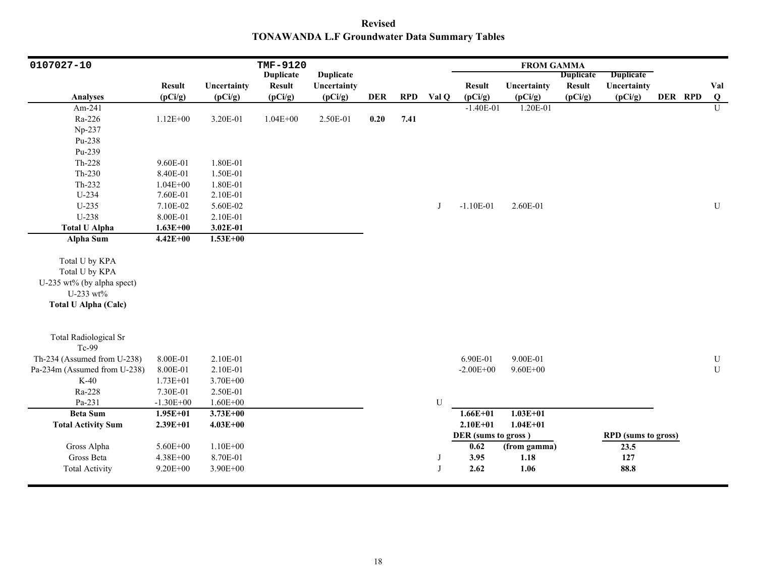**Revised**
**TONAWANDA L.F Groundwater Data Summary Tables**

| 0107027-10 | | | TMF-9120 | | | | | FROM GAMMA | | | | | | |
|---|---|---|---|---|---|---|---|---|---|---|---|---|---|---|
| **Analyses** | **Result (pCi/g)** | **Uncertainty (pCi/g)** | **Duplicate Result (pCi/g)** | **Duplicate Uncertainty (pCi/g)** | **DER** | **RPD** | **Val Q** | **Result (pCi/g)** | **Uncertainty (pCi/g)** | **Duplicate Result (pCi/g)** | **Duplicate Uncertainty (pCi/g)** | **DER** | **RPD** | **Val Q** |
| Am-241 | | | | | | | | -1.40E-01 | 1.20E-01 | | | | | U |
| Ra-226 | 1.12E+00 | 3.20E-01 | 1.04E+00 | 2.50E-01 | **0.20** | **7.41** | | | | | | | | |
| Np-237 | | | | | | | | | | | | | | |
| Pu-238 | | | | | | | | | | | | | | |
| Pu-239 | | | | | | | | | | | | | | |
| Th-228 | 9.60E-01 | 1.80E-01 | | | | | | | | | | | | |
| Th-230 | 8.40E-01 | 1.50E-01 | | | | | | | | | | | | |
| Th-232 | 1.04E+00 | 1.80E-01 | | | | | | | | | | | | |
| U-234 | 7.60E-01 | 2.10E-01 | | | | | | | | | | | | |
| U-235 | 7.10E-02 | 5.60E-02 | | | | | J | -1.10E-01 | 2.60E-01 | | | | | U |
| U-238 | 8.00E-01 | 2.10E-01 | | | | | | | | | | | | |
| **Total U Alpha** | **1.63E+00** | **3.02E-01** | | | | | | | | | | | | |
| **Alpha Sum** | **4.42E+00** | **1.53E+00** | | | | | | | | | | | | |
| Total U by KPA | | | | | | | | | | | | | | |
| Total U by KPA | | | | | | | | | | | | | | |
| U-235 wt% (by alpha spect) | | | | | | | | | | | | | | |
| U-233 wt% | | | | | | | | | | | | | | |
| **Total U Alpha (Calc)** | | | | | | | | | | | | | | |
| Total Radiological Sr | | | | | | | | | | | | | | |
| Tc-99 | | | | | | | | | | | | | | |
| Th-234 (Assumed from U-238) | 8.00E-01 | 2.10E-01 | | | | | | 6.90E-01 | 9.00E-01 | | | | | U |
| Pa-234m (Assumed from U-238) | 8.00E-01 | 2.10E-01 | | | | | | -2.00E+00 | 9.60E+00 | | | | | U |
| K-40 | 1.73E+01 | 3.70E+00 | | | | | | | | | | | | |
| Ra-228 | 7.30E-01 | 2.50E-01 | | | | | | | | | | | | |
| Pa-231 | -1.30E+00 | 1.60E+00 | | | | | U | | | | | | | |
| **Beta Sum** | **1.95E+01** | **3.73E+00** | | | | | | **1.66E+01** | **1.03E+01** | | | | | |
| **Total Activity Sum** | **2.39E+01** | **4.03E+00** | | | | | | **2.10E+01** | **1.04E+01** | | | | | |
| | | | | | | | | **DER (sums to gross )** | | | **RPD (sums to gross)** | | | |
| Gross Alpha | 5.60E+00 | 1.10E+00 | | | | | | **0.62** | **(from gamma)** | | **23.5** | | | |
| Gross Beta | 4.38E+00 | 8.70E-01 | | | | | J | **3.95** | **1.18** | | **127** | | | |
| Total Activity | 9.20E+00 | 3.90E+00 | | | | | J | **2.62** | **1.06** | | **88.8** | | | |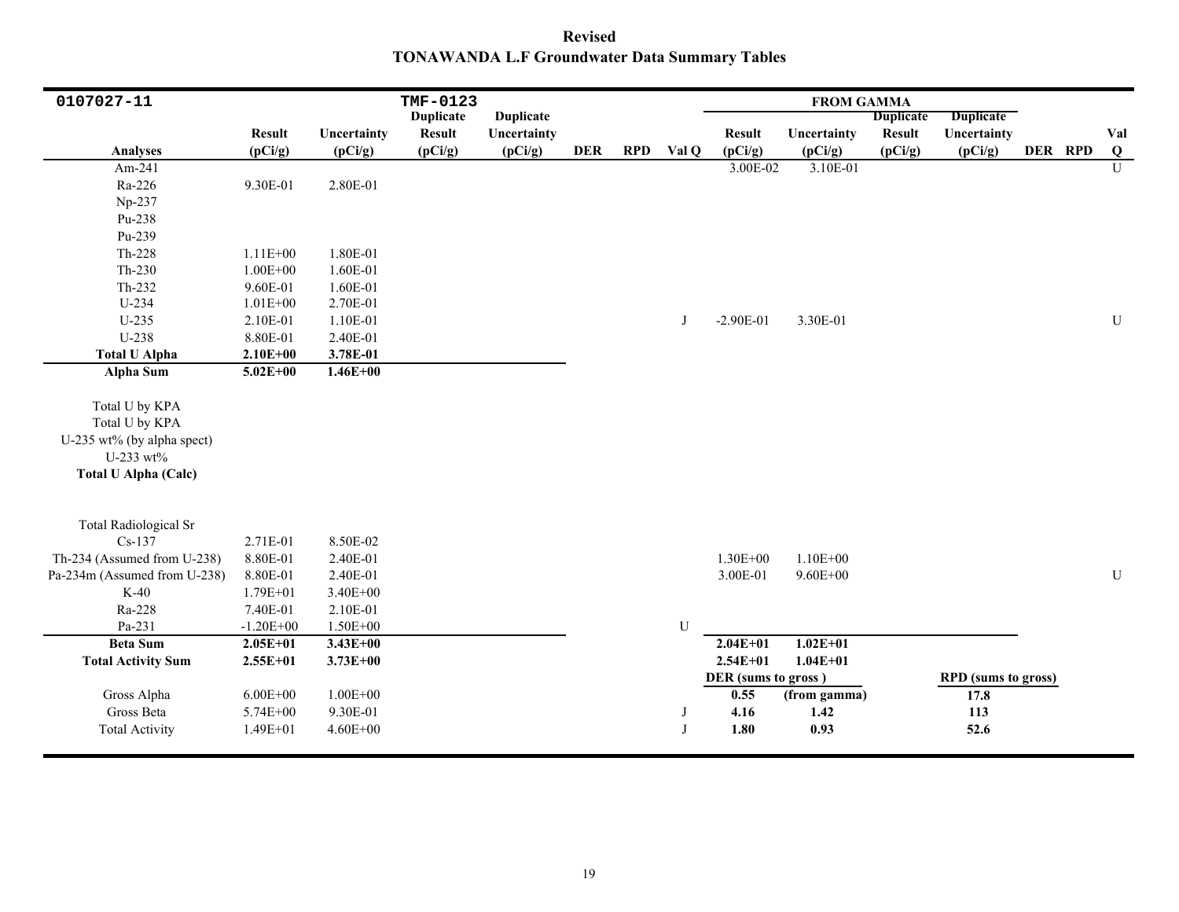**Revised**
**TONAWANDA L.F Groundwater Data Summary Tables**

| 0107027-11 | | | TMF-0123 | | | | | FROM GAMMA | | | | | | |
|---|---|---|---|---|---|---|---|---|---|---|---|---|---|---|
| Analyses | Result (pCi/g) | Uncertainty (pCi/g) | Duplicate Result (pCi/g) | Duplicate Uncertainty (pCi/g) | DER | RPD | Val Q | Result (pCi/g) | Uncertainty (pCi/g) | Duplicate Result (pCi/g) | Duplicate Uncertainty (pCi/g) | DER | RPD | Val Q |
| Am-241 | | | | | | | | 3.00E-02 | 3.10E-01 | | | | | U |
| Ra-226 | 9.30E-01 | 2.80E-01 | | | | | | | | | | | | |
| Np-237 | | | | | | | | | | | | | | |
| Pu-238 | | | | | | | | | | | | | | |
| Pu-239 | | | | | | | | | | | | | | |
| Th-228 | 1.11E+00 | 1.80E-01 | | | | | | | | | | | | |
| Th-230 | 1.00E+00 | 1.60E-01 | | | | | | | | | | | | |
| Th-232 | 9.60E-01 | 1.60E-01 | | | | | | | | | | | | |
| U-234 | 1.01E+00 | 2.70E-01 | | | | | | | | | | | | |
| U-235 | 2.10E-01 | 1.10E-01 | | | | | J | -2.90E-01 | 3.30E-01 | | | | | U |
| U-238 | 8.80E-01 | 2.40E-01 | | | | | | | | | | | | |
| **Total U Alpha** | **2.10E+00** | **3.78E-01** | | | | | | | | | | | | |
| **Alpha Sum** | **5.02E+00** | **1.46E+00** | | | | | | | | | | | | |
| Total U by KPA | | | | | | | | | | | | | | |
| Total U by KPA | | | | | | | | | | | | | | |
| U-235 wt% (by alpha spect) | | | | | | | | | | | | | | |
| U-233 wt% | | | | | | | | | | | | | | |
| **Total U Alpha (Calc)** | | | | | | | | | | | | | | |
| Total Radiological Sr | | | | | | | | | | | | | | |
| Cs-137 | 2.71E-01 | 8.50E-02 | | | | | | | | | | | | |
| Th-234 (Assumed from U-238) | 8.80E-01 | 2.40E-01 | | | | | | 1.30E+00 | 1.10E+00 | | | | | |
| Pa-234m (Assumed from U-238) | 8.80E-01 | 2.40E-01 | | | | | | 3.00E-01 | 9.60E+00 | | | | | U |
| K-40 | 1.79E+01 | 3.40E+00 | | | | | | | | | | | | |
| Ra-228 | 7.40E-01 | 2.10E-01 | | | | | | | | | | | | |
| Pa-231 | -1.20E+00 | 1.50E+00 | | | | | U | | | | | | | |
| **Beta Sum** | **2.05E+01** | **3.43E+00** | | | | | | **2.04E+01** | **1.02E+01** | | | | | |
| **Total Activity Sum** | **2.55E+01** | **3.73E+00** | | | | | | **2.54E+01** | **1.04E+01** | | | | | |
| | | | | | | | | **DER (sums to gross )** | | | **RPD (sums to gross)** | | | |
| Gross Alpha | 6.00E+00 | 1.00E+00 | | | | | | **0.55** | **(from gamma)** | | **17.8** | | | |
| Gross Beta | 5.74E+00 | 9.30E-01 | | | | | J | **4.16** | **1.42** | | **113** | | | |
| Total Activity | 1.49E+01 | 4.60E+00 | | | | | J | **1.80** | **0.93** | | **52.6** | | | |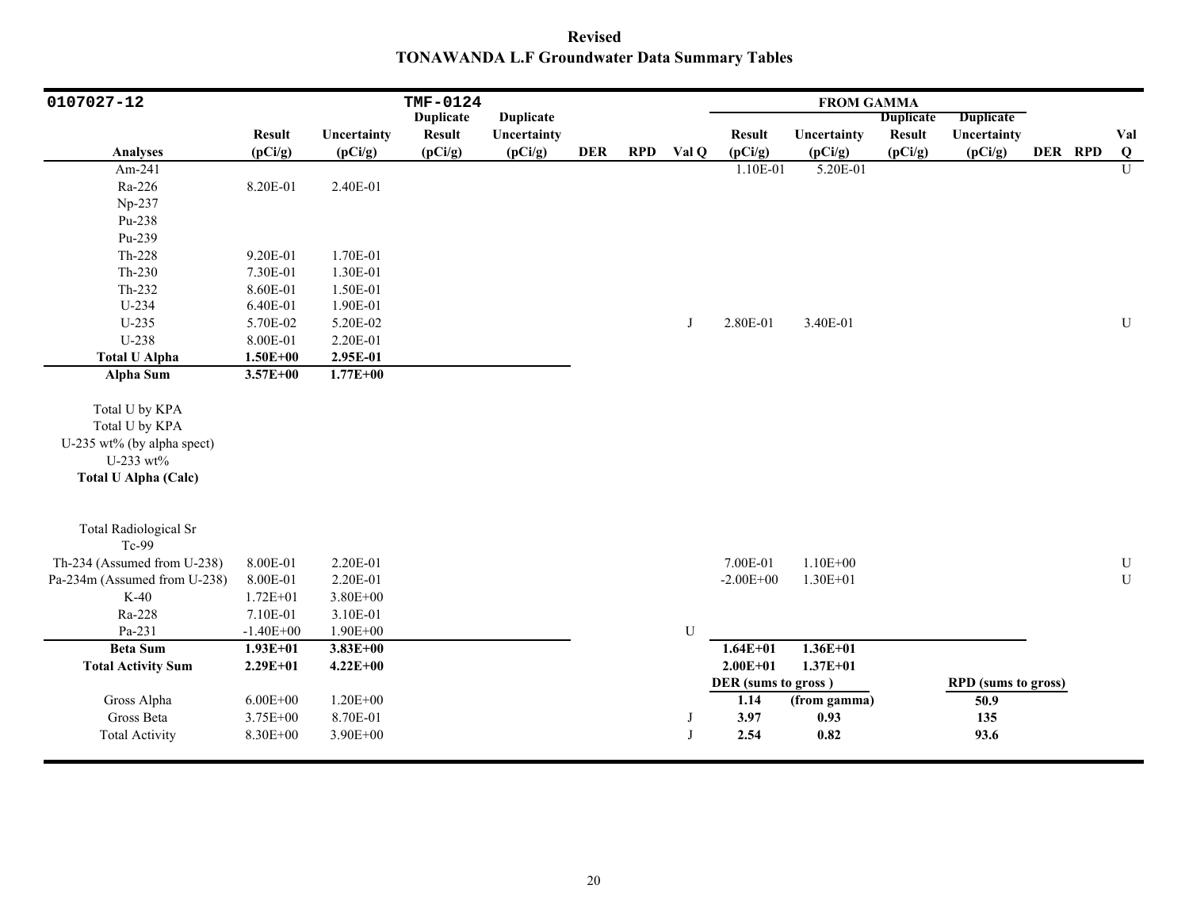**Revised**
**TONAWANDA L.F Groundwater Data Summary Tables**

| 0107027-12 | | | TMF-0124 | | | | | FROM GAMMA | | | | | | |
|---|---|---|---|---|---|---|---|---|---|---|---|---|---|---|
| **Analyses** | **Result (pCi/g)** | **Uncertainty (pCi/g)** | **Duplicate Result (pCi/g)** | **Duplicate Uncertainty (pCi/g)** | **DER** | **RPD** | **Val Q** | **Result (pCi/g)** | **Uncertainty (pCi/g)** | **Duplicate Result (pCi/g)** | **Duplicate Uncertainty (pCi/g)** | **DER** | **RPD** | **Val Q** |
| Am-241 | | | | | | | | 1.10E-01 | 5.20E-01 | | | | | U |
| Ra-226 | 8.20E-01 | 2.40E-01 | | | | | | | | | | | | |
| Np-237 | | | | | | | | | | | | | | |
| Pu-238 | | | | | | | | | | | | | | |
| Pu-239 | | | | | | | | | | | | | | |
| Th-228 | 9.20E-01 | 1.70E-01 | | | | | | | | | | | | |
| Th-230 | 7.30E-01 | 1.30E-01 | | | | | | | | | | | | |
| Th-232 | 8.60E-01 | 1.50E-01 | | | | | | | | | | | | |
| U-234 | 6.40E-01 | 1.90E-01 | | | | | | | | | | | | |
| U-235 | 5.70E-02 | 5.20E-02 | | | | | J | 2.80E-01 | 3.40E-01 | | | | | U |
| U-238 | 8.00E-01 | 2.20E-01 | | | | | | | | | | | | |
| **Total U Alpha** | **1.50E+00** | **2.95E-01** | | | | | | | | | | | | |
| **Alpha Sum** | **3.57E+00** | **1.77E+00** | | | | | | | | | | | | |
| Total U by KPA | | | | | | | | | | | | | | |
| Total U by KPA | | | | | | | | | | | | | | |
| U-235 wt% (by alpha spect) | | | | | | | | | | | | | | |
| U-233 wt% | | | | | | | | | | | | | | |
| **Total U Alpha (Calc)** | | | | | | | | | | | | | | |
| Total Radiological Sr | | | | | | | | | | | | | | |
| Tc-99 | | | | | | | | | | | | | | |
| Th-234 (Assumed from U-238) | 8.00E-01 | 2.20E-01 | | | | | | 7.00E-01 | 1.10E+00 | | | | | U |
| Pa-234m (Assumed from U-238) | 8.00E-01 | 2.20E-01 | | | | | | -2.00E+00 | 1.30E+01 | | | | | U |
| K-40 | 1.72E+01 | 3.80E+00 | | | | | | | | | | | | |
| Ra-228 | 7.10E-01 | 3.10E-01 | | | | | | | | | | | | |
| Pa-231 | -1.40E+00 | 1.90E+00 | | | | | U | | | | | | | |
| **Beta Sum** | **1.93E+01** | **3.83E+00** | | | | | | **1.64E+01** | **1.36E+01** | | | | | |
| **Total Activity Sum** | **2.29E+01** | **4.22E+00** | | | | | | **2.00E+01** | **1.37E+01** | | | | | |
| | | | | | | | | **DER (sums to gross )** | | | **RPD (sums to gross)** | | | |
| Gross Alpha | 6.00E+00 | 1.20E+00 | | | | | | **1.14** | **(from gamma)** | | **50.9** | | | |
| Gross Beta | 3.75E+00 | 8.70E-01 | | | | | J | **3.97** | **0.93** | | **135** | | | |
| Total Activity | 8.30E+00 | 3.90E+00 | | | | | J | **2.54** | **0.82** | | **93.6** | | | |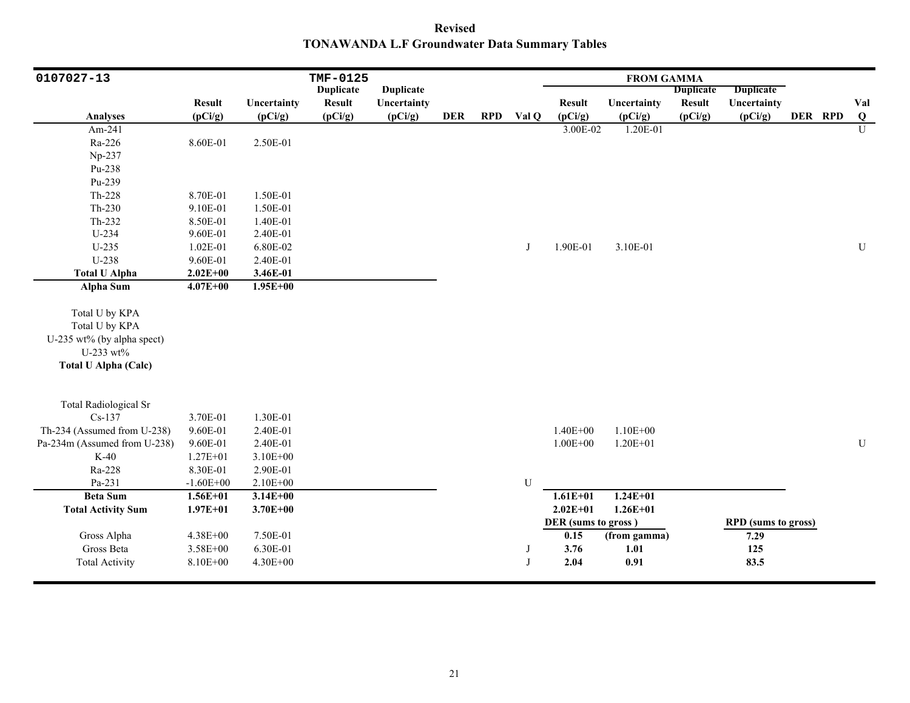**Revised**
**TONAWANDA L.F Groundwater Data Summary Tables**

| 0107027-13 | | | TMF-0125 | | | | | FROM GAMMA | | | | | | |
|---|---|---|---|---|---|---|---|---|---|---|---|---|---|---|
| **Analyses** | **Result (pCi/g)** | **Uncertainty (pCi/g)** | **Duplicate Result (pCi/g)** | **Duplicate Uncertainty (pCi/g)** | **DER** | **RPD** | **Val Q** | **Result (pCi/g)** | **Uncertainty (pCi/g)** | **Duplicate Result (pCi/g)** | **Duplicate Uncertainty (pCi/g)** | **DER** | **RPD** | **Val Q** |
| Am-241 | | | | | | | | 3.00E-02 | 1.20E-01 | | | | | U |
| Ra-226 | 8.60E-01 | 2.50E-01 | | | | | | | | | | | | |
| Np-237 | | | | | | | | | | | | | | |
| Pu-238 | | | | | | | | | | | | | | |
| Pu-239 | | | | | | | | | | | | | | |
| Th-228 | 8.70E-01 | 1.50E-01 | | | | | | | | | | | | |
| Th-230 | 9.10E-01 | 1.50E-01 | | | | | | | | | | | | |
| Th-232 | 8.50E-01 | 1.40E-01 | | | | | | | | | | | | |
| U-234 | 9.60E-01 | 2.40E-01 | | | | | | | | | | | | |
| U-235 | 1.02E-01 | 6.80E-02 | | | | | J | 1.90E-01 | 3.10E-01 | | | | | U |
| U-238 | 9.60E-01 | 2.40E-01 | | | | | | | | | | | | |
| **Total U Alpha** | **2.02E+00** | **3.46E-01** | | | | | | | | | | | | |
| **Alpha Sum** | **4.07E+00** | **1.95E+00** | | | | | | | | | | | | |
| Total U by KPA | | | | | | | | | | | | | | |
| Total U by KPA | | | | | | | | | | | | | | |
| U-235 wt% (by alpha spect) | | | | | | | | | | | | | | |
| U-233 wt% | | | | | | | | | | | | | | |
| **Total U Alpha (Calc)** | | | | | | | | | | | | | | |
| Total Radiological Sr | | | | | | | | | | | | | | |
| Cs-137 | 3.70E-01 | 1.30E-01 | | | | | | | | | | | | |
| Th-234 (Assumed from U-238) | 9.60E-01 | 2.40E-01 | | | | | | 1.40E+00 | 1.10E+00 | | | | | |
| Pa-234m (Assumed from U-238) | 9.60E-01 | 2.40E-01 | | | | | | 1.00E+00 | 1.20E+01 | | | | | U |
| K-40 | 1.27E+01 | 3.10E+00 | | | | | | | | | | | | |
| Ra-228 | 8.30E-01 | 2.90E-01 | | | | | | | | | | | | |
| Pa-231 | -1.60E+00 | 2.10E+00 | | | | | U | | | | | | | |
| **Beta Sum** | **1.56E+01** | **3.14E+00** | | | | | | **1.61E+01** | **1.24E+01** | | | | | |
| **Total Activity Sum** | **1.97E+01** | **3.70E+00** | | | | | | **2.02E+01** | **1.26E+01** | | | | | |
| | | | | | | | | **DER (sums to gross)** | | | **RPD (sums to gross)** | | | |
| Gross Alpha | 4.38E+00 | 7.50E-01 | | | | | | **0.15** | **(from gamma)** | | **7.29** | | | |
| Gross Beta | 3.58E+00 | 6.30E-01 | | | | | J | **3.76** | **1.01** | | **125** | | | |
| Total Activity | 8.10E+00 | 4.30E+00 | | | | | J | **2.04** | **0.91** | | **83.5** | | | |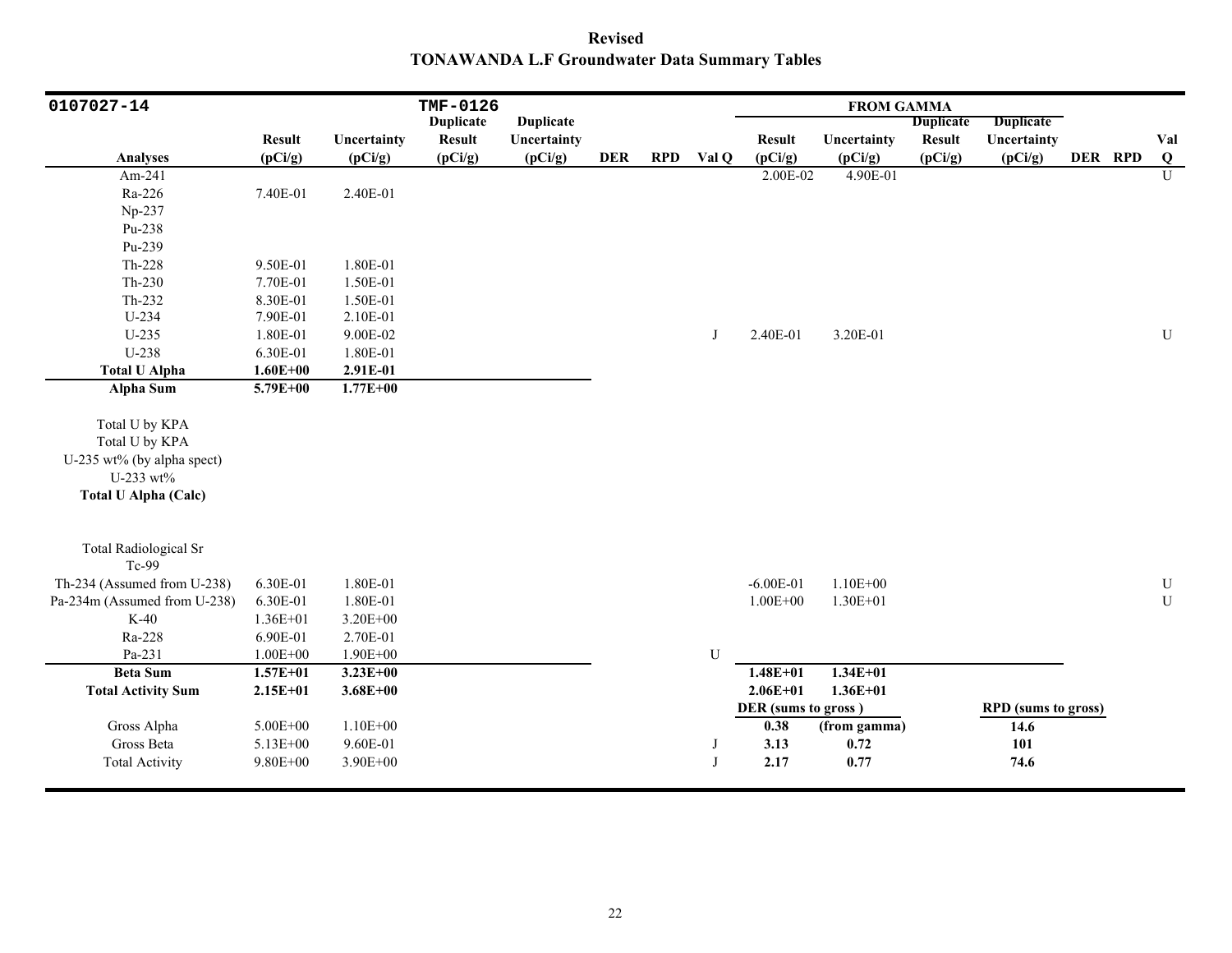# Revised
## TONAWANDA L.F Groundwater Data Summary Tables

| 0107027-14 | | | TMF-0126 | | | | | FROM GAMMA | | | | | | |
|---|---|---|---|---|---|---|---|---|---|---|---|---|---|---|
| Analyses | Result (pCi/g) | Uncertainty (pCi/g) | Duplicate Result (pCi/g) | Duplicate Uncertainty (pCi/g) | DER | RPD | Val Q | Result (pCi/g) | Uncertainty (pCi/g) | Duplicate Result (pCi/g) | Duplicate Uncertainty (pCi/g) | DER | RPD | Val Q |
| Am-241 | | | | | | | | 2.00E-02 | 4.90E-01 | | | | | U |
| Ra-226 | 7.40E-01 | 2.40E-01 | | | | | | | | | | | | |
| Np-237 | | | | | | | | | | | | | | |
| Pu-238 | | | | | | | | | | | | | | |
| Pu-239 | | | | | | | | | | | | | | |
| Th-228 | 9.50E-01 | 1.80E-01 | | | | | | | | | | | | |
| Th-230 | 7.70E-01 | 1.50E-01 | | | | | | | | | | | | |
| Th-232 | 8.30E-01 | 1.50E-01 | | | | | | | | | | | | |
| U-234 | 7.90E-01 | 2.10E-01 | | | | | | | | | | | | |
| U-235 | 1.80E-01 | 9.00E-02 | | | | | J | 2.40E-01 | 3.20E-01 | | | | | U |
| U-238 | 6.30E-01 | 1.80E-01 | | | | | | | | | | | | |
| **Total U Alpha** | **1.60E+00** | **2.91E-01** | | | | | | | | | | | | |
| **Alpha Sum** | **5.79E+00** | **1.77E+00** | | | | | | | | | | | | |
| Total U by KPA | | | | | | | | | | | | | | |
| Total U by KPA | | | | | | | | | | | | | | |
| U-235 wt% (by alpha spect) | | | | | | | | | | | | | | |
| U-233 wt% | | | | | | | | | | | | | | |
| **Total U Alpha (Calc)** | | | | | | | | | | | | | | |
| Total Radiological Sr | | | | | | | | | | | | | | |
| Tc-99 | | | | | | | | | | | | | | |
| Th-234 (Assumed from U-238) | 6.30E-01 | 1.80E-01 | | | | | | -6.00E-01 | 1.10E+00 | | | | | U |
| Pa-234m (Assumed from U-238) | 6.30E-01 | 1.80E-01 | | | | | | 1.00E+00 | 1.30E+01 | | | | | U |
| K-40 | 1.36E+01 | 3.20E+00 | | | | | | | | | | | | |
| Ra-228 | 6.90E-01 | 2.70E-01 | | | | | | | | | | | | |
| Pa-231 | 1.00E+00 | 1.90E+00 | | | | | U | | | | | | | |
| **Beta Sum** | **1.57E+01** | **3.23E+00** | | | | | | **1.48E+01** | **1.34E+01** | | | | | |
| **Total Activity Sum** | **2.15E+01** | **3.68E+00** | | | | | | **2.06E+01** | **1.36E+01** | | | | | |
| | | | | | | | | **DER (sums to gross )** | | | **RPD (sums to gross)** | | | |
| Gross Alpha | 5.00E+00 | 1.10E+00 | | | | | | **0.38** | **(from gamma)** | | **14.6** | | | |
| Gross Beta | 5.13E+00 | 9.60E-01 | | | | | J | **3.13** | **0.72** | | **101** | | | |
| Total Activity | 9.80E+00 | 3.90E+00 | | | | | J | **2.17** | **0.77** | | **74.6** | | | |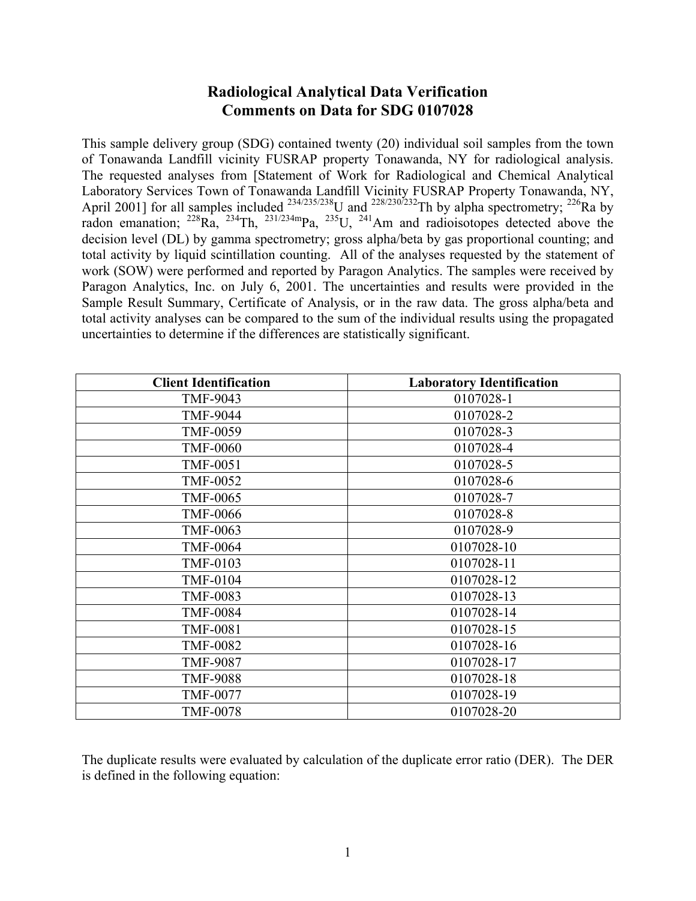# Radiological Analytical Data Verification
## Comments on Data for SDG 0107028

This sample delivery group (SDG) contained twenty (20) individual soil samples from the town of Tonawanda Landfill vicinity FUSRAP property Tonawanda, NY for radiological analysis. The requested analyses from [Statement of Work for Radiological and Chemical Analytical Laboratory Services Town of Tonawanda Landfill Vicinity FUSRAP Property Tonawanda, NY, April 2001] for all samples included $^{234/235/238}$U and $^{228/230/232}$Th by alpha spectrometry; $^{226}$Ra by radon emanation; $^{228}$Ra, $^{234}$Th, $^{231/234m}$Pa, $^{235}$U, $^{241}$Am and radioisotopes detected above the decision level (DL) by gamma spectrometry; gross alpha/beta by gas proportional counting; and total activity by liquid scintillation counting. All of the analyses requested by the statement of work (SOW) were performed and reported by Paragon Analytics. The samples were received by Paragon Analytics, Inc. on July 6, 2001. The uncertainties and results were provided in the Sample Result Summary, Certificate of Analysis, or in the raw data. The gross alpha/beta and total activity analyses can be compared to the sum of the individual results using the propagated uncertainties to determine if the differences are statistically significant.

| Client Identification | Laboratory Identification |
|---|---|
| TMF-9043 | 0107028-1 |
| TMF-9044 | 0107028-2 |
| TMF-0059 | 0107028-3 |
| TMF-0060 | 0107028-4 |
| TMF-0051 | 0107028-5 |
| TMF-0052 | 0107028-6 |
| TMF-0065 | 0107028-7 |
| TMF-0066 | 0107028-8 |
| TMF-0063 | 0107028-9 |
| TMF-0064 | 0107028-10 |
| TMF-0103 | 0107028-11 |
| TMF-0104 | 0107028-12 |
| TMF-0083 | 0107028-13 |
| TMF-0084 | 0107028-14 |
| TMF-0081 | 0107028-15 |
| TMF-0082 | 0107028-16 |
| TMF-9087 | 0107028-17 |
| TMF-9088 | 0107028-18 |
| TMF-0077 | 0107028-19 |
| TMF-0078 | 0107028-20 |

The duplicate results were evaluated by calculation of the duplicate error ratio (DER). The DER is defined in the following equation: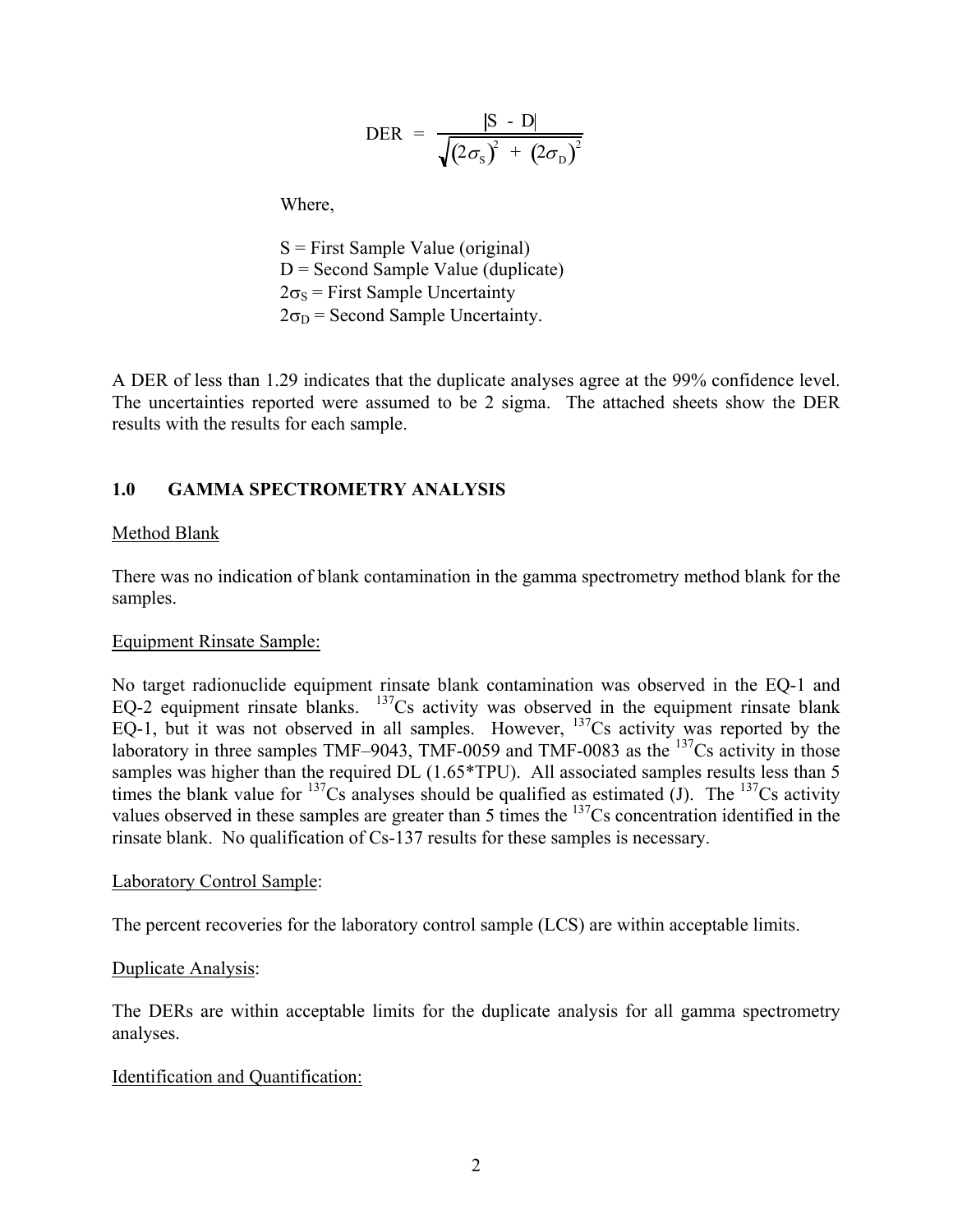$$\text{DER} = \frac{|S - D|}{\sqrt{(2\sigma_S)^2 + (2\sigma_D)^2}}$$

Where,

S = First Sample Value (original)
D = Second Sample Value (duplicate)
$2\sigma_S$ = First Sample Uncertainty
$2\sigma_D$ = Second Sample Uncertainty.

A DER of less than 1.29 indicates that the duplicate analyses agree at the 99% confidence level. The uncertainties reported were assumed to be 2 sigma. The attached sheets show the DER results with the results for each sample.

## 1.0 GAMMA SPECTROMETRY ANALYSIS

Method Blank

There was no indication of blank contamination in the gamma spectrometry method blank for the samples.

Equipment Rinsate Sample:

No target radionuclide equipment rinsate blank contamination was observed in the EQ-1 and EQ-2 equipment rinsate blanks. $^{137}$Cs activity was observed in the equipment rinsate blank EQ-1, but it was not observed in all samples. However, $^{137}$Cs activity was reported by the laboratory in three samples TMF–9043, TMF-0059 and TMF-0083 as the $^{137}$Cs activity in those samples was higher than the required DL (1.65*TPU). All associated samples results less than 5 times the blank value for $^{137}$Cs analyses should be qualified as estimated (J). The $^{137}$Cs activity values observed in these samples are greater than 5 times the $^{137}$Cs concentration identified in the rinsate blank. No qualification of Cs-137 results for these samples is necessary.

Laboratory Control Sample:

The percent recoveries for the laboratory control sample (LCS) are within acceptable limits.

Duplicate Analysis:

The DERs are within acceptable limits for the duplicate analysis for all gamma spectrometry analyses.

Identification and Quantification: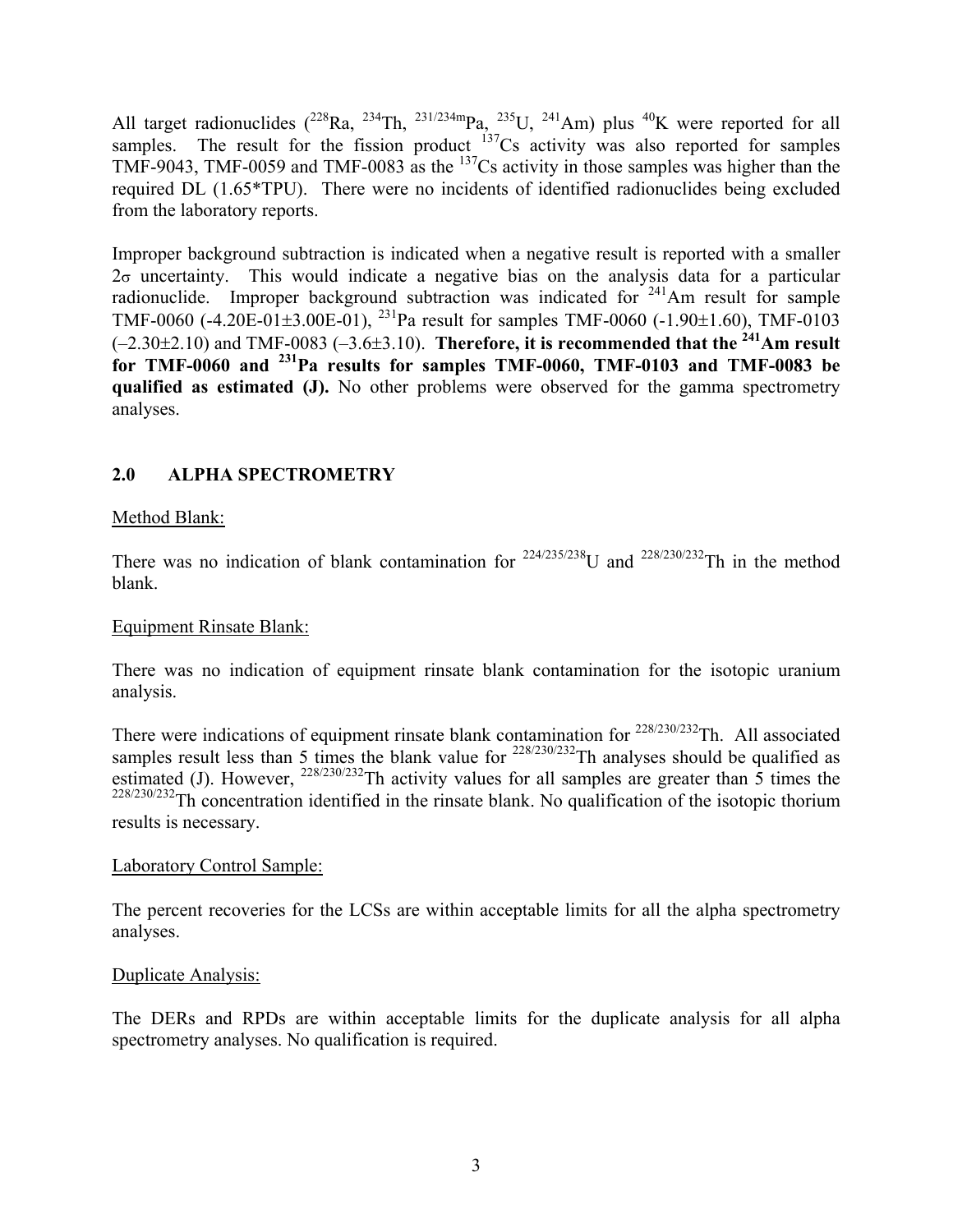All target radionuclides ($^{228}$Ra, $^{234}$Th, $^{231/234m}$Pa, $^{235}$U, $^{241}$Am) plus $^{40}$K were reported for all samples. The result for the fission product $^{137}$Cs activity was also reported for samples TMF-9043, TMF-0059 and TMF-0083 as the $^{137}$Cs activity in those samples was higher than the required DL (1.65*TPU). There were no incidents of identified radionuclides being excluded from the laboratory reports.

Improper background subtraction is indicated when a negative result is reported with a smaller $2\sigma$ uncertainty. This would indicate a negative bias on the analysis data for a particular radionuclide. Improper background subtraction was indicated for $^{241}$Am result for sample TMF-0060 (-4.20E-01±3.00E-01), $^{231}$Pa result for samples TMF-0060 (-1.90±1.60), TMF-0103 (–2.30±2.10) and TMF-0083 (–3.6±3.10). **Therefore, it is recommended that the $^{241}$Am result for TMF-0060 and $^{231}$Pa results for samples TMF-0060, TMF-0103 and TMF-0083 be qualified as estimated (J).** No other problems were observed for the gamma spectrometry analyses.

## 2.0 ALPHA SPECTROMETRY

Method Blank:

There was no indication of blank contamination for $^{224/235/238}$U and $^{228/230/232}$Th in the method blank.

Equipment Rinsate Blank:

There was no indication of equipment rinsate blank contamination for the isotopic uranium analysis.

There were indications of equipment rinsate blank contamination for $^{228/230/232}$Th. All associated samples result less than 5 times the blank value for $^{228/230/232}$Th analyses should be qualified as estimated (J). However, $^{228/230/232}$Th activity values for all samples are greater than 5 times the $^{228/230/232}$Th concentration identified in the rinsate blank. No qualification of the isotopic thorium results is necessary.

Laboratory Control Sample:

The percent recoveries for the LCSs are within acceptable limits for all the alpha spectrometry analyses.

Duplicate Analysis:

The DERs and RPDs are within acceptable limits for the duplicate analysis for all alpha spectrometry analyses. No qualification is required.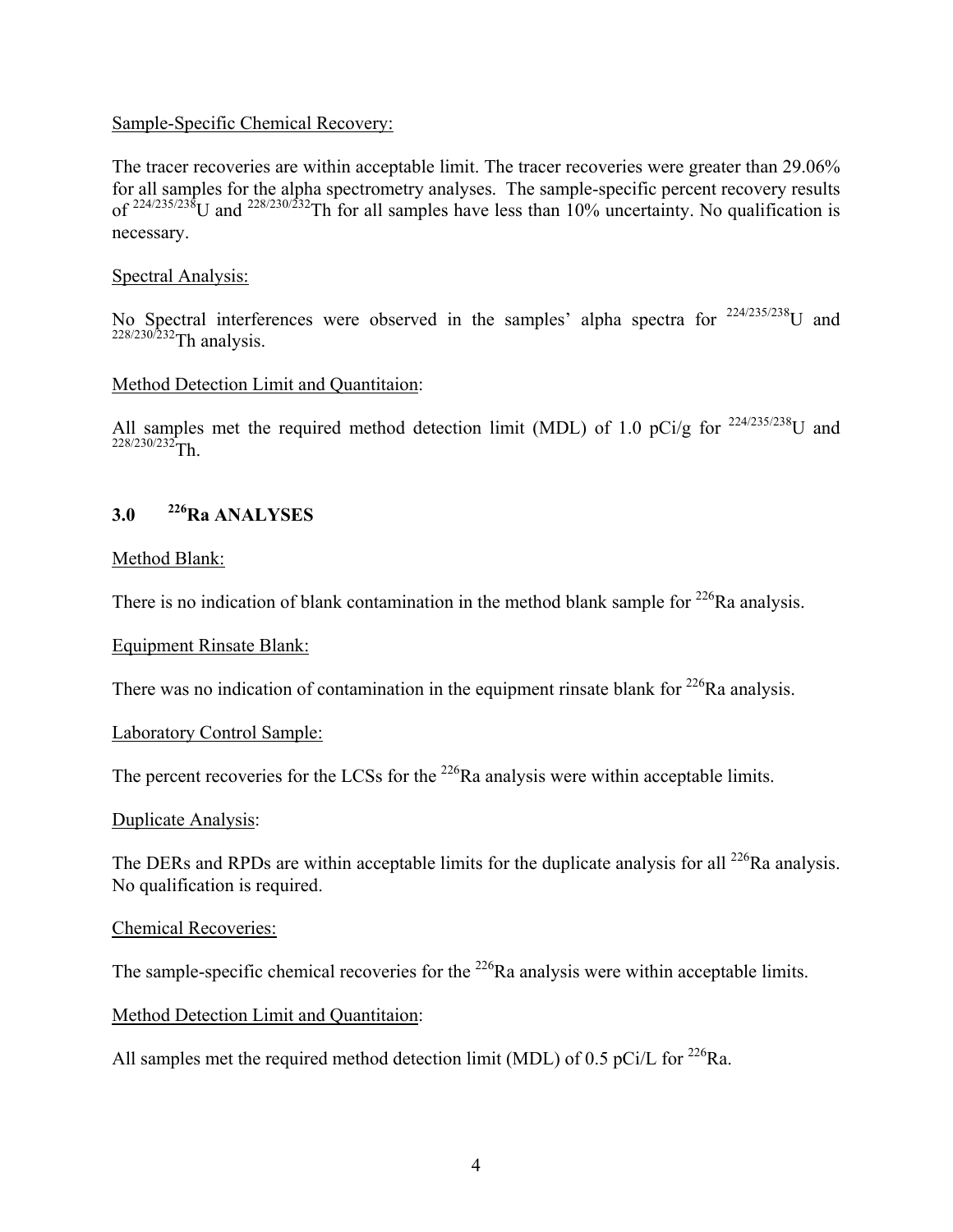Sample-Specific Chemical Recovery:

The tracer recoveries are within acceptable limit. The tracer recoveries were greater than 29.06% for all samples for the alpha spectrometry analyses. The sample-specific percent recovery results of $^{224/235/238}$U and $^{228/230/232}$Th for all samples have less than 10% uncertainty. No qualification is necessary.

Spectral Analysis:

No Spectral interferences were observed in the samples' alpha spectra for $^{224/235/238}$U and $^{228/230/232}$Th analysis.

Method Detection Limit and Quantitaion:

All samples met the required method detection limit (MDL) of 1.0 pCi/g for $^{224/235/238}$U and $^{228/230/232}$Th.

## 3.0 $^{226}$Ra ANALYSES

Method Blank:

There is no indication of blank contamination in the method blank sample for $^{226}$Ra analysis.

Equipment Rinsate Blank:

There was no indication of contamination in the equipment rinsate blank for $^{226}$Ra analysis.

Laboratory Control Sample:

The percent recoveries for the LCSs for the $^{226}$Ra analysis were within acceptable limits.

Duplicate Analysis:

The DERs and RPDs are within acceptable limits for the duplicate analysis for all $^{226}$Ra analysis. No qualification is required.

Chemical Recoveries:

The sample-specific chemical recoveries for the $^{226}$Ra analysis were within acceptable limits.

Method Detection Limit and Quantitaion:

All samples met the required method detection limit (MDL) of 0.5 pCi/L for $^{226}$Ra.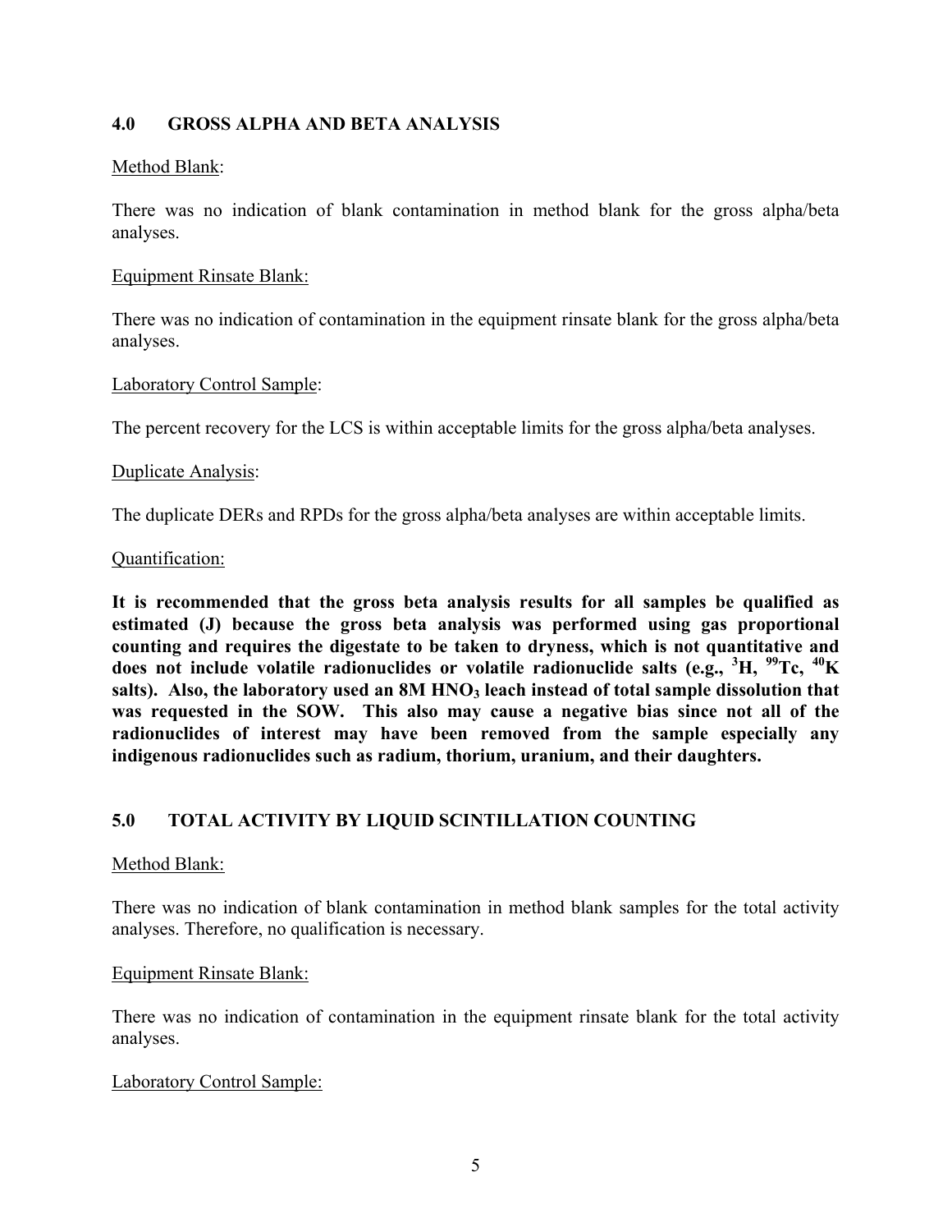## 4.0 GROSS ALPHA AND BETA ANALYSIS

Method Blank:

There was no indication of blank contamination in method blank for the gross alpha/beta analyses.

Equipment Rinsate Blank:

There was no indication of contamination in the equipment rinsate blank for the gross alpha/beta analyses.

Laboratory Control Sample:

The percent recovery for the LCS is within acceptable limits for the gross alpha/beta analyses.

Duplicate Analysis:

The duplicate DERs and RPDs for the gross alpha/beta analyses are within acceptable limits.

Quantification:

**It is recommended that the gross beta analysis results for all samples be qualified as estimated (J) because the gross beta analysis was performed using gas proportional counting and requires the digestate to be taken to dryness, which is not quantitative and does not include volatile radionuclides or volatile radionuclide salts (e.g., $^{3}H$, $^{99}Tc$, $^{40}K$ salts). Also, the laboratory used an 8M $HNO_3$ leach instead of total sample dissolution that was requested in the SOW. This also may cause a negative bias since not all of the radionuclides of interest may have been removed from the sample especially any indigenous radionuclides such as radium, thorium, uranium, and their daughters.**

## 5.0 TOTAL ACTIVITY BY LIQUID SCINTILLATION COUNTING

Method Blank:

There was no indication of blank contamination in method blank samples for the total activity analyses. Therefore, no qualification is necessary.

Equipment Rinsate Blank:

There was no indication of contamination in the equipment rinsate blank for the total activity analyses.

Laboratory Control Sample: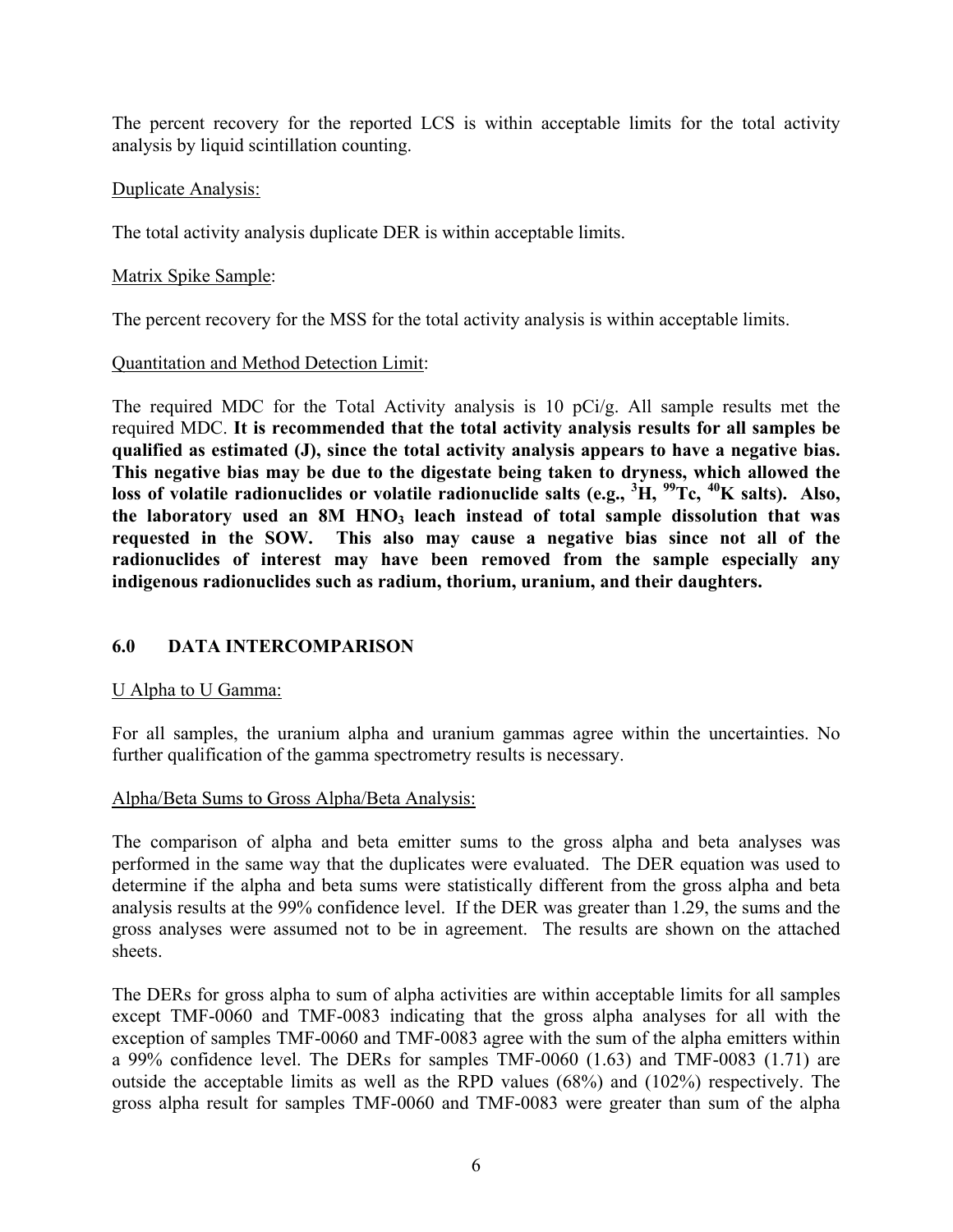The percent recovery for the reported LCS is within acceptable limits for the total activity analysis by liquid scintillation counting.

Duplicate Analysis:

The total activity analysis duplicate DER is within acceptable limits.

Matrix Spike Sample:

The percent recovery for the MSS for the total activity analysis is within acceptable limits.

Quantitation and Method Detection Limit:

The required MDC for the Total Activity analysis is 10 pCi/g. All sample results met the required MDC. **It is recommended that the total activity analysis results for all samples be qualified as estimated (J), since the total activity analysis appears to have a negative bias. This negative bias may be due to the digestate being taken to dryness, which allowed the loss of volatile radionuclides or volatile radionuclide salts (e.g., $^{3}H$, $^{99}Tc$, $^{40}K$ salts). Also, the laboratory used an 8M $HNO_3$ leach instead of total sample dissolution that was requested in the SOW. This also may cause a negative bias since not all of the radionuclides of interest may have been removed from the sample especially any indigenous radionuclides such as radium, thorium, uranium, and their daughters.**

## 6.0 DATA INTERCOMPARISON

U Alpha to U Gamma:

For all samples, the uranium alpha and uranium gammas agree within the uncertainties. No further qualification of the gamma spectrometry results is necessary.

Alpha/Beta Sums to Gross Alpha/Beta Analysis:

The comparison of alpha and beta emitter sums to the gross alpha and beta analyses was performed in the same way that the duplicates were evaluated. The DER equation was used to determine if the alpha and beta sums were statistically different from the gross alpha and beta analysis results at the 99% confidence level. If the DER was greater than 1.29, the sums and the gross analyses were assumed not to be in agreement. The results are shown on the attached sheets.

The DERs for gross alpha to sum of alpha activities are within acceptable limits for all samples except TMF-0060 and TMF-0083 indicating that the gross alpha analyses for all with the exception of samples TMF-0060 and TMF-0083 agree with the sum of the alpha emitters within a 99% confidence level. The DERs for samples TMF-0060 (1.63) and TMF-0083 (1.71) are outside the acceptable limits as well as the RPD values (68%) and (102%) respectively. The gross alpha result for samples TMF-0060 and TMF-0083 were greater than sum of the alpha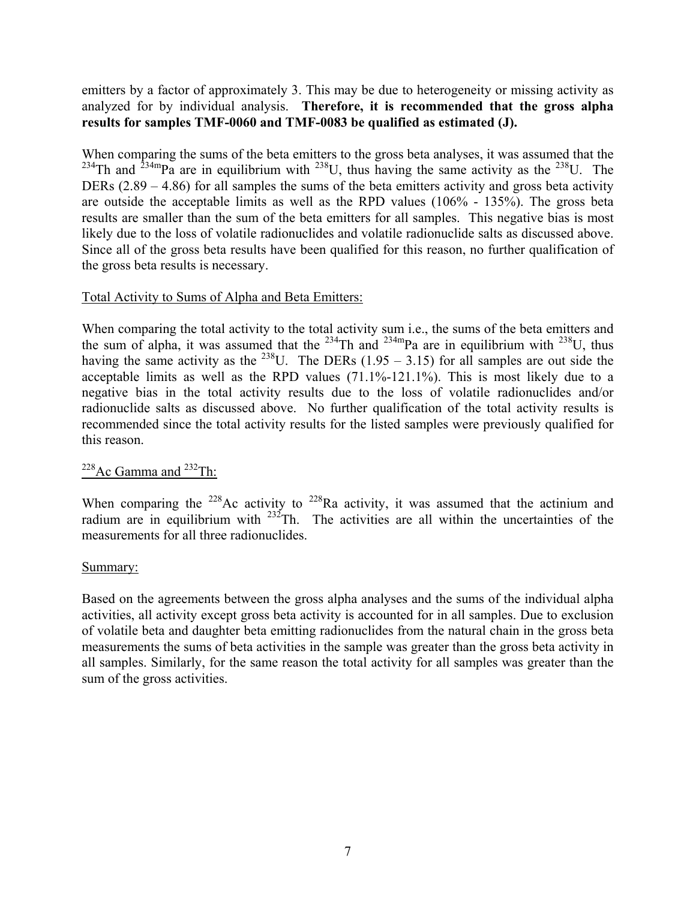emitters by a factor of approximately 3. This may be due to heterogeneity or missing activity as analyzed for by individual analysis. **Therefore, it is recommended that the gross alpha results for samples TMF-0060 and TMF-0083 be qualified as estimated (J).**

When comparing the sums of the beta emitters to the gross beta analyses, it was assumed that the $^{234}$Th and $^{234m}$Pa are in equilibrium with $^{238}$U, thus having the same activity as the $^{238}$U. The DERs (2.89 – 4.86) for all samples the sums of the beta emitters activity and gross beta activity are outside the acceptable limits as well as the RPD values (106% - 135%). The gross beta results are smaller than the sum of the beta emitters for all samples. This negative bias is most likely due to the loss of volatile radionuclides and volatile radionuclide salts as discussed above. Since all of the gross beta results have been qualified for this reason, no further qualification of the gross beta results is necessary.

<u>Total Activity to Sums of Alpha and Beta Emitters:</u>

When comparing the total activity to the total activity sum i.e., the sums of the beta emitters and the sum of alpha, it was assumed that the $^{234}$Th and $^{234m}$Pa are in equilibrium with $^{238}$U, thus having the same activity as the $^{238}$U. The DERs (1.95 – 3.15) for all samples are out side the acceptable limits as well as the RPD values (71.1%-121.1%). This is most likely due to a negative bias in the total activity results due to the loss of volatile radionuclides and/or radionuclide salts as discussed above. No further qualification of the total activity results is recommended since the total activity results for the listed samples were previously qualified for this reason.

<u>$^{228}$Ac Gamma and $^{232}$Th:</u>

When comparing the $^{228}$Ac activity to $^{228}$Ra activity, it was assumed that the actinium and radium are in equilibrium with $^{232}$Th. The activities are all within the uncertainties of the measurements for all three radionuclides.

<u>Summary:</u>

Based on the agreements between the gross alpha analyses and the sums of the individual alpha activities, all activity except gross beta activity is accounted for in all samples. Due to exclusion of volatile beta and daughter beta emitting radionuclides from the natural chain in the gross beta measurements the sums of beta activities in the sample was greater than the gross beta activity in all samples. Similarly, for the same reason the total activity for all samples was greater than the sum of the gross activities.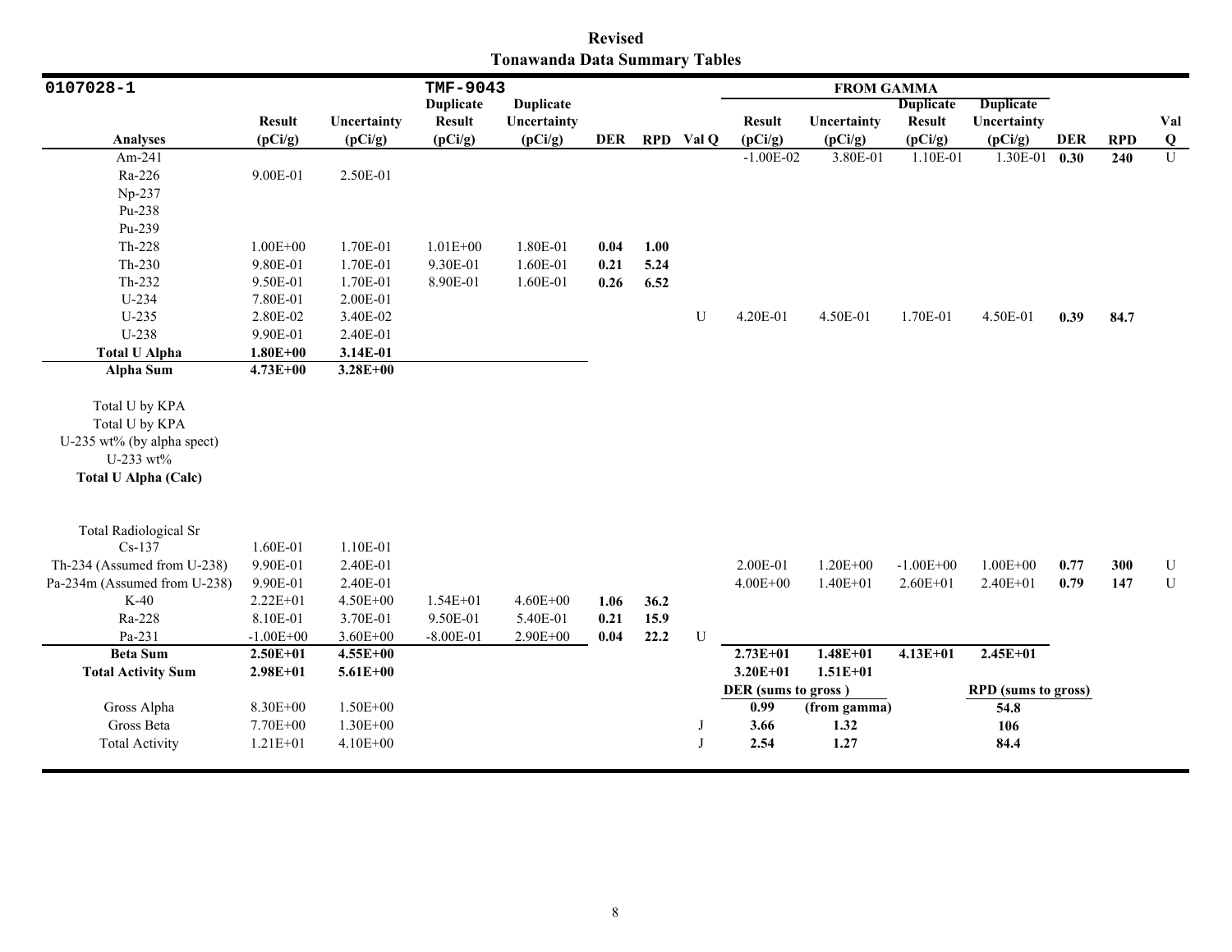**Revised**
**Tonawanda Data Summary Tables**

| 0107028-1 | | | TMF-9043 | | | | | FROM GAMMA | | | | | | |
|---|---|---|---|---|---|---|---|---|---|---|---|---|---|---|
| **Analyses** | **Result (pCi/g)** | **Uncertainty (pCi/g)** | **Duplicate Result (pCi/g)** | **Duplicate Uncertainty (pCi/g)** | **DER** | **RPD** | **Val Q** | **Result (pCi/g)** | **Uncertainty (pCi/g)** | **Duplicate Result (pCi/g)** | **Duplicate Uncertainty (pCi/g)** | **DER** | **RPD** | **Val Q** |
| Am-241 | | | | | | | | -1.00E-02 | 3.80E-01 | 1.10E-01 | 1.30E-01 | **0.30** | **240** | U |
| Ra-226 | 9.00E-01 | 2.50E-01 | | | | | | | | | | | | |
| Np-237 | | | | | | | | | | | | | | |
| Pu-238 | | | | | | | | | | | | | | |
| Pu-239 | | | | | | | | | | | | | | |
| Th-228 | 1.00E+00 | 1.70E-01 | 1.01E+00 | 1.80E-01 | **0.04** | **1.00** | | | | | | | | |
| Th-230 | 9.80E-01 | 1.70E-01 | 9.30E-01 | 1.60E-01 | **0.21** | **5.24** | | | | | | | | |
| Th-232 | 9.50E-01 | 1.70E-01 | 8.90E-01 | 1.60E-01 | **0.26** | **6.52** | | | | | | | | |
| U-234 | 7.80E-01 | 2.00E-01 | | | | | | | | | | | | |
| U-235 | 2.80E-02 | 3.40E-02 | | | | | U | 4.20E-01 | 4.50E-01 | 1.70E-01 | 4.50E-01 | **0.39** | **84.7** | |
| U-238 | 9.90E-01 | 2.40E-01 | | | | | | | | | | | | |
| **Total U Alpha** | **1.80E+00** | **3.14E-01** | | | | | | | | | | | | |
| **Alpha Sum** | **4.73E+00** | **3.28E+00** | | | | | | | | | | | | |
| Total U by KPA | | | | | | | | | | | | | | |
| Total U by KPA | | | | | | | | | | | | | | |
| U-235 wt% (by alpha spect) | | | | | | | | | | | | | | |
| U-233 wt% | | | | | | | | | | | | | | |
| **Total U Alpha (Calc)** | | | | | | | | | | | | | | |
| Total Radiological Sr | | | | | | | | | | | | | | |
| Cs-137 | 1.60E-01 | 1.10E-01 | | | | | | | | | | | | |
| Th-234 (Assumed from U-238) | 9.90E-01 | 2.40E-01 | | | | | | 2.00E-01 | 1.20E+00 | -1.00E+00 | 1.00E+00 | **0.77** | **300** | U |
| Pa-234m (Assumed from U-238) | 9.90E-01 | 2.40E-01 | | | | | | 4.00E+00 | 1.40E+01 | 2.60E+01 | 2.40E+01 | **0.79** | **147** | U |
| K-40 | 2.22E+01 | 4.50E+00 | 1.54E+01 | 4.60E+00 | **1.06** | **36.2** | | | | | | | | |
| Ra-228 | 8.10E-01 | 3.70E-01 | 9.50E-01 | 5.40E-01 | **0.21** | **15.9** | | | | | | | | |
| Pa-231 | -1.00E+00 | 3.60E+00 | -8.00E-01 | 2.90E+00 | **0.04** | **22.2** | U | | | | | | | |
| **Beta Sum** | **2.50E+01** | **4.55E+00** | | | | | | **2.73E+01** | **1.48E+01** | **4.13E+01** | **2.45E+01** | | | |
| **Total Activity Sum** | **2.98E+01** | **5.61E+00** | | | | | | **3.20E+01** | **1.51E+01** | | | | | |
| | | | | | | | | **DER (sums to gross )** | | | **RPD (sums to gross)** | | | |
| Gross Alpha | 8.30E+00 | 1.50E+00 | | | | | | **0.99** | **(from gamma)** | | **54.8** | | | |
| Gross Beta | 7.70E+00 | 1.30E+00 | | | | | J | **3.66** | **1.32** | | **106** | | | |
| Total Activity | 1.21E+01 | 4.10E+00 | | | | | J | **2.54** | **1.27** | | **84.4** | | | |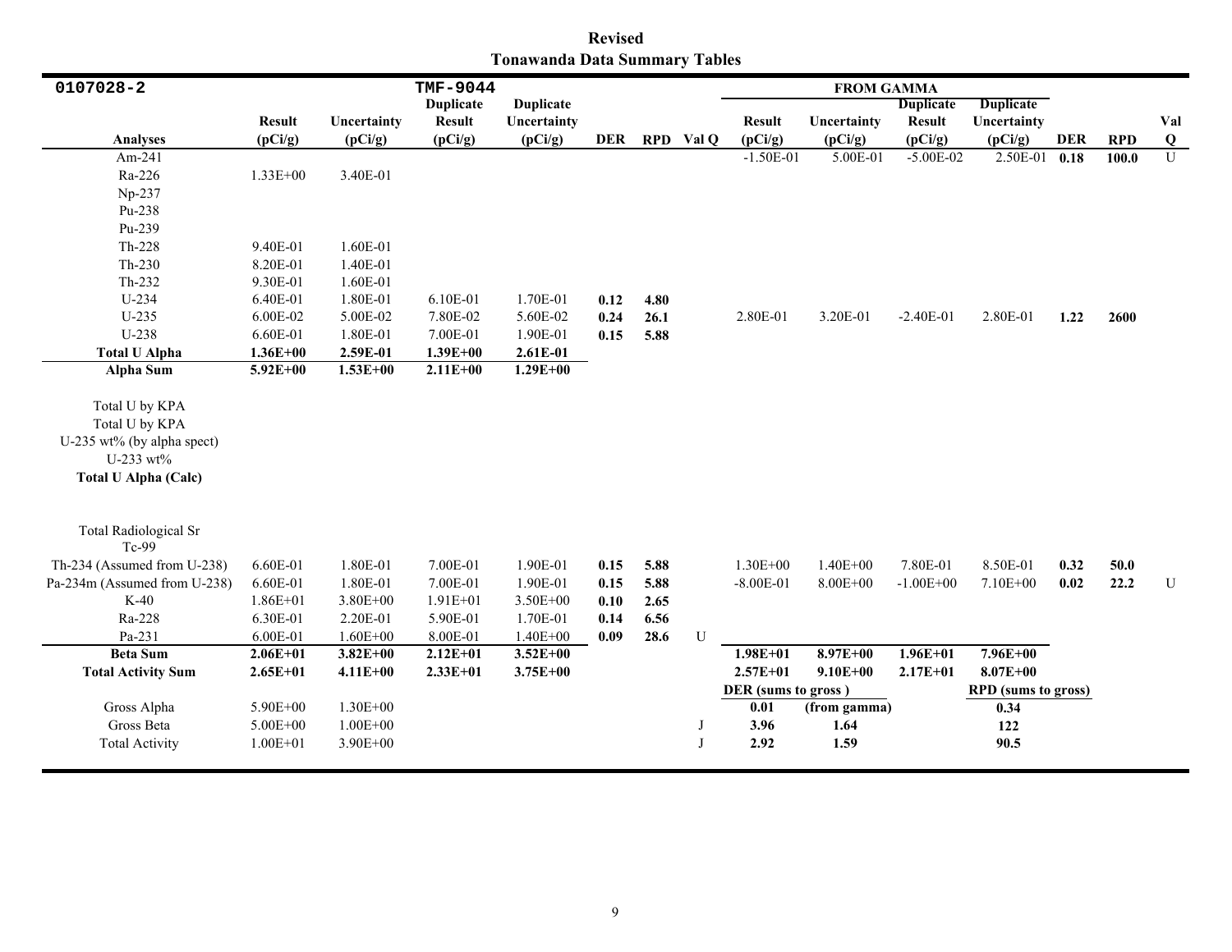**Revised**
**Tonawanda Data Summary Tables**

| 0107028-2 | | | TMF-9044 | | | | | FROM GAMMA | | | | | | |
|---|---|---|---|---|---|---|---|---|---|---|---|---|---|---|
| Analyses | Result (pCi/g) | Uncertainty (pCi/g) | Duplicate Result (pCi/g) | Duplicate Uncertainty (pCi/g) | DER | RPD | Val Q | Result (pCi/g) | Uncertainty (pCi/g) | Duplicate Result (pCi/g) | Duplicate Uncertainty (pCi/g) | DER | RPD | Val Q |
| Am-241 | | | | | | | | -1.50E-01 | 5.00E-01 | -5.00E-02 | 2.50E-01 | **0.18** | **100.0** | U |
| Ra-226 | 1.33E+00 | 3.40E-01 | | | | | | | | | | | | |
| Np-237 | | | | | | | | | | | | | | |
| Pu-238 | | | | | | | | | | | | | | |
| Pu-239 | | | | | | | | | | | | | | |
| Th-228 | 9.40E-01 | 1.60E-01 | | | | | | | | | | | | |
| Th-230 | 8.20E-01 | 1.40E-01 | | | | | | | | | | | | |
| Th-232 | 9.30E-01 | 1.60E-01 | | | | | | | | | | | | |
| U-234 | 6.40E-01 | 1.80E-01 | 6.10E-01 | 1.70E-01 | **0.12** | **4.80** | | | | | | | | |
| U-235 | 6.00E-02 | 5.00E-02 | 7.80E-02 | 5.60E-02 | **0.24** | **26.1** | | 2.80E-01 | 3.20E-01 | -2.40E-01 | 2.80E-01 | **1.22** | **2600** | |
| U-238 | 6.60E-01 | 1.80E-01 | 7.00E-01 | 1.90E-01 | **0.15** | **5.88** | | | | | | | | |
| **Total U Alpha** | **1.36E+00** | **2.59E-01** | **1.39E+00** | **2.61E-01** | | | | | | | | | | |
| **Alpha Sum** | **5.92E+00** | **1.53E+00** | **2.11E+00** | **1.29E+00** | | | | | | | | | | |
| Total U by KPA | | | | | | | | | | | | | | |
| Total U by KPA | | | | | | | | | | | | | | |
| U-235 wt% (by alpha spect) | | | | | | | | | | | | | | |
| U-233 wt% | | | | | | | | | | | | | | |
| **Total U Alpha (Calc)** | | | | | | | | | | | | | | |
| Total Radiological Sr | | | | | | | | | | | | | | |
| Tc-99 | | | | | | | | | | | | | | |
| Th-234 (Assumed from U-238) | 6.60E-01 | 1.80E-01 | 7.00E-01 | 1.90E-01 | **0.15** | **5.88** | | 1.30E+00 | 1.40E+00 | 7.80E-01 | 8.50E-01 | **0.32** | **50.0** | |
| Pa-234m (Assumed from U-238) | 6.60E-01 | 1.80E-01 | 7.00E-01 | 1.90E-01 | **0.15** | **5.88** | | -8.00E-01 | 8.00E+00 | -1.00E+00 | 7.10E+00 | **0.02** | **22.2** | U |
| K-40 | 1.86E+01 | 3.80E+00 | 1.91E+01 | 3.50E+00 | **0.10** | **2.65** | | | | | | | | |
| Ra-228 | 6.30E-01 | 2.20E-01 | 5.90E-01 | 1.70E-01 | **0.14** | **6.56** | | | | | | | | |
| Pa-231 | 6.00E-01 | 1.60E+00 | 8.00E-01 | 1.40E+00 | **0.09** | **28.6** | U | | | | | | | |
| **Beta Sum** | **2.06E+01** | **3.82E+00** | **2.12E+01** | **3.52E+00** | | | | **1.98E+01** | **8.97E+00** | **1.96E+01** | **7.96E+00** | | | |
| **Total Activity Sum** | **2.65E+01** | **4.11E+00** | **2.33E+01** | **3.75E+00** | | | | **2.57E+01** | **9.10E+00** | **2.17E+01** | **8.07E+00** | | | |
| | | | | | | | | **DER (sums to gross )** | | | **RPD (sums to gross)** | | | |
| Gross Alpha | 5.90E+00 | 1.30E+00 | | | | | | **0.01** | **(from gamma)** | | **0.34** | | | |
| Gross Beta | 5.00E+00 | 1.00E+00 | | | | | J | **3.96** | **1.64** | | **122** | | | |
| Total Activity | 1.00E+01 | 3.90E+00 | | | | | J | **2.92** | **1.59** | | **90.5** | | | |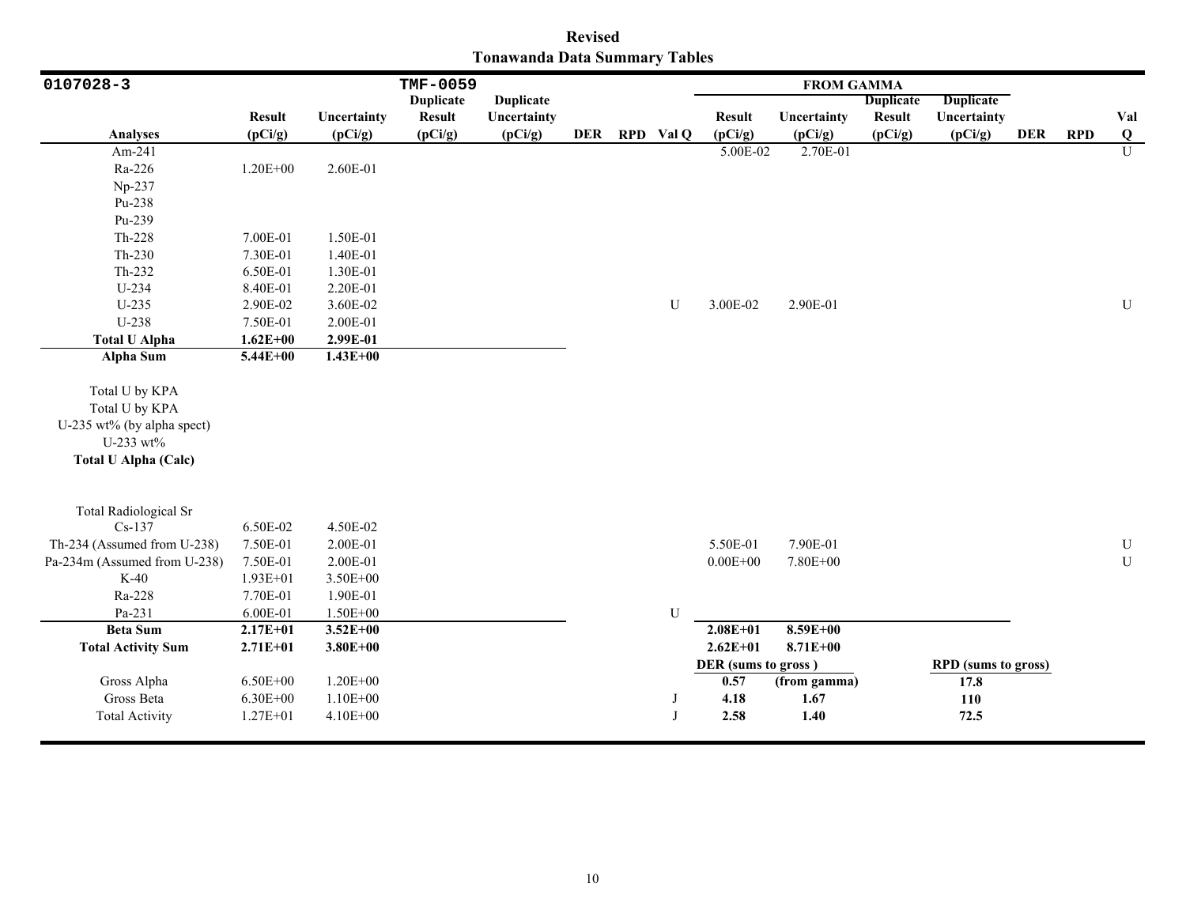**Revised**
**Tonawanda Data Summary Tables**

| 0107028-3 | | | TMF-0059 | | | | | FROM GAMMA | | | | | | |
|---|---|---|---|---|---|---|---|---|---|---|---|---|---|---|
| **Analyses** | **Result (pCi/g)** | **Uncertainty (pCi/g)** | **Duplicate Result (pCi/g)** | **Duplicate Uncertainty (pCi/g)** | **DER** | **RPD** | **Val Q** | **Result (pCi/g)** | **Uncertainty (pCi/g)** | **Duplicate Result (pCi/g)** | **Duplicate Uncertainty (pCi/g)** | **DER** | **RPD** | **Val Q** |
| Am-241 | | | | | | | | 5.00E-02 | 2.70E-01 | | | | | U |
| Ra-226 | 1.20E+00 | 2.60E-01 | | | | | | | | | | | | |
| Np-237 | | | | | | | | | | | | | | |
| Pu-238 | | | | | | | | | | | | | | |
| Pu-239 | | | | | | | | | | | | | | |
| Th-228 | 7.00E-01 | 1.50E-01 | | | | | | | | | | | | |
| Th-230 | 7.30E-01 | 1.40E-01 | | | | | | | | | | | | |
| Th-232 | 6.50E-01 | 1.30E-01 | | | | | | | | | | | | |
| U-234 | 8.40E-01 | 2.20E-01 | | | | | | | | | | | | |
| U-235 | 2.90E-02 | 3.60E-02 | | | | | U | 3.00E-02 | 2.90E-01 | | | | | U |
| U-238 | 7.50E-01 | 2.00E-01 | | | | | | | | | | | | |
| **Total U Alpha** | **1.62E+00** | **2.99E-01** | | | | | | | | | | | | |
| **Alpha Sum** | **5.44E+00** | **1.43E+00** | | | | | | | | | | | | |
| Total U by KPA | | | | | | | | | | | | | | |
| Total U by KPA | | | | | | | | | | | | | | |
| U-235 wt% (by alpha spect) | | | | | | | | | | | | | | |
| U-233 wt% | | | | | | | | | | | | | | |
| **Total U Alpha (Calc)** | | | | | | | | | | | | | | |
| Total Radiological Sr | | | | | | | | | | | | | | |
| Cs-137 | 6.50E-02 | 4.50E-02 | | | | | | | | | | | | |
| Th-234 (Assumed from U-238) | 7.50E-01 | 2.00E-01 | | | | | | 5.50E-01 | 7.90E-01 | | | | | U |
| Pa-234m (Assumed from U-238) | 7.50E-01 | 2.00E-01 | | | | | | 0.00E+00 | 7.80E+00 | | | | | U |
| K-40 | 1.93E+01 | 3.50E+00 | | | | | | | | | | | | |
| Ra-228 | 7.70E-01 | 1.90E-01 | | | | | | | | | | | | |
| Pa-231 | 6.00E-01 | 1.50E+00 | | | | | U | | | | | | | |
| **Beta Sum** | **2.17E+01** | **3.52E+00** | | | | | | **2.08E+01** | **8.59E+00** | | | | | |
| **Total Activity Sum** | **2.71E+01** | **3.80E+00** | | | | | | **2.62E+01** | **8.71E+00** | | | | | |
| | | | | | | | | **DER (sums to gross )** | | | **RPD (sums to gross)** | | | |
| Gross Alpha | 6.50E+00 | 1.20E+00 | | | | | | **0.57** | **(from gamma)** | | **17.8** | | | |
| Gross Beta | 6.30E+00 | 1.10E+00 | | | | | J | **4.18** | **1.67** | | **110** | | | |
| Total Activity | 1.27E+01 | 4.10E+00 | | | | | J | **2.58** | **1.40** | | **72.5** | | | |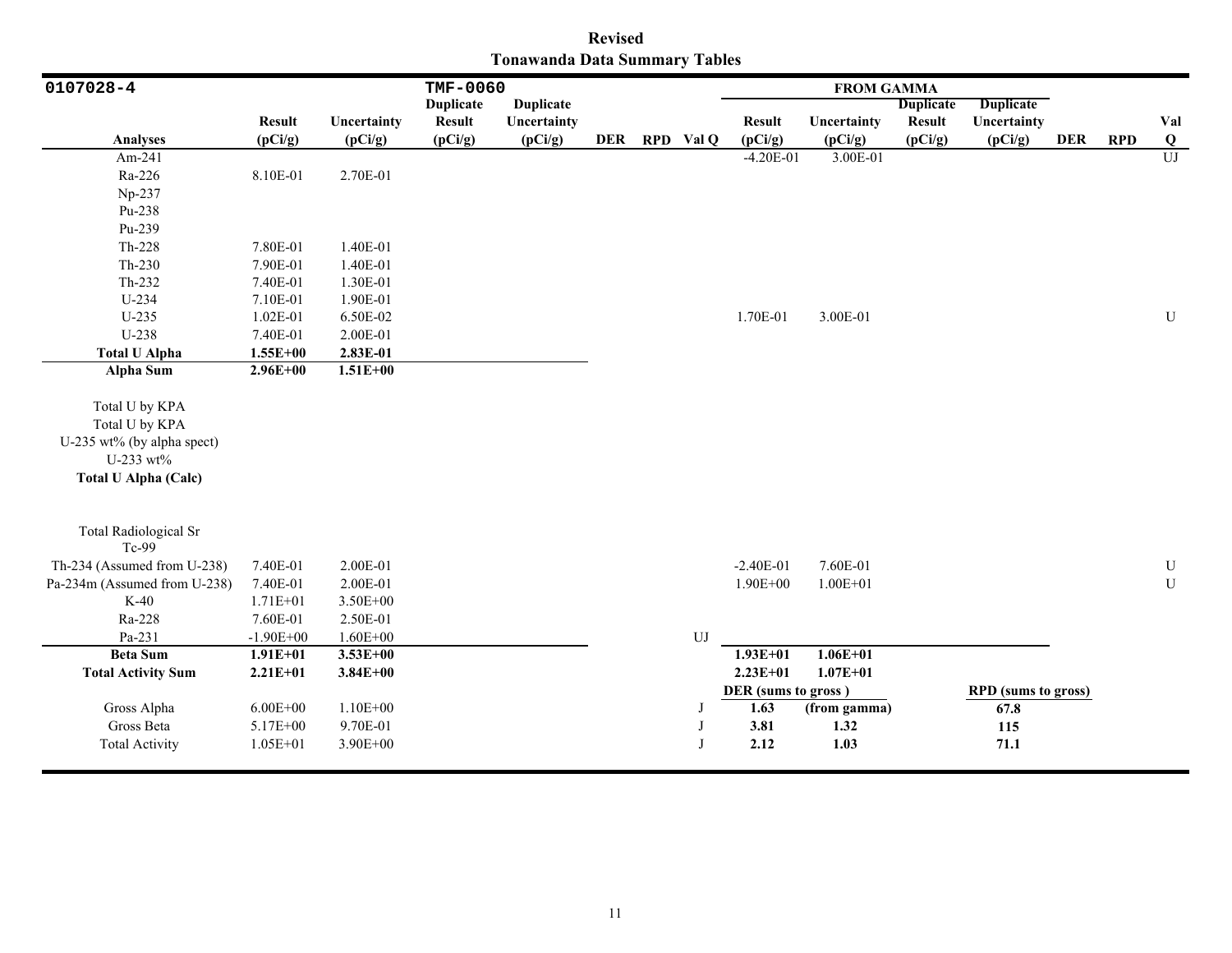**Revised**
**Tonawanda Data Summary Tables**

| 0107028-4 | | | TMF-0060 | | | | | FROM GAMMA | | | | | | |
|---|---|---|---|---|---|---|---|---|---|---|---|---|---|---|
| **Analyses** | **Result (pCi/g)** | **Uncertainty (pCi/g)** | **Duplicate Result (pCi/g)** | **Duplicate Uncertainty (pCi/g)** | **DER** | **RPD** | **Val Q** | **Result (pCi/g)** | **Uncertainty (pCi/g)** | **Duplicate Result (pCi/g)** | **Duplicate Uncertainty (pCi/g)** | **DER** | **RPD** | **Val Q** |
| Am-241 | | | | | | | | -4.20E-01 | 3.00E-01 | | | | | UJ |
| Ra-226 | 8.10E-01 | 2.70E-01 | | | | | | | | | | | | |
| Np-237 | | | | | | | | | | | | | | |
| Pu-238 | | | | | | | | | | | | | | |
| Pu-239 | | | | | | | | | | | | | | |
| Th-228 | 7.80E-01 | 1.40E-01 | | | | | | | | | | | | |
| Th-230 | 7.90E-01 | 1.40E-01 | | | | | | | | | | | | |
| Th-232 | 7.40E-01 | 1.30E-01 | | | | | | | | | | | | |
| U-234 | 7.10E-01 | 1.90E-01 | | | | | | | | | | | | |
| U-235 | 1.02E-01 | 6.50E-02 | | | | | | 1.70E-01 | 3.00E-01 | | | | | U |
| U-238 | 7.40E-01 | 2.00E-01 | | | | | | | | | | | | |
| **Total U Alpha** | **1.55E+00** | **2.83E-01** | | | | | | | | | | | | |
| **Alpha Sum** | **2.96E+00** | **1.51E+00** | | | | | | | | | | | | |
| Total U by KPA | | | | | | | | | | | | | | |
| Total U by KPA | | | | | | | | | | | | | | |
| U-235 wt% (by alpha spect) | | | | | | | | | | | | | | |
| U-233 wt% | | | | | | | | | | | | | | |
| **Total U Alpha (Calc)** | | | | | | | | | | | | | | |
| Total Radiological Sr | | | | | | | | | | | | | | |
| Tc-99 | | | | | | | | | | | | | | |
| Th-234 (Assumed from U-238) | 7.40E-01 | 2.00E-01 | | | | | | -2.40E-01 | 7.60E-01 | | | | | U |
| Pa-234m (Assumed from U-238) | 7.40E-01 | 2.00E-01 | | | | | | 1.90E+00 | 1.00E+01 | | | | | U |
| K-40 | 1.71E+01 | 3.50E+00 | | | | | | | | | | | | |
| Ra-228 | 7.60E-01 | 2.50E-01 | | | | | | | | | | | | |
| Pa-231 | -1.90E+00 | 1.60E+00 | | | | | UJ | | | | | | | |
| **Beta Sum** | **1.91E+01** | **3.53E+00** | | | | | | **1.93E+01** | **1.06E+01** | | | | | |
| **Total Activity Sum** | **2.21E+01** | **3.84E+00** | | | | | | **2.23E+01** | **1.07E+01** | | | | | |
| | | | | | | | | **DER (sums to gross )** | | | **RPD (sums to gross)** | | | |
| Gross Alpha | 6.00E+00 | 1.10E+00 | | | | | J | **1.63** | **(from gamma)** | | **67.8** | | | |
| Gross Beta | 5.17E+00 | 9.70E-01 | | | | | J | **3.81** | **1.32** | | **115** | | | |
| Total Activity | 1.05E+01 | 3.90E+00 | | | | | J | **2.12** | **1.03** | | **71.1** | | | |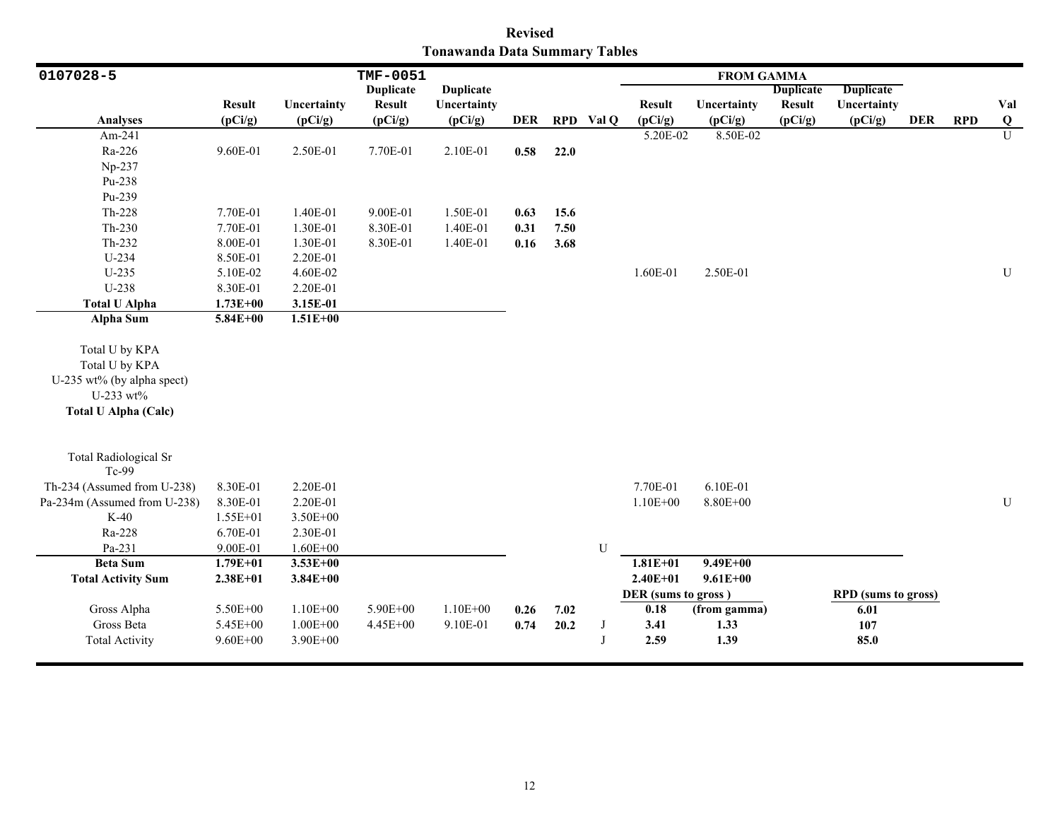**Revised**
**Tonawanda Data Summary Tables**

| 0107028-5 | | | TMF-0051 | | | | | FROM GAMMA | | | | | | |
|---|---|---|---|---|---|---|---|---|---|---|---|---|---|---|
| **Analyses** | **Result (pCi/g)** | **Uncertainty (pCi/g)** | **Duplicate Result (pCi/g)** | **Duplicate Uncertainty (pCi/g)** | **DER** | **RPD** | **Val Q** | **Result (pCi/g)** | **Uncertainty (pCi/g)** | **Duplicate Result (pCi/g)** | **Duplicate Uncertainty (pCi/g)** | **DER** | **RPD** | **Val Q** |
| Am-241 | | | | | | | | 5.20E-02 | 8.50E-02 | | | | | U |
| Ra-226 | 9.60E-01 | 2.50E-01 | 7.70E-01 | 2.10E-01 | **0.58** | **22.0** | | | | | | | | |
| Np-237 | | | | | | | | | | | | | | |
| Pu-238 | | | | | | | | | | | | | | |
| Pu-239 | | | | | | | | | | | | | | |
| Th-228 | 7.70E-01 | 1.40E-01 | 9.00E-01 | 1.50E-01 | **0.63** | **15.6** | | | | | | | | |
| Th-230 | 7.70E-01 | 1.30E-01 | 8.30E-01 | 1.40E-01 | **0.31** | **7.50** | | | | | | | | |
| Th-232 | 8.00E-01 | 1.30E-01 | 8.30E-01 | 1.40E-01 | **0.16** | **3.68** | | | | | | | | |
| U-234 | 8.50E-01 | 2.20E-01 | | | | | | | | | | | | |
| U-235 | 5.10E-02 | 4.60E-02 | | | | | | 1.60E-01 | 2.50E-01 | | | | | U |
| U-238 | 8.30E-01 | 2.20E-01 | | | | | | | | | | | | |
| **Total U Alpha** | **1.73E+00** | **3.15E-01** | | | | | | | | | | | | |
| **Alpha Sum** | **5.84E+00** | **1.51E+00** | | | | | | | | | | | | |
| Total U by KPA | | | | | | | | | | | | | | |
| Total U by KPA | | | | | | | | | | | | | | |
| U-235 wt% (by alpha spect) | | | | | | | | | | | | | | |
| U-233 wt% | | | | | | | | | | | | | | |
| **Total U Alpha (Calc)** | | | | | | | | | | | | | | |
| Total Radiological Sr | | | | | | | | | | | | | | |
| Tc-99 | | | | | | | | | | | | | | |
| Th-234 (Assumed from U-238) | 8.30E-01 | 2.20E-01 | | | | | | 7.70E-01 | 6.10E-01 | | | | | |
| Pa-234m (Assumed from U-238) | 8.30E-01 | 2.20E-01 | | | | | | 1.10E+00 | 8.80E+00 | | | | | U |
| K-40 | 1.55E+01 | 3.50E+00 | | | | | | | | | | | | |
| Ra-228 | 6.70E-01 | 2.30E-01 | | | | | | | | | | | | |
| Pa-231 | 9.00E-01 | 1.60E+00 | | | | | U | | | | | | | |
| **Beta Sum** | **1.79E+01** | **3.53E+00** | | | | | | **1.81E+01** | **9.49E+00** | | | | | |
| **Total Activity Sum** | **2.38E+01** | **3.84E+00** | | | | | | **2.40E+01** | **9.61E+00** | | | | | |
| | | | | | | | | **DER (sums to gross)** | | | **RPD (sums to gross)** | | | |
| Gross Alpha | 5.50E+00 | 1.10E+00 | 5.90E+00 | 1.10E+00 | **0.26** | **7.02** | | **0.18** | **(from gamma)** | | **6.01** | | | |
| Gross Beta | 5.45E+00 | 1.00E+00 | 4.45E+00 | 9.10E-01 | **0.74** | **20.2** | J | **3.41** | **1.33** | | **107** | | | |
| Total Activity | 9.60E+00 | 3.90E+00 | | | | | J | **2.59** | **1.39** | | **85.0** | | | |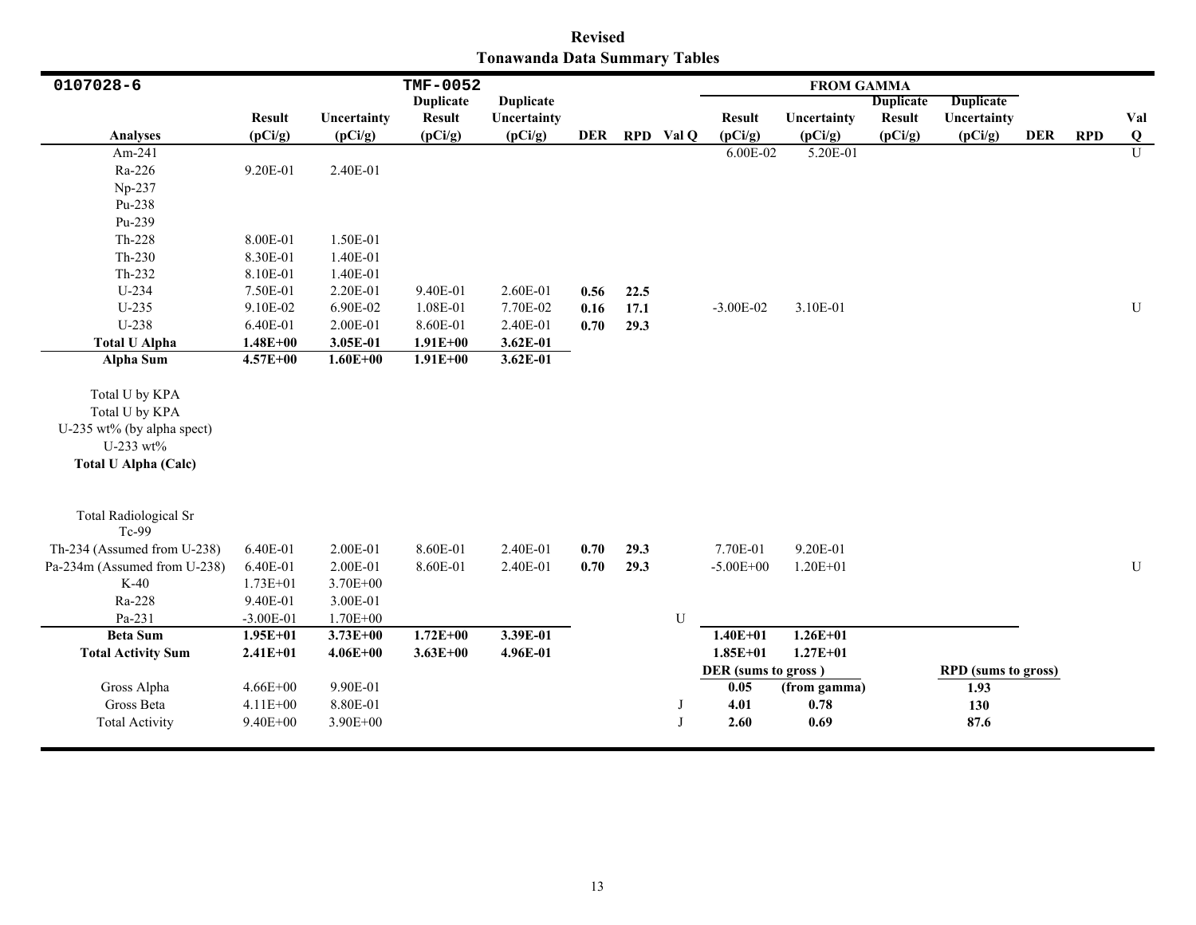**Revised**
**Tonawanda Data Summary Tables**

| 0107028-6 | | | TMF-0052 | | | | | FROM GAMMA | | | | | | |
|---|---|---|---|---|---|---|---|---|---|---|---|---|---|---|
| **Analyses** | **Result (pCi/g)** | **Uncertainty (pCi/g)** | **Duplicate Result (pCi/g)** | **Duplicate Uncertainty (pCi/g)** | **DER** | **RPD** | **Val Q** | **Result (pCi/g)** | **Uncertainty (pCi/g)** | **Duplicate Result (pCi/g)** | **Duplicate Uncertainty (pCi/g)** | **DER** | **RPD** | **Val Q** |
| Am-241 | | | | | | | | 6.00E-02 | 5.20E-01 | | | | | U |
| Ra-226 | 9.20E-01 | 2.40E-01 | | | | | | | | | | | | |
| Np-237 | | | | | | | | | | | | | | |
| Pu-238 | | | | | | | | | | | | | | |
| Pu-239 | | | | | | | | | | | | | | |
| Th-228 | 8.00E-01 | 1.50E-01 | | | | | | | | | | | | |
| Th-230 | 8.30E-01 | 1.40E-01 | | | | | | | | | | | | |
| Th-232 | 8.10E-01 | 1.40E-01 | | | | | | | | | | | | |
| U-234 | 7.50E-01 | 2.20E-01 | 9.40E-01 | 2.60E-01 | **0.56** | **22.5** | | | | | | | | |
| U-235 | 9.10E-02 | 6.90E-02 | 1.08E-01 | 7.70E-02 | **0.16** | **17.1** | | -3.00E-02 | 3.10E-01 | | | | | U |
| U-238 | 6.40E-01 | 2.00E-01 | 8.60E-01 | 2.40E-01 | **0.70** | **29.3** | | | | | | | | |
| **Total U Alpha** | **1.48E+00** | **3.05E-01** | **1.91E+00** | **3.62E-01** | | | | | | | | | | |
| **Alpha Sum** | **4.57E+00** | **1.60E+00** | **1.91E+00** | **3.62E-01** | | | | | | | | | | |
| Total U by KPA | | | | | | | | | | | | | | |
| Total U by KPA | | | | | | | | | | | | | | |
| U-235 wt% (by alpha spect) | | | | | | | | | | | | | | |
| U-233 wt% | | | | | | | | | | | | | | |
| **Total U Alpha (Calc)** | | | | | | | | | | | | | | |
| Total Radiological Sr | | | | | | | | | | | | | | |
| Tc-99 | | | | | | | | | | | | | | |
| Th-234 (Assumed from U-238) | 6.40E-01 | 2.00E-01 | 8.60E-01 | 2.40E-01 | **0.70** | **29.3** | | 7.70E-01 | 9.20E-01 | | | | | |
| Pa-234m (Assumed from U-238) | 6.40E-01 | 2.00E-01 | 8.60E-01 | 2.40E-01 | **0.70** | **29.3** | | -5.00E+00 | 1.20E+01 | | | | | U |
| K-40 | 1.73E+01 | 3.70E+00 | | | | | | | | | | | | |
| Ra-228 | 9.40E-01 | 3.00E-01 | | | | | | | | | | | | |
| Pa-231 | -3.00E-01 | 1.70E+00 | | | | | U | | | | | | | |
| **Beta Sum** | **1.95E+01** | **3.73E+00** | **1.72E+00** | **3.39E-01** | | | | **1.40E+01** | **1.26E+01** | | | | | |
| **Total Activity Sum** | **2.41E+01** | **4.06E+00** | **3.63E+00** | **4.96E-01** | | | | **1.85E+01** | **1.27E+01** | | | | | |
| | | | | | | | | **DER (sums to gross )** | | | **RPD (sums to gross)** | | | |
| Gross Alpha | 4.66E+00 | 9.90E-01 | | | | | | **0.05** | **(from gamma)** | | **1.93** | | | |
| Gross Beta | 4.11E+00 | 8.80E-01 | | | | | J | **4.01** | **0.78** | | **130** | | | |
| Total Activity | 9.40E+00 | 3.90E+00 | | | | | J | **2.60** | **0.69** | | **87.6** | | | |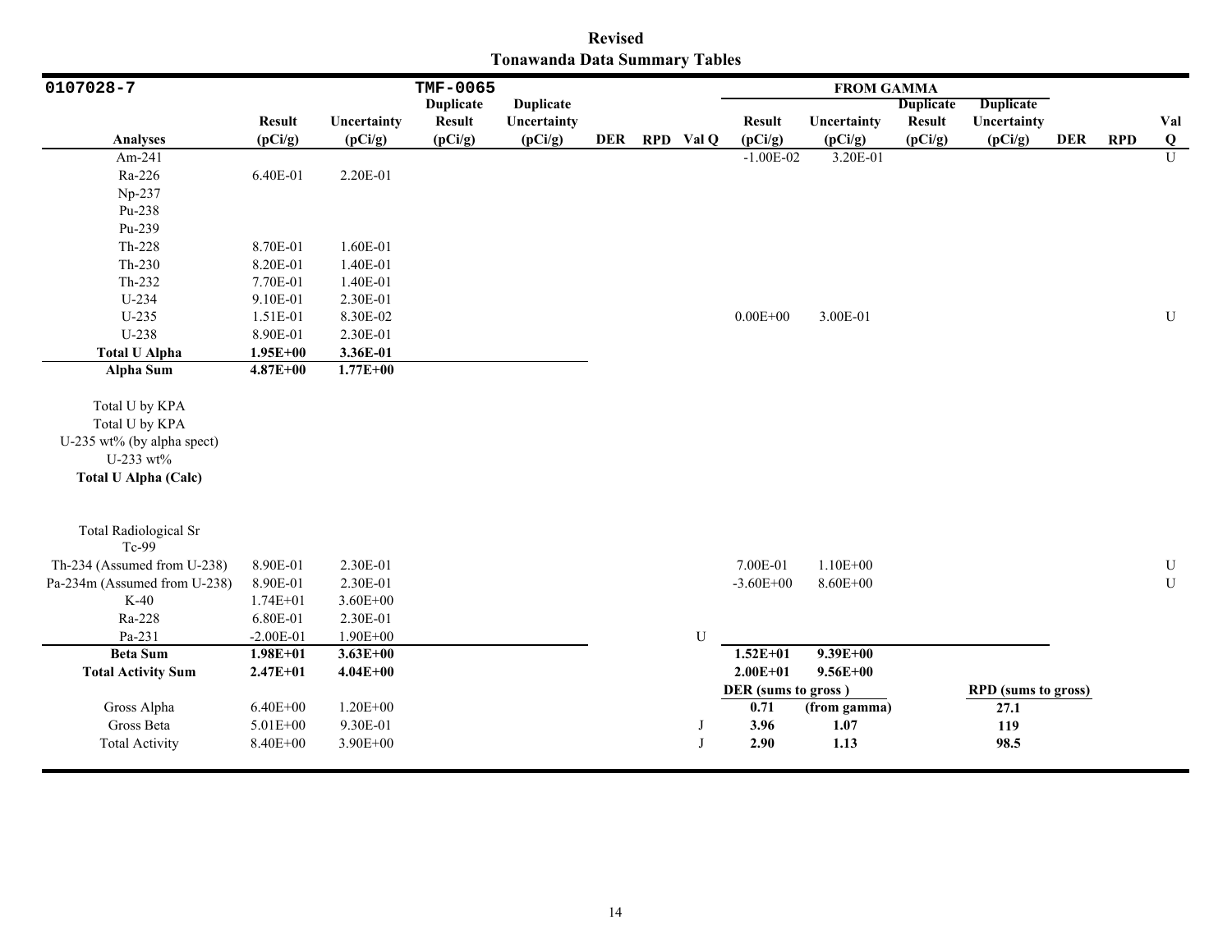**Revised**
**Tonawanda Data Summary Tables**

| 0107028-7 | | | TMF-0065 | | | | | FROM GAMMA | | | | | | |
|---|---|---|---|---|---|---|---|---|---|---|---|---|---|---|
| **Analyses** | **Result (pCi/g)** | **Uncertainty (pCi/g)** | **Duplicate Result (pCi/g)** | **Duplicate Uncertainty (pCi/g)** | **DER** | **RPD** | **Val Q** | **Result (pCi/g)** | **Uncertainty (pCi/g)** | **Duplicate Result (pCi/g)** | **Duplicate Uncertainty (pCi/g)** | **DER** | **RPD** | **Val Q** |
| Am-241 | | | | | | | | -1.00E-02 | 3.20E-01 | | | | | U |
| Ra-226 | 6.40E-01 | 2.20E-01 | | | | | | | | | | | | |
| Np-237 | | | | | | | | | | | | | | |
| Pu-238 | | | | | | | | | | | | | | |
| Pu-239 | | | | | | | | | | | | | | |
| Th-228 | 8.70E-01 | 1.60E-01 | | | | | | | | | | | | |
| Th-230 | 8.20E-01 | 1.40E-01 | | | | | | | | | | | | |
| Th-232 | 7.70E-01 | 1.40E-01 | | | | | | | | | | | | |
| U-234 | 9.10E-01 | 2.30E-01 | | | | | | | | | | | | |
| U-235 | 1.51E-01 | 8.30E-02 | | | | | | 0.00E+00 | 3.00E-01 | | | | | U |
| U-238 | 8.90E-01 | 2.30E-01 | | | | | | | | | | | | |
| **Total U Alpha** | **1.95E+00** | **3.36E-01** | | | | | | | | | | | | |
| **Alpha Sum** | **4.87E+00** | **1.77E+00** | | | | | | | | | | | | |
| Total U by KPA | | | | | | | | | | | | | | |
| Total U by KPA | | | | | | | | | | | | | | |
| U-235 wt% (by alpha spect) | | | | | | | | | | | | | | |
| U-233 wt% | | | | | | | | | | | | | | |
| **Total U Alpha (Calc)** | | | | | | | | | | | | | | |
| Total Radiological Sr | | | | | | | | | | | | | | |
| Tc-99 | | | | | | | | | | | | | | |
| Th-234 (Assumed from U-238) | 8.90E-01 | 2.30E-01 | | | | | | 7.00E-01 | 1.10E+00 | | | | | U |
| Pa-234m (Assumed from U-238) | 8.90E-01 | 2.30E-01 | | | | | | -3.60E+00 | 8.60E+00 | | | | | U |
| K-40 | 1.74E+01 | 3.60E+00 | | | | | | | | | | | | |
| Ra-228 | 6.80E-01 | 2.30E-01 | | | | | | | | | | | | |
| Pa-231 | -2.00E-01 | 1.90E+00 | | | | | U | | | | | | | |
| **Beta Sum** | **1.98E+01** | **3.63E+00** | | | | | | **1.52E+01** | **9.39E+00** | | | | | |
| **Total Activity Sum** | **2.47E+01** | **4.04E+00** | | | | | | **2.00E+01** | **9.56E+00** | | | | | |
| | | | | | | | | **DER (sums to gross)** | | | **RPD (sums to gross)** | | | |
| Gross Alpha | 6.40E+00 | 1.20E+00 | | | | | | **0.71** | **(from gamma)** | | **27.1** | | | |
| Gross Beta | 5.01E+00 | 9.30E-01 | | | | | J | **3.96** | **1.07** | | **119** | | | |
| Total Activity | 8.40E+00 | 3.90E+00 | | | | | J | **2.90** | **1.13** | | **98.5** | | | |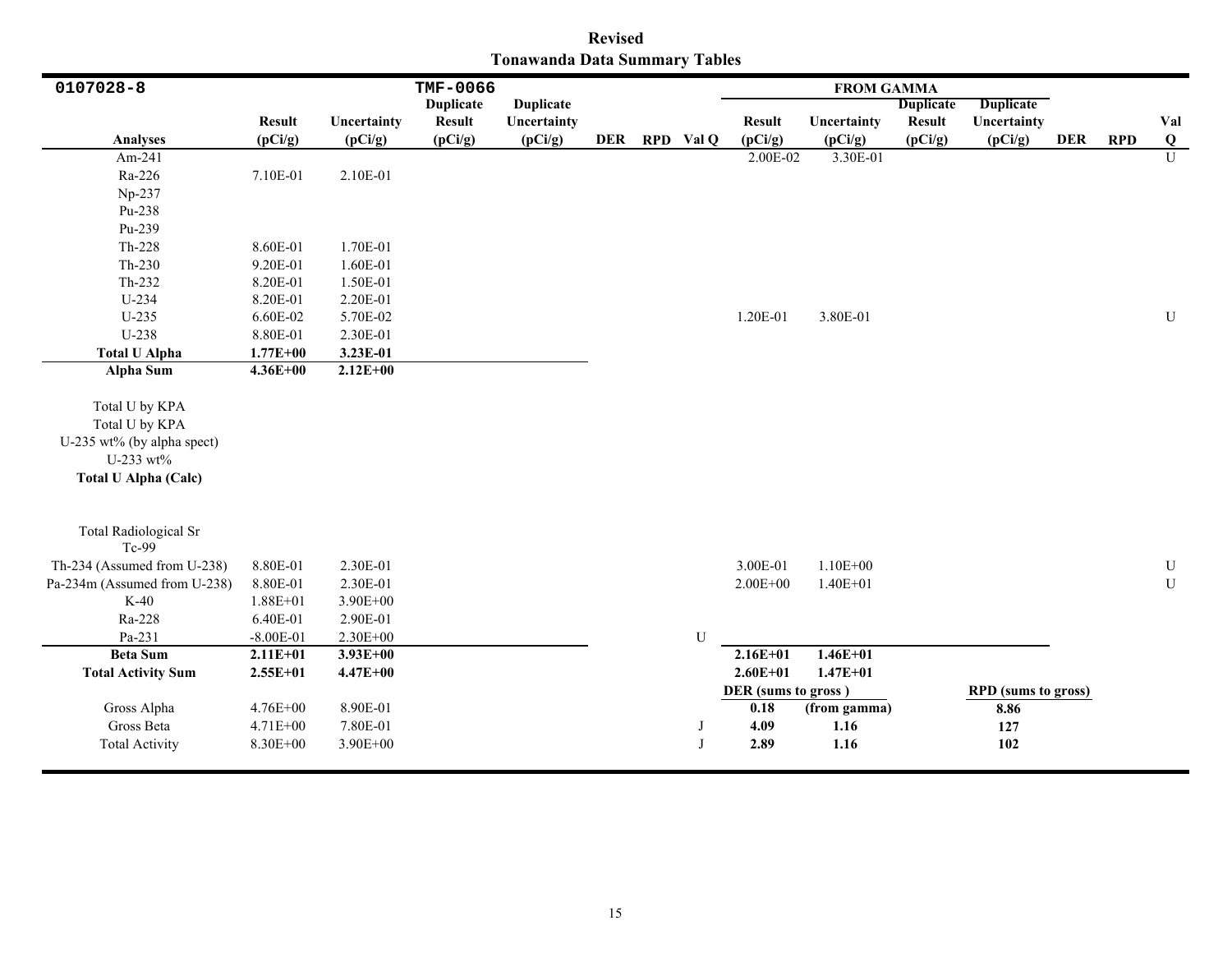**Revised**
**Tonawanda Data Summary Tables**

| 0107028-8 | | | TMF-0066 | | | | | FROM GAMMA | | | | | | |
|---|---|---|---|---|---|---|---|---|---|---|---|---|---|---|
| Analyses | Result (pCi/g) | Uncertainty (pCi/g) | Duplicate Result (pCi/g) | Duplicate Uncertainty (pCi/g) | DER | RPD | Val Q | Result (pCi/g) | Uncertainty (pCi/g) | Duplicate Result (pCi/g) | Duplicate Uncertainty (pCi/g) | DER | RPD | Val Q |
| Am-241 | | | | | | | | 2.00E-02 | 3.30E-01 | | | | | U |
| Ra-226 | 7.10E-01 | 2.10E-01 | | | | | | | | | | | | |
| Np-237 | | | | | | | | | | | | | | |
| Pu-238 | | | | | | | | | | | | | | |
| Pu-239 | | | | | | | | | | | | | | |
| Th-228 | 8.60E-01 | 1.70E-01 | | | | | | | | | | | | |
| Th-230 | 9.20E-01 | 1.60E-01 | | | | | | | | | | | | |
| Th-232 | 8.20E-01 | 1.50E-01 | | | | | | | | | | | | |
| U-234 | 8.20E-01 | 2.20E-01 | | | | | | | | | | | | |
| U-235 | 6.60E-02 | 5.70E-02 | | | | | | 1.20E-01 | 3.80E-01 | | | | | U |
| U-238 | 8.80E-01 | 2.30E-01 | | | | | | | | | | | | |
| **Total U Alpha** | **1.77E+00** | **3.23E-01** | | | | | | | | | | | | |
| **Alpha Sum** | **4.36E+00** | **2.12E+00** | | | | | | | | | | | | |
| Total U by KPA | | | | | | | | | | | | | | |
| Total U by KPA | | | | | | | | | | | | | | |
| U-235 wt% (by alpha spect) | | | | | | | | | | | | | | |
| U-233 wt% | | | | | | | | | | | | | | |
| **Total U Alpha (Calc)** | | | | | | | | | | | | | | |
| Total Radiological Sr | | | | | | | | | | | | | | |
| Tc-99 | | | | | | | | | | | | | | |
| Th-234 (Assumed from U-238) | 8.80E-01 | 2.30E-01 | | | | | | 3.00E-01 | 1.10E+00 | | | | | U |
| Pa-234m (Assumed from U-238) | 8.80E-01 | 2.30E-01 | | | | | | 2.00E+00 | 1.40E+01 | | | | | U |
| K-40 | 1.88E+01 | 3.90E+00 | | | | | | | | | | | | |
| Ra-228 | 6.40E-01 | 2.90E-01 | | | | | | | | | | | | |
| Pa-231 | -8.00E-01 | 2.30E+00 | | | | | U | | | | | | | |
| **Beta Sum** | **2.11E+01** | **3.93E+00** | | | | | | **2.16E+01** | **1.46E+01** | | | | | |
| **Total Activity Sum** | **2.55E+01** | **4.47E+00** | | | | | | **2.60E+01** | **1.47E+01** | | | | | |
| | | | | | | | | **DER (sums to gross )** | | | **RPD (sums to gross)** | | | |
| Gross Alpha | 4.76E+00 | 8.90E-01 | | | | | | **0.18** | **(from gamma)** | | **8.86** | | | |
| Gross Beta | 4.71E+00 | 7.80E-01 | | | | | J | **4.09** | **1.16** | | **127** | | | |
| Total Activity | 8.30E+00 | 3.90E+00 | | | | | J | **2.89** | **1.16** | | **102** | | | |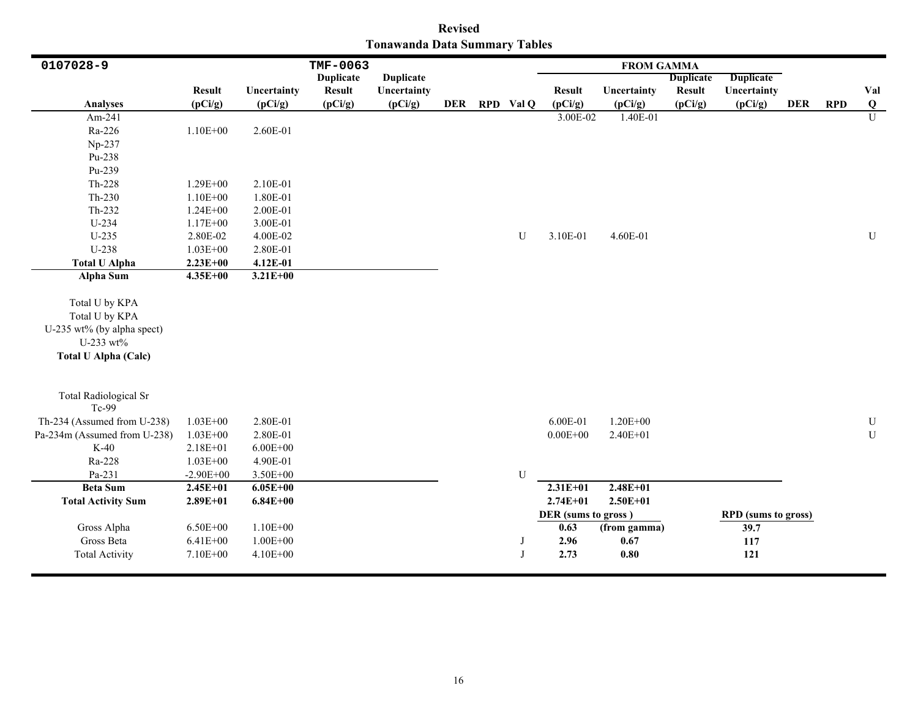**Revised**
**Tonawanda Data Summary Tables**

| 0107028-9 | | | TMF-0063 | | | | | FROM GAMMA | | | | | | |
|---|---|---|---|---|---|---|---|---|---|---|---|---|---|---|
| **Analyses** | **Result (pCi/g)** | **Uncertainty (pCi/g)** | **Duplicate Result (pCi/g)** | **Duplicate Uncertainty (pCi/g)** | **DER** | **RPD** | **Val Q** | **Result (pCi/g)** | **Uncertainty (pCi/g)** | **Duplicate Result (pCi/g)** | **Duplicate Uncertainty (pCi/g)** | **DER** | **RPD** | **Val Q** |
| Am-241 | | | | | | | | 3.00E-02 | 1.40E-01 | | | | | U |
| Ra-226 | 1.10E+00 | 2.60E-01 | | | | | | | | | | | | |
| Np-237 | | | | | | | | | | | | | | |
| Pu-238 | | | | | | | | | | | | | | |
| Pu-239 | | | | | | | | | | | | | | |
| Th-228 | 1.29E+00 | 2.10E-01 | | | | | | | | | | | | |
| Th-230 | 1.10E+00 | 1.80E-01 | | | | | | | | | | | | |
| Th-232 | 1.24E+00 | 2.00E-01 | | | | | | | | | | | | |
| U-234 | 1.17E+00 | 3.00E-01 | | | | | | | | | | | | |
| U-235 | 2.80E-02 | 4.00E-02 | | | | | U | 3.10E-01 | 4.60E-01 | | | | | U |
| U-238 | 1.03E+00 | 2.80E-01 | | | | | | | | | | | | |
| **Total U Alpha** | **2.23E+00** | **4.12E-01** | | | | | | | | | | | | |
| **Alpha Sum** | **4.35E+00** | **3.21E+00** | | | | | | | | | | | | |
| Total U by KPA | | | | | | | | | | | | | | |
| Total U by KPA | | | | | | | | | | | | | | |
| U-235 wt% (by alpha spect) | | | | | | | | | | | | | | |
| U-233 wt% | | | | | | | | | | | | | | |
| **Total U Alpha (Calc)** | | | | | | | | | | | | | | |
| Total Radiological Sr | | | | | | | | | | | | | | |
| Tc-99 | | | | | | | | | | | | | | |
| Th-234 (Assumed from U-238) | 1.03E+00 | 2.80E-01 | | | | | | 6.00E-01 | 1.20E+00 | | | | | U |
| Pa-234m (Assumed from U-238) | 1.03E+00 | 2.80E-01 | | | | | | 0.00E+00 | 2.40E+01 | | | | | U |
| K-40 | 2.18E+01 | 6.00E+00 | | | | | | | | | | | | |
| Ra-228 | 1.03E+00 | 4.90E-01 | | | | | | | | | | | | |
| Pa-231 | -2.90E+00 | 3.50E+00 | | | | | U | | | | | | | |
| **Beta Sum** | **2.45E+01** | **6.05E+00** | | | | | | **2.31E+01** | **2.48E+01** | | | | | |
| **Total Activity Sum** | **2.89E+01** | **6.84E+00** | | | | | | **2.74E+01** | **2.50E+01** | | | | | |
| | | | | | | | | **DER (sums to gross )** | | | **RPD (sums to gross)** | | | |
| Gross Alpha | 6.50E+00 | 1.10E+00 | | | | | | **0.63** | **(from gamma)** | | **39.7** | | | |
| Gross Beta | 6.41E+00 | 1.00E+00 | | | | | J | **2.96** | **0.67** | | **117** | | | |
| Total Activity | 7.10E+00 | 4.10E+00 | | | | | J | **2.73** | **0.80** | | **121** | | | |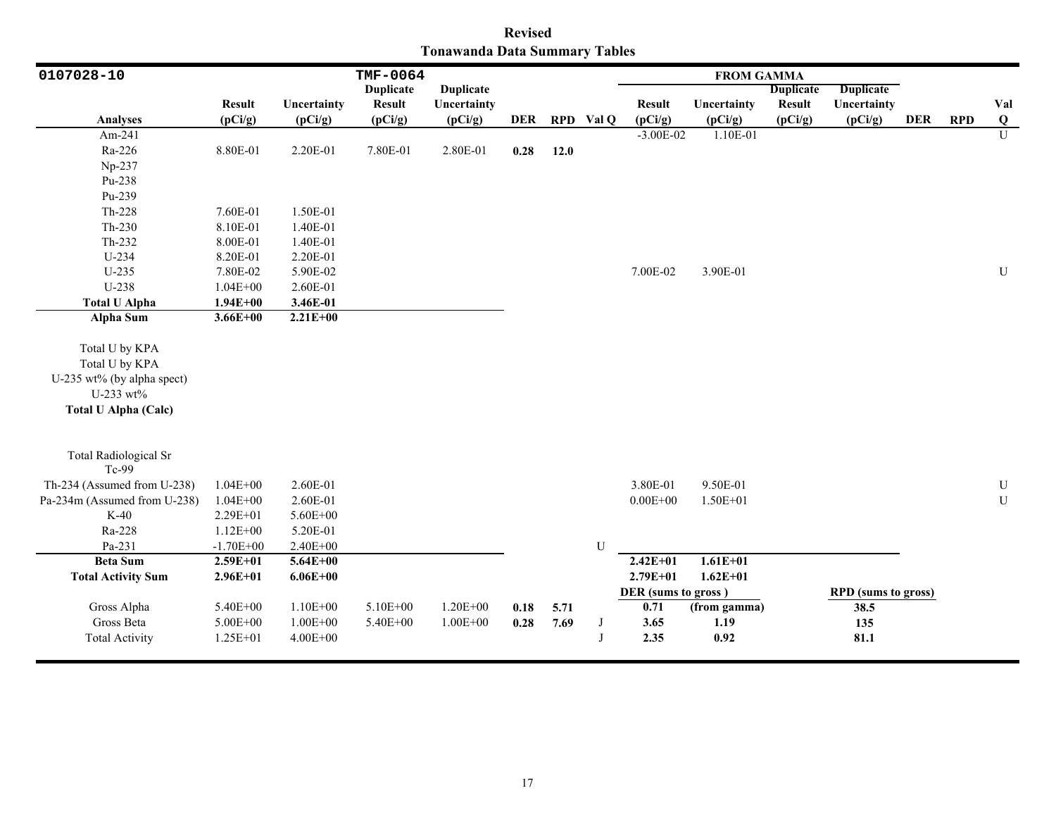**Revised**
**Tonawanda Data Summary Tables**

| 0107028-10 | | | TMF-0064 | | | | | FROM GAMMA | | | | | | |
|---|---|---|---|---|---|---|---|---|---|---|---|---|---|---|
| Analyses | Result (pCi/g) | Uncertainty (pCi/g) | Duplicate Result (pCi/g) | Duplicate Uncertainty (pCi/g) | DER | RPD | Val Q | Result (pCi/g) | Uncertainty (pCi/g) | Duplicate Result (pCi/g) | Duplicate Uncertainty (pCi/g) | DER | RPD | Val Q |
| Am-241 | | | | | | | | -3.00E-02 | 1.10E-01 | | | | | U |
| Ra-226 | 8.80E-01 | 2.20E-01 | 7.80E-01 | 2.80E-01 | **0.28** | **12.0** | | | | | | | | |
| Np-237 | | | | | | | | | | | | | | |
| Pu-238 | | | | | | | | | | | | | | |
| Pu-239 | | | | | | | | | | | | | | |
| Th-228 | 7.60E-01 | 1.50E-01 | | | | | | | | | | | | |
| Th-230 | 8.10E-01 | 1.40E-01 | | | | | | | | | | | | |
| Th-232 | 8.00E-01 | 1.40E-01 | | | | | | | | | | | | |
| U-234 | 8.20E-01 | 2.20E-01 | | | | | | | | | | | | |
| U-235 | 7.80E-02 | 5.90E-02 | | | | | | 7.00E-02 | 3.90E-01 | | | | | U |
| U-238 | 1.04E+00 | 2.60E-01 | | | | | | | | | | | | |
| **Total U Alpha** | **1.94E+00** | **3.46E-01** | | | | | | | | | | | | |
| **Alpha Sum** | **3.66E+00** | **2.21E+00** | | | | | | | | | | | | |
| Total U by KPA | | | | | | | | | | | | | | |
| Total U by KPA | | | | | | | | | | | | | | |
| U-235 wt% (by alpha spect) | | | | | | | | | | | | | | |
| U-233 wt% | | | | | | | | | | | | | | |
| **Total U Alpha (Calc)** | | | | | | | | | | | | | | |
| Total Radiological Sr | | | | | | | | | | | | | | |
| Tc-99 | | | | | | | | | | | | | | |
| Th-234 (Assumed from U-238) | 1.04E+00 | 2.60E-01 | | | | | | 3.80E-01 | 9.50E-01 | | | | | U |
| Pa-234m (Assumed from U-238) | 1.04E+00 | 2.60E-01 | | | | | | 0.00E+00 | 1.50E+01 | | | | | U |
| K-40 | 2.29E+01 | 5.60E+00 | | | | | | | | | | | | |
| Ra-228 | 1.12E+00 | 5.20E-01 | | | | | | | | | | | | |
| Pa-231 | -1.70E+00 | 2.40E+00 | | | | | U | | | | | | | |
| **Beta Sum** | **2.59E+01** | **5.64E+00** | | | | | | **2.42E+01** | **1.61E+01** | | | | | |
| **Total Activity Sum** | **2.96E+01** | **6.06E+00** | | | | | | **2.79E+01** | **1.62E+01** | | | | | |
| | | | | | | | | **DER (sums to gross )** | | | **RPD (sums to gross)** | | | |
| Gross Alpha | 5.40E+00 | 1.10E+00 | 5.10E+00 | 1.20E+00 | **0.18** | **5.71** | | **0.71** | **(from gamma)** | | **38.5** | | | |
| Gross Beta | 5.00E+00 | 1.00E+00 | 5.40E+00 | 1.00E+00 | **0.28** | **7.69** | J | **3.65** | **1.19** | | **135** | | | |
| Total Activity | 1.25E+01 | 4.00E+00 | | | | | J | **2.35** | **0.92** | | **81.1** | | | |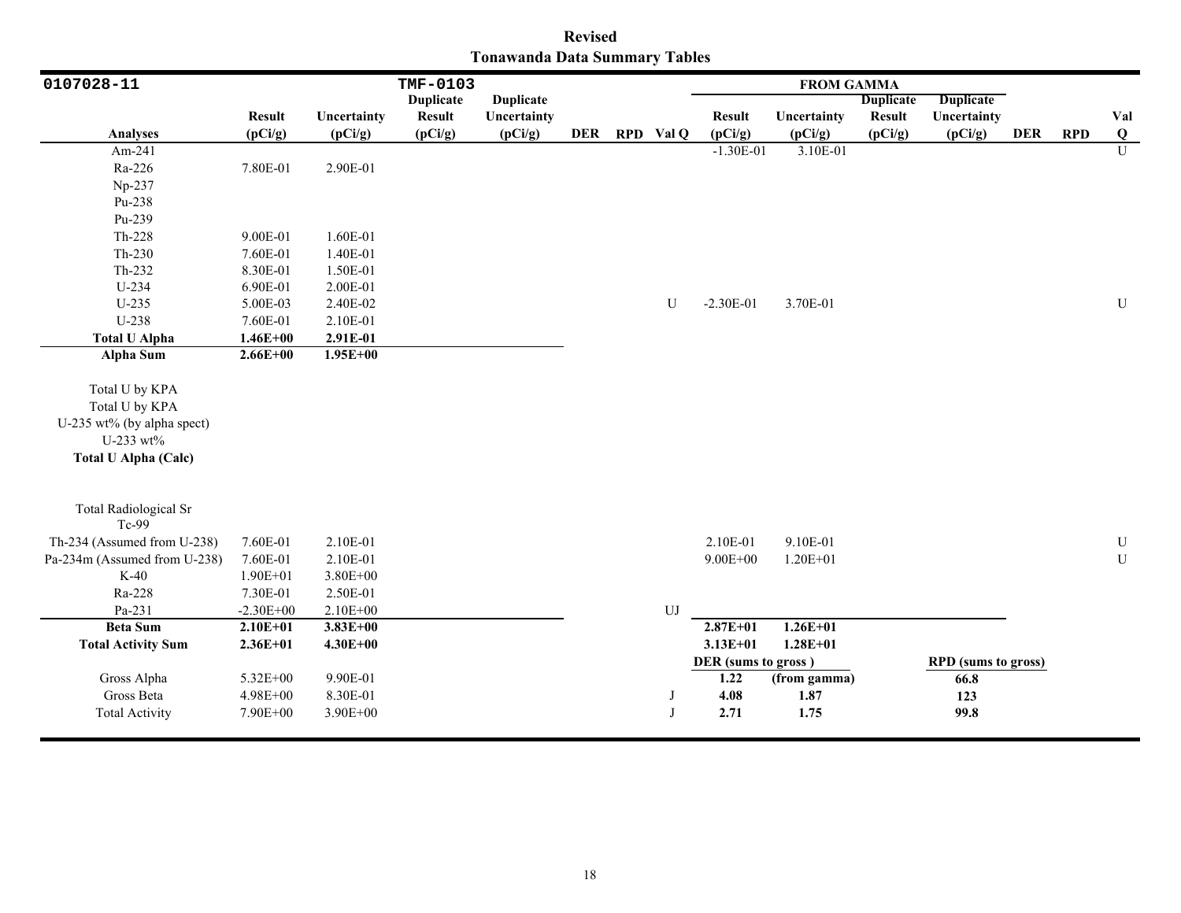**Revised**
**Tonawanda Data Summary Tables**

| 0107028-11 | | | TMF-0103 | | | | | FROM GAMMA | | | | | | |
|---|---|---|---|---|---|---|---|---|---|---|---|---|---|---|
| **Analyses** | **Result (pCi/g)** | **Uncertainty (pCi/g)** | **Duplicate Result (pCi/g)** | **Duplicate Uncertainty (pCi/g)** | **DER** | **RPD** | **Val Q** | **Result (pCi/g)** | **Uncertainty (pCi/g)** | **Duplicate Result (pCi/g)** | **Duplicate Uncertainty (pCi/g)** | **DER** | **RPD** | **Val Q** |
| Am-241 | | | | | | | | -1.30E-01 | 3.10E-01 | | | | | U |
| Ra-226 | 7.80E-01 | 2.90E-01 | | | | | | | | | | | | |
| Np-237 | | | | | | | | | | | | | | |
| Pu-238 | | | | | | | | | | | | | | |
| Pu-239 | | | | | | | | | | | | | | |
| Th-228 | 9.00E-01 | 1.60E-01 | | | | | | | | | | | | |
| Th-230 | 7.60E-01 | 1.40E-01 | | | | | | | | | | | | |
| Th-232 | 8.30E-01 | 1.50E-01 | | | | | | | | | | | | |
| U-234 | 6.90E-01 | 2.00E-01 | | | | | | | | | | | | |
| U-235 | 5.00E-03 | 2.40E-02 | | | | | U | -2.30E-01 | 3.70E-01 | | | | | U |
| U-238 | 7.60E-01 | 2.10E-01 | | | | | | | | | | | | |
| **Total U Alpha** | **1.46E+00** | **2.91E-01** | | | | | | | | | | | | |
| **Alpha Sum** | **2.66E+00** | **1.95E+00** | | | | | | | | | | | | |
| Total U by KPA | | | | | | | | | | | | | | |
| Total U by KPA | | | | | | | | | | | | | | |
| U-235 wt% (by alpha spect) | | | | | | | | | | | | | | |
| U-233 wt% | | | | | | | | | | | | | | |
| **Total U Alpha (Calc)** | | | | | | | | | | | | | | |
| Total Radiological Sr | | | | | | | | | | | | | | |
| Tc-99 | | | | | | | | | | | | | | |
| Th-234 (Assumed from U-238) | 7.60E-01 | 2.10E-01 | | | | | | 2.10E-01 | 9.10E-01 | | | | | U |
| Pa-234m (Assumed from U-238) | 7.60E-01 | 2.10E-01 | | | | | | 9.00E+00 | 1.20E+01 | | | | | U |
| K-40 | 1.90E+01 | 3.80E+00 | | | | | | | | | | | | |
| Ra-228 | 7.30E-01 | 2.50E-01 | | | | | | | | | | | | |
| Pa-231 | -2.30E+00 | 2.10E+00 | | | | | UJ | | | | | | | |
| **Beta Sum** | **2.10E+01** | **3.83E+00** | | | | | | **2.87E+01** | **1.26E+01** | | | | | |
| **Total Activity Sum** | **2.36E+01** | **4.30E+00** | | | | | | **3.13E+01** | **1.28E+01** | | | | | |
| | | | | | | | | **DER (sums to gross )** | | | **RPD (sums to gross)** | | | |
| Gross Alpha | 5.32E+00 | 9.90E-01 | | | | | | **1.22** | **(from gamma)** | | **66.8** | | | |
| Gross Beta | 4.98E+00 | 8.30E-01 | | | | | J | **4.08** | **1.87** | | **123** | | | |
| Total Activity | 7.90E+00 | 3.90E+00 | | | | | J | **2.71** | **1.75** | | **99.8** | | | |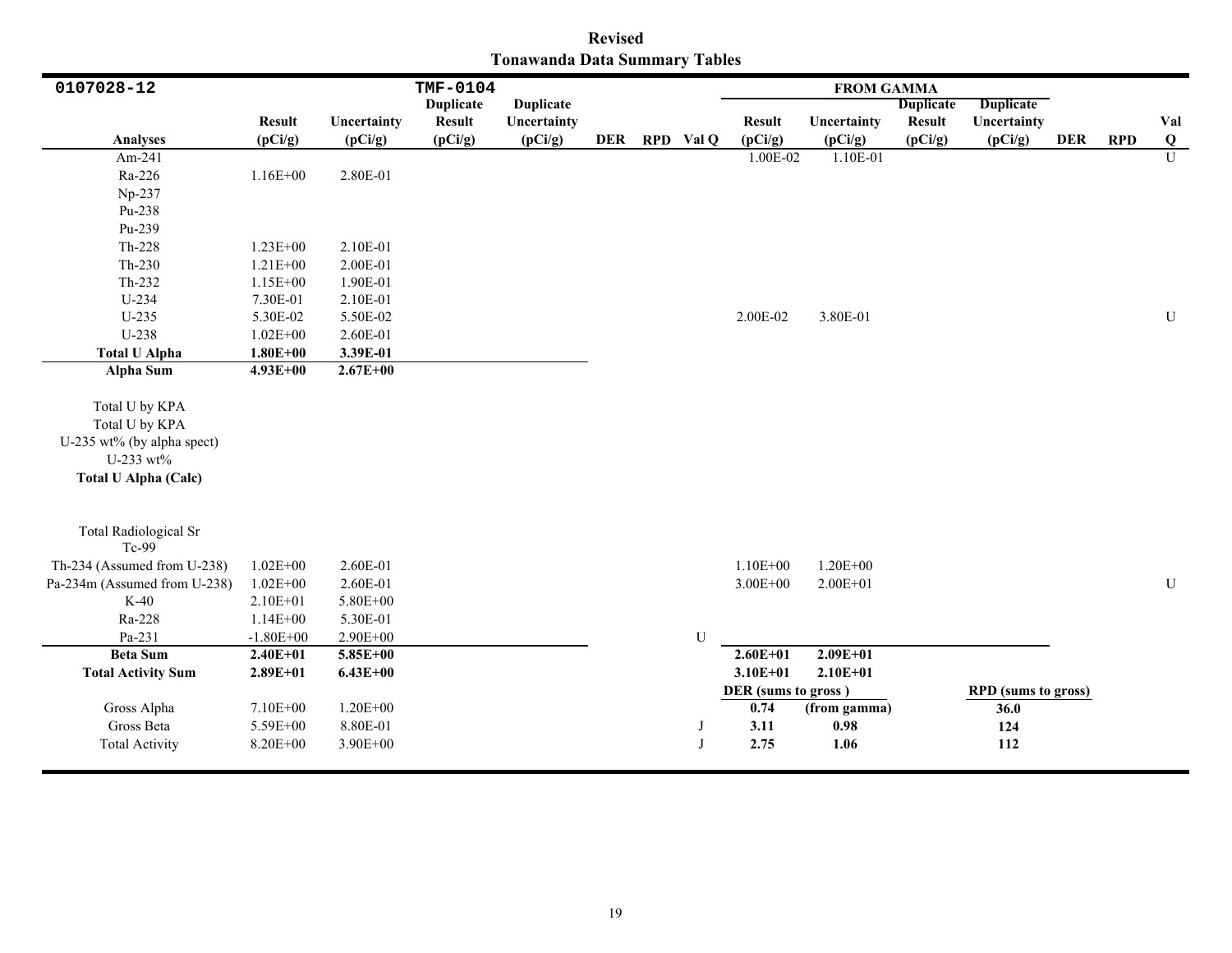**Revised**
**Tonawanda Data Summary Tables**

| 0107028-12 | | | TMF-0104 | | | | | FROM GAMMA | | | | | | |
|---|---|---|---|---|---|---|---|---|---|---|---|---|---|---|
| **Analyses** | **Result (pCi/g)** | **Uncertainty (pCi/g)** | **Duplicate Result (pCi/g)** | **Duplicate Uncertainty (pCi/g)** | **DER** | **RPD** | **Val Q** | **Result (pCi/g)** | **Uncertainty (pCi/g)** | **Duplicate Result (pCi/g)** | **Duplicate Uncertainty (pCi/g)** | **DER** | **RPD** | **Val Q** |
| Am-241 | | | | | | | | 1.00E-02 | 1.10E-01 | | | | | U |
| Ra-226 | 1.16E+00 | 2.80E-01 | | | | | | | | | | | | |
| Np-237 | | | | | | | | | | | | | | |
| Pu-238 | | | | | | | | | | | | | | |
| Pu-239 | | | | | | | | | | | | | | |
| Th-228 | 1.23E+00 | 2.10E-01 | | | | | | | | | | | | |
| Th-230 | 1.21E+00 | 2.00E-01 | | | | | | | | | | | | |
| Th-232 | 1.15E+00 | 1.90E-01 | | | | | | | | | | | | |
| U-234 | 7.30E-01 | 2.10E-01 | | | | | | | | | | | | |
| U-235 | 5.30E-02 | 5.50E-02 | | | | | | 2.00E-02 | 3.80E-01 | | | | | U |
| U-238 | 1.02E+00 | 2.60E-01 | | | | | | | | | | | | |
| **Total U Alpha** | **1.80E+00** | **3.39E-01** | | | | | | | | | | | | |
| **Alpha Sum** | **4.93E+00** | **2.67E+00** | | | | | | | | | | | | |
| Total U by KPA | | | | | | | | | | | | | | |
| Total U by KPA | | | | | | | | | | | | | | |
| U-235 wt% (by alpha spect) | | | | | | | | | | | | | | |
| U-233 wt% | | | | | | | | | | | | | | |
| **Total U Alpha (Calc)** | | | | | | | | | | | | | | |
| Total Radiological Sr | | | | | | | | | | | | | | |
| Tc-99 | | | | | | | | | | | | | | |
| Th-234 (Assumed from U-238) | 1.02E+00 | 2.60E-01 | | | | | | 1.10E+00 | 1.20E+00 | | | | | |
| Pa-234m (Assumed from U-238) | 1.02E+00 | 2.60E-01 | | | | | | 3.00E+00 | 2.00E+01 | | | | | U |
| K-40 | 2.10E+01 | 5.80E+00 | | | | | | | | | | | | |
| Ra-228 | 1.14E+00 | 5.30E-01 | | | | | | | | | | | | |
| Pa-231 | -1.80E+00 | 2.90E+00 | | | | | U | | | | | | | |
| **Beta Sum** | **2.40E+01** | **5.85E+00** | | | | | | **2.60E+01** | **2.09E+01** | | | | | |
| **Total Activity Sum** | **2.89E+01** | **6.43E+00** | | | | | | **3.10E+01** | **2.10E+01** | | | | | |
| | | | | | | | | **DER (sums to gross )** | | | **RPD (sums to gross)** | | | |
| Gross Alpha | 7.10E+00 | 1.20E+00 | | | | | | **0.74** | **(from gamma)** | | **36.0** | | | |
| Gross Beta | 5.59E+00 | 8.80E-01 | | | | | J | **3.11** | **0.98** | | **124** | | | |
| Total Activity | 8.20E+00 | 3.90E+00 | | | | | J | **2.75** | **1.06** | | **112** | | | |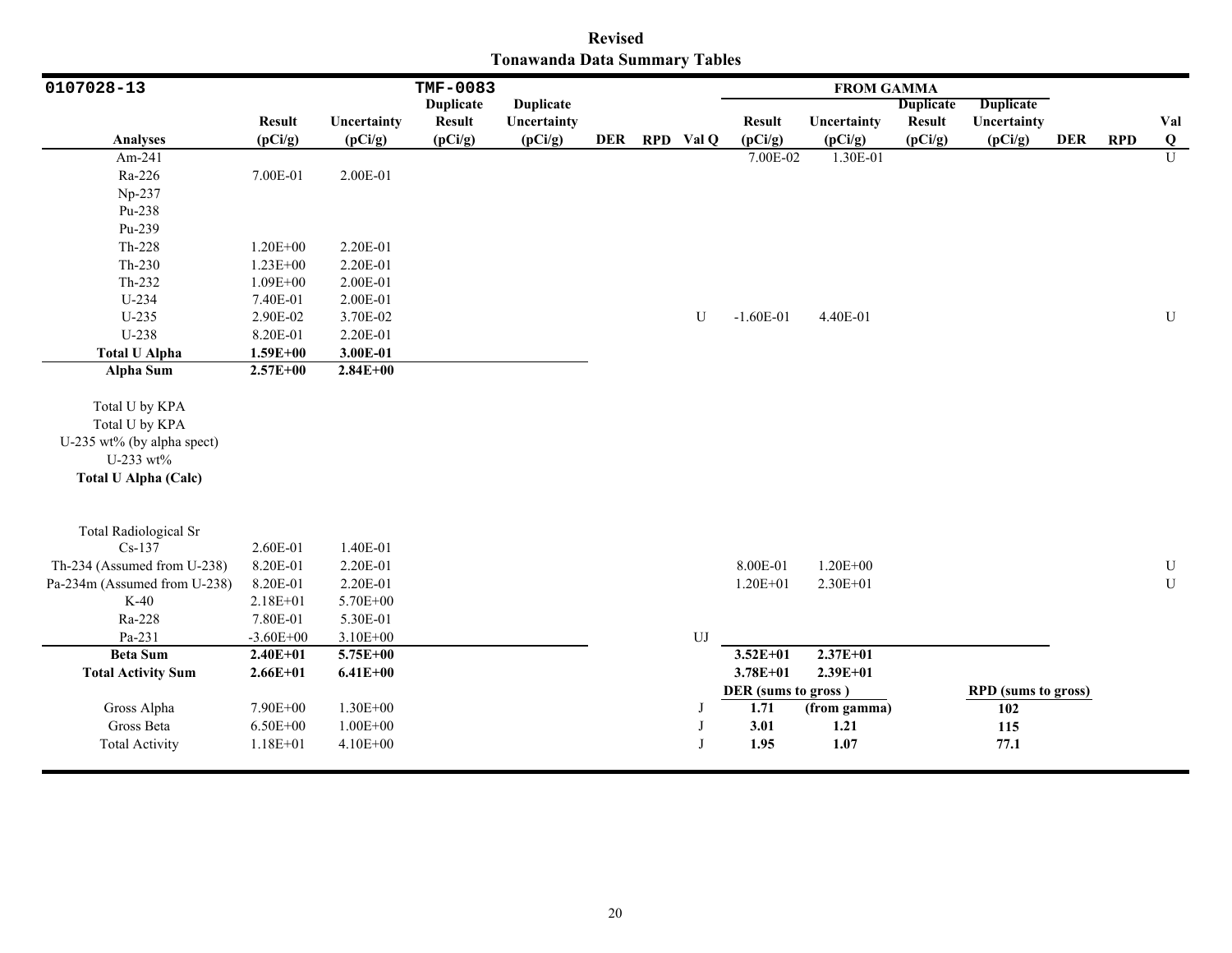**Revised**
**Tonawanda Data Summary Tables**

| 0107028-13 | | | TMF-0083 | | | | | FROM GAMMA | | | | | | |
|---|---|---|---|---|---|---|---|---|---|---|---|---|---|---|
| **Analyses** | **Result (pCi/g)** | **Uncertainty (pCi/g)** | **Duplicate Result (pCi/g)** | **Duplicate Uncertainty (pCi/g)** | **DER** | **RPD** | **Val Q** | **Result (pCi/g)** | **Uncertainty (pCi/g)** | **Duplicate Result (pCi/g)** | **Duplicate Uncertainty (pCi/g)** | **DER** | **RPD** | **Val Q** |
| Am-241 | | | | | | | | 7.00E-02 | 1.30E-01 | | | | | U |
| Ra-226 | 7.00E-01 | 2.00E-01 | | | | | | | | | | | | |
| Np-237 | | | | | | | | | | | | | | |
| Pu-238 | | | | | | | | | | | | | | |
| Pu-239 | | | | | | | | | | | | | | |
| Th-228 | 1.20E+00 | 2.20E-01 | | | | | | | | | | | | |
| Th-230 | 1.23E+00 | 2.20E-01 | | | | | | | | | | | | |
| Th-232 | 1.09E+00 | 2.00E-01 | | | | | | | | | | | | |
| U-234 | 7.40E-01 | 2.00E-01 | | | | | | | | | | | | |
| U-235 | 2.90E-02 | 3.70E-02 | | | | | U | -1.60E-01 | 4.40E-01 | | | | | U |
| U-238 | 8.20E-01 | 2.20E-01 | | | | | | | | | | | | |
| **Total U Alpha** | **1.59E+00** | **3.00E-01** | | | | | | | | | | | | |
| **Alpha Sum** | **2.57E+00** | **2.84E+00** | | | | | | | | | | | | |
| Total U by KPA | | | | | | | | | | | | | | |
| Total U by KPA | | | | | | | | | | | | | | |
| U-235 wt% (by alpha spect) | | | | | | | | | | | | | | |
| U-233 wt% | | | | | | | | | | | | | | |
| **Total U Alpha (Calc)** | | | | | | | | | | | | | | |
| Total Radiological Sr | | | | | | | | | | | | | | |
| Cs-137 | 2.60E-01 | 1.40E-01 | | | | | | | | | | | | |
| Th-234 (Assumed from U-238) | 8.20E-01 | 2.20E-01 | | | | | | 8.00E-01 | 1.20E+00 | | | | | U |
| Pa-234m (Assumed from U-238) | 8.20E-01 | 2.20E-01 | | | | | | 1.20E+01 | 2.30E+01 | | | | | U |
| K-40 | 2.18E+01 | 5.70E+00 | | | | | | | | | | | | |
| Ra-228 | 7.80E-01 | 5.30E-01 | | | | | | | | | | | | |
| Pa-231 | -3.60E+00 | 3.10E+00 | | | | | UJ | | | | | | | |
| **Beta Sum** | **2.40E+01** | **5.75E+00** | | | | | | **3.52E+01** | **2.37E+01** | | | | | |
| **Total Activity Sum** | **2.66E+01** | **6.41E+00** | | | | | | **3.78E+01** | **2.39E+01** | | | | | |
| | | | | | | | | **DER (sums to gross )** | | | **RPD (sums to gross)** | | | |
| Gross Alpha | 7.90E+00 | 1.30E+00 | | | | | J | **1.71** | **(from gamma)** | | **102** | | | |
| Gross Beta | 6.50E+00 | 1.00E+00 | | | | | J | **3.01** | **1.21** | | **115** | | | |
| Total Activity | 1.18E+01 | 4.10E+00 | | | | | J | **1.95** | **1.07** | | **77.1** | | | |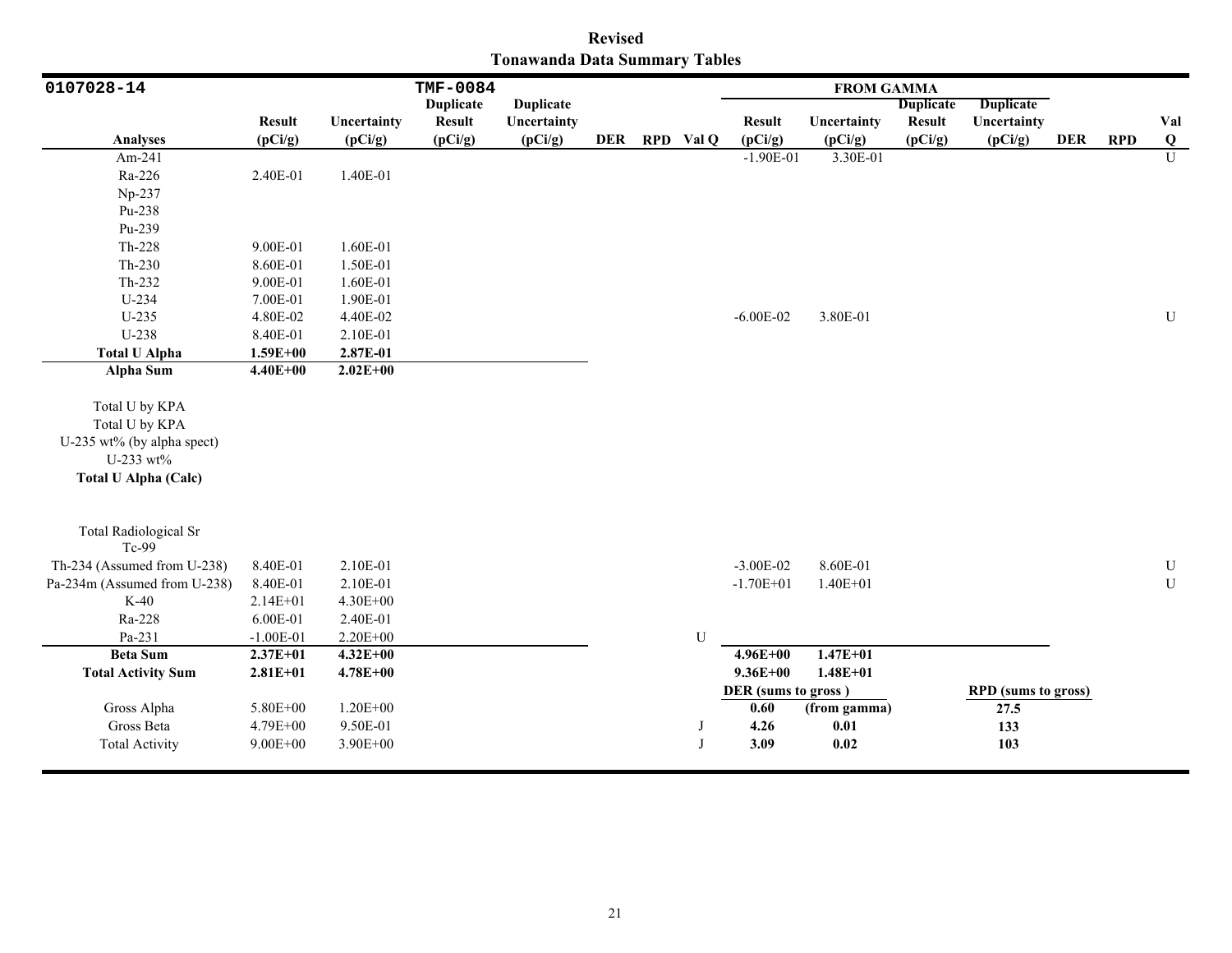**Revised**
**Tonawanda Data Summary Tables**

| 0107028-14 | | | TMF-0084 | | | | | FROM GAMMA | | | | | | |
|---|---|---|---|---|---|---|---|---|---|---|---|---|---|---|
| Analyses | Result (pCi/g) | Uncertainty (pCi/g) | Duplicate Result (pCi/g) | Duplicate Uncertainty (pCi/g) | DER | RPD | Val Q | Result (pCi/g) | Uncertainty (pCi/g) | Duplicate Result (pCi/g) | Duplicate Uncertainty (pCi/g) | DER | RPD | Val Q |
| Am-241 | | | | | | | | -1.90E-01 | 3.30E-01 | | | | | U |
| Ra-226 | 2.40E-01 | 1.40E-01 | | | | | | | | | | | | |
| Np-237 | | | | | | | | | | | | | | |
| Pu-238 | | | | | | | | | | | | | | |
| Pu-239 | | | | | | | | | | | | | | |
| Th-228 | 9.00E-01 | 1.60E-01 | | | | | | | | | | | | |
| Th-230 | 8.60E-01 | 1.50E-01 | | | | | | | | | | | | |
| Th-232 | 9.00E-01 | 1.60E-01 | | | | | | | | | | | | |
| U-234 | 7.00E-01 | 1.90E-01 | | | | | | | | | | | | |
| U-235 | 4.80E-02 | 4.40E-02 | | | | | | -6.00E-02 | 3.80E-01 | | | | | U |
| U-238 | 8.40E-01 | 2.10E-01 | | | | | | | | | | | | |
| **Total U Alpha** | **1.59E+00** | **2.87E-01** | | | | | | | | | | | | |
| **Alpha Sum** | **4.40E+00** | **2.02E+00** | | | | | | | | | | | | |
| Total U by KPA | | | | | | | | | | | | | | |
| Total U by KPA | | | | | | | | | | | | | | |
| U-235 wt% (by alpha spect) | | | | | | | | | | | | | | |
| U-233 wt% | | | | | | | | | | | | | | |
| **Total U Alpha (Calc)** | | | | | | | | | | | | | | |
| Total Radiological Sr | | | | | | | | | | | | | | |
| Tc-99 | | | | | | | | | | | | | | |
| Th-234 (Assumed from U-238) | 8.40E-01 | 2.10E-01 | | | | | | -3.00E-02 | 8.60E-01 | | | | | U |
| Pa-234m (Assumed from U-238) | 8.40E-01 | 2.10E-01 | | | | | | -1.70E+01 | 1.40E+01 | | | | | U |
| K-40 | 2.14E+01 | 4.30E+00 | | | | | | | | | | | | |
| Ra-228 | 6.00E-01 | 2.40E-01 | | | | | | | | | | | | |
| Pa-231 | -1.00E-01 | 2.20E+00 | | | | | U | | | | | | | |
| **Beta Sum** | **2.37E+01** | **4.32E+00** | | | | | | **4.96E+00** | **1.47E+01** | | | | | |
| **Total Activity Sum** | **2.81E+01** | **4.78E+00** | | | | | | **9.36E+00** | **1.48E+01** | | | | | |
| | | | | | | | | **DER (sums to gross )** | | | **RPD (sums to gross)** | | | |
| Gross Alpha | 5.80E+00 | 1.20E+00 | | | | | | **0.60** | **(from gamma)** | | **27.5** | | | |
| Gross Beta | 4.79E+00 | 9.50E-01 | | | | | J | **4.26** | **0.01** | | **133** | | | |
| Total Activity | 9.00E+00 | 3.90E+00 | | | | | J | **3.09** | **0.02** | | **103** | | | |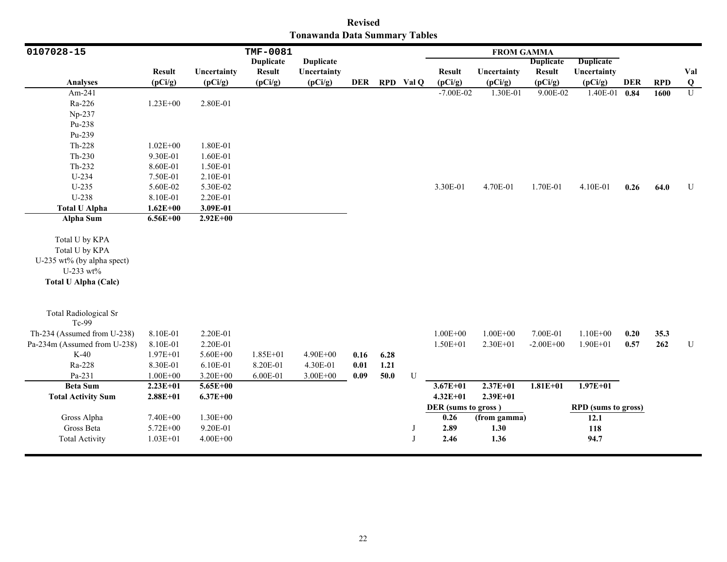**Revised**
**Tonawanda Data Summary Tables**

| 0107028-15 | | | TMF-0081 | | | | | FROM GAMMA | | | | | | |
|---|---|---|---|---|---|---|---|---|---|---|---|---|---|---|
| **Analyses** | **Result (pCi/g)** | **Uncertainty (pCi/g)** | **Duplicate Result (pCi/g)** | **Duplicate Uncertainty (pCi/g)** | **DER** | **RPD** | **Val Q** | **Result (pCi/g)** | **Uncertainty (pCi/g)** | **Duplicate Result (pCi/g)** | **Duplicate Uncertainty (pCi/g)** | **DER** | **RPD** | **Val Q** |
| Am-241 | | | | | | | | -7.00E-02 | 1.30E-01 | 9.00E-02 | 1.40E-01 | **0.84** | **1600** | U |
| Ra-226 | 1.23E+00 | 2.80E-01 | | | | | | | | | | | | |
| Np-237 | | | | | | | | | | | | | | |
| Pu-238 | | | | | | | | | | | | | | |
| Pu-239 | | | | | | | | | | | | | | |
| Th-228 | 1.02E+00 | 1.80E-01 | | | | | | | | | | | | |
| Th-230 | 9.30E-01 | 1.60E-01 | | | | | | | | | | | | |
| Th-232 | 8.60E-01 | 1.50E-01 | | | | | | | | | | | | |
| U-234 | 7.50E-01 | 2.10E-01 | | | | | | | | | | | | |
| U-235 | 5.60E-02 | 5.30E-02 | | | | | | 3.30E-01 | 4.70E-01 | 1.70E-01 | 4.10E-01 | **0.26** | **64.0** | U |
| U-238 | 8.10E-01 | 2.20E-01 | | | | | | | | | | | | |
| **Total U Alpha** | **1.62E+00** | **3.09E-01** | | | | | | | | | | | | |
| **Alpha Sum** | **6.56E+00** | **2.92E+00** | | | | | | | | | | | | |
| Total U by KPA | | | | | | | | | | | | | | |
| Total U by KPA | | | | | | | | | | | | | | |
| U-235 wt% (by alpha spect) | | | | | | | | | | | | | | |
| U-233 wt% | | | | | | | | | | | | | | |
| **Total U Alpha (Calc)** | | | | | | | | | | | | | | |
| Total Radiological Sr | | | | | | | | | | | | | | |
| Tc-99 | | | | | | | | | | | | | | |
| Th-234 (Assumed from U-238) | 8.10E-01 | 2.20E-01 | | | | | | 1.00E+00 | 1.00E+00 | 7.00E-01 | 1.10E+00 | **0.20** | **35.3** | |
| Pa-234m (Assumed from U-238) | 8.10E-01 | 2.20E-01 | | | | | | 1.50E+01 | 2.30E+01 | -2.00E+00 | 1.90E+01 | **0.57** | **262** | U |
| K-40 | 1.97E+01 | 5.60E+00 | 1.85E+01 | 4.90E+00 | **0.16** | **6.28** | | | | | | | | |
| Ra-228 | 8.30E-01 | 6.10E-01 | 8.20E-01 | 4.30E-01 | **0.01** | **1.21** | | | | | | | | |
| Pa-231 | 1.00E+00 | 3.20E+00 | 6.00E-01 | 3.00E+00 | **0.09** | **50.0** | U | | | | | | | |
| **Beta Sum** | **2.23E+01** | **5.65E+00** | | | | | | **3.67E+01** | **2.37E+01** | **1.81E+01** | **1.97E+01** | | | |
| **Total Activity Sum** | **2.88E+01** | **6.37E+00** | | | | | | **4.32E+01** | **2.39E+01** | | | | | |
| | | | | | | | | **DER (sums to gross )** | | | **RPD (sums to gross)** | | | |
| Gross Alpha | 7.40E+00 | 1.30E+00 | | | | | | **0.26** | **(from gamma)** | | **12.1** | | | |
| Gross Beta | 5.72E+00 | 9.20E-01 | | | | | J | **2.89** | **1.30** | | **118** | | | |
| Total Activity | 1.03E+01 | 4.00E+00 | | | | | J | **2.46** | **1.36** | | **94.7** | | | |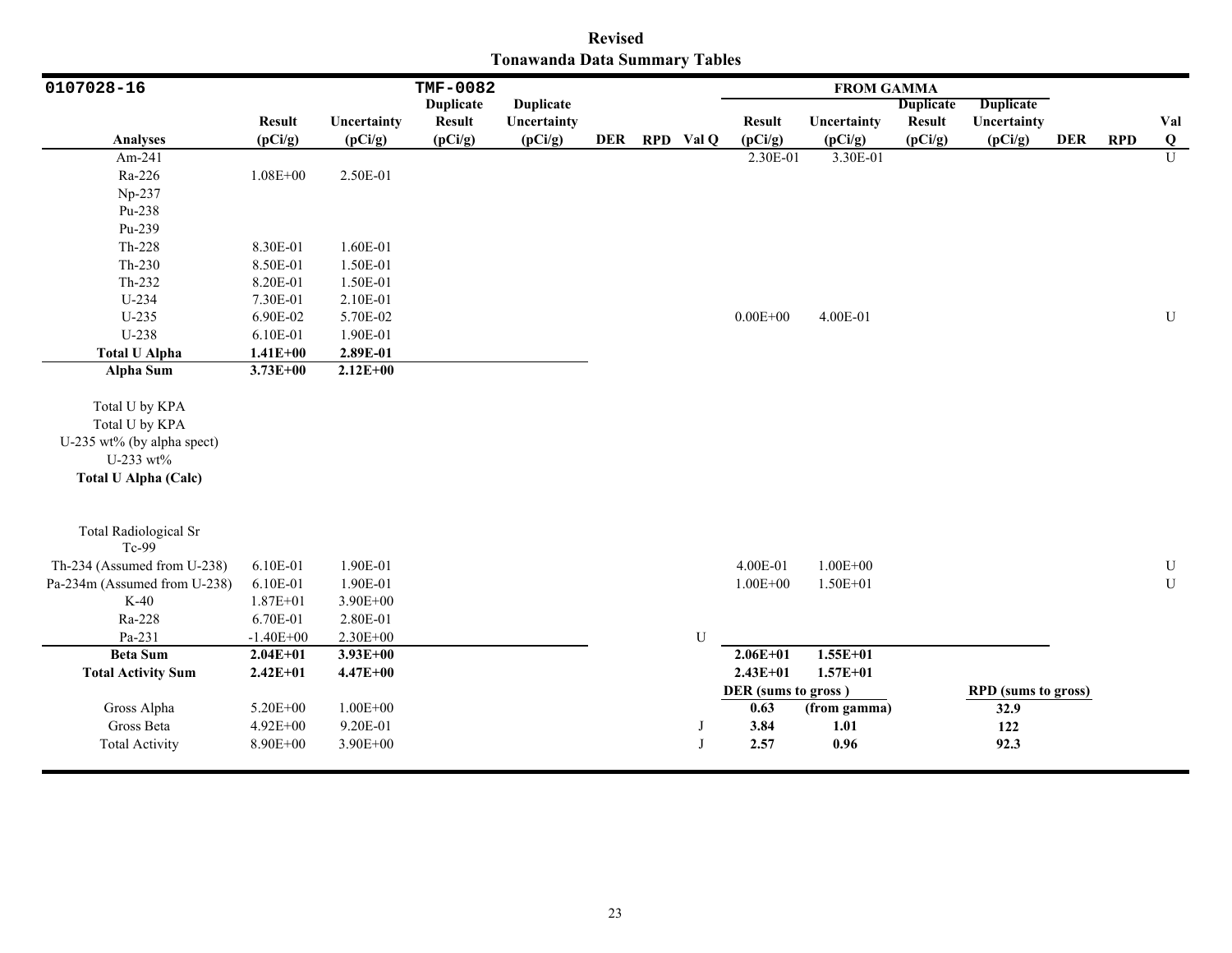**Revised**
**Tonawanda Data Summary Tables**

| 0107028-16 | | | TMF-0082 | | | | | FROM GAMMA | | | | | | |
|---|---|---|---|---|---|---|---|---|---|---|---|---|---|---|
| Analyses | Result (pCi/g) | Uncertainty (pCi/g) | Duplicate Result (pCi/g) | Duplicate Uncertainty (pCi/g) | DER | RPD | Val Q | Result (pCi/g) | Uncertainty (pCi/g) | Duplicate Result (pCi/g) | Duplicate Uncertainty (pCi/g) | DER | RPD | Val Q |
| Am-241 | | | | | | | | 2.30E-01 | 3.30E-01 | | | | | U |
| Ra-226 | 1.08E+00 | 2.50E-01 | | | | | | | | | | | | |
| Np-237 | | | | | | | | | | | | | | |
| Pu-238 | | | | | | | | | | | | | | |
| Pu-239 | | | | | | | | | | | | | | |
| Th-228 | 8.30E-01 | 1.60E-01 | | | | | | | | | | | | |
| Th-230 | 8.50E-01 | 1.50E-01 | | | | | | | | | | | | |
| Th-232 | 8.20E-01 | 1.50E-01 | | | | | | | | | | | | |
| U-234 | 7.30E-01 | 2.10E-01 | | | | | | | | | | | | |
| U-235 | 6.90E-02 | 5.70E-02 | | | | | | 0.00E+00 | 4.00E-01 | | | | | U |
| U-238 | 6.10E-01 | 1.90E-01 | | | | | | | | | | | | |
| **Total U Alpha** | **1.41E+00** | **2.89E-01** | | | | | | | | | | | | |
| **Alpha Sum** | **3.73E+00** | **2.12E+00** | | | | | | | | | | | | |
| Total U by KPA | | | | | | | | | | | | | | |
| Total U by KPA | | | | | | | | | | | | | | |
| U-235 wt% (by alpha spect) | | | | | | | | | | | | | | |
| U-233 wt% | | | | | | | | | | | | | | |
| **Total U Alpha (Calc)** | | | | | | | | | | | | | | |
| Total Radiological Sr | | | | | | | | | | | | | | |
| Tc-99 | | | | | | | | | | | | | | |
| Th-234 (Assumed from U-238) | 6.10E-01 | 1.90E-01 | | | | | | 4.00E-01 | 1.00E+00 | | | | | U |
| Pa-234m (Assumed from U-238) | 6.10E-01 | 1.90E-01 | | | | | | 1.00E+00 | 1.50E+01 | | | | | U |
| K-40 | 1.87E+01 | 3.90E+00 | | | | | | | | | | | | |
| Ra-228 | 6.70E-01 | 2.80E-01 | | | | | | | | | | | | |
| Pa-231 | -1.40E+00 | 2.30E+00 | | | | | U | | | | | | | |
| **Beta Sum** | **2.04E+01** | **3.93E+00** | | | | | | **2.06E+01** | **1.55E+01** | | | | | |
| **Total Activity Sum** | **2.42E+01** | **4.47E+00** | | | | | | **2.43E+01** | **1.57E+01** | | | | | |
| | | | | | | | | **DER (sums to gross )** | | | **RPD (sums to gross)** | | | |
| Gross Alpha | 5.20E+00 | 1.00E+00 | | | | | | **0.63** | **(from gamma)** | | **32.9** | | | |
| Gross Beta | 4.92E+00 | 9.20E-01 | | | | | J | **3.84** | **1.01** | | **122** | | | |
| Total Activity | 8.90E+00 | 3.90E+00 | | | | | J | **2.57** | **0.96** | | **92.3** | | | |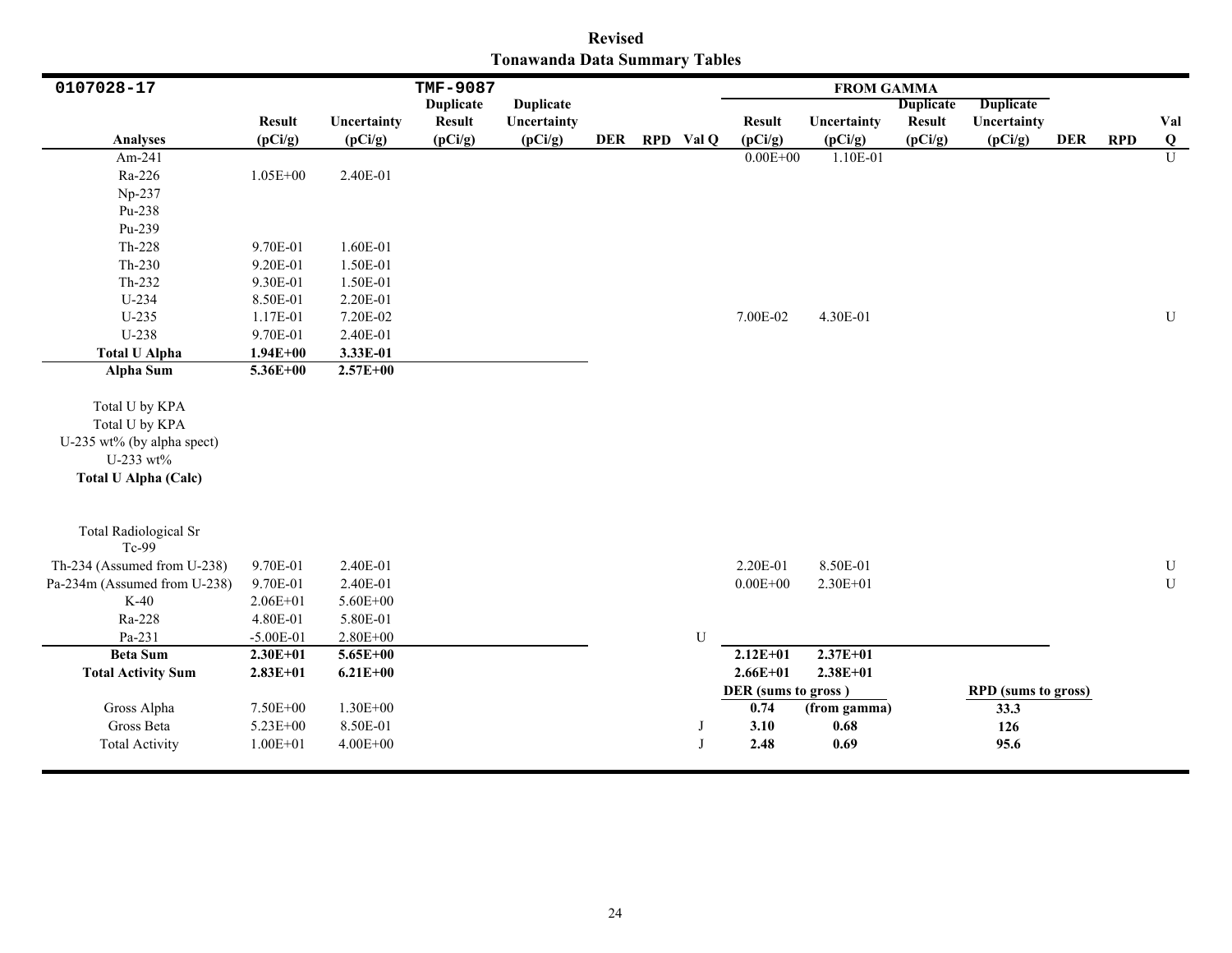**Revised**
**Tonawanda Data Summary Tables**

| 0107028-17 | | | TMF-9087 | | | | | FROM GAMMA | | | | | | |
|---|---|---|---|---|---|---|---|---|---|---|---|---|---|---|
| **Analyses** | **Result (pCi/g)** | **Uncertainty (pCi/g)** | **Duplicate Result (pCi/g)** | **Duplicate Uncertainty (pCi/g)** | **DER** | **RPD** | **Val Q** | **Result (pCi/g)** | **Uncertainty (pCi/g)** | **Duplicate Result (pCi/g)** | **Duplicate Uncertainty (pCi/g)** | **DER** | **RPD** | **Val Q** |
| Am-241 | | | | | | | | 0.00E+00 | 1.10E-01 | | | | | U |
| Ra-226 | 1.05E+00 | 2.40E-01 | | | | | | | | | | | | |
| Np-237 | | | | | | | | | | | | | | |
| Pu-238 | | | | | | | | | | | | | | |
| Pu-239 | | | | | | | | | | | | | | |
| Th-228 | 9.70E-01 | 1.60E-01 | | | | | | | | | | | | |
| Th-230 | 9.20E-01 | 1.50E-01 | | | | | | | | | | | | |
| Th-232 | 9.30E-01 | 1.50E-01 | | | | | | | | | | | | |
| U-234 | 8.50E-01 | 2.20E-01 | | | | | | | | | | | | |
| U-235 | 1.17E-01 | 7.20E-02 | | | | | | 7.00E-02 | 4.30E-01 | | | | | U |
| U-238 | 9.70E-01 | 2.40E-01 | | | | | | | | | | | | |
| **Total U Alpha** | **1.94E+00** | **3.33E-01** | | | | | | | | | | | | |
| **Alpha Sum** | **5.36E+00** | **2.57E+00** | | | | | | | | | | | | |
| Total U by KPA | | | | | | | | | | | | | | |
| Total U by KPA | | | | | | | | | | | | | | |
| U-235 wt% (by alpha spect) | | | | | | | | | | | | | | |
| U-233 wt% | | | | | | | | | | | | | | |
| **Total U Alpha (Calc)** | | | | | | | | | | | | | | |
| Total Radiological Sr | | | | | | | | | | | | | | |
| Tc-99 | | | | | | | | | | | | | | |
| Th-234 (Assumed from U-238) | 9.70E-01 | 2.40E-01 | | | | | | 2.20E-01 | 8.50E-01 | | | | | U |
| Pa-234m (Assumed from U-238) | 9.70E-01 | 2.40E-01 | | | | | | 0.00E+00 | 2.30E+01 | | | | | U |
| K-40 | 2.06E+01 | 5.60E+00 | | | | | | | | | | | | |
| Ra-228 | 4.80E-01 | 5.80E-01 | | | | | | | | | | | | |
| Pa-231 | -5.00E-01 | 2.80E+00 | | | | | U | | | | | | | |
| **Beta Sum** | **2.30E+01** | **5.65E+00** | | | | | | **2.12E+01** | **2.37E+01** | | | | | |
| **Total Activity Sum** | **2.83E+01** | **6.21E+00** | | | | | | **2.66E+01** | **2.38E+01** | | | | | |
| | | | | | | | | **DER (sums to gross )** | | | **RPD (sums to gross)** | | | |
| Gross Alpha | 7.50E+00 | 1.30E+00 | | | | | | **0.74** | **(from gamma)** | | **33.3** | | | |
| Gross Beta | 5.23E+00 | 8.50E-01 | | | | | J | **3.10** | **0.68** | | **126** | | | |
| Total Activity | 1.00E+01 | 4.00E+00 | | | | | J | **2.48** | **0.69** | | **95.6** | | | |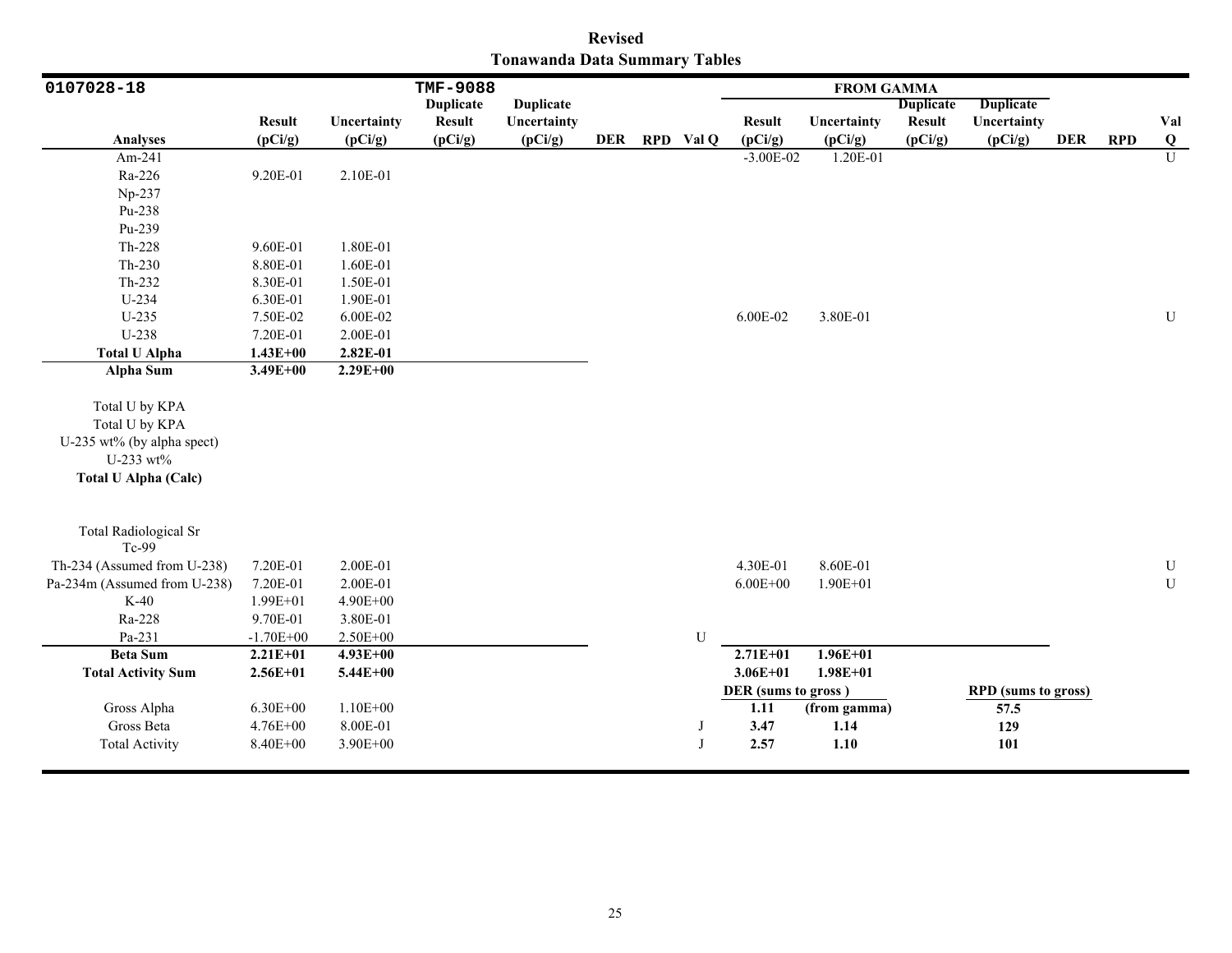**Revised**
**Tonawanda Data Summary Tables**

| 0107028-18 | | | TMF-9088 | | | | | FROM GAMMA | | | | | | |
|---|---|---|---|---|---|---|---|---|---|---|---|---|---|---|
| **Analyses** | **Result (pCi/g)** | **Uncertainty (pCi/g)** | **Duplicate Result (pCi/g)** | **Duplicate Uncertainty (pCi/g)** | **DER** | **RPD** | **Val Q** | **Result (pCi/g)** | **Uncertainty (pCi/g)** | **Duplicate Result (pCi/g)** | **Duplicate Uncertainty (pCi/g)** | **DER** | **RPD** | **Val Q** |
| Am-241 | | | | | | | | -3.00E-02 | 1.20E-01 | | | | | U |
| Ra-226 | 9.20E-01 | 2.10E-01 | | | | | | | | | | | | |
| Np-237 | | | | | | | | | | | | | | |
| Pu-238 | | | | | | | | | | | | | | |
| Pu-239 | | | | | | | | | | | | | | |
| Th-228 | 9.60E-01 | 1.80E-01 | | | | | | | | | | | | |
| Th-230 | 8.80E-01 | 1.60E-01 | | | | | | | | | | | | |
| Th-232 | 8.30E-01 | 1.50E-01 | | | | | | | | | | | | |
| U-234 | 6.30E-01 | 1.90E-01 | | | | | | | | | | | | |
| U-235 | 7.50E-02 | 6.00E-02 | | | | | | 6.00E-02 | 3.80E-01 | | | | | U |
| U-238 | 7.20E-01 | 2.00E-01 | | | | | | | | | | | | |
| **Total U Alpha** | **1.43E+00** | **2.82E-01** | | | | | | | | | | | | |
| **Alpha Sum** | **3.49E+00** | **2.29E+00** | | | | | | | | | | | | |
| Total U by KPA | | | | | | | | | | | | | | |
| Total U by KPA | | | | | | | | | | | | | | |
| U-235 wt% (by alpha spect) | | | | | | | | | | | | | | |
| U-233 wt% | | | | | | | | | | | | | | |
| **Total U Alpha (Calc)** | | | | | | | | | | | | | | |
| Total Radiological Sr | | | | | | | | | | | | | | |
| Tc-99 | | | | | | | | | | | | | | |
| Th-234 (Assumed from U-238) | 7.20E-01 | 2.00E-01 | | | | | | 4.30E-01 | 8.60E-01 | | | | | U |
| Pa-234m (Assumed from U-238) | 7.20E-01 | 2.00E-01 | | | | | | 6.00E+00 | 1.90E+01 | | | | | U |
| K-40 | 1.99E+01 | 4.90E+00 | | | | | | | | | | | | |
| Ra-228 | 9.70E-01 | 3.80E-01 | | | | | | | | | | | | |
| Pa-231 | -1.70E+00 | 2.50E+00 | | | | | U | | | | | | | |
| **Beta Sum** | **2.21E+01** | **4.93E+00** | | | | | | **2.71E+01** | **1.96E+01** | | | | | |
| **Total Activity Sum** | **2.56E+01** | **5.44E+00** | | | | | | **3.06E+01** | **1.98E+01** | | | | | |
| | | | | | | | | **DER (sums to gross )** | | | **RPD (sums to gross)** | | | |
| Gross Alpha | 6.30E+00 | 1.10E+00 | | | | | | **1.11** | **(from gamma)** | | **57.5** | | | |
| Gross Beta | 4.76E+00 | 8.00E-01 | | | | | J | **3.47** | **1.14** | | **129** | | | |
| Total Activity | 8.40E+00 | 3.90E+00 | | | | | J | **2.57** | **1.10** | | **101** | | | |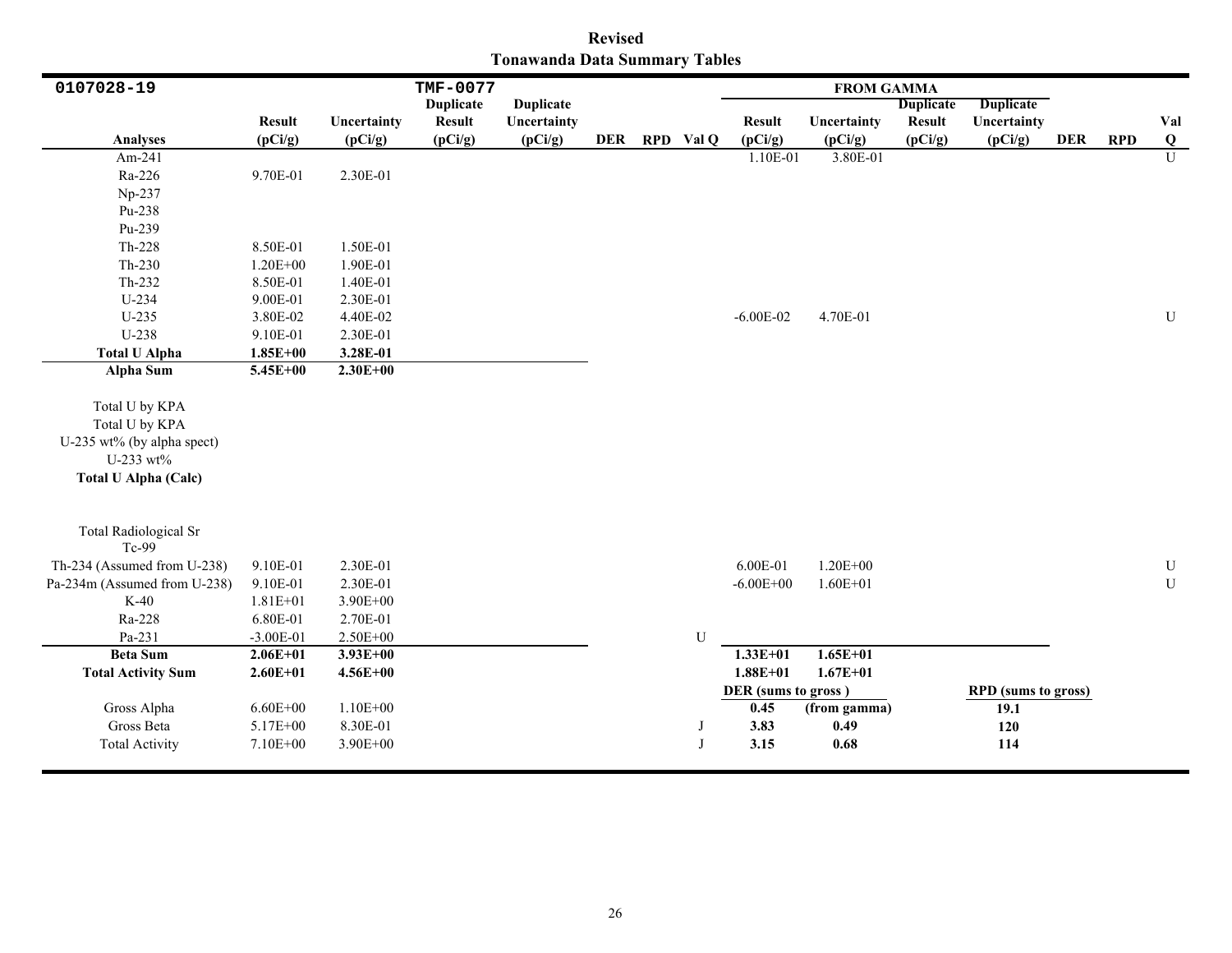**Revised**
**Tonawanda Data Summary Tables**

| 0107028-19 | | | TMF-0077 | | | | | FROM GAMMA | | | | | | |
|---|---|---|---|---|---|---|---|---|---|---|---|---|---|---|
| **Analyses** | **Result (pCi/g)** | **Uncertainty (pCi/g)** | **Duplicate Result (pCi/g)** | **Duplicate Uncertainty (pCi/g)** | **DER** | **RPD** | **Val Q** | **Result (pCi/g)** | **Uncertainty (pCi/g)** | **Duplicate Result (pCi/g)** | **Duplicate Uncertainty (pCi/g)** | **DER** | **RPD** | **Val Q** |
| Am-241 | | | | | | | | 1.10E-01 | 3.80E-01 | | | | | U |
| Ra-226 | 9.70E-01 | 2.30E-01 | | | | | | | | | | | | |
| Np-237 | | | | | | | | | | | | | | |
| Pu-238 | | | | | | | | | | | | | | |
| Pu-239 | | | | | | | | | | | | | | |
| Th-228 | 8.50E-01 | 1.50E-01 | | | | | | | | | | | | |
| Th-230 | 1.20E+00 | 1.90E-01 | | | | | | | | | | | | |
| Th-232 | 8.50E-01 | 1.40E-01 | | | | | | | | | | | | |
| U-234 | 9.00E-01 | 2.30E-01 | | | | | | | | | | | | |
| U-235 | 3.80E-02 | 4.40E-02 | | | | | | -6.00E-02 | 4.70E-01 | | | | | U |
| U-238 | 9.10E-01 | 2.30E-01 | | | | | | | | | | | | |
| **Total U Alpha** | **1.85E+00** | **3.28E-01** | | | | | | | | | | | | |
| **Alpha Sum** | **5.45E+00** | **2.30E+00** | | | | | | | | | | | | |
| Total U by KPA | | | | | | | | | | | | | | |
| Total U by KPA | | | | | | | | | | | | | | |
| U-235 wt% (by alpha spect) | | | | | | | | | | | | | | |
| U-233 wt% | | | | | | | | | | | | | | |
| **Total U Alpha (Calc)** | | | | | | | | | | | | | | |
| Total Radiological Sr | | | | | | | | | | | | | | |
| Tc-99 | | | | | | | | | | | | | | |
| Th-234 (Assumed from U-238) | 9.10E-01 | 2.30E-01 | | | | | | 6.00E-01 | 1.20E+00 | | | | | U |
| Pa-234m (Assumed from U-238) | 9.10E-01 | 2.30E-01 | | | | | | -6.00E+00 | 1.60E+01 | | | | | U |
| K-40 | 1.81E+01 | 3.90E+00 | | | | | | | | | | | | |
| Ra-228 | 6.80E-01 | 2.70E-01 | | | | | | | | | | | | |
| Pa-231 | -3.00E-01 | 2.50E+00 | | | | | U | | | | | | | |
| **Beta Sum** | **2.06E+01** | **3.93E+00** | | | | | | **1.33E+01** | **1.65E+01** | | | | | |
| **Total Activity Sum** | **2.60E+01** | **4.56E+00** | | | | | | **1.88E+01** | **1.67E+01** | | | | | |
| | | | | | | | | **DER (sums to gross )** | | | **RPD (sums to gross)** | | | |
| Gross Alpha | 6.60E+00 | 1.10E+00 | | | | | | **0.45** | **(from gamma)** | | **19.1** | | | |
| Gross Beta | 5.17E+00 | 8.30E-01 | | | | | J | **3.83** | **0.49** | | **120** | | | |
| Total Activity | 7.10E+00 | 3.90E+00 | | | | | J | **3.15** | **0.68** | | **114** | | | |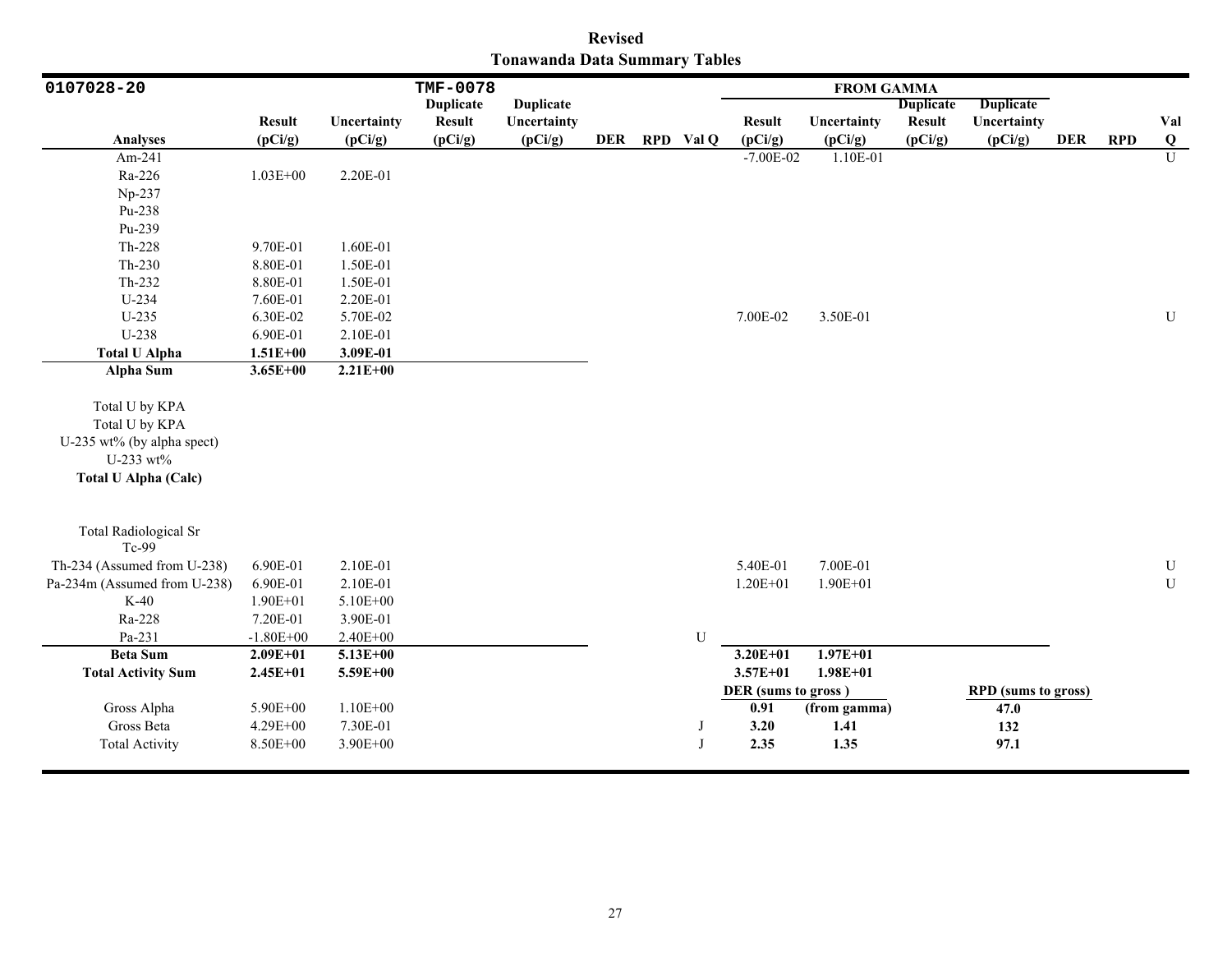**Revised**
**Tonawanda Data Summary Tables**

| 0107028-20 | | | TMF-0078 | | | | | FROM GAMMA | | | | | | |
|---|---|---|---|---|---|---|---|---|---|---|---|---|---|---|
| **Analyses** | **Result (pCi/g)** | **Uncertainty (pCi/g)** | **Duplicate Result (pCi/g)** | **Duplicate Uncertainty (pCi/g)** | **DER** | **RPD** | **Val Q** | **Result (pCi/g)** | **Uncertainty (pCi/g)** | **Duplicate Result (pCi/g)** | **Duplicate Uncertainty (pCi/g)** | **DER** | **RPD** | **Val Q** |
| Am-241 | | | | | | | | -7.00E-02 | 1.10E-01 | | | | | U |
| Ra-226 | 1.03E+00 | 2.20E-01 | | | | | | | | | | | | |
| Np-237 | | | | | | | | | | | | | | |
| Pu-238 | | | | | | | | | | | | | | |
| Pu-239 | | | | | | | | | | | | | | |
| Th-228 | 9.70E-01 | 1.60E-01 | | | | | | | | | | | | |
| Th-230 | 8.80E-01 | 1.50E-01 | | | | | | | | | | | | |
| Th-232 | 8.80E-01 | 1.50E-01 | | | | | | | | | | | | |
| U-234 | 7.60E-01 | 2.20E-01 | | | | | | | | | | | | |
| U-235 | 6.30E-02 | 5.70E-02 | | | | | | 7.00E-02 | 3.50E-01 | | | | | U |
| U-238 | 6.90E-01 | 2.10E-01 | | | | | | | | | | | | |
| **Total U Alpha** | **1.51E+00** | **3.09E-01** | | | | | | | | | | | | |
| **Alpha Sum** | **3.65E+00** | **2.21E+00** | | | | | | | | | | | | |
| Total U by KPA | | | | | | | | | | | | | | |
| Total U by KPA | | | | | | | | | | | | | | |
| U-235 wt% (by alpha spect) | | | | | | | | | | | | | | |
| U-233 wt% | | | | | | | | | | | | | | |
| **Total U Alpha (Calc)** | | | | | | | | | | | | | | |
| Total Radiological Sr | | | | | | | | | | | | | | |
| Tc-99 | | | | | | | | | | | | | | |
| Th-234 (Assumed from U-238) | 6.90E-01 | 2.10E-01 | | | | | | 5.40E-01 | 7.00E-01 | | | | | U |
| Pa-234m (Assumed from U-238) | 6.90E-01 | 2.10E-01 | | | | | | 1.20E+01 | 1.90E+01 | | | | | U |
| K-40 | 1.90E+01 | 5.10E+00 | | | | | | | | | | | | |
| Ra-228 | 7.20E-01 | 3.90E-01 | | | | | | | | | | | | |
| Pa-231 | -1.80E+00 | 2.40E+00 | | | | | U | | | | | | | |
| **Beta Sum** | **2.09E+01** | **5.13E+00** | | | | | | **3.20E+01** | **1.97E+01** | | | | | |
| **Total Activity Sum** | **2.45E+01** | **5.59E+00** | | | | | | **3.57E+01** | **1.98E+01** | | | | | |
| | | | | | | | | **DER (sums to gross )** | | | **RPD (sums to gross)** | | | |
| Gross Alpha | 5.90E+00 | 1.10E+00 | | | | | | **0.91** | **(from gamma)** | | **47.0** | | | |
| Gross Beta | 4.29E+00 | 7.30E-01 | | | | | J | **3.20** | **1.41** | | **132** | | | |
| Total Activity | 8.50E+00 | 3.90E+00 | | | | | J | **2.35** | **1.35** | | **97.1** | | | |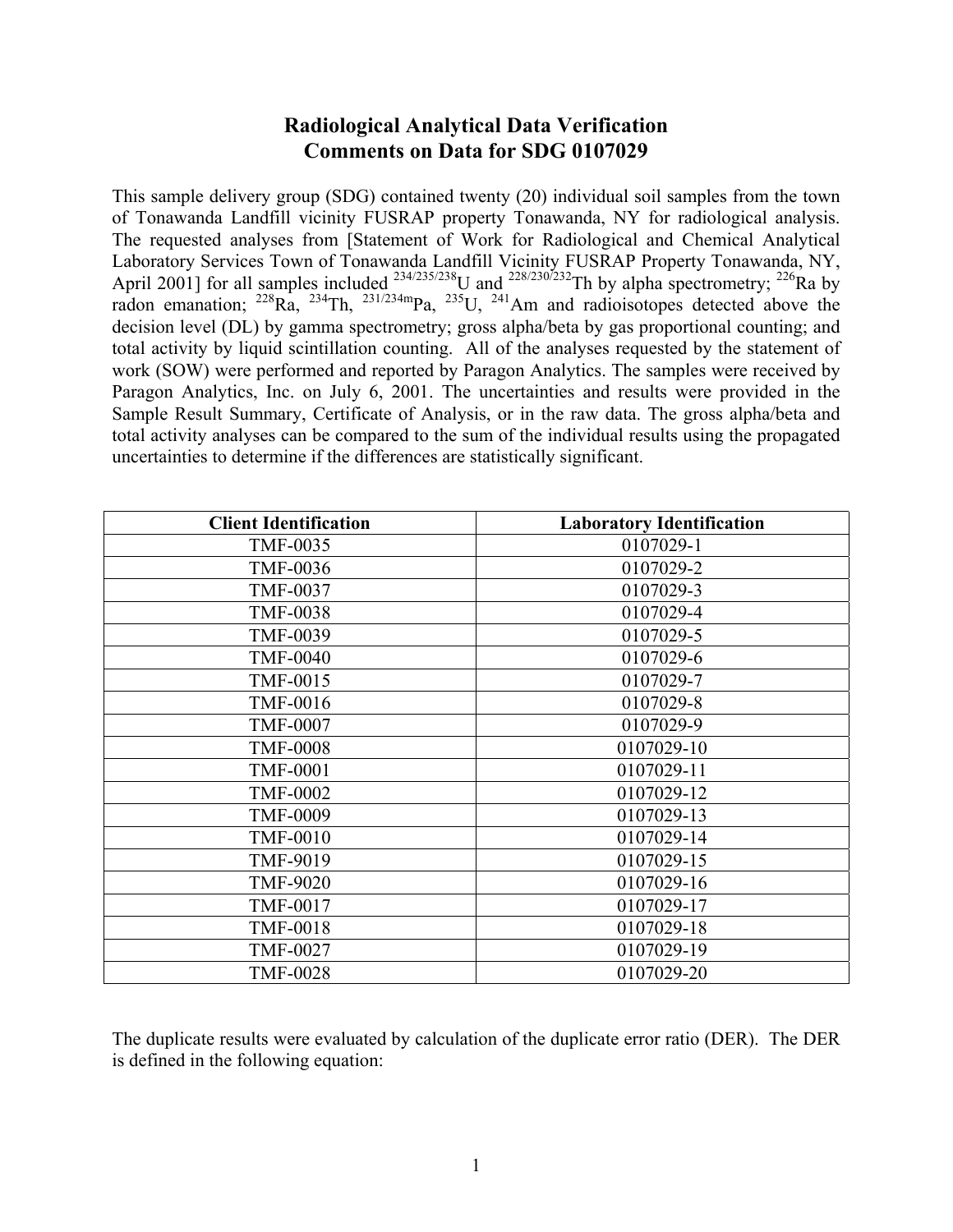# Radiological Analytical Data Verification
## Comments on Data for SDG 0107029

This sample delivery group (SDG) contained twenty (20) individual soil samples from the town of Tonawanda Landfill vicinity FUSRAP property Tonawanda, NY for radiological analysis. The requested analyses from [Statement of Work for Radiological and Chemical Analytical Laboratory Services Town of Tonawanda Landfill Vicinity FUSRAP Property Tonawanda, NY, April 2001] for all samples included $^{234/235/238}$U and $^{228/230/232}$Th by alpha spectrometry; $^{226}$Ra by radon emanation; $^{228}$Ra, $^{234}$Th, $^{231/234m}$Pa, $^{235}$U, $^{241}$Am and radioisotopes detected above the decision level (DL) by gamma spectrometry; gross alpha/beta by gas proportional counting; and total activity by liquid scintillation counting. All of the analyses requested by the statement of work (SOW) were performed and reported by Paragon Analytics. The samples were received by Paragon Analytics, Inc. on July 6, 2001. The uncertainties and results were provided in the Sample Result Summary, Certificate of Analysis, or in the raw data. The gross alpha/beta and total activity analyses can be compared to the sum of the individual results using the propagated uncertainties to determine if the differences are statistically significant.

| Client Identification | Laboratory Identification |
|---|---|
| TMF-0035 | 0107029-1 |
| TMF-0036 | 0107029-2 |
| TMF-0037 | 0107029-3 |
| TMF-0038 | 0107029-4 |
| TMF-0039 | 0107029-5 |
| TMF-0040 | 0107029-6 |
| TMF-0015 | 0107029-7 |
| TMF-0016 | 0107029-8 |
| TMF-0007 | 0107029-9 |
| TMF-0008 | 0107029-10 |
| TMF-0001 | 0107029-11 |
| TMF-0002 | 0107029-12 |
| TMF-0009 | 0107029-13 |
| TMF-0010 | 0107029-14 |
| TMF-9019 | 0107029-15 |
| TMF-9020 | 0107029-16 |
| TMF-0017 | 0107029-17 |
| TMF-0018 | 0107029-18 |
| TMF-0027 | 0107029-19 |
| TMF-0028 | 0107029-20 |

The duplicate results were evaluated by calculation of the duplicate error ratio (DER). The DER is defined in the following equation: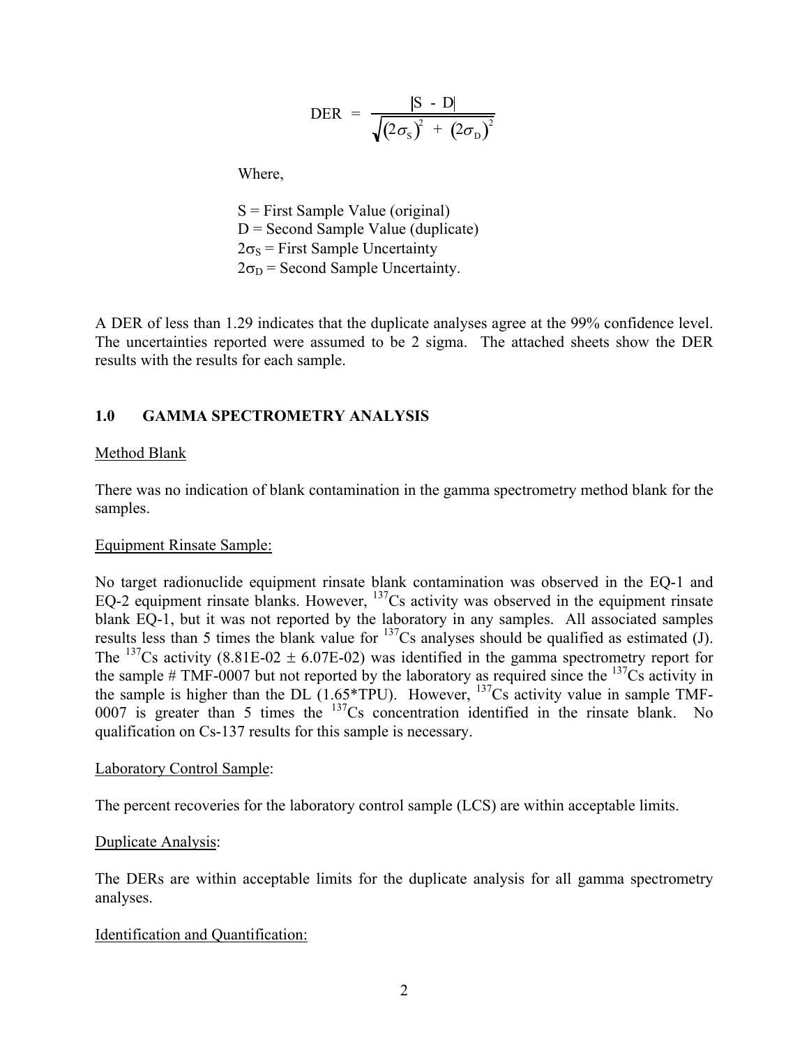$$\text{DER} = \frac{|S - D|}{\sqrt{(2\sigma_S)^2 + (2\sigma_D)^2}}$$

Where,

S = First Sample Value (original)
D = Second Sample Value (duplicate)
$2\sigma_S$ = First Sample Uncertainty
$2\sigma_D$ = Second Sample Uncertainty.

A DER of less than 1.29 indicates that the duplicate analyses agree at the 99% confidence level. The uncertainties reported were assumed to be 2 sigma. The attached sheets show the DER results with the results for each sample.

## 1.0 GAMMA SPECTROMETRY ANALYSIS

Method Blank

There was no indication of blank contamination in the gamma spectrometry method blank for the samples.

Equipment Rinsate Sample:

No target radionuclide equipment rinsate blank contamination was observed in the EQ-1 and EQ-2 equipment rinsate blanks. However, $^{137}$Cs activity was observed in the equipment rinsate blank EQ-1, but it was not reported by the laboratory in any samples. All associated samples results less than 5 times the blank value for $^{137}$Cs analyses should be qualified as estimated (J). The $^{137}$Cs activity (8.81E-02 ± 6.07E-02) was identified in the gamma spectrometry report for the sample # TMF-0007 but not reported by the laboratory as required since the $^{137}$Cs activity in the sample is higher than the DL (1.65*TPU). However, $^{137}$Cs activity value in sample TMF-0007 is greater than 5 times the $^{137}$Cs concentration identified in the rinsate blank. No qualification on Cs-137 results for this sample is necessary.

Laboratory Control Sample:

The percent recoveries for the laboratory control sample (LCS) are within acceptable limits.

Duplicate Analysis:

The DERs are within acceptable limits for the duplicate analysis for all gamma spectrometry analyses.

Identification and Quantification: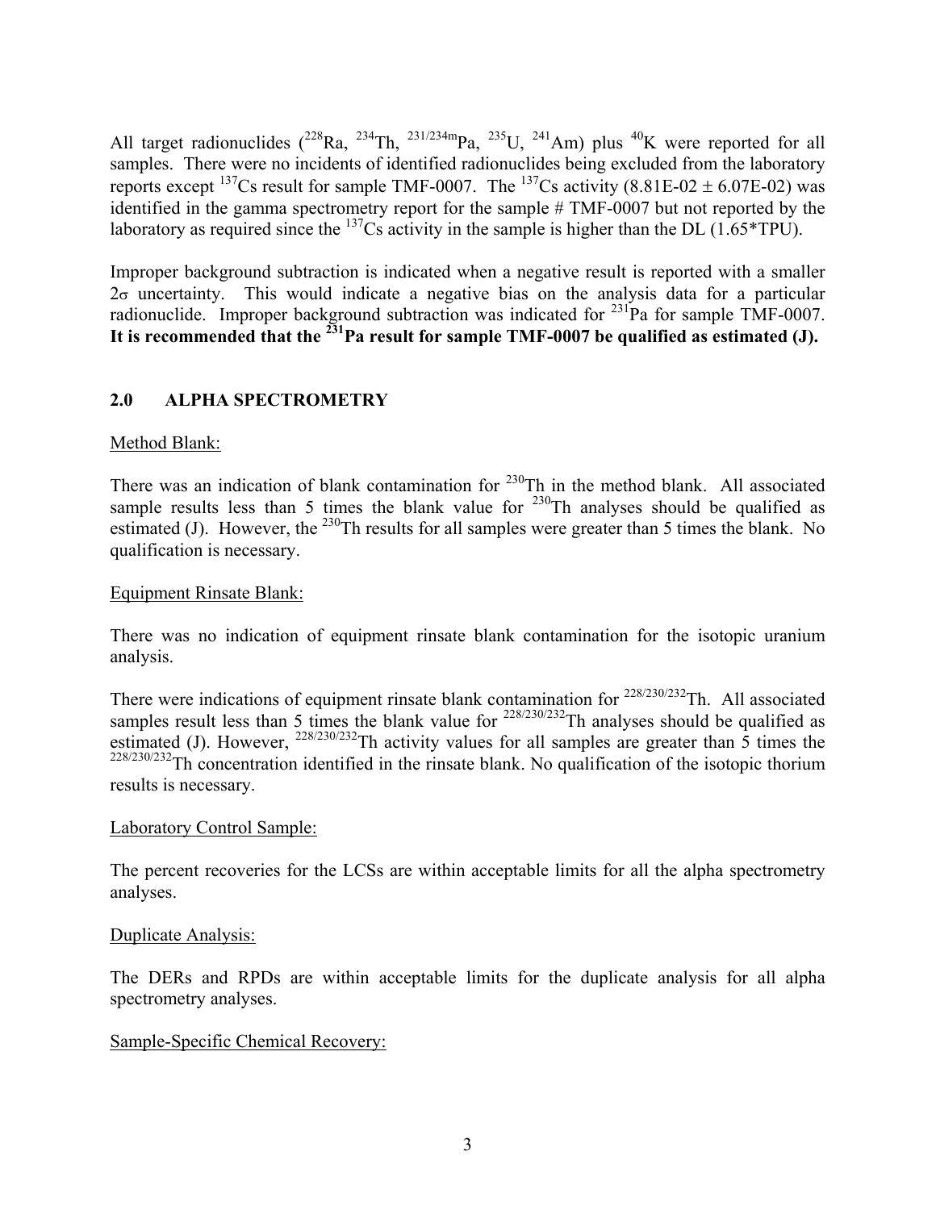All target radionuclides ($^{228}$Ra, $^{234}$Th, $^{231/234m}$Pa, $^{235}$U, $^{241}$Am) plus $^{40}$K were reported for all samples. There were no incidents of identified radionuclides being excluded from the laboratory reports except $^{137}$Cs result for sample TMF-0007. The $^{137}$Cs activity (8.81E-02 ± 6.07E-02) was identified in the gamma spectrometry report for the sample # TMF-0007 but not reported by the laboratory as required since the $^{137}$Cs activity in the sample is higher than the DL (1.65*TPU).

Improper background subtraction is indicated when a negative result is reported with a smaller $2\sigma$ uncertainty. This would indicate a negative bias on the analysis data for a particular radionuclide. Improper background subtraction was indicated for $^{231}$Pa for sample TMF-0007. **It is recommended that the $^{231}$Pa result for sample TMF-0007 be qualified as estimated (J).**

## 2.0 ALPHA SPECTROMETRY

Method Blank:

There was an indication of blank contamination for $^{230}$Th in the method blank. All associated sample results less than 5 times the blank value for $^{230}$Th analyses should be qualified as estimated (J). However, the $^{230}$Th results for all samples were greater than 5 times the blank. No qualification is necessary.

Equipment Rinsate Blank:

There was no indication of equipment rinsate blank contamination for the isotopic uranium analysis.

There were indications of equipment rinsate blank contamination for $^{228/230/232}$Th. All associated samples result less than 5 times the blank value for $^{228/230/232}$Th analyses should be qualified as estimated (J). However, $^{228/230/232}$Th activity values for all samples are greater than 5 times the $^{228/230/232}$Th concentration identified in the rinsate blank. No qualification of the isotopic thorium results is necessary.

Laboratory Control Sample:

The percent recoveries for the LCSs are within acceptable limits for all the alpha spectrometry analyses.

Duplicate Analysis:

The DERs and RPDs are within acceptable limits for the duplicate analysis for all alpha spectrometry analyses.

Sample-Specific Chemical Recovery: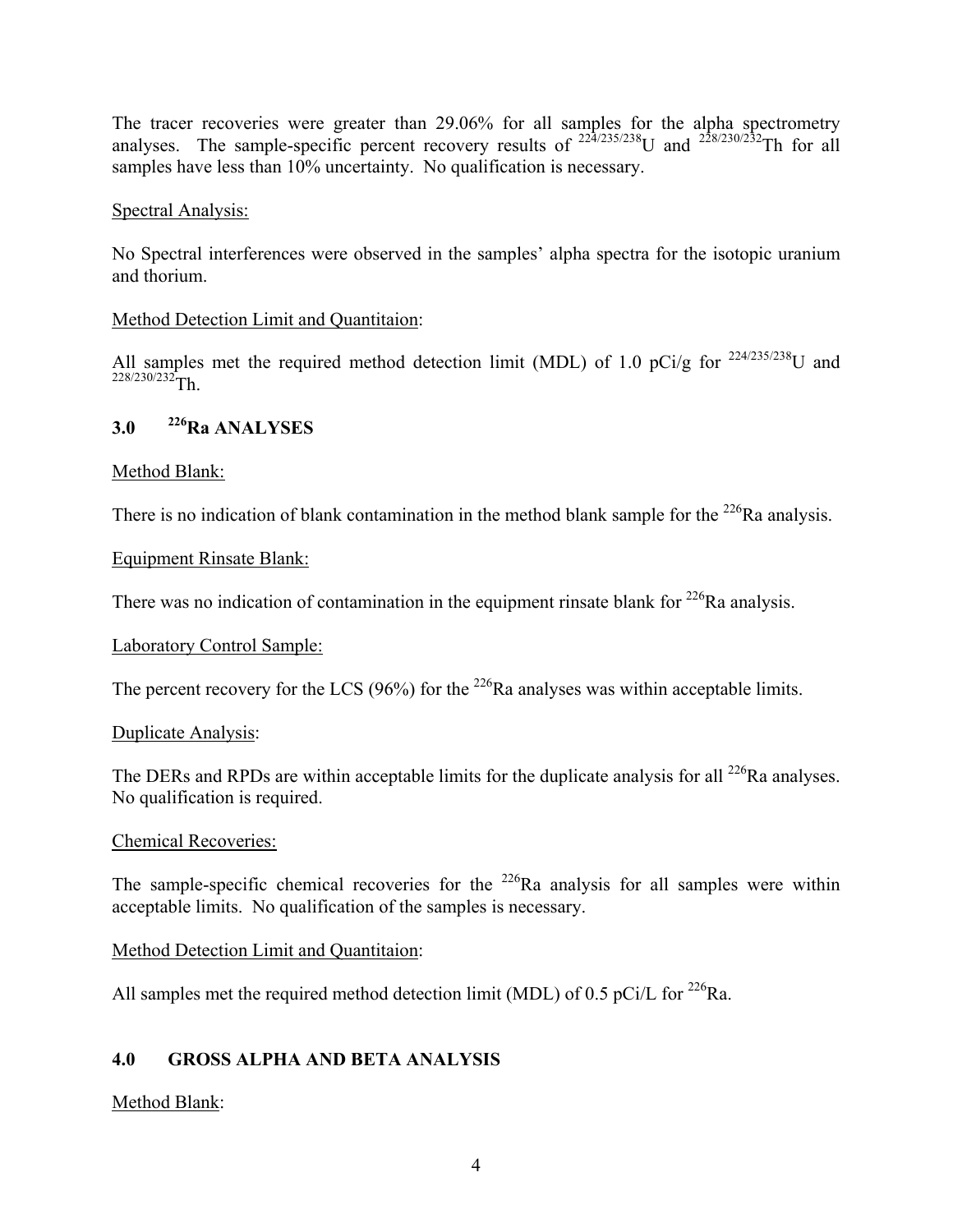The tracer recoveries were greater than 29.06% for all samples for the alpha spectrometry analyses. The sample-specific percent recovery results of $^{224/235/238}U$ and $^{228/230/232}Th$ for all samples have less than 10% uncertainty. No qualification is necessary.

Spectral Analysis:

No Spectral interferences were observed in the samples' alpha spectra for the isotopic uranium and thorium.

Method Detection Limit and Quantitaion:

All samples met the required method detection limit (MDL) of 1.0 pCi/g for $^{224/235/238}U$ and $^{228/230/232}Th$.

## 3.0 $^{226}Ra$ ANALYSES

Method Blank:

There is no indication of blank contamination in the method blank sample for the $^{226}Ra$ analysis.

Equipment Rinsate Blank:

There was no indication of contamination in the equipment rinsate blank for $^{226}Ra$ analysis.

Laboratory Control Sample:

The percent recovery for the LCS (96%) for the $^{226}Ra$ analyses was within acceptable limits.

Duplicate Analysis:

The DERs and RPDs are within acceptable limits for the duplicate analysis for all $^{226}Ra$ analyses. No qualification is required.

Chemical Recoveries:

The sample-specific chemical recoveries for the $^{226}Ra$ analysis for all samples were within acceptable limits. No qualification of the samples is necessary.

Method Detection Limit and Quantitaion:

All samples met the required method detection limit (MDL) of 0.5 pCi/L for $^{226}Ra$.

## 4.0 GROSS ALPHA AND BETA ANALYSIS

Method Blank: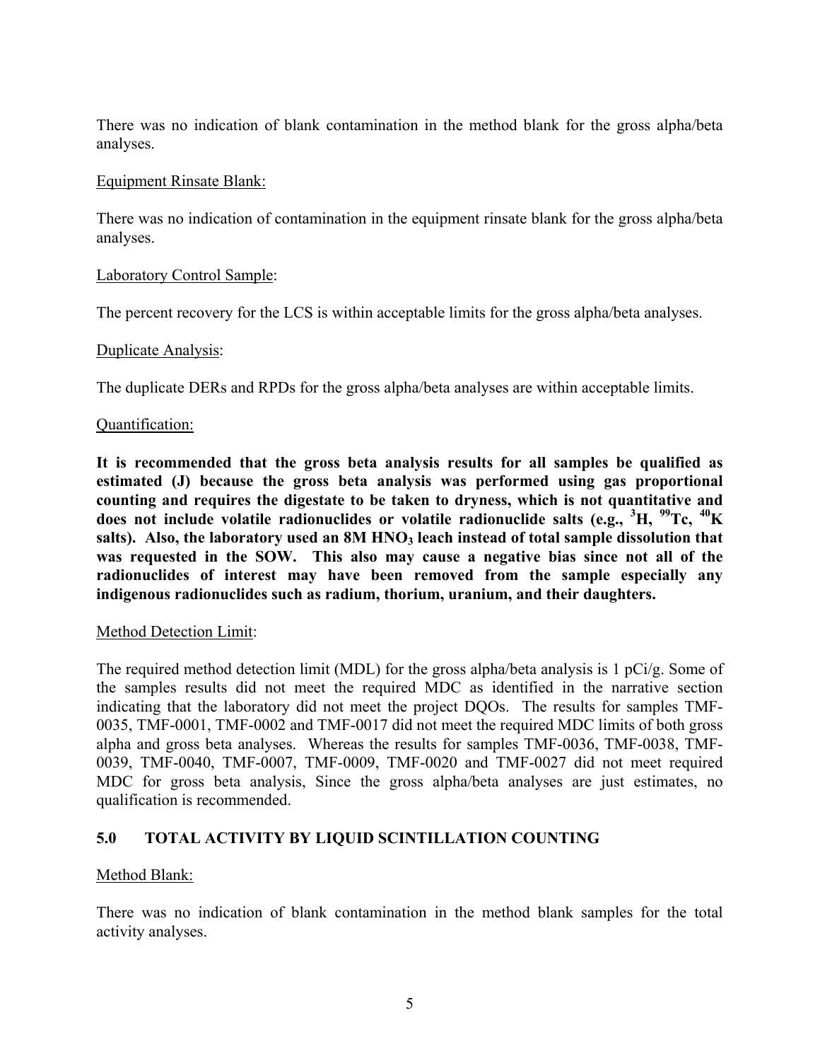There was no indication of blank contamination in the method blank for the gross alpha/beta analyses.

Equipment Rinsate Blank:

There was no indication of contamination in the equipment rinsate blank for the gross alpha/beta analyses.

Laboratory Control Sample:

The percent recovery for the LCS is within acceptable limits for the gross alpha/beta analyses.

Duplicate Analysis:

The duplicate DERs and RPDs for the gross alpha/beta analyses are within acceptable limits.

Quantification:

**It is recommended that the gross beta analysis results for all samples be qualified as estimated (J) because the gross beta analysis was performed using gas proportional counting and requires the digestate to be taken to dryness, which is not quantitative and does not include volatile radionuclides or volatile radionuclide salts (e.g., $^{3}H$, $^{99}Tc$, $^{40}K$ salts). Also, the laboratory used an 8M $HNO_3$ leach instead of total sample dissolution that was requested in the SOW. This also may cause a negative bias since not all of the radionuclides of interest may have been removed from the sample especially any indigenous radionuclides such as radium, thorium, uranium, and their daughters.**

Method Detection Limit:

The required method detection limit (MDL) for the gross alpha/beta analysis is 1 pCi/g. Some of the samples results did not meet the required MDC as identified in the narrative section indicating that the laboratory did not meet the project DQOs. The results for samples TMF-0035, TMF-0001, TMF-0002 and TMF-0017 did not meet the required MDC limits of both gross alpha and gross beta analyses. Whereas the results for samples TMF-0036, TMF-0038, TMF-0039, TMF-0040, TMF-0007, TMF-0009, TMF-0020 and TMF-0027 did not meet required MDC for gross beta analysis, Since the gross alpha/beta analyses are just estimates, no qualification is recommended.

## 5.0 TOTAL ACTIVITY BY LIQUID SCINTILLATION COUNTING

Method Blank:

There was no indication of blank contamination in the method blank samples for the total activity analyses.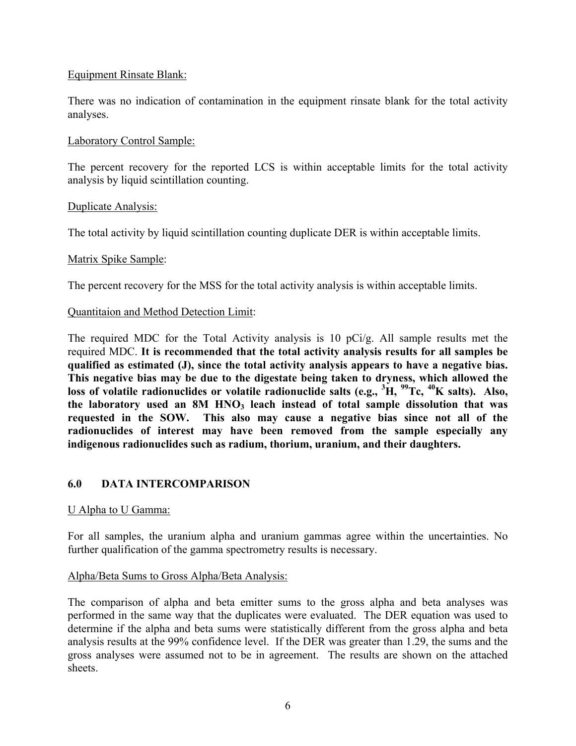Equipment Rinsate Blank:

There was no indication of contamination in the equipment rinsate blank for the total activity analyses.

Laboratory Control Sample:

The percent recovery for the reported LCS is within acceptable limits for the total activity analysis by liquid scintillation counting.

Duplicate Analysis:

The total activity by liquid scintillation counting duplicate DER is within acceptable limits.

Matrix Spike Sample:

The percent recovery for the MSS for the total activity analysis is within acceptable limits.

Quantitaion and Method Detection Limit:

The required MDC for the Total Activity analysis is 10 pCi/g. All sample results met the required MDC. **It is recommended that the total activity analysis results for all samples be qualified as estimated (J), since the total activity analysis appears to have a negative bias. This negative bias may be due to the digestate being taken to dryness, which allowed the loss of volatile radionuclides or volatile radionuclide salts (e.g., $^{3}H$, $^{99}Tc$, $^{40}K$ salts). Also, the laboratory used an 8M $HNO_3$ leach instead of total sample dissolution that was requested in the SOW. This also may cause a negative bias since not all of the radionuclides of interest may have been removed from the sample especially any indigenous radionuclides such as radium, thorium, uranium, and their daughters.**

## 6.0 DATA INTERCOMPARISON

U Alpha to U Gamma:

For all samples, the uranium alpha and uranium gammas agree within the uncertainties. No further qualification of the gamma spectrometry results is necessary.

Alpha/Beta Sums to Gross Alpha/Beta Analysis:

The comparison of alpha and beta emitter sums to the gross alpha and beta analyses was performed in the same way that the duplicates were evaluated. The DER equation was used to determine if the alpha and beta sums were statistically different from the gross alpha and beta analysis results at the 99% confidence level. If the DER was greater than 1.29, the sums and the gross analyses were assumed not to be in agreement. The results are shown on the attached sheets.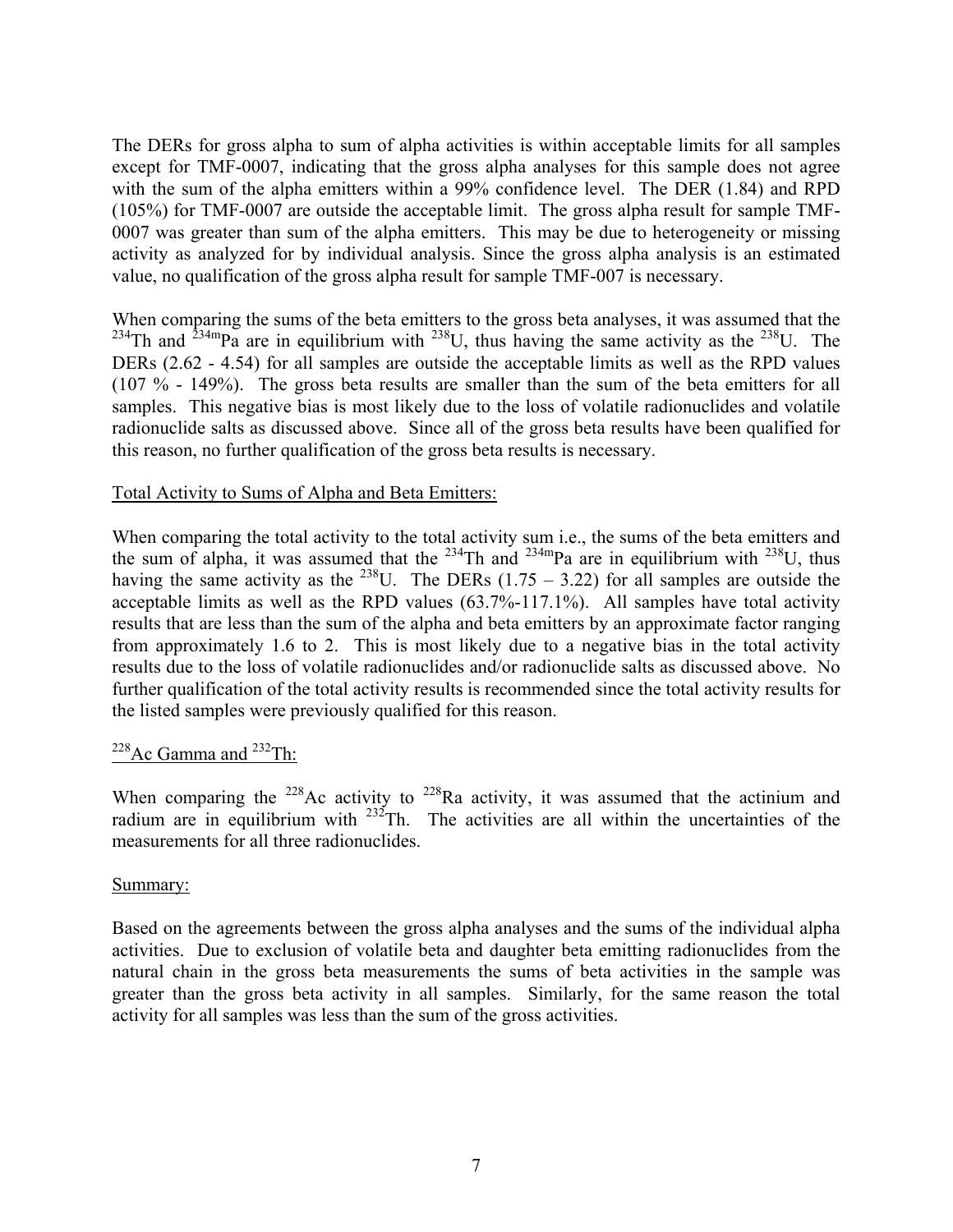The DERs for gross alpha to sum of alpha activities is within acceptable limits for all samples except for TMF-0007, indicating that the gross alpha analyses for this sample does not agree with the sum of the alpha emitters within a 99% confidence level. The DER (1.84) and RPD (105%) for TMF-0007 are outside the acceptable limit. The gross alpha result for sample TMF-0007 was greater than sum of the alpha emitters. This may be due to heterogeneity or missing activity as analyzed for by individual analysis. Since the gross alpha analysis is an estimated value, no qualification of the gross alpha result for sample TMF-007 is necessary.

When comparing the sums of the beta emitters to the gross beta analyses, it was assumed that the $^{234}$Th and $^{234m}$Pa are in equilibrium with $^{238}$U, thus having the same activity as the $^{238}$U. The DERs (2.62 - 4.54) for all samples are outside the acceptable limits as well as the RPD values (107 % - 149%). The gross beta results are smaller than the sum of the beta emitters for all samples. This negative bias is most likely due to the loss of volatile radionuclides and volatile radionuclide salts as discussed above. Since all of the gross beta results have been qualified for this reason, no further qualification of the gross beta results is necessary.

## Total Activity to Sums of Alpha and Beta Emitters:

When comparing the total activity to the total activity sum i.e., the sums of the beta emitters and the sum of alpha, it was assumed that the $^{234}$Th and $^{234m}$Pa are in equilibrium with $^{238}$U, thus having the same activity as the $^{238}$U. The DERs (1.75 – 3.22) for all samples are outside the acceptable limits as well as the RPD values (63.7%-117.1%). All samples have total activity results that are less than the sum of the alpha and beta emitters by an approximate factor ranging from approximately 1.6 to 2. This is most likely due to a negative bias in the total activity results due to the loss of volatile radionuclides and/or radionuclide salts as discussed above. No further qualification of the total activity results is recommended since the total activity results for the listed samples were previously qualified for this reason.

## $^{228}$Ac Gamma and $^{232}$Th:

When comparing the $^{228}$Ac activity to $^{228}$Ra activity, it was assumed that the actinium and radium are in equilibrium with $^{232}$Th. The activities are all within the uncertainties of the measurements for all three radionuclides.

## Summary:

Based on the agreements between the gross alpha analyses and the sums of the individual alpha activities. Due to exclusion of volatile beta and daughter beta emitting radionuclides from the natural chain in the gross beta measurements the sums of beta activities in the sample was greater than the gross beta activity in all samples. Similarly, for the same reason the total activity for all samples was less than the sum of the gross activities.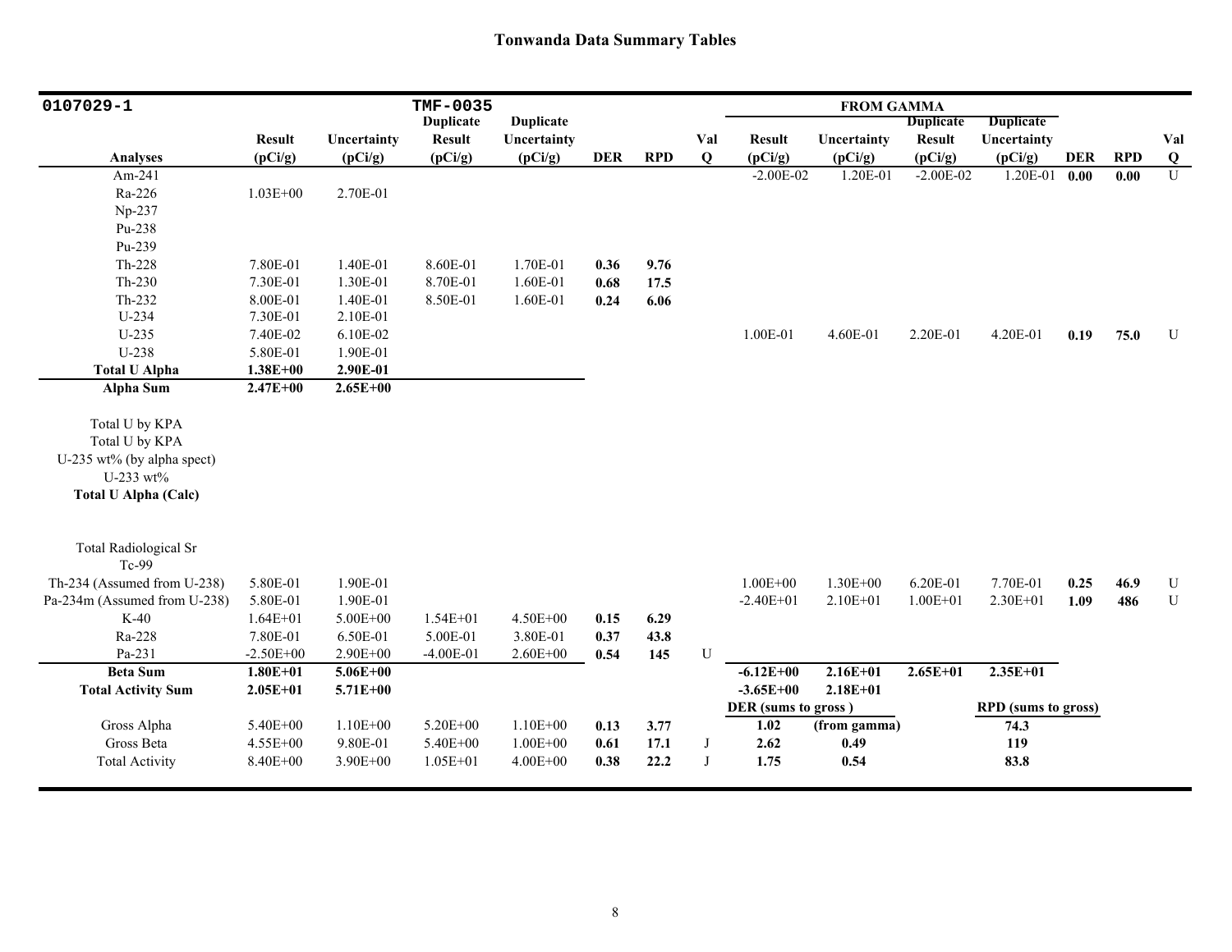# Tonwanda Data Summary Tables

| 0107029-1 | | | TMF-0035 | | | | | FROM GAMMA | | | | | | |
|---|---|---|---|---|---|---|---|---|---|---|---|---|---|---|
| | | | Duplicate | Duplicate | | | | | | Duplicate | Duplicate | | | |
| | Result | Uncertainty | Result | Uncertainty | | | Val | Result | Uncertainty | Result | Uncertainty | | | Val |
| **Analyses** | **(pCi/g)** | **(pCi/g)** | **(pCi/g)** | **(pCi/g)** | **DER** | **RPD** | **Q** | **(pCi/g)** | **(pCi/g)** | **(pCi/g)** | **(pCi/g)** | **DER** | **RPD** | **Q** |
| Am-241 | | | | | | | | -2.00E-02 | 1.20E-01 | -2.00E-02 | 1.20E-01 | **0.00** | **0.00** | U |
| Ra-226 | 1.03E+00 | 2.70E-01 | | | | | | | | | | | | |
| Np-237 | | | | | | | | | | | | | | |
| Pu-238 | | | | | | | | | | | | | | |
| Pu-239 | | | | | | | | | | | | | | |
| Th-228 | 7.80E-01 | 1.40E-01 | 8.60E-01 | 1.70E-01 | **0.36** | **9.76** | | | | | | | | |
| Th-230 | 7.30E-01 | 1.30E-01 | 8.70E-01 | 1.60E-01 | **0.68** | **17.5** | | | | | | | | |
| Th-232 | 8.00E-01 | 1.40E-01 | 8.50E-01 | 1.60E-01 | **0.24** | **6.06** | | | | | | | | |
| U-234 | 7.30E-01 | 2.10E-01 | | | | | | | | | | | | |
| U-235 | 7.40E-02 | 6.10E-02 | | | | | | 1.00E-01 | 4.60E-01 | 2.20E-01 | 4.20E-01 | **0.19** | **75.0** | U |
| U-238 | 5.80E-01 | 1.90E-01 | | | | | | | | | | | | |
| **Total U Alpha** | **1.38E+00** | **2.90E-01** | | | | | | | | | | | | |
| **Alpha Sum** | **2.47E+00** | **2.65E+00** | | | | | | | | | | | | |
| Total U by KPA | | | | | | | | | | | | | | |
| Total U by KPA | | | | | | | | | | | | | | |
| U-235 wt% (by alpha spect) | | | | | | | | | | | | | | |
| U-233 wt% | | | | | | | | | | | | | | |
| **Total U Alpha (Calc)** | | | | | | | | | | | | | | |
| Total Radiological Sr | | | | | | | | | | | | | | |
| Tc-99 | | | | | | | | | | | | | | |
| Th-234 (Assumed from U-238) | 5.80E-01 | 1.90E-01 | | | | | | 1.00E+00 | 1.30E+00 | 6.20E-01 | 7.70E-01 | **0.25** | **46.9** | U |
| Pa-234m (Assumed from U-238) | 5.80E-01 | 1.90E-01 | | | | | | -2.40E+01 | 2.10E+01 | 1.00E+01 | 2.30E+01 | **1.09** | **486** | U |
| K-40 | 1.64E+01 | 5.00E+00 | 1.54E+01 | 4.50E+00 | **0.15** | **6.29** | | | | | | | | |
| Ra-228 | 7.80E-01 | 6.50E-01 | 5.00E-01 | 3.80E-01 | **0.37** | **43.8** | | | | | | | | |
| Pa-231 | -2.50E+00 | 2.90E+00 | -4.00E-01 | 2.60E+00 | **0.54** | **145** | U | | | | | | | |
| **Beta Sum** | **1.80E+01** | **5.06E+00** | | | | | | **-6.12E+00** | **2.16E+01** | **2.65E+01** | **2.35E+01** | | | |
| **Total Activity Sum** | **2.05E+01** | **5.71E+00** | | | | | | **-3.65E+00** | **2.18E+01** | | | | | |
| | | | | | | | | **DER (sums to gross )** | | | **RPD (sums to gross)** | | | |
| Gross Alpha | 5.40E+00 | 1.10E+00 | 5.20E+00 | 1.10E+00 | **0.13** | **3.77** | | **1.02** | **(from gamma)** | | **74.3** | | | |
| Gross Beta | 4.55E+00 | 9.80E-01 | 5.40E+00 | 1.00E+00 | **0.61** | **17.1** | J | **2.62** | **0.49** | | **119** | | | |
| Total Activity | 8.40E+00 | 3.90E+00 | 1.05E+01 | 4.00E+00 | **0.38** | **22.2** | J | **1.75** | **0.54** | | **83.8** | | | |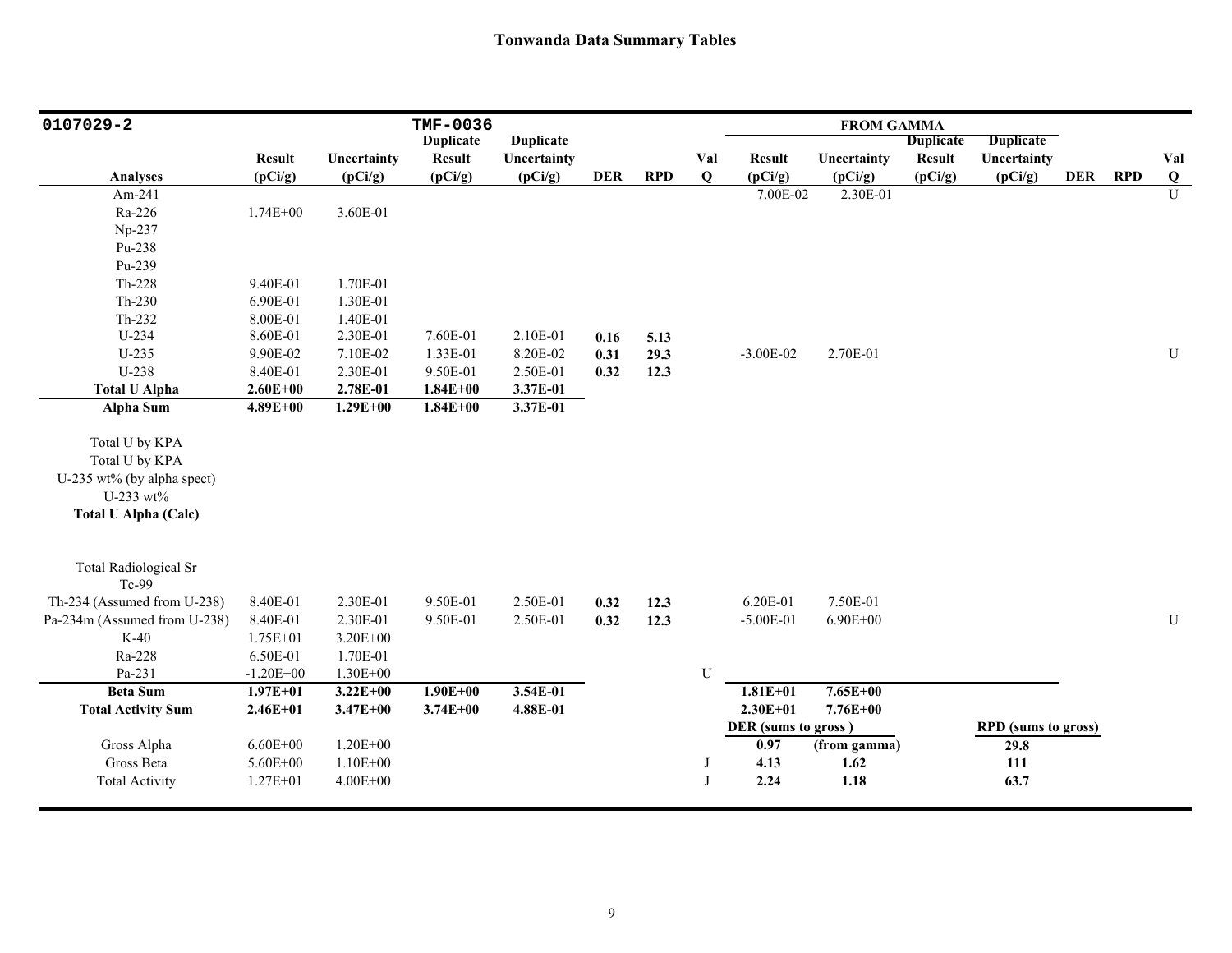# Tonwanda Data Summary Tables

| 0107029-2 | | | TMF-0036 | | | | | FROM GAMMA | | | | | | |
|---|---|---|---|---|---|---|---|---|---|---|---|---|---|---|
| | | | Duplicate | Duplicate | | | | | | Duplicate | Duplicate | | | |
| | Result | Uncertainty | Result | Uncertainty | | | Val | Result | Uncertainty | Result | Uncertainty | | | Val |
| Analyses | (pCi/g) | (pCi/g) | (pCi/g) | (pCi/g) | DER | RPD | Q | (pCi/g) | (pCi/g) | (pCi/g) | (pCi/g) | DER | RPD | Q |
| Am-241 | | | | | | | | 7.00E-02 | 2.30E-01 | | | | | U |
| Ra-226 | 1.74E+00 | 3.60E-01 | | | | | | | | | | | | |
| Np-237 | | | | | | | | | | | | | | |
| Pu-238 | | | | | | | | | | | | | | |
| Pu-239 | | | | | | | | | | | | | | |
| Th-228 | 9.40E-01 | 1.70E-01 | | | | | | | | | | | | |
| Th-230 | 6.90E-01 | 1.30E-01 | | | | | | | | | | | | |
| Th-232 | 8.00E-01 | 1.40E-01 | | | | | | | | | | | | |
| U-234 | 8.60E-01 | 2.30E-01 | 7.60E-01 | 2.10E-01 | **0.16** | **5.13** | | | | | | | | |
| U-235 | 9.90E-02 | 7.10E-02 | 1.33E-01 | 8.20E-02 | **0.31** | **29.3** | | -3.00E-02 | 2.70E-01 | | | | | U |
| U-238 | 8.40E-01 | 2.30E-01 | 9.50E-01 | 2.50E-01 | **0.32** | **12.3** | | | | | | | | |
| **Total U Alpha** | **2.60E+00** | **2.78E-01** | **1.84E+00** | **3.37E-01** | | | | | | | | | | |
| **Alpha Sum** | **4.89E+00** | **1.29E+00** | **1.84E+00** | **3.37E-01** | | | | | | | | | | |
| Total U by KPA | | | | | | | | | | | | | | |
| Total U by KPA | | | | | | | | | | | | | | |
| U-235 wt% (by alpha spect) | | | | | | | | | | | | | | |
| U-233 wt% | | | | | | | | | | | | | | |
| **Total U Alpha (Calc)** | | | | | | | | | | | | | | |
| Total Radiological Sr | | | | | | | | | | | | | | |
| Tc-99 | | | | | | | | | | | | | | |
| Th-234 (Assumed from U-238) | 8.40E-01 | 2.30E-01 | 9.50E-01 | 2.50E-01 | **0.32** | **12.3** | | 6.20E-01 | 7.50E-01 | | | | | |
| Pa-234m (Assumed from U-238) | 8.40E-01 | 2.30E-01 | 9.50E-01 | 2.50E-01 | **0.32** | **12.3** | | -5.00E-01 | 6.90E+00 | | | | | U |
| K-40 | 1.75E+01 | 3.20E+00 | | | | | | | | | | | | |
| Ra-228 | 6.50E-01 | 1.70E-01 | | | | | | | | | | | | |
| Pa-231 | -1.20E+00 | 1.30E+00 | | | | | U | | | | | | | |
| **Beta Sum** | **1.97E+01** | **3.22E+00** | **1.90E+00** | **3.54E-01** | | | | **1.81E+01** | **7.65E+00** | | | | | |
| **Total Activity Sum** | **2.46E+01** | **3.47E+00** | **3.74E+00** | **4.88E-01** | | | | **2.30E+01** | **7.76E+00** | | | | | |
| | | | | | | | | **DER (sums to gross )** | | | **RPD (sums to gross)** | | | |
| Gross Alpha | 6.60E+00 | 1.20E+00 | | | | | | **0.97** | **(from gamma)** | | **29.8** | | | |
| Gross Beta | 5.60E+00 | 1.10E+00 | | | | | J | **4.13** | **1.62** | | **111** | | | |
| Total Activity | 1.27E+01 | 4.00E+00 | | | | | J | **2.24** | **1.18** | | **63.7** | | | |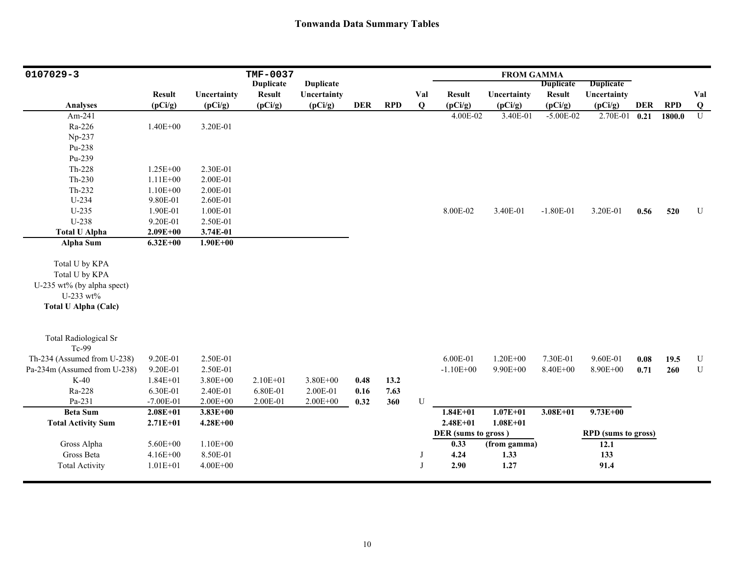## Tonwanda Data Summary Tables

| 0107029-3 | | | TMF-0037 | | | | | FROM GAMMA | | | | | | |
|---|---|---|---|---|---|---|---|---|---|---|---|---|---|---|
| Analyses | Result (pCi/g) | Uncertainty (pCi/g) | Duplicate Result (pCi/g) | Duplicate Uncertainty (pCi/g) | DER | RPD | Val Q | Result (pCi/g) | Uncertainty (pCi/g) | Duplicate Result (pCi/g) | Duplicate Uncertainty (pCi/g) | DER | RPD | Val Q |
| Am-241 | | | | | | | | 4.00E-02 | 3.40E-01 | -5.00E-02 | 2.70E-01 | 0.21 | 1800.0 | U |
| Ra-226 | 1.40E+00 | 3.20E-01 | | | | | | | | | | | | |
| Np-237 | | | | | | | | | | | | | | |
| Pu-238 | | | | | | | | | | | | | | |
| Pu-239 | | | | | | | | | | | | | | |
| Th-228 | 1.25E+00 | 2.30E-01 | | | | | | | | | | | | |
| Th-230 | 1.11E+00 | 2.00E-01 | | | | | | | | | | | | |
| Th-232 | 1.10E+00 | 2.00E-01 | | | | | | | | | | | | |
| U-234 | 9.80E-01 | 2.60E-01 | | | | | | | | | | | | |
| U-235 | 1.90E-01 | 1.00E-01 | | | | | | 8.00E-02 | 3.40E-01 | -1.80E-01 | 3.20E-01 | 0.56 | 520 | U |
| U-238 | 9.20E-01 | 2.50E-01 | | | | | | | | | | | | |
| **Total U Alpha** | **2.09E+00** | **3.74E-01** | | | | | | | | | | | | |
| **Alpha Sum** | **6.32E+00** | **1.90E+00** | | | | | | | | | | | | |
| Total U by KPA | | | | | | | | | | | | | | |
| Total U by KPA | | | | | | | | | | | | | | |
| U-235 wt% (by alpha spect) | | | | | | | | | | | | | | |
| U-233 wt% | | | | | | | | | | | | | | |
| **Total U Alpha (Calc)** | | | | | | | | | | | | | | |
| Total Radiological Sr | | | | | | | | | | | | | | |
| Tc-99 | | | | | | | | | | | | | | |
| Th-234 (Assumed from U-238) | 9.20E-01 | 2.50E-01 | | | | | | 6.00E-01 | 1.20E+00 | 7.30E-01 | 9.60E-01 | 0.08 | 19.5 | U |
| Pa-234m (Assumed from U-238) | 9.20E-01 | 2.50E-01 | | | | | | -1.10E+00 | 9.90E+00 | 8.40E+00 | 8.90E+00 | 0.71 | 260 | U |
| K-40 | 1.84E+01 | 3.80E+00 | 2.10E+01 | 3.80E+00 | 0.48 | 13.2 | | | | | | | | |
| Ra-228 | 6.30E-01 | 2.40E-01 | 6.80E-01 | 2.00E-01 | 0.16 | 7.63 | | | | | | | | |
| Pa-231 | -7.00E-01 | 2.00E+00 | 2.00E-01 | 2.00E+00 | 0.32 | 360 | U | | | | | | | |
| **Beta Sum** | **2.08E+01** | **3.83E+00** | | | | | | **1.84E+01** | **1.07E+01** | **3.08E+01** | **9.73E+00** | | | |
| **Total Activity Sum** | **2.71E+01** | **4.28E+00** | | | | | | **2.48E+01** | **1.08E+01** | | | | | |
| | | | | | | | | **DER (sums to gross )** | | | **RPD (sums to gross)** | | | |
| Gross Alpha | 5.60E+00 | 1.10E+00 | | | | | | **0.33** | **(from gamma)** | | **12.1** | | | |
| Gross Beta | 4.16E+00 | 8.50E-01 | | | | | J | **4.24** | **1.33** | | **133** | | | |
| Total Activity | 1.01E+01 | 4.00E+00 | | | | | J | **2.90** | **1.27** | | **91.4** | | | |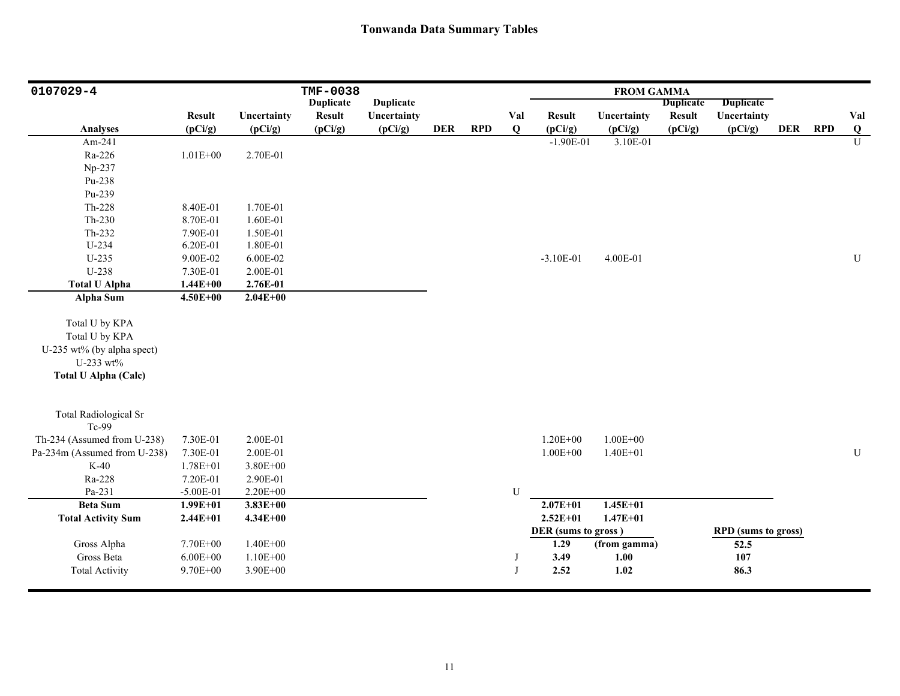# Tonwanda Data Summary Tables

| 0107029-4 | | | TMF-0038 | | | | | FROM GAMMA | | | | | | |
|---|---|---|---|---|---|---|---|---|---|---|---|---|---|---|
| Analyses | Result (pCi/g) | Uncertainty (pCi/g) | Duplicate Result (pCi/g) | Duplicate Uncertainty (pCi/g) | DER | RPD | Val Q | Result (pCi/g) | Uncertainty (pCi/g) | Duplicate Result (pCi/g) | Duplicate Uncertainty (pCi/g) | DER | RPD | Val Q |
| Am-241 | | | | | | | | -1.90E-01 | 3.10E-01 | | | | | U |
| Ra-226 | 1.01E+00 | 2.70E-01 | | | | | | | | | | | | |
| Np-237 | | | | | | | | | | | | | | |
| Pu-238 | | | | | | | | | | | | | | |
| Pu-239 | | | | | | | | | | | | | | |
| Th-228 | 8.40E-01 | 1.70E-01 | | | | | | | | | | | | |
| Th-230 | 8.70E-01 | 1.60E-01 | | | | | | | | | | | | |
| Th-232 | 7.90E-01 | 1.50E-01 | | | | | | | | | | | | |
| U-234 | 6.20E-01 | 1.80E-01 | | | | | | | | | | | | |
| U-235 | 9.00E-02 | 6.00E-02 | | | | | | -3.10E-01 | 4.00E-01 | | | | | U |
| U-238 | 7.30E-01 | 2.00E-01 | | | | | | | | | | | | |
| **Total U Alpha** | **1.44E+00** | **2.76E-01** | | | | | | | | | | | | |
| **Alpha Sum** | **4.50E+00** | **2.04E+00** | | | | | | | | | | | | |
| Total U by KPA | | | | | | | | | | | | | | |
| Total U by KPA | | | | | | | | | | | | | | |
| U-235 wt% (by alpha spect) | | | | | | | | | | | | | | |
| U-233 wt% | | | | | | | | | | | | | | |
| **Total U Alpha (Calc)** | | | | | | | | | | | | | | |
| Total Radiological Sr | | | | | | | | | | | | | | |
| Tc-99 | | | | | | | | | | | | | | |
| Th-234 (Assumed from U-238) | 7.30E-01 | 2.00E-01 | | | | | | 1.20E+00 | 1.00E+00 | | | | | |
| Pa-234m (Assumed from U-238) | 7.30E-01 | 2.00E-01 | | | | | | 1.00E+00 | 1.40E+01 | | | | | U |
| K-40 | 1.78E+01 | 3.80E+00 | | | | | | | | | | | | |
| Ra-228 | 7.20E-01 | 2.90E-01 | | | | | | | | | | | | |
| Pa-231 | -5.00E-01 | 2.20E+00 | | | | | U | | | | | | | |
| **Beta Sum** | **1.99E+01** | **3.83E+00** | | | | | | **2.07E+01** | **1.45E+01** | | | | | |
| **Total Activity Sum** | **2.44E+01** | **4.34E+00** | | | | | | **2.52E+01** | **1.47E+01** | | | | | |
| | | | | | | | | **DER (sums to gross )** | | | **RPD (sums to gross)** | | | |
| Gross Alpha | 7.70E+00 | 1.40E+00 | | | | | | **1.29** | **(from gamma)** | | **52.5** | | | |
| Gross Beta | 6.00E+00 | 1.10E+00 | | | | | J | **3.49** | **1.00** | | **107** | | | |
| Total Activity | 9.70E+00 | 3.90E+00 | | | | | J | **2.52** | **1.02** | | **86.3** | | | |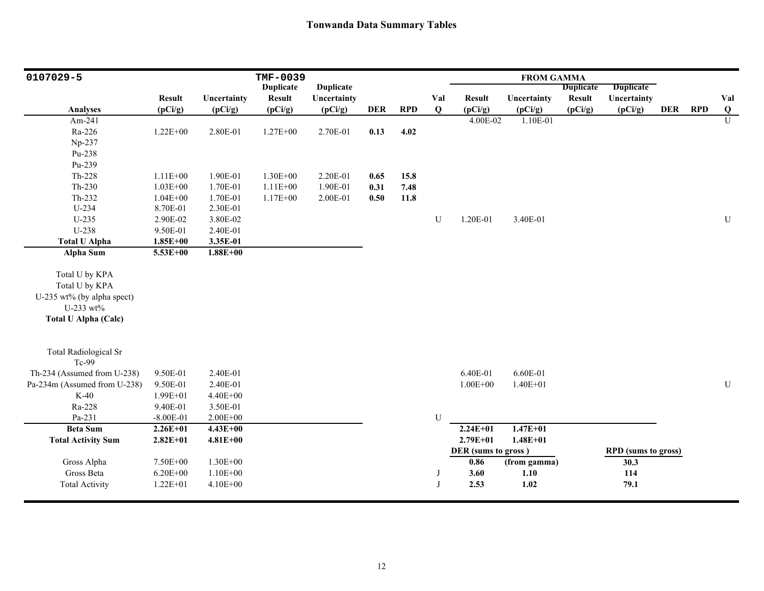# Tonwanda Data Summary Tables

| 0107029-5 | | | TMF-0039 | | | | | FROM GAMMA | | | | | | |
|---|---|---|---|---|---|---|---|---|---|---|---|---|---|---|
| Analyses | Result (pCi/g) | Uncertainty (pCi/g) | Duplicate Result (pCi/g) | Duplicate Uncertainty (pCi/g) | DER | RPD | Val Q | Result (pCi/g) | Uncertainty (pCi/g) | Duplicate Result (pCi/g) | Duplicate Uncertainty (pCi/g) | DER | RPD | Val Q |
| Am-241 | | | | | | | | 4.00E-02 | 1.10E-01 | | | | | U |
| Ra-226 | 1.22E+00 | 2.80E-01 | 1.27E+00 | 2.70E-01 | **0.13** | **4.02** | | | | | | | | |
| Np-237 | | | | | | | | | | | | | | |
| Pu-238 | | | | | | | | | | | | | | |
| Pu-239 | | | | | | | | | | | | | | |
| Th-228 | 1.11E+00 | 1.90E-01 | 1.30E+00 | 2.20E-01 | **0.65** | **15.8** | | | | | | | | |
| Th-230 | 1.03E+00 | 1.70E-01 | 1.11E+00 | 1.90E-01 | **0.31** | **7.48** | | | | | | | | |
| Th-232 | 1.04E+00 | 1.70E-01 | 1.17E+00 | 2.00E-01 | **0.50** | **11.8** | | | | | | | | |
| U-234 | 8.70E-01 | 2.30E-01 | | | | | | | | | | | | |
| U-235 | 2.90E-02 | 3.80E-02 | | | | | U | 1.20E-01 | 3.40E-01 | | | | | U |
| U-238 | 9.50E-01 | 2.40E-01 | | | | | | | | | | | | |
| **Total U Alpha** | **1.85E+00** | **3.35E-01** | | | | | | | | | | | | |
| **Alpha Sum** | **5.53E+00** | **1.88E+00** | | | | | | | | | | | | |
| Total U by KPA | | | | | | | | | | | | | | |
| Total U by KPA | | | | | | | | | | | | | | |
| U-235 wt% (by alpha spect) | | | | | | | | | | | | | | |
| U-233 wt% | | | | | | | | | | | | | | |
| **Total U Alpha (Calc)** | | | | | | | | | | | | | | |
| Total Radiological Sr | | | | | | | | | | | | | | |
| Tc-99 | | | | | | | | | | | | | | |
| Th-234 (Assumed from U-238) | 9.50E-01 | 2.40E-01 | | | | | | 6.40E-01 | 6.60E-01 | | | | | |
| Pa-234m (Assumed from U-238) | 9.50E-01 | 2.40E-01 | | | | | | 1.00E+00 | 1.40E+01 | | | | | U |
| K-40 | 1.99E+01 | 4.40E+00 | | | | | | | | | | | | |
| Ra-228 | 9.40E-01 | 3.50E-01 | | | | | | | | | | | | |
| Pa-231 | -8.00E-01 | 2.00E+00 | | | | | U | | | | | | | |
| **Beta Sum** | **2.26E+01** | **4.43E+00** | | | | | | **2.24E+01** | **1.47E+01** | | | | | |
| **Total Activity Sum** | **2.82E+01** | **4.81E+00** | | | | | | **2.79E+01** | **1.48E+01** | | | | | |
| | | | | | | | | **DER (sums to gross )** | | | **RPD (sums to gross)** | | | |
| Gross Alpha | 7.50E+00 | 1.30E+00 | | | | | | **0.86** | **(from gamma)** | | **30.3** | | | |
| Gross Beta | 6.20E+00 | 1.10E+00 | | | | | J | **3.60** | **1.10** | | **114** | | | |
| Total Activity | 1.22E+01 | 4.10E+00 | | | | | J | **2.53** | **1.02** | | **79.1** | | | |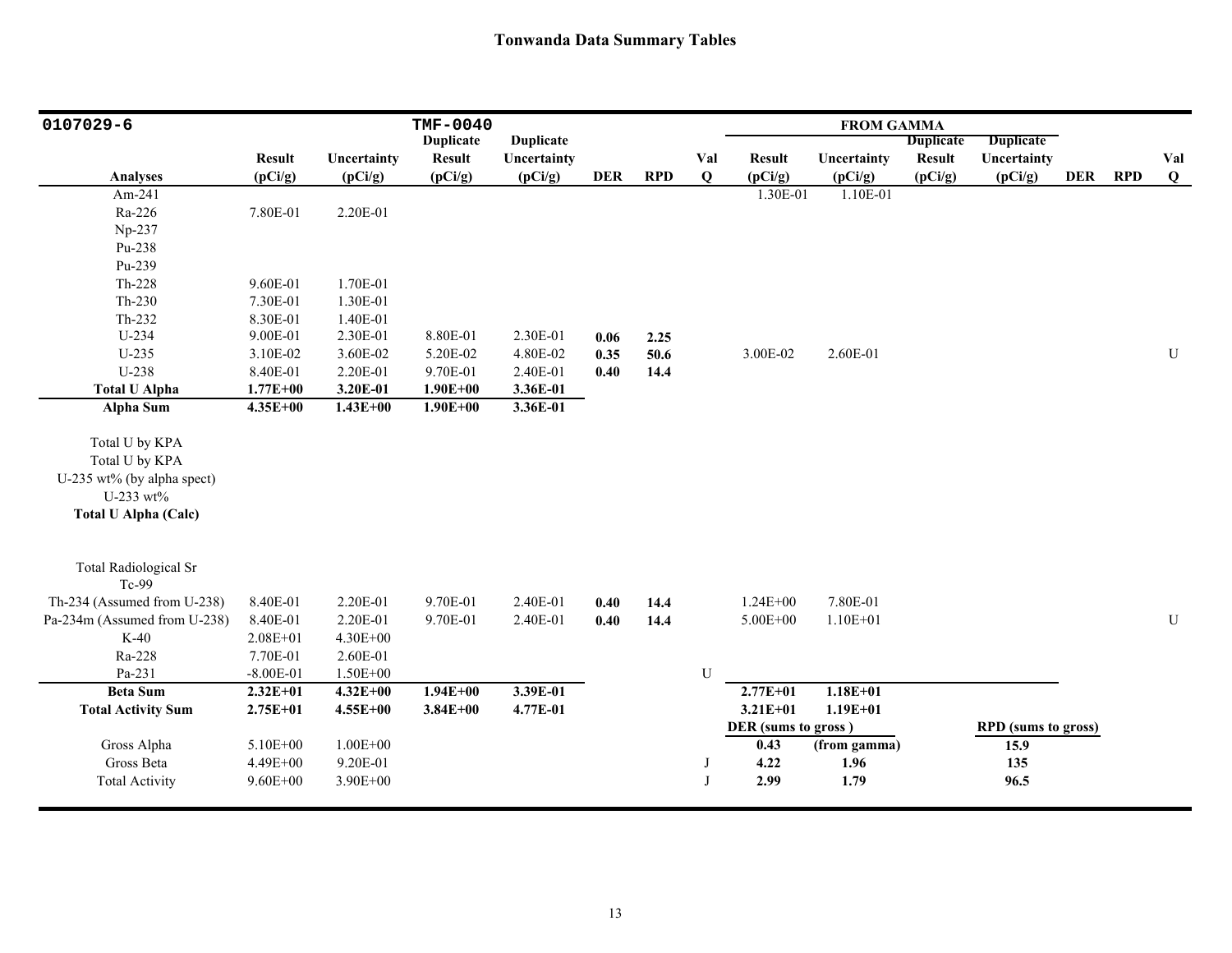# Tonwanda Data Summary Tables

| 0107029-6 | | | TMF-0040 | | | | | FROM GAMMA | | | | | | |
|---|---|---|---|---|---|---|---|---|---|---|---|---|---|---|
| | | | Duplicate | Duplicate | | | | | | Duplicate | Duplicate | | | |
| | Result | Uncertainty | Result | Uncertainty | | | Val | Result | Uncertainty | Result | Uncertainty | | | Val |
| **Analyses** | **(pCi/g)** | **(pCi/g)** | **(pCi/g)** | **(pCi/g)** | **DER** | **RPD** | **Q** | **(pCi/g)** | **(pCi/g)** | **(pCi/g)** | **(pCi/g)** | **DER** | **RPD** | **Q** |
| Am-241 | | | | | | | | 1.30E-01 | 1.10E-01 | | | | | |
| Ra-226 | 7.80E-01 | 2.20E-01 | | | | | | | | | | | | |
| Np-237 | | | | | | | | | | | | | | |
| Pu-238 | | | | | | | | | | | | | | |
| Pu-239 | | | | | | | | | | | | | | |
| Th-228 | 9.60E-01 | 1.70E-01 | | | | | | | | | | | | |
| Th-230 | 7.30E-01 | 1.30E-01 | | | | | | | | | | | | |
| Th-232 | 8.30E-01 | 1.40E-01 | | | | | | | | | | | | |
| U-234 | 9.00E-01 | 2.30E-01 | 8.80E-01 | 2.30E-01 | **0.06** | **2.25** | | | | | | | | |
| U-235 | 3.10E-02 | 3.60E-02 | 5.20E-02 | 4.80E-02 | **0.35** | **50.6** | | 3.00E-02 | 2.60E-01 | | | | | U |
| U-238 | 8.40E-01 | 2.20E-01 | 9.70E-01 | 2.40E-01 | **0.40** | **14.4** | | | | | | | | |
| **Total U Alpha** | **1.77E+00** | **3.20E-01** | **1.90E+00** | **3.36E-01** | | | | | | | | | | |
| **Alpha Sum** | **4.35E+00** | **1.43E+00** | **1.90E+00** | **3.36E-01** | | | | | | | | | | |
| Total U by KPA | | | | | | | | | | | | | | |
| Total U by KPA | | | | | | | | | | | | | | |
| U-235 wt% (by alpha spect) | | | | | | | | | | | | | | |
| U-233 wt% | | | | | | | | | | | | | | |
| **Total U Alpha (Calc)** | | | | | | | | | | | | | | |
| Total Radiological Sr | | | | | | | | | | | | | | |
| Tc-99 | | | | | | | | | | | | | | |
| Th-234 (Assumed from U-238) | 8.40E-01 | 2.20E-01 | 9.70E-01 | 2.40E-01 | **0.40** | **14.4** | | 1.24E+00 | 7.80E-01 | | | | | |
| Pa-234m (Assumed from U-238) | 8.40E-01 | 2.20E-01 | 9.70E-01 | 2.40E-01 | **0.40** | **14.4** | | 5.00E+00 | 1.10E+01 | | | | | U |
| K-40 | 2.08E+01 | 4.30E+00 | | | | | | | | | | | | |
| Ra-228 | 7.70E-01 | 2.60E-01 | | | | | | | | | | | | |
| Pa-231 | -8.00E-01 | 1.50E+00 | | | | | U | | | | | | | |
| **Beta Sum** | **2.32E+01** | **4.32E+00** | **1.94E+00** | **3.39E-01** | | | | **2.77E+01** | **1.18E+01** | | | | | |
| **Total Activity Sum** | **2.75E+01** | **4.55E+00** | **3.84E+00** | **4.77E-01** | | | | **3.21E+01** | **1.19E+01** | | | | | |
| | | | | | | | | **DER (sums to gross )** | | | **RPD (sums to gross)** | | | |
| Gross Alpha | 5.10E+00 | 1.00E+00 | | | | | | **0.43** | **(from gamma)** | | **15.9** | | | |
| Gross Beta | 4.49E+00 | 9.20E-01 | | | | | J | **4.22** | **1.96** | | **135** | | | |
| Total Activity | 9.60E+00 | 3.90E+00 | | | | | J | **2.99** | **1.79** | | **96.5** | | | |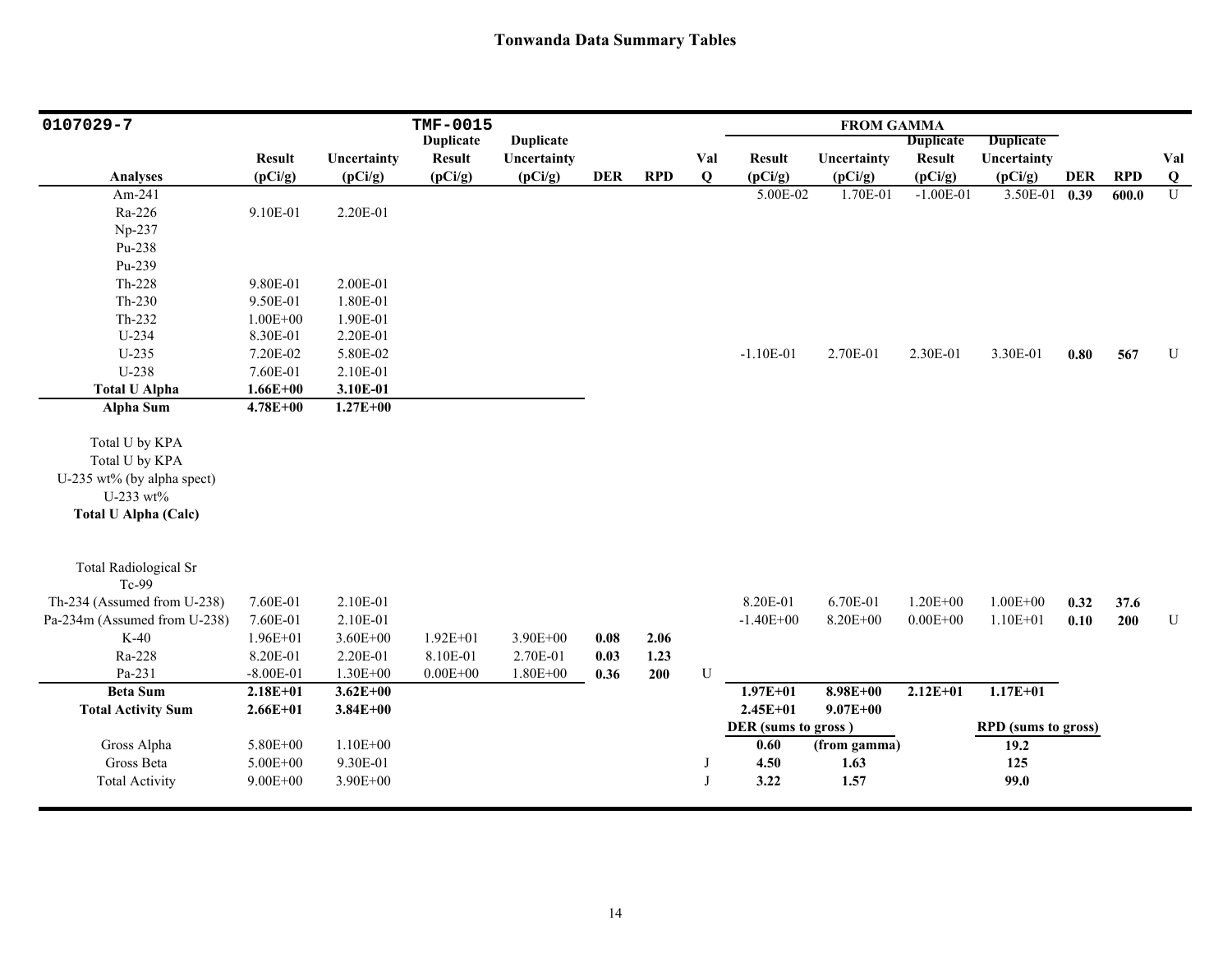# Tonwanda Data Summary Tables

| 0107029-7 | | | TMF-0015 | | | | | FROM GAMMA | | | | | | |
|---|---|---|---|---|---|---|---|---|---|---|---|---|---|---|
| Analyses | Result (pCi/g) | Uncertainty (pCi/g) | Duplicate Result (pCi/g) | Duplicate Uncertainty (pCi/g) | DER | RPD | Val Q | Result (pCi/g) | Uncertainty (pCi/g) | Duplicate Result (pCi/g) | Duplicate Uncertainty (pCi/g) | DER | RPD | Val Q |
| Am-241 | | | | | | | | 5.00E-02 | 1.70E-01 | -1.00E-01 | 3.50E-01 | **0.39** | **600.0** | U |
| Ra-226 | 9.10E-01 | 2.20E-01 | | | | | | | | | | | | |
| Np-237 | | | | | | | | | | | | | | |
| Pu-238 | | | | | | | | | | | | | | |
| Pu-239 | | | | | | | | | | | | | | |
| Th-228 | 9.80E-01 | 2.00E-01 | | | | | | | | | | | | |
| Th-230 | 9.50E-01 | 1.80E-01 | | | | | | | | | | | | |
| Th-232 | 1.00E+00 | 1.90E-01 | | | | | | | | | | | | |
| U-234 | 8.30E-01 | 2.20E-01 | | | | | | | | | | | | |
| U-235 | 7.20E-02 | 5.80E-02 | | | | | | -1.10E-01 | 2.70E-01 | 2.30E-01 | 3.30E-01 | **0.80** | **567** | U |
| U-238 | 7.60E-01 | 2.10E-01 | | | | | | | | | | | | |
| **Total U Alpha** | **1.66E+00** | **3.10E-01** | | | | | | | | | | | | |
| **Alpha Sum** | **4.78E+00** | **1.27E+00** | | | | | | | | | | | | |
| Total U by KPA | | | | | | | | | | | | | | |
| Total U by KPA | | | | | | | | | | | | | | |
| U-235 wt% (by alpha spect) | | | | | | | | | | | | | | |
| U-233 wt% | | | | | | | | | | | | | | |
| **Total U Alpha (Calc)** | | | | | | | | | | | | | | |
| Total Radiological Sr | | | | | | | | | | | | | | |
| Tc-99 | | | | | | | | | | | | | | |
| Th-234 (Assumed from U-238) | 7.60E-01 | 2.10E-01 | | | | | | 8.20E-01 | 6.70E-01 | 1.20E+00 | 1.00E+00 | **0.32** | **37.6** | |
| Pa-234m (Assumed from U-238) | 7.60E-01 | 2.10E-01 | | | | | | -1.40E+00 | 8.20E+00 | 0.00E+00 | 1.10E+01 | **0.10** | **200** | U |
| K-40 | 1.96E+01 | 3.60E+00 | 1.92E+01 | 3.90E+00 | **0.08** | **2.06** | | | | | | | | |
| Ra-228 | 8.20E-01 | 2.20E-01 | 8.10E-01 | 2.70E-01 | **0.03** | **1.23** | | | | | | | | |
| Pa-231 | -8.00E-01 | 1.30E+00 | 0.00E+00 | 1.80E+00 | **0.36** | **200** | U | | | | | | | |
| **Beta Sum** | **2.18E+01** | **3.62E+00** | | | | | | **1.97E+01** | **8.98E+00** | **2.12E+01** | **1.17E+01** | | | |
| **Total Activity Sum** | **2.66E+01** | **3.84E+00** | | | | | | **2.45E+01** | **9.07E+00** | | | | | |
| | | | | | | | | **DER (sums to gross)** | | | **RPD (sums to gross)** | | | |
| Gross Alpha | 5.80E+00 | 1.10E+00 | | | | | | **0.60** | **(from gamma)** | | **19.2** | | | |
| Gross Beta | 5.00E+00 | 9.30E-01 | | | | | J | **4.50** | **1.63** | | **125** | | | |
| Total Activity | 9.00E+00 | 3.90E+00 | | | | | J | **3.22** | **1.57** | | **99.0** | | | |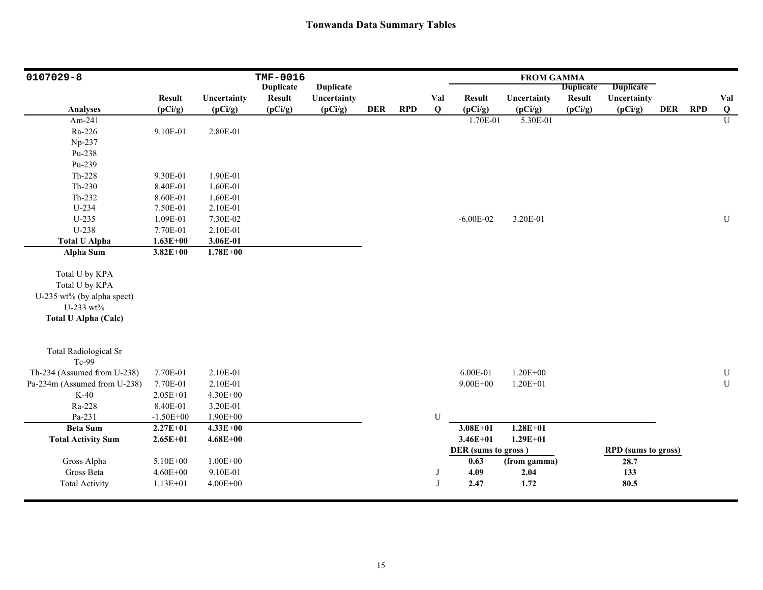# Tonwanda Data Summary Tables

| 0107029-8 | | | TMF-0016 | | | | | FROM GAMMA | | | | | | |
|---|---|---|---|---|---|---|---|---|---|---|---|---|---|---|
| Analyses | Result (pCi/g) | Uncertainty (pCi/g) | Duplicate Result (pCi/g) | Duplicate Uncertainty (pCi/g) | DER | RPD | Val Q | Result (pCi/g) | Uncertainty (pCi/g) | Duplicate Result (pCi/g) | Duplicate Uncertainty (pCi/g) | DER | RPD | Val Q |
| Am-241 | | | | | | | | 1.70E-01 | 5.30E-01 | | | | | U |
| Ra-226 | 9.10E-01 | 2.80E-01 | | | | | | | | | | | | |
| Np-237 | | | | | | | | | | | | | | |
| Pu-238 | | | | | | | | | | | | | | |
| Pu-239 | | | | | | | | | | | | | | |
| Th-228 | 9.30E-01 | 1.90E-01 | | | | | | | | | | | | |
| Th-230 | 8.40E-01 | 1.60E-01 | | | | | | | | | | | | |
| Th-232 | 8.60E-01 | 1.60E-01 | | | | | | | | | | | | |
| U-234 | 7.50E-01 | 2.10E-01 | | | | | | | | | | | | |
| U-235 | 1.09E-01 | 7.30E-02 | | | | | | -6.00E-02 | 3.20E-01 | | | | | U |
| U-238 | 7.70E-01 | 2.10E-01 | | | | | | | | | | | | |
| **Total U Alpha** | **1.63E+00** | **3.06E-01** | | | | | | | | | | | | |
| **Alpha Sum** | **3.82E+00** | **1.78E+00** | | | | | | | | | | | | |
| Total U by KPA | | | | | | | | | | | | | | |
| Total U by KPA | | | | | | | | | | | | | | |
| U-235 wt% (by alpha spect) | | | | | | | | | | | | | | |
| U-233 wt% | | | | | | | | | | | | | | |
| **Total U Alpha (Calc)** | | | | | | | | | | | | | | |
| Total Radiological Sr | | | | | | | | | | | | | | |
| Tc-99 | | | | | | | | | | | | | | |
| Th-234 (Assumed from U-238) | 7.70E-01 | 2.10E-01 | | | | | | 6.00E-01 | 1.20E+00 | | | | | U |
| Pa-234m (Assumed from U-238) | 7.70E-01 | 2.10E-01 | | | | | | 9.00E+00 | 1.20E+01 | | | | | U |
| K-40 | 2.05E+01 | 4.30E+00 | | | | | | | | | | | | |
| Ra-228 | 8.40E-01 | 3.20E-01 | | | | | | | | | | | | |
| Pa-231 | -1.50E+00 | 1.90E+00 | | | | | U | | | | | | | |
| **Beta Sum** | **2.27E+01** | **4.33E+00** | | | | | | **3.08E+01** | **1.28E+01** | | | | | |
| **Total Activity Sum** | **2.65E+01** | **4.68E+00** | | | | | | **3.46E+01** | **1.29E+01** | | | | | |
| | | | | | | | | **DER (sums to gross)** | | | **RPD (sums to gross)** | | | |
| Gross Alpha | 5.10E+00 | 1.00E+00 | | | | | | **0.63** | **(from gamma)** | | **28.7** | | | |
| Gross Beta | 4.60E+00 | 9.10E-01 | | | | | J | **4.09** | **2.04** | | **133** | | | |
| Total Activity | 1.13E+01 | 4.00E+00 | | | | | J | **2.47** | **1.72** | | **80.5** | | | |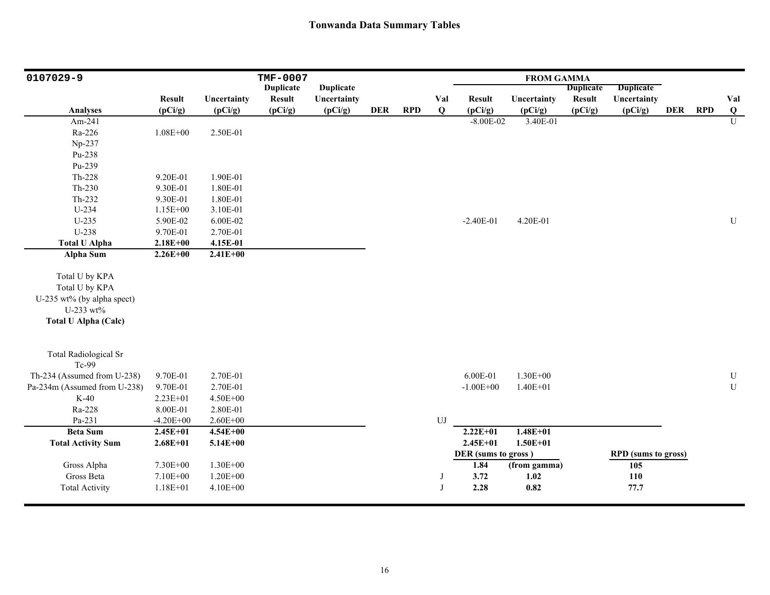## Tonwanda Data Summary Tables

| 0107029-9 | | | TMF-0007 | | | | | FROM GAMMA | | | | | | |
|---|---|---|---|---|---|---|---|---|---|---|---|---|---|---|
| | | | Duplicate | Duplicate | | | | | | Duplicate | Duplicate | | | |
| Analyses | Result (pCi/g) | Uncertainty (pCi/g) | Result (pCi/g) | Uncertainty (pCi/g) | DER | RPD | Val Q | Result (pCi/g) | Uncertainty (pCi/g) | Result (pCi/g) | Uncertainty (pCi/g) | DER | RPD | Val Q |
| Am-241 | | | | | | | | -8.00E-02 | 3.40E-01 | | | | | U |
| Ra-226 | 1.08E+00 | 2.50E-01 | | | | | | | | | | | | |
| Np-237 | | | | | | | | | | | | | | |
| Pu-238 | | | | | | | | | | | | | | |
| Pu-239 | | | | | | | | | | | | | | |
| Th-228 | 9.20E-01 | 1.90E-01 | | | | | | | | | | | | |
| Th-230 | 9.30E-01 | 1.80E-01 | | | | | | | | | | | | |
| Th-232 | 9.30E-01 | 1.80E-01 | | | | | | | | | | | | |
| U-234 | 1.15E+00 | 3.10E-01 | | | | | | | | | | | | |
| U-235 | 5.90E-02 | 6.00E-02 | | | | | | -2.40E-01 | 4.20E-01 | | | | | U |
| U-238 | 9.70E-01 | 2.70E-01 | | | | | | | | | | | | |
| **Total U Alpha** | **2.18E+00** | **4.15E-01** | | | | | | | | | | | | |
| **Alpha Sum** | **2.26E+00** | **2.41E+00** | | | | | | | | | | | | |
| Total U by KPA | | | | | | | | | | | | | | |
| Total U by KPA | | | | | | | | | | | | | | |
| U-235 wt% (by alpha spect) | | | | | | | | | | | | | | |
| U-233 wt% | | | | | | | | | | | | | | |
| **Total U Alpha (Calc)** | | | | | | | | | | | | | | |
| Total Radiological Sr | | | | | | | | | | | | | | |
| Tc-99 | | | | | | | | | | | | | | |
| Th-234 (Assumed from U-238) | 9.70E-01 | 2.70E-01 | | | | | | 6.00E-01 | 1.30E+00 | | | | | U |
| Pa-234m (Assumed from U-238) | 9.70E-01 | 2.70E-01 | | | | | | -1.00E+00 | 1.40E+01 | | | | | U |
| K-40 | 2.23E+01 | 4.50E+00 | | | | | | | | | | | | |
| Ra-228 | 8.00E-01 | 2.80E-01 | | | | | | | | | | | | |
| Pa-231 | -4.20E+00 | 2.60E+00 | | | | | UJ | | | | | | | |
| **Beta Sum** | **2.45E+01** | **4.54E+00** | | | | | | **2.22E+01** | **1.48E+01** | | | | | |
| **Total Activity Sum** | **2.68E+01** | **5.14E+00** | | | | | | **2.45E+01** | **1.50E+01** | | | | | |
| | | | | | | | | **DER (sums to gross )** | | | **RPD (sums to gross)** | | | |
| Gross Alpha | 7.30E+00 | 1.30E+00 | | | | | | **1.84** | **(from gamma)** | | **105** | | | |
| Gross Beta | 7.10E+00 | 1.20E+00 | | | | | J | **3.72** | **1.02** | | **110** | | | |
| Total Activity | 1.18E+01 | 4.10E+00 | | | | | J | **2.28** | **0.82** | | **77.7** | | | |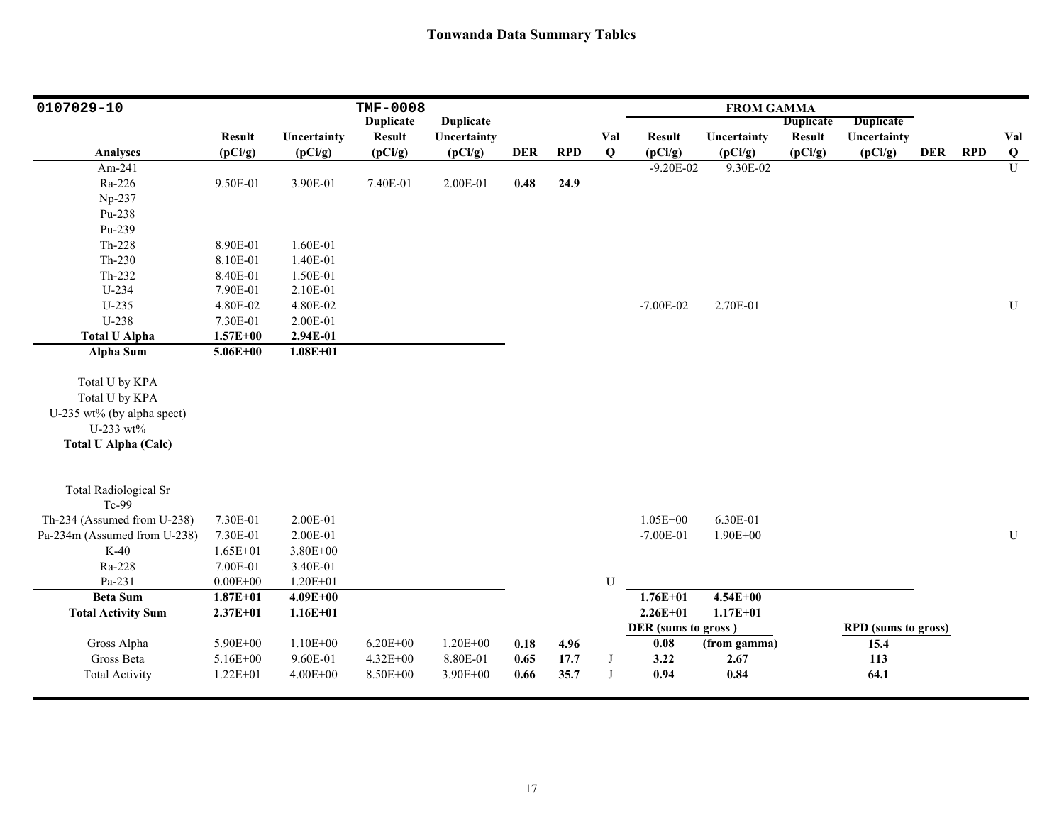# Tonwanda Data Summary Tables

| 0107029-10 | | | TMF-0008 | | | | | FROM GAMMA | | | | | | |
|---|---|---|---|---|---|---|---|---|---|---|---|---|---|---|
| Analyses | Result (pCi/g) | Uncertainty (pCi/g) | Duplicate Result (pCi/g) | Duplicate Uncertainty (pCi/g) | DER | RPD | Val Q | Result (pCi/g) | Uncertainty (pCi/g) | Duplicate Result (pCi/g) | Duplicate Uncertainty (pCi/g) | DER | RPD | Val Q |
| Am-241 | | | | | | | | -9.20E-02 | 9.30E-02 | | | | | U |
| Ra-226 | 9.50E-01 | 3.90E-01 | 7.40E-01 | 2.00E-01 | **0.48** | **24.9** | | | | | | | | |
| Np-237 | | | | | | | | | | | | | | |
| Pu-238 | | | | | | | | | | | | | | |
| Pu-239 | | | | | | | | | | | | | | |
| Th-228 | 8.90E-01 | 1.60E-01 | | | | | | | | | | | | |
| Th-230 | 8.10E-01 | 1.40E-01 | | | | | | | | | | | | |
| Th-232 | 8.40E-01 | 1.50E-01 | | | | | | | | | | | | |
| U-234 | 7.90E-01 | 2.10E-01 | | | | | | | | | | | | |
| U-235 | 4.80E-02 | 4.80E-02 | | | | | | -7.00E-02 | 2.70E-01 | | | | | U |
| U-238 | 7.30E-01 | 2.00E-01 | | | | | | | | | | | | |
| **Total U Alpha** | **1.57E+00** | **2.94E-01** | | | | | | | | | | | | |
| **Alpha Sum** | **5.06E+00** | **1.08E+01** | | | | | | | | | | | | |
| Total U by KPA | | | | | | | | | | | | | | |
| Total U by KPA | | | | | | | | | | | | | | |
| U-235 wt% (by alpha spect) | | | | | | | | | | | | | | |
| U-233 wt% | | | | | | | | | | | | | | |
| **Total U Alpha (Calc)** | | | | | | | | | | | | | | |
| Total Radiological Sr | | | | | | | | | | | | | | |
| Tc-99 | | | | | | | | | | | | | | |
| Th-234 (Assumed from U-238) | 7.30E-01 | 2.00E-01 | | | | | | 1.05E+00 | 6.30E-01 | | | | | |
| Pa-234m (Assumed from U-238) | 7.30E-01 | 2.00E-01 | | | | | | -7.00E-01 | 1.90E+00 | | | | | U |
| K-40 | 1.65E+01 | 3.80E+00 | | | | | | | | | | | | |
| Ra-228 | 7.00E-01 | 3.40E-01 | | | | | | | | | | | | |
| Pa-231 | 0.00E+00 | 1.20E+01 | | | | | U | | | | | | | |
| **Beta Sum** | **1.87E+01** | **4.09E+00** | | | | | | **1.76E+01** | **4.54E+00** | | | | | |
| **Total Activity Sum** | **2.37E+01** | **1.16E+01** | | | | | | **2.26E+01** | **1.17E+01** | | | | | |
| | | | | | | | | **DER (sums to gross )** | | | **RPD (sums to gross)** | | | |
| Gross Alpha | 5.90E+00 | 1.10E+00 | 6.20E+00 | 1.20E+00 | **0.18** | **4.96** | | **0.08** | **(from gamma)** | | **15.4** | | | |
| Gross Beta | 5.16E+00 | 9.60E-01 | 4.32E+00 | 8.80E-01 | **0.65** | **17.7** | J | **3.22** | **2.67** | | **113** | | | |
| Total Activity | 1.22E+01 | 4.00E+00 | 8.50E+00 | 3.90E+00 | **0.66** | **35.7** | J | **0.94** | **0.84** | | **64.1** | | | |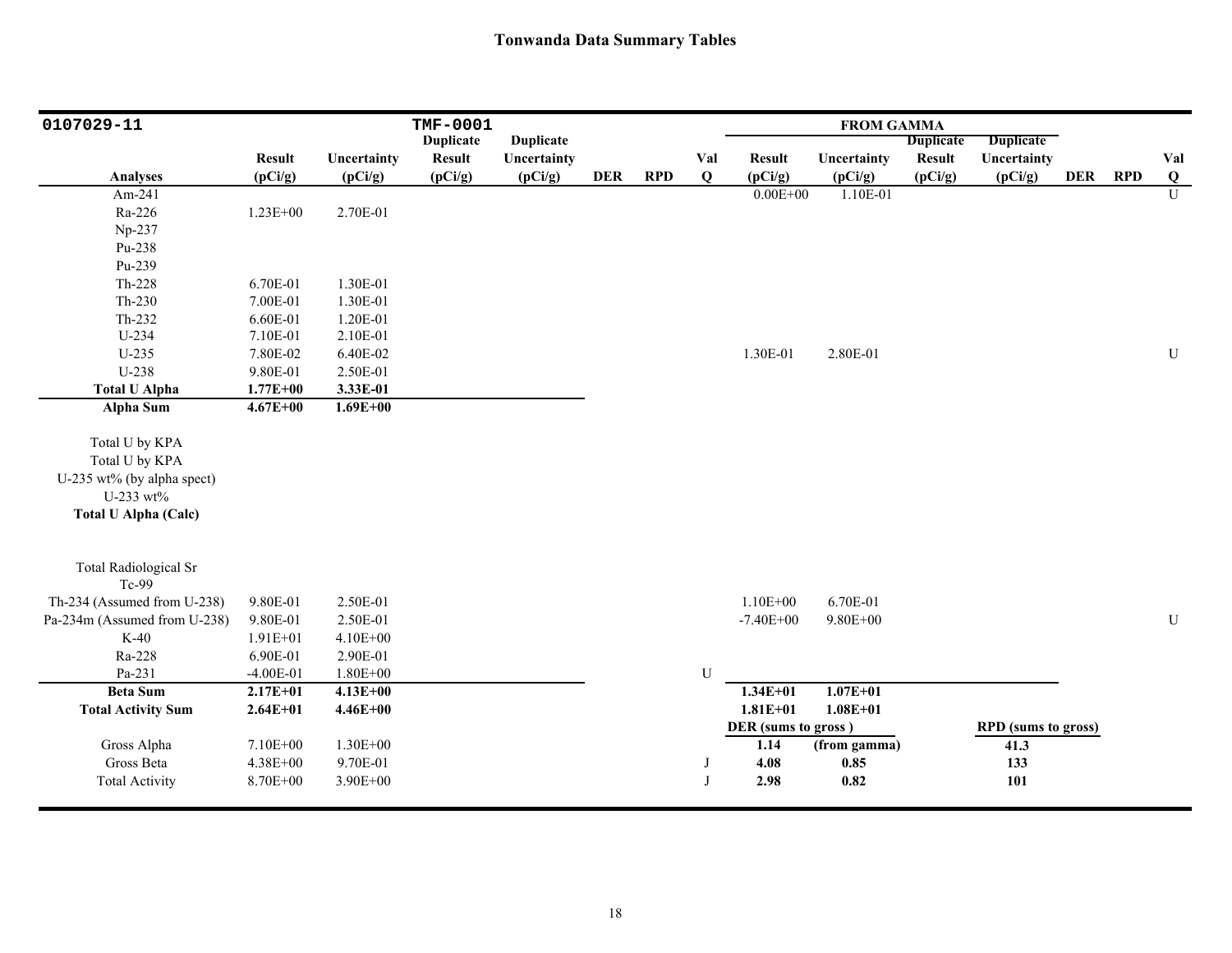# Tonwanda Data Summary Tables

| 0107029-11 | | | TMF-0001 | | | | | FROM GAMMA | | | | | | |
|---|---|---|---|---|---|---|---|---|---|---|---|---|---|---|
| **Analyses** | **Result (pCi/g)** | **Uncertainty (pCi/g)** | **Duplicate Result (pCi/g)** | **Duplicate Uncertainty (pCi/g)** | **DER** | **RPD** | **Val Q** | **Result (pCi/g)** | **Uncertainty (pCi/g)** | **Duplicate Result (pCi/g)** | **Duplicate Uncertainty (pCi/g)** | **DER** | **RPD** | **Val Q** |
| Am-241 | | | | | | | | 0.00E+00 | 1.10E-01 | | | | | U |
| Ra-226 | 1.23E+00 | 2.70E-01 | | | | | | | | | | | | |
| Np-237 | | | | | | | | | | | | | | |
| Pu-238 | | | | | | | | | | | | | | |
| Pu-239 | | | | | | | | | | | | | | |
| Th-228 | 6.70E-01 | 1.30E-01 | | | | | | | | | | | | |
| Th-230 | 7.00E-01 | 1.30E-01 | | | | | | | | | | | | |
| Th-232 | 6.60E-01 | 1.20E-01 | | | | | | | | | | | | |
| U-234 | 7.10E-01 | 2.10E-01 | | | | | | | | | | | | |
| U-235 | 7.80E-02 | 6.40E-02 | | | | | | 1.30E-01 | 2.80E-01 | | | | | U |
| U-238 | 9.80E-01 | 2.50E-01 | | | | | | | | | | | | |
| **Total U Alpha** | **1.77E+00** | **3.33E-01** | | | | | | | | | | | | |
| **Alpha Sum** | **4.67E+00** | **1.69E+00** | | | | | | | | | | | | |
| Total U by KPA | | | | | | | | | | | | | | |
| Total U by KPA | | | | | | | | | | | | | | |
| U-235 wt% (by alpha spect) | | | | | | | | | | | | | | |
| U-233 wt% | | | | | | | | | | | | | | |
| **Total U Alpha (Calc)** | | | | | | | | | | | | | | |
| Total Radiological Sr | | | | | | | | | | | | | | |
| Tc-99 | | | | | | | | | | | | | | |
| Th-234 (Assumed from U-238) | 9.80E-01 | 2.50E-01 | | | | | | 1.10E+00 | 6.70E-01 | | | | | |
| Pa-234m (Assumed from U-238) | 9.80E-01 | 2.50E-01 | | | | | | -7.40E+00 | 9.80E+00 | | | | | U |
| K-40 | 1.91E+01 | 4.10E+00 | | | | | | | | | | | | |
| Ra-228 | 6.90E-01 | 2.90E-01 | | | | | | | | | | | | |
| Pa-231 | -4.00E-01 | 1.80E+00 | | | | | U | | | | | | | |
| **Beta Sum** | **2.17E+01** | **4.13E+00** | | | | | | **1.34E+01** | **1.07E+01** | | | | | |
| **Total Activity Sum** | **2.64E+01** | **4.46E+00** | | | | | | **1.81E+01** | **1.08E+01** | | | | | |
| | | | | | | | | **DER (sums to gross )** | | | **RPD (sums to gross)** | | | |
| Gross Alpha | 7.10E+00 | 1.30E+00 | | | | | | **1.14** | **(from gamma)** | | **41.3** | | | |
| Gross Beta | 4.38E+00 | 9.70E-01 | | | | | J | **4.08** | **0.85** | | **133** | | | |
| Total Activity | 8.70E+00 | 3.90E+00 | | | | | J | **2.98** | **0.82** | | **101** | | | |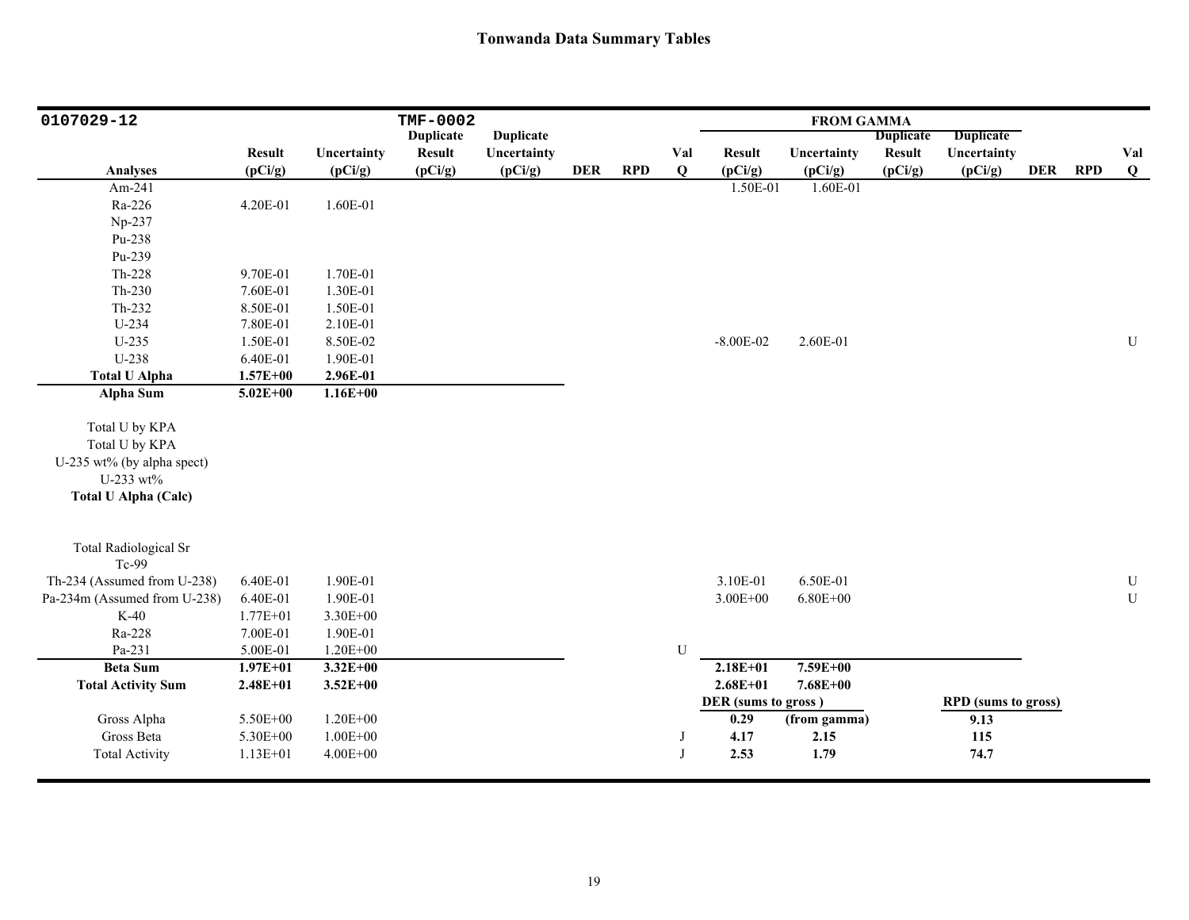# Tonwanda Data Summary Tables

| 0107029-12 | | | TMF-0002 | | | | | FROM GAMMA | | | | | | |
|---|---|---|---|---|---|---|---|---|---|---|---|---|---|---|
| Analyses | Result (pCi/g) | Uncertainty (pCi/g) | Duplicate Result (pCi/g) | Duplicate Uncertainty (pCi/g) | DER | RPD | Val Q | Result (pCi/g) | Uncertainty (pCi/g) | Duplicate Result (pCi/g) | Duplicate Uncertainty (pCi/g) | DER | RPD | Val Q |
| Am-241 | | | | | | | | 1.50E-01 | 1.60E-01 | | | | | |
| Ra-226 | 4.20E-01 | 1.60E-01 | | | | | | | | | | | | |
| Np-237 | | | | | | | | | | | | | | |
| Pu-238 | | | | | | | | | | | | | | |
| Pu-239 | | | | | | | | | | | | | | |
| Th-228 | 9.70E-01 | 1.70E-01 | | | | | | | | | | | | |
| Th-230 | 7.60E-01 | 1.30E-01 | | | | | | | | | | | | |
| Th-232 | 8.50E-01 | 1.50E-01 | | | | | | | | | | | | |
| U-234 | 7.80E-01 | 2.10E-01 | | | | | | | | | | | | |
| U-235 | 1.50E-01 | 8.50E-02 | | | | | | -8.00E-02 | 2.60E-01 | | | | | U |
| U-238 | 6.40E-01 | 1.90E-01 | | | | | | | | | | | | |
| **Total U Alpha** | **1.57E+00** | **2.96E-01** | | | | | | | | | | | | |
| **Alpha Sum** | **5.02E+00** | **1.16E+00** | | | | | | | | | | | | |
| Total U by KPA | | | | | | | | | | | | | | |
| Total U by KPA | | | | | | | | | | | | | | |
| U-235 wt% (by alpha spect) | | | | | | | | | | | | | | |
| U-233 wt% | | | | | | | | | | | | | | |
| **Total U Alpha (Calc)** | | | | | | | | | | | | | | |
| Total Radiological Sr | | | | | | | | | | | | | | |
| Tc-99 | | | | | | | | | | | | | | |
| Th-234 (Assumed from U-238) | 6.40E-01 | 1.90E-01 | | | | | | 3.10E-01 | 6.50E-01 | | | | | U |
| Pa-234m (Assumed from U-238) | 6.40E-01 | 1.90E-01 | | | | | | 3.00E+00 | 6.80E+00 | | | | | U |
| K-40 | 1.77E+01 | 3.30E+00 | | | | | | | | | | | | |
| Ra-228 | 7.00E-01 | 1.90E-01 | | | | | | | | | | | | |
| Pa-231 | 5.00E-01 | 1.20E+00 | | | | | U | | | | | | | |
| **Beta Sum** | **1.97E+01** | **3.32E+00** | | | | | | **2.18E+01** | **7.59E+00** | | | | | |
| **Total Activity Sum** | **2.48E+01** | **3.52E+00** | | | | | | **2.68E+01** | **7.68E+00** | | | | | |
| | | | | | | | | **DER (sums to gross )** | | | **RPD (sums to gross)** | | | |
| Gross Alpha | 5.50E+00 | 1.20E+00 | | | | | | **0.29** | **(from gamma)** | | **9.13** | | | |
| Gross Beta | 5.30E+00 | 1.00E+00 | | | | | J | **4.17** | **2.15** | | **115** | | | |
| Total Activity | 1.13E+01 | 4.00E+00 | | | | | J | **2.53** | **1.79** | | **74.7** | | | |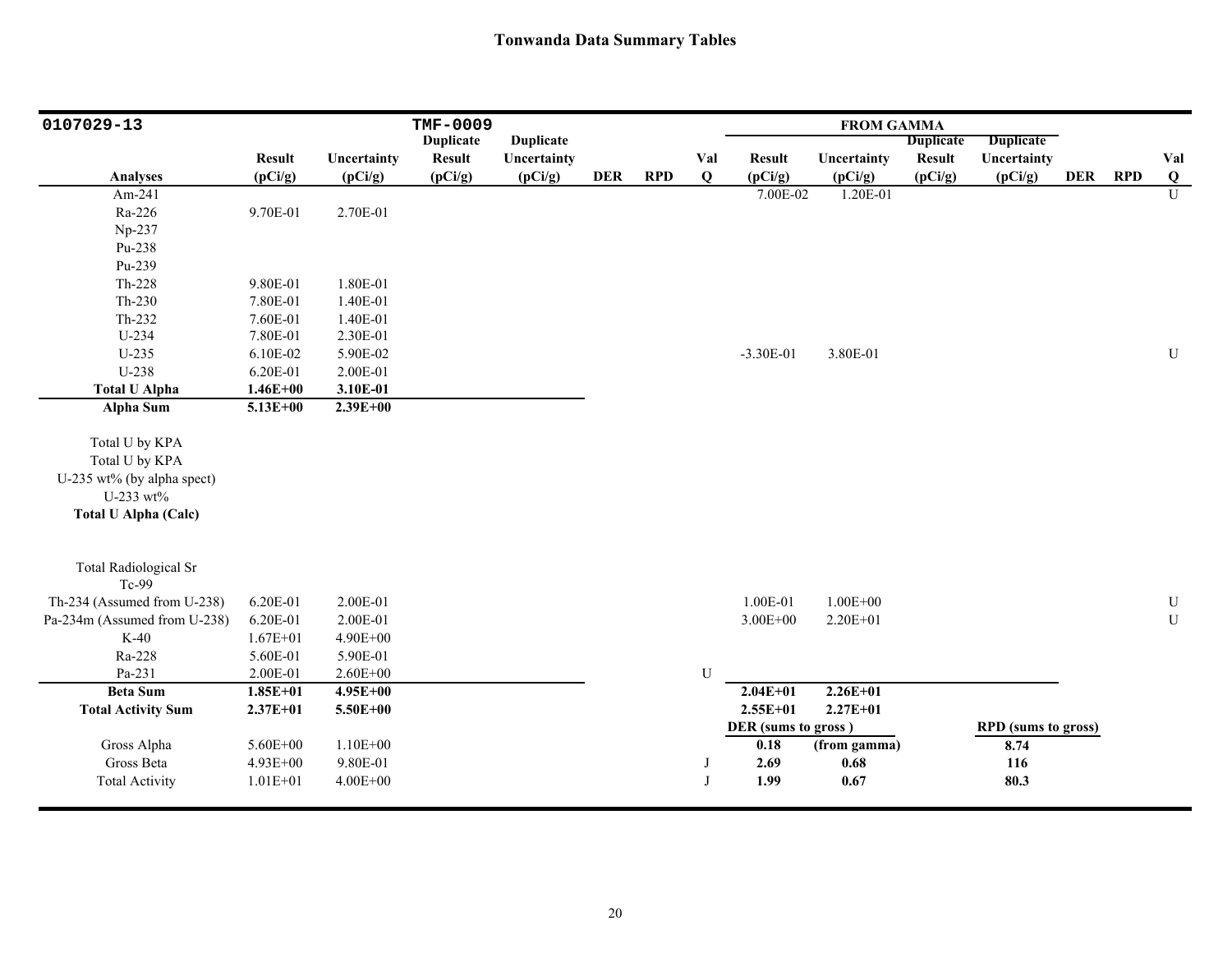# Tonwanda Data Summary Tables

| 0107029-13 | | | TMF-0009 | | | | | FROM GAMMA | | | | | | |
|---|---|---|---|---|---|---|---|---|---|---|---|---|---|---|
| Analyses | Result (pCi/g) | Uncertainty (pCi/g) | Duplicate Result (pCi/g) | Duplicate Uncertainty (pCi/g) | DER | RPD | Val Q | Result (pCi/g) | Uncertainty (pCi/g) | Duplicate Result (pCi/g) | Duplicate Uncertainty (pCi/g) | DER | RPD | Val Q |
| Am-241 | | | | | | | | 7.00E-02 | 1.20E-01 | | | | | U |
| Ra-226 | 9.70E-01 | 2.70E-01 | | | | | | | | | | | | |
| Np-237 | | | | | | | | | | | | | | |
| Pu-238 | | | | | | | | | | | | | | |
| Pu-239 | | | | | | | | | | | | | | |
| Th-228 | 9.80E-01 | 1.80E-01 | | | | | | | | | | | | |
| Th-230 | 7.80E-01 | 1.40E-01 | | | | | | | | | | | | |
| Th-232 | 7.60E-01 | 1.40E-01 | | | | | | | | | | | | |
| U-234 | 7.80E-01 | 2.30E-01 | | | | | | | | | | | | |
| U-235 | 6.10E-02 | 5.90E-02 | | | | | | -3.30E-01 | 3.80E-01 | | | | | U |
| U-238 | 6.20E-01 | 2.00E-01 | | | | | | | | | | | | |
| **Total U Alpha** | **1.46E+00** | **3.10E-01** | | | | | | | | | | | | |
| **Alpha Sum** | **5.13E+00** | **2.39E+00** | | | | | | | | | | | | |
| Total U by KPA | | | | | | | | | | | | | | |
| Total U by KPA | | | | | | | | | | | | | | |
| U-235 wt% (by alpha spect) | | | | | | | | | | | | | | |
| U-233 wt% | | | | | | | | | | | | | | |
| **Total U Alpha (Calc)** | | | | | | | | | | | | | | |
| Total Radiological Sr | | | | | | | | | | | | | | |
| Tc-99 | | | | | | | | | | | | | | |
| Th-234 (Assumed from U-238) | 6.20E-01 | 2.00E-01 | | | | | | 1.00E-01 | 1.00E+00 | | | | | U |
| Pa-234m (Assumed from U-238) | 6.20E-01 | 2.00E-01 | | | | | | 3.00E+00 | 2.20E+01 | | | | | U |
| K-40 | 1.67E+01 | 4.90E+00 | | | | | | | | | | | | |
| Ra-228 | 5.60E-01 | 5.90E-01 | | | | | | | | | | | | |
| Pa-231 | 2.00E-01 | 2.60E+00 | | | | | U | | | | | | | |
| **Beta Sum** | **1.85E+01** | **4.95E+00** | | | | | | **2.04E+01** | **2.26E+01** | | | | | |
| **Total Activity Sum** | **2.37E+01** | **5.50E+00** | | | | | | **2.55E+01** | **2.27E+01** | | | | | |
| | | | | | | | | **DER (sums to gross )** | | | **RPD (sums to gross)** | | | |
| Gross Alpha | 5.60E+00 | 1.10E+00 | | | | | | **0.18** | **(from gamma)** | | **8.74** | | | |
| Gross Beta | 4.93E+00 | 9.80E-01 | | | | | J | **2.69** | **0.68** | | **116** | | | |
| Total Activity | 1.01E+01 | 4.00E+00 | | | | | J | **1.99** | **0.67** | | **80.3** | | | |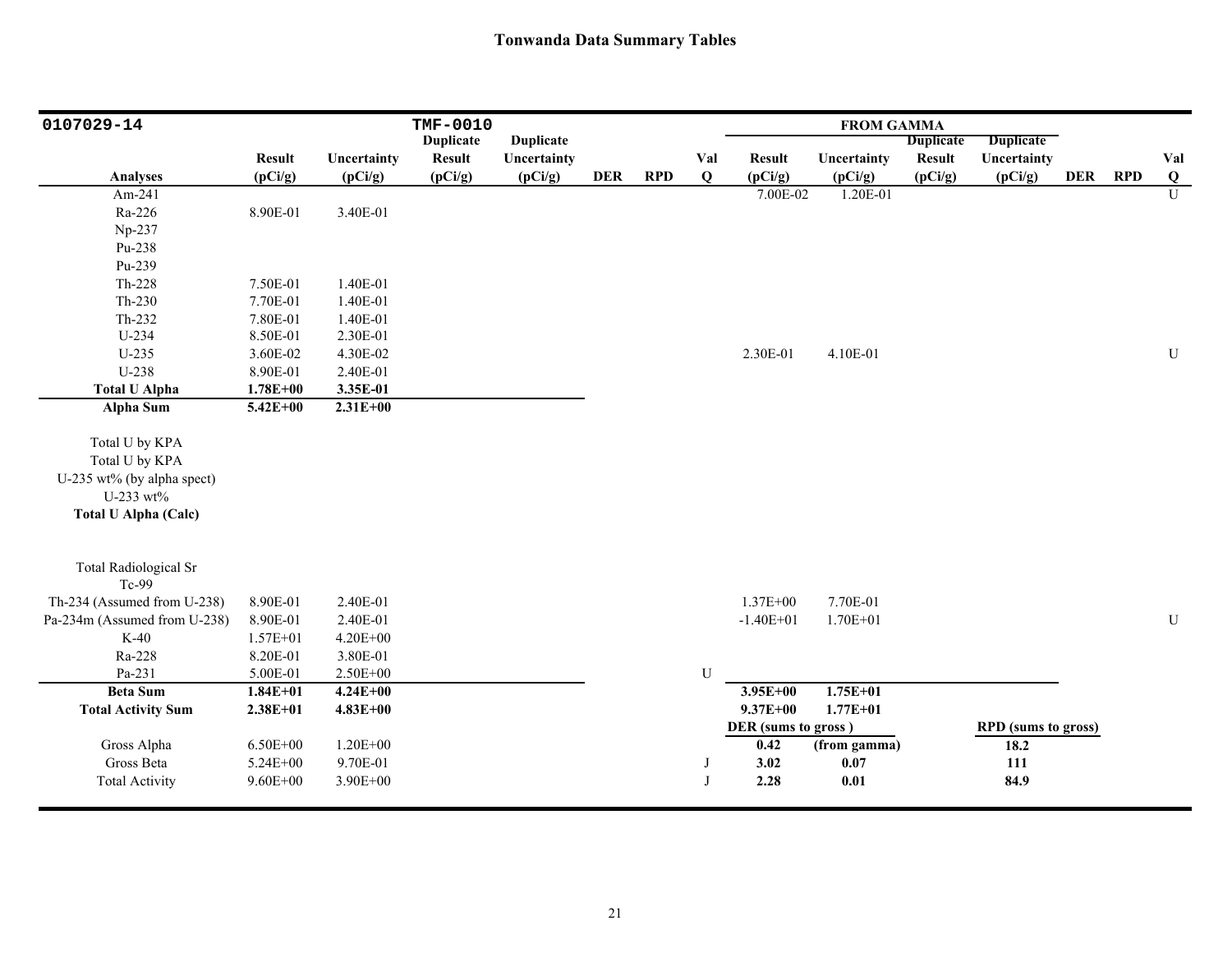## Tonwanda Data Summary Tables

| 0107029-14 | | | TMF-0010 | | | | | FROM GAMMA | | | | | | |
|---|---|---|---|---|---|---|---|---|---|---|---|---|---|---|
| | | | Duplicate | Duplicate | | | | | | Duplicate | Duplicate | | | |
| Analyses | Result (pCi/g) | Uncertainty (pCi/g) | Result (pCi/g) | Uncertainty (pCi/g) | DER | RPD | Val Q | Result (pCi/g) | Uncertainty (pCi/g) | Result (pCi/g) | Uncertainty (pCi/g) | DER | RPD | Val Q |
| Am-241 | | | | | | | | 7.00E-02 | 1.20E-01 | | | | | U |
| Ra-226 | 8.90E-01 | 3.40E-01 | | | | | | | | | | | | |
| Np-237 | | | | | | | | | | | | | | |
| Pu-238 | | | | | | | | | | | | | | |
| Pu-239 | | | | | | | | | | | | | | |
| Th-228 | 7.50E-01 | 1.40E-01 | | | | | | | | | | | | |
| Th-230 | 7.70E-01 | 1.40E-01 | | | | | | | | | | | | |
| Th-232 | 7.80E-01 | 1.40E-01 | | | | | | | | | | | | |
| U-234 | 8.50E-01 | 2.30E-01 | | | | | | | | | | | | |
| U-235 | 3.60E-02 | 4.30E-02 | | | | | | 2.30E-01 | 4.10E-01 | | | | | U |
| U-238 | 8.90E-01 | 2.40E-01 | | | | | | | | | | | | |
| **Total U Alpha** | **1.78E+00** | **3.35E-01** | | | | | | | | | | | | |
| **Alpha Sum** | **5.42E+00** | **2.31E+00** | | | | | | | | | | | | |
| Total U by KPA | | | | | | | | | | | | | | |
| Total U by KPA | | | | | | | | | | | | | | |
| U-235 wt% (by alpha spect) | | | | | | | | | | | | | | |
| U-233 wt% | | | | | | | | | | | | | | |
| **Total U Alpha (Calc)** | | | | | | | | | | | | | | |
| Total Radiological Sr | | | | | | | | | | | | | | |
| Tc-99 | | | | | | | | | | | | | | |
| Th-234 (Assumed from U-238) | 8.90E-01 | 2.40E-01 | | | | | | 1.37E+00 | 7.70E-01 | | | | | |
| Pa-234m (Assumed from U-238) | 8.90E-01 | 2.40E-01 | | | | | | -1.40E+01 | 1.70E+01 | | | | | U |
| K-40 | 1.57E+01 | 4.20E+00 | | | | | | | | | | | | |
| Ra-228 | 8.20E-01 | 3.80E-01 | | | | | | | | | | | | |
| Pa-231 | 5.00E-01 | 2.50E+00 | | | | | U | | | | | | | |
| **Beta Sum** | **1.84E+01** | **4.24E+00** | | | | | | **3.95E+00** | **1.75E+01** | | | | | |
| **Total Activity Sum** | **2.38E+01** | **4.83E+00** | | | | | | **9.37E+00** | **1.77E+01** | | | | | |
| | | | | | | | | **DER (sums to gross )** | | | **RPD (sums to gross)** | | | |
| Gross Alpha | 6.50E+00 | 1.20E+00 | | | | | | **0.42** | **(from gamma)** | | **18.2** | | | |
| Gross Beta | 5.24E+00 | 9.70E-01 | | | | | J | **3.02** | **0.07** | | **111** | | | |
| Total Activity | 9.60E+00 | 3.90E+00 | | | | | J | **2.28** | **0.01** | | **84.9** | | | |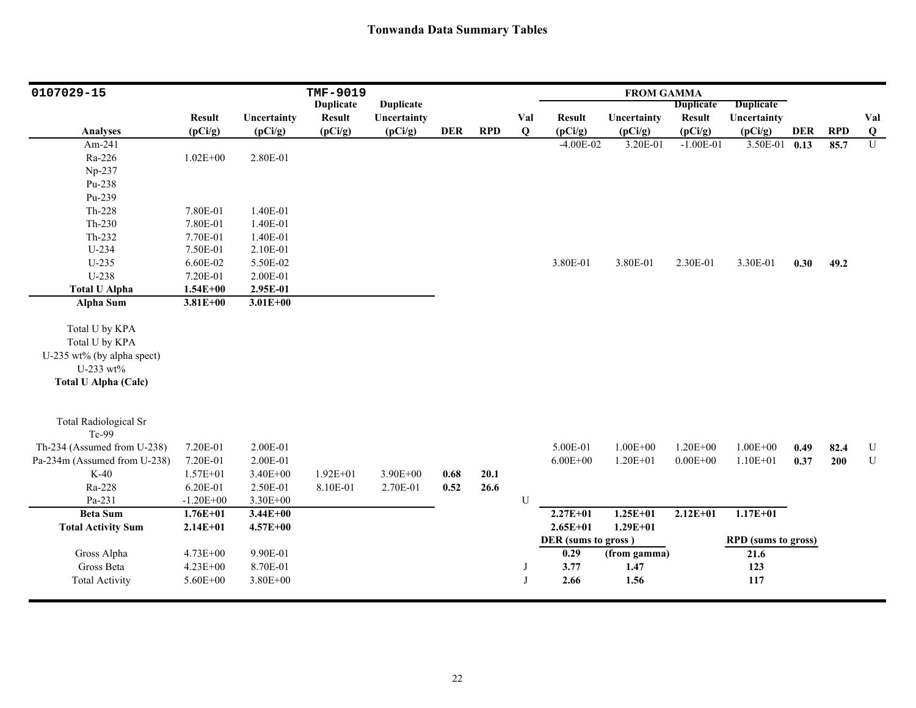# Tonwanda Data Summary Tables

| 0107029-15 | | | TMF-9019 | | | | | FROM GAMMA | | | | | | |
|---|---|---|---|---|---|---|---|---|---|---|---|---|---|---|
| Analyses | Result (pCi/g) | Uncertainty (pCi/g) | Duplicate Result (pCi/g) | Duplicate Uncertainty (pCi/g) | DER | RPD | Val Q | Result (pCi/g) | Uncertainty (pCi/g) | Duplicate Result (pCi/g) | Duplicate Uncertainty (pCi/g) | DER | RPD | Val Q |
| Am-241 | | | | | | | | -4.00E-02 | 3.20E-01 | -1.00E-01 | 3.50E-01 | 0.13 | 85.7 | U |
| Ra-226 | 1.02E+00 | 2.80E-01 | | | | | | | | | | | | |
| Np-237 | | | | | | | | | | | | | | |
| Pu-238 | | | | | | | | | | | | | | |
| Pu-239 | | | | | | | | | | | | | | |
| Th-228 | 7.80E-01 | 1.40E-01 | | | | | | | | | | | | |
| Th-230 | 7.80E-01 | 1.40E-01 | | | | | | | | | | | | |
| Th-232 | 7.70E-01 | 1.40E-01 | | | | | | | | | | | | |
| U-234 | 7.50E-01 | 2.10E-01 | | | | | | | | | | | | |
| U-235 | 6.60E-02 | 5.50E-02 | | | | | | 3.80E-01 | 3.80E-01 | 2.30E-01 | 3.30E-01 | 0.30 | 49.2 | |
| U-238 | 7.20E-01 | 2.00E-01 | | | | | | | | | | | | |
| **Total U Alpha** | **1.54E+00** | **2.95E-01** | | | | | | | | | | | | |
| **Alpha Sum** | **3.81E+00** | **3.01E+00** | | | | | | | | | | | | |
| Total U by KPA | | | | | | | | | | | | | | |
| Total U by KPA | | | | | | | | | | | | | | |
| U-235 wt% (by alpha spect) | | | | | | | | | | | | | | |
| U-233 wt% | | | | | | | | | | | | | | |
| **Total U Alpha (Calc)** | | | | | | | | | | | | | | |
| Total Radiological Sr | | | | | | | | | | | | | | |
| Tc-99 | | | | | | | | | | | | | | |
| Th-234 (Assumed from U-238) | 7.20E-01 | 2.00E-01 | | | | | | 5.00E-01 | 1.00E+00 | 1.20E+00 | 1.00E+00 | 0.49 | 82.4 | U |
| Pa-234m (Assumed from U-238) | 7.20E-01 | 2.00E-01 | | | | | | 6.00E+00 | 1.20E+01 | 0.00E+00 | 1.10E+01 | 0.37 | 200 | U |
| K-40 | 1.57E+01 | 3.40E+00 | 1.92E+01 | 3.90E+00 | 0.68 | 20.1 | | | | | | | | |
| Ra-228 | 6.20E-01 | 2.50E-01 | 8.10E-01 | 2.70E-01 | 0.52 | 26.6 | | | | | | | | |
| Pa-231 | -1.20E+00 | 3.30E+00 | | | | | U | | | | | | | |
| **Beta Sum** | **1.76E+01** | **3.44E+00** | | | | | | **2.27E+01** | **1.25E+01** | **2.12E+01** | **1.17E+01** | | | |
| **Total Activity Sum** | **2.14E+01** | **4.57E+00** | | | | | | **2.65E+01** | **1.29E+01** | | | | | |
| | | | | | | | | **DER (sums to gross )** | | | **RPD (sums to gross)** | | | |
| Gross Alpha | 4.73E+00 | 9.90E-01 | | | | | | **0.29** | **(from gamma)** | | **21.6** | | | |
| Gross Beta | 4.23E+00 | 8.70E-01 | | | | | J | **3.77** | **1.47** | | **123** | | | |
| Total Activity | 5.60E+00 | 3.80E+00 | | | | | J | **2.66** | **1.56** | | **117** | | | |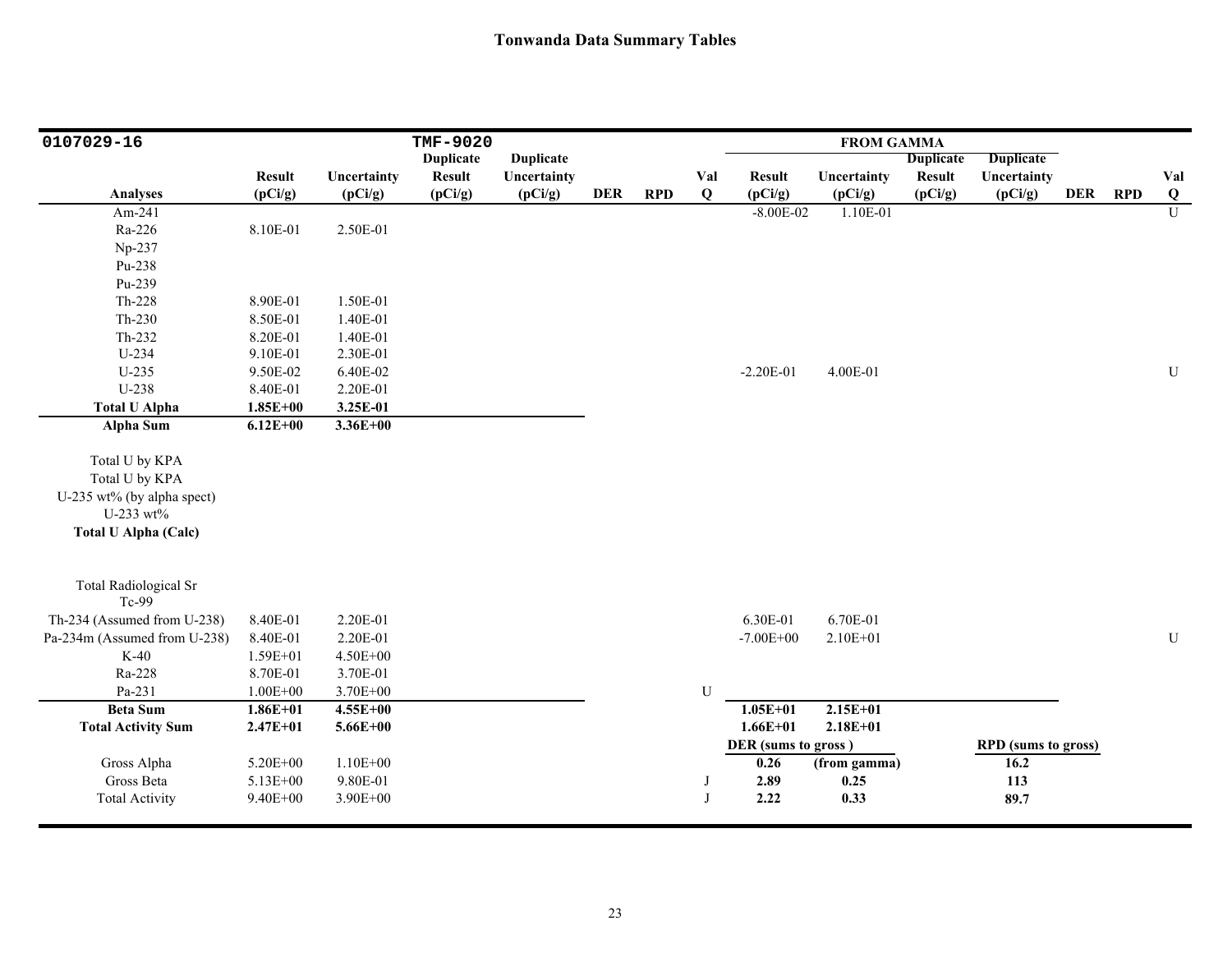## Tonwanda Data Summary Tables

| 0107029-16 | | | TMF-9020 | | | | | FROM GAMMA | | | | | | |
|---|---|---|---|---|---|---|---|---|---|---|---|---|---|---|
| Analyses | Result (pCi/g) | Uncertainty (pCi/g) | Duplicate Result (pCi/g) | Duplicate Uncertainty (pCi/g) | DER | RPD | Val Q | Result (pCi/g) | Uncertainty (pCi/g) | Duplicate Result (pCi/g) | Duplicate Uncertainty (pCi/g) | DER | RPD | Val Q |
| Am-241 | | | | | | | | -8.00E-02 | 1.10E-01 | | | | | U |
| Ra-226 | 8.10E-01 | 2.50E-01 | | | | | | | | | | | | |
| Np-237 | | | | | | | | | | | | | | |
| Pu-238 | | | | | | | | | | | | | | |
| Pu-239 | | | | | | | | | | | | | | |
| Th-228 | 8.90E-01 | 1.50E-01 | | | | | | | | | | | | |
| Th-230 | 8.50E-01 | 1.40E-01 | | | | | | | | | | | | |
| Th-232 | 8.20E-01 | 1.40E-01 | | | | | | | | | | | | |
| U-234 | 9.10E-01 | 2.30E-01 | | | | | | | | | | | | |
| U-235 | 9.50E-02 | 6.40E-02 | | | | | | -2.20E-01 | 4.00E-01 | | | | | U |
| U-238 | 8.40E-01 | 2.20E-01 | | | | | | | | | | | | |
| **Total U Alpha** | **1.85E+00** | **3.25E-01** | | | | | | | | | | | | |
| **Alpha Sum** | **6.12E+00** | **3.36E+00** | | | | | | | | | | | | |
| Total U by KPA | | | | | | | | | | | | | | |
| Total U by KPA | | | | | | | | | | | | | | |
| U-235 wt% (by alpha spect) | | | | | | | | | | | | | | |
| U-233 wt% | | | | | | | | | | | | | | |
| **Total U Alpha (Calc)** | | | | | | | | | | | | | | |
| Total Radiological Sr | | | | | | | | | | | | | | |
| Tc-99 | | | | | | | | | | | | | | |
| Th-234 (Assumed from U-238) | 8.40E-01 | 2.20E-01 | | | | | | 6.30E-01 | 6.70E-01 | | | | | |
| Pa-234m (Assumed from U-238) | 8.40E-01 | 2.20E-01 | | | | | | -7.00E+00 | 2.10E+01 | | | | | U |
| K-40 | 1.59E+01 | 4.50E+00 | | | | | | | | | | | | |
| Ra-228 | 8.70E-01 | 3.70E-01 | | | | | | | | | | | | |
| Pa-231 | 1.00E+00 | 3.70E+00 | | | | | U | | | | | | | |
| **Beta Sum** | **1.86E+01** | **4.55E+00** | | | | | | **1.05E+01** | **2.15E+01** | | | | | |
| **Total Activity Sum** | **2.47E+01** | **5.66E+00** | | | | | | **1.66E+01** | **2.18E+01** | | | | | |
| | | | | | | | | **DER (sums to gross)** | | | **RPD (sums to gross)** | | | |
| Gross Alpha | 5.20E+00 | 1.10E+00 | | | | | | **0.26** | **(from gamma)** | | **16.2** | | | |
| Gross Beta | 5.13E+00 | 9.80E-01 | | | | | J | **2.89** | **0.25** | | **113** | | | |
| Total Activity | 9.40E+00 | 3.90E+00 | | | | | J | **2.22** | **0.33** | | **89.7** | | | |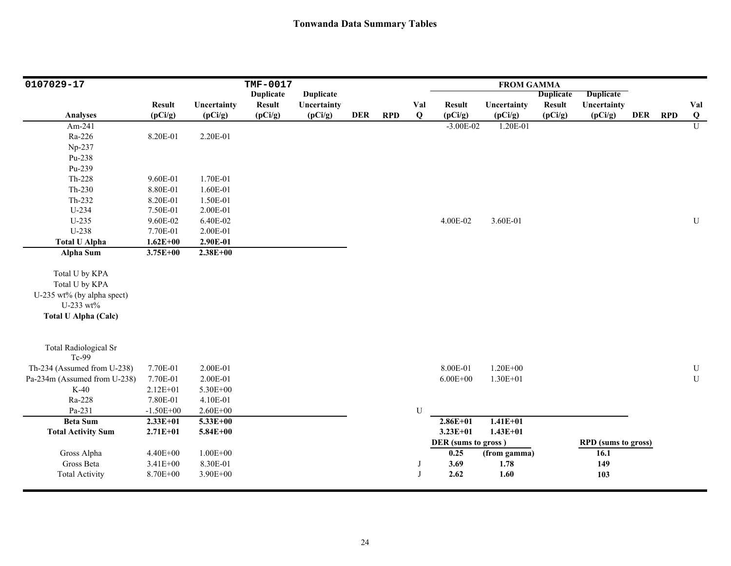# Tonwanda Data Summary Tables

| 0107029-17 | | | TMF-0017 | | | | | FROM GAMMA | | | | | | |
|---|---|---|---|---|---|---|---|---|---|---|---|---|---|---|
| Analyses | Result (pCi/g) | Uncertainty (pCi/g) | Duplicate Result (pCi/g) | Duplicate Uncertainty (pCi/g) | DER | RPD | Val Q | Result (pCi/g) | Uncertainty (pCi/g) | Duplicate Result (pCi/g) | Duplicate Uncertainty (pCi/g) | DER | RPD | Val Q |
| Am-241 | | | | | | | | -3.00E-02 | 1.20E-01 | | | | | U |
| Ra-226 | 8.20E-01 | 2.20E-01 | | | | | | | | | | | | |
| Np-237 | | | | | | | | | | | | | | |
| Pu-238 | | | | | | | | | | | | | | |
| Pu-239 | | | | | | | | | | | | | | |
| Th-228 | 9.60E-01 | 1.70E-01 | | | | | | | | | | | | |
| Th-230 | 8.80E-01 | 1.60E-01 | | | | | | | | | | | | |
| Th-232 | 8.20E-01 | 1.50E-01 | | | | | | | | | | | | |
| U-234 | 7.50E-01 | 2.00E-01 | | | | | | | | | | | | |
| U-235 | 9.60E-02 | 6.40E-02 | | | | | | 4.00E-02 | 3.60E-01 | | | | | U |
| U-238 | 7.70E-01 | 2.00E-01 | | | | | | | | | | | | |
| **Total U Alpha** | **1.62E+00** | **2.90E-01** | | | | | | | | | | | | |
| **Alpha Sum** | **3.75E+00** | **2.38E+00** | | | | | | | | | | | | |
| Total U by KPA | | | | | | | | | | | | | | |
| Total U by KPA | | | | | | | | | | | | | | |
| U-235 wt% (by alpha spect) | | | | | | | | | | | | | | |
| U-233 wt% | | | | | | | | | | | | | | |
| **Total U Alpha (Calc)** | | | | | | | | | | | | | | |
| Total Radiological Sr | | | | | | | | | | | | | | |
| Tc-99 | | | | | | | | | | | | | | |
| Th-234 (Assumed from U-238) | 7.70E-01 | 2.00E-01 | | | | | | 8.00E-01 | 1.20E+00 | | | | | U |
| Pa-234m (Assumed from U-238) | 7.70E-01 | 2.00E-01 | | | | | | 6.00E+00 | 1.30E+01 | | | | | U |
| K-40 | 2.12E+01 | 5.30E+00 | | | | | | | | | | | | |
| Ra-228 | 7.80E-01 | 4.10E-01 | | | | | | | | | | | | |
| Pa-231 | -1.50E+00 | 2.60E+00 | | | | | U | | | | | | | |
| **Beta Sum** | **2.33E+01** | **5.33E+00** | | | | | | **2.86E+01** | **1.41E+01** | | | | | |
| **Total Activity Sum** | **2.71E+01** | **5.84E+00** | | | | | | **3.23E+01** | **1.43E+01** | | | | | |
| | | | | | | | | **DER (sums to gross )** | | | **RPD (sums to gross)** | | | |
| Gross Alpha | 4.40E+00 | 1.00E+00 | | | | | | **0.25** | **(from gamma)** | | **16.1** | | | |
| Gross Beta | 3.41E+00 | 8.30E-01 | | | | | J | **3.69** | **1.78** | | **149** | | | |
| Total Activity | 8.70E+00 | 3.90E+00 | | | | | J | **2.62** | **1.60** | | **103** | | | |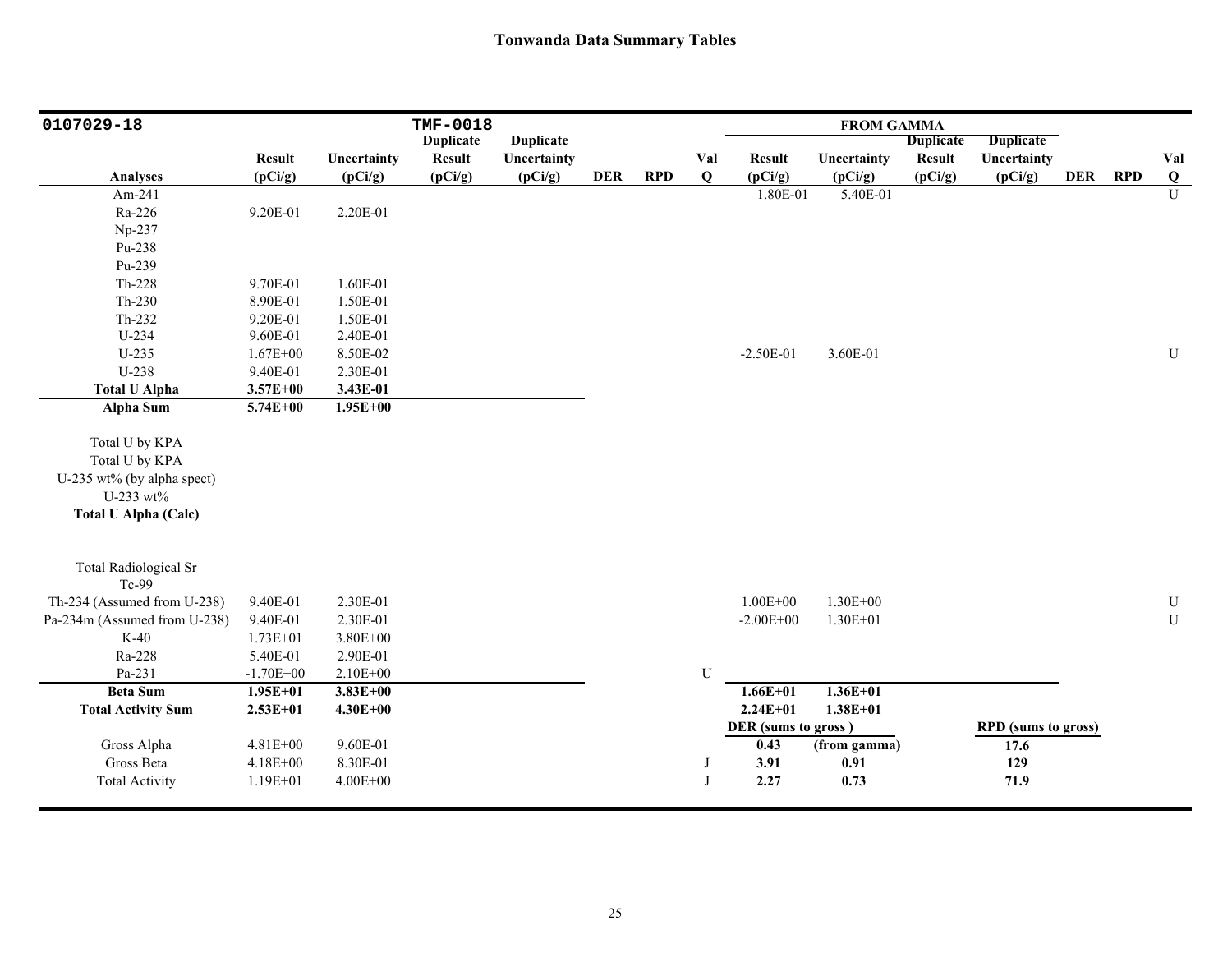# Tonwanda Data Summary Tables

| 0107029-18 | | | TMF-0018 | | | | | FROM GAMMA | | | | | | |
|---|---|---|---|---|---|---|---|---|---|---|---|---|---|---|
| Analyses | Result (pCi/g) | Uncertainty (pCi/g) | Duplicate Result (pCi/g) | Duplicate Uncertainty (pCi/g) | DER | RPD | Val Q | Result (pCi/g) | Uncertainty (pCi/g) | Duplicate Result (pCi/g) | Duplicate Uncertainty (pCi/g) | DER | RPD | Val Q |
| Am-241 | | | | | | | | 1.80E-01 | 5.40E-01 | | | | | U |
| Ra-226 | 9.20E-01 | 2.20E-01 | | | | | | | | | | | | |
| Np-237 | | | | | | | | | | | | | | |
| Pu-238 | | | | | | | | | | | | | | |
| Pu-239 | | | | | | | | | | | | | | |
| Th-228 | 9.70E-01 | 1.60E-01 | | | | | | | | | | | | |
| Th-230 | 8.90E-01 | 1.50E-01 | | | | | | | | | | | | |
| Th-232 | 9.20E-01 | 1.50E-01 | | | | | | | | | | | | |
| U-234 | 9.60E-01 | 2.40E-01 | | | | | | | | | | | | |
| U-235 | 1.67E+00 | 8.50E-02 | | | | | | -2.50E-01 | 3.60E-01 | | | | | U |
| U-238 | 9.40E-01 | 2.30E-01 | | | | | | | | | | | | |
| **Total U Alpha** | **3.57E+00** | **3.43E-01** | | | | | | | | | | | | |
| **Alpha Sum** | **5.74E+00** | **1.95E+00** | | | | | | | | | | | | |
| Total U by KPA | | | | | | | | | | | | | | |
| Total U by KPA | | | | | | | | | | | | | | |
| U-235 wt% (by alpha spect) | | | | | | | | | | | | | | |
| U-233 wt% | | | | | | | | | | | | | | |
| **Total U Alpha (Calc)** | | | | | | | | | | | | | | |
| Total Radiological Sr | | | | | | | | | | | | | | |
| Tc-99 | | | | | | | | | | | | | | |
| Th-234 (Assumed from U-238) | 9.40E-01 | 2.30E-01 | | | | | | 1.00E+00 | 1.30E+00 | | | | | U |
| Pa-234m (Assumed from U-238) | 9.40E-01 | 2.30E-01 | | | | | | -2.00E+00 | 1.30E+01 | | | | | U |
| K-40 | 1.73E+01 | 3.80E+00 | | | | | | | | | | | | |
| Ra-228 | 5.40E-01 | 2.90E-01 | | | | | | | | | | | | |
| Pa-231 | -1.70E+00 | 2.10E+00 | | | | | U | | | | | | | |
| **Beta Sum** | **1.95E+01** | **3.83E+00** | | | | | | **1.66E+01** | **1.36E+01** | | | | | |
| **Total Activity Sum** | **2.53E+01** | **4.30E+00** | | | | | | **2.24E+01** | **1.38E+01** | | | | | |
| | | | | | | | | **DER (sums to gross)** | | | **RPD (sums to gross)** | | | |
| Gross Alpha | 4.81E+00 | 9.60E-01 | | | | | | **0.43** | **(from gamma)** | | **17.6** | | | |
| Gross Beta | 4.18E+00 | 8.30E-01 | | | | | J | **3.91** | **0.91** | | **129** | | | |
| Total Activity | 1.19E+01 | 4.00E+00 | | | | | J | **2.27** | **0.73** | | **71.9** | | | |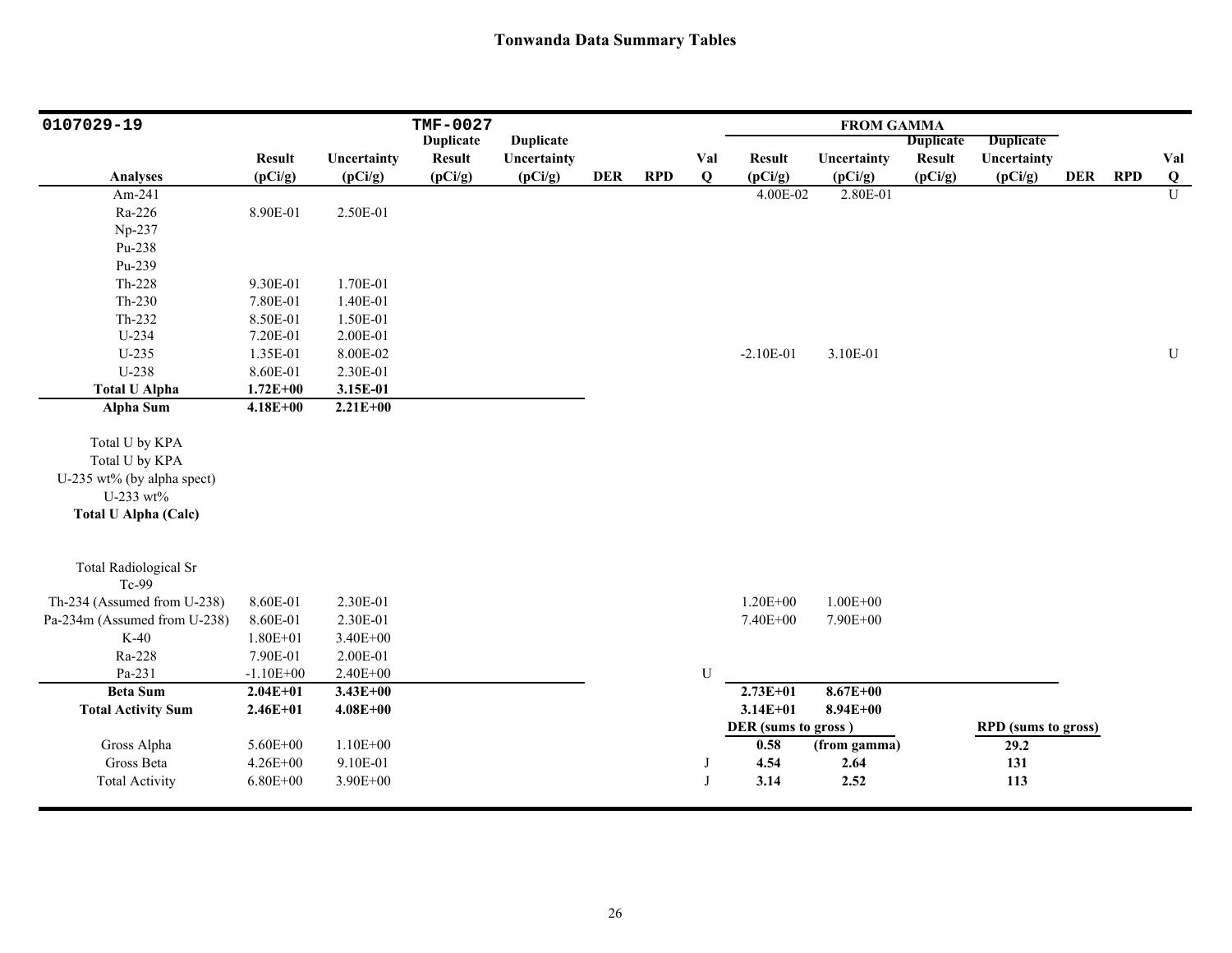# Tonwanda Data Summary Tables

| 0107029-19 | | | TMF-0027 | | | | | FROM GAMMA | | | | | | |
|---|---|---|---|---|---|---|---|---|---|---|---|---|---|---|
| | | | Duplicate | Duplicate | | | | | | Duplicate | Duplicate | | | |
| Analyses | Result (pCi/g) | Uncertainty (pCi/g) | Result (pCi/g) | Uncertainty (pCi/g) | DER | RPD | Val Q | Result (pCi/g) | Uncertainty (pCi/g) | Result (pCi/g) | Uncertainty (pCi/g) | DER | RPD | Val Q |
| Am-241 | | | | | | | | 4.00E-02 | 2.80E-01 | | | | | U |
| Ra-226 | 8.90E-01 | 2.50E-01 | | | | | | | | | | | | |
| Np-237 | | | | | | | | | | | | | | |
| Pu-238 | | | | | | | | | | | | | | |
| Pu-239 | | | | | | | | | | | | | | |
| Th-228 | 9.30E-01 | 1.70E-01 | | | | | | | | | | | | |
| Th-230 | 7.80E-01 | 1.40E-01 | | | | | | | | | | | | |
| Th-232 | 8.50E-01 | 1.50E-01 | | | | | | | | | | | | |
| U-234 | 7.20E-01 | 2.00E-01 | | | | | | | | | | | | |
| U-235 | 1.35E-01 | 8.00E-02 | | | | | | -2.10E-01 | 3.10E-01 | | | | | U |
| U-238 | 8.60E-01 | 2.30E-01 | | | | | | | | | | | | |
| **Total U Alpha** | **1.72E+00** | **3.15E-01** | | | | | | | | | | | | |
| **Alpha Sum** | **4.18E+00** | **2.21E+00** | | | | | | | | | | | | |
| Total U by KPA | | | | | | | | | | | | | | |
| Total U by KPA | | | | | | | | | | | | | | |
| U-235 wt% (by alpha spect) | | | | | | | | | | | | | | |
| U-233 wt% | | | | | | | | | | | | | | |
| **Total U Alpha (Calc)** | | | | | | | | | | | | | | |
| Total Radiological Sr | | | | | | | | | | | | | | |
| Tc-99 | | | | | | | | | | | | | | |
| Th-234 (Assumed from U-238) | 8.60E-01 | 2.30E-01 | | | | | | 1.20E+00 | 1.00E+00 | | | | | |
| Pa-234m (Assumed from U-238) | 8.60E-01 | 2.30E-01 | | | | | | 7.40E+00 | 7.90E+00 | | | | | |
| K-40 | 1.80E+01 | 3.40E+00 | | | | | | | | | | | | |
| Ra-228 | 7.90E-01 | 2.00E-01 | | | | | | | | | | | | |
| Pa-231 | -1.10E+00 | 2.40E+00 | | | | | U | | | | | | | |
| **Beta Sum** | **2.04E+01** | **3.43E+00** | | | | | | **2.73E+01** | **8.67E+00** | | | | | |
| **Total Activity Sum** | **2.46E+01** | **4.08E+00** | | | | | | **3.14E+01** | **8.94E+00** | | | | | |
| | | | | | | | | **DER (sums to gross )** | | | **RPD (sums to gross)** | | | |
| Gross Alpha | 5.60E+00 | 1.10E+00 | | | | | | **0.58** | **(from gamma)** | | **29.2** | | | |
| Gross Beta | 4.26E+00 | 9.10E-01 | | | | | J | **4.54** | **2.64** | | **131** | | | |
| Total Activity | 6.80E+00 | 3.90E+00 | | | | | J | **3.14** | **2.52** | | **113** | | | |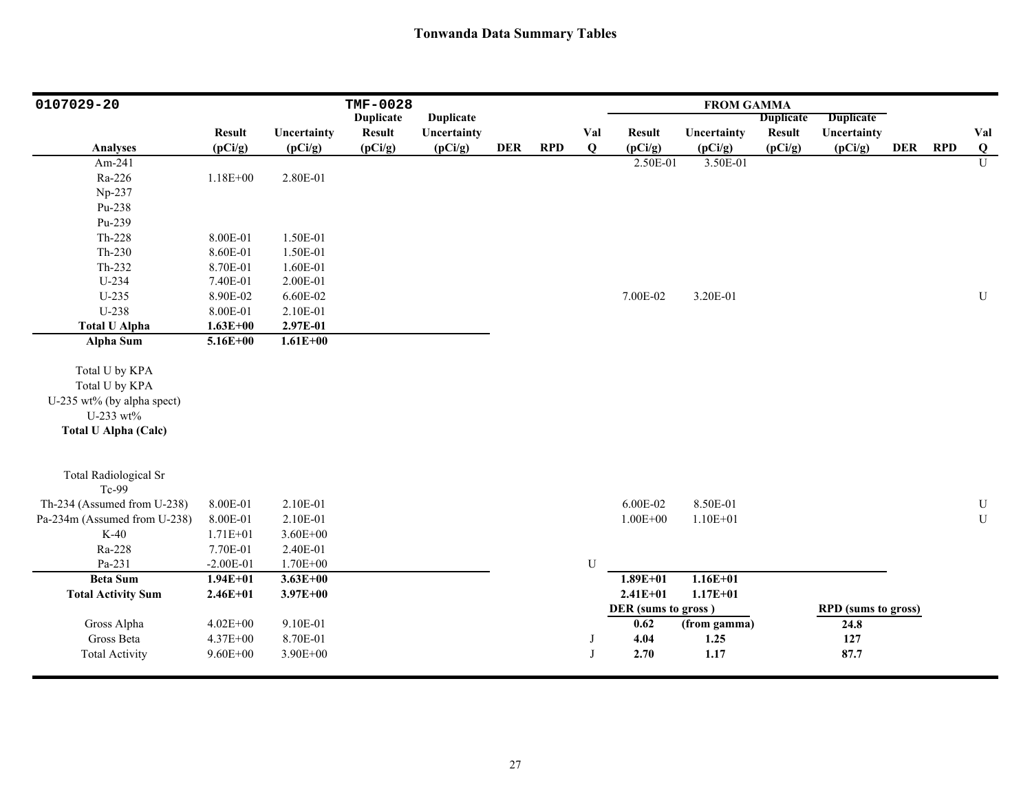## Tonwanda Data Summary Tables

| 0107029-20 | | | TMF-0028 | | | | | FROM GAMMA | | | | | | |
|---|---|---|---|---|---|---|---|---|---|---|---|---|---|---|
| Analyses | Result (pCi/g) | Uncertainty (pCi/g) | Duplicate Result (pCi/g) | Duplicate Uncertainty (pCi/g) | DER | RPD | Val Q | Result (pCi/g) | Uncertainty (pCi/g) | Duplicate Result (pCi/g) | Duplicate Uncertainty (pCi/g) | DER | RPD | Val Q |
| Am-241 | | | | | | | | 2.50E-01 | 3.50E-01 | | | | | U |
| Ra-226 | 1.18E+00 | 2.80E-01 | | | | | | | | | | | | |
| Np-237 | | | | | | | | | | | | | | |
| Pu-238 | | | | | | | | | | | | | | |
| Pu-239 | | | | | | | | | | | | | | |
| Th-228 | 8.00E-01 | 1.50E-01 | | | | | | | | | | | | |
| Th-230 | 8.60E-01 | 1.50E-01 | | | | | | | | | | | | |
| Th-232 | 8.70E-01 | 1.60E-01 | | | | | | | | | | | | |
| U-234 | 7.40E-01 | 2.00E-01 | | | | | | | | | | | | |
| U-235 | 8.90E-02 | 6.60E-02 | | | | | | 7.00E-02 | 3.20E-01 | | | | | U |
| U-238 | 8.00E-01 | 2.10E-01 | | | | | | | | | | | | |
| **Total U Alpha** | **1.63E+00** | **2.97E-01** | | | | | | | | | | | | |
| **Alpha Sum** | **5.16E+00** | **1.61E+00** | | | | | | | | | | | | |
| Total U by KPA | | | | | | | | | | | | | | |
| Total U by KPA | | | | | | | | | | | | | | |
| U-235 wt% (by alpha spect) | | | | | | | | | | | | | | |
| U-233 wt% | | | | | | | | | | | | | | |
| **Total U Alpha (Calc)** | | | | | | | | | | | | | | |
| Total Radiological Sr | | | | | | | | | | | | | | |
| Tc-99 | | | | | | | | | | | | | | |
| Th-234 (Assumed from U-238) | 8.00E-01 | 2.10E-01 | | | | | | 6.00E-02 | 8.50E-01 | | | | | U |
| Pa-234m (Assumed from U-238) | 8.00E-01 | 2.10E-01 | | | | | | 1.00E+00 | 1.10E+01 | | | | | U |
| K-40 | 1.71E+01 | 3.60E+00 | | | | | | | | | | | | |
| Ra-228 | 7.70E-01 | 2.40E-01 | | | | | | | | | | | | |
| Pa-231 | -2.00E-01 | 1.70E+00 | | | | | U | | | | | | | |
| **Beta Sum** | **1.94E+01** | **3.63E+00** | | | | | | **1.89E+01** | **1.16E+01** | | | | | |
| **Total Activity Sum** | **2.46E+01** | **3.97E+00** | | | | | | **2.41E+01** | **1.17E+01** | | | | | |
| | | | | | | | | **DER (sums to gross )** | | | **RPD (sums to gross)** | | | |
| Gross Alpha | 4.02E+00 | 9.10E-01 | | | | | | **0.62** | **(from gamma)** | | **24.8** | | | |
| Gross Beta | 4.37E+00 | 8.70E-01 | | | | | J | **4.04** | **1.25** | | **127** | | | |
| Total Activity | 9.60E+00 | 3.90E+00 | | | | | J | **2.70** | **1.17** | | **87.7** | | | |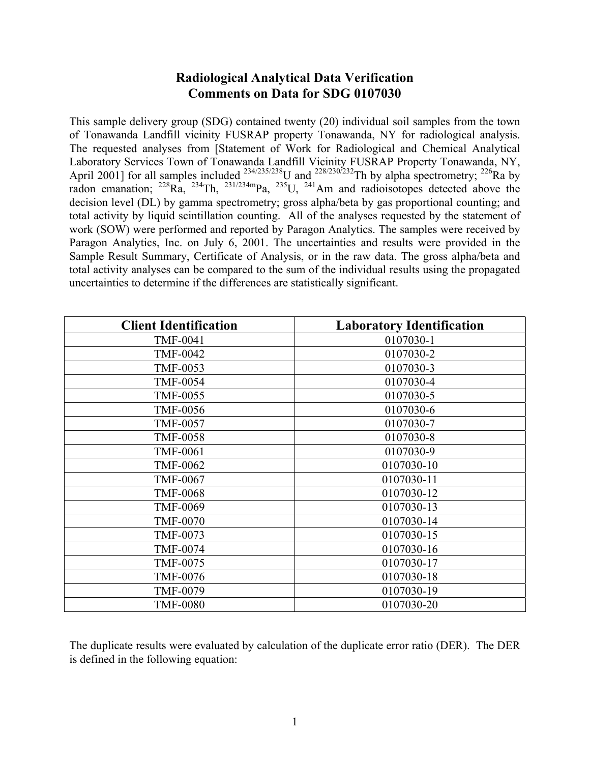# Radiological Analytical Data Verification
# Comments on Data for SDG 0107030

This sample delivery group (SDG) contained twenty (20) individual soil samples from the town of Tonawanda Landfill vicinity FUSRAP property Tonawanda, NY for radiological analysis. The requested analyses from [Statement of Work for Radiological and Chemical Analytical Laboratory Services Town of Tonawanda Landfill Vicinity FUSRAP Property Tonawanda, NY, April 2001] for all samples included $^{234/235/238}$U and $^{228/230/232}$Th by alpha spectrometry; $^{226}$Ra by radon emanation; $^{228}$Ra, $^{234}$Th, $^{231/234m}$Pa, $^{235}$U, $^{241}$Am and radioisotopes detected above the decision level (DL) by gamma spectrometry; gross alpha/beta by gas proportional counting; and total activity by liquid scintillation counting. All of the analyses requested by the statement of work (SOW) were performed and reported by Paragon Analytics. The samples were received by Paragon Analytics, Inc. on July 6, 2001. The uncertainties and results were provided in the Sample Result Summary, Certificate of Analysis, or in the raw data. The gross alpha/beta and total activity analyses can be compared to the sum of the individual results using the propagated uncertainties to determine if the differences are statistically significant.

| Client Identification | Laboratory Identification |
|---|---|
| TMF-0041 | 0107030-1 |
| TMF-0042 | 0107030-2 |
| TMF-0053 | 0107030-3 |
| TMF-0054 | 0107030-4 |
| TMF-0055 | 0107030-5 |
| TMF-0056 | 0107030-6 |
| TMF-0057 | 0107030-7 |
| TMF-0058 | 0107030-8 |
| TMF-0061 | 0107030-9 |
| TMF-0062 | 0107030-10 |
| TMF-0067 | 0107030-11 |
| TMF-0068 | 0107030-12 |
| TMF-0069 | 0107030-13 |
| TMF-0070 | 0107030-14 |
| TMF-0073 | 0107030-15 |
| TMF-0074 | 0107030-16 |
| TMF-0075 | 0107030-17 |
| TMF-0076 | 0107030-18 |
| TMF-0079 | 0107030-19 |
| TMF-0080 | 0107030-20 |

The duplicate results were evaluated by calculation of the duplicate error ratio (DER). The DER is defined in the following equation: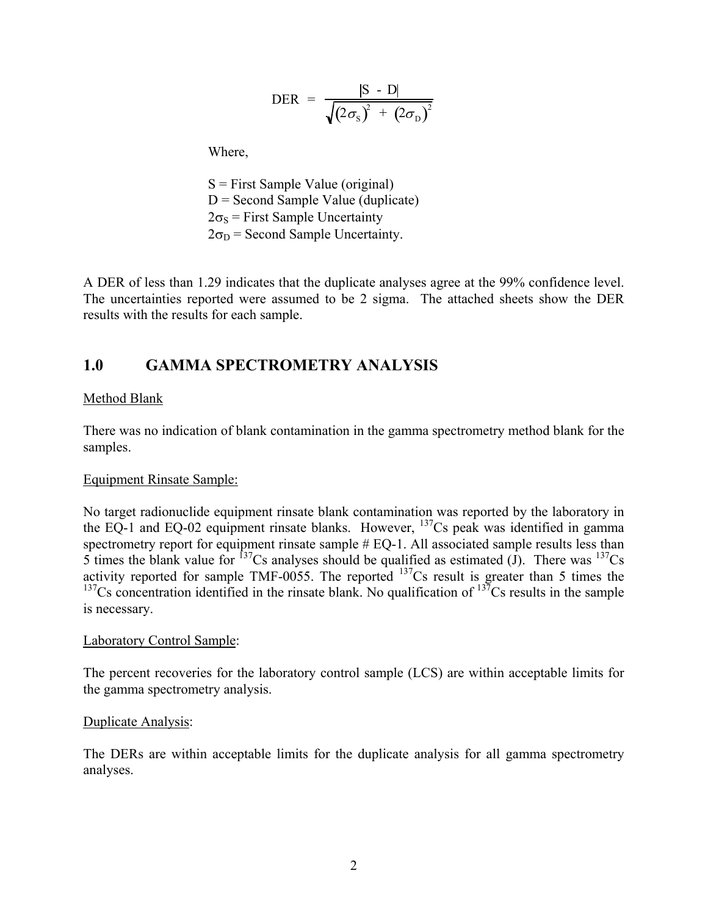$$\text{DER} = \frac{|S - D|}{\sqrt{(2\sigma_S)^2 + (2\sigma_D)^2}}$$

Where,

S = First Sample Value (original)
D = Second Sample Value (duplicate)
$2\sigma_S$ = First Sample Uncertainty
$2\sigma_D$ = Second Sample Uncertainty.

A DER of less than 1.29 indicates that the duplicate analyses agree at the 99% confidence level. The uncertainties reported were assumed to be 2 sigma. The attached sheets show the DER results with the results for each sample.

## 1.0 GAMMA SPECTROMETRY ANALYSIS

Method Blank

There was no indication of blank contamination in the gamma spectrometry method blank for the samples.

Equipment Rinsate Sample:

No target radionuclide equipment rinsate blank contamination was reported by the laboratory in the EQ-1 and EQ-02 equipment rinsate blanks. However, $^{137}$Cs peak was identified in gamma spectrometry report for equipment rinsate sample # EQ-1. All associated sample results less than 5 times the blank value for $^{137}$Cs analyses should be qualified as estimated (J). There was $^{137}$Cs activity reported for sample TMF-0055. The reported $^{137}$Cs result is greater than 5 times the $^{137}$Cs concentration identified in the rinsate blank. No qualification of $^{137}$Cs results in the sample is necessary.

Laboratory Control Sample:

The percent recoveries for the laboratory control sample (LCS) are within acceptable limits for the gamma spectrometry analysis.

Duplicate Analysis:

The DERs are within acceptable limits for the duplicate analysis for all gamma spectrometry analyses.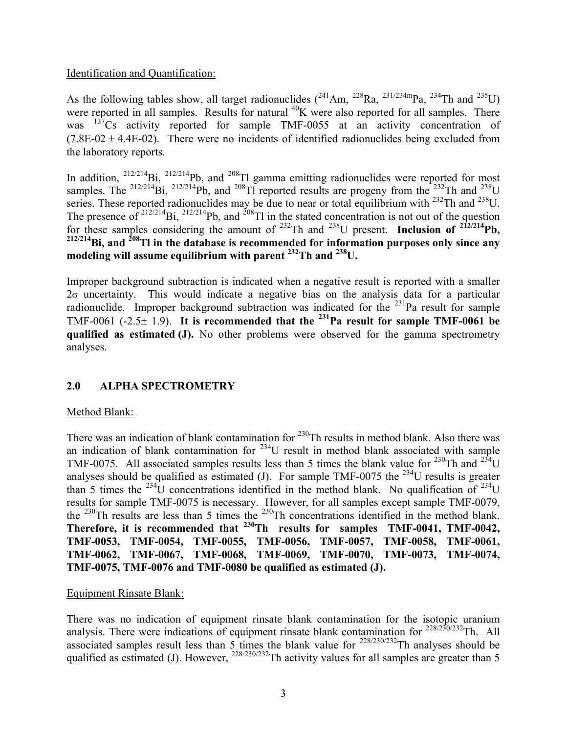Identification and Quantification:

As the following tables show, all target radionuclides ($^{241}$Am, $^{228}$Ra, $^{231/234m}$Pa, $^{234}$Th and $^{235}$U) were reported in all samples. Results for natural $^{40}$K were also reported for all samples. There was $^{137}$Cs activity reported for sample TMF-0055 at an activity concentration of (7.8E-02 ± 4.4E-02). There were no incidents of identified radionuclides being excluded from the laboratory reports.

In addition, $^{212/214}$Bi, $^{212/214}$Pb, and $^{208}$Tl gamma emitting radionuclides were reported for most samples. The $^{212/214}$Bi, $^{212/214}$Pb, and $^{208}$Tl reported results are progeny from the $^{232}$Th and $^{238}$U series. These reported radionuclides may be due to near or total equilibrium with $^{232}$Th and $^{238}$U. The presence of $^{212/214}$Bi, $^{212/214}$Pb, and $^{208}$Tl in the stated concentration is not out of the question for these samples considering the amount of $^{232}$Th and $^{238}$U present. **Inclusion of $^{212/214}$Pb, $^{212/214}$Bi, and $^{208}$Tl in the database is recommended for information purposes only since any modeling will assume equilibrium with parent $^{232}$Th and $^{238}$U.**

Improper background subtraction is indicated when a negative result is reported with a smaller $2\sigma$ uncertainty. This would indicate a negative bias on the analysis data for a particular radionuclide. Improper background subtraction was indicated for the $^{231}$Pa result for sample TMF-0061 (-2.5± 1.9). **It is recommended that the $^{231}$Pa result for sample TMF-0061 be qualified as estimated (J).** No other problems were observed for the gamma spectrometry analyses.

## 2.0 ALPHA SPECTROMETRY

Method Blank:

There was an indication of blank contamination for $^{230}$Th results in method blank. Also there was an indication of blank contamination for $^{234}$U result in method blank associated with sample TMF-0075. All associated samples results less than 5 times the blank value for $^{230}$Th and $^{234}$U analyses should be qualified as estimated (J). For sample TMF-0075 the $^{234}$U results is greater than 5 times the $^{234}$U concentrations identified in the method blank. No qualification of $^{234}$U results for sample TMF-0075 is necessary. However, for all samples except sample TMF-0079, the $^{230}$Th results are less than 5 times the $^{230}$Th concentrations identified in the method blank. **Therefore, it is recommended that $^{230}$Th results for samples TMF-0041, TMF-0042, TMF-0053, TMF-0054, TMF-0055, TMF-0056, TMF-0057, TMF-0058, TMF-0061, TMF-0062, TMF-0067, TMF-0068, TMF-0069, TMF-0070, TMF-0073, TMF-0074, TMF-0075, TMF-0076 and TMF-0080 be qualified as estimated (J).**

Equipment Rinsate Blank:

There was no indication of equipment rinsate blank contamination for the isotopic uranium analysis. There were indications of equipment rinsate blank contamination for $^{228/230/232}$Th. All associated samples result less than 5 times the blank value for $^{228/230/232}$Th analyses should be qualified as estimated (J). However, $^{228/230/232}$Th activity values for all samples are greater than 5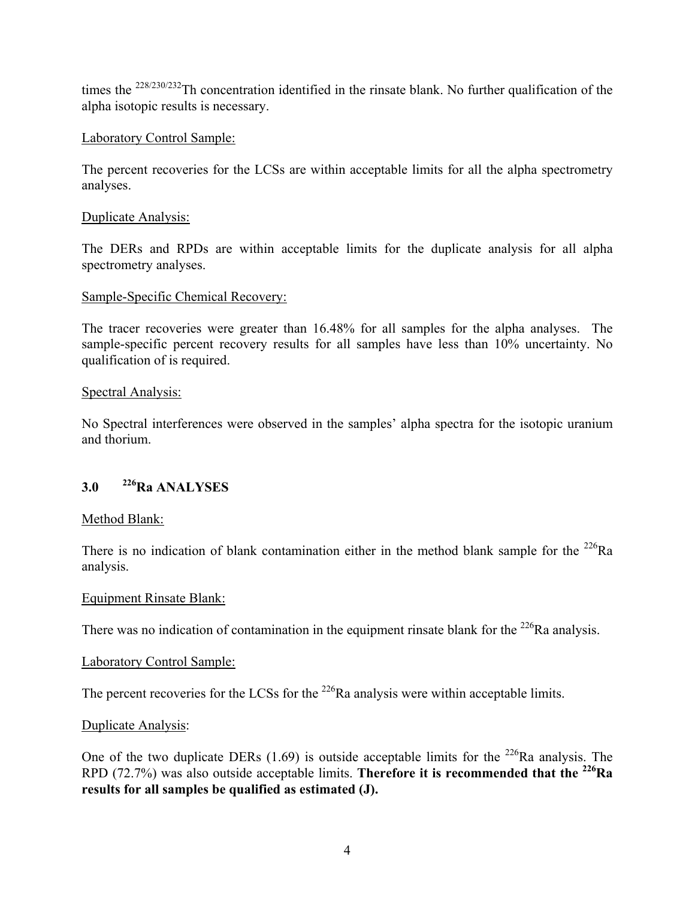times the $^{228/230/232}Th$ concentration identified in the rinsate blank. No further qualification of the alpha isotopic results is necessary.

Laboratory Control Sample:

The percent recoveries for the LCSs are within acceptable limits for all the alpha spectrometry analyses.

Duplicate Analysis:

The DERs and RPDs are within acceptable limits for the duplicate analysis for all alpha spectrometry analyses.

Sample-Specific Chemical Recovery:

The tracer recoveries were greater than 16.48% for all samples for the alpha analyses. The sample-specific percent recovery results for all samples have less than 10% uncertainty. No qualification of is required.

Spectral Analysis:

No Spectral interferences were observed in the samples' alpha spectra for the isotopic uranium and thorium.

## 3.0 $^{226}Ra$ ANALYSES

Method Blank:

There is no indication of blank contamination either in the method blank sample for the $^{226}Ra$ analysis.

Equipment Rinsate Blank:

There was no indication of contamination in the equipment rinsate blank for the $^{226}Ra$ analysis.

Laboratory Control Sample:

The percent recoveries for the LCSs for the $^{226}Ra$ analysis were within acceptable limits.

Duplicate Analysis:

One of the two duplicate DERs (1.69) is outside acceptable limits for the $^{226}Ra$ analysis. The RPD (72.7%) was also outside acceptable limits. **Therefore it is recommended that the $^{226}Ra$ results for all samples be qualified as estimated (J).**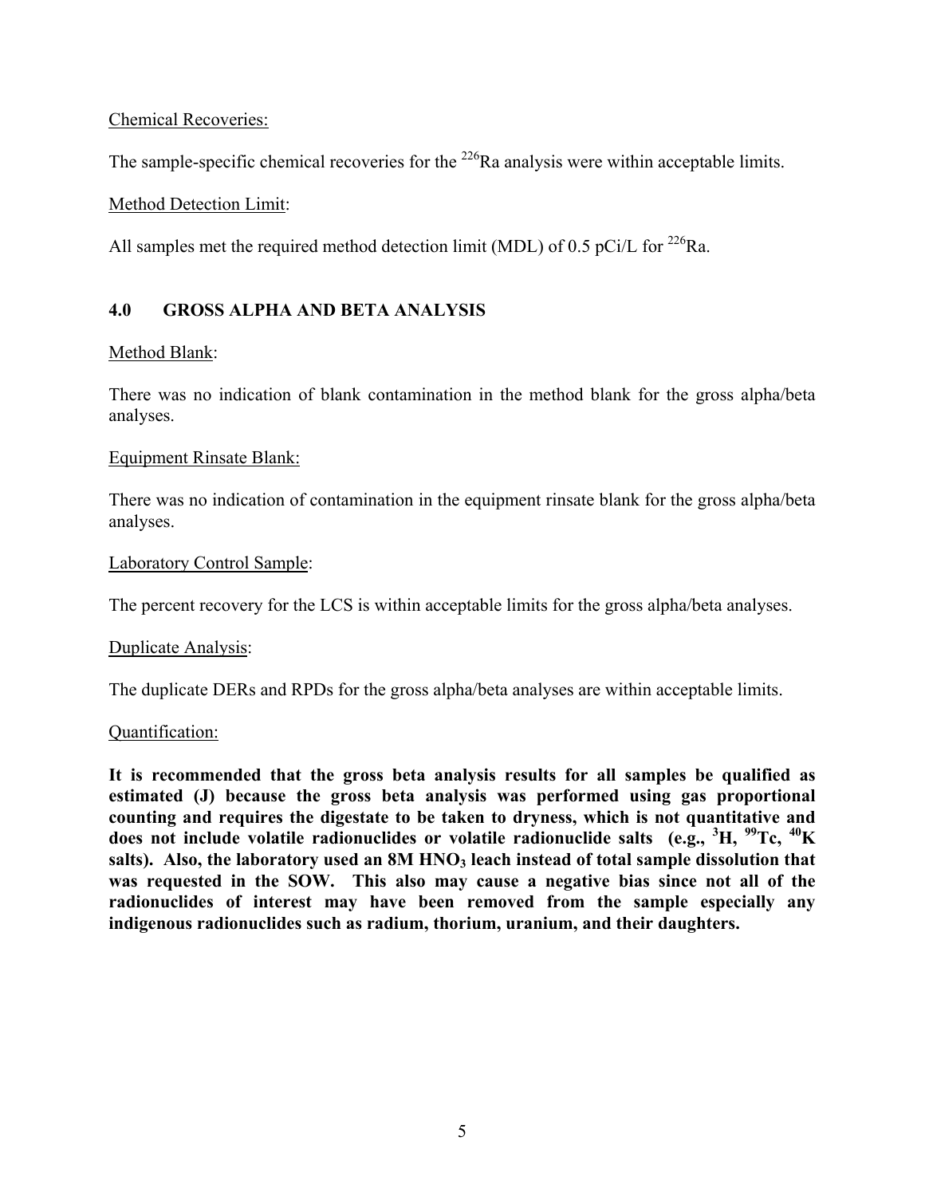Chemical Recoveries:

The sample-specific chemical recoveries for the $^{226}Ra$ analysis were within acceptable limits.

Method Detection Limit:

All samples met the required method detection limit (MDL) of 0.5 pCi/L for $^{226}Ra$.

## 4.0 GROSS ALPHA AND BETA ANALYSIS

Method Blank:

There was no indication of blank contamination in the method blank for the gross alpha/beta analyses.

Equipment Rinsate Blank:

There was no indication of contamination in the equipment rinsate blank for the gross alpha/beta analyses.

Laboratory Control Sample:

The percent recovery for the LCS is within acceptable limits for the gross alpha/beta analyses.

Duplicate Analysis:

The duplicate DERs and RPDs for the gross alpha/beta analyses are within acceptable limits.

Quantification:

**It is recommended that the gross beta analysis results for all samples be qualified as estimated (J) because the gross beta analysis was performed using gas proportional counting and requires the digestate to be taken to dryness, which is not quantitative and does not include volatile radionuclides or volatile radionuclide salts (e.g., $^{3}H$, $^{99}Tc$, $^{40}K$ salts). Also, the laboratory used an 8M $HNO_3$ leach instead of total sample dissolution that was requested in the SOW. This also may cause a negative bias since not all of the radionuclides of interest may have been removed from the sample especially any indigenous radionuclides such as radium, thorium, uranium, and their daughters.**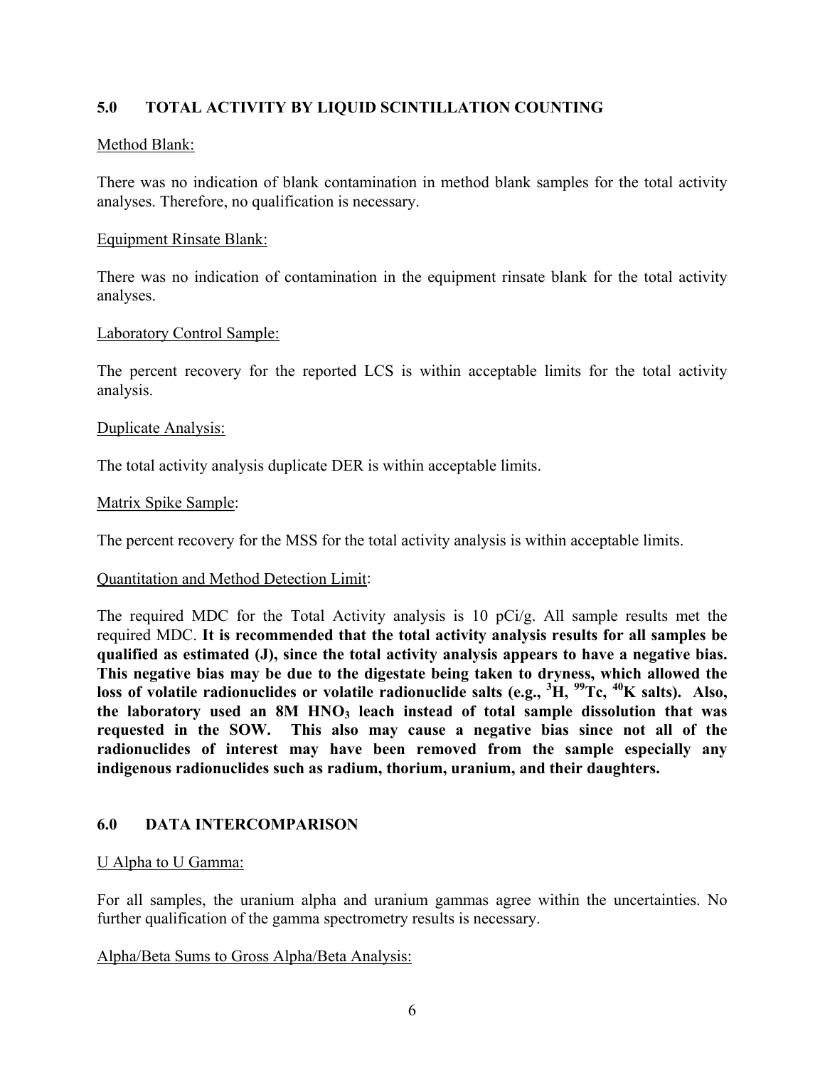## 5.0 TOTAL ACTIVITY BY LIQUID SCINTILLATION COUNTING

Method Blank:

There was no indication of blank contamination in method blank samples for the total activity analyses. Therefore, no qualification is necessary.

Equipment Rinsate Blank:

There was no indication of contamination in the equipment rinsate blank for the total activity analyses.

Laboratory Control Sample:

The percent recovery for the reported LCS is within acceptable limits for the total activity analysis.

Duplicate Analysis:

The total activity analysis duplicate DER is within acceptable limits.

Matrix Spike Sample:

The percent recovery for the MSS for the total activity analysis is within acceptable limits.

Quantitation and Method Detection Limit:

The required MDC for the Total Activity analysis is 10 pCi/g. All sample results met the required MDC. **It is recommended that the total activity analysis results for all samples be qualified as estimated (J), since the total activity analysis appears to have a negative bias. This negative bias may be due to the digestate being taken to dryness, which allowed the loss of volatile radionuclides or volatile radionuclide salts (e.g., $^{3}H$, $^{99}Tc$, $^{40}K$ salts). Also, the laboratory used an 8M $HNO_3$ leach instead of total sample dissolution that was requested in the SOW. This also may cause a negative bias since not all of the radionuclides of interest may have been removed from the sample especially any indigenous radionuclides such as radium, thorium, uranium, and their daughters.**

## 6.0 DATA INTERCOMPARISON

U Alpha to U Gamma:

For all samples, the uranium alpha and uranium gammas agree within the uncertainties. No further qualification of the gamma spectrometry results is necessary.

Alpha/Beta Sums to Gross Alpha/Beta Analysis: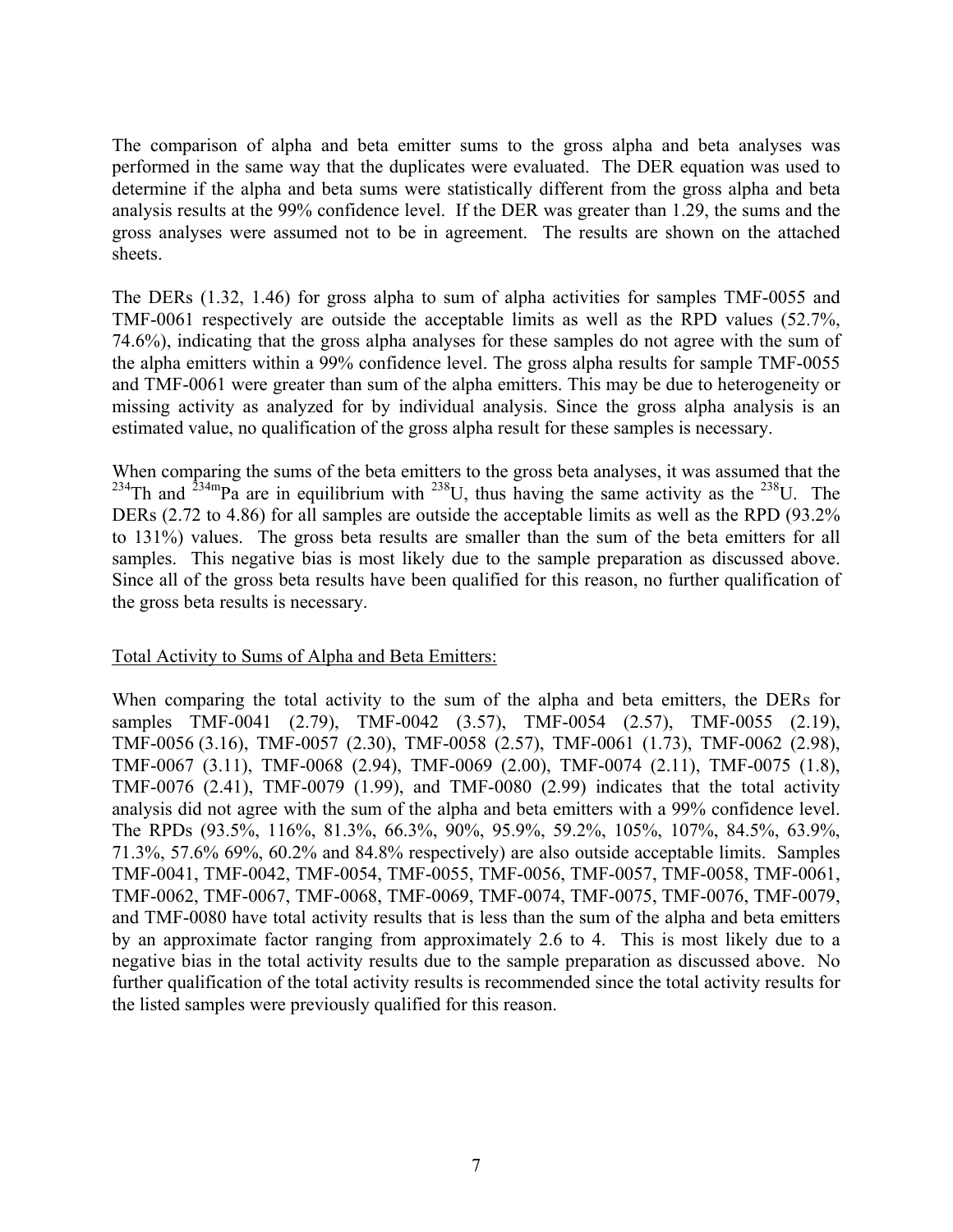The comparison of alpha and beta emitter sums to the gross alpha and beta analyses was performed in the same way that the duplicates were evaluated. The DER equation was used to determine if the alpha and beta sums were statistically different from the gross alpha and beta analysis results at the 99% confidence level. If the DER was greater than 1.29, the sums and the gross analyses were assumed not to be in agreement. The results are shown on the attached sheets.

The DERs (1.32, 1.46) for gross alpha to sum of alpha activities for samples TMF-0055 and TMF-0061 respectively are outside the acceptable limits as well as the RPD values (52.7%, 74.6%), indicating that the gross alpha analyses for these samples do not agree with the sum of the alpha emitters within a 99% confidence level. The gross alpha results for sample TMF-0055 and TMF-0061 were greater than sum of the alpha emitters. This may be due to heterogeneity or missing activity as analyzed for by individual analysis. Since the gross alpha analysis is an estimated value, no qualification of the gross alpha result for these samples is necessary.

When comparing the sums of the beta emitters to the gross beta analyses, it was assumed that the $^{234}$Th and $^{234m}$Pa are in equilibrium with $^{238}$U, thus having the same activity as the $^{238}$U. The DERs (2.72 to 4.86) for all samples are outside the acceptable limits as well as the RPD (93.2% to 131%) values. The gross beta results are smaller than the sum of the beta emitters for all samples. This negative bias is most likely due to the sample preparation as discussed above. Since all of the gross beta results have been qualified for this reason, no further qualification of the gross beta results is necessary.

Total Activity to Sums of Alpha and Beta Emitters:

When comparing the total activity to the sum of the alpha and beta emitters, the DERs for samples TMF-0041 (2.79), TMF-0042 (3.57), TMF-0054 (2.57), TMF-0055 (2.19), TMF-0056 (3.16), TMF-0057 (2.30), TMF-0058 (2.57), TMF-0061 (1.73), TMF-0062 (2.98), TMF-0067 (3.11), TMF-0068 (2.94), TMF-0069 (2.00), TMF-0074 (2.11), TMF-0075 (1.8), TMF-0076 (2.41), TMF-0079 (1.99), and TMF-0080 (2.99) indicates that the total activity analysis did not agree with the sum of the alpha and beta emitters with a 99% confidence level. The RPDs (93.5%, 116%, 81.3%, 66.3%, 90%, 95.9%, 59.2%, 105%, 107%, 84.5%, 63.9%, 71.3%, 57.6% 69%, 60.2% and 84.8% respectively) are also outside acceptable limits. Samples TMF-0041, TMF-0042, TMF-0054, TMF-0055, TMF-0056, TMF-0057, TMF-0058, TMF-0061, TMF-0062, TMF-0067, TMF-0068, TMF-0069, TMF-0074, TMF-0075, TMF-0076, TMF-0079, and TMF-0080 have total activity results that is less than the sum of the alpha and beta emitters by an approximate factor ranging from approximately 2.6 to 4. This is most likely due to a negative bias in the total activity results due to the sample preparation as discussed above. No further qualification of the total activity results is recommended since the total activity results for the listed samples were previously qualified for this reason.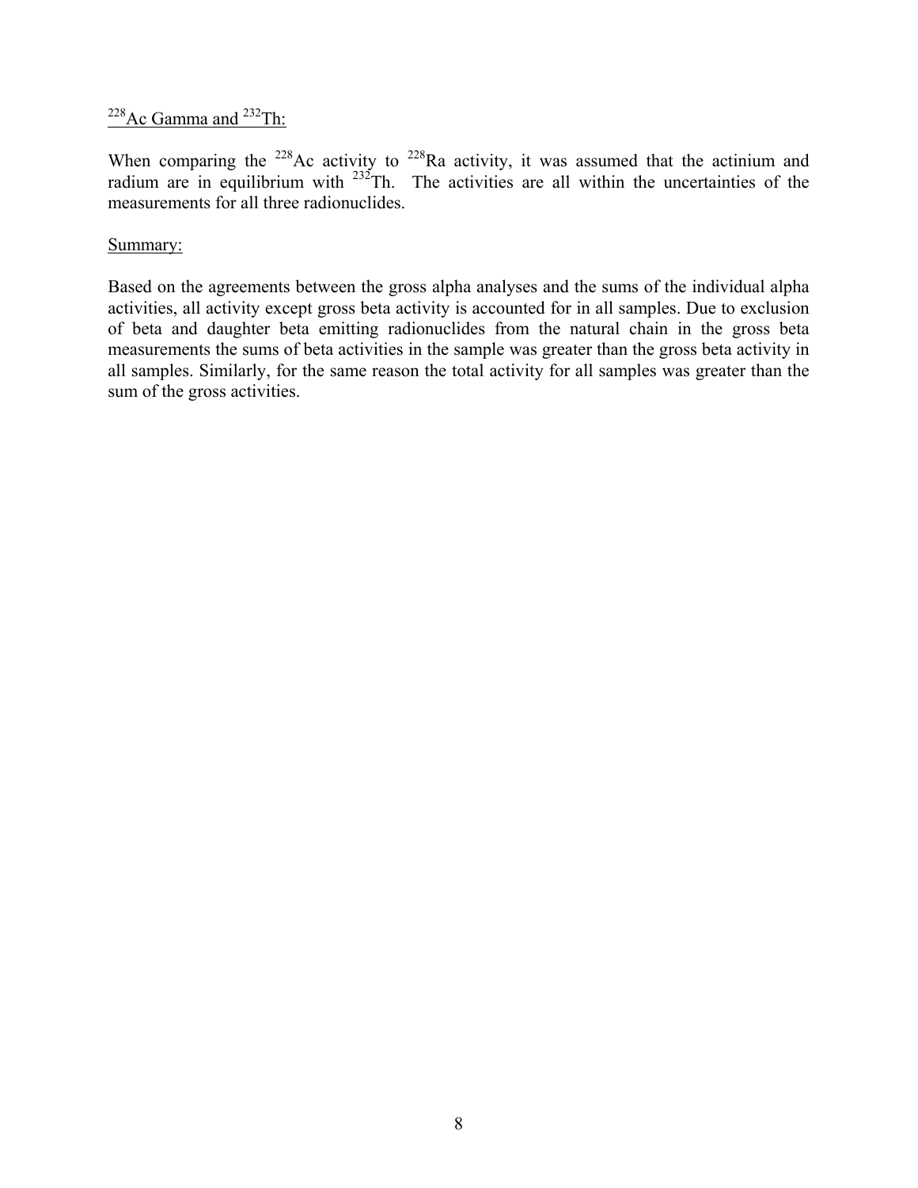<u>$^{228}$Ac Gamma and $^{232}$Th:</u>

When comparing the $^{228}$Ac activity to $^{228}$Ra activity, it was assumed that the actinium and radium are in equilibrium with $^{232}$Th. The activities are all within the uncertainties of the measurements for all three radionuclides.

<u>Summary:</u>

Based on the agreements between the gross alpha analyses and the sums of the individual alpha activities, all activity except gross beta activity is accounted for in all samples. Due to exclusion of beta and daughter beta emitting radionuclides from the natural chain in the gross beta measurements the sums of beta activities in the sample was greater than the gross beta activity in all samples. Similarly, for the same reason the total activity for all samples was greater than the sum of the gross activities.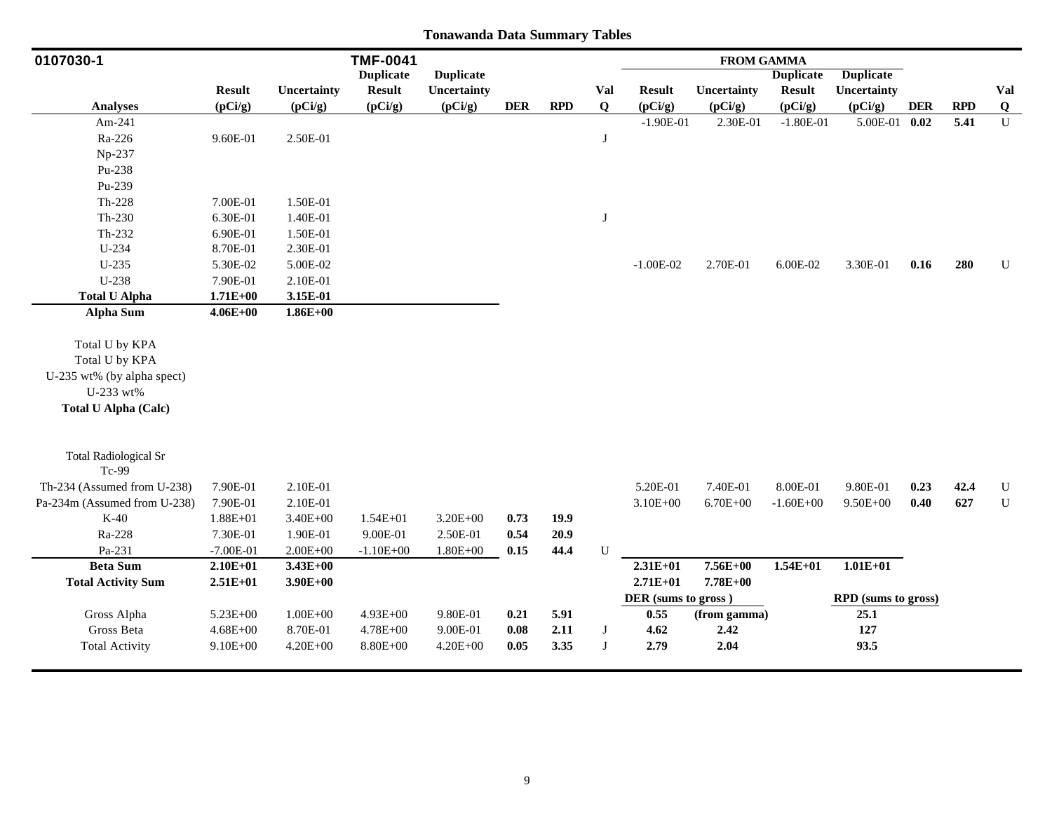# Tonawanda Data Summary Tables

| 0107030-1 | | | TMF-0041 | | | | | FROM GAMMA | | | | | | |
|---|---|---|---|---|---|---|---|---|---|---|---|---|---|---|
| **Analyses** | **Result (pCi/g)** | **Uncertainty (pCi/g)** | **Duplicate Result (pCi/g)** | **Duplicate Uncertainty (pCi/g)** | **DER** | **RPD** | **Val Q** | **Result (pCi/g)** | **Uncertainty (pCi/g)** | **Duplicate Result (pCi/g)** | **Duplicate Uncertainty (pCi/g)** | **DER** | **RPD** | **Val Q** |
| Am-241 | | | | | | | | -1.90E-01 | 2.30E-01 | -1.80E-01 | 5.00E-01 | **0.02** | **5.41** | U |
| Ra-226 | 9.60E-01 | 2.50E-01 | | | | | J | | | | | | | |
| Np-237 | | | | | | | | | | | | | | |
| Pu-238 | | | | | | | | | | | | | | |
| Pu-239 | | | | | | | | | | | | | | |
| Th-228 | 7.00E-01 | 1.50E-01 | | | | | | | | | | | | |
| Th-230 | 6.30E-01 | 1.40E-01 | | | | | J | | | | | | | |
| Th-232 | 6.90E-01 | 1.50E-01 | | | | | | | | | | | | |
| U-234 | 8.70E-01 | 2.30E-01 | | | | | | | | | | | | |
| U-235 | 5.30E-02 | 5.00E-02 | | | | | | -1.00E-02 | 2.70E-01 | 6.00E-02 | 3.30E-01 | **0.16** | **280** | U |
| U-238 | 7.90E-01 | 2.10E-01 | | | | | | | | | | | | |
| **Total U Alpha** | **1.71E+00** | **3.15E-01** | | | | | | | | | | | | |
| **Alpha Sum** | **4.06E+00** | **1.86E+00** | | | | | | | | | | | | |
| Total U by KPA | | | | | | | | | | | | | | |
| Total U by KPA | | | | | | | | | | | | | | |
| U-235 wt% (by alpha spect) | | | | | | | | | | | | | | |
| U-233 wt% | | | | | | | | | | | | | | |
| **Total U Alpha (Calc)** | | | | | | | | | | | | | | |
| Total Radiological Sr | | | | | | | | | | | | | | |
| Tc-99 | | | | | | | | | | | | | | |
| Th-234 (Assumed from U-238) | 7.90E-01 | 2.10E-01 | | | | | | 5.20E-01 | 7.40E-01 | 8.00E-01 | 9.80E-01 | **0.23** | **42.4** | U |
| Pa-234m (Assumed from U-238) | 7.90E-01 | 2.10E-01 | | | | | | 3.10E+00 | 6.70E+00 | -1.60E+00 | 9.50E+00 | **0.40** | **627** | U |
| K-40 | 1.88E+01 | 3.40E+00 | 1.54E+01 | 3.20E+00 | **0.73** | **19.9** | | | | | | | | |
| Ra-228 | 7.30E-01 | 1.90E-01 | 9.00E-01 | 2.50E-01 | **0.54** | **20.9** | | | | | | | | |
| Pa-231 | -7.00E-01 | 2.00E+00 | -1.10E+00 | 1.80E+00 | **0.15** | **44.4** | U | | | | | | | |
| **Beta Sum** | **2.10E+01** | **3.43E+00** | | | | | | **2.31E+01** | **7.56E+00** | **1.54E+01** | **1.01E+01** | | | |
| **Total Activity Sum** | **2.51E+01** | **3.90E+00** | | | | | | **2.71E+01** | **7.78E+00** | | | | | |
| | | | | | | | | **DER (sums to gross)** | | | **RPD (sums to gross)** | | | |
| Gross Alpha | 5.23E+00 | 1.00E+00 | 4.93E+00 | 9.80E-01 | **0.21** | **5.91** | | **0.55** | **(from gamma)** | | **25.1** | | | |
| Gross Beta | 4.68E+00 | 8.70E-01 | 4.78E+00 | 9.00E-01 | **0.08** | **2.11** | J | **4.62** | **2.42** | | **127** | | | |
| Total Activity | 9.10E+00 | 4.20E+00 | 8.80E+00 | 4.20E+00 | **0.05** | **3.35** | J | **2.79** | **2.04** | | **93.5** | | | |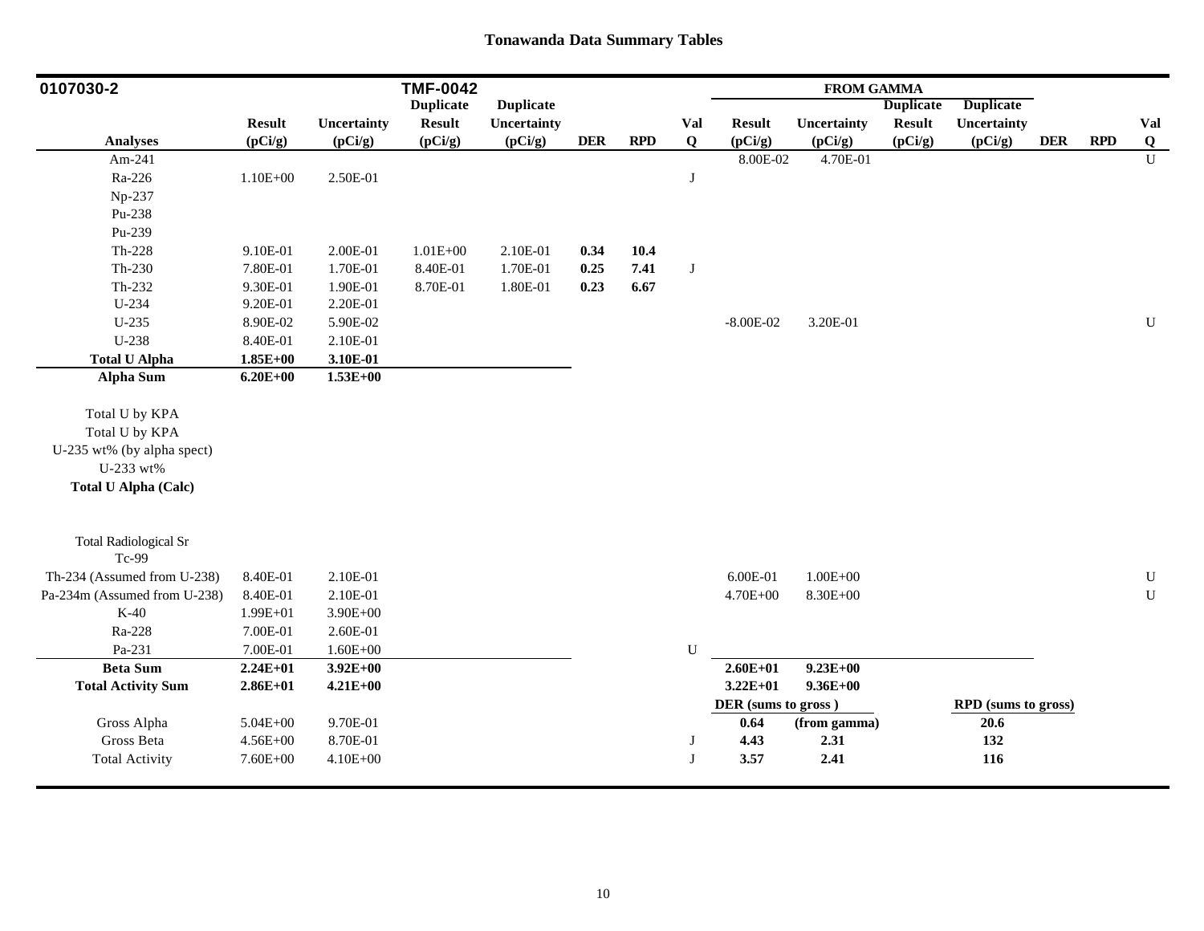## Tonawanda Data Summary Tables

| 0107030-2 | | | TMF-0042 | | | | | FROM GAMMA | | | | | | |
|---|---|---|---|---|---|---|---|---|---|---|---|---|---|---|
| Analyses | Result (pCi/g) | Uncertainty (pCi/g) | Duplicate Result (pCi/g) | Duplicate Uncertainty (pCi/g) | DER | RPD | Val Q | Result (pCi/g) | Uncertainty (pCi/g) | Duplicate Result (pCi/g) | Duplicate Uncertainty (pCi/g) | DER | RPD | Val Q |
| Am-241 | | | | | | | | 8.00E-02 | 4.70E-01 | | | | | U |
| Ra-226 | 1.10E+00 | 2.50E-01 | | | | | J | | | | | | | |
| Np-237 | | | | | | | | | | | | | | |
| Pu-238 | | | | | | | | | | | | | | |
| Pu-239 | | | | | | | | | | | | | | |
| Th-228 | 9.10E-01 | 2.00E-01 | 1.01E+00 | 2.10E-01 | **0.34** | **10.4** | | | | | | | | |
| Th-230 | 7.80E-01 | 1.70E-01 | 8.40E-01 | 1.70E-01 | **0.25** | **7.41** | J | | | | | | | |
| Th-232 | 9.30E-01 | 1.90E-01 | 8.70E-01 | 1.80E-01 | **0.23** | **6.67** | | | | | | | | |
| U-234 | 9.20E-01 | 2.20E-01 | | | | | | | | | | | | |
| U-235 | 8.90E-02 | 5.90E-02 | | | | | | -8.00E-02 | 3.20E-01 | | | | | U |
| U-238 | 8.40E-01 | 2.10E-01 | | | | | | | | | | | | |
| **Total U Alpha** | **1.85E+00** | **3.10E-01** | | | | | | | | | | | | |
| **Alpha Sum** | **6.20E+00** | **1.53E+00** | | | | | | | | | | | | |
| Total U by KPA | | | | | | | | | | | | | | |
| Total U by KPA | | | | | | | | | | | | | | |
| U-235 wt% (by alpha spect) | | | | | | | | | | | | | | |
| U-233 wt% | | | | | | | | | | | | | | |
| **Total U Alpha (Calc)** | | | | | | | | | | | | | | |
| Total Radiological Sr | | | | | | | | | | | | | | |
| Tc-99 | | | | | | | | | | | | | | |
| Th-234 (Assumed from U-238) | 8.40E-01 | 2.10E-01 | | | | | | 6.00E-01 | 1.00E+00 | | | | | U |
| Pa-234m (Assumed from U-238) | 8.40E-01 | 2.10E-01 | | | | | | 4.70E+00 | 8.30E+00 | | | | | U |
| K-40 | 1.99E+01 | 3.90E+00 | | | | | | | | | | | | |
| Ra-228 | 7.00E-01 | 2.60E-01 | | | | | | | | | | | | |
| Pa-231 | 7.00E-01 | 1.60E+00 | | | | | U | | | | | | | |
| **Beta Sum** | **2.24E+01** | **3.92E+00** | | | | | | **2.60E+01** | **9.23E+00** | | | | | |
| **Total Activity Sum** | **2.86E+01** | **4.21E+00** | | | | | | **3.22E+01** | **9.36E+00** | | | | | |
| | | | | | | | | **DER (sums to gross )** | | | **RPD (sums to gross)** | | | |
| Gross Alpha | 5.04E+00 | 9.70E-01 | | | | | | **0.64** | **(from gamma)** | | **20.6** | | | |
| Gross Beta | 4.56E+00 | 8.70E-01 | | | | | J | **4.43** | **2.31** | | **132** | | | |
| Total Activity | 7.60E+00 | 4.10E+00 | | | | | J | **3.57** | **2.41** | | **116** | | | |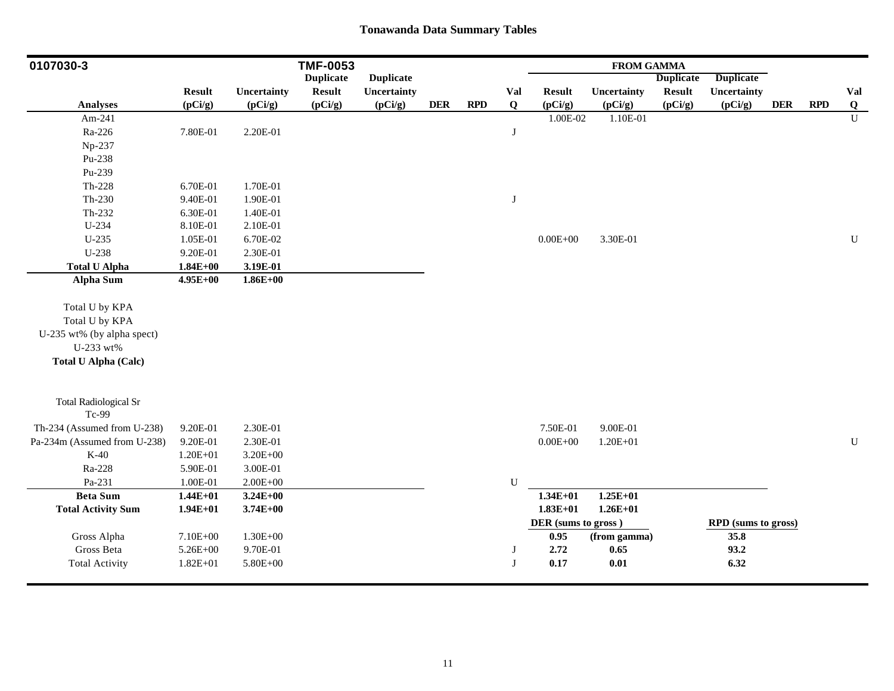# Tonawanda Data Summary Tables

| 0107030-3 | | | TMF-0053 | | | | | FROM GAMMA | | | | | | |
|---|---|---|---|---|---|---|---|---|---|---|---|---|---|---|
| | | | Duplicate | Duplicate | | | | | | Duplicate | Duplicate | | | |
| | Result | Uncertainty | Result | Uncertainty | | | Val | Result | Uncertainty | Result | Uncertainty | | | Val |
| **Analyses** | **(pCi/g)** | **(pCi/g)** | **(pCi/g)** | **(pCi/g)** | **DER** | **RPD** | **Q** | **(pCi/g)** | **(pCi/g)** | **(pCi/g)** | **(pCi/g)** | **DER** | **RPD** | **Q** |
| Am-241 | | | | | | | | 1.00E-02 | 1.10E-01 | | | | | U |
| Ra-226 | 7.80E-01 | 2.20E-01 | | | | | J | | | | | | | |
| Np-237 | | | | | | | | | | | | | | |
| Pu-238 | | | | | | | | | | | | | | |
| Pu-239 | | | | | | | | | | | | | | |
| Th-228 | 6.70E-01 | 1.70E-01 | | | | | | | | | | | | |
| Th-230 | 9.40E-01 | 1.90E-01 | | | | | J | | | | | | | |
| Th-232 | 6.30E-01 | 1.40E-01 | | | | | | | | | | | | |
| U-234 | 8.10E-01 | 2.10E-01 | | | | | | | | | | | | |
| U-235 | 1.05E-01 | 6.70E-02 | | | | | | 0.00E+00 | 3.30E-01 | | | | | U |
| U-238 | 9.20E-01 | 2.30E-01 | | | | | | | | | | | | |
| **Total U Alpha** | **1.84E+00** | **3.19E-01** | | | | | | | | | | | | |
| **Alpha Sum** | **4.95E+00** | **1.86E+00** | | | | | | | | | | | | |
| Total U by KPA | | | | | | | | | | | | | | |
| Total U by KPA | | | | | | | | | | | | | | |
| U-235 wt% (by alpha spect) | | | | | | | | | | | | | | |
| U-233 wt% | | | | | | | | | | | | | | |
| **Total U Alpha (Calc)** | | | | | | | | | | | | | | |
| Total Radiological Sr | | | | | | | | | | | | | | |
| Tc-99 | | | | | | | | | | | | | | |
| Th-234 (Assumed from U-238) | 9.20E-01 | 2.30E-01 | | | | | | 7.50E-01 | 9.00E-01 | | | | | |
| Pa-234m (Assumed from U-238) | 9.20E-01 | 2.30E-01 | | | | | | 0.00E+00 | 1.20E+01 | | | | | U |
| K-40 | 1.20E+01 | 3.20E+00 | | | | | | | | | | | | |
| Ra-228 | 5.90E-01 | 3.00E-01 | | | | | | | | | | | | |
| Pa-231 | 1.00E-01 | 2.00E+00 | | | | | U | | | | | | | |
| **Beta Sum** | **1.44E+01** | **3.24E+00** | | | | | | **1.34E+01** | **1.25E+01** | | | | | |
| **Total Activity Sum** | **1.94E+01** | **3.74E+00** | | | | | | **1.83E+01** | **1.26E+01** | | | | | |
| | | | | | | | | **DER (sums to gross )** | | | **RPD (sums to gross)** | | | |
| Gross Alpha | 7.10E+00 | 1.30E+00 | | | | | | **0.95** | **(from gamma)** | | **35.8** | | | |
| Gross Beta | 5.26E+00 | 9.70E-01 | | | | | J | **2.72** | **0.65** | | **93.2** | | | |
| Total Activity | 1.82E+01 | 5.80E+00 | | | | | J | **0.17** | **0.01** | | **6.32** | | | |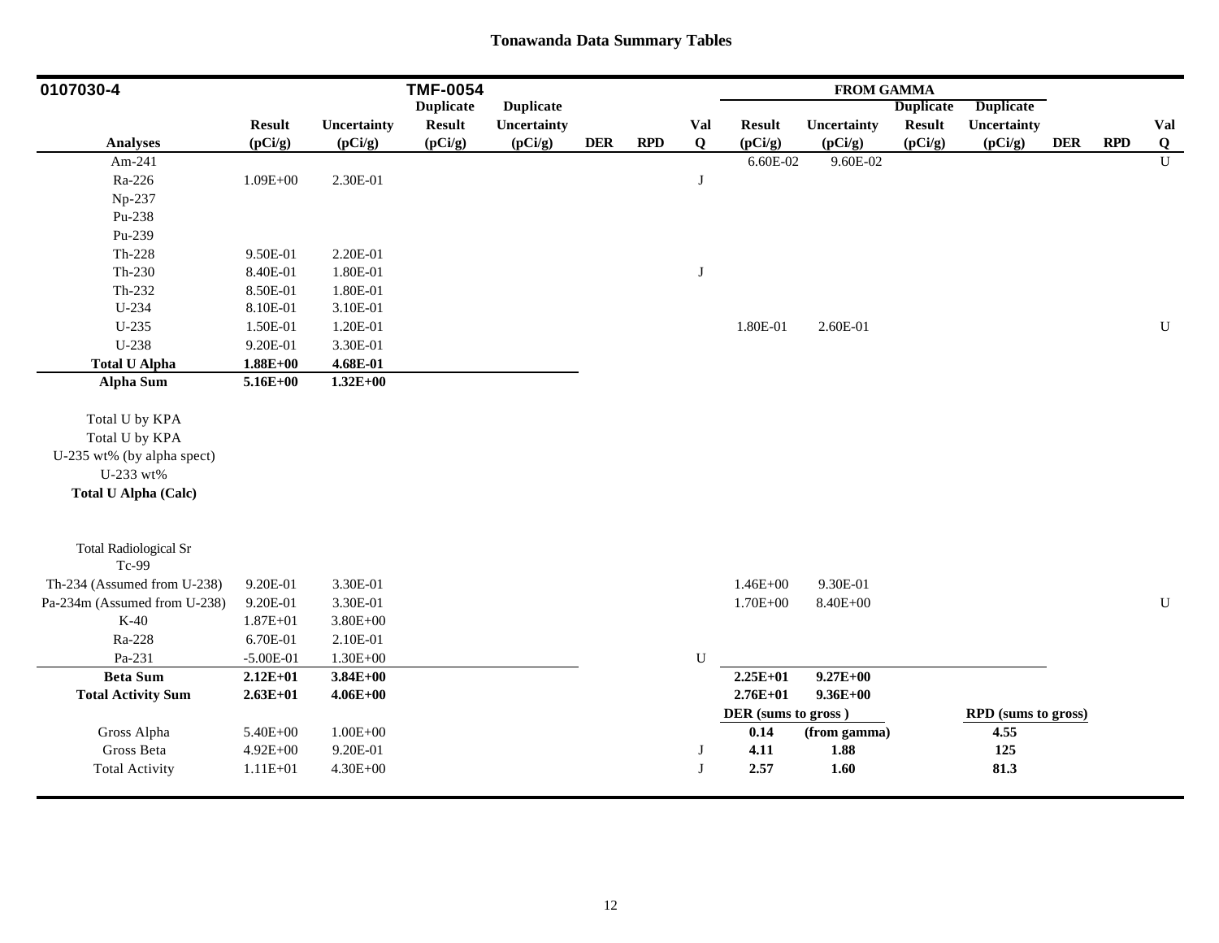# Tonawanda Data Summary Tables

| 0107030-4 | | | TMF-0054 | | | | | FROM GAMMA | | | | | | |
|---|---|---|---|---|---|---|---|---|---|---|---|---|---|---|
| Analyses | Result (pCi/g) | Uncertainty (pCi/g) | Duplicate Result (pCi/g) | Duplicate Uncertainty (pCi/g) | DER | RPD | Val Q | Result (pCi/g) | Uncertainty (pCi/g) | Duplicate Result (pCi/g) | Duplicate Uncertainty (pCi/g) | DER | RPD | Val Q |
| Am-241 | | | | | | | | 6.60E-02 | 9.60E-02 | | | | | U |
| Ra-226 | 1.09E+00 | 2.30E-01 | | | | | J | | | | | | | |
| Np-237 | | | | | | | | | | | | | | |
| Pu-238 | | | | | | | | | | | | | | |
| Pu-239 | | | | | | | | | | | | | | |
| Th-228 | 9.50E-01 | 2.20E-01 | | | | | | | | | | | | |
| Th-230 | 8.40E-01 | 1.80E-01 | | | | | J | | | | | | | |
| Th-232 | 8.50E-01 | 1.80E-01 | | | | | | | | | | | | |
| U-234 | 8.10E-01 | 3.10E-01 | | | | | | | | | | | | |
| U-235 | 1.50E-01 | 1.20E-01 | | | | | | 1.80E-01 | 2.60E-01 | | | | | U |
| U-238 | 9.20E-01 | 3.30E-01 | | | | | | | | | | | | |
| **Total U Alpha** | **1.88E+00** | **4.68E-01** | | | | | | | | | | | | |
| **Alpha Sum** | **5.16E+00** | **1.32E+00** | | | | | | | | | | | | |
| Total U by KPA | | | | | | | | | | | | | | |
| Total U by KPA | | | | | | | | | | | | | | |
| U-235 wt% (by alpha spect) | | | | | | | | | | | | | | |
| U-233 wt% | | | | | | | | | | | | | | |
| **Total U Alpha (Calc)** | | | | | | | | | | | | | | |
| Total Radiological Sr | | | | | | | | | | | | | | |
| Tc-99 | | | | | | | | | | | | | | |
| Th-234 (Assumed from U-238) | 9.20E-01 | 3.30E-01 | | | | | | 1.46E+00 | 9.30E-01 | | | | | |
| Pa-234m (Assumed from U-238) | 9.20E-01 | 3.30E-01 | | | | | | 1.70E+00 | 8.40E+00 | | | | | U |
| K-40 | 1.87E+01 | 3.80E+00 | | | | | | | | | | | | |
| Ra-228 | 6.70E-01 | 2.10E-01 | | | | | | | | | | | | |
| Pa-231 | -5.00E-01 | 1.30E+00 | | | | | U | | | | | | | |
| **Beta Sum** | **2.12E+01** | **3.84E+00** | | | | | | **2.25E+01** | **9.27E+00** | | | | | |
| **Total Activity Sum** | **2.63E+01** | **4.06E+00** | | | | | | **2.76E+01** | **9.36E+00** | | | | | |
| | | | | | | | | **DER (sums to gross )** | | | **RPD (sums to gross)** | | | |
| Gross Alpha | 5.40E+00 | 1.00E+00 | | | | | | **0.14** | **(from gamma)** | | **4.55** | | | |
| Gross Beta | 4.92E+00 | 9.20E-01 | | | | | J | **4.11** | **1.88** | | **125** | | | |
| Total Activity | 1.11E+01 | 4.30E+00 | | | | | J | **2.57** | **1.60** | | **81.3** | | | |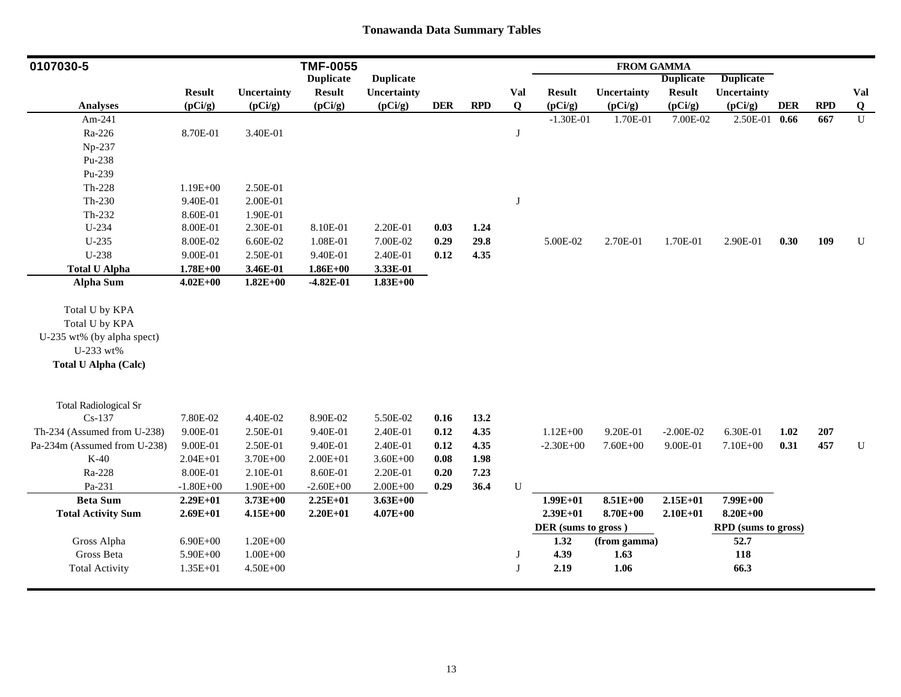# Tonawanda Data Summary Tables

| 0107030-5 | | | TMF-0055 | | | | | FROM GAMMA | | | | | | |
|---|---|---|---|---|---|---|---|---|---|---|---|---|---|---|
| **Analyses** | **Result (pCi/g)** | **Uncertainty (pCi/g)** | **Duplicate Result (pCi/g)** | **Duplicate Uncertainty (pCi/g)** | **DER** | **RPD** | **Val Q** | **Result (pCi/g)** | **Uncertainty (pCi/g)** | **Duplicate Result (pCi/g)** | **Duplicate Uncertainty (pCi/g)** | **DER** | **RPD** | **Val Q** |
| Am-241 | | | | | | | | -1.30E-01 | 1.70E-01 | 7.00E-02 | 2.50E-01 | **0.66** | **667** | U |
| Ra-226 | 8.70E-01 | 3.40E-01 | | | | | J | | | | | | | |
| Np-237 | | | | | | | | | | | | | | |
| Pu-238 | | | | | | | | | | | | | | |
| Pu-239 | | | | | | | | | | | | | | |
| Th-228 | 1.19E+00 | 2.50E-01 | | | | | | | | | | | | |
| Th-230 | 9.40E-01 | 2.00E-01 | | | | | J | | | | | | | |
| Th-232 | 8.60E-01 | 1.90E-01 | | | | | | | | | | | | |
| U-234 | 8.00E-01 | 2.30E-01 | 8.10E-01 | 2.20E-01 | **0.03** | **1.24** | | | | | | | | |
| U-235 | 8.00E-02 | 6.60E-02 | 1.08E-01 | 7.00E-02 | **0.29** | **29.8** | | 5.00E-02 | 2.70E-01 | 1.70E-01 | 2.90E-01 | **0.30** | **109** | U |
| U-238 | 9.00E-01 | 2.50E-01 | 9.40E-01 | 2.40E-01 | **0.12** | **4.35** | | | | | | | | |
| **Total U Alpha** | **1.78E+00** | **3.46E-01** | **1.86E+00** | **3.33E-01** | | | | | | | | | | |
| **Alpha Sum** | **4.02E+00** | **1.82E+00** | **-4.82E-01** | **1.83E+00** | | | | | | | | | | |
| Total U by KPA | | | | | | | | | | | | | | |
| Total U by KPA | | | | | | | | | | | | | | |
| U-235 wt% (by alpha spect) | | | | | | | | | | | | | | |
| U-233 wt% | | | | | | | | | | | | | | |
| **Total U Alpha (Calc)** | | | | | | | | | | | | | | |
| Total Radiological Sr | | | | | | | | | | | | | | |
| Cs-137 | 7.80E-02 | 4.40E-02 | 8.90E-02 | 5.50E-02 | **0.16** | **13.2** | | | | | | | | |
| Th-234 (Assumed from U-238) | 9.00E-01 | 2.50E-01 | 9.40E-01 | 2.40E-01 | **0.12** | **4.35** | | 1.12E+00 | 9.20E-01 | -2.00E-02 | 6.30E-01 | **1.02** | **207** | |
| Pa-234m (Assumed from U-238) | 9.00E-01 | 2.50E-01 | 9.40E-01 | 2.40E-01 | **0.12** | **4.35** | | -2.30E+00 | 7.60E+00 | 9.00E-01 | 7.10E+00 | **0.31** | **457** | U |
| K-40 | 2.04E+01 | 3.70E+00 | 2.00E+01 | 3.60E+00 | **0.08** | **1.98** | | | | | | | | |
| Ra-228 | 8.00E-01 | 2.10E-01 | 8.60E-01 | 2.20E-01 | **0.20** | **7.23** | | | | | | | | |
| Pa-231 | -1.80E+00 | 1.90E+00 | -2.60E+00 | 2.00E+00 | **0.29** | **36.4** | U | | | | | | | |
| **Beta Sum** | **2.29E+01** | **3.73E+00** | **2.25E+01** | **3.63E+00** | | | | **1.99E+01** | **8.51E+00** | **2.15E+01** | **7.99E+00** | | | |
| **Total Activity Sum** | **2.69E+01** | **4.15E+00** | **2.20E+01** | **4.07E+00** | | | | **2.39E+01** | **8.70E+00** | **2.10E+01** | **8.20E+00** | | | |
| | | | | | | | | **DER (sums to gross)** | | | **RPD (sums to gross)** | | | |
| Gross Alpha | 6.90E+00 | 1.20E+00 | | | | | | **1.32** | **(from gamma)** | | **52.7** | | | |
| Gross Beta | 5.90E+00 | 1.00E+00 | | | | | J | **4.39** | **1.63** | | **118** | | | |
| Total Activity | 1.35E+01 | 4.50E+00 | | | | | J | **2.19** | **1.06** | | **66.3** | | | |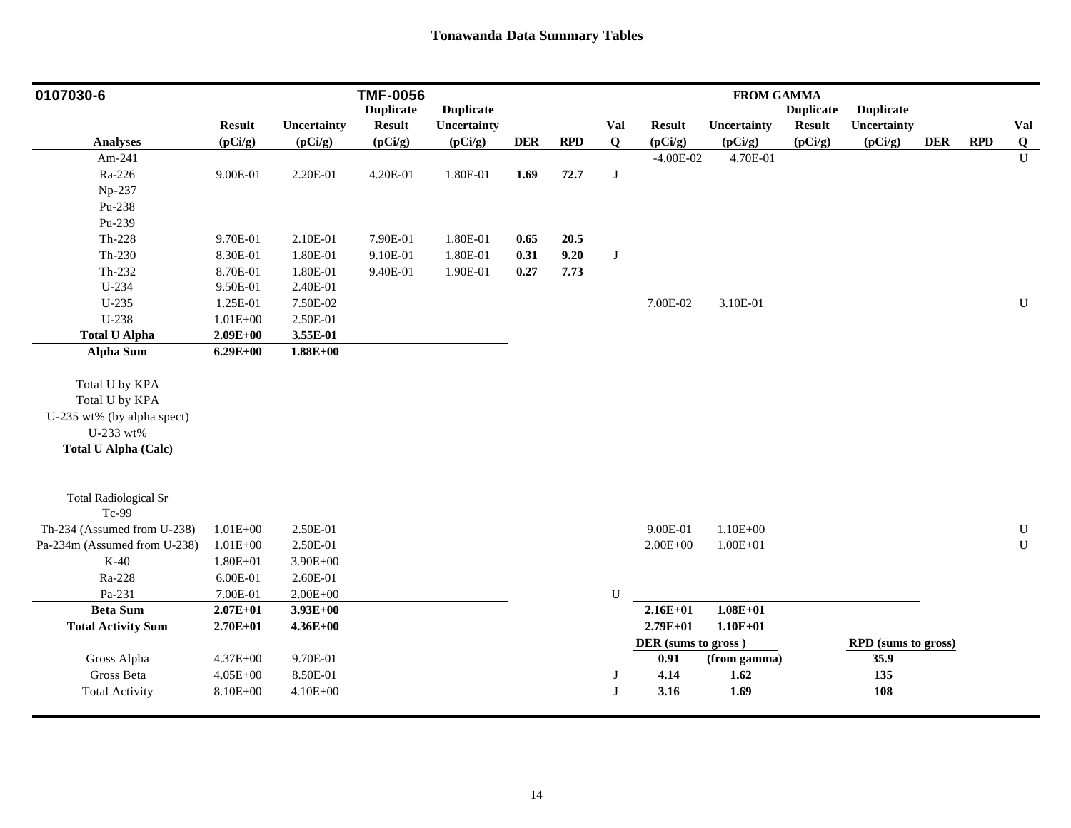# Tonawanda Data Summary Tables

| 0107030-6 | | | TMF-0056 | | | | | FROM GAMMA | | | | | | |
|---|---|---|---|---|---|---|---|---|---|---|---|---|---|---|
| Analyses | Result (pCi/g) | Uncertainty (pCi/g) | Duplicate Result (pCi/g) | Duplicate Uncertainty (pCi/g) | DER | RPD | Val Q | Result (pCi/g) | Uncertainty (pCi/g) | Duplicate Result (pCi/g) | Duplicate Uncertainty (pCi/g) | DER | RPD | Val Q |
| Am-241 | | | | | | | | -4.00E-02 | 4.70E-01 | | | | | U |
| Ra-226 | 9.00E-01 | 2.20E-01 | 4.20E-01 | 1.80E-01 | **1.69** | **72.7** | J | | | | | | | |
| Np-237 | | | | | | | | | | | | | | |
| Pu-238 | | | | | | | | | | | | | | |
| Pu-239 | | | | | | | | | | | | | | |
| Th-228 | 9.70E-01 | 2.10E-01 | 7.90E-01 | 1.80E-01 | **0.65** | **20.5** | | | | | | | | |
| Th-230 | 8.30E-01 | 1.80E-01 | 9.10E-01 | 1.80E-01 | **0.31** | **9.20** | J | | | | | | | |
| Th-232 | 8.70E-01 | 1.80E-01 | 9.40E-01 | 1.90E-01 | **0.27** | **7.73** | | | | | | | | |
| U-234 | 9.50E-01 | 2.40E-01 | | | | | | | | | | | | |
| U-235 | 1.25E-01 | 7.50E-02 | | | | | | 7.00E-02 | 3.10E-01 | | | | | U |
| U-238 | 1.01E+00 | 2.50E-01 | | | | | | | | | | | | |
| **Total U Alpha** | **2.09E+00** | **3.55E-01** | | | | | | | | | | | | |
| **Alpha Sum** | **6.29E+00** | **1.88E+00** | | | | | | | | | | | | |
| Total U by KPA | | | | | | | | | | | | | | |
| Total U by KPA | | | | | | | | | | | | | | |
| U-235 wt% (by alpha spect) | | | | | | | | | | | | | | |
| U-233 wt% | | | | | | | | | | | | | | |
| **Total U Alpha (Calc)** | | | | | | | | | | | | | | |
| Total Radiological Sr | | | | | | | | | | | | | | |
| Tc-99 | | | | | | | | | | | | | | |
| Th-234 (Assumed from U-238) | 1.01E+00 | 2.50E-01 | | | | | | 9.00E-01 | 1.10E+00 | | | | | U |
| Pa-234m (Assumed from U-238) | 1.01E+00 | 2.50E-01 | | | | | | 2.00E+00 | 1.00E+01 | | | | | U |
| K-40 | 1.80E+01 | 3.90E+00 | | | | | | | | | | | | |
| Ra-228 | 6.00E-01 | 2.60E-01 | | | | | | | | | | | | |
| Pa-231 | 7.00E-01 | 2.00E+00 | | | | | U | | | | | | | |
| **Beta Sum** | **2.07E+01** | **3.93E+00** | | | | | | **2.16E+01** | **1.08E+01** | | | | | |
| **Total Activity Sum** | **2.70E+01** | **4.36E+00** | | | | | | **2.79E+01** | **1.10E+01** | | | | | |
| | | | | | | | | **DER (sums to gross)** | | | **RPD (sums to gross)** | | | |
| Gross Alpha | 4.37E+00 | 9.70E-01 | | | | | | **0.91** | **(from gamma)** | | **35.9** | | | |
| Gross Beta | 4.05E+00 | 8.50E-01 | | | | | J | **4.14** | **1.62** | | **135** | | | |
| Total Activity | 8.10E+00 | 4.10E+00 | | | | | J | **3.16** | **1.69** | | **108** | | | |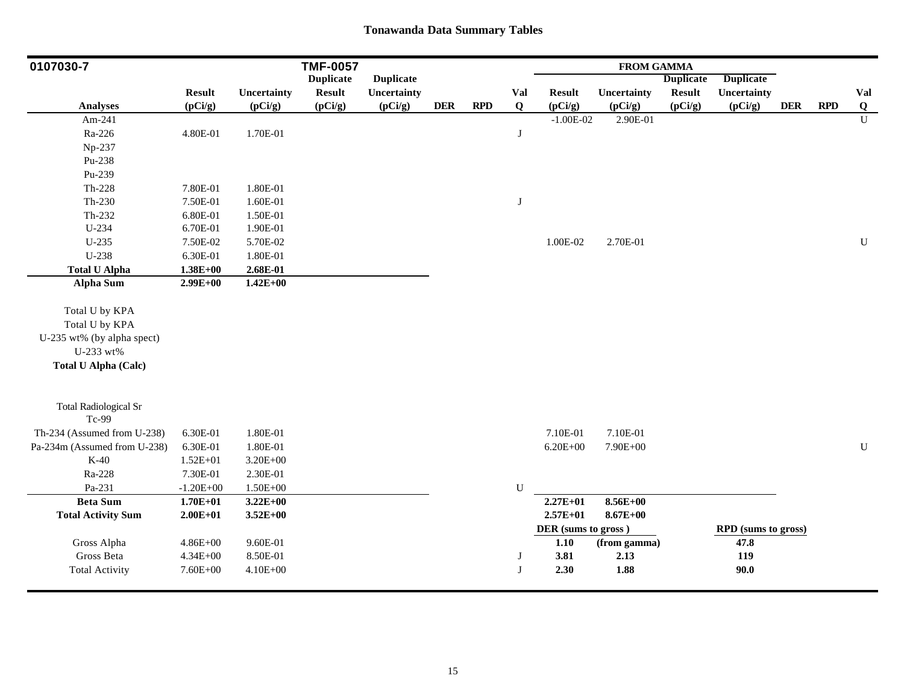## Tonawanda Data Summary Tables

| 0107030-7 | | | TMF-0057 | | | | | FROM GAMMA | | | | | | |
|---|---|---|---|---|---|---|---|---|---|---|---|---|---|---|
| Analyses | Result (pCi/g) | Uncertainty (pCi/g) | Duplicate Result (pCi/g) | Duplicate Uncertainty (pCi/g) | DER | RPD | Val Q | Result (pCi/g) | Uncertainty (pCi/g) | Duplicate Result (pCi/g) | Duplicate Uncertainty (pCi/g) | DER | RPD | Val Q |
| Am-241 | | | | | | | | -1.00E-02 | 2.90E-01 | | | | | U |
| Ra-226 | 4.80E-01 | 1.70E-01 | | | | | J | | | | | | | |
| Np-237 | | | | | | | | | | | | | | |
| Pu-238 | | | | | | | | | | | | | | |
| Pu-239 | | | | | | | | | | | | | | |
| Th-228 | 7.80E-01 | 1.80E-01 | | | | | | | | | | | | |
| Th-230 | 7.50E-01 | 1.60E-01 | | | | | J | | | | | | | |
| Th-232 | 6.80E-01 | 1.50E-01 | | | | | | | | | | | | |
| U-234 | 6.70E-01 | 1.90E-01 | | | | | | | | | | | | |
| U-235 | 7.50E-02 | 5.70E-02 | | | | | | 1.00E-02 | 2.70E-01 | | | | | U |
| U-238 | 6.30E-01 | 1.80E-01 | | | | | | | | | | | | |
| **Total U Alpha** | **1.38E+00** | **2.68E-01** | | | | | | | | | | | | |
| **Alpha Sum** | **2.99E+00** | **1.42E+00** | | | | | | | | | | | | |
| Total U by KPA | | | | | | | | | | | | | | |
| Total U by KPA | | | | | | | | | | | | | | |
| U-235 wt% (by alpha spect) | | | | | | | | | | | | | | |
| U-233 wt% | | | | | | | | | | | | | | |
| **Total U Alpha (Calc)** | | | | | | | | | | | | | | |
| Total Radiological Sr | | | | | | | | | | | | | | |
| Tc-99 | | | | | | | | | | | | | | |
| Th-234 (Assumed from U-238) | 6.30E-01 | 1.80E-01 | | | | | | 7.10E-01 | 7.10E-01 | | | | | |
| Pa-234m (Assumed from U-238) | 6.30E-01 | 1.80E-01 | | | | | | 6.20E+00 | 7.90E+00 | | | | | U |
| K-40 | 1.52E+01 | 3.20E+00 | | | | | | | | | | | | |
| Ra-228 | 7.30E-01 | 2.30E-01 | | | | | | | | | | | | |
| Pa-231 | -1.20E+00 | 1.50E+00 | | | | | U | | | | | | | |
| **Beta Sum** | **1.70E+01** | **3.22E+00** | | | | | | **2.27E+01** | **8.56E+00** | | | | | |
| **Total Activity Sum** | **2.00E+01** | **3.52E+00** | | | | | | **2.57E+01** | **8.67E+00** | | | | | |
| | | | | | | | | **DER (sums to gross )** | | | **RPD (sums to gross)** | | | |
| Gross Alpha | 4.86E+00 | 9.60E-01 | | | | | | **1.10** | **(from gamma)** | | **47.8** | | | |
| Gross Beta | 4.34E+00 | 8.50E-01 | | | | | J | **3.81** | **2.13** | | **119** | | | |
| Total Activity | 7.60E+00 | 4.10E+00 | | | | | J | **2.30** | **1.88** | | **90.0** | | | |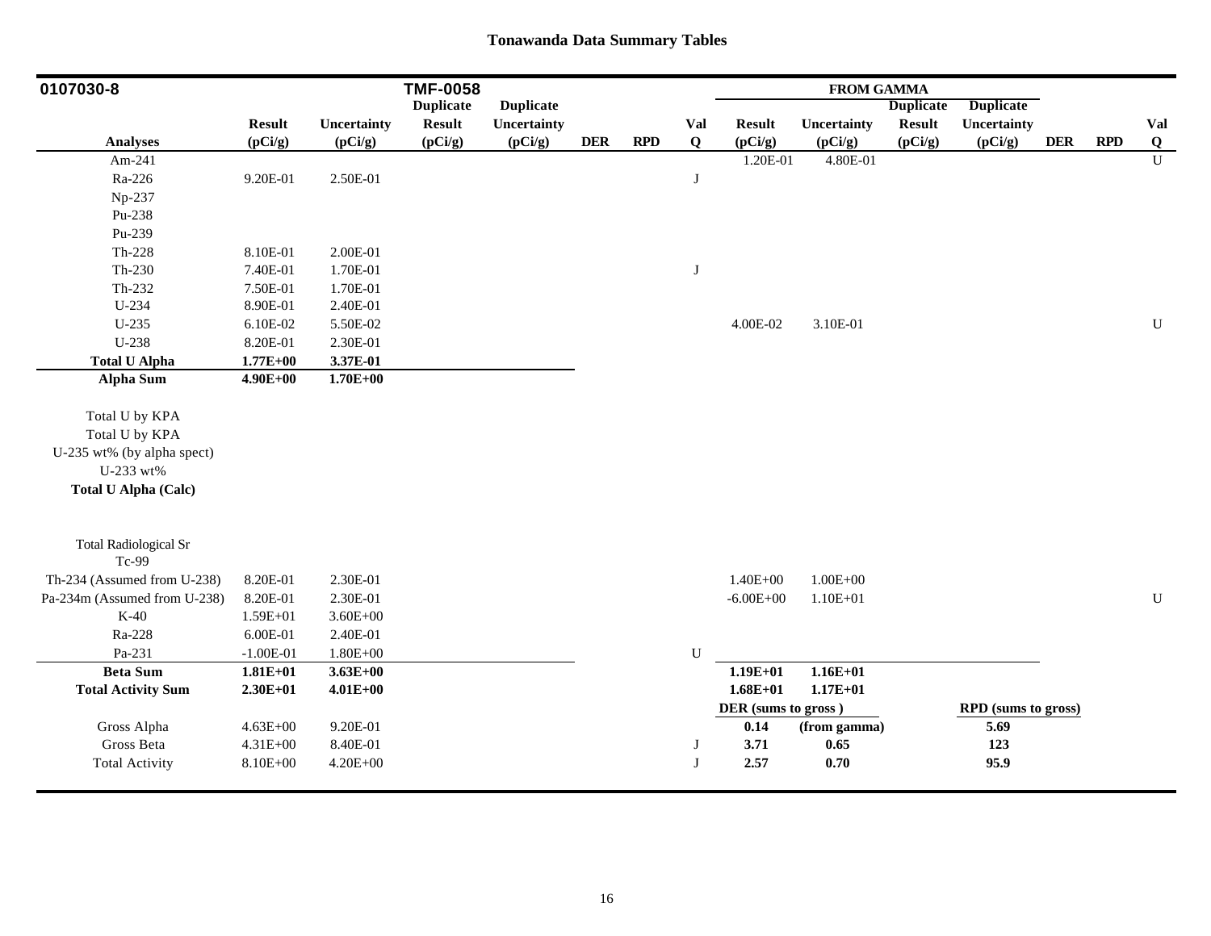## Tonawanda Data Summary Tables

| 0107030-8 | | | TMF-0058 | | | | | FROM GAMMA | | | | | | |
|---|---|---|---|---|---|---|---|---|---|---|---|---|---|---|
| | Result | Uncertainty | Duplicate Result | Duplicate Uncertainty | | | Val | Result | Uncertainty | Duplicate Result | Duplicate Uncertainty | | | Val |
| **Analyses** | **(pCi/g)** | **(pCi/g)** | **(pCi/g)** | **(pCi/g)** | **DER** | **RPD** | **Q** | **(pCi/g)** | **(pCi/g)** | **(pCi/g)** | **(pCi/g)** | **DER** | **RPD** | **Q** |
| Am-241 | | | | | | | | 1.20E-01 | 4.80E-01 | | | | | U |
| Ra-226 | 9.20E-01 | 2.50E-01 | | | | | J | | | | | | | |
| Np-237 | | | | | | | | | | | | | | |
| Pu-238 | | | | | | | | | | | | | | |
| Pu-239 | | | | | | | | | | | | | | |
| Th-228 | 8.10E-01 | 2.00E-01 | | | | | | | | | | | | |
| Th-230 | 7.40E-01 | 1.70E-01 | | | | | J | | | | | | | |
| Th-232 | 7.50E-01 | 1.70E-01 | | | | | | | | | | | | |
| U-234 | 8.90E-01 | 2.40E-01 | | | | | | | | | | | | |
| U-235 | 6.10E-02 | 5.50E-02 | | | | | | 4.00E-02 | 3.10E-01 | | | | | U |
| U-238 | 8.20E-01 | 2.30E-01 | | | | | | | | | | | | |
| **Total U Alpha** | **1.77E+00** | **3.37E-01** | | | | | | | | | | | | |
| **Alpha Sum** | **4.90E+00** | **1.70E+00** | | | | | | | | | | | | |
| Total U by KPA | | | | | | | | | | | | | | |
| Total U by KPA | | | | | | | | | | | | | | |
| U-235 wt% (by alpha spect) | | | | | | | | | | | | | | |
| U-233 wt% | | | | | | | | | | | | | | |
| **Total U Alpha (Calc)** | | | | | | | | | | | | | | |
| Total Radiological Sr | | | | | | | | | | | | | | |
| Tc-99 | | | | | | | | | | | | | | |
| Th-234 (Assumed from U-238) | 8.20E-01 | 2.30E-01 | | | | | | 1.40E+00 | 1.00E+00 | | | | | |
| Pa-234m (Assumed from U-238) | 8.20E-01 | 2.30E-01 | | | | | | -6.00E+00 | 1.10E+01 | | | | | U |
| K-40 | 1.59E+01 | 3.60E+00 | | | | | | | | | | | | |
| Ra-228 | 6.00E-01 | 2.40E-01 | | | | | | | | | | | | |
| Pa-231 | -1.00E-01 | 1.80E+00 | | | | | U | | | | | | | |
| **Beta Sum** | **1.81E+01** | **3.63E+00** | | | | | | **1.19E+01** | **1.16E+01** | | | | | |
| **Total Activity Sum** | **2.30E+01** | **4.01E+00** | | | | | | **1.68E+01** | **1.17E+01** | | | | | |
| | | | | | | | | **DER (sums to gross )** | | | **RPD (sums to gross)** | | | |
| Gross Alpha | 4.63E+00 | 9.20E-01 | | | | | | **0.14** | **(from gamma)** | | **5.69** | | | |
| Gross Beta | 4.31E+00 | 8.40E-01 | | | | | J | **3.71** | **0.65** | | **123** | | | |
| Total Activity | 8.10E+00 | 4.20E+00 | | | | | J | **2.57** | **0.70** | | **95.9** | | | |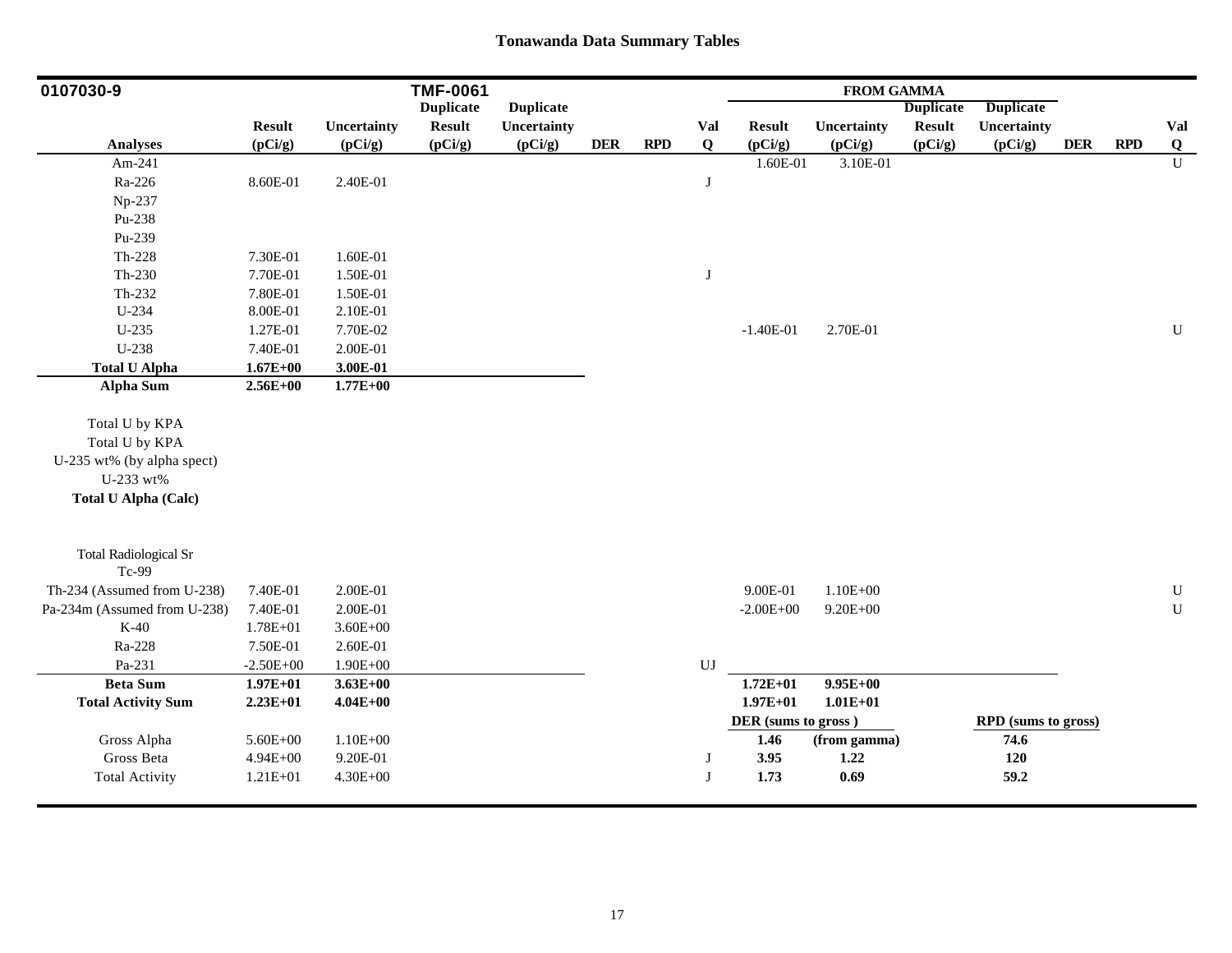# Tonawanda Data Summary Tables

| 0107030-9 | | | TMF-0061 | | | | | FROM GAMMA | | | | | | |
|---|---|---|---|---|---|---|---|---|---|---|---|---|---|---|
| | Result | Uncertainty | Duplicate Result | Duplicate Uncertainty | | | Val | Result | Uncertainty | Duplicate Result | Duplicate Uncertainty | | | Val |
| Analyses | (pCi/g) | (pCi/g) | (pCi/g) | (pCi/g) | DER | RPD | Q | (pCi/g) | (pCi/g) | (pCi/g) | (pCi/g) | DER | RPD | Q |
| Am-241 | | | | | | | | 1.60E-01 | 3.10E-01 | | | | | U |
| Ra-226 | 8.60E-01 | 2.40E-01 | | | | | J | | | | | | | |
| Np-237 | | | | | | | | | | | | | | |
| Pu-238 | | | | | | | | | | | | | | |
| Pu-239 | | | | | | | | | | | | | | |
| Th-228 | 7.30E-01 | 1.60E-01 | | | | | | | | | | | | |
| Th-230 | 7.70E-01 | 1.50E-01 | | | | | J | | | | | | | |
| Th-232 | 7.80E-01 | 1.50E-01 | | | | | | | | | | | | |
| U-234 | 8.00E-01 | 2.10E-01 | | | | | | | | | | | | |
| U-235 | 1.27E-01 | 7.70E-02 | | | | | | -1.40E-01 | 2.70E-01 | | | | | U |
| U-238 | 7.40E-01 | 2.00E-01 | | | | | | | | | | | | |
| **Total U Alpha** | **1.67E+00** | **3.00E-01** | | | | | | | | | | | | |
| **Alpha Sum** | **2.56E+00** | **1.77E+00** | | | | | | | | | | | | |
| Total U by KPA | | | | | | | | | | | | | | |
| Total U by KPA | | | | | | | | | | | | | | |
| U-235 wt% (by alpha spect) | | | | | | | | | | | | | | |
| U-233 wt% | | | | | | | | | | | | | | |
| **Total U Alpha (Calc)** | | | | | | | | | | | | | | |
| Total Radiological Sr | | | | | | | | | | | | | | |
| Tc-99 | | | | | | | | | | | | | | |
| Th-234 (Assumed from U-238) | 7.40E-01 | 2.00E-01 | | | | | | 9.00E-01 | 1.10E+00 | | | | | U |
| Pa-234m (Assumed from U-238) | 7.40E-01 | 2.00E-01 | | | | | | -2.00E+00 | 9.20E+00 | | | | | U |
| K-40 | 1.78E+01 | 3.60E+00 | | | | | | | | | | | | |
| Ra-228 | 7.50E-01 | 2.60E-01 | | | | | | | | | | | | |
| Pa-231 | -2.50E+00 | 1.90E+00 | | | | | UJ | | | | | | | |
| **Beta Sum** | **1.97E+01** | **3.63E+00** | | | | | | **1.72E+01** | **9.95E+00** | | | | | |
| **Total Activity Sum** | **2.23E+01** | **4.04E+00** | | | | | | **1.97E+01** | **1.01E+01** | | | | | |
| | | | | | | | | **DER (sums to gross )** | | | **RPD (sums to gross)** | | | |
| Gross Alpha | 5.60E+00 | 1.10E+00 | | | | | | **1.46** | **(from gamma)** | | **74.6** | | | |
| Gross Beta | 4.94E+00 | 9.20E-01 | | | | | J | **3.95** | **1.22** | | **120** | | | |
| Total Activity | 1.21E+01 | 4.30E+00 | | | | | J | **1.73** | **0.69** | | **59.2** | | | |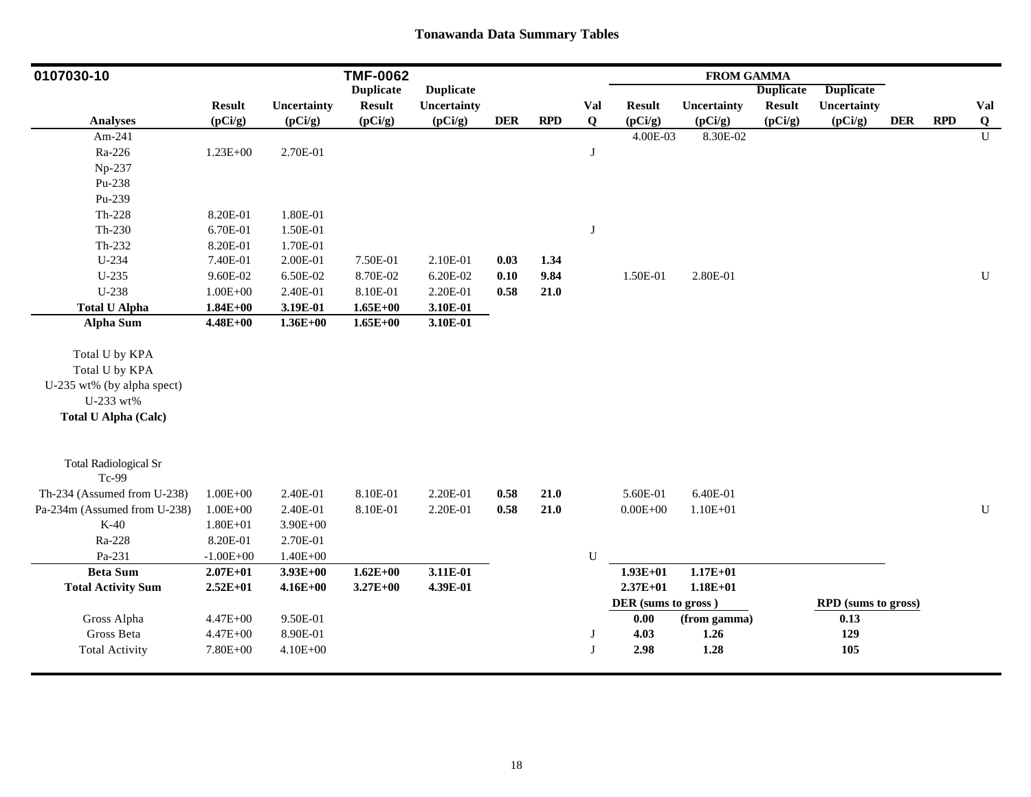# Tonawanda Data Summary Tables

| 0107030-10 | | | TMF-0062 | | | | | FROM GAMMA | | | | | | |
|---|---|---|---|---|---|---|---|---|---|---|---|---|---|---|
| | | | **Duplicate** | **Duplicate** | | | | | | **Duplicate** | **Duplicate** | | | |
| **Analyses** | **Result (pCi/g)** | **Uncertainty (pCi/g)** | **Result (pCi/g)** | **Uncertainty (pCi/g)** | **DER** | **RPD** | **Val Q** | **Result (pCi/g)** | **Uncertainty (pCi/g)** | **Result (pCi/g)** | **Uncertainty (pCi/g)** | **DER** | **RPD** | **Val Q** |
| Am-241 | | | | | | | | 4.00E-03 | 8.30E-02 | | | | | U |
| Ra-226 | 1.23E+00 | 2.70E-01 | | | | | J | | | | | | | |
| Np-237 | | | | | | | | | | | | | | |
| Pu-238 | | | | | | | | | | | | | | |
| Pu-239 | | | | | | | | | | | | | | |
| Th-228 | 8.20E-01 | 1.80E-01 | | | | | | | | | | | | |
| Th-230 | 6.70E-01 | 1.50E-01 | | | | | J | | | | | | | |
| Th-232 | 8.20E-01 | 1.70E-01 | | | | | | | | | | | | |
| U-234 | 7.40E-01 | 2.00E-01 | 7.50E-01 | 2.10E-01 | **0.03** | **1.34** | | | | | | | | |
| U-235 | 9.60E-02 | 6.50E-02 | 8.70E-02 | 6.20E-02 | **0.10** | **9.84** | | 1.50E-01 | 2.80E-01 | | | | | U |
| U-238 | 1.00E+00 | 2.40E-01 | 8.10E-01 | 2.20E-01 | **0.58** | **21.0** | | | | | | | | |
| **Total U Alpha** | **1.84E+00** | **3.19E-01** | **1.65E+00** | **3.10E-01** | | | | | | | | | | |
| **Alpha Sum** | **4.48E+00** | **1.36E+00** | **1.65E+00** | **3.10E-01** | | | | | | | | | | |
| Total U by KPA | | | | | | | | | | | | | | |
| Total U by KPA | | | | | | | | | | | | | | |
| U-235 wt% (by alpha spect) | | | | | | | | | | | | | | |
| U-233 wt% | | | | | | | | | | | | | | |
| **Total U Alpha (Calc)** | | | | | | | | | | | | | | |
| Total Radiological Sr | | | | | | | | | | | | | | |
| Tc-99 | | | | | | | | | | | | | | |
| Th-234 (Assumed from U-238) | 1.00E+00 | 2.40E-01 | 8.10E-01 | 2.20E-01 | **0.58** | **21.0** | | 5.60E-01 | 6.40E-01 | | | | | |
| Pa-234m (Assumed from U-238) | 1.00E+00 | 2.40E-01 | 8.10E-01 | 2.20E-01 | **0.58** | **21.0** | | 0.00E+00 | 1.10E+01 | | | | | U |
| K-40 | 1.80E+01 | 3.90E+00 | | | | | | | | | | | | |
| Ra-228 | 8.20E-01 | 2.70E-01 | | | | | | | | | | | | |
| Pa-231 | -1.00E+00 | 1.40E+00 | | | | | U | | | | | | | |
| **Beta Sum** | **2.07E+01** | **3.93E+00** | **1.62E+00** | **3.11E-01** | | | | **1.93E+01** | **1.17E+01** | | | | | |
| **Total Activity Sum** | **2.52E+01** | **4.16E+00** | **3.27E+00** | **4.39E-01** | | | | **2.37E+01** | **1.18E+01** | | | | | |
| | | | | | | | | **DER (sums to gross)** | | | **RPD (sums to gross)** | | | |
| Gross Alpha | 4.47E+00 | 9.50E-01 | | | | | | **0.00** | **(from gamma)** | | **0.13** | | | |
| Gross Beta | 4.47E+00 | 8.90E-01 | | | | | J | **4.03** | **1.26** | | **129** | | | |
| Total Activity | 7.80E+00 | 4.10E+00 | | | | | J | **2.98** | **1.28** | | **105** | | | |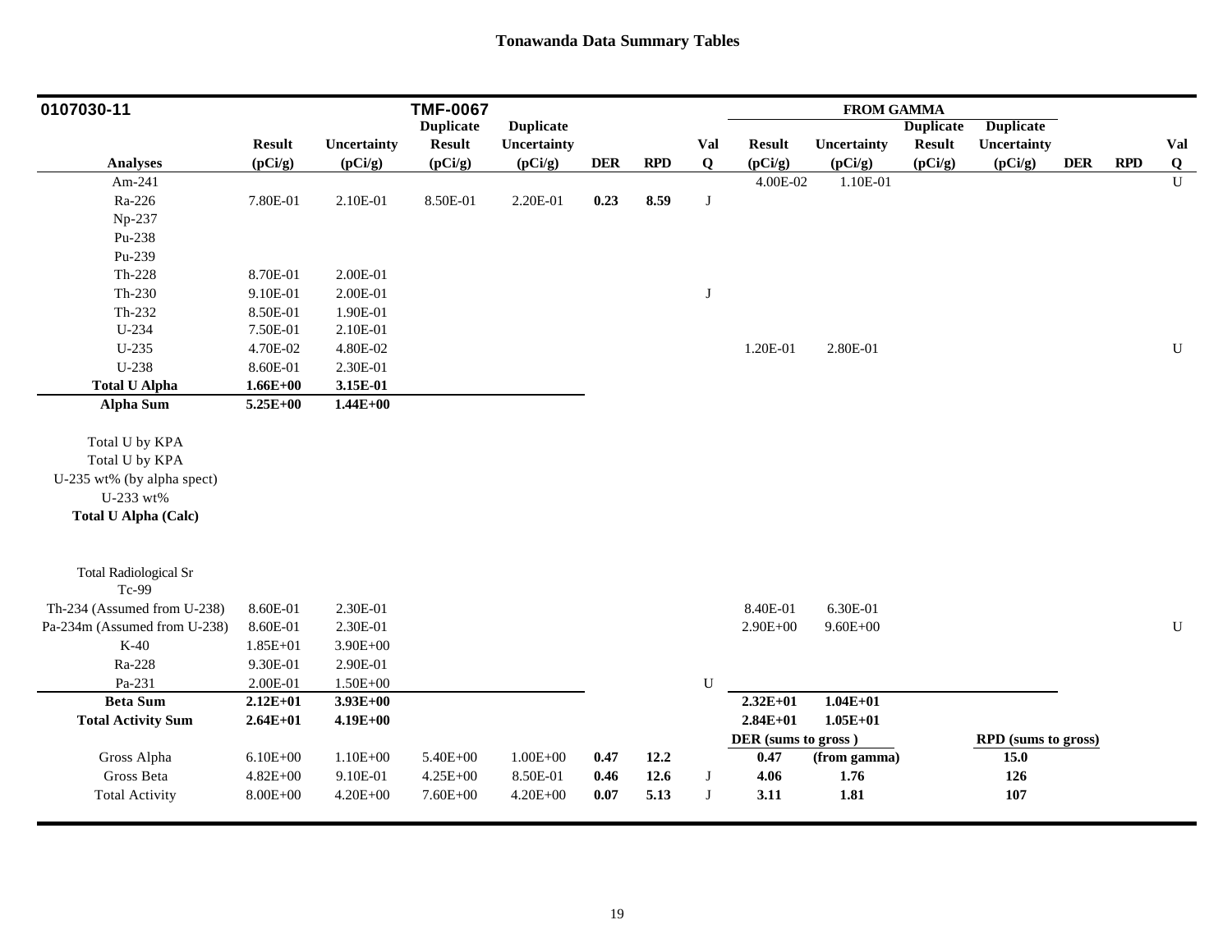# Tonawanda Data Summary Tables

| 0107030-11 | | | TMF-0067 | | | | | FROM GAMMA | | | | | | |
|---|---|---|---|---|---|---|---|---|---|---|---|---|---|---|
| Analyses | Result (pCi/g) | Uncertainty (pCi/g) | Duplicate Result (pCi/g) | Duplicate Uncertainty (pCi/g) | DER | RPD | Val Q | Result (pCi/g) | Uncertainty (pCi/g) | Duplicate Result (pCi/g) | Duplicate Uncertainty (pCi/g) | DER | RPD | Val Q |
| Am-241 | | | | | | | | 4.00E-02 | 1.10E-01 | | | | | U |
| Ra-226 | 7.80E-01 | 2.10E-01 | 8.50E-01 | 2.20E-01 | **0.23** | **8.59** | J | | | | | | | |
| Np-237 | | | | | | | | | | | | | | |
| Pu-238 | | | | | | | | | | | | | | |
| Pu-239 | | | | | | | | | | | | | | |
| Th-228 | 8.70E-01 | 2.00E-01 | | | | | | | | | | | | |
| Th-230 | 9.10E-01 | 2.00E-01 | | | | | J | | | | | | | |
| Th-232 | 8.50E-01 | 1.90E-01 | | | | | | | | | | | | |
| U-234 | 7.50E-01 | 2.10E-01 | | | | | | | | | | | | |
| U-235 | 4.70E-02 | 4.80E-02 | | | | | | 1.20E-01 | 2.80E-01 | | | | | U |
| U-238 | 8.60E-01 | 2.30E-01 | | | | | | | | | | | | |
| **Total U Alpha** | **1.66E+00** | **3.15E-01** | | | | | | | | | | | | |
| **Alpha Sum** | **5.25E+00** | **1.44E+00** | | | | | | | | | | | | |
| Total U by KPA | | | | | | | | | | | | | | |
| Total U by KPA | | | | | | | | | | | | | | |
| U-235 wt% (by alpha spect) | | | | | | | | | | | | | | |
| U-233 wt% | | | | | | | | | | | | | | |
| **Total U Alpha (Calc)** | | | | | | | | | | | | | | |
| Total Radiological Sr | | | | | | | | | | | | | | |
| Tc-99 | | | | | | | | | | | | | | |
| Th-234 (Assumed from U-238) | 8.60E-01 | 2.30E-01 | | | | | | 8.40E-01 | 6.30E-01 | | | | | |
| Pa-234m (Assumed from U-238) | 8.60E-01 | 2.30E-01 | | | | | | 2.90E+00 | 9.60E+00 | | | | | U |
| K-40 | 1.85E+01 | 3.90E+00 | | | | | | | | | | | | |
| Ra-228 | 9.30E-01 | 2.90E-01 | | | | | | | | | | | | |
| Pa-231 | 2.00E-01 | 1.50E+00 | | | | | U | | | | | | | |
| **Beta Sum** | **2.12E+01** | **3.93E+00** | | | | | | **2.32E+01** | **1.04E+01** | | | | | |
| **Total Activity Sum** | **2.64E+01** | **4.19E+00** | | | | | | **2.84E+01** | **1.05E+01** | | | | | |
| | | | | | | | | **DER (sums to gross )** | | | **RPD (sums to gross)** | | | |
| Gross Alpha | 6.10E+00 | 1.10E+00 | 5.40E+00 | 1.00E+00 | **0.47** | **12.2** | | **0.47** | **(from gamma)** | | **15.0** | | | |
| Gross Beta | 4.82E+00 | 9.10E-01 | 4.25E+00 | 8.50E-01 | **0.46** | **12.6** | J | **4.06** | **1.76** | | **126** | | | |
| Total Activity | 8.00E+00 | 4.20E+00 | 7.60E+00 | 4.20E+00 | **0.07** | **5.13** | J | **3.11** | **1.81** | | **107** | | | |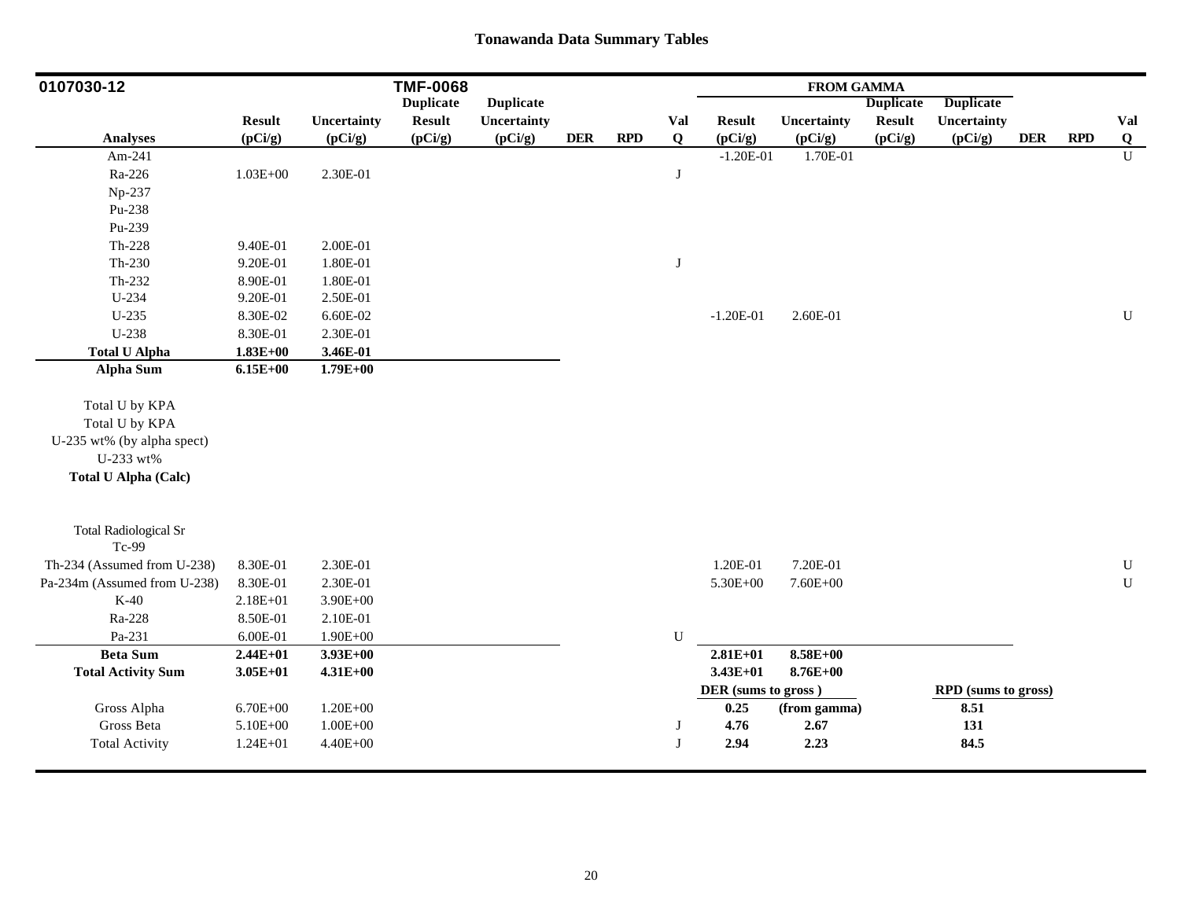# Tonawanda Data Summary Tables

| 0107030-12 | | | TMF-0068 | | | | | FROM GAMMA | | | | | | |
|---|---|---|---|---|---|---|---|---|---|---|---|---|---|---|
| Analyses | Result (pCi/g) | Uncertainty (pCi/g) | Duplicate Result (pCi/g) | Duplicate Uncertainty (pCi/g) | DER | RPD | Val Q | Result (pCi/g) | Uncertainty (pCi/g) | Duplicate Result (pCi/g) | Duplicate Uncertainty (pCi/g) | DER | RPD | Val Q |
| Am-241 | | | | | | | | -1.20E-01 | 1.70E-01 | | | | | U |
| Ra-226 | 1.03E+00 | 2.30E-01 | | | | | J | | | | | | | |
| Np-237 | | | | | | | | | | | | | | |
| Pu-238 | | | | | | | | | | | | | | |
| Pu-239 | | | | | | | | | | | | | | |
| Th-228 | 9.40E-01 | 2.00E-01 | | | | | | | | | | | | |
| Th-230 | 9.20E-01 | 1.80E-01 | | | | | J | | | | | | | |
| Th-232 | 8.90E-01 | 1.80E-01 | | | | | | | | | | | | |
| U-234 | 9.20E-01 | 2.50E-01 | | | | | | | | | | | | |
| U-235 | 8.30E-02 | 6.60E-02 | | | | | | -1.20E-01 | 2.60E-01 | | | | | U |
| U-238 | 8.30E-01 | 2.30E-01 | | | | | | | | | | | | |
| **Total U Alpha** | **1.83E+00** | **3.46E-01** | | | | | | | | | | | | |
| **Alpha Sum** | **6.15E+00** | **1.79E+00** | | | | | | | | | | | | |
| Total U by KPA | | | | | | | | | | | | | | |
| Total U by KPA | | | | | | | | | | | | | | |
| U-235 wt% (by alpha spect) | | | | | | | | | | | | | | |
| U-233 wt% | | | | | | | | | | | | | | |
| **Total U Alpha (Calc)** | | | | | | | | | | | | | | |
| Total Radiological Sr | | | | | | | | | | | | | | |
| Tc-99 | | | | | | | | | | | | | | |
| Th-234 (Assumed from U-238) | 8.30E-01 | 2.30E-01 | | | | | | 1.20E-01 | 7.20E-01 | | | | | U |
| Pa-234m (Assumed from U-238) | 8.30E-01 | 2.30E-01 | | | | | | 5.30E+00 | 7.60E+00 | | | | | U |
| K-40 | 2.18E+01 | 3.90E+00 | | | | | | | | | | | | |
| Ra-228 | 8.50E-01 | 2.10E-01 | | | | | | | | | | | | |
| Pa-231 | 6.00E-01 | 1.90E+00 | | | | | U | | | | | | | |
| **Beta Sum** | **2.44E+01** | **3.93E+00** | | | | | | **2.81E+01** | **8.58E+00** | | | | | |
| **Total Activity Sum** | **3.05E+01** | **4.31E+00** | | | | | | **3.43E+01** | **8.76E+00** | | | | | |
| | | | | | | | | **DER (sums to gross )** | | | **RPD (sums to gross)** | | | |
| Gross Alpha | 6.70E+00 | 1.20E+00 | | | | | | **0.25** | **(from gamma)** | | **8.51** | | | |
| Gross Beta | 5.10E+00 | 1.00E+00 | | | | | J | **4.76** | **2.67** | | **131** | | | |
| Total Activity | 1.24E+01 | 4.40E+00 | | | | | J | **2.94** | **2.23** | | **84.5** | | | |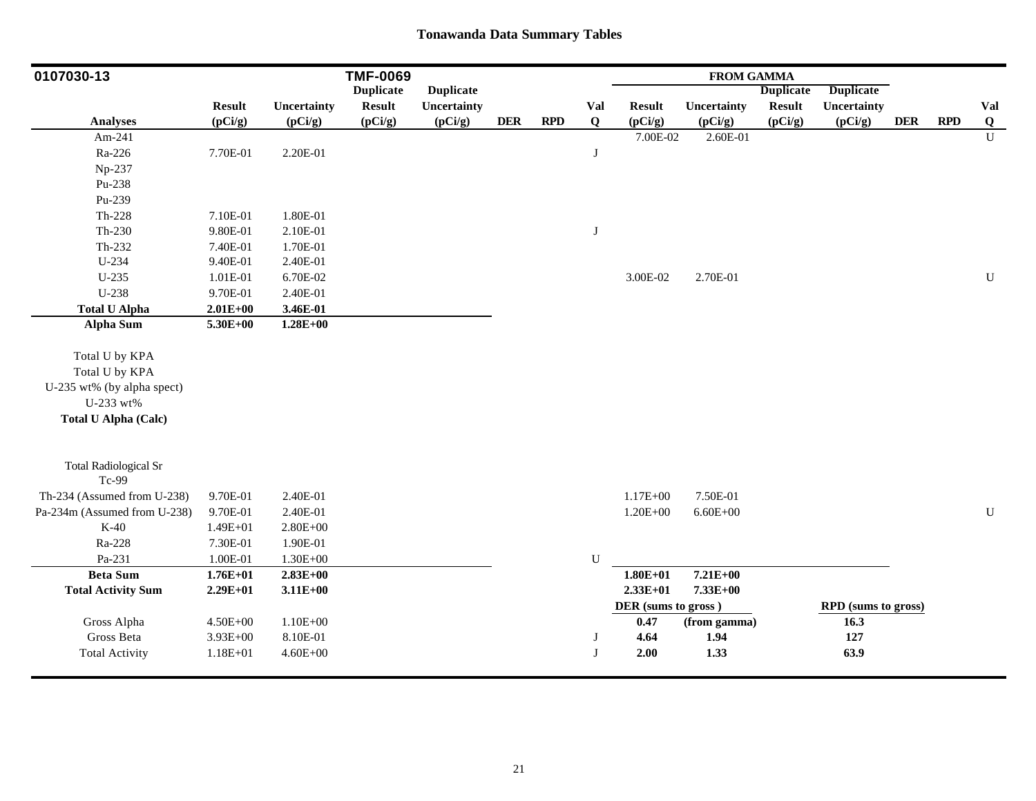# Tonawanda Data Summary Tables

| 0107030-13 | | | TMF-0069 | | | | | FROM GAMMA | | | | | | |
|---|---|---|---|---|---|---|---|---|---|---|---|---|---|---|
| | | | Duplicate | Duplicate | | | | | | Duplicate | Duplicate | | | |
| | Result | Uncertainty | Result | Uncertainty | | | Val | Result | Uncertainty | Result | Uncertainty | | | Val |
| **Analyses** | (pCi/g) | (pCi/g) | (pCi/g) | (pCi/g) | DER | RPD | Q | (pCi/g) | (pCi/g) | (pCi/g) | (pCi/g) | DER | RPD | Q |
| Am-241 | | | | | | | | 7.00E-02 | 2.60E-01 | | | | | U |
| Ra-226 | 7.70E-01 | 2.20E-01 | | | | | J | | | | | | | |
| Np-237 | | | | | | | | | | | | | | |
| Pu-238 | | | | | | | | | | | | | | |
| Pu-239 | | | | | | | | | | | | | | |
| Th-228 | 7.10E-01 | 1.80E-01 | | | | | | | | | | | | |
| Th-230 | 9.80E-01 | 2.10E-01 | | | | | J | | | | | | | |
| Th-232 | 7.40E-01 | 1.70E-01 | | | | | | | | | | | | |
| U-234 | 9.40E-01 | 2.40E-01 | | | | | | | | | | | | |
| U-235 | 1.01E-01 | 6.70E-02 | | | | | | 3.00E-02 | 2.70E-01 | | | | | U |
| U-238 | 9.70E-01 | 2.40E-01 | | | | | | | | | | | | |
| **Total U Alpha** | **2.01E+00** | **3.46E-01** | | | | | | | | | | | | |
| **Alpha Sum** | **5.30E+00** | **1.28E+00** | | | | | | | | | | | | |
| Total U by KPA | | | | | | | | | | | | | | |
| Total U by KPA | | | | | | | | | | | | | | |
| U-235 wt% (by alpha spect) | | | | | | | | | | | | | | |
| U-233 wt% | | | | | | | | | | | | | | |
| **Total U Alpha (Calc)** | | | | | | | | | | | | | | |
| Total Radiological Sr | | | | | | | | | | | | | | |
| Tc-99 | | | | | | | | | | | | | | |
| Th-234 (Assumed from U-238) | 9.70E-01 | 2.40E-01 | | | | | | 1.17E+00 | 7.50E-01 | | | | | |
| Pa-234m (Assumed from U-238) | 9.70E-01 | 2.40E-01 | | | | | | 1.20E+00 | 6.60E+00 | | | | | U |
| K-40 | 1.49E+01 | 2.80E+00 | | | | | | | | | | | | |
| Ra-228 | 7.30E-01 | 1.90E-01 | | | | | | | | | | | | |
| Pa-231 | 1.00E-01 | 1.30E+00 | | | | | U | | | | | | | |
| **Beta Sum** | **1.76E+01** | **2.83E+00** | | | | | | **1.80E+01** | **7.21E+00** | | | | | |
| **Total Activity Sum** | **2.29E+01** | **3.11E+00** | | | | | | **2.33E+01** | **7.33E+00** | | | | | |
| | | | | | | | | **DER (sums to gross )** | | | **RPD (sums to gross)** | | | |
| Gross Alpha | 4.50E+00 | 1.10E+00 | | | | | | **0.47** | **(from gamma)** | | **16.3** | | | |
| Gross Beta | 3.93E+00 | 8.10E-01 | | | | | J | **4.64** | **1.94** | | **127** | | | |
| Total Activity | 1.18E+01 | 4.60E+00 | | | | | J | **2.00** | **1.33** | | **63.9** | | | |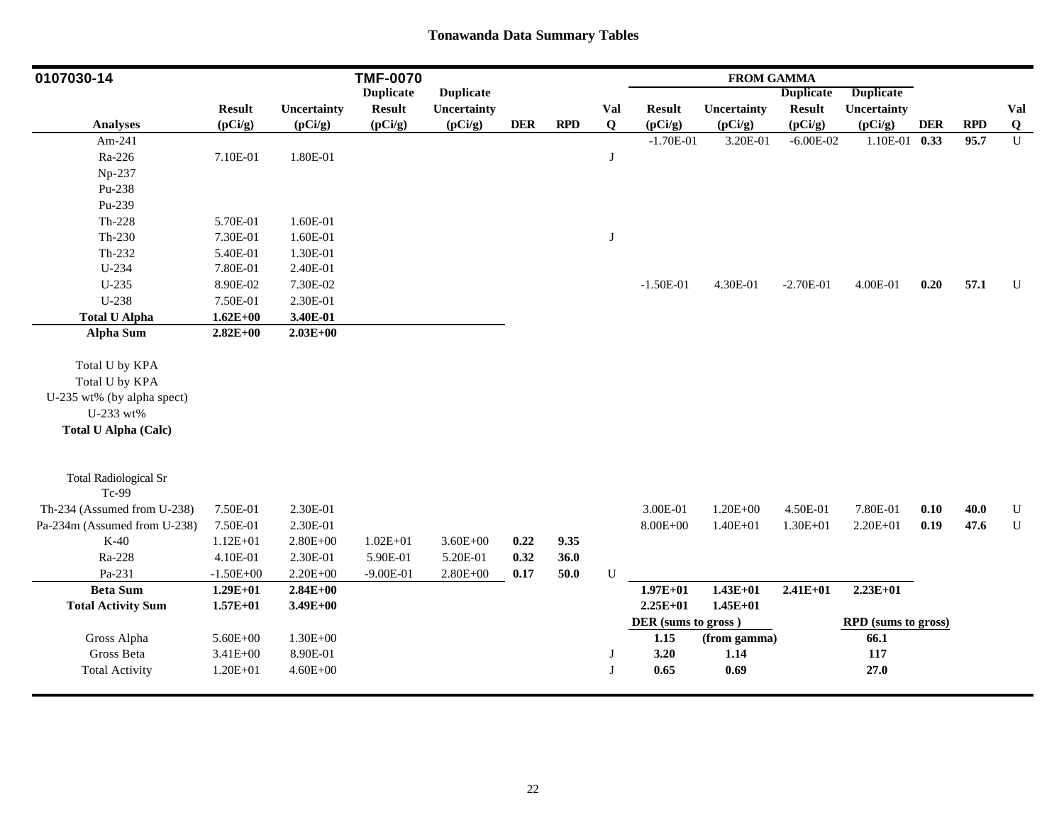# Tonawanda Data Summary Tables

| 0107030-14 | | | TMF-0070 | | | | | FROM GAMMA | | | | | | |
|---|---|---|---|---|---|---|---|---|---|---|---|---|---|---|
| | | | Duplicate | Duplicate | | | | | | Duplicate | Duplicate | | | |
| | Result | Uncertainty | Result | Uncertainty | | | Val | Result | Uncertainty | Result | Uncertainty | | | Val |
| **Analyses** | (pCi/g) | (pCi/g) | (pCi/g) | (pCi/g) | DER | RPD | Q | (pCi/g) | (pCi/g) | (pCi/g) | (pCi/g) | DER | RPD | Q |
| Am-241 | | | | | | | | -1.70E-01 | 3.20E-01 | -6.00E-02 | 1.10E-01 | 0.33 | 95.7 | U |
| Ra-226 | 7.10E-01 | 1.80E-01 | | | | | J | | | | | | | |
| Np-237 | | | | | | | | | | | | | | |
| Pu-238 | | | | | | | | | | | | | | |
| Pu-239 | | | | | | | | | | | | | | |
| Th-228 | 5.70E-01 | 1.60E-01 | | | | | | | | | | | | |
| Th-230 | 7.30E-01 | 1.60E-01 | | | | | J | | | | | | | |
| Th-232 | 5.40E-01 | 1.30E-01 | | | | | | | | | | | | |
| U-234 | 7.80E-01 | 2.40E-01 | | | | | | | | | | | | |
| U-235 | 8.90E-02 | 7.30E-02 | | | | | | -1.50E-01 | 4.30E-01 | -2.70E-01 | 4.00E-01 | 0.20 | 57.1 | U |
| U-238 | 7.50E-01 | 2.30E-01 | | | | | | | | | | | | |
| **Total U Alpha** | **1.62E+00** | **3.40E-01** | | | | | | | | | | | | |
| **Alpha Sum** | **2.82E+00** | **2.03E+00** | | | | | | | | | | | | |
| Total U by KPA | | | | | | | | | | | | | | |
| Total U by KPA | | | | | | | | | | | | | | |
| U-235 wt% (by alpha spect) | | | | | | | | | | | | | | |
| U-233 wt% | | | | | | | | | | | | | | |
| **Total U Alpha (Calc)** | | | | | | | | | | | | | | |
| Total Radiological Sr | | | | | | | | | | | | | | |
| Tc-99 | | | | | | | | | | | | | | |
| Th-234 (Assumed from U-238) | 7.50E-01 | 2.30E-01 | | | | | | 3.00E-01 | 1.20E+00 | 4.50E-01 | 7.80E-01 | 0.10 | 40.0 | U |
| Pa-234m (Assumed from U-238) | 7.50E-01 | 2.30E-01 | | | | | | 8.00E+00 | 1.40E+01 | 1.30E+01 | 2.20E+01 | 0.19 | 47.6 | U |
| K-40 | 1.12E+01 | 2.80E+00 | 1.02E+01 | 3.60E+00 | 0.22 | 9.35 | | | | | | | | |
| Ra-228 | 4.10E-01 | 2.30E-01 | 5.90E-01 | 5.20E-01 | 0.32 | 36.0 | | | | | | | | |
| Pa-231 | -1.50E+00 | 2.20E+00 | -9.00E-01 | 2.80E+00 | 0.17 | 50.0 | U | | | | | | | |
| **Beta Sum** | **1.29E+01** | **2.84E+00** | | | | | | **1.97E+01** | **1.43E+01** | **2.41E+01** | **2.23E+01** | | | |
| **Total Activity Sum** | **1.57E+01** | **3.49E+00** | | | | | | **2.25E+01** | **1.45E+01** | | | | | |
| | | | | | | | | **DER (sums to gross)** | | | **RPD (sums to gross)** | | | |
| Gross Alpha | 5.60E+00 | 1.30E+00 | | | | | | **1.15** | **(from gamma)** | | **66.1** | | | |
| Gross Beta | 3.41E+00 | 8.90E-01 | | | | | J | **3.20** | **1.14** | | **117** | | | |
| Total Activity | 1.20E+01 | 4.60E+00 | | | | | J | **0.65** | **0.69** | | **27.0** | | | |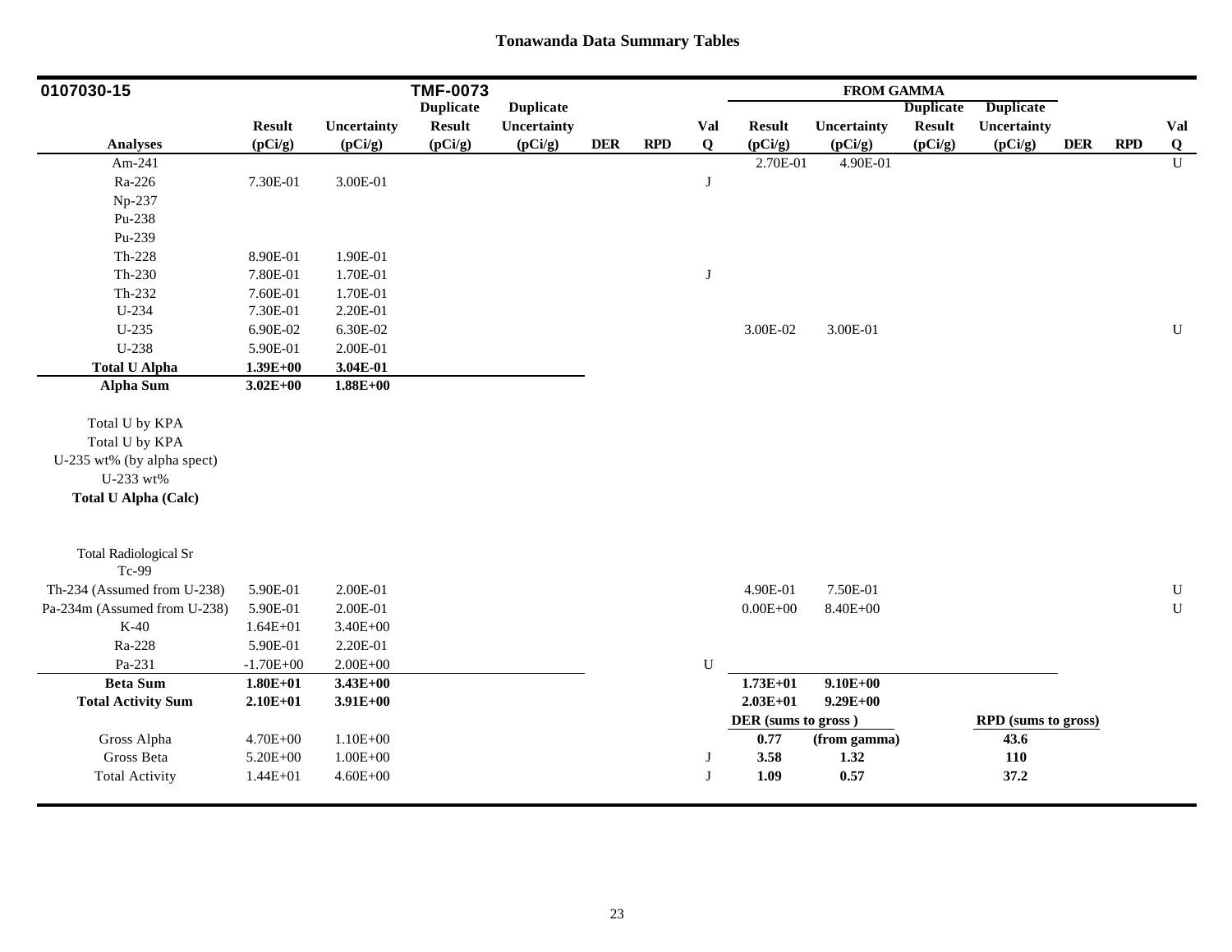# Tonawanda Data Summary Tables

| 0107030-15 | | | TMF-0073 | | | | | FROM GAMMA | | | | | | |
|---|---|---|---|---|---|---|---|---|---|---|---|---|---|---|
| | | | Duplicate | Duplicate | | | | | | Duplicate | Duplicate | | | |
| | Result | Uncertainty | Result | Uncertainty | | | Val | Result | Uncertainty | Result | Uncertainty | | | Val |
| Analyses | (pCi/g) | (pCi/g) | (pCi/g) | (pCi/g) | DER | RPD | Q | (pCi/g) | (pCi/g) | (pCi/g) | (pCi/g) | DER | RPD | Q |
| Am-241 | | | | | | | | 2.70E-01 | 4.90E-01 | | | | | U |
| Ra-226 | 7.30E-01 | 3.00E-01 | | | | | J | | | | | | | |
| Np-237 | | | | | | | | | | | | | | |
| Pu-238 | | | | | | | | | | | | | | |
| Pu-239 | | | | | | | | | | | | | | |
| Th-228 | 8.90E-01 | 1.90E-01 | | | | | | | | | | | | |
| Th-230 | 7.80E-01 | 1.70E-01 | | | | | J | | | | | | | |
| Th-232 | 7.60E-01 | 1.70E-01 | | | | | | | | | | | | |
| U-234 | 7.30E-01 | 2.20E-01 | | | | | | | | | | | | |
| U-235 | 6.90E-02 | 6.30E-02 | | | | | | 3.00E-02 | 3.00E-01 | | | | | U |
| U-238 | 5.90E-01 | 2.00E-01 | | | | | | | | | | | | |
| **Total U Alpha** | **1.39E+00** | **3.04E-01** | | | | | | | | | | | | |
| **Alpha Sum** | **3.02E+00** | **1.88E+00** | | | | | | | | | | | | |
| Total U by KPA | | | | | | | | | | | | | | |
| Total U by KPA | | | | | | | | | | | | | | |
| U-235 wt% (by alpha spect) | | | | | | | | | | | | | | |
| U-233 wt% | | | | | | | | | | | | | | |
| **Total U Alpha (Calc)** | | | | | | | | | | | | | | |
| Total Radiological Sr | | | | | | | | | | | | | | |
| Tc-99 | | | | | | | | | | | | | | |
| Th-234 (Assumed from U-238) | 5.90E-01 | 2.00E-01 | | | | | | 4.90E-01 | 7.50E-01 | | | | | U |
| Pa-234m (Assumed from U-238) | 5.90E-01 | 2.00E-01 | | | | | | 0.00E+00 | 8.40E+00 | | | | | U |
| K-40 | 1.64E+01 | 3.40E+00 | | | | | | | | | | | | |
| Ra-228 | 5.90E-01 | 2.20E-01 | | | | | | | | | | | | |
| Pa-231 | -1.70E+00 | 2.00E+00 | | | | | U | | | | | | | |
| **Beta Sum** | **1.80E+01** | **3.43E+00** | | | | | | **1.73E+01** | **9.10E+00** | | | | | |
| **Total Activity Sum** | **2.10E+01** | **3.91E+00** | | | | | | **2.03E+01** | **9.29E+00** | | | | | |
| | | | | | | | | **DER (sums to gross )** | | | **RPD (sums to gross)** | | | |
| Gross Alpha | 4.70E+00 | 1.10E+00 | | | | | | **0.77** | **(from gamma)** | | **43.6** | | | |
| Gross Beta | 5.20E+00 | 1.00E+00 | | | | | J | **3.58** | **1.32** | | **110** | | | |
| Total Activity | 1.44E+01 | 4.60E+00 | | | | | J | **1.09** | **0.57** | | **37.2** | | | |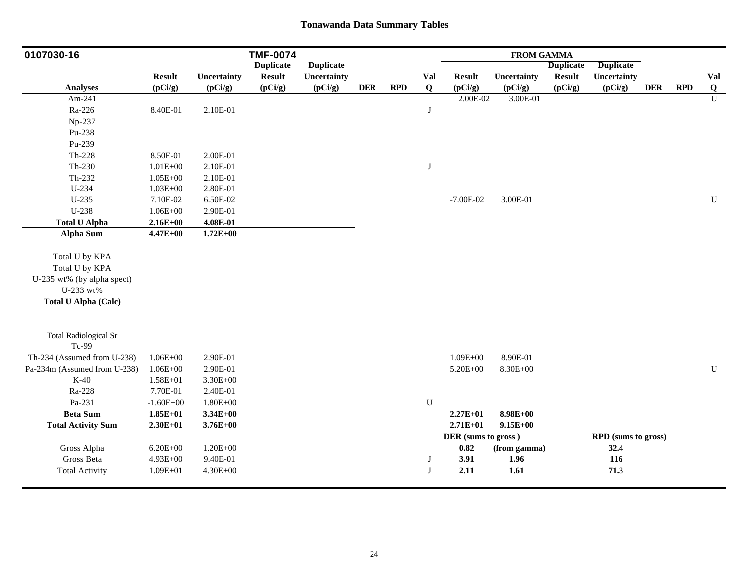# Tonawanda Data Summary Tables

| 0107030-16 | | | TMF-0074 | | | | | FROM GAMMA | | | | | | |
|---|---|---|---|---|---|---|---|---|---|---|---|---|---|---|
| | Result | Uncertainty | Duplicate Result | Duplicate Uncertainty | | | Val | Result | Uncertainty | Duplicate Result | Duplicate Uncertainty | | | Val |
| **Analyses** | **(pCi/g)** | **(pCi/g)** | **(pCi/g)** | **(pCi/g)** | **DER** | **RPD** | **Q** | **(pCi/g)** | **(pCi/g)** | **(pCi/g)** | **(pCi/g)** | **DER** | **RPD** | **Q** |
| Am-241 | | | | | | | | 2.00E-02 | 3.00E-01 | | | | | U |
| Ra-226 | 8.40E-01 | 2.10E-01 | | | | | J | | | | | | | |
| Np-237 | | | | | | | | | | | | | | |
| Pu-238 | | | | | | | | | | | | | | |
| Pu-239 | | | | | | | | | | | | | | |
| Th-228 | 8.50E-01 | 2.00E-01 | | | | | | | | | | | | |
| Th-230 | 1.01E+00 | 2.10E-01 | | | | | J | | | | | | | |
| Th-232 | 1.05E+00 | 2.10E-01 | | | | | | | | | | | | |
| U-234 | 1.03E+00 | 2.80E-01 | | | | | | | | | | | | |
| U-235 | 7.10E-02 | 6.50E-02 | | | | | | -7.00E-02 | 3.00E-01 | | | | | U |
| U-238 | 1.06E+00 | 2.90E-01 | | | | | | | | | | | | |
| **Total U Alpha** | **2.16E+00** | **4.08E-01** | | | | | | | | | | | | |
| **Alpha Sum** | **4.47E+00** | **1.72E+00** | | | | | | | | | | | | |
| Total U by KPA | | | | | | | | | | | | | | |
| Total U by KPA | | | | | | | | | | | | | | |
| U-235 wt% (by alpha spect) | | | | | | | | | | | | | | |
| U-233 wt% | | | | | | | | | | | | | | |
| **Total U Alpha (Calc)** | | | | | | | | | | | | | | |
| Total Radiological Sr | | | | | | | | | | | | | | |
| Tc-99 | | | | | | | | | | | | | | |
| Th-234 (Assumed from U-238) | 1.06E+00 | 2.90E-01 | | | | | | 1.09E+00 | 8.90E-01 | | | | | |
| Pa-234m (Assumed from U-238) | 1.06E+00 | 2.90E-01 | | | | | | 5.20E+00 | 8.30E+00 | | | | | U |
| K-40 | 1.58E+01 | 3.30E+00 | | | | | | | | | | | | |
| Ra-228 | 7.70E-01 | 2.40E-01 | | | | | | | | | | | | |
| Pa-231 | -1.60E+00 | 1.80E+00 | | | | | U | | | | | | | |
| **Beta Sum** | **1.85E+01** | **3.34E+00** | | | | | | **2.27E+01** | **8.98E+00** | | | | | |
| **Total Activity Sum** | **2.30E+01** | **3.76E+00** | | | | | | **2.71E+01** | **9.15E+00** | | | | | |
| | | | | | | | | **DER (sums to gross )** | | | **RPD (sums to gross)** | | | |
| Gross Alpha | 6.20E+00 | 1.20E+00 | | | | | | **0.82** | **(from gamma)** | | **32.4** | | | |
| Gross Beta | 4.93E+00 | 9.40E-01 | | | | | J | **3.91** | **1.96** | | **116** | | | |
| Total Activity | 1.09E+01 | 4.30E+00 | | | | | J | **2.11** | **1.61** | | **71.3** | | | |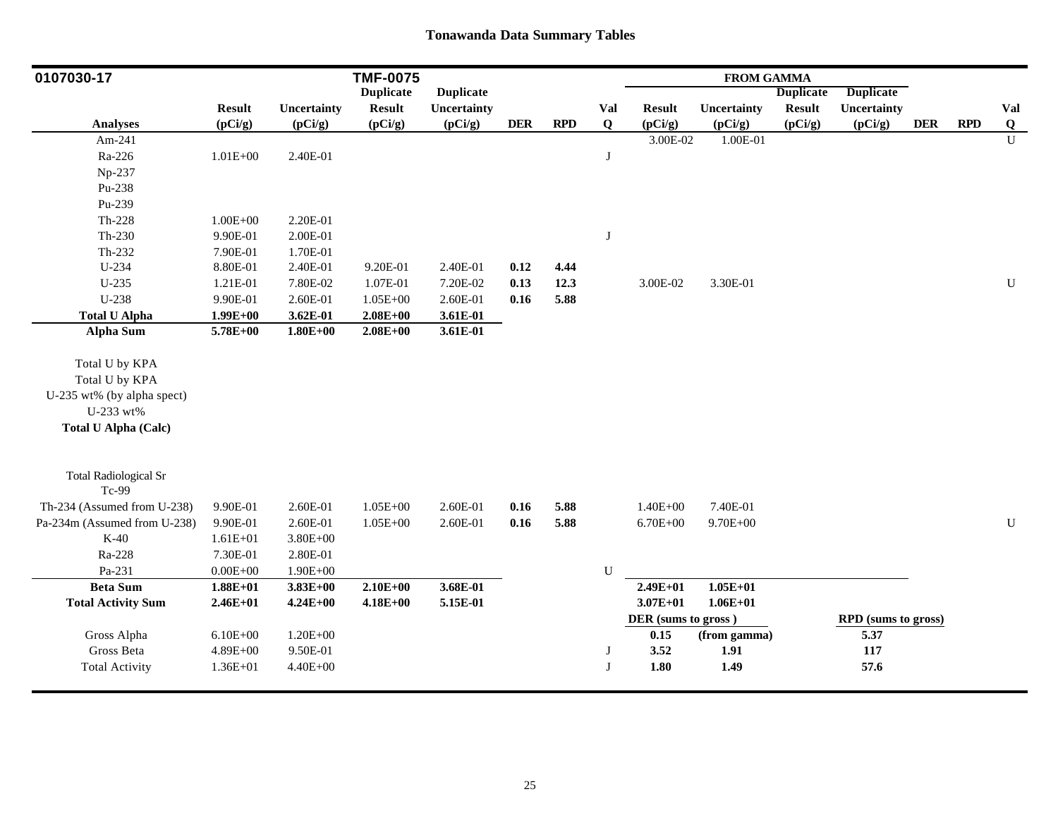# Tonawanda Data Summary Tables

| 0107030-17 | | | TMF-0075 | | | | | FROM GAMMA | | | | | | |
|---|---|---|---|---|---|---|---|---|---|---|---|---|---|---|
| | | | Duplicate | Duplicate | | | | | | Duplicate | Duplicate | | | |
| | Result | Uncertainty | Result | Uncertainty | | | Val | Result | Uncertainty | Result | Uncertainty | | | Val |
| **Analyses** | **(pCi/g)** | **(pCi/g)** | **(pCi/g)** | **(pCi/g)** | **DER** | **RPD** | **Q** | **(pCi/g)** | **(pCi/g)** | **(pCi/g)** | **(pCi/g)** | **DER** | **RPD** | **Q** |
| Am-241 | | | | | | | | 3.00E-02 | 1.00E-01 | | | | | U |
| Ra-226 | 1.01E+00 | 2.40E-01 | | | | | J | | | | | | | |
| Np-237 | | | | | | | | | | | | | | |
| Pu-238 | | | | | | | | | | | | | | |
| Pu-239 | | | | | | | | | | | | | | |
| Th-228 | 1.00E+00 | 2.20E-01 | | | | | | | | | | | | |
| Th-230 | 9.90E-01 | 2.00E-01 | | | | | J | | | | | | | |
| Th-232 | 7.90E-01 | 1.70E-01 | | | | | | | | | | | | |
| U-234 | 8.80E-01 | 2.40E-01 | 9.20E-01 | 2.40E-01 | **0.12** | **4.44** | | | | | | | | |
| U-235 | 1.21E-01 | 7.80E-02 | 1.07E-01 | 7.20E-02 | **0.13** | **12.3** | | 3.00E-02 | 3.30E-01 | | | | | U |
| U-238 | 9.90E-01 | 2.60E-01 | 1.05E+00 | 2.60E-01 | **0.16** | **5.88** | | | | | | | | |
| **Total U Alpha** | **1.99E+00** | **3.62E-01** | **2.08E+00** | **3.61E-01** | | | | | | | | | | |
| **Alpha Sum** | **5.78E+00** | **1.80E+00** | **2.08E+00** | **3.61E-01** | | | | | | | | | | |
| Total U by KPA | | | | | | | | | | | | | | |
| Total U by KPA | | | | | | | | | | | | | | |
| U-235 wt% (by alpha spect) | | | | | | | | | | | | | | |
| U-233 wt% | | | | | | | | | | | | | | |
| **Total U Alpha (Calc)** | | | | | | | | | | | | | | |
| Total Radiological Sr | | | | | | | | | | | | | | |
| Tc-99 | | | | | | | | | | | | | | |
| Th-234 (Assumed from U-238) | 9.90E-01 | 2.60E-01 | 1.05E+00 | 2.60E-01 | **0.16** | **5.88** | | 1.40E+00 | 7.40E-01 | | | | | |
| Pa-234m (Assumed from U-238) | 9.90E-01 | 2.60E-01 | 1.05E+00 | 2.60E-01 | **0.16** | **5.88** | | 6.70E+00 | 9.70E+00 | | | | | U |
| K-40 | 1.61E+01 | 3.80E+00 | | | | | | | | | | | | |
| Ra-228 | 7.30E-01 | 2.80E-01 | | | | | | | | | | | | |
| Pa-231 | 0.00E+00 | 1.90E+00 | | | | | U | | | | | | | |
| **Beta Sum** | **1.88E+01** | **3.83E+00** | **2.10E+00** | **3.68E-01** | | | | **2.49E+01** | **1.05E+01** | | | | | |
| **Total Activity Sum** | **2.46E+01** | **4.24E+00** | **4.18E+00** | **5.15E-01** | | | | **3.07E+01** | **1.06E+01** | | | | | |
| | | | | | | | | **DER (sums to gross )** | | | **RPD (sums to gross)** | | | |
| Gross Alpha | 6.10E+00 | 1.20E+00 | | | | | | **0.15** | **(from gamma)** | | **5.37** | | | |
| Gross Beta | 4.89E+00 | 9.50E-01 | | | | | J | **3.52** | **1.91** | | **117** | | | |
| Total Activity | 1.36E+01 | 4.40E+00 | | | | | J | **1.80** | **1.49** | | **57.6** | | | |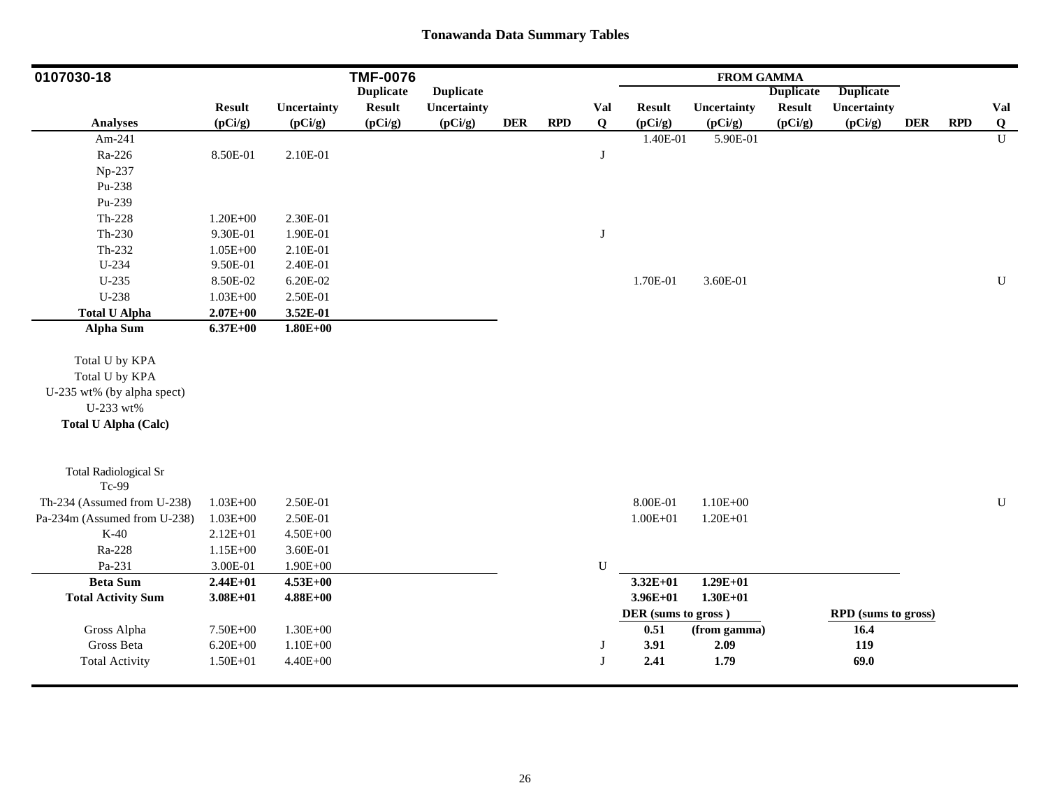## Tonawanda Data Summary Tables

| 0107030-18 | | | TMF-0076 | | | | | FROM GAMMA | | | | | | |
|---|---|---|---|---|---|---|---|---|---|---|---|---|---|---|
| Analyses | Result (pCi/g) | Uncertainty (pCi/g) | Duplicate Result (pCi/g) | Duplicate Uncertainty (pCi/g) | DER | RPD | Val Q | Result (pCi/g) | Uncertainty (pCi/g) | Duplicate Result (pCi/g) | Duplicate Uncertainty (pCi/g) | DER | RPD | Val Q |
| Am-241 | | | | | | | | 1.40E-01 | 5.90E-01 | | | | | U |
| Ra-226 | 8.50E-01 | 2.10E-01 | | | | | J | | | | | | | |
| Np-237 | | | | | | | | | | | | | | |
| Pu-238 | | | | | | | | | | | | | | |
| Pu-239 | | | | | | | | | | | | | | |
| Th-228 | 1.20E+00 | 2.30E-01 | | | | | | | | | | | | |
| Th-230 | 9.30E-01 | 1.90E-01 | | | | | J | | | | | | | |
| Th-232 | 1.05E+00 | 2.10E-01 | | | | | | | | | | | | |
| U-234 | 9.50E-01 | 2.40E-01 | | | | | | | | | | | | |
| U-235 | 8.50E-02 | 6.20E-02 | | | | | | 1.70E-01 | 3.60E-01 | | | | | U |
| U-238 | 1.03E+00 | 2.50E-01 | | | | | | | | | | | | |
| **Total U Alpha** | **2.07E+00** | **3.52E-01** | | | | | | | | | | | | |
| **Alpha Sum** | **6.37E+00** | **1.80E+00** | | | | | | | | | | | | |
| Total U by KPA | | | | | | | | | | | | | | |
| Total U by KPA | | | | | | | | | | | | | | |
| U-235 wt% (by alpha spect) | | | | | | | | | | | | | | |
| U-233 wt% | | | | | | | | | | | | | | |
| **Total U Alpha (Calc)** | | | | | | | | | | | | | | |
| Total Radiological Sr | | | | | | | | | | | | | | |
| Tc-99 | | | | | | | | | | | | | | |
| Th-234 (Assumed from U-238) | 1.03E+00 | 2.50E-01 | | | | | | 8.00E-01 | 1.10E+00 | | | | | U |
| Pa-234m (Assumed from U-238) | 1.03E+00 | 2.50E-01 | | | | | | 1.00E+01 | 1.20E+01 | | | | | |
| K-40 | 2.12E+01 | 4.50E+00 | | | | | | | | | | | | |
| Ra-228 | 1.15E+00 | 3.60E-01 | | | | | | | | | | | | |
| Pa-231 | 3.00E-01 | 1.90E+00 | | | | | U | | | | | | | |
| **Beta Sum** | **2.44E+01** | **4.53E+00** | | | | | | **3.32E+01** | **1.29E+01** | | | | | |
| **Total Activity Sum** | **3.08E+01** | **4.88E+00** | | | | | | **3.96E+01** | **1.30E+01** | | | | | |
| | | | | | | | | **DER (sums to gross )** | | | **RPD (sums to gross)** | | | |
| Gross Alpha | 7.50E+00 | 1.30E+00 | | | | | | **0.51** | **(from gamma)** | | **16.4** | | | |
| Gross Beta | 6.20E+00 | 1.10E+00 | | | | | J | **3.91** | **2.09** | | **119** | | | |
| Total Activity | 1.50E+01 | 4.40E+00 | | | | | J | **2.41** | **1.79** | | **69.0** | | | |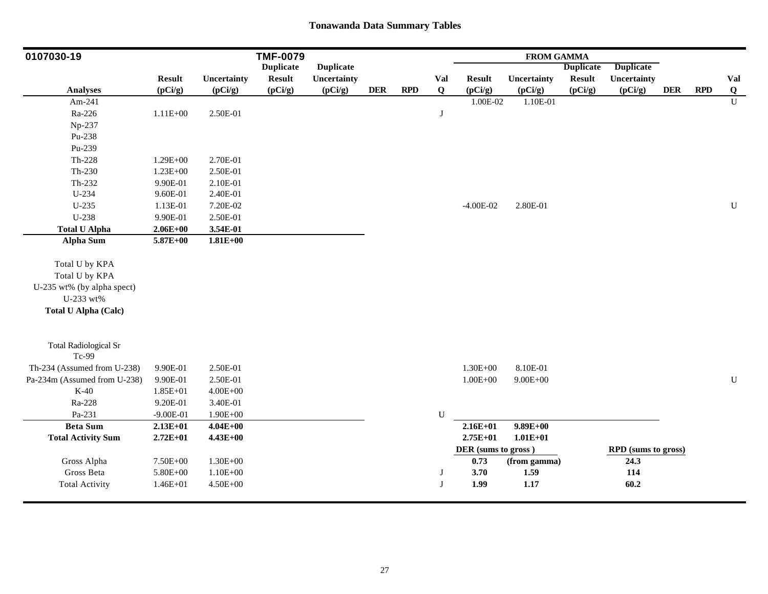# Tonawanda Data Summary Tables

| 0107030-19 | | | TMF-0079 | | | | | FROM GAMMA | | | | | | |
|---|---|---|---|---|---|---|---|---|---|---|---|---|---|---|
| | | | Duplicate | Duplicate | | | | | | Duplicate | Duplicate | | | |
| | Result | Uncertainty | Result | Uncertainty | | | Val | Result | Uncertainty | Result | Uncertainty | | | Val |
| Analyses | (pCi/g) | (pCi/g) | (pCi/g) | (pCi/g) | DER | RPD | Q | (pCi/g) | (pCi/g) | (pCi/g) | (pCi/g) | DER | RPD | Q |
| Am-241 | | | | | | | | 1.00E-02 | 1.10E-01 | | | | | U |
| Ra-226 | 1.11E+00 | 2.50E-01 | | | | | J | | | | | | | |
| Np-237 | | | | | | | | | | | | | | |
| Pu-238 | | | | | | | | | | | | | | |
| Pu-239 | | | | | | | | | | | | | | |
| Th-228 | 1.29E+00 | 2.70E-01 | | | | | | | | | | | | |
| Th-230 | 1.23E+00 | 2.50E-01 | | | | | | | | | | | | |
| Th-232 | 9.90E-01 | 2.10E-01 | | | | | | | | | | | | |
| U-234 | 9.60E-01 | 2.40E-01 | | | | | | | | | | | | |
| U-235 | 1.13E-01 | 7.20E-02 | | | | | | -4.00E-02 | 2.80E-01 | | | | | U |
| U-238 | 9.90E-01 | 2.50E-01 | | | | | | | | | | | | |
| **Total U Alpha** | **2.06E+00** | **3.54E-01** | | | | | | | | | | | | |
| **Alpha Sum** | **5.87E+00** | **1.81E+00** | | | | | | | | | | | | |
| Total U by KPA | | | | | | | | | | | | | | |
| Total U by KPA | | | | | | | | | | | | | | |
| U-235 wt% (by alpha spect) | | | | | | | | | | | | | | |
| U-233 wt% | | | | | | | | | | | | | | |
| **Total U Alpha (Calc)** | | | | | | | | | | | | | | |
| Total Radiological Sr | | | | | | | | | | | | | | |
| Tc-99 | | | | | | | | | | | | | | |
| Th-234 (Assumed from U-238) | 9.90E-01 | 2.50E-01 | | | | | | 1.30E+00 | 8.10E-01 | | | | | |
| Pa-234m (Assumed from U-238) | 9.90E-01 | 2.50E-01 | | | | | | 1.00E+00 | 9.00E+00 | | | | | U |
| K-40 | 1.85E+01 | 4.00E+00 | | | | | | | | | | | | |
| Ra-228 | 9.20E-01 | 3.40E-01 | | | | | | | | | | | | |
| Pa-231 | -9.00E-01 | 1.90E+00 | | | | | U | | | | | | | |
| **Beta Sum** | **2.13E+01** | **4.04E+00** | | | | | | **2.16E+01** | **9.89E+00** | | | | | |
| **Total Activity Sum** | **2.72E+01** | **4.43E+00** | | | | | | **2.75E+01** | **1.01E+01** | | | | | |
| | | | | | | | | **DER (sums to gross )** | | | **RPD (sums to gross)** | | | |
| Gross Alpha | 7.50E+00 | 1.30E+00 | | | | | | **0.73** | **(from gamma)** | | **24.3** | | | |
| Gross Beta | 5.80E+00 | 1.10E+00 | | | | | J | **3.70** | **1.59** | | **114** | | | |
| Total Activity | 1.46E+01 | 4.50E+00 | | | | | J | **1.99** | **1.17** | | **60.2** | | | |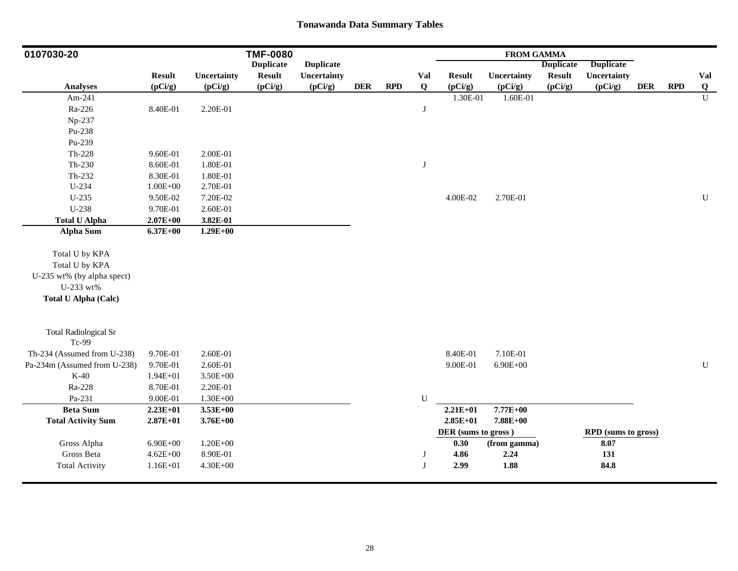# Tonawanda Data Summary Tables

| 0107030-20 | | | TMF-0080 | | | | | FROM GAMMA | | | | | | |
|---|---|---|---|---|---|---|---|---|---|---|---|---|---|---|
| | | | Duplicate | Duplicate | | | | | | Duplicate | Duplicate | | | |
| | Result | Uncertainty | Result | Uncertainty | | | Val | Result | Uncertainty | Result | Uncertainty | | | Val |
| **Analyses** | (pCi/g) | (pCi/g) | (pCi/g) | (pCi/g) | DER | RPD | Q | (pCi/g) | (pCi/g) | (pCi/g) | (pCi/g) | DER | RPD | Q |
| Am-241 | | | | | | | | 1.30E-01 | 1.60E-01 | | | | | U |
| Ra-226 | 8.40E-01 | 2.20E-01 | | | | | J | | | | | | | |
| Np-237 | | | | | | | | | | | | | | |
| Pu-238 | | | | | | | | | | | | | | |
| Pu-239 | | | | | | | | | | | | | | |
| Th-228 | 9.60E-01 | 2.00E-01 | | | | | | | | | | | | |
| Th-230 | 8.60E-01 | 1.80E-01 | | | | | J | | | | | | | |
| Th-232 | 8.30E-01 | 1.80E-01 | | | | | | | | | | | | |
| U-234 | 1.00E+00 | 2.70E-01 | | | | | | | | | | | | |
| U-235 | 9.50E-02 | 7.20E-02 | | | | | | 4.00E-02 | 2.70E-01 | | | | | U |
| U-238 | 9.70E-01 | 2.60E-01 | | | | | | | | | | | | |
| **Total U Alpha** | **2.07E+00** | **3.82E-01** | | | | | | | | | | | | |
| **Alpha Sum** | **6.37E+00** | **1.29E+00** | | | | | | | | | | | | |
| Total U by KPA | | | | | | | | | | | | | | |
| Total U by KPA | | | | | | | | | | | | | | |
| U-235 wt% (by alpha spect) | | | | | | | | | | | | | | |
| U-233 wt% | | | | | | | | | | | | | | |
| **Total U Alpha (Calc)** | | | | | | | | | | | | | | |
| Total Radiological Sr | | | | | | | | | | | | | | |
| Tc-99 | | | | | | | | | | | | | | |
| Th-234 (Assumed from U-238) | 9.70E-01 | 2.60E-01 | | | | | | 8.40E-01 | 7.10E-01 | | | | | |
| Pa-234m (Assumed from U-238) | 9.70E-01 | 2.60E-01 | | | | | | 9.00E-01 | 6.90E+00 | | | | | U |
| K-40 | 1.94E+01 | 3.50E+00 | | | | | | | | | | | | |
| Ra-228 | 8.70E-01 | 2.20E-01 | | | | | | | | | | | | |
| Pa-231 | 9.00E-01 | 1.30E+00 | | | | | U | | | | | | | |
| **Beta Sum** | **2.23E+01** | **3.53E+00** | | | | | | **2.21E+01** | **7.77E+00** | | | | | |
| **Total Activity Sum** | **2.87E+01** | **3.76E+00** | | | | | | **2.85E+01** | **7.88E+00** | | | | | |
| | | | | | | | | **DER (sums to gross )** | | | **RPD (sums to gross)** | | | |
| Gross Alpha | 6.90E+00 | 1.20E+00 | | | | | | **0.30** | **(from gamma)** | | **8.07** | | | |
| Gross Beta | 4.62E+00 | 8.90E-01 | | | | | J | **4.86** | **2.24** | | **131** | | | |
| Total Activity | 1.16E+01 | 4.30E+00 | | | | | J | **2.99** | **1.88** | | **84.8** | | | |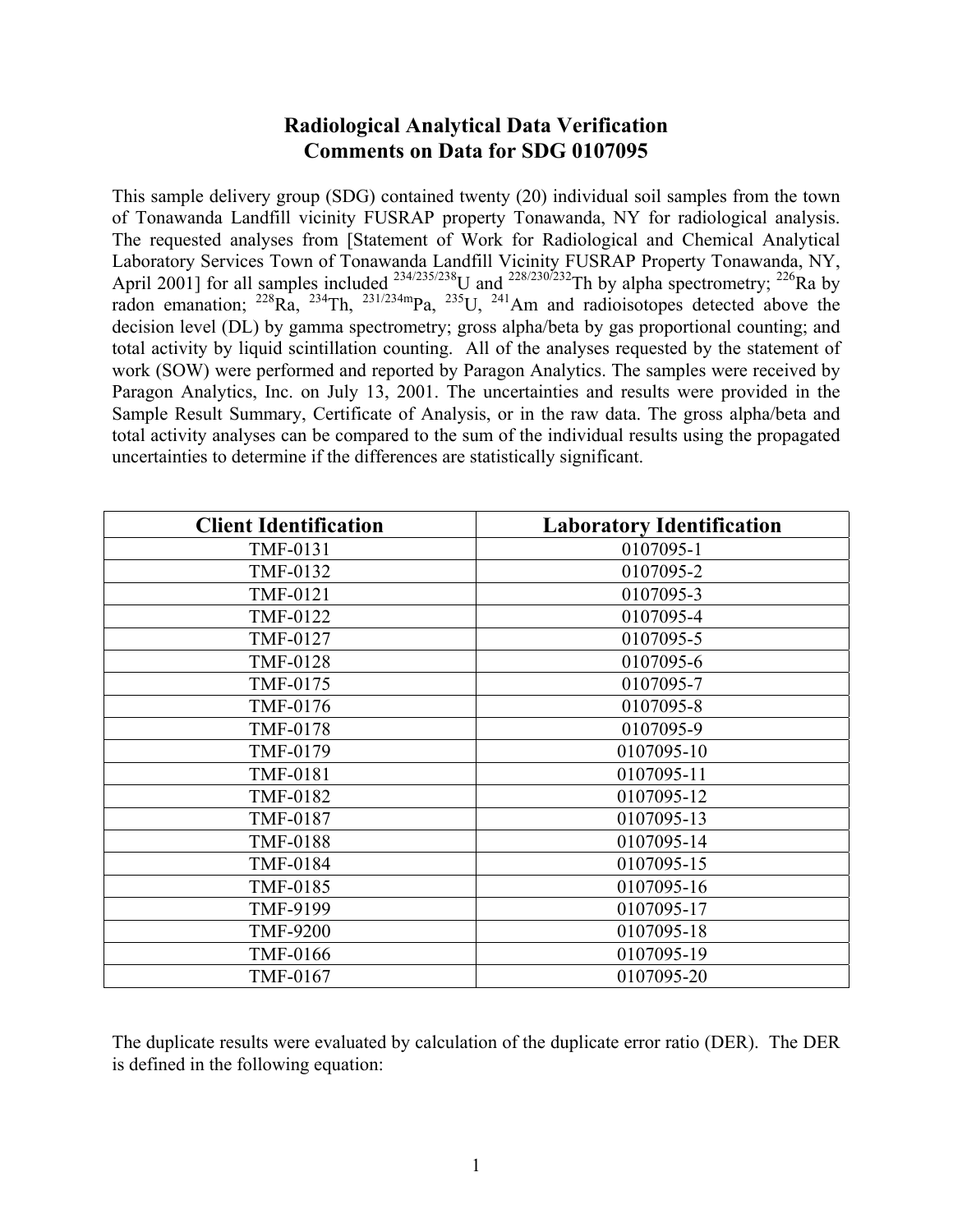# Radiological Analytical Data Verification
# Comments on Data for SDG 0107095

This sample delivery group (SDG) contained twenty (20) individual soil samples from the town of Tonawanda Landfill vicinity FUSRAP property Tonawanda, NY for radiological analysis. The requested analyses from [Statement of Work for Radiological and Chemical Analytical Laboratory Services Town of Tonawanda Landfill Vicinity FUSRAP Property Tonawanda, NY, April 2001] for all samples included $^{234/235/238}$U and $^{228/230/232}$Th by alpha spectrometry; $^{226}$Ra by radon emanation; $^{228}$Ra, $^{234}$Th, $^{231/234m}$Pa, $^{235}$U, $^{241}$Am and radioisotopes detected above the decision level (DL) by gamma spectrometry; gross alpha/beta by gas proportional counting; and total activity by liquid scintillation counting. All of the analyses requested by the statement of work (SOW) were performed and reported by Paragon Analytics. The samples were received by Paragon Analytics, Inc. on July 13, 2001. The uncertainties and results were provided in the Sample Result Summary, Certificate of Analysis, or in the raw data. The gross alpha/beta and total activity analyses can be compared to the sum of the individual results using the propagated uncertainties to determine if the differences are statistically significant.

| Client Identification | Laboratory Identification |
|---|---|
| TMF-0131 | 0107095-1 |
| TMF-0132 | 0107095-2 |
| TMF-0121 | 0107095-3 |
| TMF-0122 | 0107095-4 |
| TMF-0127 | 0107095-5 |
| TMF-0128 | 0107095-6 |
| TMF-0175 | 0107095-7 |
| TMF-0176 | 0107095-8 |
| TMF-0178 | 0107095-9 |
| TMF-0179 | 0107095-10 |
| TMF-0181 | 0107095-11 |
| TMF-0182 | 0107095-12 |
| TMF-0187 | 0107095-13 |
| TMF-0188 | 0107095-14 |
| TMF-0184 | 0107095-15 |
| TMF-0185 | 0107095-16 |
| TMF-9199 | 0107095-17 |
| TMF-9200 | 0107095-18 |
| TMF-0166 | 0107095-19 |
| TMF-0167 | 0107095-20 |

The duplicate results were evaluated by calculation of the duplicate error ratio (DER). The DER is defined in the following equation: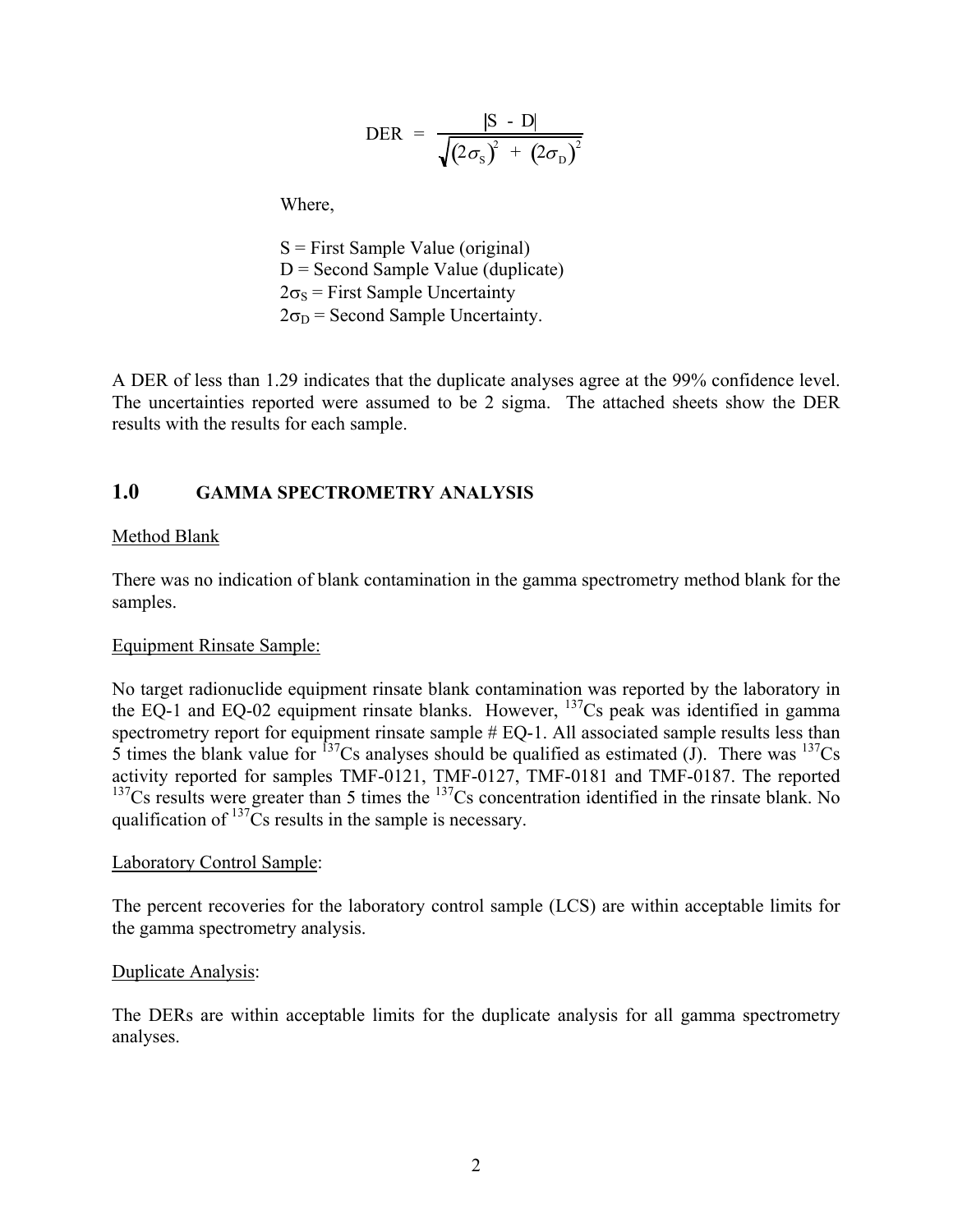$$DER = \frac{|S - D|}{\sqrt{(2\sigma_S)^2 + (2\sigma_D)^2}}$$

Where,

S = First Sample Value (original)
D = Second Sample Value (duplicate)
$2\sigma_S$ = First Sample Uncertainty
$2\sigma_D$ = Second Sample Uncertainty.

A DER of less than 1.29 indicates that the duplicate analyses agree at the 99% confidence level. The uncertainties reported were assumed to be 2 sigma. The attached sheets show the DER results with the results for each sample.

## 1.0 GAMMA SPECTROMETRY ANALYSIS

Method Blank

There was no indication of blank contamination in the gamma spectrometry method blank for the samples.

Equipment Rinsate Sample:

No target radionuclide equipment rinsate blank contamination was reported by the laboratory in the EQ-1 and EQ-02 equipment rinsate blanks. However, $^{137}Cs$ peak was identified in gamma spectrometry report for equipment rinsate sample # EQ-1. All associated sample results less than 5 times the blank value for $^{137}Cs$ analyses should be qualified as estimated (J). There was $^{137}Cs$ activity reported for samples TMF-0121, TMF-0127, TMF-0181 and TMF-0187. The reported $^{137}Cs$ results were greater than 5 times the $^{137}Cs$ concentration identified in the rinsate blank. No qualification of $^{137}Cs$ results in the sample is necessary.

Laboratory Control Sample:

The percent recoveries for the laboratory control sample (LCS) are within acceptable limits for the gamma spectrometry analysis.

Duplicate Analysis:

The DERs are within acceptable limits for the duplicate analysis for all gamma spectrometry analyses.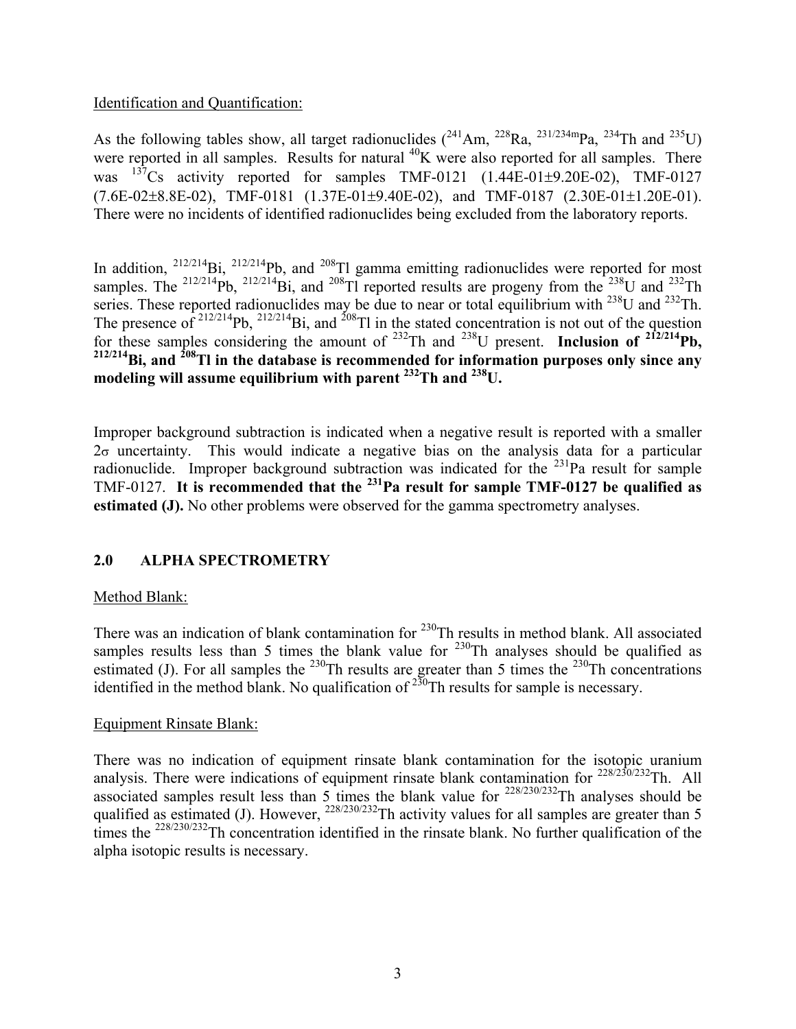Identification and Quantification:

As the following tables show, all target radionuclides ($^{241}$Am, $^{228}$Ra, $^{231/234m}$Pa, $^{234}$Th and $^{235}$U) were reported in all samples. Results for natural $^{40}$K were also reported for all samples. There was $^{137}$Cs activity reported for samples TMF-0121 (1.44E-01±9.20E-02), TMF-0127 (7.6E-02±8.8E-02), TMF-0181 (1.37E-01±9.40E-02), and TMF-0187 (2.30E-01±1.20E-01). There were no incidents of identified radionuclides being excluded from the laboratory reports.

In addition, $^{212/214}$Bi, $^{212/214}$Pb, and $^{208}$Tl gamma emitting radionuclides were reported for most samples. The $^{212/214}$Pb, $^{212/214}$Bi, and $^{208}$Tl reported results are progeny from the $^{238}$U and $^{232}$Th series. These reported radionuclides may be due to near or total equilibrium with $^{238}$U and $^{232}$Th. The presence of $^{212/214}$Pb, $^{212/214}$Bi, and $^{208}$Tl in the stated concentration is not out of the question for these samples considering the amount of $^{232}$Th and $^{238}$U present. **Inclusion of $^{212/214}$Pb, $^{212/214}$Bi, and $^{208}$Tl in the database is recommended for information purposes only since any modeling will assume equilibrium with parent $^{232}$Th and $^{238}$U.**

Improper background subtraction is indicated when a negative result is reported with a smaller 2σ uncertainty. This would indicate a negative bias on the analysis data for a particular radionuclide. Improper background subtraction was indicated for the $^{231}$Pa result for sample TMF-0127. **It is recommended that the $^{231}$Pa result for sample TMF-0127 be qualified as estimated (J).** No other problems were observed for the gamma spectrometry analyses.

## 2.0 ALPHA SPECTROMETRY

Method Blank:

There was an indication of blank contamination for $^{230}$Th results in method blank. All associated samples results less than 5 times the blank value for $^{230}$Th analyses should be qualified as estimated (J). For all samples the $^{230}$Th results are greater than 5 times the $^{230}$Th concentrations identified in the method blank. No qualification of $^{230}$Th results for sample is necessary.

Equipment Rinsate Blank:

There was no indication of equipment rinsate blank contamination for the isotopic uranium analysis. There were indications of equipment rinsate blank contamination for $^{228/230/232}$Th. All associated samples result less than 5 times the blank value for $^{228/230/232}$Th analyses should be qualified as estimated (J). However, $^{228/230/232}$Th activity values for all samples are greater than 5 times the $^{228/230/232}$Th concentration identified in the rinsate blank. No further qualification of the alpha isotopic results is necessary.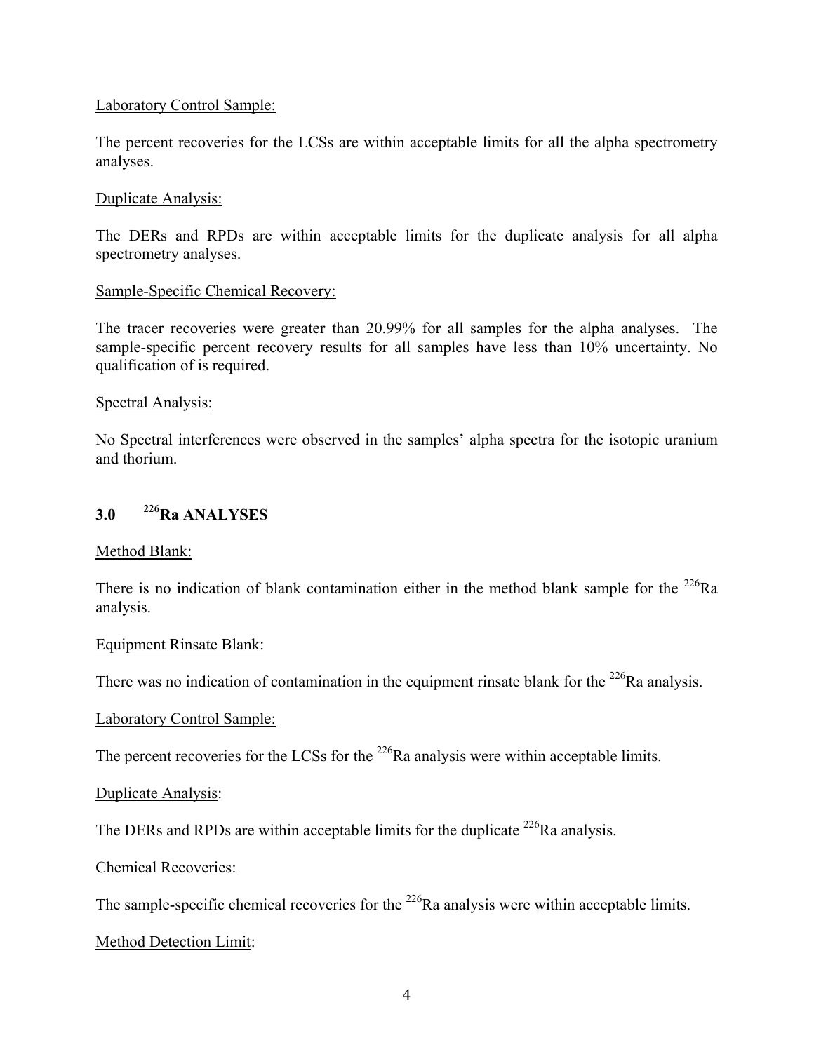Laboratory Control Sample:

The percent recoveries for the LCSs are within acceptable limits for all the alpha spectrometry analyses.

Duplicate Analysis:

The DERs and RPDs are within acceptable limits for the duplicate analysis for all alpha spectrometry analyses.

Sample-Specific Chemical Recovery:

The tracer recoveries were greater than 20.99% for all samples for the alpha analyses. The sample-specific percent recovery results for all samples have less than 10% uncertainty. No qualification of is required.

Spectral Analysis:

No Spectral interferences were observed in the samples' alpha spectra for the isotopic uranium and thorium.

## 3.0 $^{226}$Ra ANALYSES

Method Blank:

There is no indication of blank contamination either in the method blank sample for the $^{226}$Ra analysis.

Equipment Rinsate Blank:

There was no indication of contamination in the equipment rinsate blank for the $^{226}$Ra analysis.

Laboratory Control Sample:

The percent recoveries for the LCSs for the $^{226}$Ra analysis were within acceptable limits.

Duplicate Analysis:

The DERs and RPDs are within acceptable limits for the duplicate $^{226}$Ra analysis.

Chemical Recoveries:

The sample-specific chemical recoveries for the $^{226}$Ra analysis were within acceptable limits.

Method Detection Limit: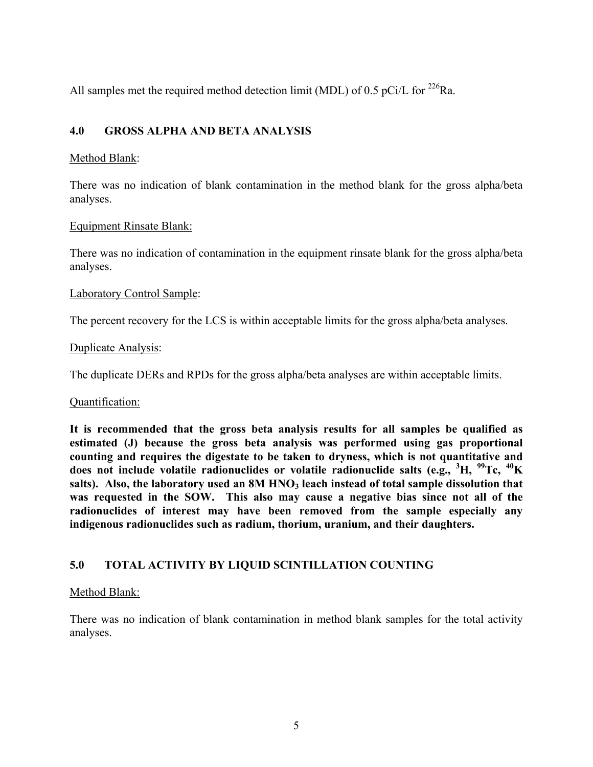All samples met the required method detection limit (MDL) of 0.5 pCi/L for $^{226}Ra$.

## 4.0 GROSS ALPHA AND BETA ANALYSIS

Method Blank:

There was no indication of blank contamination in the method blank for the gross alpha/beta analyses.

Equipment Rinsate Blank:

There was no indication of contamination in the equipment rinsate blank for the gross alpha/beta analyses.

Laboratory Control Sample:

The percent recovery for the LCS is within acceptable limits for the gross alpha/beta analyses.

Duplicate Analysis:

The duplicate DERs and RPDs for the gross alpha/beta analyses are within acceptable limits.

Quantification:

**It is recommended that the gross beta analysis results for all samples be qualified as estimated (J) because the gross beta analysis was performed using gas proportional counting and requires the digestate to be taken to dryness, which is not quantitative and does not include volatile radionuclides or volatile radionuclide salts (e.g., $^{3}H$, $^{99}Tc$, $^{40}K$ salts). Also, the laboratory used an 8M $HNO_3$ leach instead of total sample dissolution that was requested in the SOW. This also may cause a negative bias since not all of the radionuclides of interest may have been removed from the sample especially any indigenous radionuclides such as radium, thorium, uranium, and their daughters.**

## 5.0 TOTAL ACTIVITY BY LIQUID SCINTILLATION COUNTING

Method Blank:

There was no indication of blank contamination in method blank samples for the total activity analyses.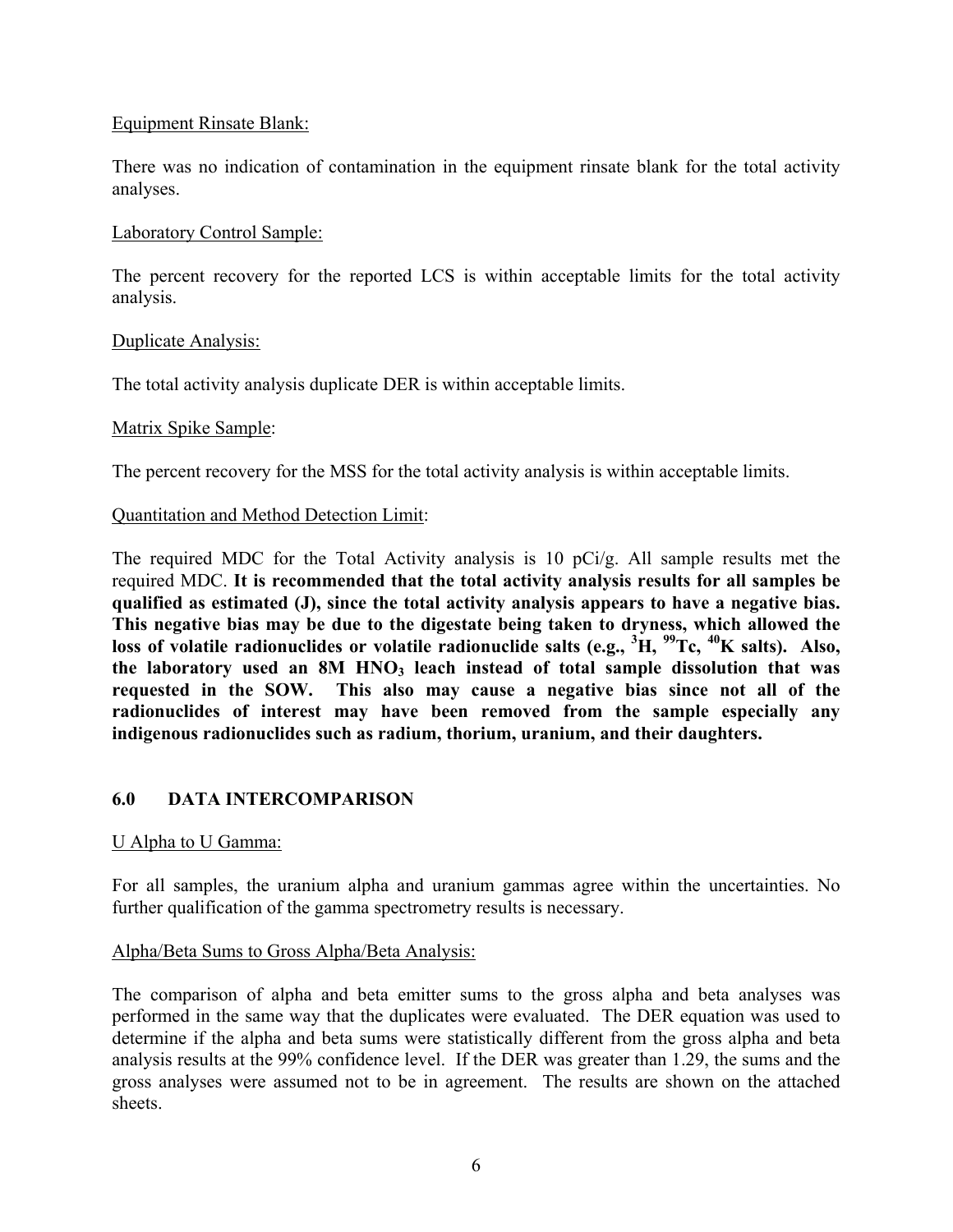Equipment Rinsate Blank:

There was no indication of contamination in the equipment rinsate blank for the total activity analyses.

Laboratory Control Sample:

The percent recovery for the reported LCS is within acceptable limits for the total activity analysis.

Duplicate Analysis:

The total activity analysis duplicate DER is within acceptable limits.

Matrix Spike Sample:

The percent recovery for the MSS for the total activity analysis is within acceptable limits.

Quantitation and Method Detection Limit:

The required MDC for the Total Activity analysis is 10 pCi/g. All sample results met the required MDC. **It is recommended that the total activity analysis results for all samples be qualified as estimated (J), since the total activity analysis appears to have a negative bias. This negative bias may be due to the digestate being taken to dryness, which allowed the loss of volatile radionuclides or volatile radionuclide salts (e.g., $^{3}H$, $^{99}Tc$, $^{40}K$ salts). Also, the laboratory used an 8M $HNO_3$ leach instead of total sample dissolution that was requested in the SOW. This also may cause a negative bias since not all of the radionuclides of interest may have been removed from the sample especially any indigenous radionuclides such as radium, thorium, uranium, and their daughters.**

## 6.0 DATA INTERCOMPARISON

U Alpha to U Gamma:

For all samples, the uranium alpha and uranium gammas agree within the uncertainties. No further qualification of the gamma spectrometry results is necessary.

Alpha/Beta Sums to Gross Alpha/Beta Analysis:

The comparison of alpha and beta emitter sums to the gross alpha and beta analyses was performed in the same way that the duplicates were evaluated. The DER equation was used to determine if the alpha and beta sums were statistically different from the gross alpha and beta analysis results at the 99% confidence level. If the DER was greater than 1.29, the sums and the gross analyses were assumed not to be in agreement. The results are shown on the attached sheets.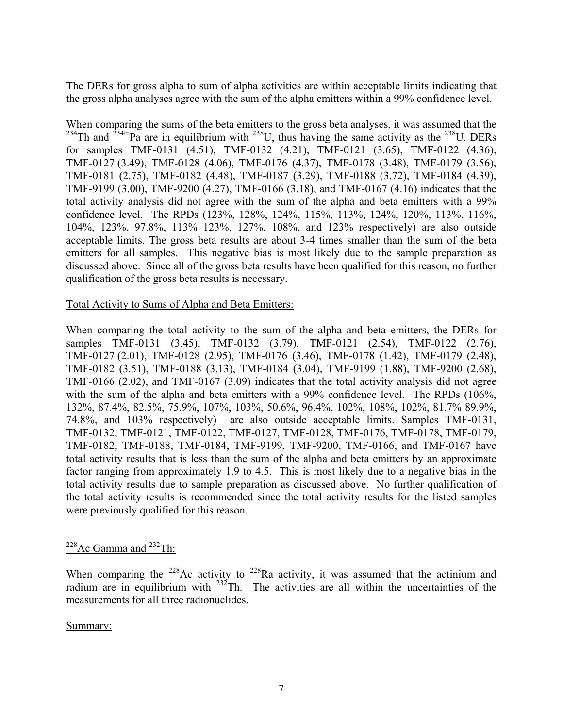The DERs for gross alpha to sum of alpha activities are within acceptable limits indicating that the gross alpha analyses agree with the sum of the alpha emitters within a 99% confidence level.

When comparing the sums of the beta emitters to the gross beta analyses, it was assumed that the $^{234}$Th and $^{234m}$Pa are in equilibrium with $^{238}$U, thus having the same activity as the $^{238}$U. DERs for samples TMF-0131 (4.51), TMF-0132 (4.21), TMF-0121 (3.65), TMF-0122 (4.36), TMF-0127 (3.49), TMF-0128 (4.06), TMF-0176 (4.37), TMF-0178 (3.48), TMF-0179 (3.56), TMF-0181 (2.75), TMF-0182 (4.48), TMF-0187 (3.29), TMF-0188 (3.72), TMF-0184 (4.39), TMF-9199 (3.00), TMF-9200 (4.27), TMF-0166 (3.18), and TMF-0167 (4.16) indicates that the total activity analysis did not agree with the sum of the alpha and beta emitters with a 99% confidence level. The RPDs (123%, 128%, 124%, 115%, 113%, 124%, 120%, 113%, 116%, 104%, 123%, 97.8%, 113% 123%, 127%, 108%, and 123% respectively) are also outside acceptable limits. The gross beta results are about 3-4 times smaller than the sum of the beta emitters for all samples. This negative bias is most likely due to the sample preparation as discussed above. Since all of the gross beta results have been qualified for this reason, no further qualification of the gross beta results is necessary.

Total Activity to Sums of Alpha and Beta Emitters:

When comparing the total activity to the sum of the alpha and beta emitters, the DERs for samples TMF-0131 (3.45), TMF-0132 (3.79), TMF-0121 (2.54), TMF-0122 (2.76), TMF-0127 (2.01), TMF-0128 (2.95), TMF-0176 (3.46), TMF-0178 (1.42), TMF-0179 (2.48), TMF-0182 (3.51), TMF-0188 (3.13), TMF-0184 (3.04), TMF-9199 (1.88), TMF-9200 (2.68), TMF-0166 (2.02), and TMF-0167 (3.09) indicates that the total activity analysis did not agree with the sum of the alpha and beta emitters with a 99% confidence level. The RPDs (106%, 132%, 87.4%, 82.5%, 75.9%, 107%, 103%, 50.6%, 96.4%, 102%, 108%, 102%, 81.7% 89.9%, 74.8%, and 103% respectively) are also outside acceptable limits. Samples TMF-0131, TMF-0132, TMF-0121, TMF-0122, TMF-0127, TMF-0128, TMF-0176, TMF-0178, TMF-0179, TMF-0182, TMF-0188, TMF-0184, TMF-9199, TMF-9200, TMF-0166, and TMF-0167 have total activity results that is less than the sum of the alpha and beta emitters by an approximate factor ranging from approximately 1.9 to 4.5. This is most likely due to a negative bias in the total activity results due to sample preparation as discussed above. No further qualification of the total activity results is recommended since the total activity results for the listed samples were previously qualified for this reason.

$^{228}$Ac Gamma and $^{232}$Th:

When comparing the $^{228}$Ac activity to $^{228}$Ra activity, it was assumed that the actinium and radium are in equilibrium with $^{232}$Th. The activities are all within the uncertainties of the measurements for all three radionuclides.

Summary: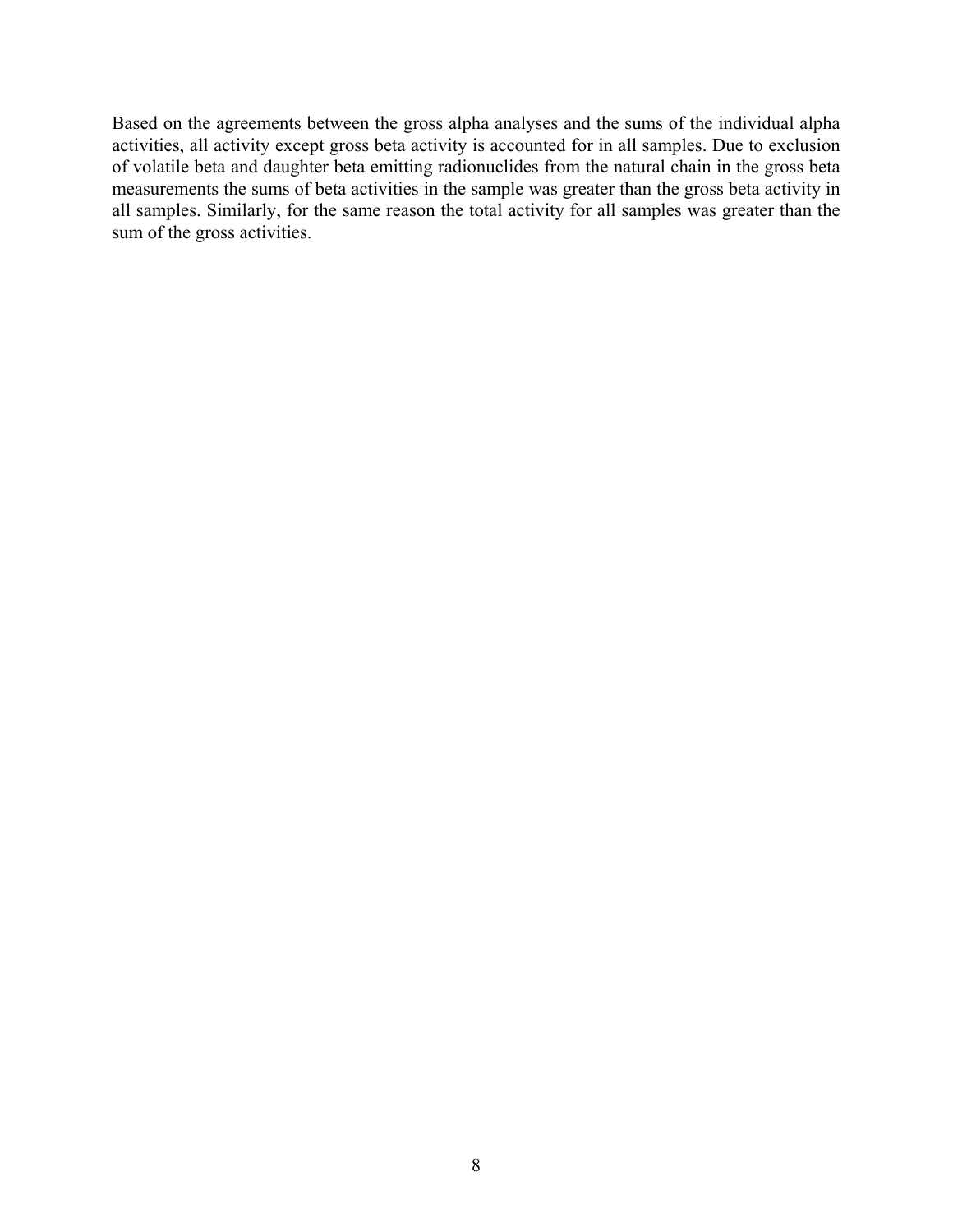Based on the agreements between the gross alpha analyses and the sums of the individual alpha activities, all activity except gross beta activity is accounted for in all samples. Due to exclusion of volatile beta and daughter beta emitting radionuclides from the natural chain in the gross beta measurements the sums of beta activities in the sample was greater than the gross beta activity in all samples. Similarly, for the same reason the total activity for all samples was greater than the sum of the gross activities.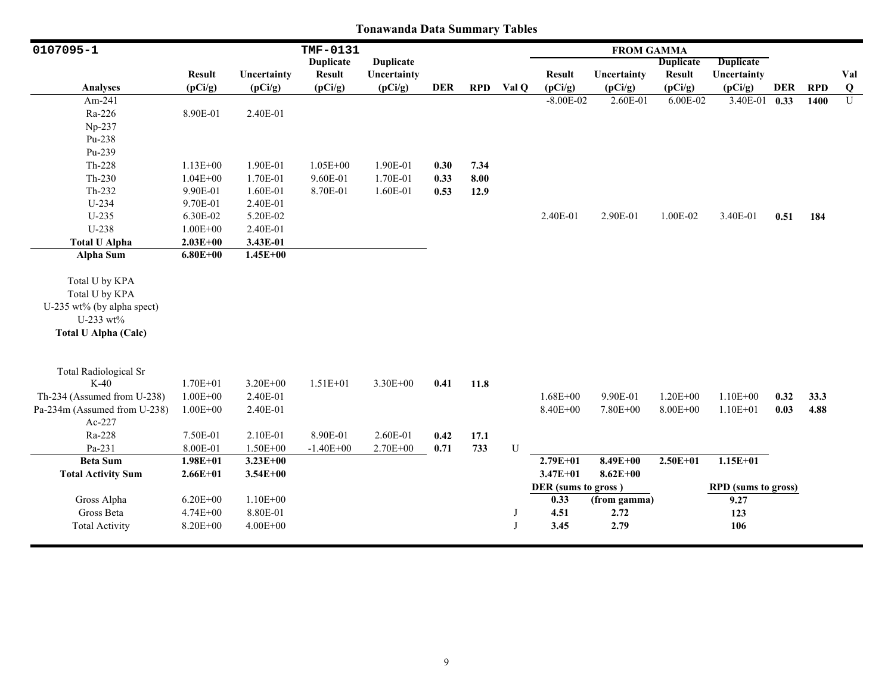# Tonawanda Data Summary Tables

| 0107095-1 | | | TMF-0131 | | | | | FROM GAMMA | | | | | | |
|---|---|---|---|---|---|---|---|---|---|---|---|---|---|---|
| **Analyses** | **Result (pCi/g)** | **Uncertainty (pCi/g)** | **Duplicate Result (pCi/g)** | **Duplicate Uncertainty (pCi/g)** | **DER** | **RPD** | **Val Q** | **Result (pCi/g)** | **Uncertainty (pCi/g)** | **Duplicate Result (pCi/g)** | **Duplicate Uncertainty (pCi/g)** | **DER** | **RPD** | **Val Q** |
| Am-241 | | | | | | | | -8.00E-02 | 2.60E-01 | 6.00E-02 | 3.40E-01 | **0.33** | **1400** | U |
| Ra-226 | 8.90E-01 | 2.40E-01 | | | | | | | | | | | | |
| Np-237 | | | | | | | | | | | | | | |
| Pu-238 | | | | | | | | | | | | | | |
| Pu-239 | | | | | | | | | | | | | | |
| Th-228 | 1.13E+00 | 1.90E-01 | 1.05E+00 | 1.90E-01 | **0.30** | **7.34** | | | | | | | | |
| Th-230 | 1.04E+00 | 1.70E-01 | 9.60E-01 | 1.70E-01 | **0.33** | **8.00** | | | | | | | | |
| Th-232 | 9.90E-01 | 1.60E-01 | 8.70E-01 | 1.60E-01 | **0.53** | **12.9** | | | | | | | | |
| U-234 | 9.70E-01 | 2.40E-01 | | | | | | | | | | | | |
| U-235 | 6.30E-02 | 5.20E-02 | | | | | | 2.40E-01 | 2.90E-01 | 1.00E-02 | 3.40E-01 | **0.51** | **184** | |
| U-238 | 1.00E+00 | 2.40E-01 | | | | | | | | | | | | |
| **Total U Alpha** | **2.03E+00** | **3.43E-01** | | | | | | | | | | | | |
| **Alpha Sum** | **6.80E+00** | **1.45E+00** | | | | | | | | | | | | |
| Total U by KPA | | | | | | | | | | | | | | |
| Total U by KPA | | | | | | | | | | | | | | |
| U-235 wt% (by alpha spect) | | | | | | | | | | | | | | |
| U-233 wt% | | | | | | | | | | | | | | |
| **Total U Alpha (Calc)** | | | | | | | | | | | | | | |
| Total Radiological Sr | | | | | | | | | | | | | | |
| K-40 | 1.70E+01 | 3.20E+00 | 1.51E+01 | 3.30E+00 | **0.41** | **11.8** | | | | | | | | |
| Th-234 (Assumed from U-238) | 1.00E+00 | 2.40E-01 | | | | | | 1.68E+00 | 9.90E-01 | 1.20E+00 | 1.10E+00 | **0.32** | **33.3** | |
| Pa-234m (Assumed from U-238) | 1.00E+00 | 2.40E-01 | | | | | | 8.40E+00 | 7.80E+00 | 8.00E+00 | 1.10E+01 | **0.03** | **4.88** | |
| Ac-227 | | | | | | | | | | | | | | |
| Ra-228 | 7.50E-01 | 2.10E-01 | 8.90E-01 | 2.60E-01 | **0.42** | **17.1** | | | | | | | | |
| Pa-231 | 8.00E-01 | 1.50E+00 | -1.40E+00 | 2.70E+00 | **0.71** | **733** | U | | | | | | | |
| **Beta Sum** | **1.98E+01** | **3.23E+00** | | | | | | **2.79E+01** | **8.49E+00** | **2.50E+01** | **1.15E+01** | | | |
| **Total Activity Sum** | **2.66E+01** | **3.54E+00** | | | | | | **3.47E+01** | **8.62E+00** | | | | | |
| | | | | | | | | **DER (sums to gross)** | | | **RPD (sums to gross)** | | | |
| Gross Alpha | 6.20E+00 | 1.10E+00 | | | | | | **0.33** | **(from gamma)** | | **9.27** | | | |
| Gross Beta | 4.74E+00 | 8.80E-01 | | | | | J | **4.51** | **2.72** | | **123** | | | |
| Total Activity | 8.20E+00 | 4.00E+00 | | | | | J | **3.45** | **2.79** | | **106** | | | |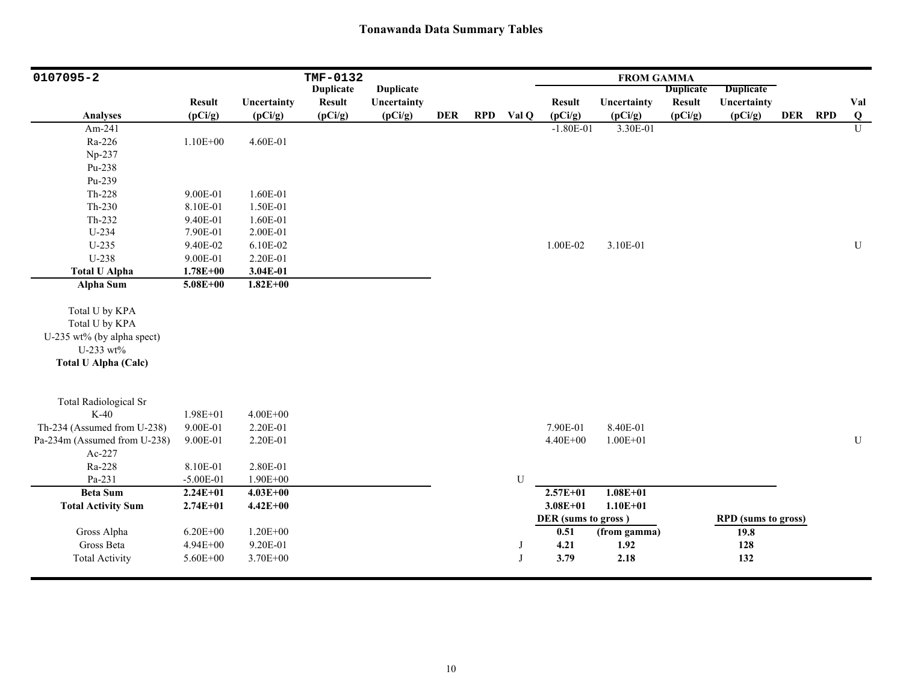# Tonawanda Data Summary Tables

| 0107095-2 | | | TMF-0132 | | | | | FROM GAMMA | | | | | | |
|---|---|---|---|---|---|---|---|---|---|---|---|---|---|---|
| Analyses | Result (pCi/g) | Uncertainty (pCi/g) | Duplicate Result (pCi/g) | Duplicate Uncertainty (pCi/g) | DER | RPD | Val Q | Result (pCi/g) | Uncertainty (pCi/g) | Duplicate Result (pCi/g) | Duplicate Uncertainty (pCi/g) | DER | RPD | Val Q |
| Am-241 | | | | | | | | -1.80E-01 | 3.30E-01 | | | | | U |
| Ra-226 | 1.10E+00 | 4.60E-01 | | | | | | | | | | | | |
| Np-237 | | | | | | | | | | | | | | |
| Pu-238 | | | | | | | | | | | | | | |
| Pu-239 | | | | | | | | | | | | | | |
| Th-228 | 9.00E-01 | 1.60E-01 | | | | | | | | | | | | |
| Th-230 | 8.10E-01 | 1.50E-01 | | | | | | | | | | | | |
| Th-232 | 9.40E-01 | 1.60E-01 | | | | | | | | | | | | |
| U-234 | 7.90E-01 | 2.00E-01 | | | | | | | | | | | | |
| U-235 | 9.40E-02 | 6.10E-02 | | | | | | 1.00E-02 | 3.10E-01 | | | | | U |
| U-238 | 9.00E-01 | 2.20E-01 | | | | | | | | | | | | |
| **Total U Alpha** | **1.78E+00** | **3.04E-01** | | | | | | | | | | | | |
| **Alpha Sum** | **5.08E+00** | **1.82E+00** | | | | | | | | | | | | |
| Total U by KPA | | | | | | | | | | | | | | |
| Total U by KPA | | | | | | | | | | | | | | |
| U-235 wt% (by alpha spect) | | | | | | | | | | | | | | |
| U-233 wt% | | | | | | | | | | | | | | |
| **Total U Alpha (Calc)** | | | | | | | | | | | | | | |
| Total Radiological Sr | | | | | | | | | | | | | | |
| K-40 | 1.98E+01 | 4.00E+00 | | | | | | | | | | | | |
| Th-234 (Assumed from U-238) | 9.00E-01 | 2.20E-01 | | | | | | 7.90E-01 | 8.40E-01 | | | | | |
| Pa-234m (Assumed from U-238) | 9.00E-01 | 2.20E-01 | | | | | | 4.40E+00 | 1.00E+01 | | | | | U |
| Ac-227 | | | | | | | | | | | | | | |
| Ra-228 | 8.10E-01 | 2.80E-01 | | | | | | | | | | | | |
| Pa-231 | -5.00E-01 | 1.90E+00 | | | | | U | | | | | | | |
| **Beta Sum** | **2.24E+01** | **4.03E+00** | | | | | | **2.57E+01** | **1.08E+01** | | | | | |
| **Total Activity Sum** | **2.74E+01** | **4.42E+00** | | | | | | **3.08E+01** | **1.10E+01** | | | | | |
| | | | | | | | | **DER (sums to gross )** | | | **RPD (sums to gross)** | | | |
| Gross Alpha | 6.20E+00 | 1.20E+00 | | | | | | **0.51** | **(from gamma)** | | **19.8** | | | |
| Gross Beta | 4.94E+00 | 9.20E-01 | | | | | J | **4.21** | **1.92** | | **128** | | | |
| Total Activity | 5.60E+00 | 3.70E+00 | | | | | J | **3.79** | **2.18** | | **132** | | | |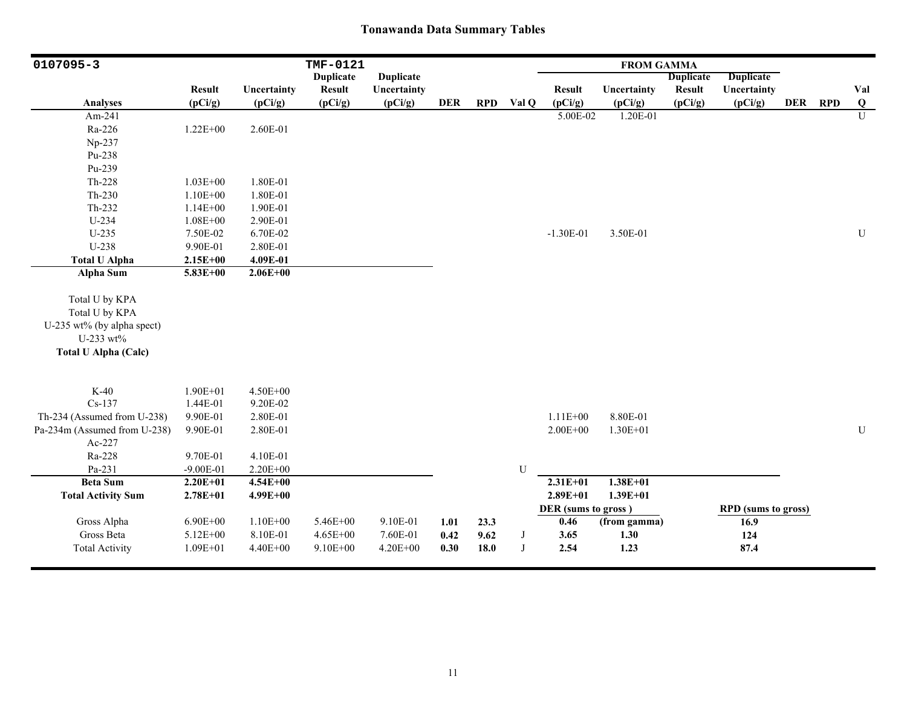# Tonawanda Data Summary Tables

| 0107095-3 | | | TMF-0121 | | | | | FROM GAMMA | | | | | | |
|---|---|---|---|---|---|---|---|---|---|---|---|---|---|---|
| Analyses | Result (pCi/g) | Uncertainty (pCi/g) | Duplicate Result (pCi/g) | Duplicate Uncertainty (pCi/g) | DER | RPD | Val Q | Result (pCi/g) | Uncertainty (pCi/g) | Duplicate Result (pCi/g) | Duplicate Uncertainty (pCi/g) | DER | RPD | Val Q |
| Am-241 | | | | | | | | 5.00E-02 | 1.20E-01 | | | | | U |
| Ra-226 | 1.22E+00 | 2.60E-01 | | | | | | | | | | | | |
| Np-237 | | | | | | | | | | | | | | |
| Pu-238 | | | | | | | | | | | | | | |
| Pu-239 | | | | | | | | | | | | | | |
| Th-228 | 1.03E+00 | 1.80E-01 | | | | | | | | | | | | |
| Th-230 | 1.10E+00 | 1.80E-01 | | | | | | | | | | | | |
| Th-232 | 1.14E+00 | 1.90E-01 | | | | | | | | | | | | |
| U-234 | 1.08E+00 | 2.90E-01 | | | | | | | | | | | | |
| U-235 | 7.50E-02 | 6.70E-02 | | | | | | -1.30E-01 | 3.50E-01 | | | | | U |
| U-238 | 9.90E-01 | 2.80E-01 | | | | | | | | | | | | |
| **Total U Alpha** | **2.15E+00** | **4.09E-01** | | | | | | | | | | | | |
| **Alpha Sum** | **5.83E+00** | **2.06E+00** | | | | | | | | | | | | |
| Total U by KPA | | | | | | | | | | | | | | |
| Total U by KPA | | | | | | | | | | | | | | |
| U-235 wt% (by alpha spect) | | | | | | | | | | | | | | |
| U-233 wt% | | | | | | | | | | | | | | |
| **Total U Alpha (Calc)** | | | | | | | | | | | | | | |
| K-40 | 1.90E+01 | 4.50E+00 | | | | | | | | | | | | |
| Cs-137 | 1.44E-01 | 9.20E-02 | | | | | | | | | | | | |
| Th-234 (Assumed from U-238) | 9.90E-01 | 2.80E-01 | | | | | | 1.11E+00 | 8.80E-01 | | | | | |
| Pa-234m (Assumed from U-238) | 9.90E-01 | 2.80E-01 | | | | | | 2.00E+00 | 1.30E+01 | | | | | U |
| Ac-227 | | | | | | | | | | | | | | |
| Ra-228 | 9.70E-01 | 4.10E-01 | | | | | | | | | | | | |
| Pa-231 | -9.00E-01 | 2.20E+00 | | | | | U | | | | | | | |
| **Beta Sum** | **2.20E+01** | **4.54E+00** | | | | | | **2.31E+01** | **1.38E+01** | | | | | |
| **Total Activity Sum** | **2.78E+01** | **4.99E+00** | | | | | | **2.89E+01** | **1.39E+01** | | | | | |
| | | | | | | | | **DER (sums to gross)** | | | **RPD (sums to gross)** | | | |
| Gross Alpha | 6.90E+00 | 1.10E+00 | 5.46E+00 | 9.10E-01 | **1.01** | **23.3** | | **0.46** | **(from gamma)** | | **16.9** | | | |
| Gross Beta | 5.12E+00 | 8.10E-01 | 4.65E+00 | 7.60E-01 | **0.42** | **9.62** | J | **3.65** | **1.30** | | **124** | | | |
| Total Activity | 1.09E+01 | 4.40E+00 | 9.10E+00 | 4.20E+00 | **0.30** | **18.0** | J | **2.54** | **1.23** | | **87.4** | | | |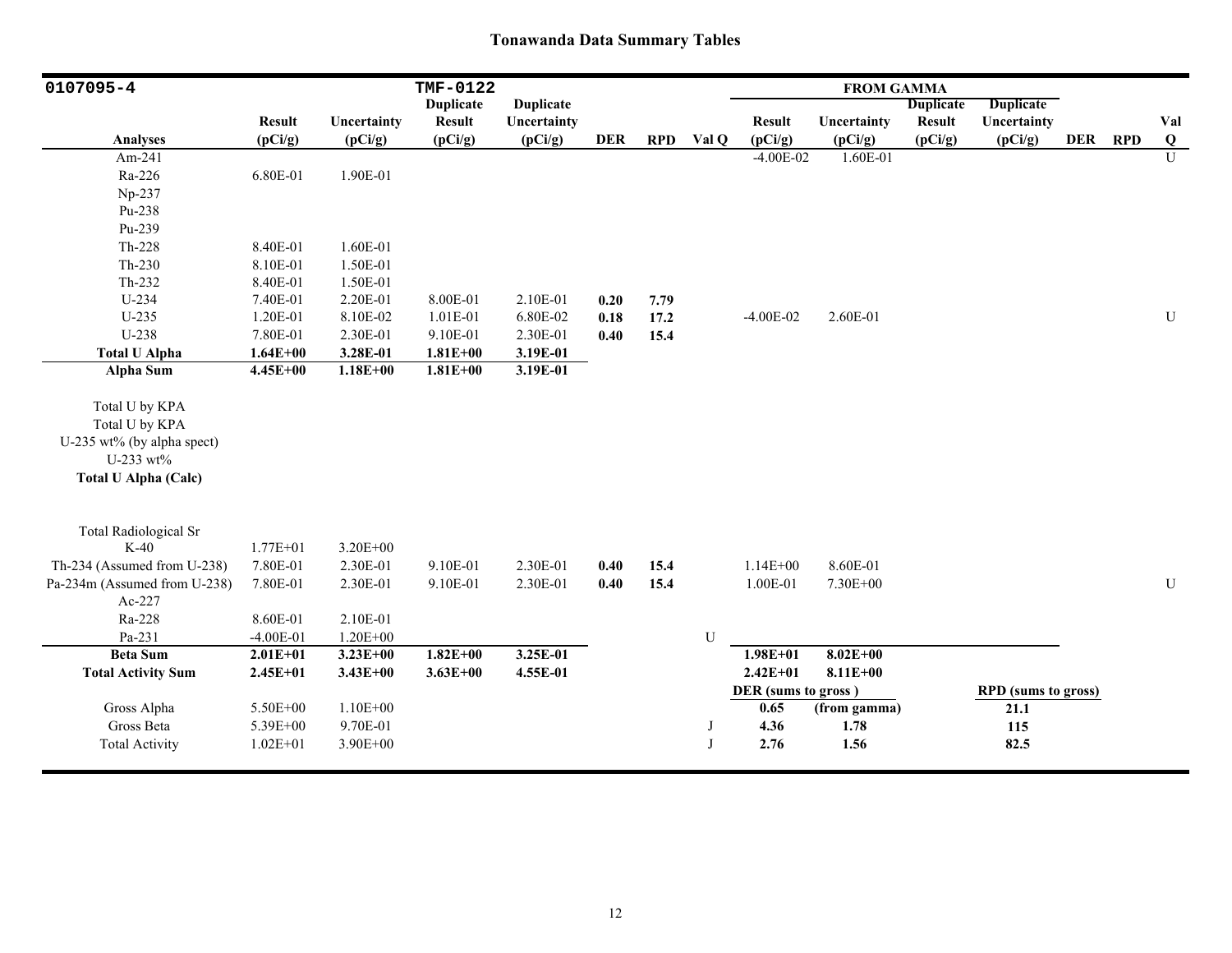## Tonawanda Data Summary Tables

| 0107095-4 | | | TMF-0122 | | | | | FROM GAMMA | | | | | | |
|---|---|---|---|---|---|---|---|---|---|---|---|---|---|---|
| Analyses | Result (pCi/g) | Uncertainty (pCi/g) | Duplicate Result (pCi/g) | Duplicate Uncertainty (pCi/g) | DER | RPD | Val Q | Result (pCi/g) | Uncertainty (pCi/g) | Duplicate Result (pCi/g) | Duplicate Uncertainty (pCi/g) | DER | RPD | Val Q |
| Am-241 | | | | | | | | -4.00E-02 | 1.60E-01 | | | | | U |
| Ra-226 | 6.80E-01 | 1.90E-01 | | | | | | | | | | | | |
| Np-237 | | | | | | | | | | | | | | |
| Pu-238 | | | | | | | | | | | | | | |
| Pu-239 | | | | | | | | | | | | | | |
| Th-228 | 8.40E-01 | 1.60E-01 | | | | | | | | | | | | |
| Th-230 | 8.10E-01 | 1.50E-01 | | | | | | | | | | | | |
| Th-232 | 8.40E-01 | 1.50E-01 | | | | | | | | | | | | |
| U-234 | 7.40E-01 | 2.20E-01 | 8.00E-01 | 2.10E-01 | **0.20** | **7.79** | | | | | | | | |
| U-235 | 1.20E-01 | 8.10E-02 | 1.01E-01 | 6.80E-02 | **0.18** | **17.2** | | -4.00E-02 | 2.60E-01 | | | | | U |
| U-238 | 7.80E-01 | 2.30E-01 | 9.10E-01 | 2.30E-01 | **0.40** | **15.4** | | | | | | | | |
| **Total U Alpha** | **1.64E+00** | **3.28E-01** | **1.81E+00** | **3.19E-01** | | | | | | | | | | |
| **Alpha Sum** | **4.45E+00** | **1.18E+00** | **1.81E+00** | **3.19E-01** | | | | | | | | | | |
| Total U by KPA | | | | | | | | | | | | | | |
| Total U by KPA | | | | | | | | | | | | | | |
| U-235 wt% (by alpha spect) | | | | | | | | | | | | | | |
| U-233 wt% | | | | | | | | | | | | | | |
| **Total U Alpha (Calc)** | | | | | | | | | | | | | | |
| Total Radiological Sr | | | | | | | | | | | | | | |
| K-40 | 1.77E+01 | 3.20E+00 | | | | | | | | | | | | |
| Th-234 (Assumed from U-238) | 7.80E-01 | 2.30E-01 | 9.10E-01 | 2.30E-01 | **0.40** | **15.4** | | 1.14E+00 | 8.60E-01 | | | | | |
| Pa-234m (Assumed from U-238) | 7.80E-01 | 2.30E-01 | 9.10E-01 | 2.30E-01 | **0.40** | **15.4** | | 1.00E-01 | 7.30E+00 | | | | | U |
| Ac-227 | | | | | | | | | | | | | | |
| Ra-228 | 8.60E-01 | 2.10E-01 | | | | | | | | | | | | |
| Pa-231 | -4.00E-01 | 1.20E+00 | | | | | U | | | | | | | |
| **Beta Sum** | **2.01E+01** | **3.23E+00** | **1.82E+00** | **3.25E-01** | | | | **1.98E+01** | **8.02E+00** | | | | | |
| **Total Activity Sum** | **2.45E+01** | **3.43E+00** | **3.63E+00** | **4.55E-01** | | | | **2.42E+01** | **8.11E+00** | | | | | |
| | | | | | | | | **DER (sums to gross )** | | | **RPD (sums to gross)** | | | |
| Gross Alpha | 5.50E+00 | 1.10E+00 | | | | | | **0.65** | **(from gamma)** | | **21.1** | | | |
| Gross Beta | 5.39E+00 | 9.70E-01 | | | | | J | **4.36** | **1.78** | | **115** | | | |
| Total Activity | 1.02E+01 | 3.90E+00 | | | | | J | **2.76** | **1.56** | | **82.5** | | | |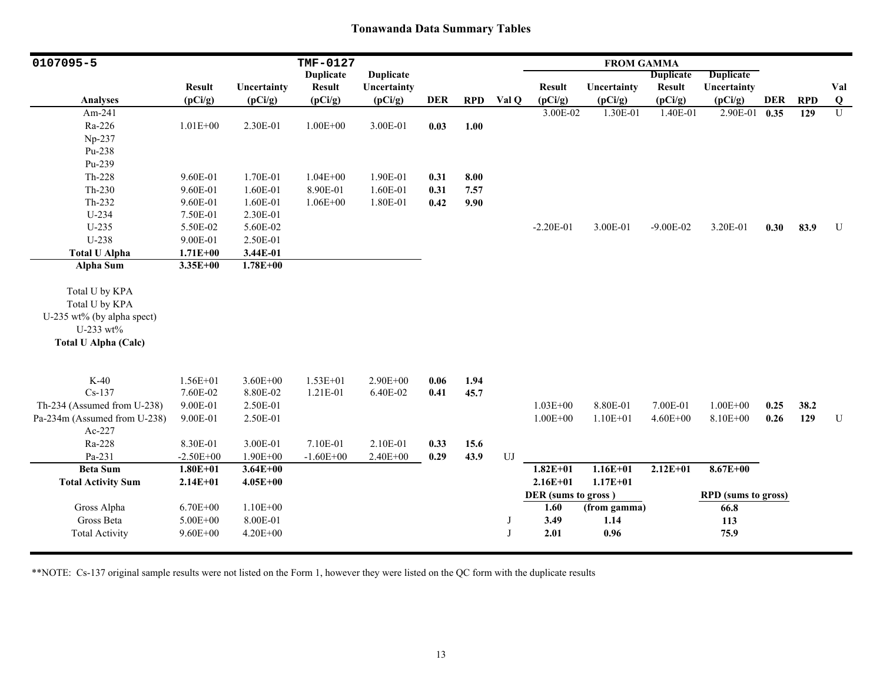# Tonawanda Data Summary Tables

| 0107095-5 | | | TMF-0127 | | | | | FROM GAMMA | | | | | | |
|---|---|---|---|---|---|---|---|---|---|---|---|---|---|---|
| Analyses | Result (pCi/g) | Uncertainty (pCi/g) | Duplicate Result (pCi/g) | Duplicate Uncertainty (pCi/g) | DER | RPD | Val Q | Result (pCi/g) | Uncertainty (pCi/g) | Duplicate Result (pCi/g) | Duplicate Uncertainty (pCi/g) | DER | RPD | Val Q |
| Am-241 | | | | | | | | 3.00E-02 | 1.30E-01 | 1.40E-01 | 2.90E-01 | **0.35** | **129** | U |
| Ra-226 | 1.01E+00 | 2.30E-01 | 1.00E+00 | 3.00E-01 | **0.03** | **1.00** | | | | | | | | |
| Np-237 | | | | | | | | | | | | | | |
| Pu-238 | | | | | | | | | | | | | | |
| Pu-239 | | | | | | | | | | | | | | |
| Th-228 | 9.60E-01 | 1.70E-01 | 1.04E+00 | 1.90E-01 | **0.31** | **8.00** | | | | | | | | |
| Th-230 | 9.60E-01 | 1.60E-01 | 8.90E-01 | 1.60E-01 | **0.31** | **7.57** | | | | | | | | |
| Th-232 | 9.60E-01 | 1.60E-01 | 1.06E+00 | 1.80E-01 | **0.42** | **9.90** | | | | | | | | |
| U-234 | 7.50E-01 | 2.30E-01 | | | | | | | | | | | | |
| U-235 | 5.50E-02 | 5.60E-02 | | | | | | -2.20E-01 | 3.00E-01 | -9.00E-02 | 3.20E-01 | **0.30** | **83.9** | U |
| U-238 | 9.00E-01 | 2.50E-01 | | | | | | | | | | | | |
| **Total U Alpha** | **1.71E+00** | **3.44E-01** | | | | | | | | | | | | |
| **Alpha Sum** | **3.35E+00** | **1.78E+00** | | | | | | | | | | | | |
| Total U by KPA | | | | | | | | | | | | | | |
| Total U by KPA | | | | | | | | | | | | | | |
| U-235 wt% (by alpha spect) | | | | | | | | | | | | | | |
| U-233 wt% | | | | | | | | | | | | | | |
| **Total U Alpha (Calc)** | | | | | | | | | | | | | | |
| K-40 | 1.56E+01 | 3.60E+00 | 1.53E+01 | 2.90E+00 | **0.06** | **1.94** | | | | | | | | |
| Cs-137 | 7.60E-02 | 8.80E-02 | 1.21E-01 | 6.40E-02 | **0.41** | **45.7** | | | | | | | | |
| Th-234 (Assumed from U-238) | 9.00E-01 | 2.50E-01 | | | | | | 1.03E+00 | 8.80E-01 | 7.00E-01 | 1.00E+00 | **0.25** | **38.2** | |
| Pa-234m (Assumed from U-238) | 9.00E-01 | 2.50E-01 | | | | | | 1.00E+00 | 1.10E+01 | 4.60E+00 | 8.10E+00 | **0.26** | **129** | U |
| Ac-227 | | | | | | | | | | | | | | |
| Ra-228 | 8.30E-01 | 3.00E-01 | 7.10E-01 | 2.10E-01 | **0.33** | **15.6** | | | | | | | | |
| Pa-231 | -2.50E+00 | 1.90E+00 | -1.60E+00 | 2.40E+00 | **0.29** | **43.9** | UJ | | | | | | | |
| **Beta Sum** | **1.80E+01** | **3.64E+00** | | | | | | **1.82E+01** | **1.16E+01** | **2.12E+01** | **8.67E+00** | | | |
| **Total Activity Sum** | **2.14E+01** | **4.05E+00** | | | | | | **2.16E+01** | **1.17E+01** | | | | | |
| | | | | | | | | **DER (sums to gross )** | | | **RPD (sums to gross)** | | | |
| Gross Alpha | 6.70E+00 | 1.10E+00 | | | | | | **1.60** | **(from gamma)** | | **66.8** | | | |
| Gross Beta | 5.00E+00 | 8.00E-01 | | | | | J | **3.49** | **1.14** | | **113** | | | |
| Total Activity | 9.60E+00 | 4.20E+00 | | | | | J | **2.01** | **0.96** | | **75.9** | | | |

**NOTE: Cs-137 original sample results were not listed on the Form 1, however they were listed on the QC form with the duplicate results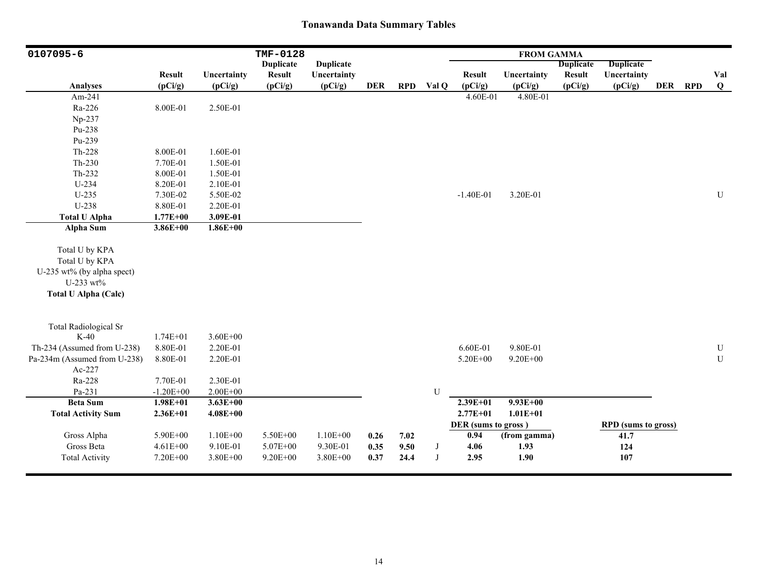## Tonawanda Data Summary Tables

| 0107095-6 | | | TMF-0128 | | | | | FROM GAMMA | | | | | | |
|---|---|---|---|---|---|---|---|---|---|---|---|---|---|---|
| Analyses | Result (pCi/g) | Uncertainty (pCi/g) | Duplicate Result (pCi/g) | Duplicate Uncertainty (pCi/g) | DER | RPD | Val Q | Result (pCi/g) | Uncertainty (pCi/g) | Duplicate Result (pCi/g) | Duplicate Uncertainty (pCi/g) | DER | RPD | Val Q |
| Am-241 | | | | | | | | 4.60E-01 | 4.80E-01 | | | | | |
| Ra-226 | 8.00E-01 | 2.50E-01 | | | | | | | | | | | | |
| Np-237 | | | | | | | | | | | | | | |
| Pu-238 | | | | | | | | | | | | | | |
| Pu-239 | | | | | | | | | | | | | | |
| Th-228 | 8.00E-01 | 1.60E-01 | | | | | | | | | | | | |
| Th-230 | 7.70E-01 | 1.50E-01 | | | | | | | | | | | | |
| Th-232 | 8.00E-01 | 1.50E-01 | | | | | | | | | | | | |
| U-234 | 8.20E-01 | 2.10E-01 | | | | | | | | | | | | |
| U-235 | 7.30E-02 | 5.50E-02 | | | | | | -1.40E-01 | 3.20E-01 | | | | | U |
| U-238 | 8.80E-01 | 2.20E-01 | | | | | | | | | | | | |
| **Total U Alpha** | **1.77E+00** | **3.09E-01** | | | | | | | | | | | | |
| **Alpha Sum** | **3.86E+00** | **1.86E+00** | | | | | | | | | | | | |
| Total U by KPA | | | | | | | | | | | | | | |
| Total U by KPA | | | | | | | | | | | | | | |
| U-235 wt% (by alpha spect) | | | | | | | | | | | | | | |
| U-233 wt% | | | | | | | | | | | | | | |
| **Total U Alpha (Calc)** | | | | | | | | | | | | | | |
| Total Radiological Sr | | | | | | | | | | | | | | |
| K-40 | 1.74E+01 | 3.60E+00 | | | | | | | | | | | | |
| Th-234 (Assumed from U-238) | 8.80E-01 | 2.20E-01 | | | | | | 6.60E-01 | 9.80E-01 | | | | | U |
| Pa-234m (Assumed from U-238) | 8.80E-01 | 2.20E-01 | | | | | | 5.20E+00 | 9.20E+00 | | | | | U |
| Ac-227 | | | | | | | | | | | | | | |
| Ra-228 | 7.70E-01 | 2.30E-01 | | | | | | | | | | | | |
| Pa-231 | -1.20E+00 | 2.00E+00 | | | | | U | | | | | | | |
| **Beta Sum** | **1.98E+01** | **3.63E+00** | | | | | | **2.39E+01** | **9.93E+00** | | | | | |
| **Total Activity Sum** | **2.36E+01** | **4.08E+00** | | | | | | **2.77E+01** | **1.01E+01** | | | | | |
| | | | | | | | | **DER (sums to gross )** | | | **RPD (sums to gross)** | | | |
| Gross Alpha | 5.90E+00 | 1.10E+00 | 5.50E+00 | 1.10E+00 | **0.26** | **7.02** | | **0.94** | **(from gamma)** | | **41.7** | | | |
| Gross Beta | 4.61E+00 | 9.10E-01 | 5.07E+00 | 9.30E-01 | **0.35** | **9.50** | J | **4.06** | **1.93** | | **124** | | | |
| Total Activity | 7.20E+00 | 3.80E+00 | 9.20E+00 | 3.80E+00 | **0.37** | **24.4** | J | **2.95** | **1.90** | | **107** | | | |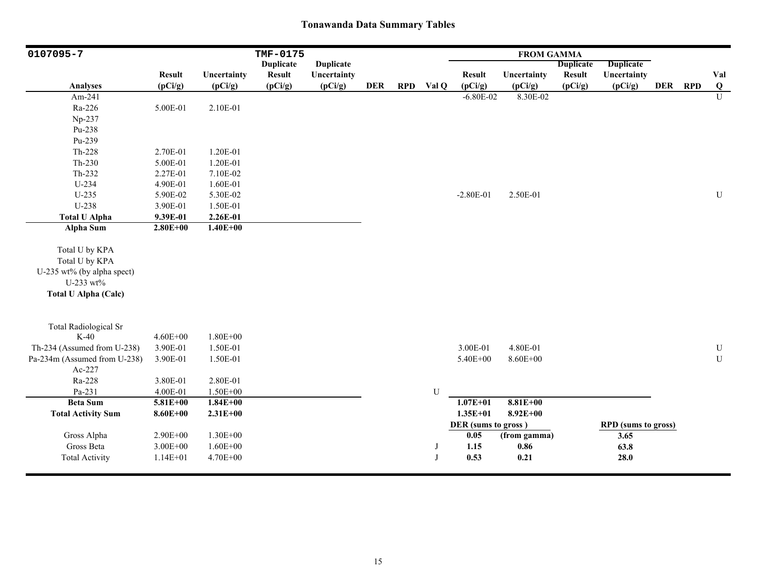# Tonawanda Data Summary Tables

| 0107095-7 | | | TMF-0175 | | | | | FROM GAMMA | | | | | | |
|---|---|---|---|---|---|---|---|---|---|---|---|---|---|---|
| Analyses | Result (pCi/g) | Uncertainty (pCi/g) | Duplicate Result (pCi/g) | Duplicate Uncertainty (pCi/g) | DER | RPD | Val Q | Result (pCi/g) | Uncertainty (pCi/g) | Duplicate Result (pCi/g) | Duplicate Uncertainty (pCi/g) | DER | RPD | Val Q |
| Am-241 | | | | | | | | -6.80E-02 | 8.30E-02 | | | | | U |
| Ra-226 | 5.00E-01 | 2.10E-01 | | | | | | | | | | | | |
| Np-237 | | | | | | | | | | | | | | |
| Pu-238 | | | | | | | | | | | | | | |
| Pu-239 | | | | | | | | | | | | | | |
| Th-228 | 2.70E-01 | 1.20E-01 | | | | | | | | | | | | |
| Th-230 | 5.00E-01 | 1.20E-01 | | | | | | | | | | | | |
| Th-232 | 2.27E-01 | 7.10E-02 | | | | | | | | | | | | |
| U-234 | 4.90E-01 | 1.60E-01 | | | | | | | | | | | | |
| U-235 | 5.90E-02 | 5.30E-02 | | | | | | -2.80E-01 | 2.50E-01 | | | | | U |
| U-238 | 3.90E-01 | 1.50E-01 | | | | | | | | | | | | |
| **Total U Alpha** | **9.39E-01** | **2.26E-01** | | | | | | | | | | | | |
| **Alpha Sum** | **2.80E+00** | **1.40E+00** | | | | | | | | | | | | |
| Total U by KPA | | | | | | | | | | | | | | |
| Total U by KPA | | | | | | | | | | | | | | |
| U-235 wt% (by alpha spect) | | | | | | | | | | | | | | |
| U-233 wt% | | | | | | | | | | | | | | |
| **Total U Alpha (Calc)** | | | | | | | | | | | | | | |
| Total Radiological Sr | | | | | | | | | | | | | | |
| K-40 | 4.60E+00 | 1.80E+00 | | | | | | | | | | | | |
| Th-234 (Assumed from U-238) | 3.90E-01 | 1.50E-01 | | | | | | 3.00E-01 | 4.80E-01 | | | | | U |
| Pa-234m (Assumed from U-238) | 3.90E-01 | 1.50E-01 | | | | | | 5.40E+00 | 8.60E+00 | | | | | U |
| Ac-227 | | | | | | | | | | | | | | |
| Ra-228 | 3.80E-01 | 2.80E-01 | | | | | | | | | | | | |
| Pa-231 | 4.00E-01 | 1.50E+00 | | | | | U | | | | | | | |
| **Beta Sum** | **5.81E+00** | **1.84E+00** | | | | | | **1.07E+01** | **8.81E+00** | | | | | |
| **Total Activity Sum** | **8.60E+00** | **2.31E+00** | | | | | | **1.35E+01** | **8.92E+00** | | | | | |
| | | | | | | | | **DER (sums to gross )** | | | **RPD (sums to gross)** | | | |
| Gross Alpha | 2.90E+00 | 1.30E+00 | | | | | | **0.05** | **(from gamma)** | | **3.65** | | | |
| Gross Beta | 3.00E+00 | 1.60E+00 | | | | | J | **1.15** | **0.86** | | **63.8** | | | |
| Total Activity | 1.14E+01 | 4.70E+00 | | | | | J | **0.53** | **0.21** | | **28.0** | | | |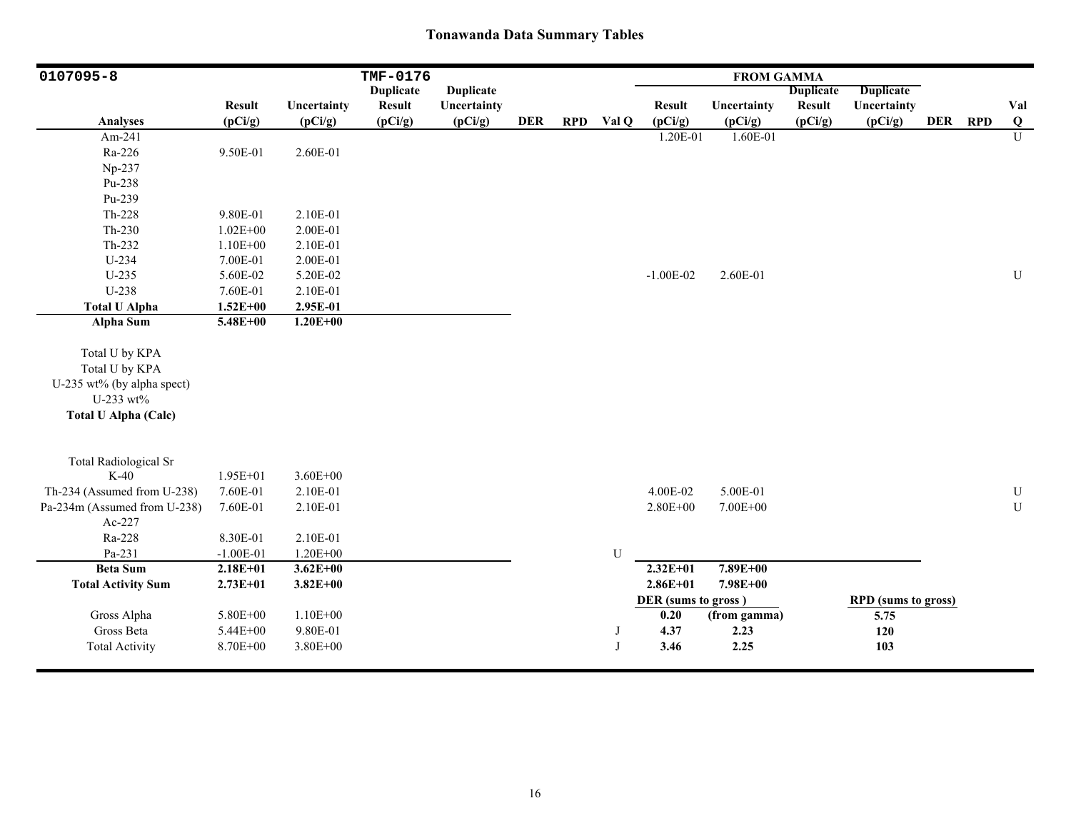# Tonawanda Data Summary Tables

| 0107095-8 | | | TMF-0176 | | | | | FROM GAMMA | | | | | | |
|---|---|---|---|---|---|---|---|---|---|---|---|---|---|---|
| Analyses | Result (pCi/g) | Uncertainty (pCi/g) | Duplicate Result (pCi/g) | Duplicate Uncertainty (pCi/g) | DER | RPD | Val Q | Result (pCi/g) | Uncertainty (pCi/g) | Duplicate Result (pCi/g) | Duplicate Uncertainty (pCi/g) | DER | RPD | Val Q |
| Am-241 | | | | | | | | 1.20E-01 | 1.60E-01 | | | | | U |
| Ra-226 | 9.50E-01 | 2.60E-01 | | | | | | | | | | | | |
| Np-237 | | | | | | | | | | | | | | |
| Pu-238 | | | | | | | | | | | | | | |
| Pu-239 | | | | | | | | | | | | | | |
| Th-228 | 9.80E-01 | 2.10E-01 | | | | | | | | | | | | |
| Th-230 | 1.02E+00 | 2.00E-01 | | | | | | | | | | | | |
| Th-232 | 1.10E+00 | 2.10E-01 | | | | | | | | | | | | |
| U-234 | 7.00E-01 | 2.00E-01 | | | | | | | | | | | | |
| U-235 | 5.60E-02 | 5.20E-02 | | | | | | -1.00E-02 | 2.60E-01 | | | | | U |
| U-238 | 7.60E-01 | 2.10E-01 | | | | | | | | | | | | |
| **Total U Alpha** | **1.52E+00** | **2.95E-01** | | | | | | | | | | | | |
| **Alpha Sum** | **5.48E+00** | **1.20E+00** | | | | | | | | | | | | |
| Total U by KPA | | | | | | | | | | | | | | |
| Total U by KPA | | | | | | | | | | | | | | |
| U-235 wt% (by alpha spect) | | | | | | | | | | | | | | |
| U-233 wt% | | | | | | | | | | | | | | |
| **Total U Alpha (Calc)** | | | | | | | | | | | | | | |
| Total Radiological Sr | | | | | | | | | | | | | | |
| K-40 | 1.95E+01 | 3.60E+00 | | | | | | | | | | | | |
| Th-234 (Assumed from U-238) | 7.60E-01 | 2.10E-01 | | | | | | 4.00E-02 | 5.00E-01 | | | | | U |
| Pa-234m (Assumed from U-238) | 7.60E-01 | 2.10E-01 | | | | | | 2.80E+00 | 7.00E+00 | | | | | U |
| Ac-227 | | | | | | | | | | | | | | |
| Ra-228 | 8.30E-01 | 2.10E-01 | | | | | | | | | | | | |
| Pa-231 | -1.00E-01 | 1.20E+00 | | | | | U | | | | | | | |
| **Beta Sum** | **2.18E+01** | **3.62E+00** | | | | | | **2.32E+01** | **7.89E+00** | | | | | |
| **Total Activity Sum** | **2.73E+01** | **3.82E+00** | | | | | | **2.86E+01** | **7.98E+00** | | | | | |
| | | | | | | | | **DER (sums to gross )** | | | **RPD (sums to gross)** | | | |
| Gross Alpha | 5.80E+00 | 1.10E+00 | | | | | | **0.20** | **(from gamma)** | | **5.75** | | | |
| Gross Beta | 5.44E+00 | 9.80E-01 | | | | | J | **4.37** | **2.23** | | **120** | | | |
| Total Activity | 8.70E+00 | 3.80E+00 | | | | | J | **3.46** | **2.25** | | **103** | | | |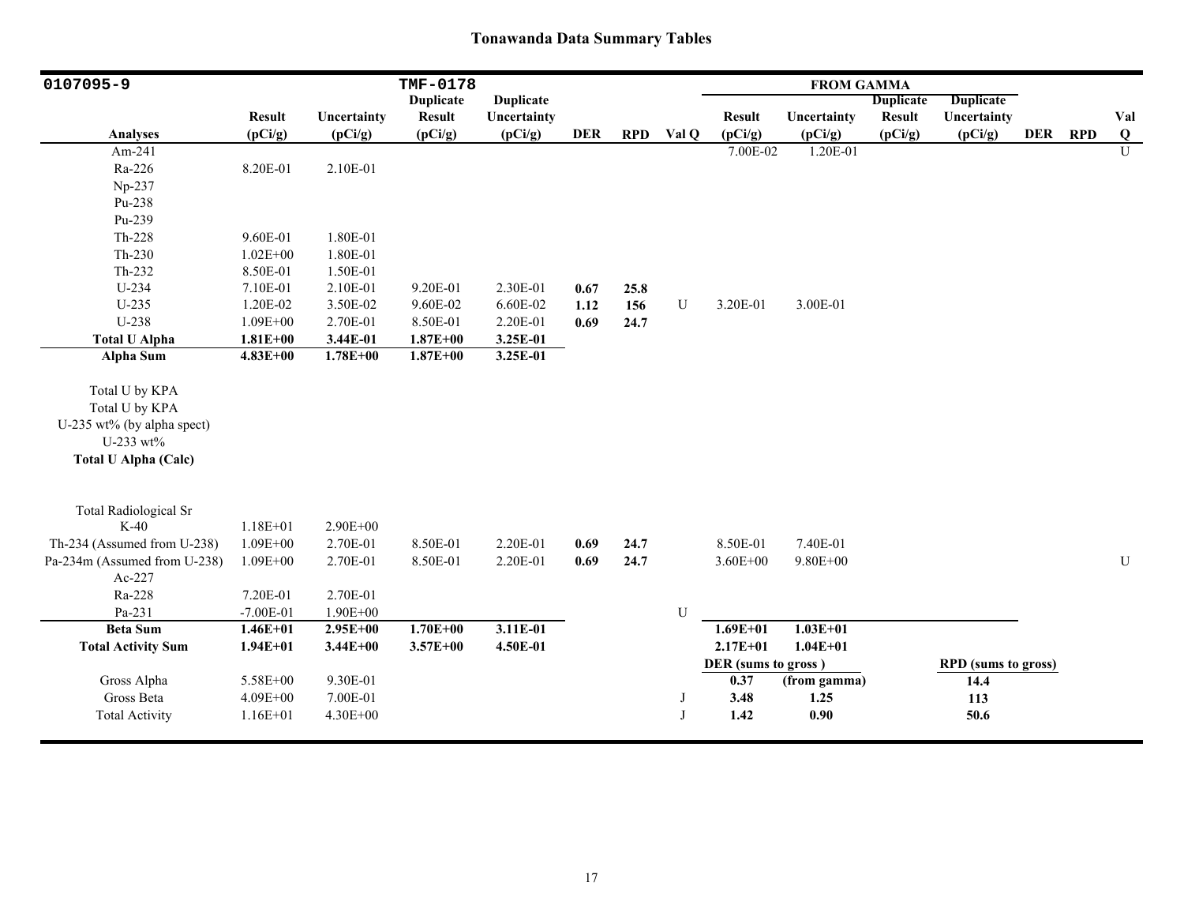# Tonawanda Data Summary Tables

| 0107095-9 | | | TMF-0178 | | | | | FROM GAMMA | | | | | | |
|---|---|---|---|---|---|---|---|---|---|---|---|---|---|---|
| **Analyses** | **Result (pCi/g)** | **Uncertainty (pCi/g)** | **Duplicate Result (pCi/g)** | **Duplicate Uncertainty (pCi/g)** | **DER** | **RPD** | **Val Q** | **Result (pCi/g)** | **Uncertainty (pCi/g)** | **Duplicate Result (pCi/g)** | **Duplicate Uncertainty (pCi/g)** | **DER** | **RPD** | **Val Q** |
| Am-241 | | | | | | | | 7.00E-02 | 1.20E-01 | | | | | U |
| Ra-226 | 8.20E-01 | 2.10E-01 | | | | | | | | | | | | |
| Np-237 | | | | | | | | | | | | | | |
| Pu-238 | | | | | | | | | | | | | | |
| Pu-239 | | | | | | | | | | | | | | |
| Th-228 | 9.60E-01 | 1.80E-01 | | | | | | | | | | | | |
| Th-230 | 1.02E+00 | 1.80E-01 | | | | | | | | | | | | |
| Th-232 | 8.50E-01 | 1.50E-01 | | | | | | | | | | | | |
| U-234 | 7.10E-01 | 2.10E-01 | 9.20E-01 | 2.30E-01 | **0.67** | **25.8** | | | | | | | | |
| U-235 | 1.20E-02 | 3.50E-02 | 9.60E-02 | 6.60E-02 | **1.12** | **156** | U | 3.20E-01 | 3.00E-01 | | | | | |
| U-238 | 1.09E+00 | 2.70E-01 | 8.50E-01 | 2.20E-01 | **0.69** | **24.7** | | | | | | | | |
| **Total U Alpha** | **1.81E+00** | **3.44E-01** | **1.87E+00** | **3.25E-01** | | | | | | | | | | |
| **Alpha Sum** | **4.83E+00** | **1.78E+00** | **1.87E+00** | **3.25E-01** | | | | | | | | | | |
| Total U by KPA | | | | | | | | | | | | | | |
| Total U by KPA | | | | | | | | | | | | | | |
| U-235 wt% (by alpha spect) | | | | | | | | | | | | | | |
| U-233 wt% | | | | | | | | | | | | | | |
| **Total U Alpha (Calc)** | | | | | | | | | | | | | | |
| Total Radiological Sr | | | | | | | | | | | | | | |
| K-40 | 1.18E+01 | 2.90E+00 | | | | | | | | | | | | |
| Th-234 (Assumed from U-238) | 1.09E+00 | 2.70E-01 | 8.50E-01 | 2.20E-01 | **0.69** | **24.7** | | 8.50E-01 | 7.40E-01 | | | | | |
| Pa-234m (Assumed from U-238) | 1.09E+00 | 2.70E-01 | 8.50E-01 | 2.20E-01 | **0.69** | **24.7** | | 3.60E+00 | 9.80E+00 | | | | | U |
| Ac-227 | | | | | | | | | | | | | | |
| Ra-228 | 7.20E-01 | 2.70E-01 | | | | | | | | | | | | |
| Pa-231 | -7.00E-01 | 1.90E+00 | | | | | U | | | | | | | |
| **Beta Sum** | **1.46E+01** | **2.95E+00** | **1.70E+00** | **3.11E-01** | | | | **1.69E+01** | **1.03E+01** | | | | | |
| **Total Activity Sum** | **1.94E+01** | **3.44E+00** | **3.57E+00** | **4.50E-01** | | | | **2.17E+01** | **1.04E+01** | | | | | |
| | | | | | | | | **DER (sums to gross )** | | | **RPD (sums to gross)** | | | |
| Gross Alpha | 5.58E+00 | 9.30E-01 | | | | | | **0.37** | **(from gamma)** | | **14.4** | | | |
| Gross Beta | 4.09E+00 | 7.00E-01 | | | | | J | **3.48** | **1.25** | | **113** | | | |
| Total Activity | 1.16E+01 | 4.30E+00 | | | | | J | **1.42** | **0.90** | | **50.6** | | | |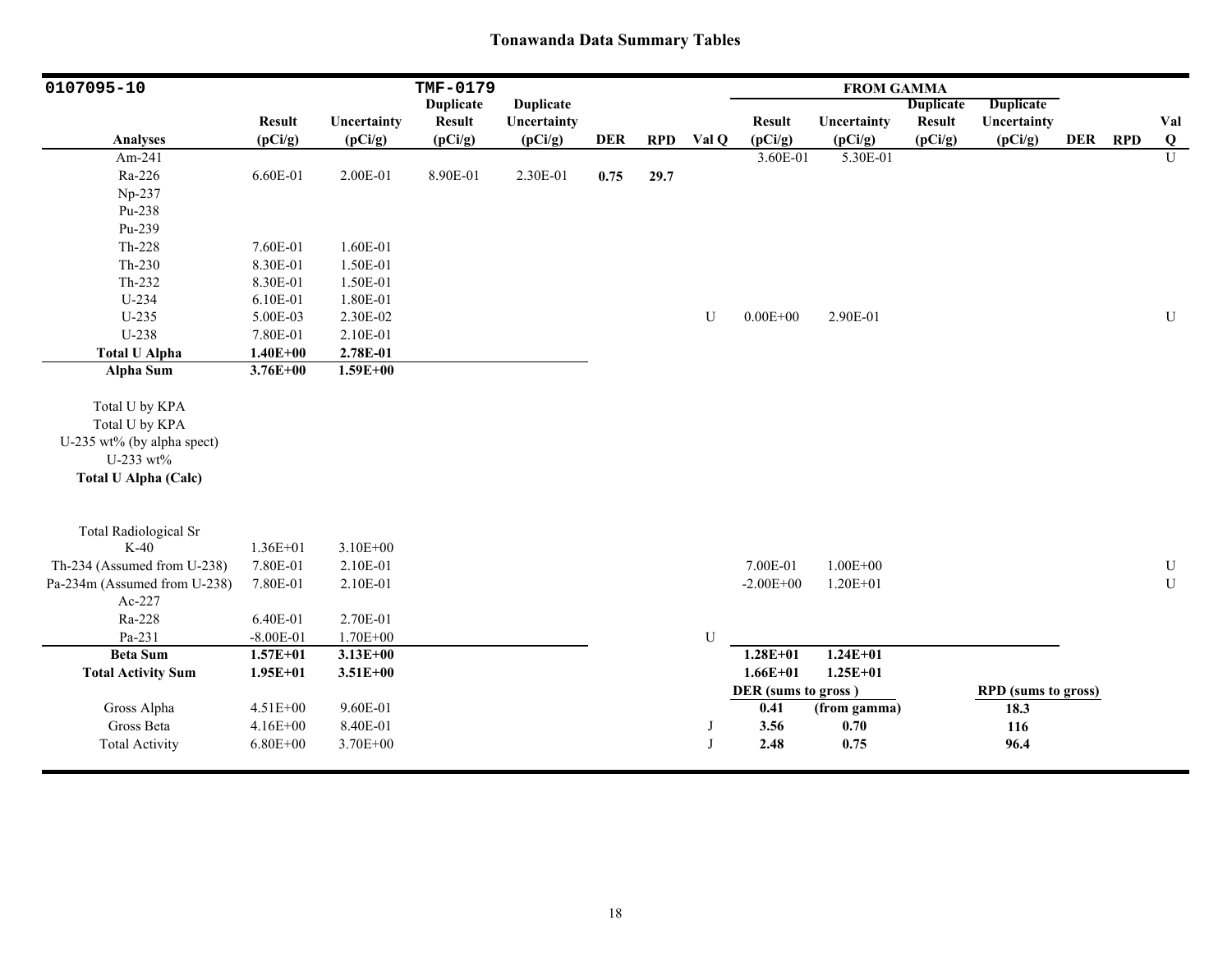# Tonawanda Data Summary Tables

| 0107095-10 | | | TMF-0179 | | | | | FROM GAMMA | | | | | | |
|---|---|---|---|---|---|---|---|---|---|---|---|---|---|---|
| **Analyses** | **Result (pCi/g)** | **Uncertainty (pCi/g)** | **Duplicate Result (pCi/g)** | **Duplicate Uncertainty (pCi/g)** | **DER** | **RPD** | **Val Q** | **Result (pCi/g)** | **Uncertainty (pCi/g)** | **Duplicate Result (pCi/g)** | **Duplicate Uncertainty (pCi/g)** | **DER** | **RPD** | **Val Q** |
| Am-241 | | | | | | | | 3.60E-01 | 5.30E-01 | | | | | U |
| Ra-226 | 6.60E-01 | 2.00E-01 | 8.90E-01 | 2.30E-01 | **0.75** | **29.7** | | | | | | | | |
| Np-237 | | | | | | | | | | | | | | |
| Pu-238 | | | | | | | | | | | | | | |
| Pu-239 | | | | | | | | | | | | | | |
| Th-228 | 7.60E-01 | 1.60E-01 | | | | | | | | | | | | |
| Th-230 | 8.30E-01 | 1.50E-01 | | | | | | | | | | | | |
| Th-232 | 8.30E-01 | 1.50E-01 | | | | | | | | | | | | |
| U-234 | 6.10E-01 | 1.80E-01 | | | | | | | | | | | | |
| U-235 | 5.00E-03 | 2.30E-02 | | | | | U | 0.00E+00 | 2.90E-01 | | | | | U |
| U-238 | 7.80E-01 | 2.10E-01 | | | | | | | | | | | | |
| **Total U Alpha** | **1.40E+00** | **2.78E-01** | | | | | | | | | | | | |
| **Alpha Sum** | **3.76E+00** | **1.59E+00** | | | | | | | | | | | | |
| Total U by KPA | | | | | | | | | | | | | | |
| Total U by KPA | | | | | | | | | | | | | | |
| U-235 wt% (by alpha spect) | | | | | | | | | | | | | | |
| U-233 wt% | | | | | | | | | | | | | | |
| **Total U Alpha (Calc)** | | | | | | | | | | | | | | |
| Total Radiological Sr | | | | | | | | | | | | | | |
| K-40 | 1.36E+01 | 3.10E+00 | | | | | | | | | | | | |
| Th-234 (Assumed from U-238) | 7.80E-01 | 2.10E-01 | | | | | | 7.00E-01 | 1.00E+00 | | | | | U |
| Pa-234m (Assumed from U-238) | 7.80E-01 | 2.10E-01 | | | | | | -2.00E+00 | 1.20E+01 | | | | | U |
| Ac-227 | | | | | | | | | | | | | | |
| Ra-228 | 6.40E-01 | 2.70E-01 | | | | | | | | | | | | |
| Pa-231 | -8.00E-01 | 1.70E+00 | | | | | U | | | | | | | |
| **Beta Sum** | **1.57E+01** | **3.13E+00** | | | | | | **1.28E+01** | **1.24E+01** | | | | | |
| **Total Activity Sum** | **1.95E+01** | **3.51E+00** | | | | | | **1.66E+01** | **1.25E+01** | | | | | |
| | | | | | | | | **DER (sums to gross )** | | | **RPD (sums to gross)** | | | |
| Gross Alpha | 4.51E+00 | 9.60E-01 | | | | | | **0.41** | **(from gamma)** | | **18.3** | | | |
| Gross Beta | 4.16E+00 | 8.40E-01 | | | | | J | **3.56** | **0.70** | | **116** | | | |
| Total Activity | 6.80E+00 | 3.70E+00 | | | | | J | **2.48** | **0.75** | | **96.4** | | | |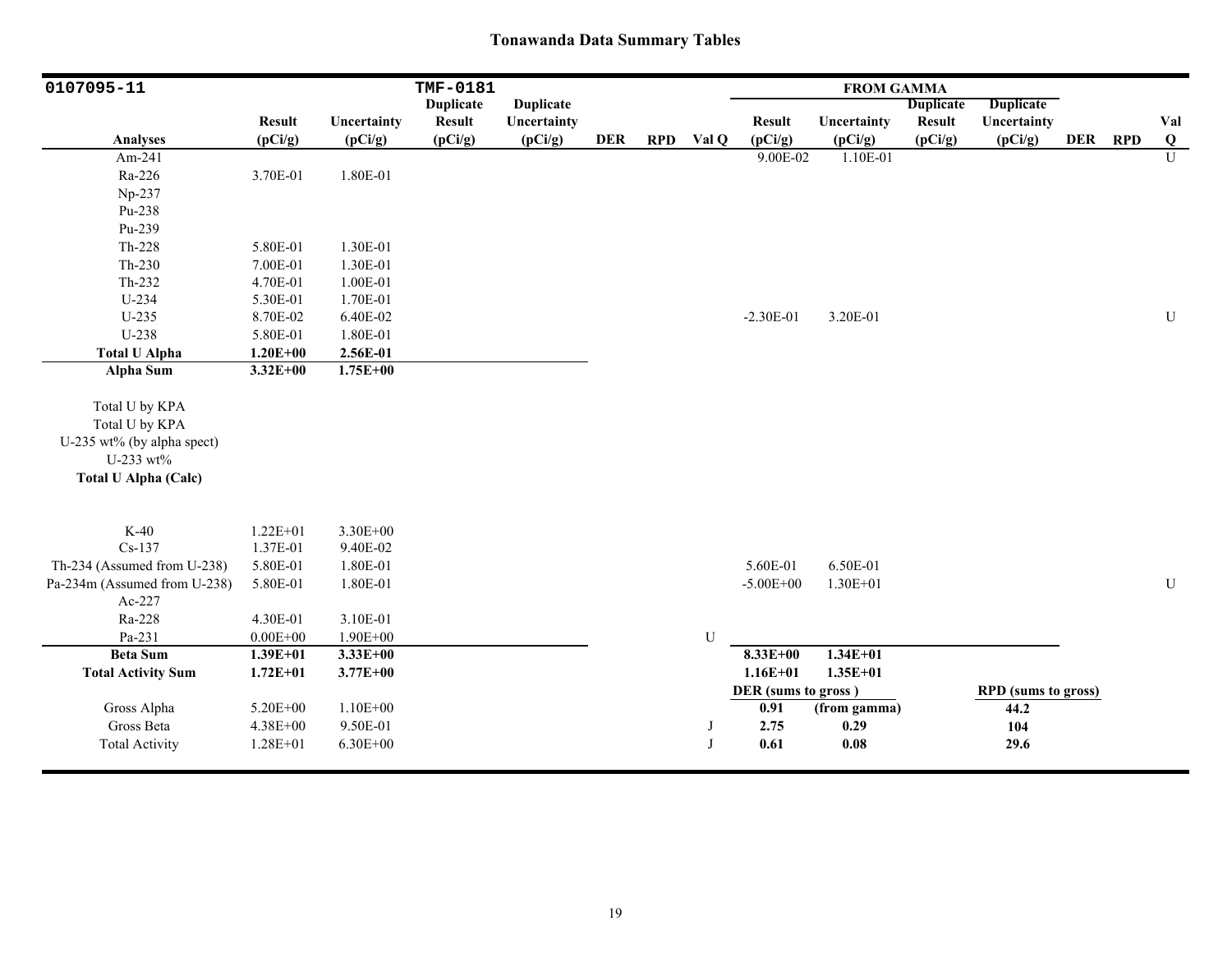# Tonawanda Data Summary Tables

| 0107095-11 | | | TMF-0181 | | | | | FROM GAMMA | | | | | | |
|---|---|---|---|---|---|---|---|---|---|---|---|---|---|---|
| Analyses | Result (pCi/g) | Uncertainty (pCi/g) | Duplicate Result (pCi/g) | Duplicate Uncertainty (pCi/g) | DER | RPD | Val Q | Result (pCi/g) | Uncertainty (pCi/g) | Duplicate Result (pCi/g) | Duplicate Uncertainty (pCi/g) | DER | RPD | Val Q |
| Am-241 | | | | | | | | 9.00E-02 | 1.10E-01 | | | | | U |
| Ra-226 | 3.70E-01 | 1.80E-01 | | | | | | | | | | | | |
| Np-237 | | | | | | | | | | | | | | |
| Pu-238 | | | | | | | | | | | | | | |
| Pu-239 | | | | | | | | | | | | | | |
| Th-228 | 5.80E-01 | 1.30E-01 | | | | | | | | | | | | |
| Th-230 | 7.00E-01 | 1.30E-01 | | | | | | | | | | | | |
| Th-232 | 4.70E-01 | 1.00E-01 | | | | | | | | | | | | |
| U-234 | 5.30E-01 | 1.70E-01 | | | | | | | | | | | | |
| U-235 | 8.70E-02 | 6.40E-02 | | | | | | -2.30E-01 | 3.20E-01 | | | | | U |
| U-238 | 5.80E-01 | 1.80E-01 | | | | | | | | | | | | |
| **Total U Alpha** | **1.20E+00** | **2.56E-01** | | | | | | | | | | | | |
| **Alpha Sum** | **3.32E+00** | **1.75E+00** | | | | | | | | | | | | |
| Total U by KPA | | | | | | | | | | | | | | |
| Total U by KPA | | | | | | | | | | | | | | |
| U-235 wt% (by alpha spect) | | | | | | | | | | | | | | |
| U-233 wt% | | | | | | | | | | | | | | |
| **Total U Alpha (Calc)** | | | | | | | | | | | | | | |
| K-40 | 1.22E+01 | 3.30E+00 | | | | | | | | | | | | |
| Cs-137 | 1.37E-01 | 9.40E-02 | | | | | | | | | | | | |
| Th-234 (Assumed from U-238) | 5.80E-01 | 1.80E-01 | | | | | | 5.60E-01 | 6.50E-01 | | | | | |
| Pa-234m (Assumed from U-238) | 5.80E-01 | 1.80E-01 | | | | | | -5.00E+00 | 1.30E+01 | | | | | U |
| Ac-227 | | | | | | | | | | | | | | |
| Ra-228 | 4.30E-01 | 3.10E-01 | | | | | | | | | | | | |
| Pa-231 | 0.00E+00 | 1.90E+00 | | | | | U | | | | | | | |
| **Beta Sum** | **1.39E+01** | **3.33E+00** | | | | | | **8.33E+00** | **1.34E+01** | | | | | |
| **Total Activity Sum** | **1.72E+01** | **3.77E+00** | | | | | | **1.16E+01** | **1.35E+01** | | | | | |
| | | | | | | | | **DER (sums to gross)** | | | **RPD (sums to gross)** | | | |
| Gross Alpha | 5.20E+00 | 1.10E+00 | | | | | | **0.91** | **(from gamma)** | | **44.2** | | | |
| Gross Beta | 4.38E+00 | 9.50E-01 | | | | | J | **2.75** | **0.29** | | **104** | | | |
| Total Activity | 1.28E+01 | 6.30E+00 | | | | | J | **0.61** | **0.08** | | **29.6** | | | |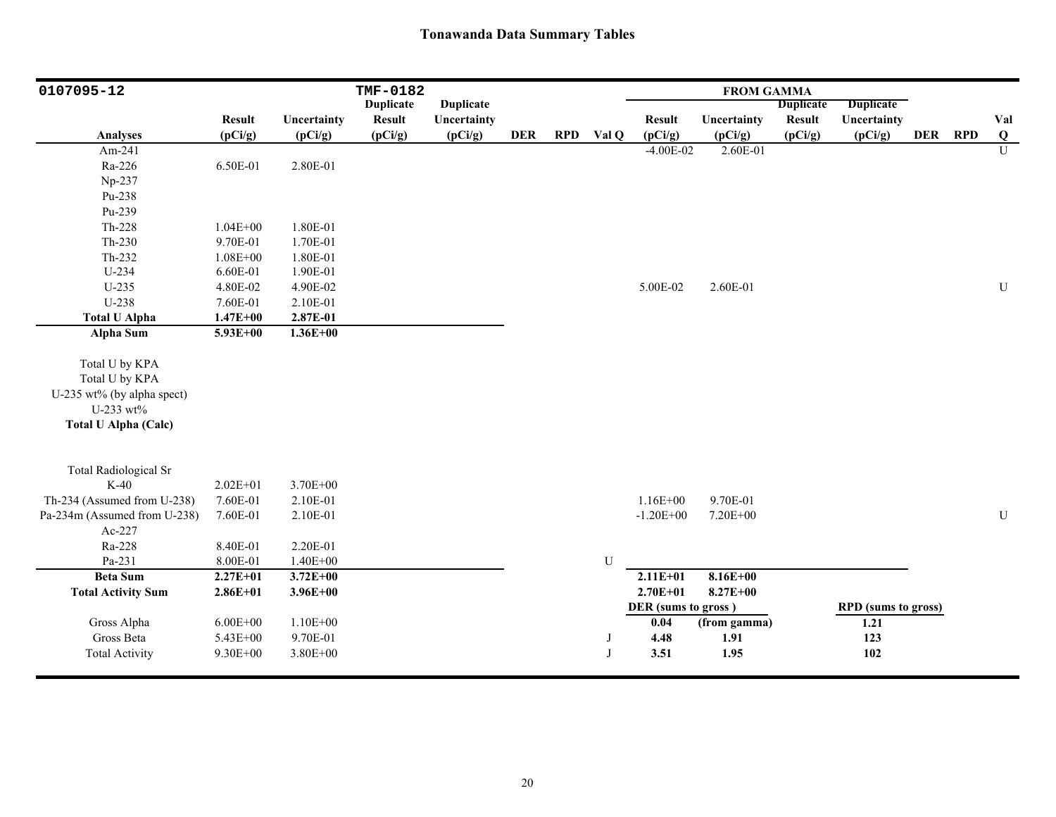# Tonawanda Data Summary Tables

| 0107095-12 | | | TMF-0182 | | | | | FROM GAMMA | | | | | | |
|---|---|---|---|---|---|---|---|---|---|---|---|---|---|---|
| Analyses | Result (pCi/g) | Uncertainty (pCi/g) | Duplicate Result (pCi/g) | Duplicate Uncertainty (pCi/g) | DER | RPD | Val Q | Result (pCi/g) | Uncertainty (pCi/g) | Duplicate Result (pCi/g) | Duplicate Uncertainty (pCi/g) | DER | RPD | Val Q |
| Am-241 | | | | | | | | -4.00E-02 | 2.60E-01 | | | | | U |
| Ra-226 | 6.50E-01 | 2.80E-01 | | | | | | | | | | | | |
| Np-237 | | | | | | | | | | | | | | |
| Pu-238 | | | | | | | | | | | | | | |
| Pu-239 | | | | | | | | | | | | | | |
| Th-228 | 1.04E+00 | 1.80E-01 | | | | | | | | | | | | |
| Th-230 | 9.70E-01 | 1.70E-01 | | | | | | | | | | | | |
| Th-232 | 1.08E+00 | 1.80E-01 | | | | | | | | | | | | |
| U-234 | 6.60E-01 | 1.90E-01 | | | | | | | | | | | | |
| U-235 | 4.80E-02 | 4.90E-02 | | | | | | 5.00E-02 | 2.60E-01 | | | | | U |
| U-238 | 7.60E-01 | 2.10E-01 | | | | | | | | | | | | |
| **Total U Alpha** | **1.47E+00** | **2.87E-01** | | | | | | | | | | | | |
| **Alpha Sum** | **5.93E+00** | **1.36E+00** | | | | | | | | | | | | |
| Total U by KPA | | | | | | | | | | | | | | |
| Total U by KPA | | | | | | | | | | | | | | |
| U-235 wt% (by alpha spect) | | | | | | | | | | | | | | |
| U-233 wt% | | | | | | | | | | | | | | |
| **Total U Alpha (Calc)** | | | | | | | | | | | | | | |
| Total Radiological Sr | | | | | | | | | | | | | | |
| K-40 | 2.02E+01 | 3.70E+00 | | | | | | | | | | | | |
| Th-234 (Assumed from U-238) | 7.60E-01 | 2.10E-01 | | | | | | 1.16E+00 | 9.70E-01 | | | | | |
| Pa-234m (Assumed from U-238) | 7.60E-01 | 2.10E-01 | | | | | | -1.20E+00 | 7.20E+00 | | | | | U |
| Ac-227 | | | | | | | | | | | | | | |
| Ra-228 | 8.40E-01 | 2.20E-01 | | | | | | | | | | | | |
| Pa-231 | 8.00E-01 | 1.40E+00 | | | | | U | | | | | | | |
| **Beta Sum** | **2.27E+01** | **3.72E+00** | | | | | | **2.11E+01** | **8.16E+00** | | | | | |
| **Total Activity Sum** | **2.86E+01** | **3.96E+00** | | | | | | **2.70E+01** | **8.27E+00** | | | | | |
| | | | | | | | | **DER (sums to gross )** | | | **RPD (sums to gross)** | | | |
| Gross Alpha | 6.00E+00 | 1.10E+00 | | | | | | **0.04** | **(from gamma)** | | **1.21** | | | |
| Gross Beta | 5.43E+00 | 9.70E-01 | | | | | J | **4.48** | **1.91** | | **123** | | | |
| Total Activity | 9.30E+00 | 3.80E+00 | | | | | J | **3.51** | **1.95** | | **102** | | | |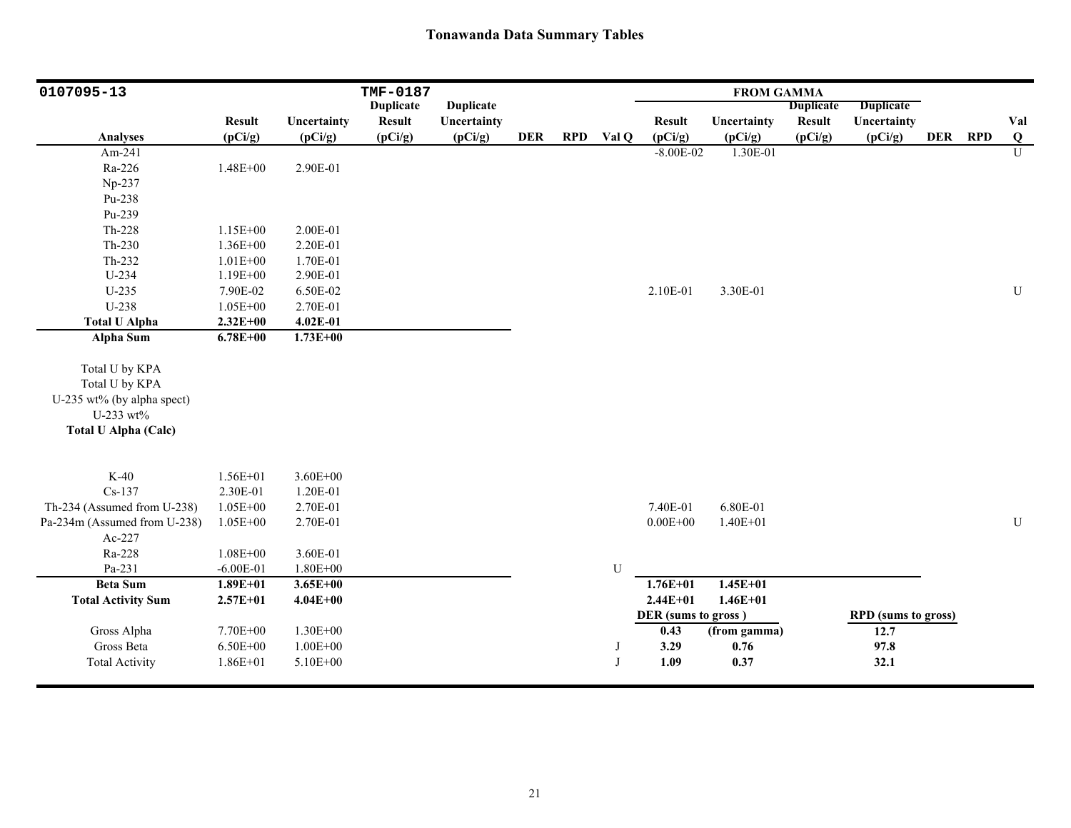## Tonawanda Data Summary Tables

| 0107095-13 | | | TMF-0187 | | | | | FROM GAMMA | | | | | | |
|---|---|---|---|---|---|---|---|---|---|---|---|---|---|---|
| **Analyses** | **Result (pCi/g)** | **Uncertainty (pCi/g)** | **Duplicate Result (pCi/g)** | **Duplicate Uncertainty (pCi/g)** | **DER** | **RPD** | **Val Q** | **Result (pCi/g)** | **Uncertainty (pCi/g)** | **Duplicate Result (pCi/g)** | **Duplicate Uncertainty (pCi/g)** | **DER** | **RPD** | **Val Q** |
| Am-241 | | | | | | | | -8.00E-02 | 1.30E-01 | | | | | U |
| Ra-226 | 1.48E+00 | 2.90E-01 | | | | | | | | | | | | |
| Np-237 | | | | | | | | | | | | | | |
| Pu-238 | | | | | | | | | | | | | | |
| Pu-239 | | | | | | | | | | | | | | |
| Th-228 | 1.15E+00 | 2.00E-01 | | | | | | | | | | | | |
| Th-230 | 1.36E+00 | 2.20E-01 | | | | | | | | | | | | |
| Th-232 | 1.01E+00 | 1.70E-01 | | | | | | | | | | | | |
| U-234 | 1.19E+00 | 2.90E-01 | | | | | | | | | | | | |
| U-235 | 7.90E-02 | 6.50E-02 | | | | | | 2.10E-01 | 3.30E-01 | | | | | U |
| U-238 | 1.05E+00 | 2.70E-01 | | | | | | | | | | | | |
| **Total U Alpha** | **2.32E+00** | **4.02E-01** | | | | | | | | | | | | |
| **Alpha Sum** | **6.78E+00** | **1.73E+00** | | | | | | | | | | | | |
| Total U by KPA | | | | | | | | | | | | | | |
| Total U by KPA | | | | | | | | | | | | | | |
| U-235 wt% (by alpha spect) | | | | | | | | | | | | | | |
| U-233 wt% | | | | | | | | | | | | | | |
| **Total U Alpha (Calc)** | | | | | | | | | | | | | | |
| K-40 | 1.56E+01 | 3.60E+00 | | | | | | | | | | | | |
| Cs-137 | 2.30E-01 | 1.20E-01 | | | | | | | | | | | | |
| Th-234 (Assumed from U-238) | 1.05E+00 | 2.70E-01 | | | | | | 7.40E-01 | 6.80E-01 | | | | | |
| Pa-234m (Assumed from U-238) | 1.05E+00 | 2.70E-01 | | | | | | 0.00E+00 | 1.40E+01 | | | | | U |
| Ac-227 | | | | | | | | | | | | | | |
| Ra-228 | 1.08E+00 | 3.60E-01 | | | | | | | | | | | | |
| Pa-231 | -6.00E-01 | 1.80E+00 | | | | | U | | | | | | | |
| **Beta Sum** | **1.89E+01** | **3.65E+00** | | | | | | **1.76E+01** | **1.45E+01** | | | | | |
| **Total Activity Sum** | **2.57E+01** | **4.04E+00** | | | | | | **2.44E+01** | **1.46E+01** | | | | | |
| | | | | | | | | **DER (sums to gross )** | | | **RPD (sums to gross)** | | | |
| Gross Alpha | 7.70E+00 | 1.30E+00 | | | | | | **0.43** | **(from gamma)** | | **12.7** | | | |
| Gross Beta | 6.50E+00 | 1.00E+00 | | | | | J | **3.29** | **0.76** | | **97.8** | | | |
| Total Activity | 1.86E+01 | 5.10E+00 | | | | | J | **1.09** | **0.37** | | **32.1** | | | |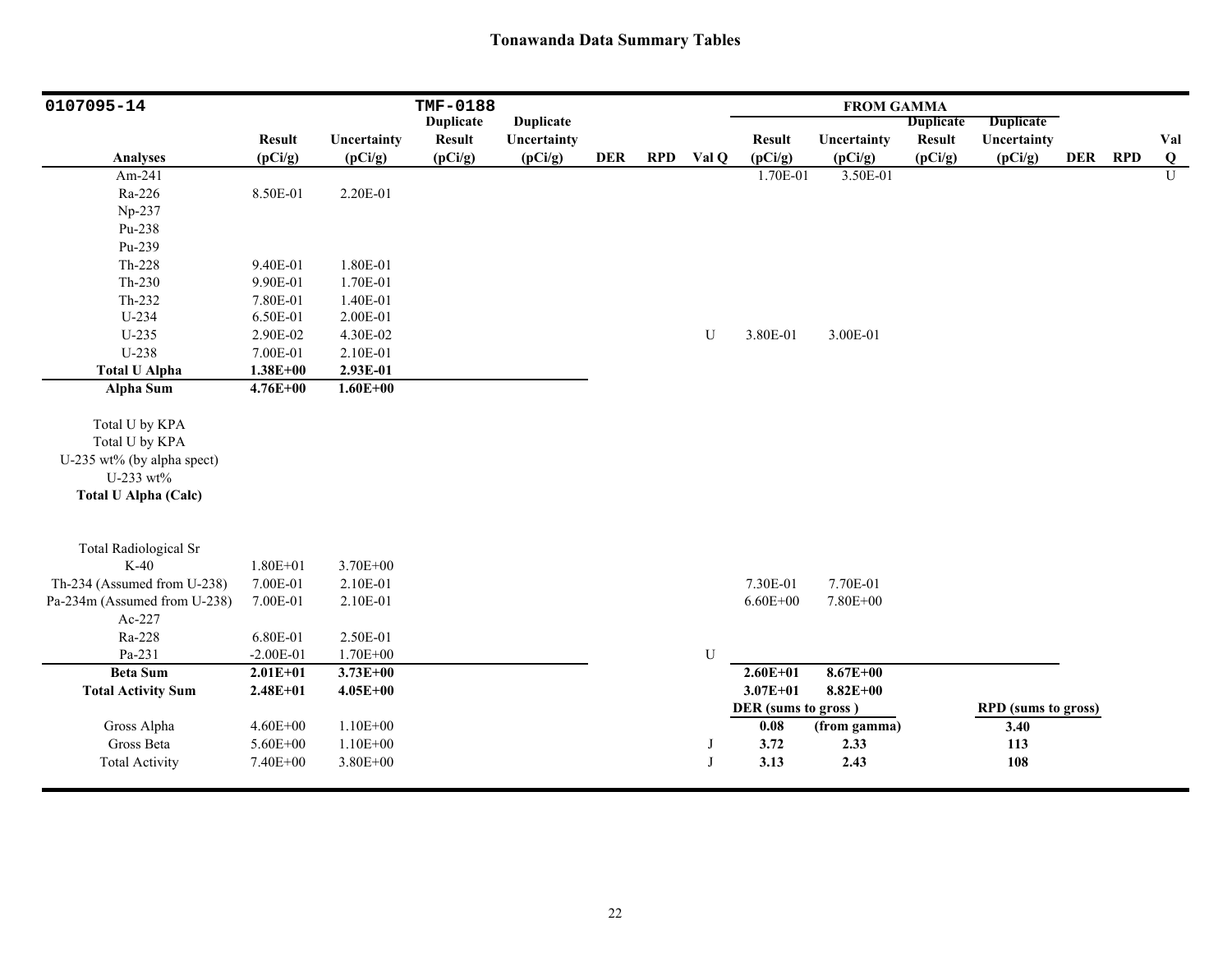## Tonawanda Data Summary Tables

| 0107095-14 | | | TMF-0188 | | | | | FROM GAMMA | | | | | | |
|---|---|---|---|---|---|---|---|---|---|---|---|---|---|---|
| **Analyses** | **Result (pCi/g)** | **Uncertainty (pCi/g)** | **Duplicate Result (pCi/g)** | **Duplicate Uncertainty (pCi/g)** | **DER** | **RPD** | **Val Q** | **Result (pCi/g)** | **Uncertainty (pCi/g)** | **Duplicate Result (pCi/g)** | **Duplicate Uncertainty (pCi/g)** | **DER** | **RPD** | **Val Q** |
| Am-241 | | | | | | | | 1.70E-01 | 3.50E-01 | | | | | U |
| Ra-226 | 8.50E-01 | 2.20E-01 | | | | | | | | | | | | |
| Np-237 | | | | | | | | | | | | | | |
| Pu-238 | | | | | | | | | | | | | | |
| Pu-239 | | | | | | | | | | | | | | |
| Th-228 | 9.40E-01 | 1.80E-01 | | | | | | | | | | | | |
| Th-230 | 9.90E-01 | 1.70E-01 | | | | | | | | | | | | |
| Th-232 | 7.80E-01 | 1.40E-01 | | | | | | | | | | | | |
| U-234 | 6.50E-01 | 2.00E-01 | | | | | | | | | | | | |
| U-235 | 2.90E-02 | 4.30E-02 | | | | | U | 3.80E-01 | 3.00E-01 | | | | | |
| U-238 | 7.00E-01 | 2.10E-01 | | | | | | | | | | | | |
| **Total U Alpha** | **1.38E+00** | **2.93E-01** | | | | | | | | | | | | |
| **Alpha Sum** | **4.76E+00** | **1.60E+00** | | | | | | | | | | | | |
| Total U by KPA | | | | | | | | | | | | | | |
| Total U by KPA | | | | | | | | | | | | | | |
| U-235 wt% (by alpha spect) | | | | | | | | | | | | | | |
| U-233 wt% | | | | | | | | | | | | | | |
| **Total U Alpha (Calc)** | | | | | | | | | | | | | | |
| Total Radiological Sr | | | | | | | | | | | | | | |
| K-40 | 1.80E+01 | 3.70E+00 | | | | | | | | | | | | |
| Th-234 (Assumed from U-238) | 7.00E-01 | 2.10E-01 | | | | | | 7.30E-01 | 7.70E-01 | | | | | |
| Pa-234m (Assumed from U-238) | 7.00E-01 | 2.10E-01 | | | | | | 6.60E+00 | 7.80E+00 | | | | | |
| Ac-227 | | | | | | | | | | | | | | |
| Ra-228 | 6.80E-01 | 2.50E-01 | | | | | | | | | | | | |
| Pa-231 | -2.00E-01 | 1.70E+00 | | | | | U | | | | | | | |
| **Beta Sum** | **2.01E+01** | **3.73E+00** | | | | | | **2.60E+01** | **8.67E+00** | | | | | |
| **Total Activity Sum** | **2.48E+01** | **4.05E+00** | | | | | | **3.07E+01** | **8.82E+00** | | | | | |
| | | | | | | | | **DER (sums to gross)** | | | **RPD (sums to gross)** | | | |
| Gross Alpha | 4.60E+00 | 1.10E+00 | | | | | | **0.08** | **(from gamma)** | | **3.40** | | | |
| Gross Beta | 5.60E+00 | 1.10E+00 | | | | | J | **3.72** | **2.33** | | **113** | | | |
| Total Activity | 7.40E+00 | 3.80E+00 | | | | | J | **3.13** | **2.43** | | **108** | | | |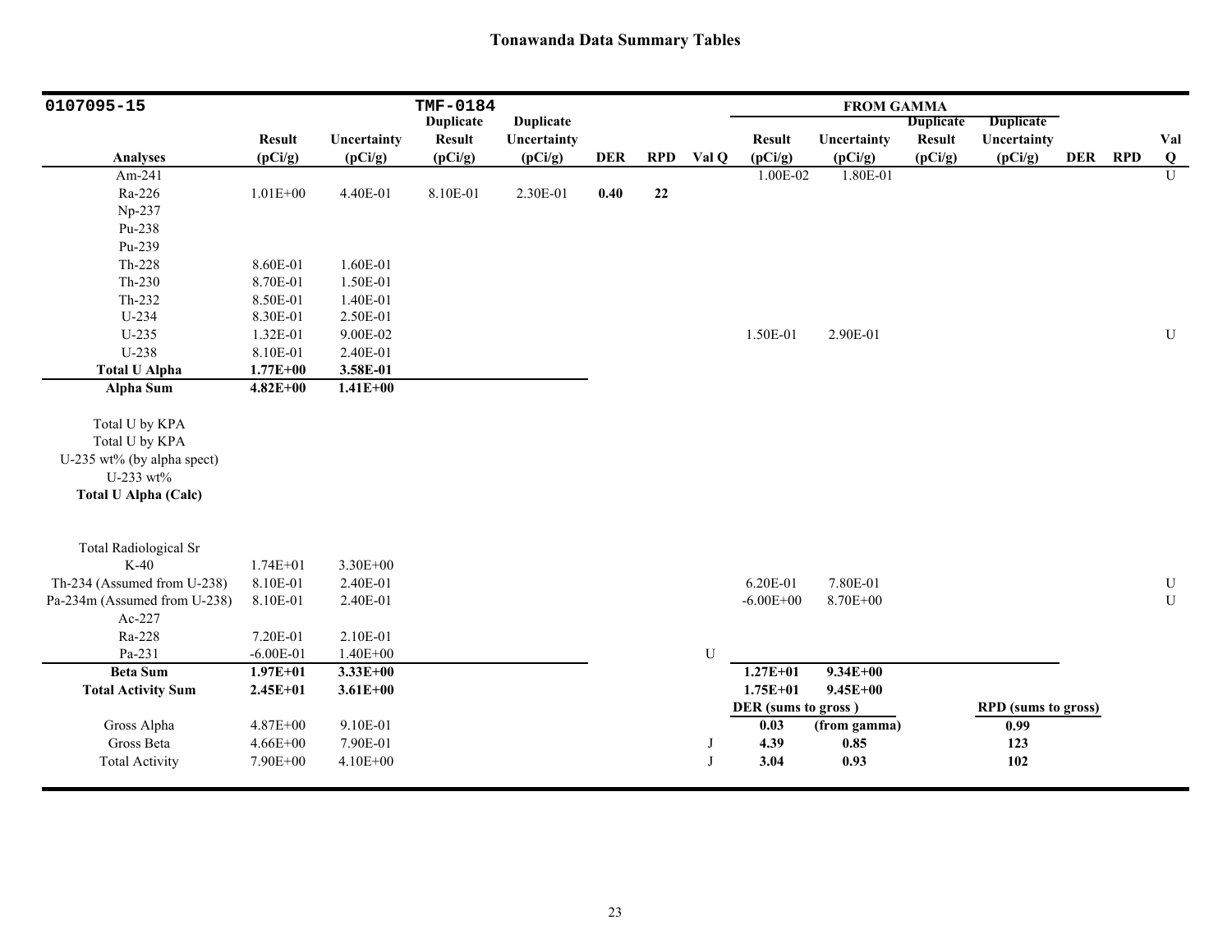## Tonawanda Data Summary Tables

| 0107095-15 | | | TMF-0184 | | | | | FROM GAMMA | | | | | | |
|---|---|---|---|---|---|---|---|---|---|---|---|---|---|---|
| Analyses | Result (pCi/g) | Uncertainty (pCi/g) | Duplicate Result (pCi/g) | Duplicate Uncertainty (pCi/g) | DER | RPD | Val Q | Result (pCi/g) | Uncertainty (pCi/g) | Duplicate Result (pCi/g) | Duplicate Uncertainty (pCi/g) | DER | RPD | Val Q |
| Am-241 | | | | | | | | 1.00E-02 | 1.80E-01 | | | | | U |
| Ra-226 | 1.01E+00 | 4.40E-01 | 8.10E-01 | 2.30E-01 | **0.40** | **22** | | | | | | | | |
| Np-237 | | | | | | | | | | | | | | |
| Pu-238 | | | | | | | | | | | | | | |
| Pu-239 | | | | | | | | | | | | | | |
| Th-228 | 8.60E-01 | 1.60E-01 | | | | | | | | | | | | |
| Th-230 | 8.70E-01 | 1.50E-01 | | | | | | | | | | | | |
| Th-232 | 8.50E-01 | 1.40E-01 | | | | | | | | | | | | |
| U-234 | 8.30E-01 | 2.50E-01 | | | | | | | | | | | | |
| U-235 | 1.32E-01 | 9.00E-02 | | | | | | 1.50E-01 | 2.90E-01 | | | | | U |
| U-238 | 8.10E-01 | 2.40E-01 | | | | | | | | | | | | |
| **Total U Alpha** | **1.77E+00** | **3.58E-01** | | | | | | | | | | | | |
| **Alpha Sum** | **4.82E+00** | **1.41E+00** | | | | | | | | | | | | |
| Total U by KPA | | | | | | | | | | | | | | |
| Total U by KPA | | | | | | | | | | | | | | |
| U-235 wt% (by alpha spect) | | | | | | | | | | | | | | |
| U-233 wt% | | | | | | | | | | | | | | |
| **Total U Alpha (Calc)** | | | | | | | | | | | | | | |
| Total Radiological Sr | | | | | | | | | | | | | | |
| K-40 | 1.74E+01 | 3.30E+00 | | | | | | | | | | | | |
| Th-234 (Assumed from U-238) | 8.10E-01 | 2.40E-01 | | | | | | 6.20E-01 | 7.80E-01 | | | | | U |
| Pa-234m (Assumed from U-238) | 8.10E-01 | 2.40E-01 | | | | | | -6.00E+00 | 8.70E+00 | | | | | U |
| Ac-227 | | | | | | | | | | | | | | |
| Ra-228 | 7.20E-01 | 2.10E-01 | | | | | | | | | | | | |
| Pa-231 | -6.00E-01 | 1.40E+00 | | | | | U | | | | | | | |
| **Beta Sum** | **1.97E+01** | **3.33E+00** | | | | | | **1.27E+01** | **9.34E+00** | | | | | |
| **Total Activity Sum** | **2.45E+01** | **3.61E+00** | | | | | | **1.75E+01** | **9.45E+00** | | | | | |
| | | | | | | | | **DER (sums to gross )** | | | **RPD (sums to gross)** | | | |
| Gross Alpha | 4.87E+00 | 9.10E-01 | | | | | | **0.03** | **(from gamma)** | | **0.99** | | | |
| Gross Beta | 4.66E+00 | 7.90E-01 | | | | | J | **4.39** | **0.85** | | **123** | | | |
| Total Activity | 7.90E+00 | 4.10E+00 | | | | | J | **3.04** | **0.93** | | **102** | | | |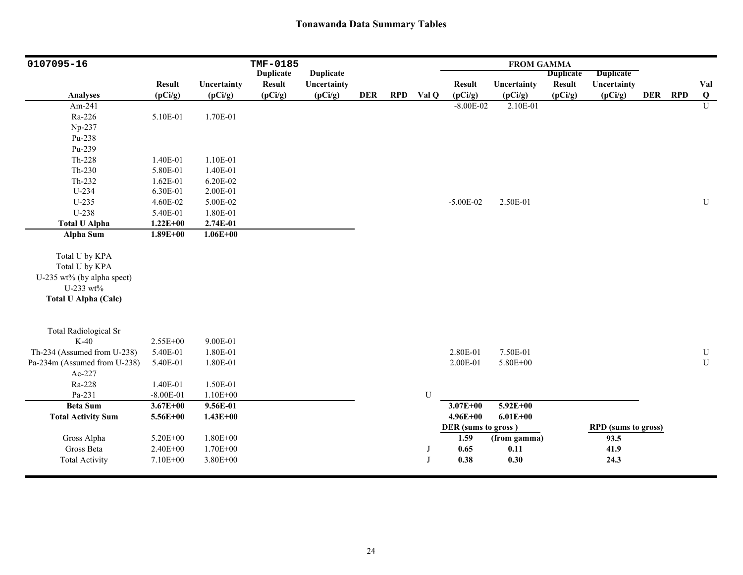## Tonawanda Data Summary Tables

| 0107095-16 | | | TMF-0185 | | | | | FROM GAMMA | | | | | | |
|---|---|---|---|---|---|---|---|---|---|---|---|---|---|---|
| Analyses | Result (pCi/g) | Uncertainty (pCi/g) | Duplicate Result (pCi/g) | Duplicate Uncertainty (pCi/g) | DER | RPD | Val Q | Result (pCi/g) | Uncertainty (pCi/g) | Duplicate Result (pCi/g) | Duplicate Uncertainty (pCi/g) | DER | RPD | Val Q |
| Am-241 | | | | | | | | -8.00E-02 | 2.10E-01 | | | | | U |
| Ra-226 | 5.10E-01 | 1.70E-01 | | | | | | | | | | | | |
| Np-237 | | | | | | | | | | | | | | |
| Pu-238 | | | | | | | | | | | | | | |
| Pu-239 | | | | | | | | | | | | | | |
| Th-228 | 1.40E-01 | 1.10E-01 | | | | | | | | | | | | |
| Th-230 | 5.80E-01 | 1.40E-01 | | | | | | | | | | | | |
| Th-232 | 1.62E-01 | 6.20E-02 | | | | | | | | | | | | |
| U-234 | 6.30E-01 | 2.00E-01 | | | | | | | | | | | | |
| U-235 | 4.60E-02 | 5.00E-02 | | | | | | -5.00E-02 | 2.50E-01 | | | | | U |
| U-238 | 5.40E-01 | 1.80E-01 | | | | | | | | | | | | |
| **Total U Alpha** | **1.22E+00** | **2.74E-01** | | | | | | | | | | | | |
| **Alpha Sum** | **1.89E+00** | **1.06E+00** | | | | | | | | | | | | |
| Total U by KPA | | | | | | | | | | | | | | |
| Total U by KPA | | | | | | | | | | | | | | |
| U-235 wt% (by alpha spect) | | | | | | | | | | | | | | |
| U-233 wt% | | | | | | | | | | | | | | |
| **Total U Alpha (Calc)** | | | | | | | | | | | | | | |
| Total Radiological Sr | | | | | | | | | | | | | | |
| K-40 | 2.55E+00 | 9.00E-01 | | | | | | | | | | | | |
| Th-234 (Assumed from U-238) | 5.40E-01 | 1.80E-01 | | | | | | 2.80E-01 | 7.50E-01 | | | | | U |
| Pa-234m (Assumed from U-238) | 5.40E-01 | 1.80E-01 | | | | | | 2.00E-01 | 5.80E+00 | | | | | U |
| Ac-227 | | | | | | | | | | | | | | |
| Ra-228 | 1.40E-01 | 1.50E-01 | | | | | | | | | | | | |
| Pa-231 | -8.00E-01 | 1.10E+00 | | | | | U | | | | | | | |
| **Beta Sum** | **3.67E+00** | **9.56E-01** | | | | | | **3.07E+00** | **5.92E+00** | | | | | |
| **Total Activity Sum** | **5.56E+00** | **1.43E+00** | | | | | | **4.96E+00** | **6.01E+00** | | | | | |
| | | | | | | | | **DER (sums to gross )** | | | **RPD (sums to gross)** | | | |
| Gross Alpha | 5.20E+00 | 1.80E+00 | | | | | | **1.59** | **(from gamma)** | | **93.5** | | | |
| Gross Beta | 2.40E+00 | 1.70E+00 | | | | | J | **0.65** | **0.11** | | **41.9** | | | |
| Total Activity | 7.10E+00 | 3.80E+00 | | | | | J | **0.38** | **0.30** | | **24.3** | | | |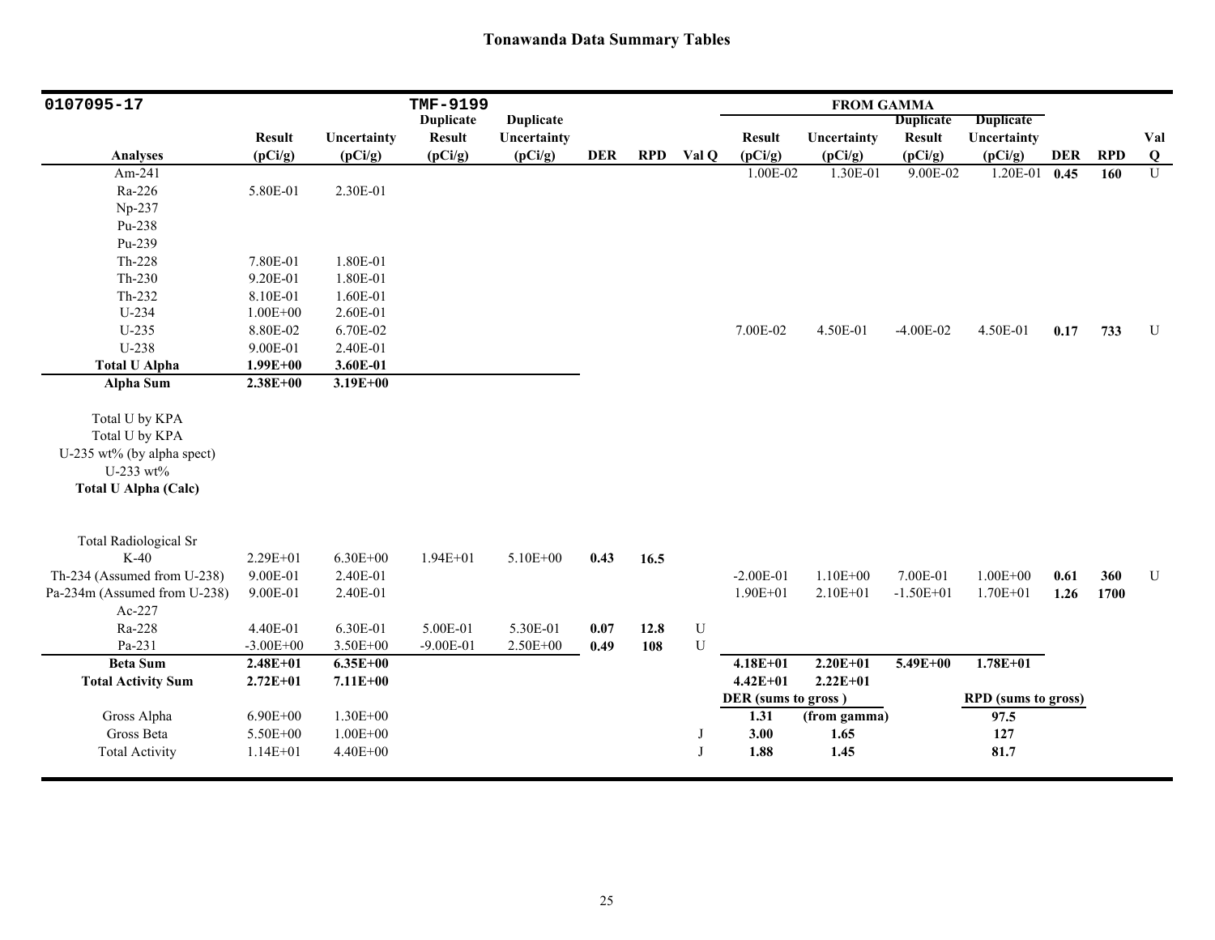# Tonawanda Data Summary Tables

| 0107095-17 | | | TMF-9199 | | | | | FROM GAMMA | | | | | | |
|---|---|---|---|---|---|---|---|---|---|---|---|---|---|---|
| Analyses | Result (pCi/g) | Uncertainty (pCi/g) | Duplicate Result (pCi/g) | Duplicate Uncertainty (pCi/g) | DER | RPD | Val Q | Result (pCi/g) | Uncertainty (pCi/g) | Duplicate Result (pCi/g) | Duplicate Uncertainty (pCi/g) | DER | RPD | Val Q |
| Am-241 | | | | | | | | 1.00E-02 | 1.30E-01 | 9.00E-02 | 1.20E-01 | **0.45** | **160** | U |
| Ra-226 | 5.80E-01 | 2.30E-01 | | | | | | | | | | | | |
| Np-237 | | | | | | | | | | | | | | |
| Pu-238 | | | | | | | | | | | | | | |
| Pu-239 | | | | | | | | | | | | | | |
| Th-228 | 7.80E-01 | 1.80E-01 | | | | | | | | | | | | |
| Th-230 | 9.20E-01 | 1.80E-01 | | | | | | | | | | | | |
| Th-232 | 8.10E-01 | 1.60E-01 | | | | | | | | | | | | |
| U-234 | 1.00E+00 | 2.60E-01 | | | | | | | | | | | | |
| U-235 | 8.80E-02 | 6.70E-02 | | | | | | 7.00E-02 | 4.50E-01 | -4.00E-02 | 4.50E-01 | **0.17** | **733** | U |
| U-238 | 9.00E-01 | 2.40E-01 | | | | | | | | | | | | |
| **Total U Alpha** | **1.99E+00** | **3.60E-01** | | | | | | | | | | | | |
| **Alpha Sum** | **2.38E+00** | **3.19E+00** | | | | | | | | | | | | |
| Total U by KPA | | | | | | | | | | | | | | |
| Total U by KPA | | | | | | | | | | | | | | |
| U-235 wt% (by alpha spect) | | | | | | | | | | | | | | |
| U-233 wt% | | | | | | | | | | | | | | |
| **Total U Alpha (Calc)** | | | | | | | | | | | | | | |
| Total Radiological Sr | | | | | | | | | | | | | | |
| K-40 | 2.29E+01 | 6.30E+00 | 1.94E+01 | 5.10E+00 | **0.43** | **16.5** | | | | | | | | |
| Th-234 (Assumed from U-238) | 9.00E-01 | 2.40E-01 | | | | | | -2.00E-01 | 1.10E+00 | 7.00E-01 | 1.00E+00 | **0.61** | **360** | U |
| Pa-234m (Assumed from U-238) | 9.00E-01 | 2.40E-01 | | | | | | 1.90E+01 | 2.10E+01 | -1.50E+01 | 1.70E+01 | **1.26** | **1700** | |
| Ac-227 | | | | | | | | | | | | | | |
| Ra-228 | 4.40E-01 | 6.30E-01 | 5.00E-01 | 5.30E-01 | **0.07** | **12.8** | U | | | | | | | |
| Pa-231 | -3.00E+00 | 3.50E+00 | -9.00E-01 | 2.50E+00 | **0.49** | **108** | U | | | | | | | |
| **Beta Sum** | **2.48E+01** | **6.35E+00** | | | | | | **4.18E+01** | **2.20E+01** | **5.49E+00** | **1.78E+01** | | | |
| **Total Activity Sum** | **2.72E+01** | **7.11E+00** | | | | | | **4.42E+01** | **2.22E+01** | | | | | |
| | | | | | | | | **DER (sums to gross )** | | | **RPD (sums to gross)** | | | |
| Gross Alpha | 6.90E+00 | 1.30E+00 | | | | | | **1.31** | **(from gamma)** | | **97.5** | | | |
| Gross Beta | 5.50E+00 | 1.00E+00 | | | | | J | **3.00** | **1.65** | | **127** | | | |
| Total Activity | 1.14E+01 | 4.40E+00 | | | | | J | **1.88** | **1.45** | | **81.7** | | | |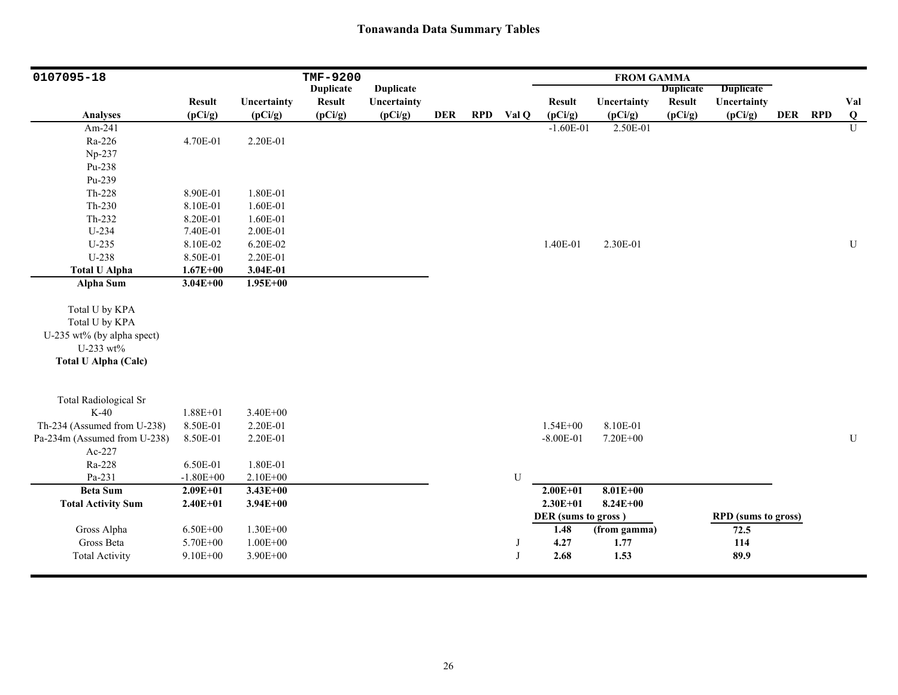# Tonawanda Data Summary Tables

| 0107095-18 | | | TMF-9200 | | | | | FROM GAMMA | | | | | | |
|---|---|---|---|---|---|---|---|---|---|---|---|---|---|---|
| **Analyses** | **Result (pCi/g)** | **Uncertainty (pCi/g)** | **Duplicate Result (pCi/g)** | **Duplicate Uncertainty (pCi/g)** | **DER** | **RPD** | **Val Q** | **Result (pCi/g)** | **Uncertainty (pCi/g)** | **Duplicate Result (pCi/g)** | **Duplicate Uncertainty (pCi/g)** | **DER** | **RPD** | **Val Q** |
| Am-241 | | | | | | | | -1.60E-01 | 2.50E-01 | | | | | U |
| Ra-226 | 4.70E-01 | 2.20E-01 | | | | | | | | | | | | |
| Np-237 | | | | | | | | | | | | | | |
| Pu-238 | | | | | | | | | | | | | | |
| Pu-239 | | | | | | | | | | | | | | |
| Th-228 | 8.90E-01 | 1.80E-01 | | | | | | | | | | | | |
| Th-230 | 8.10E-01 | 1.60E-01 | | | | | | | | | | | | |
| Th-232 | 8.20E-01 | 1.60E-01 | | | | | | | | | | | | |
| U-234 | 7.40E-01 | 2.00E-01 | | | | | | | | | | | | |
| U-235 | 8.10E-02 | 6.20E-02 | | | | | | 1.40E-01 | 2.30E-01 | | | | | U |
| U-238 | 8.50E-01 | 2.20E-01 | | | | | | | | | | | | |
| **Total U Alpha** | **1.67E+00** | **3.04E-01** | | | | | | | | | | | | |
| **Alpha Sum** | **3.04E+00** | **1.95E+00** | | | | | | | | | | | | |
| Total U by KPA | | | | | | | | | | | | | | |
| Total U by KPA | | | | | | | | | | | | | | |
| U-235 wt% (by alpha spect) | | | | | | | | | | | | | | |
| U-233 wt% | | | | | | | | | | | | | | |
| **Total U Alpha (Calc)** | | | | | | | | | | | | | | |
| Total Radiological Sr | | | | | | | | | | | | | | |
| K-40 | 1.88E+01 | 3.40E+00 | | | | | | | | | | | | |
| Th-234 (Assumed from U-238) | 8.50E-01 | 2.20E-01 | | | | | | 1.54E+00 | 8.10E-01 | | | | | |
| Pa-234m (Assumed from U-238) | 8.50E-01 | 2.20E-01 | | | | | | -8.00E-01 | 7.20E+00 | | | | | U |
| Ac-227 | | | | | | | | | | | | | | |
| Ra-228 | 6.50E-01 | 1.80E-01 | | | | | | | | | | | | |
| Pa-231 | -1.80E+00 | 2.10E+00 | | | | | U | | | | | | | |
| **Beta Sum** | **2.09E+01** | **3.43E+00** | | | | | | **2.00E+01** | **8.01E+00** | | | | | |
| **Total Activity Sum** | **2.40E+01** | **3.94E+00** | | | | | | **2.30E+01** | **8.24E+00** | | | | | |
| | | | | | | | | **DER (sums to gross )** | | | **RPD (sums to gross)** | | | |
| Gross Alpha | 6.50E+00 | 1.30E+00 | | | | | | **1.48** | **(from gamma)** | | **72.5** | | | |
| Gross Beta | 5.70E+00 | 1.00E+00 | | | | | J | **4.27** | **1.77** | | **114** | | | |
| Total Activity | 9.10E+00 | 3.90E+00 | | | | | J | **2.68** | **1.53** | | **89.9** | | | |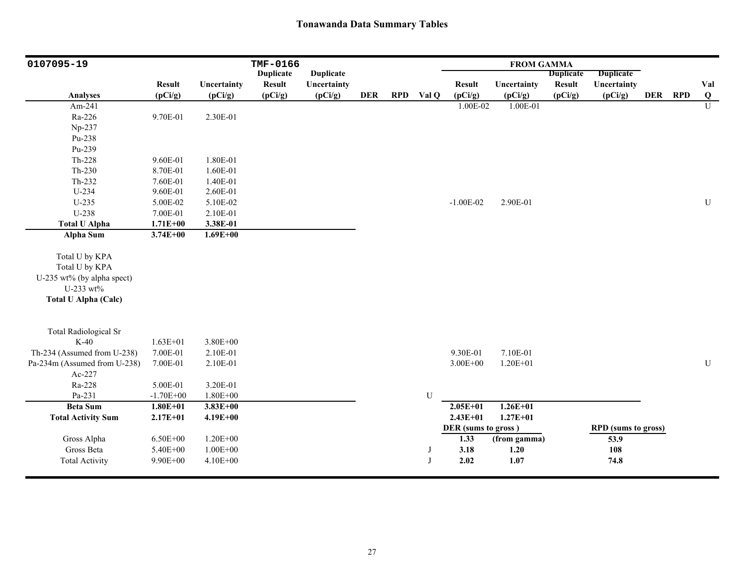# Tonawanda Data Summary Tables

| 0107095-19 | | | TMF-0166 | | | | | FROM GAMMA | | | | | | |
|---|---|---|---|---|---|---|---|---|---|---|---|---|---|---|
| Analyses | Result (pCi/g) | Uncertainty (pCi/g) | Duplicate Result (pCi/g) | Duplicate Uncertainty (pCi/g) | DER | RPD | Val Q | Result (pCi/g) | Uncertainty (pCi/g) | Duplicate Result (pCi/g) | Duplicate Uncertainty (pCi/g) | DER | RPD | Val Q |
| Am-241 | | | | | | | | 1.00E-02 | 1.00E-01 | | | | | U |
| Ra-226 | 9.70E-01 | 2.30E-01 | | | | | | | | | | | | |
| Np-237 | | | | | | | | | | | | | | |
| Pu-238 | | | | | | | | | | | | | | |
| Pu-239 | | | | | | | | | | | | | | |
| Th-228 | 9.60E-01 | 1.80E-01 | | | | | | | | | | | | |
| Th-230 | 8.70E-01 | 1.60E-01 | | | | | | | | | | | | |
| Th-232 | 7.60E-01 | 1.40E-01 | | | | | | | | | | | | |
| U-234 | 9.60E-01 | 2.60E-01 | | | | | | | | | | | | |
| U-235 | 5.00E-02 | 5.10E-02 | | | | | | -1.00E-02 | 2.90E-01 | | | | | U |
| U-238 | 7.00E-01 | 2.10E-01 | | | | | | | | | | | | |
| **Total U Alpha** | **1.71E+00** | **3.38E-01** | | | | | | | | | | | | |
| **Alpha Sum** | **3.74E+00** | **1.69E+00** | | | | | | | | | | | | |
| Total U by KPA | | | | | | | | | | | | | | |
| Total U by KPA | | | | | | | | | | | | | | |
| U-235 wt% (by alpha spect) | | | | | | | | | | | | | | |
| U-233 wt% | | | | | | | | | | | | | | |
| **Total U Alpha (Calc)** | | | | | | | | | | | | | | |
| Total Radiological Sr | | | | | | | | | | | | | | |
| K-40 | 1.63E+01 | 3.80E+00 | | | | | | | | | | | | |
| Th-234 (Assumed from U-238) | 7.00E-01 | 2.10E-01 | | | | | | 9.30E-01 | 7.10E-01 | | | | | |
| Pa-234m (Assumed from U-238) | 7.00E-01 | 2.10E-01 | | | | | | 3.00E+00 | 1.20E+01 | | | | | U |
| Ac-227 | | | | | | | | | | | | | | |
| Ra-228 | 5.00E-01 | 3.20E-01 | | | | | | | | | | | | |
| Pa-231 | -1.70E+00 | 1.80E+00 | | | | | U | | | | | | | |
| **Beta Sum** | **1.80E+01** | **3.83E+00** | | | | | | **2.05E+01** | **1.26E+01** | | | | | |
| **Total Activity Sum** | **2.17E+01** | **4.19E+00** | | | | | | **2.43E+01** | **1.27E+01** | | | | | |
| | | | | | | | | **DER (sums to gross )** | | | **RPD (sums to gross)** | | | |
| Gross Alpha | 6.50E+00 | 1.20E+00 | | | | | | **1.33** | **(from gamma)** | | **53.9** | | | |
| Gross Beta | 5.40E+00 | 1.00E+00 | | | | | J | **3.18** | **1.20** | | **108** | | | |
| Total Activity | 9.90E+00 | 4.10E+00 | | | | | J | **2.02** | **1.07** | | **74.8** | | | |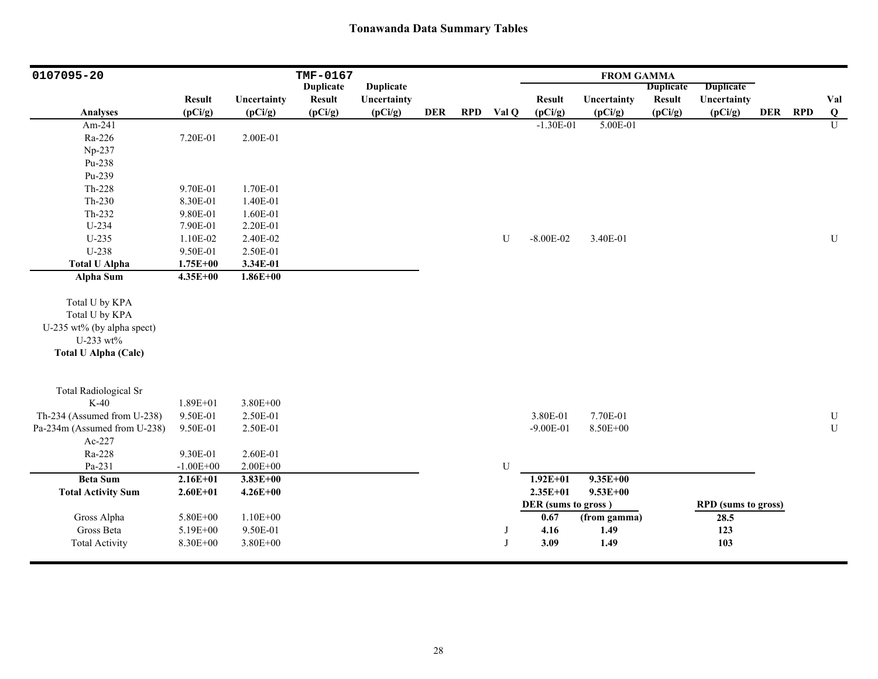# Tonawanda Data Summary Tables

| 0107095-20 | | | TMF-0167 | | | | | FROM GAMMA | | | | | | |
|---|---|---|---|---|---|---|---|---|---|---|---|---|---|---|
| **Analyses** | **Result (pCi/g)** | **Uncertainty (pCi/g)** | **Duplicate Result (pCi/g)** | **Duplicate Uncertainty (pCi/g)** | **DER** | **RPD** | **Val Q** | **Result (pCi/g)** | **Uncertainty (pCi/g)** | **Duplicate Result (pCi/g)** | **Duplicate Uncertainty (pCi/g)** | **DER** | **RPD** | **Val Q** |
| Am-241 | | | | | | | | -1.30E-01 | 5.00E-01 | | | | | U |
| Ra-226 | 7.20E-01 | 2.00E-01 | | | | | | | | | | | | |
| Np-237 | | | | | | | | | | | | | | |
| Pu-238 | | | | | | | | | | | | | | |
| Pu-239 | | | | | | | | | | | | | | |
| Th-228 | 9.70E-01 | 1.70E-01 | | | | | | | | | | | | |
| Th-230 | 8.30E-01 | 1.40E-01 | | | | | | | | | | | | |
| Th-232 | 9.80E-01 | 1.60E-01 | | | | | | | | | | | | |
| U-234 | 7.90E-01 | 2.20E-01 | | | | | | | | | | | | |
| U-235 | 1.10E-02 | 2.40E-02 | | | | | U | -8.00E-02 | 3.40E-01 | | | | | U |
| U-238 | 9.50E-01 | 2.50E-01 | | | | | | | | | | | | |
| **Total U Alpha** | **1.75E+00** | **3.34E-01** | | | | | | | | | | | | |
| **Alpha Sum** | **4.35E+00** | **1.86E+00** | | | | | | | | | | | | |
| Total U by KPA | | | | | | | | | | | | | | |
| Total U by KPA | | | | | | | | | | | | | | |
| U-235 wt% (by alpha spect) | | | | | | | | | | | | | | |
| U-233 wt% | | | | | | | | | | | | | | |
| **Total U Alpha (Calc)** | | | | | | | | | | | | | | |
| Total Radiological Sr | | | | | | | | | | | | | | |
| K-40 | 1.89E+01 | 3.80E+00 | | | | | | | | | | | | |
| Th-234 (Assumed from U-238) | 9.50E-01 | 2.50E-01 | | | | | | 3.80E-01 | 7.70E-01 | | | | | U |
| Pa-234m (Assumed from U-238) | 9.50E-01 | 2.50E-01 | | | | | | -9.00E-01 | 8.50E+00 | | | | | U |
| Ac-227 | | | | | | | | | | | | | | |
| Ra-228 | 9.30E-01 | 2.60E-01 | | | | | | | | | | | | |
| Pa-231 | -1.00E+00 | 2.00E+00 | | | | | U | | | | | | | |
| **Beta Sum** | **2.16E+01** | **3.83E+00** | | | | | | **1.92E+01** | **9.35E+00** | | | | | |
| **Total Activity Sum** | **2.60E+01** | **4.26E+00** | | | | | | **2.35E+01** | **9.53E+00** | | | | | |
| | | | | | | | | **DER (sums to gross )** | | | **RPD (sums to gross)** | | | |
| Gross Alpha | 5.80E+00 | 1.10E+00 | | | | | | **0.67** | **(from gamma)** | | **28.5** | | | |
| Gross Beta | 5.19E+00 | 9.50E-01 | | | | | J | **4.16** | **1.49** | | **123** | | | |
| Total Activity | 8.30E+00 | 3.80E+00 | | | | | J | **3.09** | **1.49** | | **103** | | | |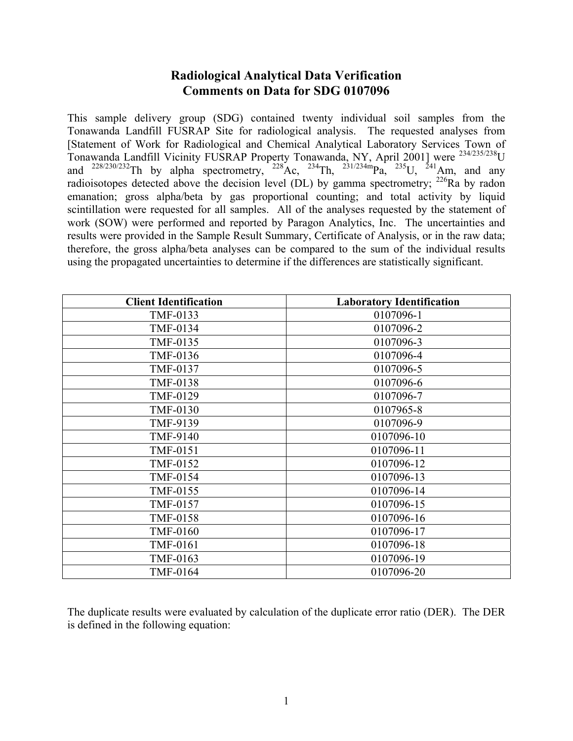# Radiological Analytical Data Verification
## Comments on Data for SDG 0107096

This sample delivery group (SDG) contained twenty individual soil samples from the Tonawanda Landfill FUSRAP Site for radiological analysis. The requested analyses from [Statement of Work for Radiological and Chemical Analytical Laboratory Services Town of Tonawanda Landfill Vicinity FUSRAP Property Tonawanda, NY, April 2001] were $^{234/235/238}$U and $^{228/230/232}$Th by alpha spectrometry, $^{228}$Ac, $^{234}$Th, $^{231/234m}$Pa, $^{235}$U, $^{241}$Am, and any radioisotopes detected above the decision level (DL) by gamma spectrometry; $^{226}$Ra by radon emanation; gross alpha/beta by gas proportional counting; and total activity by liquid scintillation were requested for all samples. All of the analyses requested by the statement of work (SOW) were performed and reported by Paragon Analytics, Inc. The uncertainties and results were provided in the Sample Result Summary, Certificate of Analysis, or in the raw data; therefore, the gross alpha/beta analyses can be compared to the sum of the individual results using the propagated uncertainties to determine if the differences are statistically significant.

| Client Identification | Laboratory Identification |
|---|---|
| TMF-0133 | 0107096-1 |
| TMF-0134 | 0107096-2 |
| TMF-0135 | 0107096-3 |
| TMF-0136 | 0107096-4 |
| TMF-0137 | 0107096-5 |
| TMF-0138 | 0107096-6 |
| TMF-0129 | 0107096-7 |
| TMF-0130 | 0107965-8 |
| TMF-9139 | 0107096-9 |
| TMF-9140 | 0107096-10 |
| TMF-0151 | 0107096-11 |
| TMF-0152 | 0107096-12 |
| TMF-0154 | 0107096-13 |
| TMF-0155 | 0107096-14 |
| TMF-0157 | 0107096-15 |
| TMF-0158 | 0107096-16 |
| TMF-0160 | 0107096-17 |
| TMF-0161 | 0107096-18 |
| TMF-0163 | 0107096-19 |
| TMF-0164 | 0107096-20 |

The duplicate results were evaluated by calculation of the duplicate error ratio (DER). The DER is defined in the following equation: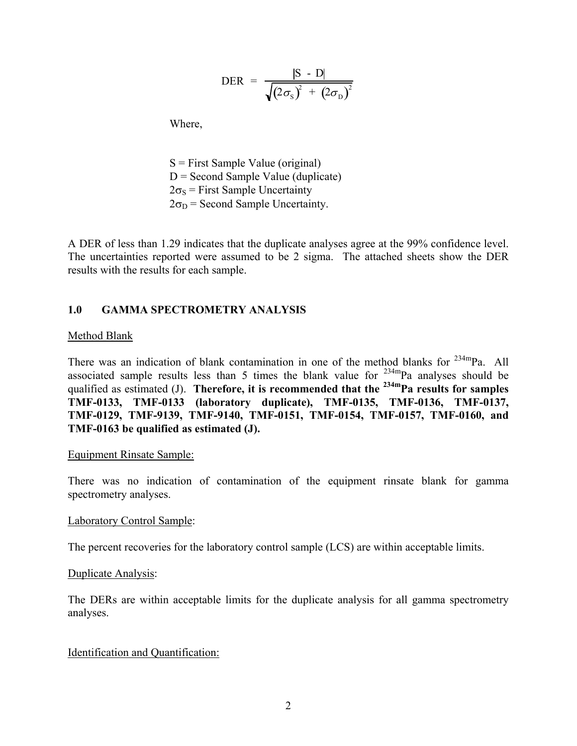$$\text{DER} = \frac{|S - D|}{\sqrt{(2\sigma_S)^2 + (2\sigma_D)^2}}$$

Where,

S = First Sample Value (original)
D = Second Sample Value (duplicate)
$2\sigma_S$ = First Sample Uncertainty
$2\sigma_D$ = Second Sample Uncertainty.

A DER of less than 1.29 indicates that the duplicate analyses agree at the 99% confidence level. The uncertainties reported were assumed to be 2 sigma. The attached sheets show the DER results with the results for each sample.

## 1.0 GAMMA SPECTROMETRY ANALYSIS

Method Blank

There was an indication of blank contamination in one of the method blanks for $^{234m}$Pa. All associated sample results less than 5 times the blank value for $^{234m}$Pa analyses should be qualified as estimated (J). **Therefore, it is recommended that the $^{234m}$Pa results for samples TMF-0133, TMF-0133 (laboratory duplicate), TMF-0135, TMF-0136, TMF-0137, TMF-0129, TMF-9139, TMF-9140, TMF-0151, TMF-0154, TMF-0157, TMF-0160, and TMF-0163 be qualified as estimated (J).**

Equipment Rinsate Sample:

There was no indication of contamination of the equipment rinsate blank for gamma spectrometry analyses.

Laboratory Control Sample:

The percent recoveries for the laboratory control sample (LCS) are within acceptable limits.

Duplicate Analysis:

The DERs are within acceptable limits for the duplicate analysis for all gamma spectrometry analyses.

Identification and Quantification: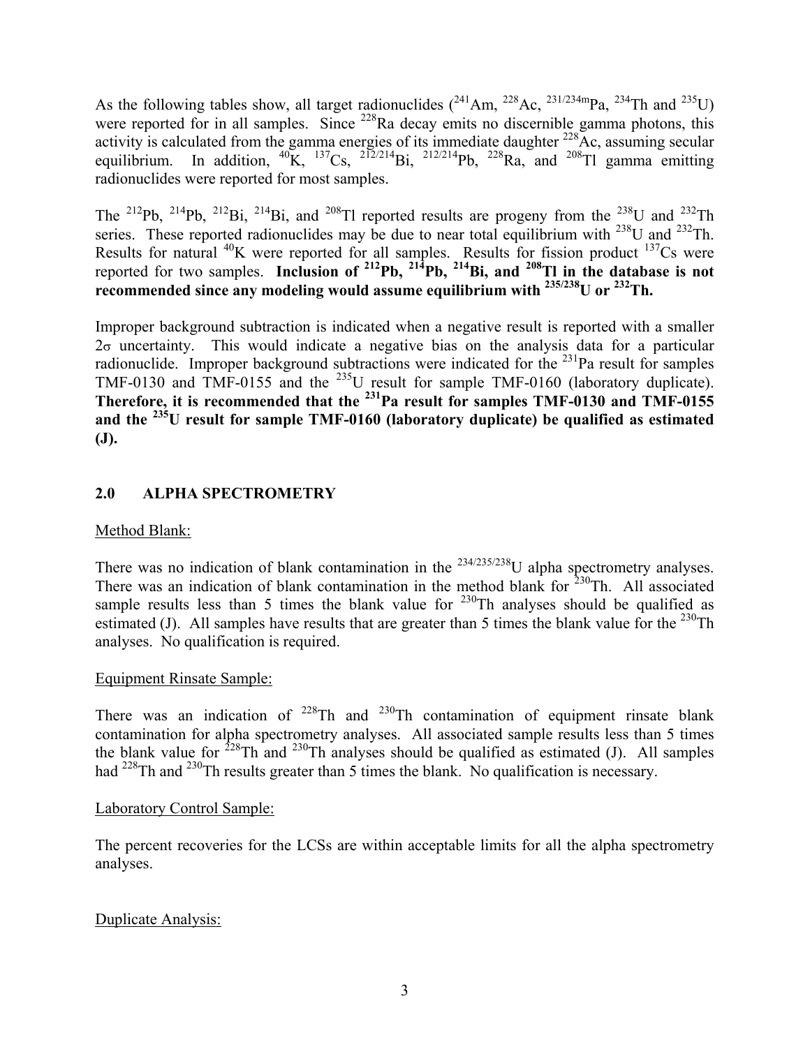As the following tables show, all target radionuclides ($^{241}$Am, $^{228}$Ac, $^{231/234m}$Pa, $^{234}$Th and $^{235}$U) were reported for in all samples. Since $^{228}$Ra decay emits no discernible gamma photons, this activity is calculated from the gamma energies of its immediate daughter $^{228}$Ac, assuming secular equilibrium. In addition, $^{40}$K, $^{137}$Cs, $^{212/214}$Bi, $^{212/214}$Pb, $^{228}$Ra, and $^{208}$Tl gamma emitting radionuclides were reported for most samples.

The $^{212}$Pb, $^{214}$Pb, $^{212}$Bi, $^{214}$Bi, and $^{208}$Tl reported results are progeny from the $^{238}$U and $^{232}$Th series. These reported radionuclides may be due to near total equilibrium with $^{238}$U and $^{232}$Th. Results for natural $^{40}$K were reported for all samples. Results for fission product $^{137}$Cs were reported for two samples. **Inclusion of $^{212}$Pb, $^{214}$Pb, $^{214}$Bi, and $^{208}$Tl in the database is not recommended since any modeling would assume equilibrium with $^{235/238}$U or $^{232}$Th.**

Improper background subtraction is indicated when a negative result is reported with a smaller $2\sigma$ uncertainty. This would indicate a negative bias on the analysis data for a particular radionuclide. Improper background subtractions were indicated for the $^{231}$Pa result for samples TMF-0130 and TMF-0155 and the $^{235}$U result for sample TMF-0160 (laboratory duplicate). **Therefore, it is recommended that the $^{231}$Pa result for samples TMF-0130 and TMF-0155 and the $^{235}$U result for sample TMF-0160 (laboratory duplicate) be qualified as estimated (J).**

## 2.0 ALPHA SPECTROMETRY

Method Blank:

There was no indication of blank contamination in the $^{234/235/238}$U alpha spectrometry analyses. There was an indication of blank contamination in the method blank for $^{230}$Th. All associated sample results less than 5 times the blank value for $^{230}$Th analyses should be qualified as estimated (J). All samples have results that are greater than 5 times the blank value for the $^{230}$Th analyses. No qualification is required.

Equipment Rinsate Sample:

There was an indication of $^{228}$Th and $^{230}$Th contamination of equipment rinsate blank contamination for alpha spectrometry analyses. All associated sample results less than 5 times the blank value for $^{228}$Th and $^{230}$Th analyses should be qualified as estimated (J). All samples had $^{228}$Th and $^{230}$Th results greater than 5 times the blank. No qualification is necessary.

Laboratory Control Sample:

The percent recoveries for the LCSs are within acceptable limits for all the alpha spectrometry analyses.

Duplicate Analysis: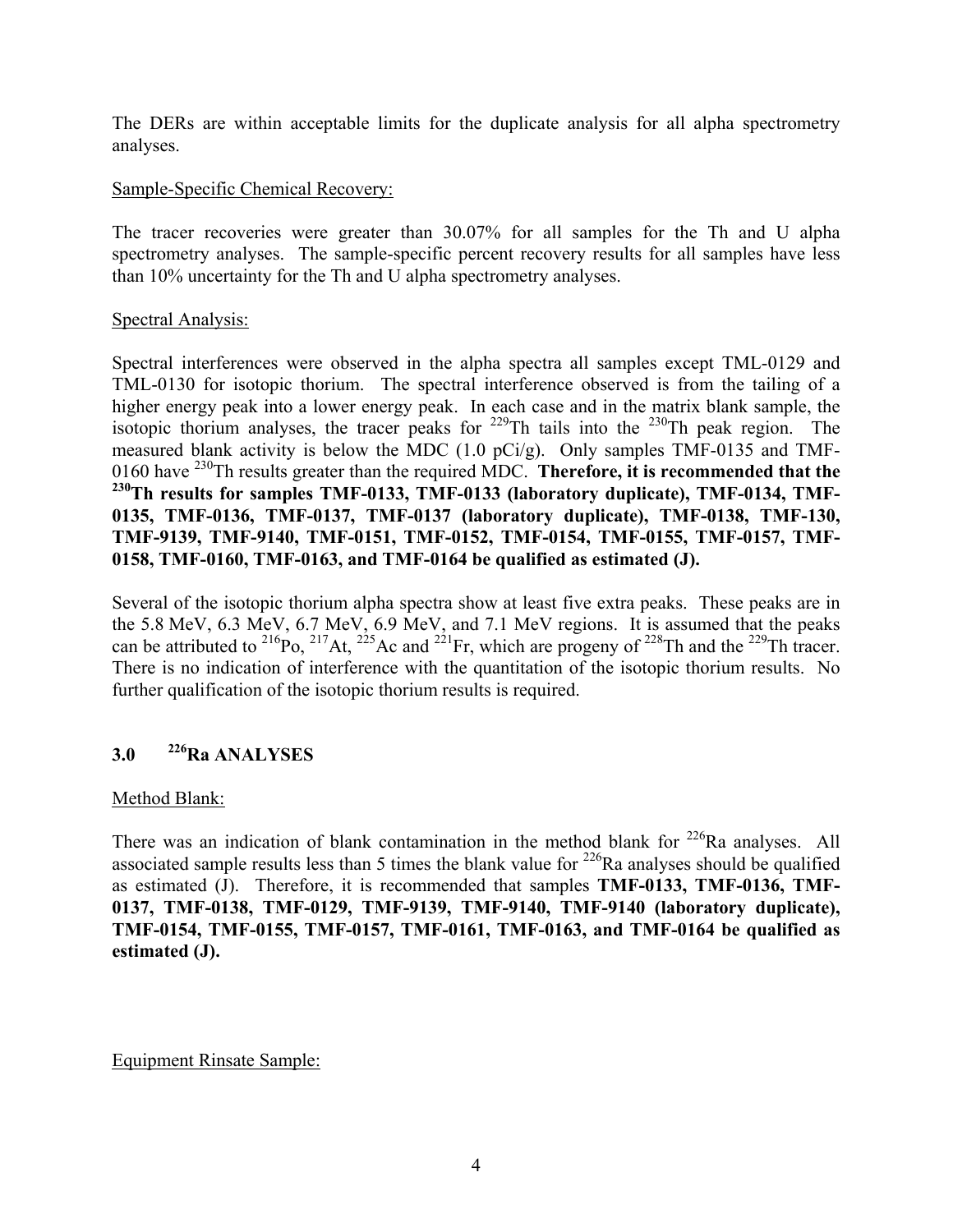The DERs are within acceptable limits for the duplicate analysis for all alpha spectrometry analyses.

Sample-Specific Chemical Recovery:

The tracer recoveries were greater than 30.07% for all samples for the Th and U alpha spectrometry analyses. The sample-specific percent recovery results for all samples have less than 10% uncertainty for the Th and U alpha spectrometry analyses.

Spectral Analysis:

Spectral interferences were observed in the alpha spectra all samples except TML-0129 and TML-0130 for isotopic thorium. The spectral interference observed is from the tailing of a higher energy peak into a lower energy peak. In each case and in the matrix blank sample, the isotopic thorium analyses, the tracer peaks for $^{229}$Th tails into the $^{230}$Th peak region. The measured blank activity is below the MDC (1.0 pCi/g). Only samples TMF-0135 and TMF-0160 have $^{230}$Th results greater than the required MDC. **Therefore, it is recommended that the $^{230}$Th results for samples TMF-0133, TMF-0133 (laboratory duplicate), TMF-0134, TMF-0135, TMF-0136, TMF-0137, TMF-0137 (laboratory duplicate), TMF-0138, TMF-130, TMF-9139, TMF-9140, TMF-0151, TMF-0152, TMF-0154, TMF-0155, TMF-0157, TMF-0158, TMF-0160, TMF-0163, and TMF-0164 be qualified as estimated (J).**

Several of the isotopic thorium alpha spectra show at least five extra peaks. These peaks are in the 5.8 MeV, 6.3 MeV, 6.7 MeV, 6.9 MeV, and 7.1 MeV regions. It is assumed that the peaks can be attributed to $^{216}$Po, $^{217}$At, $^{225}$Ac and $^{221}$Fr, which are progeny of $^{228}$Th and the $^{229}$Th tracer. There is no indication of interference with the quantitation of the isotopic thorium results. No further qualification of the isotopic thorium results is required.

## 3.0 $^{226}$Ra ANALYSES

Method Blank:

There was an indication of blank contamination in the method blank for $^{226}$Ra analyses. All associated sample results less than 5 times the blank value for $^{226}$Ra analyses should be qualified as estimated (J). Therefore, it is recommended that samples **TMF-0133, TMF-0136, TMF-0137, TMF-0138, TMF-0129, TMF-9139, TMF-9140, TMF-9140 (laboratory duplicate), TMF-0154, TMF-0155, TMF-0157, TMF-0161, TMF-0163, and TMF-0164 be qualified as estimated (J).**

Equipment Rinsate Sample: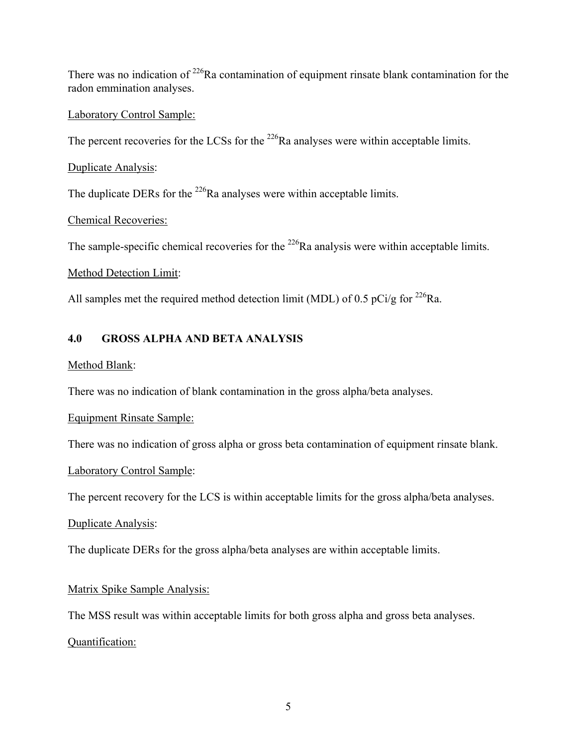There was no indication of $^{226}Ra$ contamination of equipment rinsate blank contamination for the radon emmination analyses.

Laboratory Control Sample:

The percent recoveries for the LCSs for the $^{226}Ra$ analyses were within acceptable limits.

Duplicate Analysis:

The duplicate DERs for the $^{226}Ra$ analyses were within acceptable limits.

Chemical Recoveries:

The sample-specific chemical recoveries for the $^{226}Ra$ analysis were within acceptable limits.

Method Detection Limit:

All samples met the required method detection limit (MDL) of 0.5 pCi/g for $^{226}Ra$.

## 4.0 GROSS ALPHA AND BETA ANALYSIS

Method Blank:

There was no indication of blank contamination in the gross alpha/beta analyses.

Equipment Rinsate Sample:

There was no indication of gross alpha or gross beta contamination of equipment rinsate blank.

Laboratory Control Sample:

The percent recovery for the LCS is within acceptable limits for the gross alpha/beta analyses.

Duplicate Analysis:

The duplicate DERs for the gross alpha/beta analyses are within acceptable limits.

Matrix Spike Sample Analysis:

The MSS result was within acceptable limits for both gross alpha and gross beta analyses.

Quantification: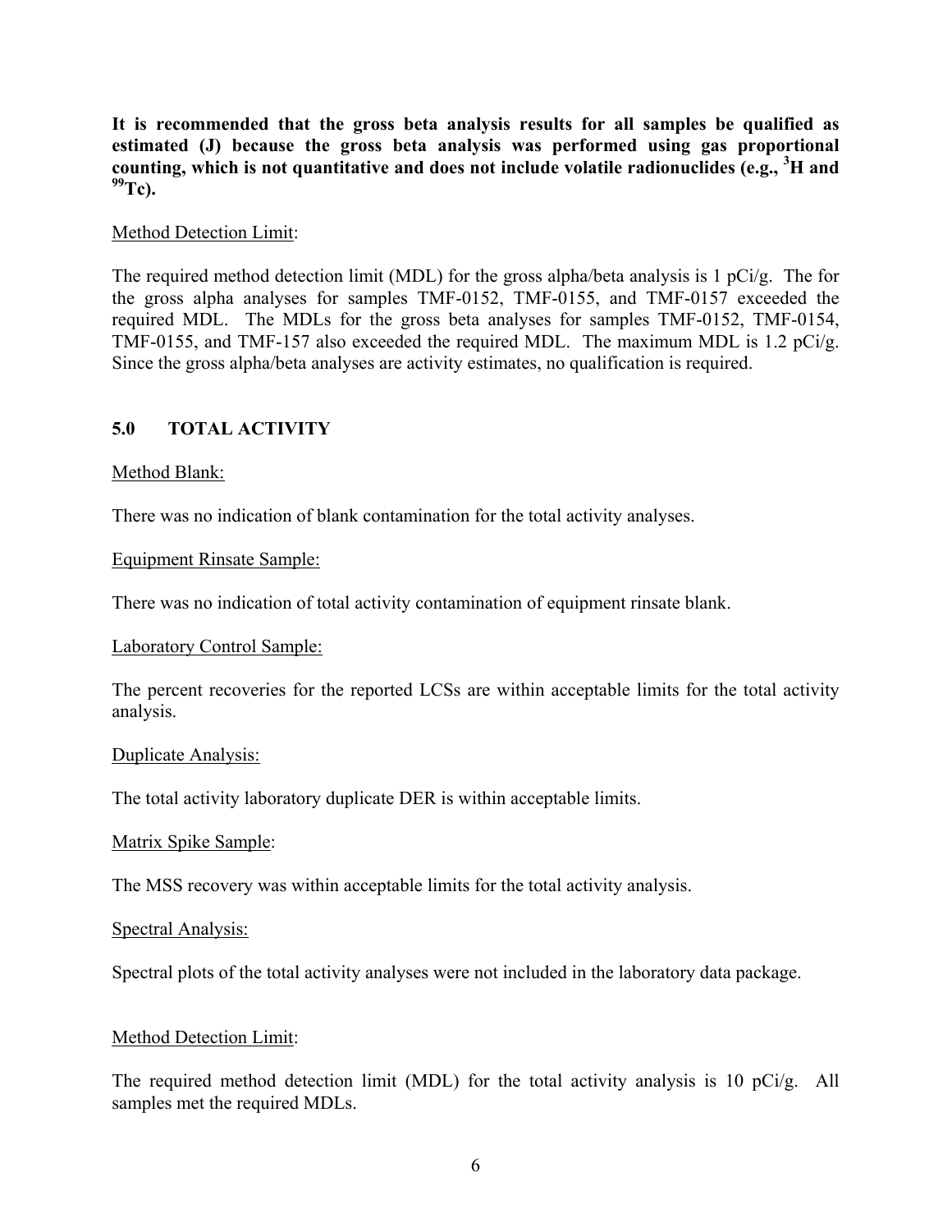**It is recommended that the gross beta analysis results for all samples be qualified as estimated (J) because the gross beta analysis was performed using gas proportional counting, which is not quantitative and does not include volatile radionuclides (e.g., $^{3}$H and $^{99}$Tc).**

Method Detection Limit:

The required method detection limit (MDL) for the gross alpha/beta analysis is 1 pCi/g. The for the gross alpha analyses for samples TMF-0152, TMF-0155, and TMF-0157 exceeded the required MDL. The MDLs for the gross beta analyses for samples TMF-0152, TMF-0154, TMF-0155, and TMF-157 also exceeded the required MDL. The maximum MDL is 1.2 pCi/g. Since the gross alpha/beta analyses are activity estimates, no qualification is required.

## 5.0 TOTAL ACTIVITY

Method Blank:

There was no indication of blank contamination for the total activity analyses.

Equipment Rinsate Sample:

There was no indication of total activity contamination of equipment rinsate blank.

Laboratory Control Sample:

The percent recoveries for the reported LCSs are within acceptable limits for the total activity analysis.

Duplicate Analysis:

The total activity laboratory duplicate DER is within acceptable limits.

Matrix Spike Sample:

The MSS recovery was within acceptable limits for the total activity analysis.

Spectral Analysis:

Spectral plots of the total activity analyses were not included in the laboratory data package.

Method Detection Limit:

The required method detection limit (MDL) for the total activity analysis is 10 pCi/g. All samples met the required MDLs.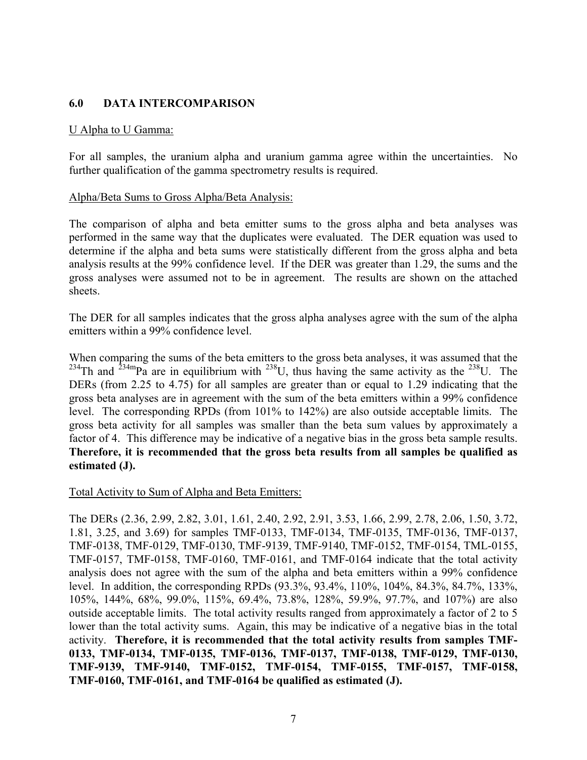## 6.0 DATA INTERCOMPARISON

U Alpha to U Gamma:

For all samples, the uranium alpha and uranium gamma agree within the uncertainties. No further qualification of the gamma spectrometry results is required.

Alpha/Beta Sums to Gross Alpha/Beta Analysis:

The comparison of alpha and beta emitter sums to the gross alpha and beta analyses was performed in the same way that the duplicates were evaluated. The DER equation was used to determine if the alpha and beta sums were statistically different from the gross alpha and beta analysis results at the 99% confidence level. If the DER was greater than 1.29, the sums and the gross analyses were assumed not to be in agreement. The results are shown on the attached sheets.

The DER for all samples indicates that the gross alpha analyses agree with the sum of the alpha emitters within a 99% confidence level.

When comparing the sums of the beta emitters to the gross beta analyses, it was assumed that the $^{234}$Th and $^{234m}$Pa are in equilibrium with $^{238}$U, thus having the same activity as the $^{238}$U. The DERs (from 2.25 to 4.75) for all samples are greater than or equal to 1.29 indicating that the gross beta analyses are in agreement with the sum of the beta emitters within a 99% confidence level. The corresponding RPDs (from 101% to 142%) are also outside acceptable limits. The gross beta activity for all samples was smaller than the beta sum values by approximately a factor of 4. This difference may be indicative of a negative bias in the gross beta sample results. **Therefore, it is recommended that the gross beta results from all samples be qualified as estimated (J).**

Total Activity to Sum of Alpha and Beta Emitters:

The DERs (2.36, 2.99, 2.82, 3.01, 1.61, 2.40, 2.92, 2.91, 3.53, 1.66, 2.99, 2.78, 2.06, 1.50, 3.72, 1.81, 3.25, and 3.69) for samples TMF-0133, TMF-0134, TMF-0135, TMF-0136, TMF-0137, TMF-0138, TMF-0129, TMF-0130, TMF-9139, TMF-9140, TMF-0152, TMF-0154, TML-0155, TMF-0157, TMF-0158, TMF-0160, TMF-0161, and TMF-0164 indicate that the total activity analysis does not agree with the sum of the alpha and beta emitters within a 99% confidence level. In addition, the corresponding RPDs (93.3%, 93.4%, 110%, 104%, 84.3%, 84.7%, 133%, 105%, 144%, 68%, 99.0%, 115%, 69.4%, 73.8%, 128%, 59.9%, 97.7%, and 107%) are also outside acceptable limits. The total activity results ranged from approximately a factor of 2 to 5 lower than the total activity sums. Again, this may be indicative of a negative bias in the total activity. **Therefore, it is recommended that the total activity results from samples TMF-0133, TMF-0134, TMF-0135, TMF-0136, TMF-0137, TMF-0138, TMF-0129, TMF-0130, TMF-9139, TMF-9140, TMF-0152, TMF-0154, TMF-0155, TMF-0157, TMF-0158, TMF-0160, TMF-0161, and TMF-0164 be qualified as estimated (J).**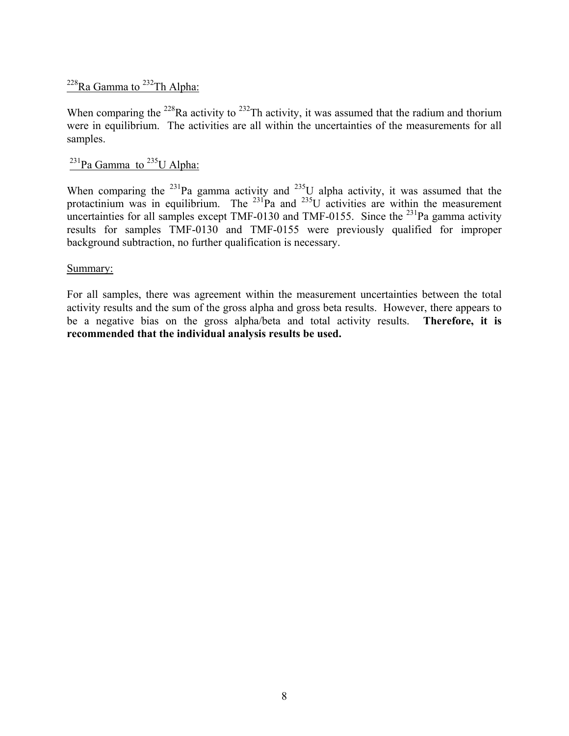$^{228}$Ra Gamma to $^{232}$Th Alpha:

When comparing the $^{228}$Ra activity to $^{232}$Th activity, it was assumed that the radium and thorium were in equilibrium. The activities are all within the uncertainties of the measurements for all samples.

$^{231}$Pa Gamma to $^{235}$U Alpha:

When comparing the $^{231}$Pa gamma activity and $^{235}$U alpha activity, it was assumed that the protactinium was in equilibrium. The $^{231}$Pa and $^{235}$U activities are within the measurement uncertainties for all samples except TMF-0130 and TMF-0155. Since the $^{231}$Pa gamma activity results for samples TMF-0130 and TMF-0155 were previously qualified for improper background subtraction, no further qualification is necessary.

Summary:

For all samples, there was agreement within the measurement uncertainties between the total activity results and the sum of the gross alpha and gross beta results. However, there appears to be a negative bias on the gross alpha/beta and total activity results. **Therefore, it is recommended that the individual analysis results be used.**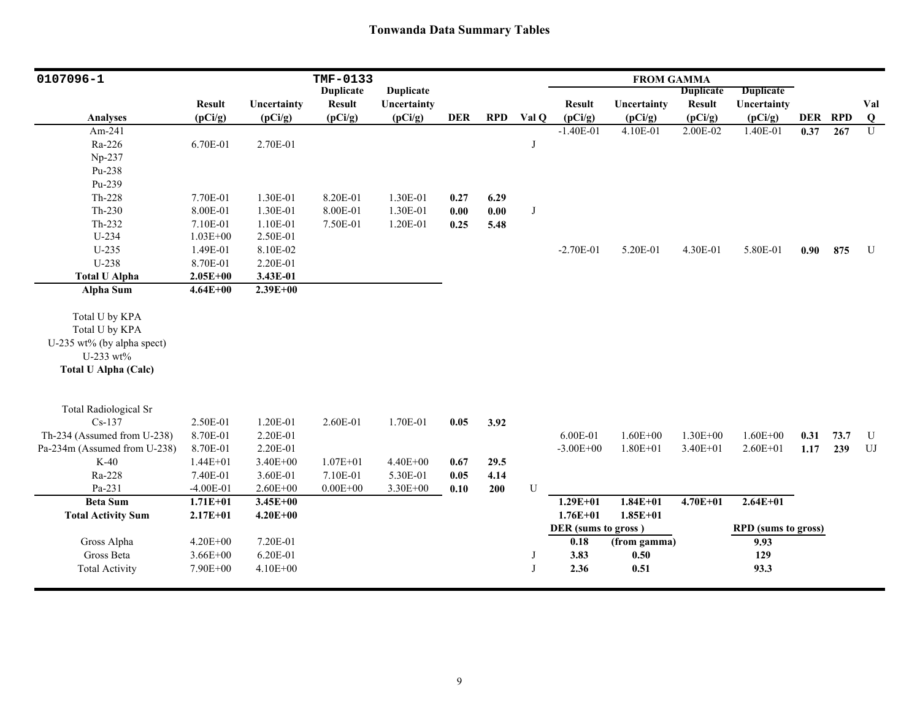# Tonwanda Data Summary Tables

| 0107096-1 | | | TMF-0133 | | | | | FROM GAMMA | | | | | | |
|---|---|---|---|---|---|---|---|---|---|---|---|---|---|---|
| **Analyses** | **Result (pCi/g)** | **Uncertainty (pCi/g)** | **Duplicate Result (pCi/g)** | **Duplicate Uncertainty (pCi/g)** | **DER** | **RPD** | **Val Q** | **Result (pCi/g)** | **Uncertainty (pCi/g)** | **Duplicate Result (pCi/g)** | **Duplicate Uncertainty (pCi/g)** | **DER** | **RPD** | **Val Q** |
| Am-241 | | | | | | | | -1.40E-01 | 4.10E-01 | 2.00E-02 | 1.40E-01 | **0.37** | **267** | U |
| Ra-226 | 6.70E-01 | 2.70E-01 | | | | | J | | | | | | | |
| Np-237 | | | | | | | | | | | | | | |
| Pu-238 | | | | | | | | | | | | | | |
| Pu-239 | | | | | | | | | | | | | | |
| Th-228 | 7.70E-01 | 1.30E-01 | 8.20E-01 | 1.30E-01 | **0.27** | **6.29** | | | | | | | | |
| Th-230 | 8.00E-01 | 1.30E-01 | 8.00E-01 | 1.30E-01 | **0.00** | **0.00** | J | | | | | | | |
| Th-232 | 7.10E-01 | 1.10E-01 | 7.50E-01 | 1.20E-01 | **0.25** | **5.48** | | | | | | | | |
| U-234 | 1.03E+00 | 2.50E-01 | | | | | | | | | | | | |
| U-235 | 1.49E-01 | 8.10E-02 | | | | | | -2.70E-01 | 5.20E-01 | 4.30E-01 | 5.80E-01 | **0.90** | **875** | U |
| U-238 | 8.70E-01 | 2.20E-01 | | | | | | | | | | | | |
| **Total U Alpha** | **2.05E+00** | **3.43E-01** | | | | | | | | | | | | |
| **Alpha Sum** | **4.64E+00** | **2.39E+00** | | | | | | | | | | | | |
| Total U by KPA | | | | | | | | | | | | | | |
| Total U by KPA | | | | | | | | | | | | | | |
| U-235 wt% (by alpha spect) | | | | | | | | | | | | | | |
| U-233 wt% | | | | | | | | | | | | | | |
| **Total U Alpha (Calc)** | | | | | | | | | | | | | | |
| Total Radiological Sr | | | | | | | | | | | | | | |
| Cs-137 | 2.50E-01 | 1.20E-01 | 2.60E-01 | 1.70E-01 | **0.05** | **3.92** | | | | | | | | |
| Th-234 (Assumed from U-238) | 8.70E-01 | 2.20E-01 | | | | | | 6.00E-01 | 1.60E+00 | 1.30E+00 | 1.60E+00 | **0.31** | **73.7** | U |
| Pa-234m (Assumed from U-238) | 8.70E-01 | 2.20E-01 | | | | | | -3.00E+00 | 1.80E+01 | 3.40E+01 | 2.60E+01 | **1.17** | **239** | UJ |
| K-40 | 1.44E+01 | 3.40E+00 | 1.07E+01 | 4.40E+00 | **0.67** | **29.5** | | | | | | | | |
| Ra-228 | 7.40E-01 | 3.60E-01 | 7.10E-01 | 5.30E-01 | **0.05** | **4.14** | | | | | | | | |
| Pa-231 | -4.00E-01 | 2.60E+00 | 0.00E+00 | 3.30E+00 | **0.10** | **200** | U | | | | | | | |
| **Beta Sum** | **1.71E+01** | **3.45E+00** | | | | | | **1.29E+01** | **1.84E+01** | **4.70E+01** | **2.64E+01** | | | |
| **Total Activity Sum** | **2.17E+01** | **4.20E+00** | | | | | | **1.76E+01** | **1.85E+01** | | | | | |
| | | | | | | | | **DER (sums to gross )** | | | **RPD (sums to gross)** | | | |
| Gross Alpha | 4.20E+00 | 7.20E-01 | | | | | | **0.18** | **(from gamma)** | | **9.93** | | | |
| Gross Beta | 3.66E+00 | 6.20E-01 | | | | | J | **3.83** | **0.50** | | **129** | | | |
| Total Activity | 7.90E+00 | 4.10E+00 | | | | | J | **2.36** | **0.51** | | **93.3** | | | |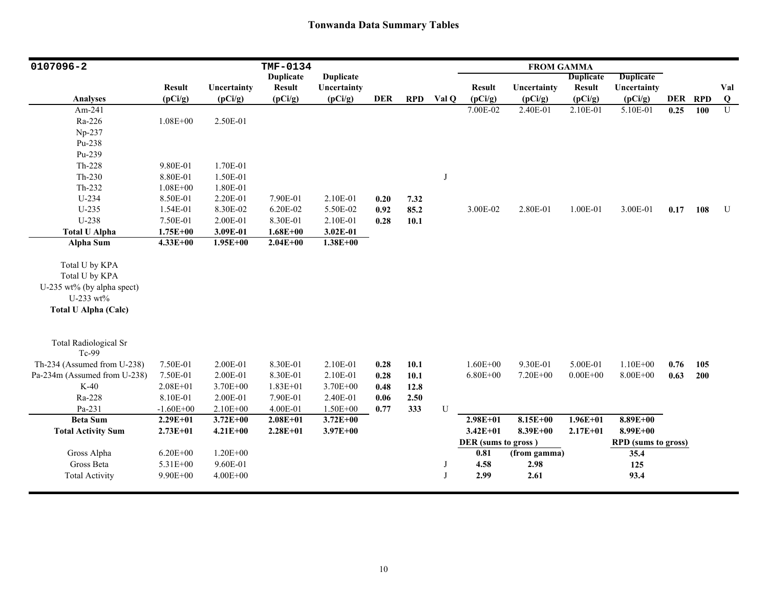# Tonwanda Data Summary Tables

| 0107096-2 | | | TMF-0134 | | | | | FROM GAMMA | | | | | | |
|---|---|---|---|---|---|---|---|---|---|---|---|---|---|---|
| Analyses | Result (pCi/g) | Uncertainty (pCi/g) | Duplicate Result (pCi/g) | Duplicate Uncertainty (pCi/g) | DER | RPD | Val Q | Result (pCi/g) | Uncertainty (pCi/g) | Duplicate Result (pCi/g) | Duplicate Uncertainty (pCi/g) | DER | RPD | Val Q |
| Am-241 | | | | | | | | 7.00E-02 | 2.40E-01 | 2.10E-01 | 5.10E-01 | **0.25** | **100** | U |
| Ra-226 | 1.08E+00 | 2.50E-01 | | | | | | | | | | | | |
| Np-237 | | | | | | | | | | | | | | |
| Pu-238 | | | | | | | | | | | | | | |
| Pu-239 | | | | | | | | | | | | | | |
| Th-228 | 9.80E-01 | 1.70E-01 | | | | | | | | | | | | |
| Th-230 | 8.80E-01 | 1.50E-01 | | | | | J | | | | | | | |
| Th-232 | 1.08E+00 | 1.80E-01 | | | | | | | | | | | | |
| U-234 | 8.50E-01 | 2.20E-01 | 7.90E-01 | 2.10E-01 | **0.20** | **7.32** | | | | | | | | |
| U-235 | 1.54E-01 | 8.30E-02 | 6.20E-02 | 5.50E-02 | **0.92** | **85.2** | | 3.00E-02 | 2.80E-01 | 1.00E-01 | 3.00E-01 | **0.17** | **108** | U |
| U-238 | 7.50E-01 | 2.00E-01 | 8.30E-01 | 2.10E-01 | **0.28** | **10.1** | | | | | | | | |
| **Total U Alpha** | **1.75E+00** | **3.09E-01** | **1.68E+00** | **3.02E-01** | | | | | | | | | | |
| **Alpha Sum** | **4.33E+00** | **1.95E+00** | **2.04E+00** | **1.38E+00** | | | | | | | | | | |
| Total U by KPA | | | | | | | | | | | | | | |
| Total U by KPA | | | | | | | | | | | | | | |
| U-235 wt% (by alpha spect) | | | | | | | | | | | | | | |
| U-233 wt% | | | | | | | | | | | | | | |
| **Total U Alpha (Calc)** | | | | | | | | | | | | | | |
| Total Radiological Sr | | | | | | | | | | | | | | |
| Tc-99 | | | | | | | | | | | | | | |
| Th-234 (Assumed from U-238) | 7.50E-01 | 2.00E-01 | 8.30E-01 | 2.10E-01 | **0.28** | **10.1** | | 1.60E+00 | 9.30E-01 | 5.00E-01 | 1.10E+00 | **0.76** | **105** | |
| Pa-234m (Assumed from U-238) | 7.50E-01 | 2.00E-01 | 8.30E-01 | 2.10E-01 | **0.28** | **10.1** | | 6.80E+00 | 7.20E+00 | 0.00E+00 | 8.00E+00 | **0.63** | **200** | |
| K-40 | 2.08E+01 | 3.70E+00 | 1.83E+01 | 3.70E+00 | **0.48** | **12.8** | | | | | | | | |
| Ra-228 | 8.10E-01 | 2.00E-01 | 7.90E-01 | 2.40E-01 | **0.06** | **2.50** | | | | | | | | |
| Pa-231 | -1.60E+00 | 2.10E+00 | 4.00E-01 | 1.50E+00 | **0.77** | **333** | U | | | | | | | |
| **Beta Sum** | **2.29E+01** | **3.72E+00** | **2.08E+01** | **3.72E+00** | | | | **2.98E+01** | **8.15E+00** | **1.96E+01** | **8.89E+00** | | | |
| **Total Activity Sum** | **2.73E+01** | **4.21E+00** | **2.28E+01** | **3.97E+00** | | | | **3.42E+01** | **8.39E+00** | **2.17E+01** | **8.99E+00** | | | |
| | | | | | | | | **DER (sums to gross )** | | | **RPD (sums to gross)** | | | |
| Gross Alpha | 6.20E+00 | 1.20E+00 | | | | | | **0.81** | **(from gamma)** | | **35.4** | | | |
| Gross Beta | 5.31E+00 | 9.60E-01 | | | | | J | **4.58** | **2.98** | | **125** | | | |
| Total Activity | 9.90E+00 | 4.00E+00 | | | | | J | **2.99** | **2.61** | | **93.4** | | | |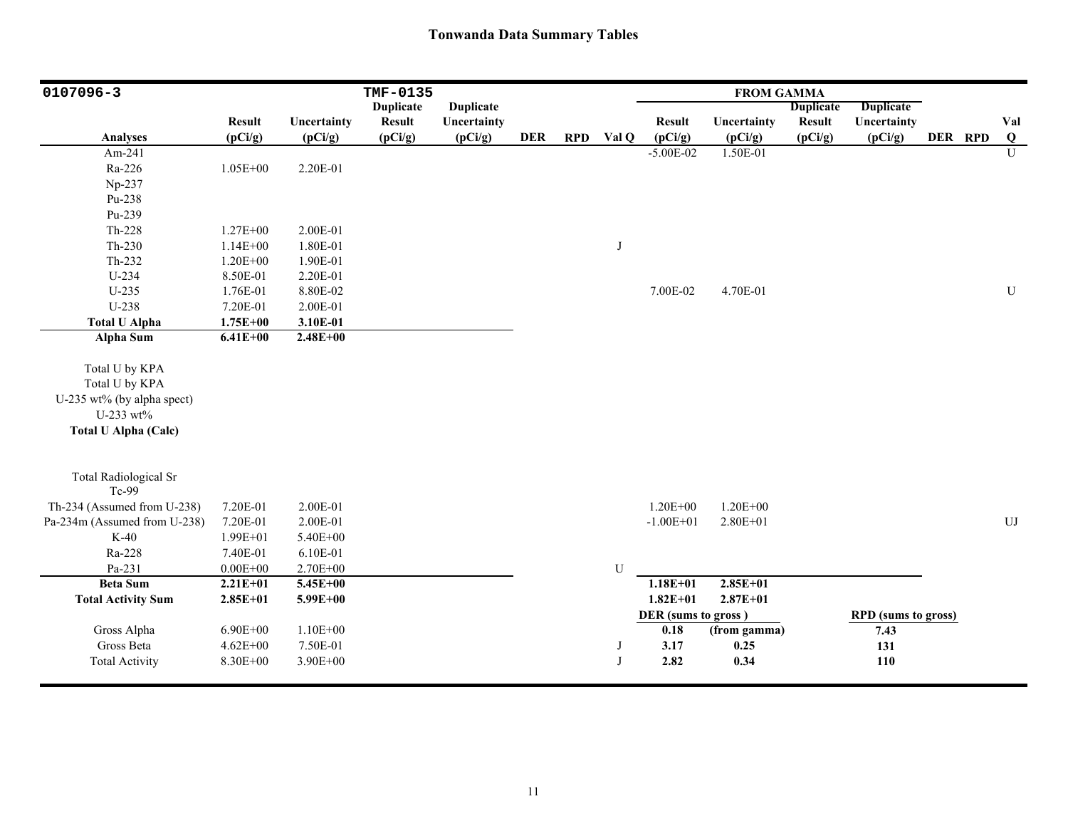# Tonwanda Data Summary Tables

| 0107096-3 | | | TMF-0135 | | | | | FROM GAMMA | | | | | | |
|---|---|---|---|---|---|---|---|---|---|---|---|---|---|---|
| Analyses | Result (pCi/g) | Uncertainty (pCi/g) | Duplicate Result (pCi/g) | Duplicate Uncertainty (pCi/g) | DER | RPD | Val Q | Result (pCi/g) | Uncertainty (pCi/g) | Duplicate Result (pCi/g) | Duplicate Uncertainty (pCi/g) | DER | RPD | Val Q |
| Am-241 | | | | | | | | -5.00E-02 | 1.50E-01 | | | | | U |
| Ra-226 | 1.05E+00 | 2.20E-01 | | | | | | | | | | | | |
| Np-237 | | | | | | | | | | | | | | |
| Pu-238 | | | | | | | | | | | | | | |
| Pu-239 | | | | | | | | | | | | | | |
| Th-228 | 1.27E+00 | 2.00E-01 | | | | | | | | | | | | |
| Th-230 | 1.14E+00 | 1.80E-01 | | | | | J | | | | | | | |
| Th-232 | 1.20E+00 | 1.90E-01 | | | | | | | | | | | | |
| U-234 | 8.50E-01 | 2.20E-01 | | | | | | | | | | | | |
| U-235 | 1.76E-01 | 8.80E-02 | | | | | | 7.00E-02 | 4.70E-01 | | | | | U |
| U-238 | 7.20E-01 | 2.00E-01 | | | | | | | | | | | | |
| **Total U Alpha** | **1.75E+00** | **3.10E-01** | | | | | | | | | | | | |
| **Alpha Sum** | **6.41E+00** | **2.48E+00** | | | | | | | | | | | | |
| Total U by KPA | | | | | | | | | | | | | | |
| Total U by KPA | | | | | | | | | | | | | | |
| U-235 wt% (by alpha spect) | | | | | | | | | | | | | | |
| U-233 wt% | | | | | | | | | | | | | | |
| **Total U Alpha (Calc)** | | | | | | | | | | | | | | |
| Total Radiological Sr | | | | | | | | | | | | | | |
| Tc-99 | | | | | | | | | | | | | | |
| Th-234 (Assumed from U-238) | 7.20E-01 | 2.00E-01 | | | | | | 1.20E+00 | 1.20E+00 | | | | | |
| Pa-234m (Assumed from U-238) | 7.20E-01 | 2.00E-01 | | | | | | -1.00E+01 | 2.80E+01 | | | | | UJ |
| K-40 | 1.99E+01 | 5.40E+00 | | | | | | | | | | | | |
| Ra-228 | 7.40E-01 | 6.10E-01 | | | | | | | | | | | | |
| Pa-231 | 0.00E+00 | 2.70E+00 | | | | | U | | | | | | | |
| **Beta Sum** | **2.21E+01** | **5.45E+00** | | | | | | **1.18E+01** | **2.85E+01** | | | | | |
| **Total Activity Sum** | **2.85E+01** | **5.99E+00** | | | | | | **1.82E+01** | **2.87E+01** | | | | | |
| | | | | | | | | **DER (sums to gross )** | | | **RPD (sums to gross)** | | | |
| Gross Alpha | 6.90E+00 | 1.10E+00 | | | | | | **0.18** | **(from gamma)** | | **7.43** | | | |
| Gross Beta | 4.62E+00 | 7.50E-01 | | | | | J | **3.17** | **0.25** | | **131** | | | |
| Total Activity | 8.30E+00 | 3.90E+00 | | | | | J | **2.82** | **0.34** | | **110** | | | |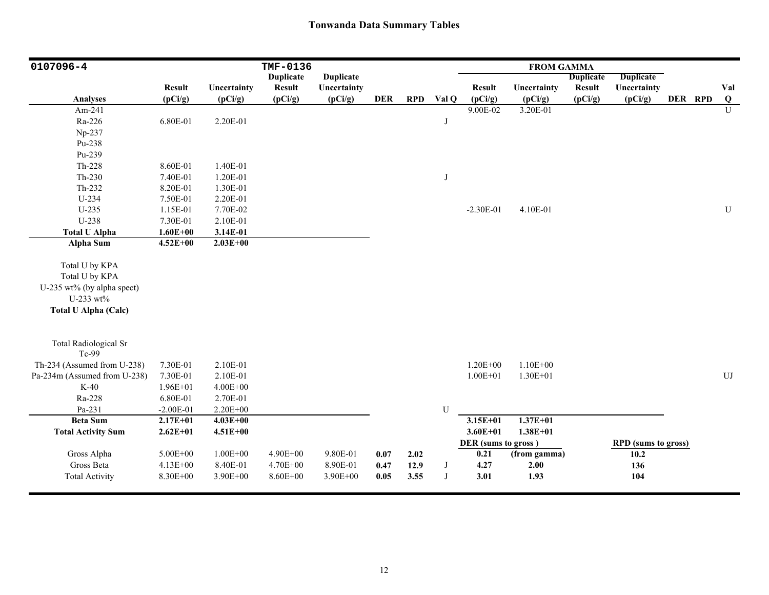# Tonwanda Data Summary Tables

| 0107096-4 | | | TMF-0136 | | | | | FROM GAMMA | | | | | | |
|---|---|---|---|---|---|---|---|---|---|---|---|---|---|---|
| Analyses | Result (pCi/g) | Uncertainty (pCi/g) | Duplicate Result (pCi/g) | Duplicate Uncertainty (pCi/g) | DER | RPD | Val Q | Result (pCi/g) | Uncertainty (pCi/g) | Duplicate Result (pCi/g) | Duplicate Uncertainty (pCi/g) | DER | RPD | Val Q |
| Am-241 | | | | | | | | 9.00E-02 | 3.20E-01 | | | | | U |
| Ra-226 | 6.80E-01 | 2.20E-01 | | | | | J | | | | | | | |
| Np-237 | | | | | | | | | | | | | | |
| Pu-238 | | | | | | | | | | | | | | |
| Pu-239 | | | | | | | | | | | | | | |
| Th-228 | 8.60E-01 | 1.40E-01 | | | | | | | | | | | | |
| Th-230 | 7.40E-01 | 1.20E-01 | | | | | J | | | | | | | |
| Th-232 | 8.20E-01 | 1.30E-01 | | | | | | | | | | | | |
| U-234 | 7.50E-01 | 2.20E-01 | | | | | | | | | | | | |
| U-235 | 1.15E-01 | 7.70E-02 | | | | | | -2.30E-01 | 4.10E-01 | | | | | U |
| U-238 | 7.30E-01 | 2.10E-01 | | | | | | | | | | | | |
| **Total U Alpha** | **1.60E+00** | **3.14E-01** | | | | | | | | | | | | |
| **Alpha Sum** | **4.52E+00** | **2.03E+00** | | | | | | | | | | | | |
| Total U by KPA | | | | | | | | | | | | | | |
| Total U by KPA | | | | | | | | | | | | | | |
| U-235 wt% (by alpha spect) | | | | | | | | | | | | | | |
| U-233 wt% | | | | | | | | | | | | | | |
| **Total U Alpha (Calc)** | | | | | | | | | | | | | | |
| Total Radiological Sr | | | | | | | | | | | | | | |
| Tc-99 | | | | | | | | | | | | | | |
| Th-234 (Assumed from U-238) | 7.30E-01 | 2.10E-01 | | | | | | 1.20E+00 | 1.10E+00 | | | | | |
| Pa-234m (Assumed from U-238) | 7.30E-01 | 2.10E-01 | | | | | | 1.00E+01 | 1.30E+01 | | | | | UJ |
| K-40 | 1.96E+01 | 4.00E+00 | | | | | | | | | | | | |
| Ra-228 | 6.80E-01 | 2.70E-01 | | | | | | | | | | | | |
| Pa-231 | -2.00E-01 | 2.20E+00 | | | | | U | | | | | | | |
| **Beta Sum** | **2.17E+01** | **4.03E+00** | | | | | | **3.15E+01** | **1.37E+01** | | | | | |
| **Total Activity Sum** | **2.62E+01** | **4.51E+00** | | | | | | **3.60E+01** | **1.38E+01** | | | | | |
| | | | | | | | | **DER (sums to gross)** | | | **RPD (sums to gross)** | | | |
| Gross Alpha | 5.00E+00 | 1.00E+00 | 4.90E+00 | 9.80E-01 | **0.07** | **2.02** | | **0.21** | **(from gamma)** | | **10.2** | | | |
| Gross Beta | 4.13E+00 | 8.40E-01 | 4.70E+00 | 8.90E-01 | **0.47** | **12.9** | J | **4.27** | **2.00** | | **136** | | | |
| Total Activity | 8.30E+00 | 3.90E+00 | 8.60E+00 | 3.90E+00 | **0.05** | **3.55** | J | **3.01** | **1.93** | | **104** | | | |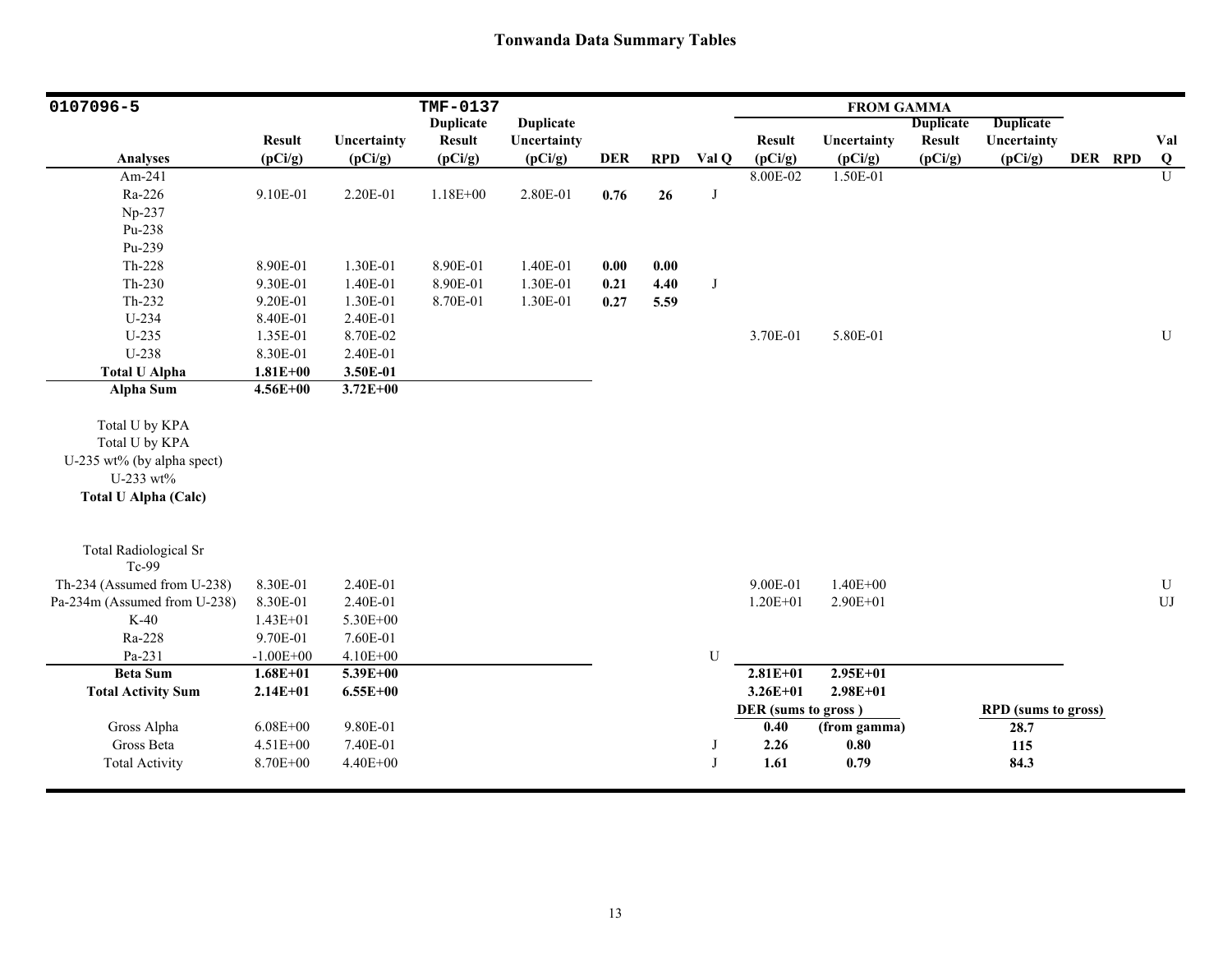# Tonwanda Data Summary Tables

| 0107096-5 | | | TMF-0137 | | | | | FROM GAMMA | | | | | | |
|---|---|---|---|---|---|---|---|---|---|---|---|---|---|---|
| Analyses | Result (pCi/g) | Uncertainty (pCi/g) | Duplicate Result (pCi/g) | Duplicate Uncertainty (pCi/g) | DER | RPD | Val Q | Result (pCi/g) | Uncertainty (pCi/g) | Duplicate Result (pCi/g) | Duplicate Uncertainty (pCi/g) | DER | RPD | Val Q |
| Am-241 | | | | | | | | 8.00E-02 | 1.50E-01 | | | | | U |
| Ra-226 | 9.10E-01 | 2.20E-01 | 1.18E+00 | 2.80E-01 | **0.76** | **26** | J | | | | | | | |
| Np-237 | | | | | | | | | | | | | | |
| Pu-238 | | | | | | | | | | | | | | |
| Pu-239 | | | | | | | | | | | | | | |
| Th-228 | 8.90E-01 | 1.30E-01 | 8.90E-01 | 1.40E-01 | **0.00** | **0.00** | | | | | | | | |
| Th-230 | 9.30E-01 | 1.40E-01 | 8.90E-01 | 1.30E-01 | **0.21** | **4.40** | J | | | | | | | |
| Th-232 | 9.20E-01 | 1.30E-01 | 8.70E-01 | 1.30E-01 | **0.27** | **5.59** | | | | | | | | |
| U-234 | 8.40E-01 | 2.40E-01 | | | | | | | | | | | | |
| U-235 | 1.35E-01 | 8.70E-02 | | | | | | 3.70E-01 | 5.80E-01 | | | | | U |
| U-238 | 8.30E-01 | 2.40E-01 | | | | | | | | | | | | |
| **Total U Alpha** | **1.81E+00** | **3.50E-01** | | | | | | | | | | | | |
| **Alpha Sum** | **4.56E+00** | **3.72E+00** | | | | | | | | | | | | |
| Total U by KPA | | | | | | | | | | | | | | |
| Total U by KPA | | | | | | | | | | | | | | |
| U-235 wt% (by alpha spect) | | | | | | | | | | | | | | |
| U-233 wt% | | | | | | | | | | | | | | |
| **Total U Alpha (Calc)** | | | | | | | | | | | | | | |
| Total Radiological Sr | | | | | | | | | | | | | | |
| Tc-99 | | | | | | | | | | | | | | |
| Th-234 (Assumed from U-238) | 8.30E-01 | 2.40E-01 | | | | | | 9.00E-01 | 1.40E+00 | | | | | U |
| Pa-234m (Assumed from U-238) | 8.30E-01 | 2.40E-01 | | | | | | 1.20E+01 | 2.90E+01 | | | | | UJ |
| K-40 | 1.43E+01 | 5.30E+00 | | | | | | | | | | | | |
| Ra-228 | 9.70E-01 | 7.60E-01 | | | | | | | | | | | | |
| Pa-231 | -1.00E+00 | 4.10E+00 | | | | | U | | | | | | | |
| **Beta Sum** | **1.68E+01** | **5.39E+00** | | | | | | **2.81E+01** | **2.95E+01** | | | | | |
| **Total Activity Sum** | **2.14E+01** | **6.55E+00** | | | | | | **3.26E+01** | **2.98E+01** | | | | | |
| | | | | | | | | **DER (sums to gross)** | | | **RPD (sums to gross)** | | | |
| Gross Alpha | 6.08E+00 | 9.80E-01 | | | | | | **0.40** | **(from gamma)** | | **28.7** | | | |
| Gross Beta | 4.51E+00 | 7.40E-01 | | | | | J | **2.26** | **0.80** | | **115** | | | |
| Total Activity | 8.70E+00 | 4.40E+00 | | | | | J | **1.61** | **0.79** | | **84.3** | | | |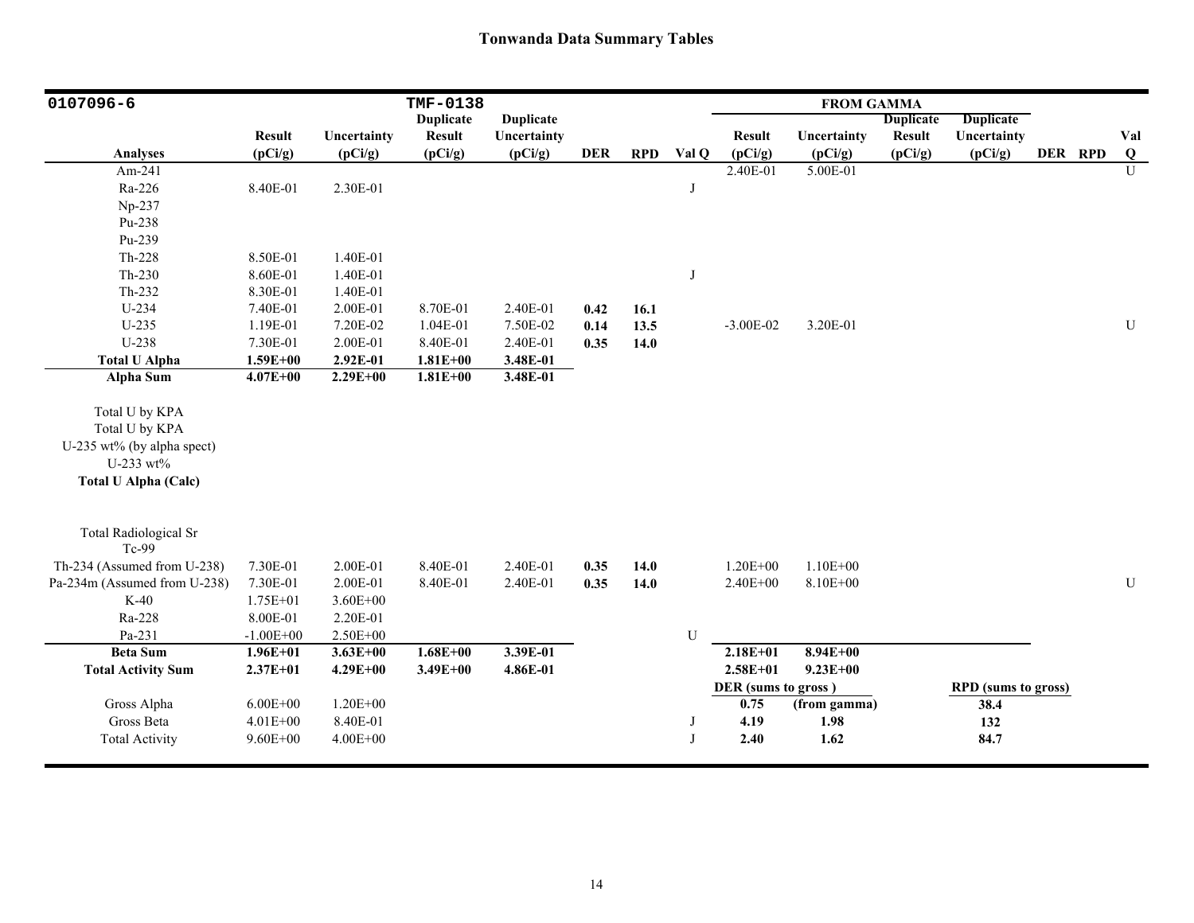## Tonwanda Data Summary Tables

| 0107096-6 | | | TMF-0138 | | | | | FROM GAMMA | | | | | | |
|---|---|---|---|---|---|---|---|---|---|---|---|---|---|---|
| **Analyses** | **Result (pCi/g)** | **Uncertainty (pCi/g)** | **Duplicate Result (pCi/g)** | **Duplicate Uncertainty (pCi/g)** | **DER** | **RPD** | **Val Q** | **Result (pCi/g)** | **Uncertainty (pCi/g)** | **Duplicate Result (pCi/g)** | **Duplicate Uncertainty (pCi/g)** | **DER** | **RPD** | **Val Q** |
| Am-241 | | | | | | | | 2.40E-01 | 5.00E-01 | | | | | U |
| Ra-226 | 8.40E-01 | 2.30E-01 | | | | | J | | | | | | | |
| Np-237 | | | | | | | | | | | | | | |
| Pu-238 | | | | | | | | | | | | | | |
| Pu-239 | | | | | | | | | | | | | | |
| Th-228 | 8.50E-01 | 1.40E-01 | | | | | | | | | | | | |
| Th-230 | 8.60E-01 | 1.40E-01 | | | | | J | | | | | | | |
| Th-232 | 8.30E-01 | 1.40E-01 | | | | | | | | | | | | |
| U-234 | 7.40E-01 | 2.00E-01 | 8.70E-01 | 2.40E-01 | **0.42** | **16.1** | | | | | | | | |
| U-235 | 1.19E-01 | 7.20E-02 | 1.04E-01 | 7.50E-02 | **0.14** | **13.5** | | -3.00E-02 | 3.20E-01 | | | | | U |
| U-238 | 7.30E-01 | 2.00E-01 | 8.40E-01 | 2.40E-01 | **0.35** | **14.0** | | | | | | | | |
| **Total U Alpha** | **1.59E+00** | **2.92E-01** | **1.81E+00** | **3.48E-01** | | | | | | | | | | |
| **Alpha Sum** | **4.07E+00** | **2.29E+00** | **1.81E+00** | **3.48E-01** | | | | | | | | | | |
| Total U by KPA | | | | | | | | | | | | | | |
| Total U by KPA | | | | | | | | | | | | | | |
| U-235 wt% (by alpha spect) | | | | | | | | | | | | | | |
| U-233 wt% | | | | | | | | | | | | | | |
| **Total U Alpha (Calc)** | | | | | | | | | | | | | | |
| Total Radiological Sr | | | | | | | | | | | | | | |
| Tc-99 | | | | | | | | | | | | | | |
| Th-234 (Assumed from U-238) | 7.30E-01 | 2.00E-01 | 8.40E-01 | 2.40E-01 | **0.35** | **14.0** | | 1.20E+00 | 1.10E+00 | | | | | |
| Pa-234m (Assumed from U-238) | 7.30E-01 | 2.00E-01 | 8.40E-01 | 2.40E-01 | **0.35** | **14.0** | | 2.40E+00 | 8.10E+00 | | | | | U |
| K-40 | 1.75E+01 | 3.60E+00 | | | | | | | | | | | | |
| Ra-228 | 8.00E-01 | 2.20E-01 | | | | | | | | | | | | |
| Pa-231 | -1.00E+00 | 2.50E+00 | | | | | U | | | | | | | |
| **Beta Sum** | **1.96E+01** | **3.63E+00** | **1.68E+00** | **3.39E-01** | | | | **2.18E+01** | **8.94E+00** | | | | | |
| **Total Activity Sum** | **2.37E+01** | **4.29E+00** | **3.49E+00** | **4.86E-01** | | | | **2.58E+01** | **9.23E+00** | | | | | |
| | | | | | | | | **DER (sums to gross)** | | | **RPD (sums to gross)** | | | |
| Gross Alpha | 6.00E+00 | 1.20E+00 | | | | | | **0.75** | **(from gamma)** | | **38.4** | | | |
| Gross Beta | 4.01E+00 | 8.40E-01 | | | | | J | **4.19** | **1.98** | | **132** | | | |
| Total Activity | 9.60E+00 | 4.00E+00 | | | | | J | **2.40** | **1.62** | | **84.7** | | | |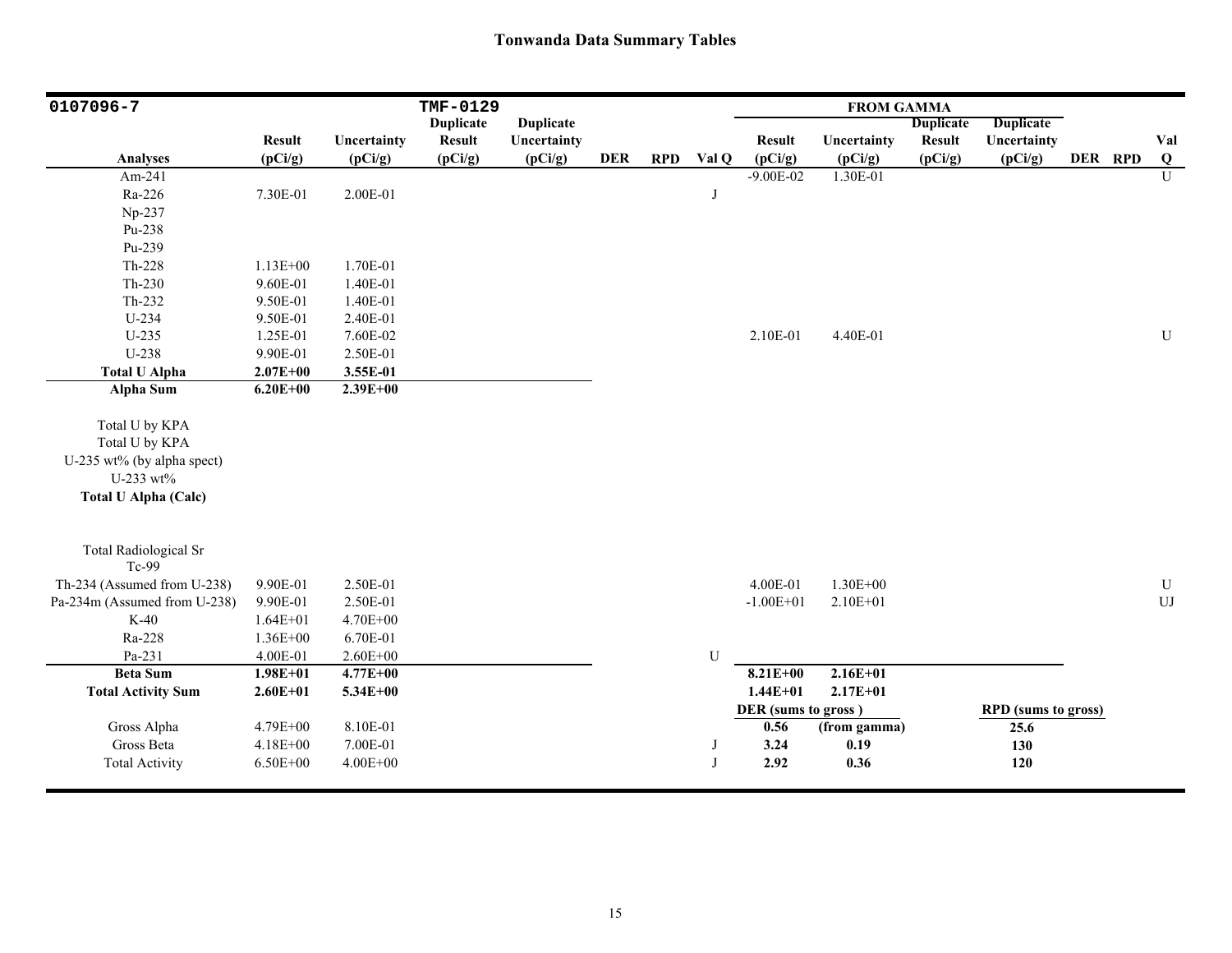## Tonwanda Data Summary Tables

| 0107096-7 | | | TMF-0129 | | | | | FROM GAMMA | | | | | | |
|---|---|---|---|---|---|---|---|---|---|---|---|---|---|---|
| Analyses | Result (pCi/g) | Uncertainty (pCi/g) | Duplicate Result (pCi/g) | Duplicate Uncertainty (pCi/g) | DER | RPD | Val Q | Result (pCi/g) | Uncertainty (pCi/g) | Duplicate Result (pCi/g) | Duplicate Uncertainty (pCi/g) | DER | RPD | Val Q |
| Am-241 | | | | | | | | -9.00E-02 | 1.30E-01 | | | | | U |
| Ra-226 | 7.30E-01 | 2.00E-01 | | | | | J | | | | | | | |
| Np-237 | | | | | | | | | | | | | | |
| Pu-238 | | | | | | | | | | | | | | |
| Pu-239 | | | | | | | | | | | | | | |
| Th-228 | 1.13E+00 | 1.70E-01 | | | | | | | | | | | | |
| Th-230 | 9.60E-01 | 1.40E-01 | | | | | | | | | | | | |
| Th-232 | 9.50E-01 | 1.40E-01 | | | | | | | | | | | | |
| U-234 | 9.50E-01 | 2.40E-01 | | | | | | | | | | | | |
| U-235 | 1.25E-01 | 7.60E-02 | | | | | | 2.10E-01 | 4.40E-01 | | | | | U |
| U-238 | 9.90E-01 | 2.50E-01 | | | | | | | | | | | | |
| **Total U Alpha** | **2.07E+00** | **3.55E-01** | | | | | | | | | | | | |
| **Alpha Sum** | **6.20E+00** | **2.39E+00** | | | | | | | | | | | | |
| Total U by KPA | | | | | | | | | | | | | | |
| Total U by KPA | | | | | | | | | | | | | | |
| U-235 wt% (by alpha spect) | | | | | | | | | | | | | | |
| U-233 wt% | | | | | | | | | | | | | | |
| **Total U Alpha (Calc)** | | | | | | | | | | | | | | |
| Total Radiological Sr | | | | | | | | | | | | | | |
| Tc-99 | | | | | | | | | | | | | | |
| Th-234 (Assumed from U-238) | 9.90E-01 | 2.50E-01 | | | | | | 4.00E-01 | 1.30E+00 | | | | | U |
| Pa-234m (Assumed from U-238) | 9.90E-01 | 2.50E-01 | | | | | | -1.00E+01 | 2.10E+01 | | | | | UJ |
| K-40 | 1.64E+01 | 4.70E+00 | | | | | | | | | | | | |
| Ra-228 | 1.36E+00 | 6.70E-01 | | | | | | | | | | | | |
| Pa-231 | 4.00E-01 | 2.60E+00 | | | | | U | | | | | | | |
| **Beta Sum** | **1.98E+01** | **4.77E+00** | | | | | | **8.21E+00** | **2.16E+01** | | | | | |
| **Total Activity Sum** | **2.60E+01** | **5.34E+00** | | | | | | **1.44E+01** | **2.17E+01** | | | | | |
| | | | | | | | | **DER (sums to gross )** | | | **RPD (sums to gross)** | | | |
| Gross Alpha | 4.79E+00 | 8.10E-01 | | | | | | **0.56** | **(from gamma)** | | **25.6** | | | |
| Gross Beta | 4.18E+00 | 7.00E-01 | | | | | J | **3.24** | **0.19** | | **130** | | | |
| Total Activity | 6.50E+00 | 4.00E+00 | | | | | J | **2.92** | **0.36** | | **120** | | | |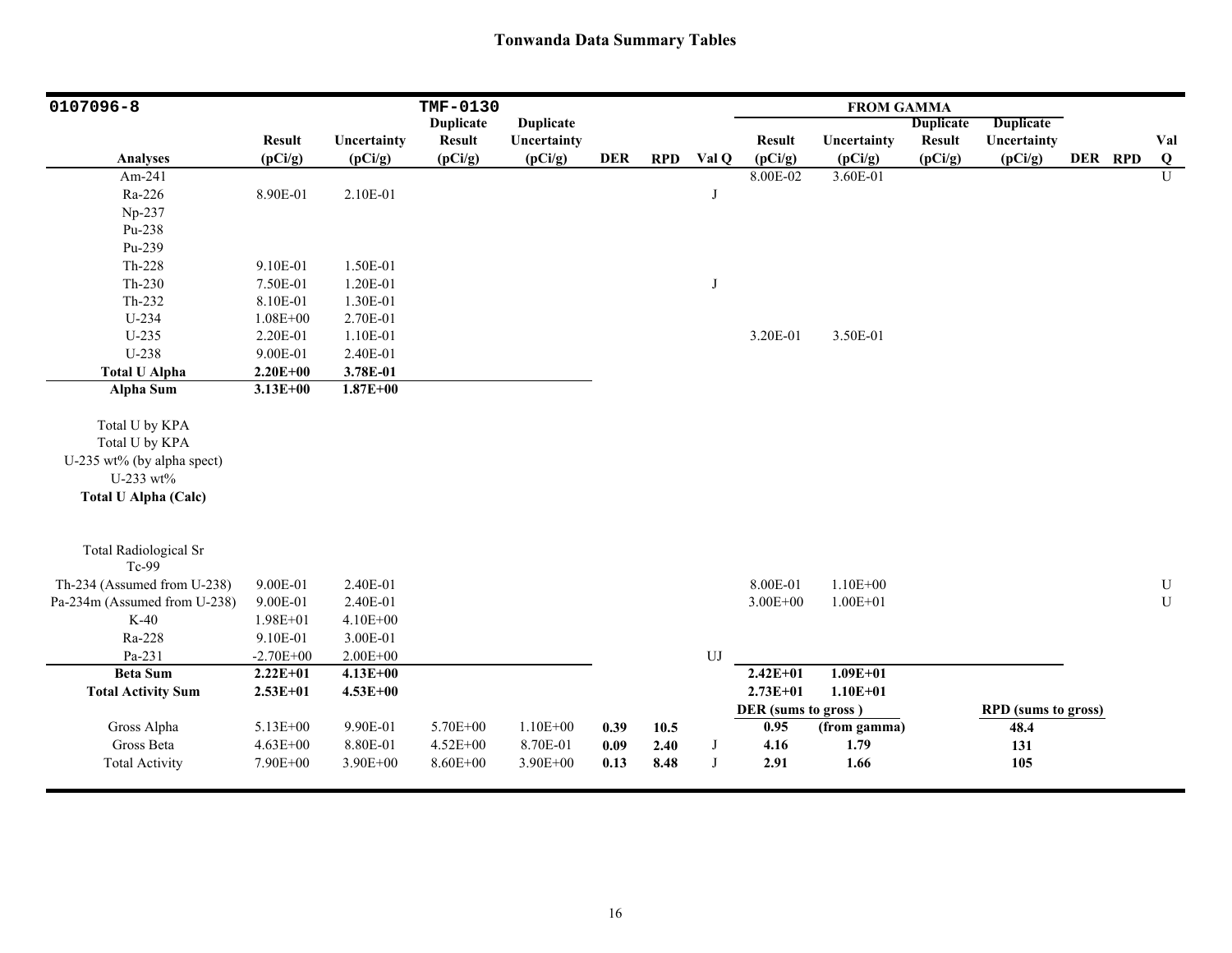# Tonwanda Data Summary Tables

| 0107096-8 | | | TMF-0130 | | | | | FROM GAMMA | | | | | | |
|---|---|---|---|---|---|---|---|---|---|---|---|---|---|---|
| **Analyses** | **Result (pCi/g)** | **Uncertainty (pCi/g)** | **Duplicate Result (pCi/g)** | **Duplicate Uncertainty (pCi/g)** | **DER** | **RPD** | **Val Q** | **Result (pCi/g)** | **Uncertainty (pCi/g)** | **Duplicate Result (pCi/g)** | **Duplicate Uncertainty (pCi/g)** | **DER** | **RPD** | **Val Q** |
| Am-241 | | | | | | | | 8.00E-02 | 3.60E-01 | | | | | U |
| Ra-226 | 8.90E-01 | 2.10E-01 | | | | | J | | | | | | | |
| Np-237 | | | | | | | | | | | | | | |
| Pu-238 | | | | | | | | | | | | | | |
| Pu-239 | | | | | | | | | | | | | | |
| Th-228 | 9.10E-01 | 1.50E-01 | | | | | | | | | | | | |
| Th-230 | 7.50E-01 | 1.20E-01 | | | | | J | | | | | | | |
| Th-232 | 8.10E-01 | 1.30E-01 | | | | | | | | | | | | |
| U-234 | 1.08E+00 | 2.70E-01 | | | | | | | | | | | | |
| U-235 | 2.20E-01 | 1.10E-01 | | | | | | 3.20E-01 | 3.50E-01 | | | | | |
| U-238 | 9.00E-01 | 2.40E-01 | | | | | | | | | | | | |
| **Total U Alpha** | **2.20E+00** | **3.78E-01** | | | | | | | | | | | | |
| **Alpha Sum** | **3.13E+00** | **1.87E+00** | | | | | | | | | | | | |
| Total U by KPA | | | | | | | | | | | | | | |
| Total U by KPA | | | | | | | | | | | | | | |
| U-235 wt% (by alpha spect) | | | | | | | | | | | | | | |
| U-233 wt% | | | | | | | | | | | | | | |
| **Total U Alpha (Calc)** | | | | | | | | | | | | | | |
| Total Radiological Sr | | | | | | | | | | | | | | |
| Tc-99 | | | | | | | | | | | | | | |
| Th-234 (Assumed from U-238) | 9.00E-01 | 2.40E-01 | | | | | | 8.00E-01 | 1.10E+00 | | | | | U |
| Pa-234m (Assumed from U-238) | 9.00E-01 | 2.40E-01 | | | | | | 3.00E+00 | 1.00E+01 | | | | | U |
| K-40 | 1.98E+01 | 4.10E+00 | | | | | | | | | | | | |
| Ra-228 | 9.10E-01 | 3.00E-01 | | | | | | | | | | | | |
| Pa-231 | -2.70E+00 | 2.00E+00 | | | | | UJ | | | | | | | |
| **Beta Sum** | **2.22E+01** | **4.13E+00** | | | | | | **2.42E+01** | **1.09E+01** | | | | | |
| **Total Activity Sum** | **2.53E+01** | **4.53E+00** | | | | | | **2.73E+01** | **1.10E+01** | | | | | |
| | | | | | | | | **DER (sums to gross )** | | | **RPD (sums to gross)** | | | |
| Gross Alpha | 5.13E+00 | 9.90E-01 | 5.70E+00 | 1.10E+00 | **0.39** | **10.5** | | **0.95** | **(from gamma)** | | **48.4** | | | |
| Gross Beta | 4.63E+00 | 8.80E-01 | 4.52E+00 | 8.70E-01 | **0.09** | **2.40** | J | **4.16** | **1.79** | | **131** | | | |
| Total Activity | 7.90E+00 | 3.90E+00 | 8.60E+00 | 3.90E+00 | **0.13** | **8.48** | J | **2.91** | **1.66** | | **105** | | | |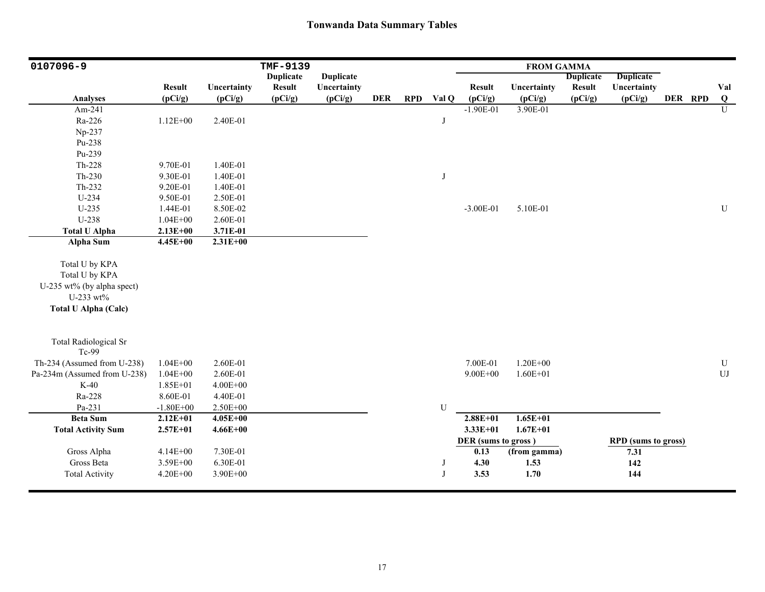# Tonwanda Data Summary Tables

| 0107096-9 | | | TMF-9139 | | | | | FROM GAMMA | | | | | | |
|---|---|---|---|---|---|---|---|---|---|---|---|---|---|---|
| Analyses | Result (pCi/g) | Uncertainty (pCi/g) | Duplicate Result (pCi/g) | Duplicate Uncertainty (pCi/g) | DER | RPD | Val Q | Result (pCi/g) | Uncertainty (pCi/g) | Duplicate Result (pCi/g) | Duplicate Uncertainty (pCi/g) | DER | RPD | Val Q |
| Am-241 | | | | | | | | -1.90E-01 | 3.90E-01 | | | | | U |
| Ra-226 | 1.12E+00 | 2.40E-01 | | | | | J | | | | | | | |
| Np-237 | | | | | | | | | | | | | | |
| Pu-238 | | | | | | | | | | | | | | |
| Pu-239 | | | | | | | | | | | | | | |
| Th-228 | 9.70E-01 | 1.40E-01 | | | | | | | | | | | | |
| Th-230 | 9.30E-01 | 1.40E-01 | | | | | J | | | | | | | |
| Th-232 | 9.20E-01 | 1.40E-01 | | | | | | | | | | | | |
| U-234 | 9.50E-01 | 2.50E-01 | | | | | | | | | | | | |
| U-235 | 1.44E-01 | 8.50E-02 | | | | | | -3.00E-01 | 5.10E-01 | | | | | U |
| U-238 | 1.04E+00 | 2.60E-01 | | | | | | | | | | | | |
| **Total U Alpha** | **2.13E+00** | **3.71E-01** | | | | | | | | | | | | |
| **Alpha Sum** | **4.45E+00** | **2.31E+00** | | | | | | | | | | | | |
| Total U by KPA | | | | | | | | | | | | | | |
| Total U by KPA | | | | | | | | | | | | | | |
| U-235 wt% (by alpha spect) | | | | | | | | | | | | | | |
| U-233 wt% | | | | | | | | | | | | | | |
| **Total U Alpha (Calc)** | | | | | | | | | | | | | | |
| Total Radiological Sr | | | | | | | | | | | | | | |
| Tc-99 | | | | | | | | | | | | | | |
| Th-234 (Assumed from U-238) | 1.04E+00 | 2.60E-01 | | | | | | 7.00E-01 | 1.20E+00 | | | | | U |
| Pa-234m (Assumed from U-238) | 1.04E+00 | 2.60E-01 | | | | | | 9.00E+00 | 1.60E+01 | | | | | UJ |
| K-40 | 1.85E+01 | 4.00E+00 | | | | | | | | | | | | |
| Ra-228 | 8.60E-01 | 4.40E-01 | | | | | | | | | | | | |
| Pa-231 | -1.80E+00 | 2.50E+00 | | | | | U | | | | | | | |
| **Beta Sum** | **2.12E+01** | **4.05E+00** | | | | | | **2.88E+01** | **1.65E+01** | | | | | |
| **Total Activity Sum** | **2.57E+01** | **4.66E+00** | | | | | | **3.33E+01** | **1.67E+01** | | | | | |
| | | | | | | | | **DER (sums to gross)** | | | **RPD (sums to gross)** | | | |
| Gross Alpha | 4.14E+00 | 7.30E-01 | | | | | | **0.13** | **(from gamma)** | | **7.31** | | | |
| Gross Beta | 3.59E+00 | 6.30E-01 | | | | | J | **4.30** | **1.53** | | **142** | | | |
| Total Activity | 4.20E+00 | 3.90E+00 | | | | | J | **3.53** | **1.70** | | **144** | | | |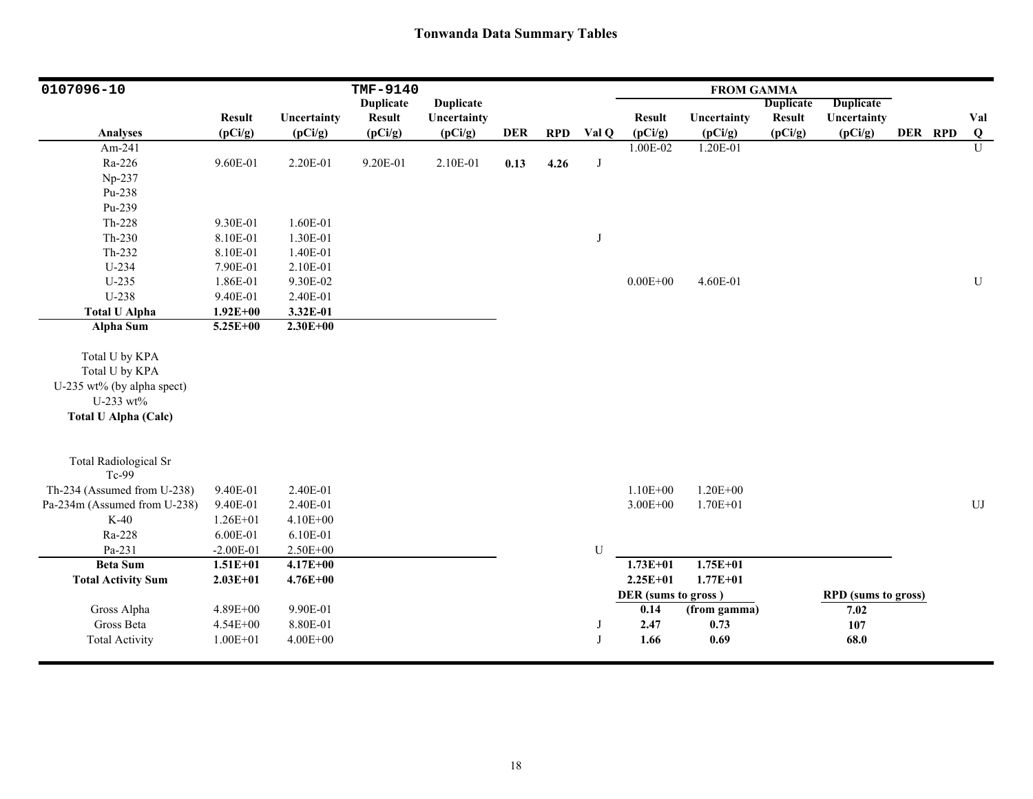# Tonwanda Data Summary Tables

| 0107096-10 | | | TMF-9140 | | | | | FROM GAMMA | | | | | | |
|---|---|---|---|---|---|---|---|---|---|---|---|---|---|---|
| Analyses | Result (pCi/g) | Uncertainty (pCi/g) | Duplicate Result (pCi/g) | Duplicate Uncertainty (pCi/g) | DER | RPD | Val Q | Result (pCi/g) | Uncertainty (pCi/g) | Duplicate Result (pCi/g) | Duplicate Uncertainty (pCi/g) | DER | RPD | Val Q |
| Am-241 | | | | | | | | 1.00E-02 | 1.20E-01 | | | | | U |
| Ra-226 | 9.60E-01 | 2.20E-01 | 9.20E-01 | 2.10E-01 | **0.13** | **4.26** | J | | | | | | | |
| Np-237 | | | | | | | | | | | | | | |
| Pu-238 | | | | | | | | | | | | | | |
| Pu-239 | | | | | | | | | | | | | | |
| Th-228 | 9.30E-01 | 1.60E-01 | | | | | | | | | | | | |
| Th-230 | 8.10E-01 | 1.30E-01 | | | | | J | | | | | | | |
| Th-232 | 8.10E-01 | 1.40E-01 | | | | | | | | | | | | |
| U-234 | 7.90E-01 | 2.10E-01 | | | | | | | | | | | | |
| U-235 | 1.86E-01 | 9.30E-02 | | | | | | 0.00E+00 | 4.60E-01 | | | | | U |
| U-238 | 9.40E-01 | 2.40E-01 | | | | | | | | | | | | |
| **Total U Alpha** | **1.92E+00** | **3.32E-01** | | | | | | | | | | | | |
| **Alpha Sum** | **5.25E+00** | **2.30E+00** | | | | | | | | | | | | |
| Total U by KPA | | | | | | | | | | | | | | |
| Total U by KPA | | | | | | | | | | | | | | |
| U-235 wt% (by alpha spect) | | | | | | | | | | | | | | |
| U-233 wt% | | | | | | | | | | | | | | |
| **Total U Alpha (Calc)** | | | | | | | | | | | | | | |
| Total Radiological Sr | | | | | | | | | | | | | | |
| Tc-99 | | | | | | | | | | | | | | |
| Th-234 (Assumed from U-238) | 9.40E-01 | 2.40E-01 | | | | | | 1.10E+00 | 1.20E+00 | | | | | |
| Pa-234m (Assumed from U-238) | 9.40E-01 | 2.40E-01 | | | | | | 3.00E+00 | 1.70E+01 | | | | | UJ |
| K-40 | 1.26E+01 | 4.10E+00 | | | | | | | | | | | | |
| Ra-228 | 6.00E-01 | 6.10E-01 | | | | | | | | | | | | |
| Pa-231 | -2.00E-01 | 2.50E+00 | | | | | U | | | | | | | |
| **Beta Sum** | **1.51E+01** | **4.17E+00** | | | | | | **1.73E+01** | **1.75E+01** | | | | | |
| **Total Activity Sum** | **2.03E+01** | **4.76E+00** | | | | | | **2.25E+01** | **1.77E+01** | | | | | |
| | | | | | | | | **DER (sums to gross )** | | | **RPD (sums to gross)** | | | |
| Gross Alpha | 4.89E+00 | 9.90E-01 | | | | | | **0.14** | **(from gamma)** | | **7.02** | | | |
| Gross Beta | 4.54E+00 | 8.80E-01 | | | | | J | **2.47** | **0.73** | | **107** | | | |
| Total Activity | 1.00E+01 | 4.00E+00 | | | | | J | **1.66** | **0.69** | | **68.0** | | | |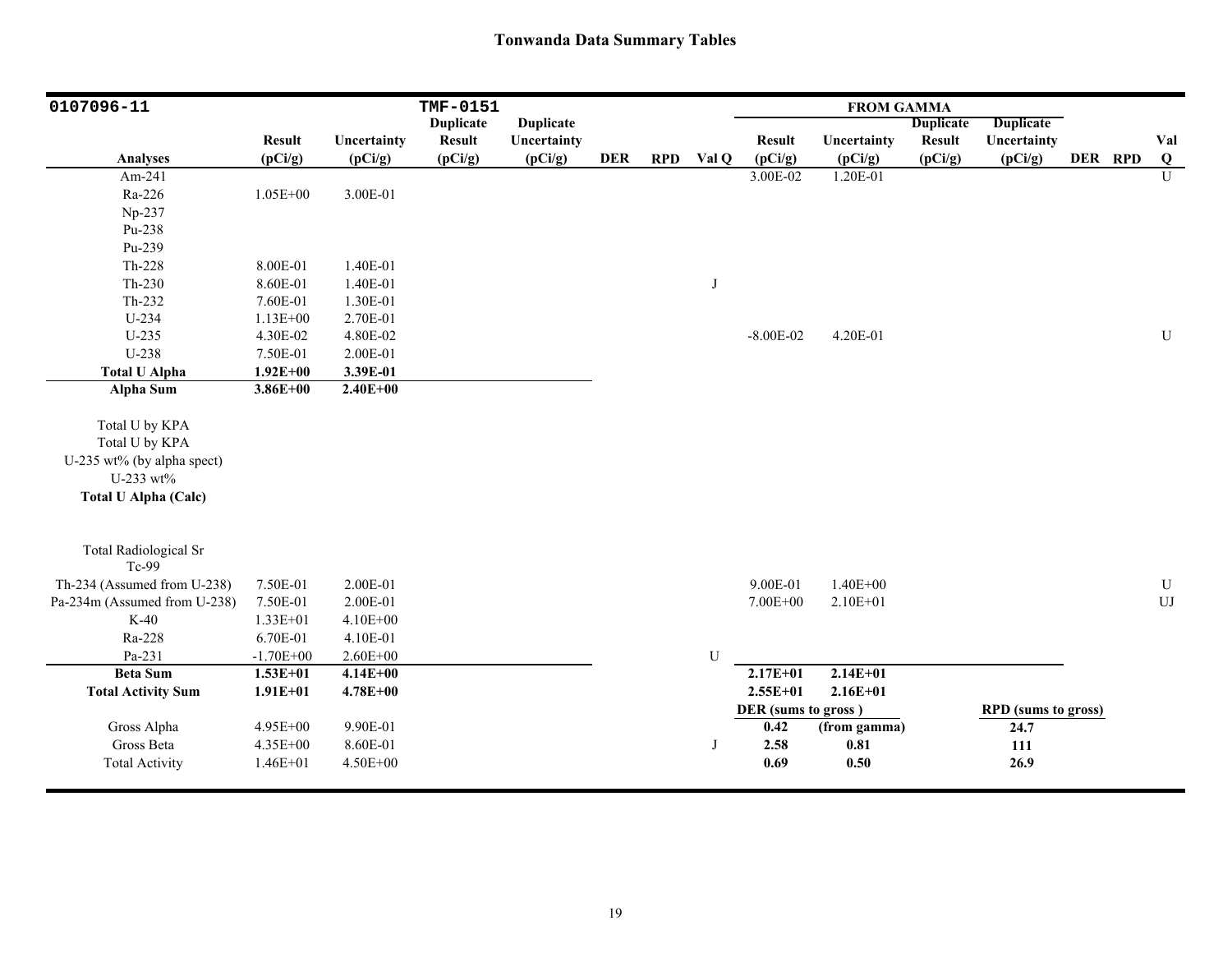# Tonwanda Data Summary Tables

| 0107096-11 | | | TMF-0151 | | | | | FROM GAMMA | | | | | | |
|---|---|---|---|---|---|---|---|---|---|---|---|---|---|---|
| Analyses | Result (pCi/g) | Uncertainty (pCi/g) | Duplicate Result (pCi/g) | Duplicate Uncertainty (pCi/g) | DER | RPD | Val Q | Result (pCi/g) | Uncertainty (pCi/g) | Duplicate Result (pCi/g) | Duplicate Uncertainty (pCi/g) | DER | RPD | Val Q |
| Am-241 | | | | | | | | 3.00E-02 | 1.20E-01 | | | | | U |
| Ra-226 | 1.05E+00 | 3.00E-01 | | | | | | | | | | | | |
| Np-237 | | | | | | | | | | | | | | |
| Pu-238 | | | | | | | | | | | | | | |
| Pu-239 | | | | | | | | | | | | | | |
| Th-228 | 8.00E-01 | 1.40E-01 | | | | | | | | | | | | |
| Th-230 | 8.60E-01 | 1.40E-01 | | | | | J | | | | | | | |
| Th-232 | 7.60E-01 | 1.30E-01 | | | | | | | | | | | | |
| U-234 | 1.13E+00 | 2.70E-01 | | | | | | | | | | | | |
| U-235 | 4.30E-02 | 4.80E-02 | | | | | | -8.00E-02 | 4.20E-01 | | | | | U |
| U-238 | 7.50E-01 | 2.00E-01 | | | | | | | | | | | | |
| **Total U Alpha** | **1.92E+00** | **3.39E-01** | | | | | | | | | | | | |
| **Alpha Sum** | **3.86E+00** | **2.40E+00** | | | | | | | | | | | | |
| Total U by KPA | | | | | | | | | | | | | | |
| Total U by KPA | | | | | | | | | | | | | | |
| U-235 wt% (by alpha spect) | | | | | | | | | | | | | | |
| U-233 wt% | | | | | | | | | | | | | | |
| **Total U Alpha (Calc)** | | | | | | | | | | | | | | |
| Total Radiological Sr | | | | | | | | | | | | | | |
| Tc-99 | | | | | | | | | | | | | | |
| Th-234 (Assumed from U-238) | 7.50E-01 | 2.00E-01 | | | | | | 9.00E-01 | 1.40E+00 | | | | | U |
| Pa-234m (Assumed from U-238) | 7.50E-01 | 2.00E-01 | | | | | | 7.00E+00 | 2.10E+01 | | | | | UJ |
| K-40 | 1.33E+01 | 4.10E+00 | | | | | | | | | | | | |
| Ra-228 | 6.70E-01 | 4.10E-01 | | | | | | | | | | | | |
| Pa-231 | -1.70E+00 | 2.60E+00 | | | | | U | | | | | | | |
| **Beta Sum** | **1.53E+01** | **4.14E+00** | | | | | | **2.17E+01** | **2.14E+01** | | | | | |
| **Total Activity Sum** | **1.91E+01** | **4.78E+00** | | | | | | **2.55E+01** | **2.16E+01** | | | | | |
| | | | | | | | | **DER (sums to gross )** | | | **RPD (sums to gross)** | | | |
| Gross Alpha | 4.95E+00 | 9.90E-01 | | | | | | **0.42** | **(from gamma)** | | **24.7** | | | |
| Gross Beta | 4.35E+00 | 8.60E-01 | | | | | J | **2.58** | **0.81** | | **111** | | | |
| Total Activity | 1.46E+01 | 4.50E+00 | | | | | | **0.69** | **0.50** | | **26.9** | | | |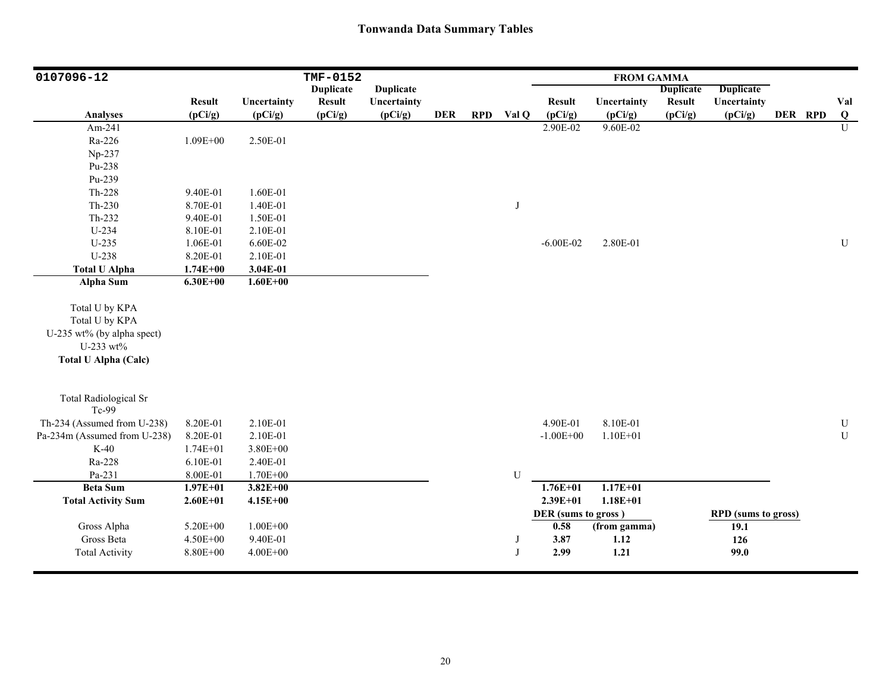# Tonwanda Data Summary Tables

| 0107096-12 | | | TMF-0152 | | | | | FROM GAMMA | | | | | | |
|---|---|---|---|---|---|---|---|---|---|---|---|---|---|---|
| **Analyses** | **Result (pCi/g)** | **Uncertainty (pCi/g)** | **Duplicate Result (pCi/g)** | **Duplicate Uncertainty (pCi/g)** | **DER** | **RPD** | **Val Q** | **Result (pCi/g)** | **Uncertainty (pCi/g)** | **Duplicate Result (pCi/g)** | **Duplicate Uncertainty (pCi/g)** | **DER** | **RPD** | **Val Q** |
| Am-241 | | | | | | | | 2.90E-02 | 9.60E-02 | | | | | U |
| Ra-226 | 1.09E+00 | 2.50E-01 | | | | | | | | | | | | |
| Np-237 | | | | | | | | | | | | | | |
| Pu-238 | | | | | | | | | | | | | | |
| Pu-239 | | | | | | | | | | | | | | |
| Th-228 | 9.40E-01 | 1.60E-01 | | | | | | | | | | | | |
| Th-230 | 8.70E-01 | 1.40E-01 | | | | | J | | | | | | | |
| Th-232 | 9.40E-01 | 1.50E-01 | | | | | | | | | | | | |
| U-234 | 8.10E-01 | 2.10E-01 | | | | | | | | | | | | |
| U-235 | 1.06E-01 | 6.60E-02 | | | | | | -6.00E-02 | 2.80E-01 | | | | | U |
| U-238 | 8.20E-01 | 2.10E-01 | | | | | | | | | | | | |
| **Total U Alpha** | **1.74E+00** | **3.04E-01** | | | | | | | | | | | | |
| **Alpha Sum** | **6.30E+00** | **1.60E+00** | | | | | | | | | | | | |
| Total U by KPA | | | | | | | | | | | | | | |
| Total U by KPA | | | | | | | | | | | | | | |
| U-235 wt% (by alpha spect) | | | | | | | | | | | | | | |
| U-233 wt% | | | | | | | | | | | | | | |
| **Total U Alpha (Calc)** | | | | | | | | | | | | | | |
| Total Radiological Sr | | | | | | | | | | | | | | |
| Tc-99 | | | | | | | | | | | | | | |
| Th-234 (Assumed from U-238) | 8.20E-01 | 2.10E-01 | | | | | | 4.90E-01 | 8.10E-01 | | | | | U |
| Pa-234m (Assumed from U-238) | 8.20E-01 | 2.10E-01 | | | | | | -1.00E+00 | 1.10E+01 | | | | | U |
| K-40 | 1.74E+01 | 3.80E+00 | | | | | | | | | | | | |
| Ra-228 | 6.10E-01 | 2.40E-01 | | | | | | | | | | | | |
| Pa-231 | 8.00E-01 | 1.70E+00 | | | | | U | | | | | | | |
| **Beta Sum** | **1.97E+01** | **3.82E+00** | | | | | | **1.76E+01** | **1.17E+01** | | | | | |
| **Total Activity Sum** | **2.60E+01** | **4.15E+00** | | | | | | **2.39E+01** | **1.18E+01** | | | | | |
| | | | | | | | | **DER (sums to gross )** | | | **RPD (sums to gross)** | | | |
| Gross Alpha | 5.20E+00 | 1.00E+00 | | | | | | **0.58** | **(from gamma)** | | **19.1** | | | |
| Gross Beta | 4.50E+00 | 9.40E-01 | | | | | J | **3.87** | **1.12** | | **126** | | | |
| Total Activity | 8.80E+00 | 4.00E+00 | | | | | J | **2.99** | **1.21** | | **99.0** | | | |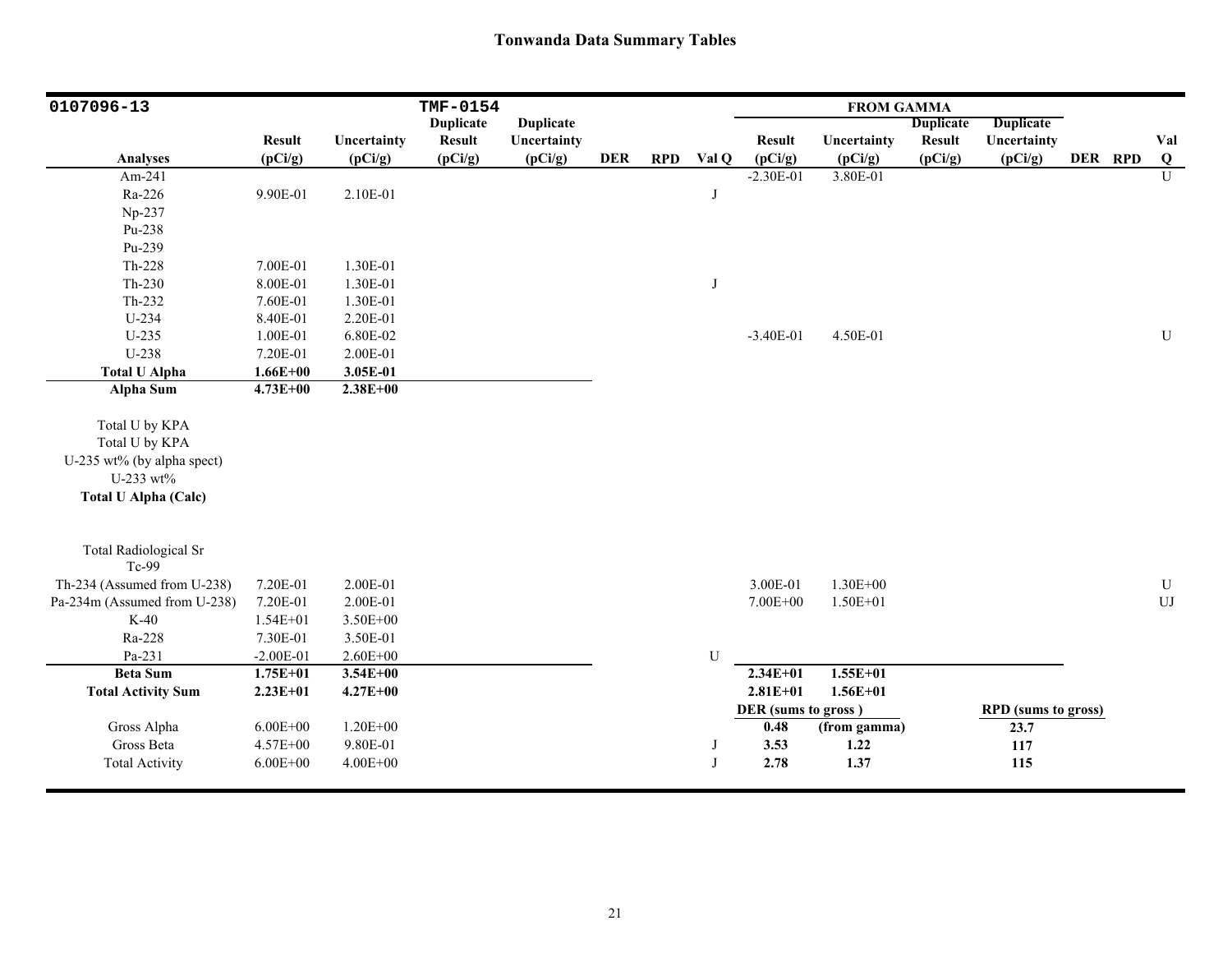# Tonwanda Data Summary Tables

| 0107096-13 | | | TMF-0154 | | | | | FROM GAMMA | | | | | | |
|---|---|---|---|---|---|---|---|---|---|---|---|---|---|---|
| Analyses | Result (pCi/g) | Uncertainty (pCi/g) | Duplicate Result (pCi/g) | Duplicate Uncertainty (pCi/g) | DER | RPD | Val Q | Result (pCi/g) | Uncertainty (pCi/g) | Duplicate Result (pCi/g) | Duplicate Uncertainty (pCi/g) | DER | RPD | Val Q |
| Am-241 | | | | | | | | -2.30E-01 | 3.80E-01 | | | | | U |
| Ra-226 | 9.90E-01 | 2.10E-01 | | | | | J | | | | | | | |
| Np-237 | | | | | | | | | | | | | | |
| Pu-238 | | | | | | | | | | | | | | |
| Pu-239 | | | | | | | | | | | | | | |
| Th-228 | 7.00E-01 | 1.30E-01 | | | | | | | | | | | | |
| Th-230 | 8.00E-01 | 1.30E-01 | | | | | J | | | | | | | |
| Th-232 | 7.60E-01 | 1.30E-01 | | | | | | | | | | | | |
| U-234 | 8.40E-01 | 2.20E-01 | | | | | | | | | | | | |
| U-235 | 1.00E-01 | 6.80E-02 | | | | | | -3.40E-01 | 4.50E-01 | | | | | U |
| U-238 | 7.20E-01 | 2.00E-01 | | | | | | | | | | | | |
| **Total U Alpha** | **1.66E+00** | **3.05E-01** | | | | | | | | | | | | |
| **Alpha Sum** | **4.73E+00** | **2.38E+00** | | | | | | | | | | | | |
| Total U by KPA | | | | | | | | | | | | | | |
| Total U by KPA | | | | | | | | | | | | | | |
| U-235 wt% (by alpha spect) | | | | | | | | | | | | | | |
| U-233 wt% | | | | | | | | | | | | | | |
| **Total U Alpha (Calc)** | | | | | | | | | | | | | | |
| Total Radiological Sr | | | | | | | | | | | | | | |
| Tc-99 | | | | | | | | | | | | | | |
| Th-234 (Assumed from U-238) | 7.20E-01 | 2.00E-01 | | | | | | 3.00E-01 | 1.30E+00 | | | | | U |
| Pa-234m (Assumed from U-238) | 7.20E-01 | 2.00E-01 | | | | | | 7.00E+00 | 1.50E+01 | | | | | UJ |
| K-40 | 1.54E+01 | 3.50E+00 | | | | | | | | | | | | |
| Ra-228 | 7.30E-01 | 3.50E-01 | | | | | | | | | | | | |
| Pa-231 | -2.00E-01 | 2.60E+00 | | | | | U | | | | | | | |
| **Beta Sum** | **1.75E+01** | **3.54E+00** | | | | | | **2.34E+01** | **1.55E+01** | | | | | |
| **Total Activity Sum** | **2.23E+01** | **4.27E+00** | | | | | | **2.81E+01** | **1.56E+01** | | | | | |
| | | | | | | | | **DER (sums to gross )** | | | **RPD (sums to gross)** | | | |
| Gross Alpha | 6.00E+00 | 1.20E+00 | | | | | | **0.48** | **(from gamma)** | | **23.7** | | | |
| Gross Beta | 4.57E+00 | 9.80E-01 | | | | | J | **3.53** | **1.22** | | **117** | | | |
| Total Activity | 6.00E+00 | 4.00E+00 | | | | | J | **2.78** | **1.37** | | **115** | | | |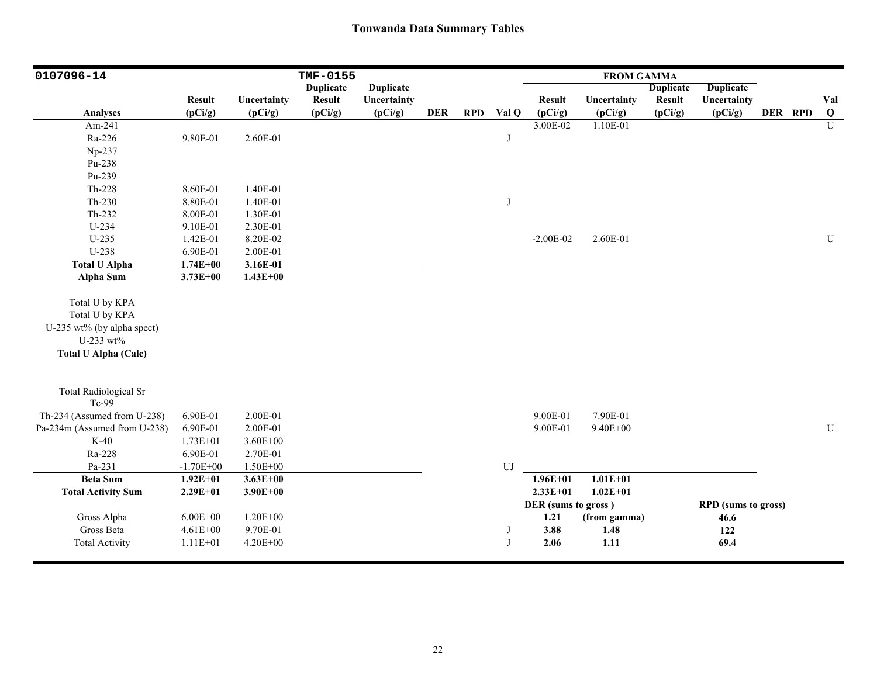# Tonwanda Data Summary Tables

| 0107096-14 | | | TMF-0155 | | | | | FROM GAMMA | | | | | | |
|---|---|---|---|---|---|---|---|---|---|---|---|---|---|---|
| Analyses | Result (pCi/g) | Uncertainty (pCi/g) | Duplicate Result (pCi/g) | Duplicate Uncertainty (pCi/g) | DER | RPD | Val Q | Result (pCi/g) | Uncertainty (pCi/g) | Duplicate Result (pCi/g) | Duplicate Uncertainty (pCi/g) | DER | RPD | Val Q |
| Am-241 | | | | | | | | 3.00E-02 | 1.10E-01 | | | | | U |
| Ra-226 | 9.80E-01 | 2.60E-01 | | | | | J | | | | | | | |
| Np-237 | | | | | | | | | | | | | | |
| Pu-238 | | | | | | | | | | | | | | |
| Pu-239 | | | | | | | | | | | | | | |
| Th-228 | 8.60E-01 | 1.40E-01 | | | | | | | | | | | | |
| Th-230 | 8.80E-01 | 1.40E-01 | | | | | J | | | | | | | |
| Th-232 | 8.00E-01 | 1.30E-01 | | | | | | | | | | | | |
| U-234 | 9.10E-01 | 2.30E-01 | | | | | | | | | | | | |
| U-235 | 1.42E-01 | 8.20E-02 | | | | | | -2.00E-02 | 2.60E-01 | | | | | U |
| U-238 | 6.90E-01 | 2.00E-01 | | | | | | | | | | | | |
| **Total U Alpha** | **1.74E+00** | **3.16E-01** | | | | | | | | | | | | |
| **Alpha Sum** | **3.73E+00** | **1.43E+00** | | | | | | | | | | | | |
| Total U by KPA | | | | | | | | | | | | | | |
| Total U by KPA | | | | | | | | | | | | | | |
| U-235 wt% (by alpha spect) | | | | | | | | | | | | | | |
| U-233 wt% | | | | | | | | | | | | | | |
| **Total U Alpha (Calc)** | | | | | | | | | | | | | | |
| Total Radiological Sr | | | | | | | | | | | | | | |
| Tc-99 | | | | | | | | | | | | | | |
| Th-234 (Assumed from U-238) | 6.90E-01 | 2.00E-01 | | | | | | 9.00E-01 | 7.90E-01 | | | | | |
| Pa-234m (Assumed from U-238) | 6.90E-01 | 2.00E-01 | | | | | | 9.00E-01 | 9.40E+00 | | | | | U |
| K-40 | 1.73E+01 | 3.60E+00 | | | | | | | | | | | | |
| Ra-228 | 6.90E-01 | 2.70E-01 | | | | | | | | | | | | |
| Pa-231 | -1.70E+00 | 1.50E+00 | | | | | UJ | | | | | | | |
| **Beta Sum** | **1.92E+01** | **3.63E+00** | | | | | | **1.96E+01** | **1.01E+01** | | | | | |
| **Total Activity Sum** | **2.29E+01** | **3.90E+00** | | | | | | **2.33E+01** | **1.02E+01** | | | | | |
| | | | | | | | | **DER (sums to gross )** | | | **RPD (sums to gross)** | | | |
| Gross Alpha | 6.00E+00 | 1.20E+00 | | | | | | **1.21** | **(from gamma)** | | **46.6** | | | |
| Gross Beta | 4.61E+00 | 9.70E-01 | | | | | J | **3.88** | **1.48** | | **122** | | | |
| Total Activity | 1.11E+01 | 4.20E+00 | | | | | J | **2.06** | **1.11** | | **69.4** | | | |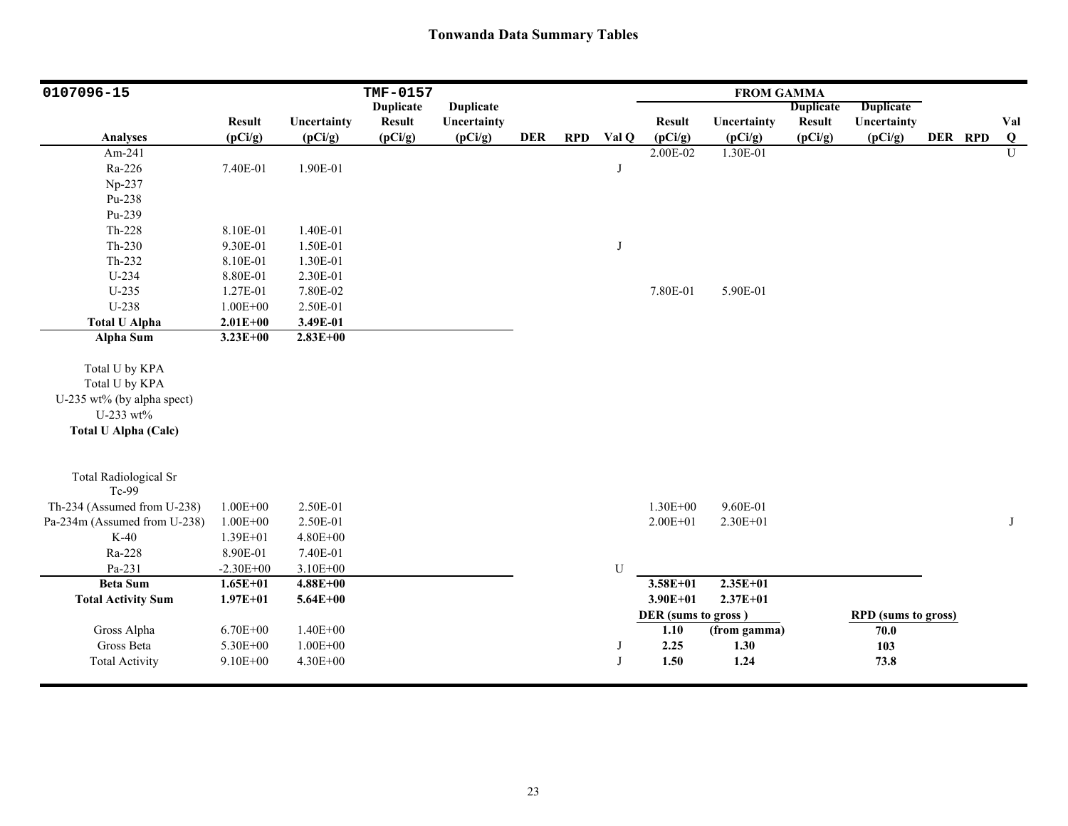# Tonwanda Data Summary Tables

| 0107096-15 | | | TMF-0157 | | | | | FROM GAMMA | | | | | | |
|---|---|---|---|---|---|---|---|---|---|---|---|---|---|---|
| Analyses | Result (pCi/g) | Uncertainty (pCi/g) | Duplicate Result (pCi/g) | Duplicate Uncertainty (pCi/g) | DER | RPD | Val Q | Result (pCi/g) | Uncertainty (pCi/g) | Duplicate Result (pCi/g) | Duplicate Uncertainty (pCi/g) | DER | RPD | Val Q |
| Am-241 | | | | | | | | 2.00E-02 | 1.30E-01 | | | | | U |
| Ra-226 | 7.40E-01 | 1.90E-01 | | | | | J | | | | | | | |
| Np-237 | | | | | | | | | | | | | | |
| Pu-238 | | | | | | | | | | | | | | |
| Pu-239 | | | | | | | | | | | | | | |
| Th-228 | 8.10E-01 | 1.40E-01 | | | | | | | | | | | | |
| Th-230 | 9.30E-01 | 1.50E-01 | | | | | J | | | | | | | |
| Th-232 | 8.10E-01 | 1.30E-01 | | | | | | | | | | | | |
| U-234 | 8.80E-01 | 2.30E-01 | | | | | | | | | | | | |
| U-235 | 1.27E-01 | 7.80E-02 | | | | | | 7.80E-01 | 5.90E-01 | | | | | |
| U-238 | 1.00E+00 | 2.50E-01 | | | | | | | | | | | | |
| **Total U Alpha** | **2.01E+00** | **3.49E-01** | | | | | | | | | | | | |
| **Alpha Sum** | **3.23E+00** | **2.83E+00** | | | | | | | | | | | | |
| Total U by KPA | | | | | | | | | | | | | | |
| Total U by KPA | | | | | | | | | | | | | | |
| U-235 wt% (by alpha spect) | | | | | | | | | | | | | | |
| U-233 wt% | | | | | | | | | | | | | | |
| **Total U Alpha (Calc)** | | | | | | | | | | | | | | |
| Total Radiological Sr | | | | | | | | | | | | | | |
| Tc-99 | | | | | | | | | | | | | | |
| Th-234 (Assumed from U-238) | 1.00E+00 | 2.50E-01 | | | | | | 1.30E+00 | 9.60E-01 | | | | | |
| Pa-234m (Assumed from U-238) | 1.00E+00 | 2.50E-01 | | | | | | 2.00E+01 | 2.30E+01 | | | | | J |
| K-40 | 1.39E+01 | 4.80E+00 | | | | | | | | | | | | |
| Ra-228 | 8.90E-01 | 7.40E-01 | | | | | | | | | | | | |
| Pa-231 | -2.30E+00 | 3.10E+00 | | | | | U | | | | | | | |
| **Beta Sum** | **1.65E+01** | **4.88E+00** | | | | | | **3.58E+01** | **2.35E+01** | | | | | |
| **Total Activity Sum** | **1.97E+01** | **5.64E+00** | | | | | | **3.90E+01** | **2.37E+01** | | | | | |
| | | | | | | | | **DER (sums to gross )** | | | **RPD (sums to gross)** | | | |
| Gross Alpha | 6.70E+00 | 1.40E+00 | | | | | | **1.10** | **(from gamma)** | | **70.0** | | | |
| Gross Beta | 5.30E+00 | 1.00E+00 | | | | | J | **2.25** | **1.30** | | **103** | | | |
| Total Activity | 9.10E+00 | 4.30E+00 | | | | | J | **1.50** | **1.24** | | **73.8** | | | |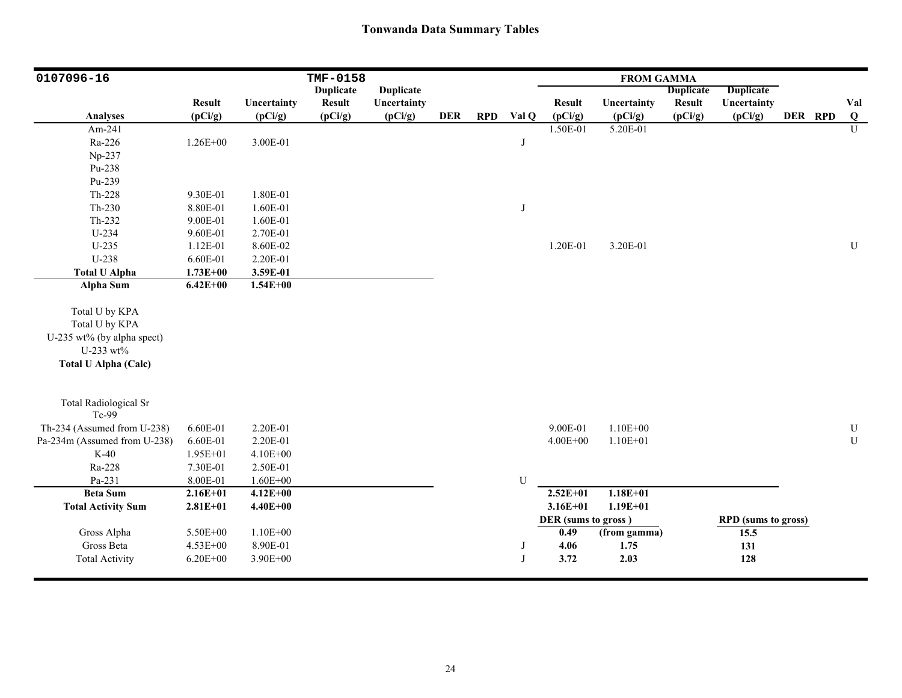# Tonwanda Data Summary Tables

| 0107096-16 | | | TMF-0158 | | | | | FROM GAMMA | | | | | | |
|---|---|---|---|---|---|---|---|---|---|---|---|---|---|---|
| Analyses | Result (pCi/g) | Uncertainty (pCi/g) | Duplicate Result (pCi/g) | Duplicate Uncertainty (pCi/g) | DER | RPD | Val Q | Result (pCi/g) | Uncertainty (pCi/g) | Duplicate Result (pCi/g) | Duplicate Uncertainty (pCi/g) | DER | RPD | Val Q |
| Am-241 | | | | | | | | 1.50E-01 | 5.20E-01 | | | | | U |
| Ra-226 | 1.26E+00 | 3.00E-01 | | | | | J | | | | | | | |
| Np-237 | | | | | | | | | | | | | | |
| Pu-238 | | | | | | | | | | | | | | |
| Pu-239 | | | | | | | | | | | | | | |
| Th-228 | 9.30E-01 | 1.80E-01 | | | | | | | | | | | | |
| Th-230 | 8.80E-01 | 1.60E-01 | | | | | J | | | | | | | |
| Th-232 | 9.00E-01 | 1.60E-01 | | | | | | | | | | | | |
| U-234 | 9.60E-01 | 2.70E-01 | | | | | | | | | | | | |
| U-235 | 1.12E-01 | 8.60E-02 | | | | | | 1.20E-01 | 3.20E-01 | | | | | U |
| U-238 | 6.60E-01 | 2.20E-01 | | | | | | | | | | | | |
| **Total U Alpha** | **1.73E+00** | **3.59E-01** | | | | | | | | | | | | |
| **Alpha Sum** | **6.42E+00** | **1.54E+00** | | | | | | | | | | | | |
| Total U by KPA | | | | | | | | | | | | | | |
| Total U by KPA | | | | | | | | | | | | | | |
| U-235 wt% (by alpha spect) | | | | | | | | | | | | | | |
| U-233 wt% | | | | | | | | | | | | | | |
| **Total U Alpha (Calc)** | | | | | | | | | | | | | | |
| Total Radiological Sr | | | | | | | | | | | | | | |
| Tc-99 | | | | | | | | | | | | | | |
| Th-234 (Assumed from U-238) | 6.60E-01 | 2.20E-01 | | | | | | 9.00E-01 | 1.10E+00 | | | | | U |
| Pa-234m (Assumed from U-238) | 6.60E-01 | 2.20E-01 | | | | | | 4.00E+00 | 1.10E+01 | | | | | U |
| K-40 | 1.95E+01 | 4.10E+00 | | | | | | | | | | | | |
| Ra-228 | 7.30E-01 | 2.50E-01 | | | | | | | | | | | | |
| Pa-231 | 8.00E-01 | 1.60E+00 | | | | | U | | | | | | | |
| **Beta Sum** | **2.16E+01** | **4.12E+00** | | | | | | **2.52E+01** | **1.18E+01** | | | | | |
| **Total Activity Sum** | **2.81E+01** | **4.40E+00** | | | | | | **3.16E+01** | **1.19E+01** | | | | | |
| | | | | | | | | **DER (sums to gross)** | | | **RPD (sums to gross)** | | | |
| Gross Alpha | 5.50E+00 | 1.10E+00 | | | | | | **0.49** | **(from gamma)** | | **15.5** | | | |
| Gross Beta | 4.53E+00 | 8.90E-01 | | | | | J | **4.06** | **1.75** | | **131** | | | |
| Total Activity | 6.20E+00 | 3.90E+00 | | | | | J | **3.72** | **2.03** | | **128** | | | |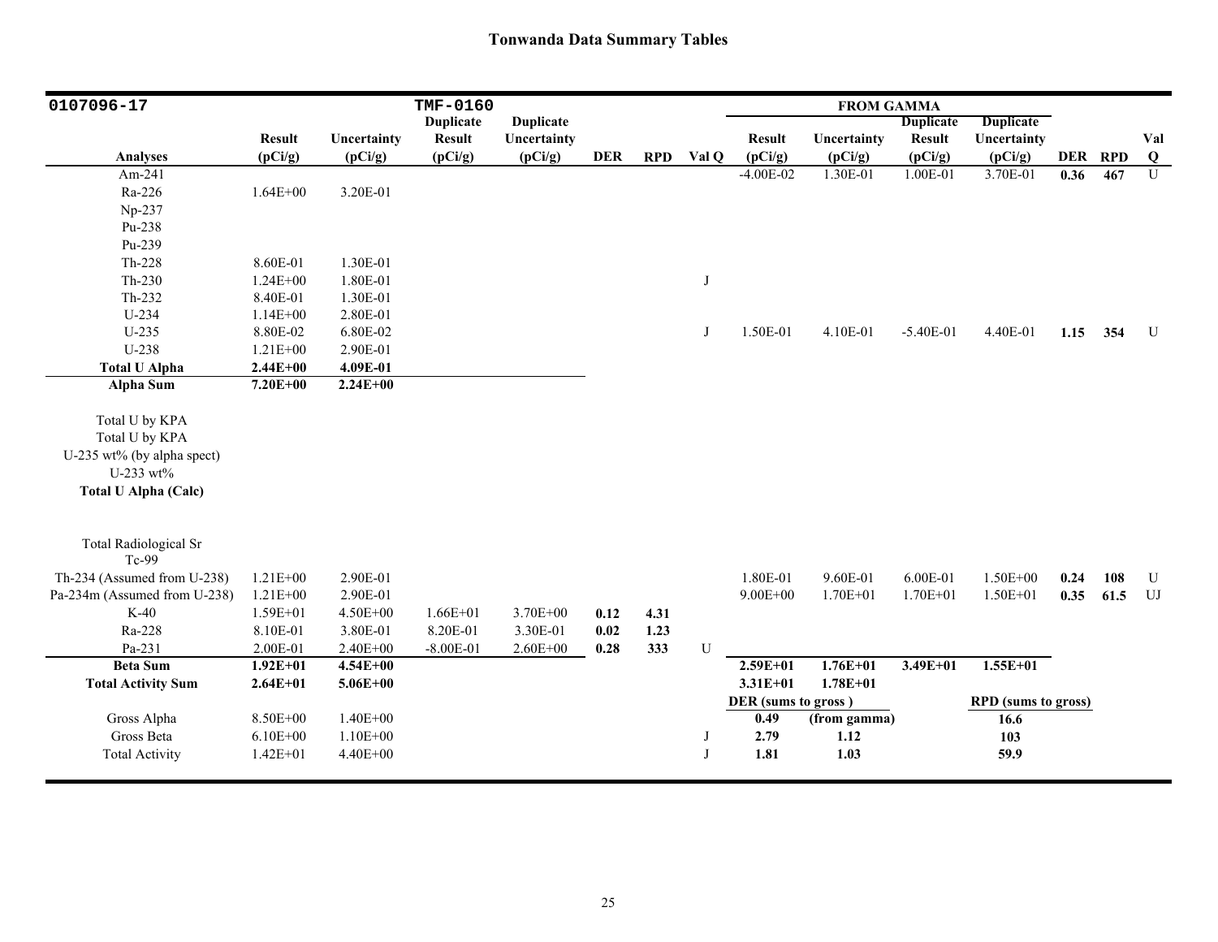# Tonwanda Data Summary Tables

| 0107096-17 | | | TMF-0160 | | | | | FROM GAMMA | | | | | | |
|---|---|---|---|---|---|---|---|---|---|---|---|---|---|---|
| Analyses | Result (pCi/g) | Uncertainty (pCi/g) | Duplicate Result (pCi/g) | Duplicate Uncertainty (pCi/g) | DER | RPD | Val Q | Result (pCi/g) | Uncertainty (pCi/g) | Duplicate Result (pCi/g) | Duplicate Uncertainty (pCi/g) | DER | RPD | Val Q |
| Am-241 | | | | | | | | -4.00E-02 | 1.30E-01 | 1.00E-01 | 3.70E-01 | **0.36** | **467** | U |
| Ra-226 | 1.64E+00 | 3.20E-01 | | | | | | | | | | | | |
| Np-237 | | | | | | | | | | | | | | |
| Pu-238 | | | | | | | | | | | | | | |
| Pu-239 | | | | | | | | | | | | | | |
| Th-228 | 8.60E-01 | 1.30E-01 | | | | | | | | | | | | |
| Th-230 | 1.24E+00 | 1.80E-01 | | | | | J | | | | | | | |
| Th-232 | 8.40E-01 | 1.30E-01 | | | | | | | | | | | | |
| U-234 | 1.14E+00 | 2.80E-01 | | | | | | | | | | | | |
| U-235 | 8.80E-02 | 6.80E-02 | | | | | J | 1.50E-01 | 4.10E-01 | -5.40E-01 | 4.40E-01 | **1.15** | **354** | U |
| U-238 | 1.21E+00 | 2.90E-01 | | | | | | | | | | | | |
| **Total U Alpha** | **2.44E+00** | **4.09E-01** | | | | | | | | | | | | |
| **Alpha Sum** | **7.20E+00** | **2.24E+00** | | | | | | | | | | | | |
| Total U by KPA | | | | | | | | | | | | | | |
| Total U by KPA | | | | | | | | | | | | | | |
| U-235 wt% (by alpha spect) | | | | | | | | | | | | | | |
| U-233 wt% | | | | | | | | | | | | | | |
| **Total U Alpha (Calc)** | | | | | | | | | | | | | | |
| Total Radiological Sr | | | | | | | | | | | | | | |
| Tc-99 | | | | | | | | | | | | | | |
| Th-234 (Assumed from U-238) | 1.21E+00 | 2.90E-01 | | | | | | 1.80E-01 | 9.60E-01 | 6.00E-01 | 1.50E+00 | **0.24** | **108** | U |
| Pa-234m (Assumed from U-238) | 1.21E+00 | 2.90E-01 | | | | | | 9.00E+00 | 1.70E+01 | 1.70E+01 | 1.50E+01 | **0.35** | **61.5** | UJ |
| K-40 | 1.59E+01 | 4.50E+00 | 1.66E+01 | 3.70E+00 | **0.12** | **4.31** | | | | | | | | |
| Ra-228 | 8.10E-01 | 3.80E-01 | 8.20E-01 | 3.30E-01 | **0.02** | **1.23** | | | | | | | | |
| Pa-231 | 2.00E-01 | 2.40E+00 | -8.00E-01 | 2.60E+00 | **0.28** | **333** | U | | | | | | | |
| **Beta Sum** | **1.92E+01** | **4.54E+00** | | | | | | **2.59E+01** | **1.76E+01** | **3.49E+01** | **1.55E+01** | | | |
| **Total Activity Sum** | **2.64E+01** | **5.06E+00** | | | | | | **3.31E+01** | **1.78E+01** | | | | | |
| | | | | | | | | **DER (sums to gross)** | | | **RPD (sums to gross)** | | | |
| Gross Alpha | 8.50E+00 | 1.40E+00 | | | | | | **0.49** | **(from gamma)** | | **16.6** | | | |
| Gross Beta | 6.10E+00 | 1.10E+00 | | | | | J | **2.79** | **1.12** | | **103** | | | |
| Total Activity | 1.42E+01 | 4.40E+00 | | | | | J | **1.81** | **1.03** | | **59.9** | | | |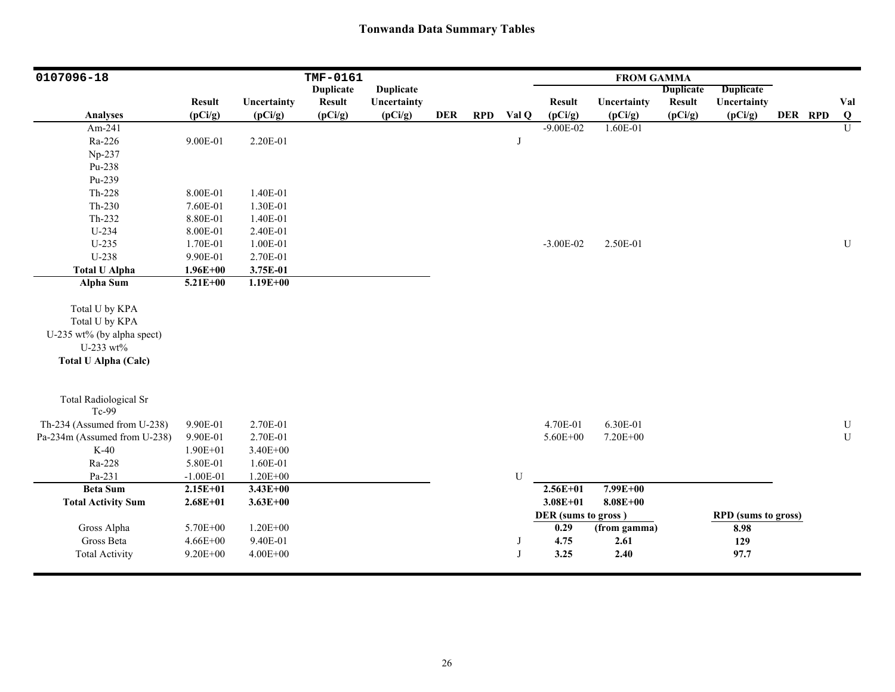# Tonwanda Data Summary Tables

| 0107096-18 | | | TMF-0161 | | | | | FROM GAMMA | | | | | | |
|---|---|---|---|---|---|---|---|---|---|---|---|---|---|---|
| Analyses | Result (pCi/g) | Uncertainty (pCi/g) | Duplicate Result (pCi/g) | Duplicate Uncertainty (pCi/g) | DER | RPD | Val Q | Result (pCi/g) | Uncertainty (pCi/g) | Duplicate Result (pCi/g) | Duplicate Uncertainty (pCi/g) | DER | RPD | Val Q |
| Am-241 | | | | | | | | -9.00E-02 | 1.60E-01 | | | | | U |
| Ra-226 | 9.00E-01 | 2.20E-01 | | | | | J | | | | | | | |
| Np-237 | | | | | | | | | | | | | | |
| Pu-238 | | | | | | | | | | | | | | |
| Pu-239 | | | | | | | | | | | | | | |
| Th-228 | 8.00E-01 | 1.40E-01 | | | | | | | | | | | | |
| Th-230 | 7.60E-01 | 1.30E-01 | | | | | | | | | | | | |
| Th-232 | 8.80E-01 | 1.40E-01 | | | | | | | | | | | | |
| U-234 | 8.00E-01 | 2.40E-01 | | | | | | | | | | | | |
| U-235 | 1.70E-01 | 1.00E-01 | | | | | | -3.00E-02 | 2.50E-01 | | | | | U |
| U-238 | 9.90E-01 | 2.70E-01 | | | | | | | | | | | | |
| **Total U Alpha** | **1.96E+00** | **3.75E-01** | | | | | | | | | | | | |
| **Alpha Sum** | **5.21E+00** | **1.19E+00** | | | | | | | | | | | | |
| Total U by KPA | | | | | | | | | | | | | | |
| Total U by KPA | | | | | | | | | | | | | | |
| U-235 wt% (by alpha spect) | | | | | | | | | | | | | | |
| U-233 wt% | | | | | | | | | | | | | | |
| **Total U Alpha (Calc)** | | | | | | | | | | | | | | |
| Total Radiological Sr | | | | | | | | | | | | | | |
| Tc-99 | | | | | | | | | | | | | | |
| Th-234 (Assumed from U-238) | 9.90E-01 | 2.70E-01 | | | | | | 4.70E-01 | 6.30E-01 | | | | | U |
| Pa-234m (Assumed from U-238) | 9.90E-01 | 2.70E-01 | | | | | | 5.60E+00 | 7.20E+00 | | | | | U |
| K-40 | 1.90E+01 | 3.40E+00 | | | | | | | | | | | | |
| Ra-228 | 5.80E-01 | 1.60E-01 | | | | | | | | | | | | |
| Pa-231 | -1.00E-01 | 1.20E+00 | | | | | U | | | | | | | |
| **Beta Sum** | **2.15E+01** | **3.43E+00** | | | | | | **2.56E+01** | **7.99E+00** | | | | | |
| **Total Activity Sum** | **2.68E+01** | **3.63E+00** | | | | | | **3.08E+01** | **8.08E+00** | | | | | |
| | | | | | | | | **DER (sums to gross )** | | | **RPD (sums to gross)** | | | |
| Gross Alpha | 5.70E+00 | 1.20E+00 | | | | | | **0.29** | **(from gamma)** | | **8.98** | | | |
| Gross Beta | 4.66E+00 | 9.40E-01 | | | | | J | **4.75** | **2.61** | | **129** | | | |
| Total Activity | 9.20E+00 | 4.00E+00 | | | | | J | **3.25** | **2.40** | | **97.7** | | | |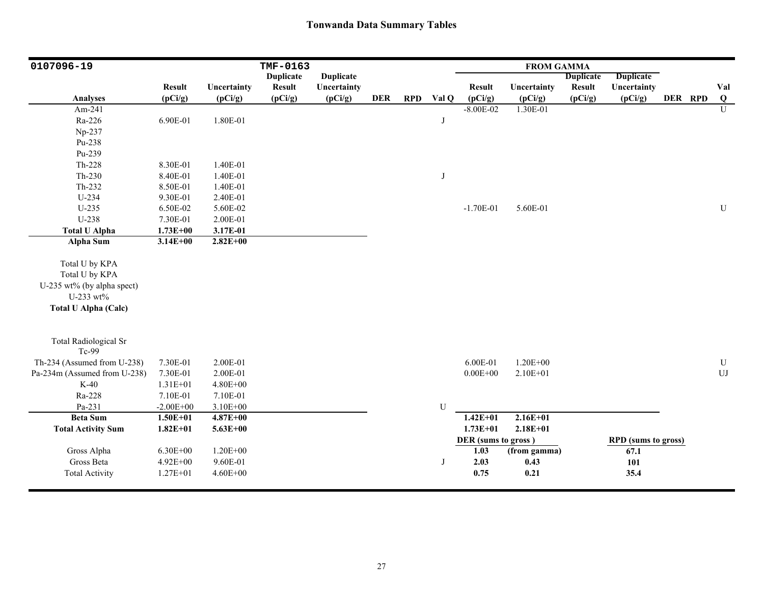# Tonwanda Data Summary Tables

| 0107096-19 | | | TMF-0163 | | | | | FROM GAMMA | | | | | | |
|---|---|---|---|---|---|---|---|---|---|---|---|---|---|---|
| Analyses | Result (pCi/g) | Uncertainty (pCi/g) | Duplicate Result (pCi/g) | Duplicate Uncertainty (pCi/g) | DER | RPD | Val Q | Result (pCi/g) | Uncertainty (pCi/g) | Duplicate Result (pCi/g) | Duplicate Uncertainty (pCi/g) | DER | RPD | Val Q |
| Am-241 | | | | | | | | -8.00E-02 | 1.30E-01 | | | | | U |
| Ra-226 | 6.90E-01 | 1.80E-01 | | | | | J | | | | | | | |
| Np-237 | | | | | | | | | | | | | | |
| Pu-238 | | | | | | | | | | | | | | |
| Pu-239 | | | | | | | | | | | | | | |
| Th-228 | 8.30E-01 | 1.40E-01 | | | | | | | | | | | | |
| Th-230 | 8.40E-01 | 1.40E-01 | | | | | J | | | | | | | |
| Th-232 | 8.50E-01 | 1.40E-01 | | | | | | | | | | | | |
| U-234 | 9.30E-01 | 2.40E-01 | | | | | | | | | | | | |
| U-235 | 6.50E-02 | 5.60E-02 | | | | | | -1.70E-01 | 5.60E-01 | | | | | U |
| U-238 | 7.30E-01 | 2.00E-01 | | | | | | | | | | | | |
| **Total U Alpha** | **1.73E+00** | **3.17E-01** | | | | | | | | | | | | |
| **Alpha Sum** | **3.14E+00** | **2.82E+00** | | | | | | | | | | | | |
| Total U by KPA | | | | | | | | | | | | | | |
| Total U by KPA | | | | | | | | | | | | | | |
| U-235 wt% (by alpha spect) | | | | | | | | | | | | | | |
| U-233 wt% | | | | | | | | | | | | | | |
| **Total U Alpha (Calc)** | | | | | | | | | | | | | | |
| Total Radiological Sr | | | | | | | | | | | | | | |
| Tc-99 | | | | | | | | | | | | | | |
| Th-234 (Assumed from U-238) | 7.30E-01 | 2.00E-01 | | | | | | 6.00E-01 | 1.20E+00 | | | | | U |
| Pa-234m (Assumed from U-238) | 7.30E-01 | 2.00E-01 | | | | | | 0.00E+00 | 2.10E+01 | | | | | UJ |
| K-40 | 1.31E+01 | 4.80E+00 | | | | | | | | | | | | |
| Ra-228 | 7.10E-01 | 7.10E-01 | | | | | | | | | | | | |
| Pa-231 | -2.00E+00 | 3.10E+00 | | | | | U | | | | | | | |
| **Beta Sum** | **1.50E+01** | **4.87E+00** | | | | | | **1.42E+01** | **2.16E+01** | | | | | |
| **Total Activity Sum** | **1.82E+01** | **5.63E+00** | | | | | | **1.73E+01** | **2.18E+01** | | | | | |
| | | | | | | | | **DER (sums to gross )** | | | **RPD (sums to gross)** | | | |
| Gross Alpha | 6.30E+00 | 1.20E+00 | | | | | | **1.03** | **(from gamma)** | | **67.1** | | | |
| Gross Beta | 4.92E+00 | 9.60E-01 | | | | | J | **2.03** | **0.43** | | **101** | | | |
| Total Activity | 1.27E+01 | 4.60E+00 | | | | | | **0.75** | **0.21** | | **35.4** | | | |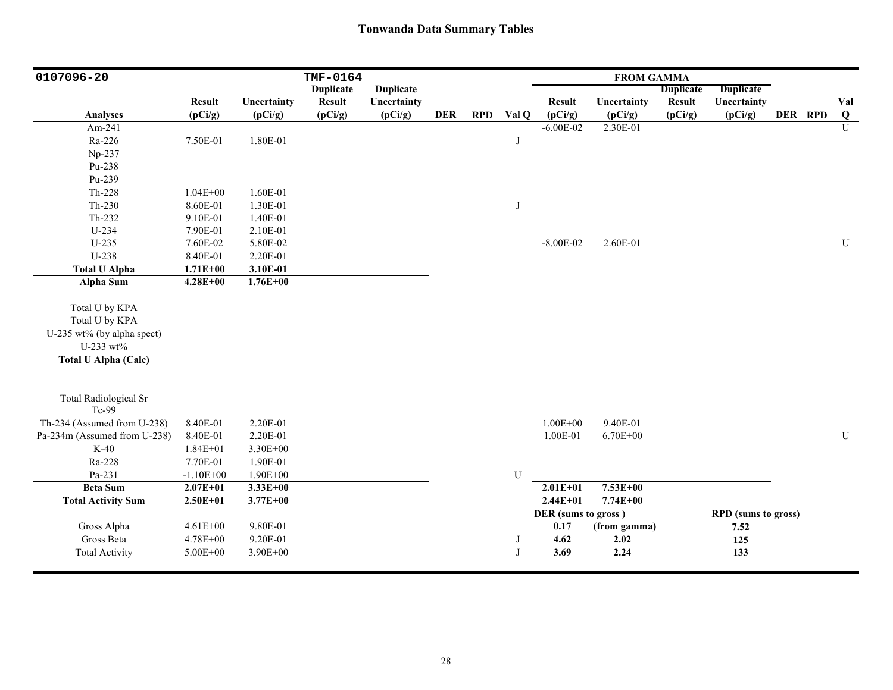# Tonwanda Data Summary Tables

| 0107096-20 | | | TMF-0164 | | | | | FROM GAMMA | | | | | | |
|---|---|---|---|---|---|---|---|---|---|---|---|---|---|---|
| **Analyses** | **Result (pCi/g)** | **Uncertainty (pCi/g)** | **Duplicate Result (pCi/g)** | **Duplicate Uncertainty (pCi/g)** | **DER** | **RPD** | **Val Q** | **Result (pCi/g)** | **Uncertainty (pCi/g)** | **Duplicate Result (pCi/g)** | **Duplicate Uncertainty (pCi/g)** | **DER** | **RPD** | **Val Q** |
| Am-241 | | | | | | | | -6.00E-02 | 2.30E-01 | | | | | U |
| Ra-226 | 7.50E-01 | 1.80E-01 | | | | | J | | | | | | | |
| Np-237 | | | | | | | | | | | | | | |
| Pu-238 | | | | | | | | | | | | | | |
| Pu-239 | | | | | | | | | | | | | | |
| Th-228 | 1.04E+00 | 1.60E-01 | | | | | | | | | | | | |
| Th-230 | 8.60E-01 | 1.30E-01 | | | | | J | | | | | | | |
| Th-232 | 9.10E-01 | 1.40E-01 | | | | | | | | | | | | |
| U-234 | 7.90E-01 | 2.10E-01 | | | | | | | | | | | | |
| U-235 | 7.60E-02 | 5.80E-02 | | | | | | -8.00E-02 | 2.60E-01 | | | | | U |
| U-238 | 8.40E-01 | 2.20E-01 | | | | | | | | | | | | |
| **Total U Alpha** | **1.71E+00** | **3.10E-01** | | | | | | | | | | | | |
| **Alpha Sum** | **4.28E+00** | **1.76E+00** | | | | | | | | | | | | |
| Total U by KPA | | | | | | | | | | | | | | |
| Total U by KPA | | | | | | | | | | | | | | |
| U-235 wt% (by alpha spect) | | | | | | | | | | | | | | |
| U-233 wt% | | | | | | | | | | | | | | |
| **Total U Alpha (Calc)** | | | | | | | | | | | | | | |
| Total Radiological Sr | | | | | | | | | | | | | | |
| Tc-99 | | | | | | | | | | | | | | |
| Th-234 (Assumed from U-238) | 8.40E-01 | 2.20E-01 | | | | | | 1.00E+00 | 9.40E-01 | | | | | |
| Pa-234m (Assumed from U-238) | 8.40E-01 | 2.20E-01 | | | | | | 1.00E-01 | 6.70E+00 | | | | | U |
| K-40 | 1.84E+01 | 3.30E+00 | | | | | | | | | | | | |
| Ra-228 | 7.70E-01 | 1.90E-01 | | | | | | | | | | | | |
| Pa-231 | -1.10E+00 | 1.90E+00 | | | | | U | | | | | | | |
| **Beta Sum** | **2.07E+01** | **3.33E+00** | | | | | | **2.01E+01** | **7.53E+00** | | | | | |
| **Total Activity Sum** | **2.50E+01** | **3.77E+00** | | | | | | **2.44E+01** | **7.74E+00** | | | | | |
| | | | | | | | | **DER (sums to gross )** | | | **RPD (sums to gross)** | | | |
| Gross Alpha | 4.61E+00 | 9.80E-01 | | | | | | **0.17** | **(from gamma)** | | **7.52** | | | |
| Gross Beta | 4.78E+00 | 9.20E-01 | | | | | J | **4.62** | **2.02** | | **125** | | | |
| Total Activity | 5.00E+00 | 3.90E+00 | | | | | J | **3.69** | **2.24** | | **133** | | | |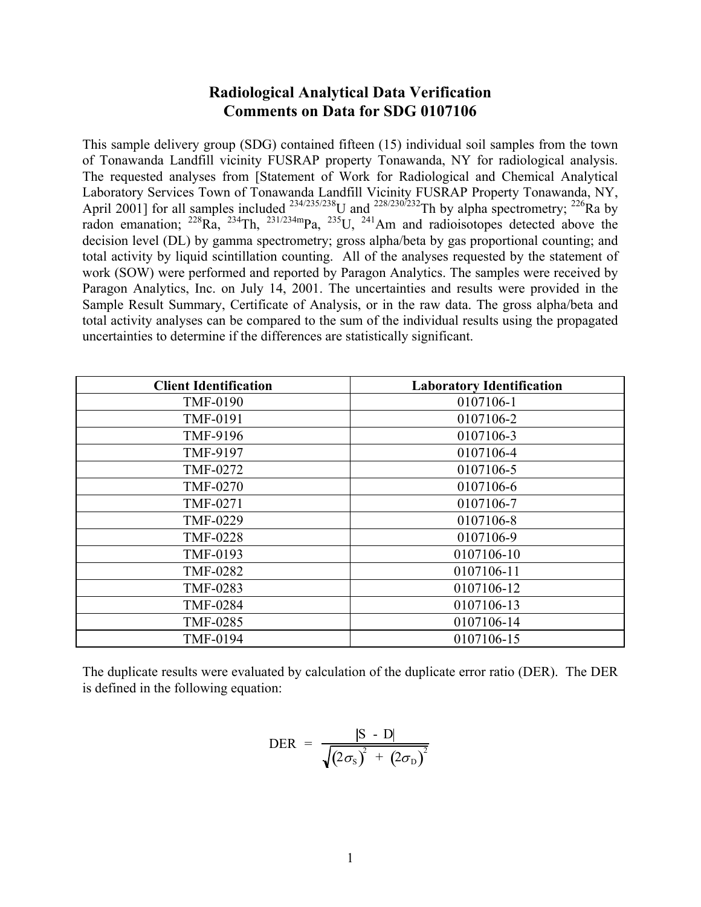# Radiological Analytical Data Verification
# Comments on Data for SDG 0107106

This sample delivery group (SDG) contained fifteen (15) individual soil samples from the town of Tonawanda Landfill vicinity FUSRAP property Tonawanda, NY for radiological analysis. The requested analyses from [Statement of Work for Radiological and Chemical Analytical Laboratory Services Town of Tonawanda Landfill Vicinity FUSRAP Property Tonawanda, NY, April 2001] for all samples included $^{234/235/238}$U and $^{228/230/232}$Th by alpha spectrometry; $^{226}$Ra by radon emanation; $^{228}$Ra, $^{234}$Th, $^{231/234m}$Pa, $^{235}$U, $^{241}$Am and radioisotopes detected above the decision level (DL) by gamma spectrometry; gross alpha/beta by gas proportional counting; and total activity by liquid scintillation counting. All of the analyses requested by the statement of work (SOW) were performed and reported by Paragon Analytics. The samples were received by Paragon Analytics, Inc. on July 14, 2001. The uncertainties and results were provided in the Sample Result Summary, Certificate of Analysis, or in the raw data. The gross alpha/beta and total activity analyses can be compared to the sum of the individual results using the propagated uncertainties to determine if the differences are statistically significant.

| Client Identification | Laboratory Identification |
|---|---|
| TMF-0190 | 0107106-1 |
| TMF-0191 | 0107106-2 |
| TMF-9196 | 0107106-3 |
| TMF-9197 | 0107106-4 |
| TMF-0272 | 0107106-5 |
| TMF-0270 | 0107106-6 |
| TMF-0271 | 0107106-7 |
| TMF-0229 | 0107106-8 |
| TMF-0228 | 0107106-9 |
| TMF-0193 | 0107106-10 |
| TMF-0282 | 0107106-11 |
| TMF-0283 | 0107106-12 |
| TMF-0284 | 0107106-13 |
| TMF-0285 | 0107106-14 |
| TMF-0194 | 0107106-15 |

The duplicate results were evaluated by calculation of the duplicate error ratio (DER). The DER is defined in the following equation:

$$\text{DER} = \frac{|S - D|}{\sqrt{(2\sigma_S)^2 + (2\sigma_D)^2}}$$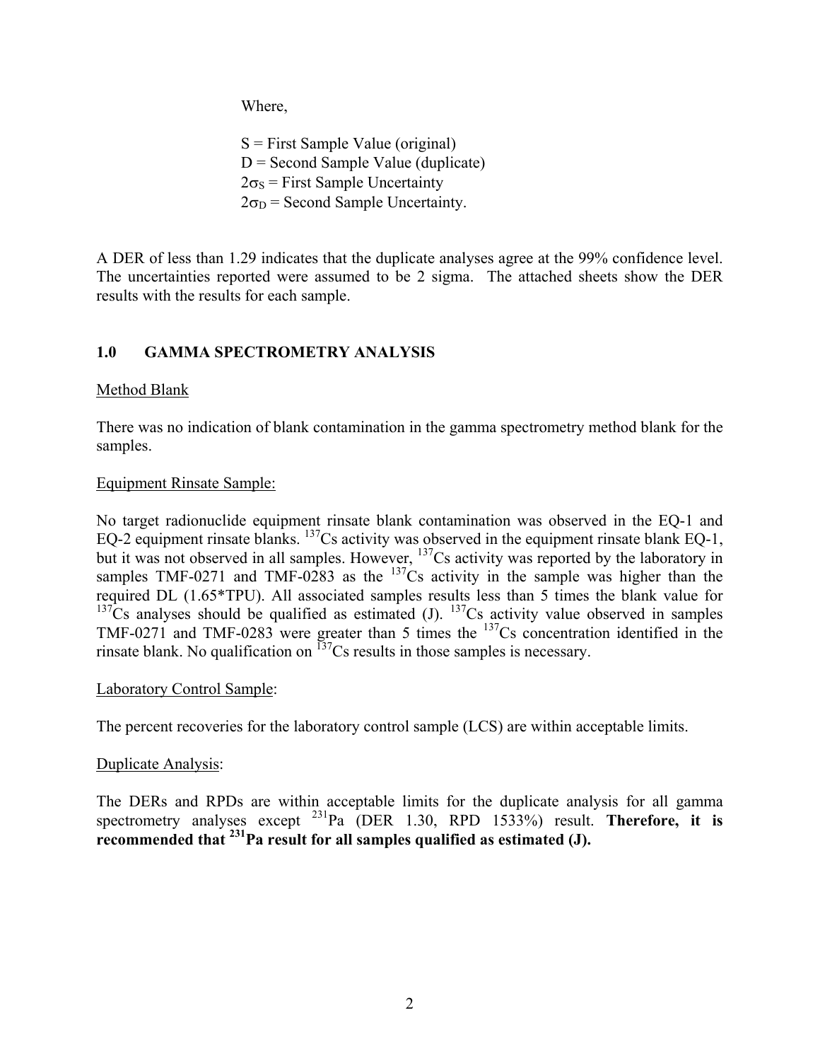Where,

S = First Sample Value (original)
D = Second Sample Value (duplicate)
$2\sigma_S$ = First Sample Uncertainty
$2\sigma_D$ = Second Sample Uncertainty.

A DER of less than 1.29 indicates that the duplicate analyses agree at the 99% confidence level. The uncertainties reported were assumed to be 2 sigma. The attached sheets show the DER results with the results for each sample.

## 1.0 GAMMA SPECTROMETRY ANALYSIS

Method Blank

There was no indication of blank contamination in the gamma spectrometry method blank for the samples.

Equipment Rinsate Sample:

No target radionuclide equipment rinsate blank contamination was observed in the EQ-1 and EQ-2 equipment rinsate blanks. $^{137}$Cs activity was observed in the equipment rinsate blank EQ-1, but it was not observed in all samples. However, $^{137}$Cs activity was reported by the laboratory in samples TMF-0271 and TMF-0283 as the $^{137}$Cs activity in the sample was higher than the required DL (1.65*TPU). All associated samples results less than 5 times the blank value for $^{137}$Cs analyses should be qualified as estimated (J). $^{137}$Cs activity value observed in samples TMF-0271 and TMF-0283 were greater than 5 times the $^{137}$Cs concentration identified in the rinsate blank. No qualification on $^{137}$Cs results in those samples is necessary.

Laboratory Control Sample:

The percent recoveries for the laboratory control sample (LCS) are within acceptable limits.

Duplicate Analysis:

The DERs and RPDs are within acceptable limits for the duplicate analysis for all gamma spectrometry analyses except $^{231}$Pa (DER 1.30, RPD 1533%) result. **Therefore, it is recommended that $^{231}$Pa result for all samples qualified as estimated (J).**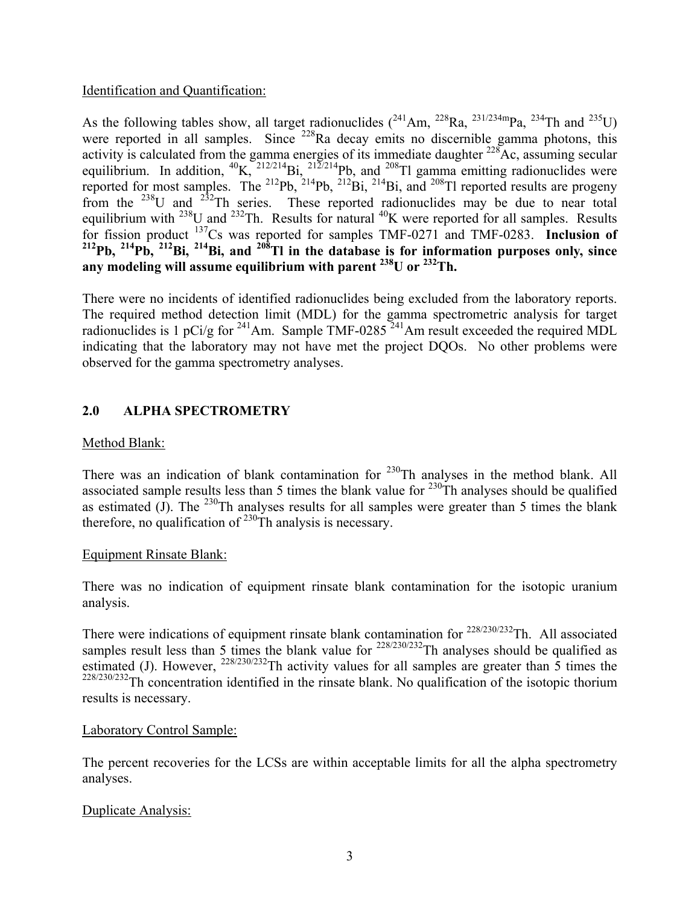Identification and Quantification:

As the following tables show, all target radionuclides ($^{241}$Am, $^{228}$Ra, $^{231/234m}$Pa, $^{234}$Th and $^{235}$U) were reported in all samples. Since $^{228}$Ra decay emits no discernible gamma photons, this activity is calculated from the gamma energies of its immediate daughter $^{228}$Ac, assuming secular equilibrium. In addition, $^{40}$K, $^{212/214}$Bi, $^{212/214}$Pb, and $^{208}$Tl gamma emitting radionuclides were reported for most samples. The $^{212}$Pb, $^{214}$Pb, $^{212}$Bi, $^{214}$Bi, and $^{208}$Tl reported results are progeny from the $^{238}$U and $^{232}$Th series. These reported radionuclides may be due to near total equilibrium with $^{238}$U and $^{232}$Th. Results for natural $^{40}$K were reported for all samples. Results for fission product $^{137}$Cs was reported for samples TMF-0271 and TMF-0283. **Inclusion of $^{212}$Pb, $^{214}$Pb, $^{212}$Bi, $^{214}$Bi, and $^{208}$Tl in the database is for information purposes only, since any modeling will assume equilibrium with parent $^{238}$U or $^{232}$Th.**

There were no incidents of identified radionuclides being excluded from the laboratory reports. The required method detection limit (MDL) for the gamma spectrometric analysis for target radionuclides is 1 pCi/g for $^{241}$Am. Sample TMF-0285 $^{241}$Am result exceeded the required MDL indicating that the laboratory may not have met the project DQOs. No other problems were observed for the gamma spectrometry analyses.

## 2.0 ALPHA SPECTROMETRY

Method Blank:

There was an indication of blank contamination for $^{230}$Th analyses in the method blank. All associated sample results less than 5 times the blank value for $^{230}$Th analyses should be qualified as estimated (J). The $^{230}$Th analyses results for all samples were greater than 5 times the blank therefore, no qualification of $^{230}$Th analysis is necessary.

Equipment Rinsate Blank:

There was no indication of equipment rinsate blank contamination for the isotopic uranium analysis.

There were indications of equipment rinsate blank contamination for $^{228/230/232}$Th. All associated samples result less than 5 times the blank value for $^{228/230/232}$Th analyses should be qualified as estimated (J). However, $^{228/230/232}$Th activity values for all samples are greater than 5 times the $^{228/230/232}$Th concentration identified in the rinsate blank. No qualification of the isotopic thorium results is necessary.

Laboratory Control Sample:

The percent recoveries for the LCSs are within acceptable limits for all the alpha spectrometry analyses.

Duplicate Analysis: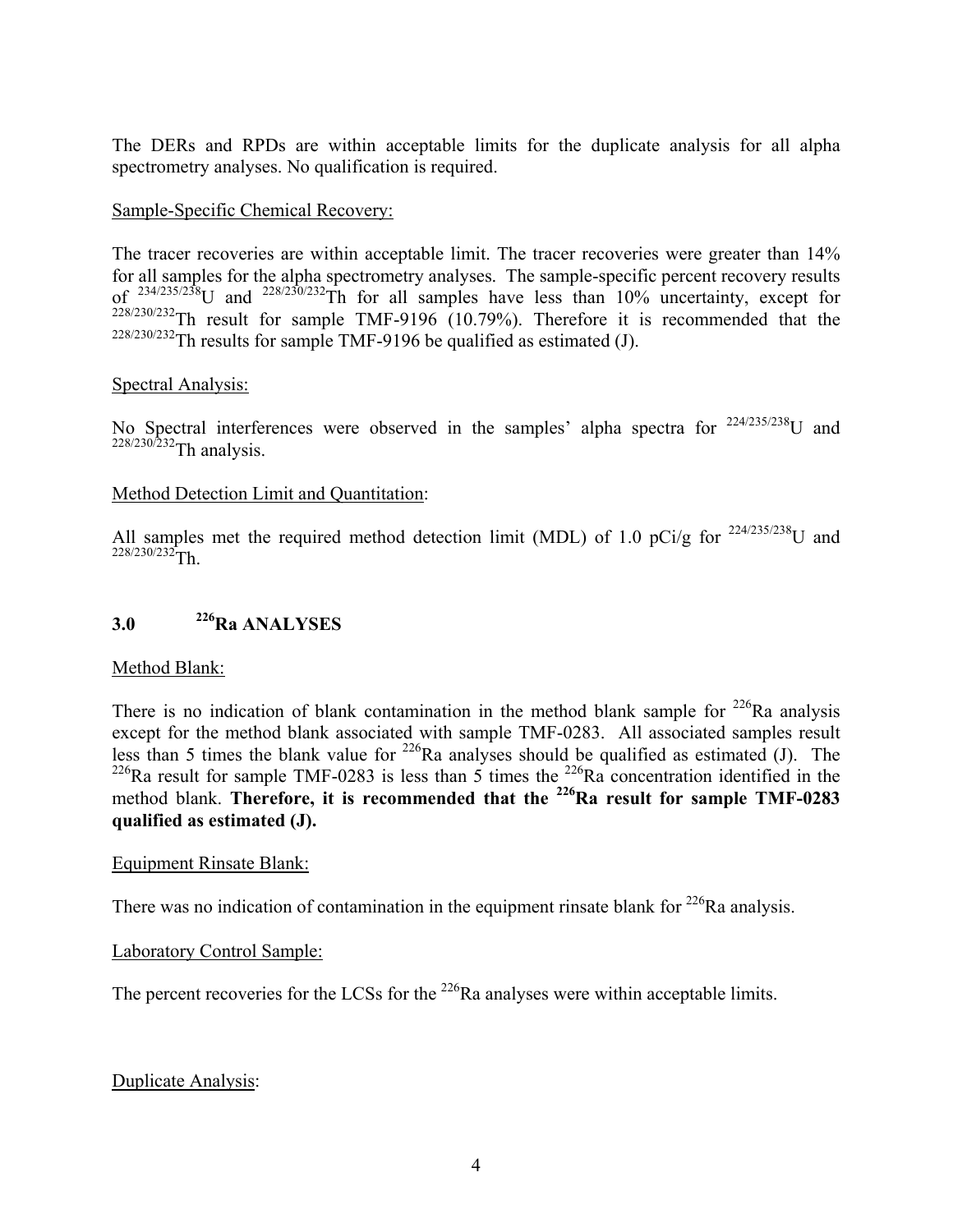The DERs and RPDs are within acceptable limits for the duplicate analysis for all alpha spectrometry analyses. No qualification is required.

Sample-Specific Chemical Recovery:

The tracer recoveries are within acceptable limit. The tracer recoveries were greater than 14% for all samples for the alpha spectrometry analyses. The sample-specific percent recovery results of $^{234/235/238}$U and $^{228/230/232}$Th for all samples have less than 10% uncertainty, except for $^{228/230/232}$Th result for sample TMF-9196 (10.79%). Therefore it is recommended that the $^{228/230/232}$Th results for sample TMF-9196 be qualified as estimated (J).

Spectral Analysis:

No Spectral interferences were observed in the samples' alpha spectra for $^{224/235/238}$U and $^{228/230/232}$Th analysis.

Method Detection Limit and Quantitation:

All samples met the required method detection limit (MDL) of 1.0 pCi/g for $^{224/235/238}$U and $^{228/230/232}$Th.

## 3.0 $^{226}$Ra ANALYSES

Method Blank:

There is no indication of blank contamination in the method blank sample for $^{226}$Ra analysis except for the method blank associated with sample TMF-0283. All associated samples result less than 5 times the blank value for $^{226}$Ra analyses should be qualified as estimated (J). The $^{226}$Ra result for sample TMF-0283 is less than 5 times the $^{226}$Ra concentration identified in the method blank. **Therefore, it is recommended that the $^{226}$Ra result for sample TMF-0283 qualified as estimated (J).**

Equipment Rinsate Blank:

There was no indication of contamination in the equipment rinsate blank for $^{226}$Ra analysis.

Laboratory Control Sample:

The percent recoveries for the LCSs for the $^{226}$Ra analyses were within acceptable limits.

Duplicate Analysis: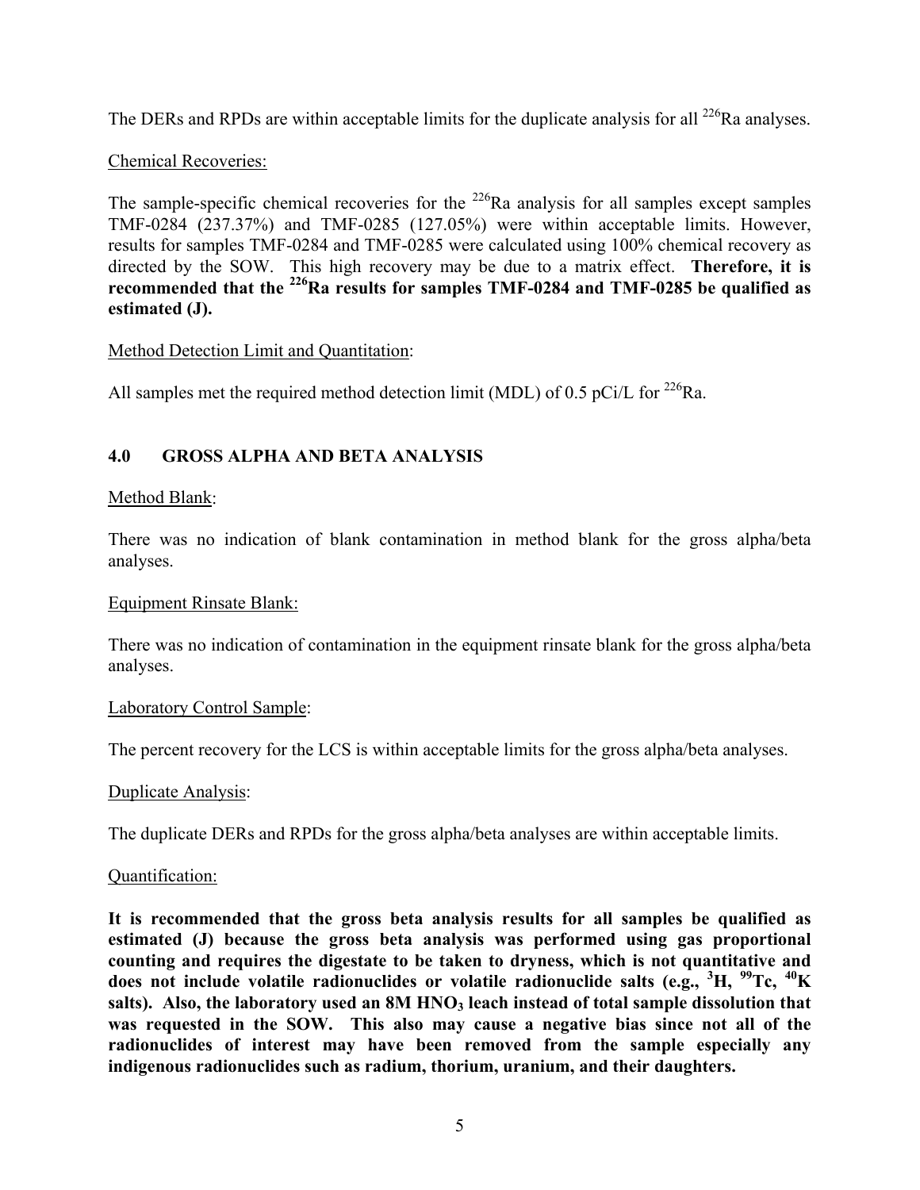The DERs and RPDs are within acceptable limits for the duplicate analysis for all $^{226}$Ra analyses.

Chemical Recoveries:

The sample-specific chemical recoveries for the $^{226}$Ra analysis for all samples except samples TMF-0284 (237.37%) and TMF-0285 (127.05%) were within acceptable limits. However, results for samples TMF-0284 and TMF-0285 were calculated using 100% chemical recovery as directed by the SOW. This high recovery may be due to a matrix effect. **Therefore, it is recommended that the $^{226}$Ra results for samples TMF-0284 and TMF-0285 be qualified as estimated (J).**

Method Detection Limit and Quantitation:

All samples met the required method detection limit (MDL) of 0.5 pCi/L for $^{226}$Ra.

## 4.0 GROSS ALPHA AND BETA ANALYSIS

Method Blank:

There was no indication of blank contamination in method blank for the gross alpha/beta analyses.

Equipment Rinsate Blank:

There was no indication of contamination in the equipment rinsate blank for the gross alpha/beta analyses.

Laboratory Control Sample:

The percent recovery for the LCS is within acceptable limits for the gross alpha/beta analyses.

Duplicate Analysis:

The duplicate DERs and RPDs for the gross alpha/beta analyses are within acceptable limits.

Quantification:

**It is recommended that the gross beta analysis results for all samples be qualified as estimated (J) because the gross beta analysis was performed using gas proportional counting and requires the digestate to be taken to dryness, which is not quantitative and does not include volatile radionuclides or volatile radionuclide salts (e.g., $^{3}$H, $^{99}$Tc, $^{40}$K salts). Also, the laboratory used an 8M $HNO_3$ leach instead of total sample dissolution that was requested in the SOW. This also may cause a negative bias since not all of the radionuclides of interest may have been removed from the sample especially any indigenous radionuclides such as radium, thorium, uranium, and their daughters.**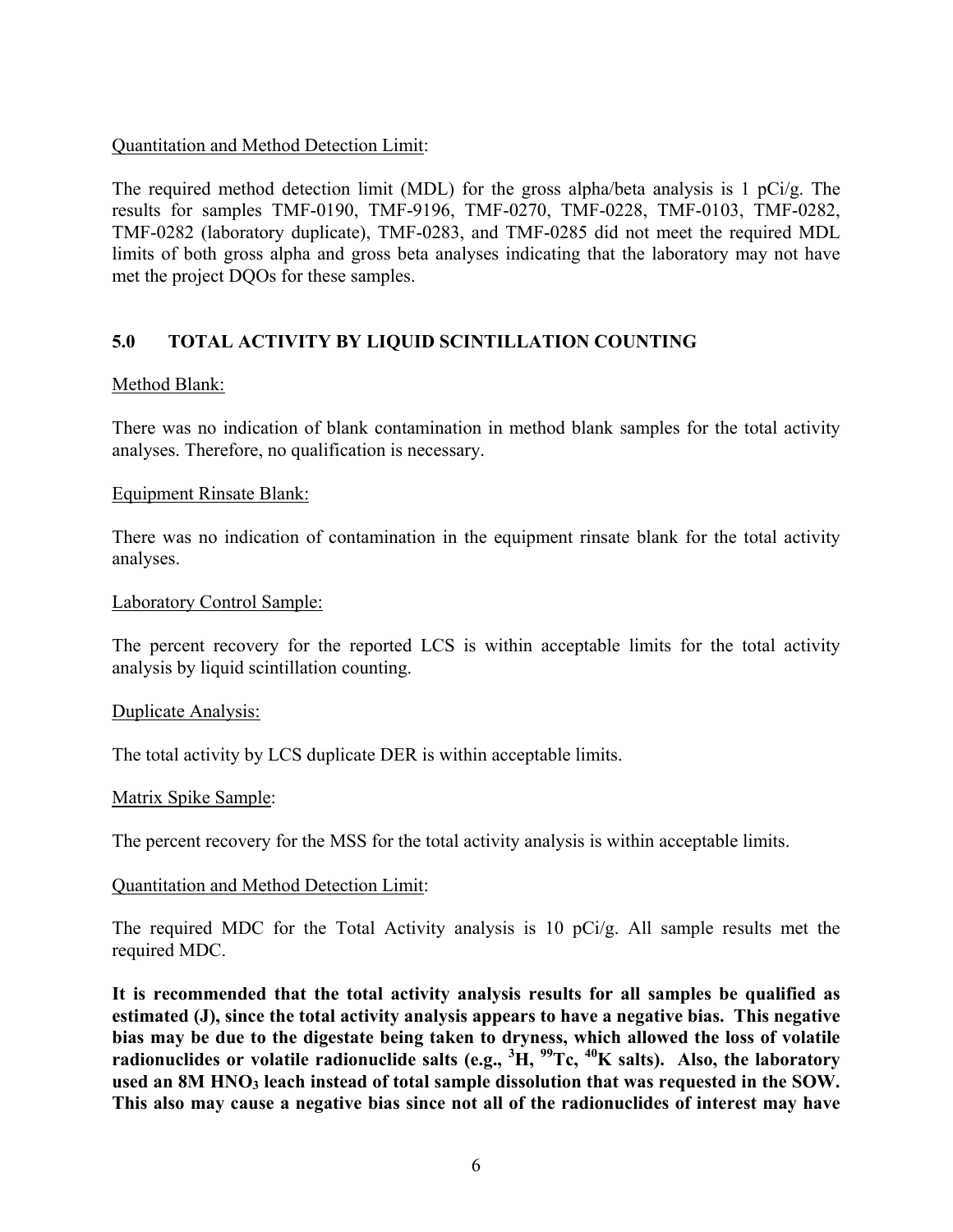Quantitation and Method Detection Limit:

The required method detection limit (MDL) for the gross alpha/beta analysis is 1 pCi/g. The results for samples TMF-0190, TMF-9196, TMF-0270, TMF-0228, TMF-0103, TMF-0282, TMF-0282 (laboratory duplicate), TMF-0283, and TMF-0285 did not meet the required MDL limits of both gross alpha and gross beta analyses indicating that the laboratory may not have met the project DQOs for these samples.

## 5.0 TOTAL ACTIVITY BY LIQUID SCINTILLATION COUNTING

Method Blank:

There was no indication of blank contamination in method blank samples for the total activity analyses. Therefore, no qualification is necessary.

Equipment Rinsate Blank:

There was no indication of contamination in the equipment rinsate blank for the total activity analyses.

Laboratory Control Sample:

The percent recovery for the reported LCS is within acceptable limits for the total activity analysis by liquid scintillation counting.

Duplicate Analysis:

The total activity by LCS duplicate DER is within acceptable limits.

Matrix Spike Sample:

The percent recovery for the MSS for the total activity analysis is within acceptable limits.

Quantitation and Method Detection Limit:

The required MDC for the Total Activity analysis is 10 pCi/g. All sample results met the required MDC.

**It is recommended that the total activity analysis results for all samples be qualified as estimated (J), since the total activity analysis appears to have a negative bias. This negative bias may be due to the digestate being taken to dryness, which allowed the loss of volatile radionuclides or volatile radionuclide salts (e.g., $^{3}H$, $^{99}Tc$, $^{40}K$ salts). Also, the laboratory used an 8M $HNO_3$ leach instead of total sample dissolution that was requested in the SOW. This also may cause a negative bias since not all of the radionuclides of interest may have**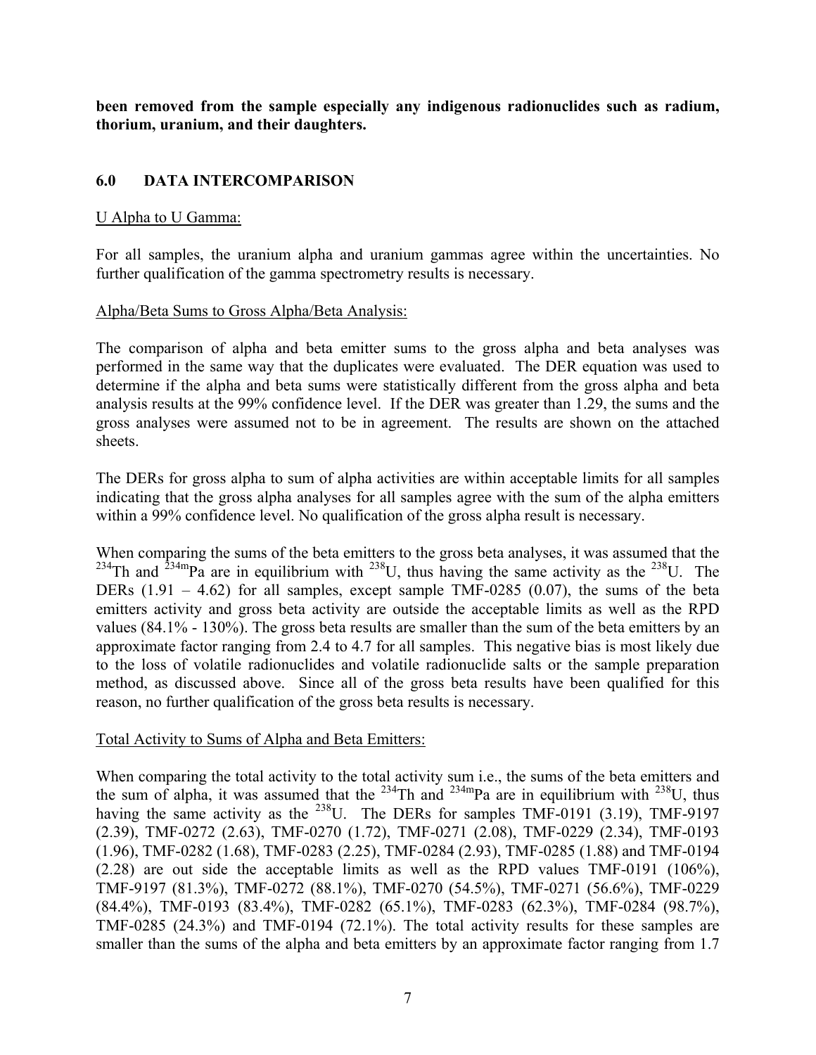**been removed from the sample especially any indigenous radionuclides such as radium, thorium, uranium, and their daughters.**

## 6.0 DATA INTERCOMPARISON

U Alpha to U Gamma:

For all samples, the uranium alpha and uranium gammas agree within the uncertainties. No further qualification of the gamma spectrometry results is necessary.

Alpha/Beta Sums to Gross Alpha/Beta Analysis:

The comparison of alpha and beta emitter sums to the gross alpha and beta analyses was performed in the same way that the duplicates were evaluated. The DER equation was used to determine if the alpha and beta sums were statistically different from the gross alpha and beta analysis results at the 99% confidence level. If the DER was greater than 1.29, the sums and the gross analyses were assumed not to be in agreement. The results are shown on the attached sheets.

The DERs for gross alpha to sum of alpha activities are within acceptable limits for all samples indicating that the gross alpha analyses for all samples agree with the sum of the alpha emitters within a 99% confidence level. No qualification of the gross alpha result is necessary.

When comparing the sums of the beta emitters to the gross beta analyses, it was assumed that the $^{234}$Th and $^{234m}$Pa are in equilibrium with $^{238}$U, thus having the same activity as the $^{238}$U. The DERs (1.91 – 4.62) for all samples, except sample TMF-0285 (0.07), the sums of the beta emitters activity and gross beta activity are outside the acceptable limits as well as the RPD values (84.1% - 130%). The gross beta results are smaller than the sum of the beta emitters by an approximate factor ranging from 2.4 to 4.7 for all samples. This negative bias is most likely due to the loss of volatile radionuclides and volatile radionuclide salts or the sample preparation method, as discussed above. Since all of the gross beta results have been qualified for this reason, no further qualification of the gross beta results is necessary.

Total Activity to Sums of Alpha and Beta Emitters:

When comparing the total activity to the total activity sum i.e., the sums of the beta emitters and the sum of alpha, it was assumed that the $^{234}$Th and $^{234m}$Pa are in equilibrium with $^{238}$U, thus having the same activity as the $^{238}$U. The DERs for samples TMF-0191 (3.19), TMF-9197 (2.39), TMF-0272 (2.63), TMF-0270 (1.72), TMF-0271 (2.08), TMF-0229 (2.34), TMF-0193 (1.96), TMF-0282 (1.68), TMF-0283 (2.25), TMF-0284 (2.93), TMF-0285 (1.88) and TMF-0194 (2.28) are out side the acceptable limits as well as the RPD values TMF-0191 (106%), TMF-9197 (81.3%), TMF-0272 (88.1%), TMF-0270 (54.5%), TMF-0271 (56.6%), TMF-0229 (84.4%), TMF-0193 (83.4%), TMF-0282 (65.1%), TMF-0283 (62.3%), TMF-0284 (98.7%), TMF-0285 (24.3%) and TMF-0194 (72.1%). The total activity results for these samples are smaller than the sums of the alpha and beta emitters by an approximate factor ranging from 1.7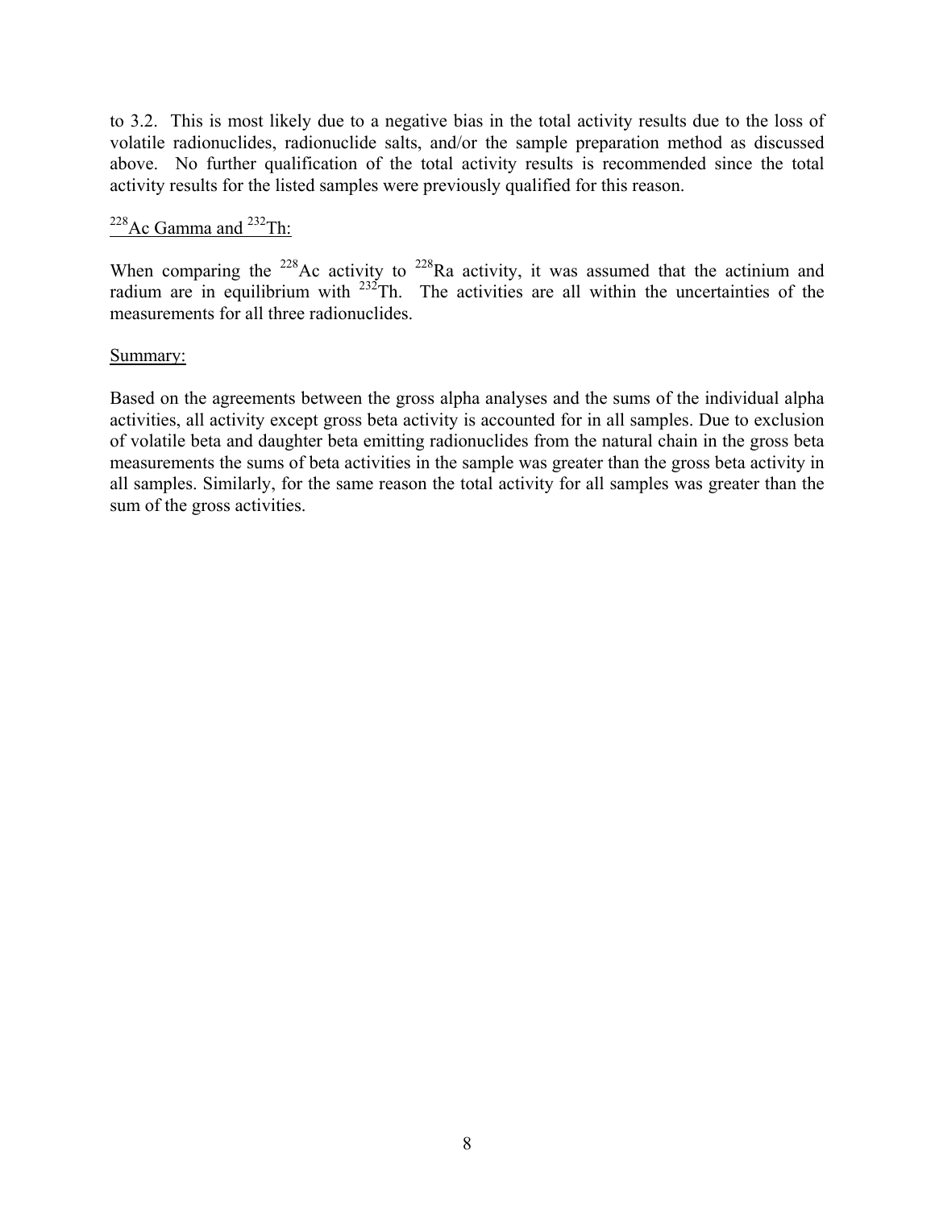to 3.2. This is most likely due to a negative bias in the total activity results due to the loss of volatile radionuclides, radionuclide salts, and/or the sample preparation method as discussed above. No further qualification of the total activity results is recommended since the total activity results for the listed samples were previously qualified for this reason.

$^{228}$Ac Gamma and $^{232}$Th:

When comparing the $^{228}$Ac activity to $^{228}$Ra activity, it was assumed that the actinium and radium are in equilibrium with $^{232}$Th. The activities are all within the uncertainties of the measurements for all three radionuclides.

Summary:

Based on the agreements between the gross alpha analyses and the sums of the individual alpha activities, all activity except gross beta activity is accounted for in all samples. Due to exclusion of volatile beta and daughter beta emitting radionuclides from the natural chain in the gross beta measurements the sums of beta activities in the sample was greater than the gross beta activity in all samples. Similarly, for the same reason the total activity for all samples was greater than the sum of the gross activities.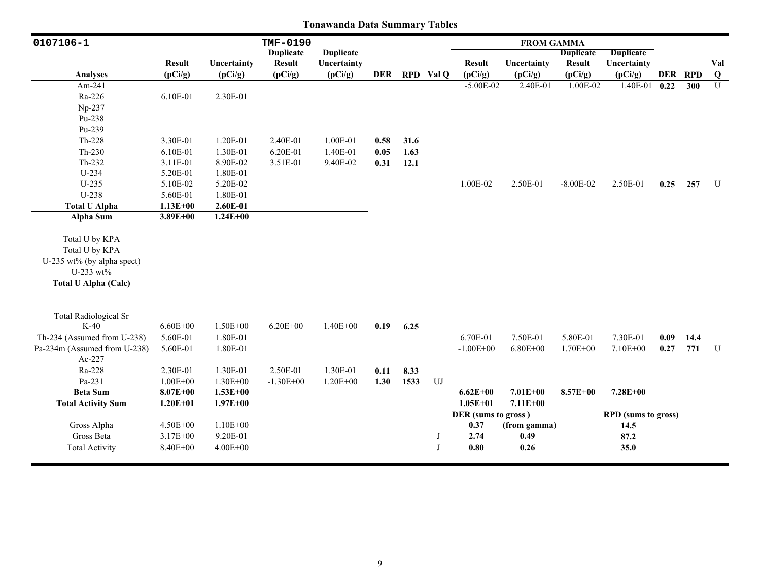# Tonawanda Data Summary Tables

| 0107106-1 | | | TMF-0190 | | | | | FROM GAMMA | | | | | | |
|---|---|---|---|---|---|---|---|---|---|---|---|---|---|---|
| Analyses | Result (pCi/g) | Uncertainty (pCi/g) | Duplicate Result (pCi/g) | Duplicate Uncertainty (pCi/g) | DER | RPD | Val Q | Result (pCi/g) | Uncertainty (pCi/g) | Duplicate Result (pCi/g) | Duplicate Uncertainty (pCi/g) | DER | RPD | Val Q |
| Am-241 | | | | | | | | -5.00E-02 | 2.40E-01 | 1.00E-02 | 1.40E-01 | 0.22 | 300 | U |
| Ra-226 | 6.10E-01 | 2.30E-01 | | | | | | | | | | | | |
| Np-237 | | | | | | | | | | | | | | |
| Pu-238 | | | | | | | | | | | | | | |
| Pu-239 | | | | | | | | | | | | | | |
| Th-228 | 3.30E-01 | 1.20E-01 | 2.40E-01 | 1.00E-01 | 0.58 | 31.6 | | | | | | | | |
| Th-230 | 6.10E-01 | 1.30E-01 | 6.20E-01 | 1.40E-01 | 0.05 | 1.63 | | | | | | | | |
| Th-232 | 3.11E-01 | 8.90E-02 | 3.51E-01 | 9.40E-02 | 0.31 | 12.1 | | | | | | | | |
| U-234 | 5.20E-01 | 1.80E-01 | | | | | | | | | | | | |
| U-235 | 5.10E-02 | 5.20E-02 | | | | | | 1.00E-02 | 2.50E-01 | -8.00E-02 | 2.50E-01 | 0.25 | 257 | U |
| U-238 | 5.60E-01 | 1.80E-01 | | | | | | | | | | | | |
| **Total U Alpha** | **1.13E+00** | **2.60E-01** | | | | | | | | | | | | |
| **Alpha Sum** | **3.89E+00** | **1.24E+00** | | | | | | | | | | | | |
| Total U by KPA | | | | | | | | | | | | | | |
| Total U by KPA | | | | | | | | | | | | | | |
| U-235 wt% (by alpha spect) | | | | | | | | | | | | | | |
| U-233 wt% | | | | | | | | | | | | | | |
| **Total U Alpha (Calc)** | | | | | | | | | | | | | | |
| Total Radiological Sr | | | | | | | | | | | | | | |
| K-40 | 6.60E+00 | 1.50E+00 | 6.20E+00 | 1.40E+00 | 0.19 | 6.25 | | | | | | | | |
| Th-234 (Assumed from U-238) | 5.60E-01 | 1.80E-01 | | | | | | 6.70E-01 | 7.50E-01 | 5.80E-01 | 7.30E-01 | 0.09 | 14.4 | |
| Pa-234m (Assumed from U-238) | 5.60E-01 | 1.80E-01 | | | | | | -1.00E+00 | 6.80E+00 | 1.70E+00 | 7.10E+00 | 0.27 | 771 | U |
| Ac-227 | | | | | | | | | | | | | | |
| Ra-228 | 2.30E-01 | 1.30E-01 | 2.50E-01 | 1.30E-01 | 0.11 | 8.33 | | | | | | | | |
| Pa-231 | 1.00E+00 | 1.30E+00 | -1.30E+00 | 1.20E+00 | 1.30 | 1533 | UJ | | | | | | | |
| **Beta Sum** | **8.07E+00** | **1.53E+00** | | | | | | **6.62E+00** | **7.01E+00** | **8.57E+00** | **7.28E+00** | | | |
| **Total Activity Sum** | **1.20E+01** | **1.97E+00** | | | | | | **1.05E+01** | **7.11E+00** | | | | | |
| | | | | | | | | **DER (sums to gross )** | | | **RPD (sums to gross)** | | | |
| Gross Alpha | 4.50E+00 | 1.10E+00 | | | | | | **0.37** | **(from gamma)** | | **14.5** | | | |
| Gross Beta | 3.17E+00 | 9.20E-01 | | | | | J | **2.74** | **0.49** | | **87.2** | | | |
| Total Activity | 8.40E+00 | 4.00E+00 | | | | | J | **0.80** | **0.26** | | **35.0** | | | |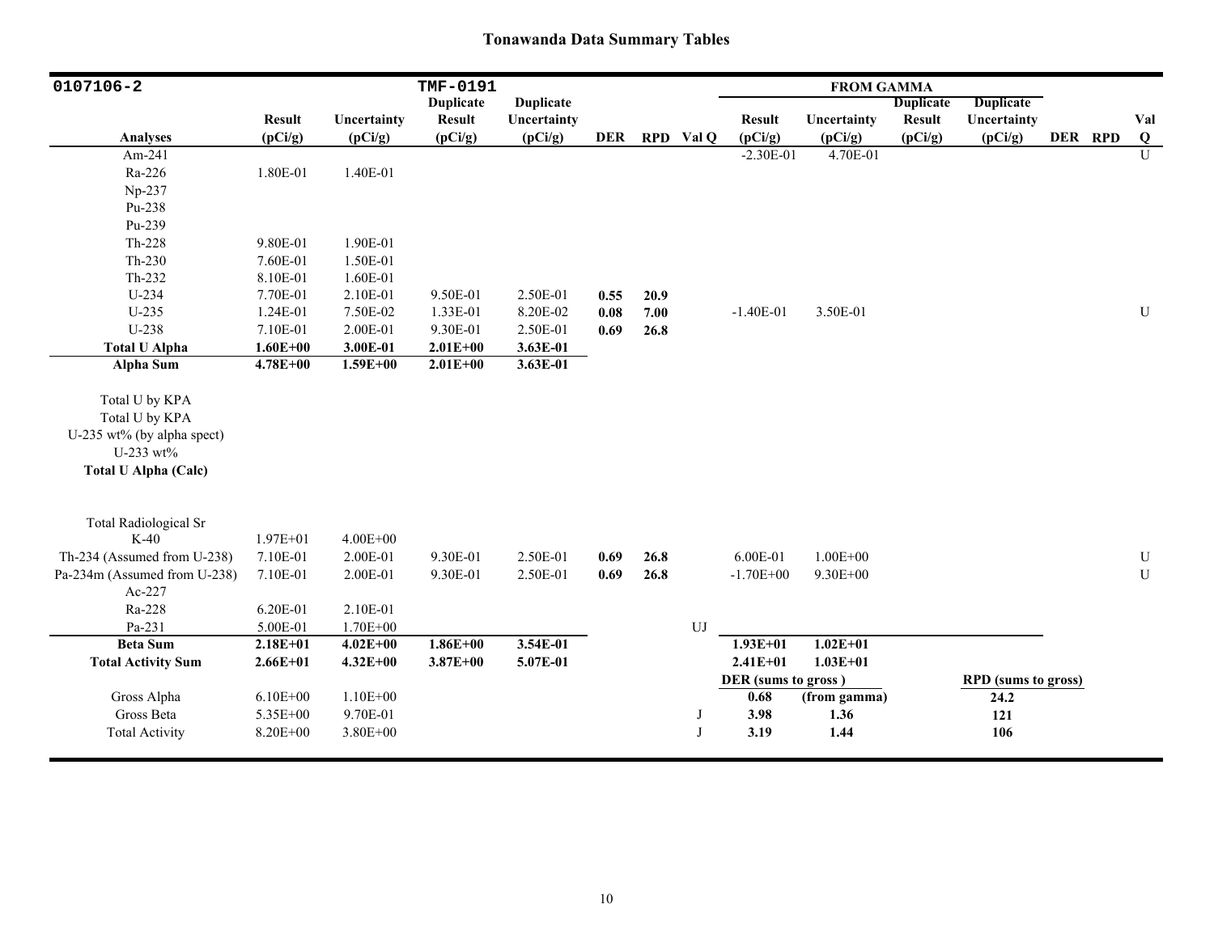## Tonawanda Data Summary Tables

| 0107106-2 | | | TMF-0191 | | | | | FROM GAMMA | | | | | | |
|---|---|---|---|---|---|---|---|---|---|---|---|---|---|---|
| Analyses | Result (pCi/g) | Uncertainty (pCi/g) | Duplicate Result (pCi/g) | Duplicate Uncertainty (pCi/g) | DER | RPD | Val Q | Result (pCi/g) | Uncertainty (pCi/g) | Duplicate Result (pCi/g) | Duplicate Uncertainty (pCi/g) | DER | RPD | Val Q |
| Am-241 | | | | | | | | -2.30E-01 | 4.70E-01 | | | | | U |
| Ra-226 | 1.80E-01 | 1.40E-01 | | | | | | | | | | | | |
| Np-237 | | | | | | | | | | | | | | |
| Pu-238 | | | | | | | | | | | | | | |
| Pu-239 | | | | | | | | | | | | | | |
| Th-228 | 9.80E-01 | 1.90E-01 | | | | | | | | | | | | |
| Th-230 | 7.60E-01 | 1.50E-01 | | | | | | | | | | | | |
| Th-232 | 8.10E-01 | 1.60E-01 | | | | | | | | | | | | |
| U-234 | 7.70E-01 | 2.10E-01 | 9.50E-01 | 2.50E-01 | **0.55** | **20.9** | | | | | | | | |
| U-235 | 1.24E-01 | 7.50E-02 | 1.33E-01 | 8.20E-02 | **0.08** | **7.00** | | -1.40E-01 | 3.50E-01 | | | | | U |
| U-238 | 7.10E-01 | 2.00E-01 | 9.30E-01 | 2.50E-01 | **0.69** | **26.8** | | | | | | | | |
| **Total U Alpha** | **1.60E+00** | **3.00E-01** | **2.01E+00** | **3.63E-01** | | | | | | | | | | |
| **Alpha Sum** | **4.78E+00** | **1.59E+00** | **2.01E+00** | **3.63E-01** | | | | | | | | | | |
| Total U by KPA | | | | | | | | | | | | | | |
| Total U by KPA | | | | | | | | | | | | | | |
| U-235 wt% (by alpha spect) | | | | | | | | | | | | | | |
| U-233 wt% | | | | | | | | | | | | | | |
| **Total U Alpha (Calc)** | | | | | | | | | | | | | | |
| Total Radiological Sr | | | | | | | | | | | | | | |
| K-40 | 1.97E+01 | 4.00E+00 | | | | | | | | | | | | |
| Th-234 (Assumed from U-238) | 7.10E-01 | 2.00E-01 | 9.30E-01 | 2.50E-01 | **0.69** | **26.8** | | 6.00E-01 | 1.00E+00 | | | | | U |
| Pa-234m (Assumed from U-238) | 7.10E-01 | 2.00E-01 | 9.30E-01 | 2.50E-01 | **0.69** | **26.8** | | -1.70E+00 | 9.30E+00 | | | | | U |
| Ac-227 | | | | | | | | | | | | | | |
| Ra-228 | 6.20E-01 | 2.10E-01 | | | | | | | | | | | | |
| Pa-231 | 5.00E-01 | 1.70E+00 | | | | | UJ | | | | | | | |
| **Beta Sum** | **2.18E+01** | **4.02E+00** | **1.86E+00** | **3.54E-01** | | | | **1.93E+01** | **1.02E+01** | | | | | |
| **Total Activity Sum** | **2.66E+01** | **4.32E+00** | **3.87E+00** | **5.07E-01** | | | | **2.41E+01** | **1.03E+01** | | | | | |
| | | | | | | | | **DER (sums to gross )** | | | **RPD (sums to gross)** | | | |
| Gross Alpha | 6.10E+00 | 1.10E+00 | | | | | | **0.68** | **(from gamma)** | | **24.2** | | | |
| Gross Beta | 5.35E+00 | 9.70E-01 | | | | | J | **3.98** | **1.36** | | **121** | | | |
| Total Activity | 8.20E+00 | 3.80E+00 | | | | | J | **3.19** | **1.44** | | **106** | | | |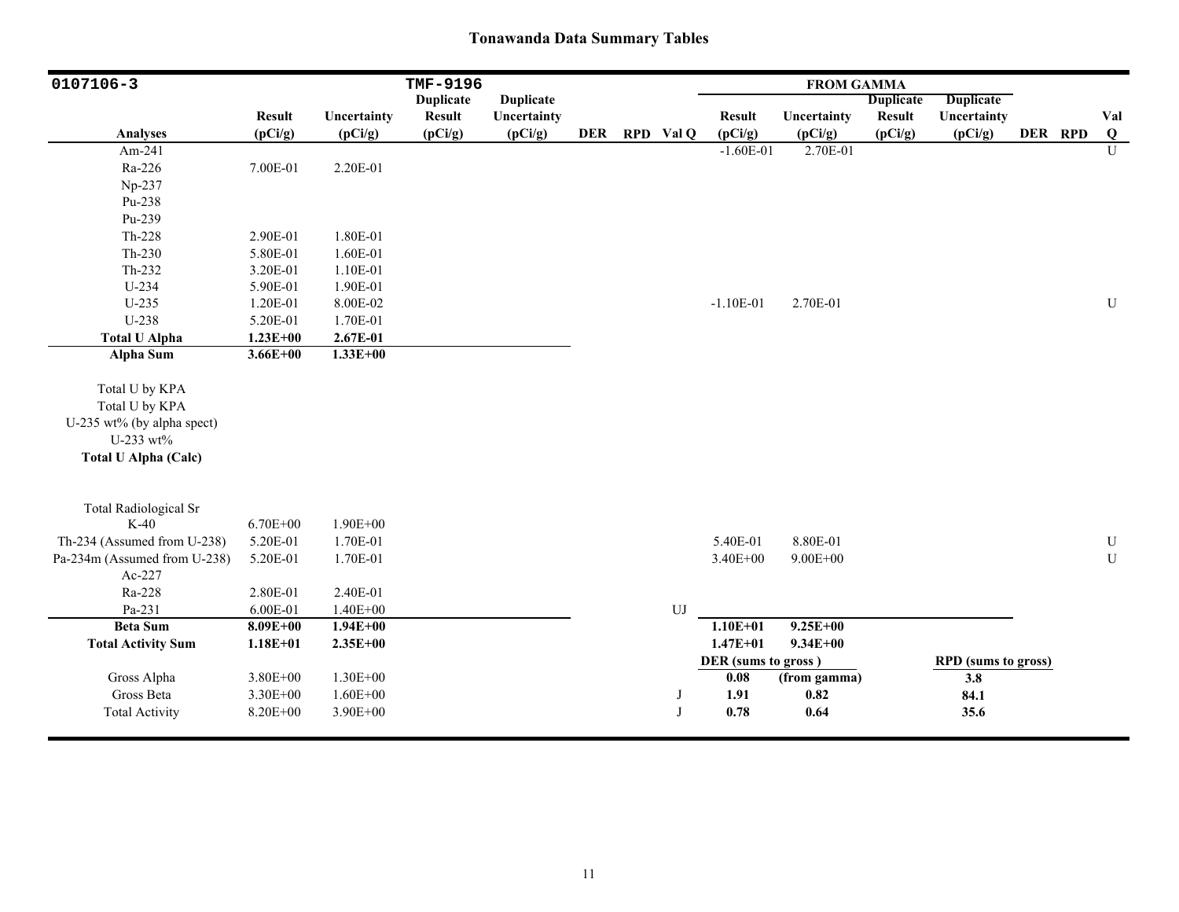## Tonawanda Data Summary Tables

| 0107106-3 | | | TMF-9196 | | | | | FROM GAMMA | | | | | | |
|---|---|---|---|---|---|---|---|---|---|---|---|---|---|---|
| Analyses | Result (pCi/g) | Uncertainty (pCi/g) | Duplicate Result (pCi/g) | Duplicate Uncertainty (pCi/g) | DER | RPD | Val Q | Result (pCi/g) | Uncertainty (pCi/g) | Duplicate Result (pCi/g) | Duplicate Uncertainty (pCi/g) | DER | RPD | Val Q |
| Am-241 | | | | | | | | -1.60E-01 | 2.70E-01 | | | | | U |
| Ra-226 | 7.00E-01 | 2.20E-01 | | | | | | | | | | | | |
| Np-237 | | | | | | | | | | | | | | |
| Pu-238 | | | | | | | | | | | | | | |
| Pu-239 | | | | | | | | | | | | | | |
| Th-228 | 2.90E-01 | 1.80E-01 | | | | | | | | | | | | |
| Th-230 | 5.80E-01 | 1.60E-01 | | | | | | | | | | | | |
| Th-232 | 3.20E-01 | 1.10E-01 | | | | | | | | | | | | |
| U-234 | 5.90E-01 | 1.90E-01 | | | | | | | | | | | | |
| U-235 | 1.20E-01 | 8.00E-02 | | | | | | -1.10E-01 | 2.70E-01 | | | | | U |
| U-238 | 5.20E-01 | 1.70E-01 | | | | | | | | | | | | |
| **Total U Alpha** | **1.23E+00** | **2.67E-01** | | | | | | | | | | | | |
| **Alpha Sum** | **3.66E+00** | **1.33E+00** | | | | | | | | | | | | |
| Total U by KPA | | | | | | | | | | | | | | |
| Total U by KPA | | | | | | | | | | | | | | |
| U-235 wt% (by alpha spect) | | | | | | | | | | | | | | |
| U-233 wt% | | | | | | | | | | | | | | |
| **Total U Alpha (Calc)** | | | | | | | | | | | | | | |
| Total Radiological Sr | | | | | | | | | | | | | | |
| K-40 | 6.70E+00 | 1.90E+00 | | | | | | | | | | | | |
| Th-234 (Assumed from U-238) | 5.20E-01 | 1.70E-01 | | | | | | 5.40E-01 | 8.80E-01 | | | | | U |
| Pa-234m (Assumed from U-238) | 5.20E-01 | 1.70E-01 | | | | | | 3.40E+00 | 9.00E+00 | | | | | U |
| Ac-227 | | | | | | | | | | | | | | |
| Ra-228 | 2.80E-01 | 2.40E-01 | | | | | | | | | | | | |
| Pa-231 | 6.00E-01 | 1.40E+00 | | | | | UJ | | | | | | | |
| **Beta Sum** | **8.09E+00** | **1.94E+00** | | | | | | **1.10E+01** | **9.25E+00** | | | | | |
| **Total Activity Sum** | **1.18E+01** | **2.35E+00** | | | | | | **1.47E+01** | **9.34E+00** | | | | | |
| | | | | | | | | **DER (sums to gross )** | | | **RPD (sums to gross)** | | | |
| Gross Alpha | 3.80E+00 | 1.30E+00 | | | | | | **0.08** | **(from gamma)** | | **3.8** | | | |
| Gross Beta | 3.30E+00 | 1.60E+00 | | | | | J | **1.91** | **0.82** | | **84.1** | | | |
| Total Activity | 8.20E+00 | 3.90E+00 | | | | | J | **0.78** | **0.64** | | **35.6** | | | |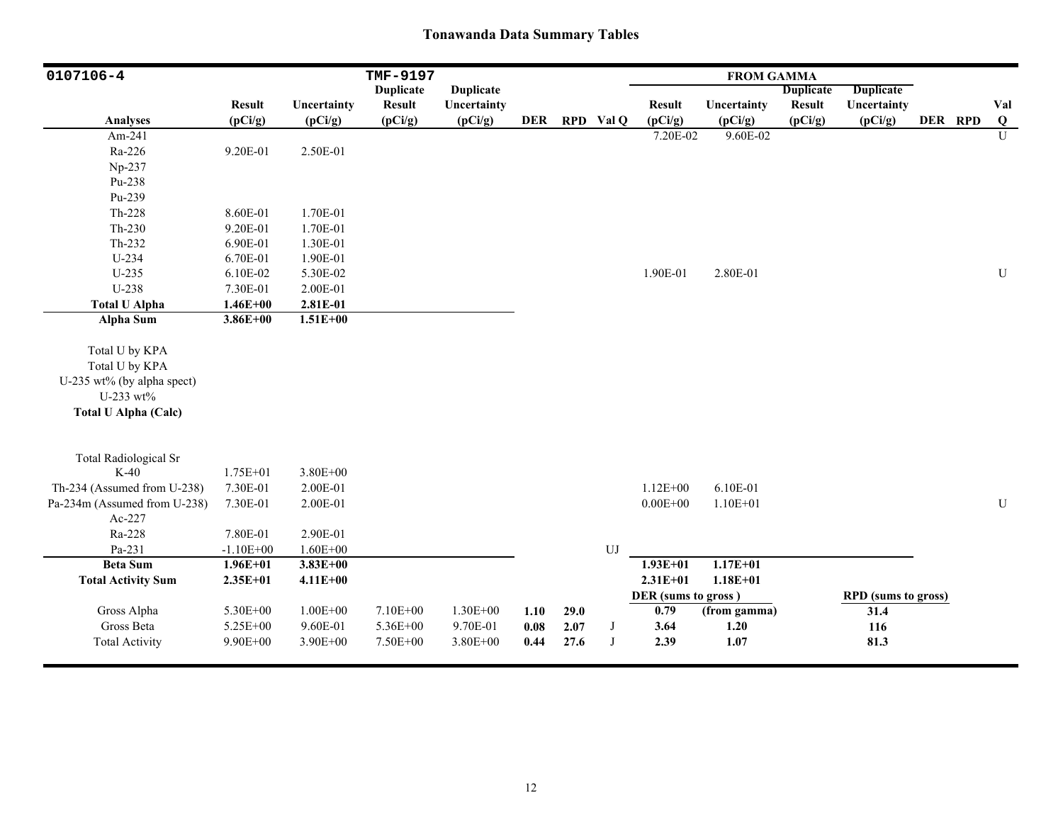## Tonawanda Data Summary Tables

| 0107106-4 | | | TMF-9197 | | | | | FROM GAMMA | | | | | | |
|---|---|---|---|---|---|---|---|---|---|---|---|---|---|---|
| Analyses | Result (pCi/g) | Uncertainty (pCi/g) | Duplicate Result (pCi/g) | Duplicate Uncertainty (pCi/g) | DER | RPD | Val Q | Result (pCi/g) | Uncertainty (pCi/g) | Duplicate Result (pCi/g) | Duplicate Uncertainty (pCi/g) | DER | RPD | Val Q |
| Am-241 | | | | | | | | 7.20E-02 | 9.60E-02 | | | | | U |
| Ra-226 | 9.20E-01 | 2.50E-01 | | | | | | | | | | | | |
| Np-237 | | | | | | | | | | | | | | |
| Pu-238 | | | | | | | | | | | | | | |
| Pu-239 | | | | | | | | | | | | | | |
| Th-228 | 8.60E-01 | 1.70E-01 | | | | | | | | | | | | |
| Th-230 | 9.20E-01 | 1.70E-01 | | | | | | | | | | | | |
| Th-232 | 6.90E-01 | 1.30E-01 | | | | | | | | | | | | |
| U-234 | 6.70E-01 | 1.90E-01 | | | | | | | | | | | | |
| U-235 | 6.10E-02 | 5.30E-02 | | | | | | 1.90E-01 | 2.80E-01 | | | | | U |
| U-238 | 7.30E-01 | 2.00E-01 | | | | | | | | | | | | |
| **Total U Alpha** | **1.46E+00** | **2.81E-01** | | | | | | | | | | | | |
| **Alpha Sum** | **3.86E+00** | **1.51E+00** | | | | | | | | | | | | |
| Total U by KPA | | | | | | | | | | | | | | |
| Total U by KPA | | | | | | | | | | | | | | |
| U-235 wt% (by alpha spect) | | | | | | | | | | | | | | |
| U-233 wt% | | | | | | | | | | | | | | |
| **Total U Alpha (Calc)** | | | | | | | | | | | | | | |
| Total Radiological Sr | | | | | | | | | | | | | | |
| K-40 | 1.75E+01 | 3.80E+00 | | | | | | | | | | | | |
| Th-234 (Assumed from U-238) | 7.30E-01 | 2.00E-01 | | | | | | 1.12E+00 | 6.10E-01 | | | | | |
| Pa-234m (Assumed from U-238) | 7.30E-01 | 2.00E-01 | | | | | | 0.00E+00 | 1.10E+01 | | | | | U |
| Ac-227 | | | | | | | | | | | | | | |
| Ra-228 | 7.80E-01 | 2.90E-01 | | | | | | | | | | | | |
| Pa-231 | -1.10E+00 | 1.60E+00 | | | | | UJ | | | | | | | |
| **Beta Sum** | **1.96E+01** | **3.83E+00** | | | | | | **1.93E+01** | **1.17E+01** | | | | | |
| **Total Activity Sum** | **2.35E+01** | **4.11E+00** | | | | | | **2.31E+01** | **1.18E+01** | | | | | |
| | | | | | | | | **DER (sums to gross )** | | | **RPD (sums to gross)** | | | |
| Gross Alpha | 5.30E+00 | 1.00E+00 | 7.10E+00 | 1.30E+00 | **1.10** | **29.0** | | **0.79** | **(from gamma)** | | **31.4** | | | |
| Gross Beta | 5.25E+00 | 9.60E-01 | 5.36E+00 | 9.70E-01 | **0.08** | **2.07** | J | **3.64** | **1.20** | | **116** | | | |
| Total Activity | 9.90E+00 | 3.90E+00 | 7.50E+00 | 3.80E+00 | **0.44** | **27.6** | J | **2.39** | **1.07** | | **81.3** | | | |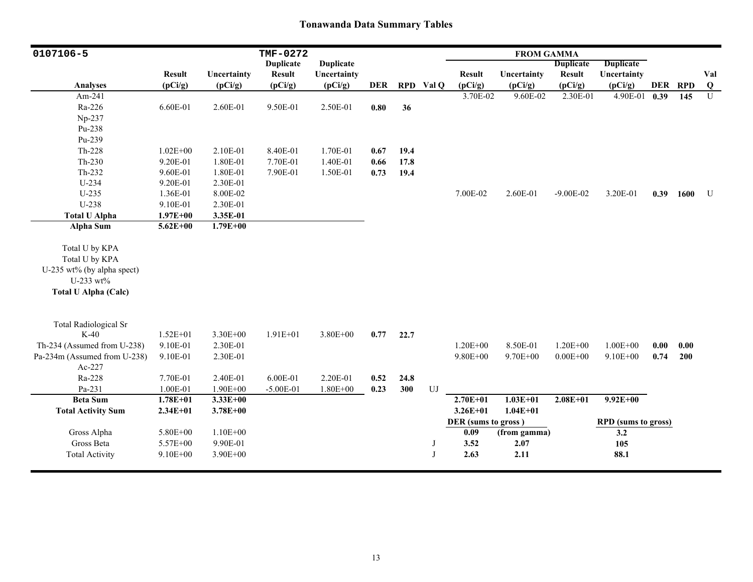## Tonawanda Data Summary Tables

| 0107106-5 | | | TMF-0272 | | | | | FROM GAMMA | | | | | | |
|---|---|---|---|---|---|---|---|---|---|---|---|---|---|---|
| Analyses | Result (pCi/g) | Uncertainty (pCi/g) | Duplicate Result (pCi/g) | Duplicate Uncertainty (pCi/g) | DER | RPD | Val Q | Result (pCi/g) | Uncertainty (pCi/g) | Duplicate Result (pCi/g) | Duplicate Uncertainty (pCi/g) | DER | RPD | Val Q |
| Am-241 | | | | | | | | 3.70E-02 | 9.60E-02 | 2.30E-01 | 4.90E-01 | **0.39** | **145** | U |
| Ra-226 | 6.60E-01 | 2.60E-01 | 9.50E-01 | 2.50E-01 | **0.80** | **36** | | | | | | | | |
| Np-237 | | | | | | | | | | | | | | |
| Pu-238 | | | | | | | | | | | | | | |
| Pu-239 | | | | | | | | | | | | | | |
| Th-228 | 1.02E+00 | 2.10E-01 | 8.40E-01 | 1.70E-01 | **0.67** | **19.4** | | | | | | | | |
| Th-230 | 9.20E-01 | 1.80E-01 | 7.70E-01 | 1.40E-01 | **0.66** | **17.8** | | | | | | | | |
| Th-232 | 9.60E-01 | 1.80E-01 | 7.90E-01 | 1.50E-01 | **0.73** | **19.4** | | | | | | | | |
| U-234 | 9.20E-01 | 2.30E-01 | | | | | | | | | | | | |
| U-235 | 1.36E-01 | 8.00E-02 | | | | | | 7.00E-02 | 2.60E-01 | -9.00E-02 | 3.20E-01 | **0.39** | **1600** | U |
| U-238 | 9.10E-01 | 2.30E-01 | | | | | | | | | | | | |
| **Total U Alpha** | **1.97E+00** | **3.35E-01** | | | | | | | | | | | | |
| **Alpha Sum** | **5.62E+00** | **1.79E+00** | | | | | | | | | | | | |
| Total U by KPA | | | | | | | | | | | | | | |
| Total U by KPA | | | | | | | | | | | | | | |
| U-235 wt% (by alpha spect) | | | | | | | | | | | | | | |
| U-233 wt% | | | | | | | | | | | | | | |
| **Total U Alpha (Calc)** | | | | | | | | | | | | | | |
| Total Radiological Sr | | | | | | | | | | | | | | |
| K-40 | 1.52E+01 | 3.30E+00 | 1.91E+01 | 3.80E+00 | **0.77** | **22.7** | | | | | | | | |
| Th-234 (Assumed from U-238) | 9.10E-01 | 2.30E-01 | | | | | | 1.20E+00 | 8.50E-01 | 1.20E+00 | 1.00E+00 | **0.00** | **0.00** | |
| Pa-234m (Assumed from U-238) | 9.10E-01 | 2.30E-01 | | | | | | 9.80E+00 | 9.70E+00 | 0.00E+00 | 9.10E+00 | **0.74** | **200** | |
| Ac-227 | | | | | | | | | | | | | | |
| Ra-228 | 7.70E-01 | 2.40E-01 | 6.00E-01 | 2.20E-01 | **0.52** | **24.8** | | | | | | | | |
| Pa-231 | 1.00E-01 | 1.90E+00 | -5.00E-01 | 1.80E+00 | **0.23** | **300** | UJ | | | | | | | |
| **Beta Sum** | **1.78E+01** | **3.33E+00** | | | | | | **2.70E+01** | **1.03E+01** | **2.08E+01** | **9.92E+00** | | | |
| **Total Activity Sum** | **2.34E+01** | **3.78E+00** | | | | | | **3.26E+01** | **1.04E+01** | | | | | |
| | | | | | | | | **DER (sums to gross )** | | | **RPD (sums to gross)** | | | |
| Gross Alpha | 5.80E+00 | 1.10E+00 | | | | | | **0.09** | **(from gamma)** | | **3.2** | | | |
| Gross Beta | 5.57E+00 | 9.90E-01 | | | | | J | **3.52** | **2.07** | | **105** | | | |
| Total Activity | 9.10E+00 | 3.90E+00 | | | | | J | **2.63** | **2.11** | | **88.1** | | | |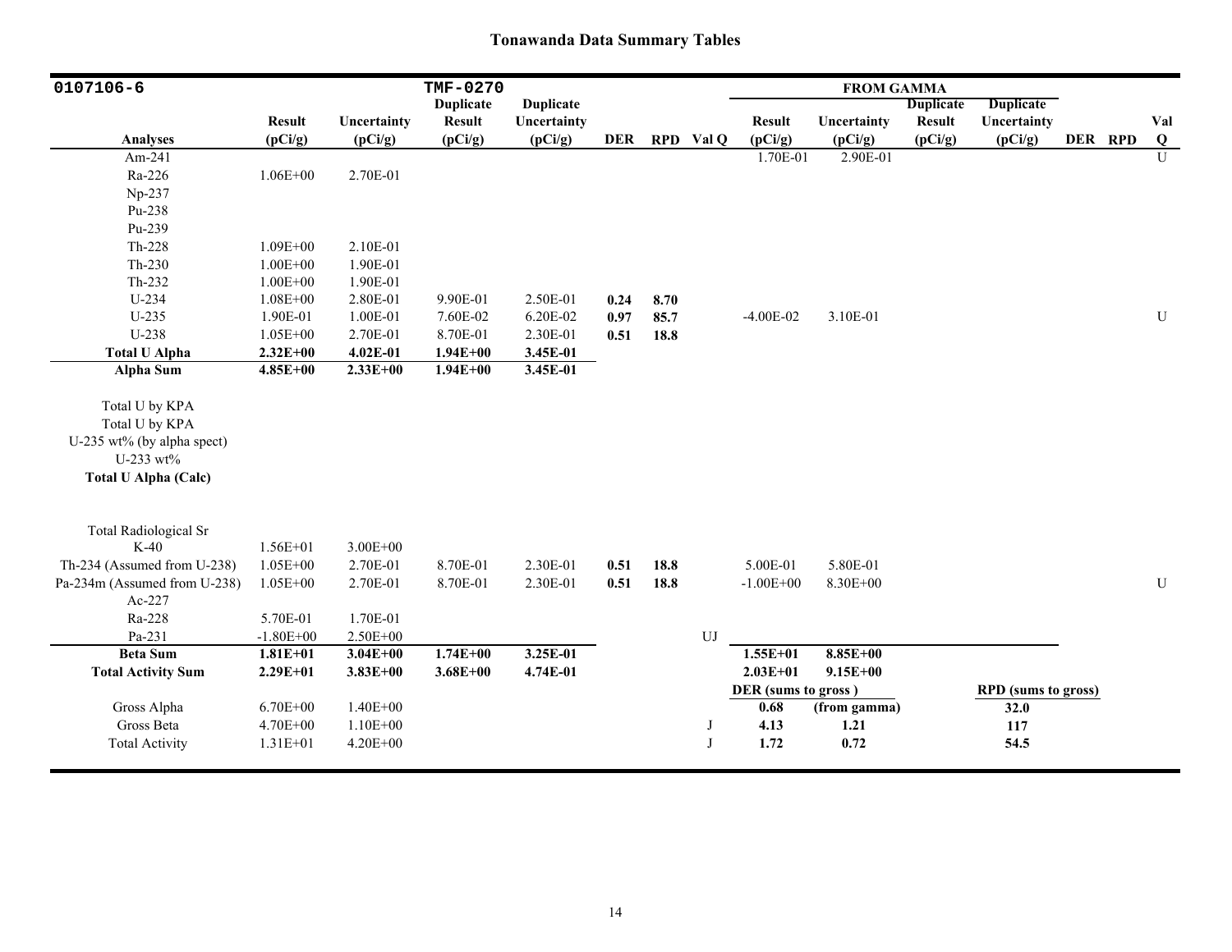# Tonawanda Data Summary Tables

| 0107106-6 | | | TMF-0270 | | | | | FROM GAMMA | | | | | | |
|---|---|---|---|---|---|---|---|---|---|---|---|---|---|---|
| **Analyses** | **Result (pCi/g)** | **Uncertainty (pCi/g)** | **Duplicate Result (pCi/g)** | **Duplicate Uncertainty (pCi/g)** | **DER** | **RPD** | **Val Q** | **Result (pCi/g)** | **Uncertainty (pCi/g)** | **Duplicate Result (pCi/g)** | **Duplicate Uncertainty (pCi/g)** | **DER** | **RPD** | **Val Q** |
| Am-241 | | | | | | | | 1.70E-01 | 2.90E-01 | | | | | U |
| Ra-226 | 1.06E+00 | 2.70E-01 | | | | | | | | | | | | |
| Np-237 | | | | | | | | | | | | | | |
| Pu-238 | | | | | | | | | | | | | | |
| Pu-239 | | | | | | | | | | | | | | |
| Th-228 | 1.09E+00 | 2.10E-01 | | | | | | | | | | | | |
| Th-230 | 1.00E+00 | 1.90E-01 | | | | | | | | | | | | |
| Th-232 | 1.00E+00 | 1.90E-01 | | | | | | | | | | | | |
| U-234 | 1.08E+00 | 2.80E-01 | 9.90E-01 | 2.50E-01 | **0.24** | **8.70** | | | | | | | | |
| U-235 | 1.90E-01 | 1.00E-01 | 7.60E-02 | 6.20E-02 | **0.97** | **85.7** | | -4.00E-02 | 3.10E-01 | | | | | U |
| U-238 | 1.05E+00 | 2.70E-01 | 8.70E-01 | 2.30E-01 | **0.51** | **18.8** | | | | | | | | |
| **Total U Alpha** | **2.32E+00** | **4.02E-01** | **1.94E+00** | **3.45E-01** | | | | | | | | | | |
| **Alpha Sum** | **4.85E+00** | **2.33E+00** | **1.94E+00** | **3.45E-01** | | | | | | | | | | |
| Total U by KPA | | | | | | | | | | | | | | |
| Total U by KPA | | | | | | | | | | | | | | |
| U-235 wt% (by alpha spect) | | | | | | | | | | | | | | |
| U-233 wt% | | | | | | | | | | | | | | |
| **Total U Alpha (Calc)** | | | | | | | | | | | | | | |
| Total Radiological Sr | | | | | | | | | | | | | | |
| K-40 | 1.56E+01 | 3.00E+00 | | | | | | | | | | | | |
| Th-234 (Assumed from U-238) | 1.05E+00 | 2.70E-01 | 8.70E-01 | 2.30E-01 | **0.51** | **18.8** | | 5.00E-01 | 5.80E-01 | | | | | |
| Pa-234m (Assumed from U-238) | 1.05E+00 | 2.70E-01 | 8.70E-01 | 2.30E-01 | **0.51** | **18.8** | | -1.00E+00 | 8.30E+00 | | | | | U |
| Ac-227 | | | | | | | | | | | | | | |
| Ra-228 | 5.70E-01 | 1.70E-01 | | | | | | | | | | | | |
| Pa-231 | -1.80E+00 | 2.50E+00 | | | | | UJ | | | | | | | |
| **Beta Sum** | **1.81E+01** | **3.04E+00** | **1.74E+00** | **3.25E-01** | | | | **1.55E+01** | **8.85E+00** | | | | | |
| **Total Activity Sum** | **2.29E+01** | **3.83E+00** | **3.68E+00** | **4.74E-01** | | | | **2.03E+01** | **9.15E+00** | | | | | |
| | | | | | | | | **DER (sums to gross)** | | | **RPD (sums to gross)** | | | |
| Gross Alpha | 6.70E+00 | 1.40E+00 | | | | | | **0.68** | **(from gamma)** | | **32.0** | | | |
| Gross Beta | 4.70E+00 | 1.10E+00 | | | | | J | **4.13** | **1.21** | | **117** | | | |
| Total Activity | 1.31E+01 | 4.20E+00 | | | | | J | **1.72** | **0.72** | | **54.5** | | | |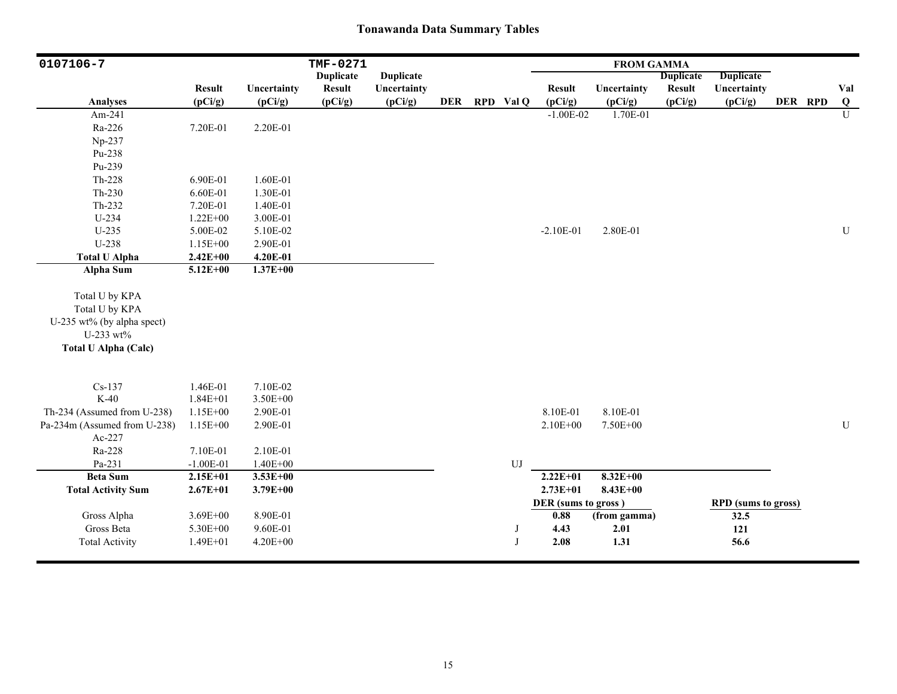## Tonawanda Data Summary Tables

| 0107106-7 | | | TMF-0271 | | | | | FROM GAMMA | | | | | | |
|---|---|---|---|---|---|---|---|---|---|---|---|---|---|---|
| Analyses | Result (pCi/g) | Uncertainty (pCi/g) | Duplicate Result (pCi/g) | Duplicate Uncertainty (pCi/g) | DER | RPD | Val Q | Result (pCi/g) | Uncertainty (pCi/g) | Duplicate Result (pCi/g) | Duplicate Uncertainty (pCi/g) | DER | RPD | Val Q |
| Am-241 | | | | | | | | -1.00E-02 | 1.70E-01 | | | | | U |
| Ra-226 | 7.20E-01 | 2.20E-01 | | | | | | | | | | | | |
| Np-237 | | | | | | | | | | | | | | |
| Pu-238 | | | | | | | | | | | | | | |
| Pu-239 | | | | | | | | | | | | | | |
| Th-228 | 6.90E-01 | 1.60E-01 | | | | | | | | | | | | |
| Th-230 | 6.60E-01 | 1.30E-01 | | | | | | | | | | | | |
| Th-232 | 7.20E-01 | 1.40E-01 | | | | | | | | | | | | |
| U-234 | 1.22E+00 | 3.00E-01 | | | | | | | | | | | | |
| U-235 | 5.00E-02 | 5.10E-02 | | | | | | -2.10E-01 | 2.80E-01 | | | | | U |
| U-238 | 1.15E+00 | 2.90E-01 | | | | | | | | | | | | |
| **Total U Alpha** | **2.42E+00** | **4.20E-01** | | | | | | | | | | | | |
| **Alpha Sum** | **5.12E+00** | **1.37E+00** | | | | | | | | | | | | |
| Total U by KPA | | | | | | | | | | | | | | |
| Total U by KPA | | | | | | | | | | | | | | |
| U-235 wt% (by alpha spect) | | | | | | | | | | | | | | |
| U-233 wt% | | | | | | | | | | | | | | |
| **Total U Alpha (Calc)** | | | | | | | | | | | | | | |
| Cs-137 | 1.46E-01 | 7.10E-02 | | | | | | | | | | | | |
| K-40 | 1.84E+01 | 3.50E+00 | | | | | | | | | | | | |
| Th-234 (Assumed from U-238) | 1.15E+00 | 2.90E-01 | | | | | | 8.10E-01 | 8.10E-01 | | | | | |
| Pa-234m (Assumed from U-238) | 1.15E+00 | 2.90E-01 | | | | | | 2.10E+00 | 7.50E+00 | | | | | U |
| Ac-227 | | | | | | | | | | | | | | |
| Ra-228 | 7.10E-01 | 2.10E-01 | | | | | | | | | | | | |
| Pa-231 | -1.00E-01 | 1.40E+00 | | | | | UJ | | | | | | | |
| **Beta Sum** | **2.15E+01** | **3.53E+00** | | | | | | **2.22E+01** | **8.32E+00** | | | | | |
| **Total Activity Sum** | **2.67E+01** | **3.79E+00** | | | | | | **2.73E+01** | **8.43E+00** | | | | | |
| | | | | | | | | **DER (sums to gross )** | | | **RPD (sums to gross)** | | | |
| Gross Alpha | 3.69E+00 | 8.90E-01 | | | | | | **0.88** | **(from gamma)** | | **32.5** | | | |
| Gross Beta | 5.30E+00 | 9.60E-01 | | | | | J | **4.43** | **2.01** | | **121** | | | |
| Total Activity | 1.49E+01 | 4.20E+00 | | | | | J | **2.08** | **1.31** | | **56.6** | | | |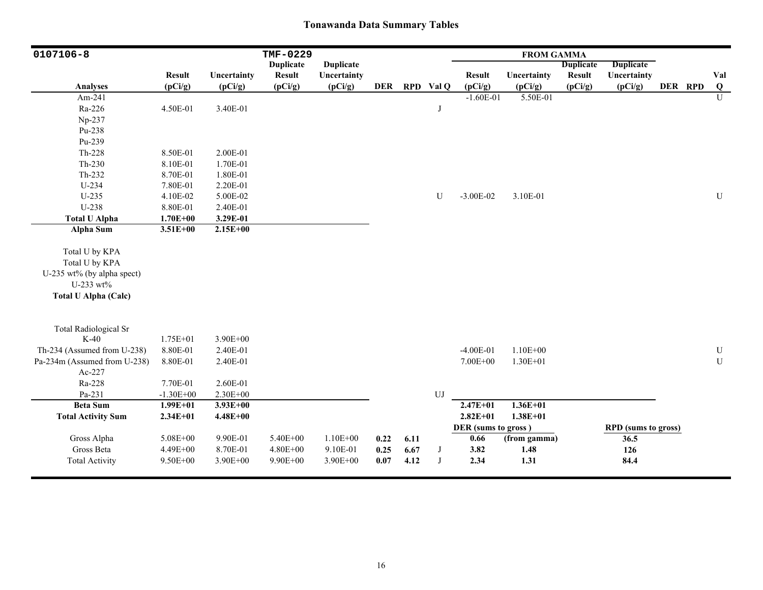# Tonawanda Data Summary Tables

| 0107106-8 | | | TMF-0229 | | | | | FROM GAMMA | | | | | | |
|---|---|---|---|---|---|---|---|---|---|---|---|---|---|---|
| **Analyses** | **Result (pCi/g)** | **Uncertainty (pCi/g)** | **Duplicate Result (pCi/g)** | **Duplicate Uncertainty (pCi/g)** | **DER** | **RPD** | **Val Q** | **Result (pCi/g)** | **Uncertainty (pCi/g)** | **Duplicate Result (pCi/g)** | **Duplicate Uncertainty (pCi/g)** | **DER** | **RPD** | **Val Q** |
| Am-241 | | | | | | | | -1.60E-01 | 5.50E-01 | | | | | U |
| Ra-226 | 4.50E-01 | 3.40E-01 | | | | | J | | | | | | | |
| Np-237 | | | | | | | | | | | | | | |
| Pu-238 | | | | | | | | | | | | | | |
| Pu-239 | | | | | | | | | | | | | | |
| Th-228 | 8.50E-01 | 2.00E-01 | | | | | | | | | | | | |
| Th-230 | 8.10E-01 | 1.70E-01 | | | | | | | | | | | | |
| Th-232 | 8.70E-01 | 1.80E-01 | | | | | | | | | | | | |
| U-234 | 7.80E-01 | 2.20E-01 | | | | | | | | | | | | |
| U-235 | 4.10E-02 | 5.00E-02 | | | | | U | -3.00E-02 | 3.10E-01 | | | | | U |
| U-238 | 8.80E-01 | 2.40E-01 | | | | | | | | | | | | |
| **Total U Alpha** | **1.70E+00** | **3.29E-01** | | | | | | | | | | | | |
| **Alpha Sum** | **3.51E+00** | **2.15E+00** | | | | | | | | | | | | |
| Total U by KPA | | | | | | | | | | | | | | |
| Total U by KPA | | | | | | | | | | | | | | |
| U-235 wt% (by alpha spect) | | | | | | | | | | | | | | |
| U-233 wt% | | | | | | | | | | | | | | |
| **Total U Alpha (Calc)** | | | | | | | | | | | | | | |
| Total Radiological Sr | | | | | | | | | | | | | | |
| K-40 | 1.75E+01 | 3.90E+00 | | | | | | | | | | | | |
| Th-234 (Assumed from U-238) | 8.80E-01 | 2.40E-01 | | | | | | -4.00E-01 | 1.10E+00 | | | | | U |
| Pa-234m (Assumed from U-238) | 8.80E-01 | 2.40E-01 | | | | | | 7.00E+00 | 1.30E+01 | | | | | U |
| Ac-227 | | | | | | | | | | | | | | |
| Ra-228 | 7.70E-01 | 2.60E-01 | | | | | | | | | | | | |
| Pa-231 | -1.30E+00 | 2.30E+00 | | | | | UJ | | | | | | | |
| **Beta Sum** | **1.99E+01** | **3.93E+00** | | | | | | **2.47E+01** | **1.36E+01** | | | | | |
| **Total Activity Sum** | **2.34E+01** | **4.48E+00** | | | | | | **2.82E+01** | **1.38E+01** | | | | | |
| | | | | | | | | **DER (sums to gross )** | | | **RPD (sums to gross)** | | | |
| Gross Alpha | 5.08E+00 | 9.90E-01 | 5.40E+00 | 1.10E+00 | **0.22** | **6.11** | | **0.66** | **(from gamma)** | | **36.5** | | | |
| Gross Beta | 4.49E+00 | 8.70E-01 | 4.80E+00 | 9.10E-01 | **0.25** | **6.67** | J | **3.82** | **1.48** | | **126** | | | |
| Total Activity | 9.50E+00 | 3.90E+00 | 9.90E+00 | 3.90E+00 | **0.07** | **4.12** | J | **2.34** | **1.31** | | **84.4** | | | |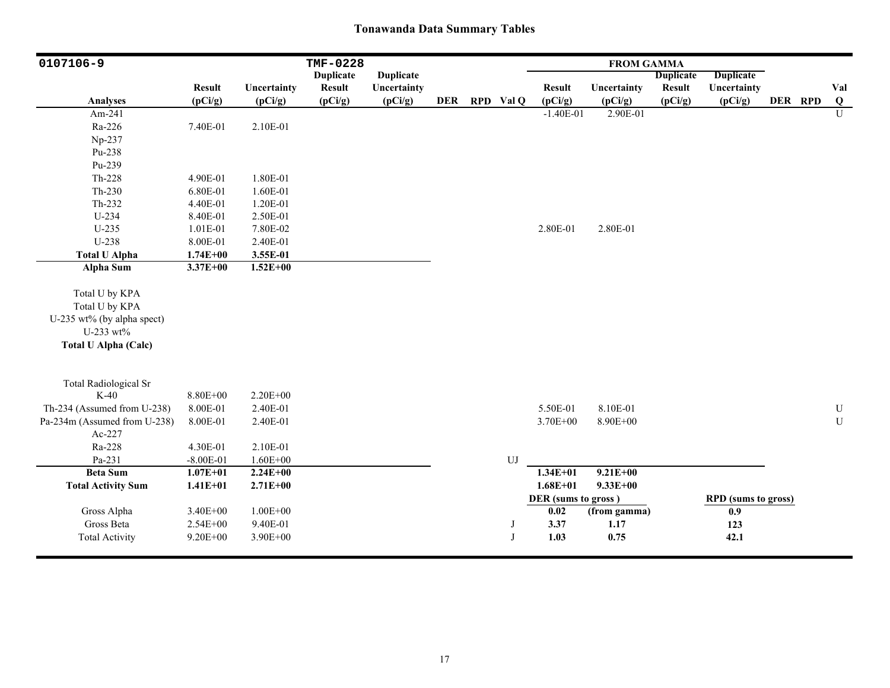## Tonawanda Data Summary Tables

| 0107106-9 | | | TMF-0228 | | | | | FROM GAMMA | | | | | | |
|---|---|---|---|---|---|---|---|---|---|---|---|---|---|---|
| Analyses | Result (pCi/g) | Uncertainty (pCi/g) | Duplicate Result (pCi/g) | Duplicate Uncertainty (pCi/g) | DER | RPD | Val Q | Result (pCi/g) | Uncertainty (pCi/g) | Duplicate Result (pCi/g) | Duplicate Uncertainty (pCi/g) | DER | RPD | Val Q |
| Am-241 | | | | | | | | -1.40E-01 | 2.90E-01 | | | | | U |
| Ra-226 | 7.40E-01 | 2.10E-01 | | | | | | | | | | | | |
| Np-237 | | | | | | | | | | | | | | |
| Pu-238 | | | | | | | | | | | | | | |
| Pu-239 | | | | | | | | | | | | | | |
| Th-228 | 4.90E-01 | 1.80E-01 | | | | | | | | | | | | |
| Th-230 | 6.80E-01 | 1.60E-01 | | | | | | | | | | | | |
| Th-232 | 4.40E-01 | 1.20E-01 | | | | | | | | | | | | |
| U-234 | 8.40E-01 | 2.50E-01 | | | | | | | | | | | | |
| U-235 | 1.01E-01 | 7.80E-02 | | | | | | 2.80E-01 | 2.80E-01 | | | | | |
| U-238 | 8.00E-01 | 2.40E-01 | | | | | | | | | | | | |
| **Total U Alpha** | **1.74E+00** | **3.55E-01** | | | | | | | | | | | | |
| **Alpha Sum** | **3.37E+00** | **1.52E+00** | | | | | | | | | | | | |
| Total U by KPA | | | | | | | | | | | | | | |
| Total U by KPA | | | | | | | | | | | | | | |
| U-235 wt% (by alpha spect) | | | | | | | | | | | | | | |
| U-233 wt% | | | | | | | | | | | | | | |
| **Total U Alpha (Calc)** | | | | | | | | | | | | | | |
| Total Radiological Sr | | | | | | | | | | | | | | |
| K-40 | 8.80E+00 | 2.20E+00 | | | | | | | | | | | | |
| Th-234 (Assumed from U-238) | 8.00E-01 | 2.40E-01 | | | | | | 5.50E-01 | 8.10E-01 | | | | | U |
| Pa-234m (Assumed from U-238) | 8.00E-01 | 2.40E-01 | | | | | | 3.70E+00 | 8.90E+00 | | | | | U |
| Ac-227 | | | | | | | | | | | | | | |
| Ra-228 | 4.30E-01 | 2.10E-01 | | | | | | | | | | | | |
| Pa-231 | -8.00E-01 | 1.60E+00 | | | | | UJ | | | | | | | |
| **Beta Sum** | **1.07E+01** | **2.24E+00** | | | | | | **1.34E+01** | **9.21E+00** | | | | | |
| **Total Activity Sum** | **1.41E+01** | **2.71E+00** | | | | | | **1.68E+01** | **9.33E+00** | | | | | |
| | | | | | | | | **DER (sums to gross )** | | | **RPD (sums to gross)** | | | |
| Gross Alpha | 3.40E+00 | 1.00E+00 | | | | | | **0.02** | **(from gamma)** | | **0.9** | | | |
| Gross Beta | 2.54E+00 | 9.40E-01 | | | | | J | **3.37** | **1.17** | | **123** | | | |
| Total Activity | 9.20E+00 | 3.90E+00 | | | | | J | **1.03** | **0.75** | | **42.1** | | | |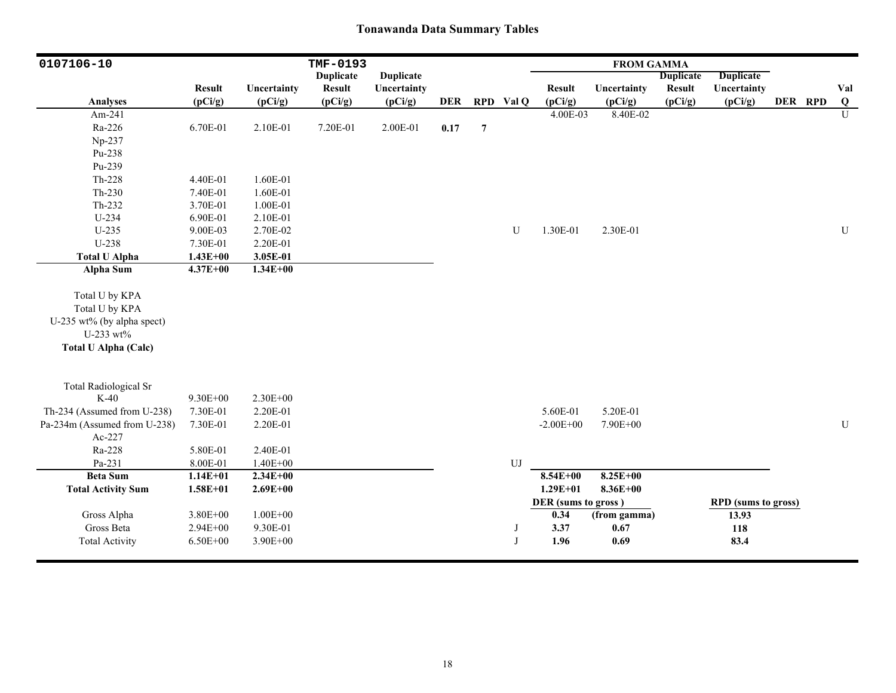## Tonawanda Data Summary Tables

| 0107106-10 | | | TMF-0193 | | | | | FROM GAMMA | | | | | | |
|---|---|---|---|---|---|---|---|---|---|---|---|---|---|---|
| Analyses | Result (pCi/g) | Uncertainty (pCi/g) | Duplicate Result (pCi/g) | Duplicate Uncertainty (pCi/g) | DER | RPD | Val Q | Result (pCi/g) | Uncertainty (pCi/g) | Duplicate Result (pCi/g) | Duplicate Uncertainty (pCi/g) | DER | RPD | Val Q |
| Am-241 | | | | | | | | 4.00E-03 | 8.40E-02 | | | | | U |
| Ra-226 | 6.70E-01 | 2.10E-01 | 7.20E-01 | 2.00E-01 | **0.17** | **7** | | | | | | | | |
| Np-237 | | | | | | | | | | | | | | |
| Pu-238 | | | | | | | | | | | | | | |
| Pu-239 | | | | | | | | | | | | | | |
| Th-228 | 4.40E-01 | 1.60E-01 | | | | | | | | | | | | |
| Th-230 | 7.40E-01 | 1.60E-01 | | | | | | | | | | | | |
| Th-232 | 3.70E-01 | 1.00E-01 | | | | | | | | | | | | |
| U-234 | 6.90E-01 | 2.10E-01 | | | | | | | | | | | | |
| U-235 | 9.00E-03 | 2.70E-02 | | | | | U | 1.30E-01 | 2.30E-01 | | | | | U |
| U-238 | 7.30E-01 | 2.20E-01 | | | | | | | | | | | | |
| **Total U Alpha** | **1.43E+00** | **3.05E-01** | | | | | | | | | | | | |
| **Alpha Sum** | **4.37E+00** | **1.34E+00** | | | | | | | | | | | | |
| Total U by KPA | | | | | | | | | | | | | | |
| Total U by KPA | | | | | | | | | | | | | | |
| U-235 wt% (by alpha spect) | | | | | | | | | | | | | | |
| U-233 wt% | | | | | | | | | | | | | | |
| **Total U Alpha (Calc)** | | | | | | | | | | | | | | |
| Total Radiological Sr | | | | | | | | | | | | | | |
| K-40 | 9.30E+00 | 2.30E+00 | | | | | | | | | | | | |
| Th-234 (Assumed from U-238) | 7.30E-01 | 2.20E-01 | | | | | | 5.60E-01 | 5.20E-01 | | | | | |
| Pa-234m (Assumed from U-238) | 7.30E-01 | 2.20E-01 | | | | | | -2.00E+00 | 7.90E+00 | | | | | U |
| Ac-227 | | | | | | | | | | | | | | |
| Ra-228 | 5.80E-01 | 2.40E-01 | | | | | | | | | | | | |
| Pa-231 | 8.00E-01 | 1.40E+00 | | | | | UJ | | | | | | | |
| **Beta Sum** | **1.14E+01** | **2.34E+00** | | | | | | **8.54E+00** | **8.25E+00** | | | | | |
| **Total Activity Sum** | **1.58E+01** | **2.69E+00** | | | | | | **1.29E+01** | **8.36E+00** | | | | | |
| | | | | | | | | **DER (sums to gross )** | | | **RPD (sums to gross)** | | | |
| Gross Alpha | 3.80E+00 | 1.00E+00 | | | | | | **0.34** | **(from gamma)** | | **13.93** | | | |
| Gross Beta | 2.94E+00 | 9.30E-01 | | | | | J | **3.37** | **0.67** | | **118** | | | |
| Total Activity | 6.50E+00 | 3.90E+00 | | | | | J | **1.96** | **0.69** | | **83.4** | | | |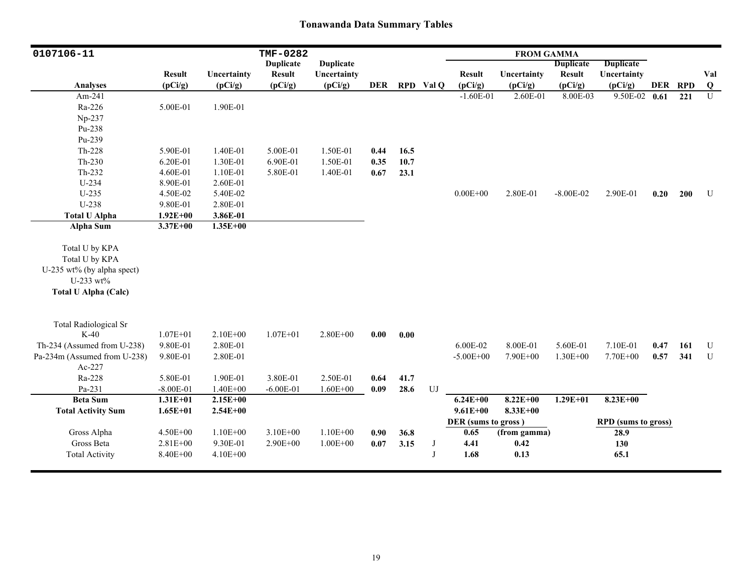# Tonawanda Data Summary Tables

| 0107106-11 | | | TMF-0282 | | | | | FROM GAMMA | | | | | | |
|---|---|---|---|---|---|---|---|---|---|---|---|---|---|---|
| Analyses | Result (pCi/g) | Uncertainty (pCi/g) | Duplicate Result (pCi/g) | Duplicate Uncertainty (pCi/g) | DER | RPD | Val Q | Result (pCi/g) | Uncertainty (pCi/g) | Duplicate Result (pCi/g) | Duplicate Uncertainty (pCi/g) | DER | RPD | Val Q |
| Am-241 | | | | | | | | -1.60E-01 | 2.60E-01 | 8.00E-03 | 9.50E-02 | 0.61 | 221 | U |
| Ra-226 | 5.00E-01 | 1.90E-01 | | | | | | | | | | | | |
| Np-237 | | | | | | | | | | | | | | |
| Pu-238 | | | | | | | | | | | | | | |
| Pu-239 | | | | | | | | | | | | | | |
| Th-228 | 5.90E-01 | 1.40E-01 | 5.00E-01 | 1.50E-01 | 0.44 | 16.5 | | | | | | | | |
| Th-230 | 6.20E-01 | 1.30E-01 | 6.90E-01 | 1.50E-01 | 0.35 | 10.7 | | | | | | | | |
| Th-232 | 4.60E-01 | 1.10E-01 | 5.80E-01 | 1.40E-01 | 0.67 | 23.1 | | | | | | | | |
| U-234 | 8.90E-01 | 2.60E-01 | | | | | | | | | | | | |
| U-235 | 4.50E-02 | 5.40E-02 | | | | | | 0.00E+00 | 2.80E-01 | -8.00E-02 | 2.90E-01 | 0.20 | 200 | U |
| U-238 | 9.80E-01 | 2.80E-01 | | | | | | | | | | | | |
| **Total U Alpha** | **1.92E+00** | **3.86E-01** | | | | | | | | | | | | |
| **Alpha Sum** | **3.37E+00** | **1.35E+00** | | | | | | | | | | | | |
| Total U by KPA | | | | | | | | | | | | | | |
| Total U by KPA | | | | | | | | | | | | | | |
| U-235 wt% (by alpha spect) | | | | | | | | | | | | | | |
| U-233 wt% | | | | | | | | | | | | | | |
| **Total U Alpha (Calc)** | | | | | | | | | | | | | | |
| Total Radiological Sr | | | | | | | | | | | | | | |
| K-40 | 1.07E+01 | 2.10E+00 | 1.07E+01 | 2.80E+00 | 0.00 | 0.00 | | | | | | | | |
| Th-234 (Assumed from U-238) | 9.80E-01 | 2.80E-01 | | | | | | 6.00E-02 | 8.00E-01 | 5.60E-01 | 7.10E-01 | 0.47 | 161 | U |
| Pa-234m (Assumed from U-238) | 9.80E-01 | 2.80E-01 | | | | | | -5.00E+00 | 7.90E+00 | 1.30E+00 | 7.70E+00 | 0.57 | 341 | U |
| Ac-227 | | | | | | | | | | | | | | |
| Ra-228 | 5.80E-01 | 1.90E-01 | 3.80E-01 | 2.50E-01 | 0.64 | 41.7 | | | | | | | | |
| Pa-231 | -8.00E-01 | 1.40E+00 | -6.00E-01 | 1.60E+00 | 0.09 | 28.6 | UJ | | | | | | | |
| **Beta Sum** | **1.31E+01** | **2.15E+00** | | | | | | **6.24E+00** | **8.22E+00** | **1.29E+01** | **8.23E+00** | | | |
| **Total Activity Sum** | **1.65E+01** | **2.54E+00** | | | | | | **9.61E+00** | **8.33E+00** | | | | | |
| | | | | | | | | **DER (sums to gross )** | | | **RPD (sums to gross)** | | | |
| Gross Alpha | 4.50E+00 | 1.10E+00 | 3.10E+00 | 1.10E+00 | 0.90 | 36.8 | | **0.65** | **(from gamma)** | | **28.9** | | | |
| Gross Beta | 2.81E+00 | 9.30E-01 | 2.90E+00 | 1.00E+00 | 0.07 | 3.15 | J | **4.41** | **0.42** | | **130** | | | |
| Total Activity | 8.40E+00 | 4.10E+00 | | | | | J | **1.68** | **0.13** | | **65.1** | | | |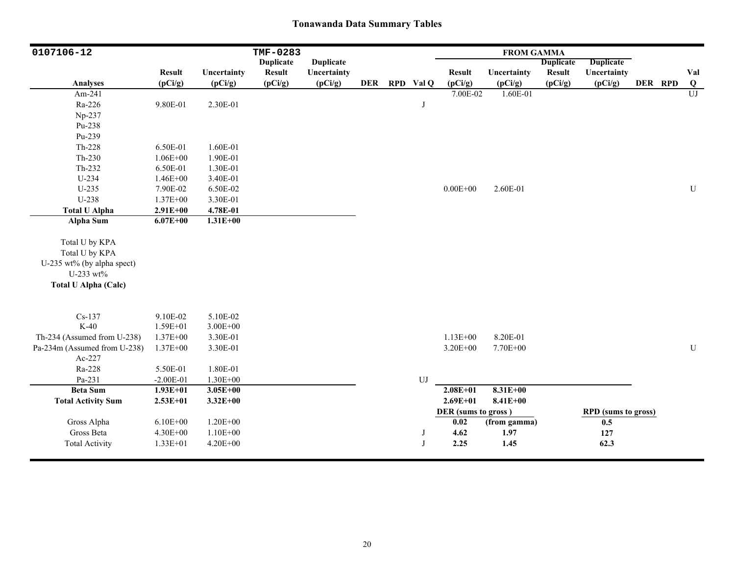# Tonawanda Data Summary Tables

| 0107106-12 | | | TMF-0283 | | | | | FROM GAMMA | | | | | | |
|---|---|---|---|---|---|---|---|---|---|---|---|---|---|---|
| Analyses | Result (pCi/g) | Uncertainty (pCi/g) | Duplicate Result (pCi/g) | Duplicate Uncertainty (pCi/g) | DER | RPD | Val Q | Result (pCi/g) | Uncertainty (pCi/g) | Duplicate Result (pCi/g) | Duplicate Uncertainty (pCi/g) | DER | RPD | Val Q |
| Am-241 | | | | | | | | 7.00E-02 | 1.60E-01 | | | | | UJ |
| Ra-226 | 9.80E-01 | 2.30E-01 | | | | | J | | | | | | | |
| Np-237 | | | | | | | | | | | | | | |
| Pu-238 | | | | | | | | | | | | | | |
| Pu-239 | | | | | | | | | | | | | | |
| Th-228 | 6.50E-01 | 1.60E-01 | | | | | | | | | | | | |
| Th-230 | 1.06E+00 | 1.90E-01 | | | | | | | | | | | | |
| Th-232 | 6.50E-01 | 1.30E-01 | | | | | | | | | | | | |
| U-234 | 1.46E+00 | 3.40E-01 | | | | | | | | | | | | |
| U-235 | 7.90E-02 | 6.50E-02 | | | | | | 0.00E+00 | 2.60E-01 | | | | | U |
| U-238 | 1.37E+00 | 3.30E-01 | | | | | | | | | | | | |
| **Total U Alpha** | **2.91E+00** | **4.78E-01** | | | | | | | | | | | | |
| **Alpha Sum** | **6.07E+00** | **1.31E+00** | | | | | | | | | | | | |
| Total U by KPA | | | | | | | | | | | | | | |
| Total U by KPA | | | | | | | | | | | | | | |
| U-235 wt% (by alpha spect) | | | | | | | | | | | | | | |
| U-233 wt% | | | | | | | | | | | | | | |
| **Total U Alpha (Calc)** | | | | | | | | | | | | | | |
| Cs-137 | 9.10E-02 | 5.10E-02 | | | | | | | | | | | | |
| K-40 | 1.59E+01 | 3.00E+00 | | | | | | | | | | | | |
| Th-234 (Assumed from U-238) | 1.37E+00 | 3.30E-01 | | | | | | 1.13E+00 | 8.20E-01 | | | | | |
| Pa-234m (Assumed from U-238) | 1.37E+00 | 3.30E-01 | | | | | | 3.20E+00 | 7.70E+00 | | | | | U |
| Ac-227 | | | | | | | | | | | | | | |
| Ra-228 | 5.50E-01 | 1.80E-01 | | | | | | | | | | | | |
| Pa-231 | -2.00E-01 | 1.30E+00 | | | | | UJ | | | | | | | |
| **Beta Sum** | **1.93E+01** | **3.05E+00** | | | | | | **2.08E+01** | **8.31E+00** | | | | | |
| **Total Activity Sum** | **2.53E+01** | **3.32E+00** | | | | | | **2.69E+01** | **8.41E+00** | | | | | |
| | | | | | | | | **DER (sums to gross )** | | | **RPD (sums to gross)** | | | |
| Gross Alpha | 6.10E+00 | 1.20E+00 | | | | | | **0.02** | **(from gamma)** | | **0.5** | | | |
| Gross Beta | 4.30E+00 | 1.10E+00 | | | | | J | **4.62** | **1.97** | | **127** | | | |
| Total Activity | 1.33E+01 | 4.20E+00 | | | | | J | **2.25** | **1.45** | | **62.3** | | | |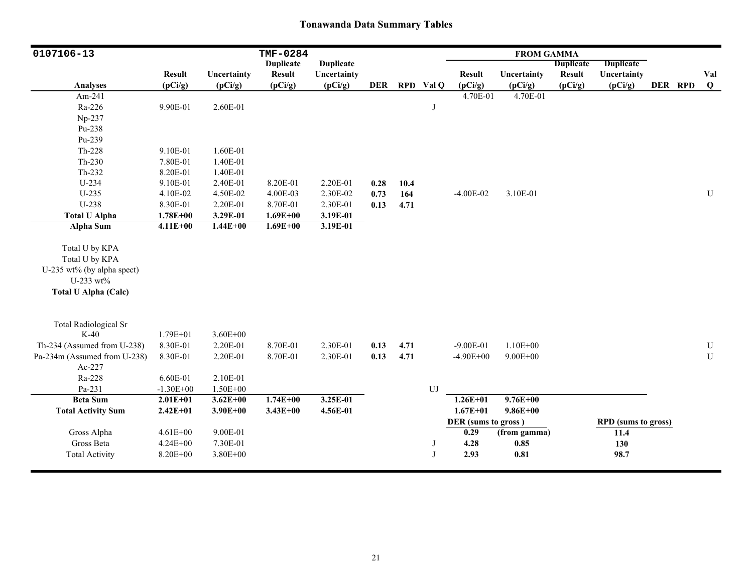# Tonawanda Data Summary Tables

| 0107106-13 | | | TMF-0284 | | | | | FROM GAMMA | | | | | | |
|---|---|---|---|---|---|---|---|---|---|---|---|---|---|---|
| Analyses | Result (pCi/g) | Uncertainty (pCi/g) | Duplicate Result (pCi/g) | Duplicate Uncertainty (pCi/g) | DER | RPD | Val Q | Result (pCi/g) | Uncertainty (pCi/g) | Duplicate Result (pCi/g) | Duplicate Uncertainty (pCi/g) | DER | RPD | Val Q |
| Am-241 | | | | | | | | 4.70E-01 | 4.70E-01 | | | | | |
| Ra-226 | 9.90E-01 | 2.60E-01 | | | | | J | | | | | | | |
| Np-237 | | | | | | | | | | | | | | |
| Pu-238 | | | | | | | | | | | | | | |
| Pu-239 | | | | | | | | | | | | | | |
| Th-228 | 9.10E-01 | 1.60E-01 | | | | | | | | | | | | |
| Th-230 | 7.80E-01 | 1.40E-01 | | | | | | | | | | | | |
| Th-232 | 8.20E-01 | 1.40E-01 | | | | | | | | | | | | |
| U-234 | 9.10E-01 | 2.40E-01 | 8.20E-01 | 2.20E-01 | **0.28** | **10.4** | | | | | | | | |
| U-235 | 4.10E-02 | 4.50E-02 | 4.00E-03 | 2.30E-02 | **0.73** | **164** | | -4.00E-02 | 3.10E-01 | | | | | U |
| U-238 | 8.30E-01 | 2.20E-01 | 8.70E-01 | 2.30E-01 | **0.13** | **4.71** | | | | | | | | |
| **Total U Alpha** | **1.78E+00** | **3.29E-01** | **1.69E+00** | **3.19E-01** | | | | | | | | | | |
| **Alpha Sum** | **4.11E+00** | **1.44E+00** | **1.69E+00** | **3.19E-01** | | | | | | | | | | |
| Total U by KPA | | | | | | | | | | | | | | |
| Total U by KPA | | | | | | | | | | | | | | |
| U-235 wt% (by alpha spect) | | | | | | | | | | | | | | |
| U-233 wt% | | | | | | | | | | | | | | |
| **Total U Alpha (Calc)** | | | | | | | | | | | | | | |
| Total Radiological Sr | | | | | | | | | | | | | | |
| K-40 | 1.79E+01 | 3.60E+00 | | | | | | | | | | | | |
| Th-234 (Assumed from U-238) | 8.30E-01 | 2.20E-01 | 8.70E-01 | 2.30E-01 | **0.13** | **4.71** | | -9.00E-01 | 1.10E+00 | | | | | U |
| Pa-234m (Assumed from U-238) | 8.30E-01 | 2.20E-01 | 8.70E-01 | 2.30E-01 | **0.13** | **4.71** | | -4.90E+00 | 9.00E+00 | | | | | U |
| Ac-227 | | | | | | | | | | | | | | |
| Ra-228 | 6.60E-01 | 2.10E-01 | | | | | | | | | | | | |
| Pa-231 | -1.30E+00 | 1.50E+00 | | | | | UJ | | | | | | | |
| **Beta Sum** | **2.01E+01** | **3.62E+00** | **1.74E+00** | **3.25E-01** | | | | **1.26E+01** | **9.76E+00** | | | | | |
| **Total Activity Sum** | **2.42E+01** | **3.90E+00** | **3.43E+00** | **4.56E-01** | | | | **1.67E+01** | **9.86E+00** | | | | | |
| | | | | | | | | **DER (sums to gross)** | | | **RPD (sums to gross)** | | | |
| Gross Alpha | 4.61E+00 | 9.00E-01 | | | | | | **0.29** | **(from gamma)** | | **11.4** | | | |
| Gross Beta | 4.24E+00 | 7.30E-01 | | | | | J | **4.28** | **0.85** | | **130** | | | |
| Total Activity | 8.20E+00 | 3.80E+00 | | | | | J | **2.93** | **0.81** | | **98.7** | | | |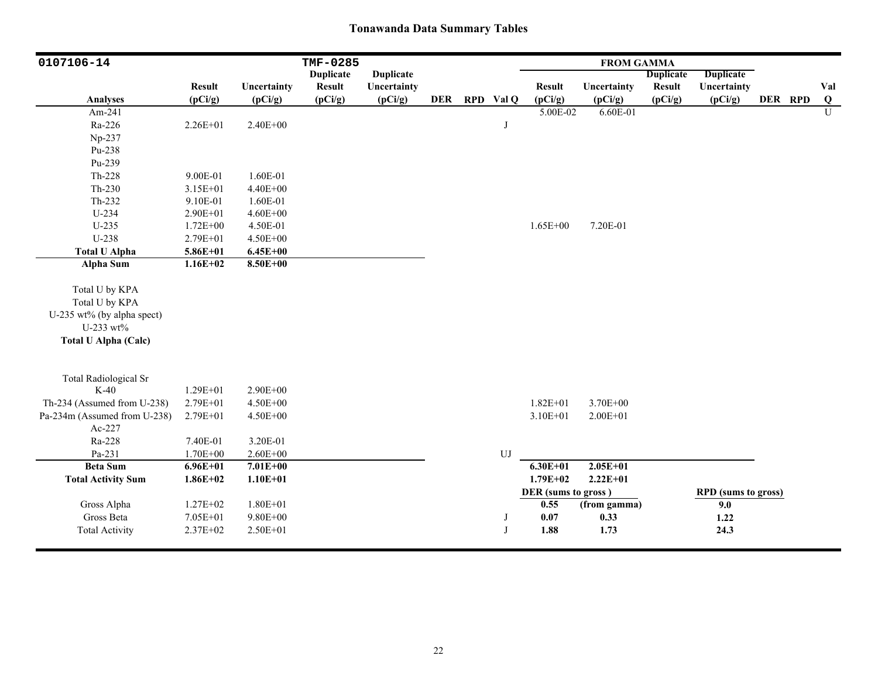## Tonawanda Data Summary Tables

| 0107106-14 | | | TMF-0285 | | | | | FROM GAMMA | | | | | | |
|---|---|---|---|---|---|---|---|---|---|---|---|---|---|---|
| Analyses | Result (pCi/g) | Uncertainty (pCi/g) | Duplicate Result (pCi/g) | Duplicate Uncertainty (pCi/g) | DER | RPD | Val Q | Result (pCi/g) | Uncertainty (pCi/g) | Duplicate Result (pCi/g) | Duplicate Uncertainty (pCi/g) | DER | RPD | Val Q |
| Am-241 | | | | | | | | 5.00E-02 | 6.60E-01 | | | | | U |
| Ra-226 | 2.26E+01 | 2.40E+00 | | | | | J | | | | | | | |
| Np-237 | | | | | | | | | | | | | | |
| Pu-238 | | | | | | | | | | | | | | |
| Pu-239 | | | | | | | | | | | | | | |
| Th-228 | 9.00E-01 | 1.60E-01 | | | | | | | | | | | | |
| Th-230 | 3.15E+01 | 4.40E+00 | | | | | | | | | | | | |
| Th-232 | 9.10E-01 | 1.60E-01 | | | | | | | | | | | | |
| U-234 | 2.90E+01 | 4.60E+00 | | | | | | | | | | | | |
| U-235 | 1.72E+00 | 4.50E-01 | | | | | | 1.65E+00 | 7.20E-01 | | | | | |
| U-238 | 2.79E+01 | 4.50E+00 | | | | | | | | | | | | |
| **Total U Alpha** | **5.86E+01** | **6.45E+00** | | | | | | | | | | | | |
| **Alpha Sum** | **1.16E+02** | **8.50E+00** | | | | | | | | | | | | |
| Total U by KPA | | | | | | | | | | | | | | |
| Total U by KPA | | | | | | | | | | | | | | |
| U-235 wt% (by alpha spect) | | | | | | | | | | | | | | |
| U-233 wt% | | | | | | | | | | | | | | |
| **Total U Alpha (Calc)** | | | | | | | | | | | | | | |
| Total Radiological Sr | | | | | | | | | | | | | | |
| K-40 | 1.29E+01 | 2.90E+00 | | | | | | | | | | | | |
| Th-234 (Assumed from U-238) | 2.79E+01 | 4.50E+00 | | | | | | 1.82E+01 | 3.70E+00 | | | | | |
| Pa-234m (Assumed from U-238) | 2.79E+01 | 4.50E+00 | | | | | | 3.10E+01 | 2.00E+01 | | | | | |
| Ac-227 | | | | | | | | | | | | | | |
| Ra-228 | 7.40E-01 | 3.20E-01 | | | | | | | | | | | | |
| Pa-231 | 1.70E+00 | 2.60E+00 | | | | | UJ | | | | | | | |
| **Beta Sum** | **6.96E+01** | **7.01E+00** | | | | | | **6.30E+01** | **2.05E+01** | | | | | |
| **Total Activity Sum** | **1.86E+02** | **1.10E+01** | | | | | | **1.79E+02** | **2.22E+01** | | | | | |
| | | | | | | | | **DER (sums to gross )** | | | **RPD (sums to gross)** | | | |
| Gross Alpha | 1.27E+02 | 1.80E+01 | | | | | | **0.55** | **(from gamma)** | | **9.0** | | | |
| Gross Beta | 7.05E+01 | 9.80E+00 | | | | | J | **0.07** | **0.33** | | **1.22** | | | |
| Total Activity | 2.37E+02 | 2.50E+01 | | | | | J | **1.88** | **1.73** | | **24.3** | | | |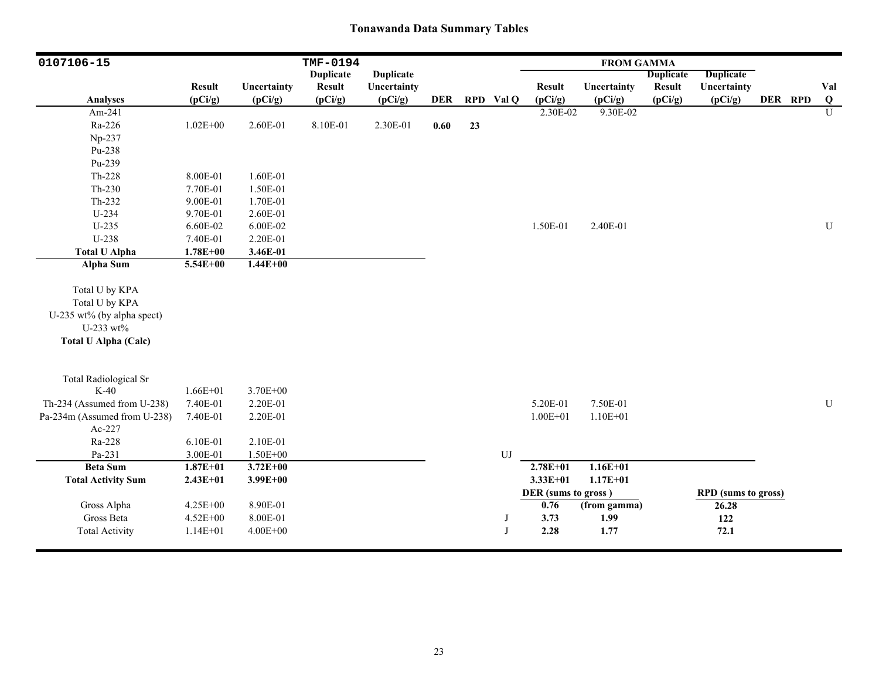## Tonawanda Data Summary Tables

| 0107106-15 | | | TMF-0194 | | | | | FROM GAMMA | | | | | | |
|---|---|---|---|---|---|---|---|---|---|---|---|---|---|---|
| Analyses | Result (pCi/g) | Uncertainty (pCi/g) | Duplicate Result (pCi/g) | Duplicate Uncertainty (pCi/g) | DER | RPD | Val Q | Result (pCi/g) | Uncertainty (pCi/g) | Duplicate Result (pCi/g) | Duplicate Uncertainty (pCi/g) | DER | RPD | Val Q |
| Am-241 | | | | | | | | 2.30E-02 | 9.30E-02 | | | | | U |
| Ra-226 | 1.02E+00 | 2.60E-01 | 8.10E-01 | 2.30E-01 | **0.60** | **23** | | | | | | | | |
| Np-237 | | | | | | | | | | | | | | |
| Pu-238 | | | | | | | | | | | | | | |
| Pu-239 | | | | | | | | | | | | | | |
| Th-228 | 8.00E-01 | 1.60E-01 | | | | | | | | | | | | |
| Th-230 | 7.70E-01 | 1.50E-01 | | | | | | | | | | | | |
| Th-232 | 9.00E-01 | 1.70E-01 | | | | | | | | | | | | |
| U-234 | 9.70E-01 | 2.60E-01 | | | | | | | | | | | | |
| U-235 | 6.60E-02 | 6.00E-02 | | | | | | 1.50E-01 | 2.40E-01 | | | | | U |
| U-238 | 7.40E-01 | 2.20E-01 | | | | | | | | | | | | |
| **Total U Alpha** | **1.78E+00** | **3.46E-01** | | | | | | | | | | | | |
| **Alpha Sum** | **5.54E+00** | **1.44E+00** | | | | | | | | | | | | |
| Total U by KPA | | | | | | | | | | | | | | |
| Total U by KPA | | | | | | | | | | | | | | |
| U-235 wt% (by alpha spect) | | | | | | | | | | | | | | |
| U-233 wt% | | | | | | | | | | | | | | |
| **Total U Alpha (Calc)** | | | | | | | | | | | | | | |
| Total Radiological Sr | | | | | | | | | | | | | | |
| K-40 | 1.66E+01 | 3.70E+00 | | | | | | | | | | | | |
| Th-234 (Assumed from U-238) | 7.40E-01 | 2.20E-01 | | | | | | 5.20E-01 | 7.50E-01 | | | | | U |
| Pa-234m (Assumed from U-238) | 7.40E-01 | 2.20E-01 | | | | | | 1.00E+01 | 1.10E+01 | | | | | |
| Ac-227 | | | | | | | | | | | | | | |
| Ra-228 | 6.10E-01 | 2.10E-01 | | | | | | | | | | | | |
| Pa-231 | 3.00E-01 | 1.50E+00 | | | | | UJ | | | | | | | |
| **Beta Sum** | **1.87E+01** | **3.72E+00** | | | | | | **2.78E+01** | **1.16E+01** | | | | | |
| **Total Activity Sum** | **2.43E+01** | **3.99E+00** | | | | | | **3.33E+01** | **1.17E+01** | | | | | |
| | | | | | | | | **DER (sums to gross )** | | | **RPD (sums to gross)** | | | |
| Gross Alpha | 4.25E+00 | 8.90E-01 | | | | | | **0.76** | **(from gamma)** | | **26.28** | | | |
| Gross Beta | 4.52E+00 | 8.00E-01 | | | | | J | **3.73** | **1.99** | | **122** | | | |
| Total Activity | 1.14E+01 | 4.00E+00 | | | | | J | **2.28** | **1.77** | | **72.1** | | | |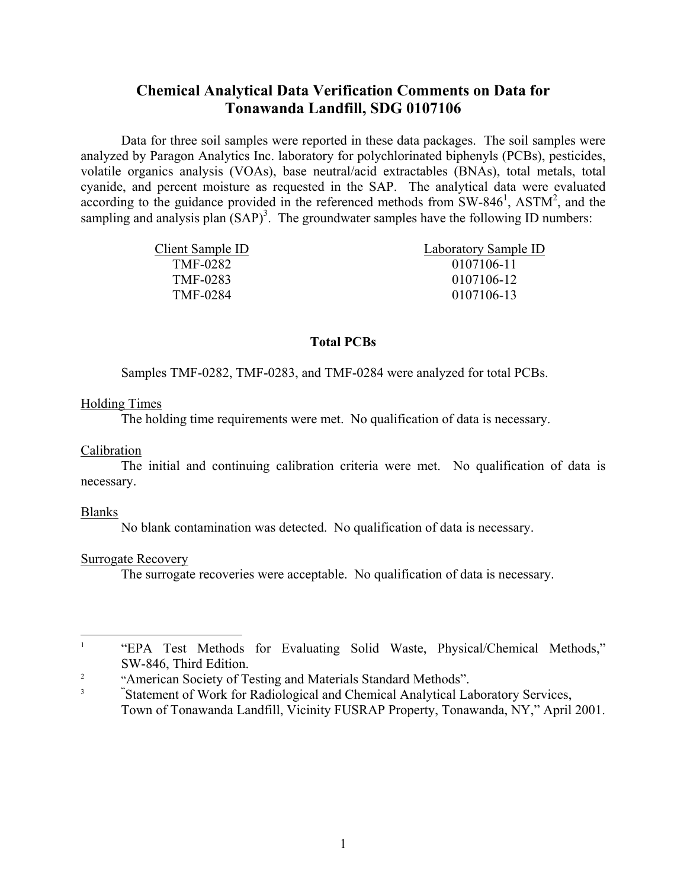# Chemical Analytical Data Verification Comments on Data for Tonawanda Landfill, SDG 0107106

Data for three soil samples were reported in these data packages. The soil samples were analyzed by Paragon Analytics Inc. laboratory for polychlorinated biphenyls (PCBs), pesticides, volatile organics analysis (VOAs), base neutral/acid extractables (BNAs), total metals, total cyanide, and percent moisture as requested in the SAP. The analytical data were evaluated according to the guidance provided in the referenced methods from SW-846[1], ASTM[2], and the sampling and analysis plan (SAP)[3]. The groundwater samples have the following ID numbers:

| Client Sample ID | Laboratory Sample ID |
|---|---|
| TMF-0282 | 0107106-11 |
| TMF-0283 | 0107106-12 |
| TMF-0284 | 0107106-13 |

## Total PCBs

Samples TMF-0282, TMF-0283, and TMF-0284 were analyzed for total PCBs.

Holding Times

The holding time requirements were met. No qualification of data is necessary.

Calibration

The initial and continuing calibration criteria were met. No qualification of data is necessary.

Blanks

No blank contamination was detected. No qualification of data is necessary.

Surrogate Recovery

The surrogate recoveries were acceptable. No qualification of data is necessary.

---

[1] "EPA Test Methods for Evaluating Solid Waste, Physical/Chemical Methods," SW-846, Third Edition.

[2] "American Society of Testing and Materials Standard Methods".

[3] "Statement of Work for Radiological and Chemical Analytical Laboratory Services, Town of Tonawanda Landfill, Vicinity FUSRAP Property, Tonawanda, NY," April 2001.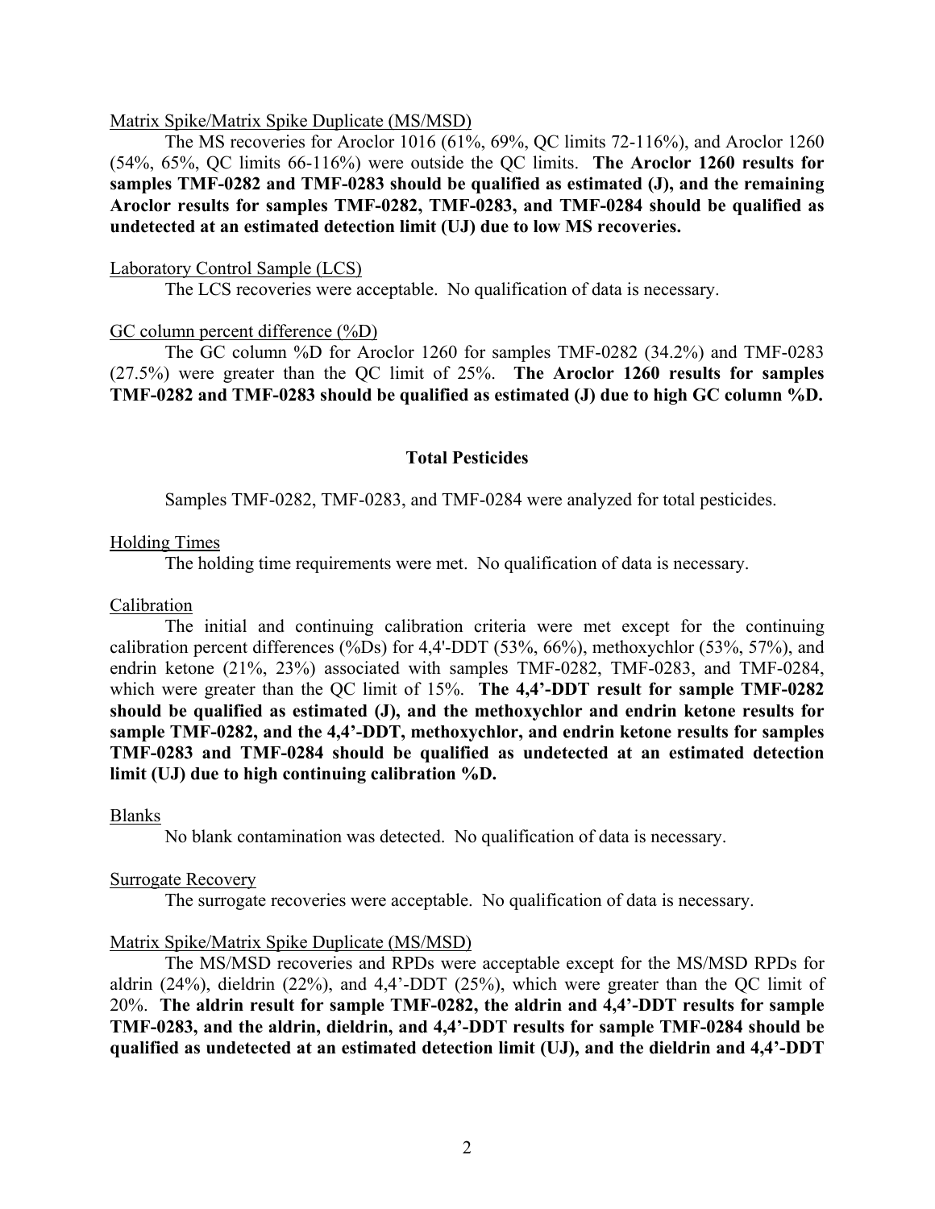Matrix Spike/Matrix Spike Duplicate (MS/MSD)

The MS recoveries for Aroclor 1016 (61%, 69%, QC limits 72-116%), and Aroclor 1260 (54%, 65%, QC limits 66-116%) were outside the QC limits. **The Aroclor 1260 results for samples TMF-0282 and TMF-0283 should be qualified as estimated (J), and the remaining Aroclor results for samples TMF-0282, TMF-0283, and TMF-0284 should be qualified as undetected at an estimated detection limit (UJ) due to low MS recoveries.**

Laboratory Control Sample (LCS)

The LCS recoveries were acceptable. No qualification of data is necessary.

GC column percent difference (%D)

The GC column %D for Aroclor 1260 for samples TMF-0282 (34.2%) and TMF-0283 (27.5%) were greater than the QC limit of 25%. **The Aroclor 1260 results for samples TMF-0282 and TMF-0283 should be qualified as estimated (J) due to high GC column %D.**

## Total Pesticides

Samples TMF-0282, TMF-0283, and TMF-0284 were analyzed for total pesticides.

Holding Times

The holding time requirements were met. No qualification of data is necessary.

Calibration

The initial and continuing calibration criteria were met except for the continuing calibration percent differences (%Ds) for 4,4'-DDT (53%, 66%), methoxychlor (53%, 57%), and endrin ketone (21%, 23%) associated with samples TMF-0282, TMF-0283, and TMF-0284, which were greater than the QC limit of 15%. **The 4,4'-DDT result for sample TMF-0282 should be qualified as estimated (J), and the methoxychlor and endrin ketone results for sample TMF-0282, and the 4,4'-DDT, methoxychlor, and endrin ketone results for samples TMF-0283 and TMF-0284 should be qualified as undetected at an estimated detection limit (UJ) due to high continuing calibration %D.**

Blanks

No blank contamination was detected. No qualification of data is necessary.

Surrogate Recovery

The surrogate recoveries were acceptable. No qualification of data is necessary.

Matrix Spike/Matrix Spike Duplicate (MS/MSD)

The MS/MSD recoveries and RPDs were acceptable except for the MS/MSD RPDs for aldrin (24%), dieldrin (22%), and 4,4'-DDT (25%), which were greater than the QC limit of 20%. **The aldrin result for sample TMF-0282, the aldrin and 4,4'-DDT results for sample TMF-0283, and the aldrin, dieldrin, and 4,4'-DDT results for sample TMF-0284 should be qualified as undetected at an estimated detection limit (UJ), and the dieldrin and 4,4'-DDT**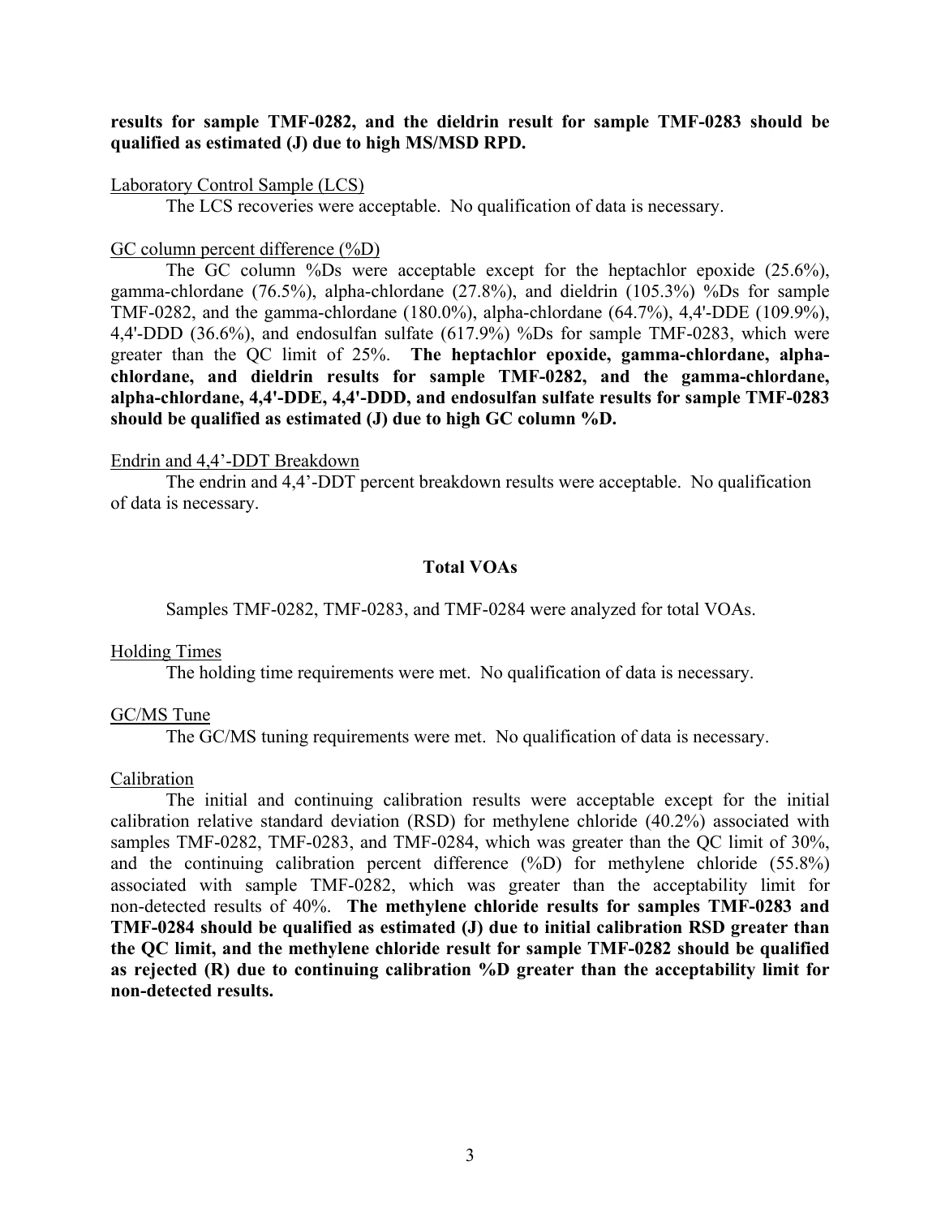**results for sample TMF-0282, and the dieldrin result for sample TMF-0283 should be qualified as estimated (J) due to high MS/MSD RPD.**

Laboratory Control Sample (LCS)

The LCS recoveries were acceptable. No qualification of data is necessary.

GC column percent difference (%D)

The GC column %Ds were acceptable except for the heptachlor epoxide (25.6%), gamma-chlordane (76.5%), alpha-chlordane (27.8%), and dieldrin (105.3%) %Ds for sample TMF-0282, and the gamma-chlordane (180.0%), alpha-chlordane (64.7%), 4,4'-DDE (109.9%), 4,4'-DDD (36.6%), and endosulfan sulfate (617.9%) %Ds for sample TMF-0283, which were greater than the QC limit of 25%. **The heptachlor epoxide, gamma-chlordane, alpha-chlordane, and dieldrin results for sample TMF-0282, and the gamma-chlordane, alpha-chlordane, 4,4'-DDE, 4,4'-DDD, and endosulfan sulfate results for sample TMF-0283 should be qualified as estimated (J) due to high GC column %D.**

Endrin and 4,4'-DDT Breakdown

The endrin and 4,4'-DDT percent breakdown results were acceptable. No qualification of data is necessary.

**Total VOAs**

Samples TMF-0282, TMF-0283, and TMF-0284 were analyzed for total VOAs.

Holding Times

The holding time requirements were met. No qualification of data is necessary.

GC/MS Tune

The GC/MS tuning requirements were met. No qualification of data is necessary.

Calibration

The initial and continuing calibration results were acceptable except for the initial calibration relative standard deviation (RSD) for methylene chloride (40.2%) associated with samples TMF-0282, TMF-0283, and TMF-0284, which was greater than the QC limit of 30%, and the continuing calibration percent difference (%D) for methylene chloride (55.8%) associated with sample TMF-0282, which was greater than the acceptability limit for non-detected results of 40%. **The methylene chloride results for samples TMF-0283 and TMF-0284 should be qualified as estimated (J) due to initial calibration RSD greater than the QC limit, and the methylene chloride result for sample TMF-0282 should be qualified as rejected (R) due to continuing calibration %D greater than the acceptability limit for non-detected results.**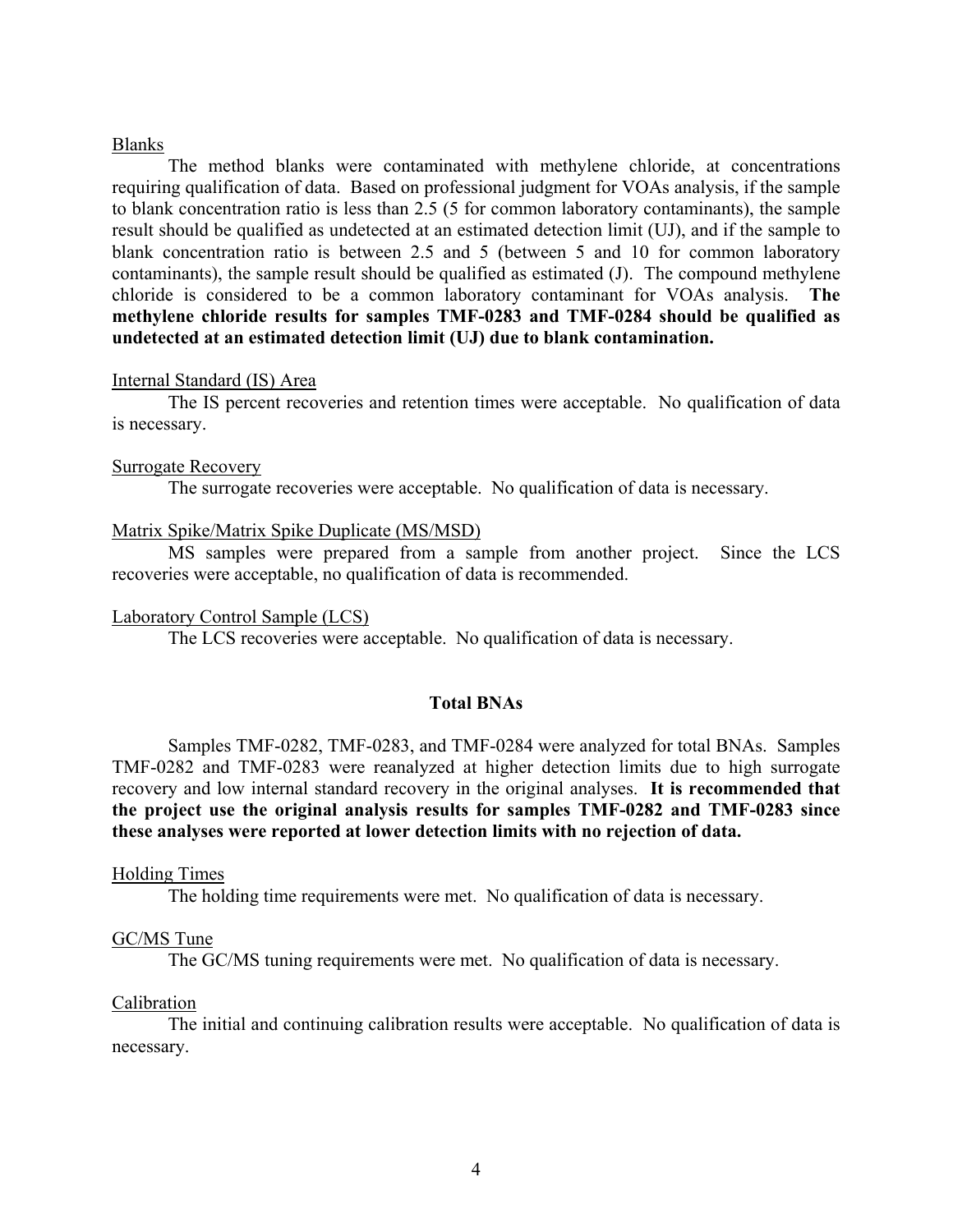Blanks

The method blanks were contaminated with methylene chloride, at concentrations requiring qualification of data. Based on professional judgment for VOAs analysis, if the sample to blank concentration ratio is less than 2.5 (5 for common laboratory contaminants), the sample result should be qualified as undetected at an estimated detection limit (UJ), and if the sample to blank concentration ratio is between 2.5 and 5 (between 5 and 10 for common laboratory contaminants), the sample result should be qualified as estimated (J). The compound methylene chloride is considered to be a common laboratory contaminant for VOAs analysis. **The methylene chloride results for samples TMF-0283 and TMF-0284 should be qualified as undetected at an estimated detection limit (UJ) due to blank contamination.**

Internal Standard (IS) Area

The IS percent recoveries and retention times were acceptable. No qualification of data is necessary.

Surrogate Recovery

The surrogate recoveries were acceptable. No qualification of data is necessary.

Matrix Spike/Matrix Spike Duplicate (MS/MSD)

MS samples were prepared from a sample from another project. Since the LCS recoveries were acceptable, no qualification of data is recommended.

Laboratory Control Sample (LCS)

The LCS recoveries were acceptable. No qualification of data is necessary.

## Total BNAs

Samples TMF-0282, TMF-0283, and TMF-0284 were analyzed for total BNAs. Samples TMF-0282 and TMF-0283 were reanalyzed at higher detection limits due to high surrogate recovery and low internal standard recovery in the original analyses. **It is recommended that the project use the original analysis results for samples TMF-0282 and TMF-0283 since these analyses were reported at lower detection limits with no rejection of data.**

Holding Times

The holding time requirements were met. No qualification of data is necessary.

GC/MS Tune

The GC/MS tuning requirements were met. No qualification of data is necessary.

Calibration

The initial and continuing calibration results were acceptable. No qualification of data is necessary.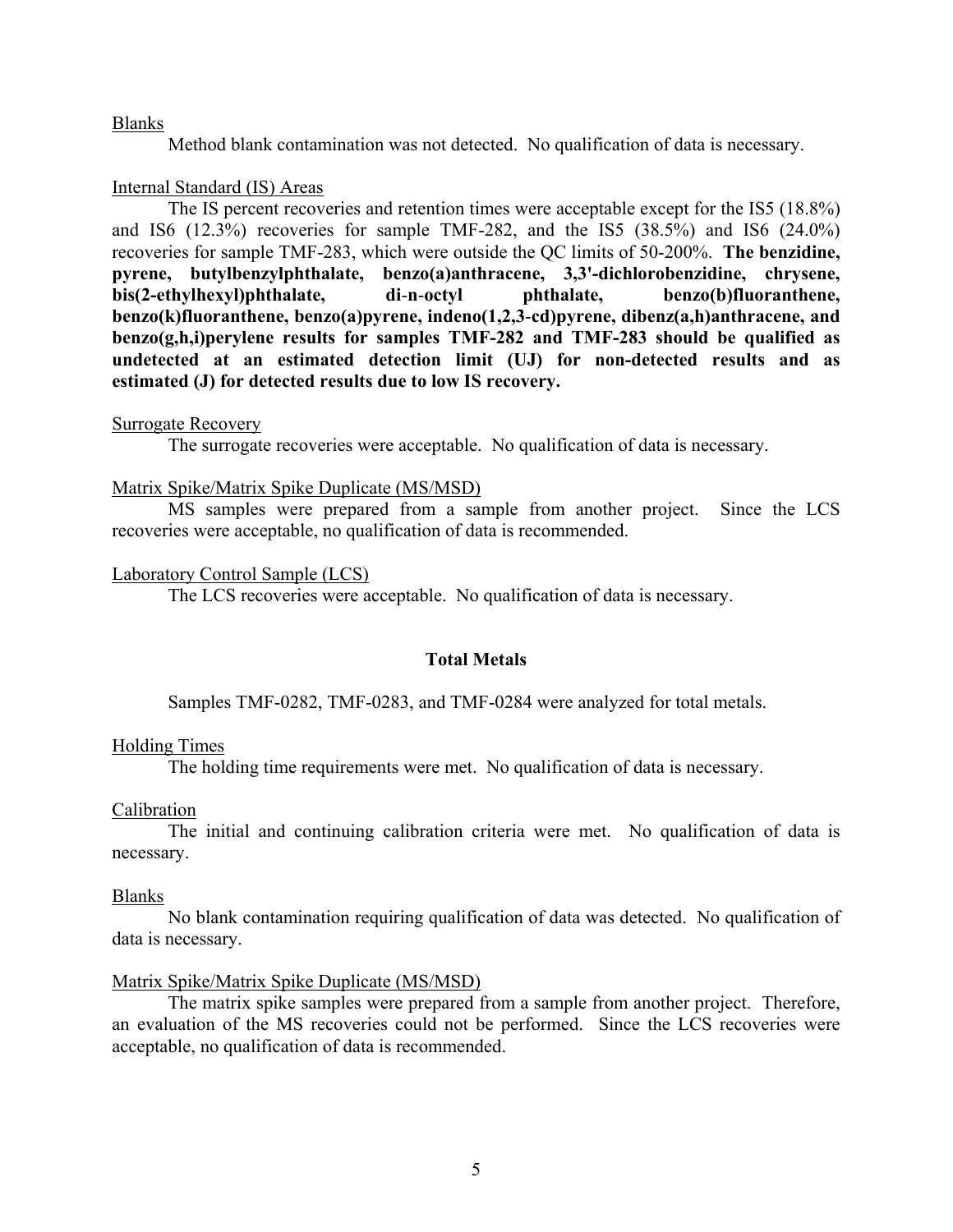Blanks

Method blank contamination was not detected. No qualification of data is necessary.

Internal Standard (IS) Areas

The IS percent recoveries and retention times were acceptable except for the IS5 (18.8%) and IS6 (12.3%) recoveries for sample TMF-282, and the IS5 (38.5%) and IS6 (24.0%) recoveries for sample TMF-283, which were outside the QC limits of 50-200%. **The benzidine, pyrene, butylbenzylphthalate, benzo(a)anthracene, 3,3'-dichlorobenzidine, chrysene, bis(2-ethylhexyl)phthalate, di-n-octyl phthalate, benzo(b)fluoranthene, benzo(k)fluoranthene, benzo(a)pyrene, indeno(1,2,3-cd)pyrene, dibenz(a,h)anthracene, and benzo(g,h,i)perylene results for samples TMF-282 and TMF-283 should be qualified as undetected at an estimated detection limit (UJ) for non-detected results and as estimated (J) for detected results due to low IS recovery.**

Surrogate Recovery

The surrogate recoveries were acceptable. No qualification of data is necessary.

Matrix Spike/Matrix Spike Duplicate (MS/MSD)

MS samples were prepared from a sample from another project. Since the LCS recoveries were acceptable, no qualification of data is recommended.

Laboratory Control Sample (LCS)

The LCS recoveries were acceptable. No qualification of data is necessary.

## Total Metals

Samples TMF-0282, TMF-0283, and TMF-0284 were analyzed for total metals.

Holding Times

The holding time requirements were met. No qualification of data is necessary.

Calibration

The initial and continuing calibration criteria were met. No qualification of data is necessary.

Blanks

No blank contamination requiring qualification of data was detected. No qualification of data is necessary.

Matrix Spike/Matrix Spike Duplicate (MS/MSD)

The matrix spike samples were prepared from a sample from another project. Therefore, an evaluation of the MS recoveries could not be performed. Since the LCS recoveries were acceptable, no qualification of data is recommended.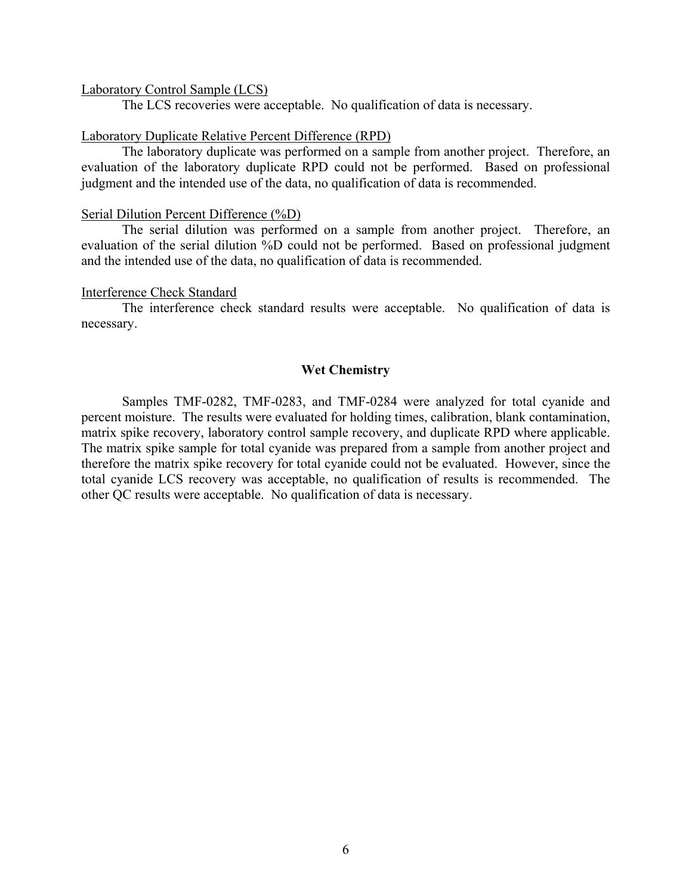Laboratory Control Sample (LCS)

The LCS recoveries were acceptable. No qualification of data is necessary.

Laboratory Duplicate Relative Percent Difference (RPD)

The laboratory duplicate was performed on a sample from another project. Therefore, an evaluation of the laboratory duplicate RPD could not be performed. Based on professional judgment and the intended use of the data, no qualification of data is recommended.

Serial Dilution Percent Difference (%D)

The serial dilution was performed on a sample from another project. Therefore, an evaluation of the serial dilution %D could not be performed. Based on professional judgment and the intended use of the data, no qualification of data is recommended.

Interference Check Standard

The interference check standard results were acceptable. No qualification of data is necessary.

## Wet Chemistry

Samples TMF-0282, TMF-0283, and TMF-0284 were analyzed for total cyanide and percent moisture. The results were evaluated for holding times, calibration, blank contamination, matrix spike recovery, laboratory control sample recovery, and duplicate RPD where applicable. The matrix spike sample for total cyanide was prepared from a sample from another project and therefore the matrix spike recovery for total cyanide could not be evaluated. However, since the total cyanide LCS recovery was acceptable, no qualification of results is recommended. The other QC results were acceptable. No qualification of data is necessary.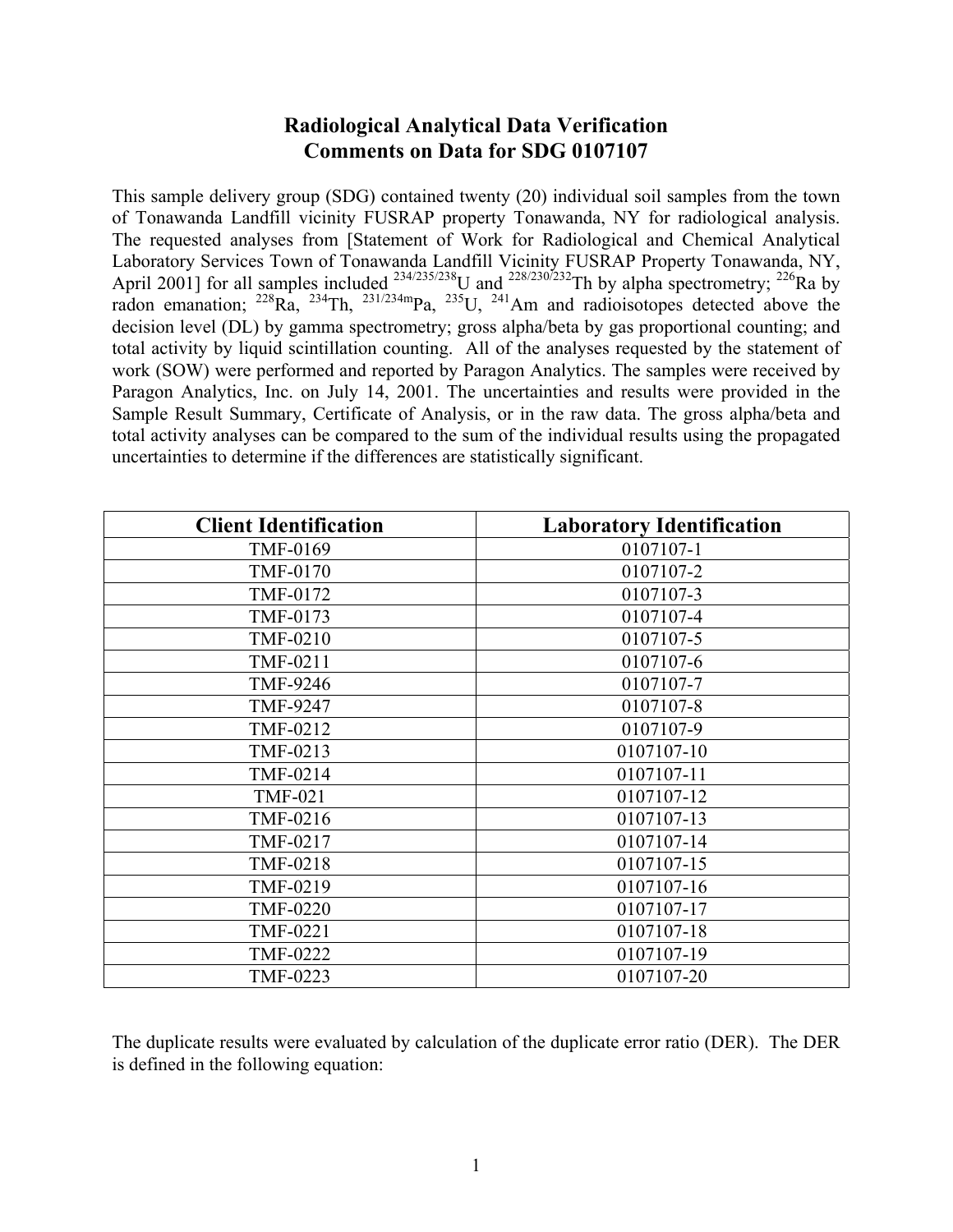# Radiological Analytical Data Verification
## Comments on Data for SDG 0107107

This sample delivery group (SDG) contained twenty (20) individual soil samples from the town of Tonawanda Landfill vicinity FUSRAP property Tonawanda, NY for radiological analysis. The requested analyses from [Statement of Work for Radiological and Chemical Analytical Laboratory Services Town of Tonawanda Landfill Vicinity FUSRAP Property Tonawanda, NY, April 2001] for all samples included $^{234/235/238}$U and $^{228/230/232}$Th by alpha spectrometry; $^{226}$Ra by radon emanation; $^{228}$Ra, $^{234}$Th, $^{231/234m}$Pa, $^{235}$U, $^{241}$Am and radioisotopes detected above the decision level (DL) by gamma spectrometry; gross alpha/beta by gas proportional counting; and total activity by liquid scintillation counting. All of the analyses requested by the statement of work (SOW) were performed and reported by Paragon Analytics. The samples were received by Paragon Analytics, Inc. on July 14, 2001. The uncertainties and results were provided in the Sample Result Summary, Certificate of Analysis, or in the raw data. The gross alpha/beta and total activity analyses can be compared to the sum of the individual results using the propagated uncertainties to determine if the differences are statistically significant.

| Client Identification | Laboratory Identification |
|---|---|
| TMF-0169 | 0107107-1 |
| TMF-0170 | 0107107-2 |
| TMF-0172 | 0107107-3 |
| TMF-0173 | 0107107-4 |
| TMF-0210 | 0107107-5 |
| TMF-0211 | 0107107-6 |
| TMF-9246 | 0107107-7 |
| TMF-9247 | 0107107-8 |
| TMF-0212 | 0107107-9 |
| TMF-0213 | 0107107-10 |
| TMF-0214 | 0107107-11 |
| TMF-021 | 0107107-12 |
| TMF-0216 | 0107107-13 |
| TMF-0217 | 0107107-14 |
| TMF-0218 | 0107107-15 |
| TMF-0219 | 0107107-16 |
| TMF-0220 | 0107107-17 |
| TMF-0221 | 0107107-18 |
| TMF-0222 | 0107107-19 |
| TMF-0223 | 0107107-20 |

The duplicate results were evaluated by calculation of the duplicate error ratio (DER). The DER is defined in the following equation: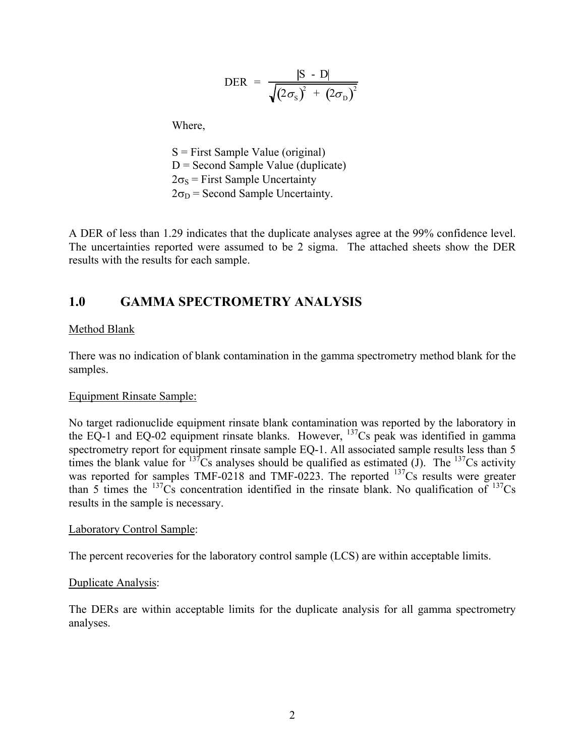$$\text{DER} = \frac{|S - D|}{\sqrt{(2\sigma_S)^2 + (2\sigma_D)^2}}$$

Where,

S = First Sample Value (original)
D = Second Sample Value (duplicate)
$2\sigma_S$ = First Sample Uncertainty
$2\sigma_D$ = Second Sample Uncertainty.

A DER of less than 1.29 indicates that the duplicate analyses agree at the 99% confidence level. The uncertainties reported were assumed to be 2 sigma. The attached sheets show the DER results with the results for each sample.

## 1.0 GAMMA SPECTROMETRY ANALYSIS

Method Blank

There was no indication of blank contamination in the gamma spectrometry method blank for the samples.

Equipment Rinsate Sample:

No target radionuclide equipment rinsate blank contamination was reported by the laboratory in the EQ-1 and EQ-02 equipment rinsate blanks. However, $^{137}$Cs peak was identified in gamma spectrometry report for equipment rinsate sample EQ-1. All associated sample results less than 5 times the blank value for $^{137}$Cs analyses should be qualified as estimated (J). The $^{137}$Cs activity was reported for samples TMF-0218 and TMF-0223. The reported $^{137}$Cs results were greater than 5 times the $^{137}$Cs concentration identified in the rinsate blank. No qualification of $^{137}$Cs results in the sample is necessary.

Laboratory Control Sample:

The percent recoveries for the laboratory control sample (LCS) are within acceptable limits.

Duplicate Analysis:

The DERs are within acceptable limits for the duplicate analysis for all gamma spectrometry analyses.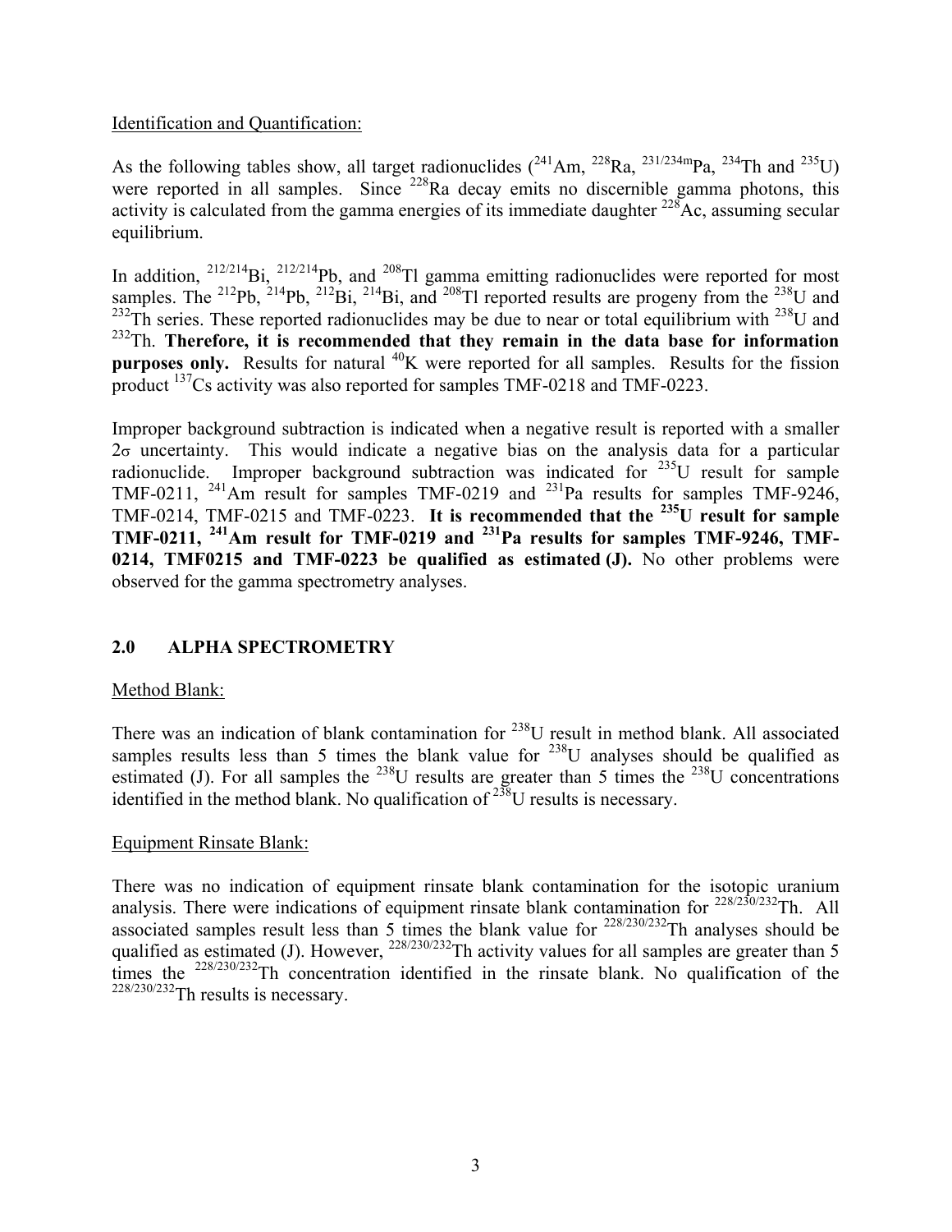Identification and Quantification:

As the following tables show, all target radionuclides ($^{241}$Am, $^{228}$Ra, $^{231/234m}$Pa, $^{234}$Th and $^{235}$U) were reported in all samples. Since $^{228}$Ra decay emits no discernible gamma photons, this activity is calculated from the gamma energies of its immediate daughter $^{228}$Ac, assuming secular equilibrium.

In addition, $^{212/214}$Bi, $^{212/214}$Pb, and $^{208}$Tl gamma emitting radionuclides were reported for most samples. The $^{212}$Pb, $^{214}$Pb, $^{212}$Bi, $^{214}$Bi, and $^{208}$Tl reported results are progeny from the $^{238}$U and $^{232}$Th series. These reported radionuclides may be due to near or total equilibrium with $^{238}$U and $^{232}$Th. **Therefore, it is recommended that they remain in the data base for information purposes only.** Results for natural $^{40}$K were reported for all samples. Results for the fission product $^{137}$Cs activity was also reported for samples TMF-0218 and TMF-0223.

Improper background subtraction is indicated when a negative result is reported with a smaller $2\sigma$ uncertainty. This would indicate a negative bias on the analysis data for a particular radionuclide. Improper background subtraction was indicated for $^{235}$U result for sample TMF-0211, $^{241}$Am result for samples TMF-0219 and $^{231}$Pa results for samples TMF-9246, TMF-0214, TMF-0215 and TMF-0223. **It is recommended that the $^{235}$U result for sample TMF-0211, $^{241}$Am result for TMF-0219 and $^{231}$Pa results for samples TMF-9246, TMF-0214, TMF0215 and TMF-0223 be qualified as estimated (J).** No other problems were observed for the gamma spectrometry analyses.

## 2.0 ALPHA SPECTROMETRY

Method Blank:

There was an indication of blank contamination for $^{238}$U result in method blank. All associated samples results less than 5 times the blank value for $^{238}$U analyses should be qualified as estimated (J). For all samples the $^{238}$U results are greater than 5 times the $^{238}$U concentrations identified in the method blank. No qualification of $^{238}$U results is necessary.

Equipment Rinsate Blank:

There was no indication of equipment rinsate blank contamination for the isotopic uranium analysis. There were indications of equipment rinsate blank contamination for $^{228/230/232}$Th. All associated samples result less than 5 times the blank value for $^{228/230/232}$Th analyses should be qualified as estimated (J). However, $^{228/230/232}$Th activity values for all samples are greater than 5 times the $^{228/230/232}$Th concentration identified in the rinsate blank. No qualification of the $^{228/230/232}$Th results is necessary.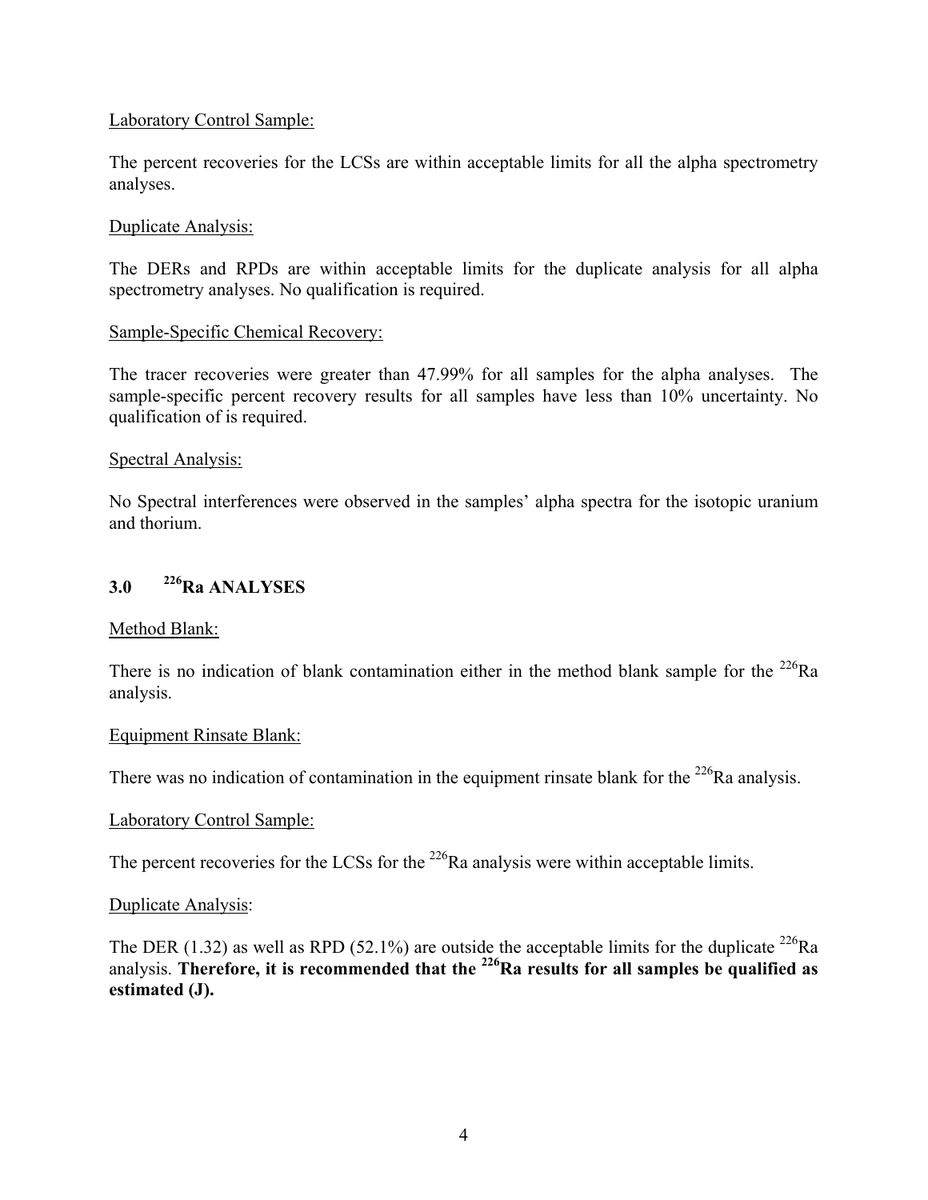Laboratory Control Sample:

The percent recoveries for the LCSs are within acceptable limits for all the alpha spectrometry analyses.

Duplicate Analysis:

The DERs and RPDs are within acceptable limits for the duplicate analysis for all alpha spectrometry analyses. No qualification is required.

Sample-Specific Chemical Recovery:

The tracer recoveries were greater than 47.99% for all samples for the alpha analyses. The sample-specific percent recovery results for all samples have less than 10% uncertainty. No qualification of is required.

Spectral Analysis:

No Spectral interferences were observed in the samples' alpha spectra for the isotopic uranium and thorium.

## 3.0 $^{226}$Ra ANALYSES

Method Blank:

There is no indication of blank contamination either in the method blank sample for the $^{226}$Ra analysis.

Equipment Rinsate Blank:

There was no indication of contamination in the equipment rinsate blank for the $^{226}$Ra analysis.

Laboratory Control Sample:

The percent recoveries for the LCSs for the $^{226}$Ra analysis were within acceptable limits.

Duplicate Analysis:

The DER (1.32) as well as RPD (52.1%) are outside the acceptable limits for the duplicate $^{226}$Ra analysis. **Therefore, it is recommended that the $^{226}$Ra results for all samples be qualified as estimated (J).**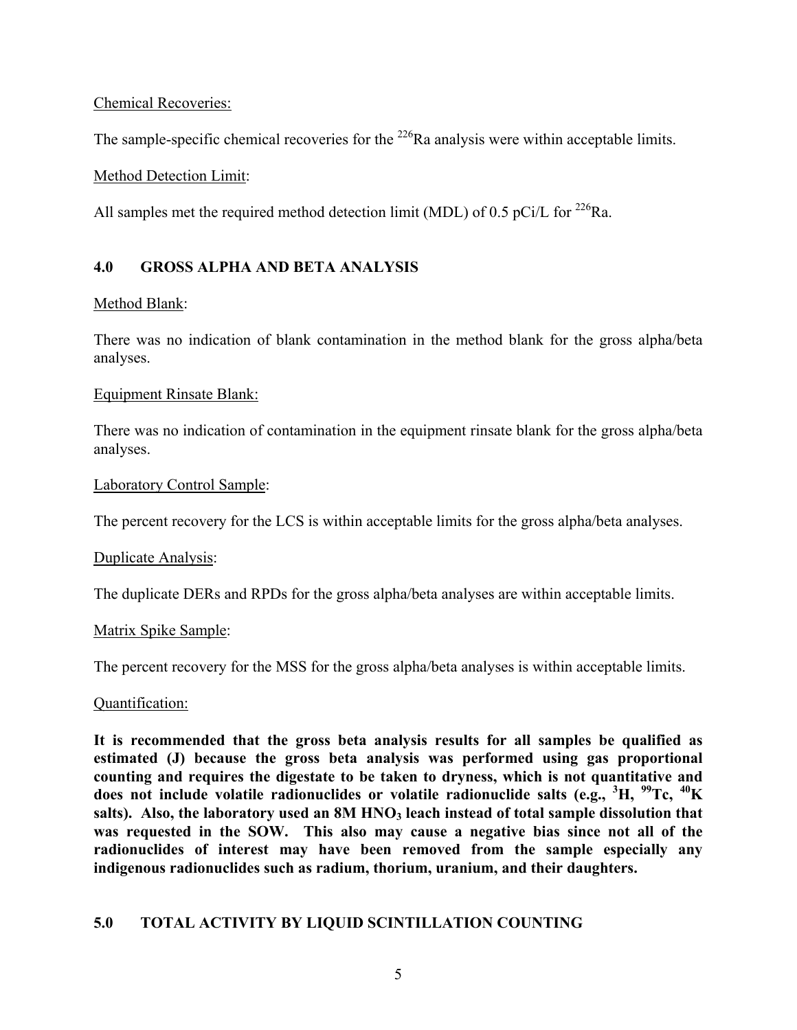Chemical Recoveries:

The sample-specific chemical recoveries for the $^{226}Ra$ analysis were within acceptable limits.

Method Detection Limit:

All samples met the required method detection limit (MDL) of 0.5 pCi/L for $^{226}Ra$.

## 4.0 GROSS ALPHA AND BETA ANALYSIS

Method Blank:

There was no indication of blank contamination in the method blank for the gross alpha/beta analyses.

Equipment Rinsate Blank:

There was no indication of contamination in the equipment rinsate blank for the gross alpha/beta analyses.

Laboratory Control Sample:

The percent recovery for the LCS is within acceptable limits for the gross alpha/beta analyses.

Duplicate Analysis:

The duplicate DERs and RPDs for the gross alpha/beta analyses are within acceptable limits.

Matrix Spike Sample:

The percent recovery for the MSS for the gross alpha/beta analyses is within acceptable limits.

Quantification:

**It is recommended that the gross beta analysis results for all samples be qualified as estimated (J) because the gross beta analysis was performed using gas proportional counting and requires the digestate to be taken to dryness, which is not quantitative and does not include volatile radionuclides or volatile radionuclide salts (e.g., $^{3}H$, $^{99}Tc$, $^{40}K$ salts). Also, the laboratory used an 8M $HNO_3$ leach instead of total sample dissolution that was requested in the SOW. This also may cause a negative bias since not all of the radionuclides of interest may have been removed from the sample especially any indigenous radionuclides such as radium, thorium, uranium, and their daughters.**

## 5.0 TOTAL ACTIVITY BY LIQUID SCINTILLATION COUNTING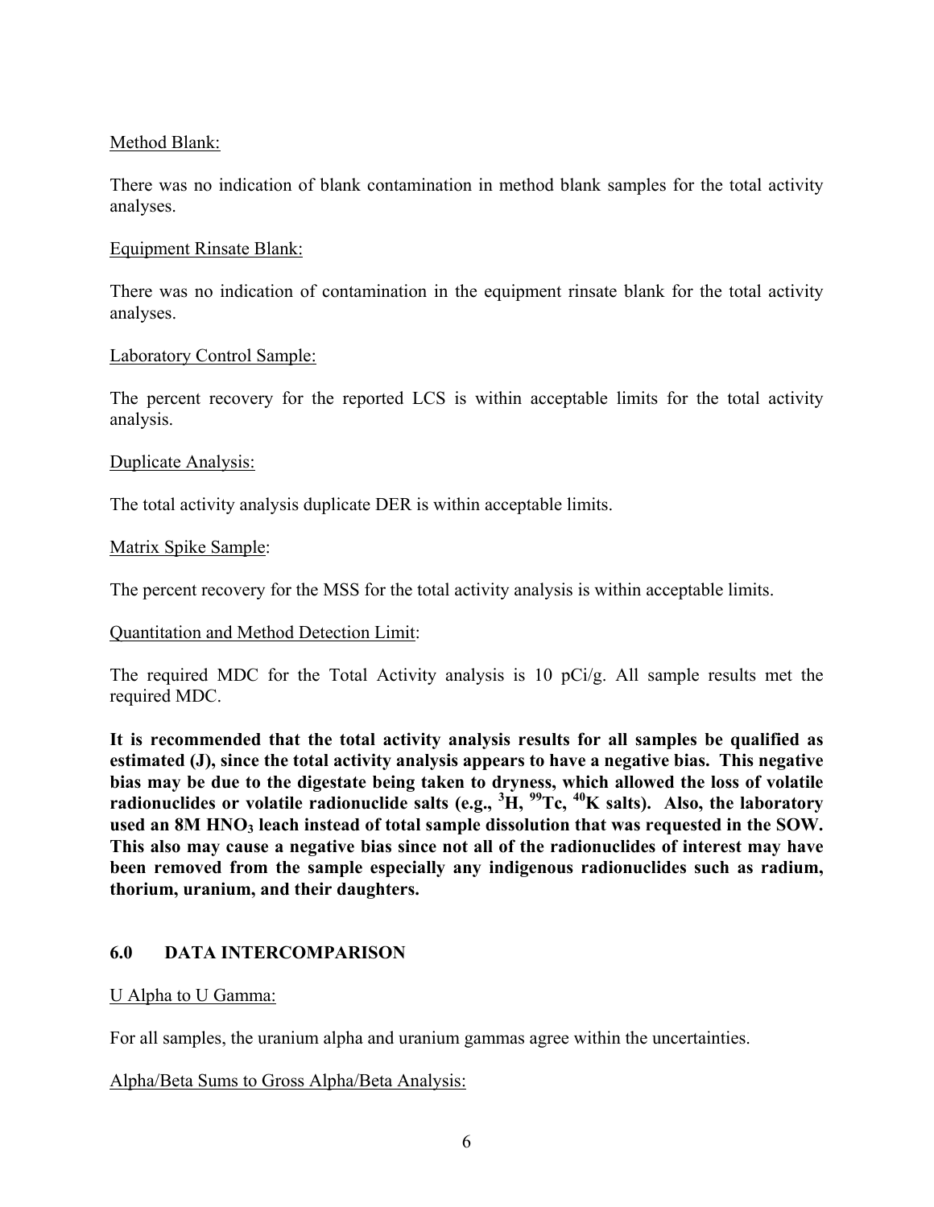Method Blank:

There was no indication of blank contamination in method blank samples for the total activity analyses.

Equipment Rinsate Blank:

There was no indication of contamination in the equipment rinsate blank for the total activity analyses.

Laboratory Control Sample:

The percent recovery for the reported LCS is within acceptable limits for the total activity analysis.

Duplicate Analysis:

The total activity analysis duplicate DER is within acceptable limits.

Matrix Spike Sample:

The percent recovery for the MSS for the total activity analysis is within acceptable limits.

Quantitation and Method Detection Limit:

The required MDC for the Total Activity analysis is 10 pCi/g. All sample results met the required MDC.

**It is recommended that the total activity analysis results for all samples be qualified as estimated (J), since the total activity analysis appears to have a negative bias. This negative bias may be due to the digestate being taken to dryness, which allowed the loss of volatile radionuclides or volatile radionuclide salts (e.g., $^{3}H$, $^{99}Tc$, $^{40}K$ salts). Also, the laboratory used an 8M $HNO_3$ leach instead of total sample dissolution that was requested in the SOW. This also may cause a negative bias since not all of the radionuclides of interest may have been removed from the sample especially any indigenous radionuclides such as radium, thorium, uranium, and their daughters.**

## 6.0 DATA INTERCOMPARISON

U Alpha to U Gamma:

For all samples, the uranium alpha and uranium gammas agree within the uncertainties.

Alpha/Beta Sums to Gross Alpha/Beta Analysis: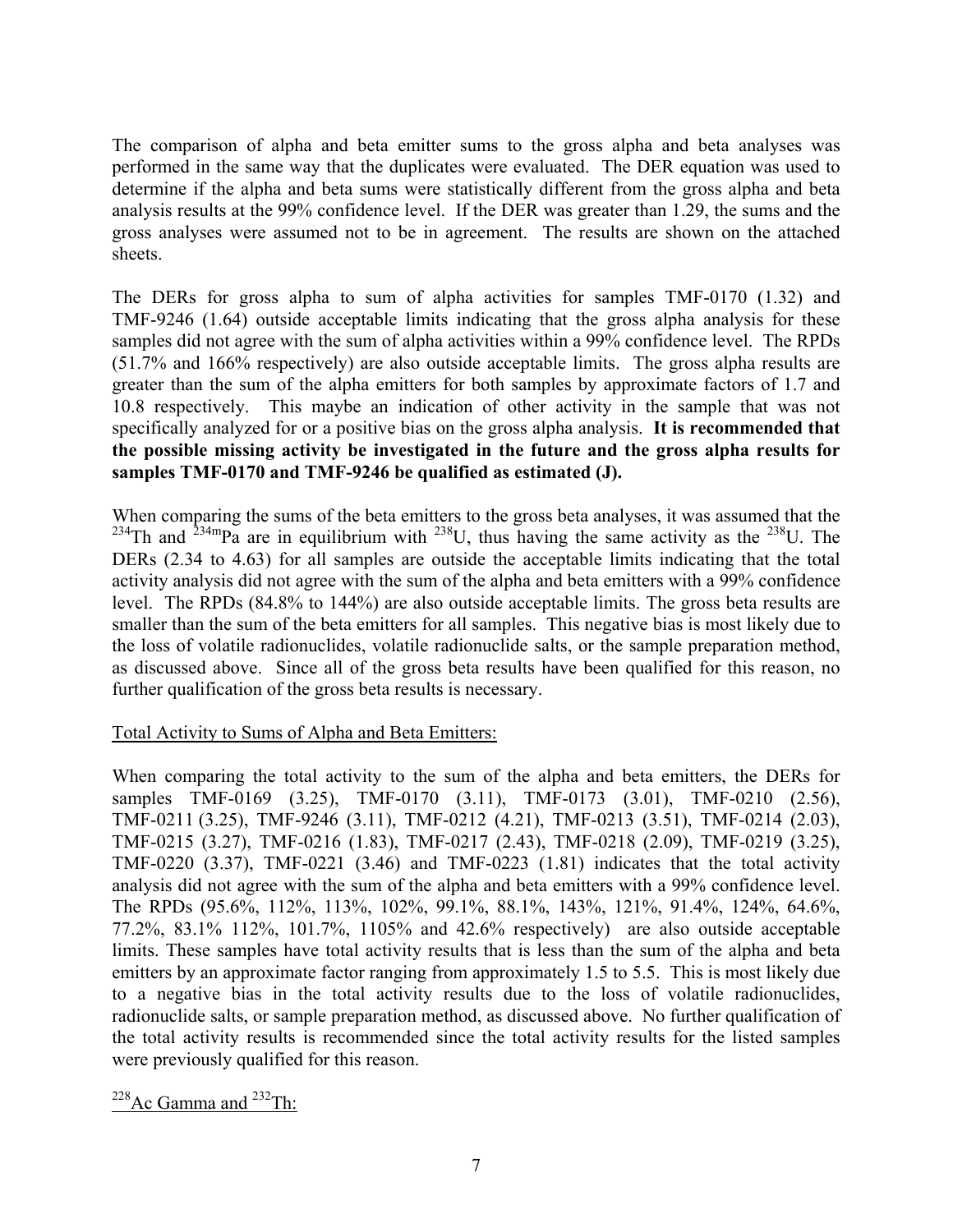The comparison of alpha and beta emitter sums to the gross alpha and beta analyses was performed in the same way that the duplicates were evaluated. The DER equation was used to determine if the alpha and beta sums were statistically different from the gross alpha and beta analysis results at the 99% confidence level. If the DER was greater than 1.29, the sums and the gross analyses were assumed not to be in agreement. The results are shown on the attached sheets.

The DERs for gross alpha to sum of alpha activities for samples TMF-0170 (1.32) and TMF-9246 (1.64) outside acceptable limits indicating that the gross alpha analysis for these samples did not agree with the sum of alpha activities within a 99% confidence level. The RPDs (51.7% and 166% respectively) are also outside acceptable limits. The gross alpha results are greater than the sum of the alpha emitters for both samples by approximate factors of 1.7 and 10.8 respectively. This maybe an indication of other activity in the sample that was not specifically analyzed for or a positive bias on the gross alpha analysis. **It is recommended that the possible missing activity be investigated in the future and the gross alpha results for samples TMF-0170 and TMF-9246 be qualified as estimated (J).**

When comparing the sums of the beta emitters to the gross beta analyses, it was assumed that the $^{234}$Th and $^{234m}$Pa are in equilibrium with $^{238}$U, thus having the same activity as the $^{238}$U. The DERs (2.34 to 4.63) for all samples are outside the acceptable limits indicating that the total activity analysis did not agree with the sum of the alpha and beta emitters with a 99% confidence level. The RPDs (84.8% to 144%) are also outside acceptable limits. The gross beta results are smaller than the sum of the beta emitters for all samples. This negative bias is most likely due to the loss of volatile radionuclides, volatile radionuclide salts, or the sample preparation method, as discussed above. Since all of the gross beta results have been qualified for this reason, no further qualification of the gross beta results is necessary.

Total Activity to Sums of Alpha and Beta Emitters:

When comparing the total activity to the sum of the alpha and beta emitters, the DERs for samples TMF-0169 (3.25), TMF-0170 (3.11), TMF-0173 (3.01), TMF-0210 (2.56), TMF-0211 (3.25), TMF-9246 (3.11), TMF-0212 (4.21), TMF-0213 (3.51), TMF-0214 (2.03), TMF-0215 (3.27), TMF-0216 (1.83), TMF-0217 (2.43), TMF-0218 (2.09), TMF-0219 (3.25), TMF-0220 (3.37), TMF-0221 (3.46) and TMF-0223 (1.81) indicates that the total activity analysis did not agree with the sum of the alpha and beta emitters with a 99% confidence level. The RPDs (95.6%, 112%, 113%, 102%, 99.1%, 88.1%, 143%, 121%, 91.4%, 124%, 64.6%, 77.2%, 83.1% 112%, 101.7%, 1105% and 42.6% respectively) are also outside acceptable limits. These samples have total activity results that is less than the sum of the alpha and beta emitters by an approximate factor ranging from approximately 1.5 to 5.5. This is most likely due to a negative bias in the total activity results due to the loss of volatile radionuclides, radionuclide salts, or sample preparation method, as discussed above. No further qualification of the total activity results is recommended since the total activity results for the listed samples were previously qualified for this reason.

$^{228}$Ac Gamma and $^{232}$Th: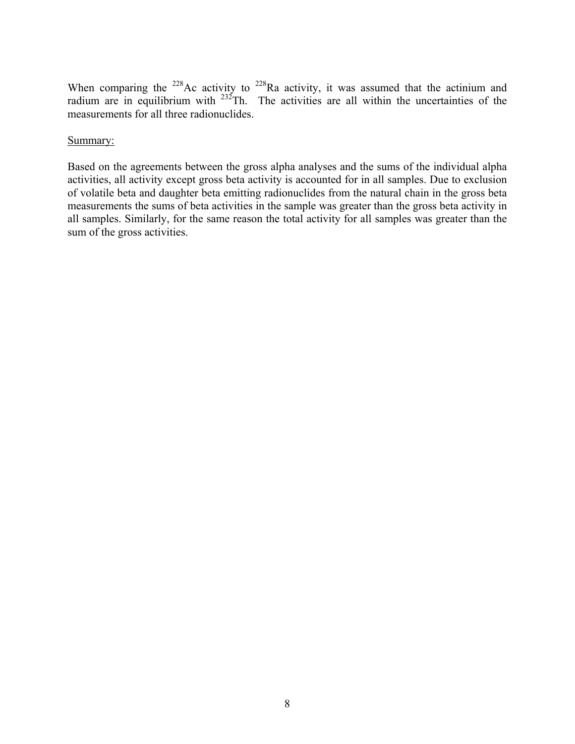When comparing the $^{228}$Ac activity to $^{228}$Ra activity, it was assumed that the actinium and radium are in equilibrium with $^{232}$Th. The activities are all within the uncertainties of the measurements for all three radionuclides.

Summary:

Based on the agreements between the gross alpha analyses and the sums of the individual alpha activities, all activity except gross beta activity is accounted for in all samples. Due to exclusion of volatile beta and daughter beta emitting radionuclides from the natural chain in the gross beta measurements the sums of beta activities in the sample was greater than the gross beta activity in all samples. Similarly, for the same reason the total activity for all samples was greater than the sum of the gross activities.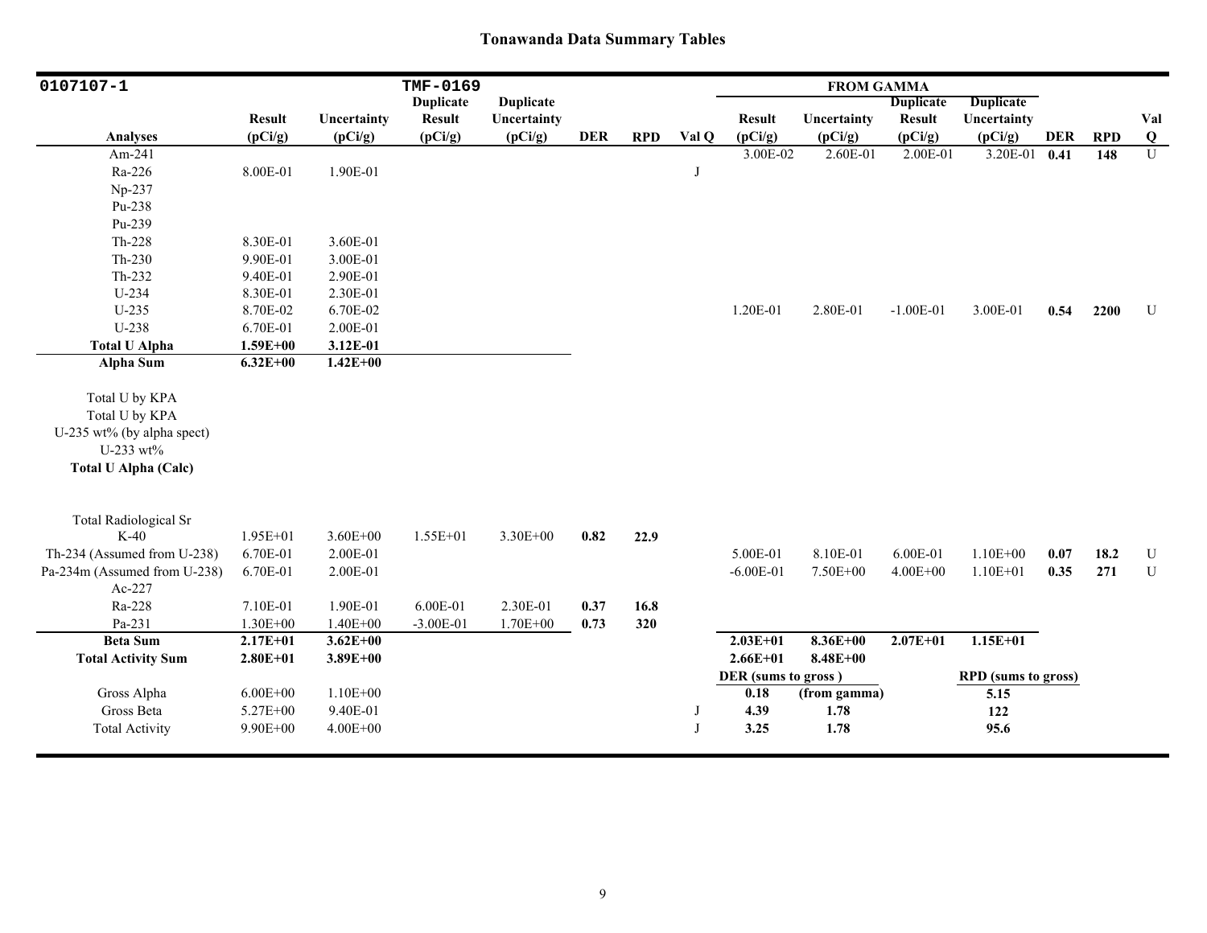## Tonawanda Data Summary Tables

| 0107107-1 | | | TMF-0169 | | | | | FROM GAMMA | | | | | | |
|---|---|---|---|---|---|---|---|---|---|---|---|---|---|---|
| Analyses | Result (pCi/g) | Uncertainty (pCi/g) | Duplicate Result (pCi/g) | Duplicate Uncertainty (pCi/g) | DER | RPD | Val Q | Result (pCi/g) | Uncertainty (pCi/g) | Duplicate Result (pCi/g) | Duplicate Uncertainty (pCi/g) | DER | RPD | Val Q |
| Am-241 | | | | | | | | 3.00E-02 | 2.60E-01 | 2.00E-01 | 3.20E-01 | **0.41** | **148** | U |
| Ra-226 | 8.00E-01 | 1.90E-01 | | | | | J | | | | | | | |
| Np-237 | | | | | | | | | | | | | | |
| Pu-238 | | | | | | | | | | | | | | |
| Pu-239 | | | | | | | | | | | | | | |
| Th-228 | 8.30E-01 | 3.60E-01 | | | | | | | | | | | | |
| Th-230 | 9.90E-01 | 3.00E-01 | | | | | | | | | | | | |
| Th-232 | 9.40E-01 | 2.90E-01 | | | | | | | | | | | | |
| U-234 | 8.30E-01 | 2.30E-01 | | | | | | | | | | | | |
| U-235 | 8.70E-02 | 6.70E-02 | | | | | | 1.20E-01 | 2.80E-01 | -1.00E-01 | 3.00E-01 | **0.54** | **2200** | U |
| U-238 | 6.70E-01 | 2.00E-01 | | | | | | | | | | | | |
| **Total U Alpha** | **1.59E+00** | **3.12E-01** | | | | | | | | | | | | |
| **Alpha Sum** | **6.32E+00** | **1.42E+00** | | | | | | | | | | | | |
| Total U by KPA | | | | | | | | | | | | | | |
| Total U by KPA | | | | | | | | | | | | | | |
| U-235 wt% (by alpha spect) | | | | | | | | | | | | | | |
| U-233 wt% | | | | | | | | | | | | | | |
| **Total U Alpha (Calc)** | | | | | | | | | | | | | | |
| Total Radiological Sr | | | | | | | | | | | | | | |
| K-40 | 1.95E+01 | 3.60E+00 | 1.55E+01 | 3.30E+00 | **0.82** | **22.9** | | | | | | | | |
| Th-234 (Assumed from U-238) | 6.70E-01 | 2.00E-01 | | | | | | 5.00E-01 | 8.10E-01 | 6.00E-01 | 1.10E+00 | **0.07** | **18.2** | U |
| Pa-234m (Assumed from U-238) | 6.70E-01 | 2.00E-01 | | | | | | -6.00E-01 | 7.50E+00 | 4.00E+00 | 1.10E+01 | **0.35** | **271** | U |
| Ac-227 | | | | | | | | | | | | | | |
| Ra-228 | 7.10E-01 | 1.90E-01 | 6.00E-01 | 2.30E-01 | **0.37** | **16.8** | | | | | | | | |
| Pa-231 | 1.30E+00 | 1.40E+00 | -3.00E-01 | 1.70E+00 | **0.73** | **320** | | | | | | | | |
| **Beta Sum** | **2.17E+01** | **3.62E+00** | | | | | | **2.03E+01** | **8.36E+00** | **2.07E+01** | **1.15E+01** | | | |
| **Total Activity Sum** | **2.80E+01** | **3.89E+00** | | | | | | **2.66E+01** | **8.48E+00** | | | | | |
| | | | | | | | | **DER (sums to gross )** | | | **RPD (sums to gross)** | | | |
| Gross Alpha | 6.00E+00 | 1.10E+00 | | | | | | **0.18** | **(from gamma)** | | **5.15** | | | |
| Gross Beta | 5.27E+00 | 9.40E-01 | | | | | J | **4.39** | **1.78** | | **122** | | | |
| Total Activity | 9.90E+00 | 4.00E+00 | | | | | J | **3.25** | **1.78** | | **95.6** | | | |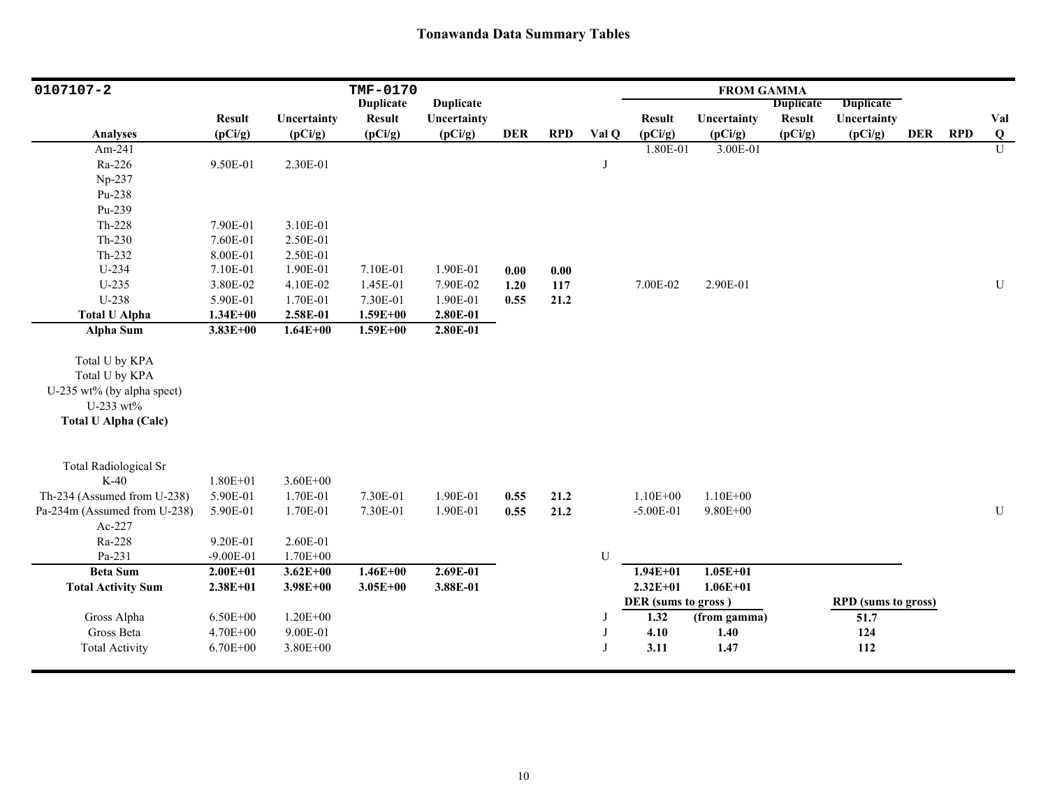# Tonawanda Data Summary Tables

| 0107107-2 | | | TMF-0170 | | | | | FROM GAMMA | | | | | | |
|---|---|---|---|---|---|---|---|---|---|---|---|---|---|---|
| Analyses | Result (pCi/g) | Uncertainty (pCi/g) | Duplicate Result (pCi/g) | Duplicate Uncertainty (pCi/g) | DER | RPD | Val Q | Result (pCi/g) | Uncertainty (pCi/g) | Duplicate Result (pCi/g) | Duplicate Uncertainty (pCi/g) | DER | RPD | Val Q |
| Am-241 | | | | | | | | 1.80E-01 | 3.00E-01 | | | | | U |
| Ra-226 | 9.50E-01 | 2.30E-01 | | | | | J | | | | | | | |
| Np-237 | | | | | | | | | | | | | | |
| Pu-238 | | | | | | | | | | | | | | |
| Pu-239 | | | | | | | | | | | | | | |
| Th-228 | 7.90E-01 | 3.10E-01 | | | | | | | | | | | | |
| Th-230 | 7.60E-01 | 2.50E-01 | | | | | | | | | | | | |
| Th-232 | 8.00E-01 | 2.50E-01 | | | | | | | | | | | | |
| U-234 | 7.10E-01 | 1.90E-01 | 7.10E-01 | 1.90E-01 | **0.00** | **0.00** | | | | | | | | |
| U-235 | 3.80E-02 | 4.10E-02 | 1.45E-01 | 7.90E-02 | **1.20** | **117** | | 7.00E-02 | 2.90E-01 | | | | | U |
| U-238 | 5.90E-01 | 1.70E-01 | 7.30E-01 | 1.90E-01 | **0.55** | **21.2** | | | | | | | | |
| **Total U Alpha** | **1.34E+00** | **2.58E-01** | **1.59E+00** | **2.80E-01** | | | | | | | | | | |
| **Alpha Sum** | **3.83E+00** | **1.64E+00** | **1.59E+00** | **2.80E-01** | | | | | | | | | | |
| Total U by KPA | | | | | | | | | | | | | | |
| Total U by KPA | | | | | | | | | | | | | | |
| U-235 wt% (by alpha spect) | | | | | | | | | | | | | | |
| U-233 wt% | | | | | | | | | | | | | | |
| **Total U Alpha (Calc)** | | | | | | | | | | | | | | |
| Total Radiological Sr | | | | | | | | | | | | | | |
| K-40 | 1.80E+01 | 3.60E+00 | | | | | | | | | | | | |
| Th-234 (Assumed from U-238) | 5.90E-01 | 1.70E-01 | 7.30E-01 | 1.90E-01 | **0.55** | **21.2** | | 1.10E+00 | 1.10E+00 | | | | | |
| Pa-234m (Assumed from U-238) | 5.90E-01 | 1.70E-01 | 7.30E-01 | 1.90E-01 | **0.55** | **21.2** | | -5.00E-01 | 9.80E+00 | | | | | U |
| Ac-227 | | | | | | | | | | | | | | |
| Ra-228 | 9.20E-01 | 2.60E-01 | | | | | | | | | | | | |
| Pa-231 | -9.00E-01 | 1.70E+00 | | | | | U | | | | | | | |
| **Beta Sum** | **2.00E+01** | **3.62E+00** | **1.46E+00** | **2.69E-01** | | | | **1.94E+01** | **1.05E+01** | | | | | |
| **Total Activity Sum** | **2.38E+01** | **3.98E+00** | **3.05E+00** | **3.88E-01** | | | | **2.32E+01** | **1.06E+01** | | | | | |
| | | | | | | | | **DER (sums to gross )** | | | **RPD (sums to gross)** | | | |
| Gross Alpha | 6.50E+00 | 1.20E+00 | | | | | J | **1.32** | **(from gamma)** | | **51.7** | | | |
| Gross Beta | 4.70E+00 | 9.00E-01 | | | | | J | **4.10** | **1.40** | | **124** | | | |
| Total Activity | 6.70E+00 | 3.80E+00 | | | | | J | **3.11** | **1.47** | | **112** | | | |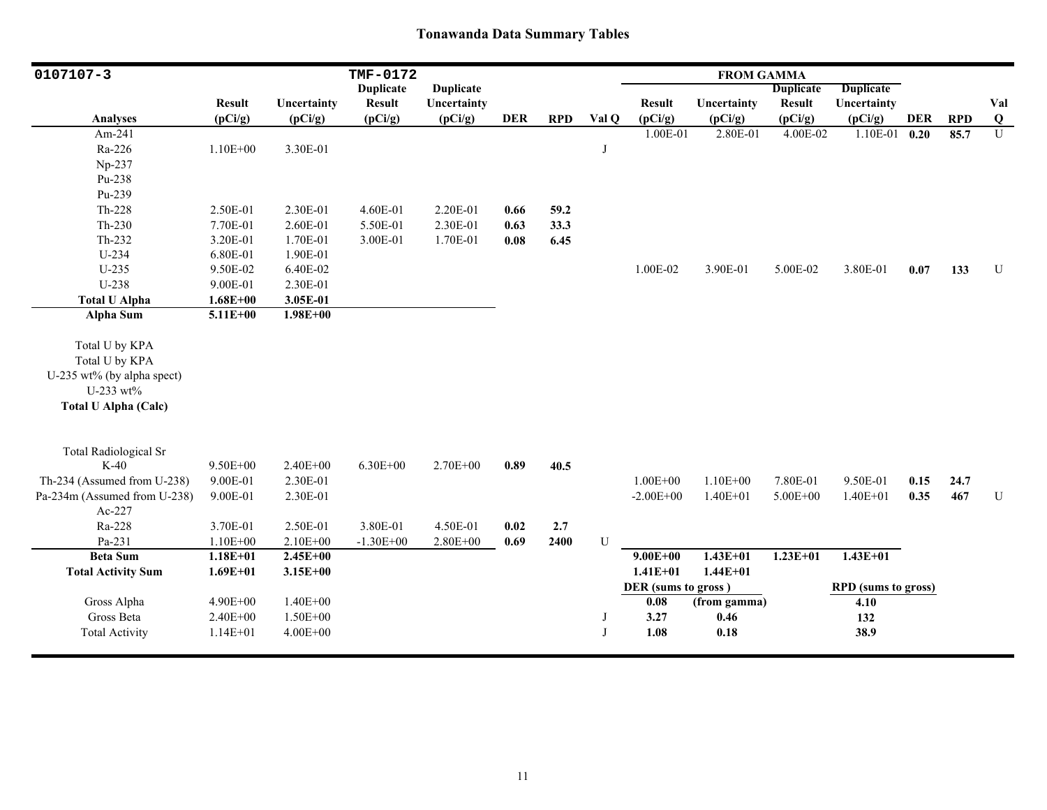## Tonawanda Data Summary Tables

| 0107107-3 | | | TMF-0172 | | | | | FROM GAMMA | | | | | | |
|---|---|---|---|---|---|---|---|---|---|---|---|---|---|---|
| **Analyses** | **Result (pCi/g)** | **Uncertainty (pCi/g)** | **Duplicate Result (pCi/g)** | **Duplicate Uncertainty (pCi/g)** | **DER** | **RPD** | **Val Q** | **Result (pCi/g)** | **Uncertainty (pCi/g)** | **Duplicate Result (pCi/g)** | **Duplicate Uncertainty (pCi/g)** | **DER** | **RPD** | **Val Q** |
| Am-241 | | | | | | | | 1.00E-01 | 2.80E-01 | 4.00E-02 | 1.10E-01 | **0.20** | **85.7** | U |
| Ra-226 | 1.10E+00 | 3.30E-01 | | | | | J | | | | | | | |
| Np-237 | | | | | | | | | | | | | | |
| Pu-238 | | | | | | | | | | | | | | |
| Pu-239 | | | | | | | | | | | | | | |
| Th-228 | 2.50E-01 | 2.30E-01 | 4.60E-01 | 2.20E-01 | **0.66** | **59.2** | | | | | | | | |
| Th-230 | 7.70E-01 | 2.60E-01 | 5.50E-01 | 2.30E-01 | **0.63** | **33.3** | | | | | | | | |
| Th-232 | 3.20E-01 | 1.70E-01 | 3.00E-01 | 1.70E-01 | **0.08** | **6.45** | | | | | | | | |
| U-234 | 6.80E-01 | 1.90E-01 | | | | | | | | | | | | |
| U-235 | 9.50E-02 | 6.40E-02 | | | | | | 1.00E-02 | 3.90E-01 | 5.00E-02 | 3.80E-01 | **0.07** | **133** | U |
| U-238 | 9.00E-01 | 2.30E-01 | | | | | | | | | | | | |
| **Total U Alpha** | **1.68E+00** | **3.05E-01** | | | | | | | | | | | | |
| **Alpha Sum** | **5.11E+00** | **1.98E+00** | | | | | | | | | | | | |
| Total U by KPA | | | | | | | | | | | | | | |
| Total U by KPA | | | | | | | | | | | | | | |
| U-235 wt% (by alpha spect) | | | | | | | | | | | | | | |
| U-233 wt% | | | | | | | | | | | | | | |
| **Total U Alpha (Calc)** | | | | | | | | | | | | | | |
| Total Radiological Sr | | | | | | | | | | | | | | |
| K-40 | 9.50E+00 | 2.40E+00 | 6.30E+00 | 2.70E+00 | **0.89** | **40.5** | | | | | | | | |
| Th-234 (Assumed from U-238) | 9.00E-01 | 2.30E-01 | | | | | | 1.00E+00 | 1.10E+00 | 7.80E-01 | 9.50E-01 | **0.15** | **24.7** | |
| Pa-234m (Assumed from U-238) | 9.00E-01 | 2.30E-01 | | | | | | -2.00E+00 | 1.40E+01 | 5.00E+00 | 1.40E+01 | **0.35** | **467** | U |
| Ac-227 | | | | | | | | | | | | | | |
| Ra-228 | 3.70E-01 | 2.50E-01 | 3.80E-01 | 4.50E-01 | **0.02** | **2.7** | | | | | | | | |
| Pa-231 | 1.10E+00 | 2.10E+00 | -1.30E+00 | 2.80E+00 | **0.69** | **2400** | U | | | | | | | |
| **Beta Sum** | **1.18E+01** | **2.45E+00** | | | | | | **9.00E+00** | **1.43E+01** | **1.23E+01** | **1.43E+01** | | | |
| **Total Activity Sum** | **1.69E+01** | **3.15E+00** | | | | | | **1.41E+01** | **1.44E+01** | | | | | |
| | | | | | | | | **DER (sums to gross )** | | | **RPD (sums to gross)** | | | |
| Gross Alpha | 4.90E+00 | 1.40E+00 | | | | | | **0.08** | **(from gamma)** | | **4.10** | | | |
| Gross Beta | 2.40E+00 | 1.50E+00 | | | | | J | **3.27** | **0.46** | | **132** | | | |
| Total Activity | 1.14E+01 | 4.00E+00 | | | | | J | **1.08** | **0.18** | | **38.9** | | | |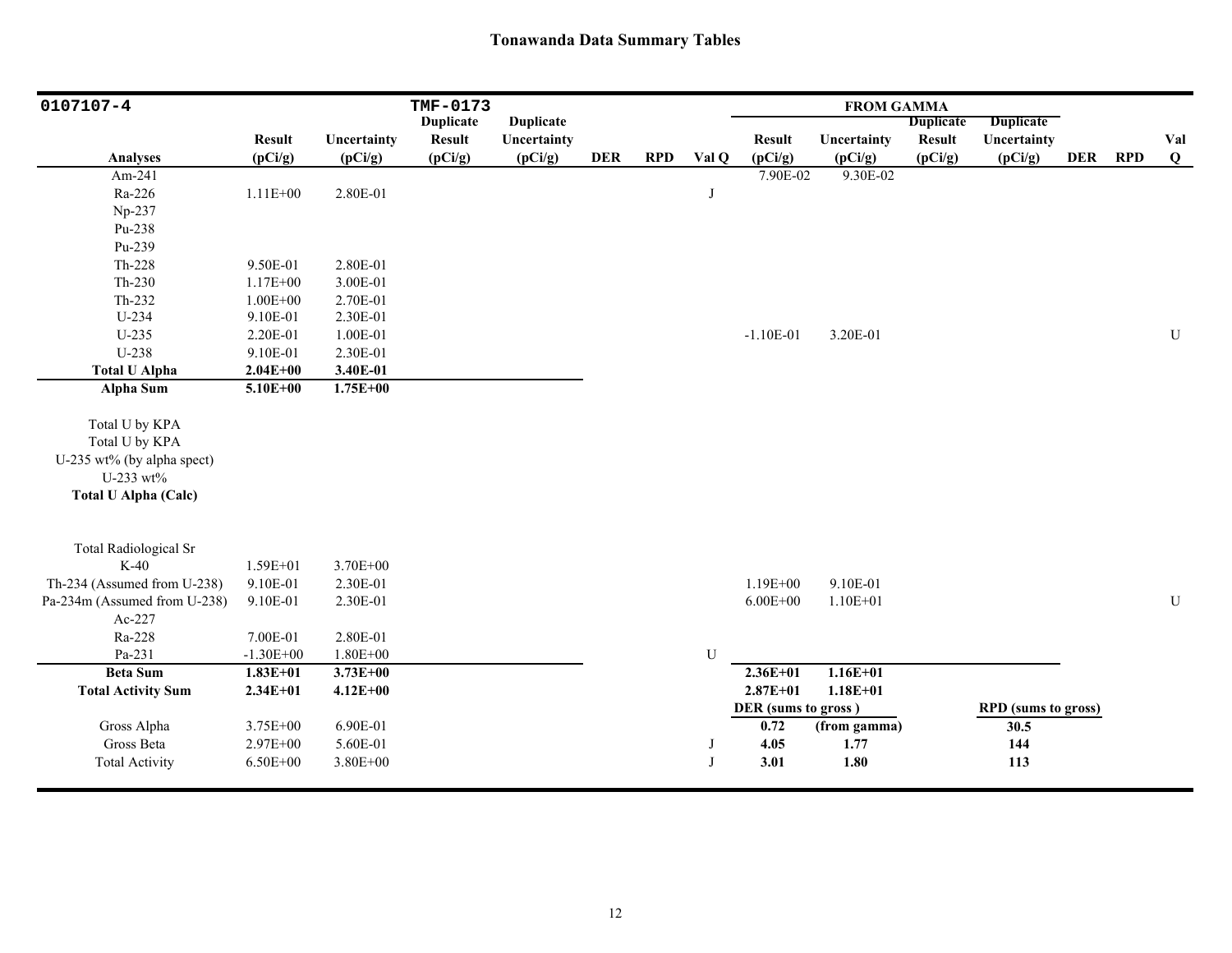# Tonawanda Data Summary Tables

| 0107107-4 | | | TMF-0173 | | | | | FROM GAMMA | | | | | | |
|---|---|---|---|---|---|---|---|---|---|---|---|---|---|---|
| Analyses | Result (pCi/g) | Uncertainty (pCi/g) | Duplicate Result (pCi/g) | Duplicate Uncertainty (pCi/g) | DER | RPD | Val Q | Result (pCi/g) | Uncertainty (pCi/g) | Duplicate Result (pCi/g) | Duplicate Uncertainty (pCi/g) | DER | RPD | Val Q |
| Am-241 | | | | | | | | 7.90E-02 | 9.30E-02 | | | | | |
| Ra-226 | 1.11E+00 | 2.80E-01 | | | | | J | | | | | | | |
| Np-237 | | | | | | | | | | | | | | |
| Pu-238 | | | | | | | | | | | | | | |
| Pu-239 | | | | | | | | | | | | | | |
| Th-228 | 9.50E-01 | 2.80E-01 | | | | | | | | | | | | |
| Th-230 | 1.17E+00 | 3.00E-01 | | | | | | | | | | | | |
| Th-232 | 1.00E+00 | 2.70E-01 | | | | | | | | | | | | |
| U-234 | 9.10E-01 | 2.30E-01 | | | | | | | | | | | | |
| U-235 | 2.20E-01 | 1.00E-01 | | | | | | -1.10E-01 | 3.20E-01 | | | | | U |
| U-238 | 9.10E-01 | 2.30E-01 | | | | | | | | | | | | |
| **Total U Alpha** | **2.04E+00** | **3.40E-01** | | | | | | | | | | | | |
| **Alpha Sum** | **5.10E+00** | **1.75E+00** | | | | | | | | | | | | |
| Total U by KPA | | | | | | | | | | | | | | |
| Total U by KPA | | | | | | | | | | | | | | |
| U-235 wt% (by alpha spect) | | | | | | | | | | | | | | |
| U-233 wt% | | | | | | | | | | | | | | |
| **Total U Alpha (Calc)** | | | | | | | | | | | | | | |
| Total Radiological Sr | | | | | | | | | | | | | | |
| K-40 | 1.59E+01 | 3.70E+00 | | | | | | | | | | | | |
| Th-234 (Assumed from U-238) | 9.10E-01 | 2.30E-01 | | | | | | 1.19E+00 | 9.10E-01 | | | | | |
| Pa-234m (Assumed from U-238) | 9.10E-01 | 2.30E-01 | | | | | | 6.00E+00 | 1.10E+01 | | | | | U |
| Ac-227 | | | | | | | | | | | | | | |
| Ra-228 | 7.00E-01 | 2.80E-01 | | | | | | | | | | | | |
| Pa-231 | -1.30E+00 | 1.80E+00 | | | | | U | | | | | | | |
| **Beta Sum** | **1.83E+01** | **3.73E+00** | | | | | | **2.36E+01** | **1.16E+01** | | | | | |
| **Total Activity Sum** | **2.34E+01** | **4.12E+00** | | | | | | **2.87E+01** | **1.18E+01** | | | | | |
| | | | | | | | | **DER (sums to gross )** | | | **RPD (sums to gross)** | | | |
| Gross Alpha | 3.75E+00 | 6.90E-01 | | | | | | **0.72** | **(from gamma)** | | **30.5** | | | |
| Gross Beta | 2.97E+00 | 5.60E-01 | | | | | J | **4.05** | **1.77** | | **144** | | | |
| Total Activity | 6.50E+00 | 3.80E+00 | | | | | J | **3.01** | **1.80** | | **113** | | | |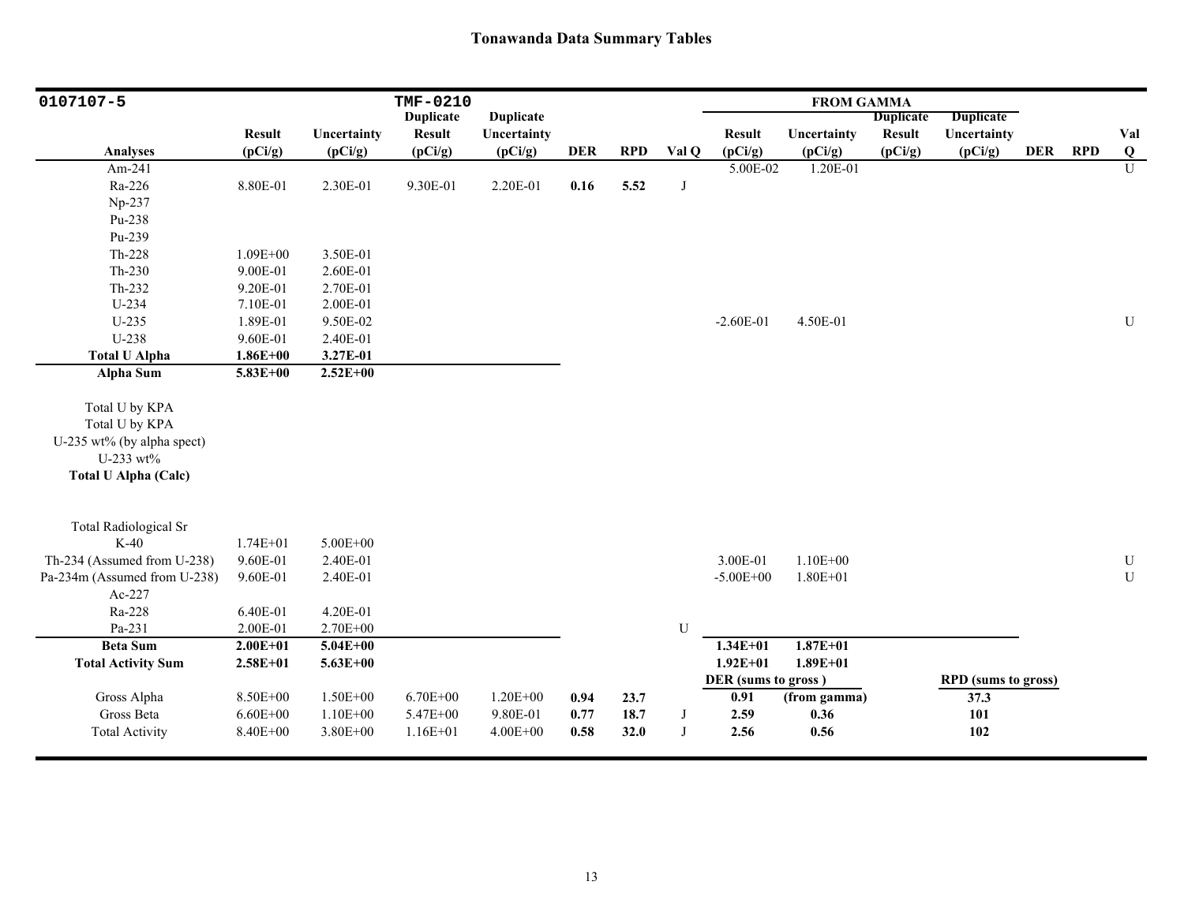# Tonawanda Data Summary Tables

| 0107107-5 | | | TMF-0210 | | | | | FROM GAMMA | | | | | | |
|---|---|---|---|---|---|---|---|---|---|---|---|---|---|---|
| **Analyses** | **Result (pCi/g)** | **Uncertainty (pCi/g)** | **Duplicate Result (pCi/g)** | **Duplicate Uncertainty (pCi/g)** | **DER** | **RPD** | **Val Q** | **Result (pCi/g)** | **Uncertainty (pCi/g)** | **Duplicate Result (pCi/g)** | **Duplicate Uncertainty (pCi/g)** | **DER** | **RPD** | **Val Q** |
| Am-241 | | | | | | | | 5.00E-02 | 1.20E-01 | | | | | U |
| Ra-226 | 8.80E-01 | 2.30E-01 | 9.30E-01 | 2.20E-01 | **0.16** | **5.52** | J | | | | | | | |
| Np-237 | | | | | | | | | | | | | | |
| Pu-238 | | | | | | | | | | | | | | |
| Pu-239 | | | | | | | | | | | | | | |
| Th-228 | 1.09E+00 | 3.50E-01 | | | | | | | | | | | | |
| Th-230 | 9.00E-01 | 2.60E-01 | | | | | | | | | | | | |
| Th-232 | 9.20E-01 | 2.70E-01 | | | | | | | | | | | | |
| U-234 | 7.10E-01 | 2.00E-01 | | | | | | | | | | | | |
| U-235 | 1.89E-01 | 9.50E-02 | | | | | | -2.60E-01 | 4.50E-01 | | | | | U |
| U-238 | 9.60E-01 | 2.40E-01 | | | | | | | | | | | | |
| **Total U Alpha** | **1.86E+00** | **3.27E-01** | | | | | | | | | | | | |
| **Alpha Sum** | **5.83E+00** | **2.52E+00** | | | | | | | | | | | | |
| Total U by KPA | | | | | | | | | | | | | | |
| Total U by KPA | | | | | | | | | | | | | | |
| U-235 wt% (by alpha spect) | | | | | | | | | | | | | | |
| U-233 wt% | | | | | | | | | | | | | | |
| **Total U Alpha (Calc)** | | | | | | | | | | | | | | |
| Total Radiological Sr | | | | | | | | | | | | | | |
| K-40 | 1.74E+01 | 5.00E+00 | | | | | | | | | | | | |
| Th-234 (Assumed from U-238) | 9.60E-01 | 2.40E-01 | | | | | | 3.00E-01 | 1.10E+00 | | | | | U |
| Pa-234m (Assumed from U-238) | 9.60E-01 | 2.40E-01 | | | | | | -5.00E+00 | 1.80E+01 | | | | | U |
| Ac-227 | | | | | | | | | | | | | | |
| Ra-228 | 6.40E-01 | 4.20E-01 | | | | | | | | | | | | |
| Pa-231 | 2.00E-01 | 2.70E+00 | | | | | U | | | | | | | |
| **Beta Sum** | **2.00E+01** | **5.04E+00** | | | | | | **1.34E+01** | **1.87E+01** | | | | | |
| **Total Activity Sum** | **2.58E+01** | **5.63E+00** | | | | | | **1.92E+01** | **1.89E+01** | | | | | |
| | | | | | | | | **DER (sums to gross )** | | | **RPD (sums to gross)** | | | |
| Gross Alpha | 8.50E+00 | 1.50E+00 | 6.70E+00 | 1.20E+00 | **0.94** | **23.7** | | **0.91** | **(from gamma)** | | **37.3** | | | |
| Gross Beta | 6.60E+00 | 1.10E+00 | 5.47E+00 | 9.80E-01 | **0.77** | **18.7** | J | **2.59** | **0.36** | | **101** | | | |
| Total Activity | 8.40E+00 | 3.80E+00 | 1.16E+01 | 4.00E+00 | **0.58** | **32.0** | J | **2.56** | **0.56** | | **102** | | | |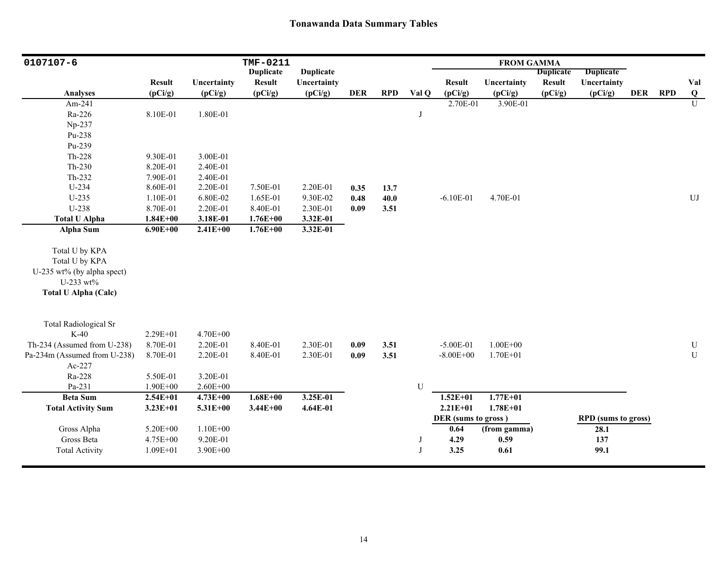# Tonawanda Data Summary Tables

| 0107107-6 | | | TMF-0211 | | | | | FROM GAMMA | | | | | | |
|---|---|---|---|---|---|---|---|---|---|---|---|---|---|---|
| Analyses | Result (pCi/g) | Uncertainty (pCi/g) | Duplicate Result (pCi/g) | Duplicate Uncertainty (pCi/g) | DER | RPD | Val Q | Result (pCi/g) | Uncertainty (pCi/g) | Duplicate Result (pCi/g) | Duplicate Uncertainty (pCi/g) | DER | RPD | Val Q |
| Am-241 | | | | | | | | 2.70E-01 | 3.90E-01 | | | | | U |
| Ra-226 | 8.10E-01 | 1.80E-01 | | | | | J | | | | | | | |
| Np-237 | | | | | | | | | | | | | | |
| Pu-238 | | | | | | | | | | | | | | |
| Pu-239 | | | | | | | | | | | | | | |
| Th-228 | 9.30E-01 | 3.00E-01 | | | | | | | | | | | | |
| Th-230 | 8.20E-01 | 2.40E-01 | | | | | | | | | | | | |
| Th-232 | 7.90E-01 | 2.40E-01 | | | | | | | | | | | | |
| U-234 | 8.60E-01 | 2.20E-01 | 7.50E-01 | 2.20E-01 | **0.35** | **13.7** | | | | | | | | |
| U-235 | 1.10E-01 | 6.80E-02 | 1.65E-01 | 9.30E-02 | **0.48** | **40.0** | | -6.10E-01 | 4.70E-01 | | | | | UJ |
| U-238 | 8.70E-01 | 2.20E-01 | 8.40E-01 | 2.30E-01 | **0.09** | **3.51** | | | | | | | | |
| **Total U Alpha** | **1.84E+00** | **3.18E-01** | **1.76E+00** | **3.32E-01** | | | | | | | | | | |
| **Alpha Sum** | **6.90E+00** | **2.41E+00** | **1.76E+00** | **3.32E-01** | | | | | | | | | | |
| Total U by KPA | | | | | | | | | | | | | | |
| Total U by KPA | | | | | | | | | | | | | | |
| U-235 wt% (by alpha spect) | | | | | | | | | | | | | | |
| U-233 wt% | | | | | | | | | | | | | | |
| **Total U Alpha (Calc)** | | | | | | | | | | | | | | |
| Total Radiological Sr | | | | | | | | | | | | | | |
| K-40 | 2.29E+01 | 4.70E+00 | | | | | | | | | | | | |
| Th-234 (Assumed from U-238) | 8.70E-01 | 2.20E-01 | 8.40E-01 | 2.30E-01 | **0.09** | **3.51** | | -5.00E-01 | 1.00E+00 | | | | | U |
| Pa-234m (Assumed from U-238) | 8.70E-01 | 2.20E-01 | 8.40E-01 | 2.30E-01 | **0.09** | **3.51** | | -8.00E+00 | 1.70E+01 | | | | | U |
| Ac-227 | | | | | | | | | | | | | | |
| Ra-228 | 5.50E-01 | 3.20E-01 | | | | | | | | | | | | |
| Pa-231 | 1.90E+00 | 2.60E+00 | | | | | U | | | | | | | |
| **Beta Sum** | **2.54E+01** | **4.73E+00** | **1.68E+00** | **3.25E-01** | | | | **1.52E+01** | **1.77E+01** | | | | | |
| **Total Activity Sum** | **3.23E+01** | **5.31E+00** | **3.44E+00** | **4.64E-01** | | | | **2.21E+01** | **1.78E+01** | | | | | |
| | | | | | | | | **DER (sums to gross )** | | | **RPD (sums to gross)** | | | |
| Gross Alpha | 5.20E+00 | 1.10E+00 | | | | | | **0.64** | **(from gamma)** | | **28.1** | | | |
| Gross Beta | 4.75E+00 | 9.20E-01 | | | | | J | **4.29** | **0.59** | | **137** | | | |
| Total Activity | 1.09E+01 | 3.90E+00 | | | | | J | **3.25** | **0.61** | | **99.1** | | | |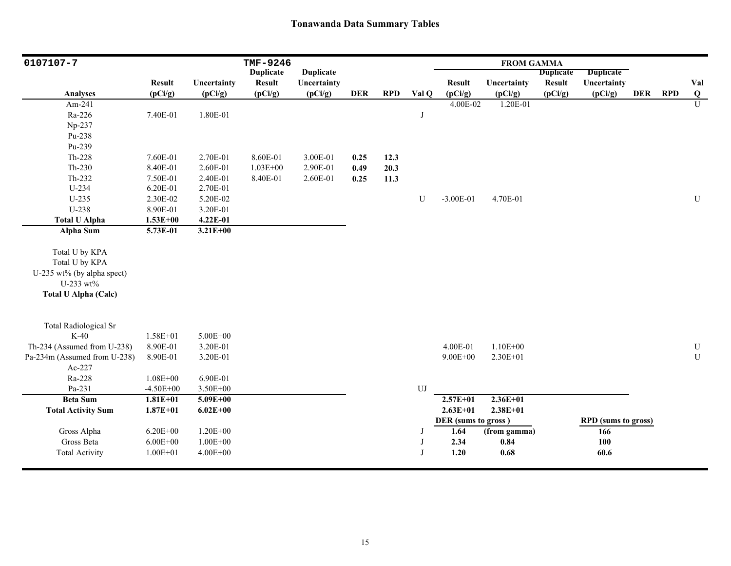# Tonawanda Data Summary Tables

| 0107107-7 | | | TMF-9246 | | | | | FROM GAMMA | | | | | | |
|---|---|---|---|---|---|---|---|---|---|---|---|---|---|---|
| Analyses | Result (pCi/g) | Uncertainty (pCi/g) | Duplicate Result (pCi/g) | Duplicate Uncertainty (pCi/g) | DER | RPD | Val Q | Result (pCi/g) | Uncertainty (pCi/g) | Duplicate Result (pCi/g) | Duplicate Uncertainty (pCi/g) | DER | RPD | Val Q |
| Am-241 | | | | | | | | 4.00E-02 | 1.20E-01 | | | | | U |
| Ra-226 | 7.40E-01 | 1.80E-01 | | | | | J | | | | | | | |
| Np-237 | | | | | | | | | | | | | | |
| Pu-238 | | | | | | | | | | | | | | |
| Pu-239 | | | | | | | | | | | | | | |
| Th-228 | 7.60E-01 | 2.70E-01 | 8.60E-01 | 3.00E-01 | **0.25** | **12.3** | | | | | | | | |
| Th-230 | 8.40E-01 | 2.60E-01 | 1.03E+00 | 2.90E-01 | **0.49** | **20.3** | | | | | | | | |
| Th-232 | 7.50E-01 | 2.40E-01 | 8.40E-01 | 2.60E-01 | **0.25** | **11.3** | | | | | | | | |
| U-234 | 6.20E-01 | 2.70E-01 | | | | | | | | | | | | |
| U-235 | 2.30E-02 | 5.20E-02 | | | | | U | -3.00E-01 | 4.70E-01 | | | | | U |
| U-238 | 8.90E-01 | 3.20E-01 | | | | | | | | | | | | |
| **Total U Alpha** | **1.53E+00** | **4.22E-01** | | | | | | | | | | | | |
| **Alpha Sum** | **5.73E-01** | **3.21E+00** | | | | | | | | | | | | |
| Total U by KPA | | | | | | | | | | | | | | |
| Total U by KPA | | | | | | | | | | | | | | |
| U-235 wt% (by alpha spect) | | | | | | | | | | | | | | |
| U-233 wt% | | | | | | | | | | | | | | |
| **Total U Alpha (Calc)** | | | | | | | | | | | | | | |
| Total Radiological Sr | | | | | | | | | | | | | | |
| K-40 | 1.58E+01 | 5.00E+00 | | | | | | | | | | | | |
| Th-234 (Assumed from U-238) | 8.90E-01 | 3.20E-01 | | | | | | 4.00E-01 | 1.10E+00 | | | | | U |
| Pa-234m (Assumed from U-238) | 8.90E-01 | 3.20E-01 | | | | | | 9.00E+00 | 2.30E+01 | | | | | U |
| Ac-227 | | | | | | | | | | | | | | |
| Ra-228 | 1.08E+00 | 6.90E-01 | | | | | | | | | | | | |
| Pa-231 | -4.50E+00 | 3.50E+00 | | | | | UJ | | | | | | | |
| **Beta Sum** | **1.81E+01** | **5.09E+00** | | | | | | **2.57E+01** | **2.36E+01** | | | | | |
| **Total Activity Sum** | **1.87E+01** | **6.02E+00** | | | | | | **2.63E+01** | **2.38E+01** | | | | | |
| | | | | | | | | **DER (sums to gross )** | | | **RPD (sums to gross)** | | | |
| Gross Alpha | 6.20E+00 | 1.20E+00 | | | | | J | **1.64** | **(from gamma)** | | **166** | | | |
| Gross Beta | 6.00E+00 | 1.00E+00 | | | | | J | **2.34** | **0.84** | | **100** | | | |
| Total Activity | 1.00E+01 | 4.00E+00 | | | | | J | **1.20** | **0.68** | | **60.6** | | | |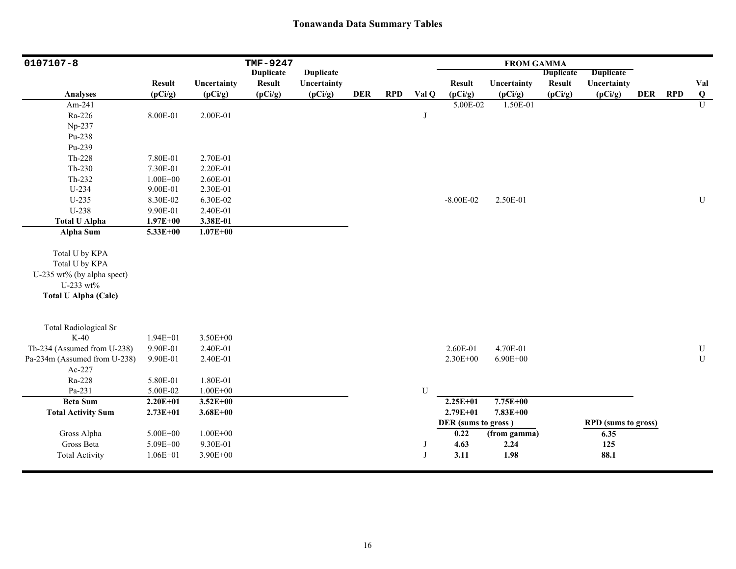# Tonawanda Data Summary Tables

| 0107107-8 | | | TMF-9247 | | | | | FROM GAMMA | | | | | | |
|---|---|---|---|---|---|---|---|---|---|---|---|---|---|---|
| **Analyses** | **Result (pCi/g)** | **Uncertainty (pCi/g)** | **Duplicate Result (pCi/g)** | **Duplicate Uncertainty (pCi/g)** | **DER** | **RPD** | **Val Q** | **Result (pCi/g)** | **Uncertainty (pCi/g)** | **Duplicate Result (pCi/g)** | **Duplicate Uncertainty (pCi/g)** | **DER** | **RPD** | **Val Q** |
| Am-241 | | | | | | | | 5.00E-02 | 1.50E-01 | | | | | U |
| Ra-226 | 8.00E-01 | 2.00E-01 | | | | | J | | | | | | | |
| Np-237 | | | | | | | | | | | | | | |
| Pu-238 | | | | | | | | | | | | | | |
| Pu-239 | | | | | | | | | | | | | | |
| Th-228 | 7.80E-01 | 2.70E-01 | | | | | | | | | | | | |
| Th-230 | 7.30E-01 | 2.20E-01 | | | | | | | | | | | | |
| Th-232 | 1.00E+00 | 2.60E-01 | | | | | | | | | | | | |
| U-234 | 9.00E-01 | 2.30E-01 | | | | | | | | | | | | |
| U-235 | 8.30E-02 | 6.30E-02 | | | | | | -8.00E-02 | 2.50E-01 | | | | | U |
| U-238 | 9.90E-01 | 2.40E-01 | | | | | | | | | | | | |
| **Total U Alpha** | **1.97E+00** | **3.38E-01** | | | | | | | | | | | | |
| **Alpha Sum** | **5.33E+00** | **1.07E+00** | | | | | | | | | | | | |
| Total U by KPA | | | | | | | | | | | | | | |
| Total U by KPA | | | | | | | | | | | | | | |
| U-235 wt% (by alpha spect) | | | | | | | | | | | | | | |
| U-233 wt% | | | | | | | | | | | | | | |
| **Total U Alpha (Calc)** | | | | | | | | | | | | | | |
| Total Radiological Sr | | | | | | | | | | | | | | |
| K-40 | 1.94E+01 | 3.50E+00 | | | | | | | | | | | | |
| Th-234 (Assumed from U-238) | 9.90E-01 | 2.40E-01 | | | | | | 2.60E-01 | 4.70E-01 | | | | | U |
| Pa-234m (Assumed from U-238) | 9.90E-01 | 2.40E-01 | | | | | | 2.30E+00 | 6.90E+00 | | | | | U |
| Ac-227 | | | | | | | | | | | | | | |
| Ra-228 | 5.80E-01 | 1.80E-01 | | | | | | | | | | | | |
| Pa-231 | 5.00E-02 | 1.00E+00 | | | | | U | | | | | | | |
| **Beta Sum** | **2.20E+01** | **3.52E+00** | | | | | | **2.25E+01** | **7.75E+00** | | | | | |
| **Total Activity Sum** | **2.73E+01** | **3.68E+00** | | | | | | **2.79E+01** | **7.83E+00** | | | | | |
| | | | | | | | | **DER (sums to gross )** | | | **RPD (sums to gross)** | | | |
| Gross Alpha | 5.00E+00 | 1.00E+00 | | | | | | **0.22** | **(from gamma)** | | **6.35** | | | |
| Gross Beta | 5.09E+00 | 9.30E-01 | | | | | J | **4.63** | **2.24** | | **125** | | | |
| Total Activity | 1.06E+01 | 3.90E+00 | | | | | J | **3.11** | **1.98** | | **88.1** | | | |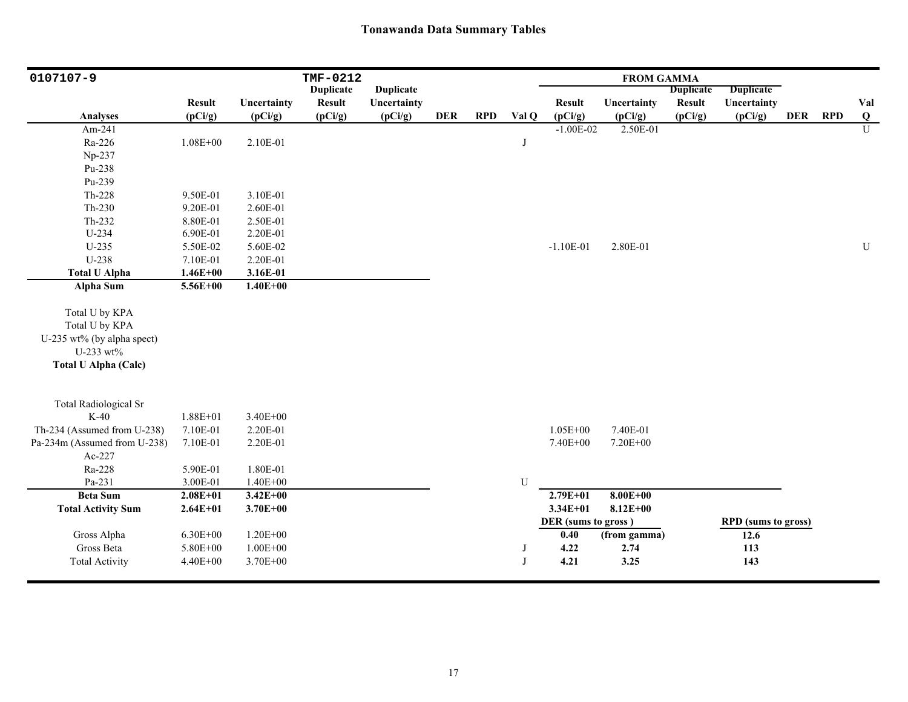## Tonawanda Data Summary Tables

| 0107107-9 | | | TMF-0212 | | | | | FROM GAMMA | | | | | | |
|---|---|---|---|---|---|---|---|---|---|---|---|---|---|---|
| **Analyses** | **Result (pCi/g)** | **Uncertainty (pCi/g)** | **Duplicate Result (pCi/g)** | **Duplicate Uncertainty (pCi/g)** | **DER** | **RPD** | **Val Q** | **Result (pCi/g)** | **Uncertainty (pCi/g)** | **Duplicate Result (pCi/g)** | **Duplicate Uncertainty (pCi/g)** | **DER** | **RPD** | **Val Q** |
| Am-241 | | | | | | | | -1.00E-02 | 2.50E-01 | | | | | U |
| Ra-226 | 1.08E+00 | 2.10E-01 | | | | | J | | | | | | | |
| Np-237 | | | | | | | | | | | | | | |
| Pu-238 | | | | | | | | | | | | | | |
| Pu-239 | | | | | | | | | | | | | | |
| Th-228 | 9.50E-01 | 3.10E-01 | | | | | | | | | | | | |
| Th-230 | 9.20E-01 | 2.60E-01 | | | | | | | | | | | | |
| Th-232 | 8.80E-01 | 2.50E-01 | | | | | | | | | | | | |
| U-234 | 6.90E-01 | 2.20E-01 | | | | | | | | | | | | |
| U-235 | 5.50E-02 | 5.60E-02 | | | | | | -1.10E-01 | 2.80E-01 | | | | | U |
| U-238 | 7.10E-01 | 2.20E-01 | | | | | | | | | | | | |
| **Total U Alpha** | **1.46E+00** | **3.16E-01** | | | | | | | | | | | | |
| **Alpha Sum** | **5.56E+00** | **1.40E+00** | | | | | | | | | | | | |
| Total U by KPA | | | | | | | | | | | | | | |
| Total U by KPA | | | | | | | | | | | | | | |
| U-235 wt% (by alpha spect) | | | | | | | | | | | | | | |
| U-233 wt% | | | | | | | | | | | | | | |
| **Total U Alpha (Calc)** | | | | | | | | | | | | | | |
| Total Radiological Sr | | | | | | | | | | | | | | |
| K-40 | 1.88E+01 | 3.40E+00 | | | | | | | | | | | | |
| Th-234 (Assumed from U-238) | 7.10E-01 | 2.20E-01 | | | | | | 1.05E+00 | 7.40E-01 | | | | | |
| Pa-234m (Assumed from U-238) | 7.10E-01 | 2.20E-01 | | | | | | 7.40E+00 | 7.20E+00 | | | | | |
| Ac-227 | | | | | | | | | | | | | | |
| Ra-228 | 5.90E-01 | 1.80E-01 | | | | | | | | | | | | |
| Pa-231 | 3.00E-01 | 1.40E+00 | | | | | U | | | | | | | |
| **Beta Sum** | **2.08E+01** | **3.42E+00** | | | | | | **2.79E+01** | **8.00E+00** | | | | | |
| **Total Activity Sum** | **2.64E+01** | **3.70E+00** | | | | | | **3.34E+01** | **8.12E+00** | | | | | |
| | | | | | | | | **DER (sums to gross )** | | | **RPD (sums to gross)** | | | |
| Gross Alpha | 6.30E+00 | 1.20E+00 | | | | | | **0.40** | **(from gamma)** | | **12.6** | | | |
| Gross Beta | 5.80E+00 | 1.00E+00 | | | | | J | **4.22** | **2.74** | | **113** | | | |
| Total Activity | 4.40E+00 | 3.70E+00 | | | | | J | **4.21** | **3.25** | | **143** | | | |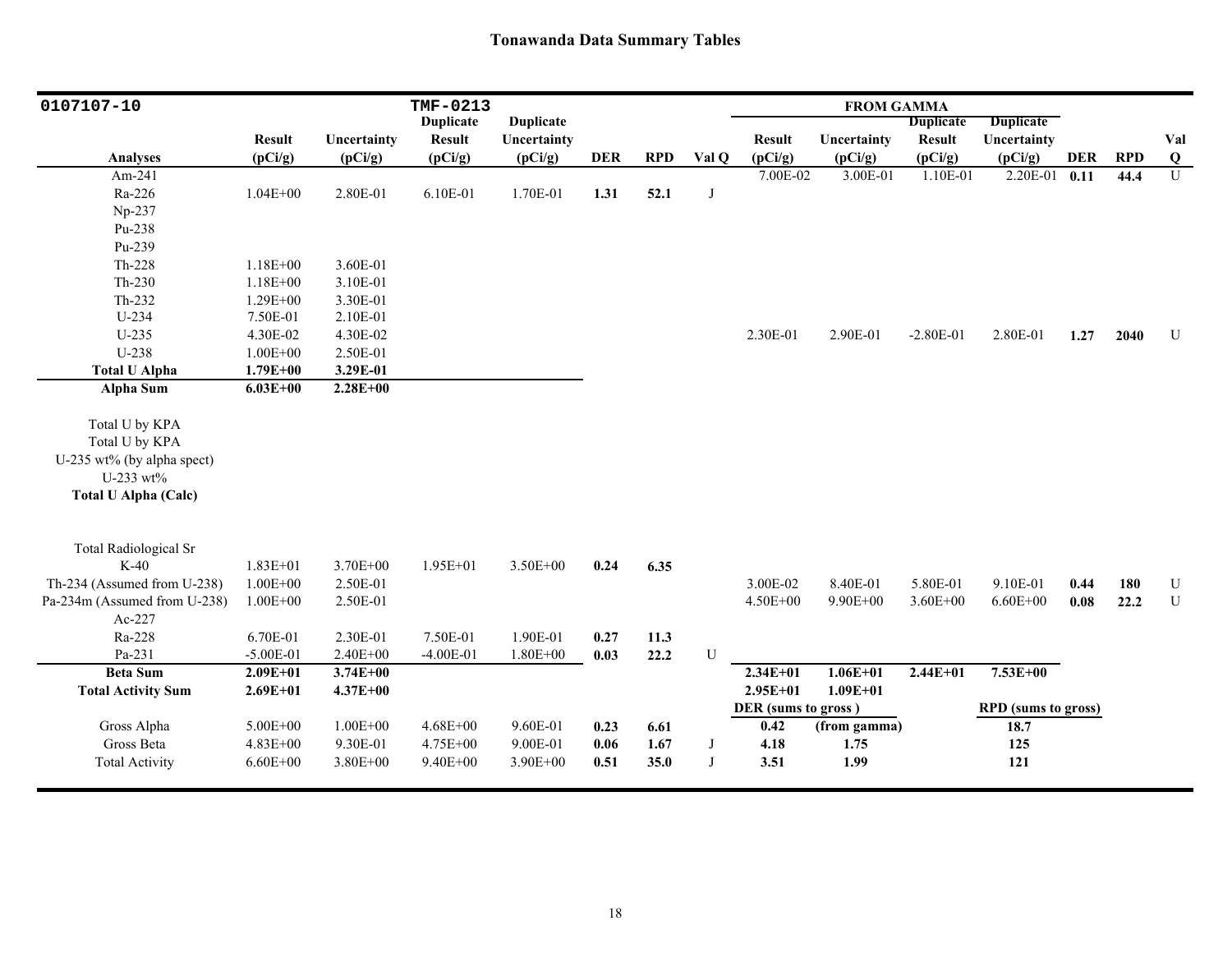# Tonawanda Data Summary Tables

| 0107107-10 | | | TMF-0213 | | | | | FROM GAMMA | | | | | | |
|---|---|---|---|---|---|---|---|---|---|---|---|---|---|---|
| **Analyses** | **Result (pCi/g)** | **Uncertainty (pCi/g)** | **Duplicate Result (pCi/g)** | **Duplicate Uncertainty (pCi/g)** | **DER** | **RPD** | **Val Q** | **Result (pCi/g)** | **Uncertainty (pCi/g)** | **Duplicate Result (pCi/g)** | **Duplicate Uncertainty (pCi/g)** | **DER** | **RPD** | **Val Q** |
| Am-241 | | | | | | | | 7.00E-02 | 3.00E-01 | 1.10E-01 | 2.20E-01 | **0.11** | **44.4** | U |
| Ra-226 | 1.04E+00 | 2.80E-01 | 6.10E-01 | 1.70E-01 | **1.31** | **52.1** | J | | | | | | | |
| Np-237 | | | | | | | | | | | | | | |
| Pu-238 | | | | | | | | | | | | | | |
| Pu-239 | | | | | | | | | | | | | | |
| Th-228 | 1.18E+00 | 3.60E-01 | | | | | | | | | | | | |
| Th-230 | 1.18E+00 | 3.10E-01 | | | | | | | | | | | | |
| Th-232 | 1.29E+00 | 3.30E-01 | | | | | | | | | | | | |
| U-234 | 7.50E-01 | 2.10E-01 | | | | | | | | | | | | |
| U-235 | 4.30E-02 | 4.30E-02 | | | | | | 2.30E-01 | 2.90E-01 | -2.80E-01 | 2.80E-01 | **1.27** | **2040** | U |
| U-238 | 1.00E+00 | 2.50E-01 | | | | | | | | | | | | |
| **Total U Alpha** | **1.79E+00** | **3.29E-01** | | | | | | | | | | | | |
| **Alpha Sum** | **6.03E+00** | **2.28E+00** | | | | | | | | | | | | |
| Total U by KPA | | | | | | | | | | | | | | |
| Total U by KPA | | | | | | | | | | | | | | |
| U-235 wt% (by alpha spect) | | | | | | | | | | | | | | |
| U-233 wt% | | | | | | | | | | | | | | |
| **Total U Alpha (Calc)** | | | | | | | | | | | | | | |
| Total Radiological Sr | | | | | | | | | | | | | | |
| K-40 | 1.83E+01 | 3.70E+00 | 1.95E+01 | 3.50E+00 | **0.24** | **6.35** | | | | | | | | |
| Th-234 (Assumed from U-238) | 1.00E+00 | 2.50E-01 | | | | | | 3.00E-02 | 8.40E-01 | 5.80E-01 | 9.10E-01 | **0.44** | **180** | U |
| Pa-234m (Assumed from U-238) | 1.00E+00 | 2.50E-01 | | | | | | 4.50E+00 | 9.90E+00 | 3.60E+00 | 6.60E+00 | **0.08** | **22.2** | U |
| Ac-227 | | | | | | | | | | | | | | |
| Ra-228 | 6.70E-01 | 2.30E-01 | 7.50E-01 | 1.90E-01 | **0.27** | **11.3** | | | | | | | | |
| Pa-231 | -5.00E-01 | 2.40E+00 | -4.00E-01 | 1.80E+00 | **0.03** | **22.2** | U | | | | | | | |
| **Beta Sum** | **2.09E+01** | **3.74E+00** | | | | | | **2.34E+01** | **1.06E+01** | **2.44E+01** | **7.53E+00** | | | |
| **Total Activity Sum** | **2.69E+01** | **4.37E+00** | | | | | | **2.95E+01** | **1.09E+01** | | | | | |
| | | | | | | | | **DER (sums to gross)** | | | **RPD (sums to gross)** | | | |
| Gross Alpha | 5.00E+00 | 1.00E+00 | 4.68E+00 | 9.60E-01 | **0.23** | **6.61** | | **0.42** | **(from gamma)** | | **18.7** | | | |
| Gross Beta | 4.83E+00 | 9.30E-01 | 4.75E+00 | 9.00E-01 | **0.06** | **1.67** | J | **4.18** | **1.75** | | **125** | | | |
| Total Activity | 6.60E+00 | 3.80E+00 | 9.40E+00 | 3.90E+00 | **0.51** | **35.0** | J | **3.51** | **1.99** | | **121** | | | |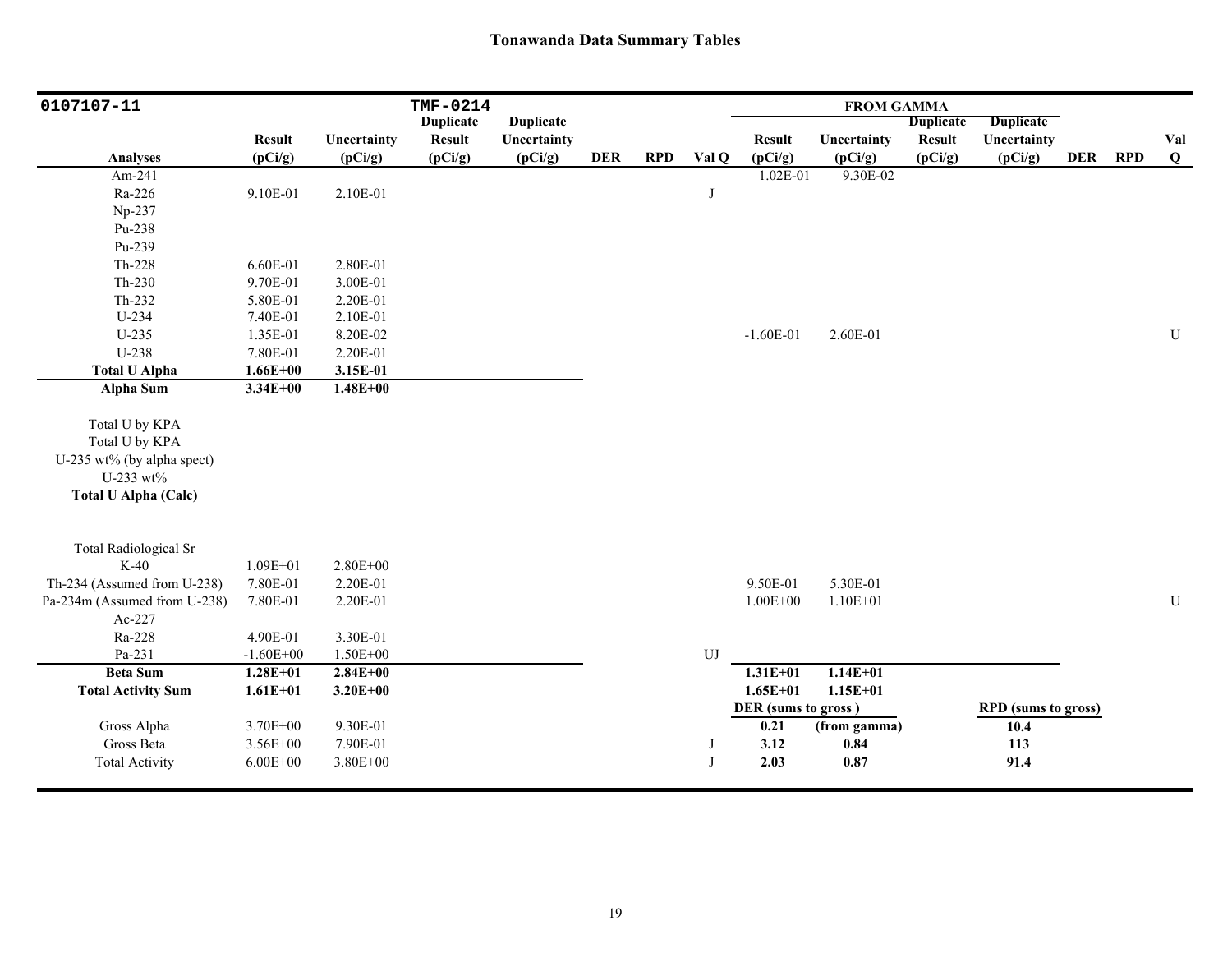# Tonawanda Data Summary Tables

| 0107107-11 | | | TMF-0214 | | | | | FROM GAMMA | | | | | | |
|---|---|---|---|---|---|---|---|---|---|---|---|---|---|---|
| Analyses | Result (pCi/g) | Uncertainty (pCi/g) | Duplicate Result (pCi/g) | Duplicate Uncertainty (pCi/g) | DER | RPD | Val Q | Result (pCi/g) | Uncertainty (pCi/g) | Duplicate Result (pCi/g) | Duplicate Uncertainty (pCi/g) | DER | RPD | Val Q |
| Am-241 | | | | | | | | 1.02E-01 | 9.30E-02 | | | | | |
| Ra-226 | 9.10E-01 | 2.10E-01 | | | | | J | | | | | | | |
| Np-237 | | | | | | | | | | | | | | |
| Pu-238 | | | | | | | | | | | | | | |
| Pu-239 | | | | | | | | | | | | | | |
| Th-228 | 6.60E-01 | 2.80E-01 | | | | | | | | | | | | |
| Th-230 | 9.70E-01 | 3.00E-01 | | | | | | | | | | | | |
| Th-232 | 5.80E-01 | 2.20E-01 | | | | | | | | | | | | |
| U-234 | 7.40E-01 | 2.10E-01 | | | | | | | | | | | | |
| U-235 | 1.35E-01 | 8.20E-02 | | | | | | -1.60E-01 | 2.60E-01 | | | | | U |
| U-238 | 7.80E-01 | 2.20E-01 | | | | | | | | | | | | |
| **Total U Alpha** | **1.66E+00** | **3.15E-01** | | | | | | | | | | | | |
| **Alpha Sum** | **3.34E+00** | **1.48E+00** | | | | | | | | | | | | |
| Total U by KPA | | | | | | | | | | | | | | |
| Total U by KPA | | | | | | | | | | | | | | |
| U-235 wt% (by alpha spect) | | | | | | | | | | | | | | |
| U-233 wt% | | | | | | | | | | | | | | |
| **Total U Alpha (Calc)** | | | | | | | | | | | | | | |
| Total Radiological Sr | | | | | | | | | | | | | | |
| K-40 | 1.09E+01 | 2.80E+00 | | | | | | | | | | | | |
| Th-234 (Assumed from U-238) | 7.80E-01 | 2.20E-01 | | | | | | 9.50E-01 | 5.30E-01 | | | | | |
| Pa-234m (Assumed from U-238) | 7.80E-01 | 2.20E-01 | | | | | | 1.00E+00 | 1.10E+01 | | | | | U |
| Ac-227 | | | | | | | | | | | | | | |
| Ra-228 | 4.90E-01 | 3.30E-01 | | | | | | | | | | | | |
| Pa-231 | -1.60E+00 | 1.50E+00 | | | | | UJ | | | | | | | |
| **Beta Sum** | **1.28E+01** | **2.84E+00** | | | | | | **1.31E+01** | **1.14E+01** | | | | | |
| **Total Activity Sum** | **1.61E+01** | **3.20E+00** | | | | | | **1.65E+01** | **1.15E+01** | | | | | |
| | | | | | | | | **DER (sums to gross)** | | | **RPD (sums to gross)** | | | |
| Gross Alpha | 3.70E+00 | 9.30E-01 | | | | | | **0.21** | **(from gamma)** | | **10.4** | | | |
| Gross Beta | 3.56E+00 | 7.90E-01 | | | | | J | **3.12** | **0.84** | | **113** | | | |
| Total Activity | 6.00E+00 | 3.80E+00 | | | | | J | **2.03** | **0.87** | | **91.4** | | | |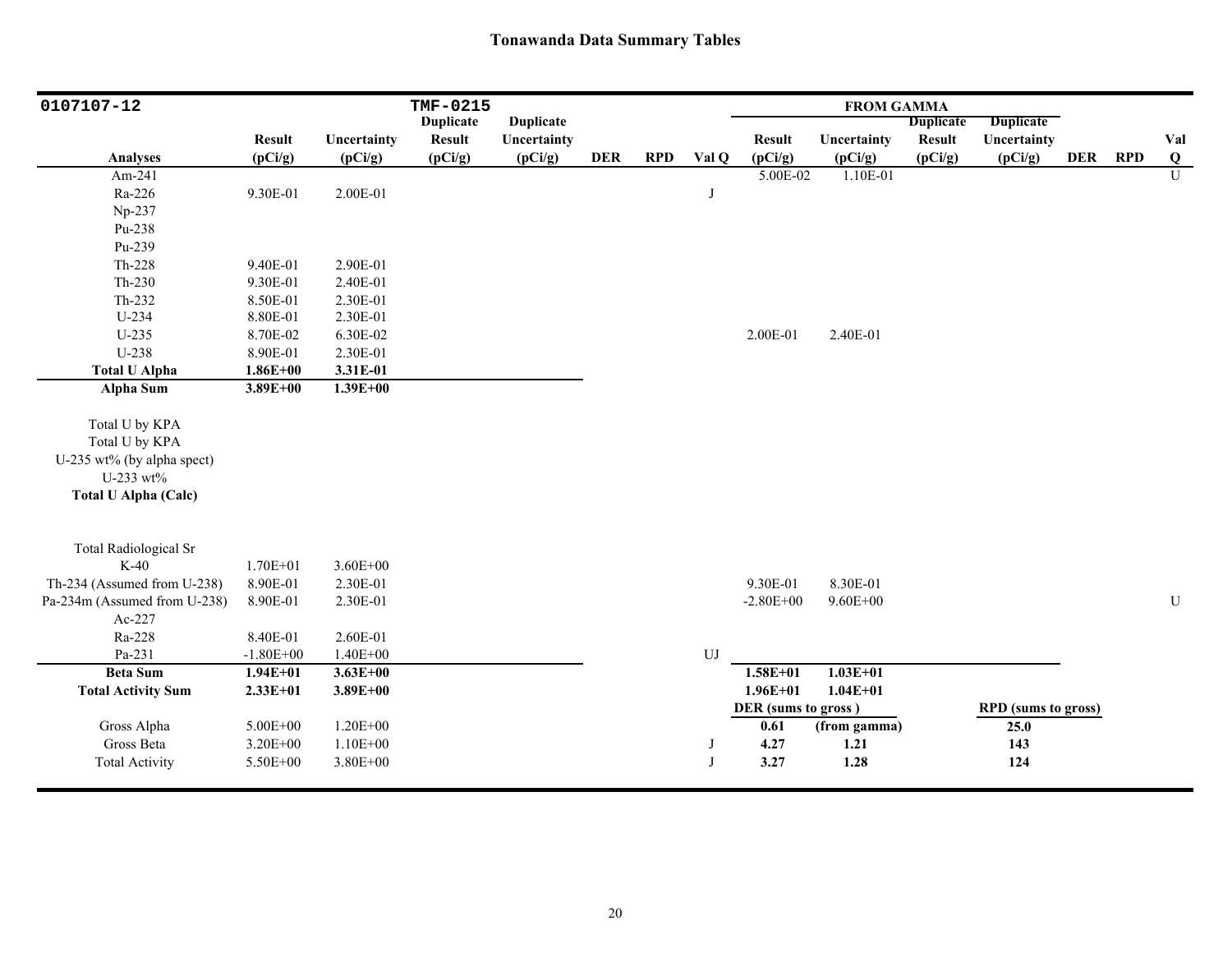## Tonawanda Data Summary Tables

| 0107107-12 | | | TMF-0215 | | | | | FROM GAMMA | | | | | | |
|---|---|---|---|---|---|---|---|---|---|---|---|---|---|---|
| **Analyses** | **Result (pCi/g)** | **Uncertainty (pCi/g)** | **Duplicate Result (pCi/g)** | **Duplicate Uncertainty (pCi/g)** | **DER** | **RPD** | **Val Q** | **Result (pCi/g)** | **Uncertainty (pCi/g)** | **Duplicate Result (pCi/g)** | **Duplicate Uncertainty (pCi/g)** | **DER** | **RPD** | **Val Q** |
| Am-241 | | | | | | | | 5.00E-02 | 1.10E-01 | | | | | U |
| Ra-226 | 9.30E-01 | 2.00E-01 | | | | | J | | | | | | | |
| Np-237 | | | | | | | | | | | | | | |
| Pu-238 | | | | | | | | | | | | | | |
| Pu-239 | | | | | | | | | | | | | | |
| Th-228 | 9.40E-01 | 2.90E-01 | | | | | | | | | | | | |
| Th-230 | 9.30E-01 | 2.40E-01 | | | | | | | | | | | | |
| Th-232 | 8.50E-01 | 2.30E-01 | | | | | | | | | | | | |
| U-234 | 8.80E-01 | 2.30E-01 | | | | | | | | | | | | |
| U-235 | 8.70E-02 | 6.30E-02 | | | | | | 2.00E-01 | 2.40E-01 | | | | | |
| U-238 | 8.90E-01 | 2.30E-01 | | | | | | | | | | | | |
| **Total U Alpha** | **1.86E+00** | **3.31E-01** | | | | | | | | | | | | |
| **Alpha Sum** | **3.89E+00** | **1.39E+00** | | | | | | | | | | | | |
| Total U by KPA | | | | | | | | | | | | | | |
| Total U by KPA | | | | | | | | | | | | | | |
| U-235 wt% (by alpha spect) | | | | | | | | | | | | | | |
| U-233 wt% | | | | | | | | | | | | | | |
| **Total U Alpha (Calc)** | | | | | | | | | | | | | | |
| Total Radiological Sr | | | | | | | | | | | | | | |
| K-40 | 1.70E+01 | 3.60E+00 | | | | | | | | | | | | |
| Th-234 (Assumed from U-238) | 8.90E-01 | 2.30E-01 | | | | | | 9.30E-01 | 8.30E-01 | | | | | |
| Pa-234m (Assumed from U-238) | 8.90E-01 | 2.30E-01 | | | | | | -2.80E+00 | 9.60E+00 | | | | | U |
| Ac-227 | | | | | | | | | | | | | | |
| Ra-228 | 8.40E-01 | 2.60E-01 | | | | | | | | | | | | |
| Pa-231 | -1.80E+00 | 1.40E+00 | | | | | UJ | | | | | | | |
| **Beta Sum** | **1.94E+01** | **3.63E+00** | | | | | | **1.58E+01** | **1.03E+01** | | | | | |
| **Total Activity Sum** | **2.33E+01** | **3.89E+00** | | | | | | **1.96E+01** | **1.04E+01** | | | | | |
| | | | | | | | | **DER (sums to gross )** | | | **RPD (sums to gross)** | | | |
| Gross Alpha | 5.00E+00 | 1.20E+00 | | | | | | **0.61** | **(from gamma)** | | **25.0** | | | |
| Gross Beta | 3.20E+00 | 1.10E+00 | | | | | J | **4.27** | **1.21** | | **143** | | | |
| Total Activity | 5.50E+00 | 3.80E+00 | | | | | J | **3.27** | **1.28** | | **124** | | | |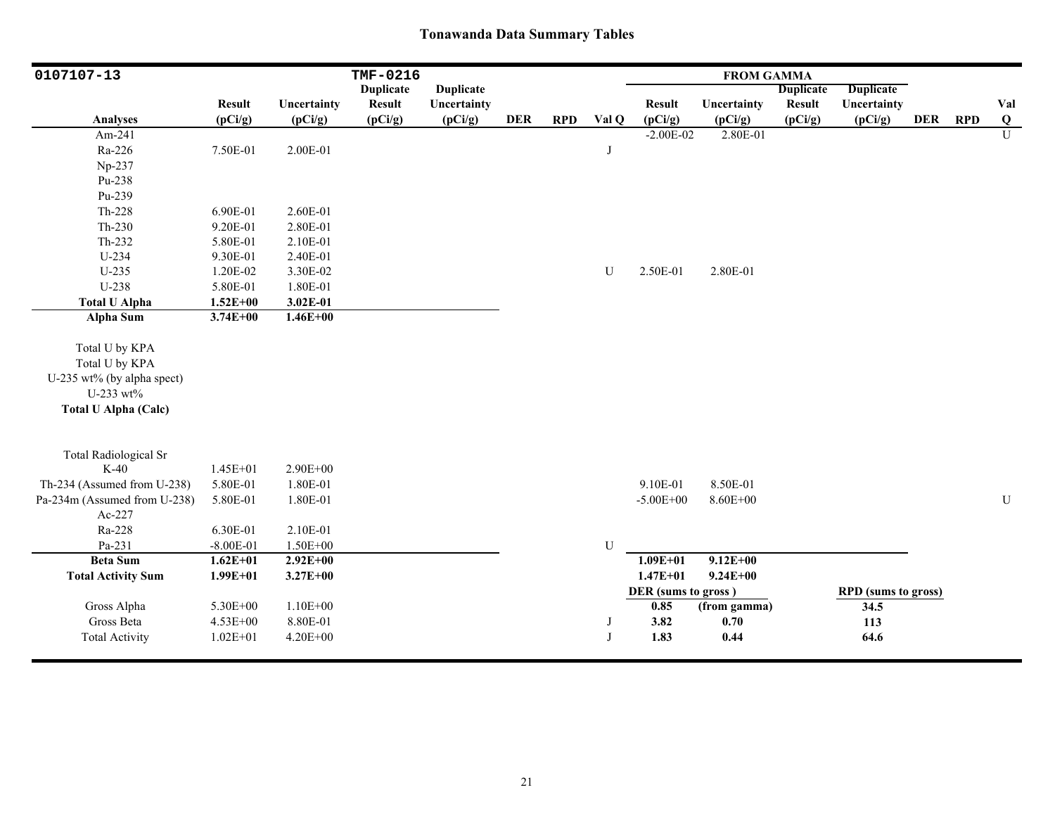# Tonawanda Data Summary Tables

| 0107107-13 | | | TMF-0216 | | | | | FROM GAMMA | | | | | | |
|---|---|---|---|---|---|---|---|---|---|---|---|---|---|---|
| **Analyses** | **Result (pCi/g)** | **Uncertainty (pCi/g)** | **Duplicate Result (pCi/g)** | **Duplicate Uncertainty (pCi/g)** | **DER** | **RPD** | **Val Q** | **Result (pCi/g)** | **Uncertainty (pCi/g)** | **Duplicate Result (pCi/g)** | **Duplicate Uncertainty (pCi/g)** | **DER** | **RPD** | **Val Q** |
| Am-241 | | | | | | | | -2.00E-02 | 2.80E-01 | | | | | U |
| Ra-226 | 7.50E-01 | 2.00E-01 | | | | | J | | | | | | | |
| Np-237 | | | | | | | | | | | | | | |
| Pu-238 | | | | | | | | | | | | | | |
| Pu-239 | | | | | | | | | | | | | | |
| Th-228 | 6.90E-01 | 2.60E-01 | | | | | | | | | | | | |
| Th-230 | 9.20E-01 | 2.80E-01 | | | | | | | | | | | | |
| Th-232 | 5.80E-01 | 2.10E-01 | | | | | | | | | | | | |
| U-234 | 9.30E-01 | 2.40E-01 | | | | | | | | | | | | |
| U-235 | 1.20E-02 | 3.30E-02 | | | | | U | 2.50E-01 | 2.80E-01 | | | | | |
| U-238 | 5.80E-01 | 1.80E-01 | | | | | | | | | | | | |
| **Total U Alpha** | **1.52E+00** | **3.02E-01** | | | | | | | | | | | | |
| **Alpha Sum** | **3.74E+00** | **1.46E+00** | | | | | | | | | | | | |
| Total U by KPA | | | | | | | | | | | | | | |
| Total U by KPA | | | | | | | | | | | | | | |
| U-235 wt% (by alpha spect) | | | | | | | | | | | | | | |
| U-233 wt% | | | | | | | | | | | | | | |
| **Total U Alpha (Calc)** | | | | | | | | | | | | | | |
| Total Radiological Sr | | | | | | | | | | | | | | |
| K-40 | 1.45E+01 | 2.90E+00 | | | | | | | | | | | | |
| Th-234 (Assumed from U-238) | 5.80E-01 | 1.80E-01 | | | | | | 9.10E-01 | 8.50E-01 | | | | | |
| Pa-234m (Assumed from U-238) | 5.80E-01 | 1.80E-01 | | | | | | -5.00E+00 | 8.60E+00 | | | | | U |
| Ac-227 | | | | | | | | | | | | | | |
| Ra-228 | 6.30E-01 | 2.10E-01 | | | | | | | | | | | | |
| Pa-231 | -8.00E-01 | 1.50E+00 | | | | | U | | | | | | | |
| **Beta Sum** | **1.62E+01** | **2.92E+00** | | | | | | **1.09E+01** | **9.12E+00** | | | | | |
| **Total Activity Sum** | **1.99E+01** | **3.27E+00** | | | | | | **1.47E+01** | **9.24E+00** | | | | | |
| | | | | | | | | **DER (sums to gross )** | | | **RPD (sums to gross)** | | | |
| Gross Alpha | 5.30E+00 | 1.10E+00 | | | | | | **0.85** | **(from gamma)** | | **34.5** | | | |
| Gross Beta | 4.53E+00 | 8.80E-01 | | | | | J | **3.82** | **0.70** | | **113** | | | |
| Total Activity | 1.02E+01 | 4.20E+00 | | | | | J | **1.83** | **0.44** | | **64.6** | | | |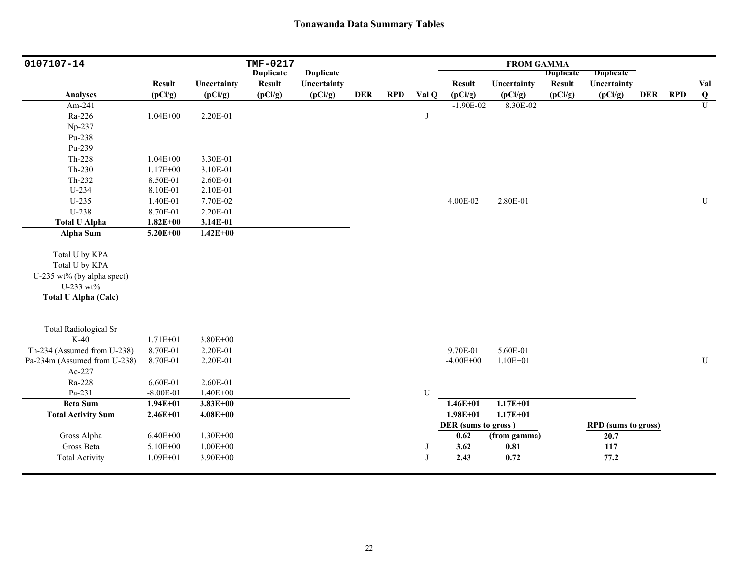# Tonawanda Data Summary Tables

| 0107107-14 | | | TMF-0217 | | | | | FROM GAMMA | | | | | | |
|---|---|---|---|---|---|---|---|---|---|---|---|---|---|---|
| Analyses | Result (pCi/g) | Uncertainty (pCi/g) | Duplicate Result (pCi/g) | Duplicate Uncertainty (pCi/g) | DER | RPD | Val Q | Result (pCi/g) | Uncertainty (pCi/g) | Duplicate Result (pCi/g) | Duplicate Uncertainty (pCi/g) | DER | RPD | Val Q |
| Am-241 | | | | | | | | -1.90E-02 | 8.30E-02 | | | | | U |
| Ra-226 | 1.04E+00 | 2.20E-01 | | | | | J | | | | | | | |
| Np-237 | | | | | | | | | | | | | | |
| Pu-238 | | | | | | | | | | | | | | |
| Pu-239 | | | | | | | | | | | | | | |
| Th-228 | 1.04E+00 | 3.30E-01 | | | | | | | | | | | | |
| Th-230 | 1.17E+00 | 3.10E-01 | | | | | | | | | | | | |
| Th-232 | 8.50E-01 | 2.60E-01 | | | | | | | | | | | | |
| U-234 | 8.10E-01 | 2.10E-01 | | | | | | | | | | | | |
| U-235 | 1.40E-01 | 7.70E-02 | | | | | | 4.00E-02 | 2.80E-01 | | | | | U |
| U-238 | 8.70E-01 | 2.20E-01 | | | | | | | | | | | | |
| **Total U Alpha** | **1.82E+00** | **3.14E-01** | | | | | | | | | | | | |
| **Alpha Sum** | **5.20E+00** | **1.42E+00** | | | | | | | | | | | | |
| Total U by KPA | | | | | | | | | | | | | | |
| Total U by KPA | | | | | | | | | | | | | | |
| U-235 wt% (by alpha spect) | | | | | | | | | | | | | | |
| U-233 wt% | | | | | | | | | | | | | | |
| **Total U Alpha (Calc)** | | | | | | | | | | | | | | |
| Total Radiological Sr | | | | | | | | | | | | | | |
| K-40 | 1.71E+01 | 3.80E+00 | | | | | | | | | | | | |
| Th-234 (Assumed from U-238) | 8.70E-01 | 2.20E-01 | | | | | | 9.70E-01 | 5.60E-01 | | | | | |
| Pa-234m (Assumed from U-238) | 8.70E-01 | 2.20E-01 | | | | | | -4.00E+00 | 1.10E+01 | | | | | U |
| Ac-227 | | | | | | | | | | | | | | |
| Ra-228 | 6.60E-01 | 2.60E-01 | | | | | | | | | | | | |
| Pa-231 | -8.00E-01 | 1.40E+00 | | | | | U | | | | | | | |
| **Beta Sum** | **1.94E+01** | **3.83E+00** | | | | | | **1.46E+01** | **1.17E+01** | | | | | |
| **Total Activity Sum** | **2.46E+01** | **4.08E+00** | | | | | | **1.98E+01** | **1.17E+01** | | | | | |
| | | | | | | | | **DER (sums to gross )** | | | **RPD (sums to gross)** | | | |
| Gross Alpha | 6.40E+00 | 1.30E+00 | | | | | | **0.62** | **(from gamma)** | | **20.7** | | | |
| Gross Beta | 5.10E+00 | 1.00E+00 | | | | | J | **3.62** | **0.81** | | **117** | | | |
| Total Activity | 1.09E+01 | 3.90E+00 | | | | | J | **2.43** | **0.72** | | **77.2** | | | |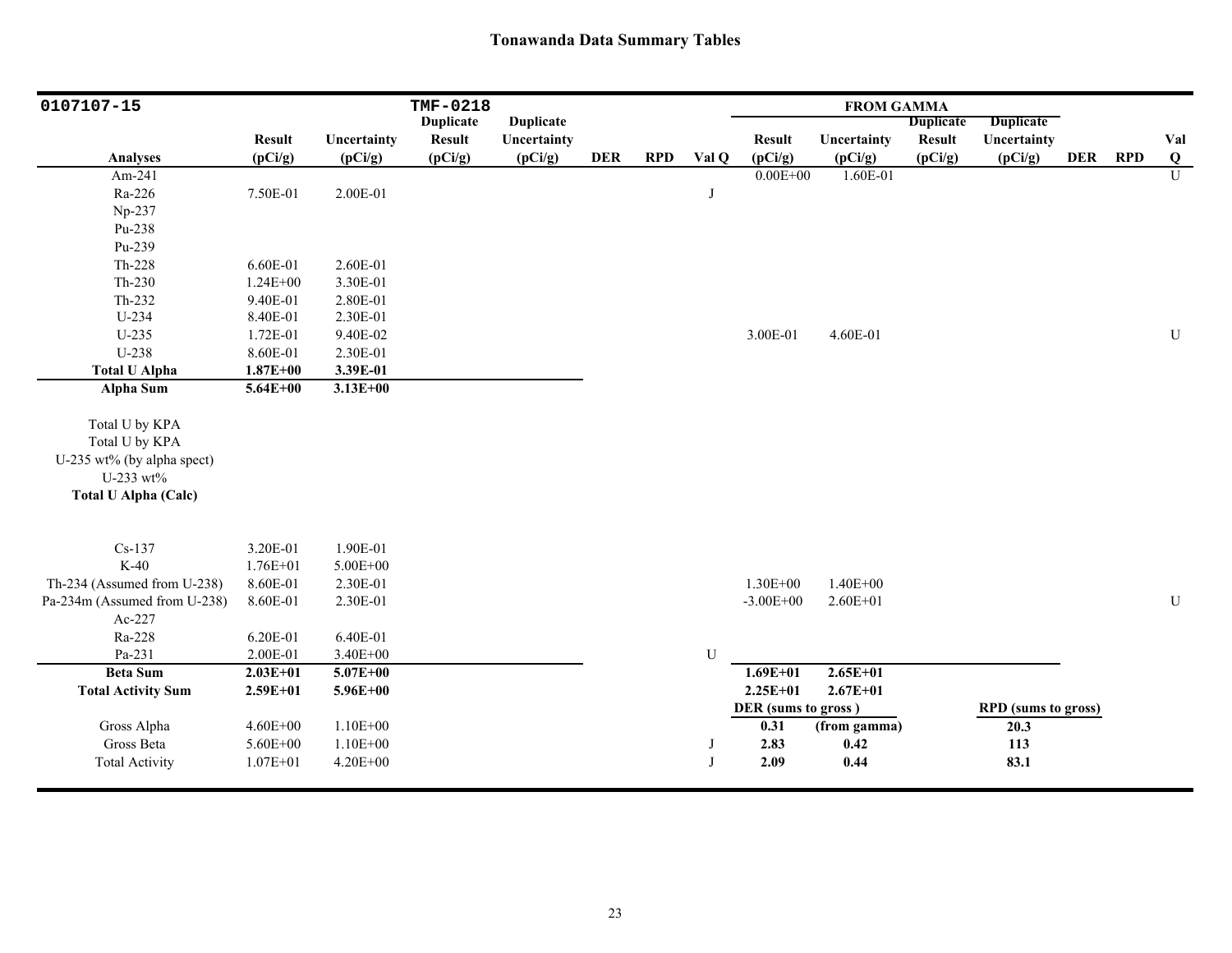## Tonawanda Data Summary Tables

| 0107107-15 | | | TMF-0218 | | | | | FROM GAMMA | | | | | | |
|---|---|---|---|---|---|---|---|---|---|---|---|---|---|---|
| **Analyses** | **Result (pCi/g)** | **Uncertainty (pCi/g)** | **Duplicate Result (pCi/g)** | **Duplicate Uncertainty (pCi/g)** | **DER** | **RPD** | **Val Q** | **Result (pCi/g)** | **Uncertainty (pCi/g)** | **Duplicate Result (pCi/g)** | **Duplicate Uncertainty (pCi/g)** | **DER** | **RPD** | **Val Q** |
| Am-241 | | | | | | | | 0.00E+00 | 1.60E-01 | | | | | U |
| Ra-226 | 7.50E-01 | 2.00E-01 | | | | | J | | | | | | | |
| Np-237 | | | | | | | | | | | | | | |
| Pu-238 | | | | | | | | | | | | | | |
| Pu-239 | | | | | | | | | | | | | | |
| Th-228 | 6.60E-01 | 2.60E-01 | | | | | | | | | | | | |
| Th-230 | 1.24E+00 | 3.30E-01 | | | | | | | | | | | | |
| Th-232 | 9.40E-01 | 2.80E-01 | | | | | | | | | | | | |
| U-234 | 8.40E-01 | 2.30E-01 | | | | | | | | | | | | |
| U-235 | 1.72E-01 | 9.40E-02 | | | | | | 3.00E-01 | 4.60E-01 | | | | | U |
| U-238 | 8.60E-01 | 2.30E-01 | | | | | | | | | | | | |
| **Total U Alpha** | **1.87E+00** | **3.39E-01** | | | | | | | | | | | | |
| **Alpha Sum** | **5.64E+00** | **3.13E+00** | | | | | | | | | | | | |
| Total U by KPA | | | | | | | | | | | | | | |
| Total U by KPA | | | | | | | | | | | | | | |
| U-235 wt% (by alpha spect) | | | | | | | | | | | | | | |
| U-233 wt% | | | | | | | | | | | | | | |
| **Total U Alpha (Calc)** | | | | | | | | | | | | | | |
| Cs-137 | 3.20E-01 | 1.90E-01 | | | | | | | | | | | | |
| K-40 | 1.76E+01 | 5.00E+00 | | | | | | | | | | | | |
| Th-234 (Assumed from U-238) | 8.60E-01 | 2.30E-01 | | | | | | 1.30E+00 | 1.40E+00 | | | | | |
| Pa-234m (Assumed from U-238) | 8.60E-01 | 2.30E-01 | | | | | | -3.00E+00 | 2.60E+01 | | | | | U |
| Ac-227 | | | | | | | | | | | | | | |
| Ra-228 | 6.20E-01 | 6.40E-01 | | | | | | | | | | | | |
| Pa-231 | 2.00E-01 | 3.40E+00 | | | | | U | | | | | | | |
| **Beta Sum** | **2.03E+01** | **5.07E+00** | | | | | | **1.69E+01** | **2.65E+01** | | | | | |
| **Total Activity Sum** | **2.59E+01** | **5.96E+00** | | | | | | **2.25E+01** | **2.67E+01** | | | | | |
| | | | | | | | | **DER (sums to gross )** | | | **RPD (sums to gross)** | | | |
| Gross Alpha | 4.60E+00 | 1.10E+00 | | | | | | **0.31** | **(from gamma)** | | **20.3** | | | |
| Gross Beta | 5.60E+00 | 1.10E+00 | | | | | J | **2.83** | **0.42** | | **113** | | | |
| Total Activity | 1.07E+01 | 4.20E+00 | | | | | J | **2.09** | **0.44** | | **83.1** | | | |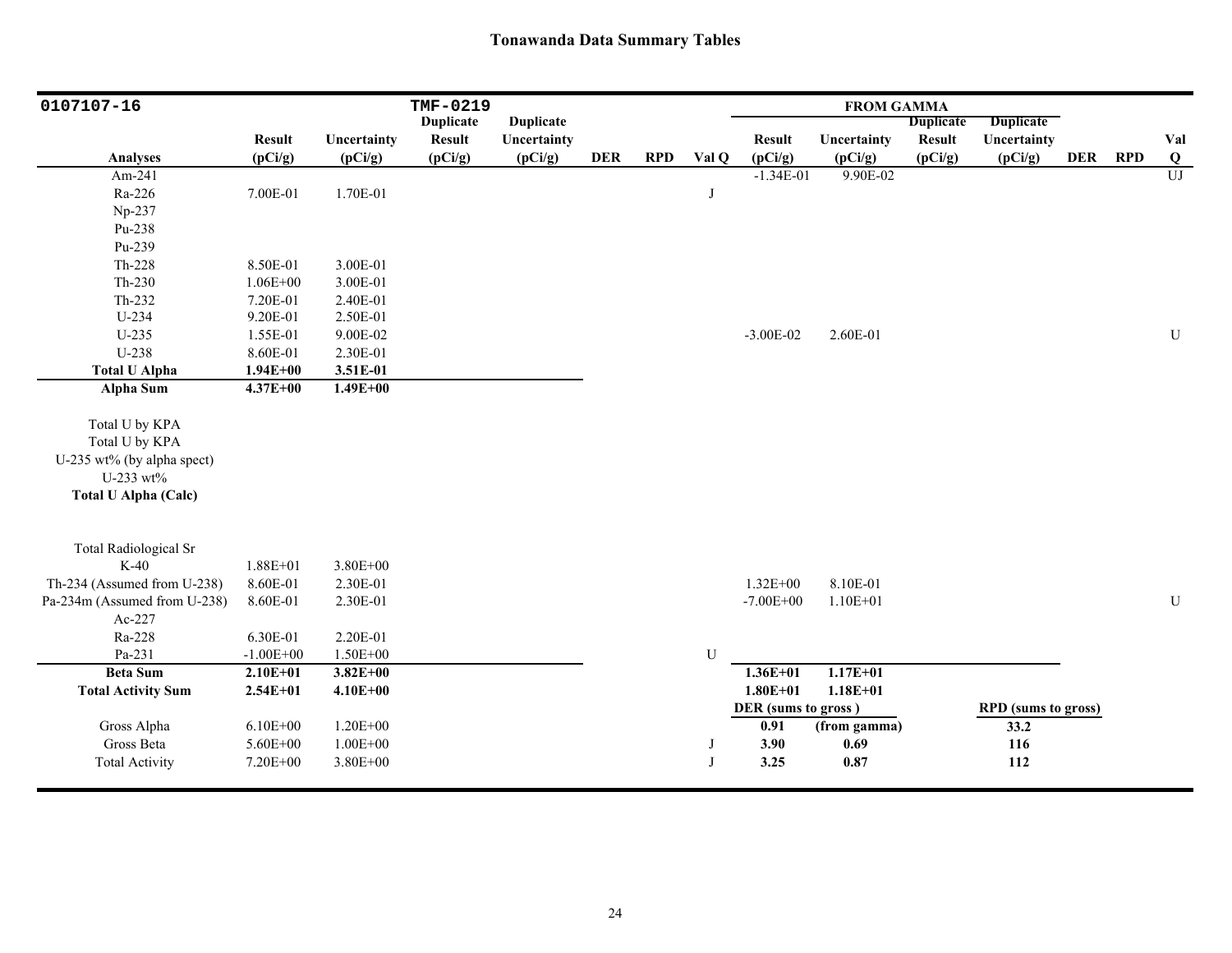# Tonawanda Data Summary Tables

| 0107107-16 | | | TMF-0219 | | | | | FROM GAMMA | | | | | | |
|---|---|---|---|---|---|---|---|---|---|---|---|---|---|---|
| Analyses | Result (pCi/g) | Uncertainty (pCi/g) | Duplicate Result (pCi/g) | Duplicate Uncertainty (pCi/g) | DER | RPD | Val Q | Result (pCi/g) | Uncertainty (pCi/g) | Duplicate Result (pCi/g) | Duplicate Uncertainty (pCi/g) | DER | RPD | Val Q |
| Am-241 | | | | | | | | -1.34E-01 | 9.90E-02 | | | | | UJ |
| Ra-226 | 7.00E-01 | 1.70E-01 | | | | | J | | | | | | | |
| Np-237 | | | | | | | | | | | | | | |
| Pu-238 | | | | | | | | | | | | | | |
| Pu-239 | | | | | | | | | | | | | | |
| Th-228 | 8.50E-01 | 3.00E-01 | | | | | | | | | | | | |
| Th-230 | 1.06E+00 | 3.00E-01 | | | | | | | | | | | | |
| Th-232 | 7.20E-01 | 2.40E-01 | | | | | | | | | | | | |
| U-234 | 9.20E-01 | 2.50E-01 | | | | | | | | | | | | |
| U-235 | 1.55E-01 | 9.00E-02 | | | | | | -3.00E-02 | 2.60E-01 | | | | | U |
| U-238 | 8.60E-01 | 2.30E-01 | | | | | | | | | | | | |
| **Total U Alpha** | **1.94E+00** | **3.51E-01** | | | | | | | | | | | | |
| **Alpha Sum** | **4.37E+00** | **1.49E+00** | | | | | | | | | | | | |
| Total U by KPA | | | | | | | | | | | | | | |
| Total U by KPA | | | | | | | | | | | | | | |
| U-235 wt% (by alpha spect) | | | | | | | | | | | | | | |
| U-233 wt% | | | | | | | | | | | | | | |
| **Total U Alpha (Calc)** | | | | | | | | | | | | | | |
| Total Radiological Sr | | | | | | | | | | | | | | |
| K-40 | 1.88E+01 | 3.80E+00 | | | | | | | | | | | | |
| Th-234 (Assumed from U-238) | 8.60E-01 | 2.30E-01 | | | | | | 1.32E+00 | 8.10E-01 | | | | | |
| Pa-234m (Assumed from U-238) | 8.60E-01 | 2.30E-01 | | | | | | -7.00E+00 | 1.10E+01 | | | | | U |
| Ac-227 | | | | | | | | | | | | | | |
| Ra-228 | 6.30E-01 | 2.20E-01 | | | | | | | | | | | | |
| Pa-231 | -1.00E+00 | 1.50E+00 | | | | | U | | | | | | | |
| **Beta Sum** | **2.10E+01** | **3.82E+00** | | | | | | **1.36E+01** | **1.17E+01** | | | | | |
| **Total Activity Sum** | **2.54E+01** | **4.10E+00** | | | | | | **1.80E+01** | **1.18E+01** | | | | | |
| | | | | | | | | **DER (sums to gross )** | | | **RPD (sums to gross)** | | | |
| Gross Alpha | 6.10E+00 | 1.20E+00 | | | | | | **0.91** | **(from gamma)** | | **33.2** | | | |
| Gross Beta | 5.60E+00 | 1.00E+00 | | | | | J | **3.90** | **0.69** | | **116** | | | |
| Total Activity | 7.20E+00 | 3.80E+00 | | | | | J | **3.25** | **0.87** | | **112** | | | |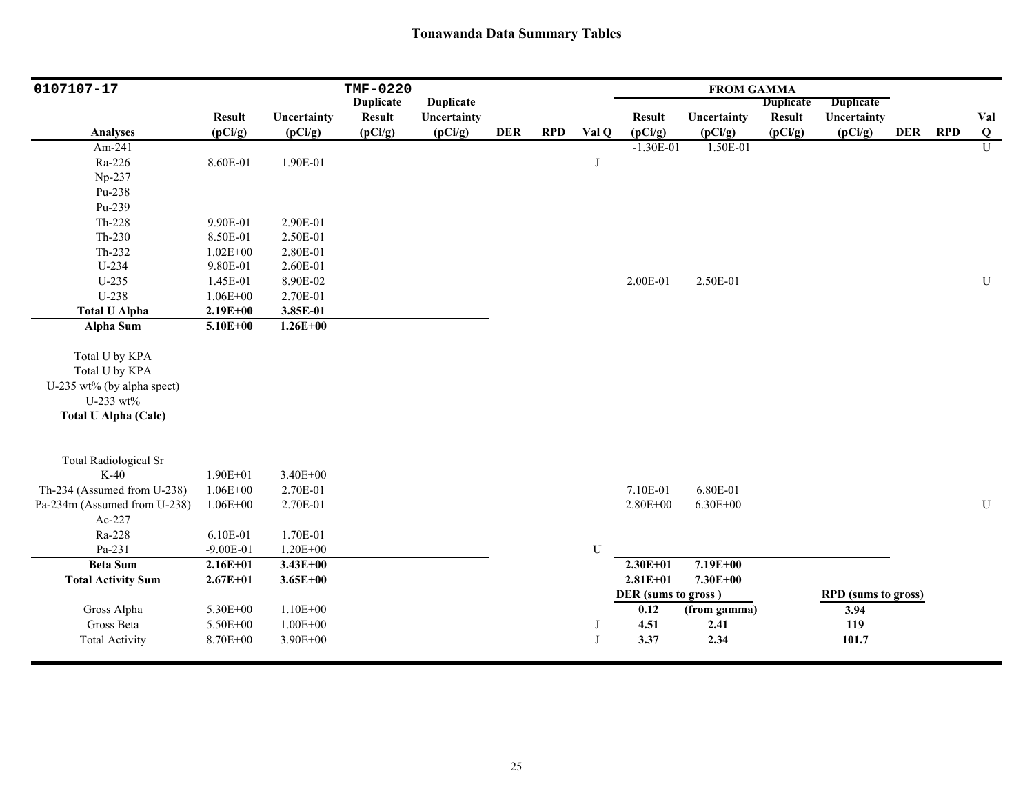## Tonawanda Data Summary Tables

| 0107107-17 | | | TMF-0220 | | | | | FROM GAMMA | | | | | | |
|---|---|---|---|---|---|---|---|---|---|---|---|---|---|---|
| Analyses | Result (pCi/g) | Uncertainty (pCi/g) | Duplicate Result (pCi/g) | Duplicate Uncertainty (pCi/g) | DER | RPD | Val Q | Result (pCi/g) | Uncertainty (pCi/g) | Duplicate Result (pCi/g) | Duplicate Uncertainty (pCi/g) | DER | RPD | Val Q |
| Am-241 | | | | | | | | -1.30E-01 | 1.50E-01 | | | | | U |
| Ra-226 | 8.60E-01 | 1.90E-01 | | | | | J | | | | | | | |
| Np-237 | | | | | | | | | | | | | | |
| Pu-238 | | | | | | | | | | | | | | |
| Pu-239 | | | | | | | | | | | | | | |
| Th-228 | 9.90E-01 | 2.90E-01 | | | | | | | | | | | | |
| Th-230 | 8.50E-01 | 2.50E-01 | | | | | | | | | | | | |
| Th-232 | 1.02E+00 | 2.80E-01 | | | | | | | | | | | | |
| U-234 | 9.80E-01 | 2.60E-01 | | | | | | | | | | | | |
| U-235 | 1.45E-01 | 8.90E-02 | | | | | | 2.00E-01 | 2.50E-01 | | | | | U |
| U-238 | 1.06E+00 | 2.70E-01 | | | | | | | | | | | | |
| **Total U Alpha** | **2.19E+00** | **3.85E-01** | | | | | | | | | | | | |
| **Alpha Sum** | **5.10E+00** | **1.26E+00** | | | | | | | | | | | | |
| Total U by KPA | | | | | | | | | | | | | | |
| Total U by KPA | | | | | | | | | | | | | | |
| U-235 wt% (by alpha spect) | | | | | | | | | | | | | | |
| U-233 wt% | | | | | | | | | | | | | | |
| **Total U Alpha (Calc)** | | | | | | | | | | | | | | |
| Total Radiological Sr | | | | | | | | | | | | | | |
| K-40 | 1.90E+01 | 3.40E+00 | | | | | | | | | | | | |
| Th-234 (Assumed from U-238) | 1.06E+00 | 2.70E-01 | | | | | | 7.10E-01 | 6.80E-01 | | | | | |
| Pa-234m (Assumed from U-238) | 1.06E+00 | 2.70E-01 | | | | | | 2.80E+00 | 6.30E+00 | | | | | U |
| Ac-227 | | | | | | | | | | | | | | |
| Ra-228 | 6.10E-01 | 1.70E-01 | | | | | | | | | | | | |
| Pa-231 | -9.00E-01 | 1.20E+00 | | | | | U | | | | | | | |
| **Beta Sum** | **2.16E+01** | **3.43E+00** | | | | | | **2.30E+01** | **7.19E+00** | | | | | |
| **Total Activity Sum** | **2.67E+01** | **3.65E+00** | | | | | | **2.81E+01** | **7.30E+00** | | | | | |
| | | | | | | | | **DER (sums to gross )** | | | **RPD (sums to gross)** | | | |
| Gross Alpha | 5.30E+00 | 1.10E+00 | | | | | | **0.12** | **(from gamma)** | | **3.94** | | | |
| Gross Beta | 5.50E+00 | 1.00E+00 | | | | | J | **4.51** | **2.41** | | **119** | | | |
| Total Activity | 8.70E+00 | 3.90E+00 | | | | | J | **3.37** | **2.34** | | **101.7** | | | |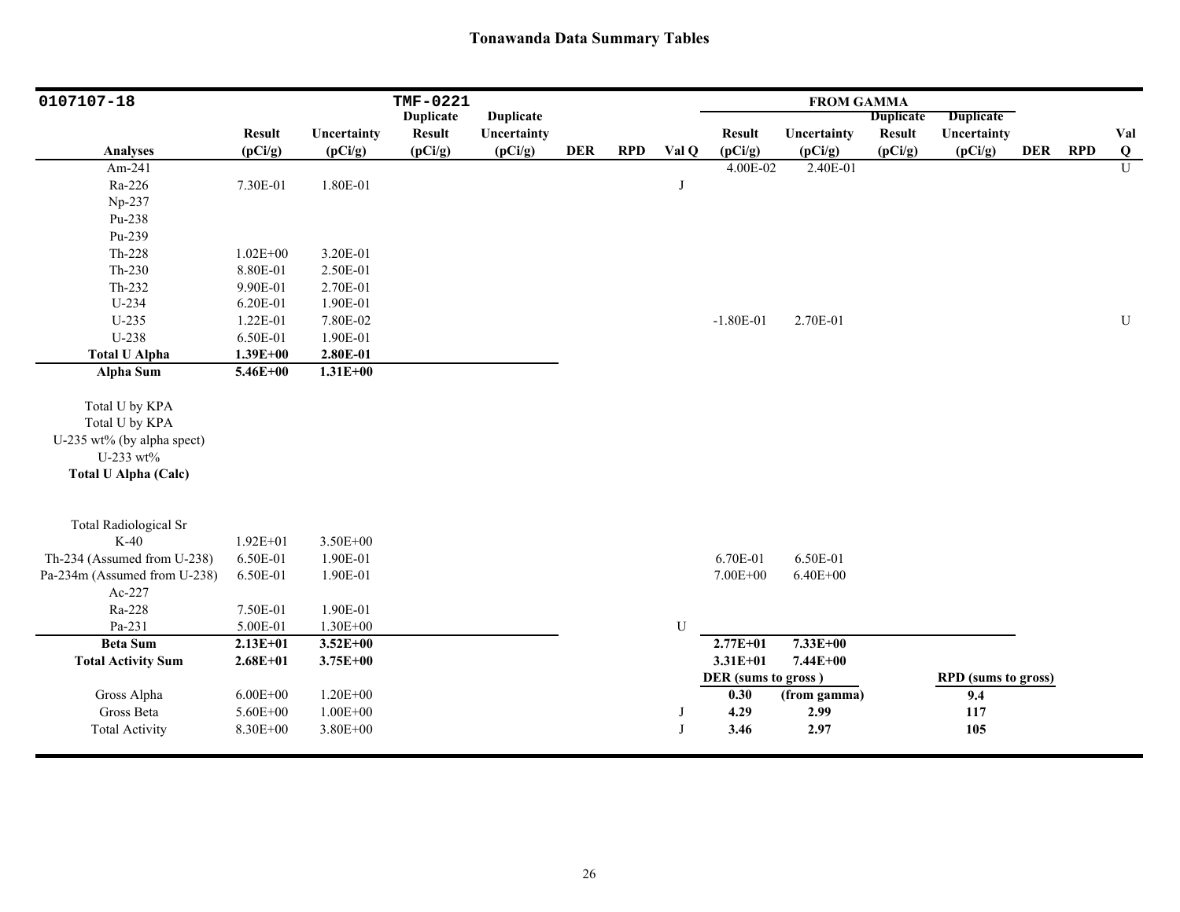## Tonawanda Data Summary Tables

| 0107107-18 | | | TMF-0221 | | | | | FROM GAMMA | | | | | | |
|---|---|---|---|---|---|---|---|---|---|---|---|---|---|---|
| **Analyses** | **Result (pCi/g)** | **Uncertainty (pCi/g)** | **Duplicate Result (pCi/g)** | **Duplicate Uncertainty (pCi/g)** | **DER** | **RPD** | **Val Q** | **Result (pCi/g)** | **Uncertainty (pCi/g)** | **Duplicate Result (pCi/g)** | **Duplicate Uncertainty (pCi/g)** | **DER** | **RPD** | **Val Q** |
| Am-241 | | | | | | | | 4.00E-02 | 2.40E-01 | | | | | U |
| Ra-226 | 7.30E-01 | 1.80E-01 | | | | | J | | | | | | | |
| Np-237 | | | | | | | | | | | | | | |
| Pu-238 | | | | | | | | | | | | | | |
| Pu-239 | | | | | | | | | | | | | | |
| Th-228 | 1.02E+00 | 3.20E-01 | | | | | | | | | | | | |
| Th-230 | 8.80E-01 | 2.50E-01 | | | | | | | | | | | | |
| Th-232 | 9.90E-01 | 2.70E-01 | | | | | | | | | | | | |
| U-234 | 6.20E-01 | 1.90E-01 | | | | | | | | | | | | |
| U-235 | 1.22E-01 | 7.80E-02 | | | | | | -1.80E-01 | 2.70E-01 | | | | | U |
| U-238 | 6.50E-01 | 1.90E-01 | | | | | | | | | | | | |
| **Total U Alpha** | **1.39E+00** | **2.80E-01** | | | | | | | | | | | | |
| **Alpha Sum** | **5.46E+00** | **1.31E+00** | | | | | | | | | | | | |
| Total U by KPA | | | | | | | | | | | | | | |
| Total U by KPA | | | | | | | | | | | | | | |
| U-235 wt% (by alpha spect) | | | | | | | | | | | | | | |
| U-233 wt% | | | | | | | | | | | | | | |
| **Total U Alpha (Calc)** | | | | | | | | | | | | | | |
| Total Radiological Sr | | | | | | | | | | | | | | |
| K-40 | 1.92E+01 | 3.50E+00 | | | | | | | | | | | | |
| Th-234 (Assumed from U-238) | 6.50E-01 | 1.90E-01 | | | | | | 6.70E-01 | 6.50E-01 | | | | | |
| Pa-234m (Assumed from U-238) | 6.50E-01 | 1.90E-01 | | | | | | 7.00E+00 | 6.40E+00 | | | | | |
| Ac-227 | | | | | | | | | | | | | | |
| Ra-228 | 7.50E-01 | 1.90E-01 | | | | | | | | | | | | |
| Pa-231 | 5.00E-01 | 1.30E+00 | | | | | U | | | | | | | |
| **Beta Sum** | **2.13E+01** | **3.52E+00** | | | | | | **2.77E+01** | **7.33E+00** | | | | | |
| **Total Activity Sum** | **2.68E+01** | **3.75E+00** | | | | | | **3.31E+01** | **7.44E+00** | | | | | |
| | | | | | | | | **DER (sums to gross )** | | | **RPD (sums to gross)** | | | |
| Gross Alpha | 6.00E+00 | 1.20E+00 | | | | | | **0.30** | **(from gamma)** | | **9.4** | | | |
| Gross Beta | 5.60E+00 | 1.00E+00 | | | | | J | **4.29** | **2.99** | | **117** | | | |
| Total Activity | 8.30E+00 | 3.80E+00 | | | | | J | **3.46** | **2.97** | | **105** | | | |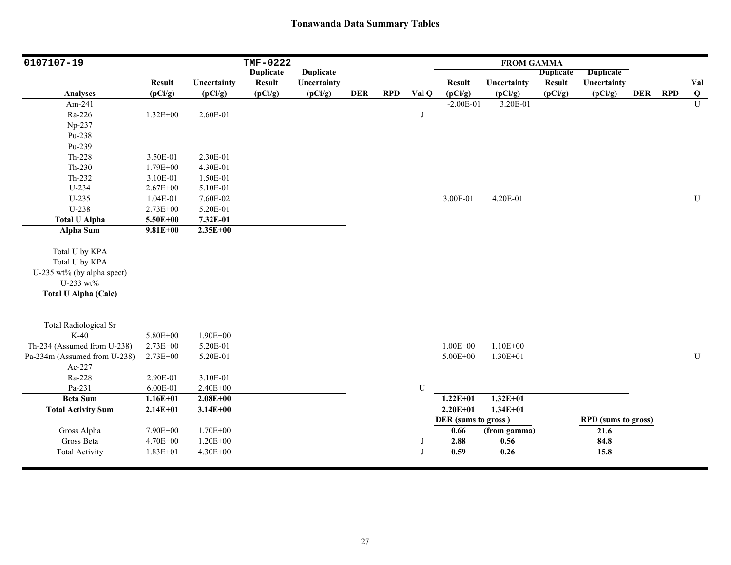# Tonawanda Data Summary Tables

| 0107107-19 | | | TMF-0222 | | | | | FROM GAMMA | | | | | | |
|---|---|---|---|---|---|---|---|---|---|---|---|---|---|---|
| Analyses | Result (pCi/g) | Uncertainty (pCi/g) | Duplicate Result (pCi/g) | Duplicate Uncertainty (pCi/g) | DER | RPD | Val Q | Result (pCi/g) | Uncertainty (pCi/g) | Duplicate Result (pCi/g) | Duplicate Uncertainty (pCi/g) | DER | RPD | Val Q |
| Am-241 | | | | | | | | -2.00E-01 | 3.20E-01 | | | | | U |
| Ra-226 | 1.32E+00 | 2.60E-01 | | | | | J | | | | | | | |
| Np-237 | | | | | | | | | | | | | | |
| Pu-238 | | | | | | | | | | | | | | |
| Pu-239 | | | | | | | | | | | | | | |
| Th-228 | 3.50E-01 | 2.30E-01 | | | | | | | | | | | | |
| Th-230 | 1.79E+00 | 4.30E-01 | | | | | | | | | | | | |
| Th-232 | 3.10E-01 | 1.50E-01 | | | | | | | | | | | | |
| U-234 | 2.67E+00 | 5.10E-01 | | | | | | | | | | | | |
| U-235 | 1.04E-01 | 7.60E-02 | | | | | | 3.00E-01 | 4.20E-01 | | | | | U |
| U-238 | 2.73E+00 | 5.20E-01 | | | | | | | | | | | | |
| **Total U Alpha** | **5.50E+00** | **7.32E-01** | | | | | | | | | | | | |
| **Alpha Sum** | **9.81E+00** | **2.35E+00** | | | | | | | | | | | | |
| Total U by KPA | | | | | | | | | | | | | | |
| Total U by KPA | | | | | | | | | | | | | | |
| U-235 wt% (by alpha spect) | | | | | | | | | | | | | | |
| U-233 wt% | | | | | | | | | | | | | | |
| **Total U Alpha (Calc)** | | | | | | | | | | | | | | |
| Total Radiological Sr | | | | | | | | | | | | | | |
| K-40 | 5.80E+00 | 1.90E+00 | | | | | | | | | | | | |
| Th-234 (Assumed from U-238) | 2.73E+00 | 5.20E-01 | | | | | | 1.00E+00 | 1.10E+00 | | | | | |
| Pa-234m (Assumed from U-238) | 2.73E+00 | 5.20E-01 | | | | | | 5.00E+00 | 1.30E+01 | | | | | U |
| Ac-227 | | | | | | | | | | | | | | |
| Ra-228 | 2.90E-01 | 3.10E-01 | | | | | | | | | | | | |
| Pa-231 | 6.00E-01 | 2.40E+00 | | | | | U | | | | | | | |
| **Beta Sum** | **1.16E+01** | **2.08E+00** | | | | | | **1.22E+01** | **1.32E+01** | | | | | |
| **Total Activity Sum** | **2.14E+01** | **3.14E+00** | | | | | | **2.20E+01** | **1.34E+01** | | | | | |
| | | | | | | | | **DER (sums to gross )** | | | **RPD (sums to gross)** | | | |
| Gross Alpha | 7.90E+00 | 1.70E+00 | | | | | | **0.66** | **(from gamma)** | | **21.6** | | | |
| Gross Beta | 4.70E+00 | 1.20E+00 | | | | | J | **2.88** | **0.56** | | **84.8** | | | |
| Total Activity | 1.83E+01 | 4.30E+00 | | | | | J | **0.59** | **0.26** | | **15.8** | | | |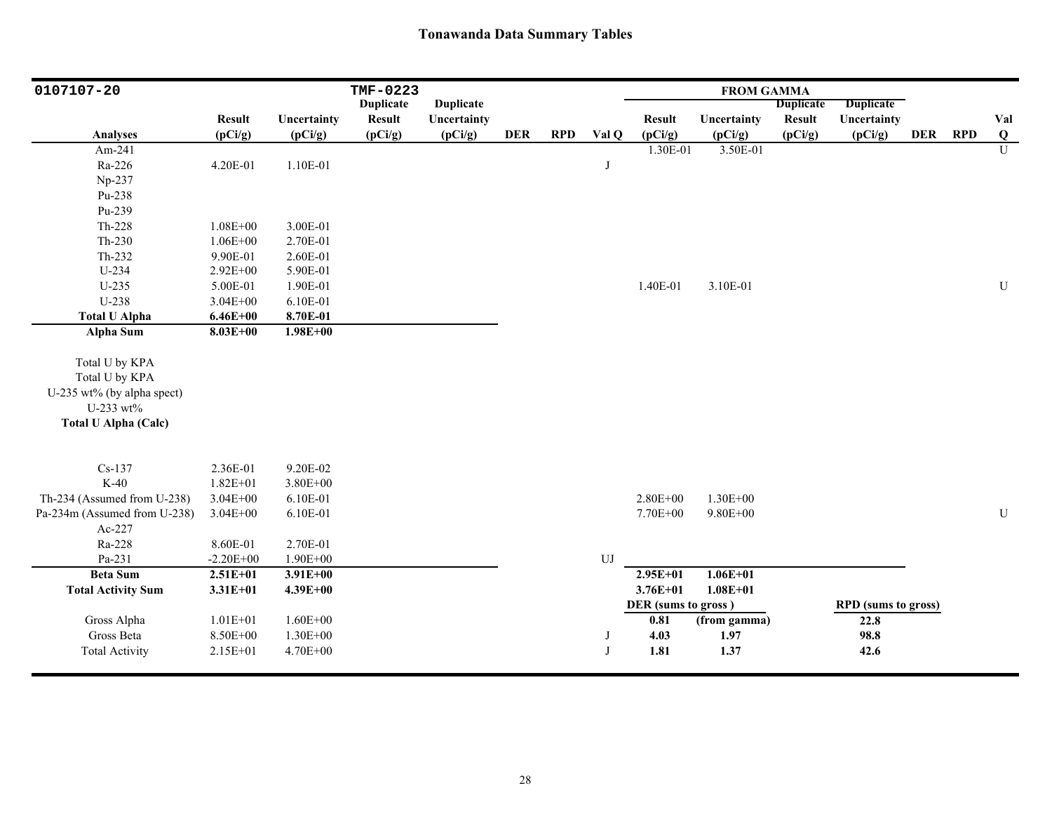## Tonawanda Data Summary Tables

| 0107107-20 | | | TMF-0223 | | | | | FROM GAMMA | | | | | | |
|---|---|---|---|---|---|---|---|---|---|---|---|---|---|---|
| Analyses | Result (pCi/g) | Uncertainty (pCi/g) | Duplicate Result (pCi/g) | Duplicate Uncertainty (pCi/g) | DER | RPD | Val Q | Result (pCi/g) | Uncertainty (pCi/g) | Duplicate Result (pCi/g) | Duplicate Uncertainty (pCi/g) | DER | RPD | Val Q |
| Am-241 | | | | | | | | 1.30E-01 | 3.50E-01 | | | | | U |
| Ra-226 | 4.20E-01 | 1.10E-01 | | | | | J | | | | | | | |
| Np-237 | | | | | | | | | | | | | | |
| Pu-238 | | | | | | | | | | | | | | |
| Pu-239 | | | | | | | | | | | | | | |
| Th-228 | 1.08E+00 | 3.00E-01 | | | | | | | | | | | | |
| Th-230 | 1.06E+00 | 2.70E-01 | | | | | | | | | | | | |
| Th-232 | 9.90E-01 | 2.60E-01 | | | | | | | | | | | | |
| U-234 | 2.92E+00 | 5.90E-01 | | | | | | | | | | | | |
| U-235 | 5.00E-01 | 1.90E-01 | | | | | | 1.40E-01 | 3.10E-01 | | | | | U |
| U-238 | 3.04E+00 | 6.10E-01 | | | | | | | | | | | | |
| **Total U Alpha** | **6.46E+00** | **8.70E-01** | | | | | | | | | | | | |
| **Alpha Sum** | **8.03E+00** | **1.98E+00** | | | | | | | | | | | | |
| Total U by KPA | | | | | | | | | | | | | | |
| Total U by KPA | | | | | | | | | | | | | | |
| U-235 wt% (by alpha spect) | | | | | | | | | | | | | | |
| U-233 wt% | | | | | | | | | | | | | | |
| **Total U Alpha (Calc)** | | | | | | | | | | | | | | |
| Cs-137 | 2.36E-01 | 9.20E-02 | | | | | | | | | | | | |
| K-40 | 1.82E+01 | 3.80E+00 | | | | | | | | | | | | |
| Th-234 (Assumed from U-238) | 3.04E+00 | 6.10E-01 | | | | | | 2.80E+00 | 1.30E+00 | | | | | |
| Pa-234m (Assumed from U-238) | 3.04E+00 | 6.10E-01 | | | | | | 7.70E+00 | 9.80E+00 | | | | | U |
| Ac-227 | | | | | | | | | | | | | | |
| Ra-228 | 8.60E-01 | 2.70E-01 | | | | | | | | | | | | |
| Pa-231 | -2.20E+00 | 1.90E+00 | | | | | UJ | | | | | | | |
| **Beta Sum** | **2.51E+01** | **3.91E+00** | | | | | | **2.95E+01** | **1.06E+01** | | | | | |
| **Total Activity Sum** | **3.31E+01** | **4.39E+00** | | | | | | **3.76E+01** | **1.08E+01** | | | | | |
| | | | | | | | | **DER (sums to gross )** | | | **RPD (sums to gross)** | | | |
| Gross Alpha | 1.01E+01 | 1.60E+00 | | | | | | **0.81** | **(from gamma)** | | **22.8** | | | |
| Gross Beta | 8.50E+00 | 1.30E+00 | | | | | J | **4.03** | **1.97** | | **98.8** | | | |
| Total Activity | 2.15E+01 | 4.70E+00 | | | | | J | **1.81** | **1.37** | | **42.6** | | | |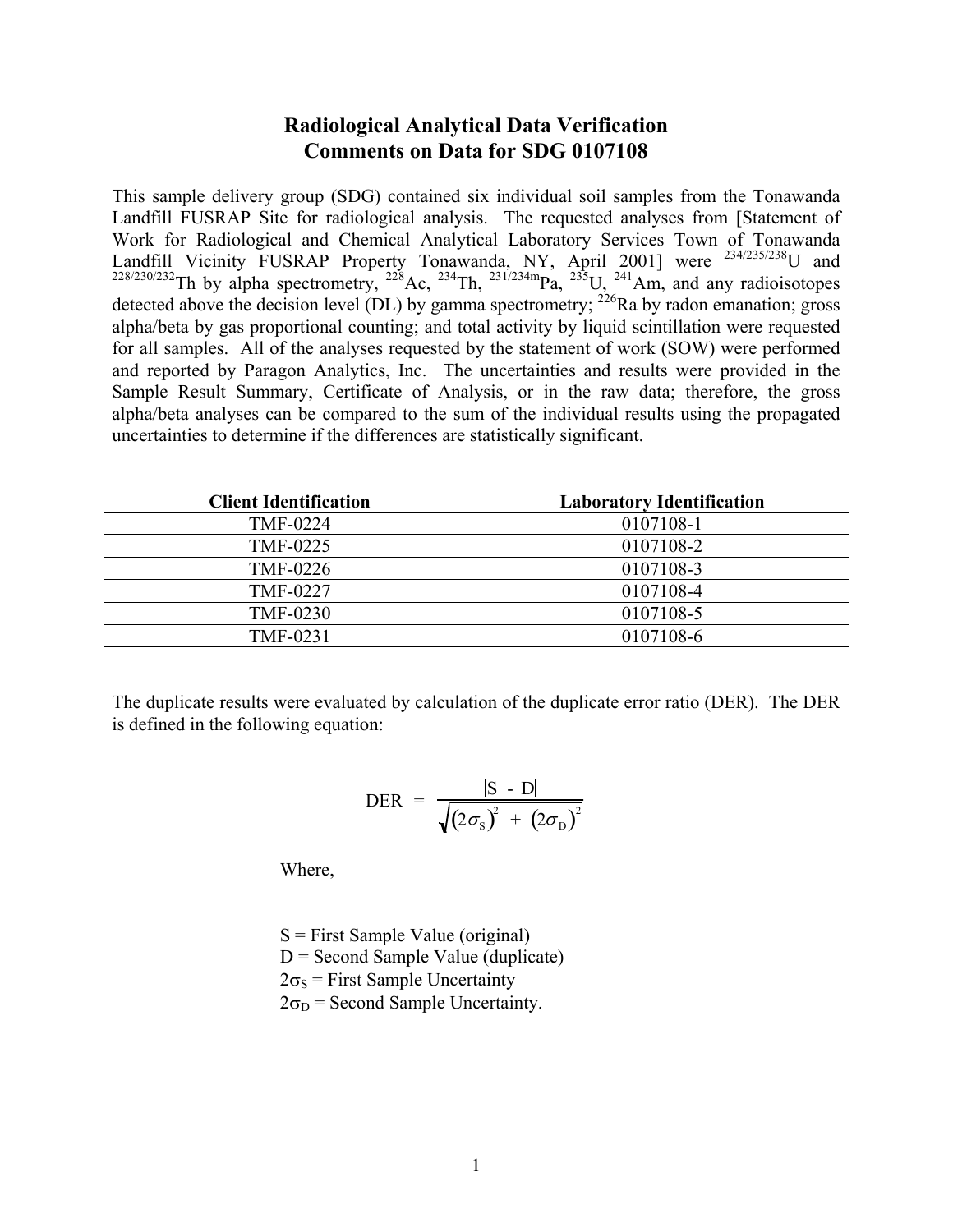# Radiological Analytical Data Verification
## Comments on Data for SDG 0107108

This sample delivery group (SDG) contained six individual soil samples from the Tonawanda Landfill FUSRAP Site for radiological analysis. The requested analyses from [Statement of Work for Radiological and Chemical Analytical Laboratory Services Town of Tonawanda Landfill Vicinity FUSRAP Property Tonawanda, NY, April 2001] were $^{234/235/238}U$ and $^{228/230/232}Th$ by alpha spectrometry, $^{228}Ac$, $^{234}Th$, $^{231/234m}Pa$, $^{235}U$, $^{241}Am$, and any radioisotopes detected above the decision level (DL) by gamma spectrometry; $^{226}Ra$ by radon emanation; gross alpha/beta by gas proportional counting; and total activity by liquid scintillation were requested for all samples. All of the analyses requested by the statement of work (SOW) were performed and reported by Paragon Analytics, Inc. The uncertainties and results were provided in the Sample Result Summary, Certificate of Analysis, or in the raw data; therefore, the gross alpha/beta analyses can be compared to the sum of the individual results using the propagated uncertainties to determine if the differences are statistically significant.

| Client Identification | Laboratory Identification |
|---|---|
| TMF-0224 | 0107108-1 |
| TMF-0225 | 0107108-2 |
| TMF-0226 | 0107108-3 |
| TMF-0227 | 0107108-4 |
| TMF-0230 | 0107108-5 |
| TMF-0231 | 0107108-6 |

The duplicate results were evaluated by calculation of the duplicate error ratio (DER). The DER is defined in the following equation:

$$\text{DER} = \frac{|S - D|}{\sqrt{(2\sigma_S)^2 + (2\sigma_D)^2}}$$

Where,

S = First Sample Value (original)
D = Second Sample Value (duplicate)
$2\sigma_S$ = First Sample Uncertainty
$2\sigma_D$ = Second Sample Uncertainty.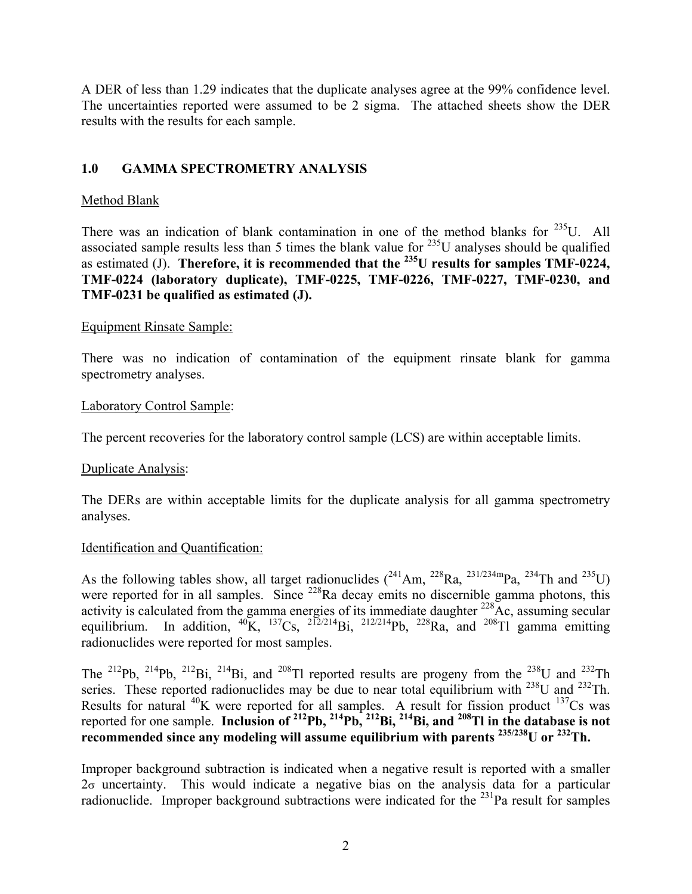A DER of less than 1.29 indicates that the duplicate analyses agree at the 99% confidence level. The uncertainties reported were assumed to be 2 sigma. The attached sheets show the DER results with the results for each sample.

## 1.0 GAMMA SPECTROMETRY ANALYSIS

Method Blank

There was an indication of blank contamination in one of the method blanks for $^{235}$U. All associated sample results less than 5 times the blank value for $^{235}$U analyses should be qualified as estimated (J). **Therefore, it is recommended that the $^{235}$U results for samples TMF-0224, TMF-0224 (laboratory duplicate), TMF-0225, TMF-0226, TMF-0227, TMF-0230, and TMF-0231 be qualified as estimated (J).**

Equipment Rinsate Sample:

There was no indication of contamination of the equipment rinsate blank for gamma spectrometry analyses.

Laboratory Control Sample:

The percent recoveries for the laboratory control sample (LCS) are within acceptable limits.

Duplicate Analysis:

The DERs are within acceptable limits for the duplicate analysis for all gamma spectrometry analyses.

Identification and Quantification:

As the following tables show, all target radionuclides ($^{241}$Am, $^{228}$Ra, $^{231/234m}$Pa, $^{234}$Th and $^{235}$U) were reported for in all samples. Since $^{228}$Ra decay emits no discernible gamma photons, this activity is calculated from the gamma energies of its immediate daughter $^{228}$Ac, assuming secular equilibrium. In addition, $^{40}$K, $^{137}$Cs, $^{212/214}$Bi, $^{212/214}$Pb, $^{228}$Ra, and $^{208}$Tl gamma emitting radionuclides were reported for most samples.

The $^{212}$Pb, $^{214}$Pb, $^{212}$Bi, $^{214}$Bi, and $^{208}$Tl reported results are progeny from the $^{238}$U and $^{232}$Th series. These reported radionuclides may be due to near total equilibrium with $^{238}$U and $^{232}$Th. Results for natural $^{40}$K were reported for all samples. A result for fission product $^{137}$Cs was reported for one sample. **Inclusion of $^{212}$Pb, $^{214}$Pb, $^{212}$Bi, $^{214}$Bi, and $^{208}$Tl in the database is not recommended since any modeling will assume equilibrium with parents $^{235/238}$U or $^{232}$Th.**

Improper background subtraction is indicated when a negative result is reported with a smaller $2\sigma$ uncertainty. This would indicate a negative bias on the analysis data for a particular radionuclide. Improper background subtractions were indicated for the $^{231}$Pa result for samples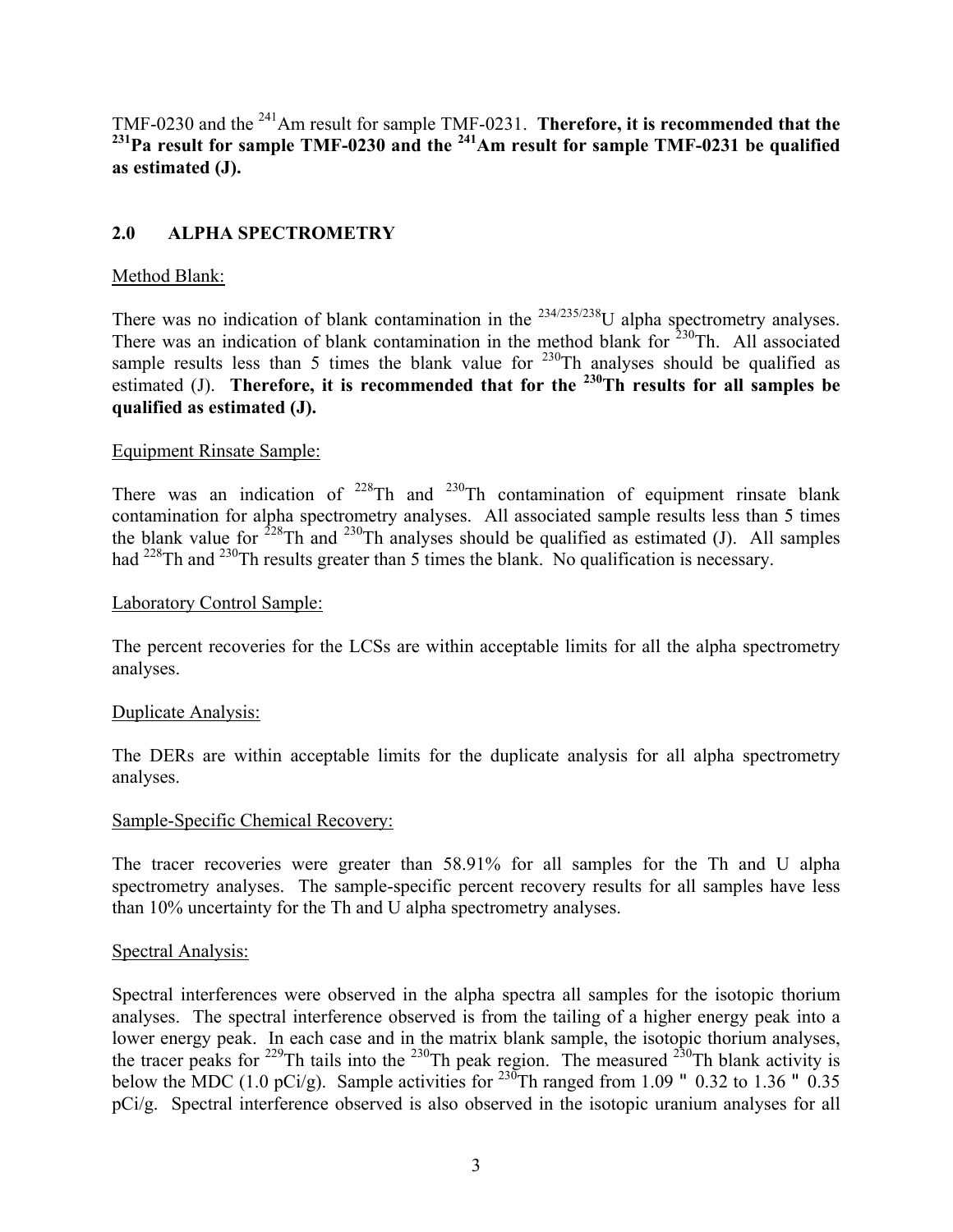TMF-0230 and the $^{241}$Am result for sample TMF-0231. **Therefore, it is recommended that the $^{231}$Pa result for sample TMF-0230 and the $^{241}$Am result for sample TMF-0231 be qualified as estimated (J).**

## 2.0 ALPHA SPECTROMETRY

Method Blank:

There was no indication of blank contamination in the $^{234/235/238}$U alpha spectrometry analyses. There was an indication of blank contamination in the method blank for $^{230}$Th. All associated sample results less than 5 times the blank value for $^{230}$Th analyses should be qualified as estimated (J). **Therefore, it is recommended that for the $^{230}$Th results for all samples be qualified as estimated (J).**

Equipment Rinsate Sample:

There was an indication of $^{228}$Th and $^{230}$Th contamination of equipment rinsate blank contamination for alpha spectrometry analyses. All associated sample results less than 5 times the blank value for $^{228}$Th and $^{230}$Th analyses should be qualified as estimated (J). All samples had $^{228}$Th and $^{230}$Th results greater than 5 times the blank. No qualification is necessary.

Laboratory Control Sample:

The percent recoveries for the LCSs are within acceptable limits for all the alpha spectrometry analyses.

Duplicate Analysis:

The DERs are within acceptable limits for the duplicate analysis for all alpha spectrometry analyses.

Sample-Specific Chemical Recovery:

The tracer recoveries were greater than 58.91% for all samples for the Th and U alpha spectrometry analyses. The sample-specific percent recovery results for all samples have less than 10% uncertainty for the Th and U alpha spectrometry analyses.

Spectral Analysis:

Spectral interferences were observed in the alpha spectra all samples for the isotopic thorium analyses. The spectral interference observed is from the tailing of a higher energy peak into a lower energy peak. In each case and in the matrix blank sample, the isotopic thorium analyses, the tracer peaks for $^{229}$Th tails into the $^{230}$Th peak region. The measured $^{230}$Th blank activity is below the MDC (1.0 pCi/g). Sample activities for $^{230}$Th ranged from 1.09 ± 0.32 to 1.36 ± 0.35 pCi/g. Spectral interference observed is also observed in the isotopic uranium analyses for all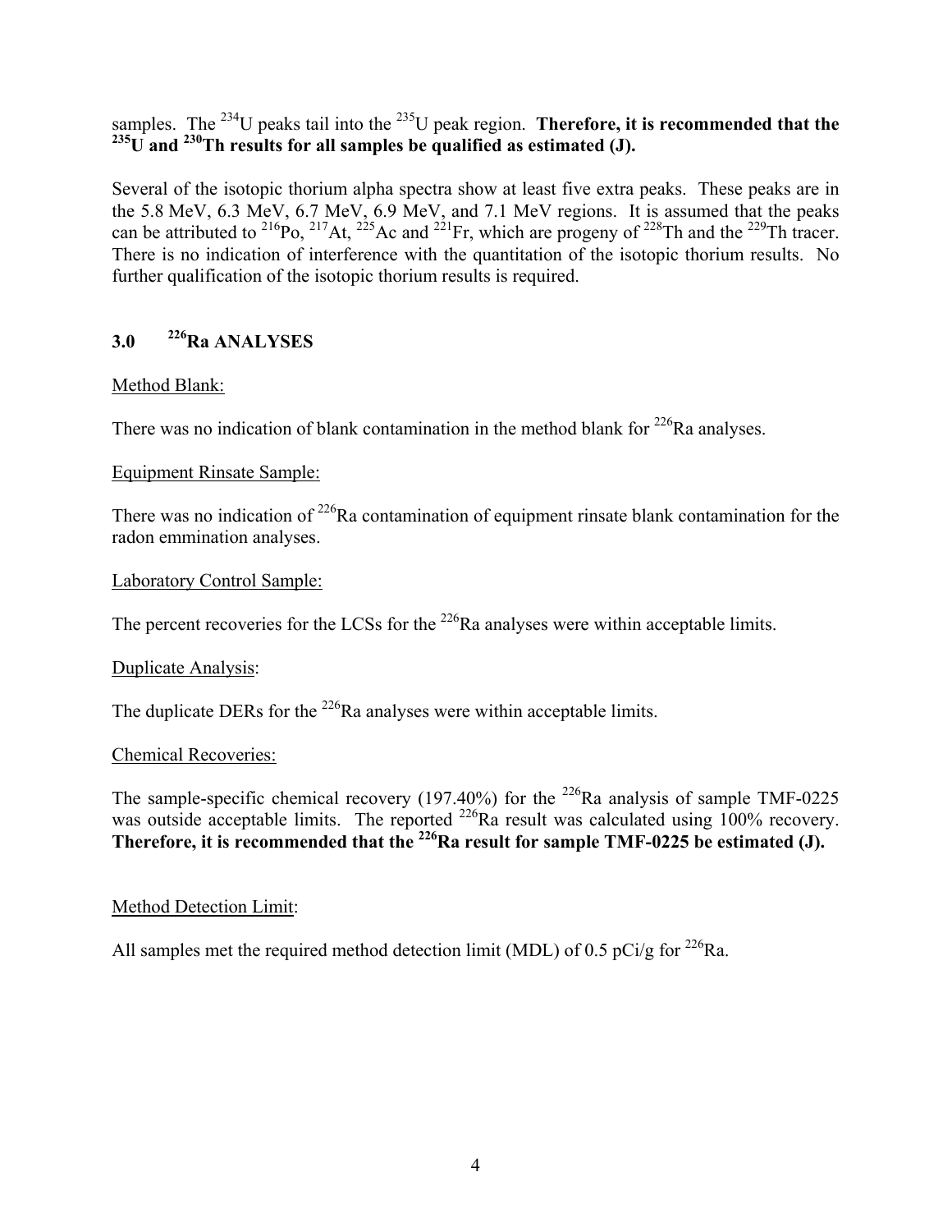samples. The $^{234}U$ peaks tail into the $^{235}U$ peak region. **Therefore, it is recommended that the $^{235}U$ and $^{230}Th$ results for all samples be qualified as estimated (J).**

Several of the isotopic thorium alpha spectra show at least five extra peaks. These peaks are in the 5.8 MeV, 6.3 MeV, 6.7 MeV, 6.9 MeV, and 7.1 MeV regions. It is assumed that the peaks can be attributed to $^{216}Po$, $^{217}At$, $^{225}Ac$ and $^{221}Fr$, which are progeny of $^{228}Th$ and the $^{229}Th$ tracer. There is no indication of interference with the quantitation of the isotopic thorium results. No further qualification of the isotopic thorium results is required.

## 3.0 $^{226}Ra$ ANALYSES

Method Blank:

There was no indication of blank contamination in the method blank for $^{226}Ra$ analyses.

Equipment Rinsate Sample:

There was no indication of $^{226}Ra$ contamination of equipment rinsate blank contamination for the radon emmination analyses.

Laboratory Control Sample:

The percent recoveries for the LCSs for the $^{226}Ra$ analyses were within acceptable limits.

Duplicate Analysis:

The duplicate DERs for the $^{226}Ra$ analyses were within acceptable limits.

Chemical Recoveries:

The sample-specific chemical recovery (197.40%) for the $^{226}Ra$ analysis of sample TMF-0225 was outside acceptable limits. The reported $^{226}Ra$ result was calculated using 100% recovery. **Therefore, it is recommended that the $^{226}Ra$ result for sample TMF-0225 be estimated (J).**

Method Detection Limit:

All samples met the required method detection limit (MDL) of 0.5 pCi/g for $^{226}Ra$.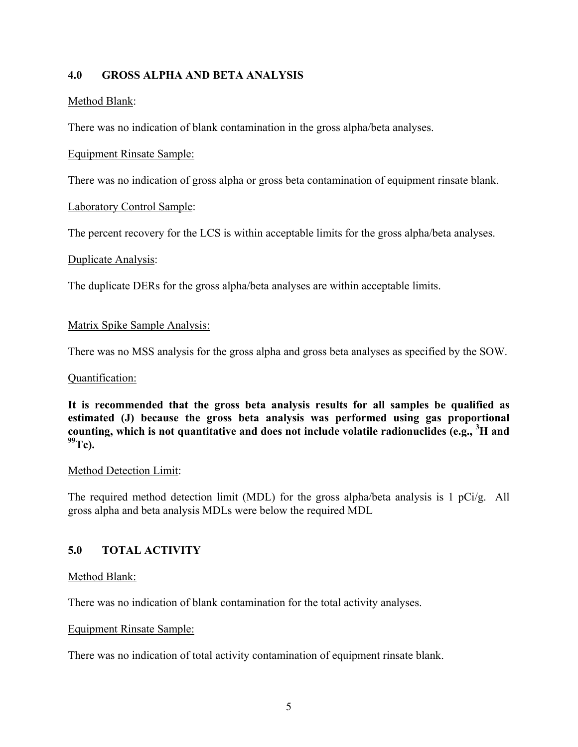## 4.0 GROSS ALPHA AND BETA ANALYSIS

Method Blank:

There was no indication of blank contamination in the gross alpha/beta analyses.

Equipment Rinsate Sample:

There was no indication of gross alpha or gross beta contamination of equipment rinsate blank.

Laboratory Control Sample:

The percent recovery for the LCS is within acceptable limits for the gross alpha/beta analyses.

Duplicate Analysis:

The duplicate DERs for the gross alpha/beta analyses are within acceptable limits.

Matrix Spike Sample Analysis:

There was no MSS analysis for the gross alpha and gross beta analyses as specified by the SOW.

Quantification:

**It is recommended that the gross beta analysis results for all samples be qualified as estimated (J) because the gross beta analysis was performed using gas proportional counting, which is not quantitative and does not include volatile radionuclides (e.g., $^{3}H$ and $^{99}Tc$).**

Method Detection Limit:

The required method detection limit (MDL) for the gross alpha/beta analysis is 1 pCi/g. All gross alpha and beta analysis MDLs were below the required MDL

## 5.0 TOTAL ACTIVITY

Method Blank:

There was no indication of blank contamination for the total activity analyses.

Equipment Rinsate Sample:

There was no indication of total activity contamination of equipment rinsate blank.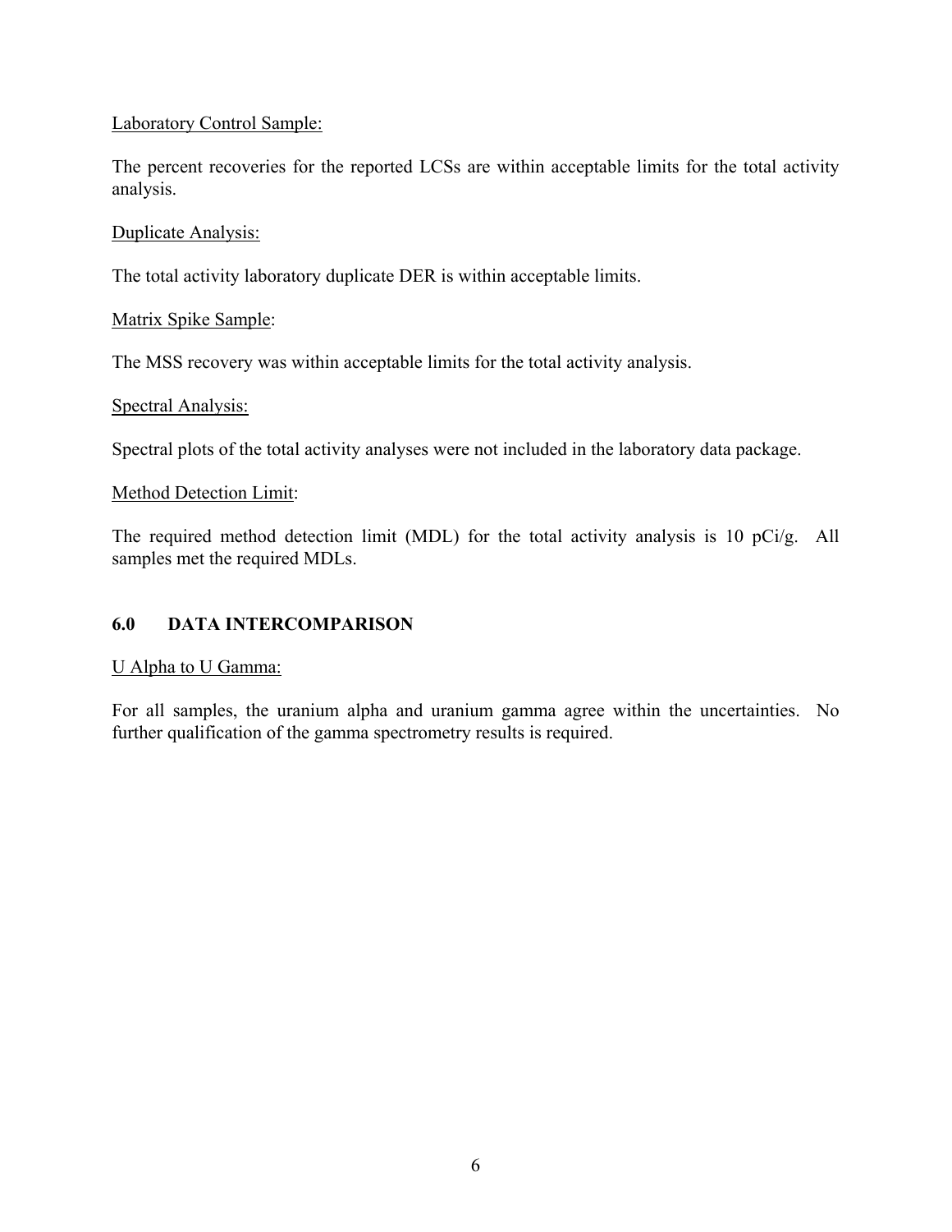Laboratory Control Sample:

The percent recoveries for the reported LCSs are within acceptable limits for the total activity analysis.

Duplicate Analysis:

The total activity laboratory duplicate DER is within acceptable limits.

Matrix Spike Sample:

The MSS recovery was within acceptable limits for the total activity analysis.

Spectral Analysis:

Spectral plots of the total activity analyses were not included in the laboratory data package.

Method Detection Limit:

The required method detection limit (MDL) for the total activity analysis is 10 pCi/g. All samples met the required MDLs.

## 6.0 DATA INTERCOMPARISON

U Alpha to U Gamma:

For all samples, the uranium alpha and uranium gamma agree within the uncertainties. No further qualification of the gamma spectrometry results is required.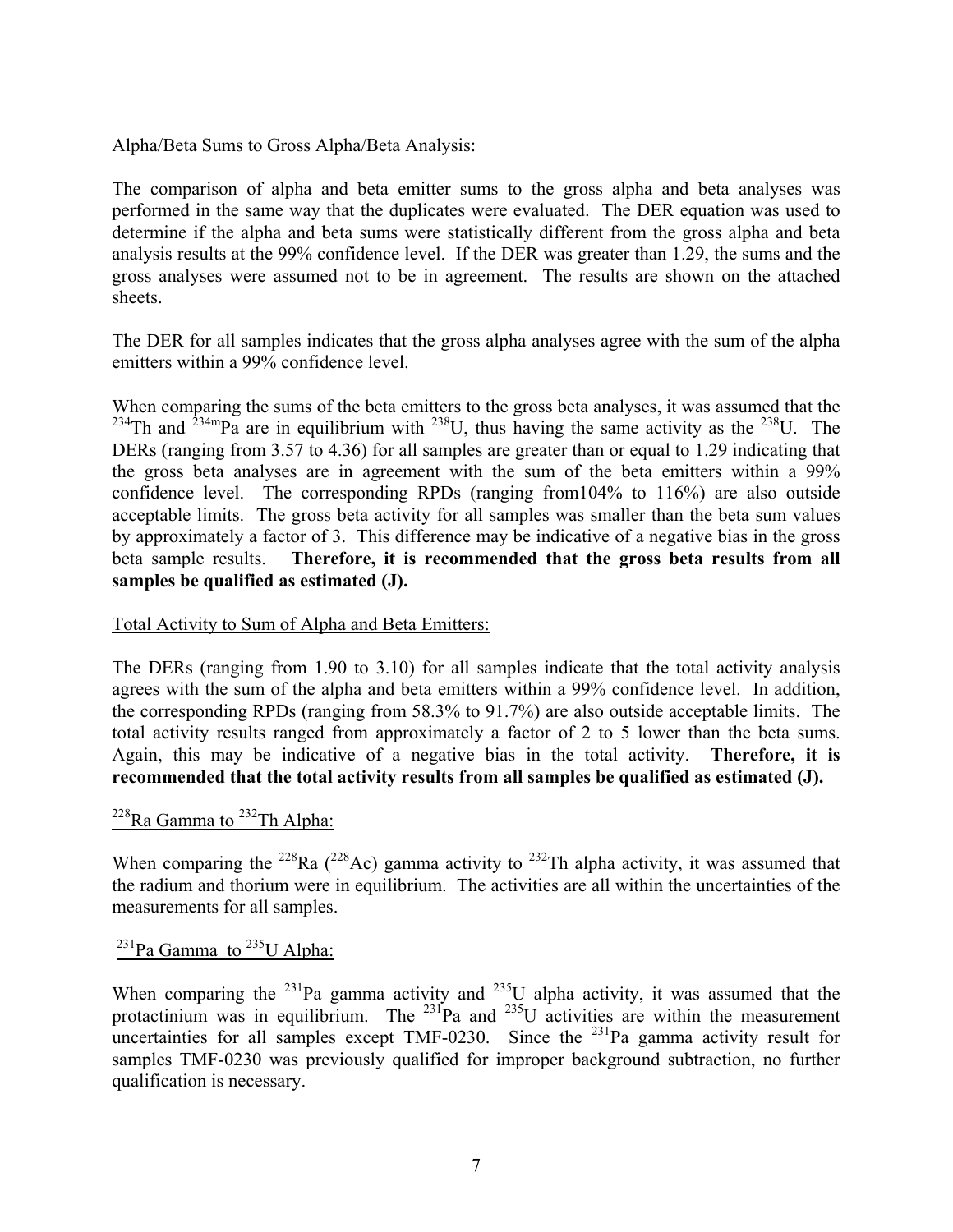Alpha/Beta Sums to Gross Alpha/Beta Analysis:

The comparison of alpha and beta emitter sums to the gross alpha and beta analyses was performed in the same way that the duplicates were evaluated. The DER equation was used to determine if the alpha and beta sums were statistically different from the gross alpha and beta analysis results at the 99% confidence level. If the DER was greater than 1.29, the sums and the gross analyses were assumed not to be in agreement. The results are shown on the attached sheets.

The DER for all samples indicates that the gross alpha analyses agree with the sum of the alpha emitters within a 99% confidence level.

When comparing the sums of the beta emitters to the gross beta analyses, it was assumed that the $^{234}$Th and $^{234m}$Pa are in equilibrium with $^{238}$U, thus having the same activity as the $^{238}$U. The DERs (ranging from 3.57 to 4.36) for all samples are greater than or equal to 1.29 indicating that the gross beta analyses are in agreement with the sum of the beta emitters within a 99% confidence level. The corresponding RPDs (ranging from104% to 116%) are also outside acceptable limits. The gross beta activity for all samples was smaller than the beta sum values by approximately a factor of 3. This difference may be indicative of a negative bias in the gross beta sample results. **Therefore, it is recommended that the gross beta results from all samples be qualified as estimated (J).**

Total Activity to Sum of Alpha and Beta Emitters:

The DERs (ranging from 1.90 to 3.10) for all samples indicate that the total activity analysis agrees with the sum of the alpha and beta emitters within a 99% confidence level. In addition, the corresponding RPDs (ranging from 58.3% to 91.7%) are also outside acceptable limits. The total activity results ranged from approximately a factor of 2 to 5 lower than the beta sums. Again, this may be indicative of a negative bias in the total activity. **Therefore, it is recommended that the total activity results from all samples be qualified as estimated (J).**

$^{228}$Ra Gamma to $^{232}$Th Alpha:

When comparing the $^{228}$Ra ($^{228}$Ac) gamma activity to $^{232}$Th alpha activity, it was assumed that the radium and thorium were in equilibrium. The activities are all within the uncertainties of the measurements for all samples.

$^{231}$Pa Gamma to $^{235}$U Alpha:

When comparing the $^{231}$Pa gamma activity and $^{235}$U alpha activity, it was assumed that the protactinium was in equilibrium. The $^{231}$Pa and $^{235}$U activities are within the measurement uncertainties for all samples except TMF-0230. Since the $^{231}$Pa gamma activity result for samples TMF-0230 was previously qualified for improper background subtraction, no further qualification is necessary.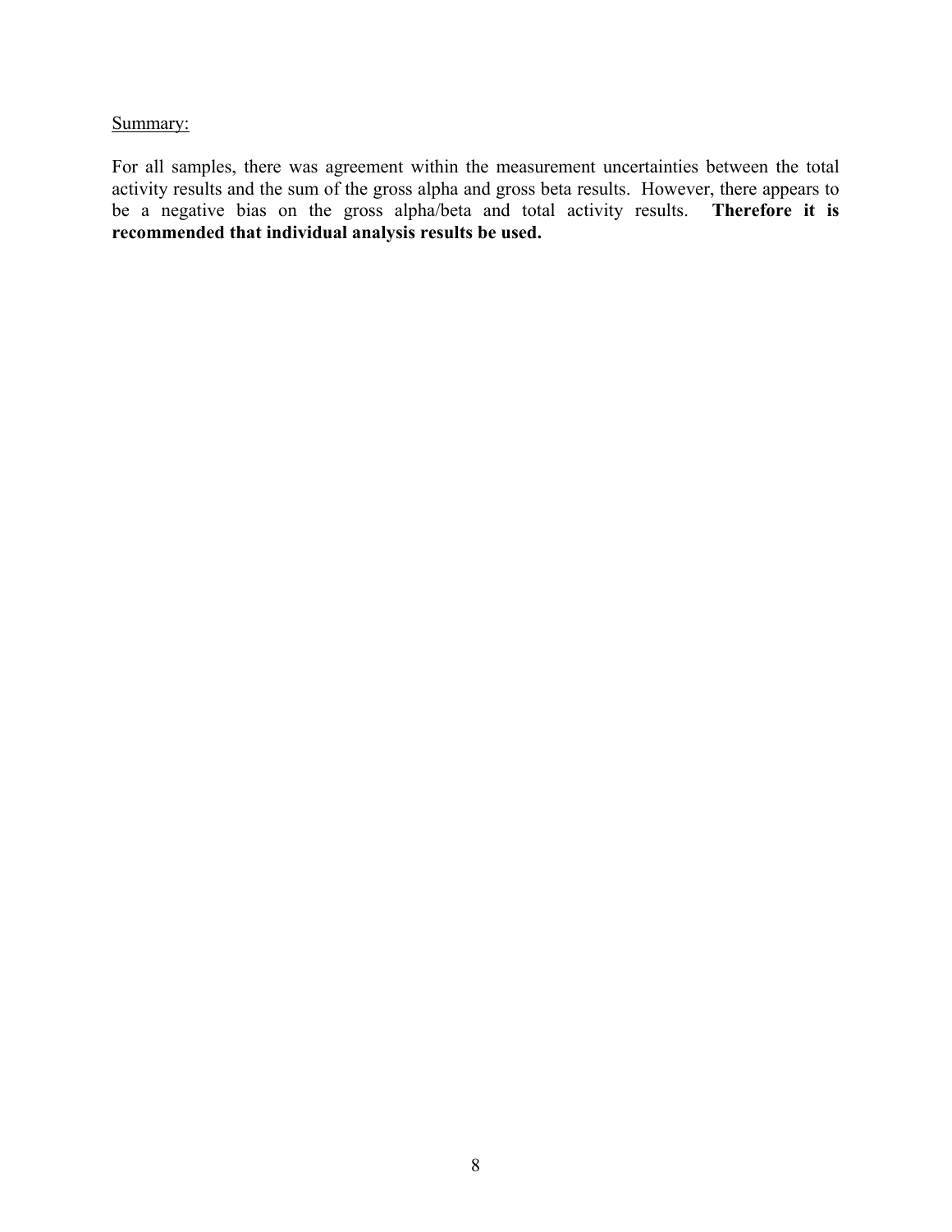Summary:

For all samples, there was agreement within the measurement uncertainties between the total activity results and the sum of the gross alpha and gross beta results. However, there appears to be a negative bias on the gross alpha/beta and total activity results. **Therefore it is recommended that individual analysis results be used.**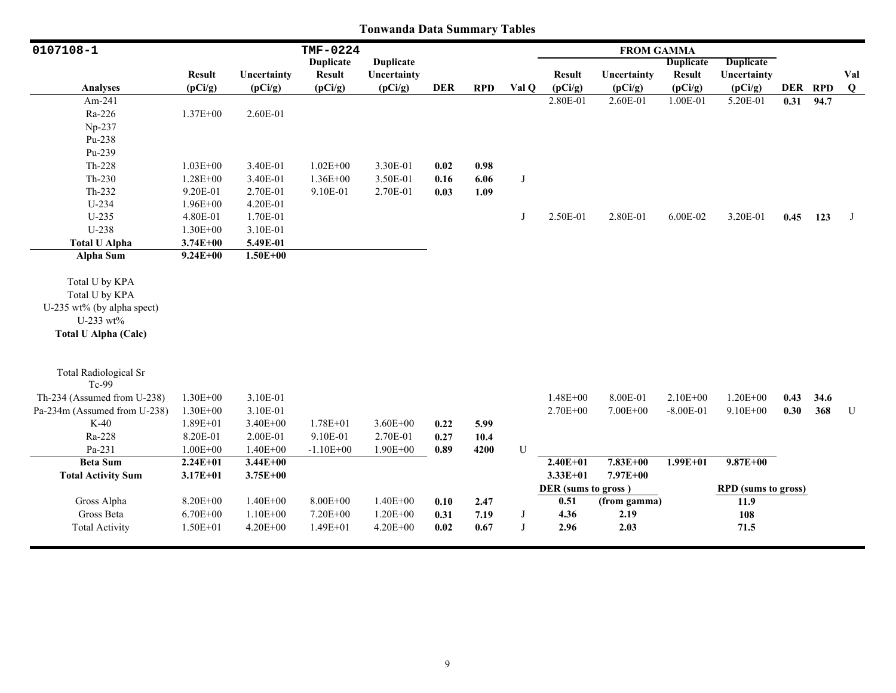# Tonwanda Data Summary Tables

| 0107108-1 | | | TMF-0224 | | | | | FROM GAMMA | | | | | | |
|---|---|---|---|---|---|---|---|---|---|---|---|---|---|---|
| Analyses | Result (pCi/g) | Uncertainty (pCi/g) | Duplicate Result (pCi/g) | Duplicate Uncertainty (pCi/g) | DER | RPD | Val Q | Result (pCi/g) | Uncertainty (pCi/g) | Duplicate Result (pCi/g) | Duplicate Uncertainty (pCi/g) | DER | RPD | Val Q |
| Am-241 | | | | | | | | 2.80E-01 | 2.60E-01 | 1.00E-01 | 5.20E-01 | **0.31** | **94.7** | |
| Ra-226 | 1.37E+00 | 2.60E-01 | | | | | | | | | | | | |
| Np-237 | | | | | | | | | | | | | | |
| Pu-238 | | | | | | | | | | | | | | |
| Pu-239 | | | | | | | | | | | | | | |
| Th-228 | 1.03E+00 | 3.40E-01 | 1.02E+00 | 3.30E-01 | **0.02** | **0.98** | | | | | | | | |
| Th-230 | 1.28E+00 | 3.40E-01 | 1.36E+00 | 3.50E-01 | **0.16** | **6.06** | J | | | | | | | |
| Th-232 | 9.20E-01 | 2.70E-01 | 9.10E-01 | 2.70E-01 | **0.03** | **1.09** | | | | | | | | |
| U-234 | 1.96E+00 | 4.20E-01 | | | | | | | | | | | | |
| U-235 | 4.80E-01 | 1.70E-01 | | | | | J | 2.50E-01 | 2.80E-01 | 6.00E-02 | 3.20E-01 | **0.45** | **123** | J |
| U-238 | 1.30E+00 | 3.10E-01 | | | | | | | | | | | | |
| **Total U Alpha** | **3.74E+00** | **5.49E-01** | | | | | | | | | | | | |
| **Alpha Sum** | **9.24E+00** | **1.50E+00** | | | | | | | | | | | | |
| Total U by KPA | | | | | | | | | | | | | | |
| Total U by KPA | | | | | | | | | | | | | | |
| U-235 wt% (by alpha spect) | | | | | | | | | | | | | | |
| U-233 wt% | | | | | | | | | | | | | | |
| **Total U Alpha (Calc)** | | | | | | | | | | | | | | |
| Total Radiological Sr | | | | | | | | | | | | | | |
| Tc-99 | | | | | | | | | | | | | | |
| Th-234 (Assumed from U-238) | 1.30E+00 | 3.10E-01 | | | | | | 1.48E+00 | 8.00E-01 | 2.10E+00 | 1.20E+00 | **0.43** | **34.6** | |
| Pa-234m (Assumed from U-238) | 1.30E+00 | 3.10E-01 | | | | | | 2.70E+00 | 7.00E+00 | -8.00E-01 | 9.10E+00 | **0.30** | **368** | U |
| K-40 | 1.89E+01 | 3.40E+00 | 1.78E+01 | 3.60E+00 | **0.22** | **5.99** | | | | | | | | |
| Ra-228 | 8.20E-01 | 2.00E-01 | 9.10E-01 | 2.70E-01 | **0.27** | **10.4** | | | | | | | | |
| Pa-231 | 1.00E+00 | 1.40E+00 | -1.10E+00 | 1.90E+00 | **0.89** | **4200** | U | | | | | | | |
| **Beta Sum** | **2.24E+01** | **3.44E+00** | | | | | | **2.40E+01** | **7.83E+00** | **1.99E+01** | **9.87E+00** | | | |
| **Total Activity Sum** | **3.17E+01** | **3.75E+00** | | | | | | **3.33E+01** | **7.97E+00** | | | | | |
| | | | | | | | | **DER (sums to gross )** | | | **RPD (sums to gross)** | | | |
| Gross Alpha | 8.20E+00 | 1.40E+00 | 8.00E+00 | 1.40E+00 | **0.10** | **2.47** | | **0.51** | **(from gamma)** | | **11.9** | | | |
| Gross Beta | 6.70E+00 | 1.10E+00 | 7.20E+00 | 1.20E+00 | **0.31** | **7.19** | J | **4.36** | **2.19** | | **108** | | | |
| Total Activity | 1.50E+01 | 4.20E+00 | 1.49E+01 | 4.20E+00 | **0.02** | **0.67** | J | **2.96** | **2.03** | | **71.5** | | | |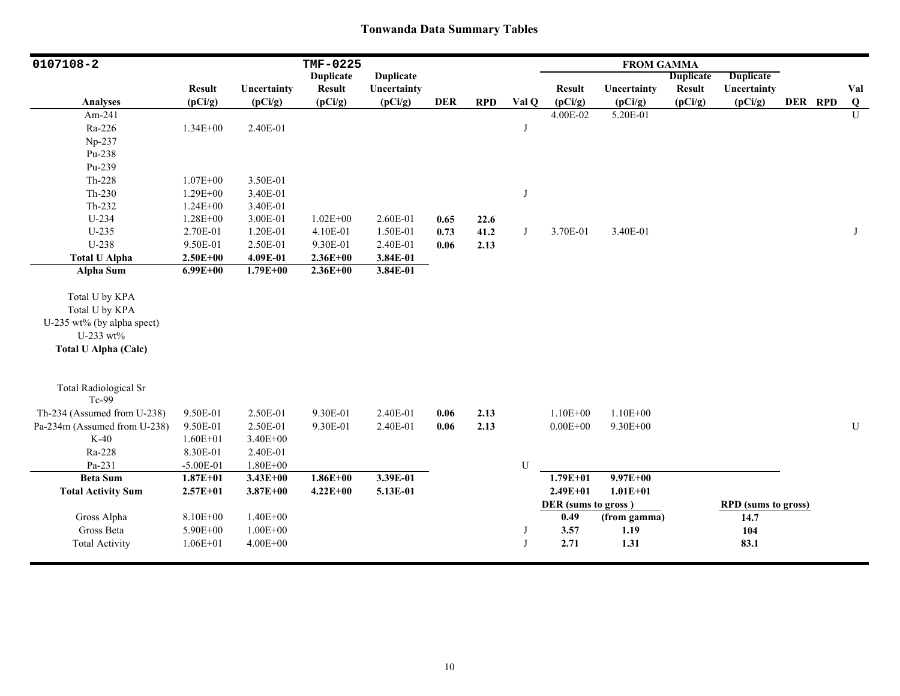# Tonwanda Data Summary Tables

| 0107108-2 | | | TMF-0225 | | | | | FROM GAMMA | | | | | | |
|---|---|---|---|---|---|---|---|---|---|---|---|---|---|---|
| Analyses | Result (pCi/g) | Uncertainty (pCi/g) | Duplicate Result (pCi/g) | Duplicate Uncertainty (pCi/g) | DER | RPD | Val Q | Result (pCi/g) | Uncertainty (pCi/g) | Duplicate Result (pCi/g) | Duplicate Uncertainty (pCi/g) | DER | RPD | Val Q |
| Am-241 | | | | | | | | 4.00E-02 | 5.20E-01 | | | | | U |
| Ra-226 | 1.34E+00 | 2.40E-01 | | | | | J | | | | | | | |
| Np-237 | | | | | | | | | | | | | | |
| Pu-238 | | | | | | | | | | | | | | |
| Pu-239 | | | | | | | | | | | | | | |
| Th-228 | 1.07E+00 | 3.50E-01 | | | | | | | | | | | | |
| Th-230 | 1.29E+00 | 3.40E-01 | | | | | J | | | | | | | |
| Th-232 | 1.24E+00 | 3.40E-01 | | | | | | | | | | | | |
| U-234 | 1.28E+00 | 3.00E-01 | 1.02E+00 | 2.60E-01 | **0.65** | **22.6** | | | | | | | | |
| U-235 | 2.70E-01 | 1.20E-01 | 4.10E-01 | 1.50E-01 | **0.73** | **41.2** | J | 3.70E-01 | 3.40E-01 | | | | | J |
| U-238 | 9.50E-01 | 2.50E-01 | 9.30E-01 | 2.40E-01 | **0.06** | **2.13** | | | | | | | | |
| **Total U Alpha** | **2.50E+00** | **4.09E-01** | **2.36E+00** | **3.84E-01** | | | | | | | | | | |
| **Alpha Sum** | **6.99E+00** | **1.79E+00** | **2.36E+00** | **3.84E-01** | | | | | | | | | | |
| Total U by KPA | | | | | | | | | | | | | | |
| Total U by KPA | | | | | | | | | | | | | | |
| U-235 wt% (by alpha spect) | | | | | | | | | | | | | | |
| U-233 wt% | | | | | | | | | | | | | | |
| **Total U Alpha (Calc)** | | | | | | | | | | | | | | |
| Total Radiological Sr | | | | | | | | | | | | | | |
| Tc-99 | | | | | | | | | | | | | | |
| Th-234 (Assumed from U-238) | 9.50E-01 | 2.50E-01 | 9.30E-01 | 2.40E-01 | **0.06** | **2.13** | | 1.10E+00 | 1.10E+00 | | | | | |
| Pa-234m (Assumed from U-238) | 9.50E-01 | 2.50E-01 | 9.30E-01 | 2.40E-01 | **0.06** | **2.13** | | 0.00E+00 | 9.30E+00 | | | | | U |
| K-40 | 1.60E+01 | 3.40E+00 | | | | | | | | | | | | |
| Ra-228 | 8.30E-01 | 2.40E-01 | | | | | | | | | | | | |
| Pa-231 | -5.00E-01 | 1.80E+00 | | | | | U | | | | | | | |
| **Beta Sum** | **1.87E+01** | **3.43E+00** | **1.86E+00** | **3.39E-01** | | | | **1.79E+01** | **9.97E+00** | | | | | |
| **Total Activity Sum** | **2.57E+01** | **3.87E+00** | **4.22E+00** | **5.13E-01** | | | | **2.49E+01** | **1.01E+01** | | | | | |
| | | | | | | | | **DER (sums to gross )** | | | **RPD (sums to gross)** | | | |
| Gross Alpha | 8.10E+00 | 1.40E+00 | | | | | | **0.49** | **(from gamma)** | | **14.7** | | | |
| Gross Beta | 5.90E+00 | 1.00E+00 | | | | | J | **3.57** | **1.19** | | **104** | | | |
| Total Activity | 1.06E+01 | 4.00E+00 | | | | | J | **2.71** | **1.31** | | **83.1** | | | |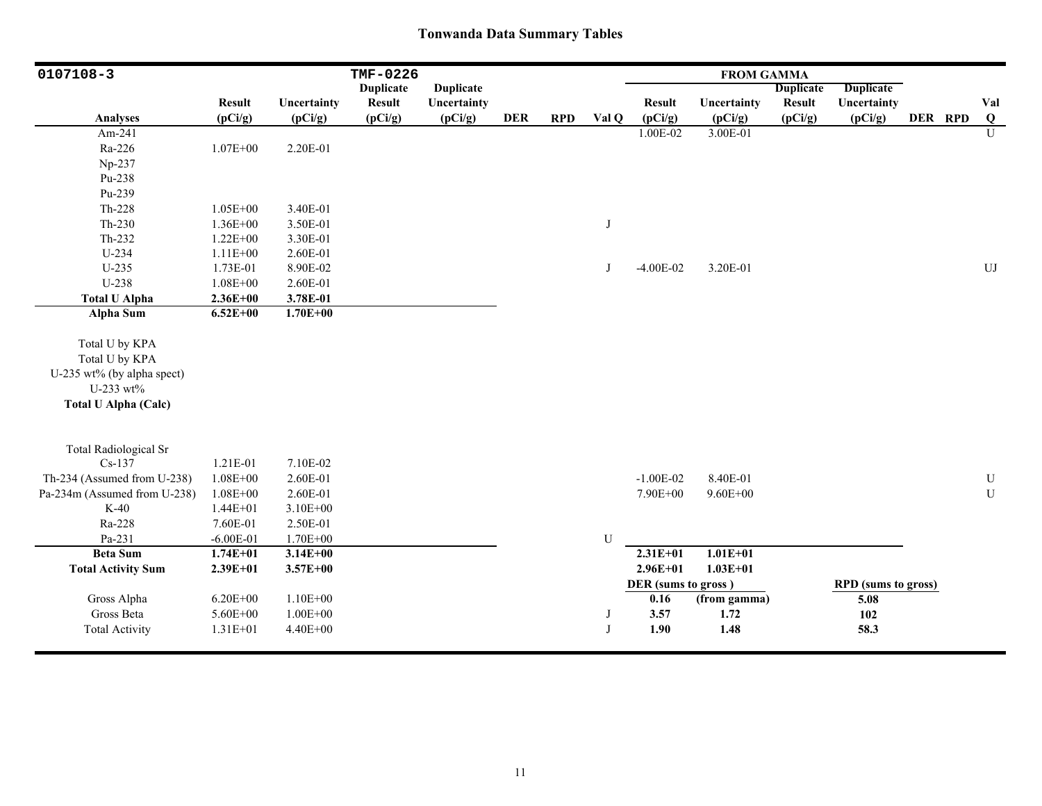# Tonwanda Data Summary Tables

| 0107108-3 | | | TMF-0226 | | | | | FROM GAMMA | | | | | | |
|---|---|---|---|---|---|---|---|---|---|---|---|---|---|---|
| Analyses | Result (pCi/g) | Uncertainty (pCi/g) | Duplicate Result (pCi/g) | Duplicate Uncertainty (pCi/g) | DER | RPD | Val Q | Result (pCi/g) | Uncertainty (pCi/g) | Duplicate Result (pCi/g) | Duplicate Uncertainty (pCi/g) | DER | RPD | Val Q |
| Am-241 | | | | | | | | 1.00E-02 | 3.00E-01 | | | | | U |
| Ra-226 | 1.07E+00 | 2.20E-01 | | | | | | | | | | | | |
| Np-237 | | | | | | | | | | | | | | |
| Pu-238 | | | | | | | | | | | | | | |
| Pu-239 | | | | | | | | | | | | | | |
| Th-228 | 1.05E+00 | 3.40E-01 | | | | | | | | | | | | |
| Th-230 | 1.36E+00 | 3.50E-01 | | | | | J | | | | | | | |
| Th-232 | 1.22E+00 | 3.30E-01 | | | | | | | | | | | | |
| U-234 | 1.11E+00 | 2.60E-01 | | | | | | | | | | | | |
| U-235 | 1.73E-01 | 8.90E-02 | | | | | J | -4.00E-02 | 3.20E-01 | | | | | UJ |
| U-238 | 1.08E+00 | 2.60E-01 | | | | | | | | | | | | |
| **Total U Alpha** | **2.36E+00** | **3.78E-01** | | | | | | | | | | | | |
| **Alpha Sum** | **6.52E+00** | **1.70E+00** | | | | | | | | | | | | |
| Total U by KPA | | | | | | | | | | | | | | |
| Total U by KPA | | | | | | | | | | | | | | |
| U-235 wt% (by alpha spect) | | | | | | | | | | | | | | |
| U-233 wt% | | | | | | | | | | | | | | |
| **Total U Alpha (Calc)** | | | | | | | | | | | | | | |
| Total Radiological Sr | | | | | | | | | | | | | | |
| Cs-137 | 1.21E-01 | 7.10E-02 | | | | | | | | | | | | |
| Th-234 (Assumed from U-238) | 1.08E+00 | 2.60E-01 | | | | | | -1.00E-02 | 8.40E-01 | | | | | U |
| Pa-234m (Assumed from U-238) | 1.08E+00 | 2.60E-01 | | | | | | 7.90E+00 | 9.60E+00 | | | | | U |
| K-40 | 1.44E+01 | 3.10E+00 | | | | | | | | | | | | |
| Ra-228 | 7.60E-01 | 2.50E-01 | | | | | | | | | | | | |
| Pa-231 | -6.00E-01 | 1.70E+00 | | | | | U | | | | | | | |
| **Beta Sum** | **1.74E+01** | **3.14E+00** | | | | | | **2.31E+01** | **1.01E+01** | | | | | |
| **Total Activity Sum** | **2.39E+01** | **3.57E+00** | | | | | | **2.96E+01** | **1.03E+01** | | | | | |
| | | | | | | | | **DER (sums to gross)** | | | **RPD (sums to gross)** | | | |
| Gross Alpha | 6.20E+00 | 1.10E+00 | | | | | | **0.16** | **(from gamma)** | | **5.08** | | | |
| Gross Beta | 5.60E+00 | 1.00E+00 | | | | | J | **3.57** | **1.72** | | **102** | | | |
| Total Activity | 1.31E+01 | 4.40E+00 | | | | | J | **1.90** | **1.48** | | **58.3** | | | |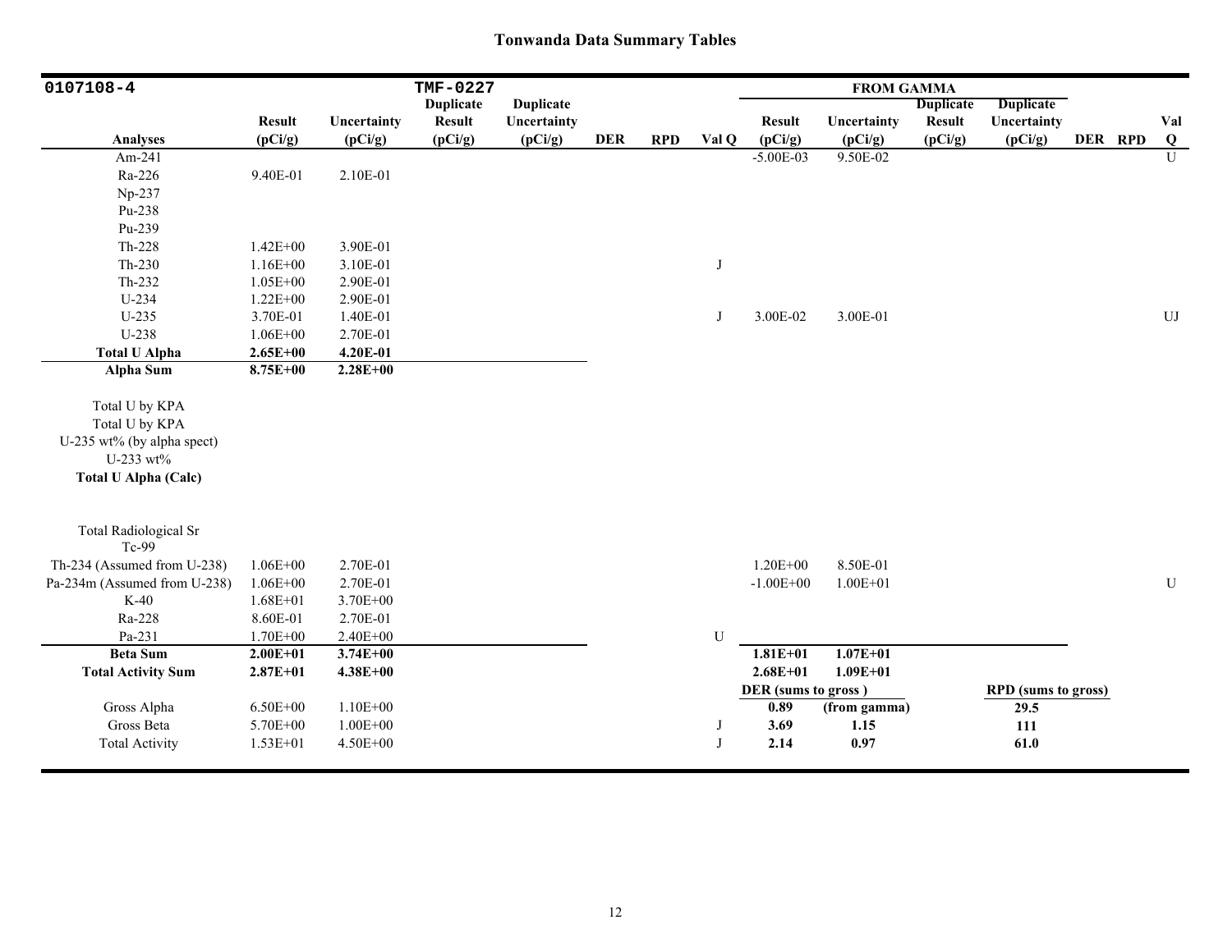# Tonwanda Data Summary Tables

| 0107108-4 | | | TMF-0227 | | | | | FROM GAMMA | | | | | | |
|---|---|---|---|---|---|---|---|---|---|---|---|---|---|---|
| **Analyses** | **Result (pCi/g)** | **Uncertainty (pCi/g)** | **Duplicate Result (pCi/g)** | **Duplicate Uncertainty (pCi/g)** | **DER** | **RPD** | **Val Q** | **Result (pCi/g)** | **Uncertainty (pCi/g)** | **Duplicate Result (pCi/g)** | **Duplicate Uncertainty (pCi/g)** | **DER** | **RPD** | **Val Q** |
| Am-241 | | | | | | | | -5.00E-03 | 9.50E-02 | | | | | U |
| Ra-226 | 9.40E-01 | 2.10E-01 | | | | | | | | | | | | |
| Np-237 | | | | | | | | | | | | | | |
| Pu-238 | | | | | | | | | | | | | | |
| Pu-239 | | | | | | | | | | | | | | |
| Th-228 | 1.42E+00 | 3.90E-01 | | | | | | | | | | | | |
| Th-230 | 1.16E+00 | 3.10E-01 | | | | | J | | | | | | | |
| Th-232 | 1.05E+00 | 2.90E-01 | | | | | | | | | | | | |
| U-234 | 1.22E+00 | 2.90E-01 | | | | | | | | | | | | |
| U-235 | 3.70E-01 | 1.40E-01 | | | | | J | 3.00E-02 | 3.00E-01 | | | | | UJ |
| U-238 | 1.06E+00 | 2.70E-01 | | | | | | | | | | | | |
| **Total U Alpha** | **2.65E+00** | **4.20E-01** | | | | | | | | | | | | |
| **Alpha Sum** | **8.75E+00** | **2.28E+00** | | | | | | | | | | | | |
| Total U by KPA | | | | | | | | | | | | | | |
| Total U by KPA | | | | | | | | | | | | | | |
| U-235 wt% (by alpha spect) | | | | | | | | | | | | | | |
| U-233 wt% | | | | | | | | | | | | | | |
| **Total U Alpha (Calc)** | | | | | | | | | | | | | | |
| Total Radiological Sr | | | | | | | | | | | | | | |
| Tc-99 | | | | | | | | | | | | | | |
| Th-234 (Assumed from U-238) | 1.06E+00 | 2.70E-01 | | | | | | 1.20E+00 | 8.50E-01 | | | | | |
| Pa-234m (Assumed from U-238) | 1.06E+00 | 2.70E-01 | | | | | | -1.00E+00 | 1.00E+01 | | | | | U |
| K-40 | 1.68E+01 | 3.70E+00 | | | | | | | | | | | | |
| Ra-228 | 8.60E-01 | 2.70E-01 | | | | | | | | | | | | |
| Pa-231 | 1.70E+00 | 2.40E+00 | | | | | U | | | | | | | |
| **Beta Sum** | **2.00E+01** | **3.74E+00** | | | | | | **1.81E+01** | **1.07E+01** | | | | | |
| **Total Activity Sum** | **2.87E+01** | **4.38E+00** | | | | | | **2.68E+01** | **1.09E+01** | | | | | |
| | | | | | | | | **DER (sums to gross )** | | | **RPD (sums to gross)** | | | |
| Gross Alpha | 6.50E+00 | 1.10E+00 | | | | | | **0.89** | **(from gamma)** | | **29.5** | | | |
| Gross Beta | 5.70E+00 | 1.00E+00 | | | | | J | **3.69** | **1.15** | | **111** | | | |
| Total Activity | 1.53E+01 | 4.50E+00 | | | | | J | **2.14** | **0.97** | | **61.0** | | | |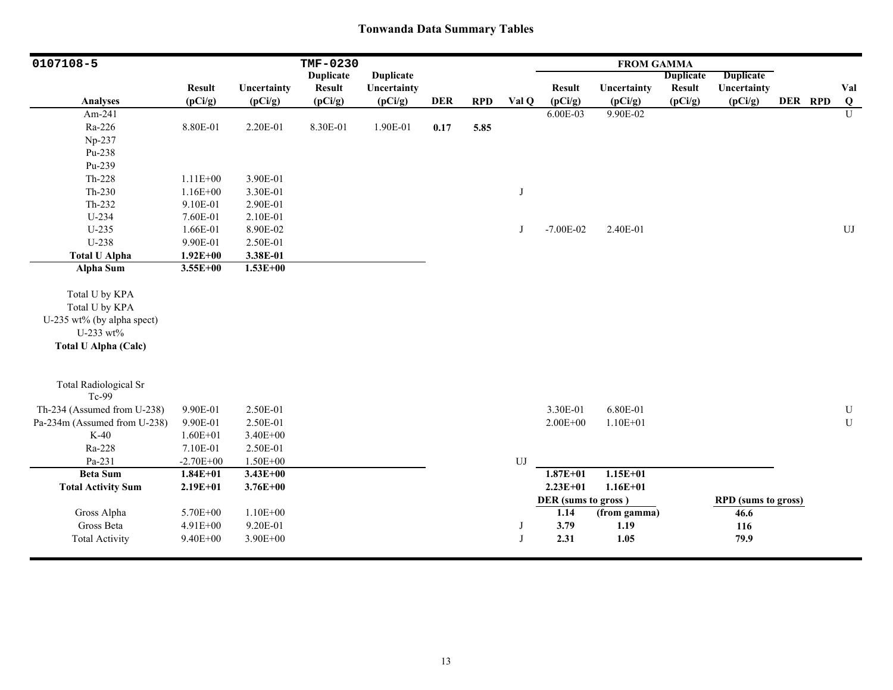## Tonwanda Data Summary Tables

| 0107108-5 | | | TMF-0230 | | | | | FROM GAMMA | | | | | | |
|---|---|---|---|---|---|---|---|---|---|---|---|---|---|---|
| Analyses | Result (pCi/g) | Uncertainty (pCi/g) | Duplicate Result (pCi/g) | Duplicate Uncertainty (pCi/g) | DER | RPD | Val Q | Result (pCi/g) | Uncertainty (pCi/g) | Duplicate Result (pCi/g) | Duplicate Uncertainty (pCi/g) | DER | RPD | Val Q |
| Am-241 | | | | | | | | 6.00E-03 | 9.90E-02 | | | | | U |
| Ra-226 | 8.80E-01 | 2.20E-01 | 8.30E-01 | 1.90E-01 | **0.17** | **5.85** | | | | | | | | |
| Np-237 | | | | | | | | | | | | | | |
| Pu-238 | | | | | | | | | | | | | | |
| Pu-239 | | | | | | | | | | | | | | |
| Th-228 | 1.11E+00 | 3.90E-01 | | | | | | | | | | | | |
| Th-230 | 1.16E+00 | 3.30E-01 | | | | | J | | | | | | | |
| Th-232 | 9.10E-01 | 2.90E-01 | | | | | | | | | | | | |
| U-234 | 7.60E-01 | 2.10E-01 | | | | | | | | | | | | |
| U-235 | 1.66E-01 | 8.90E-02 | | | | | J | -7.00E-02 | 2.40E-01 | | | | | UJ |
| U-238 | 9.90E-01 | 2.50E-01 | | | | | | | | | | | | |
| **Total U Alpha** | **1.92E+00** | **3.38E-01** | | | | | | | | | | | | |
| **Alpha Sum** | **3.55E+00** | **1.53E+00** | | | | | | | | | | | | |
| Total U by KPA | | | | | | | | | | | | | | |
| Total U by KPA | | | | | | | | | | | | | | |
| U-235 wt% (by alpha spect) | | | | | | | | | | | | | | |
| U-233 wt% | | | | | | | | | | | | | | |
| **Total U Alpha (Calc)** | | | | | | | | | | | | | | |
| Total Radiological Sr | | | | | | | | | | | | | | |
| Tc-99 | | | | | | | | | | | | | | |
| Th-234 (Assumed from U-238) | 9.90E-01 | 2.50E-01 | | | | | | 3.30E-01 | 6.80E-01 | | | | | U |
| Pa-234m (Assumed from U-238) | 9.90E-01 | 2.50E-01 | | | | | | 2.00E+00 | 1.10E+01 | | | | | U |
| K-40 | 1.60E+01 | 3.40E+00 | | | | | | | | | | | | |
| Ra-228 | 7.10E-01 | 2.50E-01 | | | | | | | | | | | | |
| Pa-231 | -2.70E+00 | 1.50E+00 | | | | | UJ | | | | | | | |
| **Beta Sum** | **1.84E+01** | **3.43E+00** | | | | | | **1.87E+01** | **1.15E+01** | | | | | |
| **Total Activity Sum** | **2.19E+01** | **3.76E+00** | | | | | | **2.23E+01** | **1.16E+01** | | | | | |
| | | | | | | | | **DER (sums to gross )** | | | **RPD (sums to gross)** | | | |
| Gross Alpha | 5.70E+00 | 1.10E+00 | | | | | | **1.14** | **(from gamma)** | | **46.6** | | | |
| Gross Beta | 4.91E+00 | 9.20E-01 | | | | | J | **3.79** | **1.19** | | **116** | | | |
| Total Activity | 9.40E+00 | 3.90E+00 | | | | | J | **2.31** | **1.05** | | **79.9** | | | |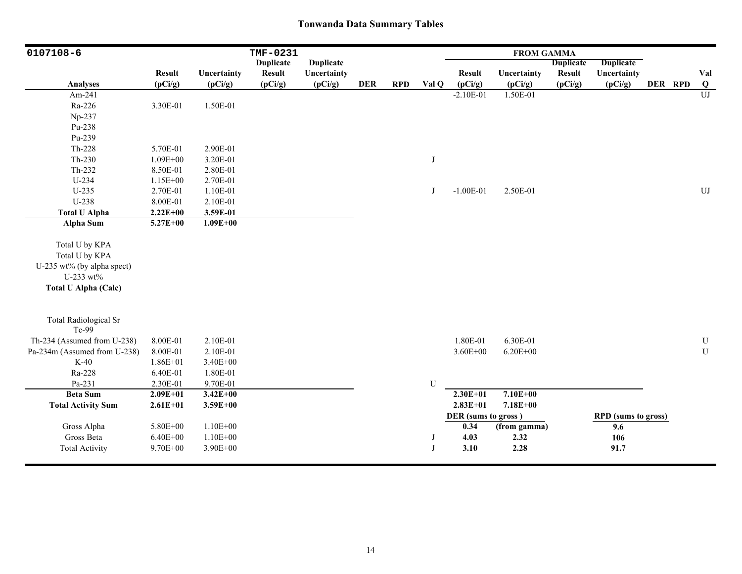# Tonwanda Data Summary Tables

| 0107108-6 | | | TMF-0231 | | | | | FROM GAMMA | | | | | | |
|---|---|---|---|---|---|---|---|---|---|---|---|---|---|---|
| Analyses | Result (pCi/g) | Uncertainty (pCi/g) | Duplicate Result (pCi/g) | Duplicate Uncertainty (pCi/g) | DER | RPD | Val Q | Result (pCi/g) | Uncertainty (pCi/g) | Duplicate Result (pCi/g) | Duplicate Uncertainty (pCi/g) | DER | RPD | Val Q |
| Am-241 | | | | | | | | -2.10E-01 | 1.50E-01 | | | | | UJ |
| Ra-226 | 3.30E-01 | 1.50E-01 | | | | | | | | | | | | |
| Np-237 | | | | | | | | | | | | | | |
| Pu-238 | | | | | | | | | | | | | | |
| Pu-239 | | | | | | | | | | | | | | |
| Th-228 | 5.70E-01 | 2.90E-01 | | | | | | | | | | | | |
| Th-230 | 1.09E+00 | 3.20E-01 | | | | | J | | | | | | | |
| Th-232 | 8.50E-01 | 2.80E-01 | | | | | | | | | | | | |
| U-234 | 1.15E+00 | 2.70E-01 | | | | | | | | | | | | |
| U-235 | 2.70E-01 | 1.10E-01 | | | | | J | -1.00E-01 | 2.50E-01 | | | | | UJ |
| U-238 | 8.00E-01 | 2.10E-01 | | | | | | | | | | | | |
| **Total U Alpha** | **2.22E+00** | **3.59E-01** | | | | | | | | | | | | |
| **Alpha Sum** | **5.27E+00** | **1.09E+00** | | | | | | | | | | | | |
| Total U by KPA | | | | | | | | | | | | | | |
| Total U by KPA | | | | | | | | | | | | | | |
| U-235 wt% (by alpha spect) | | | | | | | | | | | | | | |
| U-233 wt% | | | | | | | | | | | | | | |
| **Total U Alpha (Calc)** | | | | | | | | | | | | | | |
| Total Radiological Sr | | | | | | | | | | | | | | |
| Tc-99 | | | | | | | | | | | | | | |
| Th-234 (Assumed from U-238) | 8.00E-01 | 2.10E-01 | | | | | | 1.80E-01 | 6.30E-01 | | | | | U |
| Pa-234m (Assumed from U-238) | 8.00E-01 | 2.10E-01 | | | | | | 3.60E+00 | 6.20E+00 | | | | | U |
| K-40 | 1.86E+01 | 3.40E+00 | | | | | | | | | | | | |
| Ra-228 | 6.40E-01 | 1.80E-01 | | | | | | | | | | | | |
| Pa-231 | 2.30E-01 | 9.70E-01 | | | | | U | | | | | | | |
| **Beta Sum** | **2.09E+01** | **3.42E+00** | | | | | | **2.30E+01** | **7.10E+00** | | | | | |
| **Total Activity Sum** | **2.61E+01** | **3.59E+00** | | | | | | **2.83E+01** | **7.18E+00** | | | | | |
| | | | | | | | | **DER (sums to gross)** | | | **RPD (sums to gross)** | | | |
| Gross Alpha | 5.80E+00 | 1.10E+00 | | | | | | **0.34** | **(from gamma)** | | **9.6** | | | |
| Gross Beta | 6.40E+00 | 1.10E+00 | | | | | J | **4.03** | **2.32** | | **106** | | | |
| Total Activity | 9.70E+00 | 3.90E+00 | | | | | J | **3.10** | **2.28** | | **91.7** | | | |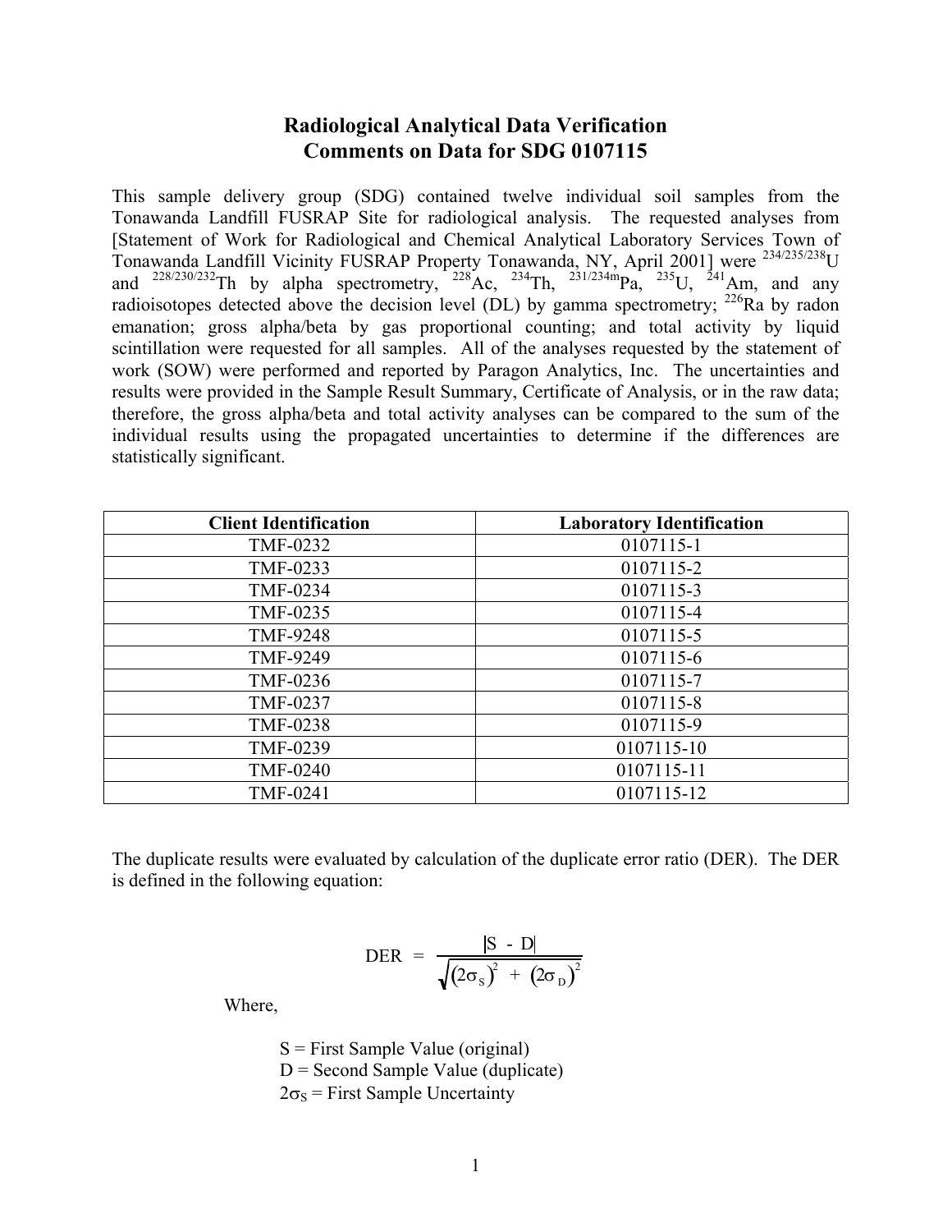# Radiological Analytical Data Verification
## Comments on Data for SDG 0107115

This sample delivery group (SDG) contained twelve individual soil samples from the Tonawanda Landfill FUSRAP Site for radiological analysis. The requested analyses from [Statement of Work for Radiological and Chemical Analytical Laboratory Services Town of Tonawanda Landfill Vicinity FUSRAP Property Tonawanda, NY, April 2001] were $^{234/235/238}$U and $^{228/230/232}$Th by alpha spectrometry, $^{228}$Ac, $^{234}$Th, $^{231/234m}$Pa, $^{235}$U, $^{241}$Am, and any radioisotopes detected above the decision level (DL) by gamma spectrometry; $^{226}$Ra by radon emanation; gross alpha/beta by gas proportional counting; and total activity by liquid scintillation were requested for all samples. All of the analyses requested by the statement of work (SOW) were performed and reported by Paragon Analytics, Inc. The uncertainties and results were provided in the Sample Result Summary, Certificate of Analysis, or in the raw data; therefore, the gross alpha/beta and total activity analyses can be compared to the sum of the individual results using the propagated uncertainties to determine if the differences are statistically significant.

| Client Identification | Laboratory Identification |
|---|---|
| TMF-0232 | 0107115-1 |
| TMF-0233 | 0107115-2 |
| TMF-0234 | 0107115-3 |
| TMF-0235 | 0107115-4 |
| TMF-9248 | 0107115-5 |
| TMF-9249 | 0107115-6 |
| TMF-0236 | 0107115-7 |
| TMF-0237 | 0107115-8 |
| TMF-0238 | 0107115-9 |
| TMF-0239 | 0107115-10 |
| TMF-0240 | 0107115-11 |
| TMF-0241 | 0107115-12 |

The duplicate results were evaluated by calculation of the duplicate error ratio (DER). The DER is defined in the following equation:

$$\text{DER} = \frac{|S - D|}{\sqrt{(2\sigma_S)^2 + (2\sigma_D)^2}}$$

Where,

S = First Sample Value (original)
D = Second Sample Value (duplicate)
$2\sigma_S$ = First Sample Uncertainty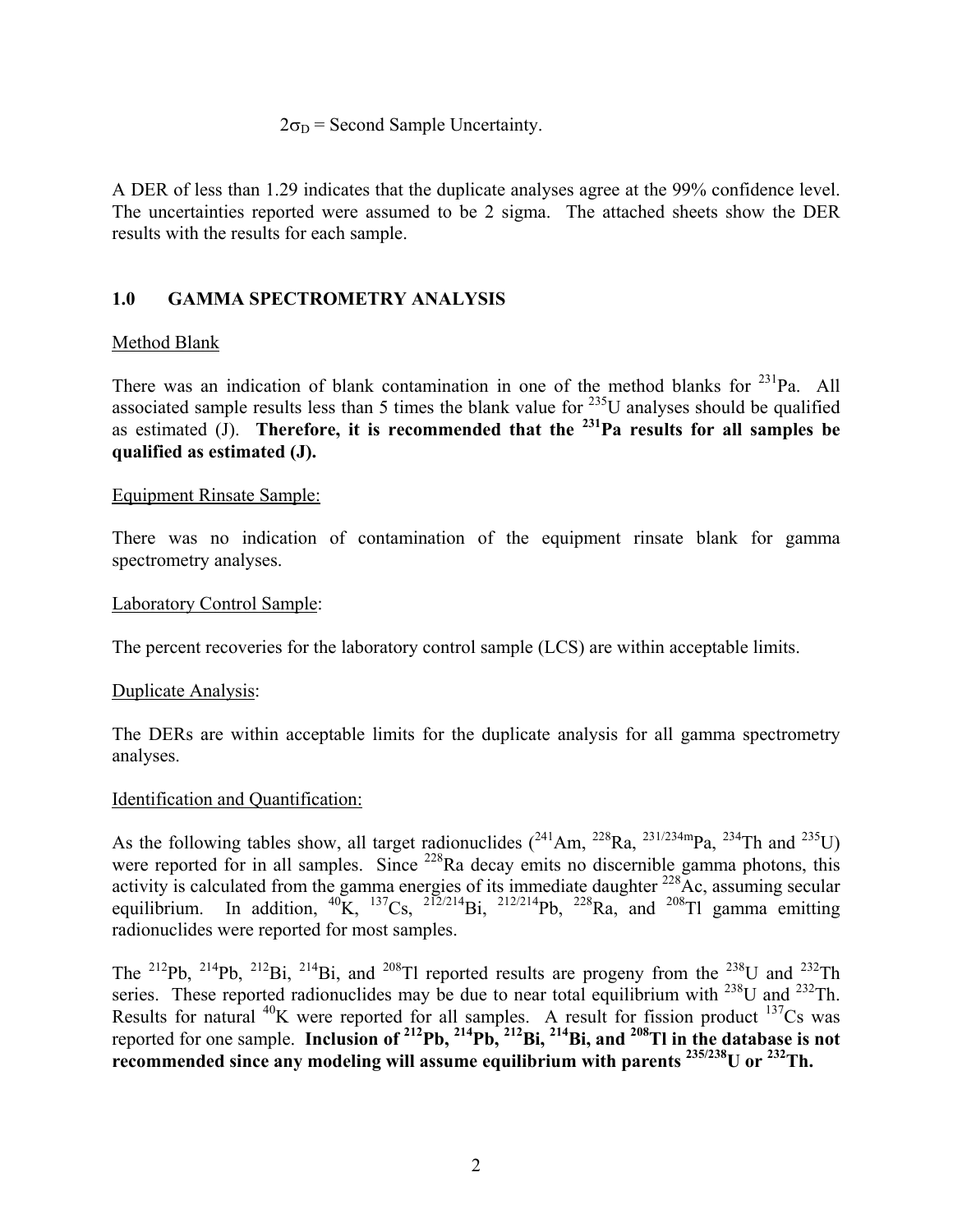$2\sigma_D$ = Second Sample Uncertainty.

A DER of less than 1.29 indicates that the duplicate analyses agree at the 99% confidence level. The uncertainties reported were assumed to be 2 sigma. The attached sheets show the DER results with the results for each sample.

## 1.0 GAMMA SPECTROMETRY ANALYSIS

Method Blank

There was an indication of blank contamination in one of the method blanks for $^{231}$Pa. All associated sample results less than 5 times the blank value for $^{235}$U analyses should be qualified as estimated (J). **Therefore, it is recommended that the $^{231}$Pa results for all samples be qualified as estimated (J).**

Equipment Rinsate Sample:

There was no indication of contamination of the equipment rinsate blank for gamma spectrometry analyses.

Laboratory Control Sample:

The percent recoveries for the laboratory control sample (LCS) are within acceptable limits.

Duplicate Analysis:

The DERs are within acceptable limits for the duplicate analysis for all gamma spectrometry analyses.

Identification and Quantification:

As the following tables show, all target radionuclides ($^{241}$Am, $^{228}$Ra, $^{231/234m}$Pa, $^{234}$Th and $^{235}$U) were reported for in all samples. Since $^{228}$Ra decay emits no discernible gamma photons, this activity is calculated from the gamma energies of its immediate daughter $^{228}$Ac, assuming secular equilibrium. In addition, $^{40}$K, $^{137}$Cs, $^{212/214}$Bi, $^{212/214}$Pb, $^{228}$Ra, and $^{208}$Tl gamma emitting radionuclides were reported for most samples.

The $^{212}$Pb, $^{214}$Pb, $^{212}$Bi, $^{214}$Bi, and $^{208}$Tl reported results are progeny from the $^{238}$U and $^{232}$Th series. These reported radionuclides may be due to near total equilibrium with $^{238}$U and $^{232}$Th. Results for natural $^{40}$K were reported for all samples. A result for fission product $^{137}$Cs was reported for one sample. **Inclusion of $^{212}$Pb, $^{214}$Pb, $^{212}$Bi, $^{214}$Bi, and $^{208}$Tl in the database is not recommended since any modeling will assume equilibrium with parents $^{235/238}$U or $^{232}$Th.**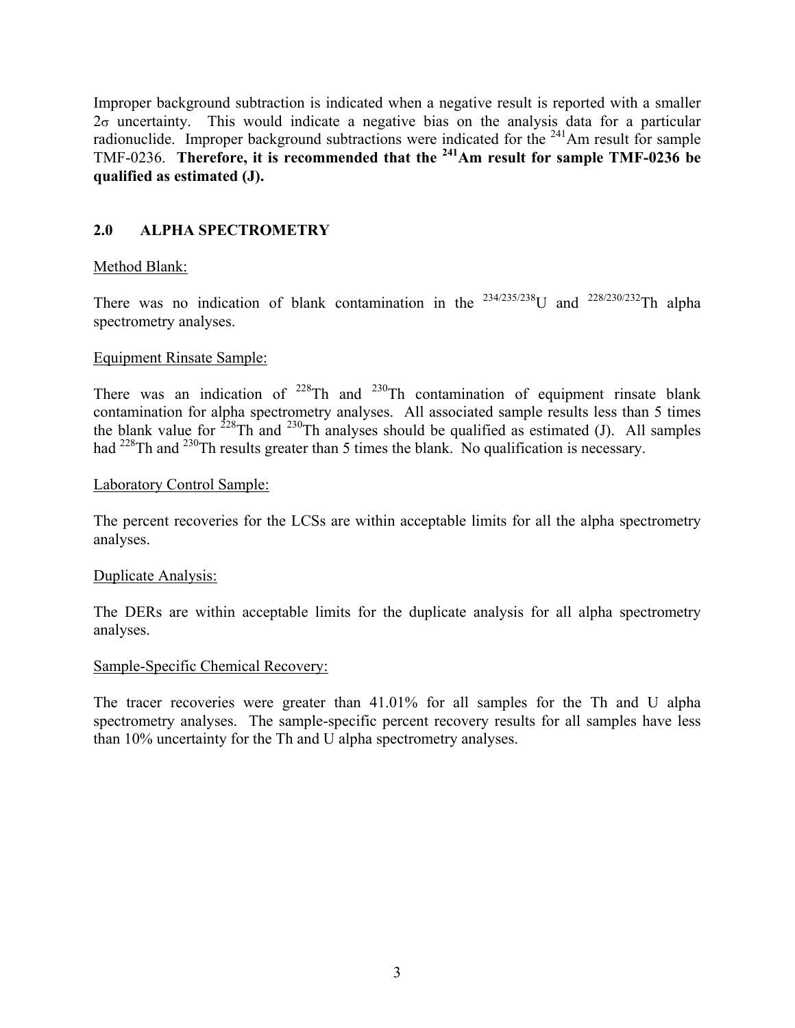Improper background subtraction is indicated when a negative result is reported with a smaller $2\sigma$ uncertainty. This would indicate a negative bias on the analysis data for a particular radionuclide. Improper background subtractions were indicated for the $^{241}$Am result for sample TMF-0236. **Therefore, it is recommended that the $^{241}$Am result for sample TMF-0236 be qualified as estimated (J).**

## 2.0 ALPHA SPECTROMETRY

Method Blank:

There was no indication of blank contamination in the $^{234/235/238}$U and $^{228/230/232}$Th alpha spectrometry analyses.

Equipment Rinsate Sample:

There was an indication of $^{228}$Th and $^{230}$Th contamination of equipment rinsate blank contamination for alpha spectrometry analyses. All associated sample results less than 5 times the blank value for $^{228}$Th and $^{230}$Th analyses should be qualified as estimated (J). All samples had $^{228}$Th and $^{230}$Th results greater than 5 times the blank. No qualification is necessary.

Laboratory Control Sample:

The percent recoveries for the LCSs are within acceptable limits for all the alpha spectrometry analyses.

Duplicate Analysis:

The DERs are within acceptable limits for the duplicate analysis for all alpha spectrometry analyses.

Sample-Specific Chemical Recovery:

The tracer recoveries were greater than 41.01% for all samples for the Th and U alpha spectrometry analyses. The sample-specific percent recovery results for all samples have less than 10% uncertainty for the Th and U alpha spectrometry analyses.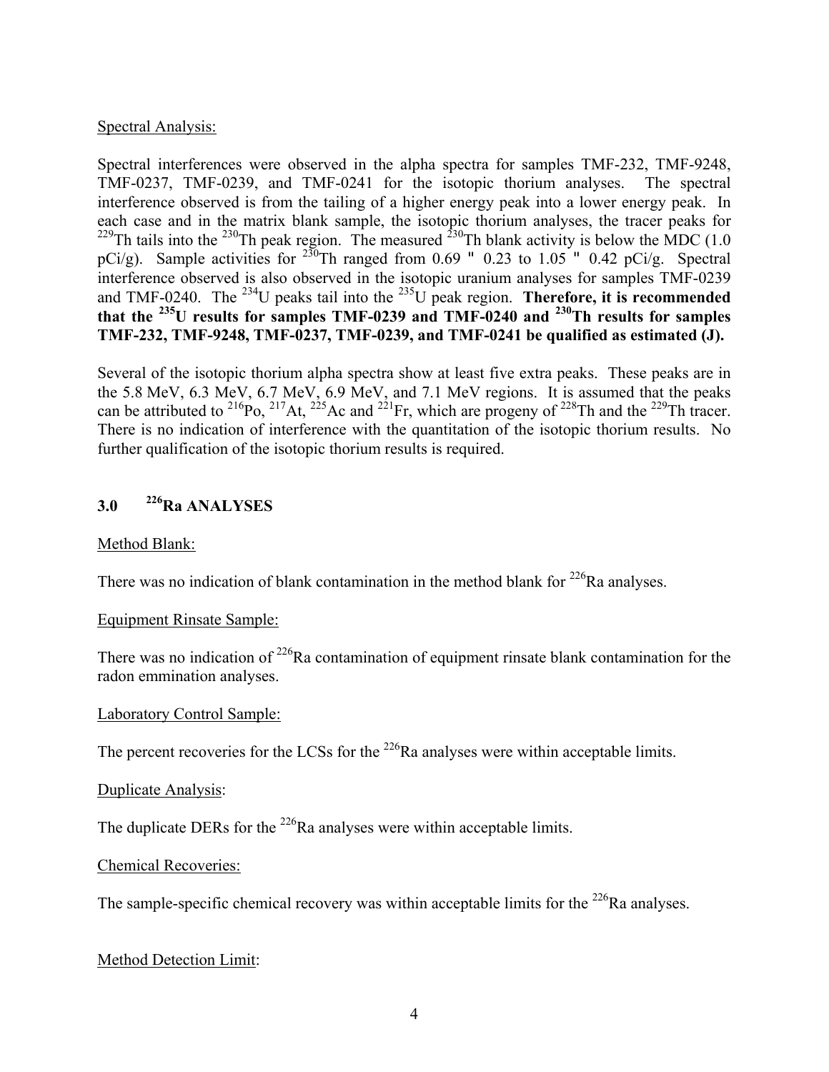Spectral Analysis:

Spectral interferences were observed in the alpha spectra for samples TMF-232, TMF-9248, TMF-0237, TMF-0239, and TMF-0241 for the isotopic thorium analyses. The spectral interference observed is from the tailing of a higher energy peak into a lower energy peak. In each case and in the matrix blank sample, the isotopic thorium analyses, the tracer peaks for $^{229}$Th tails into the $^{230}$Th peak region. The measured $^{230}$Th blank activity is below the MDC (1.0 pCi/g). Sample activities for $^{230}$Th ranged from 0.69 " 0.23 to 1.05 " 0.42 pCi/g. Spectral interference observed is also observed in the isotopic uranium analyses for samples TMF-0239 and TMF-0240. The $^{234}$U peaks tail into the $^{235}$U peak region. **Therefore, it is recommended that the $^{235}$U results for samples TMF-0239 and TMF-0240 and $^{230}$Th results for samples TMF-232, TMF-9248, TMF-0237, TMF-0239, and TMF-0241 be qualified as estimated (J).**

Several of the isotopic thorium alpha spectra show at least five extra peaks. These peaks are in the 5.8 MeV, 6.3 MeV, 6.7 MeV, 6.9 MeV, and 7.1 MeV regions. It is assumed that the peaks can be attributed to $^{216}$Po, $^{217}$At, $^{225}$Ac and $^{221}$Fr, which are progeny of $^{228}$Th and the $^{229}$Th tracer. There is no indication of interference with the quantitation of the isotopic thorium results. No further qualification of the isotopic thorium results is required.

## 3.0 $^{226}$Ra ANALYSES

Method Blank:

There was no indication of blank contamination in the method blank for $^{226}$Ra analyses.

Equipment Rinsate Sample:

There was no indication of $^{226}$Ra contamination of equipment rinsate blank contamination for the radon emmination analyses.

Laboratory Control Sample:

The percent recoveries for the LCSs for the $^{226}$Ra analyses were within acceptable limits.

Duplicate Analysis:

The duplicate DERs for the $^{226}$Ra analyses were within acceptable limits.

Chemical Recoveries:

The sample-specific chemical recovery was within acceptable limits for the $^{226}$Ra analyses.

Method Detection Limit: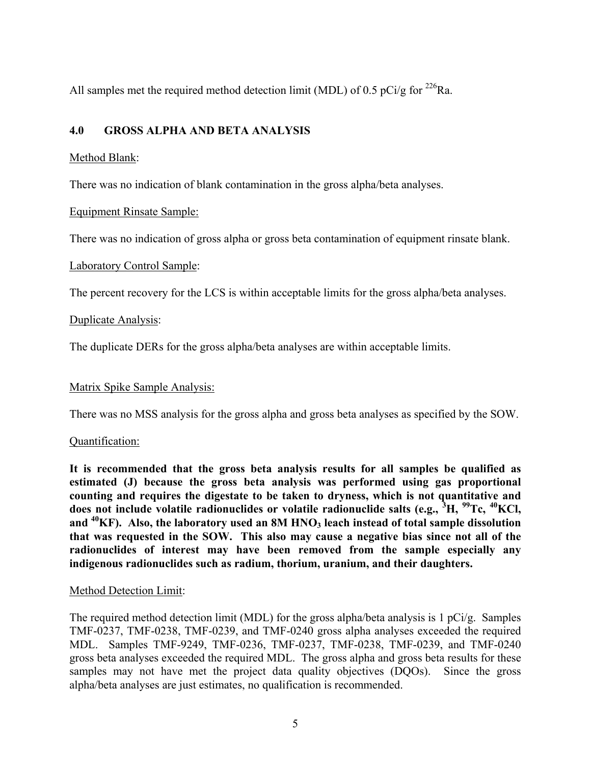All samples met the required method detection limit (MDL) of 0.5 pCi/g for $^{226}Ra$.

## 4.0 GROSS ALPHA AND BETA ANALYSIS

Method Blank:

There was no indication of blank contamination in the gross alpha/beta analyses.

Equipment Rinsate Sample:

There was no indication of gross alpha or gross beta contamination of equipment rinsate blank.

Laboratory Control Sample:

The percent recovery for the LCS is within acceptable limits for the gross alpha/beta analyses.

Duplicate Analysis:

The duplicate DERs for the gross alpha/beta analyses are within acceptable limits.

Matrix Spike Sample Analysis:

There was no MSS analysis for the gross alpha and gross beta analyses as specified by the SOW.

Quantification:

**It is recommended that the gross beta analysis results for all samples be qualified as estimated (J) because the gross beta analysis was performed using gas proportional counting and requires the digestate to be taken to dryness, which is not quantitative and does not include volatile radionuclides or volatile radionuclide salts (e.g., $^{3}H$, $^{99}Tc$, $^{40}KCl$, and $^{40}KF$). Also, the laboratory used an 8M $HNO_3$ leach instead of total sample dissolution that was requested in the SOW. This also may cause a negative bias since not all of the radionuclides of interest may have been removed from the sample especially any indigenous radionuclides such as radium, thorium, uranium, and their daughters.**

Method Detection Limit:

The required method detection limit (MDL) for the gross alpha/beta analysis is 1 pCi/g. Samples TMF-0237, TMF-0238, TMF-0239, and TMF-0240 gross alpha analyses exceeded the required MDL. Samples TMF-9249, TMF-0236, TMF-0237, TMF-0238, TMF-0239, and TMF-0240 gross beta analyses exceeded the required MDL. The gross alpha and gross beta results for these samples may not have met the project data quality objectives (DQOs). Since the gross alpha/beta analyses are just estimates, no qualification is recommended.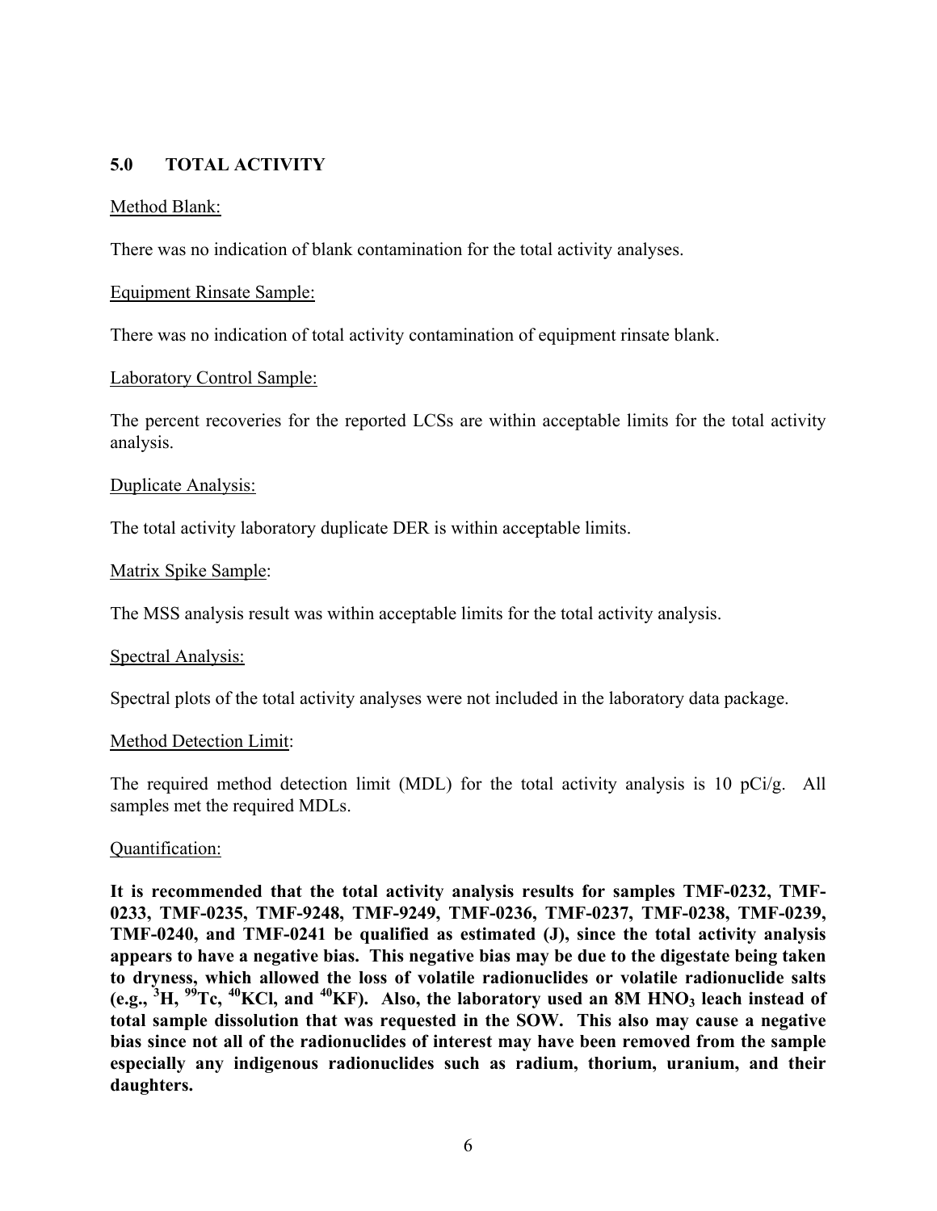## 5.0 TOTAL ACTIVITY

Method Blank:

There was no indication of blank contamination for the total activity analyses.

Equipment Rinsate Sample:

There was no indication of total activity contamination of equipment rinsate blank.

Laboratory Control Sample:

The percent recoveries for the reported LCSs are within acceptable limits for the total activity analysis.

Duplicate Analysis:

The total activity laboratory duplicate DER is within acceptable limits.

Matrix Spike Sample:

The MSS analysis result was within acceptable limits for the total activity analysis.

Spectral Analysis:

Spectral plots of the total activity analyses were not included in the laboratory data package.

Method Detection Limit:

The required method detection limit (MDL) for the total activity analysis is 10 pCi/g. All samples met the required MDLs.

Quantification:

**It is recommended that the total activity analysis results for samples TMF-0232, TMF-0233, TMF-0235, TMF-9248, TMF-9249, TMF-0236, TMF-0237, TMF-0238, TMF-0239, TMF-0240, and TMF-0241 be qualified as estimated (J), since the total activity analysis appears to have a negative bias. This negative bias may be due to the digestate being taken to dryness, which allowed the loss of volatile radionuclides or volatile radionuclide salts (e.g., $^{3}H$, $^{99}Tc$, $^{40}KCl$, and $^{40}KF$). Also, the laboratory used an 8M $HNO_3$ leach instead of total sample dissolution that was requested in the SOW. This also may cause a negative bias since not all of the radionuclides of interest may have been removed from the sample especially any indigenous radionuclides such as radium, thorium, uranium, and their daughters.**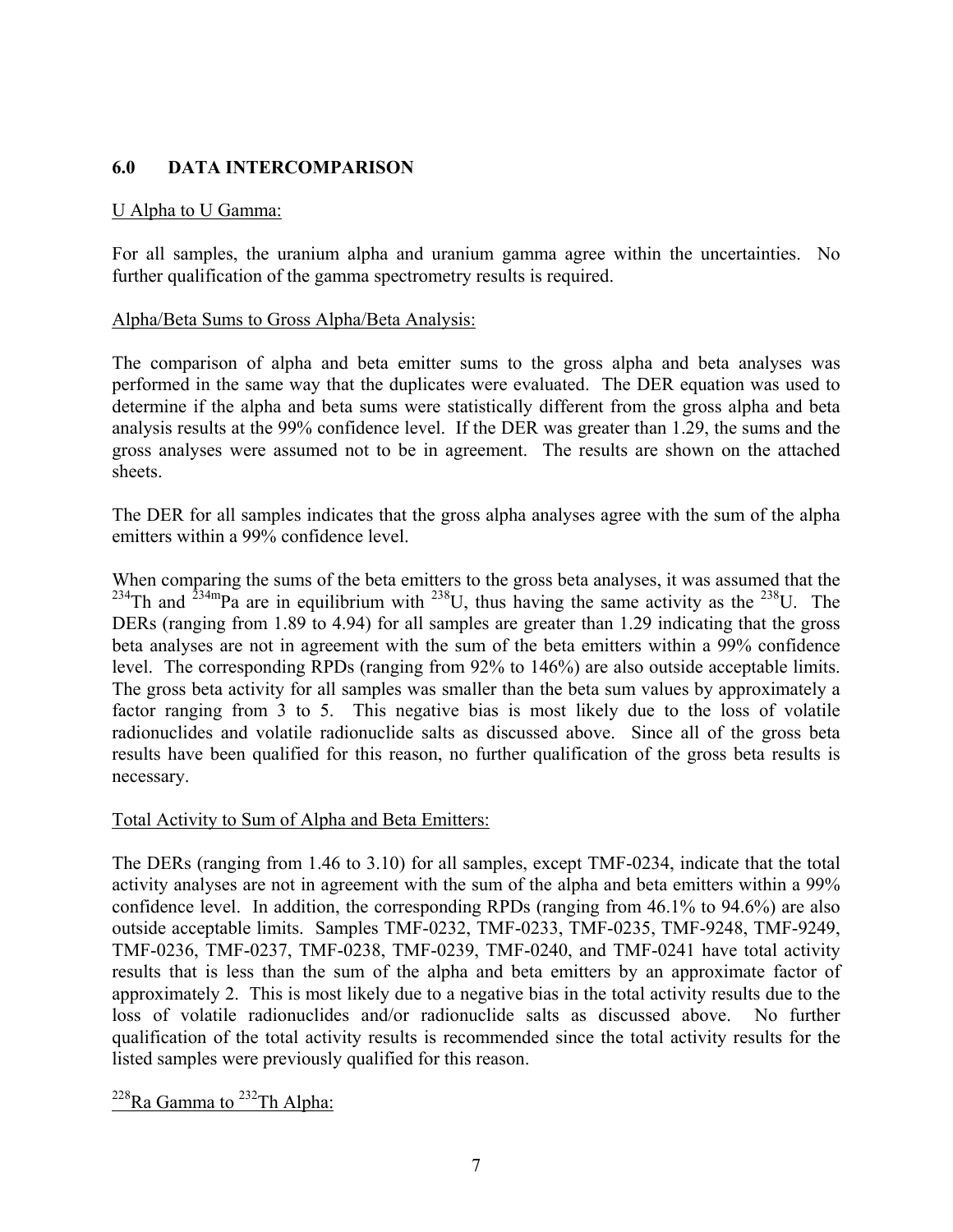## 6.0 DATA INTERCOMPARISON

U Alpha to U Gamma:

For all samples, the uranium alpha and uranium gamma agree within the uncertainties. No further qualification of the gamma spectrometry results is required.

Alpha/Beta Sums to Gross Alpha/Beta Analysis:

The comparison of alpha and beta emitter sums to the gross alpha and beta analyses was performed in the same way that the duplicates were evaluated. The DER equation was used to determine if the alpha and beta sums were statistically different from the gross alpha and beta analysis results at the 99% confidence level. If the DER was greater than 1.29, the sums and the gross analyses were assumed not to be in agreement. The results are shown on the attached sheets.

The DER for all samples indicates that the gross alpha analyses agree with the sum of the alpha emitters within a 99% confidence level.

When comparing the sums of the beta emitters to the gross beta analyses, it was assumed that the $^{234}$Th and $^{234m}$Pa are in equilibrium with $^{238}$U, thus having the same activity as the $^{238}$U. The DERs (ranging from 1.89 to 4.94) for all samples are greater than 1.29 indicating that the gross beta analyses are not in agreement with the sum of the beta emitters within a 99% confidence level. The corresponding RPDs (ranging from 92% to 146%) are also outside acceptable limits. The gross beta activity for all samples was smaller than the beta sum values by approximately a factor ranging from 3 to 5. This negative bias is most likely due to the loss of volatile radionuclides and volatile radionuclide salts as discussed above. Since all of the gross beta results have been qualified for this reason, no further qualification of the gross beta results is necessary.

Total Activity to Sum of Alpha and Beta Emitters:

The DERs (ranging from 1.46 to 3.10) for all samples, except TMF-0234, indicate that the total activity analyses are not in agreement with the sum of the alpha and beta emitters within a 99% confidence level. In addition, the corresponding RPDs (ranging from 46.1% to 94.6%) are also outside acceptable limits. Samples TMF-0232, TMF-0233, TMF-0235, TMF-9248, TMF-9249, TMF-0236, TMF-0237, TMF-0238, TMF-0239, TMF-0240, and TMF-0241 have total activity results that is less than the sum of the alpha and beta emitters by an approximate factor of approximately 2. This is most likely due to a negative bias in the total activity results due to the loss of volatile radionuclides and/or radionuclide salts as discussed above. No further qualification of the total activity results is recommended since the total activity results for the listed samples were previously qualified for this reason.

$^{228}$Ra Gamma to $^{232}$Th Alpha: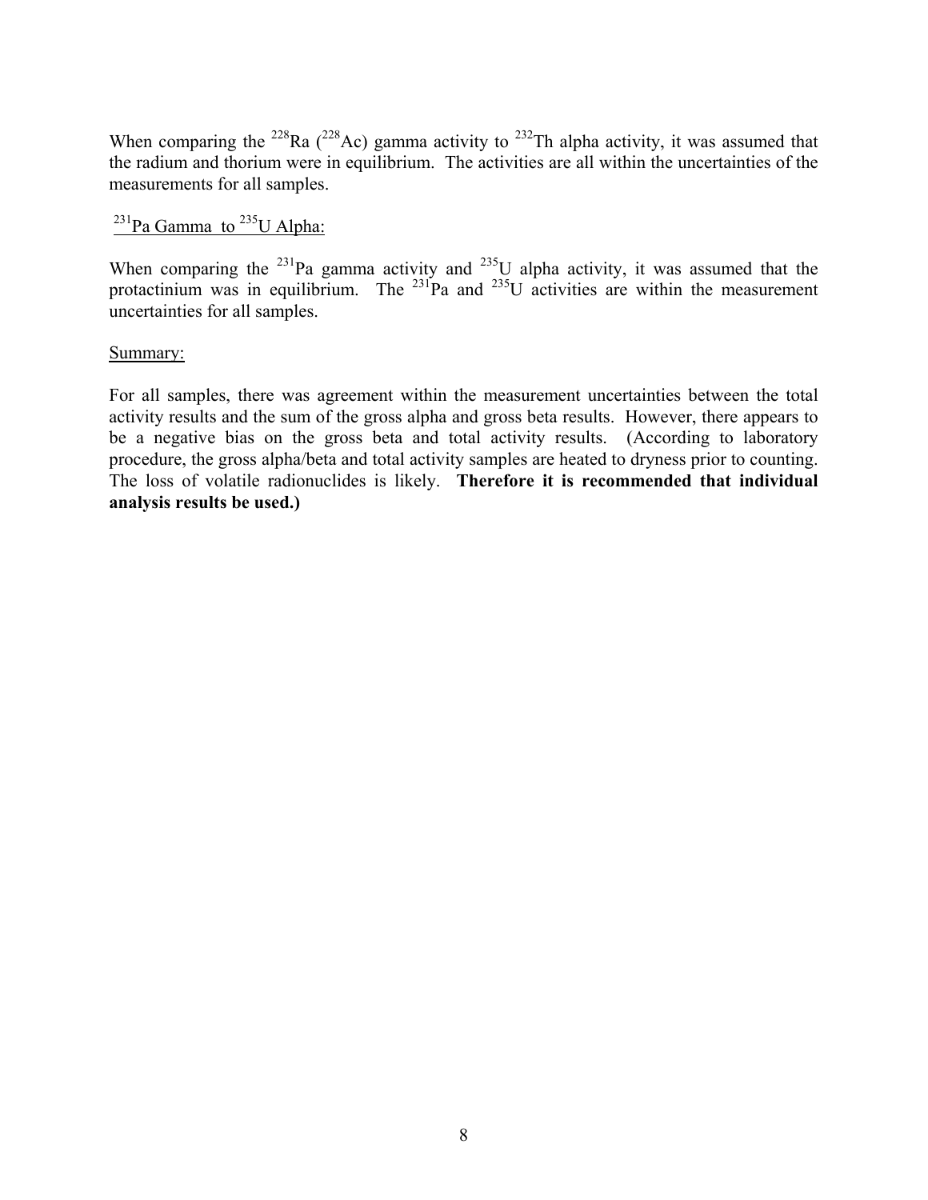When comparing the $^{228}Ra$ ($^{228}Ac$) gamma activity to $^{232}Th$ alpha activity, it was assumed that the radium and thorium were in equilibrium. The activities are all within the uncertainties of the measurements for all samples.

$^{231}Pa$ Gamma to $^{235}U$ Alpha:

When comparing the $^{231}Pa$ gamma activity and $^{235}U$ alpha activity, it was assumed that the protactinium was in equilibrium. The $^{231}Pa$ and $^{235}U$ activities are within the measurement uncertainties for all samples.

Summary:

For all samples, there was agreement within the measurement uncertainties between the total activity results and the sum of the gross alpha and gross beta results. However, there appears to be a negative bias on the gross beta and total activity results. (According to laboratory procedure, the gross alpha/beta and total activity samples are heated to dryness prior to counting. The loss of volatile radionuclides is likely. **Therefore it is recommended that individual analysis results be used.)**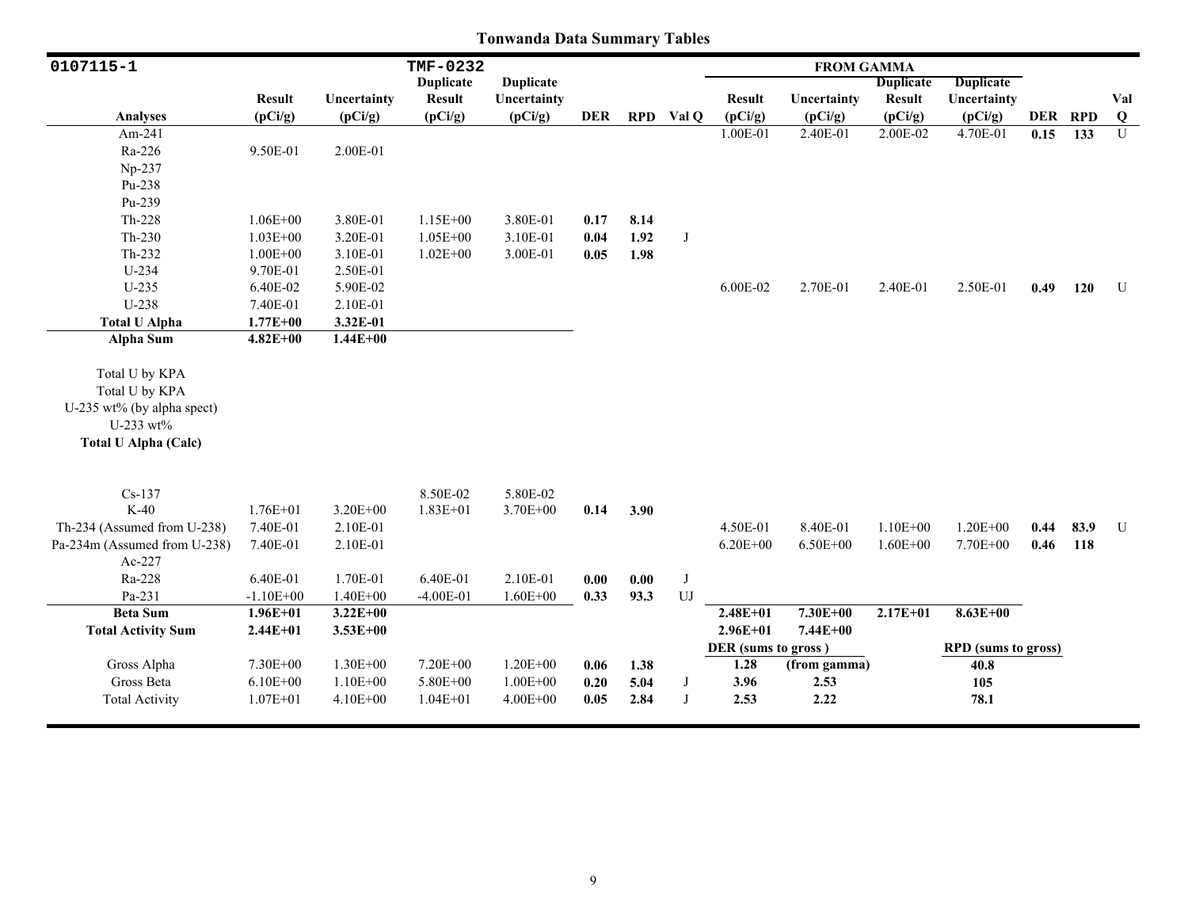# Tonwanda Data Summary Tables

| 0107115-1 | | | TMF-0232 | | | | | FROM GAMMA | | | | | | |
|---|---|---|---|---|---|---|---|---|---|---|---|---|---|---|
| Analyses | Result (pCi/g) | Uncertainty (pCi/g) | Duplicate Result (pCi/g) | Duplicate Uncertainty (pCi/g) | DER | RPD | Val Q | Result (pCi/g) | Uncertainty (pCi/g) | Duplicate Result (pCi/g) | Duplicate Uncertainty (pCi/g) | DER | RPD | Val Q |
| Am-241 | | | | | | | | 1.00E-01 | 2.40E-01 | 2.00E-02 | 4.70E-01 | **0.15** | **133** | U |
| Ra-226 | 9.50E-01 | 2.00E-01 | | | | | | | | | | | | |
| Np-237 | | | | | | | | | | | | | | |
| Pu-238 | | | | | | | | | | | | | | |
| Pu-239 | | | | | | | | | | | | | | |
| Th-228 | 1.06E+00 | 3.80E-01 | 1.15E+00 | 3.80E-01 | **0.17** | **8.14** | | | | | | | | |
| Th-230 | 1.03E+00 | 3.20E-01 | 1.05E+00 | 3.10E-01 | **0.04** | **1.92** | J | | | | | | | |
| Th-232 | 1.00E+00 | 3.10E-01 | 1.02E+00 | 3.00E-01 | **0.05** | **1.98** | | | | | | | | |
| U-234 | 9.70E-01 | 2.50E-01 | | | | | | | | | | | | |
| U-235 | 6.40E-02 | 5.90E-02 | | | | | | 6.00E-02 | 2.70E-01 | 2.40E-01 | 2.50E-01 | **0.49** | **120** | U |
| U-238 | 7.40E-01 | 2.10E-01 | | | | | | | | | | | | |
| **Total U Alpha** | **1.77E+00** | **3.32E-01** | | | | | | | | | | | | |
| **Alpha Sum** | **4.82E+00** | **1.44E+00** | | | | | | | | | | | | |
| Total U by KPA | | | | | | | | | | | | | | |
| Total U by KPA | | | | | | | | | | | | | | |
| U-235 wt% (by alpha spect) | | | | | | | | | | | | | | |
| U-233 wt% | | | | | | | | | | | | | | |
| **Total U Alpha (Calc)** | | | | | | | | | | | | | | |
| Cs-137 | | | 8.50E-02 | 5.80E-02 | | | | | | | | | | |
| K-40 | 1.76E+01 | 3.20E+00 | 1.83E+01 | 3.70E+00 | **0.14** | **3.90** | | | | | | | | |
| Th-234 (Assumed from U-238) | 7.40E-01 | 2.10E-01 | | | | | | 4.50E-01 | 8.40E-01 | 1.10E+00 | 1.20E+00 | **0.44** | **83.9** | U |
| Pa-234m (Assumed from U-238) | 7.40E-01 | 2.10E-01 | | | | | | 6.20E+00 | 6.50E+00 | 1.60E+00 | 7.70E+00 | **0.46** | **118** | |
| Ac-227 | | | | | | | | | | | | | | |
| Ra-228 | 6.40E-01 | 1.70E-01 | 6.40E-01 | 2.10E-01 | **0.00** | **0.00** | J | | | | | | | |
| Pa-231 | -1.10E+00 | 1.40E+00 | -4.00E-01 | 1.60E+00 | **0.33** | **93.3** | UJ | | | | | | | |
| **Beta Sum** | **1.96E+01** | **3.22E+00** | | | | | | **2.48E+01** | **7.30E+00** | **2.17E+01** | **8.63E+00** | | | |
| **Total Activity Sum** | **2.44E+01** | **3.53E+00** | | | | | | **2.96E+01** | **7.44E+00** | | | | | |
| | | | | | | | | **DER (sums to gross)** | | | **RPD (sums to gross)** | | | |
| Gross Alpha | 7.30E+00 | 1.30E+00 | 7.20E+00 | 1.20E+00 | **0.06** | **1.38** | | **1.28** | **(from gamma)** | | **40.8** | | | |
| Gross Beta | 6.10E+00 | 1.10E+00 | 5.80E+00 | 1.00E+00 | **0.20** | **5.04** | J | **3.96** | **2.53** | | **105** | | | |
| Total Activity | 1.07E+01 | 4.10E+00 | 1.04E+01 | 4.00E+00 | **0.05** | **2.84** | J | **2.53** | **2.22** | | **78.1** | | | |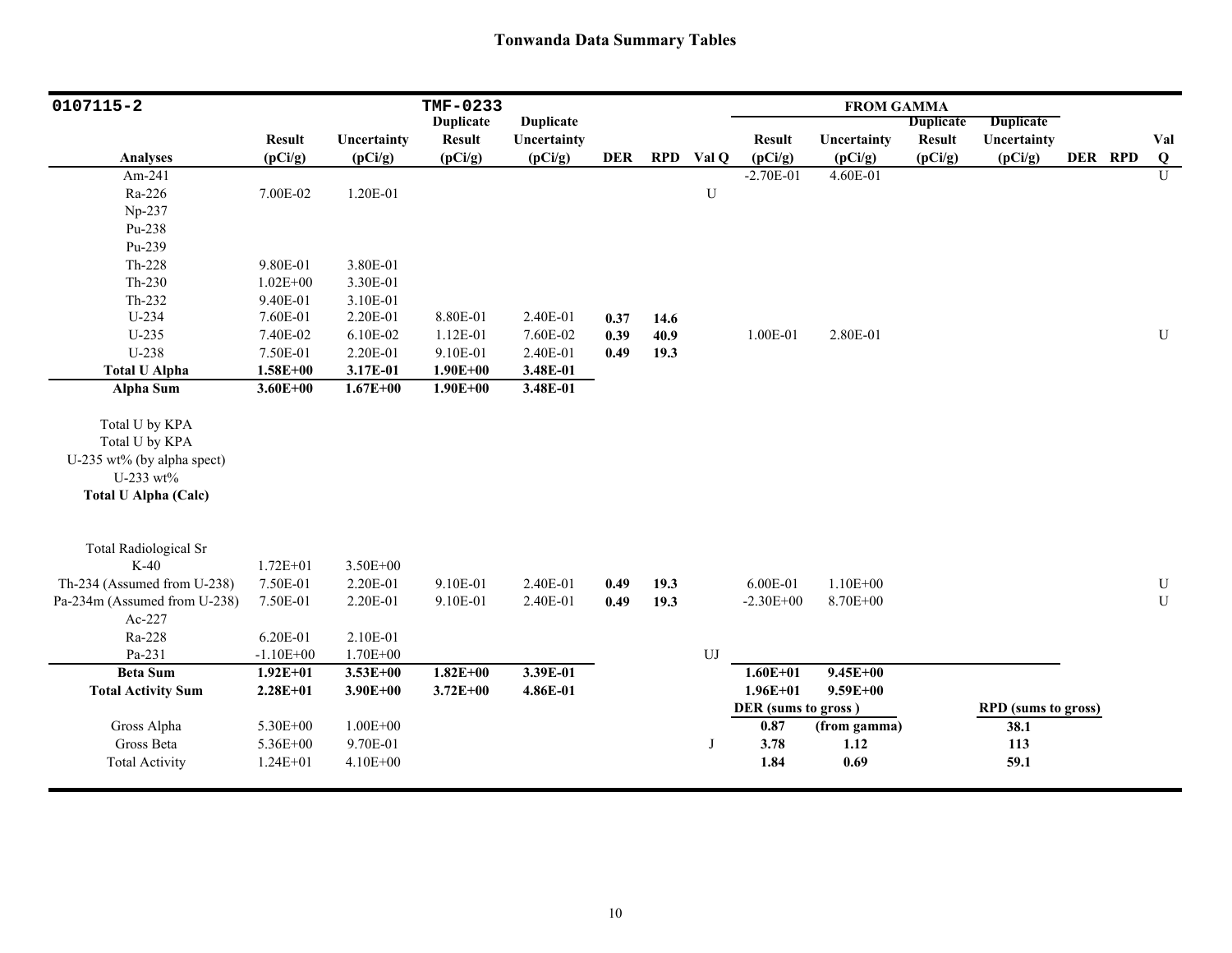# Tonwanda Data Summary Tables

| 0107115-2 | | | TMF-0233 | | | | | FROM GAMMA | | | | | | |
|---|---|---|---|---|---|---|---|---|---|---|---|---|---|---|
| Analyses | Result (pCi/g) | Uncertainty (pCi/g) | Duplicate Result (pCi/g) | Duplicate Uncertainty (pCi/g) | DER | RPD | Val Q | Result (pCi/g) | Uncertainty (pCi/g) | Duplicate Result (pCi/g) | Duplicate Uncertainty (pCi/g) | DER | RPD | Val Q |
| Am-241 | | | | | | | | -2.70E-01 | 4.60E-01 | | | | | U |
| Ra-226 | 7.00E-02 | 1.20E-01 | | | | | U | | | | | | | |
| Np-237 | | | | | | | | | | | | | | |
| Pu-238 | | | | | | | | | | | | | | |
| Pu-239 | | | | | | | | | | | | | | |
| Th-228 | 9.80E-01 | 3.80E-01 | | | | | | | | | | | | |
| Th-230 | 1.02E+00 | 3.30E-01 | | | | | | | | | | | | |
| Th-232 | 9.40E-01 | 3.10E-01 | | | | | | | | | | | | |
| U-234 | 7.60E-01 | 2.20E-01 | 8.80E-01 | 2.40E-01 | **0.37** | **14.6** | | | | | | | | |
| U-235 | 7.40E-02 | 6.10E-02 | 1.12E-01 | 7.60E-02 | **0.39** | **40.9** | | 1.00E-01 | 2.80E-01 | | | | | U |
| U-238 | 7.50E-01 | 2.20E-01 | 9.10E-01 | 2.40E-01 | **0.49** | **19.3** | | | | | | | | |
| **Total U Alpha** | **1.58E+00** | **3.17E-01** | **1.90E+00** | **3.48E-01** | | | | | | | | | | |
| **Alpha Sum** | **3.60E+00** | **1.67E+00** | **1.90E+00** | **3.48E-01** | | | | | | | | | | |
| Total U by KPA | | | | | | | | | | | | | | |
| Total U by KPA | | | | | | | | | | | | | | |
| U-235 wt% (by alpha spect) | | | | | | | | | | | | | | |
| U-233 wt% | | | | | | | | | | | | | | |
| **Total U Alpha (Calc)** | | | | | | | | | | | | | | |
| Total Radiological Sr | | | | | | | | | | | | | | |
| K-40 | 1.72E+01 | 3.50E+00 | | | | | | | | | | | | |
| Th-234 (Assumed from U-238) | 7.50E-01 | 2.20E-01 | 9.10E-01 | 2.40E-01 | **0.49** | **19.3** | | 6.00E-01 | 1.10E+00 | | | | | U |
| Pa-234m (Assumed from U-238) | 7.50E-01 | 2.20E-01 | 9.10E-01 | 2.40E-01 | **0.49** | **19.3** | | -2.30E+00 | 8.70E+00 | | | | | U |
| Ac-227 | | | | | | | | | | | | | | |
| Ra-228 | 6.20E-01 | 2.10E-01 | | | | | | | | | | | | |
| Pa-231 | -1.10E+00 | 1.70E+00 | | | | | UJ | | | | | | | |
| **Beta Sum** | **1.92E+01** | **3.53E+00** | **1.82E+00** | **3.39E-01** | | | | **1.60E+01** | **9.45E+00** | | | | | |
| **Total Activity Sum** | **2.28E+01** | **3.90E+00** | **3.72E+00** | **4.86E-01** | | | | **1.96E+01** | **9.59E+00** | | | | | |
| | | | | | | | | **DER (sums to gross )** | | | **RPD (sums to gross)** | | | |
| Gross Alpha | 5.30E+00 | 1.00E+00 | | | | | | **0.87** | **(from gamma)** | | **38.1** | | | |
| Gross Beta | 5.36E+00 | 9.70E-01 | | | | | J | **3.78** | **1.12** | | **113** | | | |
| Total Activity | 1.24E+01 | 4.10E+00 | | | | | | **1.84** | **0.69** | | **59.1** | | | |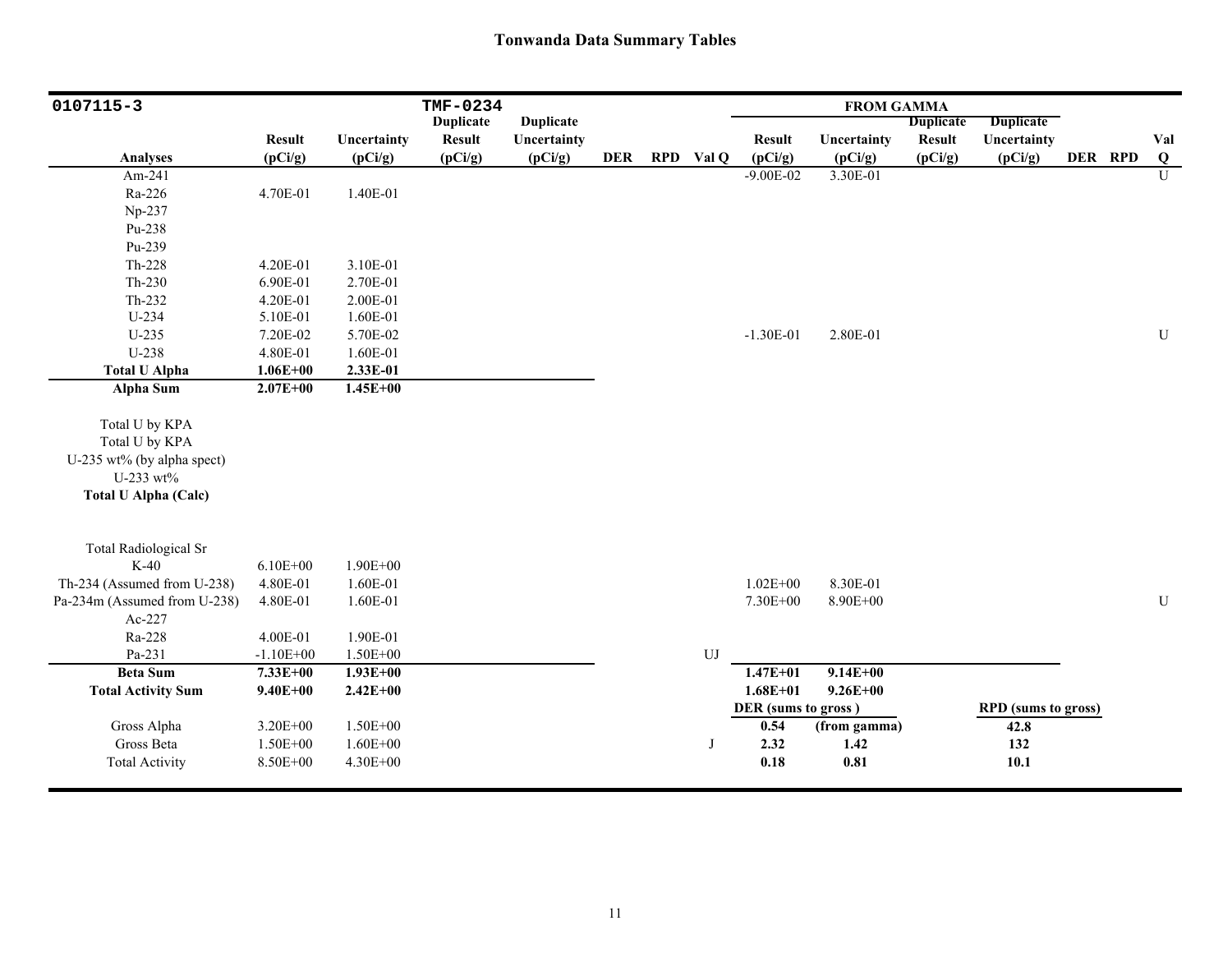## Tonwanda Data Summary Tables

| 0107115-3 | | | TMF-0234 | | | | | FROM GAMMA | | | | | | |
|---|---|---|---|---|---|---|---|---|---|---|---|---|---|---|
| Analyses | Result (pCi/g) | Uncertainty (pCi/g) | Duplicate Result (pCi/g) | Duplicate Uncertainty (pCi/g) | DER | RPD | Val Q | Result (pCi/g) | Uncertainty (pCi/g) | Duplicate Result (pCi/g) | Duplicate Uncertainty (pCi/g) | DER | RPD | Val Q |
| Am-241 | | | | | | | | -9.00E-02 | 3.30E-01 | | | | | U |
| Ra-226 | 4.70E-01 | 1.40E-01 | | | | | | | | | | | | |
| Np-237 | | | | | | | | | | | | | | |
| Pu-238 | | | | | | | | | | | | | | |
| Pu-239 | | | | | | | | | | | | | | |
| Th-228 | 4.20E-01 | 3.10E-01 | | | | | | | | | | | | |
| Th-230 | 6.90E-01 | 2.70E-01 | | | | | | | | | | | | |
| Th-232 | 4.20E-01 | 2.00E-01 | | | | | | | | | | | | |
| U-234 | 5.10E-01 | 1.60E-01 | | | | | | | | | | | | |
| U-235 | 7.20E-02 | 5.70E-02 | | | | | | -1.30E-01 | 2.80E-01 | | | | | U |
| U-238 | 4.80E-01 | 1.60E-01 | | | | | | | | | | | | |
| **Total U Alpha** | **1.06E+00** | **2.33E-01** | | | | | | | | | | | | |
| **Alpha Sum** | **2.07E+00** | **1.45E+00** | | | | | | | | | | | | |
| Total U by KPA | | | | | | | | | | | | | | |
| Total U by KPA | | | | | | | | | | | | | | |
| U-235 wt% (by alpha spect) | | | | | | | | | | | | | | |
| U-233 wt% | | | | | | | | | | | | | | |
| **Total U Alpha (Calc)** | | | | | | | | | | | | | | |
| Total Radiological Sr | | | | | | | | | | | | | | |
| K-40 | 6.10E+00 | 1.90E+00 | | | | | | | | | | | | |
| Th-234 (Assumed from U-238) | 4.80E-01 | 1.60E-01 | | | | | | 1.02E+00 | 8.30E-01 | | | | | |
| Pa-234m (Assumed from U-238) | 4.80E-01 | 1.60E-01 | | | | | | 7.30E+00 | 8.90E+00 | | | | | U |
| Ac-227 | | | | | | | | | | | | | | |
| Ra-228 | 4.00E-01 | 1.90E-01 | | | | | | | | | | | | |
| Pa-231 | -1.10E+00 | 1.50E+00 | | | | | UJ | | | | | | | |
| **Beta Sum** | **7.33E+00** | **1.93E+00** | | | | | | **1.47E+01** | **9.14E+00** | | | | | |
| **Total Activity Sum** | **9.40E+00** | **2.42E+00** | | | | | | **1.68E+01** | **9.26E+00** | | | | | |
| | | | | | | | | **DER (sums to gross)** | | | **RPD (sums to gross)** | | | |
| Gross Alpha | 3.20E+00 | 1.50E+00 | | | | | | **0.54** | **(from gamma)** | | **42.8** | | | |
| Gross Beta | 1.50E+00 | 1.60E+00 | | | | | J | **2.32** | **1.42** | | **132** | | | |
| Total Activity | 8.50E+00 | 4.30E+00 | | | | | | **0.18** | **0.81** | | **10.1** | | | |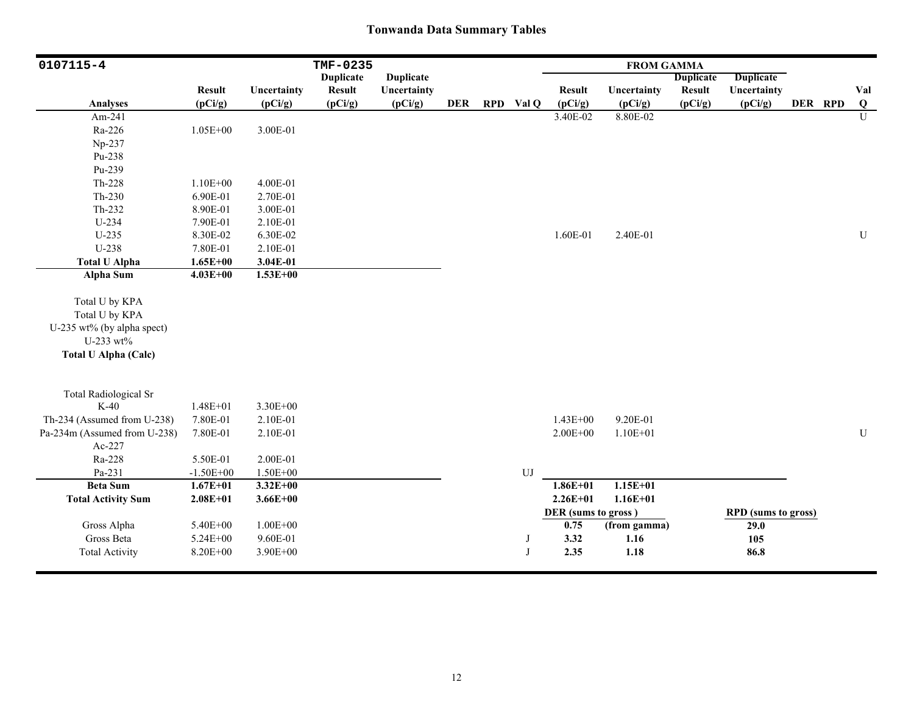# Tonwanda Data Summary Tables

| 0107115-4 | | | TMF-0235 | | | | | FROM GAMMA | | | | | | |
|---|---|---|---|---|---|---|---|---|---|---|---|---|---|---|
| Analyses | Result (pCi/g) | Uncertainty (pCi/g) | Duplicate Result (pCi/g) | Duplicate Uncertainty (pCi/g) | DER | RPD | Val Q | Result (pCi/g) | Uncertainty (pCi/g) | Duplicate Result (pCi/g) | Duplicate Uncertainty (pCi/g) | DER | RPD | Val Q |
| Am-241 | | | | | | | | 3.40E-02 | 8.80E-02 | | | | | U |
| Ra-226 | 1.05E+00 | 3.00E-01 | | | | | | | | | | | | |
| Np-237 | | | | | | | | | | | | | | |
| Pu-238 | | | | | | | | | | | | | | |
| Pu-239 | | | | | | | | | | | | | | |
| Th-228 | 1.10E+00 | 4.00E-01 | | | | | | | | | | | | |
| Th-230 | 6.90E-01 | 2.70E-01 | | | | | | | | | | | | |
| Th-232 | 8.90E-01 | 3.00E-01 | | | | | | | | | | | | |
| U-234 | 7.90E-01 | 2.10E-01 | | | | | | | | | | | | |
| U-235 | 8.30E-02 | 6.30E-02 | | | | | | 1.60E-01 | 2.40E-01 | | | | | U |
| U-238 | 7.80E-01 | 2.10E-01 | | | | | | | | | | | | |
| **Total U Alpha** | **1.65E+00** | **3.04E-01** | | | | | | | | | | | | |
| **Alpha Sum** | **4.03E+00** | **1.53E+00** | | | | | | | | | | | | |
| Total U by KPA | | | | | | | | | | | | | | |
| Total U by KPA | | | | | | | | | | | | | | |
| U-235 wt% (by alpha spect) | | | | | | | | | | | | | | |
| U-233 wt% | | | | | | | | | | | | | | |
| **Total U Alpha (Calc)** | | | | | | | | | | | | | | |
| Total Radiological Sr | | | | | | | | | | | | | | |
| K-40 | 1.48E+01 | 3.30E+00 | | | | | | | | | | | | |
| Th-234 (Assumed from U-238) | 7.80E-01 | 2.10E-01 | | | | | | 1.43E+00 | 9.20E-01 | | | | | |
| Pa-234m (Assumed from U-238) | 7.80E-01 | 2.10E-01 | | | | | | 2.00E+00 | 1.10E+01 | | | | | U |
| Ac-227 | | | | | | | | | | | | | | |
| Ra-228 | 5.50E-01 | 2.00E-01 | | | | | | | | | | | | |
| Pa-231 | -1.50E+00 | 1.50E+00 | | | | | UJ | | | | | | | |
| **Beta Sum** | **1.67E+01** | **3.32E+00** | | | | | | **1.86E+01** | **1.15E+01** | | | | | |
| **Total Activity Sum** | **2.08E+01** | **3.66E+00** | | | | | | **2.26E+01** | **1.16E+01** | | | | | |
| | | | | | | | | **DER (sums to gross )** | | | **RPD (sums to gross)** | | | |
| Gross Alpha | 5.40E+00 | 1.00E+00 | | | | | | **0.75** | **(from gamma)** | | **29.0** | | | |
| Gross Beta | 5.24E+00 | 9.60E-01 | | | | | J | **3.32** | **1.16** | | **105** | | | |
| Total Activity | 8.20E+00 | 3.90E+00 | | | | | J | **2.35** | **1.18** | | **86.8** | | | |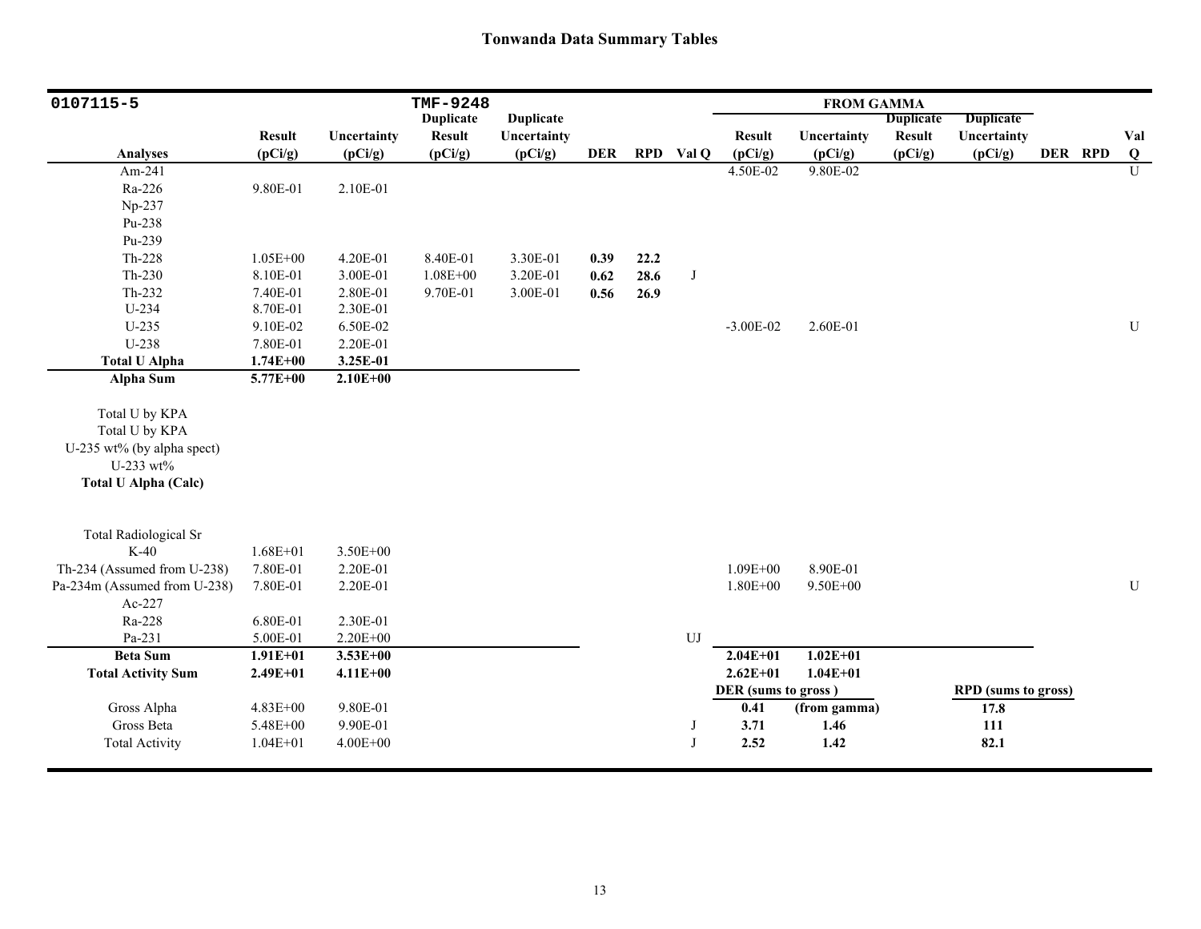# Tonwanda Data Summary Tables

| 0107115-5 | | | TMF-9248 | | | | | FROM GAMMA | | | | | | |
|---|---|---|---|---|---|---|---|---|---|---|---|---|---|---|
| **Analyses** | **Result (pCi/g)** | **Uncertainty (pCi/g)** | **Duplicate Result (pCi/g)** | **Duplicate Uncertainty (pCi/g)** | **DER** | **RPD** | **Val Q** | **Result (pCi/g)** | **Uncertainty (pCi/g)** | **Duplicate Result (pCi/g)** | **Duplicate Uncertainty (pCi/g)** | **DER** | **RPD** | **Val Q** |
| Am-241 | | | | | | | | 4.50E-02 | 9.80E-02 | | | | | U |
| Ra-226 | 9.80E-01 | 2.10E-01 | | | | | | | | | | | | |
| Np-237 | | | | | | | | | | | | | | |
| Pu-238 | | | | | | | | | | | | | | |
| Pu-239 | | | | | | | | | | | | | | |
| Th-228 | 1.05E+00 | 4.20E-01 | 8.40E-01 | 3.30E-01 | **0.39** | **22.2** | | | | | | | | |
| Th-230 | 8.10E-01 | 3.00E-01 | 1.08E+00 | 3.20E-01 | **0.62** | **28.6** | J | | | | | | | |
| Th-232 | 7.40E-01 | 2.80E-01 | 9.70E-01 | 3.00E-01 | **0.56** | **26.9** | | | | | | | | |
| U-234 | 8.70E-01 | 2.30E-01 | | | | | | | | | | | | |
| U-235 | 9.10E-02 | 6.50E-02 | | | | | | -3.00E-02 | 2.60E-01 | | | | | U |
| U-238 | 7.80E-01 | 2.20E-01 | | | | | | | | | | | | |
| **Total U Alpha** | **1.74E+00** | **3.25E-01** | | | | | | | | | | | | |
| **Alpha Sum** | **5.77E+00** | **2.10E+00** | | | | | | | | | | | | |
| Total U by KPA | | | | | | | | | | | | | | |
| Total U by KPA | | | | | | | | | | | | | | |
| U-235 wt% (by alpha spect) | | | | | | | | | | | | | | |
| U-233 wt% | | | | | | | | | | | | | | |
| **Total U Alpha (Calc)** | | | | | | | | | | | | | | |
| Total Radiological Sr | | | | | | | | | | | | | | |
| K-40 | 1.68E+01 | 3.50E+00 | | | | | | | | | | | | |
| Th-234 (Assumed from U-238) | 7.80E-01 | 2.20E-01 | | | | | | 1.09E+00 | 8.90E-01 | | | | | |
| Pa-234m (Assumed from U-238) | 7.80E-01 | 2.20E-01 | | | | | | 1.80E+00 | 9.50E+00 | | | | | U |
| Ac-227 | | | | | | | | | | | | | | |
| Ra-228 | 6.80E-01 | 2.30E-01 | | | | | | | | | | | | |
| Pa-231 | 5.00E-01 | 2.20E+00 | | | | | UJ | | | | | | | |
| **Beta Sum** | **1.91E+01** | **3.53E+00** | | | | | | **2.04E+01** | **1.02E+01** | | | | | |
| **Total Activity Sum** | **2.49E+01** | **4.11E+00** | | | | | | **2.62E+01** | **1.04E+01** | | | | | |
| | | | | | | | | **DER (sums to gross )** | | | **RPD (sums to gross)** | | | |
| Gross Alpha | 4.83E+00 | 9.80E-01 | | | | | | **0.41** | **(from gamma)** | | **17.8** | | | |
| Gross Beta | 5.48E+00 | 9.90E-01 | | | | | J | **3.71** | **1.46** | | **111** | | | |
| Total Activity | 1.04E+01 | 4.00E+00 | | | | | J | **2.52** | **1.42** | | **82.1** | | | |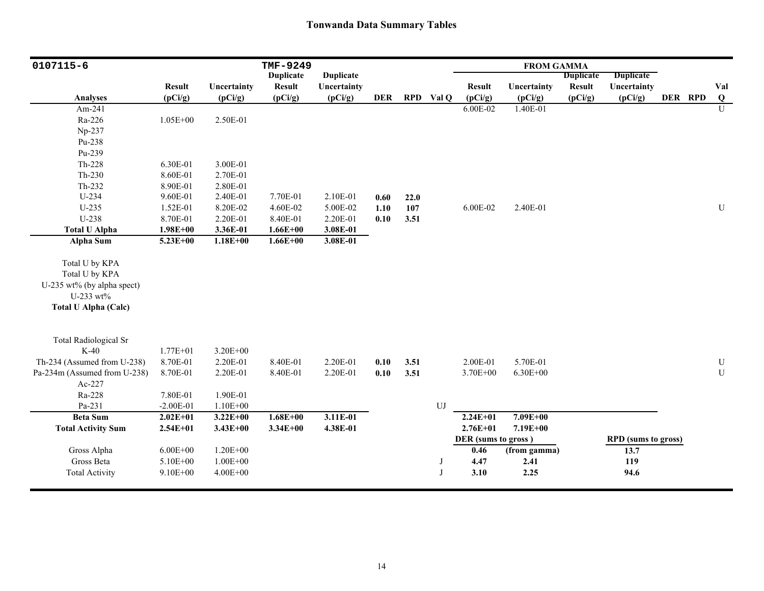## Tonwanda Data Summary Tables

| 0107115-6 | | | TMF-9249 | | | | | FROM GAMMA | | | | | | |
|---|---|---|---|---|---|---|---|---|---|---|---|---|---|---|
| | Result | Uncertainty | Duplicate Result | Duplicate Uncertainty | | | | Result | Uncertainty | Duplicate Result | Duplicate Uncertainty | | | Val |
| Analyses | (pCi/g) | (pCi/g) | (pCi/g) | (pCi/g) | DER | RPD | Val Q | (pCi/g) | (pCi/g) | (pCi/g) | (pCi/g) | DER | RPD | Q |
| Am-241 | | | | | | | | 6.00E-02 | 1.40E-01 | | | | | U |
| Ra-226 | 1.05E+00 | 2.50E-01 | | | | | | | | | | | | |
| Np-237 | | | | | | | | | | | | | | |
| Pu-238 | | | | | | | | | | | | | | |
| Pu-239 | | | | | | | | | | | | | | |
| Th-228 | 6.30E-01 | 3.00E-01 | | | | | | | | | | | | |
| Th-230 | 8.60E-01 | 2.70E-01 | | | | | | | | | | | | |
| Th-232 | 8.90E-01 | 2.80E-01 | | | | | | | | | | | | |
| U-234 | 9.60E-01 | 2.40E-01 | 7.70E-01 | 2.10E-01 | **0.60** | **22.0** | | | | | | | | |
| U-235 | 1.52E-01 | 8.20E-02 | 4.60E-02 | 5.00E-02 | **1.10** | **107** | | 6.00E-02 | 2.40E-01 | | | | | U |
| U-238 | 8.70E-01 | 2.20E-01 | 8.40E-01 | 2.20E-01 | **0.10** | **3.51** | | | | | | | | |
| **Total U Alpha** | **1.98E+00** | **3.36E-01** | **1.66E+00** | **3.08E-01** | | | | | | | | | | |
| **Alpha Sum** | **5.23E+00** | **1.18E+00** | **1.66E+00** | **3.08E-01** | | | | | | | | | | |
| Total U by KPA | | | | | | | | | | | | | | |
| Total U by KPA | | | | | | | | | | | | | | |
| U-235 wt% (by alpha spect) | | | | | | | | | | | | | | |
| U-233 wt% | | | | | | | | | | | | | | |
| **Total U Alpha (Calc)** | | | | | | | | | | | | | | |
| Total Radiological Sr | | | | | | | | | | | | | | |
| K-40 | 1.77E+01 | 3.20E+00 | | | | | | | | | | | | |
| Th-234 (Assumed from U-238) | 8.70E-01 | 2.20E-01 | 8.40E-01 | 2.20E-01 | **0.10** | **3.51** | | 2.00E-01 | 5.70E-01 | | | | | U |
| Pa-234m (Assumed from U-238) | 8.70E-01 | 2.20E-01 | 8.40E-01 | 2.20E-01 | **0.10** | **3.51** | | 3.70E+00 | 6.30E+00 | | | | | U |
| Ac-227 | | | | | | | | | | | | | | |
| Ra-228 | 7.80E-01 | 1.90E-01 | | | | | | | | | | | | |
| Pa-231 | -2.00E-01 | 1.10E+00 | | | | | UJ | | | | | | | |
| **Beta Sum** | **2.02E+01** | **3.22E+00** | **1.68E+00** | **3.11E-01** | | | | **2.24E+01** | **7.09E+00** | | | | | |
| **Total Activity Sum** | **2.54E+01** | **3.43E+00** | **3.34E+00** | **4.38E-01** | | | | **2.76E+01** | **7.19E+00** | | | | | |
| | | | | | | | | **DER (sums to gross )** | | | **RPD (sums to gross)** | | | |
| Gross Alpha | 6.00E+00 | 1.20E+00 | | | | | | **0.46** | **(from gamma)** | | **13.7** | | | |
| Gross Beta | 5.10E+00 | 1.00E+00 | | | | | J | **4.47** | **2.41** | | **119** | | | |
| Total Activity | 9.10E+00 | 4.00E+00 | | | | | J | **3.10** | **2.25** | | **94.6** | | | |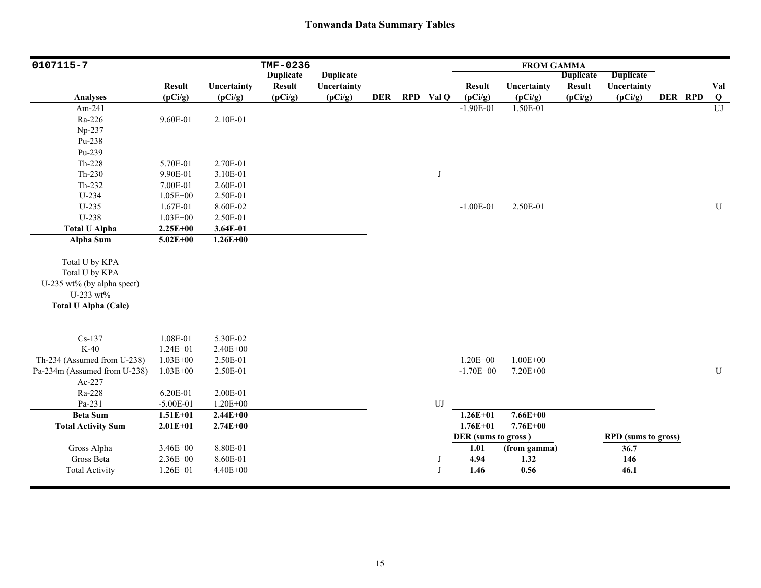## Tonwanda Data Summary Tables

| 0107115-7 | | | TMF-0236 | | | | | | FROM GAMMA | | | | | | |
|---|---|---|---|---|---|---|---|---|---|---|---|---|---|---|---|
| Analyses | Result (pCi/g) | Uncertainty (pCi/g) | Duplicate Result (pCi/g) | Duplicate Uncertainty (pCi/g) | DER | RPD | Val Q | Result (pCi/g) | Uncertainty (pCi/g) | Duplicate Result (pCi/g) | Duplicate Uncertainty (pCi/g) | DER | RPD | Val Q |
| Am-241 | | | | | | | | -1.90E-01 | 1.50E-01 | | | | | UJ |
| Ra-226 | 9.60E-01 | 2.10E-01 | | | | | | | | | | | | |
| Np-237 | | | | | | | | | | | | | | |
| Pu-238 | | | | | | | | | | | | | | |
| Pu-239 | | | | | | | | | | | | | | |
| Th-228 | 5.70E-01 | 2.70E-01 | | | | | | | | | | | | |
| Th-230 | 9.90E-01 | 3.10E-01 | | | | | J | | | | | | | |
| Th-232 | 7.00E-01 | 2.60E-01 | | | | | | | | | | | | |
| U-234 | 1.05E+00 | 2.50E-01 | | | | | | | | | | | | |
| U-235 | 1.67E-01 | 8.60E-02 | | | | | | -1.00E-01 | 2.50E-01 | | | | | U |
| U-238 | 1.03E+00 | 2.50E-01 | | | | | | | | | | | | |
| **Total U Alpha** | **2.25E+00** | **3.64E-01** | | | | | | | | | | | | |
| **Alpha Sum** | **5.02E+00** | **1.26E+00** | | | | | | | | | | | | |
| Total U by KPA | | | | | | | | | | | | | | |
| Total U by KPA | | | | | | | | | | | | | | |
| U-235 wt% (by alpha spect) | | | | | | | | | | | | | | |
| U-233 wt% | | | | | | | | | | | | | | |
| **Total U Alpha (Calc)** | | | | | | | | | | | | | | |
| Cs-137 | 1.08E-01 | 5.30E-02 | | | | | | | | | | | | |
| K-40 | 1.24E+01 | 2.40E+00 | | | | | | | | | | | | |
| Th-234 (Assumed from U-238) | 1.03E+00 | 2.50E-01 | | | | | | 1.20E+00 | 1.00E+00 | | | | | |
| Pa-234m (Assumed from U-238) | 1.03E+00 | 2.50E-01 | | | | | | -1.70E+00 | 7.20E+00 | | | | | U |
| Ac-227 | | | | | | | | | | | | | | |
| Ra-228 | 6.20E-01 | 2.00E-01 | | | | | | | | | | | | |
| Pa-231 | -5.00E-01 | 1.20E+00 | | | | | UJ | | | | | | | |
| **Beta Sum** | **1.51E+01** | **2.44E+00** | | | | | | **1.26E+01** | **7.66E+00** | | | | | |
| **Total Activity Sum** | **2.01E+01** | **2.74E+00** | | | | | | **1.76E+01** | **7.76E+00** | | | | | |
| | | | | | | | | **DER (sums to gross )** | | | **RPD (sums to gross)** | | | |
| Gross Alpha | 3.46E+00 | 8.80E-01 | | | | | | **1.01** | **(from gamma)** | | **36.7** | | | |
| Gross Beta | 2.36E+00 | 8.60E-01 | | | | | J | **4.94** | **1.32** | | **146** | | | |
| Total Activity | 1.26E+01 | 4.40E+00 | | | | | J | **1.46** | **0.56** | | **46.1** | | | |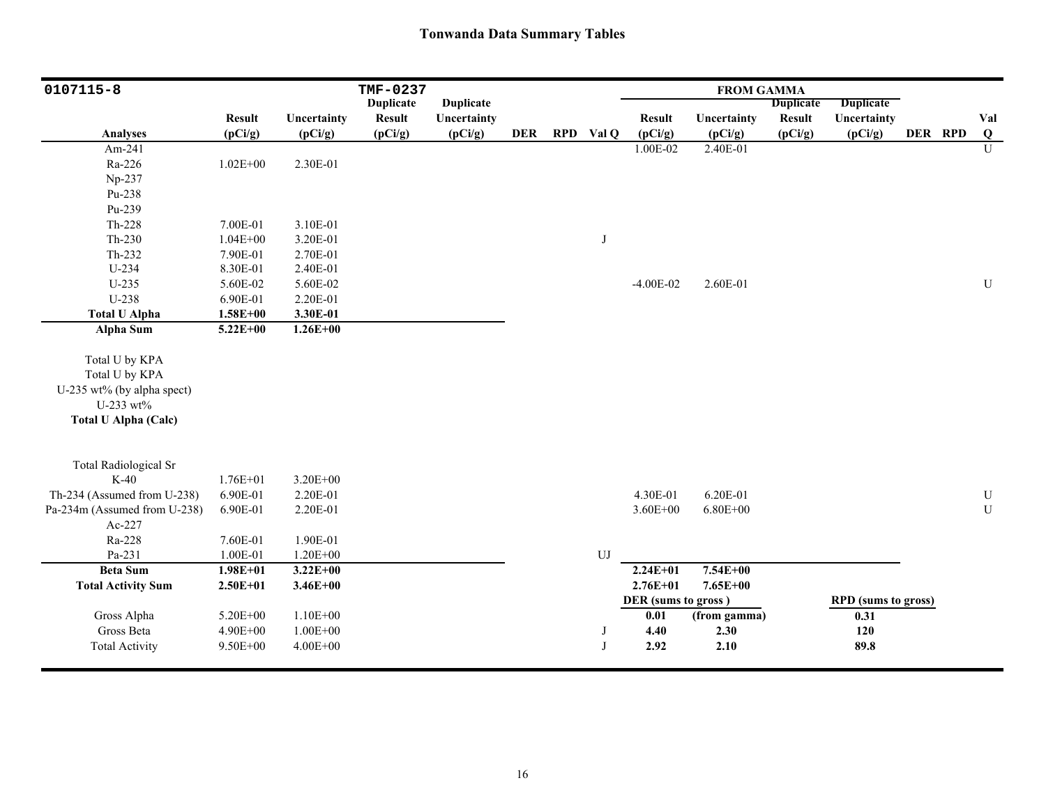# Tonwanda Data Summary Tables

| 0107115-8 | | | TMF-0237 | | | | | FROM GAMMA | | | | | | |
|---|---|---|---|---|---|---|---|---|---|---|---|---|---|---|
| Analyses | Result (pCi/g) | Uncertainty (pCi/g) | Duplicate Result (pCi/g) | Duplicate Uncertainty (pCi/g) | DER | RPD | Val Q | Result (pCi/g) | Uncertainty (pCi/g) | Duplicate Result (pCi/g) | Duplicate Uncertainty (pCi/g) | DER | RPD | Val Q |
| Am-241 | | | | | | | | 1.00E-02 | 2.40E-01 | | | | | U |
| Ra-226 | 1.02E+00 | 2.30E-01 | | | | | | | | | | | | |
| Np-237 | | | | | | | | | | | | | | |
| Pu-238 | | | | | | | | | | | | | | |
| Pu-239 | | | | | | | | | | | | | | |
| Th-228 | 7.00E-01 | 3.10E-01 | | | | | | | | | | | | |
| Th-230 | 1.04E+00 | 3.20E-01 | | | | | J | | | | | | | |
| Th-232 | 7.90E-01 | 2.70E-01 | | | | | | | | | | | | |
| U-234 | 8.30E-01 | 2.40E-01 | | | | | | | | | | | | |
| U-235 | 5.60E-02 | 5.60E-02 | | | | | | -4.00E-02 | 2.60E-01 | | | | | U |
| U-238 | 6.90E-01 | 2.20E-01 | | | | | | | | | | | | |
| **Total U Alpha** | **1.58E+00** | **3.30E-01** | | | | | | | | | | | | |
| **Alpha Sum** | **5.22E+00** | **1.26E+00** | | | | | | | | | | | | |
| Total U by KPA | | | | | | | | | | | | | | |
| Total U by KPA | | | | | | | | | | | | | | |
| U-235 wt% (by alpha spect) | | | | | | | | | | | | | | |
| U-233 wt% | | | | | | | | | | | | | | |
| **Total U Alpha (Calc)** | | | | | | | | | | | | | | |
| Total Radiological Sr | | | | | | | | | | | | | | |
| K-40 | 1.76E+01 | 3.20E+00 | | | | | | | | | | | | |
| Th-234 (Assumed from U-238) | 6.90E-01 | 2.20E-01 | | | | | | 4.30E-01 | 6.20E-01 | | | | | U |
| Pa-234m (Assumed from U-238) | 6.90E-01 | 2.20E-01 | | | | | | 3.60E+00 | 6.80E+00 | | | | | U |
| Ac-227 | | | | | | | | | | | | | | |
| Ra-228 | 7.60E-01 | 1.90E-01 | | | | | | | | | | | | |
| Pa-231 | 1.00E-01 | 1.20E+00 | | | | | UJ | | | | | | | |
| **Beta Sum** | **1.98E+01** | **3.22E+00** | | | | | | **2.24E+01** | **7.54E+00** | | | | | |
| **Total Activity Sum** | **2.50E+01** | **3.46E+00** | | | | | | **2.76E+01** | **7.65E+00** | | | | | |
| | | | | | | | | **DER (sums to gross )** | | | **RPD (sums to gross)** | | | |
| Gross Alpha | 5.20E+00 | 1.10E+00 | | | | | | **0.01** | **(from gamma)** | | **0.31** | | | |
| Gross Beta | 4.90E+00 | 1.00E+00 | | | | | J | **4.40** | **2.30** | | **120** | | | |
| Total Activity | 9.50E+00 | 4.00E+00 | | | | | J | **2.92** | **2.10** | | **89.8** | | | |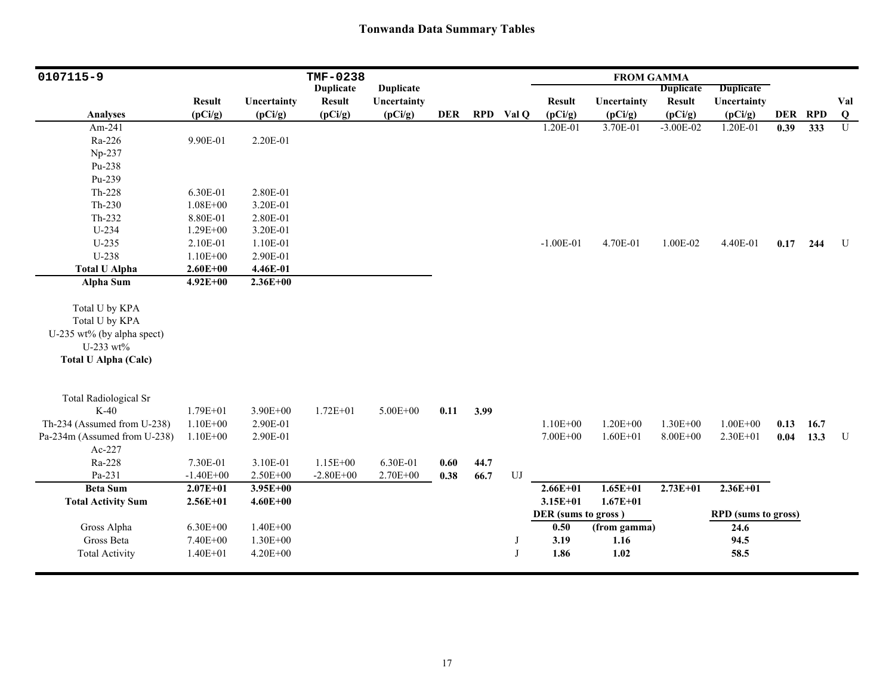# Tonwanda Data Summary Tables

| 0107115-9 | | | TMF-0238 | | | | | FROM GAMMA | | | | | | |
|---|---|---|---|---|---|---|---|---|---|---|---|---|---|---|
| Analyses | Result (pCi/g) | Uncertainty (pCi/g) | Duplicate Result (pCi/g) | Duplicate Uncertainty (pCi/g) | DER | RPD | Val Q | Result (pCi/g) | Uncertainty (pCi/g) | Duplicate Result (pCi/g) | Duplicate Uncertainty (pCi/g) | DER | RPD | Val Q |
| Am-241 | | | | | | | | 1.20E-01 | 3.70E-01 | -3.00E-02 | 1.20E-01 | **0.39** | **333** | U |
| Ra-226 | 9.90E-01 | 2.20E-01 | | | | | | | | | | | | |
| Np-237 | | | | | | | | | | | | | | |
| Pu-238 | | | | | | | | | | | | | | |
| Pu-239 | | | | | | | | | | | | | | |
| Th-228 | 6.30E-01 | 2.80E-01 | | | | | | | | | | | | |
| Th-230 | 1.08E+00 | 3.20E-01 | | | | | | | | | | | | |
| Th-232 | 8.80E-01 | 2.80E-01 | | | | | | | | | | | | |
| U-234 | 1.29E+00 | 3.20E-01 | | | | | | | | | | | | |
| U-235 | 2.10E-01 | 1.10E-01 | | | | | | -1.00E-01 | 4.70E-01 | 1.00E-02 | 4.40E-01 | **0.17** | **244** | U |
| U-238 | 1.10E+00 | 2.90E-01 | | | | | | | | | | | | |
| **Total U Alpha** | **2.60E+00** | **4.46E-01** | | | | | | | | | | | | |
| **Alpha Sum** | **4.92E+00** | **2.36E+00** | | | | | | | | | | | | |
| Total U by KPA | | | | | | | | | | | | | | |
| Total U by KPA | | | | | | | | | | | | | | |
| U-235 wt% (by alpha spect) | | | | | | | | | | | | | | |
| U-233 wt% | | | | | | | | | | | | | | |
| **Total U Alpha (Calc)** | | | | | | | | | | | | | | |
| Total Radiological Sr | | | | | | | | | | | | | | |
| K-40 | 1.79E+01 | 3.90E+00 | 1.72E+01 | 5.00E+00 | **0.11** | **3.99** | | | | | | | | |
| Th-234 (Assumed from U-238) | 1.10E+00 | 2.90E-01 | | | | | | 1.10E+00 | 1.20E+00 | 1.30E+00 | 1.00E+00 | **0.13** | **16.7** | |
| Pa-234m (Assumed from U-238) | 1.10E+00 | 2.90E-01 | | | | | | 7.00E+00 | 1.60E+01 | 8.00E+00 | 2.30E+01 | **0.04** | **13.3** | U |
| Ac-227 | | | | | | | | | | | | | | |
| Ra-228 | 7.30E-01 | 3.10E-01 | 1.15E+00 | 6.30E-01 | **0.60** | **44.7** | | | | | | | | |
| Pa-231 | -1.40E+00 | 2.50E+00 | -2.80E+00 | 2.70E+00 | **0.38** | **66.7** | UJ | | | | | | | |
| **Beta Sum** | **2.07E+01** | **3.95E+00** | | | | | | **2.66E+01** | **1.65E+01** | **2.73E+01** | **2.36E+01** | | | |
| **Total Activity Sum** | **2.56E+01** | **4.60E+00** | | | | | | **3.15E+01** | **1.67E+01** | | | | | |
| | | | | | | | | **DER (sums to gross)** | | | **RPD (sums to gross)** | | | |
| Gross Alpha | 6.30E+00 | 1.40E+00 | | | | | | **0.50** | **(from gamma)** | | **24.6** | | | |
| Gross Beta | 7.40E+00 | 1.30E+00 | | | | | J | **3.19** | **1.16** | | **94.5** | | | |
| Total Activity | 1.40E+01 | 4.20E+00 | | | | | J | **1.86** | **1.02** | | **58.5** | | | |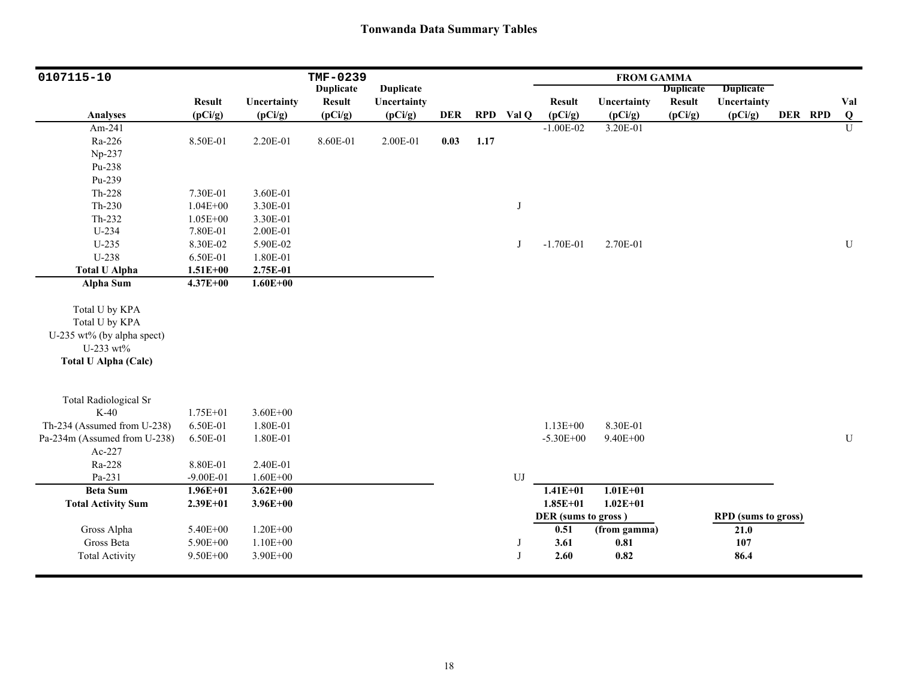## Tonwanda Data Summary Tables

| 0107115-10 | | | TMF-0239 | | | | | FROM GAMMA | | | | | | |
|---|---|---|---|---|---|---|---|---|---|---|---|---|---|---|
| Analyses | Result (pCi/g) | Uncertainty (pCi/g) | Duplicate Result (pCi/g) | Duplicate Uncertainty (pCi/g) | DER | RPD | Val Q | Result (pCi/g) | Uncertainty (pCi/g) | Duplicate Result (pCi/g) | Duplicate Uncertainty (pCi/g) | DER | RPD | Val Q |
| Am-241 | | | | | | | | -1.00E-02 | 3.20E-01 | | | | | U |
| Ra-226 | 8.50E-01 | 2.20E-01 | 8.60E-01 | 2.00E-01 | **0.03** | **1.17** | | | | | | | | |
| Np-237 | | | | | | | | | | | | | | |
| Pu-238 | | | | | | | | | | | | | | |
| Pu-239 | | | | | | | | | | | | | | |
| Th-228 | 7.30E-01 | 3.60E-01 | | | | | | | | | | | | |
| Th-230 | 1.04E+00 | 3.30E-01 | | | | | J | | | | | | | |
| Th-232 | 1.05E+00 | 3.30E-01 | | | | | | | | | | | | |
| U-234 | 7.80E-01 | 2.00E-01 | | | | | | | | | | | | |
| U-235 | 8.30E-02 | 5.90E-02 | | | | | J | -1.70E-01 | 2.70E-01 | | | | | U |
| U-238 | 6.50E-01 | 1.80E-01 | | | | | | | | | | | | |
| **Total U Alpha** | **1.51E+00** | **2.75E-01** | | | | | | | | | | | | |
| **Alpha Sum** | **4.37E+00** | **1.60E+00** | | | | | | | | | | | | |
| Total U by KPA | | | | | | | | | | | | | | |
| Total U by KPA | | | | | | | | | | | | | | |
| U-235 wt% (by alpha spect) | | | | | | | | | | | | | | |
| U-233 wt% | | | | | | | | | | | | | | |
| **Total U Alpha (Calc)** | | | | | | | | | | | | | | |
| Total Radiological Sr | | | | | | | | | | | | | | |
| K-40 | 1.75E+01 | 3.60E+00 | | | | | | | | | | | | |
| Th-234 (Assumed from U-238) | 6.50E-01 | 1.80E-01 | | | | | | 1.13E+00 | 8.30E-01 | | | | | |
| Pa-234m (Assumed from U-238) | 6.50E-01 | 1.80E-01 | | | | | | -5.30E+00 | 9.40E+00 | | | | | U |
| Ac-227 | | | | | | | | | | | | | | |
| Ra-228 | 8.80E-01 | 2.40E-01 | | | | | | | | | | | | |
| Pa-231 | -9.00E-01 | 1.60E+00 | | | | | UJ | | | | | | | |
| **Beta Sum** | **1.96E+01** | **3.62E+00** | | | | | | **1.41E+01** | **1.01E+01** | | | | | |
| **Total Activity Sum** | **2.39E+01** | **3.96E+00** | | | | | | **1.85E+01** | **1.02E+01** | | | | | |
| | | | | | | | | **DER (sums to gross)** | | | **RPD (sums to gross)** | | | |
| Gross Alpha | 5.40E+00 | 1.20E+00 | | | | | | **0.51** | **(from gamma)** | | **21.0** | | | |
| Gross Beta | 5.90E+00 | 1.10E+00 | | | | | J | **3.61** | **0.81** | | **107** | | | |
| Total Activity | 9.50E+00 | 3.90E+00 | | | | | J | **2.60** | **0.82** | | **86.4** | | | |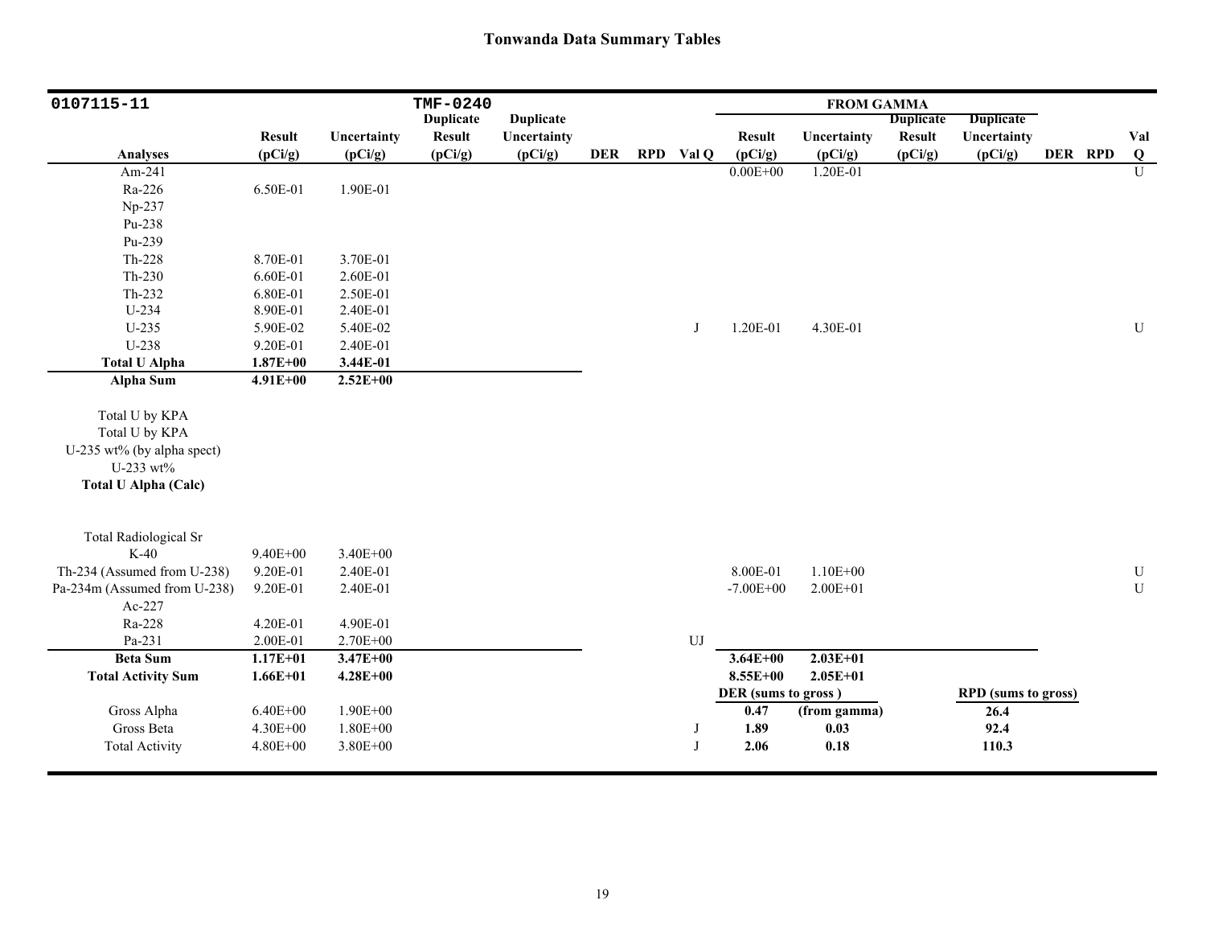# Tonwanda Data Summary Tables

| 0107115-11 | | | TMF-0240 | | | | | FROM GAMMA | | | | | | |
|---|---|---|---|---|---|---|---|---|---|---|---|---|---|---|
| Analyses | Result (pCi/g) | Uncertainty (pCi/g) | Duplicate Result (pCi/g) | Duplicate Uncertainty (pCi/g) | DER | RPD | Val Q | Result (pCi/g) | Uncertainty (pCi/g) | Duplicate Result (pCi/g) | Duplicate Uncertainty (pCi/g) | DER | RPD | Val Q |
| Am-241 | | | | | | | | 0.00E+00 | 1.20E-01 | | | | | U |
| Ra-226 | 6.50E-01 | 1.90E-01 | | | | | | | | | | | | |
| Np-237 | | | | | | | | | | | | | | |
| Pu-238 | | | | | | | | | | | | | | |
| Pu-239 | | | | | | | | | | | | | | |
| Th-228 | 8.70E-01 | 3.70E-01 | | | | | | | | | | | | |
| Th-230 | 6.60E-01 | 2.60E-01 | | | | | | | | | | | | |
| Th-232 | 6.80E-01 | 2.50E-01 | | | | | | | | | | | | |
| U-234 | 8.90E-01 | 2.40E-01 | | | | | | | | | | | | |
| U-235 | 5.90E-02 | 5.40E-02 | | | | | J | 1.20E-01 | 4.30E-01 | | | | | U |
| U-238 | 9.20E-01 | 2.40E-01 | | | | | | | | | | | | |
| **Total U Alpha** | **1.87E+00** | **3.44E-01** | | | | | | | | | | | | |
| **Alpha Sum** | **4.91E+00** | **2.52E+00** | | | | | | | | | | | | |
| Total U by KPA | | | | | | | | | | | | | | |
| Total U by KPA | | | | | | | | | | | | | | |
| U-235 wt% (by alpha spect) | | | | | | | | | | | | | | |
| U-233 wt% | | | | | | | | | | | | | | |
| **Total U Alpha (Calc)** | | | | | | | | | | | | | | |
| Total Radiological Sr | | | | | | | | | | | | | | |
| K-40 | 9.40E+00 | 3.40E+00 | | | | | | | | | | | | |
| Th-234 (Assumed from U-238) | 9.20E-01 | 2.40E-01 | | | | | | 8.00E-01 | 1.10E+00 | | | | | U |
| Pa-234m (Assumed from U-238) | 9.20E-01 | 2.40E-01 | | | | | | -7.00E+00 | 2.00E+01 | | | | | U |
| Ac-227 | | | | | | | | | | | | | | |
| Ra-228 | 4.20E-01 | 4.90E-01 | | | | | | | | | | | | |
| Pa-231 | 2.00E-01 | 2.70E+00 | | | | | UJ | | | | | | | |
| **Beta Sum** | **1.17E+01** | **3.47E+00** | | | | | | **3.64E+00** | **2.03E+01** | | | | | |
| **Total Activity Sum** | **1.66E+01** | **4.28E+00** | | | | | | **8.55E+00** | **2.05E+01** | | | | | |
| | | | | | | | | **DER (sums to gross )** | | | **RPD (sums to gross)** | | | |
| Gross Alpha | 6.40E+00 | 1.90E+00 | | | | | | **0.47** | **(from gamma)** | | **26.4** | | | |
| Gross Beta | 4.30E+00 | 1.80E+00 | | | | | J | **1.89** | **0.03** | | **92.4** | | | |
| Total Activity | 4.80E+00 | 3.80E+00 | | | | | J | **2.06** | **0.18** | | **110.3** | | | |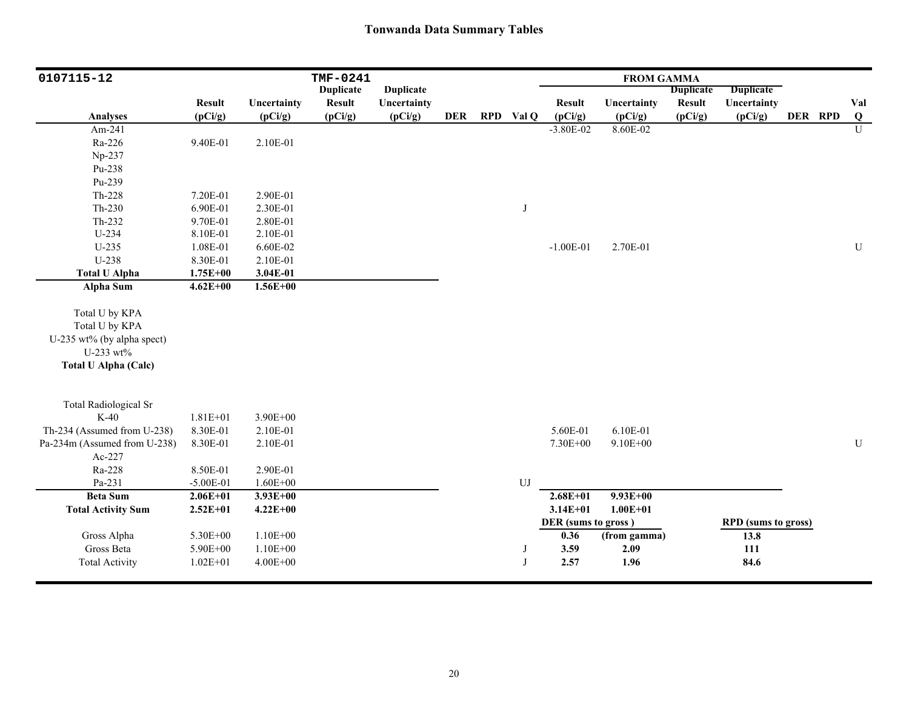## Tonwanda Data Summary Tables

| 0107115-12 | | | TMF-0241 | | | | | FROM GAMMA | | | | | | |
|---|---|---|---|---|---|---|---|---|---|---|---|---|---|---|
| Analyses | Result (pCi/g) | Uncertainty (pCi/g) | Duplicate Result (pCi/g) | Duplicate Uncertainty (pCi/g) | DER | RPD | Val Q | Result (pCi/g) | Uncertainty (pCi/g) | Duplicate Result (pCi/g) | Duplicate Uncertainty (pCi/g) | DER | RPD | Val Q |
| Am-241 | | | | | | | | -3.80E-02 | 8.60E-02 | | | | | U |
| Ra-226 | 9.40E-01 | 2.10E-01 | | | | | | | | | | | | |
| Np-237 | | | | | | | | | | | | | | |
| Pu-238 | | | | | | | | | | | | | | |
| Pu-239 | | | | | | | | | | | | | | |
| Th-228 | 7.20E-01 | 2.90E-01 | | | | | | | | | | | | |
| Th-230 | 6.90E-01 | 2.30E-01 | | | | | J | | | | | | | |
| Th-232 | 9.70E-01 | 2.80E-01 | | | | | | | | | | | | |
| U-234 | 8.10E-01 | 2.10E-01 | | | | | | | | | | | | |
| U-235 | 1.08E-01 | 6.60E-02 | | | | | | -1.00E-01 | 2.70E-01 | | | | | U |
| U-238 | 8.30E-01 | 2.10E-01 | | | | | | | | | | | | |
| **Total U Alpha** | **1.75E+00** | **3.04E-01** | | | | | | | | | | | | |
| **Alpha Sum** | **4.62E+00** | **1.56E+00** | | | | | | | | | | | | |
| Total U by KPA | | | | | | | | | | | | | | |
| Total U by KPA | | | | | | | | | | | | | | |
| U-235 wt% (by alpha spect) | | | | | | | | | | | | | | |
| U-233 wt% | | | | | | | | | | | | | | |
| **Total U Alpha (Calc)** | | | | | | | | | | | | | | |
| Total Radiological Sr | | | | | | | | | | | | | | |
| K-40 | 1.81E+01 | 3.90E+00 | | | | | | | | | | | | |
| Th-234 (Assumed from U-238) | 8.30E-01 | 2.10E-01 | | | | | | 5.60E-01 | 6.10E-01 | | | | | |
| Pa-234m (Assumed from U-238) | 8.30E-01 | 2.10E-01 | | | | | | 7.30E+00 | 9.10E+00 | | | | | U |
| Ac-227 | | | | | | | | | | | | | | |
| Ra-228 | 8.50E-01 | 2.90E-01 | | | | | | | | | | | | |
| Pa-231 | -5.00E-01 | 1.60E+00 | | | | | UJ | | | | | | | |
| **Beta Sum** | **2.06E+01** | **3.93E+00** | | | | | | **2.68E+01** | **9.93E+00** | | | | | |
| **Total Activity Sum** | **2.52E+01** | **4.22E+00** | | | | | | **3.14E+01** | **1.00E+01** | | | | | |
| | | | | | | | | **DER (sums to gross )** | | | **RPD (sums to gross)** | | | |
| Gross Alpha | 5.30E+00 | 1.10E+00 | | | | | | **0.36** | **(from gamma)** | | **13.8** | | | |
| Gross Beta | 5.90E+00 | 1.10E+00 | | | | | J | **3.59** | **2.09** | | **111** | | | |
| Total Activity | 1.02E+01 | 4.00E+00 | | | | | J | **2.57** | **1.96** | | **84.6** | | | |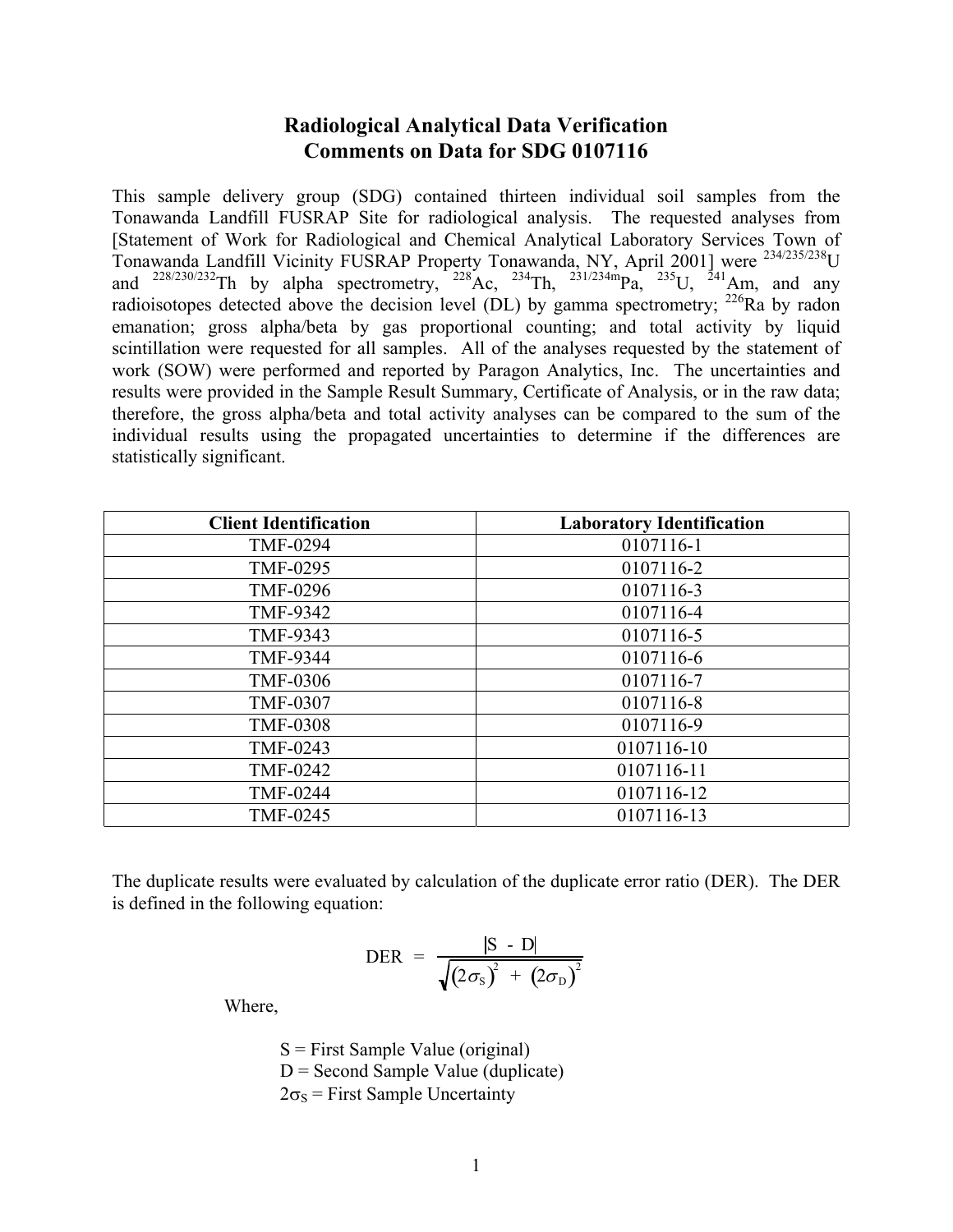# Radiological Analytical Data Verification
## Comments on Data for SDG 0107116

This sample delivery group (SDG) contained thirteen individual soil samples from the Tonawanda Landfill FUSRAP Site for radiological analysis. The requested analyses from [Statement of Work for Radiological and Chemical Analytical Laboratory Services Town of Tonawanda Landfill Vicinity FUSRAP Property Tonawanda, NY, April 2001] were $^{234/235/238}$U and $^{228/230/232}$Th by alpha spectrometry, $^{228}$Ac, $^{234}$Th, $^{231/234m}$Pa, $^{235}$U, $^{241}$Am, and any radioisotopes detected above the decision level (DL) by gamma spectrometry; $^{226}$Ra by radon emanation; gross alpha/beta by gas proportional counting; and total activity by liquid scintillation were requested for all samples. All of the analyses requested by the statement of work (SOW) were performed and reported by Paragon Analytics, Inc. The uncertainties and results were provided in the Sample Result Summary, Certificate of Analysis, or in the raw data; therefore, the gross alpha/beta and total activity analyses can be compared to the sum of the individual results using the propagated uncertainties to determine if the differences are statistically significant.

| Client Identification | Laboratory Identification |
|---|---|
| TMF-0294 | 0107116-1 |
| TMF-0295 | 0107116-2 |
| TMF-0296 | 0107116-3 |
| TMF-9342 | 0107116-4 |
| TMF-9343 | 0107116-5 |
| TMF-9344 | 0107116-6 |
| TMF-0306 | 0107116-7 |
| TMF-0307 | 0107116-8 |
| TMF-0308 | 0107116-9 |
| TMF-0243 | 0107116-10 |
| TMF-0242 | 0107116-11 |
| TMF-0244 | 0107116-12 |
| TMF-0245 | 0107116-13 |

The duplicate results were evaluated by calculation of the duplicate error ratio (DER). The DER is defined in the following equation:

$$\text{DER} = \frac{|S - D|}{\sqrt{(2\sigma_S)^2 + (2\sigma_D)^2}}$$

Where,

S = First Sample Value (original)
D = Second Sample Value (duplicate)
$2\sigma_S$ = First Sample Uncertainty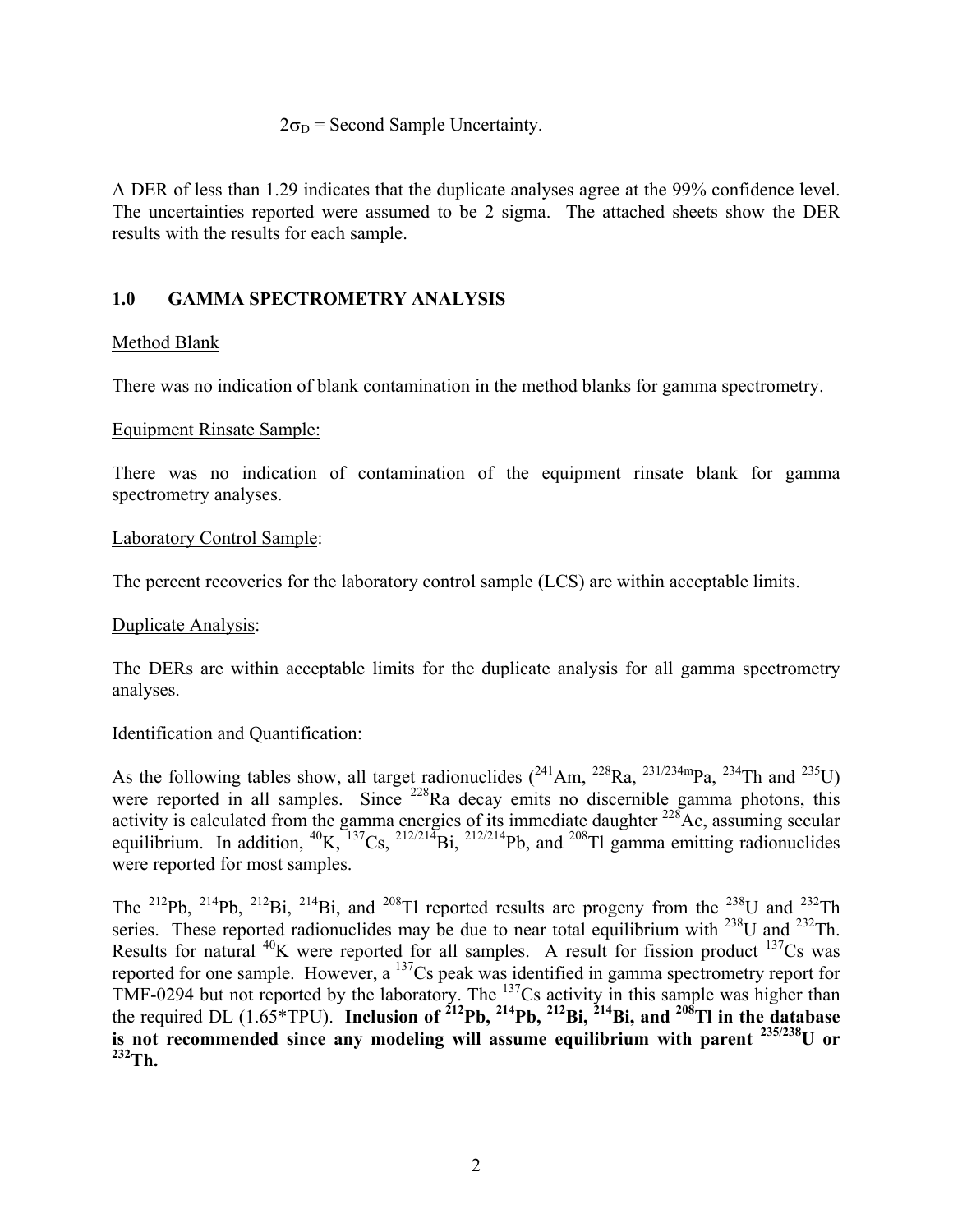$2\sigma_D$ = Second Sample Uncertainty.

A DER of less than 1.29 indicates that the duplicate analyses agree at the 99% confidence level. The uncertainties reported were assumed to be 2 sigma. The attached sheets show the DER results with the results for each sample.

## 1.0 GAMMA SPECTROMETRY ANALYSIS

Method Blank

There was no indication of blank contamination in the method blanks for gamma spectrometry.

Equipment Rinsate Sample:

There was no indication of contamination of the equipment rinsate blank for gamma spectrometry analyses.

Laboratory Control Sample:

The percent recoveries for the laboratory control sample (LCS) are within acceptable limits.

Duplicate Analysis:

The DERs are within acceptable limits for the duplicate analysis for all gamma spectrometry analyses.

Identification and Quantification:

As the following tables show, all target radionuclides ($^{241}$Am, $^{228}$Ra, $^{231/234m}$Pa, $^{234}$Th and $^{235}$U) were reported in all samples. Since $^{228}$Ra decay emits no discernible gamma photons, this activity is calculated from the gamma energies of its immediate daughter $^{228}$Ac, assuming secular equilibrium. In addition, $^{40}$K, $^{137}$Cs, $^{212/214}$Bi, $^{212/214}$Pb, and $^{208}$Tl gamma emitting radionuclides were reported for most samples.

The $^{212}$Pb, $^{214}$Pb, $^{212}$Bi, $^{214}$Bi, and $^{208}$Tl reported results are progeny from the $^{238}$U and $^{232}$Th series. These reported radionuclides may be due to near total equilibrium with $^{238}$U and $^{232}$Th. Results for natural $^{40}$K were reported for all samples. A result for fission product $^{137}$Cs was reported for one sample. However, a $^{137}$Cs peak was identified in gamma spectrometry report for TMF-0294 but not reported by the laboratory. The $^{137}$Cs activity in this sample was higher than the required DL (1.65*TPU). **Inclusion of $^{212}$Pb, $^{214}$Pb, $^{212}$Bi, $^{214}$Bi, and $^{208}$Tl in the database is not recommended since any modeling will assume equilibrium with parent $^{235/238}$U or $^{232}$Th.**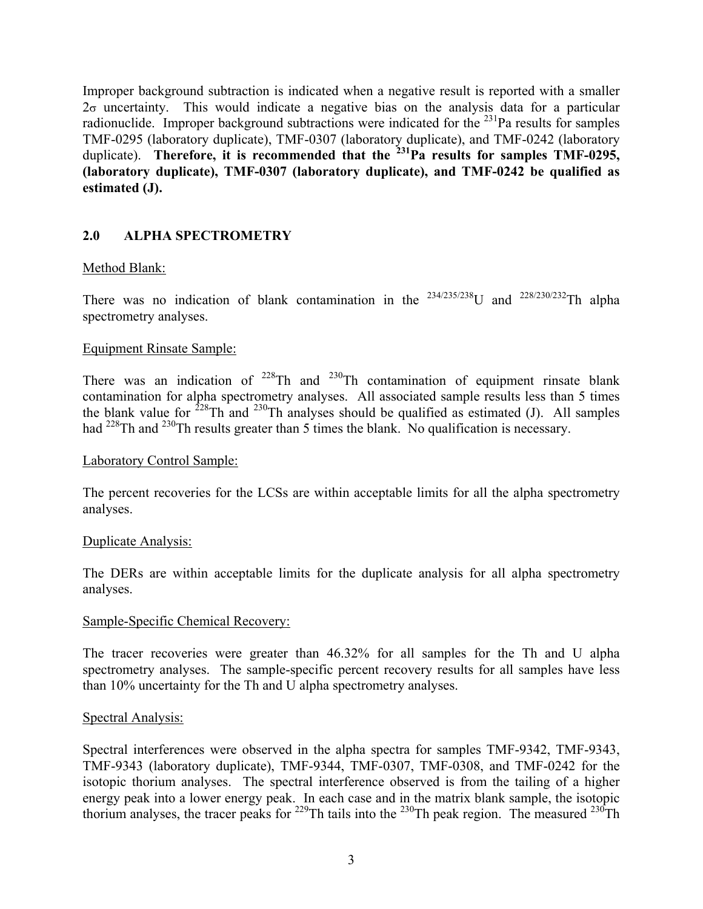Improper background subtraction is indicated when a negative result is reported with a smaller $2\sigma$ uncertainty. This would indicate a negative bias on the analysis data for a particular radionuclide. Improper background subtractions were indicated for the $^{231}$Pa results for samples TMF-0295 (laboratory duplicate), TMF-0307 (laboratory duplicate), and TMF-0242 (laboratory duplicate). **Therefore, it is recommended that the $^{231}$Pa results for samples TMF-0295, (laboratory duplicate), TMF-0307 (laboratory duplicate), and TMF-0242 be qualified as estimated (J).**

## 2.0 ALPHA SPECTROMETRY

Method Blank:

There was no indication of blank contamination in the $^{234/235/238}$U and $^{228/230/232}$Th alpha spectrometry analyses.

Equipment Rinsate Sample:

There was an indication of $^{228}$Th and $^{230}$Th contamination of equipment rinsate blank contamination for alpha spectrometry analyses. All associated sample results less than 5 times the blank value for $^{228}$Th and $^{230}$Th analyses should be qualified as estimated (J). All samples had $^{228}$Th and $^{230}$Th results greater than 5 times the blank. No qualification is necessary.

Laboratory Control Sample:

The percent recoveries for the LCSs are within acceptable limits for all the alpha spectrometry analyses.

Duplicate Analysis:

The DERs are within acceptable limits for the duplicate analysis for all alpha spectrometry analyses.

Sample-Specific Chemical Recovery:

The tracer recoveries were greater than 46.32% for all samples for the Th and U alpha spectrometry analyses. The sample-specific percent recovery results for all samples have less than 10% uncertainty for the Th and U alpha spectrometry analyses.

Spectral Analysis:

Spectral interferences were observed in the alpha spectra for samples TMF-9342, TMF-9343, TMF-9343 (laboratory duplicate), TMF-9344, TMF-0307, TMF-0308, and TMF-0242 for the isotopic thorium analyses. The spectral interference observed is from the tailing of a higher energy peak into a lower energy peak. In each case and in the matrix blank sample, the isotopic thorium analyses, the tracer peaks for $^{229}$Th tails into the $^{230}$Th peak region. The measured $^{230}$Th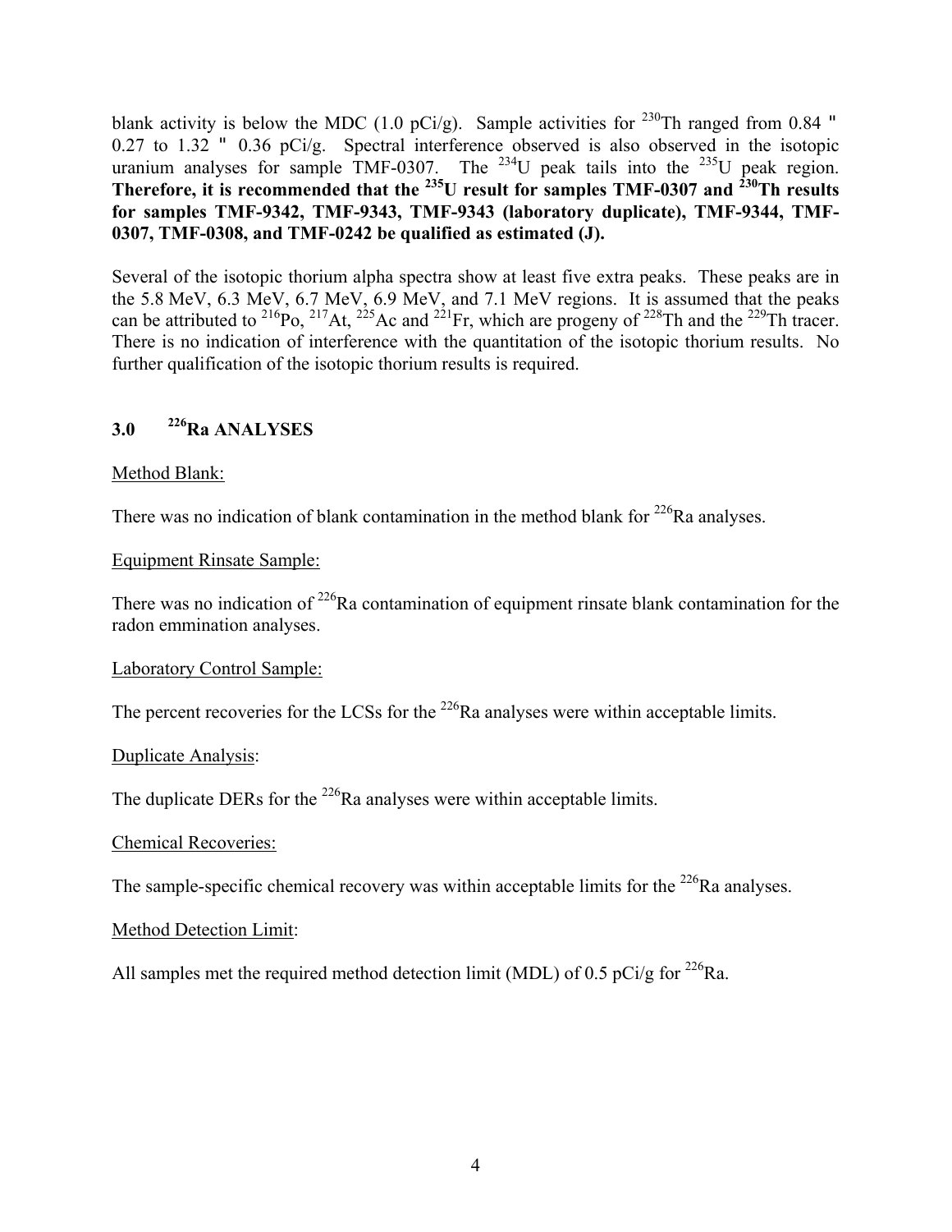blank activity is below the MDC (1.0 pCi/g). Sample activities for $^{230}$Th ranged from 0.84 " 0.27 to 1.32 " 0.36 pCi/g. Spectral interference observed is also observed in the isotopic uranium analyses for sample TMF-0307. The $^{234}$U peak tails into the $^{235}$U peak region. **Therefore, it is recommended that the $^{235}$U result for samples TMF-0307 and $^{230}$Th results for samples TMF-9342, TMF-9343, TMF-9343 (laboratory duplicate), TMF-9344, TMF-0307, TMF-0308, and TMF-0242 be qualified as estimated (J).**

Several of the isotopic thorium alpha spectra show at least five extra peaks. These peaks are in the 5.8 MeV, 6.3 MeV, 6.7 MeV, 6.9 MeV, and 7.1 MeV regions. It is assumed that the peaks can be attributed to $^{216}$Po, $^{217}$At, $^{225}$Ac and $^{221}$Fr, which are progeny of $^{228}$Th and the $^{229}$Th tracer. There is no indication of interference with the quantitation of the isotopic thorium results. No further qualification of the isotopic thorium results is required.

## 3.0 $^{226}$Ra ANALYSES

Method Blank:

There was no indication of blank contamination in the method blank for $^{226}$Ra analyses.

Equipment Rinsate Sample:

There was no indication of $^{226}$Ra contamination of equipment rinsate blank contamination for the radon emmination analyses.

Laboratory Control Sample:

The percent recoveries for the LCSs for the $^{226}$Ra analyses were within acceptable limits.

Duplicate Analysis:

The duplicate DERs for the $^{226}$Ra analyses were within acceptable limits.

Chemical Recoveries:

The sample-specific chemical recovery was within acceptable limits for the $^{226}$Ra analyses.

Method Detection Limit:

All samples met the required method detection limit (MDL) of 0.5 pCi/g for $^{226}$Ra.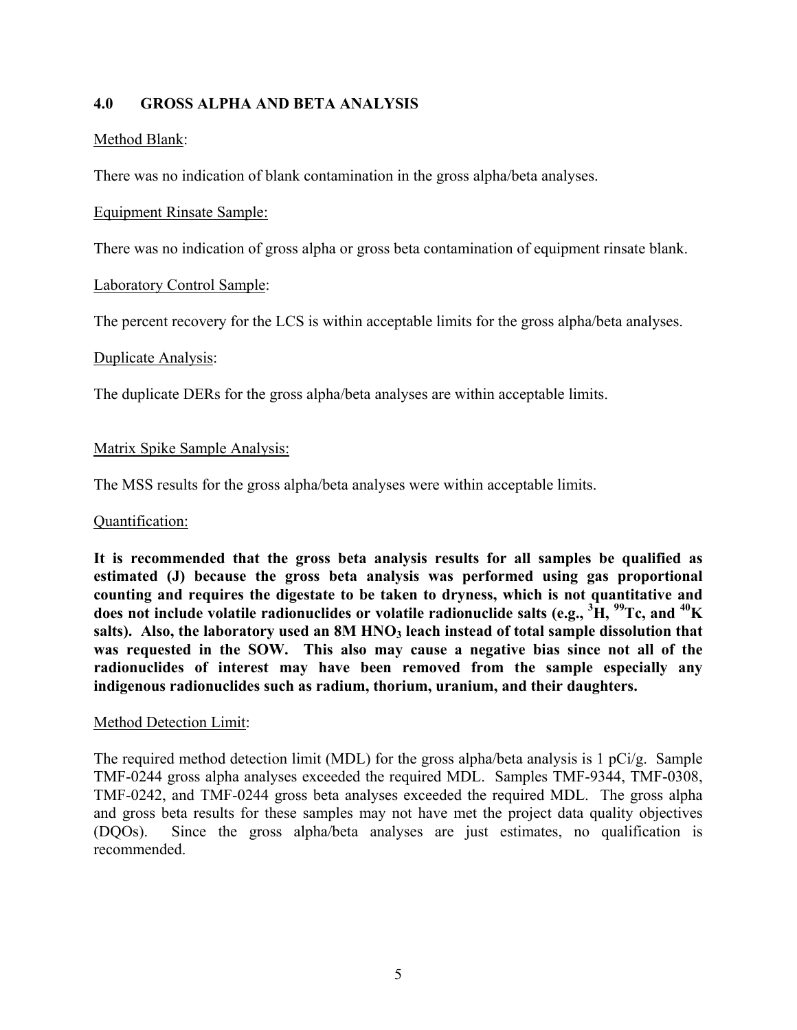## 4.0 GROSS ALPHA AND BETA ANALYSIS

Method Blank:

There was no indication of blank contamination in the gross alpha/beta analyses.

Equipment Rinsate Sample:

There was no indication of gross alpha or gross beta contamination of equipment rinsate blank.

Laboratory Control Sample:

The percent recovery for the LCS is within acceptable limits for the gross alpha/beta analyses.

Duplicate Analysis:

The duplicate DERs for the gross alpha/beta analyses are within acceptable limits.

Matrix Spike Sample Analysis:

The MSS results for the gross alpha/beta analyses were within acceptable limits.

Quantification:

**It is recommended that the gross beta analysis results for all samples be qualified as estimated (J) because the gross beta analysis was performed using gas proportional counting and requires the digestate to be taken to dryness, which is not quantitative and does not include volatile radionuclides or volatile radionuclide salts (e.g., $^{3}H$, $^{99}Tc$, and $^{40}K$ salts). Also, the laboratory used an 8M $HNO_3$ leach instead of total sample dissolution that was requested in the SOW. This also may cause a negative bias since not all of the radionuclides of interest may have been removed from the sample especially any indigenous radionuclides such as radium, thorium, uranium, and their daughters.**

Method Detection Limit:

The required method detection limit (MDL) for the gross alpha/beta analysis is 1 pCi/g. Sample TMF-0244 gross alpha analyses exceeded the required MDL. Samples TMF-9344, TMF-0308, TMF-0242, and TMF-0244 gross beta analyses exceeded the required MDL. The gross alpha and gross beta results for these samples may not have met the project data quality objectives (DQOs). Since the gross alpha/beta analyses are just estimates, no qualification is recommended.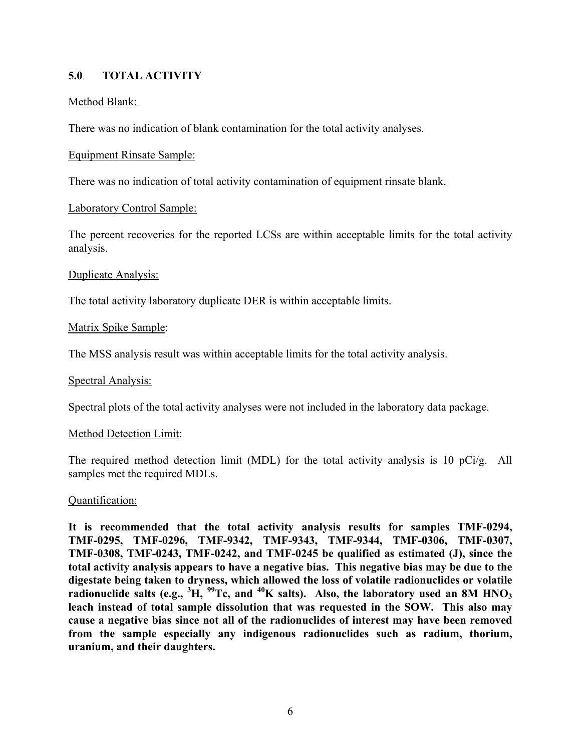## 5.0 TOTAL ACTIVITY

Method Blank:

There was no indication of blank contamination for the total activity analyses.

Equipment Rinsate Sample:

There was no indication of total activity contamination of equipment rinsate blank.

Laboratory Control Sample:

The percent recoveries for the reported LCSs are within acceptable limits for the total activity analysis.

Duplicate Analysis:

The total activity laboratory duplicate DER is within acceptable limits.

Matrix Spike Sample:

The MSS analysis result was within acceptable limits for the total activity analysis.

Spectral Analysis:

Spectral plots of the total activity analyses were not included in the laboratory data package.

Method Detection Limit:

The required method detection limit (MDL) for the total activity analysis is 10 pCi/g. All samples met the required MDLs.

Quantification:

**It is recommended that the total activity analysis results for samples TMF-0294, TMF-0295, TMF-0296, TMF-9342, TMF-9343, TMF-9344, TMF-0306, TMF-0307, TMF-0308, TMF-0243, TMF-0242, and TMF-0245 be qualified as estimated (J), since the total activity analysis appears to have a negative bias. This negative bias may be due to the digestate being taken to dryness, which allowed the loss of volatile radionuclides or volatile radionuclide salts (e.g., $^{3}H$, $^{99}Tc$, and $^{40}K$ salts). Also, the laboratory used an 8M $HNO_3$ leach instead of total sample dissolution that was requested in the SOW. This also may cause a negative bias since not all of the radionuclides of interest may have been removed from the sample especially any indigenous radionuclides such as radium, thorium, uranium, and their daughters.**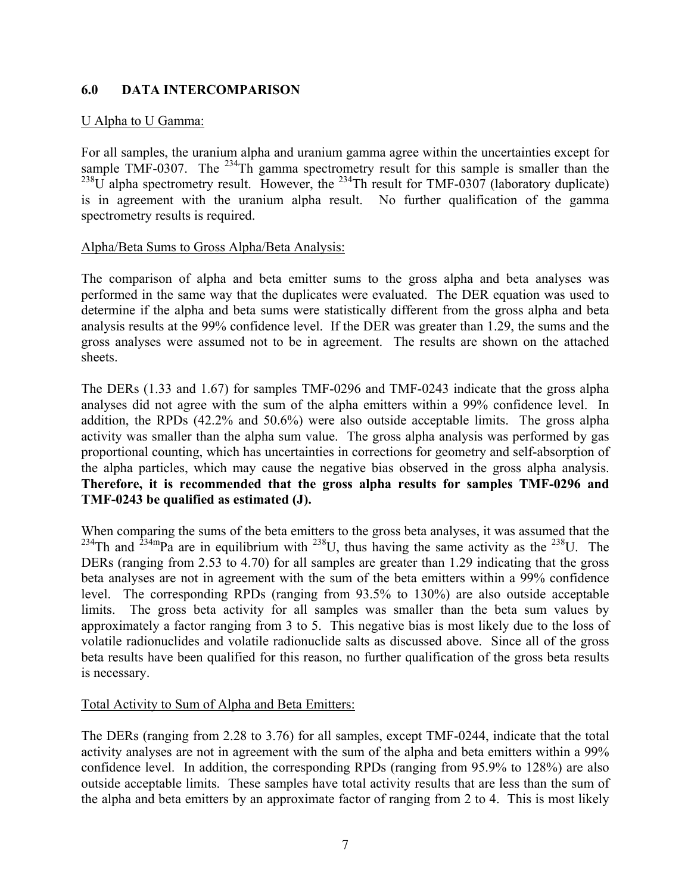## 6.0 DATA INTERCOMPARISON

U Alpha to U Gamma:

For all samples, the uranium alpha and uranium gamma agree within the uncertainties except for sample TMF-0307. The $^{234}$Th gamma spectrometry result for this sample is smaller than the $^{238}$U alpha spectrometry result. However, the $^{234}$Th result for TMF-0307 (laboratory duplicate) is in agreement with the uranium alpha result. No further qualification of the gamma spectrometry results is required.

Alpha/Beta Sums to Gross Alpha/Beta Analysis:

The comparison of alpha and beta emitter sums to the gross alpha and beta analyses was performed in the same way that the duplicates were evaluated. The DER equation was used to determine if the alpha and beta sums were statistically different from the gross alpha and beta analysis results at the 99% confidence level. If the DER was greater than 1.29, the sums and the gross analyses were assumed not to be in agreement. The results are shown on the attached sheets.

The DERs (1.33 and 1.67) for samples TMF-0296 and TMF-0243 indicate that the gross alpha analyses did not agree with the sum of the alpha emitters within a 99% confidence level. In addition, the RPDs (42.2% and 50.6%) were also outside acceptable limits. The gross alpha activity was smaller than the alpha sum value. The gross alpha analysis was performed by gas proportional counting, which has uncertainties in corrections for geometry and self-absorption of the alpha particles, which may cause the negative bias observed in the gross alpha analysis. **Therefore, it is recommended that the gross alpha results for samples TMF-0296 and TMF-0243 be qualified as estimated (J).**

When comparing the sums of the beta emitters to the gross beta analyses, it was assumed that the $^{234}$Th and $^{234m}$Pa are in equilibrium with $^{238}$U, thus having the same activity as the $^{238}$U. The DERs (ranging from 2.53 to 4.70) for all samples are greater than 1.29 indicating that the gross beta analyses are not in agreement with the sum of the beta emitters within a 99% confidence level. The corresponding RPDs (ranging from 93.5% to 130%) are also outside acceptable limits. The gross beta activity for all samples was smaller than the beta sum values by approximately a factor ranging from 3 to 5. This negative bias is most likely due to the loss of volatile radionuclides and volatile radionuclide salts as discussed above. Since all of the gross beta results have been qualified for this reason, no further qualification of the gross beta results is necessary.

Total Activity to Sum of Alpha and Beta Emitters:

The DERs (ranging from 2.28 to 3.76) for all samples, except TMF-0244, indicate that the total activity analyses are not in agreement with the sum of the alpha and beta emitters within a 99% confidence level. In addition, the corresponding RPDs (ranging from 95.9% to 128%) are also outside acceptable limits. These samples have total activity results that are less than the sum of the alpha and beta emitters by an approximate factor of ranging from 2 to 4. This is most likely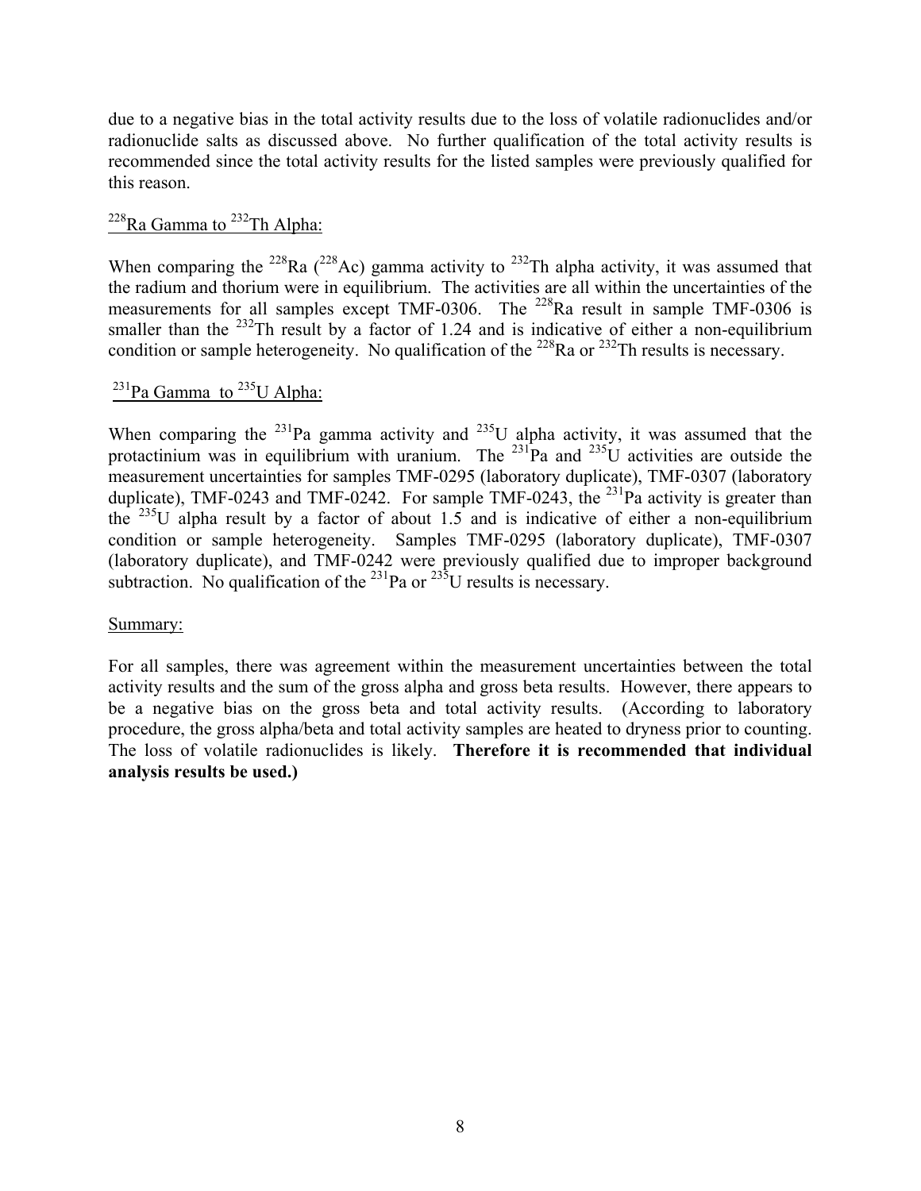due to a negative bias in the total activity results due to the loss of volatile radionuclides and/or radionuclide salts as discussed above. No further qualification of the total activity results is recommended since the total activity results for the listed samples were previously qualified for this reason.

$^{228}$Ra Gamma to $^{232}$Th Alpha:

When comparing the $^{228}$Ra ($^{228}$Ac) gamma activity to $^{232}$Th alpha activity, it was assumed that the radium and thorium were in equilibrium. The activities are all within the uncertainties of the measurements for all samples except TMF-0306. The $^{228}$Ra result in sample TMF-0306 is smaller than the $^{232}$Th result by a factor of 1.24 and is indicative of either a non-equilibrium condition or sample heterogeneity. No qualification of the $^{228}$Ra or $^{232}$Th results is necessary.

$^{231}$Pa Gamma to $^{235}$U Alpha:

When comparing the $^{231}$Pa gamma activity and $^{235}$U alpha activity, it was assumed that the protactinium was in equilibrium with uranium. The $^{231}$Pa and $^{235}$U activities are outside the measurement uncertainties for samples TMF-0295 (laboratory duplicate), TMF-0307 (laboratory duplicate), TMF-0243 and TMF-0242. For sample TMF-0243, the $^{231}$Pa activity is greater than the $^{235}$U alpha result by a factor of about 1.5 and is indicative of either a non-equilibrium condition or sample heterogeneity. Samples TMF-0295 (laboratory duplicate), TMF-0307 (laboratory duplicate), and TMF-0242 were previously qualified due to improper background subtraction. No qualification of the $^{231}$Pa or $^{235}$U results is necessary.

Summary:

For all samples, there was agreement within the measurement uncertainties between the total activity results and the sum of the gross alpha and gross beta results. However, there appears to be a negative bias on the gross beta and total activity results. (According to laboratory procedure, the gross alpha/beta and total activity samples are heated to dryness prior to counting. The loss of volatile radionuclides is likely. **Therefore it is recommended that individual analysis results be used.)**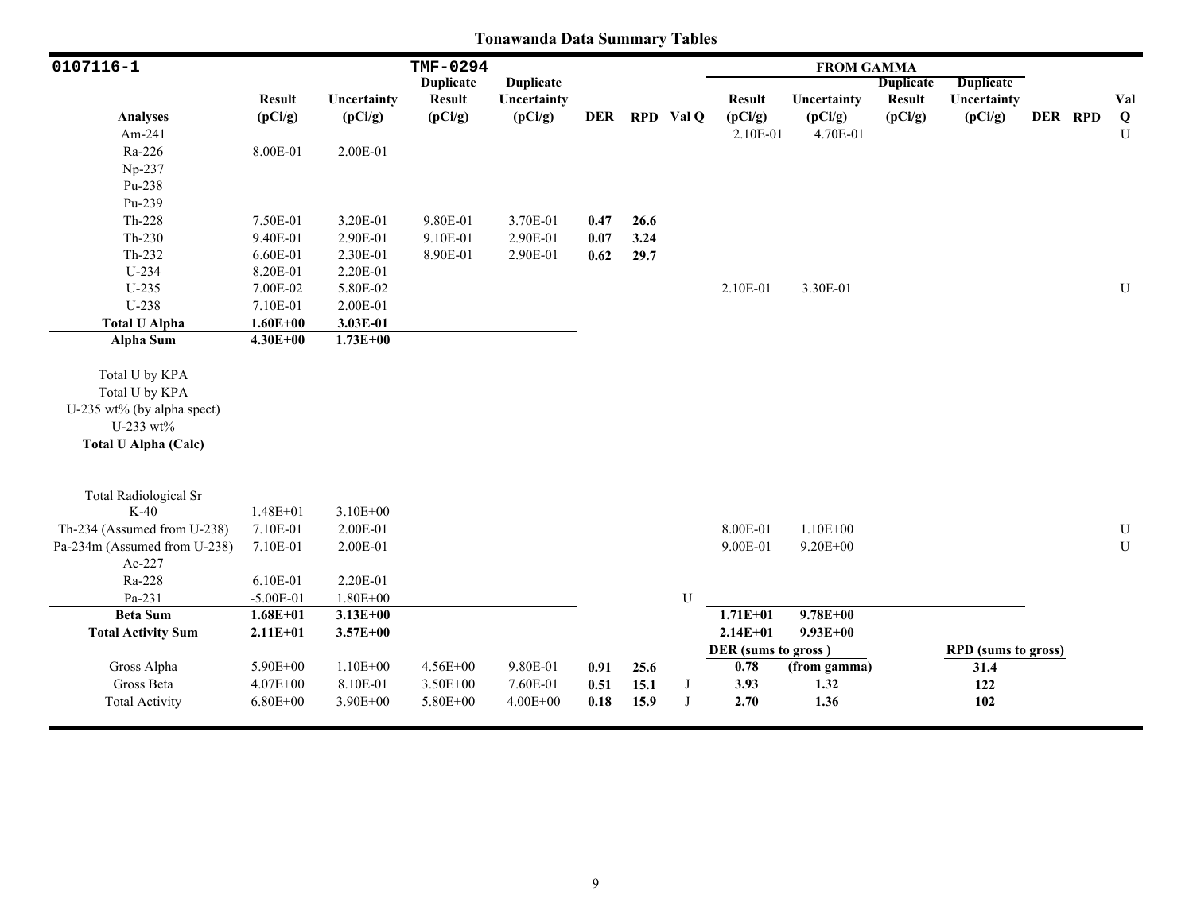## Tonawanda Data Summary Tables

| 0107116-1 | | | TMF-0294 | | | | | FROM GAMMA | | | | | | |
|---|---|---|---|---|---|---|---|---|---|---|---|---|---|---|
| Analyses | Result (pCi/g) | Uncertainty (pCi/g) | Duplicate Result (pCi/g) | Duplicate Uncertainty (pCi/g) | DER | RPD | Val Q | Result (pCi/g) | Uncertainty (pCi/g) | Duplicate Result (pCi/g) | Duplicate Uncertainty (pCi/g) | DER | RPD | Val Q |
| Am-241 | | | | | | | | 2.10E-01 | 4.70E-01 | | | | | U |
| Ra-226 | 8.00E-01 | 2.00E-01 | | | | | | | | | | | | |
| Np-237 | | | | | | | | | | | | | | |
| Pu-238 | | | | | | | | | | | | | | |
| Pu-239 | | | | | | | | | | | | | | |
| Th-228 | 7.50E-01 | 3.20E-01 | 9.80E-01 | 3.70E-01 | **0.47** | **26.6** | | | | | | | | |
| Th-230 | 9.40E-01 | 2.90E-01 | 9.10E-01 | 2.90E-01 | **0.07** | **3.24** | | | | | | | | |
| Th-232 | 6.60E-01 | 2.30E-01 | 8.90E-01 | 2.90E-01 | **0.62** | **29.7** | | | | | | | | |
| U-234 | 8.20E-01 | 2.20E-01 | | | | | | | | | | | | |
| U-235 | 7.00E-02 | 5.80E-02 | | | | | | 2.10E-01 | 3.30E-01 | | | | | U |
| U-238 | 7.10E-01 | 2.00E-01 | | | | | | | | | | | | |
| **Total U Alpha** | **1.60E+00** | **3.03E-01** | | | | | | | | | | | | |
| **Alpha Sum** | **4.30E+00** | **1.73E+00** | | | | | | | | | | | | |
| Total U by KPA | | | | | | | | | | | | | | |
| Total U by KPA | | | | | | | | | | | | | | |
| U-235 wt% (by alpha spect) | | | | | | | | | | | | | | |
| U-233 wt% | | | | | | | | | | | | | | |
| **Total U Alpha (Calc)** | | | | | | | | | | | | | | |
| Total Radiological Sr | | | | | | | | | | | | | | |
| K-40 | 1.48E+01 | 3.10E+00 | | | | | | | | | | | | |
| Th-234 (Assumed from U-238) | 7.10E-01 | 2.00E-01 | | | | | | 8.00E-01 | 1.10E+00 | | | | | U |
| Pa-234m (Assumed from U-238) | 7.10E-01 | 2.00E-01 | | | | | | 9.00E-01 | 9.20E+00 | | | | | U |
| Ac-227 | | | | | | | | | | | | | | |
| Ra-228 | 6.10E-01 | 2.20E-01 | | | | | | | | | | | | |
| Pa-231 | -5.00E-01 | 1.80E+00 | | | | | U | | | | | | | |
| **Beta Sum** | **1.68E+01** | **3.13E+00** | | | | | | **1.71E+01** | **9.78E+00** | | | | | |
| **Total Activity Sum** | **2.11E+01** | **3.57E+00** | | | | | | **2.14E+01** | **9.93E+00** | | | | | |
| | | | | | | | | **DER (sums to gross )** | | | **RPD (sums to gross)** | | | |
| Gross Alpha | 5.90E+00 | 1.10E+00 | 4.56E+00 | 9.80E-01 | **0.91** | **25.6** | | **0.78** | **(from gamma)** | | **31.4** | | | |
| Gross Beta | 4.07E+00 | 8.10E-01 | 3.50E+00 | 7.60E-01 | **0.51** | **15.1** | J | **3.93** | **1.32** | | **122** | | | |
| Total Activity | 6.80E+00 | 3.90E+00 | 5.80E+00 | 4.00E+00 | **0.18** | **15.9** | J | **2.70** | **1.36** | | **102** | | | |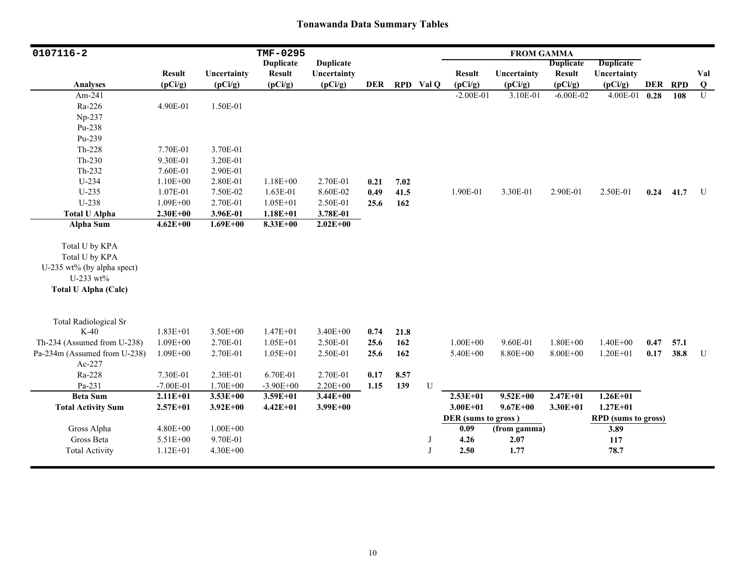# Tonawanda Data Summary Tables

| 0107116-2 | | | TMF-0295 | | | | | FROM GAMMA | | | | | | |
|---|---|---|---|---|---|---|---|---|---|---|---|---|---|---|
| Analyses | Result (pCi/g) | Uncertainty (pCi/g) | Duplicate Result (pCi/g) | Duplicate Uncertainty (pCi/g) | DER | RPD | Val Q | Result (pCi/g) | Uncertainty (pCi/g) | Duplicate Result (pCi/g) | Duplicate Uncertainty (pCi/g) | DER | RPD | Val Q |
| Am-241 | | | | | | | | -2.00E-01 | 3.10E-01 | -6.00E-02 | 4.00E-01 | 0.28 | 108 | U |
| Ra-226 | 4.90E-01 | 1.50E-01 | | | | | | | | | | | | |
| Np-237 | | | | | | | | | | | | | | |
| Pu-238 | | | | | | | | | | | | | | |
| Pu-239 | | | | | | | | | | | | | | |
| Th-228 | 7.70E-01 | 3.70E-01 | | | | | | | | | | | | |
| Th-230 | 9.30E-01 | 3.20E-01 | | | | | | | | | | | | |
| Th-232 | 7.60E-01 | 2.90E-01 | | | | | | | | | | | | |
| U-234 | 1.10E+00 | 2.80E-01 | 1.18E+00 | 2.70E-01 | 0.21 | 7.02 | | | | | | | | |
| U-235 | 1.07E-01 | 7.50E-02 | 1.63E-01 | 8.60E-02 | 0.49 | 41.5 | | 1.90E-01 | 3.30E-01 | 2.90E-01 | 2.50E-01 | 0.24 | 41.7 | U |
| U-238 | 1.09E+00 | 2.70E-01 | 1.05E+01 | 2.50E-01 | 25.6 | 162 | | | | | | | | |
| **Total U Alpha** | **2.30E+00** | **3.96E-01** | **1.18E+01** | **3.78E-01** | | | | | | | | | | |
| **Alpha Sum** | **4.62E+00** | **1.69E+00** | **8.33E+00** | **2.02E+00** | | | | | | | | | | |
| Total U by KPA | | | | | | | | | | | | | | |
| Total U by KPA | | | | | | | | | | | | | | |
| U-235 wt% (by alpha spect) | | | | | | | | | | | | | | |
| U-233 wt% | | | | | | | | | | | | | | |
| **Total U Alpha (Calc)** | | | | | | | | | | | | | | |
| Total Radiological Sr | | | | | | | | | | | | | | |
| K-40 | 1.83E+01 | 3.50E+00 | 1.47E+01 | 3.40E+00 | 0.74 | 21.8 | | | | | | | | |
| Th-234 (Assumed from U-238) | 1.09E+00 | 2.70E-01 | 1.05E+01 | 2.50E-01 | 25.6 | 162 | | 1.00E+00 | 9.60E-01 | 1.80E+00 | 1.40E+00 | 0.47 | 57.1 | |
| Pa-234m (Assumed from U-238) | 1.09E+00 | 2.70E-01 | 1.05E+01 | 2.50E-01 | 25.6 | 162 | | 5.40E+00 | 8.80E+00 | 8.00E+00 | 1.20E+01 | 0.17 | 38.8 | U |
| Ac-227 | | | | | | | | | | | | | | |
| Ra-228 | 7.30E-01 | 2.30E-01 | 6.70E-01 | 2.70E-01 | 0.17 | 8.57 | | | | | | | | |
| Pa-231 | -7.00E-01 | 1.70E+00 | -3.90E+00 | 2.20E+00 | 1.15 | 139 | U | | | | | | | |
| **Beta Sum** | **2.11E+01** | **3.53E+00** | **3.59E+01** | **3.44E+00** | | | | **2.53E+01** | **9.52E+00** | **2.47E+01** | **1.26E+01** | | | |
| **Total Activity Sum** | **2.57E+01** | **3.92E+00** | **4.42E+01** | **3.99E+00** | | | | **3.00E+01** | **9.67E+00** | **3.30E+01** | **1.27E+01** | | | |
| | | | | | | | | **DER (sums to gross)** | | | **RPD (sums to gross)** | | | |
| Gross Alpha | 4.80E+00 | 1.00E+00 | | | | | | **0.09** | **(from gamma)** | | **3.89** | | | |
| Gross Beta | 5.51E+00 | 9.70E-01 | | | | | J | **4.26** | **2.07** | | **117** | | | |
| Total Activity | 1.12E+01 | 4.30E+00 | | | | | J | **2.50** | **1.77** | | **78.7** | | | |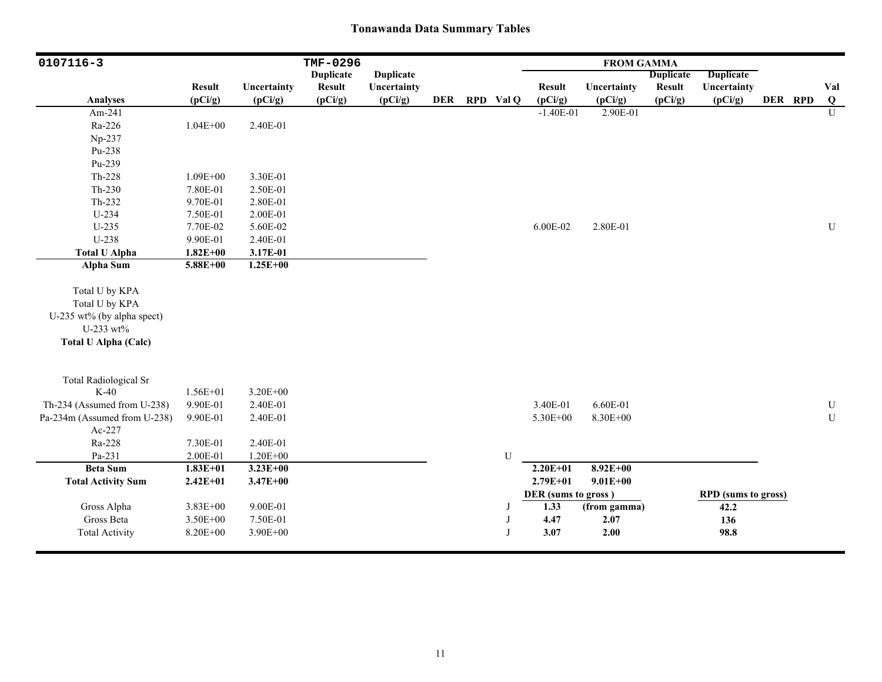# Tonawanda Data Summary Tables

| 0107116-3 | | | TMF-0296 | | | | | FROM GAMMA | | | | | | |
|---|---|---|---|---|---|---|---|---|---|---|---|---|---|---|
| **Analyses** | **Result (pCi/g)** | **Uncertainty (pCi/g)** | **Duplicate Result (pCi/g)** | **Duplicate Uncertainty (pCi/g)** | **DER** | **RPD** | **Val Q** | **Result (pCi/g)** | **Uncertainty (pCi/g)** | **Duplicate Result (pCi/g)** | **Duplicate Uncertainty (pCi/g)** | **DER** | **RPD** | **Val Q** |
| Am-241 | | | | | | | | -1.40E-01 | 2.90E-01 | | | | | U |
| Ra-226 | 1.04E+00 | 2.40E-01 | | | | | | | | | | | | |
| Np-237 | | | | | | | | | | | | | | |
| Pu-238 | | | | | | | | | | | | | | |
| Pu-239 | | | | | | | | | | | | | | |
| Th-228 | 1.09E+00 | 3.30E-01 | | | | | | | | | | | | |
| Th-230 | 7.80E-01 | 2.50E-01 | | | | | | | | | | | | |
| Th-232 | 9.70E-01 | 2.80E-01 | | | | | | | | | | | | |
| U-234 | 7.50E-01 | 2.00E-01 | | | | | | | | | | | | |
| U-235 | 7.70E-02 | 5.60E-02 | | | | | | 6.00E-02 | 2.80E-01 | | | | | U |
| U-238 | 9.90E-01 | 2.40E-01 | | | | | | | | | | | | |
| **Total U Alpha** | **1.82E+00** | **3.17E-01** | | | | | | | | | | | | |
| **Alpha Sum** | **5.88E+00** | **1.25E+00** | | | | | | | | | | | | |
| Total U by KPA | | | | | | | | | | | | | | |
| Total U by KPA | | | | | | | | | | | | | | |
| U-235 wt% (by alpha spect) | | | | | | | | | | | | | | |
| U-233 wt% | | | | | | | | | | | | | | |
| **Total U Alpha (Calc)** | | | | | | | | | | | | | | |
| Total Radiological Sr | | | | | | | | | | | | | | |
| K-40 | 1.56E+01 | 3.20E+00 | | | | | | | | | | | | |
| Th-234 (Assumed from U-238) | 9.90E-01 | 2.40E-01 | | | | | | 3.40E-01 | 6.60E-01 | | | | | U |
| Pa-234m (Assumed from U-238) | 9.90E-01 | 2.40E-01 | | | | | | 5.30E+00 | 8.30E+00 | | | | | U |
| Ac-227 | | | | | | | | | | | | | | |
| Ra-228 | 7.30E-01 | 2.40E-01 | | | | | | | | | | | | |
| Pa-231 | 2.00E-01 | 1.20E+00 | | | | | U | | | | | | | |
| **Beta Sum** | **1.83E+01** | **3.23E+00** | | | | | | **2.20E+01** | **8.92E+00** | | | | | |
| **Total Activity Sum** | **2.42E+01** | **3.47E+00** | | | | | | **2.79E+01** | **9.01E+00** | | | | | |
| | | | | | | | | **DER (sums to gross)** | | | **RPD (sums to gross)** | | | |
| Gross Alpha | 3.83E+00 | 9.00E-01 | | | | | J | **1.33** | **(from gamma)** | | **42.2** | | | |
| Gross Beta | 3.50E+00 | 7.50E-01 | | | | | J | **4.47** | **2.07** | | **136** | | | |
| Total Activity | 8.20E+00 | 3.90E+00 | | | | | J | **3.07** | **2.00** | | **98.8** | | | |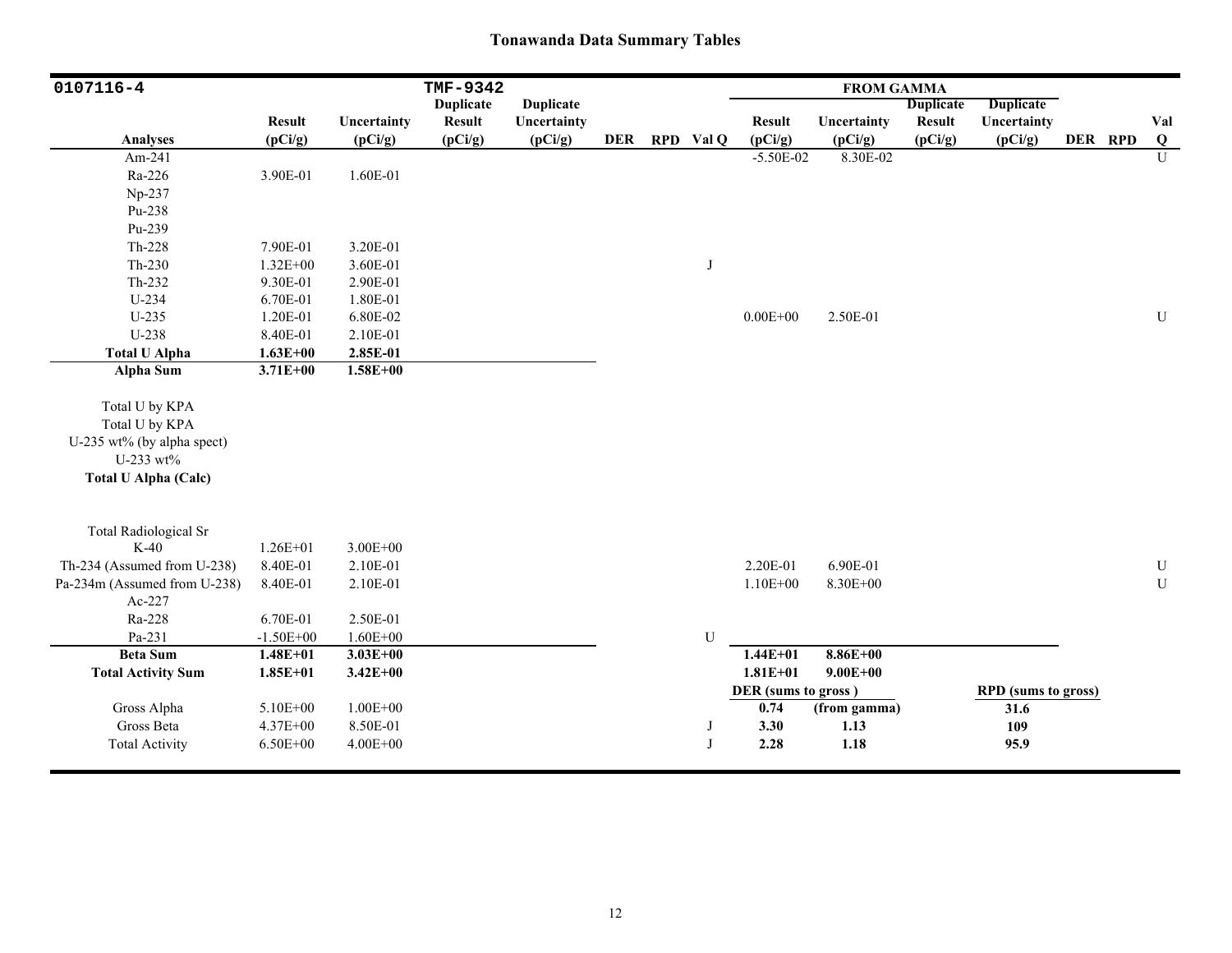# Tonawanda Data Summary Tables

| 0107116-4 | | | TMF-9342 | | | | | FROM GAMMA | | | | | | |
|---|---|---|---|---|---|---|---|---|---|---|---|---|---|---|
| | | | Duplicate | Duplicate | | | | | | Duplicate | Duplicate | | | |
| | Result | Uncertainty | Result | Uncertainty | | | | Result | Uncertainty | Result | Uncertainty | | | Val |
| Analyses | (pCi/g) | (pCi/g) | (pCi/g) | (pCi/g) | DER | RPD | Val Q | (pCi/g) | (pCi/g) | (pCi/g) | (pCi/g) | DER | RPD | Q |
| Am-241 | | | | | | | | -5.50E-02 | 8.30E-02 | | | | | U |
| Ra-226 | 3.90E-01 | 1.60E-01 | | | | | | | | | | | | |
| Np-237 | | | | | | | | | | | | | | |
| Pu-238 | | | | | | | | | | | | | | |
| Pu-239 | | | | | | | | | | | | | | |
| Th-228 | 7.90E-01 | 3.20E-01 | | | | | | | | | | | | |
| Th-230 | 1.32E+00 | 3.60E-01 | | | | | J | | | | | | | |
| Th-232 | 9.30E-01 | 2.90E-01 | | | | | | | | | | | | |
| U-234 | 6.70E-01 | 1.80E-01 | | | | | | | | | | | | |
| U-235 | 1.20E-01 | 6.80E-02 | | | | | | 0.00E+00 | 2.50E-01 | | | | | U |
| U-238 | 8.40E-01 | 2.10E-01 | | | | | | | | | | | | |
| **Total U Alpha** | **1.63E+00** | **2.85E-01** | | | | | | | | | | | | |
| **Alpha Sum** | **3.71E+00** | **1.58E+00** | | | | | | | | | | | | |
| Total U by KPA | | | | | | | | | | | | | | |
| Total U by KPA | | | | | | | | | | | | | | |
| U-235 wt% (by alpha spect) | | | | | | | | | | | | | | |
| U-233 wt% | | | | | | | | | | | | | | |
| **Total U Alpha (Calc)** | | | | | | | | | | | | | | |
| Total Radiological Sr | | | | | | | | | | | | | | |
| K-40 | 1.26E+01 | 3.00E+00 | | | | | | | | | | | | |
| Th-234 (Assumed from U-238) | 8.40E-01 | 2.10E-01 | | | | | | 2.20E-01 | 6.90E-01 | | | | | U |
| Pa-234m (Assumed from U-238) | 8.40E-01 | 2.10E-01 | | | | | | 1.10E+00 | 8.30E+00 | | | | | U |
| Ac-227 | | | | | | | | | | | | | | |
| Ra-228 | 6.70E-01 | 2.50E-01 | | | | | | | | | | | | |
| Pa-231 | -1.50E+00 | 1.60E+00 | | | | | U | | | | | | | |
| **Beta Sum** | **1.48E+01** | **3.03E+00** | | | | | | **1.44E+01** | **8.86E+00** | | | | | |
| **Total Activity Sum** | **1.85E+01** | **3.42E+00** | | | | | | **1.81E+01** | **9.00E+00** | | | | | |
| | | | | | | | | **DER (sums to gross )** | | | **RPD (sums to gross)** | | | |
| Gross Alpha | 5.10E+00 | 1.00E+00 | | | | | | **0.74** | **(from gamma)** | | **31.6** | | | |
| Gross Beta | 4.37E+00 | 8.50E-01 | | | | | J | **3.30** | **1.13** | | **109** | | | |
| Total Activity | 6.50E+00 | 4.00E+00 | | | | | J | **2.28** | **1.18** | | **95.9** | | | |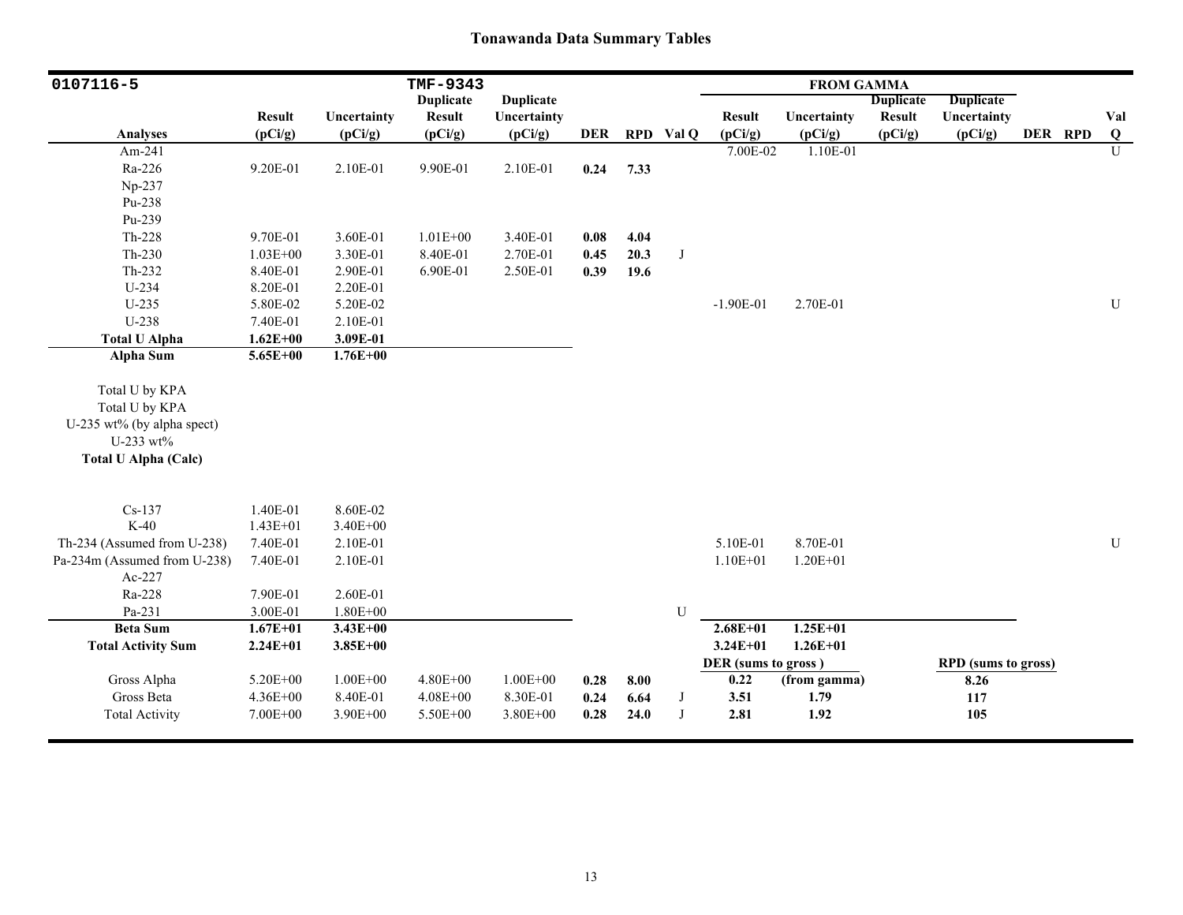## Tonawanda Data Summary Tables

| 0107116-5 | | | TMF-9343 | | | | | FROM GAMMA | | | | | | |
|---|---|---|---|---|---|---|---|---|---|---|---|---|---|---|
| Analyses | Result (pCi/g) | Uncertainty (pCi/g) | Duplicate Result (pCi/g) | Duplicate Uncertainty (pCi/g) | DER | RPD | Val Q | Result (pCi/g) | Uncertainty (pCi/g) | Duplicate Result (pCi/g) | Duplicate Uncertainty (pCi/g) | DER | RPD | Val Q |
| Am-241 | | | | | | | | 7.00E-02 | 1.10E-01 | | | | | U |
| Ra-226 | 9.20E-01 | 2.10E-01 | 9.90E-01 | 2.10E-01 | **0.24** | **7.33** | | | | | | | | |
| Np-237 | | | | | | | | | | | | | | |
| Pu-238 | | | | | | | | | | | | | | |
| Pu-239 | | | | | | | | | | | | | | |
| Th-228 | 9.70E-01 | 3.60E-01 | 1.01E+00 | 3.40E-01 | **0.08** | **4.04** | | | | | | | | |
| Th-230 | 1.03E+00 | 3.30E-01 | 8.40E-01 | 2.70E-01 | **0.45** | **20.3** | J | | | | | | | |
| Th-232 | 8.40E-01 | 2.90E-01 | 6.90E-01 | 2.50E-01 | **0.39** | **19.6** | | | | | | | | |
| U-234 | 8.20E-01 | 2.20E-01 | | | | | | | | | | | | |
| U-235 | 5.80E-02 | 5.20E-02 | | | | | | -1.90E-01 | 2.70E-01 | | | | | U |
| U-238 | 7.40E-01 | 2.10E-01 | | | | | | | | | | | | |
| **Total U Alpha** | **1.62E+00** | **3.09E-01** | | | | | | | | | | | | |
| **Alpha Sum** | **5.65E+00** | **1.76E+00** | | | | | | | | | | | | |
| Total U by KPA | | | | | | | | | | | | | | |
| Total U by KPA | | | | | | | | | | | | | | |
| U-235 wt% (by alpha spect) | | | | | | | | | | | | | | |
| U-233 wt% | | | | | | | | | | | | | | |
| **Total U Alpha (Calc)** | | | | | | | | | | | | | | |
| Cs-137 | 1.40E-01 | 8.60E-02 | | | | | | | | | | | | |
| K-40 | 1.43E+01 | 3.40E+00 | | | | | | | | | | | | |
| Th-234 (Assumed from U-238) | 7.40E-01 | 2.10E-01 | | | | | | 5.10E-01 | 8.70E-01 | | | | | U |
| Pa-234m (Assumed from U-238) | 7.40E-01 | 2.10E-01 | | | | | | 1.10E+01 | 1.20E+01 | | | | | |
| Ac-227 | | | | | | | | | | | | | | |
| Ra-228 | 7.90E-01 | 2.60E-01 | | | | | | | | | | | | |
| Pa-231 | 3.00E-01 | 1.80E+00 | | | | | U | | | | | | | |
| **Beta Sum** | **1.67E+01** | **3.43E+00** | | | | | | **2.68E+01** | **1.25E+01** | | | | | |
| **Total Activity Sum** | **2.24E+01** | **3.85E+00** | | | | | | **3.24E+01** | **1.26E+01** | | | | | |
| | | | | | | | | **DER (sums to gross)** | | | **RPD (sums to gross)** | | | |
| Gross Alpha | 5.20E+00 | 1.00E+00 | 4.80E+00 | 1.00E+00 | **0.28** | **8.00** | | **0.22** | **(from gamma)** | | **8.26** | | | |
| Gross Beta | 4.36E+00 | 8.40E-01 | 4.08E+00 | 8.30E-01 | **0.24** | **6.64** | J | **3.51** | **1.79** | | **117** | | | |
| Total Activity | 7.00E+00 | 3.90E+00 | 5.50E+00 | 3.80E+00 | **0.28** | **24.0** | J | **2.81** | **1.92** | | **105** | | | |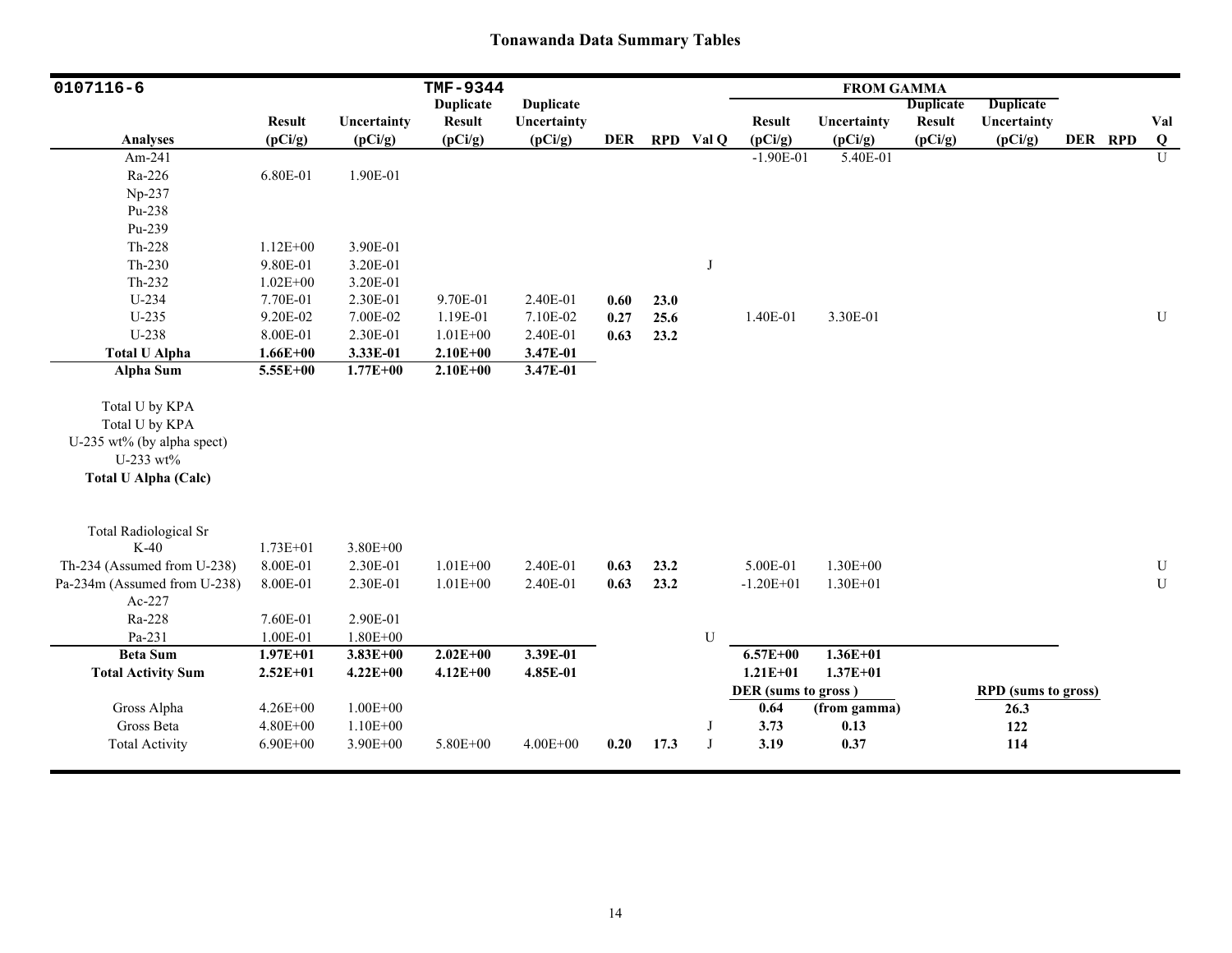# Tonawanda Data Summary Tables

| 0107116-6 | | | TMF-9344 | | | | | FROM GAMMA | | | | | | |
|---|---|---|---|---|---|---|---|---|---|---|---|---|---|---|
| Analyses | Result (pCi/g) | Uncertainty (pCi/g) | Duplicate Result (pCi/g) | Duplicate Uncertainty (pCi/g) | DER | RPD | Val Q | Result (pCi/g) | Uncertainty (pCi/g) | Duplicate Result (pCi/g) | Duplicate Uncertainty (pCi/g) | DER | RPD | Val Q |
| Am-241 | | | | | | | | -1.90E-01 | 5.40E-01 | | | | | U |
| Ra-226 | 6.80E-01 | 1.90E-01 | | | | | | | | | | | | |
| Np-237 | | | | | | | | | | | | | | |
| Pu-238 | | | | | | | | | | | | | | |
| Pu-239 | | | | | | | | | | | | | | |
| Th-228 | 1.12E+00 | 3.90E-01 | | | | | | | | | | | | |
| Th-230 | 9.80E-01 | 3.20E-01 | | | | | J | | | | | | | |
| Th-232 | 1.02E+00 | 3.20E-01 | | | | | | | | | | | | |
| U-234 | 7.70E-01 | 2.30E-01 | 9.70E-01 | 2.40E-01 | **0.60** | **23.0** | | | | | | | | |
| U-235 | 9.20E-02 | 7.00E-02 | 1.19E-01 | 7.10E-02 | **0.27** | **25.6** | | 1.40E-01 | 3.30E-01 | | | | | U |
| U-238 | 8.00E-01 | 2.30E-01 | 1.01E+00 | 2.40E-01 | **0.63** | **23.2** | | | | | | | | |
| **Total U Alpha** | **1.66E+00** | **3.33E-01** | **2.10E+00** | **3.47E-01** | | | | | | | | | | |
| **Alpha Sum** | **5.55E+00** | **1.77E+00** | **2.10E+00** | **3.47E-01** | | | | | | | | | | |
| Total U by KPA | | | | | | | | | | | | | | |
| Total U by KPA | | | | | | | | | | | | | | |
| U-235 wt% (by alpha spect) | | | | | | | | | | | | | | |
| U-233 wt% | | | | | | | | | | | | | | |
| **Total U Alpha (Calc)** | | | | | | | | | | | | | | |
| Total Radiological Sr | | | | | | | | | | | | | | |
| K-40 | 1.73E+01 | 3.80E+00 | | | | | | | | | | | | |
| Th-234 (Assumed from U-238) | 8.00E-01 | 2.30E-01 | 1.01E+00 | 2.40E-01 | **0.63** | **23.2** | | 5.00E-01 | 1.30E+00 | | | | | U |
| Pa-234m (Assumed from U-238) | 8.00E-01 | 2.30E-01 | 1.01E+00 | 2.40E-01 | **0.63** | **23.2** | | -1.20E+01 | 1.30E+01 | | | | | U |
| Ac-227 | | | | | | | | | | | | | | |
| Ra-228 | 7.60E-01 | 2.90E-01 | | | | | | | | | | | | |
| Pa-231 | 1.00E-01 | 1.80E+00 | | | | | U | | | | | | | |
| **Beta Sum** | **1.97E+01** | **3.83E+00** | **2.02E+00** | **3.39E-01** | | | | **6.57E+00** | **1.36E+01** | | | | | |
| **Total Activity Sum** | **2.52E+01** | **4.22E+00** | **4.12E+00** | **4.85E-01** | | | | **1.21E+01** | **1.37E+01** | | | | | |
| | | | | | | | | **DER (sums to gross )** | | | **RPD (sums to gross)** | | | |
| Gross Alpha | 4.26E+00 | 1.00E+00 | | | | | | **0.64** | **(from gamma)** | | **26.3** | | | |
| Gross Beta | 4.80E+00 | 1.10E+00 | | | | | J | **3.73** | **0.13** | | **122** | | | |
| Total Activity | 6.90E+00 | 3.90E+00 | 5.80E+00 | 4.00E+00 | **0.20** | **17.3** | J | **3.19** | **0.37** | | **114** | | | |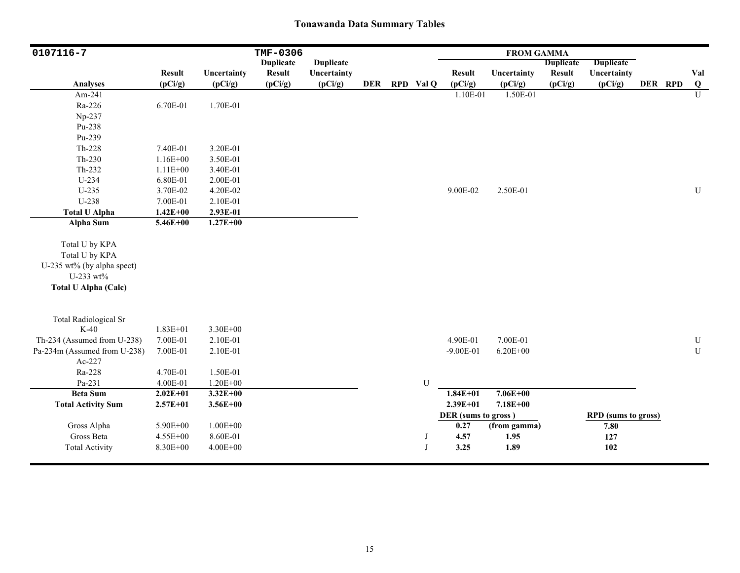# Tonawanda Data Summary Tables

| 0107116-7 | | | TMF-0306 | | | | | FROM GAMMA | | | | | | |
|---|---|---|---|---|---|---|---|---|---|---|---|---|---|---|
| | | | Duplicate | Duplicate | | | | | | Duplicate | Duplicate | | | |
| | Result | Uncertainty | Result | Uncertainty | | | | Result | Uncertainty | Result | Uncertainty | | | Val |
| Analyses | (pCi/g) | (pCi/g) | (pCi/g) | (pCi/g) | DER | RPD | Val Q | (pCi/g) | (pCi/g) | (pCi/g) | (pCi/g) | DER | RPD | Q |
| Am-241 | | | | | | | | 1.10E-01 | 1.50E-01 | | | | | U |
| Ra-226 | 6.70E-01 | 1.70E-01 | | | | | | | | | | | | |
| Np-237 | | | | | | | | | | | | | | |
| Pu-238 | | | | | | | | | | | | | | |
| Pu-239 | | | | | | | | | | | | | | |
| Th-228 | 7.40E-01 | 3.20E-01 | | | | | | | | | | | | |
| Th-230 | 1.16E+00 | 3.50E-01 | | | | | | | | | | | | |
| Th-232 | 1.11E+00 | 3.40E-01 | | | | | | | | | | | | |
| U-234 | 6.80E-01 | 2.00E-01 | | | | | | | | | | | | |
| U-235 | 3.70E-02 | 4.20E-02 | | | | | | 9.00E-02 | 2.50E-01 | | | | | U |
| U-238 | 7.00E-01 | 2.10E-01 | | | | | | | | | | | | |
| **Total U Alpha** | **1.42E+00** | **2.93E-01** | | | | | | | | | | | | |
| **Alpha Sum** | **5.46E+00** | **1.27E+00** | | | | | | | | | | | | |
| Total U by KPA | | | | | | | | | | | | | | |
| Total U by KPA | | | | | | | | | | | | | | |
| U-235 wt% (by alpha spect) | | | | | | | | | | | | | | |
| U-233 wt% | | | | | | | | | | | | | | |
| **Total U Alpha (Calc)** | | | | | | | | | | | | | | |
| Total Radiological Sr | | | | | | | | | | | | | | |
| K-40 | 1.83E+01 | 3.30E+00 | | | | | | | | | | | | |
| Th-234 (Assumed from U-238) | 7.00E-01 | 2.10E-01 | | | | | | 4.90E-01 | 7.00E-01 | | | | | U |
| Pa-234m (Assumed from U-238) | 7.00E-01 | 2.10E-01 | | | | | | -9.00E-01 | 6.20E+00 | | | | | U |
| Ac-227 | | | | | | | | | | | | | | |
| Ra-228 | 4.70E-01 | 1.50E-01 | | | | | | | | | | | | |
| Pa-231 | 4.00E-01 | 1.20E+00 | | | | | U | | | | | | | |
| **Beta Sum** | **2.02E+01** | **3.32E+00** | | | | | | **1.84E+01** | **7.06E+00** | | | | | |
| **Total Activity Sum** | **2.57E+01** | **3.56E+00** | | | | | | **2.39E+01** | **7.18E+00** | | | | | |
| | | | | | | | | **DER (sums to gross )** | | | **RPD (sums to gross)** | | | |
| Gross Alpha | 5.90E+00 | 1.00E+00 | | | | | | **0.27** | **(from gamma)** | | **7.80** | | | |
| Gross Beta | 4.55E+00 | 8.60E-01 | | | | | J | **4.57** | **1.95** | | **127** | | | |
| Total Activity | 8.30E+00 | 4.00E+00 | | | | | J | **3.25** | **1.89** | | **102** | | | |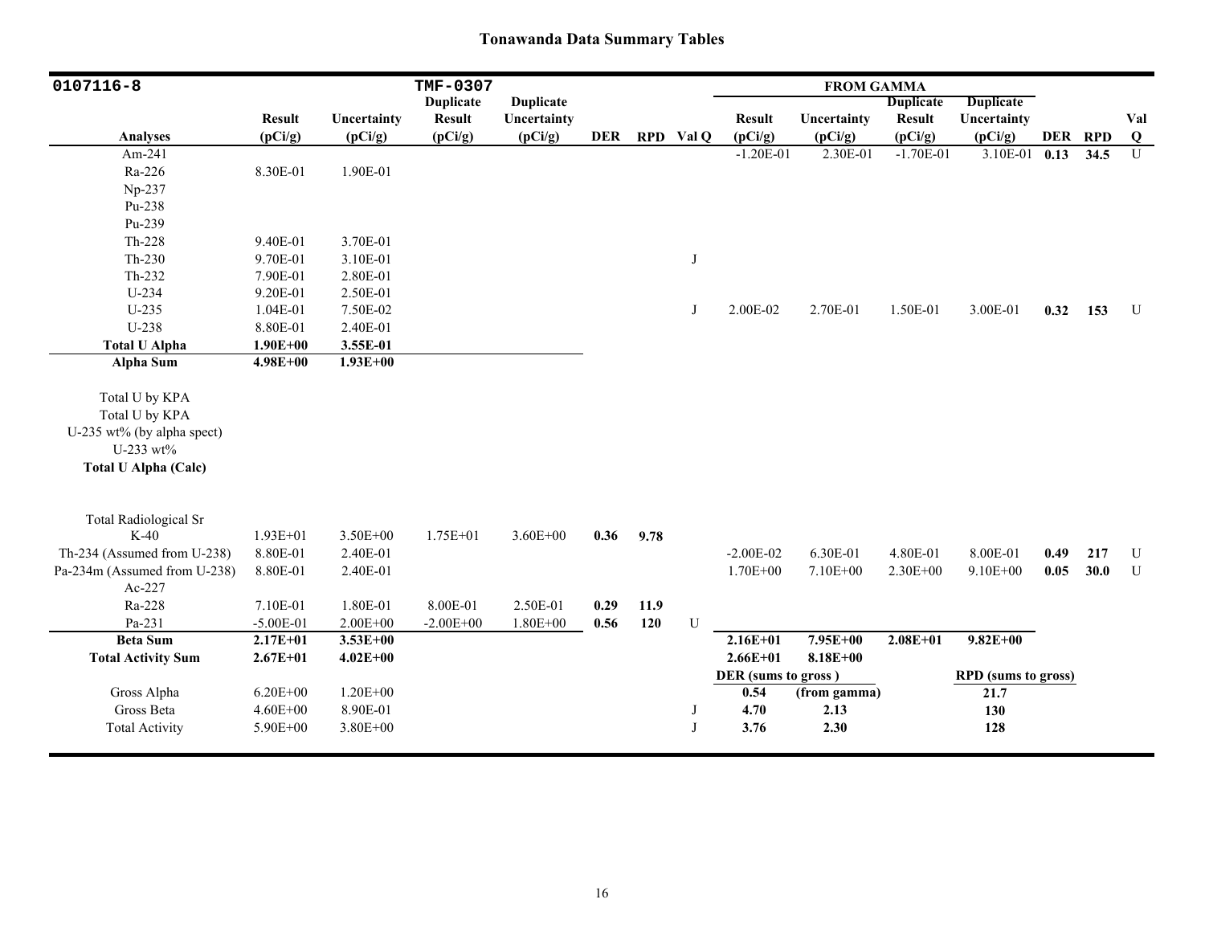## Tonawanda Data Summary Tables

| 0107116-8 | | | TMF-0307 | | | | | FROM GAMMA | | | | | | |
|---|---|---|---|---|---|---|---|---|---|---|---|---|---|---|
| Analyses | Result (pCi/g) | Uncertainty (pCi/g) | Duplicate Result (pCi/g) | Duplicate Uncertainty (pCi/g) | DER | RPD | Val Q | Result (pCi/g) | Uncertainty (pCi/g) | Duplicate Result (pCi/g) | Duplicate Uncertainty (pCi/g) | DER | RPD | Val Q |
| Am-241 | | | | | | | | -1.20E-01 | 2.30E-01 | -1.70E-01 | 3.10E-01 | 0.13 | 34.5 | U |
| Ra-226 | 8.30E-01 | 1.90E-01 | | | | | | | | | | | | |
| Np-237 | | | | | | | | | | | | | | |
| Pu-238 | | | | | | | | | | | | | | |
| Pu-239 | | | | | | | | | | | | | | |
| Th-228 | 9.40E-01 | 3.70E-01 | | | | | | | | | | | | |
| Th-230 | 9.70E-01 | 3.10E-01 | | | | | J | | | | | | | |
| Th-232 | 7.90E-01 | 2.80E-01 | | | | | | | | | | | | |
| U-234 | 9.20E-01 | 2.50E-01 | | | | | | | | | | | | |
| U-235 | 1.04E-01 | 7.50E-02 | | | | | J | 2.00E-02 | 2.70E-01 | 1.50E-01 | 3.00E-01 | 0.32 | 153 | U |
| U-238 | 8.80E-01 | 2.40E-01 | | | | | | | | | | | | |
| **Total U Alpha** | **1.90E+00** | **3.55E-01** | | | | | | | | | | | | |
| **Alpha Sum** | **4.98E+00** | **1.93E+00** | | | | | | | | | | | | |
| Total U by KPA | | | | | | | | | | | | | | |
| Total U by KPA | | | | | | | | | | | | | | |
| U-235 wt% (by alpha spect) | | | | | | | | | | | | | | |
| U-233 wt% | | | | | | | | | | | | | | |
| **Total U Alpha (Calc)** | | | | | | | | | | | | | | |
| Total Radiological Sr | | | | | | | | | | | | | | |
| K-40 | 1.93E+01 | 3.50E+00 | 1.75E+01 | 3.60E+00 | 0.36 | 9.78 | | | | | | | | |
| Th-234 (Assumed from U-238) | 8.80E-01 | 2.40E-01 | | | | | | -2.00E-02 | 6.30E-01 | 4.80E-01 | 8.00E-01 | 0.49 | 217 | U |
| Pa-234m (Assumed from U-238) | 8.80E-01 | 2.40E-01 | | | | | | 1.70E+00 | 7.10E+00 | 2.30E+00 | 9.10E+00 | 0.05 | 30.0 | U |
| Ac-227 | | | | | | | | | | | | | | |
| Ra-228 | 7.10E-01 | 1.80E-01 | 8.00E-01 | 2.50E-01 | 0.29 | 11.9 | | | | | | | | |
| Pa-231 | -5.00E-01 | 2.00E+00 | -2.00E+00 | 1.80E+00 | 0.56 | 120 | U | | | | | | | |
| **Beta Sum** | **2.17E+01** | **3.53E+00** | | | | | | **2.16E+01** | **7.95E+00** | **2.08E+01** | **9.82E+00** | | | |
| **Total Activity Sum** | **2.67E+01** | **4.02E+00** | | | | | | **2.66E+01** | **8.18E+00** | | | | | |
| | | | | | | | | **DER (sums to gross )** | | | **RPD (sums to gross)** | | | |
| Gross Alpha | 6.20E+00 | 1.20E+00 | | | | | | **0.54** | **(from gamma)** | | **21.7** | | | |
| Gross Beta | 4.60E+00 | 8.90E-01 | | | | | J | **4.70** | **2.13** | | **130** | | | |
| Total Activity | 5.90E+00 | 3.80E+00 | | | | | J | **3.76** | **2.30** | | **128** | | | |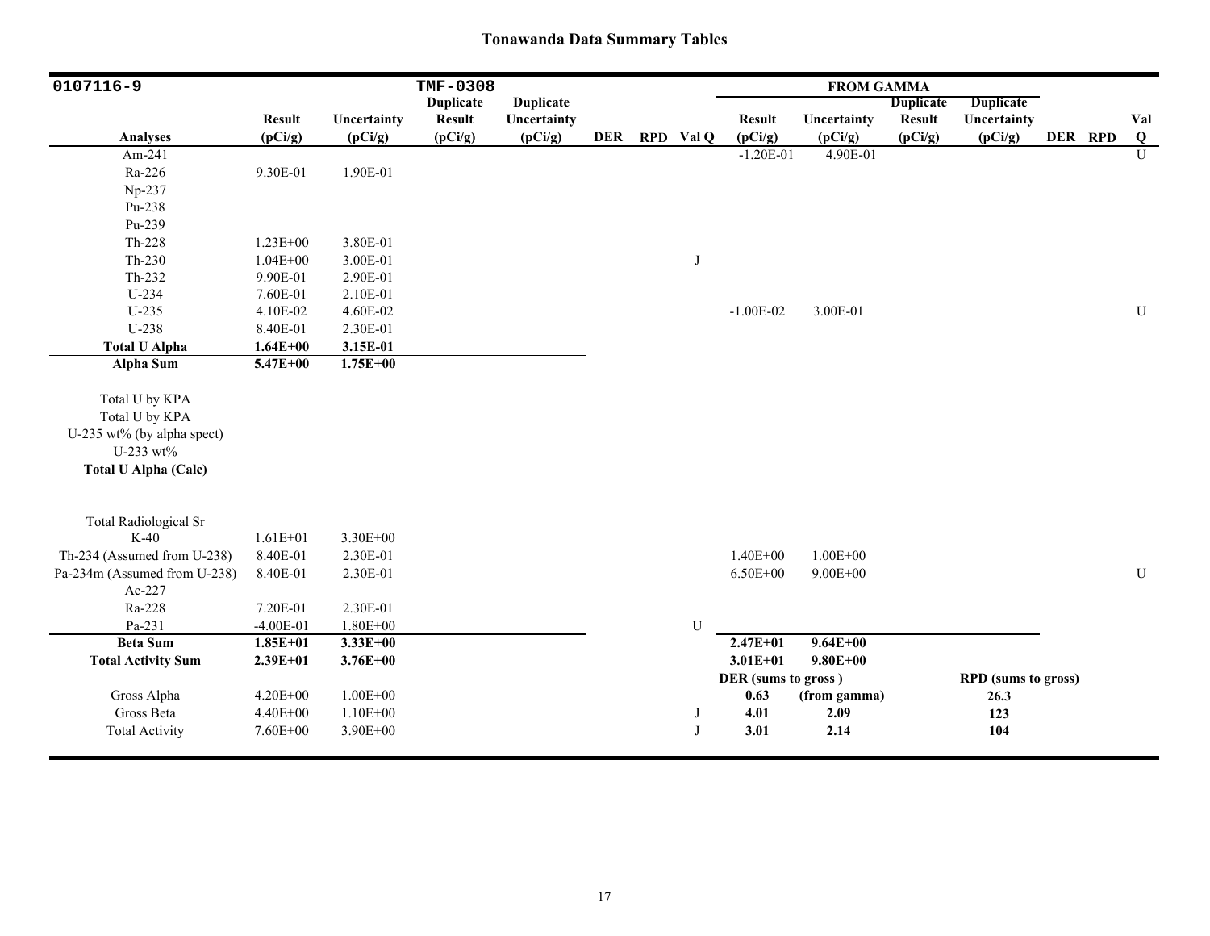## Tonawanda Data Summary Tables

| 0107116-9 | | | TMF-0308 | | | | | FROM GAMMA | | | | | | |
|---|---|---|---|---|---|---|---|---|---|---|---|---|---|---|
| Analyses | Result (pCi/g) | Uncertainty (pCi/g) | Duplicate Result (pCi/g) | Duplicate Uncertainty (pCi/g) | DER | RPD | Val Q | Result (pCi/g) | Uncertainty (pCi/g) | Duplicate Result (pCi/g) | Duplicate Uncertainty (pCi/g) | DER | RPD | Val Q |
| Am-241 | | | | | | | | -1.20E-01 | 4.90E-01 | | | | | U |
| Ra-226 | 9.30E-01 | 1.90E-01 | | | | | | | | | | | | |
| Np-237 | | | | | | | | | | | | | | |
| Pu-238 | | | | | | | | | | | | | | |
| Pu-239 | | | | | | | | | | | | | | |
| Th-228 | 1.23E+00 | 3.80E-01 | | | | | | | | | | | | |
| Th-230 | 1.04E+00 | 3.00E-01 | | | | | J | | | | | | | |
| Th-232 | 9.90E-01 | 2.90E-01 | | | | | | | | | | | | |
| U-234 | 7.60E-01 | 2.10E-01 | | | | | | | | | | | | |
| U-235 | 4.10E-02 | 4.60E-02 | | | | | | -1.00E-02 | 3.00E-01 | | | | | U |
| U-238 | 8.40E-01 | 2.30E-01 | | | | | | | | | | | | |
| **Total U Alpha** | **1.64E+00** | **3.15E-01** | | | | | | | | | | | | |
| **Alpha Sum** | **5.47E+00** | **1.75E+00** | | | | | | | | | | | | |
| Total U by KPA | | | | | | | | | | | | | | |
| Total U by KPA | | | | | | | | | | | | | | |
| U-235 wt% (by alpha spect) | | | | | | | | | | | | | | |
| U-233 wt% | | | | | | | | | | | | | | |
| **Total U Alpha (Calc)** | | | | | | | | | | | | | | |
| Total Radiological Sr | | | | | | | | | | | | | | |
| K-40 | 1.61E+01 | 3.30E+00 | | | | | | | | | | | | |
| Th-234 (Assumed from U-238) | 8.40E-01 | 2.30E-01 | | | | | | 1.40E+00 | 1.00E+00 | | | | | |
| Pa-234m (Assumed from U-238) | 8.40E-01 | 2.30E-01 | | | | | | 6.50E+00 | 9.00E+00 | | | | | U |
| Ac-227 | | | | | | | | | | | | | | |
| Ra-228 | 7.20E-01 | 2.30E-01 | | | | | | | | | | | | |
| Pa-231 | -4.00E-01 | 1.80E+00 | | | | | U | | | | | | | |
| **Beta Sum** | **1.85E+01** | **3.33E+00** | | | | | | **2.47E+01** | **9.64E+00** | | | | | |
| **Total Activity Sum** | **2.39E+01** | **3.76E+00** | | | | | | **3.01E+01** | **9.80E+00** | | | | | |
| | | | | | | | | **DER (sums to gross )** | | | **RPD (sums to gross)** | | | |
| Gross Alpha | 4.20E+00 | 1.00E+00 | | | | | | **0.63** | **(from gamma)** | | **26.3** | | | |
| Gross Beta | 4.40E+00 | 1.10E+00 | | | | | J | **4.01** | **2.09** | | **123** | | | |
| Total Activity | 7.60E+00 | 3.90E+00 | | | | | J | **3.01** | **2.14** | | **104** | | | |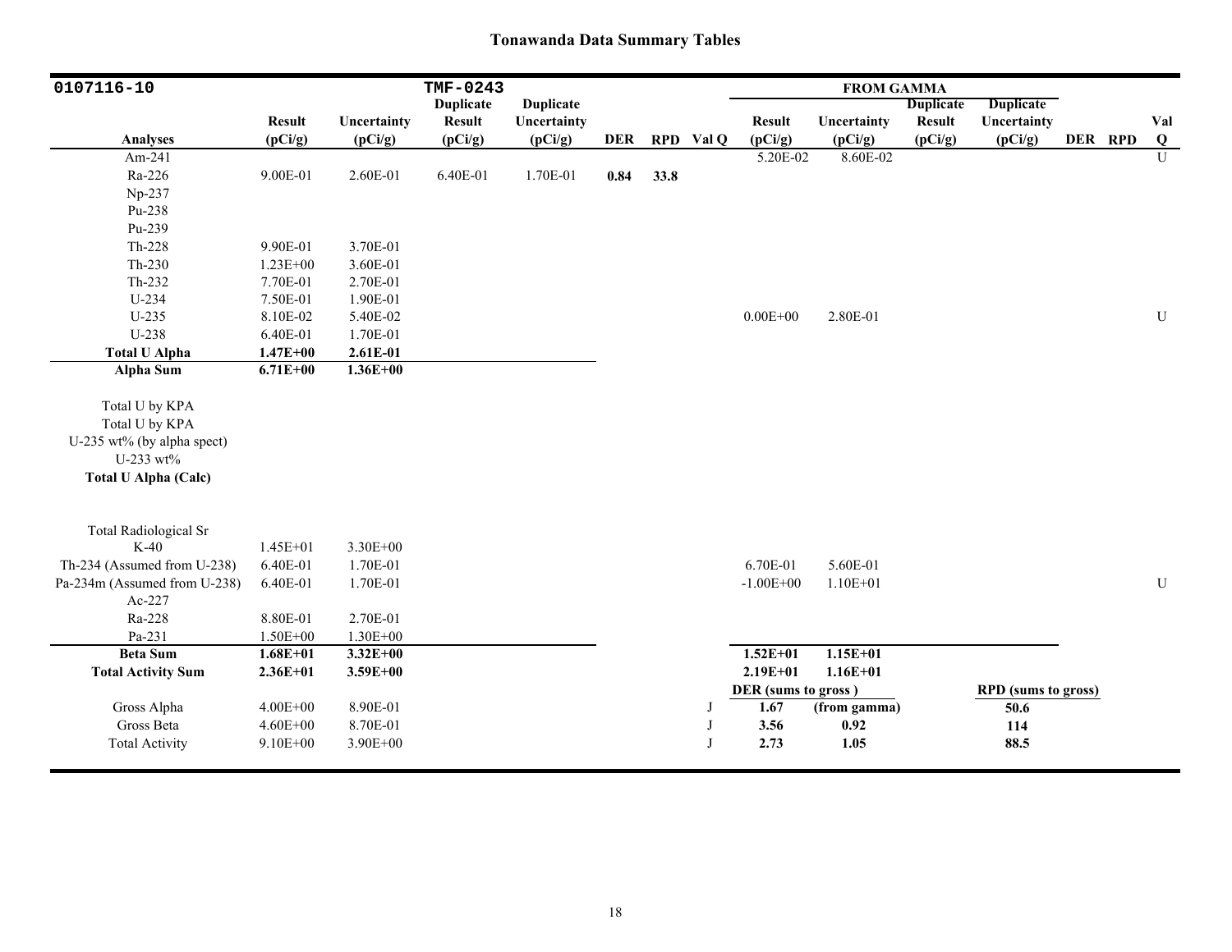## Tonawanda Data Summary Tables

| 0107116-10 | | | TMF-0243 | | | | | FROM GAMMA | | | | | | |
|---|---|---|---|---|---|---|---|---|---|---|---|---|---|---|
| Analyses | Result (pCi/g) | Uncertainty (pCi/g) | Duplicate Result (pCi/g) | Duplicate Uncertainty (pCi/g) | DER | RPD | Val Q | Result (pCi/g) | Uncertainty (pCi/g) | Duplicate Result (pCi/g) | Duplicate Uncertainty (pCi/g) | DER | RPD | Val Q |
| Am-241 | | | | | | | | 5.20E-02 | 8.60E-02 | | | | | U |
| Ra-226 | 9.00E-01 | 2.60E-01 | 6.40E-01 | 1.70E-01 | **0.84** | **33.8** | | | | | | | | |
| Np-237 | | | | | | | | | | | | | | |
| Pu-238 | | | | | | | | | | | | | | |
| Pu-239 | | | | | | | | | | | | | | |
| Th-228 | 9.90E-01 | 3.70E-01 | | | | | | | | | | | | |
| Th-230 | 1.23E+00 | 3.60E-01 | | | | | | | | | | | | |
| Th-232 | 7.70E-01 | 2.70E-01 | | | | | | | | | | | | |
| U-234 | 7.50E-01 | 1.90E-01 | | | | | | | | | | | | |
| U-235 | 8.10E-02 | 5.40E-02 | | | | | | 0.00E+00 | 2.80E-01 | | | | | U |
| U-238 | 6.40E-01 | 1.70E-01 | | | | | | | | | | | | |
| **Total U Alpha** | **1.47E+00** | **2.61E-01** | | | | | | | | | | | | |
| **Alpha Sum** | **6.71E+00** | **1.36E+00** | | | | | | | | | | | | |
| Total U by KPA | | | | | | | | | | | | | | |
| Total U by KPA | | | | | | | | | | | | | | |
| U-235 wt% (by alpha spect) | | | | | | | | | | | | | | |
| U-233 wt% | | | | | | | | | | | | | | |
| **Total U Alpha (Calc)** | | | | | | | | | | | | | | |
| Total Radiological Sr | | | | | | | | | | | | | | |
| K-40 | 1.45E+01 | 3.30E+00 | | | | | | | | | | | | |
| Th-234 (Assumed from U-238) | 6.40E-01 | 1.70E-01 | | | | | | 6.70E-01 | 5.60E-01 | | | | | |
| Pa-234m (Assumed from U-238) | 6.40E-01 | 1.70E-01 | | | | | | -1.00E+00 | 1.10E+01 | | | | | U |
| Ac-227 | | | | | | | | | | | | | | |
| Ra-228 | 8.80E-01 | 2.70E-01 | | | | | | | | | | | | |
| Pa-231 | 1.50E+00 | 1.30E+00 | | | | | | | | | | | | |
| **Beta Sum** | **1.68E+01** | **3.32E+00** | | | | | | **1.52E+01** | **1.15E+01** | | | | | |
| **Total Activity Sum** | **2.36E+01** | **3.59E+00** | | | | | | **2.19E+01** | **1.16E+01** | | | | | |
| | | | | | | | | **DER (sums to gross)** | | | **RPD (sums to gross)** | | | |
| Gross Alpha | 4.00E+00 | 8.90E-01 | | | | | J | **1.67** | **(from gamma)** | | **50.6** | | | |
| Gross Beta | 4.60E+00 | 8.70E-01 | | | | | J | **3.56** | **0.92** | | **114** | | | |
| Total Activity | 9.10E+00 | 3.90E+00 | | | | | J | **2.73** | **1.05** | | **88.5** | | | |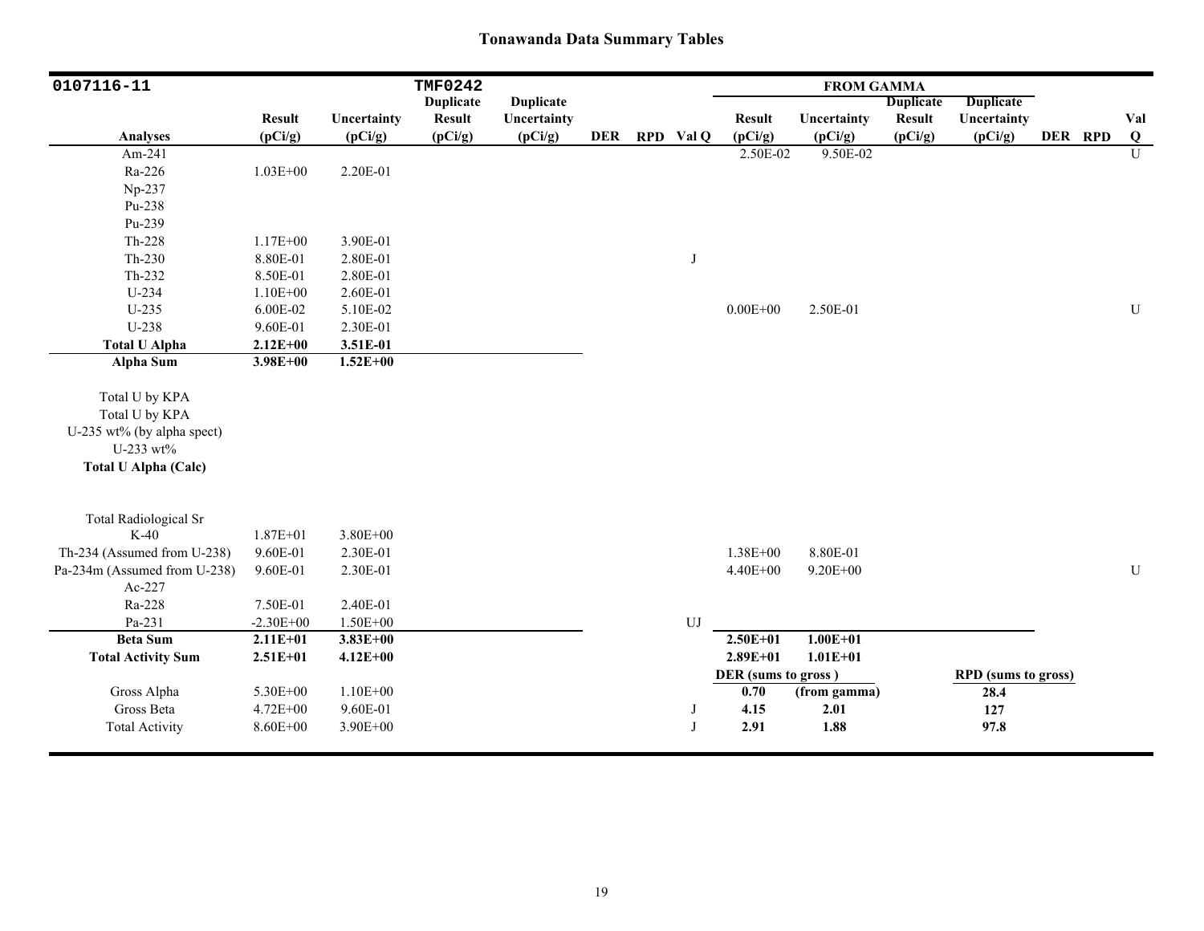# Tonawanda Data Summary Tables

| 0107116-11 | | | TMF0242 | | | | | FROM GAMMA | | | | | | |
|---|---|---|---|---|---|---|---|---|---|---|---|---|---|---|
| | Result | Uncertainty | Duplicate Result | Duplicate Uncertainty | | | | Result | Uncertainty | Duplicate Result | Duplicate Uncertainty | | | Val |
| Analyses | (pCi/g) | (pCi/g) | (pCi/g) | (pCi/g) | DER | RPD | Val Q | (pCi/g) | (pCi/g) | (pCi/g) | (pCi/g) | DER | RPD | Q |
| Am-241 | | | | | | | | 2.50E-02 | 9.50E-02 | | | | | U |
| Ra-226 | 1.03E+00 | 2.20E-01 | | | | | | | | | | | | |
| Np-237 | | | | | | | | | | | | | | |
| Pu-238 | | | | | | | | | | | | | | |
| Pu-239 | | | | | | | | | | | | | | |
| Th-228 | 1.17E+00 | 3.90E-01 | | | | | | | | | | | | |
| Th-230 | 8.80E-01 | 2.80E-01 | | | | | J | | | | | | | |
| Th-232 | 8.50E-01 | 2.80E-01 | | | | | | | | | | | | |
| U-234 | 1.10E+00 | 2.60E-01 | | | | | | | | | | | | |
| U-235 | 6.00E-02 | 5.10E-02 | | | | | | 0.00E+00 | 2.50E-01 | | | | | U |
| U-238 | 9.60E-01 | 2.30E-01 | | | | | | | | | | | | |
| **Total U Alpha** | **2.12E+00** | **3.51E-01** | | | | | | | | | | | | |
| **Alpha Sum** | **3.98E+00** | **1.52E+00** | | | | | | | | | | | | |
| Total U by KPA | | | | | | | | | | | | | | |
| Total U by KPA | | | | | | | | | | | | | | |
| U-235 wt% (by alpha spect) | | | | | | | | | | | | | | |
| U-233 wt% | | | | | | | | | | | | | | |
| **Total U Alpha (Calc)** | | | | | | | | | | | | | | |
| Total Radiological Sr | | | | | | | | | | | | | | |
| K-40 | 1.87E+01 | 3.80E+00 | | | | | | | | | | | | |
| Th-234 (Assumed from U-238) | 9.60E-01 | 2.30E-01 | | | | | | 1.38E+00 | 8.80E-01 | | | | | |
| Pa-234m (Assumed from U-238) | 9.60E-01 | 2.30E-01 | | | | | | 4.40E+00 | 9.20E+00 | | | | | U |
| Ac-227 | | | | | | | | | | | | | | |
| Ra-228 | 7.50E-01 | 2.40E-01 | | | | | | | | | | | | |
| Pa-231 | -2.30E+00 | 1.50E+00 | | | | | UJ | | | | | | | |
| **Beta Sum** | **2.11E+01** | **3.83E+00** | | | | | | **2.50E+01** | **1.00E+01** | | | | | |
| **Total Activity Sum** | **2.51E+01** | **4.12E+00** | | | | | | **2.89E+01** | **1.01E+01** | | | | | |
| | | | | | | | | **DER (sums to gross )** | | | **RPD (sums to gross)** | | | |
| Gross Alpha | 5.30E+00 | 1.10E+00 | | | | | | **0.70** | **(from gamma)** | | **28.4** | | | |
| Gross Beta | 4.72E+00 | 9.60E-01 | | | | | J | **4.15** | **2.01** | | **127** | | | |
| Total Activity | 8.60E+00 | 3.90E+00 | | | | | J | **2.91** | **1.88** | | **97.8** | | | |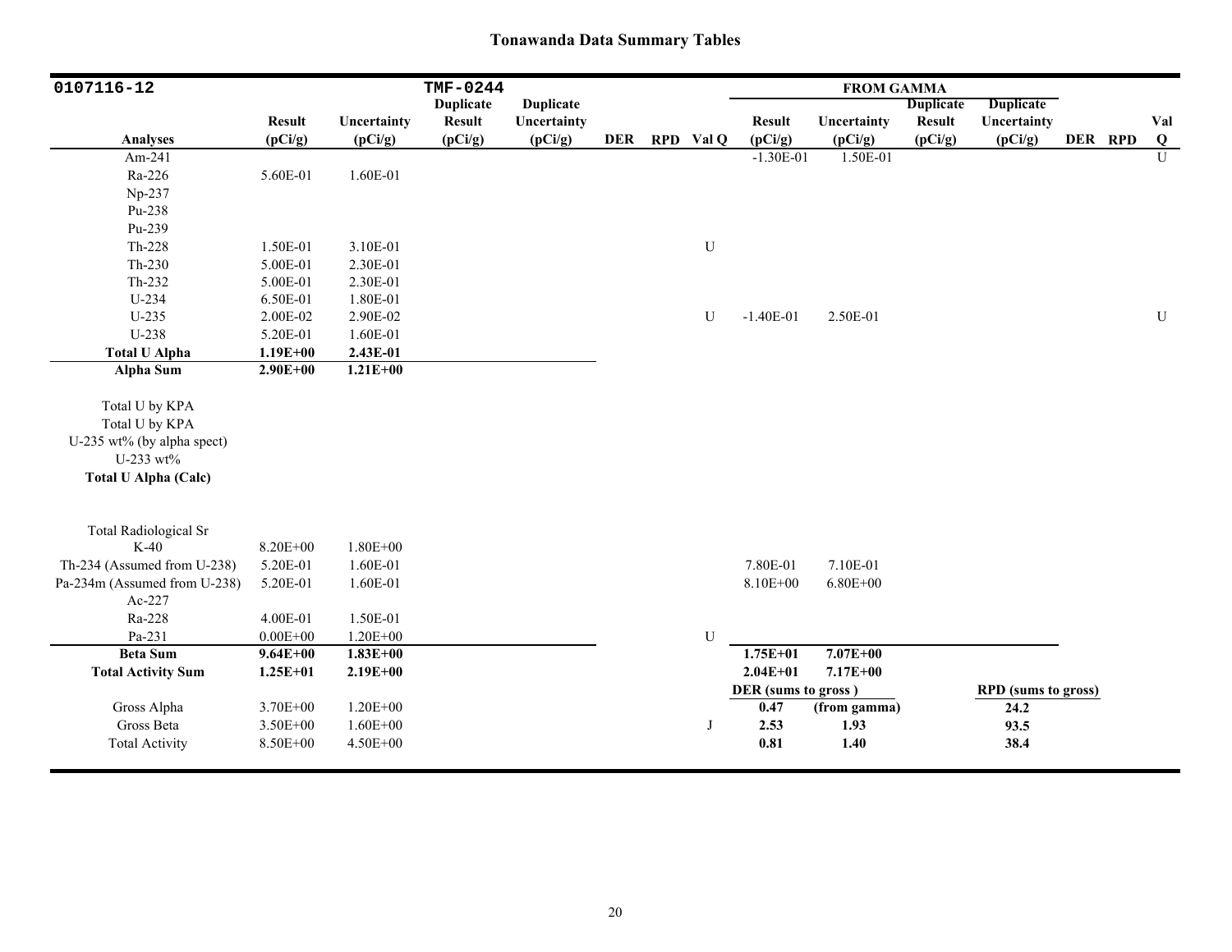## Tonawanda Data Summary Tables

| 0107116-12 | | | TMF-0244 | | | | | FROM GAMMA | | | | | | |
|---|---|---|---|---|---|---|---|---|---|---|---|---|---|---|
| Analyses | Result (pCi/g) | Uncertainty (pCi/g) | Duplicate Result (pCi/g) | Duplicate Uncertainty (pCi/g) | DER | RPD | Val Q | Result (pCi/g) | Uncertainty (pCi/g) | Duplicate Result (pCi/g) | Duplicate Uncertainty (pCi/g) | DER | RPD | Val Q |
| Am-241 | | | | | | | | -1.30E-01 | 1.50E-01 | | | | | U |
| Ra-226 | 5.60E-01 | 1.60E-01 | | | | | | | | | | | | |
| Np-237 | | | | | | | | | | | | | | |
| Pu-238 | | | | | | | | | | | | | | |
| Pu-239 | | | | | | | | | | | | | | |
| Th-228 | 1.50E-01 | 3.10E-01 | | | | | U | | | | | | | |
| Th-230 | 5.00E-01 | 2.30E-01 | | | | | | | | | | | | |
| Th-232 | 5.00E-01 | 2.30E-01 | | | | | | | | | | | | |
| U-234 | 6.50E-01 | 1.80E-01 | | | | | | | | | | | | |
| U-235 | 2.00E-02 | 2.90E-02 | | | | | U | -1.40E-01 | 2.50E-01 | | | | | U |
| U-238 | 5.20E-01 | 1.60E-01 | | | | | | | | | | | | |
| **Total U Alpha** | **1.19E+00** | **2.43E-01** | | | | | | | | | | | | |
| **Alpha Sum** | **2.90E+00** | **1.21E+00** | | | | | | | | | | | | |
| Total U by KPA | | | | | | | | | | | | | | |
| Total U by KPA | | | | | | | | | | | | | | |
| U-235 wt% (by alpha spect) | | | | | | | | | | | | | | |
| U-233 wt% | | | | | | | | | | | | | | |
| **Total U Alpha (Calc)** | | | | | | | | | | | | | | |
| Total Radiological Sr | | | | | | | | | | | | | | |
| K-40 | 8.20E+00 | 1.80E+00 | | | | | | | | | | | | |
| Th-234 (Assumed from U-238) | 5.20E-01 | 1.60E-01 | | | | | | 7.80E-01 | 7.10E-01 | | | | | |
| Pa-234m (Assumed from U-238) | 5.20E-01 | 1.60E-01 | | | | | | 8.10E+00 | 6.80E+00 | | | | | |
| Ac-227 | | | | | | | | | | | | | | |
| Ra-228 | 4.00E-01 | 1.50E-01 | | | | | | | | | | | | |
| Pa-231 | 0.00E+00 | 1.20E+00 | | | | | U | | | | | | | |
| **Beta Sum** | **9.64E+00** | **1.83E+00** | | | | | | **1.75E+01** | **7.07E+00** | | | | | |
| **Total Activity Sum** | **1.25E+01** | **2.19E+00** | | | | | | **2.04E+01** | **7.17E+00** | | | | | |
| | | | | | | | | **DER (sums to gross )** | | | **RPD (sums to gross)** | | | |
| Gross Alpha | 3.70E+00 | 1.20E+00 | | | | | | **0.47** | **(from gamma)** | | **24.2** | | | |
| Gross Beta | 3.50E+00 | 1.60E+00 | | | | | J | **2.53** | **1.93** | | **93.5** | | | |
| Total Activity | 8.50E+00 | 4.50E+00 | | | | | | **0.81** | **1.40** | | **38.4** | | | |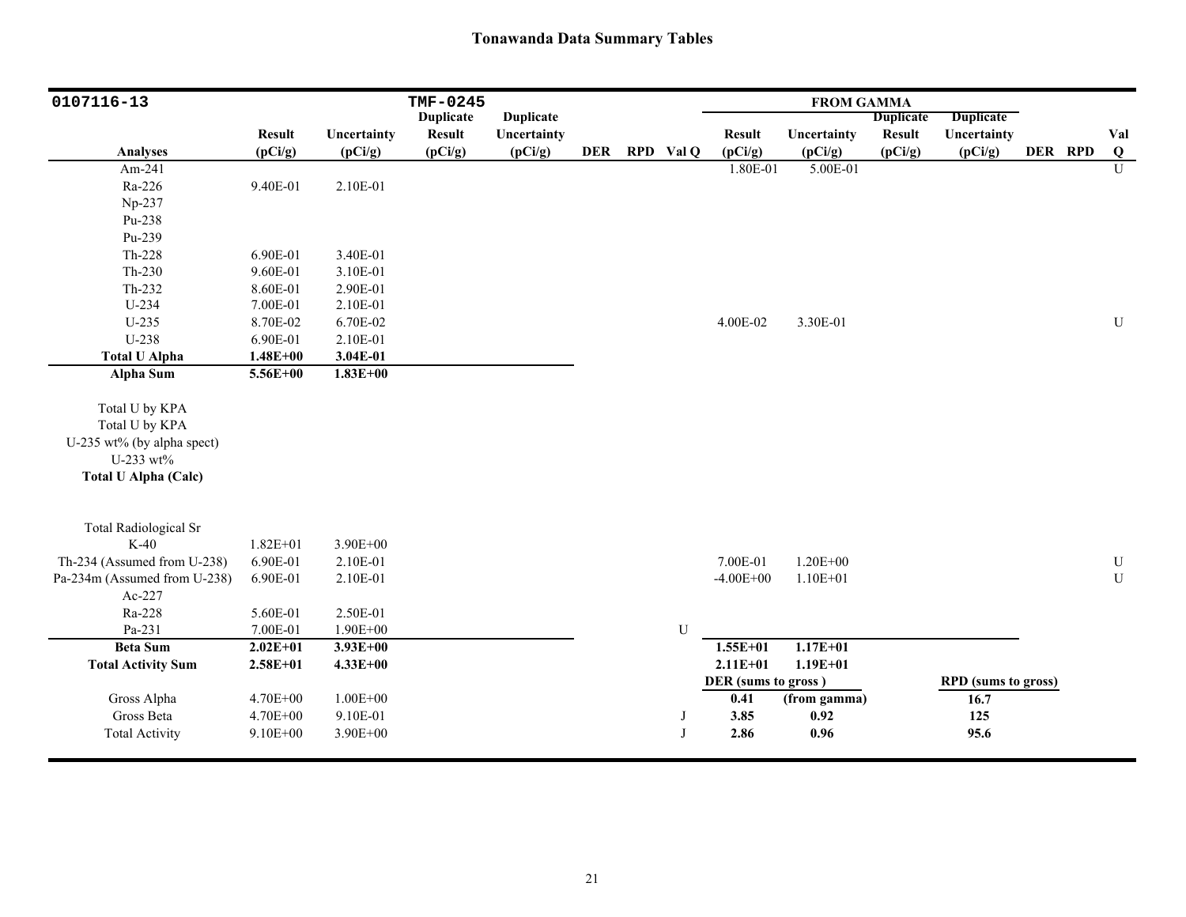# Tonawanda Data Summary Tables

| 0107116-13 | | | TMF-0245 | | | | | FROM GAMMA | | | | | | |
|---|---|---|---|---|---|---|---|---|---|---|---|---|---|---|
| | Result | Uncertainty | Duplicate Result | Duplicate Uncertainty | | | | Result | Uncertainty | Duplicate Result | Duplicate Uncertainty | | | Val |
| Analyses | (pCi/g) | (pCi/g) | (pCi/g) | (pCi/g) | DER | RPD | Val Q | (pCi/g) | (pCi/g) | (pCi/g) | (pCi/g) | DER | RPD | Q |
| Am-241 | | | | | | | | 1.80E-01 | 5.00E-01 | | | | | U |
| Ra-226 | 9.40E-01 | 2.10E-01 | | | | | | | | | | | | |
| Np-237 | | | | | | | | | | | | | | |
| Pu-238 | | | | | | | | | | | | | | |
| Pu-239 | | | | | | | | | | | | | | |
| Th-228 | 6.90E-01 | 3.40E-01 | | | | | | | | | | | | |
| Th-230 | 9.60E-01 | 3.10E-01 | | | | | | | | | | | | |
| Th-232 | 8.60E-01 | 2.90E-01 | | | | | | | | | | | | |
| U-234 | 7.00E-01 | 2.10E-01 | | | | | | | | | | | | |
| U-235 | 8.70E-02 | 6.70E-02 | | | | | | 4.00E-02 | 3.30E-01 | | | | | U |
| U-238 | 6.90E-01 | 2.10E-01 | | | | | | | | | | | | |
| **Total U Alpha** | **1.48E+00** | **3.04E-01** | | | | | | | | | | | | |
| **Alpha Sum** | **5.56E+00** | **1.83E+00** | | | | | | | | | | | | |
| Total U by KPA | | | | | | | | | | | | | | |
| Total U by KPA | | | | | | | | | | | | | | |
| U-235 wt% (by alpha spect) | | | | | | | | | | | | | | |
| U-233 wt% | | | | | | | | | | | | | | |
| **Total U Alpha (Calc)** | | | | | | | | | | | | | | |
| Total Radiological Sr | | | | | | | | | | | | | | |
| K-40 | 1.82E+01 | 3.90E+00 | | | | | | | | | | | | |
| Th-234 (Assumed from U-238) | 6.90E-01 | 2.10E-01 | | | | | | 7.00E-01 | 1.20E+00 | | | | | U |
| Pa-234m (Assumed from U-238) | 6.90E-01 | 2.10E-01 | | | | | | -4.00E+00 | 1.10E+01 | | | | | U |
| Ac-227 | | | | | | | | | | | | | | |
| Ra-228 | 5.60E-01 | 2.50E-01 | | | | | | | | | | | | |
| Pa-231 | 7.00E-01 | 1.90E+00 | | | | | U | | | | | | | |
| **Beta Sum** | **2.02E+01** | **3.93E+00** | | | | | | **1.55E+01** | **1.17E+01** | | | | | |
| **Total Activity Sum** | **2.58E+01** | **4.33E+00** | | | | | | **2.11E+01** | **1.19E+01** | | | | | |
| | | | | | | | | **DER (sums to gross)** | | | **RPD (sums to gross)** | | | |
| Gross Alpha | 4.70E+00 | 1.00E+00 | | | | | | **0.41** | **(from gamma)** | | **16.7** | | | |
| Gross Beta | 4.70E+00 | 9.10E-01 | | | | | J | **3.85** | **0.92** | | **125** | | | |
| Total Activity | 9.10E+00 | 3.90E+00 | | | | | J | **2.86** | **0.96** | | **95.6** | | | |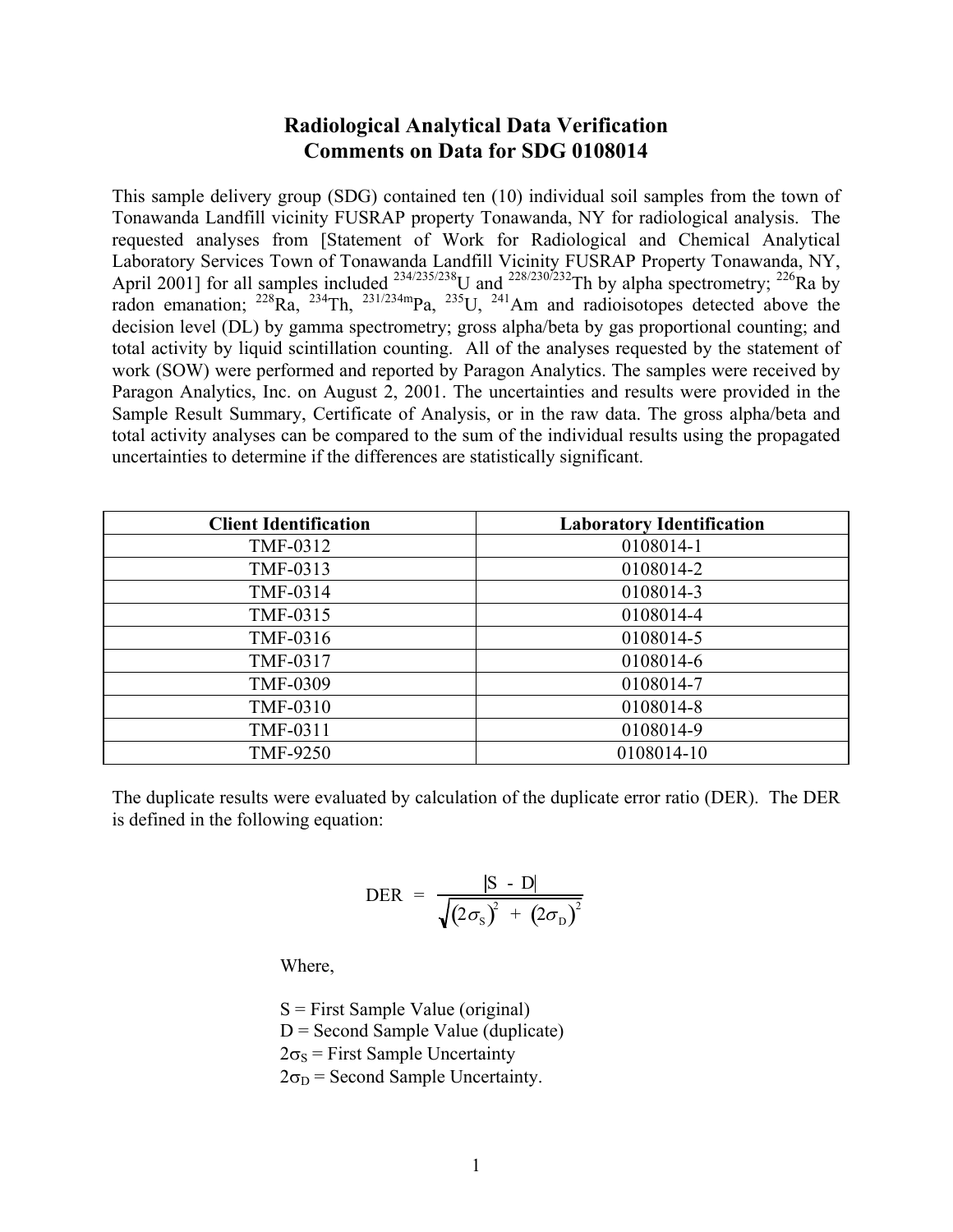# Radiological Analytical Data Verification
## Comments on Data for SDG 0108014

This sample delivery group (SDG) contained ten (10) individual soil samples from the town of Tonawanda Landfill vicinity FUSRAP property Tonawanda, NY for radiological analysis. The requested analyses from [Statement of Work for Radiological and Chemical Analytical Laboratory Services Town of Tonawanda Landfill Vicinity FUSRAP Property Tonawanda, NY, April 2001] for all samples included $^{234/235/238}U$ and $^{228/230/232}Th$ by alpha spectrometry; $^{226}Ra$ by radon emanation; $^{228}Ra$, $^{234}Th$, $^{231/234m}Pa$, $^{235}U$, $^{241}Am$ and radioisotopes detected above the decision level (DL) by gamma spectrometry; gross alpha/beta by gas proportional counting; and total activity by liquid scintillation counting. All of the analyses requested by the statement of work (SOW) were performed and reported by Paragon Analytics. The samples were received by Paragon Analytics, Inc. on August 2, 2001. The uncertainties and results were provided in the Sample Result Summary, Certificate of Analysis, or in the raw data. The gross alpha/beta and total activity analyses can be compared to the sum of the individual results using the propagated uncertainties to determine if the differences are statistically significant.

| Client Identification | Laboratory Identification |
|---|---|
| TMF-0312 | 0108014-1 |
| TMF-0313 | 0108014-2 |
| TMF-0314 | 0108014-3 |
| TMF-0315 | 0108014-4 |
| TMF-0316 | 0108014-5 |
| TMF-0317 | 0108014-6 |
| TMF-0309 | 0108014-7 |
| TMF-0310 | 0108014-8 |
| TMF-0311 | 0108014-9 |
| TMF-9250 | 0108014-10 |

The duplicate results were evaluated by calculation of the duplicate error ratio (DER). The DER is defined in the following equation:

$$\text{DER} = \frac{|S - D|}{\sqrt{(2\sigma_S)^2 + (2\sigma_D)^2}}$$

Where,

S = First Sample Value (original)
D = Second Sample Value (duplicate)
$2\sigma_S$ = First Sample Uncertainty
$2\sigma_D$ = Second Sample Uncertainty.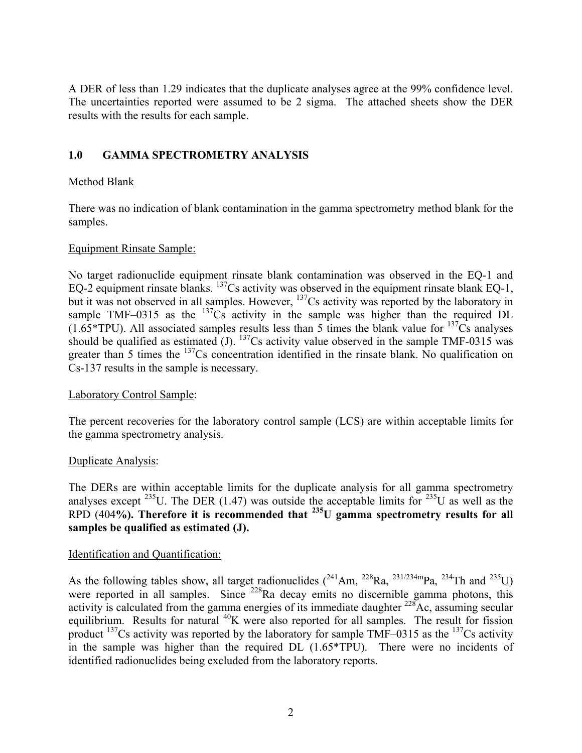A DER of less than 1.29 indicates that the duplicate analyses agree at the 99% confidence level. The uncertainties reported were assumed to be 2 sigma. The attached sheets show the DER results with the results for each sample.

## 1.0 GAMMA SPECTROMETRY ANALYSIS

Method Blank

There was no indication of blank contamination in the gamma spectrometry method blank for the samples.

Equipment Rinsate Sample:

No target radionuclide equipment rinsate blank contamination was observed in the EQ-1 and EQ-2 equipment rinsate blanks. $^{137}$Cs activity was observed in the equipment rinsate blank EQ-1, but it was not observed in all samples. However, $^{137}$Cs activity was reported by the laboratory in sample TMF–0315 as the $^{137}$Cs activity in the sample was higher than the required DL (1.65*TPU). All associated samples results less than 5 times the blank value for $^{137}$Cs analyses should be qualified as estimated (J). $^{137}$Cs activity value observed in the sample TMF-0315 was greater than 5 times the $^{137}$Cs concentration identified in the rinsate blank. No qualification on Cs-137 results in the sample is necessary.

Laboratory Control Sample:

The percent recoveries for the laboratory control sample (LCS) are within acceptable limits for the gamma spectrometry analysis.

Duplicate Analysis:

The DERs are within acceptable limits for the duplicate analysis for all gamma spectrometry analyses except $^{235}$U. The DER (1.47) was outside the acceptable limits for $^{235}$U as well as the RPD (404**%). Therefore it is recommended that $^{235}$U gamma spectrometry results for all samples be qualified as estimated (J).**

Identification and Quantification:

As the following tables show, all target radionuclides ($^{241}$Am, $^{228}$Ra, $^{231/234m}$Pa, $^{234}$Th and $^{235}$U) were reported in all samples. Since $^{228}$Ra decay emits no discernible gamma photons, this activity is calculated from the gamma energies of its immediate daughter $^{228}$Ac, assuming secular equilibrium. Results for natural $^{40}$K were also reported for all samples. The result for fission product $^{137}$Cs activity was reported by the laboratory for sample TMF–0315 as the $^{137}$Cs activity in the sample was higher than the required DL (1.65*TPU). There were no incidents of identified radionuclides being excluded from the laboratory reports.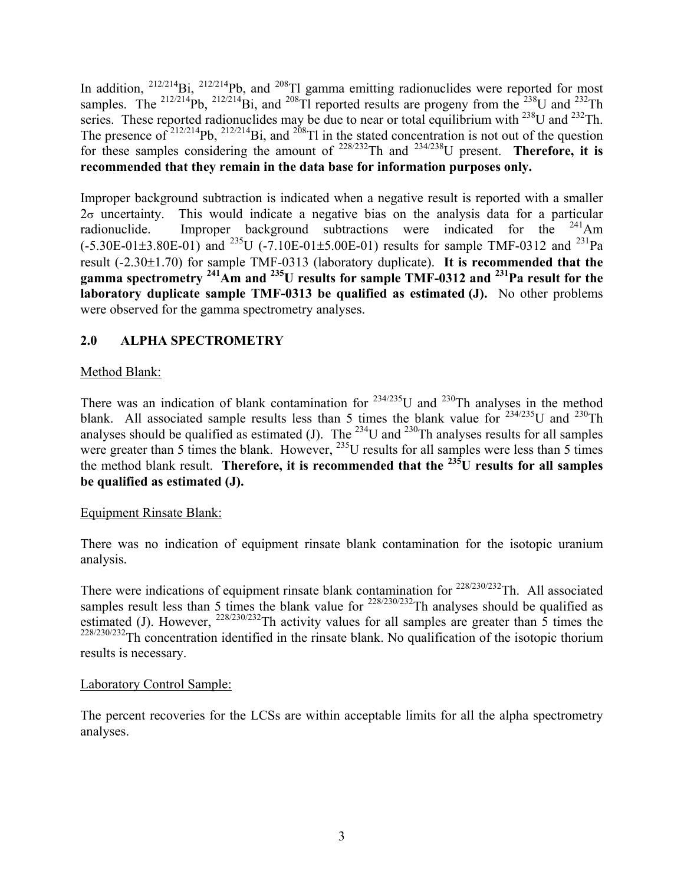In addition, $^{212/214}$Bi, $^{212/214}$Pb, and $^{208}$Tl gamma emitting radionuclides were reported for most samples. The $^{212/214}$Pb, $^{212/214}$Bi, and $^{208}$Tl reported results are progeny from the $^{238}$U and $^{232}$Th series. These reported radionuclides may be due to near or total equilibrium with $^{238}$U and $^{232}$Th. The presence of $^{212/214}$Pb, $^{212/214}$Bi, and $^{208}$Tl in the stated concentration is not out of the question for these samples considering the amount of $^{228/232}$Th and $^{234/238}$U present. **Therefore, it is recommended that they remain in the data base for information purposes only.**

Improper background subtraction is indicated when a negative result is reported with a smaller $2\sigma$ uncertainty. This would indicate a negative bias on the analysis data for a particular radionuclide. Improper background subtractions were indicated for the $^{241}$Am (-5.30E-01±3.80E-01) and $^{235}$U (-7.10E-01±5.00E-01) results for sample TMF-0312 and $^{231}$Pa result (-2.30±1.70) for sample TMF-0313 (laboratory duplicate). **It is recommended that the gamma spectrometry $^{241}$Am and $^{235}$U results for sample TMF-0312 and $^{231}$Pa result for the laboratory duplicate sample TMF-0313 be qualified as estimated (J).** No other problems were observed for the gamma spectrometry analyses.

## 2.0 ALPHA SPECTROMETRY

Method Blank:

There was an indication of blank contamination for $^{234/235}$U and $^{230}$Th analyses in the method blank. All associated sample results less than 5 times the blank value for $^{234/235}$U and $^{230}$Th analyses should be qualified as estimated (J). The $^{234}$U and $^{230}$Th analyses results for all samples were greater than 5 times the blank. However, $^{235}$U results for all samples were less than 5 times the method blank result. **Therefore, it is recommended that the $^{235}$U results for all samples be qualified as estimated (J).**

Equipment Rinsate Blank:

There was no indication of equipment rinsate blank contamination for the isotopic uranium analysis.

There were indications of equipment rinsate blank contamination for $^{228/230/232}$Th. All associated samples result less than 5 times the blank value for $^{228/230/232}$Th analyses should be qualified as estimated (J). However, $^{228/230/232}$Th activity values for all samples are greater than 5 times the $^{228/230/232}$Th concentration identified in the rinsate blank. No qualification of the isotopic thorium results is necessary.

Laboratory Control Sample:

The percent recoveries for the LCSs are within acceptable limits for all the alpha spectrometry analyses.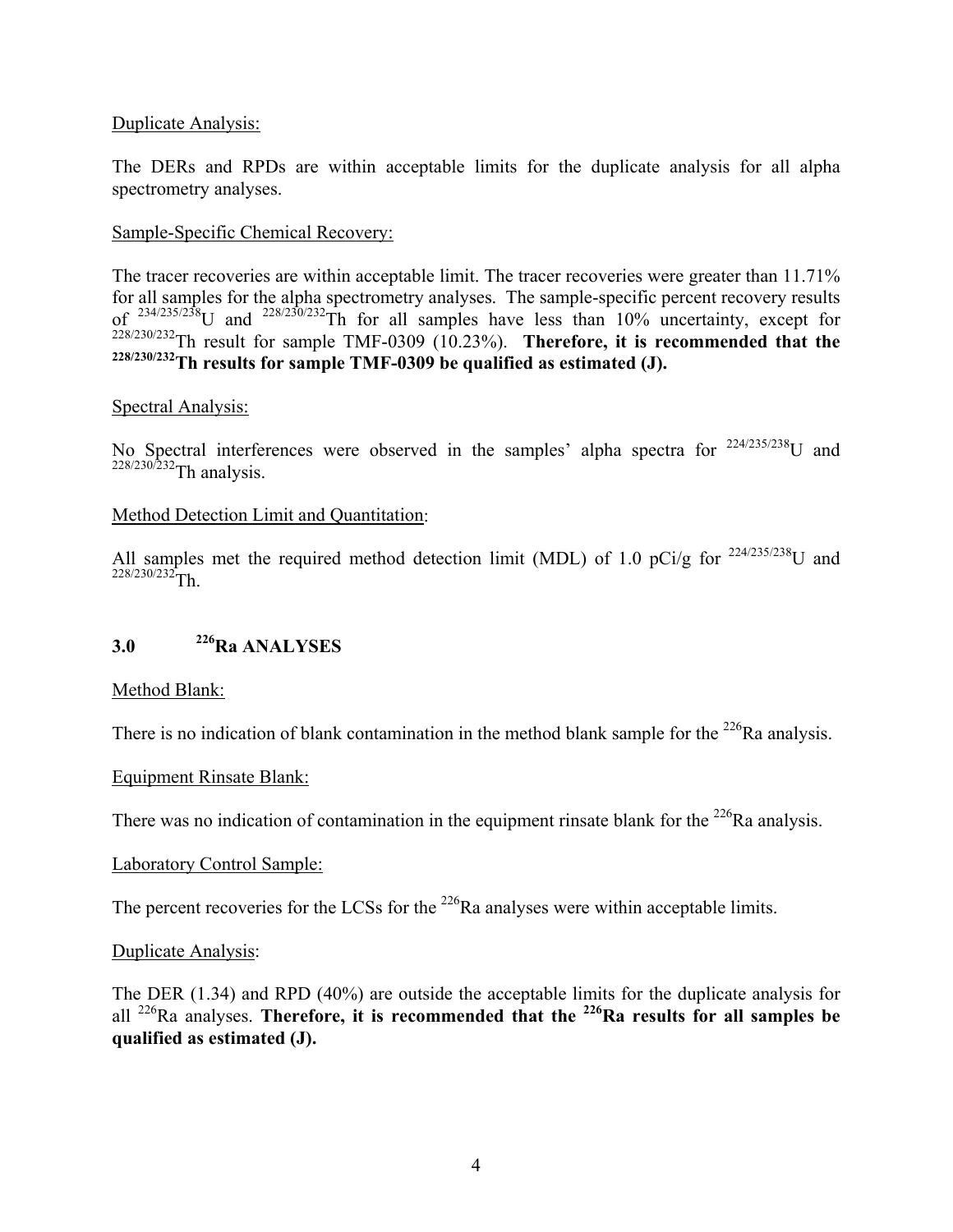Duplicate Analysis:

The DERs and RPDs are within acceptable limits for the duplicate analysis for all alpha spectrometry analyses.

Sample-Specific Chemical Recovery:

The tracer recoveries are within acceptable limit. The tracer recoveries were greater than 11.71% for all samples for the alpha spectrometry analyses. The sample-specific percent recovery results of $^{234/235/238}$U and $^{228/230/232}$Th for all samples have less than 10% uncertainty, except for $^{228/230/232}$Th result for sample TMF-0309 (10.23%). **Therefore, it is recommended that the $^{228/230/232}$Th results for sample TMF-0309 be qualified as estimated (J).**

Spectral Analysis:

No Spectral interferences were observed in the samples' alpha spectra for $^{224/235/238}$U and $^{228/230/232}$Th analysis.

Method Detection Limit and Quantitation:

All samples met the required method detection limit (MDL) of 1.0 pCi/g for $^{224/235/238}$U and $^{228/230/232}$Th.

## 3.0 $^{226}$Ra ANALYSES

Method Blank:

There is no indication of blank contamination in the method blank sample for the $^{226}$Ra analysis.

Equipment Rinsate Blank:

There was no indication of contamination in the equipment rinsate blank for the $^{226}$Ra analysis.

Laboratory Control Sample:

The percent recoveries for the LCSs for the $^{226}$Ra analyses were within acceptable limits.

Duplicate Analysis:

The DER (1.34) and RPD (40%) are outside the acceptable limits for the duplicate analysis for all $^{226}$Ra analyses. **Therefore, it is recommended that the $^{226}$Ra results for all samples be qualified as estimated (J).**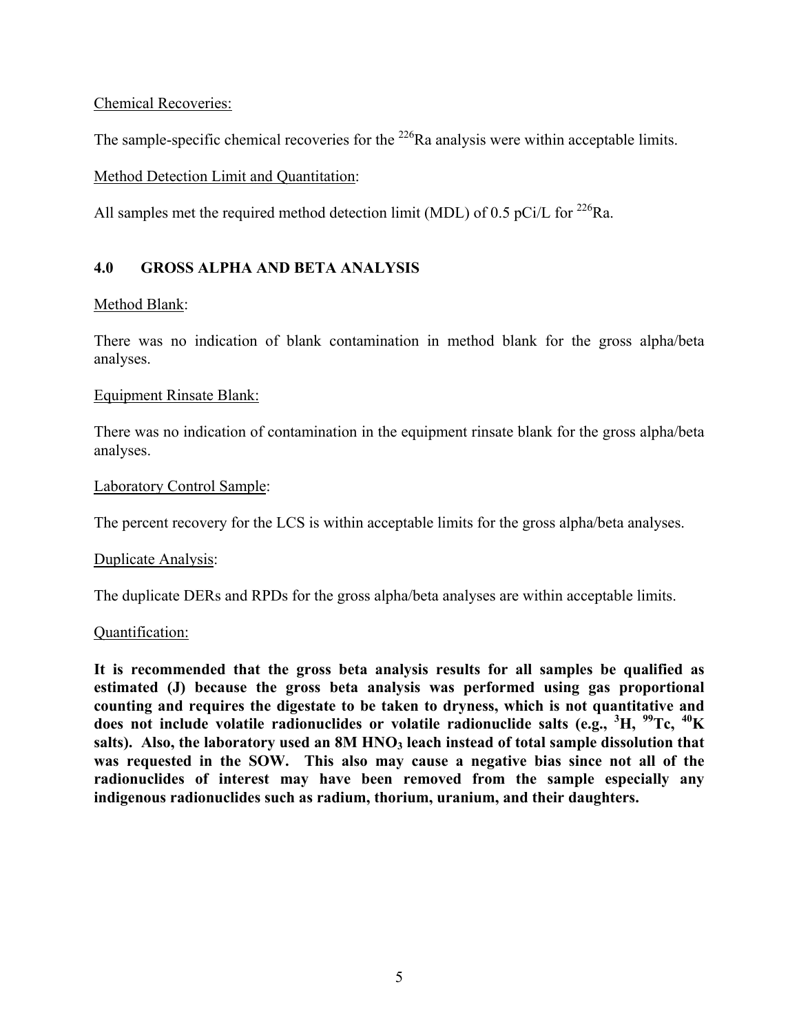Chemical Recoveries:

The sample-specific chemical recoveries for the $^{226}$Ra analysis were within acceptable limits.

Method Detection Limit and Quantitation:

All samples met the required method detection limit (MDL) of 0.5 pCi/L for $^{226}$Ra.

## 4.0 GROSS ALPHA AND BETA ANALYSIS

Method Blank:

There was no indication of blank contamination in method blank for the gross alpha/beta analyses.

Equipment Rinsate Blank:

There was no indication of contamination in the equipment rinsate blank for the gross alpha/beta analyses.

Laboratory Control Sample:

The percent recovery for the LCS is within acceptable limits for the gross alpha/beta analyses.

Duplicate Analysis:

The duplicate DERs and RPDs for the gross alpha/beta analyses are within acceptable limits.

Quantification:

**It is recommended that the gross beta analysis results for all samples be qualified as estimated (J) because the gross beta analysis was performed using gas proportional counting and requires the digestate to be taken to dryness, which is not quantitative and does not include volatile radionuclides or volatile radionuclide salts (e.g., $^{3}$H, $^{99}$Tc, $^{40}$K salts). Also, the laboratory used an 8M $HNO_3$ leach instead of total sample dissolution that was requested in the SOW. This also may cause a negative bias since not all of the radionuclides of interest may have been removed from the sample especially any indigenous radionuclides such as radium, thorium, uranium, and their daughters.**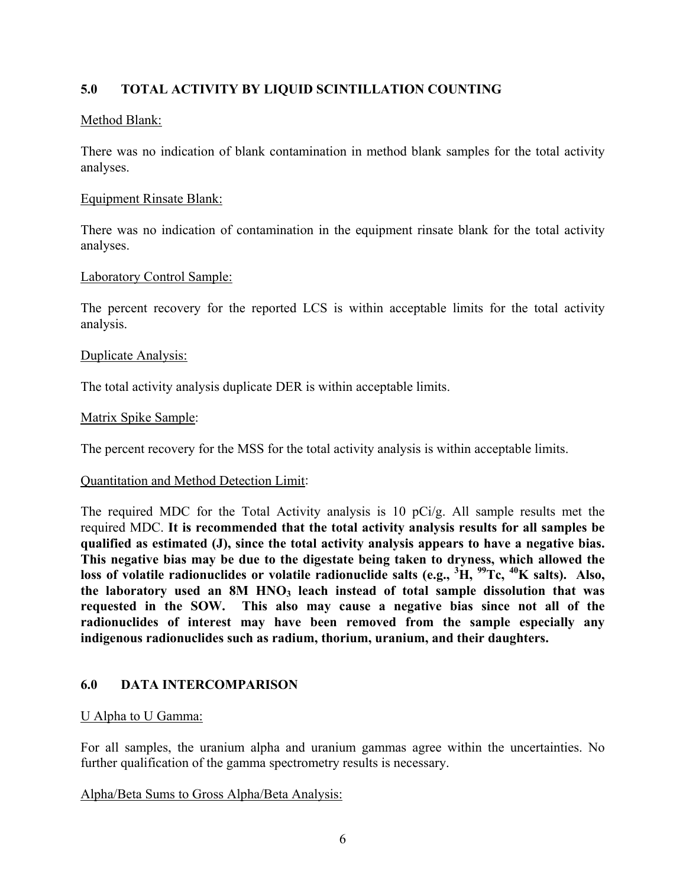## 5.0 TOTAL ACTIVITY BY LIQUID SCINTILLATION COUNTING

Method Blank:

There was no indication of blank contamination in method blank samples for the total activity analyses.

Equipment Rinsate Blank:

There was no indication of contamination in the equipment rinsate blank for the total activity analyses.

Laboratory Control Sample:

The percent recovery for the reported LCS is within acceptable limits for the total activity analysis.

Duplicate Analysis:

The total activity analysis duplicate DER is within acceptable limits.

Matrix Spike Sample:

The percent recovery for the MSS for the total activity analysis is within acceptable limits.

Quantitation and Method Detection Limit:

The required MDC for the Total Activity analysis is 10 pCi/g. All sample results met the required MDC. **It is recommended that the total activity analysis results for all samples be qualified as estimated (J), since the total activity analysis appears to have a negative bias. This negative bias may be due to the digestate being taken to dryness, which allowed the loss of volatile radionuclides or volatile radionuclide salts (e.g., $^{3}H$, $^{99}Tc$, $^{40}K$ salts). Also, the laboratory used an 8M $HNO_3$ leach instead of total sample dissolution that was requested in the SOW. This also may cause a negative bias since not all of the radionuclides of interest may have been removed from the sample especially any indigenous radionuclides such as radium, thorium, uranium, and their daughters.**

## 6.0 DATA INTERCOMPARISON

U Alpha to U Gamma:

For all samples, the uranium alpha and uranium gammas agree within the uncertainties. No further qualification of the gamma spectrometry results is necessary.

Alpha/Beta Sums to Gross Alpha/Beta Analysis: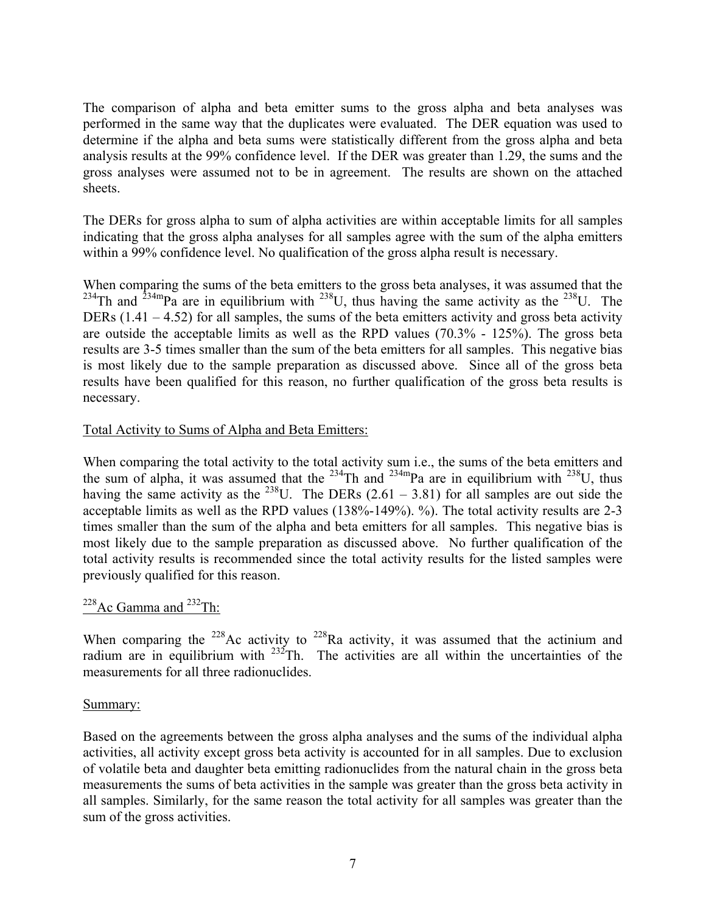The comparison of alpha and beta emitter sums to the gross alpha and beta analyses was performed in the same way that the duplicates were evaluated. The DER equation was used to determine if the alpha and beta sums were statistically different from the gross alpha and beta analysis results at the 99% confidence level. If the DER was greater than 1.29, the sums and the gross analyses were assumed not to be in agreement. The results are shown on the attached sheets.

The DERs for gross alpha to sum of alpha activities are within acceptable limits for all samples indicating that the gross alpha analyses for all samples agree with the sum of the alpha emitters within a 99% confidence level. No qualification of the gross alpha result is necessary.

When comparing the sums of the beta emitters to the gross beta analyses, it was assumed that the $^{234}$Th and $^{234m}$Pa are in equilibrium with $^{238}$U, thus having the same activity as the $^{238}$U. The DERs (1.41 – 4.52) for all samples, the sums of the beta emitters activity and gross beta activity are outside the acceptable limits as well as the RPD values (70.3% - 125%). The gross beta results are 3-5 times smaller than the sum of the beta emitters for all samples. This negative bias is most likely due to the sample preparation as discussed above. Since all of the gross beta results have been qualified for this reason, no further qualification of the gross beta results is necessary.

<u>Total Activity to Sums of Alpha and Beta Emitters:</u>

When comparing the total activity to the total activity sum i.e., the sums of the beta emitters and the sum of alpha, it was assumed that the $^{234}$Th and $^{234m}$Pa are in equilibrium with $^{238}$U, thus having the same activity as the $^{238}$U. The DERs (2.61 – 3.81) for all samples are out side the acceptable limits as well as the RPD values (138%-149%). %). The total activity results are 2-3 times smaller than the sum of the alpha and beta emitters for all samples. This negative bias is most likely due to the sample preparation as discussed above. No further qualification of the total activity results is recommended since the total activity results for the listed samples were previously qualified for this reason.

<u>$^{228}$Ac Gamma and $^{232}$Th:</u>

When comparing the $^{228}$Ac activity to $^{228}$Ra activity, it was assumed that the actinium and radium are in equilibrium with $^{232}$Th. The activities are all within the uncertainties of the measurements for all three radionuclides.

<u>Summary:</u>

Based on the agreements between the gross alpha analyses and the sums of the individual alpha activities, all activity except gross beta activity is accounted for in all samples. Due to exclusion of volatile beta and daughter beta emitting radionuclides from the natural chain in the gross beta measurements the sums of beta activities in the sample was greater than the gross beta activity in all samples. Similarly, for the same reason the total activity for all samples was greater than the sum of the gross activities.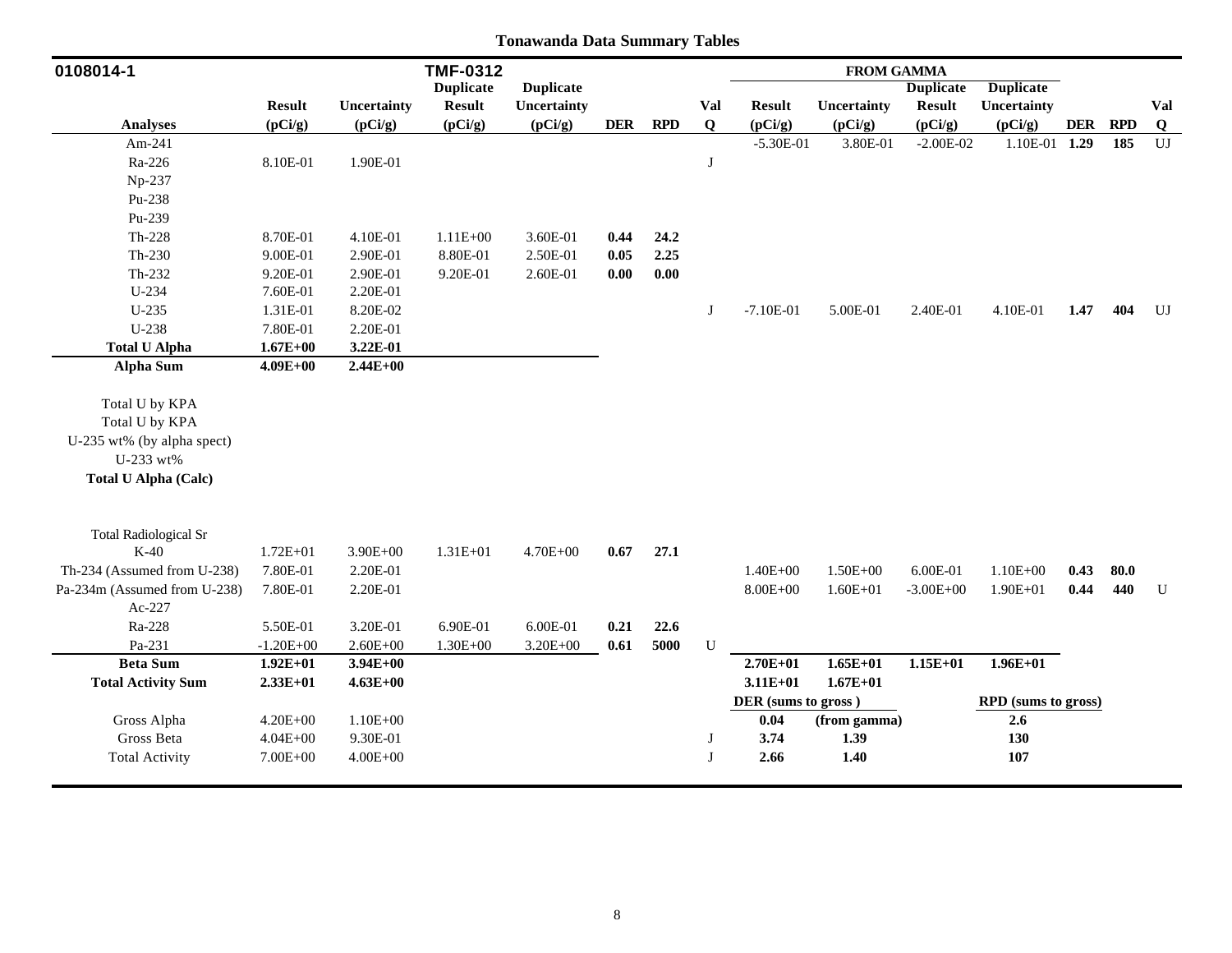# Tonawanda Data Summary Tables

| 0108014-1 | | TMF-0312 | | | | | FROM GAMMA | | | | | | |
|---|---|---|---|---|---|---|---|---|---|---|---|---|---|
| **Analyses** | **Result (pCi/g)** | **Uncertainty (pCi/g)** | **Duplicate Result (pCi/g)** | **Duplicate Uncertainty (pCi/g)** | **DER** | **RPD** | **Val Q** | **Result (pCi/g)** | **Uncertainty (pCi/g)** | **Duplicate Result (pCi/g)** | **Duplicate Uncertainty (pCi/g)** | **DER** | **RPD** | **Val Q** |
| Am-241 | | | | | | | | -5.30E-01 | 3.80E-01 | -2.00E-02 | 1.10E-01 | **1.29** | **185** | UJ |
| Ra-226 | 8.10E-01 | 1.90E-01 | | | | | J | | | | | | | |
| Np-237 | | | | | | | | | | | | | | |
| Pu-238 | | | | | | | | | | | | | | |
| Pu-239 | | | | | | | | | | | | | | |
| Th-228 | 8.70E-01 | 4.10E-01 | 1.11E+00 | 3.60E-01 | **0.44** | **24.2** | | | | | | | | |
| Th-230 | 9.00E-01 | 2.90E-01 | 8.80E-01 | 2.50E-01 | **0.05** | **2.25** | | | | | | | | |
| Th-232 | 9.20E-01 | 2.90E-01 | 9.20E-01 | 2.60E-01 | **0.00** | **0.00** | | | | | | | | |
| U-234 | 7.60E-01 | 2.20E-01 | | | | | | | | | | | | |
| U-235 | 1.31E-01 | 8.20E-02 | | | | | J | -7.10E-01 | 5.00E-01 | 2.40E-01 | 4.10E-01 | **1.47** | **404** | UJ |
| U-238 | 7.80E-01 | 2.20E-01 | | | | | | | | | | | | |
| **Total U Alpha** | **1.67E+00** | **3.22E-01** | | | | | | | | | | | | |
| **Alpha Sum** | **4.09E+00** | **2.44E+00** | | | | | | | | | | | | |
| Total U by KPA | | | | | | | | | | | | | | |
| Total U by KPA | | | | | | | | | | | | | | |
| U-235 wt% (by alpha spect) | | | | | | | | | | | | | | |
| U-233 wt% | | | | | | | | | | | | | | |
| **Total U Alpha (Calc)** | | | | | | | | | | | | | | |
| Total Radiological Sr | | | | | | | | | | | | | | |
| K-40 | 1.72E+01 | 3.90E+00 | 1.31E+01 | 4.70E+00 | **0.67** | **27.1** | | | | | | | | |
| Th-234 (Assumed from U-238) | 7.80E-01 | 2.20E-01 | | | | | | 1.40E+00 | 1.50E+00 | 6.00E-01 | 1.10E+00 | **0.43** | **80.0** | |
| Pa-234m (Assumed from U-238) | 7.80E-01 | 2.20E-01 | | | | | | 8.00E+00 | 1.60E+01 | -3.00E+00 | 1.90E+01 | **0.44** | **440** | U |
| Ac-227 | | | | | | | | | | | | | | |
| Ra-228 | 5.50E-01 | 3.20E-01 | 6.90E-01 | 6.00E-01 | **0.21** | **22.6** | | | | | | | | |
| Pa-231 | -1.20E+00 | 2.60E+00 | 1.30E+00 | 3.20E+00 | **0.61** | **5000** | U | | | | | | | |
| **Beta Sum** | **1.92E+01** | **3.94E+00** | | | | | | **2.70E+01** | **1.65E+01** | **1.15E+01** | **1.96E+01** | | | |
| **Total Activity Sum** | **2.33E+01** | **4.63E+00** | | | | | | **3.11E+01** | **1.67E+01** | | | | | |
| | | | | | | | | **DER (sums to gross)** | | | **RPD (sums to gross)** | | | |
| Gross Alpha | 4.20E+00 | 1.10E+00 | | | | | | **0.04** | **(from gamma)** | | **2.6** | | | |
| Gross Beta | 4.04E+00 | 9.30E-01 | | | | | J | **3.74** | **1.39** | | **130** | | | |
| Total Activity | 7.00E+00 | 4.00E+00 | | | | | J | **2.66** | **1.40** | | **107** | | | |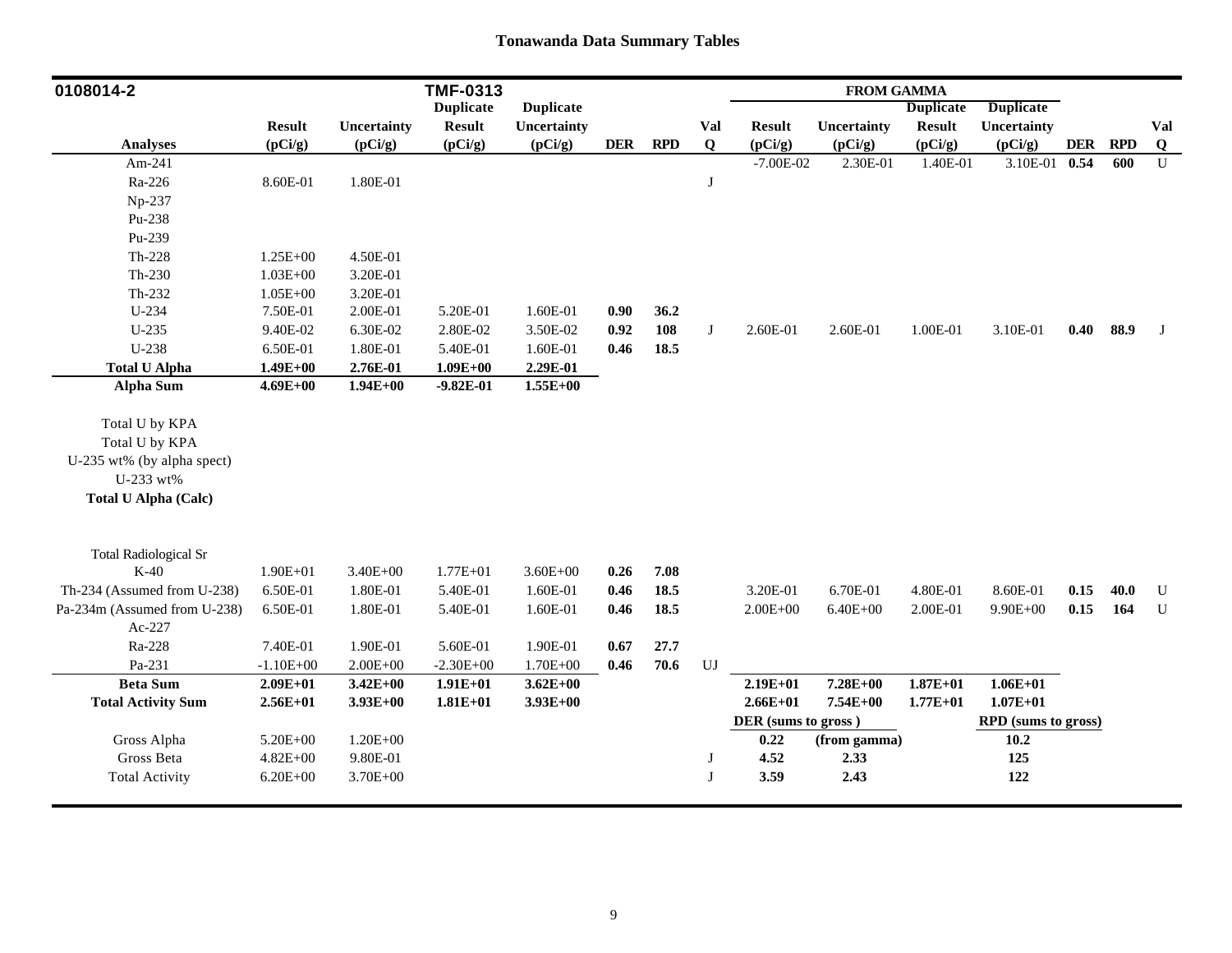# Tonawanda Data Summary Tables

| 0108014-2 | | | TMF-0313 | | | | | FROM GAMMA | | | | | | |
|---|---|---|---|---|---|---|---|---|---|---|---|---|---|---|
| Analyses | Result (pCi/g) | Uncertainty (pCi/g) | Duplicate Result (pCi/g) | Duplicate Uncertainty (pCi/g) | DER | RPD | Val Q | Result (pCi/g) | Uncertainty (pCi/g) | Duplicate Result (pCi/g) | Duplicate Uncertainty (pCi/g) | DER | RPD | Val Q |
| Am-241 | | | | | | | | -7.00E-02 | 2.30E-01 | 1.40E-01 | 3.10E-01 | **0.54** | **600** | U |
| Ra-226 | 8.60E-01 | 1.80E-01 | | | | | J | | | | | | | |
| Np-237 | | | | | | | | | | | | | | |
| Pu-238 | | | | | | | | | | | | | | |
| Pu-239 | | | | | | | | | | | | | | |
| Th-228 | 1.25E+00 | 4.50E-01 | | | | | | | | | | | | |
| Th-230 | 1.03E+00 | 3.20E-01 | | | | | | | | | | | | |
| Th-232 | 1.05E+00 | 3.20E-01 | | | | | | | | | | | | |
| U-234 | 7.50E-01 | 2.00E-01 | 5.20E-01 | 1.60E-01 | **0.90** | **36.2** | | | | | | | | |
| U-235 | 9.40E-02 | 6.30E-02 | 2.80E-02 | 3.50E-02 | **0.92** | **108** | J | 2.60E-01 | 2.60E-01 | 1.00E-01 | 3.10E-01 | **0.40** | **88.9** | J |
| U-238 | 6.50E-01 | 1.80E-01 | 5.40E-01 | 1.60E-01 | **0.46** | **18.5** | | | | | | | | |
| **Total U Alpha** | **1.49E+00** | **2.76E-01** | **1.09E+00** | **2.29E-01** | | | | | | | | | | |
| **Alpha Sum** | **4.69E+00** | **1.94E+00** | **-9.82E-01** | **1.55E+00** | | | | | | | | | | |
| Total U by KPA | | | | | | | | | | | | | | |
| Total U by KPA | | | | | | | | | | | | | | |
| U-235 wt% (by alpha spect) | | | | | | | | | | | | | | |
| U-233 wt% | | | | | | | | | | | | | | |
| **Total U Alpha (Calc)** | | | | | | | | | | | | | | |
| Total Radiological Sr | | | | | | | | | | | | | | |
| K-40 | 1.90E+01 | 3.40E+00 | 1.77E+01 | 3.60E+00 | **0.26** | **7.08** | | | | | | | | |
| Th-234 (Assumed from U-238) | 6.50E-01 | 1.80E-01 | 5.40E-01 | 1.60E-01 | **0.46** | **18.5** | | 3.20E-01 | 6.70E-01 | 4.80E-01 | 8.60E-01 | **0.15** | **40.0** | U |
| Pa-234m (Assumed from U-238) | 6.50E-01 | 1.80E-01 | 5.40E-01 | 1.60E-01 | **0.46** | **18.5** | | 2.00E+00 | 6.40E+00 | 2.00E-01 | 9.90E+00 | **0.15** | **164** | U |
| Ac-227 | | | | | | | | | | | | | | |
| Ra-228 | 7.40E-01 | 1.90E-01 | 5.60E-01 | 1.90E-01 | **0.67** | **27.7** | | | | | | | | |
| Pa-231 | -1.10E+00 | 2.00E+00 | -2.30E+00 | 1.70E+00 | **0.46** | **70.6** | UJ | | | | | | | |
| **Beta Sum** | **2.09E+01** | **3.42E+00** | **1.91E+01** | **3.62E+00** | | | | **2.19E+01** | **7.28E+00** | **1.87E+01** | **1.06E+01** | | | |
| **Total Activity Sum** | **2.56E+01** | **3.93E+00** | **1.81E+01** | **3.93E+00** | | | | **2.66E+01** | **7.54E+00** | **1.77E+01** | **1.07E+01** | | | |
| | | | | | | | | **DER (sums to gross )** | | | **RPD (sums to gross)** | | | |
| Gross Alpha | 5.20E+00 | 1.20E+00 | | | | | | **0.22** | **(from gamma)** | | **10.2** | | | |
| Gross Beta | 4.82E+00 | 9.80E-01 | | | | | J | **4.52** | **2.33** | | **125** | | | |
| Total Activity | 6.20E+00 | 3.70E+00 | | | | | J | **3.59** | **2.43** | | **122** | | | |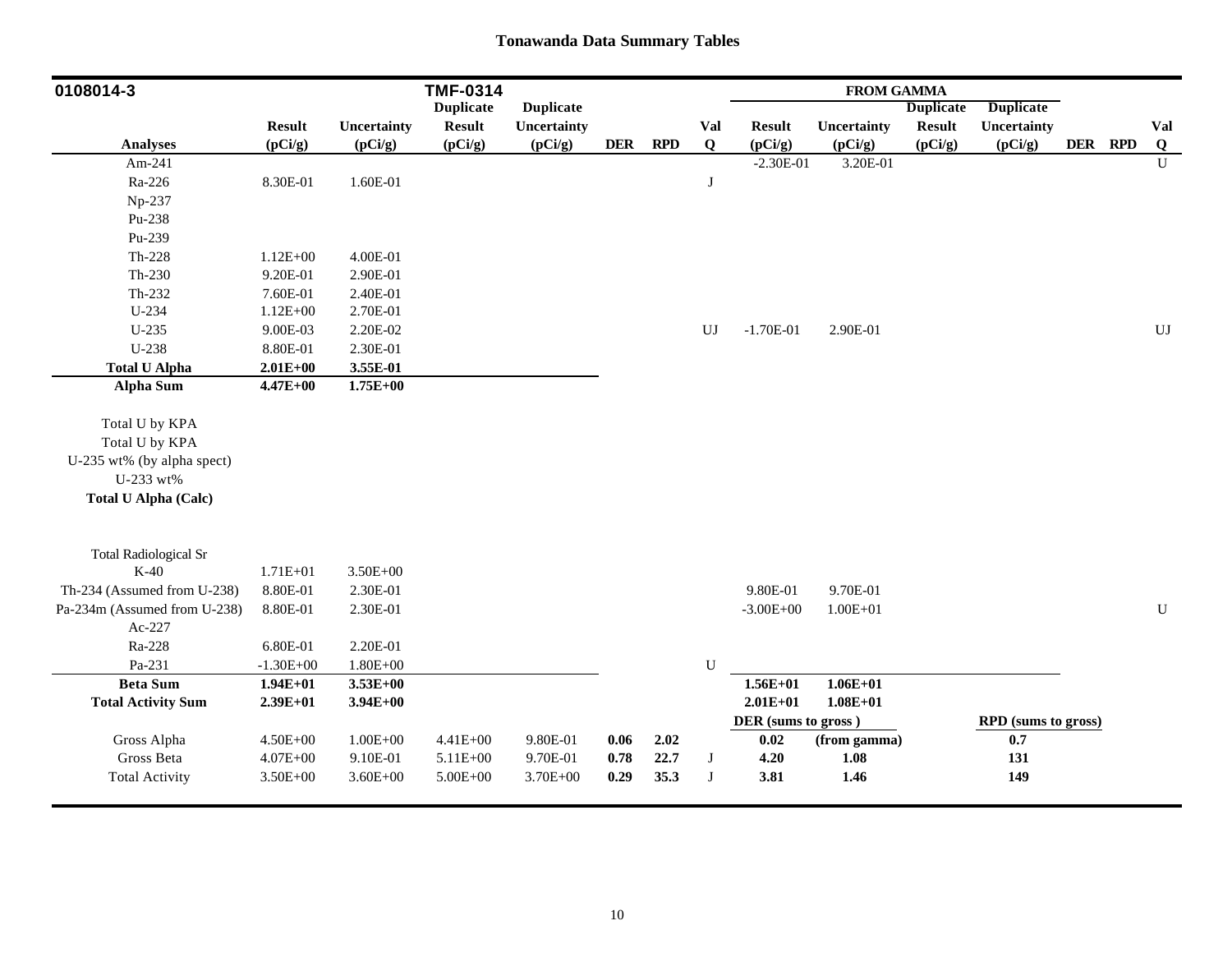# Tonawanda Data Summary Tables

| 0108014-3 | | | TMF-0314 | | | | | FROM GAMMA | | | | | | |
|---|---|---|---|---|---|---|---|---|---|---|---|---|---|---|
| | | | Duplicate | Duplicate | | | | | | Duplicate | Duplicate | | | |
| | Result | Uncertainty | Result | Uncertainty | | | Val | Result | Uncertainty | Result | Uncertainty | | | Val |
| **Analyses** | (pCi/g) | (pCi/g) | (pCi/g) | (pCi/g) | DER | RPD | Q | (pCi/g) | (pCi/g) | (pCi/g) | (pCi/g) | DER | RPD | Q |
| Am-241 | | | | | | | | -2.30E-01 | 3.20E-01 | | | | | U |
| Ra-226 | 8.30E-01 | 1.60E-01 | | | | | J | | | | | | | |
| Np-237 | | | | | | | | | | | | | | |
| Pu-238 | | | | | | | | | | | | | | |
| Pu-239 | | | | | | | | | | | | | | |
| Th-228 | 1.12E+00 | 4.00E-01 | | | | | | | | | | | | |
| Th-230 | 9.20E-01 | 2.90E-01 | | | | | | | | | | | | |
| Th-232 | 7.60E-01 | 2.40E-01 | | | | | | | | | | | | |
| U-234 | 1.12E+00 | 2.70E-01 | | | | | | | | | | | | |
| U-235 | 9.00E-03 | 2.20E-02 | | | | | UJ | -1.70E-01 | 2.90E-01 | | | | | UJ |
| U-238 | 8.80E-01 | 2.30E-01 | | | | | | | | | | | | |
| **Total U Alpha** | **2.01E+00** | **3.55E-01** | | | | | | | | | | | | |
| **Alpha Sum** | **4.47E+00** | **1.75E+00** | | | | | | | | | | | | |
| Total U by KPA | | | | | | | | | | | | | | |
| Total U by KPA | | | | | | | | | | | | | | |
| U-235 wt% (by alpha spect) | | | | | | | | | | | | | | |
| U-233 wt% | | | | | | | | | | | | | | |
| **Total U Alpha (Calc)** | | | | | | | | | | | | | | |
| Total Radiological Sr | | | | | | | | | | | | | | |
| K-40 | 1.71E+01 | 3.50E+00 | | | | | | | | | | | | |
| Th-234 (Assumed from U-238) | 8.80E-01 | 2.30E-01 | | | | | | 9.80E-01 | 9.70E-01 | | | | | |
| Pa-234m (Assumed from U-238) | 8.80E-01 | 2.30E-01 | | | | | | -3.00E+00 | 1.00E+01 | | | | | U |
| Ac-227 | | | | | | | | | | | | | | |
| Ra-228 | 6.80E-01 | 2.20E-01 | | | | | | | | | | | | |
| Pa-231 | -1.30E+00 | 1.80E+00 | | | | | U | | | | | | | |
| **Beta Sum** | **1.94E+01** | **3.53E+00** | | | | | | **1.56E+01** | **1.06E+01** | | | | | |
| **Total Activity Sum** | **2.39E+01** | **3.94E+00** | | | | | | **2.01E+01** | **1.08E+01** | | | | | |
| | | | | | | | | **DER (sums to gross )** | | | **RPD (sums to gross)** | | | |
| Gross Alpha | 4.50E+00 | 1.00E+00 | 4.41E+00 | 9.80E-01 | **0.06** | **2.02** | | **0.02** | **(from gamma)** | | **0.7** | | | |
| Gross Beta | 4.07E+00 | 9.10E-01 | 5.11E+00 | 9.70E-01 | **0.78** | **22.7** | J | **4.20** | **1.08** | | **131** | | | |
| Total Activity | 3.50E+00 | 3.60E+00 | 5.00E+00 | 3.70E+00 | **0.29** | **35.3** | J | **3.81** | **1.46** | | **149** | | | |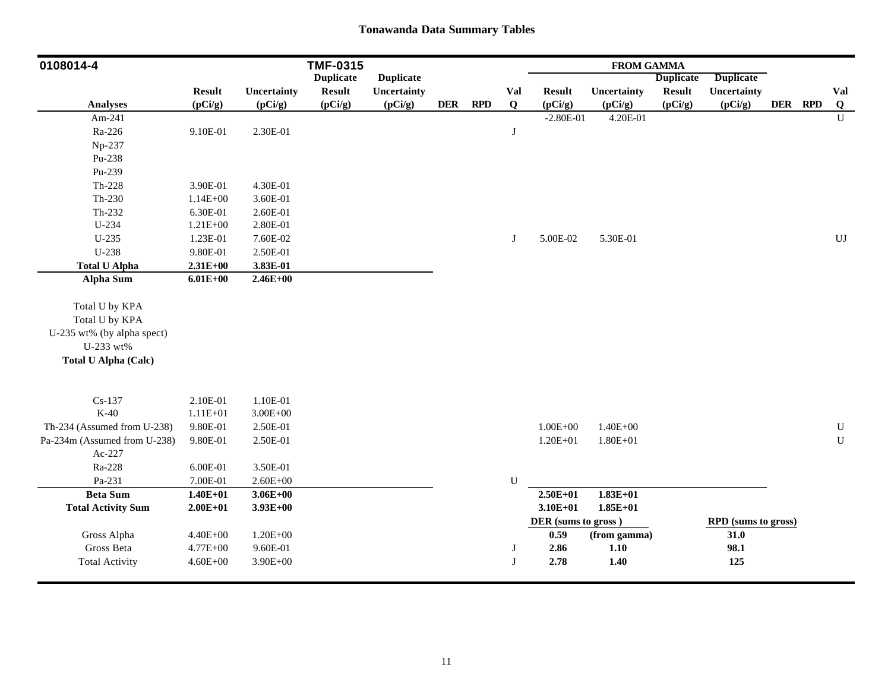# Tonawanda Data Summary Tables

| 0108014-4 | | | TMF-0315 | | | | | FROM GAMMA | | | | | | |
|---|---|---|---|---|---|---|---|---|---|---|---|---|---|---|
| Analyses | Result (pCi/g) | Uncertainty (pCi/g) | Duplicate Result (pCi/g) | Duplicate Uncertainty (pCi/g) | DER | RPD | Val Q | Result (pCi/g) | Uncertainty (pCi/g) | Duplicate Result (pCi/g) | Duplicate Uncertainty (pCi/g) | DER | RPD | Val Q |
| Am-241 | | | | | | | | -2.80E-01 | 4.20E-01 | | | | | U |
| Ra-226 | 9.10E-01 | 2.30E-01 | | | | | J | | | | | | | |
| Np-237 | | | | | | | | | | | | | | |
| Pu-238 | | | | | | | | | | | | | | |
| Pu-239 | | | | | | | | | | | | | | |
| Th-228 | 3.90E-01 | 4.30E-01 | | | | | | | | | | | | |
| Th-230 | 1.14E+00 | 3.60E-01 | | | | | | | | | | | | |
| Th-232 | 6.30E-01 | 2.60E-01 | | | | | | | | | | | | |
| U-234 | 1.21E+00 | 2.80E-01 | | | | | | | | | | | | |
| U-235 | 1.23E-01 | 7.60E-02 | | | | | J | 5.00E-02 | 5.30E-01 | | | | | UJ |
| U-238 | 9.80E-01 | 2.50E-01 | | | | | | | | | | | | |
| **Total U Alpha** | **2.31E+00** | **3.83E-01** | | | | | | | | | | | | |
| **Alpha Sum** | **6.01E+00** | **2.46E+00** | | | | | | | | | | | | |
| Total U by KPA | | | | | | | | | | | | | | |
| Total U by KPA | | | | | | | | | | | | | | |
| U-235 wt% (by alpha spect) | | | | | | | | | | | | | | |
| U-233 wt% | | | | | | | | | | | | | | |
| **Total U Alpha (Calc)** | | | | | | | | | | | | | | |
| Cs-137 | 2.10E-01 | 1.10E-01 | | | | | | | | | | | | |
| K-40 | 1.11E+01 | 3.00E+00 | | | | | | | | | | | | |
| Th-234 (Assumed from U-238) | 9.80E-01 | 2.50E-01 | | | | | | 1.00E+00 | 1.40E+00 | | | | | U |
| Pa-234m (Assumed from U-238) | 9.80E-01 | 2.50E-01 | | | | | | 1.20E+01 | 1.80E+01 | | | | | U |
| Ac-227 | | | | | | | | | | | | | | |
| Ra-228 | 6.00E-01 | 3.50E-01 | | | | | | | | | | | | |
| Pa-231 | 7.00E-01 | 2.60E+00 | | | | | U | | | | | | | |
| **Beta Sum** | **1.40E+01** | **3.06E+00** | | | | | | **2.50E+01** | **1.83E+01** | | | | | |
| **Total Activity Sum** | **2.00E+01** | **3.93E+00** | | | | | | **3.10E+01** | **1.85E+01** | | | | | |
| | | | | | | | | **DER (sums to gross )** | | | **RPD (sums to gross)** | | | |
| Gross Alpha | 4.40E+00 | 1.20E+00 | | | | | | **0.59** | **(from gamma)** | | **31.0** | | | |
| Gross Beta | 4.77E+00 | 9.60E-01 | | | | | J | **2.86** | **1.10** | | **98.1** | | | |
| Total Activity | 4.60E+00 | 3.90E+00 | | | | | J | **2.78** | **1.40** | | **125** | | | |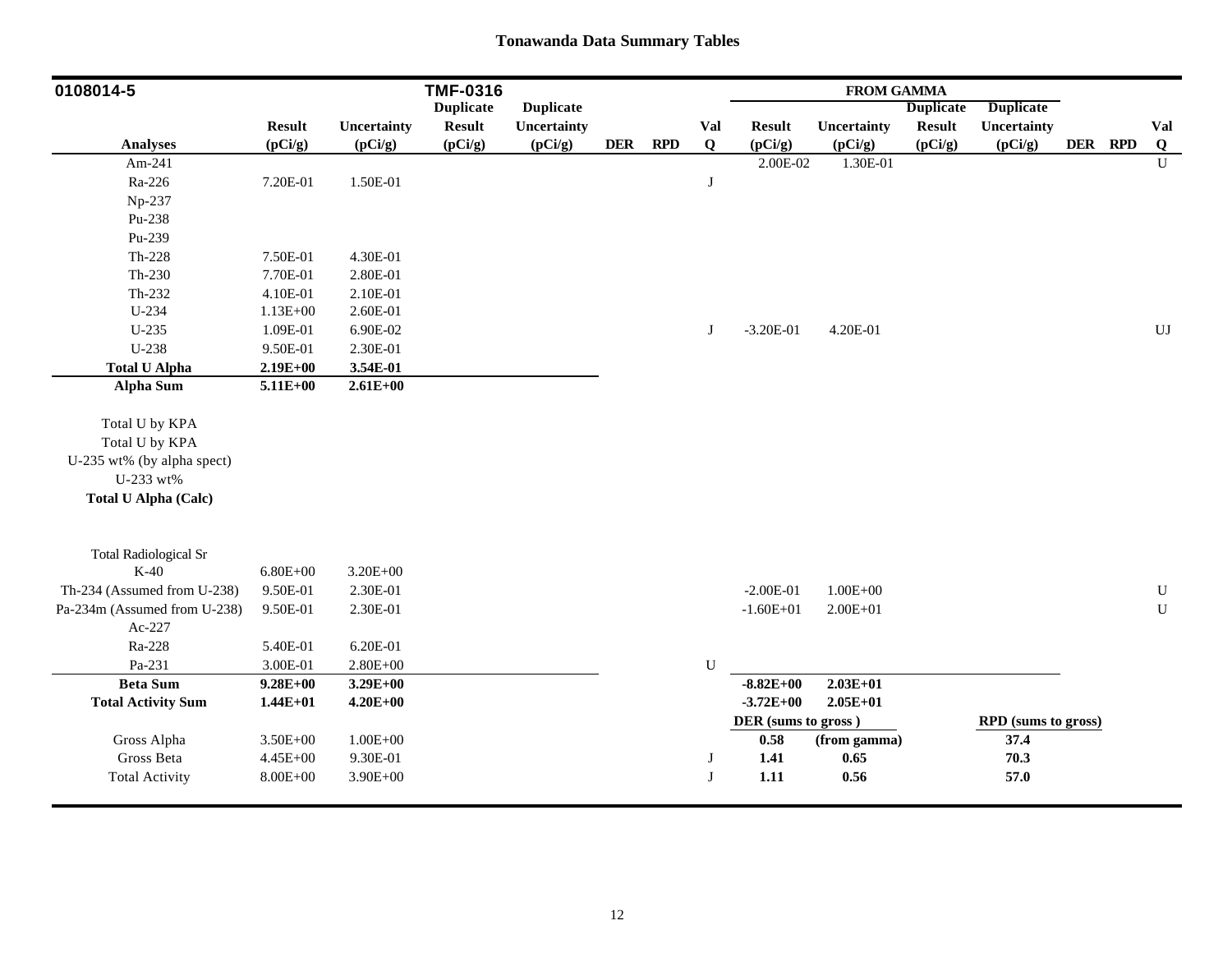## Tonawanda Data Summary Tables

| 0108014-5 | | | TMF-0316 | | | | | FROM GAMMA | | | | | | |
|---|---|---|---|---|---|---|---|---|---|---|---|---|---|---|
| Analyses | Result (pCi/g) | Uncertainty (pCi/g) | Duplicate Result (pCi/g) | Duplicate Uncertainty (pCi/g) | DER | RPD | Val Q | Result (pCi/g) | Uncertainty (pCi/g) | Duplicate Result (pCi/g) | Duplicate Uncertainty (pCi/g) | DER | RPD | Val Q |
| Am-241 | | | | | | | | 2.00E-02 | 1.30E-01 | | | | | U |
| Ra-226 | 7.20E-01 | 1.50E-01 | | | | | J | | | | | | | |
| Np-237 | | | | | | | | | | | | | | |
| Pu-238 | | | | | | | | | | | | | | |
| Pu-239 | | | | | | | | | | | | | | |
| Th-228 | 7.50E-01 | 4.30E-01 | | | | | | | | | | | | |
| Th-230 | 7.70E-01 | 2.80E-01 | | | | | | | | | | | | |
| Th-232 | 4.10E-01 | 2.10E-01 | | | | | | | | | | | | |
| U-234 | 1.13E+00 | 2.60E-01 | | | | | | | | | | | | |
| U-235 | 1.09E-01 | 6.90E-02 | | | | | J | -3.20E-01 | 4.20E-01 | | | | | UJ |
| U-238 | 9.50E-01 | 2.30E-01 | | | | | | | | | | | | |
| **Total U Alpha** | **2.19E+00** | **3.54E-01** | | | | | | | | | | | | |
| **Alpha Sum** | **5.11E+00** | **2.61E+00** | | | | | | | | | | | | |
| Total U by KPA | | | | | | | | | | | | | | |
| Total U by KPA | | | | | | | | | | | | | | |
| U-235 wt% (by alpha spect) | | | | | | | | | | | | | | |
| U-233 wt% | | | | | | | | | | | | | | |
| **Total U Alpha (Calc)** | | | | | | | | | | | | | | |
| Total Radiological Sr | | | | | | | | | | | | | | |
| K-40 | 6.80E+00 | 3.20E+00 | | | | | | | | | | | | |
| Th-234 (Assumed from U-238) | 9.50E-01 | 2.30E-01 | | | | | | -2.00E-01 | 1.00E+00 | | | | | U |
| Pa-234m (Assumed from U-238) | 9.50E-01 | 2.30E-01 | | | | | | -1.60E+01 | 2.00E+01 | | | | | U |
| Ac-227 | | | | | | | | | | | | | | |
| Ra-228 | 5.40E-01 | 6.20E-01 | | | | | | | | | | | | |
| Pa-231 | 3.00E-01 | 2.80E+00 | | | | | U | | | | | | | |
| **Beta Sum** | **9.28E+00** | **3.29E+00** | | | | | | **-8.82E+00** | **2.03E+01** | | | | | |
| **Total Activity Sum** | **1.44E+01** | **4.20E+00** | | | | | | **-3.72E+00** | **2.05E+01** | | | | | |
| | | | | | | | | **DER (sums to gross)** | | | **RPD (sums to gross)** | | | |
| Gross Alpha | 3.50E+00 | 1.00E+00 | | | | | | **0.58** | **(from gamma)** | | **37.4** | | | |
| Gross Beta | 4.45E+00 | 9.30E-01 | | | | | J | **1.41** | **0.65** | | **70.3** | | | |
| Total Activity | 8.00E+00 | 3.90E+00 | | | | | J | **1.11** | **0.56** | | **57.0** | | | |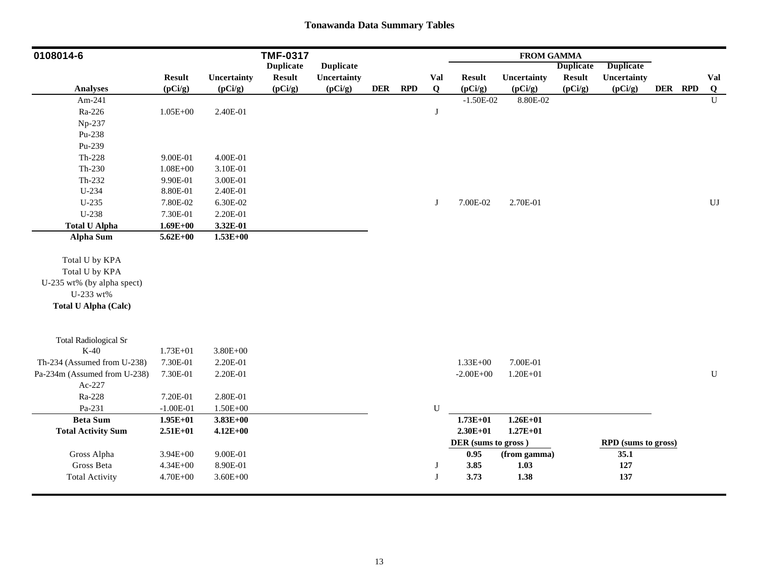# Tonawanda Data Summary Tables

| 0108014-6 | | | TMF-0317 | | | | | FROM GAMMA | | | | | | |
|---|---|---|---|---|---|---|---|---|---|---|---|---|---|---|
| | | | Duplicate | Duplicate | | | | | | Duplicate | Duplicate | | | |
| | Result | Uncertainty | Result | Uncertainty | | | Val | Result | Uncertainty | Result | Uncertainty | | | Val |
| **Analyses** | **(pCi/g)** | **(pCi/g)** | **(pCi/g)** | **(pCi/g)** | **DER** | **RPD** | **Q** | **(pCi/g)** | **(pCi/g)** | **(pCi/g)** | **(pCi/g)** | **DER** | **RPD** | **Q** |
| Am-241 | | | | | | | | -1.50E-02 | 8.80E-02 | | | | | U |
| Ra-226 | 1.05E+00 | 2.40E-01 | | | | | J | | | | | | | |
| Np-237 | | | | | | | | | | | | | | |
| Pu-238 | | | | | | | | | | | | | | |
| Pu-239 | | | | | | | | | | | | | | |
| Th-228 | 9.00E-01 | 4.00E-01 | | | | | | | | | | | | |
| Th-230 | 1.08E+00 | 3.10E-01 | | | | | | | | | | | | |
| Th-232 | 9.90E-01 | 3.00E-01 | | | | | | | | | | | | |
| U-234 | 8.80E-01 | 2.40E-01 | | | | | | | | | | | | |
| U-235 | 7.80E-02 | 6.30E-02 | | | | | J | 7.00E-02 | 2.70E-01 | | | | | UJ |
| U-238 | 7.30E-01 | 2.20E-01 | | | | | | | | | | | | |
| **Total U Alpha** | **1.69E+00** | **3.32E-01** | | | | | | | | | | | | |
| **Alpha Sum** | **5.62E+00** | **1.53E+00** | | | | | | | | | | | | |
| Total U by KPA | | | | | | | | | | | | | | |
| Total U by KPA | | | | | | | | | | | | | | |
| U-235 wt% (by alpha spect) | | | | | | | | | | | | | | |
| U-233 wt% | | | | | | | | | | | | | | |
| **Total U Alpha (Calc)** | | | | | | | | | | | | | | |
| Total Radiological Sr | | | | | | | | | | | | | | |
| K-40 | 1.73E+01 | 3.80E+00 | | | | | | | | | | | | |
| Th-234 (Assumed from U-238) | 7.30E-01 | 2.20E-01 | | | | | | 1.33E+00 | 7.00E-01 | | | | | |
| Pa-234m (Assumed from U-238) | 7.30E-01 | 2.20E-01 | | | | | | -2.00E+00 | 1.20E+01 | | | | | U |
| Ac-227 | | | | | | | | | | | | | | |
| Ra-228 | 7.20E-01 | 2.80E-01 | | | | | | | | | | | | |
| Pa-231 | -1.00E-01 | 1.50E+00 | | | | | U | | | | | | | |
| **Beta Sum** | **1.95E+01** | **3.83E+00** | | | | | | **1.73E+01** | **1.26E+01** | | | | | |
| **Total Activity Sum** | **2.51E+01** | **4.12E+00** | | | | | | **2.30E+01** | **1.27E+01** | | | | | |
| | | | | | | | | **DER (sums to gross)** | | | **RPD (sums to gross)** | | | |
| Gross Alpha | 3.94E+00 | 9.00E-01 | | | | | | **0.95** | **(from gamma)** | | **35.1** | | | |
| Gross Beta | 4.34E+00 | 8.90E-01 | | | | | J | **3.85** | **1.03** | | **127** | | | |
| Total Activity | 4.70E+00 | 3.60E+00 | | | | | J | **3.73** | **1.38** | | **137** | | | |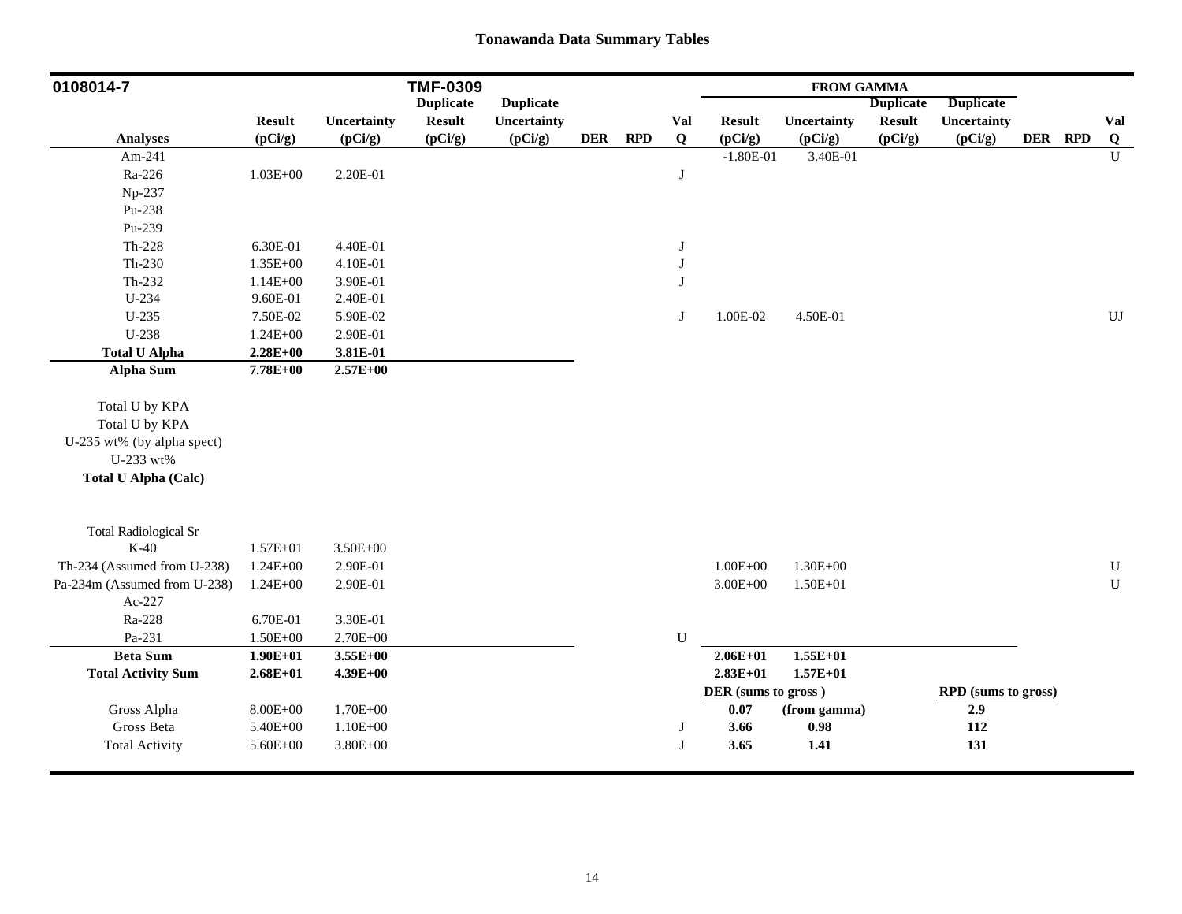**Tonawanda Data Summary Tables**

| 0108014-7 | | | TMF-0309 | | | | | FROM GAMMA | | | | | | |
|---|---|---|---|---|---|---|---|---|---|---|---|---|---|---|
| | | | Duplicate | Duplicate | | | | | | Duplicate | Duplicate | | | |
| | Result | Uncertainty | Result | Uncertainty | | | Val | Result | Uncertainty | Result | Uncertainty | | | Val |
| **Analyses** | **(pCi/g)** | **(pCi/g)** | **(pCi/g)** | **(pCi/g)** | **DER** | **RPD** | **Q** | **(pCi/g)** | **(pCi/g)** | **(pCi/g)** | **(pCi/g)** | **DER** | **RPD** | **Q** |
| Am-241 | | | | | | | | -1.80E-01 | 3.40E-01 | | | | | U |
| Ra-226 | 1.03E+00 | 2.20E-01 | | | | | J | | | | | | | |
| Np-237 | | | | | | | | | | | | | | |
| Pu-238 | | | | | | | | | | | | | | |
| Pu-239 | | | | | | | | | | | | | | |
| Th-228 | 6.30E-01 | 4.40E-01 | | | | | J | | | | | | | |
| Th-230 | 1.35E+00 | 4.10E-01 | | | | | J | | | | | | | |
| Th-232 | 1.14E+00 | 3.90E-01 | | | | | J | | | | | | | |
| U-234 | 9.60E-01 | 2.40E-01 | | | | | | | | | | | | |
| U-235 | 7.50E-02 | 5.90E-02 | | | | | J | 1.00E-02 | 4.50E-01 | | | | | UJ |
| U-238 | 1.24E+00 | 2.90E-01 | | | | | | | | | | | | |
| **Total U Alpha** | **2.28E+00** | **3.81E-01** | | | | | | | | | | | | |
| **Alpha Sum** | **7.78E+00** | **2.57E+00** | | | | | | | | | | | | |
| Total U by KPA | | | | | | | | | | | | | | |
| Total U by KPA | | | | | | | | | | | | | | |
| U-235 wt% (by alpha spect) | | | | | | | | | | | | | | |
| U-233 wt% | | | | | | | | | | | | | | |
| **Total U Alpha (Calc)** | | | | | | | | | | | | | | |
| Total Radiological Sr | | | | | | | | | | | | | | |
| K-40 | 1.57E+01 | 3.50E+00 | | | | | | | | | | | | |
| Th-234 (Assumed from U-238) | 1.24E+00 | 2.90E-01 | | | | | | 1.00E+00 | 1.30E+00 | | | | | U |
| Pa-234m (Assumed from U-238) | 1.24E+00 | 2.90E-01 | | | | | | 3.00E+00 | 1.50E+01 | | | | | U |
| Ac-227 | | | | | | | | | | | | | | |
| Ra-228 | 6.70E-01 | 3.30E-01 | | | | | | | | | | | | |
| Pa-231 | 1.50E+00 | 2.70E+00 | | | | | U | | | | | | | |
| **Beta Sum** | **1.90E+01** | **3.55E+00** | | | | | | **2.06E+01** | **1.55E+01** | | | | | |
| **Total Activity Sum** | **2.68E+01** | **4.39E+00** | | | | | | **2.83E+01** | **1.57E+01** | | | | | |
| | | | | | | | | **DER (sums to gross )** | | | **RPD (sums to gross)** | | | |
| Gross Alpha | 8.00E+00 | 1.70E+00 | | | | | | **0.07** | **(from gamma)** | | **2.9** | | | |
| Gross Beta | 5.40E+00 | 1.10E+00 | | | | | J | **3.66** | **0.98** | | **112** | | | |
| Total Activity | 5.60E+00 | 3.80E+00 | | | | | J | **3.65** | **1.41** | | **131** | | | |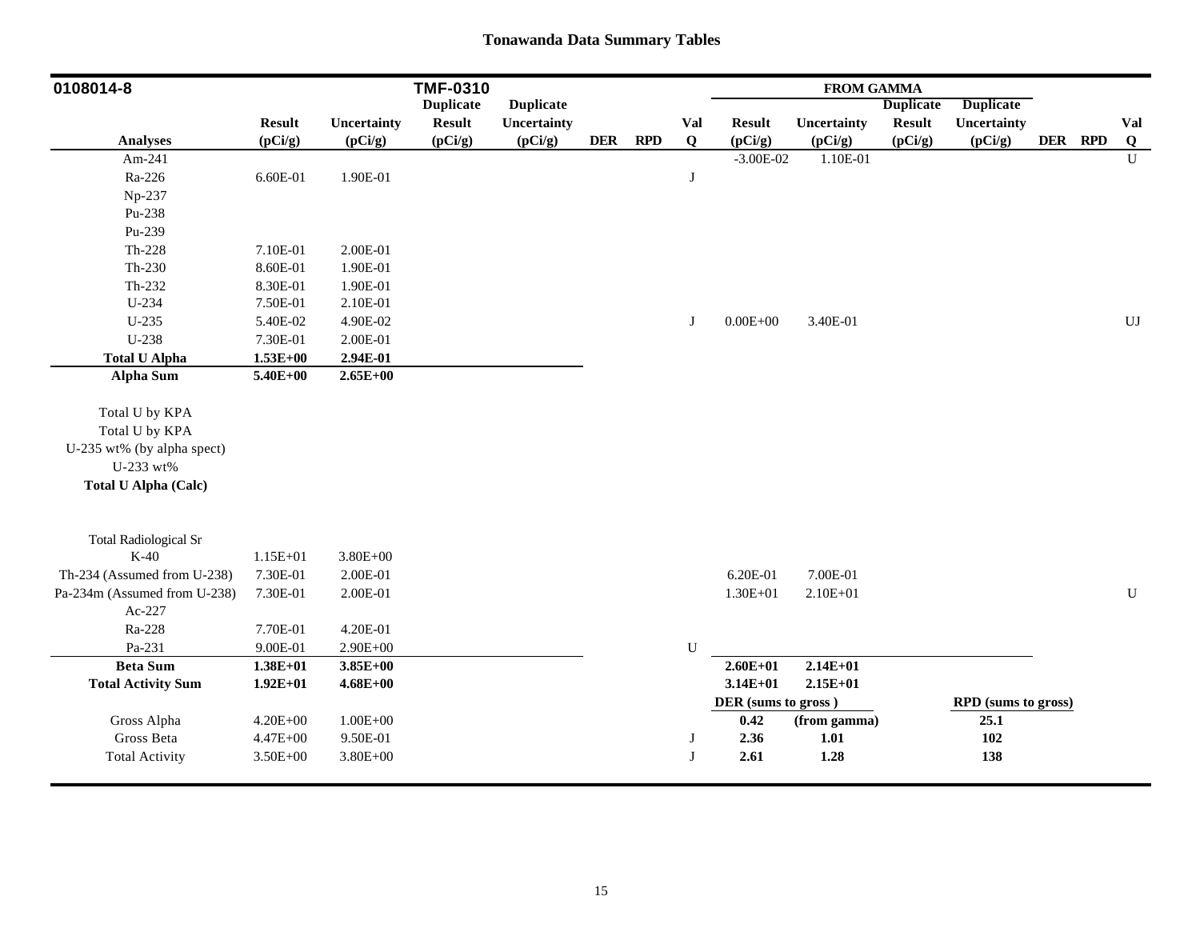# Tonawanda Data Summary Tables

| 0108014-8 | | | TMF-0310 | | | | | FROM GAMMA | | | | | | |
|---|---|---|---|---|---|---|---|---|---|---|---|---|---|---|
| | | | Duplicate | Duplicate | | | | | | Duplicate | Duplicate | | | |
| | Result | Uncertainty | Result | Uncertainty | | | Val | Result | Uncertainty | Result | Uncertainty | | | Val |
| Analyses | (pCi/g) | (pCi/g) | (pCi/g) | (pCi/g) | DER | RPD | Q | (pCi/g) | (pCi/g) | (pCi/g) | (pCi/g) | DER | RPD | Q |
| Am-241 | | | | | | | | -3.00E-02 | 1.10E-01 | | | | | U |
| Ra-226 | 6.60E-01 | 1.90E-01 | | | | | J | | | | | | | |
| Np-237 | | | | | | | | | | | | | | |
| Pu-238 | | | | | | | | | | | | | | |
| Pu-239 | | | | | | | | | | | | | | |
| Th-228 | 7.10E-01 | 2.00E-01 | | | | | | | | | | | | |
| Th-230 | 8.60E-01 | 1.90E-01 | | | | | | | | | | | | |
| Th-232 | 8.30E-01 | 1.90E-01 | | | | | | | | | | | | |
| U-234 | 7.50E-01 | 2.10E-01 | | | | | | | | | | | | |
| U-235 | 5.40E-02 | 4.90E-02 | | | | | J | 0.00E+00 | 3.40E-01 | | | | | UJ |
| U-238 | 7.30E-01 | 2.00E-01 | | | | | | | | | | | | |
| **Total U Alpha** | **1.53E+00** | **2.94E-01** | | | | | | | | | | | | |
| **Alpha Sum** | **5.40E+00** | **2.65E+00** | | | | | | | | | | | | |
| Total U by KPA | | | | | | | | | | | | | | |
| Total U by KPA | | | | | | | | | | | | | | |
| U-235 wt% (by alpha spect) | | | | | | | | | | | | | | |
| U-233 wt% | | | | | | | | | | | | | | |
| **Total U Alpha (Calc)** | | | | | | | | | | | | | | |
| Total Radiological Sr | | | | | | | | | | | | | | |
| K-40 | 1.15E+01 | 3.80E+00 | | | | | | | | | | | | |
| Th-234 (Assumed from U-238) | 7.30E-01 | 2.00E-01 | | | | | | 6.20E-01 | 7.00E-01 | | | | | |
| Pa-234m (Assumed from U-238) | 7.30E-01 | 2.00E-01 | | | | | | 1.30E+01 | 2.10E+01 | | | | | U |
| Ac-227 | | | | | | | | | | | | | | |
| Ra-228 | 7.70E-01 | 4.20E-01 | | | | | | | | | | | | |
| Pa-231 | 9.00E-01 | 2.90E+00 | | | | | U | | | | | | | |
| **Beta Sum** | **1.38E+01** | **3.85E+00** | | | | | | **2.60E+01** | **2.14E+01** | | | | | |
| **Total Activity Sum** | **1.92E+01** | **4.68E+00** | | | | | | **3.14E+01** | **2.15E+01** | | | | | |
| | | | | | | | | DER (sums to gross ) | | | RPD (sums to gross) | | | |
| Gross Alpha | 4.20E+00 | 1.00E+00 | | | | | | **0.42** | **(from gamma)** | | **25.1** | | | |
| Gross Beta | 4.47E+00 | 9.50E-01 | | | | | J | **2.36** | **1.01** | | **102** | | | |
| Total Activity | 3.50E+00 | 3.80E+00 | | | | | J | **2.61** | **1.28** | | **138** | | | |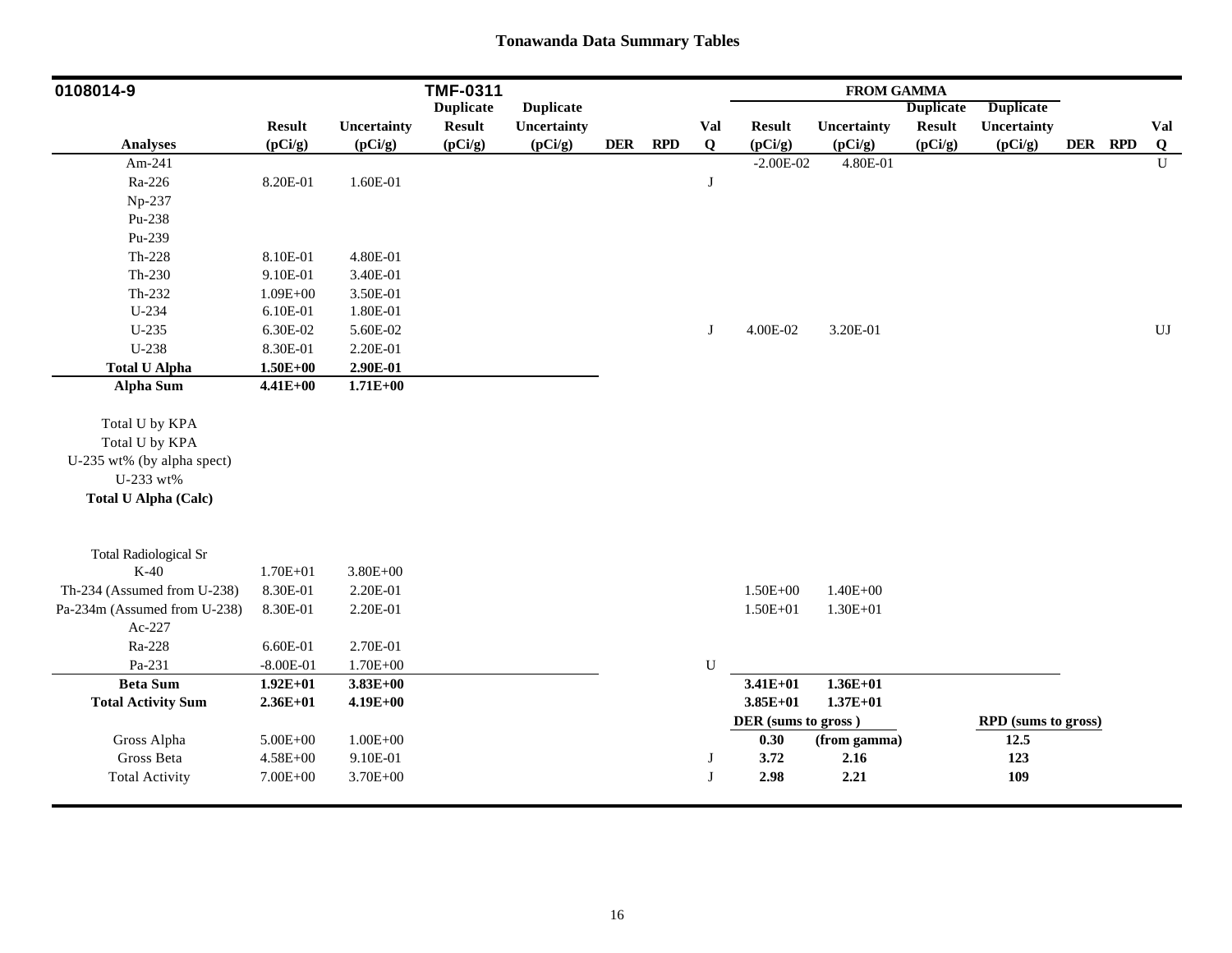# Tonawanda Data Summary Tables

| 0108014-9 | | | TMF-0311 | | | | | FROM GAMMA | | | | | | |
|---|---|---|---|---|---|---|---|---|---|---|---|---|---|---|
| | Result | Uncertainty | Duplicate Result | Duplicate Uncertainty | | | Val | Result | Uncertainty | Duplicate Result | Duplicate Uncertainty | | | Val |
| **Analyses** | (pCi/g) | (pCi/g) | (pCi/g) | (pCi/g) | DER | RPD | Q | (pCi/g) | (pCi/g) | (pCi/g) | (pCi/g) | DER | RPD | Q |
| Am-241 | | | | | | | | -2.00E-02 | 4.80E-01 | | | | | U |
| Ra-226 | 8.20E-01 | 1.60E-01 | | | | | J | | | | | | | |
| Np-237 | | | | | | | | | | | | | | |
| Pu-238 | | | | | | | | | | | | | | |
| Pu-239 | | | | | | | | | | | | | | |
| Th-228 | 8.10E-01 | 4.80E-01 | | | | | | | | | | | | |
| Th-230 | 9.10E-01 | 3.40E-01 | | | | | | | | | | | | |
| Th-232 | 1.09E+00 | 3.50E-01 | | | | | | | | | | | | |
| U-234 | 6.10E-01 | 1.80E-01 | | | | | | | | | | | | |
| U-235 | 6.30E-02 | 5.60E-02 | | | | | J | 4.00E-02 | 3.20E-01 | | | | | UJ |
| U-238 | 8.30E-01 | 2.20E-01 | | | | | | | | | | | | |
| **Total U Alpha** | **1.50E+00** | **2.90E-01** | | | | | | | | | | | | |
| **Alpha Sum** | **4.41E+00** | **1.71E+00** | | | | | | | | | | | | |
| Total U by KPA | | | | | | | | | | | | | | |
| Total U by KPA | | | | | | | | | | | | | | |
| U-235 wt% (by alpha spect) | | | | | | | | | | | | | | |
| U-233 wt% | | | | | | | | | | | | | | |
| **Total U Alpha (Calc)** | | | | | | | | | | | | | | |
| Total Radiological Sr | | | | | | | | | | | | | | |
| K-40 | 1.70E+01 | 3.80E+00 | | | | | | | | | | | | |
| Th-234 (Assumed from U-238) | 8.30E-01 | 2.20E-01 | | | | | | 1.50E+00 | 1.40E+00 | | | | | |
| Pa-234m (Assumed from U-238) | 8.30E-01 | 2.20E-01 | | | | | | 1.50E+01 | 1.30E+01 | | | | | |
| Ac-227 | | | | | | | | | | | | | | |
| Ra-228 | 6.60E-01 | 2.70E-01 | | | | | | | | | | | | |
| Pa-231 | -8.00E-01 | 1.70E+00 | | | | | U | | | | | | | |
| **Beta Sum** | **1.92E+01** | **3.83E+00** | | | | | | **3.41E+01** | **1.36E+01** | | | | | |
| **Total Activity Sum** | **2.36E+01** | **4.19E+00** | | | | | | **3.85E+01** | **1.37E+01** | | | | | |
| | | | | | | | | **DER (sums to gross )** | | | **RPD (sums to gross)** | | | |
| Gross Alpha | 5.00E+00 | 1.00E+00 | | | | | | **0.30** | **(from gamma)** | | **12.5** | | | |
| Gross Beta | 4.58E+00 | 9.10E-01 | | | | | J | **3.72** | **2.16** | | **123** | | | |
| Total Activity | 7.00E+00 | 3.70E+00 | | | | | J | **2.98** | **2.21** | | **109** | | | |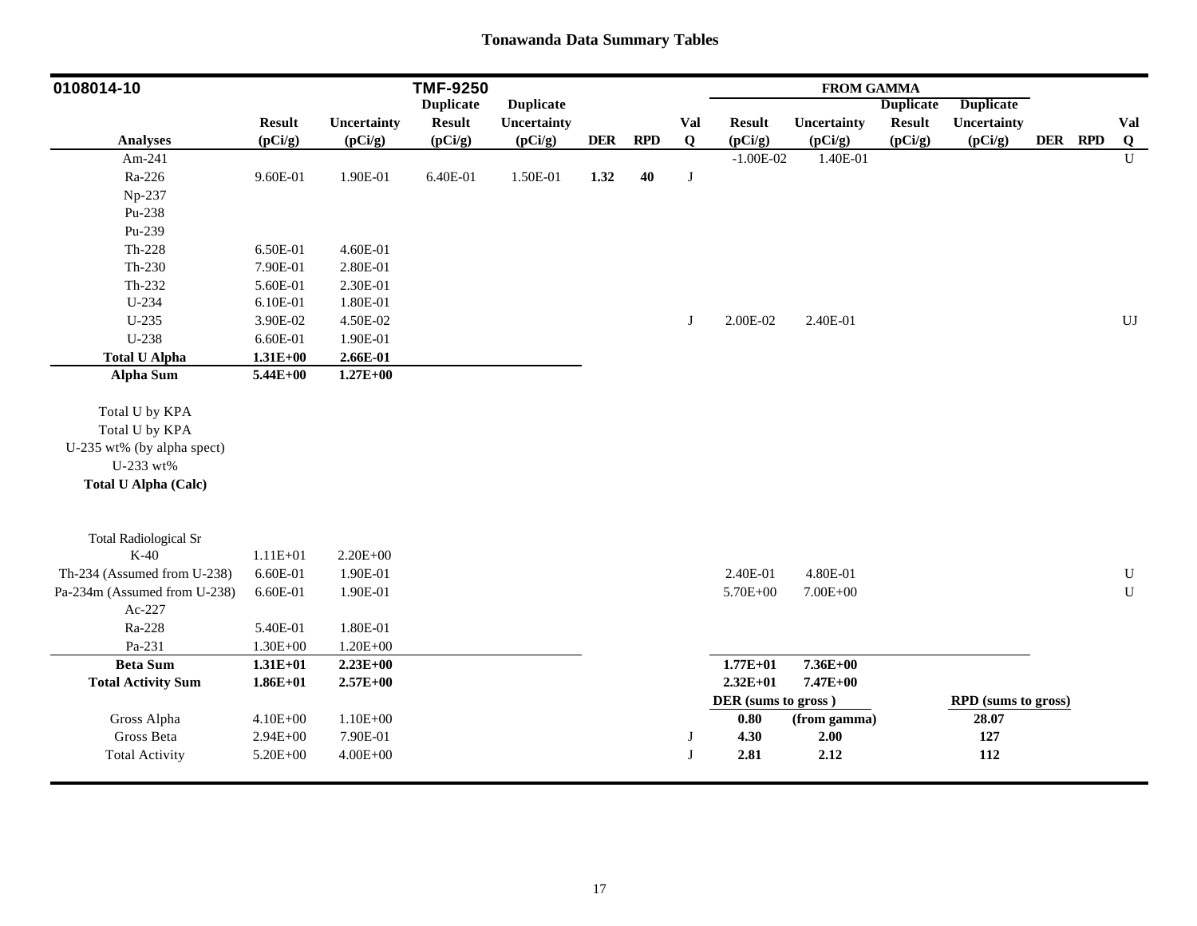# Tonawanda Data Summary Tables

| 0108014-10 | | | TMF-9250 | | | | | FROM GAMMA | | | | | | |
|---|---|---|---|---|---|---|---|---|---|---|---|---|---|---|
| Analyses | Result (pCi/g) | Uncertainty (pCi/g) | Duplicate Result (pCi/g) | Duplicate Uncertainty (pCi/g) | DER | RPD | Val Q | Result (pCi/g) | Uncertainty (pCi/g) | Duplicate Result (pCi/g) | Duplicate Uncertainty (pCi/g) | DER | RPD | Val Q |
| Am-241 | | | | | | | | -1.00E-02 | 1.40E-01 | | | | | U |
| Ra-226 | 9.60E-01 | 1.90E-01 | 6.40E-01 | 1.50E-01 | **1.32** | **40** | J | | | | | | | |
| Np-237 | | | | | | | | | | | | | | |
| Pu-238 | | | | | | | | | | | | | | |
| Pu-239 | | | | | | | | | | | | | | |
| Th-228 | 6.50E-01 | 4.60E-01 | | | | | | | | | | | | |
| Th-230 | 7.90E-01 | 2.80E-01 | | | | | | | | | | | | |
| Th-232 | 5.60E-01 | 2.30E-01 | | | | | | | | | | | | |
| U-234 | 6.10E-01 | 1.80E-01 | | | | | | | | | | | | |
| U-235 | 3.90E-02 | 4.50E-02 | | | | | J | 2.00E-02 | 2.40E-01 | | | | | UJ |
| U-238 | 6.60E-01 | 1.90E-01 | | | | | | | | | | | | |
| **Total U Alpha** | **1.31E+00** | **2.66E-01** | | | | | | | | | | | | |
| **Alpha Sum** | **5.44E+00** | **1.27E+00** | | | | | | | | | | | | |
| Total U by KPA | | | | | | | | | | | | | | |
| Total U by KPA | | | | | | | | | | | | | | |
| U-235 wt% (by alpha spect) | | | | | | | | | | | | | | |
| U-233 wt% | | | | | | | | | | | | | | |
| **Total U Alpha (Calc)** | | | | | | | | | | | | | | |
| Total Radiological Sr | | | | | | | | | | | | | | |
| K-40 | 1.11E+01 | 2.20E+00 | | | | | | | | | | | | |
| Th-234 (Assumed from U-238) | 6.60E-01 | 1.90E-01 | | | | | | 2.40E-01 | 4.80E-01 | | | | | U |
| Pa-234m (Assumed from U-238) | 6.60E-01 | 1.90E-01 | | | | | | 5.70E+00 | 7.00E+00 | | | | | U |
| Ac-227 | | | | | | | | | | | | | | |
| Ra-228 | 5.40E-01 | 1.80E-01 | | | | | | | | | | | | |
| Pa-231 | 1.30E+00 | 1.20E+00 | | | | | | | | | | | | |
| **Beta Sum** | **1.31E+01** | **2.23E+00** | | | | | | **1.77E+01** | **7.36E+00** | | | | | |
| **Total Activity Sum** | **1.86E+01** | **2.57E+00** | | | | | | **2.32E+01** | **7.47E+00** | | | | | |
| | | | | | | | | **DER (sums to gross)** | | | **RPD (sums to gross)** | | | |
| Gross Alpha | 4.10E+00 | 1.10E+00 | | | | | | **0.80** | **(from gamma)** | | **28.07** | | | |
| Gross Beta | 2.94E+00 | 7.90E-01 | | | | | J | **4.30** | **2.00** | | **127** | | | |
| Total Activity | 5.20E+00 | 4.00E+00 | | | | | J | **2.81** | **2.12** | | **112** | | | |